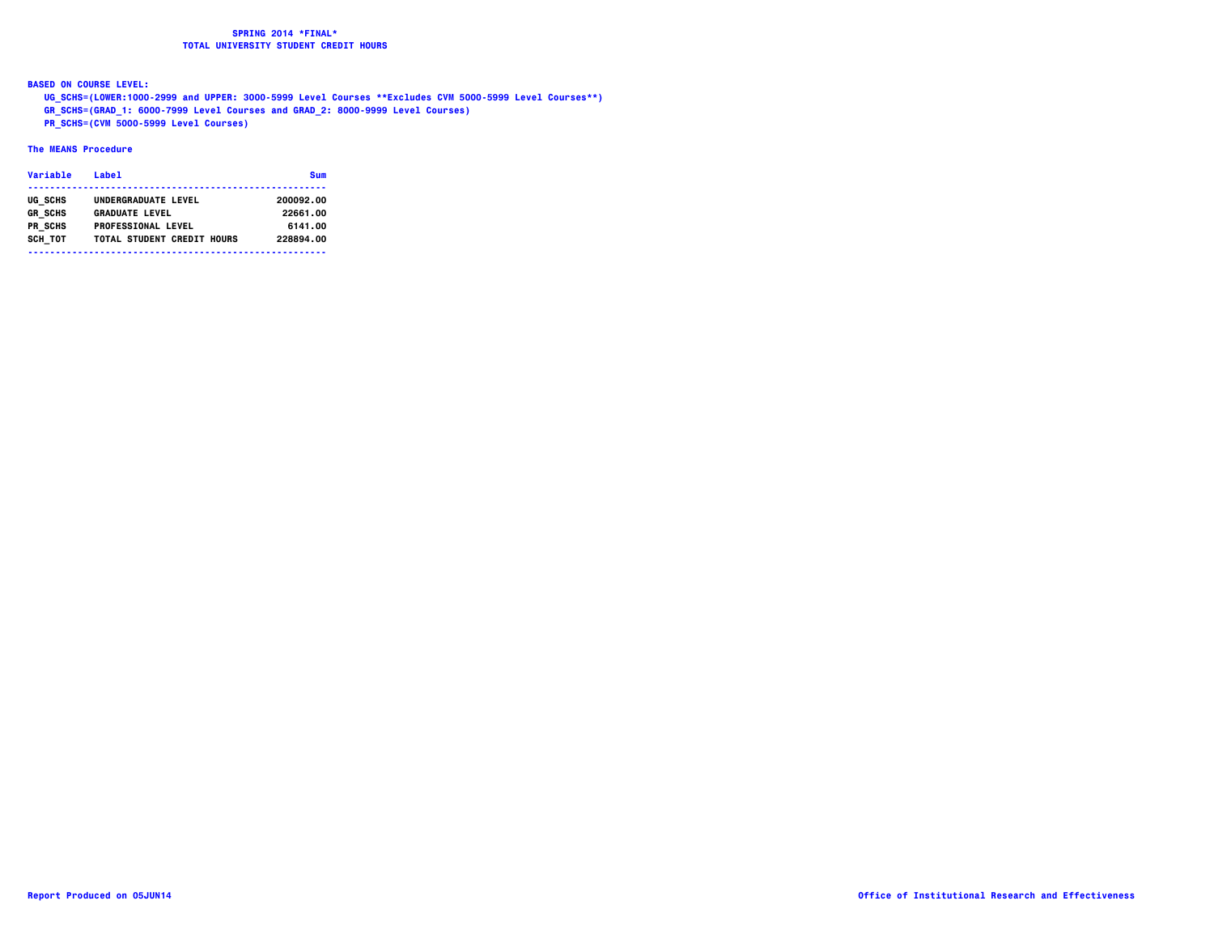# SPRING 2014 *FINAL*
## TOTAL UNIVERSITY STUDENT CREDIT HOURS

**BASED ON COURSE LEVEL:**

- UG_SCHS=(LOWER:1000-2999 and UPPER: 3000-5999 Level Courses **Excludes CVM 5000-5999 Level Courses**)
- GR_SCHS=(GRAD_1: 6000-7999 Level Courses and GRAD_2: 8000-9999 Level Courses)
- PR_SCHS=(CVM 5000-5999 Level Courses)

**The MEANS Procedure**

| Variable | Label | Sum |
|---|---|---|
| UG_SCHS | UNDERGRADUATE LEVEL | 200092.00 |
| GR_SCHS | GRADUATE LEVEL | 22661.00 |
| PR_SCHS | PROFESSIONAL LEVEL | 6141.00 |
| SCH_TOT | TOTAL STUDENT CREDIT HOURS | 228894.00 |

Report Produced on 05JUN14

Office of Institutional Research and Effectiveness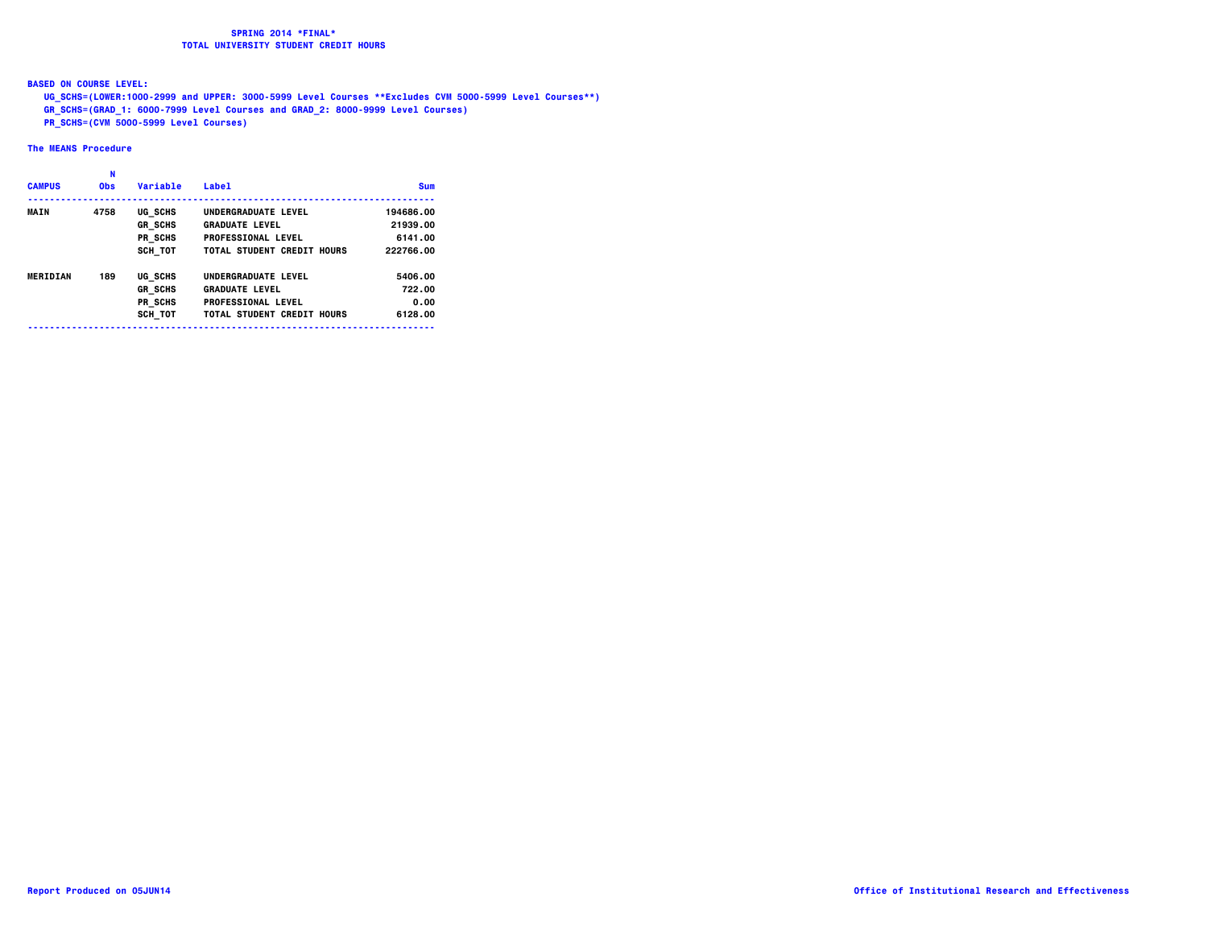**SPRING 2014 *FINAL***
**TOTAL UNIVERSITY STUDENT CREDIT HOURS**

**BASED ON COURSE LEVEL:**

UG_SCHS=(LOWER:1000-2999 and UPPER: 3000-5999 Level Courses **Excludes CVM 5000-5999 Level Courses**)
GR_SCHS=(GRAD_1: 6000-7999 Level Courses and GRAD_2: 8000-9999 Level Courses)
PR_SCHS=(CVM 5000-5999 Level Courses)

**The MEANS Procedure**

| CAMPUS | N Obs | Variable | Label | Sum |
|---|---|---|---|---|
| MAIN | 4758 | UG_SCHS | UNDERGRADUATE LEVEL | 194686.00 |
| | | GR_SCHS | GRADUATE LEVEL | 21939.00 |
| | | PR_SCHS | PROFESSIONAL LEVEL | 6141.00 |
| | | SCH_TOT | TOTAL STUDENT CREDIT HOURS | 222766.00 |
| MERIDIAN | 189 | UG_SCHS | UNDERGRADUATE LEVEL | 5406.00 |
| | | GR_SCHS | GRADUATE LEVEL | 722.00 |
| | | PR_SCHS | PROFESSIONAL LEVEL | 0.00 |
| | | SCH_TOT | TOTAL STUDENT CREDIT HOURS | 6128.00 |

Report Produced on 05JUN14

Office of Institutional Research and Effectiveness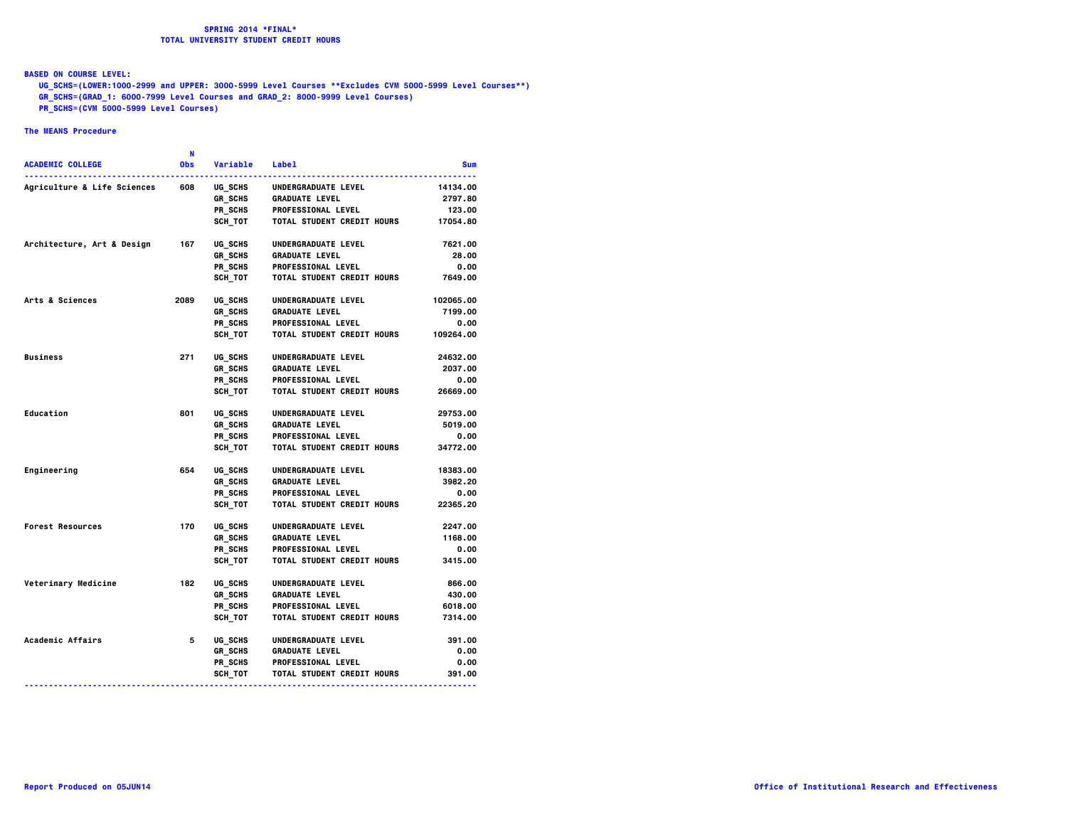# SPRING 2014 *FINAL*
## TOTAL UNIVERSITY STUDENT CREDIT HOURS

**BASED ON COURSE LEVEL:**

UG_SCHS=(LOWER:1000-2999 and UPPER: 3000-5999 Level Courses **Excludes CVM 5000-5999 Level Courses**)
GR_SCHS=(GRAD_1: 6000-7999 Level Courses and GRAD_2: 8000-9999 Level Courses)
PR_SCHS=(CVM 5000-5999 Level Courses)

**The MEANS Procedure**

| ACADEMIC COLLEGE | N Obs | Variable | Label | Sum |
|---|---|---|---|---|
| Agriculture & Life Sciences | 608 | UG_SCHS | UNDERGRADUATE LEVEL | 14134.00 |
| | | GR_SCHS | GRADUATE LEVEL | 2797.80 |
| | | PR_SCHS | PROFESSIONAL LEVEL | 123.00 |
| | | SCH_TOT | TOTAL STUDENT CREDIT HOURS | 17054.80 |
| Architecture, Art & Design | 167 | UG_SCHS | UNDERGRADUATE LEVEL | 7621.00 |
| | | GR_SCHS | GRADUATE LEVEL | 28.00 |
| | | PR_SCHS | PROFESSIONAL LEVEL | 0.00 |
| | | SCH_TOT | TOTAL STUDENT CREDIT HOURS | 7649.00 |
| Arts & Sciences | 2089 | UG_SCHS | UNDERGRADUATE LEVEL | 102065.00 |
| | | GR_SCHS | GRADUATE LEVEL | 7199.00 |
| | | PR_SCHS | PROFESSIONAL LEVEL | 0.00 |
| | | SCH_TOT | TOTAL STUDENT CREDIT HOURS | 109264.00 |
| Business | 271 | UG_SCHS | UNDERGRADUATE LEVEL | 24632.00 |
| | | GR_SCHS | GRADUATE LEVEL | 2037.00 |
| | | PR_SCHS | PROFESSIONAL LEVEL | 0.00 |
| | | SCH_TOT | TOTAL STUDENT CREDIT HOURS | 26669.00 |
| Education | 801 | UG_SCHS | UNDERGRADUATE LEVEL | 29753.00 |
| | | GR_SCHS | GRADUATE LEVEL | 5019.00 |
| | | PR_SCHS | PROFESSIONAL LEVEL | 0.00 |
| | | SCH_TOT | TOTAL STUDENT CREDIT HOURS | 34772.00 |
| Engineering | 654 | UG_SCHS | UNDERGRADUATE LEVEL | 18383.00 |
| | | GR_SCHS | GRADUATE LEVEL | 3982.20 |
| | | PR_SCHS | PROFESSIONAL LEVEL | 0.00 |
| | | SCH_TOT | TOTAL STUDENT CREDIT HOURS | 22365.20 |
| Forest Resources | 170 | UG_SCHS | UNDERGRADUATE LEVEL | 2247.00 |
| | | GR_SCHS | GRADUATE LEVEL | 1168.00 |
| | | PR_SCHS | PROFESSIONAL LEVEL | 0.00 |
| | | SCH_TOT | TOTAL STUDENT CREDIT HOURS | 3415.00 |
| Veterinary Medicine | 182 | UG_SCHS | UNDERGRADUATE LEVEL | 866.00 |
| | | GR_SCHS | GRADUATE LEVEL | 430.00 |
| | | PR_SCHS | PROFESSIONAL LEVEL | 6018.00 |
| | | SCH_TOT | TOTAL STUDENT CREDIT HOURS | 7314.00 |
| Academic Affairs | 5 | UG_SCHS | UNDERGRADUATE LEVEL | 391.00 |
| | | GR_SCHS | GRADUATE LEVEL | 0.00 |
| | | PR_SCHS | PROFESSIONAL LEVEL | 0.00 |
| | | SCH_TOT | TOTAL STUDENT CREDIT HOURS | 391.00 |

Report Produced on 05JUN14

Office of Institutional Research and Effectiveness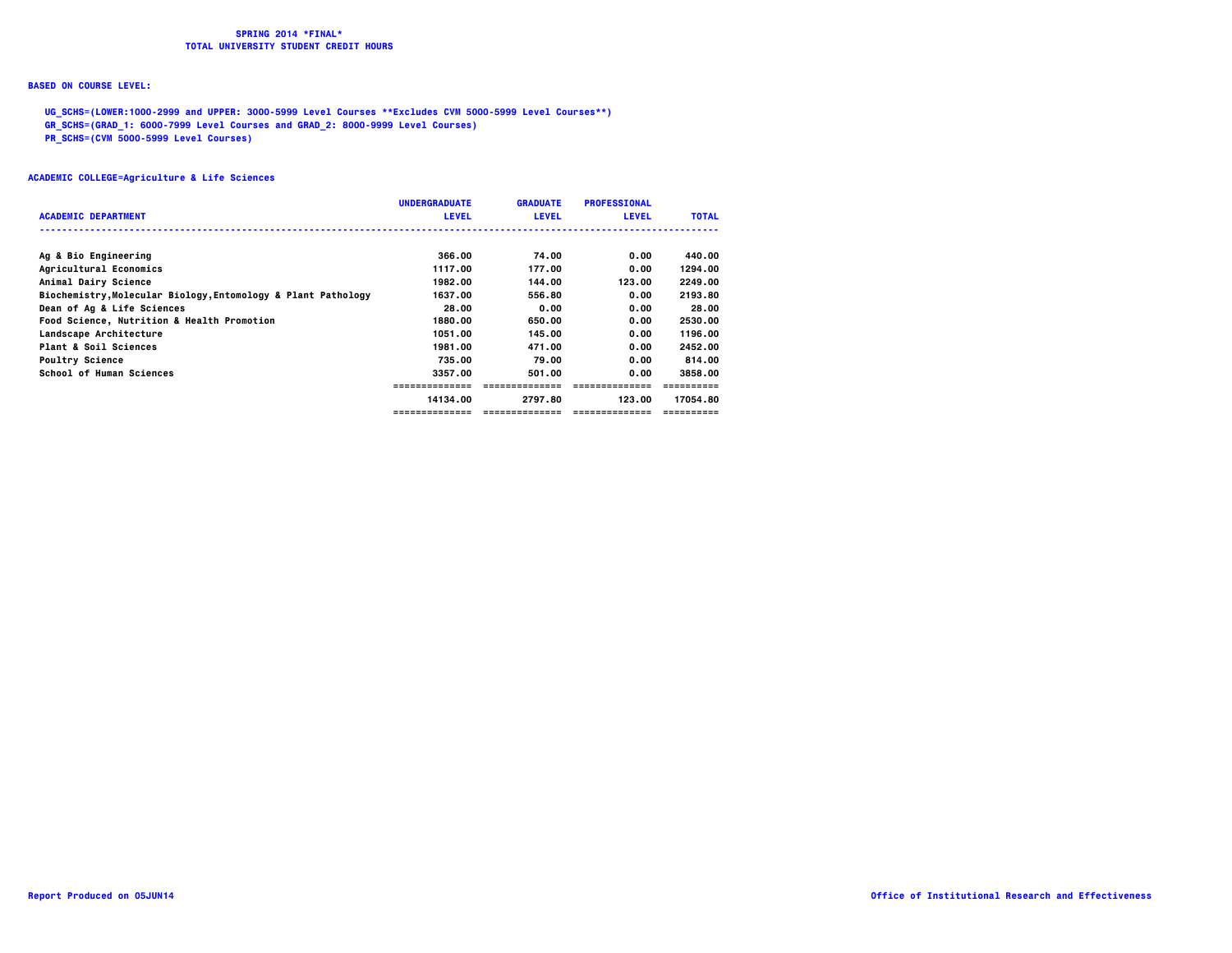# SPRING 2014 *FINAL*
## TOTAL UNIVERSITY STUDENT CREDIT HOURS

**BASED ON COURSE LEVEL:**

UG_SCHS=(LOWER:1000-2999 and UPPER: 3000-5999 Level Courses **Excludes CVM 5000-5999 Level Courses**)
GR_SCHS=(GRAD_1: 6000-7999 Level Courses and GRAD_2: 8000-9999 Level Courses)
PR_SCHS=(CVM 5000-5999 Level Courses)

**ACADEMIC COLLEGE=Agriculture & Life Sciences**

| ACADEMIC DEPARTMENT | UNDERGRADUATE LEVEL | GRADUATE LEVEL | PROFESSIONAL LEVEL | TOTAL |
|---|---|---|---|---|
| Ag & Bio Engineering | 366.00 | 74.00 | 0.00 | 440.00 |
| Agricultural Economics | 1117.00 | 177.00 | 0.00 | 1294.00 |
| Animal Dairy Science | 1982.00 | 144.00 | 123.00 | 2249.00 |
| Biochemistry,Molecular Biology,Entomology & Plant Pathology | 1637.00 | 556.80 | 0.00 | 2193.80 |
| Dean of Ag & Life Sciences | 28.00 | 0.00 | 0.00 | 28.00 |
| Food Science, Nutrition & Health Promotion | 1880.00 | 650.00 | 0.00 | 2530.00 |
| Landscape Architecture | 1051.00 | 145.00 | 0.00 | 1196.00 |
| Plant & Soil Sciences | 1981.00 | 471.00 | 0.00 | 2452.00 |
| Poultry Science | 735.00 | 79.00 | 0.00 | 814.00 |
| School of Human Sciences | 3357.00 | 501.00 | 0.00 | 3858.00 |
| | 14134.00 | 2797.80 | 123.00 | 17054.80 |

Report Produced on 05JUN14

Office of Institutional Research and Effectiveness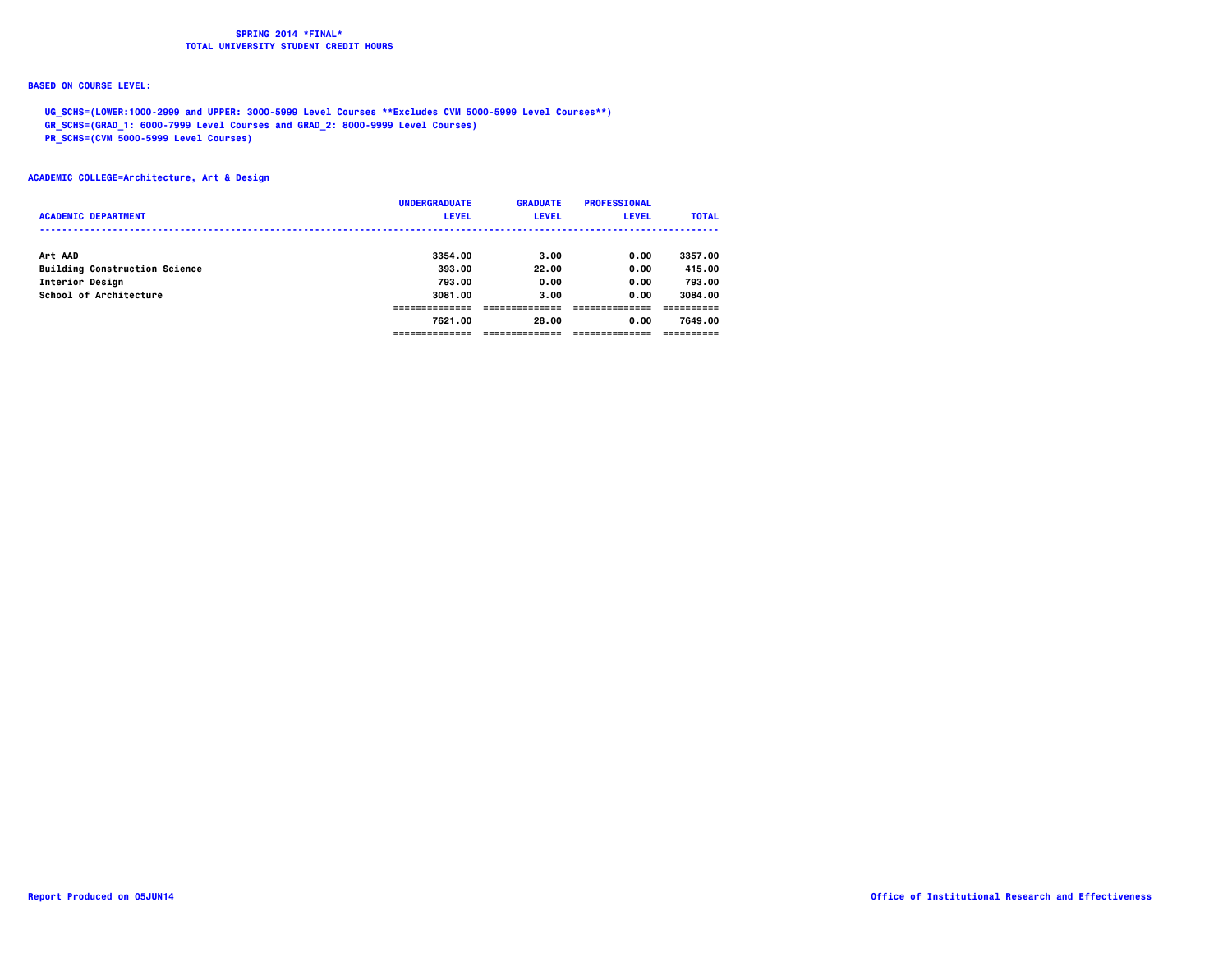**SPRING 2014 \*FINAL\***
**TOTAL UNIVERSITY STUDENT CREDIT HOURS**

**BASED ON COURSE LEVEL:**

UG_SCHS=(LOWER:1000-2999 and UPPER: 3000-5999 Level Courses **Excludes CVM 5000-5999 Level Courses**)
GR_SCHS=(GRAD_1: 6000-7999 Level Courses and GRAD_2: 8000-9999 Level Courses)
PR_SCHS=(CVM 5000-5999 Level Courses)

**ACADEMIC COLLEGE=Architecture, Art & Design**

| ACADEMIC DEPARTMENT | UNDERGRADUATE LEVEL | GRADUATE LEVEL | PROFESSIONAL LEVEL | TOTAL |
|---|---|---|---|---|
| Art AAD | 3354.00 | 3.00 | 0.00 | 3357.00 |
| Building Construction Science | 393.00 | 22.00 | 0.00 | 415.00 |
| Interior Design | 793.00 | 0.00 | 0.00 | 793.00 |
| School of Architecture | 3081.00 | 3.00 | 0.00 | 3084.00 |
| | 7621.00 | 28.00 | 0.00 | 7649.00 |

Report Produced on 05JUN14

Office of Institutional Research and Effectiveness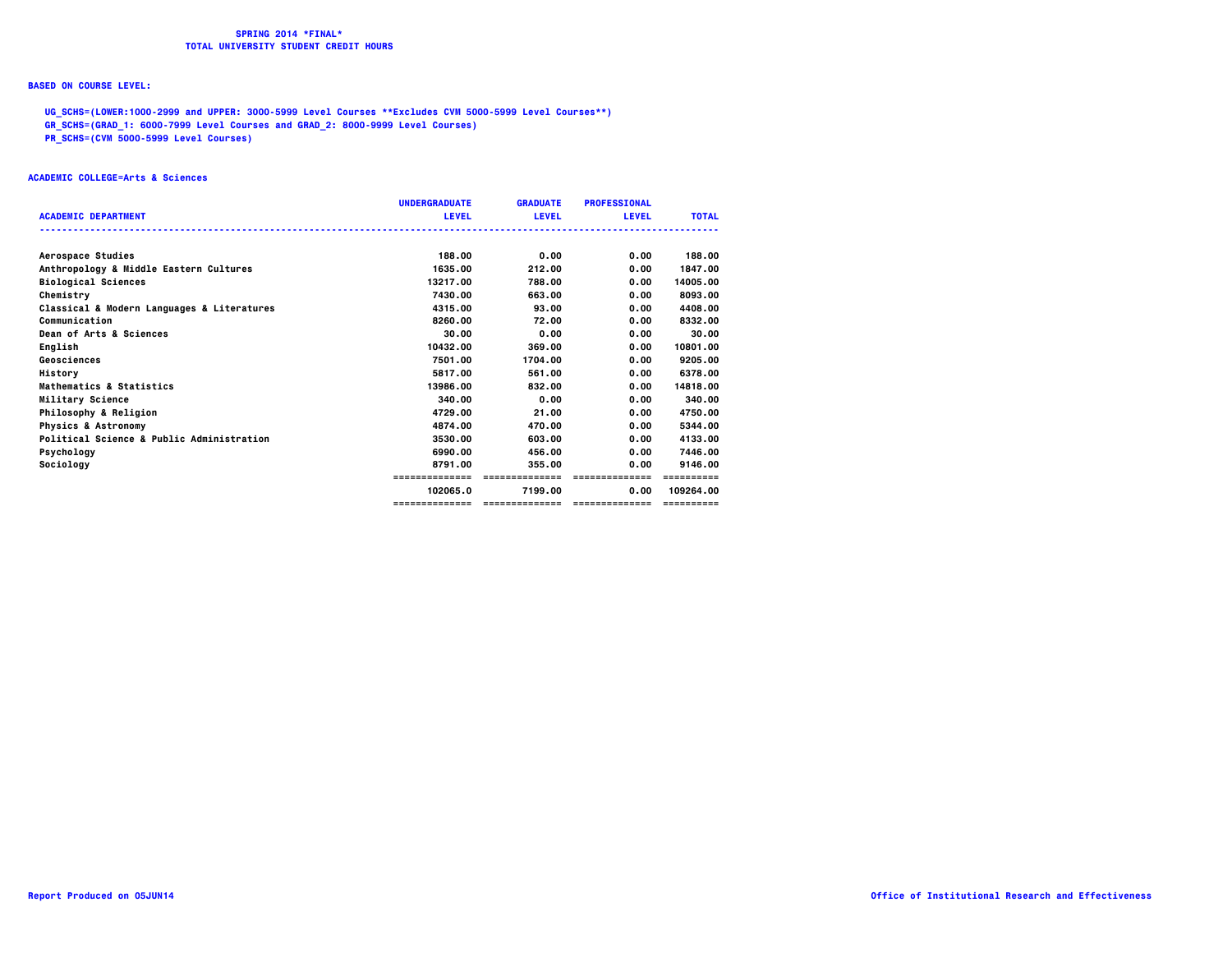**SPRING 2014 *FINAL***
**TOTAL UNIVERSITY STUDENT CREDIT HOURS**

**BASED ON COURSE LEVEL:**

UG_SCHS=(LOWER:1000-2999 and UPPER: 3000-5999 Level Courses **Excludes CVM 5000-5999 Level Courses**)
GR_SCHS=(GRAD_1: 6000-7999 Level Courses and GRAD_2: 8000-9999 Level Courses)
PR_SCHS=(CVM 5000-5999 Level Courses)

**ACADEMIC COLLEGE=Arts & Sciences**

| ACADEMIC DEPARTMENT | UNDERGRADUATE LEVEL | GRADUATE LEVEL | PROFESSIONAL LEVEL | TOTAL |
|---|---|---|---|---|
| Aerospace Studies | 188.00 | 0.00 | 0.00 | 188.00 |
| Anthropology & Middle Eastern Cultures | 1635.00 | 212.00 | 0.00 | 1847.00 |
| Biological Sciences | 13217.00 | 788.00 | 0.00 | 14005.00 |
| Chemistry | 7430.00 | 663.00 | 0.00 | 8093.00 |
| Classical & Modern Languages & Literatures | 4315.00 | 93.00 | 0.00 | 4408.00 |
| Communication | 8260.00 | 72.00 | 0.00 | 8332.00 |
| Dean of Arts & Sciences | 30.00 | 0.00 | 0.00 | 30.00 |
| English | 10432.00 | 369.00 | 0.00 | 10801.00 |
| Geosciences | 7501.00 | 1704.00 | 0.00 | 9205.00 |
| History | 5817.00 | 561.00 | 0.00 | 6378.00 |
| Mathematics & Statistics | 13986.00 | 832.00 | 0.00 | 14818.00 |
| Military Science | 340.00 | 0.00 | 0.00 | 340.00 |
| Philosophy & Religion | 4729.00 | 21.00 | 0.00 | 4750.00 |
| Physics & Astronomy | 4874.00 | 470.00 | 0.00 | 5344.00 |
| Political Science & Public Administration | 3530.00 | 603.00 | 0.00 | 4133.00 |
| Psychology | 6990.00 | 456.00 | 0.00 | 7446.00 |
| Sociology | 8791.00 | 355.00 | 0.00 | 9146.00 |
| | 102065.0 | 7199.00 | 0.00 | 109264.00 |

Report Produced on 05JUN14

Office of Institutional Research and Effectiveness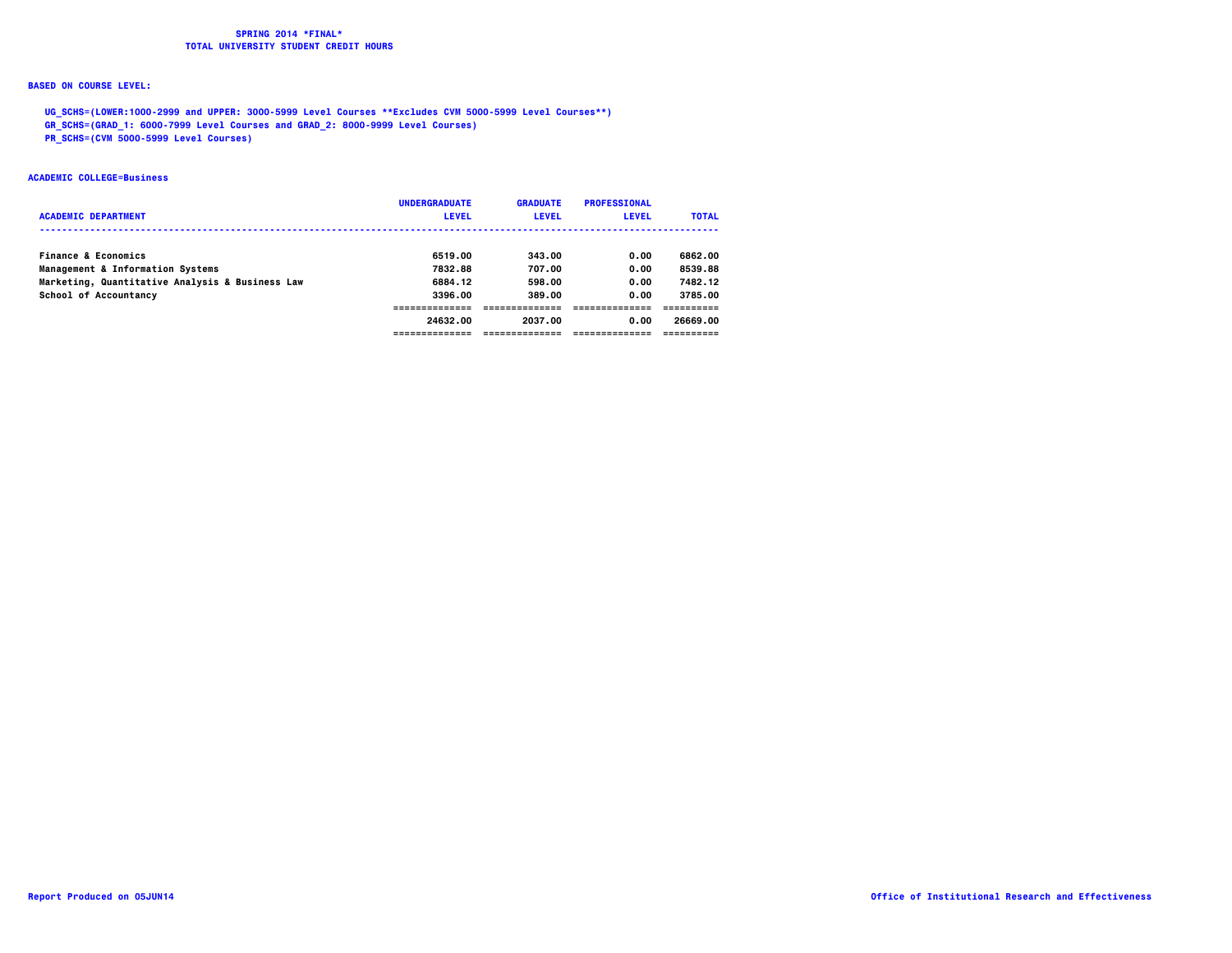**SPRING 2014 *FINAL***
**TOTAL UNIVERSITY STUDENT CREDIT HOURS**

**BASED ON COURSE LEVEL:**

UG_SCHS=(LOWER:1000-2999 and UPPER: 3000-5999 Level Courses **Excludes CVM 5000-5999 Level Courses**)
GR_SCHS=(GRAD_1: 6000-7999 Level Courses and GRAD_2: 8000-9999 Level Courses)
PR_SCHS=(CVM 5000-5999 Level Courses)

**ACADEMIC COLLEGE=Business**

| ACADEMIC DEPARTMENT | UNDERGRADUATE LEVEL | GRADUATE LEVEL | PROFESSIONAL LEVEL | TOTAL |
|---|---|---|---|---|
| Finance & Economics | 6519.00 | 343.00 | 0.00 | 6862.00 |
| Management & Information Systems | 7832.88 | 707.00 | 0.00 | 8539.88 |
| Marketing, Quantitative Analysis & Business Law | 6884.12 | 598.00 | 0.00 | 7482.12 |
| School of Accountancy | 3396.00 | 389.00 | 0.00 | 3785.00 |
| | 24632.00 | 2037.00 | 0.00 | 26669.00 |

Report Produced on 05JUN14

Office of Institutional Research and Effectiveness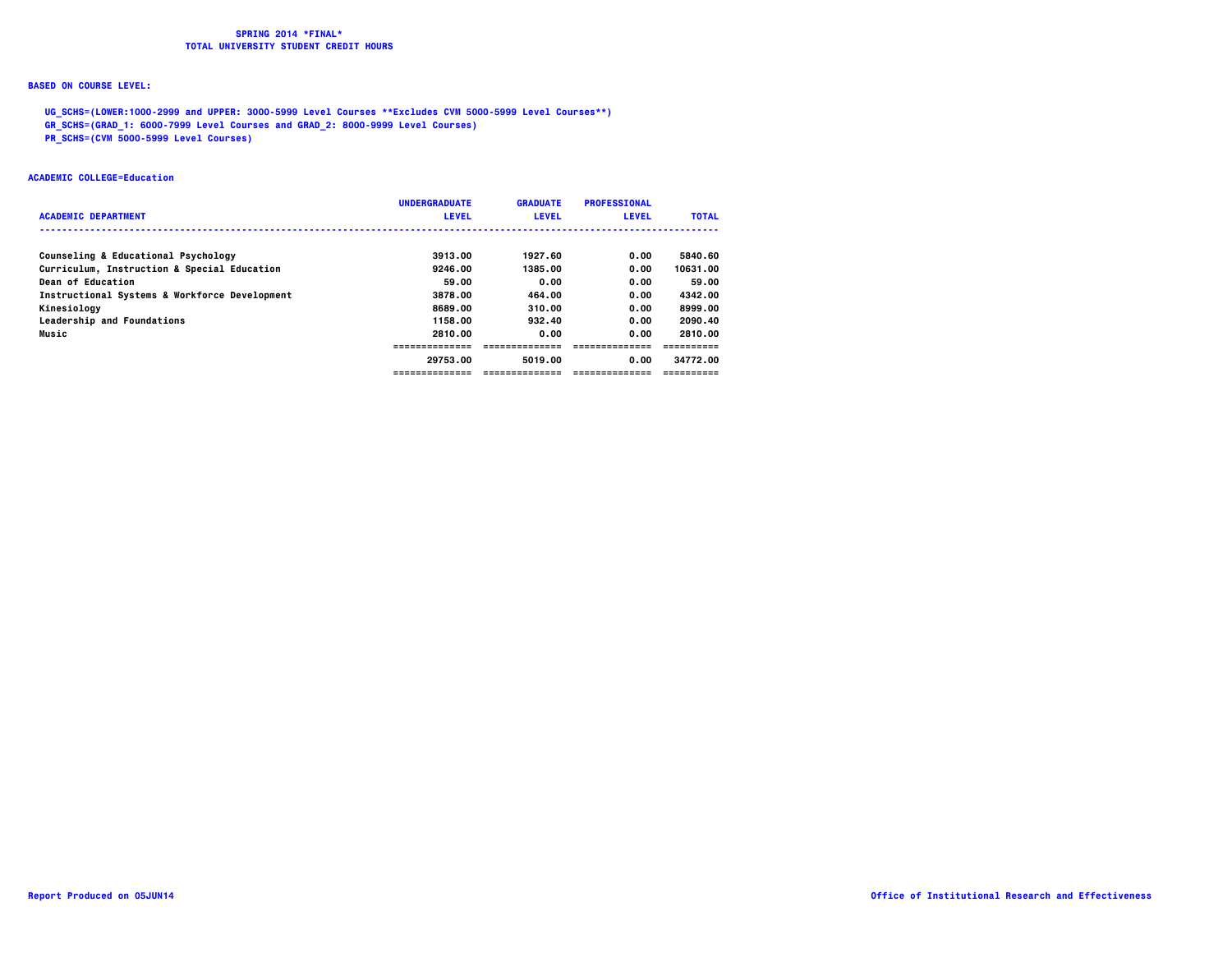# SPRING 2014 *FINAL*
## TOTAL UNIVERSITY STUDENT CREDIT HOURS

**BASED ON COURSE LEVEL:**

**UG_SCHS=(LOWER:1000-2999 and UPPER: 3000-5999 Level Courses **Excludes CVM 5000-5999 Level Courses**)**
**GR_SCHS=(GRAD_1: 6000-7999 Level Courses and GRAD_2: 8000-9999 Level Courses)**
**PR_SCHS=(CVM 5000-5999 Level Courses)**

**ACADEMIC COLLEGE=Education**

| ACADEMIC DEPARTMENT | UNDERGRADUATE LEVEL | GRADUATE LEVEL | PROFESSIONAL LEVEL | TOTAL |
|---|---|---|---|---|
| Counseling & Educational Psychology | 3913.00 | 1927.60 | 0.00 | 5840.60 |
| Curriculum, Instruction & Special Education | 9246.00 | 1385.00 | 0.00 | 10631.00 |
| Dean of Education | 59.00 | 0.00 | 0.00 | 59.00 |
| Instructional Systems & Workforce Development | 3878.00 | 464.00 | 0.00 | 4342.00 |
| Kinesiology | 8689.00 | 310.00 | 0.00 | 8999.00 |
| Leadership and Foundations | 1158.00 | 932.40 | 0.00 | 2090.40 |
| Music | 2810.00 | 0.00 | 0.00 | 2810.00 |
| | 29753.00 | 5019.00 | 0.00 | 34772.00 |

Report Produced on 05JUN14

Office of Institutional Research and Effectiveness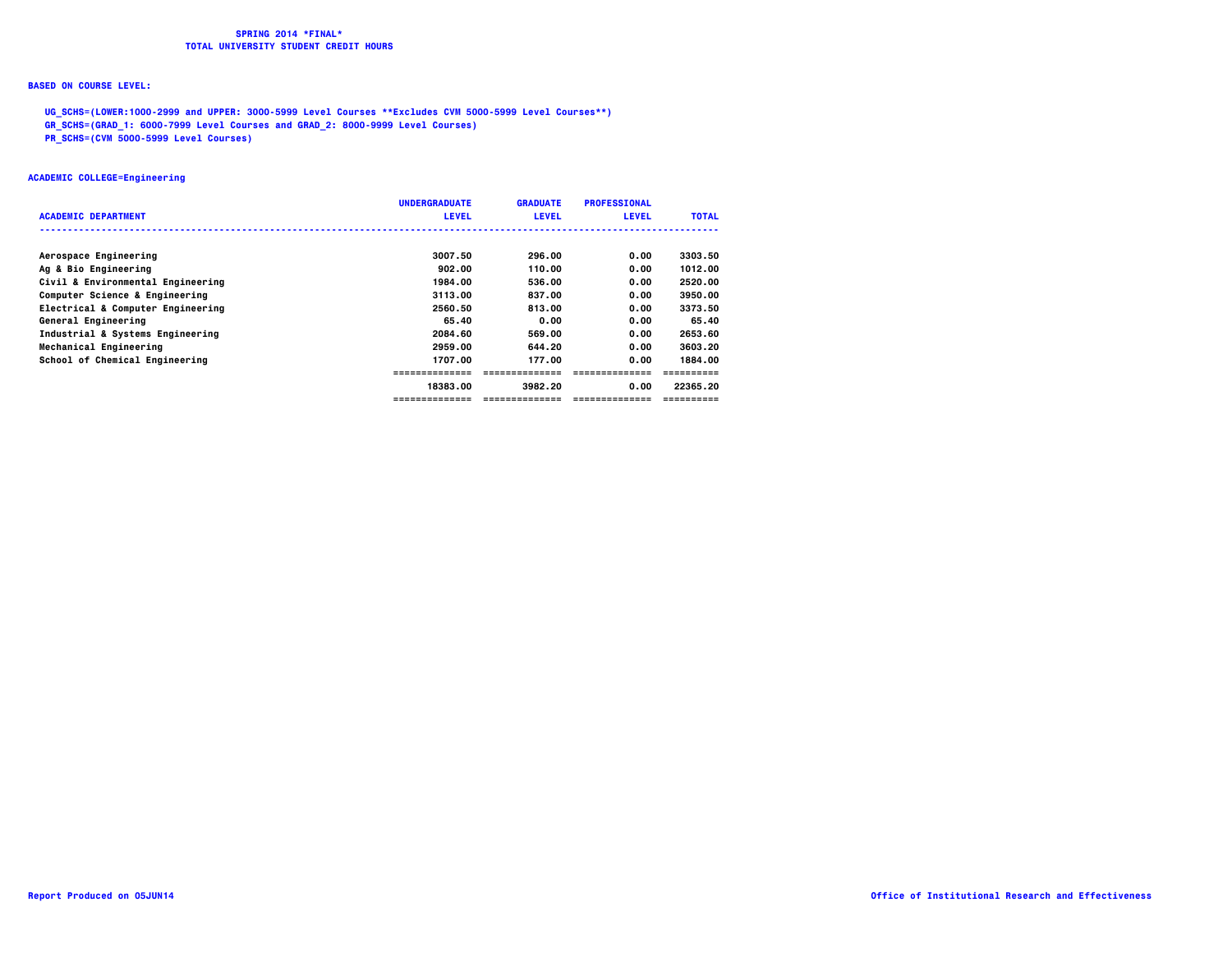**SPRING 2014 *FINAL***
**TOTAL UNIVERSITY STUDENT CREDIT HOURS**

**BASED ON COURSE LEVEL:**

**UG_SCHS=(LOWER:1000-2999 and UPPER: 3000-5999 Level Courses **Excludes CVM 5000-5999 Level Courses**)**
**GR_SCHS=(GRAD_1: 6000-7999 Level Courses and GRAD_2: 8000-9999 Level Courses)**
**PR_SCHS=(CVM 5000-5999 Level Courses)**

**ACADEMIC COLLEGE=Engineering**

| ACADEMIC DEPARTMENT | UNDERGRADUATE LEVEL | GRADUATE LEVEL | PROFESSIONAL LEVEL | TOTAL |
|---|---|---|---|---|
| Aerospace Engineering | 3007.50 | 296.00 | 0.00 | 3303.50 |
| Ag & Bio Engineering | 902.00 | 110.00 | 0.00 | 1012.00 |
| Civil & Environmental Engineering | 1984.00 | 536.00 | 0.00 | 2520.00 |
| Computer Science & Engineering | 3113.00 | 837.00 | 0.00 | 3950.00 |
| Electrical & Computer Engineering | 2560.50 | 813.00 | 0.00 | 3373.50 |
| General Engineering | 65.40 | 0.00 | 0.00 | 65.40 |
| Industrial & Systems Engineering | 2084.60 | 569.00 | 0.00 | 2653.60 |
| Mechanical Engineering | 2959.00 | 644.20 | 0.00 | 3603.20 |
| School of Chemical Engineering | 1707.00 | 177.00 | 0.00 | 1884.00 |
| | 18383.00 | 3982.20 | 0.00 | 22365.20 |

Report Produced on 05JUN14

Office of Institutional Research and Effectiveness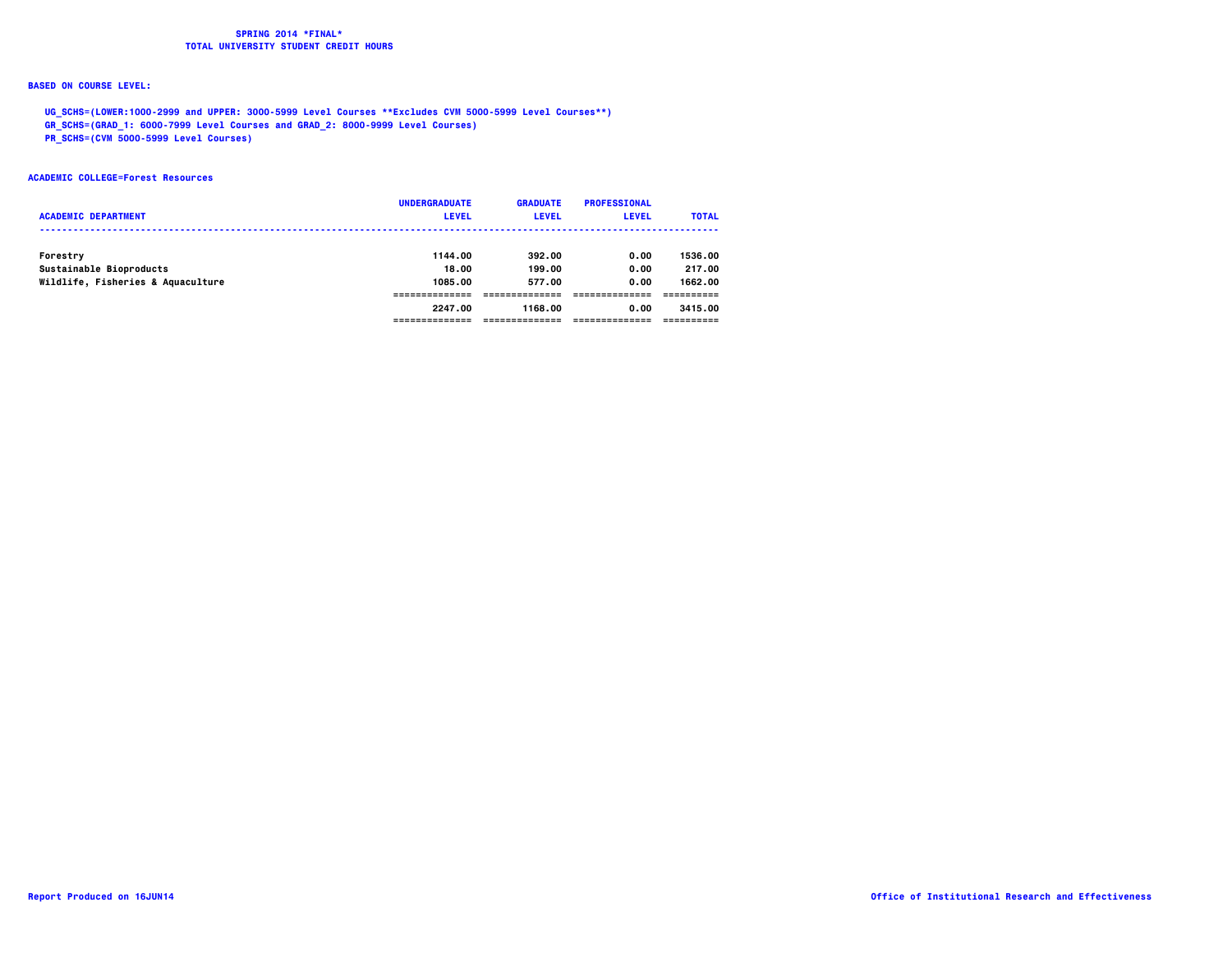# SPRING 2014 *FINAL*
## TOTAL UNIVERSITY STUDENT CREDIT HOURS

**BASED ON COURSE LEVEL:**

UG_SCHS=(LOWER:1000-2999 and UPPER: 3000-5999 Level Courses **Excludes CVM 5000-5999 Level Courses**)
GR_SCHS=(GRAD_1: 6000-7999 Level Courses and GRAD_2: 8000-9999 Level Courses)
PR_SCHS=(CVM 5000-5999 Level Courses)

**ACADEMIC COLLEGE=Forest Resources**

| ACADEMIC DEPARTMENT | UNDERGRADUATE LEVEL | GRADUATE LEVEL | PROFESSIONAL LEVEL | TOTAL |
|---|---|---|---|---|
| Forestry | 1144.00 | 392.00 | 0.00 | 1536.00 |
| Sustainable Bioproducts | 18.00 | 199.00 | 0.00 | 217.00 |
| Wildlife, Fisheries & Aquaculture | 1085.00 | 577.00 | 0.00 | 1662.00 |
| | 2247.00 | 1168.00 | 0.00 | 3415.00 |

Report Produced on 16JUN14

Office of Institutional Research and Effectiveness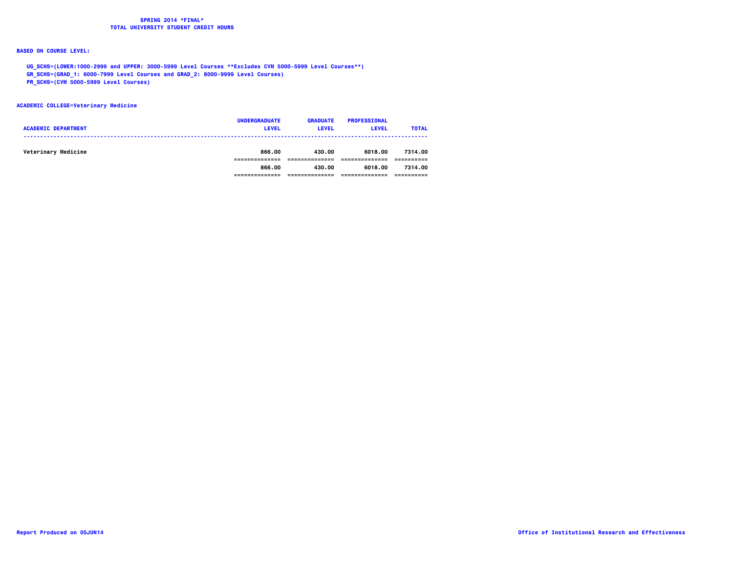**SPRING 2014 *FINAL***
**TOTAL UNIVERSITY STUDENT CREDIT HOURS**

**BASED ON COURSE LEVEL:**

UG_SCHS=(LOWER:1000-2999 and UPPER: 3000-5999 Level Courses **Excludes CVM 5000-5999 Level Courses**)
GR_SCHS=(GRAD_1: 6000-7999 Level Courses and GRAD_2: 8000-9999 Level Courses)
PR_SCHS=(CVM 5000-5999 Level Courses)

**ACADEMIC COLLEGE=Veterinary Medicine**

| ACADEMIC DEPARTMENT | UNDERGRADUATE LEVEL | GRADUATE LEVEL | PROFESSIONAL LEVEL | TOTAL |
|---|---|---|---|---|
| Veterinary Medicine | 866.00 | 430.00 | 6018.00 | 7314.00 |
| | 866.00 | 430.00 | 6018.00 | 7314.00 |

Report Produced on 05JUN14

Office of Institutional Research and Effectiveness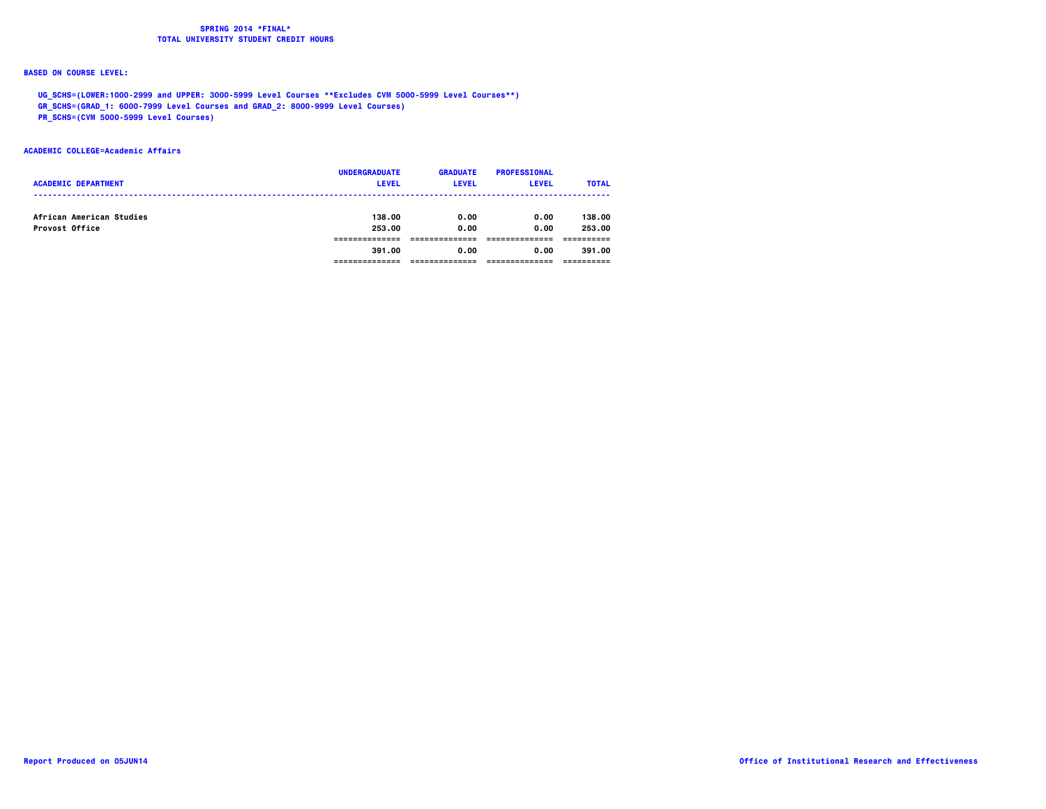**SPRING 2014 *FINAL***
**TOTAL UNIVERSITY STUDENT CREDIT HOURS**

**BASED ON COURSE LEVEL:**

UG_SCHS=(LOWER:1000-2999 and UPPER: 3000-5999 Level Courses **Excludes CVM 5000-5999 Level Courses**)
GR_SCHS=(GRAD_1: 6000-7999 Level Courses and GRAD_2: 8000-9999 Level Courses)
PR_SCHS=(CVM 5000-5999 Level Courses)

**ACADEMIC COLLEGE=Academic Affairs**

| ACADEMIC DEPARTMENT | UNDERGRADUATE LEVEL | GRADUATE LEVEL | PROFESSIONAL LEVEL | TOTAL |
|---|---|---|---|---|
| African American Studies | 138.00 | 0.00 | 0.00 | 138.00 |
| Provost Office | 253.00 | 0.00 | 0.00 | 253.00 |
| | 391.00 | 0.00 | 0.00 | 391.00 |

Report Produced on 05JUN14

Office of Institutional Research and Effectiveness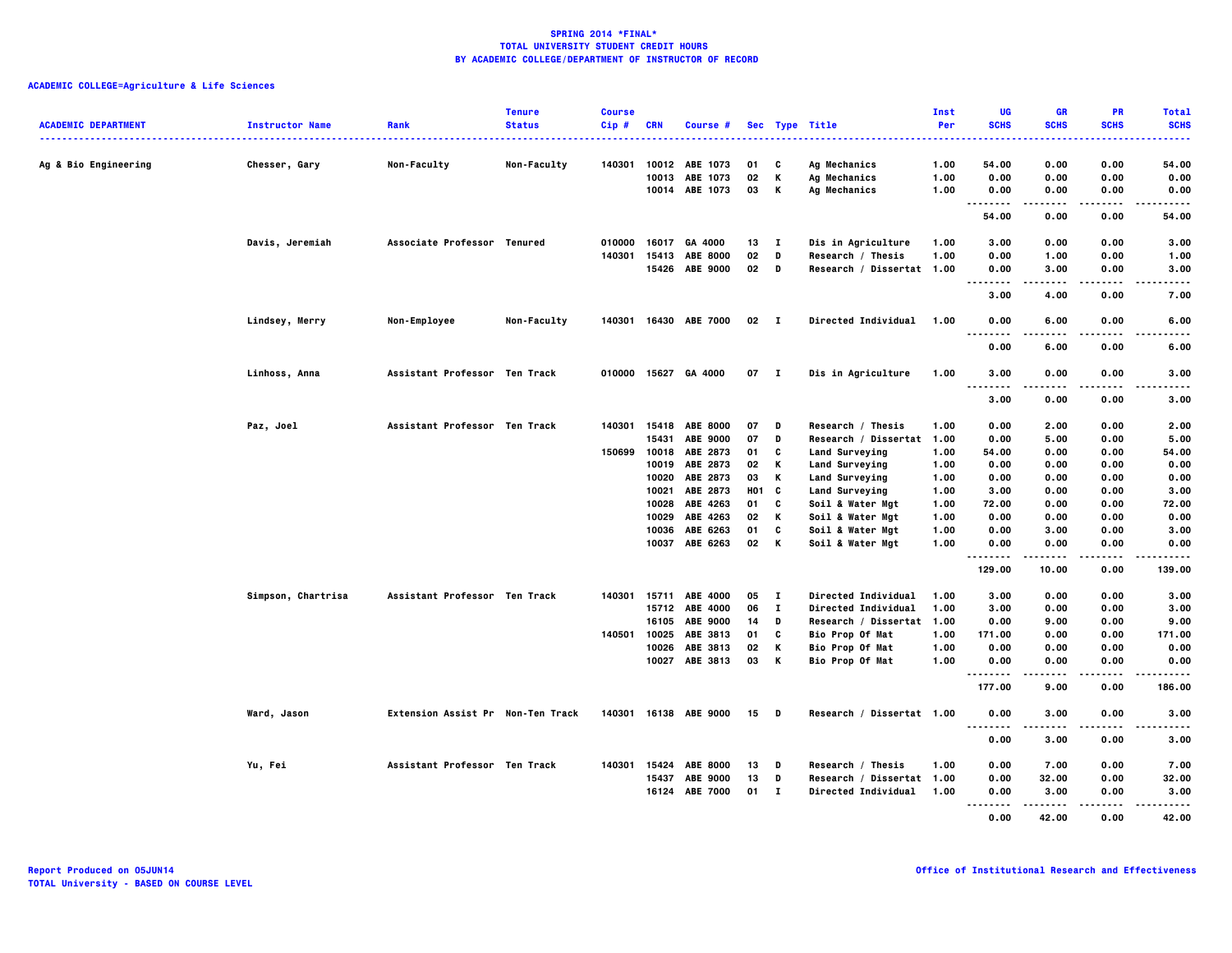**SPRING 2014 *FINAL***
**TOTAL UNIVERSITY STUDENT CREDIT HOURS**
**BY ACADEMIC COLLEGE/DEPARTMENT OF INSTRUCTOR OF RECORD**

**ACADEMIC COLLEGE=Agriculture & Life Sciences**

| ACADEMIC DEPARTMENT | Instructor Name | Rank | Tenure Status | Course Cip # | CRN | Course # | Sec | Type | Title | Inst Per | UG SCHS | GR SCHS | PR SCHS | Total SCHS |
|---|---|---|---|---|---|---|---|---|---|---|---|---|---|---|
| Ag & Bio Engineering | Chesser, Gary | Non-Faculty | Non-Faculty | 140301 | 10012 | ABE 1073 | 01 | C | Ag Mechanics | 1.00 | 54.00 | 0.00 | 0.00 | 54.00 |
| | | | | | 10013 | ABE 1073 | 02 | K | Ag Mechanics | 1.00 | 0.00 | 0.00 | 0.00 | 0.00 |
| | | | | | 10014 | ABE 1073 | 03 | K | Ag Mechanics | 1.00 | 0.00 | 0.00 | 0.00 | 0.00 |
| | | | | | | | | | | | 54.00 | 0.00 | 0.00 | 54.00 |
| | Davis, Jeremiah | Associate Professor | Tenured | 010000 | 16017 | GA 4000 | 13 | I | Dis in Agriculture | 1.00 | 3.00 | 0.00 | 0.00 | 3.00 |
| | | | | 140301 | 15413 | ABE 8000 | 02 | D | Research / Thesis | 1.00 | 0.00 | 1.00 | 0.00 | 1.00 |
| | | | | | 15426 | ABE 9000 | 02 | D | Research / Dissertat | 1.00 | 0.00 | 3.00 | 0.00 | 3.00 |
| | | | | | | | | | | | 3.00 | 4.00 | 0.00 | 7.00 |
| | Lindsey, Merry | Non-Employee | Non-Faculty | 140301 | 16430 | ABE 7000 | 02 | I | Directed Individual | 1.00 | 0.00 | 6.00 | 0.00 | 6.00 |
| | | | | | | | | | | | 0.00 | 6.00 | 0.00 | 6.00 |
| | Linhoss, Anna | Assistant Professor | Ten Track | 010000 | 15627 | GA 4000 | 07 | I | Dis in Agriculture | 1.00 | 3.00 | 0.00 | 0.00 | 3.00 |
| | | | | | | | | | | | 3.00 | 0.00 | 0.00 | 3.00 |
| | Paz, Joel | Assistant Professor | Ten Track | 140301 | 15418 | ABE 8000 | 07 | D | Research / Thesis | 1.00 | 0.00 | 2.00 | 0.00 | 2.00 |
| | | | | | 15431 | ABE 9000 | 07 | D | Research / Dissertat | 1.00 | 0.00 | 5.00 | 0.00 | 5.00 |
| | | | | 150699 | 10018 | ABE 2873 | 01 | C | Land Surveying | 1.00 | 54.00 | 0.00 | 0.00 | 54.00 |
| | | | | | 10019 | ABE 2873 | 02 | K | Land Surveying | 1.00 | 0.00 | 0.00 | 0.00 | 0.00 |
| | | | | | 10020 | ABE 2873 | 03 | K | Land Surveying | 1.00 | 0.00 | 0.00 | 0.00 | 0.00 |
| | | | | | 10021 | ABE 2873 | H01 | C | Land Surveying | 1.00 | 3.00 | 0.00 | 0.00 | 3.00 |
| | | | | | 10028 | ABE 4263 | 01 | C | Soil & Water Mgt | 1.00 | 72.00 | 0.00 | 0.00 | 72.00 |
| | | | | | 10029 | ABE 4263 | 02 | K | Soil & Water Mgt | 1.00 | 0.00 | 0.00 | 0.00 | 0.00 |
| | | | | | 10036 | ABE 6263 | 01 | C | Soil & Water Mgt | 1.00 | 0.00 | 3.00 | 0.00 | 3.00 |
| | | | | | 10037 | ABE 6263 | 02 | K | Soil & Water Mgt | 1.00 | 0.00 | 0.00 | 0.00 | 0.00 |
| | | | | | | | | | | | 129.00 | 10.00 | 0.00 | 139.00 |
| | Simpson, Chartrisa | Assistant Professor | Ten Track | 140301 | 15711 | ABE 4000 | 05 | I | Directed Individual | 1.00 | 3.00 | 0.00 | 0.00 | 3.00 |
| | | | | | 15712 | ABE 4000 | 06 | I | Directed Individual | 1.00 | 3.00 | 0.00 | 0.00 | 3.00 |
| | | | | | 16105 | ABE 9000 | 14 | D | Research / Dissertat | 1.00 | 0.00 | 9.00 | 0.00 | 9.00 |
| | | | | 140501 | 10025 | ABE 3813 | 01 | C | Bio Prop Of Mat | 1.00 | 171.00 | 0.00 | 0.00 | 171.00 |
| | | | | | 10026 | ABE 3813 | 02 | K | Bio Prop Of Mat | 1.00 | 0.00 | 0.00 | 0.00 | 0.00 |
| | | | | | 10027 | ABE 3813 | 03 | K | Bio Prop Of Mat | 1.00 | 0.00 | 0.00 | 0.00 | 0.00 |
| | | | | | | | | | | | 177.00 | 9.00 | 0.00 | 186.00 |
| | Ward, Jason | Extension Assist Pr | Non-Ten Track | 140301 | 16138 | ABE 9000 | 15 | D | Research / Dissertat | 1.00 | 0.00 | 3.00 | 0.00 | 3.00 |
| | | | | | | | | | | | 0.00 | 3.00 | 0.00 | 3.00 |
| | Yu, Fei | Assistant Professor | Ten Track | 140301 | 15424 | ABE 8000 | 13 | D | Research / Thesis | 1.00 | 0.00 | 7.00 | 0.00 | 7.00 |
| | | | | | 15437 | ABE 9000 | 13 | D | Research / Dissertat | 1.00 | 0.00 | 32.00 | 0.00 | 32.00 |
| | | | | | 16124 | ABE 7000 | 01 | I | Directed Individual | 1.00 | 0.00 | 3.00 | 0.00 | 3.00 |
| | | | | | | | | | | | 0.00 | 42.00 | 0.00 | 42.00 |

Report Produced on 05JUN14
TOTAL University - BASED ON COURSE LEVEL

Office of Institutional Research and Effectiveness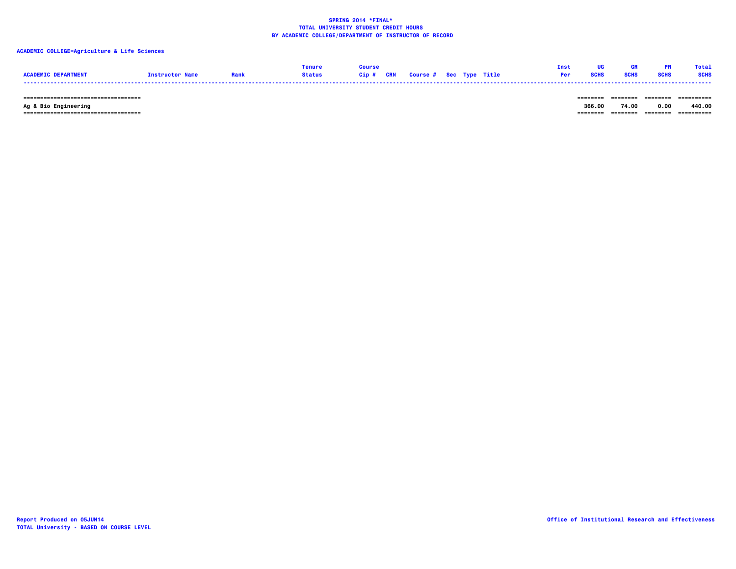**SPRING 2014 *FINAL***
**TOTAL UNIVERSITY STUDENT CREDIT HOURS**
**BY ACADEMIC COLLEGE/DEPARTMENT OF INSTRUCTOR OF RECORD**

**ACADEMIC COLLEGE=Agriculture & Life Sciences**

| ACADEMIC DEPARTMENT | Instructor Name | Rank | Tenure Status | Course Cip # | CRN | Course # | Sec | Type | Title | Inst Per | UG SCHS | GR SCHS | PR SCHS | Total SCHS |
|---|---|---|---|---|---|---|---|---|---|---|---|---|---|---|
| Ag & Bio Engineering | | | | | | | | | | | 366.00 | 74.00 | 0.00 | 440.00 |

Report Produced on 05JUN14
TOTAL University - BASED ON COURSE LEVEL

Office of Institutional Research and Effectiveness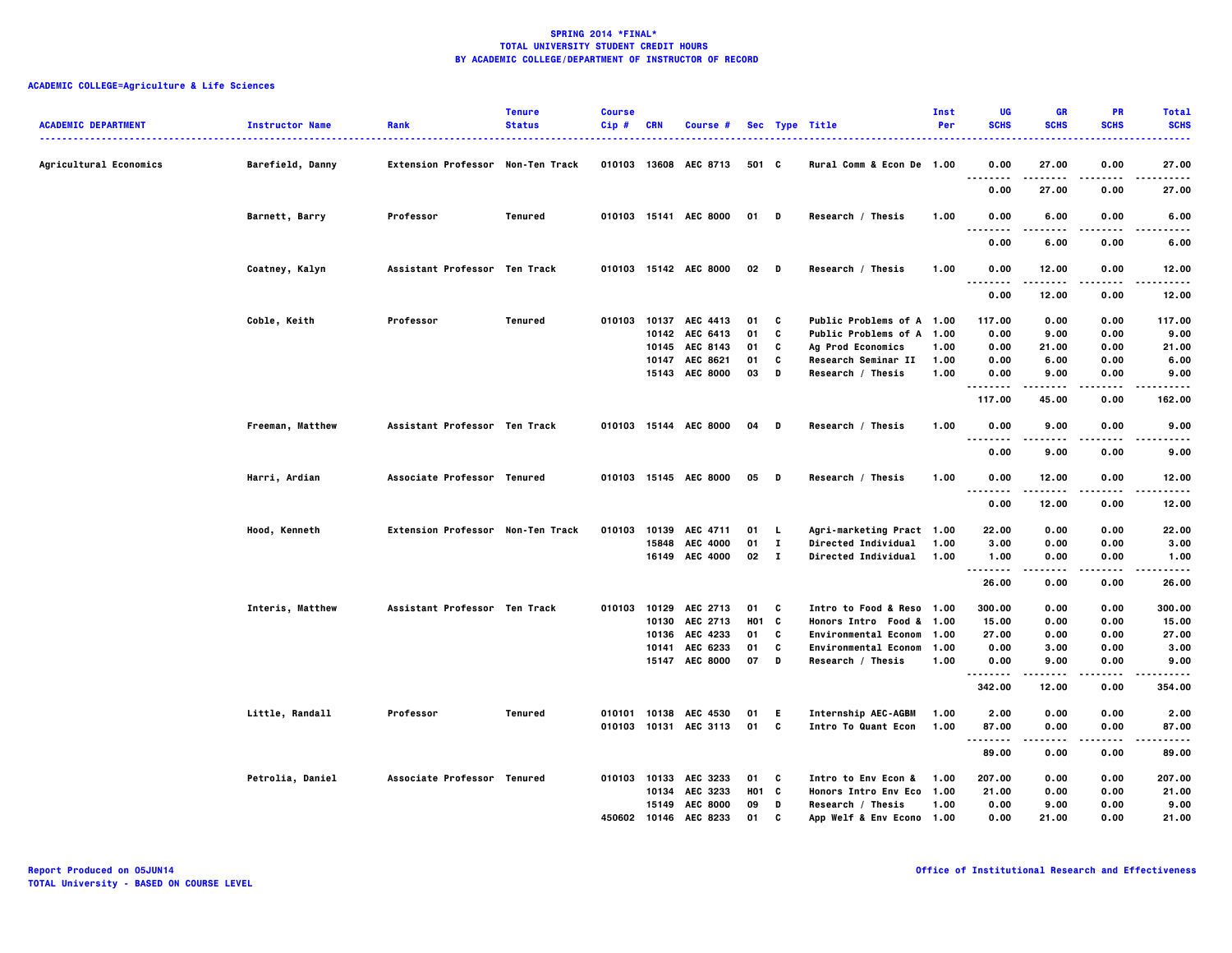**SPRING 2014 *FINAL***
**TOTAL UNIVERSITY STUDENT CREDIT HOURS**
**BY ACADEMIC COLLEGE/DEPARTMENT OF INSTRUCTOR OF RECORD**

**ACADEMIC COLLEGE=Agriculture & Life Sciences**

| ACADEMIC DEPARTMENT | Instructor Name | Rank | Tenure Status | Course Cip # | CRN | Course # | Sec | Type | Title | Inst Per | UG SCHS | GR SCHS | PR SCHS | Total SCHS |
|---|---|---|---|---|---|---|---|---|---|---|---|---|---|---|
| Agricultural Economics | Barefield, Danny | Extension Professor | Non-Ten Track | 010103 | 13608 | AEC 8713 | 501 | C | Rural Comm & Econ De | 1.00 | 0.00 | 27.00 | 0.00 | 27.00 |
| | | | | | | | | | | | 0.00 | 27.00 | 0.00 | 27.00 |
| | Barnett, Barry | Professor | Tenured | 010103 | 15141 | AEC 8000 | 01 | D | Research / Thesis | 1.00 | 0.00 | 6.00 | 0.00 | 6.00 |
| | | | | | | | | | | | 0.00 | 6.00 | 0.00 | 6.00 |
| | Coatney, Kalyn | Assistant Professor | Ten Track | 010103 | 15142 | AEC 8000 | 02 | D | Research / Thesis | 1.00 | 0.00 | 12.00 | 0.00 | 12.00 |
| | | | | | | | | | | | 0.00 | 12.00 | 0.00 | 12.00 |
| | Coble, Keith | Professor | Tenured | 010103 | 10137 | AEC 4413 | 01 | C | Public Problems of A | 1.00 | 117.00 | 0.00 | 0.00 | 117.00 |
| | | | | | 10142 | AEC 6413 | 01 | C | Public Problems of A | 1.00 | 0.00 | 9.00 | 0.00 | 9.00 |
| | | | | | 10145 | AEC 8143 | 01 | C | Ag Prod Economics | 1.00 | 0.00 | 21.00 | 0.00 | 21.00 |
| | | | | | 10147 | AEC 8621 | 01 | C | Research Seminar II | 1.00 | 0.00 | 6.00 | 0.00 | 6.00 |
| | | | | | 15143 | AEC 8000 | 03 | D | Research / Thesis | 1.00 | 0.00 | 9.00 | 0.00 | 9.00 |
| | | | | | | | | | | | 117.00 | 45.00 | 0.00 | 162.00 |
| | Freeman, Matthew | Assistant Professor | Ten Track | 010103 | 15144 | AEC 8000 | 04 | D | Research / Thesis | 1.00 | 0.00 | 9.00 | 0.00 | 9.00 |
| | | | | | | | | | | | 0.00 | 9.00 | 0.00 | 9.00 |
| | Harri, Ardian | Associate Professor | Tenured | 010103 | 15145 | AEC 8000 | 05 | D | Research / Thesis | 1.00 | 0.00 | 12.00 | 0.00 | 12.00 |
| | | | | | | | | | | | 0.00 | 12.00 | 0.00 | 12.00 |
| | Hood, Kenneth | Extension Professor | Non-Ten Track | 010103 | 10139 | AEC 4711 | 01 | L | Agri-marketing Pract | 1.00 | 22.00 | 0.00 | 0.00 | 22.00 |
| | | | | | 15848 | AEC 4000 | 01 | I | Directed Individual | 1.00 | 3.00 | 0.00 | 0.00 | 3.00 |
| | | | | | 16149 | AEC 4000 | 02 | I | Directed Individual | 1.00 | 1.00 | 0.00 | 0.00 | 1.00 |
| | | | | | | | | | | | 26.00 | 0.00 | 0.00 | 26.00 |
| | Interis, Matthew | Assistant Professor | Ten Track | 010103 | 10129 | AEC 2713 | 01 | C | Intro to Food & Reso | 1.00 | 300.00 | 0.00 | 0.00 | 300.00 |
| | | | | | 10130 | AEC 2713 | H01 | C | Honors Intro Food & | 1.00 | 15.00 | 0.00 | 0.00 | 15.00 |
| | | | | | 10136 | AEC 4233 | 01 | C | Environmental Econom | 1.00 | 27.00 | 0.00 | 0.00 | 27.00 |
| | | | | | 10141 | AEC 6233 | 01 | C | Environmental Econom | 1.00 | 0.00 | 3.00 | 0.00 | 3.00 |
| | | | | | 15147 | AEC 8000 | 07 | D | Research / Thesis | 1.00 | 0.00 | 9.00 | 0.00 | 9.00 |
| | | | | | | | | | | | 342.00 | 12.00 | 0.00 | 354.00 |
| | Little, Randall | Professor | Tenured | 010101 | 10138 | AEC 4530 | 01 | E | Internship AEC-AGBM | 1.00 | 2.00 | 0.00 | 0.00 | 2.00 |
| | | | | 010103 | 10131 | AEC 3113 | 01 | C | Intro To Quant Econ | 1.00 | 87.00 | 0.00 | 0.00 | 87.00 |
| | | | | | | | | | | | 89.00 | 0.00 | 0.00 | 89.00 |
| | Petrolia, Daniel | Associate Professor | Tenured | 010103 | 10133 | AEC 3233 | 01 | C | Intro to Env Econ & | 1.00 | 207.00 | 0.00 | 0.00 | 207.00 |
| | | | | | 10134 | AEC 3233 | H01 | C | Honors Intro Env Eco | 1.00 | 21.00 | 0.00 | 0.00 | 21.00 |
| | | | | | 15149 | AEC 8000 | 09 | D | Research / Thesis | 1.00 | 0.00 | 9.00 | 0.00 | 9.00 |
| | | | | 450602 | 10146 | AEC 8233 | 01 | C | App Welf & Env Econo | 1.00 | 0.00 | 21.00 | 0.00 | 21.00 |

Report Produced on 05JUN14
TOTAL University - BASED ON COURSE LEVEL

Office of Institutional Research and Effectiveness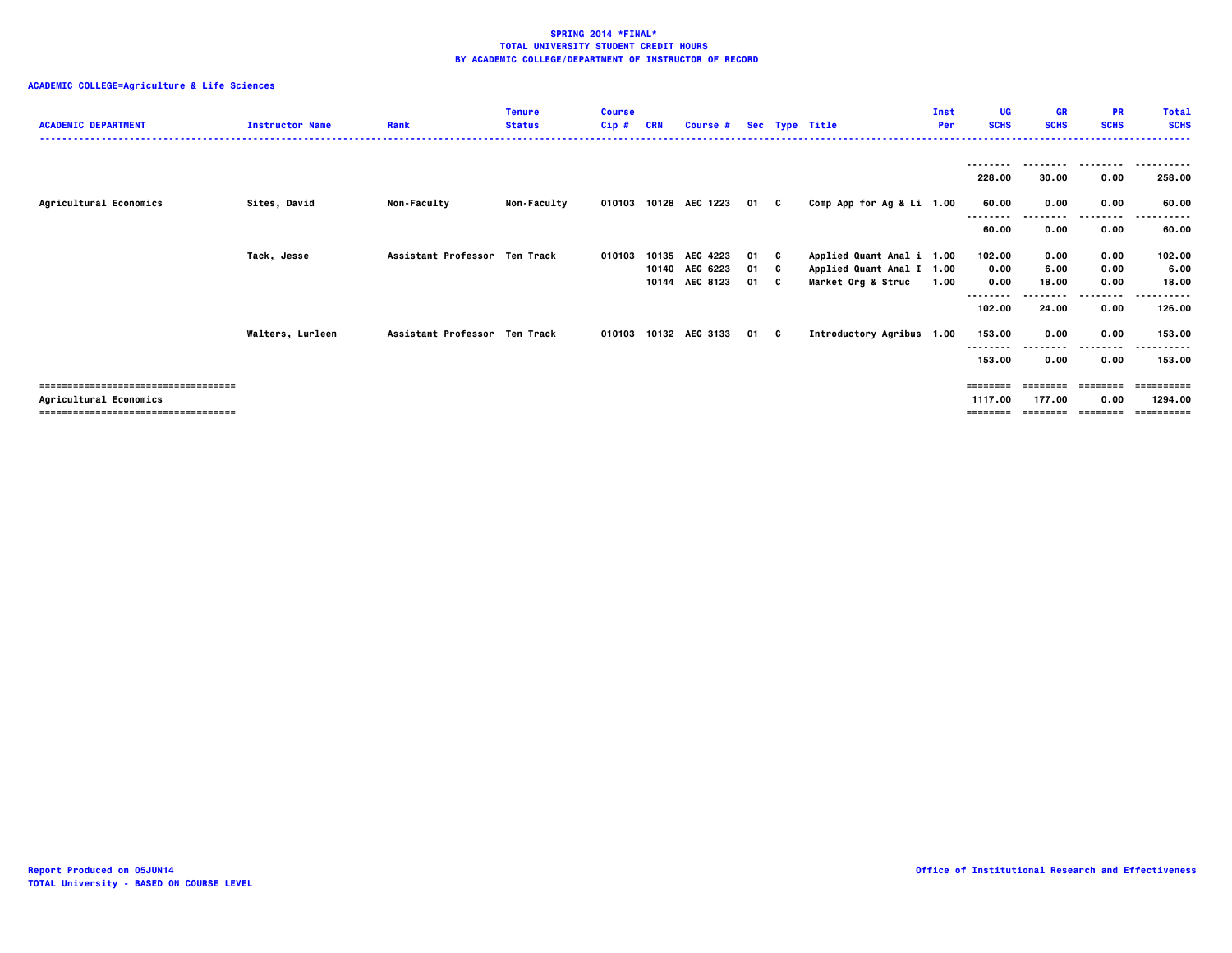**SPRING 2014 *FINAL***
**TOTAL UNIVERSITY STUDENT CREDIT HOURS**
**BY ACADEMIC COLLEGE/DEPARTMENT OF INSTRUCTOR OF RECORD**

**ACADEMIC COLLEGE=Agriculture & Life Sciences**

| ACADEMIC DEPARTMENT | Instructor Name | Rank | Tenure Status | Course Cip # | CRN | Course # | Sec | Type | Title | Inst Per | UG SCHS | GR SCHS | PR SCHS | Total SCHS |
|---|---|---|---|---|---|---|---|---|---|---|---|---|---|---|
| | | | | | | | | | | | 228.00 | 30.00 | 0.00 | 258.00 |
| Agricultural Economics | Sites, David | Non-Faculty | Non-Faculty | 010103 | 10128 | AEC 1223 | 01 | C | Comp App for Ag & Li | 1.00 | 60.00 | 0.00 | 0.00 | 60.00 |
| | | | | | | | | | | | 60.00 | 0.00 | 0.00 | 60.00 |
| | Tack, Jesse | Assistant Professor | Ten Track | 010103 | 10135 | AEC 4223 | 01 | C | Applied Quant Anal i | 1.00 | 102.00 | 0.00 | 0.00 | 102.00 |
| | | | | | 10140 | AEC 6223 | 01 | C | Applied Quant Anal I | 1.00 | 0.00 | 6.00 | 0.00 | 6.00 |
| | | | | | 10144 | AEC 8123 | 01 | C | Market Org & Struc | 1.00 | 0.00 | 18.00 | 0.00 | 18.00 |
| | | | | | | | | | | | 102.00 | 24.00 | 0.00 | 126.00 |
| | Walters, Lurleen | Assistant Professor | Ten Track | 010103 | 10132 | AEC 3133 | 01 | C | Introductory Agribus | 1.00 | 153.00 | 0.00 | 0.00 | 153.00 |
| | | | | | | | | | | | 153.00 | 0.00 | 0.00 | 153.00 |
| Agricultural Economics | | | | | | | | | | | 1117.00 | 177.00 | 0.00 | 1294.00 |

Report Produced on 05JUN14
TOTAL University - BASED ON COURSE LEVEL

Office of Institutional Research and Effectiveness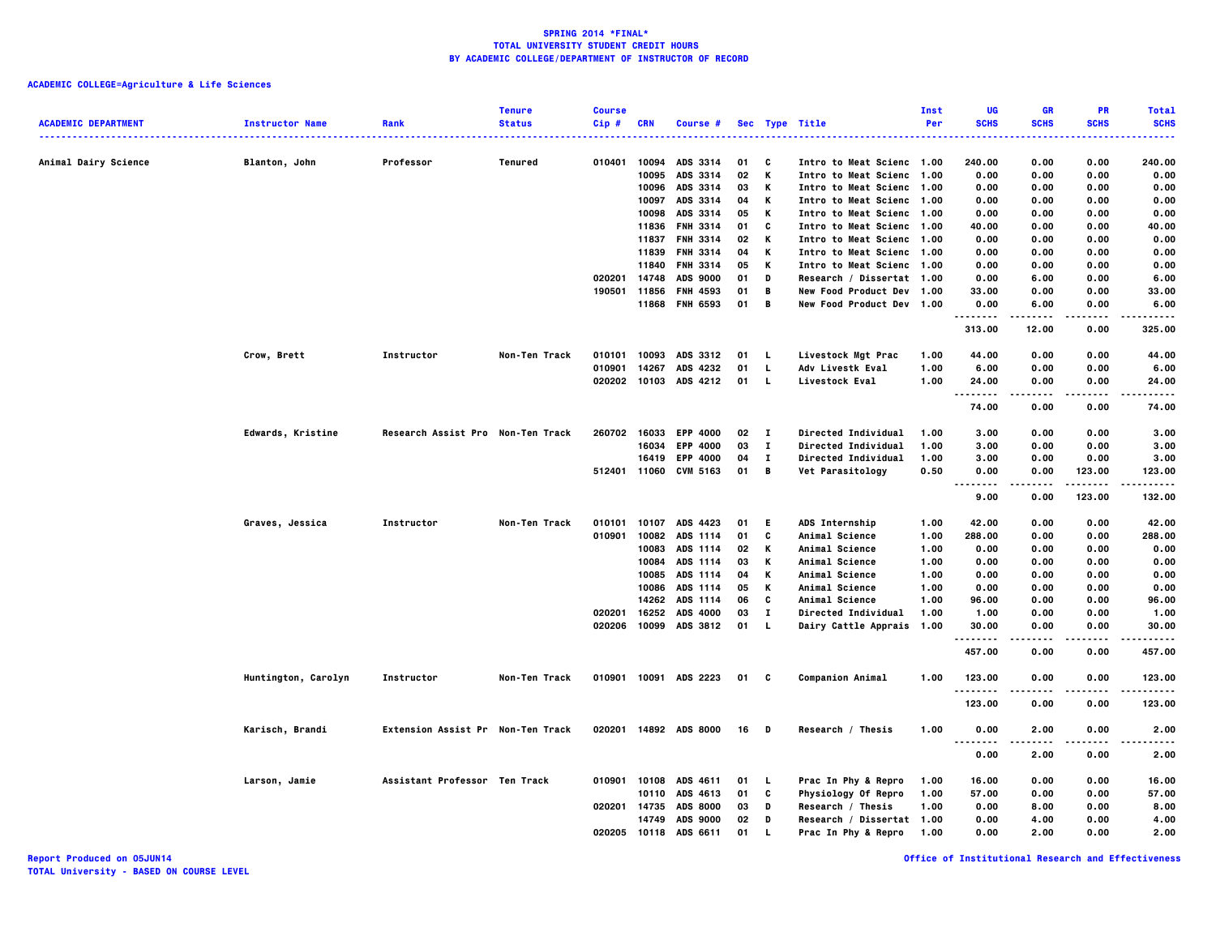# SPRING 2014 *FINAL*
## TOTAL UNIVERSITY STUDENT CREDIT HOURS
## BY ACADEMIC COLLEGE/DEPARTMENT OF INSTRUCTOR OF RECORD

**ACADEMIC COLLEGE=Agriculture & Life Sciences**

| ACADEMIC DEPARTMENT | Instructor Name | Rank | Tenure Status | Course Cip # | CRN | Course # | Sec | Type | Title | Inst Per | UG SCHS | GR SCHS | PR SCHS | Total SCHS |
|---|---|---|---|---|---|---|---|---|---|---|---|---|---|---|
| Animal Dairy Science | Blanton, John | Professor | Tenured | 010401 | 10094 | ADS 3314 | 01 | C | Intro to Meat Scienc | 1.00 | 240.00 | 0.00 | 0.00 | 240.00 |
| | | | | | 10095 | ADS 3314 | 02 | K | Intro to Meat Scienc | 1.00 | 0.00 | 0.00 | 0.00 | 0.00 |
| | | | | | 10096 | ADS 3314 | 03 | K | Intro to Meat Scienc | 1.00 | 0.00 | 0.00 | 0.00 | 0.00 |
| | | | | | 10097 | ADS 3314 | 04 | K | Intro to Meat Scienc | 1.00 | 0.00 | 0.00 | 0.00 | 0.00 |
| | | | | | 10098 | ADS 3314 | 05 | K | Intro to Meat Scienc | 1.00 | 0.00 | 0.00 | 0.00 | 0.00 |
| | | | | | 11836 | FNH 3314 | 01 | C | Intro to Meat Scienc | 1.00 | 40.00 | 0.00 | 0.00 | 40.00 |
| | | | | | 11837 | FNH 3314 | 02 | K | Intro to Meat Scienc | 1.00 | 0.00 | 0.00 | 0.00 | 0.00 |
| | | | | | 11839 | FNH 3314 | 04 | K | Intro to Meat Scienc | 1.00 | 0.00 | 0.00 | 0.00 | 0.00 |
| | | | | | 11840 | FNH 3314 | 05 | K | Intro to Meat Scienc | 1.00 | 0.00 | 0.00 | 0.00 | 0.00 |
| | | | | 020201 | 14748 | ADS 9000 | 01 | D | Research / Dissertat | 1.00 | 0.00 | 6.00 | 0.00 | 6.00 |
| | | | | 190501 | 11856 | FNH 4593 | 01 | B | New Food Product Dev | 1.00 | 33.00 | 0.00 | 0.00 | 33.00 |
| | | | | | 11868 | FNH 6593 | 01 | B | New Food Product Dev | 1.00 | 0.00 | 6.00 | 0.00 | 6.00 |
| | | | | | | | | | | | 313.00 | 12.00 | 0.00 | 325.00 |
| | Crow, Brett | Instructor | Non-Ten Track | 010101 | 10093 | ADS 3312 | 01 | L | Livestock Mgt Prac | 1.00 | 44.00 | 0.00 | 0.00 | 44.00 |
| | | | | 010901 | 14267 | ADS 4232 | 01 | L | Adv Livestk Eval | 1.00 | 6.00 | 0.00 | 0.00 | 6.00 |
| | | | | 020202 | 10103 | ADS 4212 | 01 | L | Livestock Eval | 1.00 | 24.00 | 0.00 | 0.00 | 24.00 |
| | | | | | | | | | | | 74.00 | 0.00 | 0.00 | 74.00 |
| | Edwards, Kristine | Research Assist Pro | Non-Ten Track | 260702 | 16033 | EPP 4000 | 02 | I | Directed Individual | 1.00 | 3.00 | 0.00 | 0.00 | 3.00 |
| | | | | | 16034 | EPP 4000 | 03 | I | Directed Individual | 1.00 | 3.00 | 0.00 | 0.00 | 3.00 |
| | | | | | 16419 | EPP 4000 | 04 | I | Directed Individual | 1.00 | 3.00 | 0.00 | 0.00 | 3.00 |
| | | | | 512401 | 11060 | CVM 5163 | 01 | B | Vet Parasitology | 0.50 | 0.00 | 0.00 | 123.00 | 123.00 |
| | | | | | | | | | | | 9.00 | 0.00 | 123.00 | 132.00 |
| | Graves, Jessica | Instructor | Non-Ten Track | 010101 | 10107 | ADS 4423 | 01 | E | ADS Internship | 1.00 | 42.00 | 0.00 | 0.00 | 42.00 |
| | | | | 010901 | 10082 | ADS 1114 | 01 | C | Animal Science | 1.00 | 288.00 | 0.00 | 0.00 | 288.00 |
| | | | | | 10083 | ADS 1114 | 02 | K | Animal Science | 1.00 | 0.00 | 0.00 | 0.00 | 0.00 |
| | | | | | 10084 | ADS 1114 | 03 | K | Animal Science | 1.00 | 0.00 | 0.00 | 0.00 | 0.00 |
| | | | | | 10085 | ADS 1114 | 04 | K | Animal Science | 1.00 | 0.00 | 0.00 | 0.00 | 0.00 |
| | | | | | 10086 | ADS 1114 | 05 | K | Animal Science | 1.00 | 0.00 | 0.00 | 0.00 | 0.00 |
| | | | | | 14262 | ADS 1114 | 06 | C | Animal Science | 1.00 | 96.00 | 0.00 | 0.00 | 96.00 |
| | | | | 020201 | 16252 | ADS 4000 | 03 | I | Directed Individual | 1.00 | 1.00 | 0.00 | 0.00 | 1.00 |
| | | | | 020206 | 10099 | ADS 3812 | 01 | L | Dairy Cattle Apprais | 1.00 | 30.00 | 0.00 | 0.00 | 30.00 |
| | | | | | | | | | | | 457.00 | 0.00 | 0.00 | 457.00 |
| | Huntington, Carolyn | Instructor | Non-Ten Track | 010901 | 10091 | ADS 2223 | 01 | C | Companion Animal | 1.00 | 123.00 | 0.00 | 0.00 | 123.00 |
| | | | | | | | | | | | 123.00 | 0.00 | 0.00 | 123.00 |
| | Karisch, Brandi | Extension Assist Pr | Non-Ten Track | 020201 | 14892 | ADS 8000 | 16 | D | Research / Thesis | 1.00 | 0.00 | 2.00 | 0.00 | 2.00 |
| | | | | | | | | | | | 0.00 | 2.00 | 0.00 | 2.00 |
| | Larson, Jamie | Assistant Professor | Ten Track | 010901 | 10108 | ADS 4611 | 01 | L | Prac In Phy & Repro | 1.00 | 16.00 | 0.00 | 0.00 | 16.00 |
| | | | | | 10110 | ADS 4613 | 01 | C | Physiology Of Repro | 1.00 | 57.00 | 0.00 | 0.00 | 57.00 |
| | | | | 020201 | 14735 | ADS 8000 | 03 | D | Research / Thesis | 1.00 | 0.00 | 8.00 | 0.00 | 8.00 |
| | | | | | 14749 | ADS 9000 | 02 | D | Research / Dissertat | 1.00 | 0.00 | 4.00 | 0.00 | 4.00 |
| | | | | 020205 | 10118 | ADS 6611 | 01 | L | Prac In Phy & Repro | 1.00 | 0.00 | 2.00 | 0.00 | 2.00 |

Report Produced on 05JUN14
TOTAL University - BASED ON COURSE LEVEL

Office of Institutional Research and Effectiveness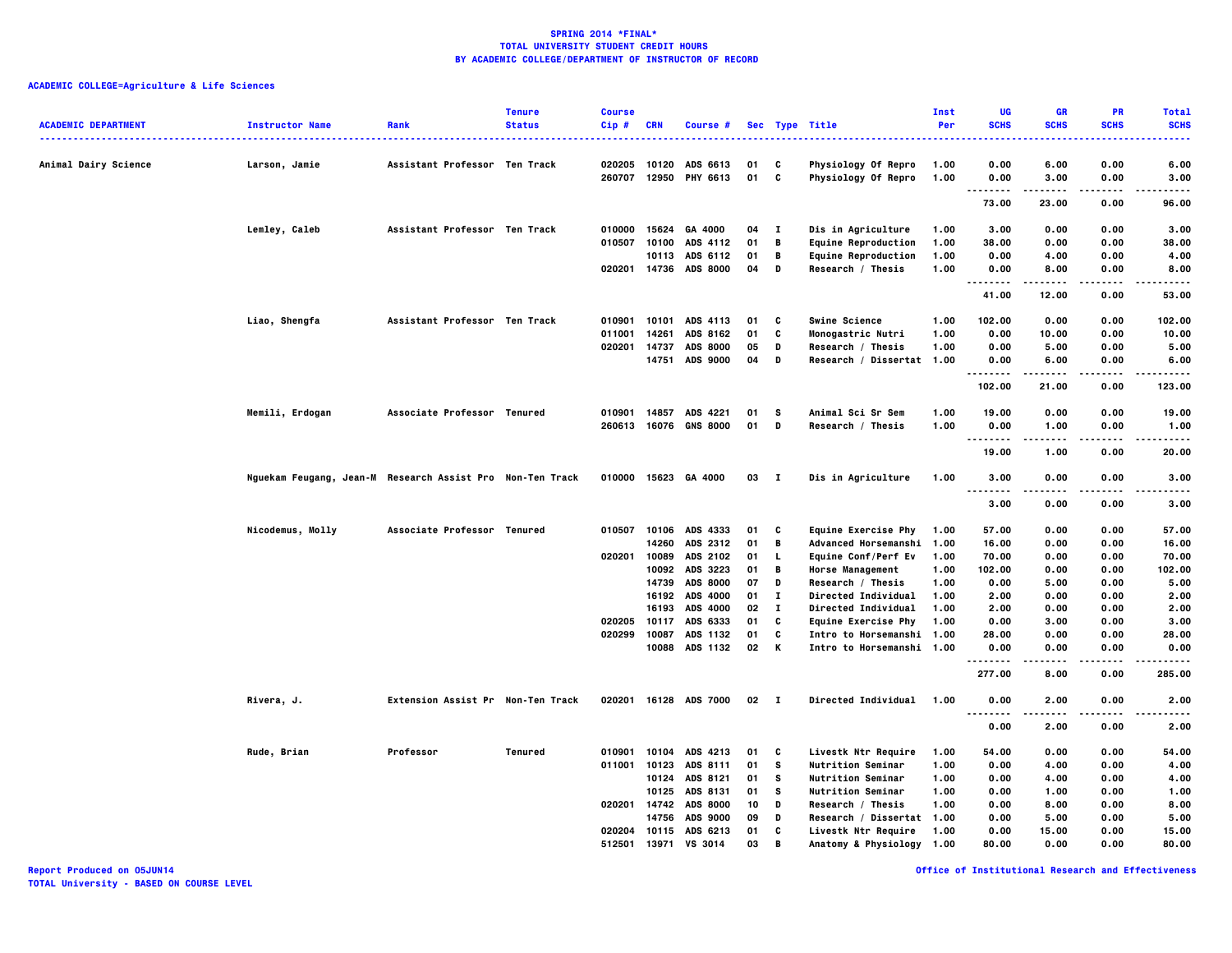**SPRING 2014 *FINAL***
**TOTAL UNIVERSITY STUDENT CREDIT HOURS**
**BY ACADEMIC COLLEGE/DEPARTMENT OF INSTRUCTOR OF RECORD**

**ACADEMIC COLLEGE=Agriculture & Life Sciences**

| ACADEMIC DEPARTMENT | Instructor Name | Rank | Tenure Status | Course Cip # | CRN | Course # | Sec | Type | Title | Inst Per | UG SCHS | GR SCHS | PR SCHS | Total SCHS |
|---|---|---|---|---|---|---|---|---|---|---|---|---|---|---|
| Animal Dairy Science | Larson, Jamie | Assistant Professor | Ten Track | 020205 | 10120 | ADS 6613 | 01 | C | Physiology Of Repro | 1.00 | 0.00 | 6.00 | 0.00 | 6.00 |
| | | | | 260707 | 12950 | PHY 6613 | 01 | C | Physiology Of Repro | 1.00 | 0.00 | 3.00 | 0.00 | 3.00 |
| | | | | | | | | | | | 73.00 | 23.00 | 0.00 | 96.00 |
| | Lemley, Caleb | Assistant Professor | Ten Track | 010000 | 15624 | GA 4000 | 04 | I | Dis in Agriculture | 1.00 | 3.00 | 0.00 | 0.00 | 3.00 |
| | | | | 010507 | 10100 | ADS 4112 | 01 | B | Equine Reproduction | 1.00 | 38.00 | 0.00 | 0.00 | 38.00 |
| | | | | | 10113 | ADS 6112 | 01 | B | Equine Reproduction | 1.00 | 0.00 | 4.00 | 0.00 | 4.00 |
| | | | | 020201 | 14736 | ADS 8000 | 04 | D | Research / Thesis | 1.00 | 0.00 | 8.00 | 0.00 | 8.00 |
| | | | | | | | | | | | 41.00 | 12.00 | 0.00 | 53.00 |
| | Liao, Shengfa | Assistant Professor | Ten Track | 010901 | 10101 | ADS 4113 | 01 | C | Swine Science | 1.00 | 102.00 | 0.00 | 0.00 | 102.00 |
| | | | | 011001 | 14261 | ADS 8162 | 01 | C | Monogastric Nutri | 1.00 | 0.00 | 10.00 | 0.00 | 10.00 |
| | | | | 020201 | 14737 | ADS 8000 | 05 | D | Research / Thesis | 1.00 | 0.00 | 5.00 | 0.00 | 5.00 |
| | | | | | 14751 | ADS 9000 | 04 | D | Research / Dissertat | 1.00 | 0.00 | 6.00 | 0.00 | 6.00 |
| | | | | | | | | | | | 102.00 | 21.00 | 0.00 | 123.00 |
| | Memili, Erdogan | Associate Professor | Tenured | 010901 | 14857 | ADS 4221 | 01 | S | Animal Sci Sr Sem | 1.00 | 19.00 | 0.00 | 0.00 | 19.00 |
| | | | | 260613 | 16076 | GNS 8000 | 01 | D | Research / Thesis | 1.00 | 0.00 | 1.00 | 0.00 | 1.00 |
| | | | | | | | | | | | 19.00 | 1.00 | 0.00 | 20.00 |
| | Nguekam Feugang, Jean-M | Research Assist Pro | Non-Ten Track | 010000 | 15623 | GA 4000 | 03 | I | Dis in Agriculture | 1.00 | 3.00 | 0.00 | 0.00 | 3.00 |
| | | | | | | | | | | | 3.00 | 0.00 | 0.00 | 3.00 |
| | Nicodemus, Molly | Associate Professor | Tenured | 010507 | 10106 | ADS 4333 | 01 | C | Equine Exercise Phy | 1.00 | 57.00 | 0.00 | 0.00 | 57.00 |
| | | | | | 14260 | ADS 2312 | 01 | B | Advanced Horsemanshi | 1.00 | 16.00 | 0.00 | 0.00 | 16.00 |
| | | | | 020201 | 10089 | ADS 2102 | 01 | L | Equine Conf/Perf Ev | 1.00 | 70.00 | 0.00 | 0.00 | 70.00 |
| | | | | | 10092 | ADS 3223 | 01 | B | Horse Management | 1.00 | 102.00 | 0.00 | 0.00 | 102.00 |
| | | | | | 14739 | ADS 8000 | 07 | D | Research / Thesis | 1.00 | 0.00 | 5.00 | 0.00 | 5.00 |
| | | | | | 16192 | ADS 4000 | 01 | I | Directed Individual | 1.00 | 2.00 | 0.00 | 0.00 | 2.00 |
| | | | | | 16193 | ADS 4000 | 02 | I | Directed Individual | 1.00 | 2.00 | 0.00 | 0.00 | 2.00 |
| | | | | 020205 | 10117 | ADS 6333 | 01 | C | Equine Exercise Phy | 1.00 | 0.00 | 3.00 | 0.00 | 3.00 |
| | | | | 020299 | 10087 | ADS 1132 | 01 | C | Intro to Horsemanshi | 1.00 | 28.00 | 0.00 | 0.00 | 28.00 |
| | | | | | 10088 | ADS 1132 | 02 | K | Intro to Horsemanshi | 1.00 | 0.00 | 0.00 | 0.00 | 0.00 |
| | | | | | | | | | | | 277.00 | 8.00 | 0.00 | 285.00 |
| | Rivera, J. | Extension Assist Pr | Non-Ten Track | 020201 | 16128 | ADS 7000 | 02 | I | Directed Individual | 1.00 | 0.00 | 2.00 | 0.00 | 2.00 |
| | | | | | | | | | | | 0.00 | 2.00 | 0.00 | 2.00 |
| | Rude, Brian | Professor | Tenured | 010901 | 10104 | ADS 4213 | 01 | C | Livestk Ntr Require | 1.00 | 54.00 | 0.00 | 0.00 | 54.00 |
| | | | | 011001 | 10123 | ADS 8111 | 01 | S | Nutrition Seminar | 1.00 | 0.00 | 4.00 | 0.00 | 4.00 |
| | | | | | 10124 | ADS 8121 | 01 | S | Nutrition Seminar | 1.00 | 0.00 | 4.00 | 0.00 | 4.00 |
| | | | | | 10125 | ADS 8131 | 01 | S | Nutrition Seminar | 1.00 | 0.00 | 1.00 | 0.00 | 1.00 |
| | | | | 020201 | 14742 | ADS 8000 | 10 | D | Research / Thesis | 1.00 | 0.00 | 8.00 | 0.00 | 8.00 |
| | | | | | 14756 | ADS 9000 | 09 | D | Research / Dissertat | 1.00 | 0.00 | 5.00 | 0.00 | 5.00 |
| | | | | 020204 | 10115 | ADS 6213 | 01 | C | Livestk Ntr Require | 1.00 | 0.00 | 15.00 | 0.00 | 15.00 |
| | | | | 512501 | 13971 | VS 3014 | 03 | B | Anatomy & Physiology | 1.00 | 80.00 | 0.00 | 0.00 | 80.00 |

Report Produced on 05JUN14
TOTAL University - BASED ON COURSE LEVEL

Office of Institutional Research and Effectiveness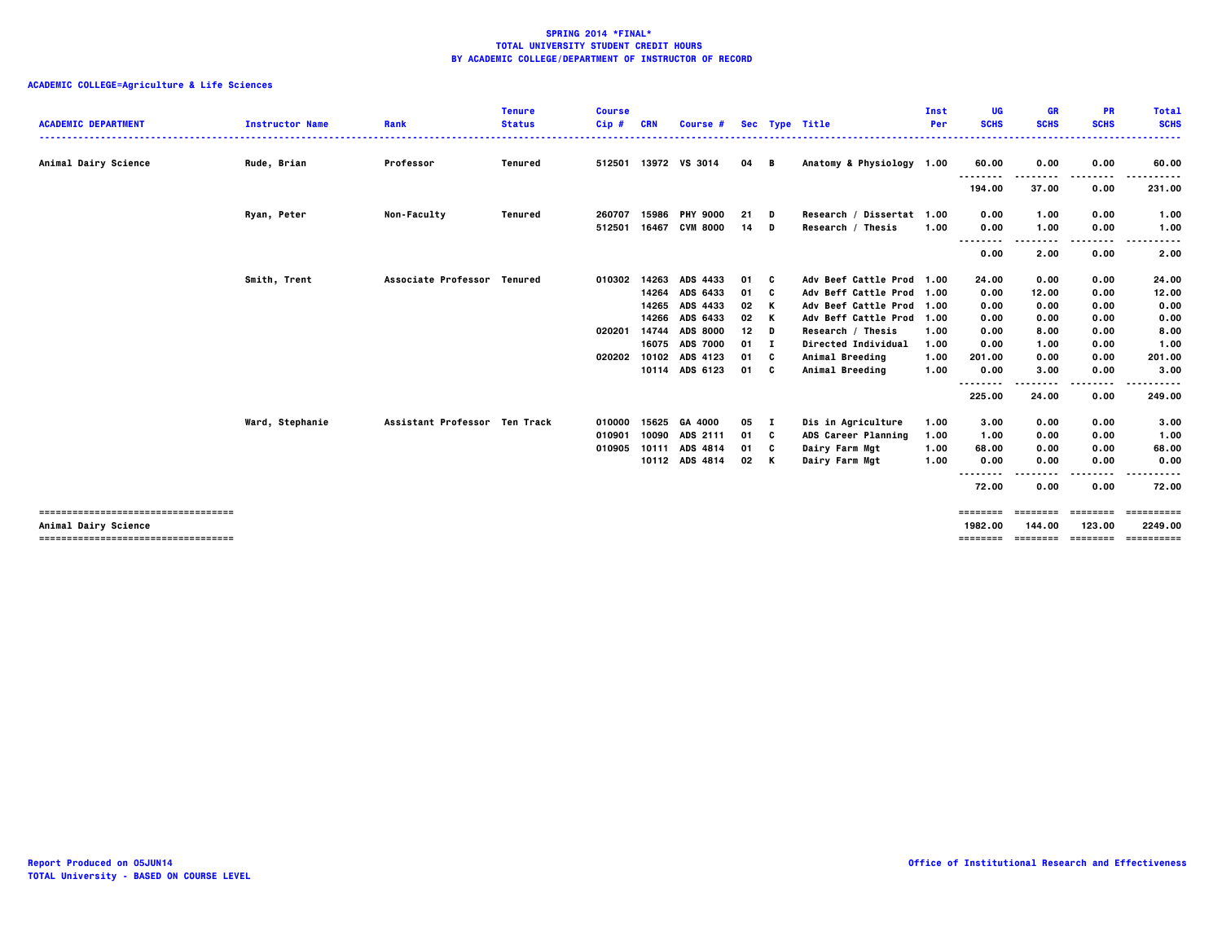**SPRING 2014 *FINAL***
**TOTAL UNIVERSITY STUDENT CREDIT HOURS**
**BY ACADEMIC COLLEGE/DEPARTMENT OF INSTRUCTOR OF RECORD**

**ACADEMIC COLLEGE=Agriculture & Life Sciences**

| ACADEMIC DEPARTMENT | Instructor Name | Rank | Tenure Status | Course Cip # | CRN | Course # | Sec | Type | Title | Inst Per | UG SCHS | GR SCHS | PR SCHS | Total SCHS |
|---|---|---|---|---|---|---|---|---|---|---|---|---|---|---|
| Animal Dairy Science | Rude, Brian | Professor | Tenured | 512501 | 13972 | VS 3014 | 04 | B | Anatomy & Physiology | 1.00 | 60.00 | 0.00 | 0.00 | 60.00 |
| | | | | | | | | | | | 194.00 | 37.00 | 0.00 | 231.00 |
| | Ryan, Peter | Non-Faculty | Tenured | 260707 | 15986 | PHY 9000 | 21 | D | Research / Dissertat | 1.00 | 0.00 | 1.00 | 0.00 | 1.00 |
| | | | | 512501 | 16467 | CVM 8000 | 14 | D | Research / Thesis | 1.00 | 0.00 | 1.00 | 0.00 | 1.00 |
| | | | | | | | | | | | 0.00 | 2.00 | 0.00 | 2.00 |
| | Smith, Trent | Associate Professor | Tenured | 010302 | 14263 | ADS 4433 | 01 | C | Adv Beef Cattle Prod | 1.00 | 24.00 | 0.00 | 0.00 | 24.00 |
| | | | | | 14264 | ADS 6433 | 01 | C | Adv Beff Cattle Prod | 1.00 | 0.00 | 12.00 | 0.00 | 12.00 |
| | | | | | 14265 | ADS 4433 | 02 | K | Adv Beef Cattle Prod | 1.00 | 0.00 | 0.00 | 0.00 | 0.00 |
| | | | | | 14266 | ADS 6433 | 02 | K | Adv Beff Cattle Prod | 1.00 | 0.00 | 0.00 | 0.00 | 0.00 |
| | | | | 020201 | 14744 | ADS 8000 | 12 | D | Research / Thesis | 1.00 | 0.00 | 8.00 | 0.00 | 8.00 |
| | | | | | 16075 | ADS 7000 | 01 | I | Directed Individual | 1.00 | 0.00 | 1.00 | 0.00 | 1.00 |
| | | | | 020202 | 10102 | ADS 4123 | 01 | C | Animal Breeding | 1.00 | 201.00 | 0.00 | 0.00 | 201.00 |
| | | | | | 10114 | ADS 6123 | 01 | C | Animal Breeding | 1.00 | 0.00 | 3.00 | 0.00 | 3.00 |
| | | | | | | | | | | | 225.00 | 24.00 | 0.00 | 249.00 |
| | Ward, Stephanie | Assistant Professor | Ten Track | 010000 | 15625 | GA 4000 | 05 | I | Dis in Agriculture | 1.00 | 3.00 | 0.00 | 0.00 | 3.00 |
| | | | | 010901 | 10090 | ADS 2111 | 01 | C | ADS Career Planning | 1.00 | 1.00 | 0.00 | 0.00 | 1.00 |
| | | | | 010905 | 10111 | ADS 4814 | 01 | C | Dairy Farm Mgt | 1.00 | 68.00 | 0.00 | 0.00 | 68.00 |
| | | | | | 10112 | ADS 4814 | 02 | K | Dairy Farm Mgt | 1.00 | 0.00 | 0.00 | 0.00 | 0.00 |
| | | | | | | | | | | | 72.00 | 0.00 | 0.00 | 72.00 |
| **Animal Dairy Science** | | | | | | | | | | | 1982.00 | 144.00 | 123.00 | 2249.00 |

Report Produced on 05JUN14
TOTAL University - BASED ON COURSE LEVEL

Office of Institutional Research and Effectiveness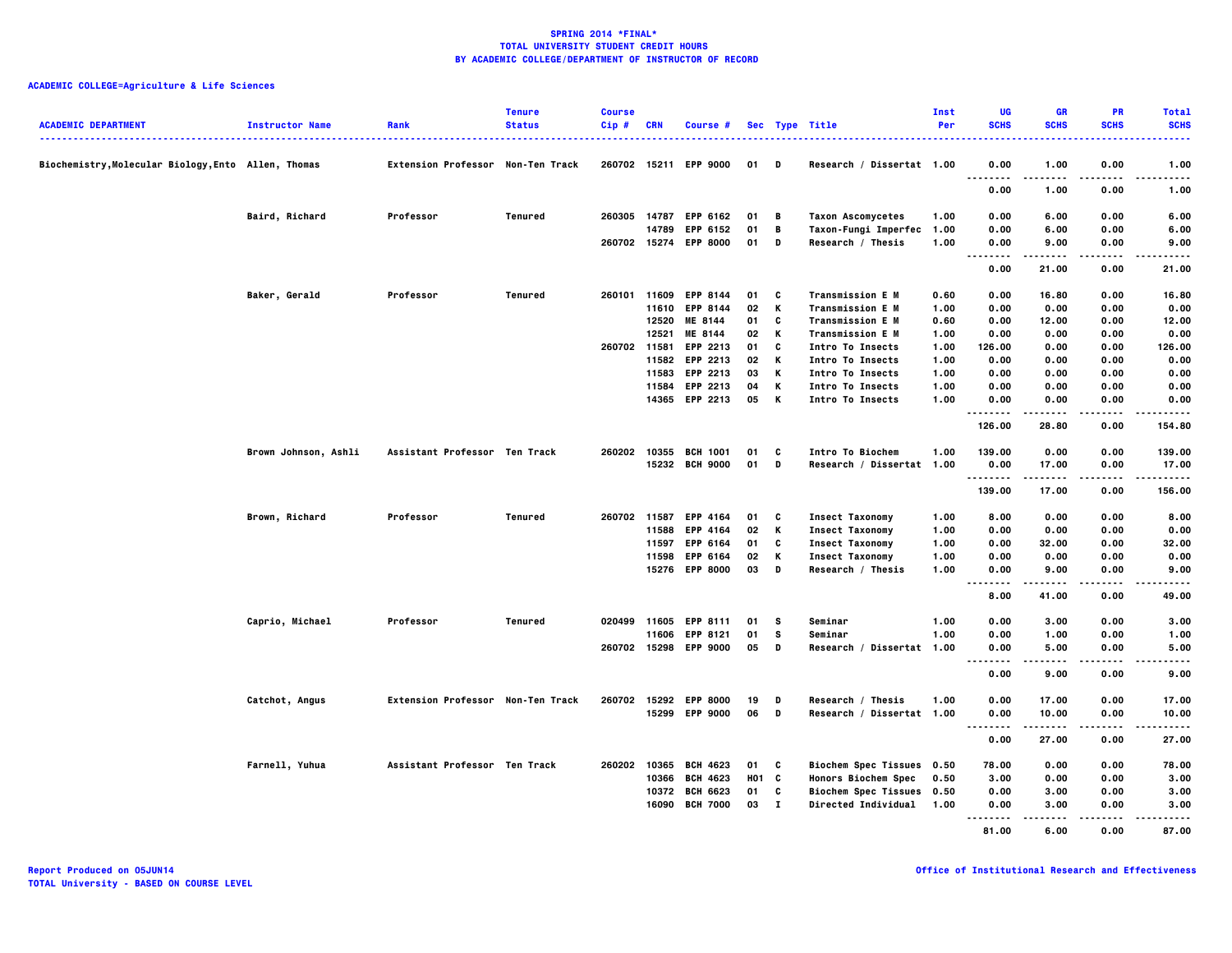**SPRING 2014 *FINAL***
**TOTAL UNIVERSITY STUDENT CREDIT HOURS**
**BY ACADEMIC COLLEGE/DEPARTMENT OF INSTRUCTOR OF RECORD**

**ACADEMIC COLLEGE=Agriculture & Life Sciences**

| ACADEMIC DEPARTMENT | Instructor Name | Rank | Tenure Status | Course Cip # | CRN | Course # | Sec | Type | Title | Inst Per | UG SCHS | GR SCHS | PR SCHS | Total SCHS |
|---|---|---|---|---|---|---|---|---|---|---|---|---|---|---|
| Biochemistry,Molecular Biology,Ento | Allen, Thomas | Extension Professor | Non-Ten Track | 260702 | 15211 | EPP 9000 | 01 | D | Research / Dissertat | 1.00 | 0.00 | 1.00 | 0.00 | 1.00 |
| | | | | | | | | | | | 0.00 | 1.00 | 0.00 | 1.00 |
| | Baird, Richard | Professor | Tenured | 260305 | 14787 | EPP 6162 | 01 | B | Taxon Ascomycetes | 1.00 | 0.00 | 6.00 | 0.00 | 6.00 |
| | | | | | 14789 | EPP 6152 | 01 | B | Taxon-Fungi Imperfec | 1.00 | 0.00 | 6.00 | 0.00 | 6.00 |
| | | | | 260702 | 15274 | EPP 8000 | 01 | D | Research / Thesis | 1.00 | 0.00 | 9.00 | 0.00 | 9.00 |
| | | | | | | | | | | | 0.00 | 21.00 | 0.00 | 21.00 |
| | Baker, Gerald | Professor | Tenured | 260101 | 11609 | EPP 8144 | 01 | C | Transmission E M | 0.60 | 0.00 | 16.80 | 0.00 | 16.80 |
| | | | | | 11610 | EPP 8144 | 02 | K | Transmission E M | 1.00 | 0.00 | 0.00 | 0.00 | 0.00 |
| | | | | | 12520 | ME 8144 | 01 | C | Transmission E M | 0.60 | 0.00 | 12.00 | 0.00 | 12.00 |
| | | | | | 12521 | ME 8144 | 02 | K | Transmission E M | 1.00 | 0.00 | 0.00 | 0.00 | 0.00 |
| | | | | 260702 | 11581 | EPP 2213 | 01 | C | Intro To Insects | 1.00 | 126.00 | 0.00 | 0.00 | 126.00 |
| | | | | | 11582 | EPP 2213 | 02 | K | Intro To Insects | 1.00 | 0.00 | 0.00 | 0.00 | 0.00 |
| | | | | | 11583 | EPP 2213 | 03 | K | Intro To Insects | 1.00 | 0.00 | 0.00 | 0.00 | 0.00 |
| | | | | | 11584 | EPP 2213 | 04 | K | Intro To Insects | 1.00 | 0.00 | 0.00 | 0.00 | 0.00 |
| | | | | | 14365 | EPP 2213 | 05 | K | Intro To Insects | 1.00 | 0.00 | 0.00 | 0.00 | 0.00 |
| | | | | | | | | | | | 126.00 | 28.80 | 0.00 | 154.80 |
| | Brown Johnson, Ashli | Assistant Professor | Ten Track | 260202 | 10355 | BCH 1001 | 01 | C | Intro To Biochem | 1.00 | 139.00 | 0.00 | 0.00 | 139.00 |
| | | | | | 15232 | BCH 9000 | 01 | D | Research / Dissertat | 1.00 | 0.00 | 17.00 | 0.00 | 17.00 |
| | | | | | | | | | | | 139.00 | 17.00 | 0.00 | 156.00 |
| | Brown, Richard | Professor | Tenured | 260702 | 11587 | EPP 4164 | 01 | C | Insect Taxonomy | 1.00 | 8.00 | 0.00 | 0.00 | 8.00 |
| | | | | | 11588 | EPP 4164 | 02 | K | Insect Taxonomy | 1.00 | 0.00 | 0.00 | 0.00 | 0.00 |
| | | | | | 11597 | EPP 6164 | 01 | C | Insect Taxonomy | 1.00 | 0.00 | 32.00 | 0.00 | 32.00 |
| | | | | | 11598 | EPP 6164 | 02 | K | Insect Taxonomy | 1.00 | 0.00 | 0.00 | 0.00 | 0.00 |
| | | | | | 15276 | EPP 8000 | 03 | D | Research / Thesis | 1.00 | 0.00 | 9.00 | 0.00 | 9.00 |
| | | | | | | | | | | | 8.00 | 41.00 | 0.00 | 49.00 |
| | Caprio, Michael | Professor | Tenured | 020499 | 11605 | EPP 8111 | 01 | S | Seminar | 1.00 | 0.00 | 3.00 | 0.00 | 3.00 |
| | | | | | 11606 | EPP 8121 | 01 | S | Seminar | 1.00 | 0.00 | 1.00 | 0.00 | 1.00 |
| | | | | 260702 | 15298 | EPP 9000 | 05 | D | Research / Dissertat | 1.00 | 0.00 | 5.00 | 0.00 | 5.00 |
| | | | | | | | | | | | 0.00 | 9.00 | 0.00 | 9.00 |
| | Catchot, Angus | Extension Professor | Non-Ten Track | 260702 | 15292 | EPP 8000 | 19 | D | Research / Thesis | 1.00 | 0.00 | 17.00 | 0.00 | 17.00 |
| | | | | | 15299 | EPP 9000 | 06 | D | Research / Dissertat | 1.00 | 0.00 | 10.00 | 0.00 | 10.00 |
| | | | | | | | | | | | 0.00 | 27.00 | 0.00 | 27.00 |
| | Farnell, Yuhua | Assistant Professor | Ten Track | 260202 | 10365 | BCH 4623 | 01 | C | Biochem Spec Tissues | 0.50 | 78.00 | 0.00 | 0.00 | 78.00 |
| | | | | | 10366 | BCH 4623 | H01 | C | Honors Biochem Spec | 0.50 | 3.00 | 0.00 | 0.00 | 3.00 |
| | | | | | 10372 | BCH 6623 | 01 | C | Biochem Spec Tissues | 0.50 | 0.00 | 3.00 | 0.00 | 3.00 |
| | | | | | 16090 | BCH 7000 | 03 | I | Directed Individual | 1.00 | 0.00 | 3.00 | 0.00 | 3.00 |
| | | | | | | | | | | | 81.00 | 6.00 | 0.00 | 87.00 |

Report Produced on 05JUN14
TOTAL University - BASED ON COURSE LEVEL

Office of Institutional Research and Effectiveness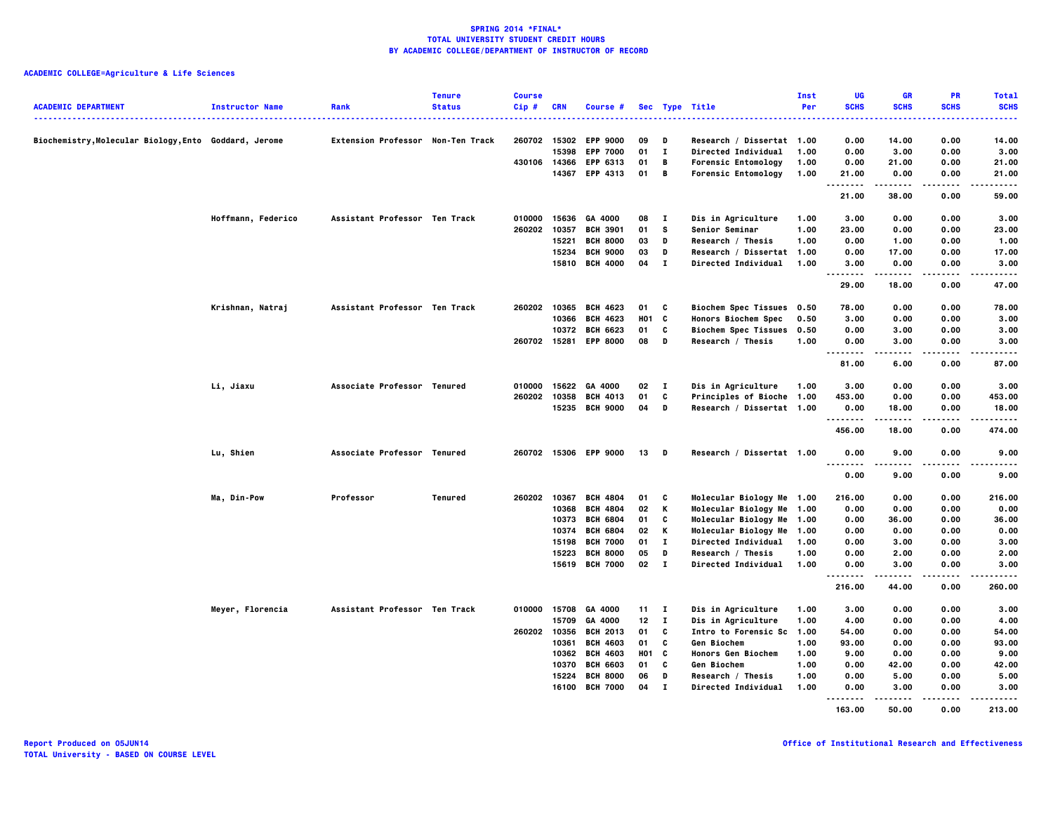**SPRING 2014 *FINAL***
**TOTAL UNIVERSITY STUDENT CREDIT HOURS**
**BY ACADEMIC COLLEGE/DEPARTMENT OF INSTRUCTOR OF RECORD**

**ACADEMIC COLLEGE=Agriculture & Life Sciences**

| ACADEMIC DEPARTMENT | Instructor Name | Rank | Tenure Status | Course Cip # | CRN | Course # | Sec | Type | Title | Inst Per | UG SCHS | GR SCHS | PR SCHS | Total SCHS |
|---|---|---|---|---|---|---|---|---|---|---|---|---|---|---|
| Biochemistry,Molecular Biology,Ento | Goddard, Jerome | Extension Professor | Non-Ten Track | 260702 | 15302 | EPP 9000 | 09 | D | Research / Dissertat | 1.00 | 0.00 | 14.00 | 0.00 | 14.00 |
| | | | | | 15398 | EPP 7000 | 01 | I | Directed Individual | 1.00 | 0.00 | 3.00 | 0.00 | 3.00 |
| | | | | 430106 | 14366 | EPP 6313 | 01 | B | Forensic Entomology | 1.00 | 0.00 | 21.00 | 0.00 | 21.00 |
| | | | | | 14367 | EPP 4313 | 01 | B | Forensic Entomology | 1.00 | 21.00 | 0.00 | 0.00 | 21.00 |
| | | | | | | | | | | | 21.00 | 38.00 | 0.00 | 59.00 |
| | Hoffmann, Federico | Assistant Professor | Ten Track | 010000 | 15636 | GA 4000 | 08 | I | Dis in Agriculture | 1.00 | 3.00 | 0.00 | 0.00 | 3.00 |
| | | | | 260202 | 10357 | BCH 3901 | 01 | S | Senior Seminar | 1.00 | 23.00 | 0.00 | 0.00 | 23.00 |
| | | | | | 15221 | BCH 8000 | 03 | D | Research / Thesis | 1.00 | 0.00 | 1.00 | 0.00 | 1.00 |
| | | | | | 15234 | BCH 9000 | 03 | D | Research / Dissertat | 1.00 | 0.00 | 17.00 | 0.00 | 17.00 |
| | | | | | 15810 | BCH 4000 | 04 | I | Directed Individual | 1.00 | 3.00 | 0.00 | 0.00 | 3.00 |
| | | | | | | | | | | | 29.00 | 18.00 | 0.00 | 47.00 |
| | Krishnan, Natraj | Assistant Professor | Ten Track | 260202 | 10365 | BCH 4623 | 01 | C | Biochem Spec Tissues | 0.50 | 78.00 | 0.00 | 0.00 | 78.00 |
| | | | | | 10366 | BCH 4623 | H01 | C | Honors Biochem Spec | 0.50 | 3.00 | 0.00 | 0.00 | 3.00 |
| | | | | | 10372 | BCH 6623 | 01 | C | Biochem Spec Tissues | 0.50 | 0.00 | 3.00 | 0.00 | 3.00 |
| | | | | 260702 | 15281 | EPP 8000 | 08 | D | Research / Thesis | 1.00 | 0.00 | 3.00 | 0.00 | 3.00 |
| | | | | | | | | | | | 81.00 | 6.00 | 0.00 | 87.00 |
| | Li, Jiaxu | Associate Professor | Tenured | 010000 | 15622 | GA 4000 | 02 | I | Dis in Agriculture | 1.00 | 3.00 | 0.00 | 0.00 | 3.00 |
| | | | | 260202 | 10358 | BCH 4013 | 01 | C | Principles of Bioche | 1.00 | 453.00 | 0.00 | 0.00 | 453.00 |
| | | | | | 15235 | BCH 9000 | 04 | D | Research / Dissertat | 1.00 | 0.00 | 18.00 | 0.00 | 18.00 |
| | | | | | | | | | | | 456.00 | 18.00 | 0.00 | 474.00 |
| | Lu, Shien | Associate Professor | Tenured | 260702 | 15306 | EPP 9000 | 13 | D | Research / Dissertat | 1.00 | 0.00 | 9.00 | 0.00 | 9.00 |
| | | | | | | | | | | | 0.00 | 9.00 | 0.00 | 9.00 |
| | Ma, Din-Pow | Professor | Tenured | 260202 | 10367 | BCH 4804 | 01 | C | Molecular Biology Me | 1.00 | 216.00 | 0.00 | 0.00 | 216.00 |
| | | | | | 10368 | BCH 4804 | 02 | K | Molecular Biology Me | 1.00 | 0.00 | 0.00 | 0.00 | 0.00 |
| | | | | | 10373 | BCH 6804 | 01 | C | Molecular Biology Me | 1.00 | 0.00 | 36.00 | 0.00 | 36.00 |
| | | | | | 10374 | BCH 6804 | 02 | K | Molecular Biology Me | 1.00 | 0.00 | 0.00 | 0.00 | 0.00 |
| | | | | | 15198 | BCH 7000 | 01 | I | Directed Individual | 1.00 | 0.00 | 3.00 | 0.00 | 3.00 |
| | | | | | 15223 | BCH 8000 | 05 | D | Research / Thesis | 1.00 | 0.00 | 2.00 | 0.00 | 2.00 |
| | | | | | 15619 | BCH 7000 | 02 | I | Directed Individual | 1.00 | 0.00 | 3.00 | 0.00 | 3.00 |
| | | | | | | | | | | | 216.00 | 44.00 | 0.00 | 260.00 |
| | Meyer, Florencia | Assistant Professor | Ten Track | 010000 | 15708 | GA 4000 | 11 | I | Dis in Agriculture | 1.00 | 3.00 | 0.00 | 0.00 | 3.00 |
| | | | | | 15709 | GA 4000 | 12 | I | Dis in Agriculture | 1.00 | 4.00 | 0.00 | 0.00 | 4.00 |
| | | | | 260202 | 10356 | BCH 2013 | 01 | C | Intro to Forensic Sc | 1.00 | 54.00 | 0.00 | 0.00 | 54.00 |
| | | | | | 10361 | BCH 4603 | 01 | C | Gen Biochem | 1.00 | 93.00 | 0.00 | 0.00 | 93.00 |
| | | | | | 10362 | BCH 4603 | H01 | C | Honors Gen Biochem | 1.00 | 9.00 | 0.00 | 0.00 | 9.00 |
| | | | | | 10370 | BCH 6603 | 01 | C | Gen Biochem | 1.00 | 0.00 | 42.00 | 0.00 | 42.00 |
| | | | | | 15224 | BCH 8000 | 06 | D | Research / Thesis | 1.00 | 0.00 | 5.00 | 0.00 | 5.00 |
| | | | | | 16100 | BCH 7000 | 04 | I | Directed Individual | 1.00 | 0.00 | 3.00 | 0.00 | 3.00 |
| | | | | | | | | | | | 163.00 | 50.00 | 0.00 | 213.00 |

Report Produced on 05JUN14
TOTAL University - BASED ON COURSE LEVEL

Office of Institutional Research and Effectiveness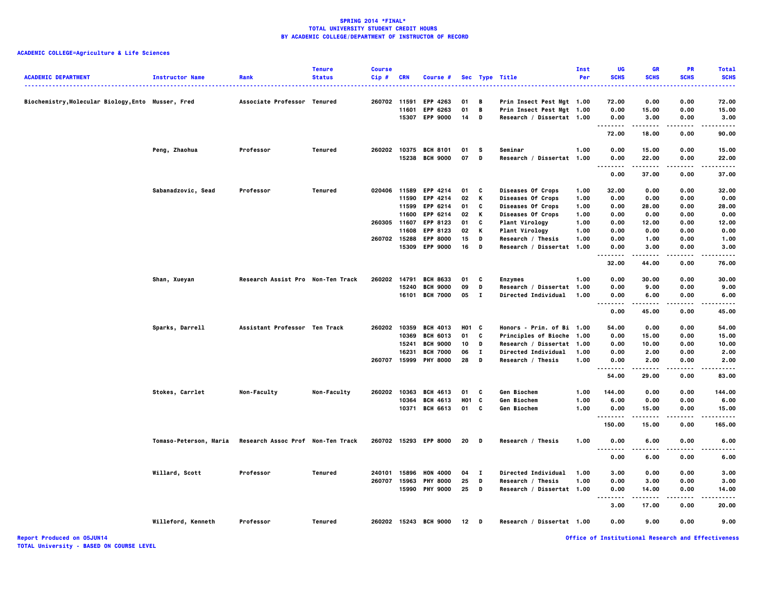**SPRING 2014 *FINAL***
**TOTAL UNIVERSITY STUDENT CREDIT HOURS**
**BY ACADEMIC COLLEGE/DEPARTMENT OF INSTRUCTOR OF RECORD**

**ACADEMIC COLLEGE=Agriculture & Life Sciences**

| ACADEMIC DEPARTMENT | Instructor Name | Rank | Tenure Status | Course Cip # | CRN | Course # | Sec | Type | Title | Inst Per | UG SCHS | GR SCHS | PR SCHS | Total SCHS |
|---|---|---|---|---|---|---|---|---|---|---|---|---|---|---|
| Biochemistry,Molecular Biology,Ento | Musser, Fred | Associate Professor | Tenured | 260702 | 11591 | EPP 4263 | 01 | B | Prin Insect Pest Mgt | 1.00 | 72.00 | 0.00 | 0.00 | 72.00 |
| | | | | | 11601 | EPP 6263 | 01 | B | Prin Insect Pest Mgt | 1.00 | 0.00 | 15.00 | 0.00 | 15.00 |
| | | | | | 15307 | EPP 9000 | 14 | D | Research / Dissertat | 1.00 | 0.00 | 3.00 | 0.00 | 3.00 |
| | | | | | | | | | | | 72.00 | 18.00 | 0.00 | 90.00 |
| | Peng, Zhaohua | Professor | Tenured | 260202 | 10375 | BCH 8101 | 01 | S | Seminar | 1.00 | 0.00 | 15.00 | 0.00 | 15.00 |
| | | | | | 15238 | BCH 9000 | 07 | D | Research / Dissertat | 1.00 | 0.00 | 22.00 | 0.00 | 22.00 |
| | | | | | | | | | | | 0.00 | 37.00 | 0.00 | 37.00 |
| | Sabanadzovic, Sead | Professor | Tenured | 020406 | 11589 | EPP 4214 | 01 | C | Diseases Of Crops | 1.00 | 32.00 | 0.00 | 0.00 | 32.00 |
| | | | | | 11590 | EPP 4214 | 02 | K | Diseases Of Crops | 1.00 | 0.00 | 0.00 | 0.00 | 0.00 |
| | | | | | 11599 | EPP 6214 | 01 | C | Diseases Of Crops | 1.00 | 0.00 | 28.00 | 0.00 | 28.00 |
| | | | | | 11600 | EPP 6214 | 02 | K | Diseases Of Crops | 1.00 | 0.00 | 0.00 | 0.00 | 0.00 |
| | | | | 260305 | 11607 | EPP 8123 | 01 | C | Plant Virology | 1.00 | 0.00 | 12.00 | 0.00 | 12.00 |
| | | | | | 11608 | EPP 8123 | 02 | K | Plant Virology | 1.00 | 0.00 | 0.00 | 0.00 | 0.00 |
| | | | | 260702 | 15288 | EPP 8000 | 15 | D | Research / Thesis | 1.00 | 0.00 | 1.00 | 0.00 | 1.00 |
| | | | | | 15309 | EPP 9000 | 16 | D | Research / Dissertat | 1.00 | 0.00 | 3.00 | 0.00 | 3.00 |
| | | | | | | | | | | | 32.00 | 44.00 | 0.00 | 76.00 |
| | Shan, Xueyan | Research Assist Pro | Non-Ten Track | 260202 | 14791 | BCH 8633 | 01 | C | Enzymes | 1.00 | 0.00 | 30.00 | 0.00 | 30.00 |
| | | | | | 15240 | BCH 9000 | 09 | D | Research / Dissertat | 1.00 | 0.00 | 9.00 | 0.00 | 9.00 |
| | | | | | 16101 | BCH 7000 | 05 | I | Directed Individual | 1.00 | 0.00 | 6.00 | 0.00 | 6.00 |
| | | | | | | | | | | | 0.00 | 45.00 | 0.00 | 45.00 |
| | Sparks, Darrell | Assistant Professor | Ten Track | 260202 | 10359 | BCH 4013 | H01 | C | Honors - Prin. of Bi | 1.00 | 54.00 | 0.00 | 0.00 | 54.00 |
| | | | | | 10369 | BCH 6013 | 01 | C | Principles of Bioche | 1.00 | 0.00 | 15.00 | 0.00 | 15.00 |
| | | | | | 15241 | BCH 9000 | 10 | D | Research / Dissertat | 1.00 | 0.00 | 10.00 | 0.00 | 10.00 |
| | | | | | 16231 | BCH 7000 | 06 | I | Directed Individual | 1.00 | 0.00 | 2.00 | 0.00 | 2.00 |
| | | | | 260707 | 15999 | PHY 8000 | 28 | D | Research / Thesis | 1.00 | 0.00 | 2.00 | 0.00 | 2.00 |
| | | | | | | | | | | | 54.00 | 29.00 | 0.00 | 83.00 |
| | Stokes, Carrlet | Non-Faculty | Non-Faculty | 260202 | 10363 | BCH 4613 | 01 | C | Gen Biochem | 1.00 | 144.00 | 0.00 | 0.00 | 144.00 |
| | | | | | 10364 | BCH 4613 | H01 | C | Gen Biochem | 1.00 | 6.00 | 0.00 | 0.00 | 6.00 |
| | | | | | 10371 | BCH 6613 | 01 | C | Gen Biochem | 1.00 | 0.00 | 15.00 | 0.00 | 15.00 |
| | | | | | | | | | | | 150.00 | 15.00 | 0.00 | 165.00 |
| | Tomaso-Peterson, Maria | Research Assoc Prof | Non-Ten Track | 260702 | 15293 | EPP 8000 | 20 | D | Research / Thesis | 1.00 | 0.00 | 6.00 | 0.00 | 6.00 |
| | | | | | | | | | | | 0.00 | 6.00 | 0.00 | 6.00 |
| | Willard, Scott | Professor | Tenured | 240101 | 15896 | HON 4000 | 04 | I | Directed Individual | 1.00 | 3.00 | 0.00 | 0.00 | 3.00 |
| | | | | 260707 | 15963 | PHY 8000 | 25 | D | Research / Thesis | 1.00 | 0.00 | 3.00 | 0.00 | 3.00 |
| | | | | | 15990 | PHY 9000 | 25 | D | Research / Dissertat | 1.00 | 0.00 | 14.00 | 0.00 | 14.00 |
| | | | | | | | | | | | 3.00 | 17.00 | 0.00 | 20.00 |
| | Willeford, Kenneth | Professor | Tenured | 260202 | 15243 | BCH 9000 | 12 | D | Research / Dissertat | 1.00 | 0.00 | 9.00 | 0.00 | 9.00 |

Report Produced on 05JUN14
TOTAL University - BASED ON COURSE LEVEL

Office of Institutional Research and Effectiveness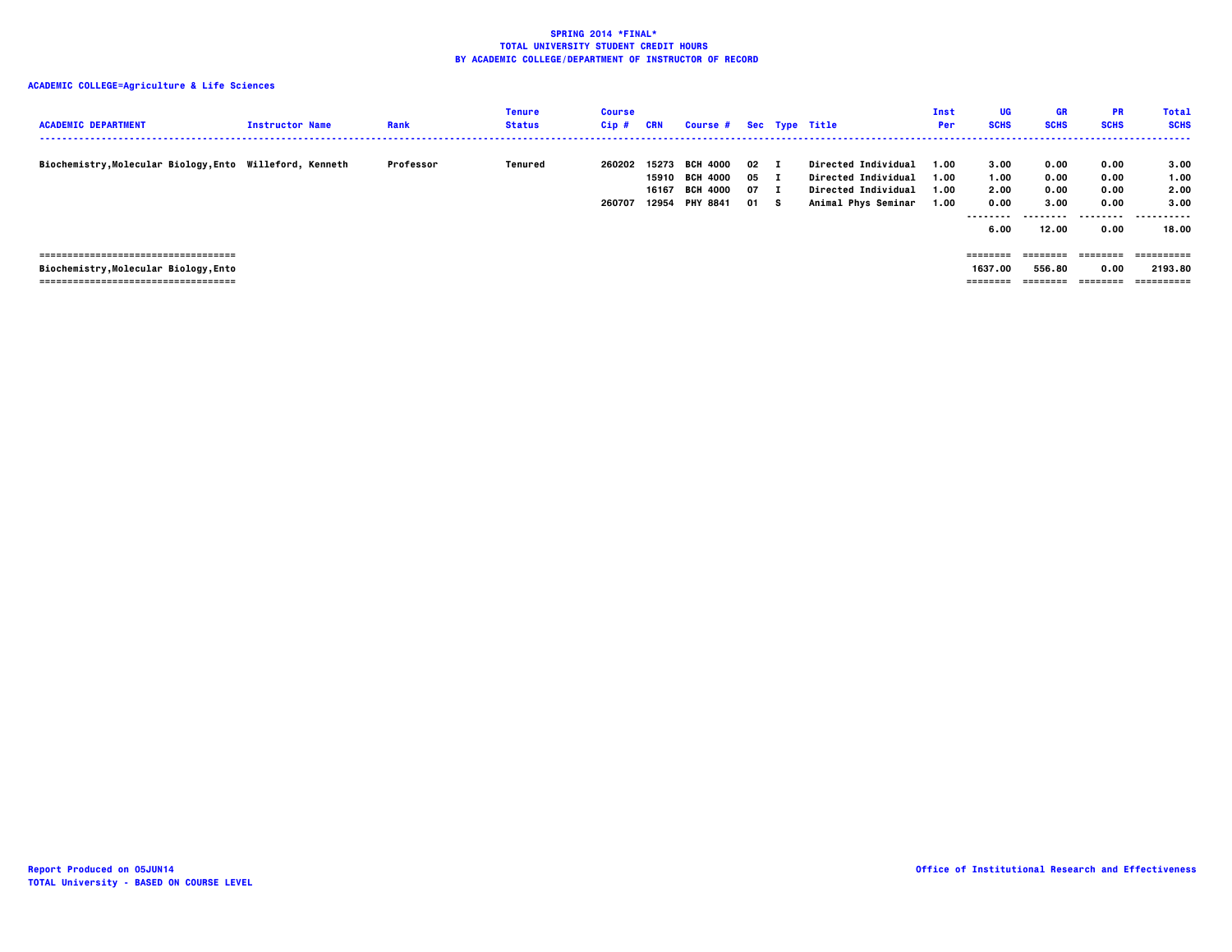**SPRING 2014 *FINAL***
**TOTAL UNIVERSITY STUDENT CREDIT HOURS**
**BY ACADEMIC COLLEGE/DEPARTMENT OF INSTRUCTOR OF RECORD**

**ACADEMIC COLLEGE=Agriculture & Life Sciences**

| ACADEMIC DEPARTMENT | Instructor Name | Rank | Tenure Status | Course Cip # | CRN | Course # | Sec | Type | Title | Inst Per | UG SCHS | GR SCHS | PR SCHS | Total SCHS |
|---|---|---|---|---|---|---|---|---|---|---|---|---|---|---|
| Biochemistry,Molecular Biology,Ento | Willeford, Kenneth | Professor | Tenured | 260202 | 15273 | BCH 4000 | 02 | I | Directed Individual | 1.00 | 3.00 | 0.00 | 0.00 | 3.00 |
| | | | | | 15910 | BCH 4000 | 05 | I | Directed Individual | 1.00 | 1.00 | 0.00 | 0.00 | 1.00 |
| | | | | | 16167 | BCH 4000 | 07 | I | Directed Individual | 1.00 | 2.00 | 0.00 | 0.00 | 2.00 |
| | | | | 260707 | 12954 | PHY 8841 | 01 | S | Animal Phys Seminar | 1.00 | 0.00 | 3.00 | 0.00 | 3.00 |
| | | | | | | | | | | | 6.00 | 12.00 | 0.00 | 18.00 |
| Biochemistry,Molecular Biology,Ento | | | | | | | | | | | 1637.00 | 556.80 | 0.00 | 2193.80 |

Report Produced on 05JUN14
TOTAL University - BASED ON COURSE LEVEL

Office of Institutional Research and Effectiveness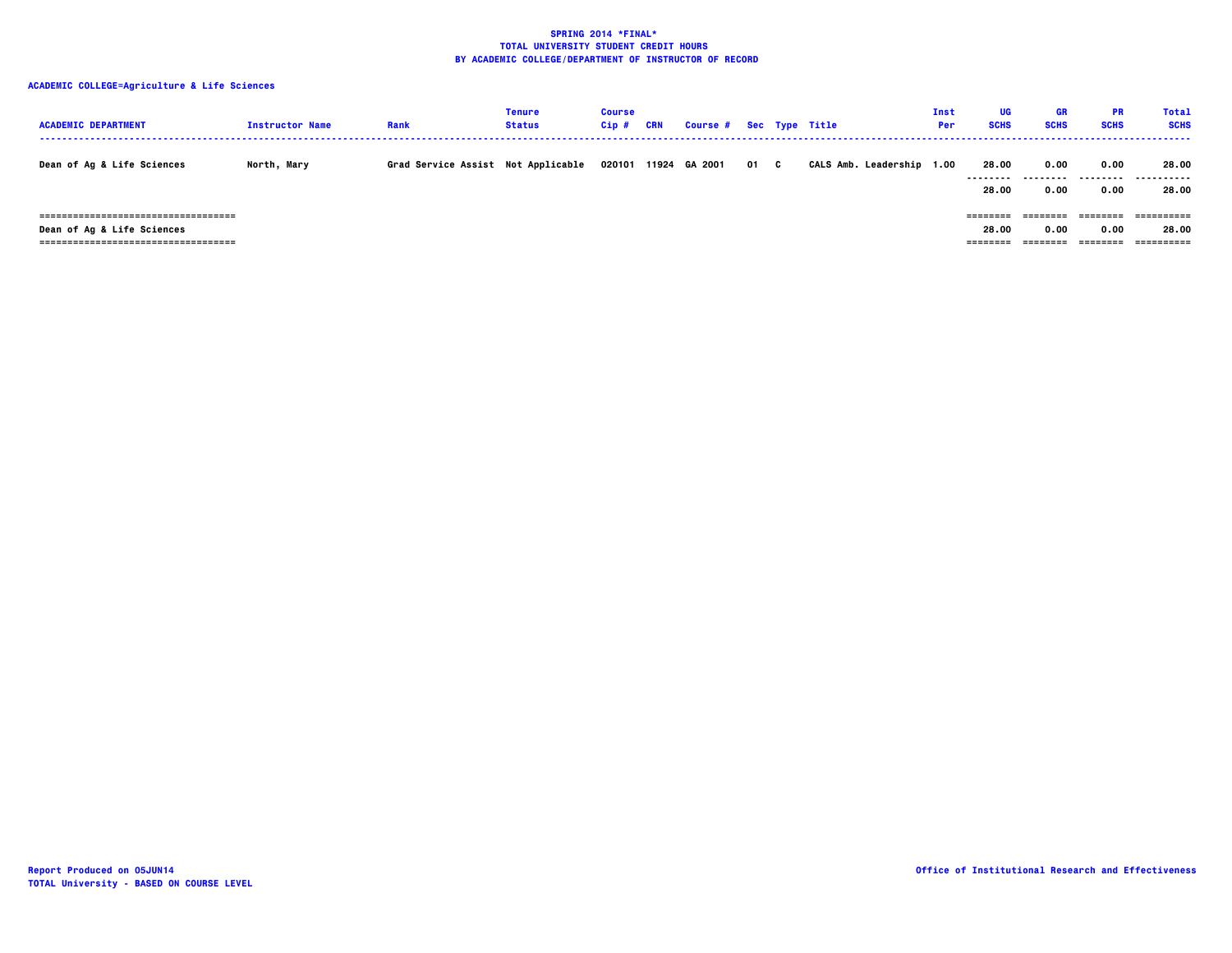**SPRING 2014 *FINAL***
**TOTAL UNIVERSITY STUDENT CREDIT HOURS**
**BY ACADEMIC COLLEGE/DEPARTMENT OF INSTRUCTOR OF RECORD**

**ACADEMIC COLLEGE=Agriculture & Life Sciences**

| ACADEMIC DEPARTMENT | Instructor Name | Rank | Tenure Status | Course Cip # | CRN | Course # | Sec | Type | Title | Inst Per | UG SCHS | GR SCHS | PR SCHS | Total SCHS |
|---|---|---|---|---|---|---|---|---|---|---|---|---|---|---|
| Dean of Ag & Life Sciences | North, Mary | Grad Service Assist | Not Applicable | 020101 | 11924 | GA 2001 | 01 | C | CALS Amb. Leadership | 1.00 | 28.00 | 0.00 | 0.00 | 28.00 |
| | | | | | | | | | | | 28.00 | 0.00 | 0.00 | 28.00 |
| Dean of Ag & Life Sciences | | | | | | | | | | | 28.00 | 0.00 | 0.00 | 28.00 |

Report Produced on 05JUN14
TOTAL University - BASED ON COURSE LEVEL

Office of Institutional Research and Effectiveness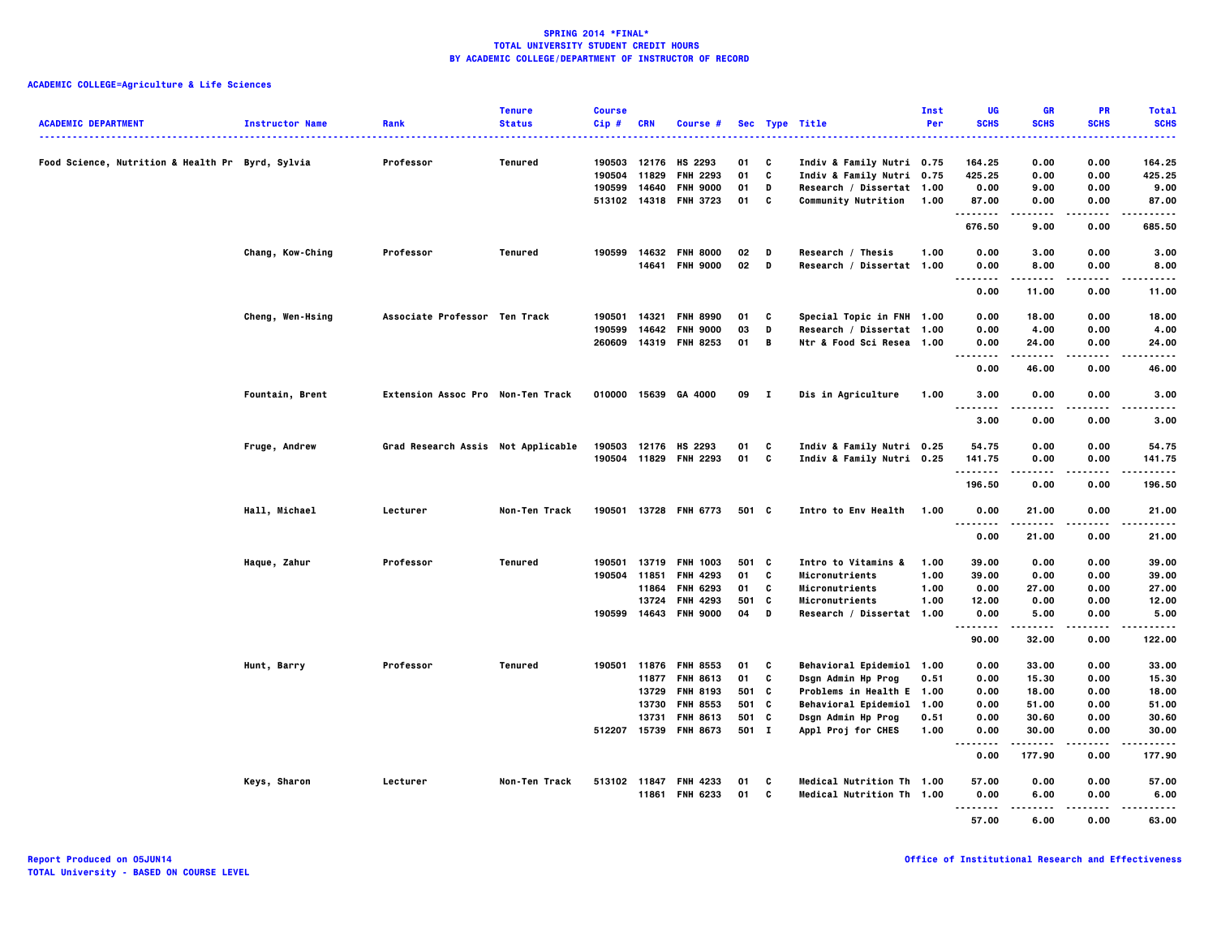# SPRING 2014 *FINAL*
## TOTAL UNIVERSITY STUDENT CREDIT HOURS
## BY ACADEMIC COLLEGE/DEPARTMENT OF INSTRUCTOR OF RECORD

**ACADEMIC COLLEGE=Agriculture & Life Sciences**

| ACADEMIC DEPARTMENT | Instructor Name | Rank | Tenure Status | Course Cip # | CRN | Course # | Sec | Type | Title | Inst Per | UG SCHS | GR SCHS | PR SCHS | Total SCHS |
|---|---|---|---|---|---|---|---|---|---|---|---|---|---|---|
| Food Science, Nutrition & Health Pr | Byrd, Sylvia | Professor | Tenured | 190503 | 12176 | HS 2293 | 01 | C | Indiv & Family Nutri | 0.75 | 164.25 | 0.00 | 0.00 | 164.25 |
| | | | | 190504 | 11829 | FNH 2293 | 01 | C | Indiv & Family Nutri | 0.75 | 425.25 | 0.00 | 0.00 | 425.25 |
| | | | | 190599 | 14640 | FNH 9000 | 01 | D | Research / Dissertat | 1.00 | 0.00 | 9.00 | 0.00 | 9.00 |
| | | | | 513102 | 14318 | FNH 3723 | 01 | C | Community Nutrition | 1.00 | 87.00 | 0.00 | 0.00 | 87.00 |
| | | | | | | | | | | | 676.50 | 9.00 | 0.00 | 685.50 |
| | Chang, Kow-Ching | Professor | Tenured | 190599 | 14632 | FNH 8000 | 02 | D | Research / Thesis | 1.00 | 0.00 | 3.00 | 0.00 | 3.00 |
| | | | | | 14641 | FNH 9000 | 02 | D | Research / Dissertat | 1.00 | 0.00 | 8.00 | 0.00 | 8.00 |
| | | | | | | | | | | | 0.00 | 11.00 | 0.00 | 11.00 |
| | Cheng, Wen-Hsing | Associate Professor | Ten Track | 190501 | 14321 | FNH 8990 | 01 | C | Special Topic in FNH | 1.00 | 0.00 | 18.00 | 0.00 | 18.00 |
| | | | | 190599 | 14642 | FNH 9000 | 03 | D | Research / Dissertat | 1.00 | 0.00 | 4.00 | 0.00 | 4.00 |
| | | | | 260609 | 14319 | FNH 8253 | 01 | B | Ntr & Food Sci Resea | 1.00 | 0.00 | 24.00 | 0.00 | 24.00 |
| | | | | | | | | | | | 0.00 | 46.00 | 0.00 | 46.00 |
| | Fountain, Brent | Extension Assoc Pro | Non-Ten Track | 010000 | 15639 | GA 4000 | 09 | I | Dis in Agriculture | 1.00 | 3.00 | 0.00 | 0.00 | 3.00 |
| | | | | | | | | | | | 3.00 | 0.00 | 0.00 | 3.00 |
| | Fruge, Andrew | Grad Research Assis | Not Applicable | 190503 | 12176 | HS 2293 | 01 | C | Indiv & Family Nutri | 0.25 | 54.75 | 0.00 | 0.00 | 54.75 |
| | | | | 190504 | 11829 | FNH 2293 | 01 | C | Indiv & Family Nutri | 0.25 | 141.75 | 0.00 | 0.00 | 141.75 |
| | | | | | | | | | | | 196.50 | 0.00 | 0.00 | 196.50 |
| | Hall, Michael | Lecturer | Non-Ten Track | 190501 | 13728 | FNH 6773 | 501 | C | Intro to Env Health | 1.00 | 0.00 | 21.00 | 0.00 | 21.00 |
| | | | | | | | | | | | 0.00 | 21.00 | 0.00 | 21.00 |
| | Haque, Zahur | Professor | Tenured | 190501 | 13719 | FNH 1003 | 501 | C | Intro to Vitamins & | 1.00 | 39.00 | 0.00 | 0.00 | 39.00 |
| | | | | 190504 | 11851 | FNH 4293 | 01 | C | Micronutrients | 1.00 | 39.00 | 0.00 | 0.00 | 39.00 |
| | | | | | 11864 | FNH 6293 | 01 | C | Micronutrients | 1.00 | 0.00 | 27.00 | 0.00 | 27.00 |
| | | | | | 13724 | FNH 4293 | 501 | C | Micronutrients | 1.00 | 12.00 | 0.00 | 0.00 | 12.00 |
| | | | | 190599 | 14643 | FNH 9000 | 04 | D | Research / Dissertat | 1.00 | 0.00 | 5.00 | 0.00 | 5.00 |
| | | | | | | | | | | | 90.00 | 32.00 | 0.00 | 122.00 |
| | Hunt, Barry | Professor | Tenured | 190501 | 11876 | FNH 8553 | 01 | C | Behavioral Epidemiol | 1.00 | 0.00 | 33.00 | 0.00 | 33.00 |
| | | | | | 11877 | FNH 8613 | 01 | C | Dsgn Admin Hp Prog | 0.51 | 0.00 | 15.30 | 0.00 | 15.30 |
| | | | | | 13729 | FNH 8193 | 501 | C | Problems in Health E | 1.00 | 0.00 | 18.00 | 0.00 | 18.00 |
| | | | | | 13730 | FNH 8553 | 501 | C | Behavioral Epidemiol | 1.00 | 0.00 | 51.00 | 0.00 | 51.00 |
| | | | | | 13731 | FNH 8613 | 501 | C | Dsgn Admin Hp Prog | 0.51 | 0.00 | 30.60 | 0.00 | 30.60 |
| | | | | 512207 | 15739 | FNH 8673 | 501 | I | Appl Proj for CHES | 1.00 | 0.00 | 30.00 | 0.00 | 30.00 |
| | | | | | | | | | | | 0.00 | 177.90 | 0.00 | 177.90 |
| | Keys, Sharon | Lecturer | Non-Ten Track | 513102 | 11847 | FNH 4233 | 01 | C | Medical Nutrition Th | 1.00 | 57.00 | 0.00 | 0.00 | 57.00 |
| | | | | | 11861 | FNH 6233 | 01 | C | Medical Nutrition Th | 1.00 | 0.00 | 6.00 | 0.00 | 6.00 |
| | | | | | | | | | | | 57.00 | 6.00 | 0.00 | 63.00 |

Report Produced on 05JUN14
TOTAL University - BASED ON COURSE LEVEL

Office of Institutional Research and Effectiveness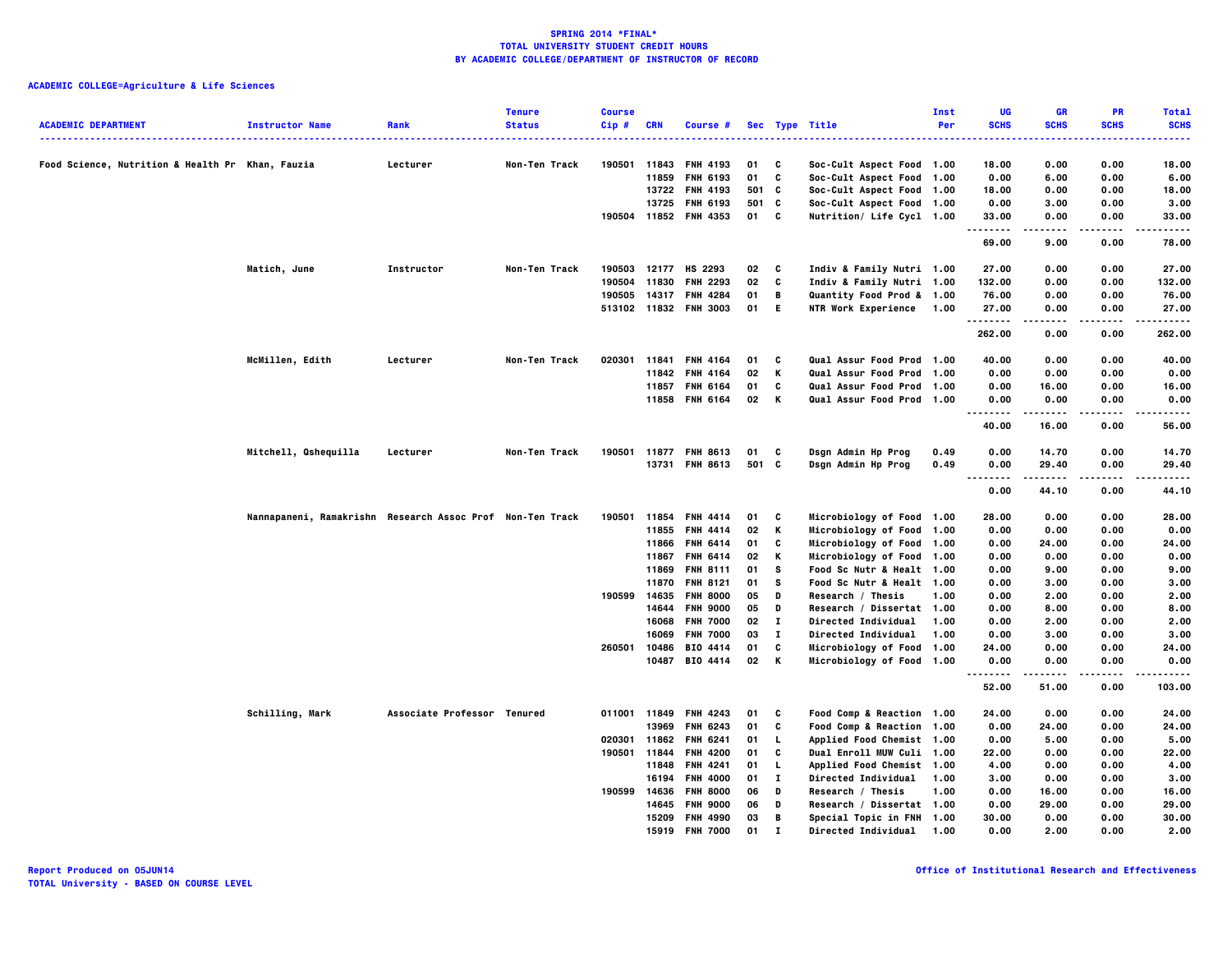**SPRING 2014 *FINAL***
**TOTAL UNIVERSITY STUDENT CREDIT HOURS**
**BY ACADEMIC COLLEGE/DEPARTMENT OF INSTRUCTOR OF RECORD**

**ACADEMIC COLLEGE=Agriculture & Life Sciences**

| ACADEMIC DEPARTMENT | Instructor Name | Rank | Tenure Status | Course Cip # | CRN | Course # | Sec | Type | Title | Inst Per | UG SCHS | GR SCHS | PR SCHS | Total SCHS |
|---|---|---|---|---|---|---|---|---|---|---|---|---|---|---|
| Food Science, Nutrition & Health Pr | Khan, Fauzia | Lecturer | Non-Ten Track | 190501 | 11843 | FNH 4193 | 01 | C | Soc-Cult Aspect Food | 1.00 | 18.00 | 0.00 | 0.00 | 18.00 |
| | | | | | 11859 | FNH 6193 | 01 | C | Soc-Cult Aspect Food | 1.00 | 0.00 | 6.00 | 0.00 | 6.00 |
| | | | | | 13722 | FNH 4193 | 501 | C | Soc-Cult Aspect Food | 1.00 | 18.00 | 0.00 | 0.00 | 18.00 |
| | | | | | 13725 | FNH 6193 | 501 | C | Soc-Cult Aspect Food | 1.00 | 0.00 | 3.00 | 0.00 | 3.00 |
| | | | | 190504 | 11852 | FNH 4353 | 01 | C | Nutrition/ Life Cycl | 1.00 | 33.00 | 0.00 | 0.00 | 33.00 |
| | | | | | | | | | | | 69.00 | 9.00 | 0.00 | 78.00 |
| | Matich, June | Instructor | Non-Ten Track | 190503 | 12177 | HS 2293 | 02 | C | Indiv & Family Nutri | 1.00 | 27.00 | 0.00 | 0.00 | 27.00 |
| | | | | 190504 | 11830 | FNH 2293 | 02 | C | Indiv & Family Nutri | 1.00 | 132.00 | 0.00 | 0.00 | 132.00 |
| | | | | 190505 | 14317 | FNH 4284 | 01 | B | Quantity Food Prod & | 1.00 | 76.00 | 0.00 | 0.00 | 76.00 |
| | | | | 513102 | 11832 | FNH 3003 | 01 | E | NTR Work Experience | 1.00 | 27.00 | 0.00 | 0.00 | 27.00 |
| | | | | | | | | | | | 262.00 | 0.00 | 0.00 | 262.00 |
| | McMillen, Edith | Lecturer | Non-Ten Track | 020301 | 11841 | FNH 4164 | 01 | C | Qual Assur Food Prod | 1.00 | 40.00 | 0.00 | 0.00 | 40.00 |
| | | | | | 11842 | FNH 4164 | 02 | K | Qual Assur Food Prod | 1.00 | 0.00 | 0.00 | 0.00 | 0.00 |
| | | | | | 11857 | FNH 6164 | 01 | C | Qual Assur Food Prod | 1.00 | 0.00 | 16.00 | 0.00 | 16.00 |
| | | | | | 11858 | FNH 6164 | 02 | K | Qual Assur Food Prod | 1.00 | 0.00 | 0.00 | 0.00 | 0.00 |
| | | | | | | | | | | | 40.00 | 16.00 | 0.00 | 56.00 |
| | Mitchell, Qshequilla | Lecturer | Non-Ten Track | 190501 | 11877 | FNH 8613 | 01 | C | Dsgn Admin Hp Prog | 0.49 | 0.00 | 14.70 | 0.00 | 14.70 |
| | | | | | 13731 | FNH 8613 | 501 | C | Dsgn Admin Hp Prog | 0.49 | 0.00 | 29.40 | 0.00 | 29.40 |
| | | | | | | | | | | | 0.00 | 44.10 | 0.00 | 44.10 |
| | Nannapaneni, Ramakrishn | Research Assoc Prof | Non-Ten Track | 190501 | 11854 | FNH 4414 | 01 | C | Microbiology of Food | 1.00 | 28.00 | 0.00 | 0.00 | 28.00 |
| | | | | | 11855 | FNH 4414 | 02 | K | Microbiology of Food | 1.00 | 0.00 | 0.00 | 0.00 | 0.00 |
| | | | | | 11866 | FNH 6414 | 01 | C | Microbiology of Food | 1.00 | 0.00 | 24.00 | 0.00 | 24.00 |
| | | | | | 11867 | FNH 6414 | 02 | K | Microbiology of Food | 1.00 | 0.00 | 0.00 | 0.00 | 0.00 |
| | | | | | 11869 | FNH 8111 | 01 | S | Food Sc Nutr & Healt | 1.00 | 0.00 | 9.00 | 0.00 | 9.00 |
| | | | | | 11870 | FNH 8121 | 01 | S | Food Sc Nutr & Healt | 1.00 | 0.00 | 3.00 | 0.00 | 3.00 |
| | | | | 190599 | 14635 | FNH 8000 | 05 | D | Research / Thesis | 1.00 | 0.00 | 2.00 | 0.00 | 2.00 |
| | | | | | 14644 | FNH 9000 | 05 | D | Research / Dissertat | 1.00 | 0.00 | 8.00 | 0.00 | 8.00 |
| | | | | | 16068 | FNH 7000 | 02 | I | Directed Individual | 1.00 | 0.00 | 2.00 | 0.00 | 2.00 |
| | | | | | 16069 | FNH 7000 | 03 | I | Directed Individual | 1.00 | 0.00 | 3.00 | 0.00 | 3.00 |
| | | | | 260501 | 10486 | BIO 4414 | 01 | C | Microbiology of Food | 1.00 | 24.00 | 0.00 | 0.00 | 24.00 |
| | | | | | 10487 | BIO 4414 | 02 | K | Microbiology of Food | 1.00 | 0.00 | 0.00 | 0.00 | 0.00 |
| | | | | | | | | | | | 52.00 | 51.00 | 0.00 | 103.00 |
| | Schilling, Mark | Associate Professor | Tenured | 011001 | 11849 | FNH 4243 | 01 | C | Food Comp & Reaction | 1.00 | 24.00 | 0.00 | 0.00 | 24.00 |
| | | | | | 13969 | FNH 6243 | 01 | C | Food Comp & Reaction | 1.00 | 0.00 | 24.00 | 0.00 | 24.00 |
| | | | | 020301 | 11862 | FNH 6241 | 01 | L | Applied Food Chemist | 1.00 | 0.00 | 5.00 | 0.00 | 5.00 |
| | | | | 190501 | 11844 | FNH 4200 | 01 | C | Dual Enroll MUW Culi | 1.00 | 22.00 | 0.00 | 0.00 | 22.00 |
| | | | | | 11848 | FNH 4241 | 01 | L | Applied Food Chemist | 1.00 | 4.00 | 0.00 | 0.00 | 4.00 |
| | | | | | 16194 | FNH 4000 | 01 | I | Directed Individual | 1.00 | 3.00 | 0.00 | 0.00 | 3.00 |
| | | | | 190599 | 14636 | FNH 8000 | 06 | D | Research / Thesis | 1.00 | 0.00 | 16.00 | 0.00 | 16.00 |
| | | | | | 14645 | FNH 9000 | 06 | D | Research / Dissertat | 1.00 | 0.00 | 29.00 | 0.00 | 29.00 |
| | | | | | 15209 | FNH 4990 | 03 | B | Special Topic in FNH | 1.00 | 30.00 | 0.00 | 0.00 | 30.00 |
| | | | | | 15919 | FNH 7000 | 01 | I | Directed Individual | 1.00 | 0.00 | 2.00 | 0.00 | 2.00 |

Report Produced on 05JUN14
TOTAL University - BASED ON COURSE LEVEL

Office of Institutional Research and Effectiveness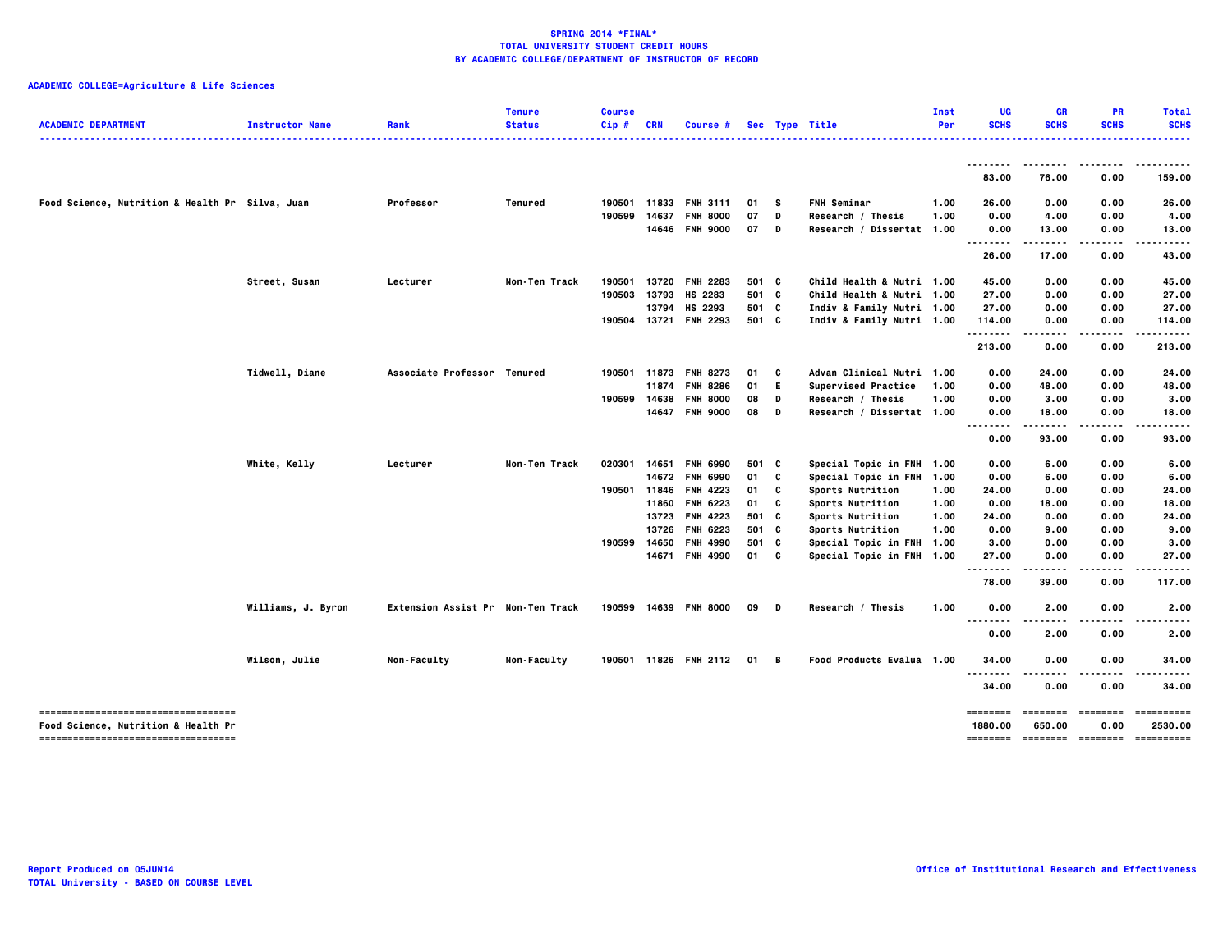**SPRING 2014 *FINAL***
**TOTAL UNIVERSITY STUDENT CREDIT HOURS**
**BY ACADEMIC COLLEGE/DEPARTMENT OF INSTRUCTOR OF RECORD**

**ACADEMIC COLLEGE=Agriculture & Life Sciences**

| ACADEMIC DEPARTMENT | Instructor Name | Rank | Tenure Status | Course Cip # | CRN | Course # | Sec | Type | Title | Inst Per | UG SCHS | GR SCHS | PR SCHS | Total SCHS |
|---|---|---|---|---|---|---|---|---|---|---|---|---|---|---|
| | | | | | | | | | | | 83.00 | 76.00 | 0.00 | 159.00 |
| Food Science, Nutrition & Health Pr | Silva, Juan | Professor | Tenured | 190501 | 11833 | FNH 3111 | 01 | S | FNH Seminar | 1.00 | 26.00 | 0.00 | 0.00 | 26.00 |
| | | | | 190599 | 14637 | FNH 8000 | 07 | D | Research / Thesis | 1.00 | 0.00 | 4.00 | 0.00 | 4.00 |
| | | | | | 14646 | FNH 9000 | 07 | D | Research / Dissertat | 1.00 | 0.00 | 13.00 | 0.00 | 13.00 |
| | | | | | | | | | | | 26.00 | 17.00 | 0.00 | 43.00 |
| | Street, Susan | Lecturer | Non-Ten Track | 190501 | 13720 | FNH 2283 | 501 | C | Child Health & Nutri | 1.00 | 45.00 | 0.00 | 0.00 | 45.00 |
| | | | | 190503 | 13793 | HS 2283 | 501 | C | Child Health & Nutri | 1.00 | 27.00 | 0.00 | 0.00 | 27.00 |
| | | | | | 13794 | HS 2293 | 501 | C | Indiv & Family Nutri | 1.00 | 27.00 | 0.00 | 0.00 | 27.00 |
| | | | | 190504 | 13721 | FNH 2293 | 501 | C | Indiv & Family Nutri | 1.00 | 114.00 | 0.00 | 0.00 | 114.00 |
| | | | | | | | | | | | 213.00 | 0.00 | 0.00 | 213.00 |
| | Tidwell, Diane | Associate Professor | Tenured | 190501 | 11873 | FNH 8273 | 01 | C | Advan Clinical Nutri | 1.00 | 0.00 | 24.00 | 0.00 | 24.00 |
| | | | | | 11874 | FNH 8286 | 01 | E | Supervised Practice | 1.00 | 0.00 | 48.00 | 0.00 | 48.00 |
| | | | | 190599 | 14638 | FNH 8000 | 08 | D | Research / Thesis | 1.00 | 0.00 | 3.00 | 0.00 | 3.00 |
| | | | | | 14647 | FNH 9000 | 08 | D | Research / Dissertat | 1.00 | 0.00 | 18.00 | 0.00 | 18.00 |
| | | | | | | | | | | | 0.00 | 93.00 | 0.00 | 93.00 |
| | White, Kelly | Lecturer | Non-Ten Track | 020301 | 14651 | FNH 6990 | 501 | C | Special Topic in FNH | 1.00 | 0.00 | 6.00 | 0.00 | 6.00 |
| | | | | | 14672 | FNH 6990 | 01 | C | Special Topic in FNH | 1.00 | 0.00 | 6.00 | 0.00 | 6.00 |
| | | | | 190501 | 11846 | FNH 4223 | 01 | C | Sports Nutrition | 1.00 | 24.00 | 0.00 | 0.00 | 24.00 |
| | | | | | 11860 | FNH 6223 | 01 | C | Sports Nutrition | 1.00 | 0.00 | 18.00 | 0.00 | 18.00 |
| | | | | | 13723 | FNH 4223 | 501 | C | Sports Nutrition | 1.00 | 24.00 | 0.00 | 0.00 | 24.00 |
| | | | | | 13726 | FNH 6223 | 501 | C | Sports Nutrition | 1.00 | 0.00 | 9.00 | 0.00 | 9.00 |
| | | | | 190599 | 14650 | FNH 4990 | 501 | C | Special Topic in FNH | 1.00 | 3.00 | 0.00 | 0.00 | 3.00 |
| | | | | | 14671 | FNH 4990 | 01 | C | Special Topic in FNH | 1.00 | 27.00 | 0.00 | 0.00 | 27.00 |
| | | | | | | | | | | | 78.00 | 39.00 | 0.00 | 117.00 |
| | Williams, J. Byron | Extension Assist Pr | Non-Ten Track | 190599 | 14639 | FNH 8000 | 09 | D | Research / Thesis | 1.00 | 0.00 | 2.00 | 0.00 | 2.00 |
| | | | | | | | | | | | 0.00 | 2.00 | 0.00 | 2.00 |
| | Wilson, Julie | Non-Faculty | Non-Faculty | 190501 | 11826 | FNH 2112 | 01 | B | Food Products Evalua | 1.00 | 34.00 | 0.00 | 0.00 | 34.00 |
| | | | | | | | | | | | 34.00 | 0.00 | 0.00 | 34.00 |
| Food Science, Nutrition & Health Pr | | | | | | | | | | | 1880.00 | 650.00 | 0.00 | 2530.00 |

Report Produced on 05JUN14
TOTAL University - BASED ON COURSE LEVEL

Office of Institutional Research and Effectiveness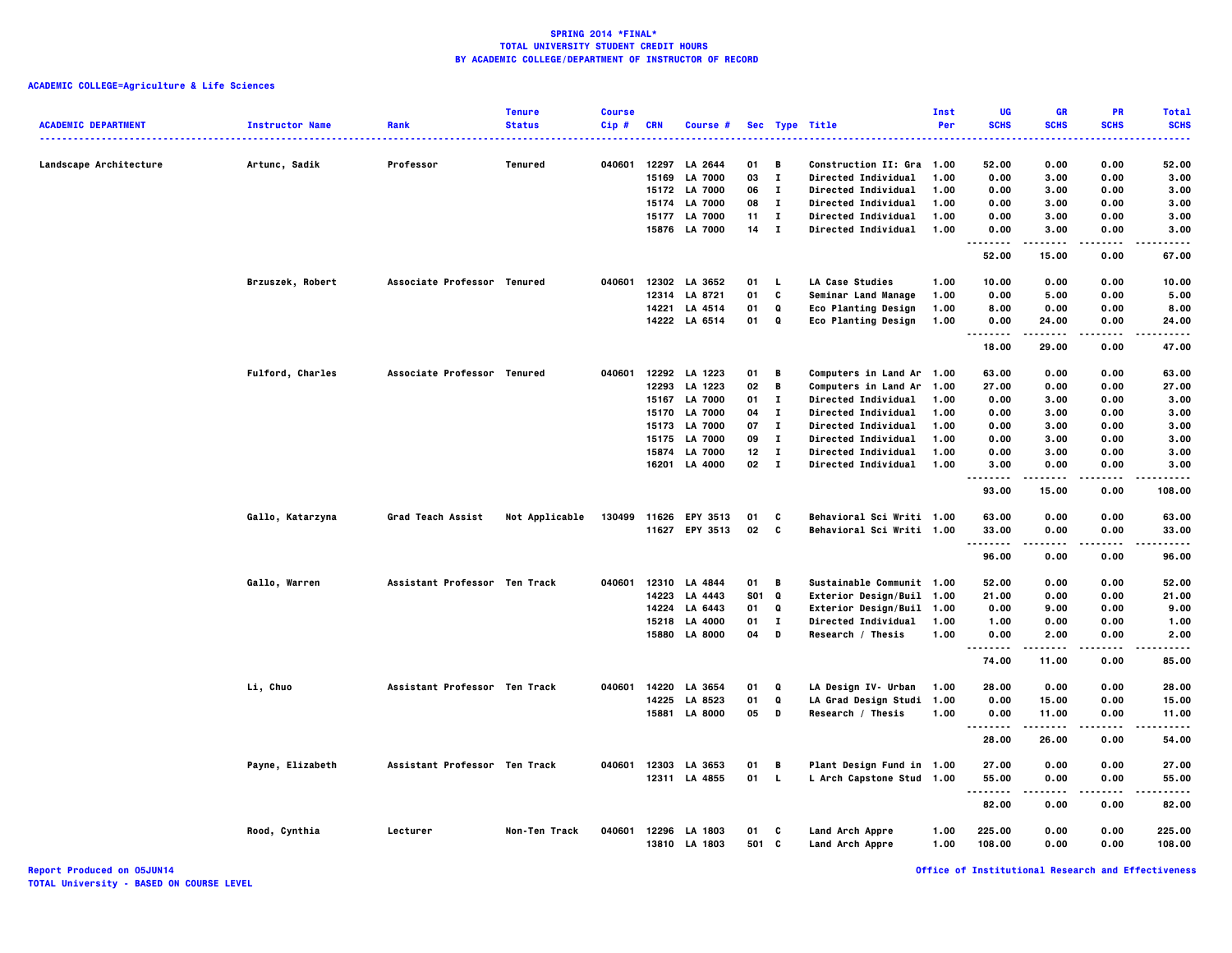# SPRING 2014 *FINAL*
## TOTAL UNIVERSITY STUDENT CREDIT HOURS
## BY ACADEMIC COLLEGE/DEPARTMENT OF INSTRUCTOR OF RECORD

**ACADEMIC COLLEGE=Agriculture & Life Sciences**

| ACADEMIC DEPARTMENT | Instructor Name | Rank | Tenure Status | Course Cip # | CRN | Course # | Sec | Type | Title | Inst Per | UG SCHS | GR SCHS | PR SCHS | Total SCHS |
|---|---|---|---|---|---|---|---|---|---|---|---|---|---|---|
| Landscape Architecture | Artunc, Sadik | Professor | Tenured | 040601 | 12297 | LA 2644 | 01 | B | Construction II: Gra | 1.00 | 52.00 | 0.00 | 0.00 | 52.00 |
| | | | | | 15169 | LA 7000 | 03 | I | Directed Individual | 1.00 | 0.00 | 3.00 | 0.00 | 3.00 |
| | | | | | 15172 | LA 7000 | 06 | I | Directed Individual | 1.00 | 0.00 | 3.00 | 0.00 | 3.00 |
| | | | | | 15174 | LA 7000 | 08 | I | Directed Individual | 1.00 | 0.00 | 3.00 | 0.00 | 3.00 |
| | | | | | 15177 | LA 7000 | 11 | I | Directed Individual | 1.00 | 0.00 | 3.00 | 0.00 | 3.00 |
| | | | | | 15876 | LA 7000 | 14 | I | Directed Individual | 1.00 | 0.00 | 3.00 | 0.00 | 3.00 |
| | | | | | | | | | | | 52.00 | 15.00 | 0.00 | 67.00 |
| | Brzuszek, Robert | Associate Professor | Tenured | 040601 | 12302 | LA 3652 | 01 | L | LA Case Studies | 1.00 | 10.00 | 0.00 | 0.00 | 10.00 |
| | | | | | 12314 | LA 8721 | 01 | C | Seminar Land Manage | 1.00 | 0.00 | 5.00 | 0.00 | 5.00 |
| | | | | | 14221 | LA 4514 | 01 | Q | Eco Planting Design | 1.00 | 8.00 | 0.00 | 0.00 | 8.00 |
| | | | | | 14222 | LA 6514 | 01 | Q | Eco Planting Design | 1.00 | 0.00 | 24.00 | 0.00 | 24.00 |
| | | | | | | | | | | | 18.00 | 29.00 | 0.00 | 47.00 |
| | Fulford, Charles | Associate Professor | Tenured | 040601 | 12292 | LA 1223 | 01 | B | Computers in Land Ar | 1.00 | 63.00 | 0.00 | 0.00 | 63.00 |
| | | | | | 12293 | LA 1223 | 02 | B | Computers in Land Ar | 1.00 | 27.00 | 0.00 | 0.00 | 27.00 |
| | | | | | 15167 | LA 7000 | 01 | I | Directed Individual | 1.00 | 0.00 | 3.00 | 0.00 | 3.00 |
| | | | | | 15170 | LA 7000 | 04 | I | Directed Individual | 1.00 | 0.00 | 3.00 | 0.00 | 3.00 |
| | | | | | 15173 | LA 7000 | 07 | I | Directed Individual | 1.00 | 0.00 | 3.00 | 0.00 | 3.00 |
| | | | | | 15175 | LA 7000 | 09 | I | Directed Individual | 1.00 | 0.00 | 3.00 | 0.00 | 3.00 |
| | | | | | 15874 | LA 7000 | 12 | I | Directed Individual | 1.00 | 0.00 | 3.00 | 0.00 | 3.00 |
| | | | | | 16201 | LA 4000 | 02 | I | Directed Individual | 1.00 | 3.00 | 0.00 | 0.00 | 3.00 |
| | | | | | | | | | | | 93.00 | 15.00 | 0.00 | 108.00 |
| | Gallo, Katarzyna | Grad Teach Assist | Not Applicable | 130499 | 11626 | EPY 3513 | 01 | C | Behavioral Sci Writi | 1.00 | 63.00 | 0.00 | 0.00 | 63.00 |
| | | | | | 11627 | EPY 3513 | 02 | C | Behavioral Sci Writi | 1.00 | 33.00 | 0.00 | 0.00 | 33.00 |
| | | | | | | | | | | | 96.00 | 0.00 | 0.00 | 96.00 |
| | Gallo, Warren | Assistant Professor | Ten Track | 040601 | 12310 | LA 4844 | 01 | B | Sustainable Communit | 1.00 | 52.00 | 0.00 | 0.00 | 52.00 |
| | | | | | 14223 | LA 4443 | S01 | Q | Exterior Design/Buil | 1.00 | 21.00 | 0.00 | 0.00 | 21.00 |
| | | | | | 14224 | LA 6443 | 01 | Q | Exterior Design/Buil | 1.00 | 0.00 | 9.00 | 0.00 | 9.00 |
| | | | | | 15218 | LA 4000 | 01 | I | Directed Individual | 1.00 | 1.00 | 0.00 | 0.00 | 1.00 |
| | | | | | 15880 | LA 8000 | 04 | D | Research / Thesis | 1.00 | 0.00 | 2.00 | 0.00 | 2.00 |
| | | | | | | | | | | | 74.00 | 11.00 | 0.00 | 85.00 |
| | Li, Chuo | Assistant Professor | Ten Track | 040601 | 14220 | LA 3654 | 01 | Q | LA Design IV- Urban | 1.00 | 28.00 | 0.00 | 0.00 | 28.00 |
| | | | | | 14225 | LA 8523 | 01 | Q | LA Grad Design Studi | 1.00 | 0.00 | 15.00 | 0.00 | 15.00 |
| | | | | | 15881 | LA 8000 | 05 | D | Research / Thesis | 1.00 | 0.00 | 11.00 | 0.00 | 11.00 |
| | | | | | | | | | | | 28.00 | 26.00 | 0.00 | 54.00 |
| | Payne, Elizabeth | Assistant Professor | Ten Track | 040601 | 12303 | LA 3653 | 01 | B | Plant Design Fund in | 1.00 | 27.00 | 0.00 | 0.00 | 27.00 |
| | | | | | 12311 | LA 4855 | 01 | L | L Arch Capstone Stud | 1.00 | 55.00 | 0.00 | 0.00 | 55.00 |
| | | | | | | | | | | | 82.00 | 0.00 | 0.00 | 82.00 |
| | Rood, Cynthia | Lecturer | Non-Ten Track | 040601 | 12296 | LA 1803 | 01 | C | Land Arch Appre | 1.00 | 225.00 | 0.00 | 0.00 | 225.00 |
| | | | | | 13810 | LA 1803 | 501 | C | Land Arch Appre | 1.00 | 108.00 | 0.00 | 0.00 | 108.00 |

Report Produced on 05JUN14
TOTAL University - BASED ON COURSE LEVEL

Office of Institutional Research and Effectiveness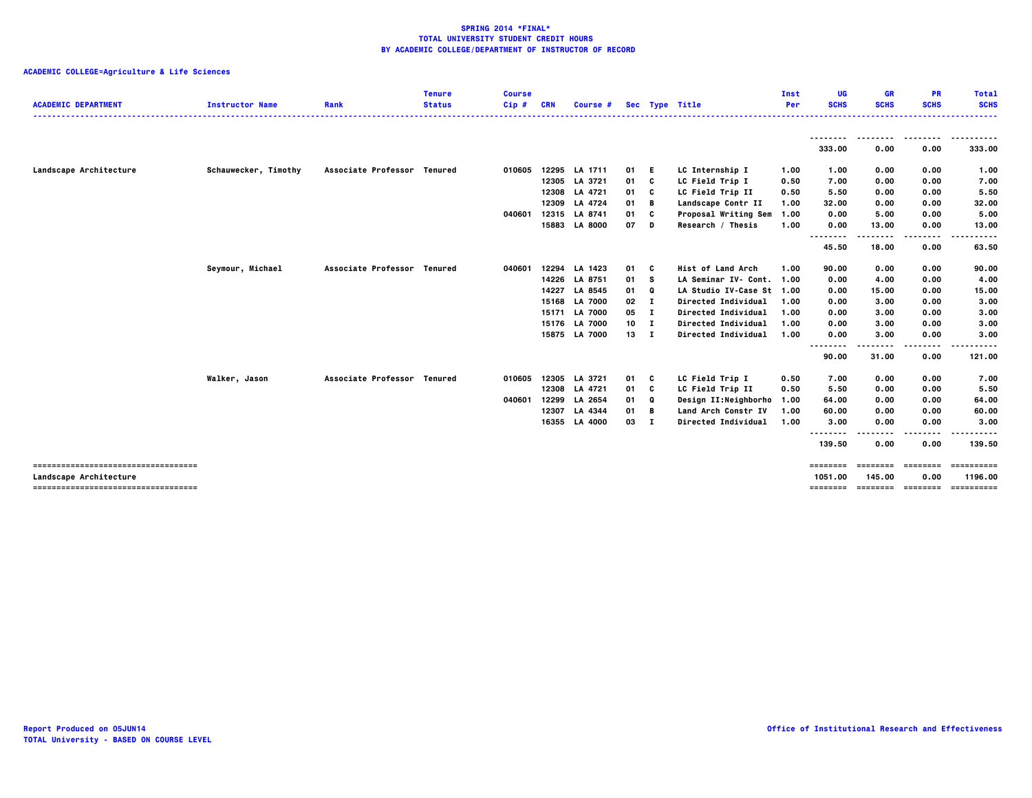**SPRING 2014 *FINAL***
**TOTAL UNIVERSITY STUDENT CREDIT HOURS**
**BY ACADEMIC COLLEGE/DEPARTMENT OF INSTRUCTOR OF RECORD**

**ACADEMIC COLLEGE=Agriculture & Life Sciences**

| ACADEMIC DEPARTMENT | Instructor Name | Rank | Tenure Status | Course Cip # | CRN | Course # | Sec | Type | Title | Inst Per | UG SCHS | GR SCHS | PR SCHS | Total SCHS |
|---|---|---|---|---|---|---|---|---|---|---|---|---|---|---|
| | | | | | | | | | | | 333.00 | 0.00 | 0.00 | 333.00 |
| Landscape Architecture | Schauwecker, Timothy | Associate Professor | Tenured | 010605 | 12295 | LA 1711 | 01 | E | LC Internship I | 1.00 | 1.00 | 0.00 | 0.00 | 1.00 |
| | | | | | 12305 | LA 3721 | 01 | C | LC Field Trip I | 0.50 | 7.00 | 0.00 | 0.00 | 7.00 |
| | | | | | 12308 | LA 4721 | 01 | C | LC Field Trip II | 0.50 | 5.50 | 0.00 | 0.00 | 5.50 |
| | | | | | 12309 | LA 4724 | 01 | B | Landscape Contr II | 1.00 | 32.00 | 0.00 | 0.00 | 32.00 |
| | | | | 040601 | 12315 | LA 8741 | 01 | C | Proposal Writing Sem | 1.00 | 0.00 | 5.00 | 0.00 | 5.00 |
| | | | | | 15883 | LA 8000 | 07 | D | Research / Thesis | 1.00 | 0.00 | 13.00 | 0.00 | 13.00 |
| | | | | | | | | | | | 45.50 | 18.00 | 0.00 | 63.50 |
| | Seymour, Michael | Associate Professor | Tenured | 040601 | 12294 | LA 1423 | 01 | C | Hist of Land Arch | 1.00 | 90.00 | 0.00 | 0.00 | 90.00 |
| | | | | | 14226 | LA 8751 | 01 | S | LA Seminar IV- Cont. | 1.00 | 0.00 | 4.00 | 0.00 | 4.00 |
| | | | | | 14227 | LA 8545 | 01 | Q | LA Studio IV-Case St | 1.00 | 0.00 | 15.00 | 0.00 | 15.00 |
| | | | | | 15168 | LA 7000 | 02 | I | Directed Individual | 1.00 | 0.00 | 3.00 | 0.00 | 3.00 |
| | | | | | 15171 | LA 7000 | 05 | I | Directed Individual | 1.00 | 0.00 | 3.00 | 0.00 | 3.00 |
| | | | | | 15176 | LA 7000 | 10 | I | Directed Individual | 1.00 | 0.00 | 3.00 | 0.00 | 3.00 |
| | | | | | 15875 | LA 7000 | 13 | I | Directed Individual | 1.00 | 0.00 | 3.00 | 0.00 | 3.00 |
| | | | | | | | | | | | 90.00 | 31.00 | 0.00 | 121.00 |
| | Walker, Jason | Associate Professor | Tenured | 010605 | 12305 | LA 3721 | 01 | C | LC Field Trip I | 0.50 | 7.00 | 0.00 | 0.00 | 7.00 |
| | | | | | 12308 | LA 4721 | 01 | C | LC Field Trip II | 0.50 | 5.50 | 0.00 | 0.00 | 5.50 |
| | | | | 040601 | 12299 | LA 2654 | 01 | Q | Design II:Neighborho | 1.00 | 64.00 | 0.00 | 0.00 | 64.00 |
| | | | | | 12307 | LA 4344 | 01 | B | Land Arch Constr IV | 1.00 | 60.00 | 0.00 | 0.00 | 60.00 |
| | | | | | 16355 | LA 4000 | 03 | I | Directed Individual | 1.00 | 3.00 | 0.00 | 0.00 | 3.00 |
| | | | | | | | | | | | 139.50 | 0.00 | 0.00 | 139.50 |
| Landscape Architecture | | | | | | | | | | | 1051.00 | 145.00 | 0.00 | 1196.00 |

Report Produced on 05JUN14
TOTAL University - BASED ON COURSE LEVEL

Office of Institutional Research and Effectiveness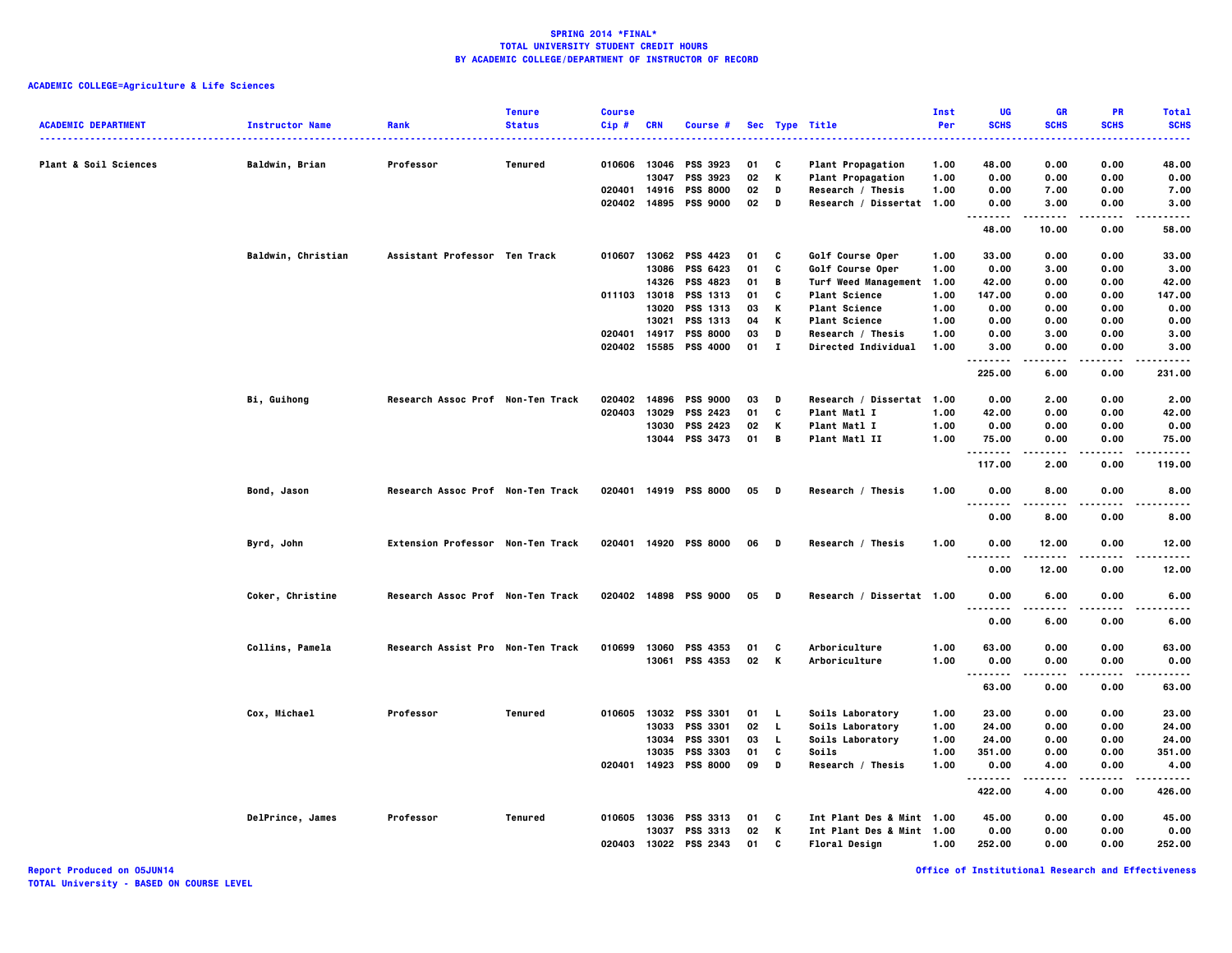**SPRING 2014 \*FINAL\***
**TOTAL UNIVERSITY STUDENT CREDIT HOURS**
**BY ACADEMIC COLLEGE/DEPARTMENT OF INSTRUCTOR OF RECORD**

**ACADEMIC COLLEGE=Agriculture & Life Sciences**

| ACADEMIC DEPARTMENT | Instructor Name | Rank | Tenure Status | Course Cip # | CRN | Course # | Sec | Type | Title | Inst Per | UG SCHS | GR SCHS | PR SCHS | Total SCHS |
|---|---|---|---|---|---|---|---|---|---|---|---|---|---|---|
| Plant & Soil Sciences | Baldwin, Brian | Professor | Tenured | 010606 | 13046 | PSS 3923 | 01 | C | Plant Propagation | 1.00 | 48.00 | 0.00 | 0.00 | 48.00 |
| | | | | | 13047 | PSS 3923 | 02 | K | Plant Propagation | 1.00 | 0.00 | 0.00 | 0.00 | 0.00 |
| | | | | 020401 | 14916 | PSS 8000 | 02 | D | Research / Thesis | 1.00 | 0.00 | 7.00 | 0.00 | 7.00 |
| | | | | 020402 | 14895 | PSS 9000 | 02 | D | Research / Dissertat | 1.00 | 0.00 | 3.00 | 0.00 | 3.00 |
| | | | | | | | | | | | 48.00 | 10.00 | 0.00 | 58.00 |
| | Baldwin, Christian | Assistant Professor | Ten Track | 010607 | 13062 | PSS 4423 | 01 | C | Golf Course Oper | 1.00 | 33.00 | 0.00 | 0.00 | 33.00 |
| | | | | | 13086 | PSS 6423 | 01 | C | Golf Course Oper | 1.00 | 0.00 | 3.00 | 0.00 | 3.00 |
| | | | | | 14326 | PSS 4823 | 01 | B | Turf Weed Management | 1.00 | 42.00 | 0.00 | 0.00 | 42.00 |
| | | | | 011103 | 13018 | PSS 1313 | 01 | C | Plant Science | 1.00 | 147.00 | 0.00 | 0.00 | 147.00 |
| | | | | | 13020 | PSS 1313 | 03 | K | Plant Science | 1.00 | 0.00 | 0.00 | 0.00 | 0.00 |
| | | | | | 13021 | PSS 1313 | 04 | K | Plant Science | 1.00 | 0.00 | 0.00 | 0.00 | 0.00 |
| | | | | 020401 | 14917 | PSS 8000 | 03 | D | Research / Thesis | 1.00 | 0.00 | 3.00 | 0.00 | 3.00 |
| | | | | 020402 | 15585 | PSS 4000 | 01 | I | Directed Individual | 1.00 | 3.00 | 0.00 | 0.00 | 3.00 |
| | | | | | | | | | | | 225.00 | 6.00 | 0.00 | 231.00 |
| | Bi, Guihong | Research Assoc Prof | Non-Ten Track | 020402 | 14896 | PSS 9000 | 03 | D | Research / Dissertat | 1.00 | 0.00 | 2.00 | 0.00 | 2.00 |
| | | | | 020403 | 13029 | PSS 2423 | 01 | C | Plant Matl I | 1.00 | 42.00 | 0.00 | 0.00 | 42.00 |
| | | | | | 13030 | PSS 2423 | 02 | K | Plant Matl I | 1.00 | 0.00 | 0.00 | 0.00 | 0.00 |
| | | | | | 13044 | PSS 3473 | 01 | B | Plant Matl II | 1.00 | 75.00 | 0.00 | 0.00 | 75.00 |
| | | | | | | | | | | | 117.00 | 2.00 | 0.00 | 119.00 |
| | Bond, Jason | Research Assoc Prof | Non-Ten Track | 020401 | 14919 | PSS 8000 | 05 | D | Research / Thesis | 1.00 | 0.00 | 8.00 | 0.00 | 8.00 |
| | | | | | | | | | | | 0.00 | 8.00 | 0.00 | 8.00 |
| | Byrd, John | Extension Professor | Non-Ten Track | 020401 | 14920 | PSS 8000 | 06 | D | Research / Thesis | 1.00 | 0.00 | 12.00 | 0.00 | 12.00 |
| | | | | | | | | | | | 0.00 | 12.00 | 0.00 | 12.00 |
| | Coker, Christine | Research Assoc Prof | Non-Ten Track | 020402 | 14898 | PSS 9000 | 05 | D | Research / Dissertat | 1.00 | 0.00 | 6.00 | 0.00 | 6.00 |
| | | | | | | | | | | | 0.00 | 6.00 | 0.00 | 6.00 |
| | Collins, Pamela | Research Assist Pro | Non-Ten Track | 010699 | 13060 | PSS 4353 | 01 | C | Arboriculture | 1.00 | 63.00 | 0.00 | 0.00 | 63.00 |
| | | | | | 13061 | PSS 4353 | 02 | K | Arboriculture | 1.00 | 0.00 | 0.00 | 0.00 | 0.00 |
| | | | | | | | | | | | 63.00 | 0.00 | 0.00 | 63.00 |
| | Cox, Michael | Professor | Tenured | 010605 | 13032 | PSS 3301 | 01 | L | Soils Laboratory | 1.00 | 23.00 | 0.00 | 0.00 | 23.00 |
| | | | | | 13033 | PSS 3301 | 02 | L | Soils Laboratory | 1.00 | 24.00 | 0.00 | 0.00 | 24.00 |
| | | | | | 13034 | PSS 3301 | 03 | L | Soils Laboratory | 1.00 | 24.00 | 0.00 | 0.00 | 24.00 |
| | | | | | 13035 | PSS 3303 | 01 | C | Soils | 1.00 | 351.00 | 0.00 | 0.00 | 351.00 |
| | | | | 020401 | 14923 | PSS 8000 | 09 | D | Research / Thesis | 1.00 | 0.00 | 4.00 | 0.00 | 4.00 |
| | | | | | | | | | | | 422.00 | 4.00 | 0.00 | 426.00 |
| | DelPrince, James | Professor | Tenured | 010605 | 13036 | PSS 3313 | 01 | C | Int Plant Des & Mint | 1.00 | 45.00 | 0.00 | 0.00 | 45.00 |
| | | | | | 13037 | PSS 3313 | 02 | K | Int Plant Des & Mint | 1.00 | 0.00 | 0.00 | 0.00 | 0.00 |
| | | | | 020403 | 13022 | PSS 2343 | 01 | C | Floral Design | 1.00 | 252.00 | 0.00 | 0.00 | 252.00 |

Report Produced on 05JUN14
TOTAL University - BASED ON COURSE LEVEL

Office of Institutional Research and Effectiveness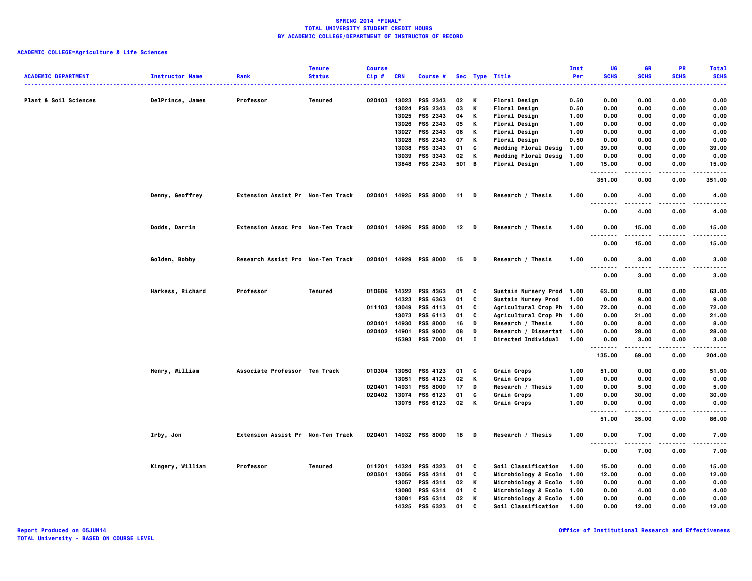**SPRING 2014 *FINAL***
**TOTAL UNIVERSITY STUDENT CREDIT HOURS**
**BY ACADEMIC COLLEGE/DEPARTMENT OF INSTRUCTOR OF RECORD**

**ACADEMIC COLLEGE=Agriculture & Life Sciences**

| ACADEMIC DEPARTMENT | Instructor Name | Rank | Tenure Status | Course Cip # | CRN | Course # | Sec | Type | Title | Inst Per | UG SCHS | GR SCHS | PR SCHS | Total SCHS |
|---|---|---|---|---|---|---|---|---|---|---|---|---|---|---|
| Plant & Soil Sciences | DelPrince, James | Professor | Tenured | 020403 | 13023 | PSS 2343 | 02 | K | Floral Design | 0.50 | 0.00 | 0.00 | 0.00 | 0.00 |
| | | | | | 13024 | PSS 2343 | 03 | K | Floral Design | 0.50 | 0.00 | 0.00 | 0.00 | 0.00 |
| | | | | | 13025 | PSS 2343 | 04 | K | Floral Design | 1.00 | 0.00 | 0.00 | 0.00 | 0.00 |
| | | | | | 13026 | PSS 2343 | 05 | K | Floral Design | 1.00 | 0.00 | 0.00 | 0.00 | 0.00 |
| | | | | | 13027 | PSS 2343 | 06 | K | Floral Design | 1.00 | 0.00 | 0.00 | 0.00 | 0.00 |
| | | | | | 13028 | PSS 2343 | 07 | K | Floral Design | 0.50 | 0.00 | 0.00 | 0.00 | 0.00 |
| | | | | | 13038 | PSS 3343 | 01 | C | Wedding Floral Desig | 1.00 | 39.00 | 0.00 | 0.00 | 39.00 |
| | | | | | 13039 | PSS 3343 | 02 | K | Wedding Floral Desig | 1.00 | 0.00 | 0.00 | 0.00 | 0.00 |
| | | | | | 13848 | PSS 2343 | 501 | B | Floral Design | 1.00 | 15.00 | 0.00 | 0.00 | 15.00 |
| | | | | | | | | | | | 351.00 | 0.00 | 0.00 | 351.00 |
| | Denny, Geoffrey | Extension Assist Pr | Non-Ten Track | 020401 | 14925 | PSS 8000 | 11 | D | Research / Thesis | 1.00 | 0.00 | 4.00 | 0.00 | 4.00 |
| | | | | | | | | | | | 0.00 | 4.00 | 0.00 | 4.00 |
| | Dodds, Darrin | Extension Assoc Pro | Non-Ten Track | 020401 | 14926 | PSS 8000 | 12 | D | Research / Thesis | 1.00 | 0.00 | 15.00 | 0.00 | 15.00 |
| | | | | | | | | | | | 0.00 | 15.00 | 0.00 | 15.00 |
| | Golden, Bobby | Research Assist Pro | Non-Ten Track | 020401 | 14929 | PSS 8000 | 15 | D | Research / Thesis | 1.00 | 0.00 | 3.00 | 0.00 | 3.00 |
| | | | | | | | | | | | 0.00 | 3.00 | 0.00 | 3.00 |
| | Harkess, Richard | Professor | Tenured | 010606 | 14322 | PSS 4363 | 01 | C | Sustain Nursery Prod | 1.00 | 63.00 | 0.00 | 0.00 | 63.00 |
| | | | | | 14323 | PSS 6363 | 01 | C | Sustain Nursey Prod | 1.00 | 0.00 | 9.00 | 0.00 | 9.00 |
| | | | | 011103 | 13049 | PSS 4113 | 01 | C | Agricultural Crop Ph | 1.00 | 72.00 | 0.00 | 0.00 | 72.00 |
| | | | | | 13073 | PSS 6113 | 01 | C | Agricultural Crop Ph | 1.00 | 0.00 | 21.00 | 0.00 | 21.00 |
| | | | | 020401 | 14930 | PSS 8000 | 16 | D | Research / Thesis | 1.00 | 0.00 | 8.00 | 0.00 | 8.00 |
| | | | | 020402 | 14901 | PSS 9000 | 08 | D | Research / Dissertat | 1.00 | 0.00 | 28.00 | 0.00 | 28.00 |
| | | | | | 15393 | PSS 7000 | 01 | I | Directed Individual | 1.00 | 0.00 | 3.00 | 0.00 | 3.00 |
| | | | | | | | | | | | 135.00 | 69.00 | 0.00 | 204.00 |
| | Henry, William | Associate Professor | Ten Track | 010304 | 13050 | PSS 4123 | 01 | C | Grain Crops | 1.00 | 51.00 | 0.00 | 0.00 | 51.00 |
| | | | | | 13051 | PSS 4123 | 02 | K | Grain Crops | 1.00 | 0.00 | 0.00 | 0.00 | 0.00 |
| | | | | 020401 | 14931 | PSS 8000 | 17 | D | Research / Thesis | 1.00 | 0.00 | 5.00 | 0.00 | 5.00 |
| | | | | 020402 | 13074 | PSS 6123 | 01 | C | Grain Crops | 1.00 | 0.00 | 30.00 | 0.00 | 30.00 |
| | | | | | 13075 | PSS 6123 | 02 | K | Grain Crops | 1.00 | 0.00 | 0.00 | 0.00 | 0.00 |
| | | | | | | | | | | | 51.00 | 35.00 | 0.00 | 86.00 |
| | Irby, Jon | Extension Assist Pr | Non-Ten Track | 020401 | 14932 | PSS 8000 | 18 | D | Research / Thesis | 1.00 | 0.00 | 7.00 | 0.00 | 7.00 |
| | | | | | | | | | | | 0.00 | 7.00 | 0.00 | 7.00 |
| | Kingery, William | Professor | Tenured | 011201 | 14324 | PSS 4323 | 01 | C | Soil Classification | 1.00 | 15.00 | 0.00 | 0.00 | 15.00 |
| | | | | 020501 | 13056 | PSS 4314 | 01 | C | Microbiology & Ecolo | 1.00 | 12.00 | 0.00 | 0.00 | 12.00 |
| | | | | | 13057 | PSS 4314 | 02 | K | Microbiology & Ecolo | 1.00 | 0.00 | 0.00 | 0.00 | 0.00 |
| | | | | | 13080 | PSS 6314 | 01 | C | Microbiology & Ecolo | 1.00 | 0.00 | 4.00 | 0.00 | 4.00 |
| | | | | | 13081 | PSS 6314 | 02 | K | Microbiology & Ecolo | 1.00 | 0.00 | 0.00 | 0.00 | 0.00 |
| | | | | | 14325 | PSS 6323 | 01 | C | Soil Classification | 1.00 | 0.00 | 12.00 | 0.00 | 12.00 |

Report Produced on 05JUN14
TOTAL University - BASED ON COURSE LEVEL

Office of Institutional Research and Effectiveness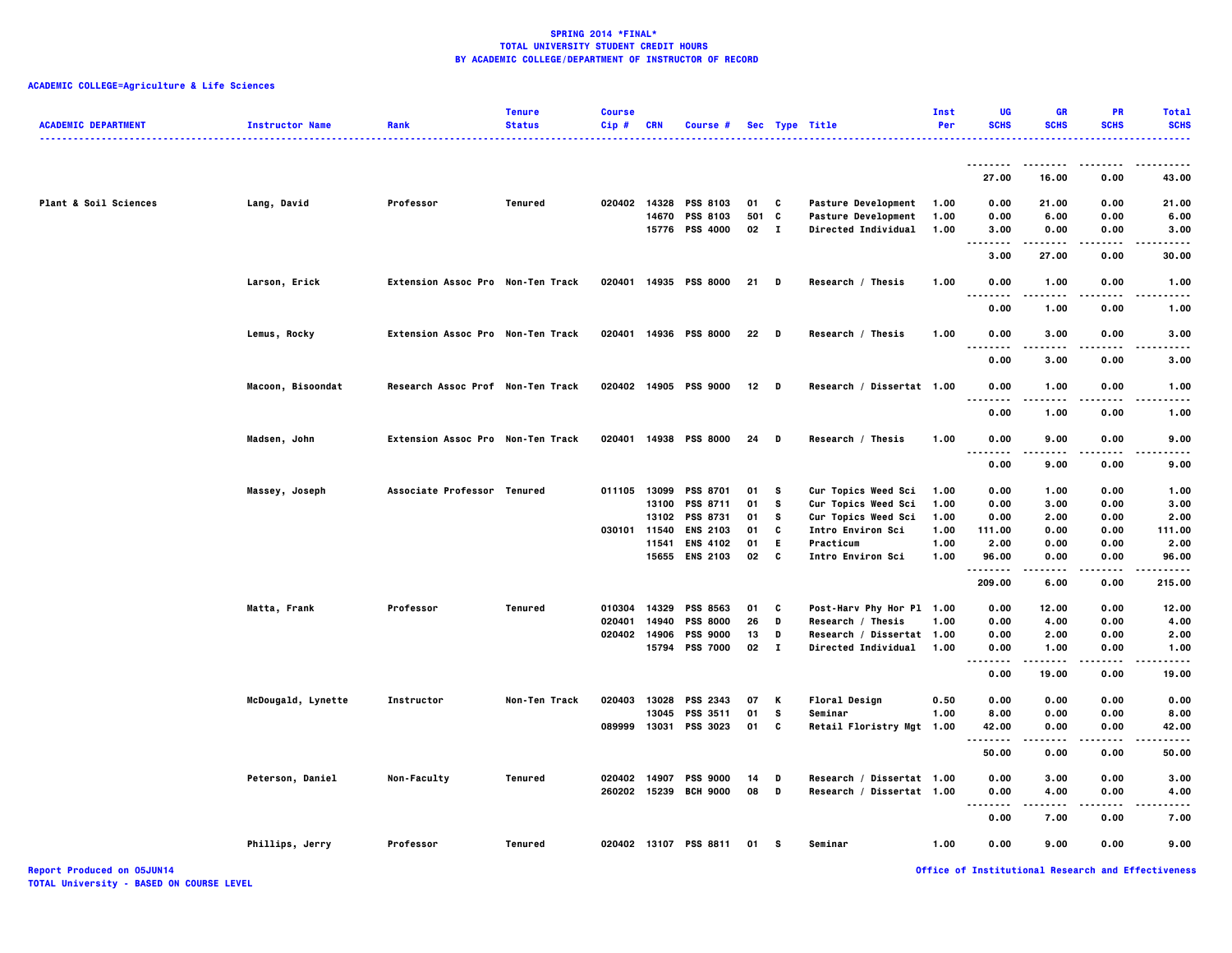**SPRING 2014 *FINAL***
**TOTAL UNIVERSITY STUDENT CREDIT HOURS**
**BY ACADEMIC COLLEGE/DEPARTMENT OF INSTRUCTOR OF RECORD**

**ACADEMIC COLLEGE=Agriculture & Life Sciences**

| ACADEMIC DEPARTMENT | Instructor Name | Rank | Tenure Status | Course Cip # | CRN | Course # | Sec | Type | Title | Inst Per | UG SCHS | GR SCHS | PR SCHS | Total SCHS |
|---|---|---|---|---|---|---|---|---|---|---|---|---|---|---|
| | | | | | | | | | | | 27.00 | 16.00 | 0.00 | 43.00 |
| Plant & Soil Sciences | Lang, David | Professor | Tenured | 020402 | 14328 | PSS 8103 | 01 | C | Pasture Development | 1.00 | 0.00 | 21.00 | 0.00 | 21.00 |
| | | | | | 14670 | PSS 8103 | 501 | C | Pasture Development | 1.00 | 0.00 | 6.00 | 0.00 | 6.00 |
| | | | | | 15776 | PSS 4000 | 02 | I | Directed Individual | 1.00 | 3.00 | 0.00 | 0.00 | 3.00 |
| | | | | | | | | | | | 3.00 | 27.00 | 0.00 | 30.00 |
| | Larson, Erick | Extension Assoc Pro | Non-Ten Track | 020401 | 14935 | PSS 8000 | 21 | D | Research / Thesis | 1.00 | 0.00 | 1.00 | 0.00 | 1.00 |
| | | | | | | | | | | | 0.00 | 1.00 | 0.00 | 1.00 |
| | Lemus, Rocky | Extension Assoc Pro | Non-Ten Track | 020401 | 14936 | PSS 8000 | 22 | D | Research / Thesis | 1.00 | 0.00 | 3.00 | 0.00 | 3.00 |
| | | | | | | | | | | | 0.00 | 3.00 | 0.00 | 3.00 |
| | Macoon, Bisoondat | Research Assoc Prof | Non-Ten Track | 020402 | 14905 | PSS 9000 | 12 | D | Research / Dissertat | 1.00 | 0.00 | 1.00 | 0.00 | 1.00 |
| | | | | | | | | | | | 0.00 | 1.00 | 0.00 | 1.00 |
| | Madsen, John | Extension Assoc Pro | Non-Ten Track | 020401 | 14938 | PSS 8000 | 24 | D | Research / Thesis | 1.00 | 0.00 | 9.00 | 0.00 | 9.00 |
| | | | | | | | | | | | 0.00 | 9.00 | 0.00 | 9.00 |
| | Massey, Joseph | Associate Professor | Tenured | 011105 | 13099 | PSS 8701 | 01 | S | Cur Topics Weed Sci | 1.00 | 0.00 | 1.00 | 0.00 | 1.00 |
| | | | | | 13100 | PSS 8711 | 01 | S | Cur Topics Weed Sci | 1.00 | 0.00 | 3.00 | 0.00 | 3.00 |
| | | | | | 13102 | PSS 8731 | 01 | S | Cur Topics Weed Sci | 1.00 | 0.00 | 2.00 | 0.00 | 2.00 |
| | | | | 030101 | 11540 | ENS 2103 | 01 | C | Intro Environ Sci | 1.00 | 111.00 | 0.00 | 0.00 | 111.00 |
| | | | | | 11541 | ENS 4102 | 01 | E | Practicum | 1.00 | 2.00 | 0.00 | 0.00 | 2.00 |
| | | | | | 15655 | ENS 2103 | 02 | C | Intro Environ Sci | 1.00 | 96.00 | 0.00 | 0.00 | 96.00 |
| | | | | | | | | | | | 209.00 | 6.00 | 0.00 | 215.00 |
| | Matta, Frank | Professor | Tenured | 010304 | 14329 | PSS 8563 | 01 | C | Post-Harv Phy Hor Pl | 1.00 | 0.00 | 12.00 | 0.00 | 12.00 |
| | | | | 020401 | 14940 | PSS 8000 | 26 | D | Research / Thesis | 1.00 | 0.00 | 4.00 | 0.00 | 4.00 |
| | | | | 020402 | 14906 | PSS 9000 | 13 | D | Research / Dissertat | 1.00 | 0.00 | 2.00 | 0.00 | 2.00 |
| | | | | | 15794 | PSS 7000 | 02 | I | Directed Individual | 1.00 | 0.00 | 1.00 | 0.00 | 1.00 |
| | | | | | | | | | | | 0.00 | 19.00 | 0.00 | 19.00 |
| | McDougald, Lynette | Instructor | Non-Ten Track | 020403 | 13028 | PSS 2343 | 07 | K | Floral Design | 0.50 | 0.00 | 0.00 | 0.00 | 0.00 |
| | | | | | 13045 | PSS 3511 | 01 | S | Seminar | 1.00 | 8.00 | 0.00 | 0.00 | 8.00 |
| | | | | 089999 | 13031 | PSS 3023 | 01 | C | Retail Floristry Mgt | 1.00 | 42.00 | 0.00 | 0.00 | 42.00 |
| | | | | | | | | | | | 50.00 | 0.00 | 0.00 | 50.00 |
| | Peterson, Daniel | Non-Faculty | Tenured | 020402 | 14907 | PSS 9000 | 14 | D | Research / Dissertat | 1.00 | 0.00 | 3.00 | 0.00 | 3.00 |
| | | | | 260202 | 15239 | BCH 9000 | 08 | D | Research / Dissertat | 1.00 | 0.00 | 4.00 | 0.00 | 4.00 |
| | | | | | | | | | | | 0.00 | 7.00 | 0.00 | 7.00 |
| | Phillips, Jerry | Professor | Tenured | 020402 | 13107 | PSS 8811 | 01 | S | Seminar | 1.00 | 0.00 | 9.00 | 0.00 | 9.00 |

Report Produced on 05JUN14
TOTAL University - BASED ON COURSE LEVEL

Office of Institutional Research and Effectiveness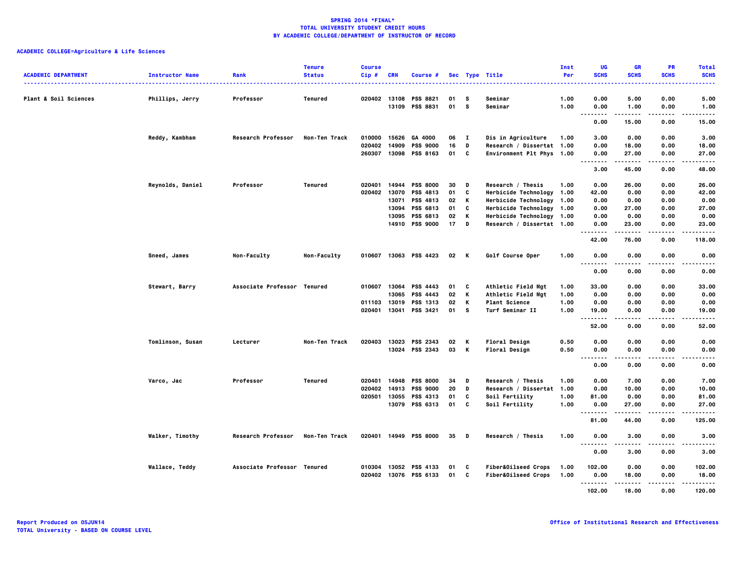**SPRING 2014 \*FINAL\***
**TOTAL UNIVERSITY STUDENT CREDIT HOURS**
**BY ACADEMIC COLLEGE/DEPARTMENT OF INSTRUCTOR OF RECORD**

**ACADEMIC COLLEGE=Agriculture & Life Sciences**

| ACADEMIC DEPARTMENT | Instructor Name | Rank | Tenure Status | Course Cip # | CRN | Course # | Sec | Type | Title | Inst Per | UG SCHS | GR SCHS | PR SCHS | Total SCHS |
|---|---|---|---|---|---|---|---|---|---|---|---|---|---|---|
| Plant & Soil Sciences | Phillips, Jerry | Professor | Tenured | 020402 | 13108 | PSS 8821 | 01 | S | Seminar | 1.00 | 0.00 | 5.00 | 0.00 | 5.00 |
| | | | | | 13109 | PSS 8831 | 01 | S | Seminar | 1.00 | 0.00 | 1.00 | 0.00 | 1.00 |
| | | | | | | | | | | | 0.00 | 15.00 | 0.00 | 15.00 |
| | Reddy, Kambham | Research Professor | Non-Ten Track | 010000 | 15626 | GA 4000 | 06 | I | Dis in Agriculture | 1.00 | 3.00 | 0.00 | 0.00 | 3.00 |
| | | | | 020402 | 14909 | PSS 9000 | 16 | D | Research / Dissertat | 1.00 | 0.00 | 18.00 | 0.00 | 18.00 |
| | | | | 260307 | 13098 | PSS 8163 | 01 | C | Environment Plt Phys | 1.00 | 0.00 | 27.00 | 0.00 | 27.00 |
| | | | | | | | | | | | 3.00 | 45.00 | 0.00 | 48.00 |
| | Reynolds, Daniel | Professor | Tenured | 020401 | 14944 | PSS 8000 | 30 | D | Research / Thesis | 1.00 | 0.00 | 26.00 | 0.00 | 26.00 |
| | | | | 020402 | 13070 | PSS 4813 | 01 | C | Herbicide Technology | 1.00 | 42.00 | 0.00 | 0.00 | 42.00 |
| | | | | | 13071 | PSS 4813 | 02 | K | Herbicide Technology | 1.00 | 0.00 | 0.00 | 0.00 | 0.00 |
| | | | | | 13094 | PSS 6813 | 01 | C | Herbicide Technology | 1.00 | 0.00 | 27.00 | 0.00 | 27.00 |
| | | | | | 13095 | PSS 6813 | 02 | K | Herbicide Technology | 1.00 | 0.00 | 0.00 | 0.00 | 0.00 |
| | | | | | 14910 | PSS 9000 | 17 | D | Research / Dissertat | 1.00 | 0.00 | 23.00 | 0.00 | 23.00 |
| | | | | | | | | | | | 42.00 | 76.00 | 0.00 | 118.00 |
| | Sneed, James | Non-Faculty | Non-Faculty | 010607 | 13063 | PSS 4423 | 02 | K | Golf Course Oper | 1.00 | 0.00 | 0.00 | 0.00 | 0.00 |
| | | | | | | | | | | | 0.00 | 0.00 | 0.00 | 0.00 |
| | Stewart, Barry | Associate Professor | Tenured | 010607 | 13064 | PSS 4443 | 01 | C | Athletic Field Mgt | 1.00 | 33.00 | 0.00 | 0.00 | 33.00 |
| | | | | | 13065 | PSS 4443 | 02 | K | Athletic Field Mgt | 1.00 | 0.00 | 0.00 | 0.00 | 0.00 |
| | | | | 011103 | 13019 | PSS 1313 | 02 | K | Plant Science | 1.00 | 0.00 | 0.00 | 0.00 | 0.00 |
| | | | | 020401 | 13041 | PSS 3421 | 01 | S | Turf Seminar II | 1.00 | 19.00 | 0.00 | 0.00 | 19.00 |
| | | | | | | | | | | | 52.00 | 0.00 | 0.00 | 52.00 |
| | Tomlinson, Susan | Lecturer | Non-Ten Track | 020403 | 13023 | PSS 2343 | 02 | K | Floral Design | 0.50 | 0.00 | 0.00 | 0.00 | 0.00 |
| | | | | | 13024 | PSS 2343 | 03 | K | Floral Design | 0.50 | 0.00 | 0.00 | 0.00 | 0.00 |
| | | | | | | | | | | | 0.00 | 0.00 | 0.00 | 0.00 |
| | Varco, Jac | Professor | Tenured | 020401 | 14948 | PSS 8000 | 34 | D | Research / Thesis | 1.00 | 0.00 | 7.00 | 0.00 | 7.00 |
| | | | | 020402 | 14913 | PSS 9000 | 20 | D | Research / Dissertat | 1.00 | 0.00 | 10.00 | 0.00 | 10.00 |
| | | | | 020501 | 13055 | PSS 4313 | 01 | C | Soil Fertility | 1.00 | 81.00 | 0.00 | 0.00 | 81.00 |
| | | | | | 13079 | PSS 6313 | 01 | C | Soil Fertility | 1.00 | 0.00 | 27.00 | 0.00 | 27.00 |
| | | | | | | | | | | | 81.00 | 44.00 | 0.00 | 125.00 |
| | Walker, Timothy | Research Professor | Non-Ten Track | 020401 | 14949 | PSS 8000 | 35 | D | Research / Thesis | 1.00 | 0.00 | 3.00 | 0.00 | 3.00 |
| | | | | | | | | | | | 0.00 | 3.00 | 0.00 | 3.00 |
| | Wallace, Teddy | Associate Professor | Tenured | 010304 | 13052 | PSS 4133 | 01 | C | Fiber&Oilseed Crops | 1.00 | 102.00 | 0.00 | 0.00 | 102.00 |
| | | | | 020402 | 13076 | PSS 6133 | 01 | C | Fiber&Oilseed Crops | 1.00 | 0.00 | 18.00 | 0.00 | 18.00 |
| | | | | | | | | | | | 102.00 | 18.00 | 0.00 | 120.00 |

Report Produced on 05JUN14
TOTAL University - BASED ON COURSE LEVEL

Office of Institutional Research and Effectiveness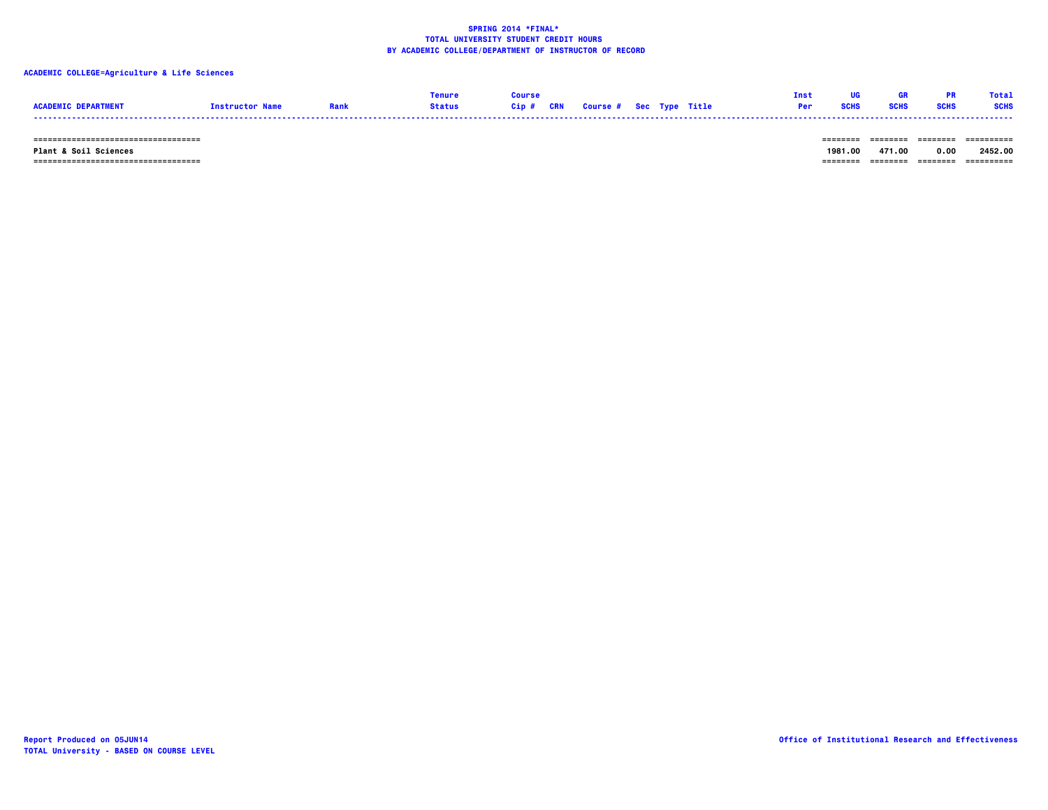**SPRING 2014 *FINAL***
**TOTAL UNIVERSITY STUDENT CREDIT HOURS**
**BY ACADEMIC COLLEGE/DEPARTMENT OF INSTRUCTOR OF RECORD**

**ACADEMIC COLLEGE=Agriculture & Life Sciences**

| ACADEMIC DEPARTMENT | Instructor Name | Rank | Tenure Status | Course Cip # | CRN | Course # | Sec | Type | Title | Inst Per | UG SCHS | GR SCHS | PR SCHS | Total SCHS |
|---|---|---|---|---|---|---|---|---|---|---|---|---|---|---|
| Plant & Soil Sciences | | | | | | | | | | | 1981.00 | 471.00 | 0.00 | 2452.00 |

Report Produced on 05JUN14
TOTAL University - BASED ON COURSE LEVEL

Office of Institutional Research and Effectiveness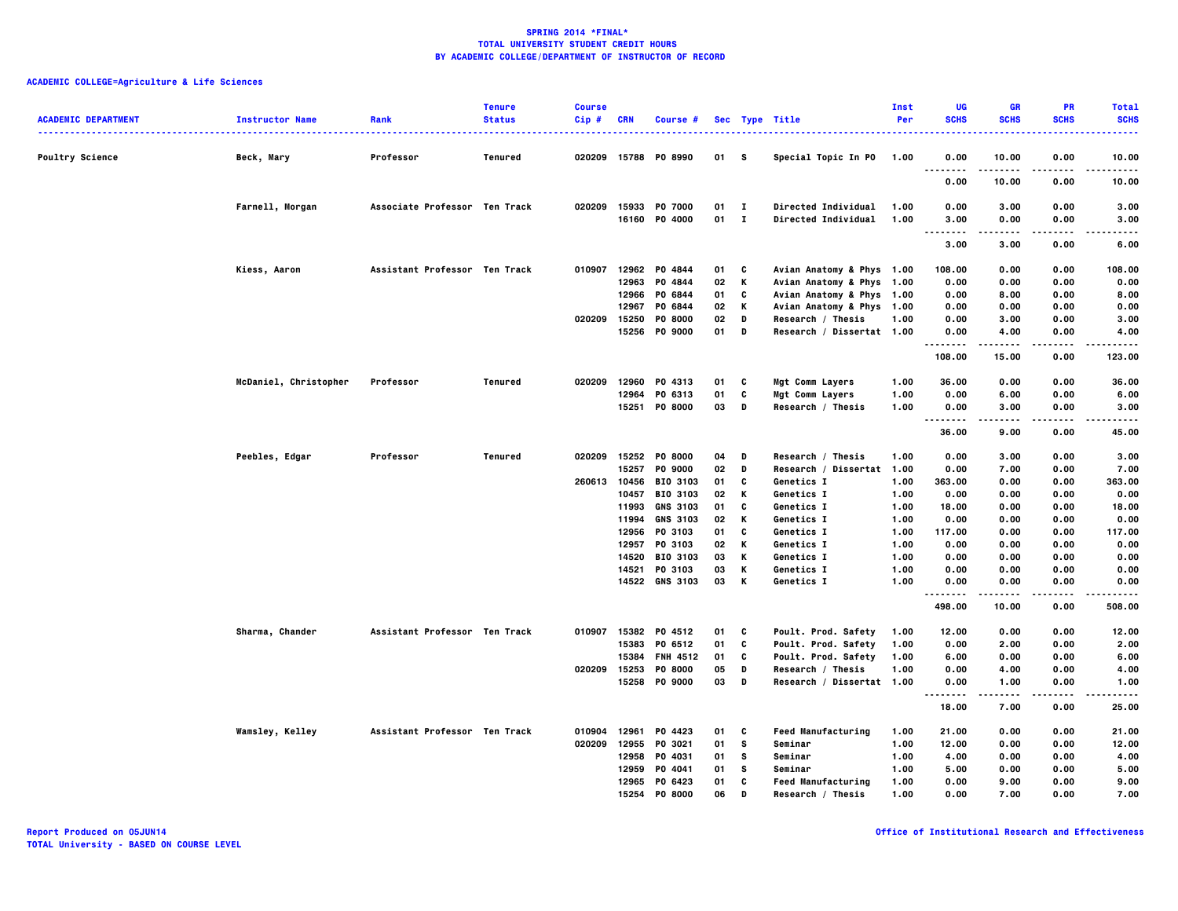**SPRING 2014 \*FINAL\***
**TOTAL UNIVERSITY STUDENT CREDIT HOURS**
**BY ACADEMIC COLLEGE/DEPARTMENT OF INSTRUCTOR OF RECORD**

**ACADEMIC COLLEGE=Agriculture & Life Sciences**

| ACADEMIC DEPARTMENT | Instructor Name | Rank | Tenure Status | Course Cip # | CRN | Course # | Sec | Type | Title | Inst Per | UG SCHS | GR SCHS | PR SCHS | Total SCHS |
|---|---|---|---|---|---|---|---|---|---|---|---|---|---|---|
| Poultry Science | Beck, Mary | Professor | Tenured | 020209 | 15788 | PO 8990 | 01 | S | Special Topic In PO | 1.00 | 0.00 | 10.00 | 0.00 | 10.00 |
| | | | | | | | | | | | 0.00 | 10.00 | 0.00 | 10.00 |
| | Farnell, Morgan | Associate Professor | Ten Track | 020209 | 15933 | PO 7000 | 01 | I | Directed Individual | 1.00 | 0.00 | 3.00 | 0.00 | 3.00 |
| | | | | | 16160 | PO 4000 | 01 | I | Directed Individual | 1.00 | 3.00 | 0.00 | 0.00 | 3.00 |
| | | | | | | | | | | | 3.00 | 3.00 | 0.00 | 6.00 |
| | Kiess, Aaron | Assistant Professor | Ten Track | 010907 | 12962 | PO 4844 | 01 | C | Avian Anatomy & Phys | 1.00 | 108.00 | 0.00 | 0.00 | 108.00 |
| | | | | | 12963 | PO 4844 | 02 | K | Avian Anatomy & Phys | 1.00 | 0.00 | 0.00 | 0.00 | 0.00 |
| | | | | | 12966 | PO 6844 | 01 | C | Avian Anatomy & Phys | 1.00 | 0.00 | 8.00 | 0.00 | 8.00 |
| | | | | | 12967 | PO 6844 | 02 | K | Avian Anatomy & Phys | 1.00 | 0.00 | 0.00 | 0.00 | 0.00 |
| | | | | 020209 | 15250 | PO 8000 | 02 | D | Research / Thesis | 1.00 | 0.00 | 3.00 | 0.00 | 3.00 |
| | | | | | 15256 | PO 9000 | 01 | D | Research / Dissertat | 1.00 | 0.00 | 4.00 | 0.00 | 4.00 |
| | | | | | | | | | | | 108.00 | 15.00 | 0.00 | 123.00 |
| | McDaniel, Christopher | Professor | Tenured | 020209 | 12960 | PO 4313 | 01 | C | Mgt Comm Layers | 1.00 | 36.00 | 0.00 | 0.00 | 36.00 |
| | | | | | 12964 | PO 6313 | 01 | C | Mgt Comm Layers | 1.00 | 0.00 | 6.00 | 0.00 | 6.00 |
| | | | | | 15251 | PO 8000 | 03 | D | Research / Thesis | 1.00 | 0.00 | 3.00 | 0.00 | 3.00 |
| | | | | | | | | | | | 36.00 | 9.00 | 0.00 | 45.00 |
| | Peebles, Edgar | Professor | Tenured | 020209 | 15252 | PO 8000 | 04 | D | Research / Thesis | 1.00 | 0.00 | 3.00 | 0.00 | 3.00 |
| | | | | | 15257 | PO 9000 | 02 | D | Research / Dissertat | 1.00 | 0.00 | 7.00 | 0.00 | 7.00 |
| | | | | 260613 | 10456 | BIO 3103 | 01 | C | Genetics I | 1.00 | 363.00 | 0.00 | 0.00 | 363.00 |
| | | | | | 10457 | BIO 3103 | 02 | K | Genetics I | 1.00 | 0.00 | 0.00 | 0.00 | 0.00 |
| | | | | | 11993 | GNS 3103 | 01 | C | Genetics I | 1.00 | 18.00 | 0.00 | 0.00 | 18.00 |
| | | | | | 11994 | GNS 3103 | 02 | K | Genetics I | 1.00 | 0.00 | 0.00 | 0.00 | 0.00 |
| | | | | | 12956 | PO 3103 | 01 | C | Genetics I | 1.00 | 117.00 | 0.00 | 0.00 | 117.00 |
| | | | | | 12957 | PO 3103 | 02 | K | Genetics I | 1.00 | 0.00 | 0.00 | 0.00 | 0.00 |
| | | | | | 14520 | BIO 3103 | 03 | K | Genetics I | 1.00 | 0.00 | 0.00 | 0.00 | 0.00 |
| | | | | | 14521 | PO 3103 | 03 | K | Genetics I | 1.00 | 0.00 | 0.00 | 0.00 | 0.00 |
| | | | | | 14522 | GNS 3103 | 03 | K | Genetics I | 1.00 | 0.00 | 0.00 | 0.00 | 0.00 |
| | | | | | | | | | | | 498.00 | 10.00 | 0.00 | 508.00 |
| | Sharma, Chander | Assistant Professor | Ten Track | 010907 | 15382 | PO 4512 | 01 | C | Poult. Prod. Safety | 1.00 | 12.00 | 0.00 | 0.00 | 12.00 |
| | | | | | 15383 | PO 6512 | 01 | C | Poult. Prod. Safety | 1.00 | 0.00 | 2.00 | 0.00 | 2.00 |
| | | | | | 15384 | FNH 4512 | 01 | C | Poult. Prod. Safety | 1.00 | 6.00 | 0.00 | 0.00 | 6.00 |
| | | | | 020209 | 15253 | PO 8000 | 05 | D | Research / Thesis | 1.00 | 0.00 | 4.00 | 0.00 | 4.00 |
| | | | | | 15258 | PO 9000 | 03 | D | Research / Dissertat | 1.00 | 0.00 | 1.00 | 0.00 | 1.00 |
| | | | | | | | | | | | 18.00 | 7.00 | 0.00 | 25.00 |
| | Wamsley, Kelley | Assistant Professor | Ten Track | 010904 | 12961 | PO 4423 | 01 | C | Feed Manufacturing | 1.00 | 21.00 | 0.00 | 0.00 | 21.00 |
| | | | | 020209 | 12955 | PO 3021 | 01 | S | Seminar | 1.00 | 12.00 | 0.00 | 0.00 | 12.00 |
| | | | | | 12958 | PO 4031 | 01 | S | Seminar | 1.00 | 4.00 | 0.00 | 0.00 | 4.00 |
| | | | | | 12959 | PO 4041 | 01 | S | Seminar | 1.00 | 5.00 | 0.00 | 0.00 | 5.00 |
| | | | | | 12965 | PO 6423 | 01 | C | Feed Manufacturing | 1.00 | 0.00 | 9.00 | 0.00 | 9.00 |
| | | | | | 15254 | PO 8000 | 06 | D | Research / Thesis | 1.00 | 0.00 | 7.00 | 0.00 | 7.00 |

Report Produced on 05JUN14
TOTAL University - BASED ON COURSE LEVEL

Office of Institutional Research and Effectiveness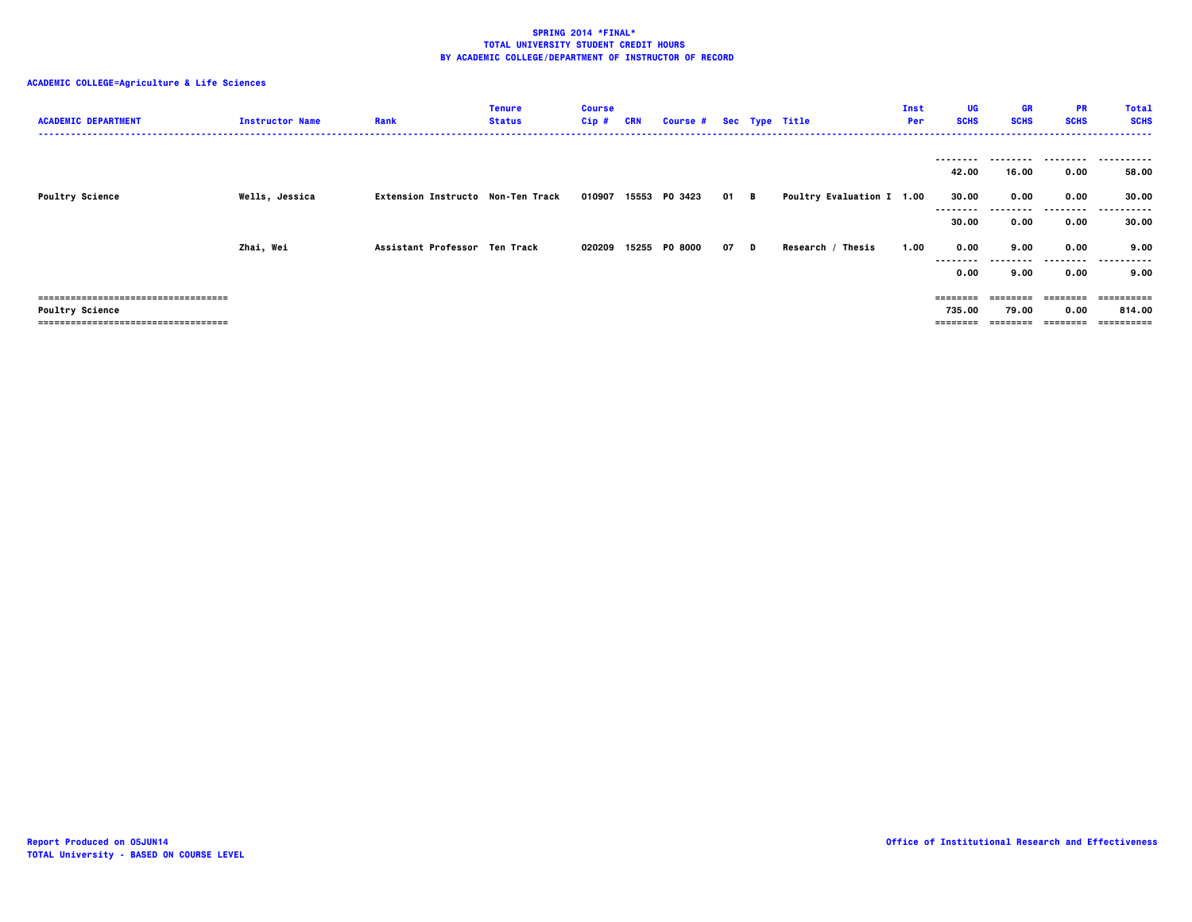**SPRING 2014 *FINAL***
**TOTAL UNIVERSITY STUDENT CREDIT HOURS**
**BY ACADEMIC COLLEGE/DEPARTMENT OF INSTRUCTOR OF RECORD**

**ACADEMIC COLLEGE=Agriculture & Life Sciences**

| ACADEMIC DEPARTMENT | Instructor Name | Rank | Tenure Status | Course Cip # | CRN | Course # | Sec | Type | Title | Inst Per | UG SCHS | GR SCHS | PR SCHS | Total SCHS |
|---|---|---|---|---|---|---|---|---|---|---|---|---|---|---|
| | | | | | | | | | | | 42.00 | 16.00 | 0.00 | 58.00 |
| Poultry Science | Wells, Jessica | Extension Instructo | Non-Ten Track | 010907 | 15553 | PO 3423 | 01 | B | Poultry Evaluation I | 1.00 | 30.00 | 0.00 | 0.00 | 30.00 |
| | | | | | | | | | | | 30.00 | 0.00 | 0.00 | 30.00 |
| | Zhai, Wei | Assistant Professor | Ten Track | 020209 | 15255 | PO 8000 | 07 | D | Research / Thesis | 1.00 | 0.00 | 9.00 | 0.00 | 9.00 |
| | | | | | | | | | | | 0.00 | 9.00 | 0.00 | 9.00 |
| Poultry Science | | | | | | | | | | | 735.00 | 79.00 | 0.00 | 814.00 |

Report Produced on 05JUN14
TOTAL University - BASED ON COURSE LEVEL

Office of Institutional Research and Effectiveness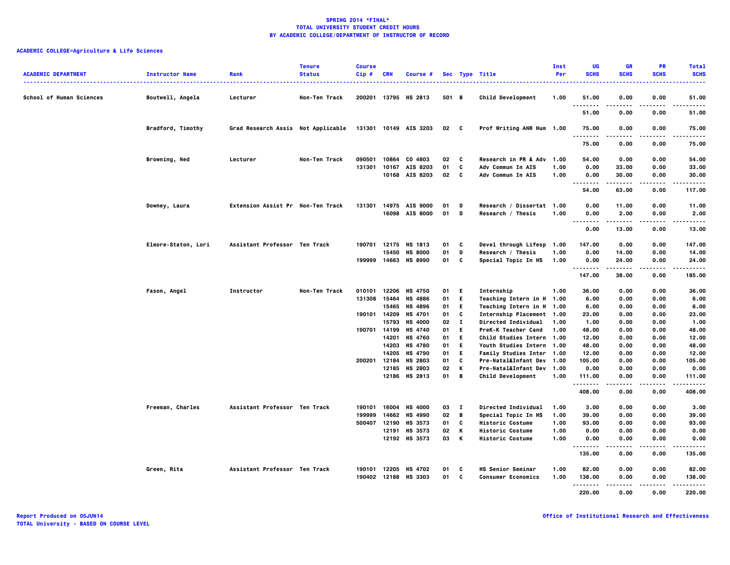**SPRING 2014 *FINAL***
**TOTAL UNIVERSITY STUDENT CREDIT HOURS**
**BY ACADEMIC COLLEGE/DEPARTMENT OF INSTRUCTOR OF RECORD**

**ACADEMIC COLLEGE=Agriculture & Life Sciences**

| ACADEMIC DEPARTMENT | Instructor Name | Rank | Tenure Status | Course Cip # | CRN | Course # | Sec | Type | Title | Inst Per | UG SCHS | GR SCHS | PR SCHS | Total SCHS |
|---|---|---|---|---|---|---|---|---|---|---|---|---|---|---|
| School of Human Sciences | Boutwell, Angela | Lecturer | Non-Ten Track | 200201 | 13795 | HS 2813 | 501 | B | Child Development | 1.00 | 51.00 | 0.00 | 0.00 | 51.00 |
| | | | | | | | | | | | 51.00 | 0.00 | 0.00 | 51.00 |
| | Bradford, Timothy | Grad Research Assis | Not Applicable | 131301 | 10149 | AIS 3203 | 02 | C | Prof Writing ANR Hum | 1.00 | 75.00 | 0.00 | 0.00 | 75.00 |
| | | | | | | | | | | | 75.00 | 0.00 | 0.00 | 75.00 |
| | Browning, Ned | Lecturer | Non-Ten Track | 090501 | 10864 | CO 4803 | 02 | C | Research in PR & Adv | 1.00 | 54.00 | 0.00 | 0.00 | 54.00 |
| | | | | 131301 | 10167 | AIS 8203 | 01 | C | Adv Commun In AIS | 1.00 | 0.00 | 33.00 | 0.00 | 33.00 |
| | | | | | 10168 | AIS 8203 | 02 | C | Adv Commun In AIS | 1.00 | 0.00 | 30.00 | 0.00 | 30.00 |
| | | | | | | | | | | | 54.00 | 63.00 | 0.00 | 117.00 |
| | Downey, Laura | Extension Assist Pr | Non-Ten Track | 131301 | 14975 | AIS 9000 | 01 | D | Research / Dissertat | 1.00 | 0.00 | 11.00 | 0.00 | 11.00 |
| | | | | | 16098 | AIS 8000 | 01 | D | Research / Thesis | 1.00 | 0.00 | 2.00 | 0.00 | 2.00 |
| | | | | | | | | | | | 0.00 | 13.00 | 0.00 | 13.00 |
| | Elmore-Staton, Lori | Assistant Professor | Ten Track | 190701 | 12175 | HS 1813 | 01 | C | Devel through Lifesp | 1.00 | 147.00 | 0.00 | 0.00 | 147.00 |
| | | | | | 15450 | HS 8000 | 01 | D | Research / Thesis | 1.00 | 0.00 | 14.00 | 0.00 | 14.00 |
| | | | | 199999 | 14663 | HS 8990 | 01 | C | Special Topic In HS | 1.00 | 0.00 | 24.00 | 0.00 | 24.00 |
| | | | | | | | | | | | 147.00 | 38.00 | 0.00 | 185.00 |
| | Fason, Angel | Instructor | Non-Ten Track | 010101 | 12206 | HS 4750 | 01 | E | Internship | 1.00 | 36.00 | 0.00 | 0.00 | 36.00 |
| | | | | 131308 | 15464 | HS 4886 | 01 | E | Teaching Intern in H | 1.00 | 6.00 | 0.00 | 0.00 | 6.00 |
| | | | | | 15465 | HS 4896 | 01 | E | Teaching Intern in H | 1.00 | 6.00 | 0.00 | 0.00 | 6.00 |
| | | | | 190101 | 14209 | HS 4701 | 01 | C | Internship Placement | 1.00 | 23.00 | 0.00 | 0.00 | 23.00 |
| | | | | | 15793 | HS 4000 | 02 | I | Directed Individual | 1.00 | 1.00 | 0.00 | 0.00 | 1.00 |
| | | | | 190701 | 14199 | HS 4740 | 01 | E | PreK-K Teacher Cand | 1.00 | 48.00 | 0.00 | 0.00 | 48.00 |
| | | | | | 14201 | HS 4760 | 01 | E | Child Studies Intern | 1.00 | 12.00 | 0.00 | 0.00 | 12.00 |
| | | | | | 14203 | HS 4780 | 01 | E | Youth Studies Intern | 1.00 | 48.00 | 0.00 | 0.00 | 48.00 |
| | | | | | 14205 | HS 4790 | 01 | E | Family Studies Inter | 1.00 | 12.00 | 0.00 | 0.00 | 12.00 |
| | | | | 200201 | 12184 | HS 2803 | 01 | C | Pre-Natal&Infant Dev | 1.00 | 105.00 | 0.00 | 0.00 | 105.00 |
| | | | | | 12185 | HS 2803 | 02 | K | Pre-Natal&Infant Dev | 1.00 | 0.00 | 0.00 | 0.00 | 0.00 |
| | | | | | 12186 | HS 2813 | 01 | B | Child Development | 1.00 | 111.00 | 0.00 | 0.00 | 111.00 |
| | | | | | | | | | | | 408.00 | 0.00 | 0.00 | 408.00 |
| | Freeman, Charles | Assistant Professor | Ten Track | 190101 | 16004 | HS 4000 | 03 | I | Directed Individual | 1.00 | 3.00 | 0.00 | 0.00 | 3.00 |
| | | | | 199999 | 14662 | HS 4990 | 02 | B | Special Topic In HS | 1.00 | 39.00 | 0.00 | 0.00 | 39.00 |
| | | | | 500407 | 12190 | HS 3573 | 01 | C | Historic Costume | 1.00 | 93.00 | 0.00 | 0.00 | 93.00 |
| | | | | | 12191 | HS 3573 | 02 | K | Historic Costume | 1.00 | 0.00 | 0.00 | 0.00 | 0.00 |
| | | | | | 12192 | HS 3573 | 03 | K | Historic Costume | 1.00 | 0.00 | 0.00 | 0.00 | 0.00 |
| | | | | | | | | | | | 135.00 | 0.00 | 0.00 | 135.00 |
| | Green, Rita | Assistant Professor | Ten Track | 190101 | 12205 | HS 4702 | 01 | C | HS Senior Seminar | 1.00 | 82.00 | 0.00 | 0.00 | 82.00 |
| | | | | 190402 | 12188 | HS 3303 | 01 | C | Consumer Economics | 1.00 | 138.00 | 0.00 | 0.00 | 138.00 |
| | | | | | | | | | | | 220.00 | 0.00 | 0.00 | 220.00 |

Report Produced on 05JUN14
TOTAL University - BASED ON COURSE LEVEL

Office of Institutional Research and Effectiveness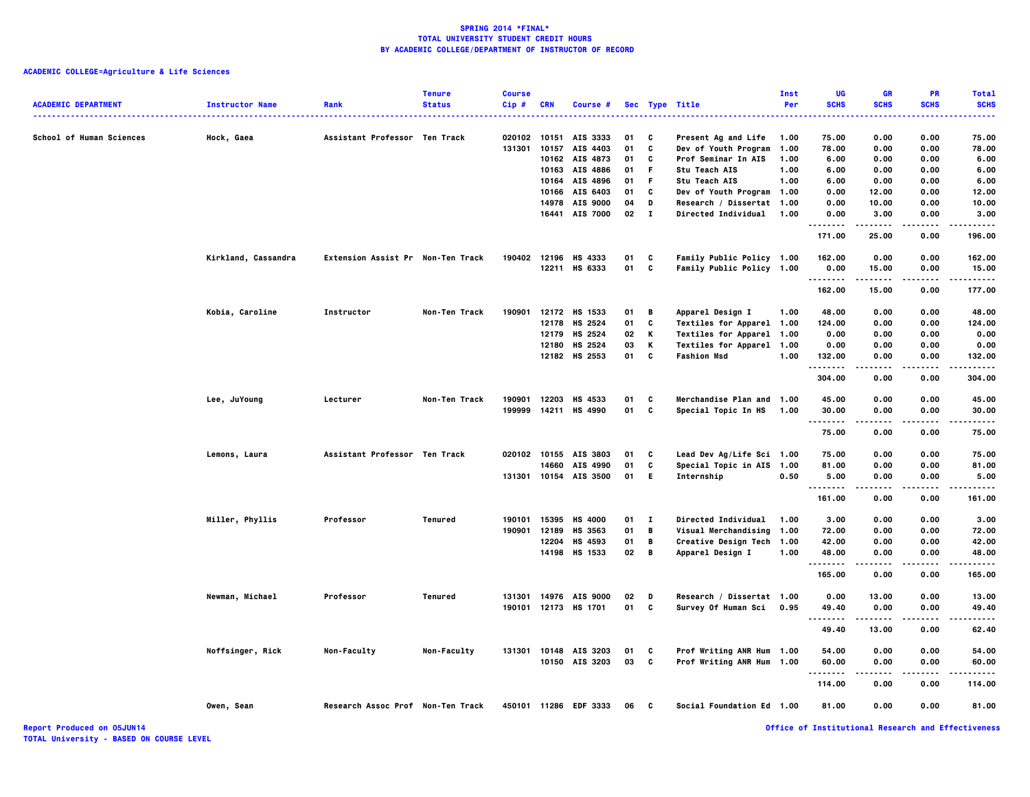# SPRING 2014 *FINAL*
## TOTAL UNIVERSITY STUDENT CREDIT HOURS
## BY ACADEMIC COLLEGE/DEPARTMENT OF INSTRUCTOR OF RECORD

**ACADEMIC COLLEGE=Agriculture & Life Sciences**

| ACADEMIC DEPARTMENT | Instructor Name | Rank | Tenure Status | Course Cip # | CRN | Course # | Sec | Type | Title | Inst Per | UG SCHS | GR SCHS | PR SCHS | Total SCHS |
|---|---|---|---|---|---|---|---|---|---|---|---|---|---|---|
| School of Human Sciences | Hock, Gaea | Assistant Professor | Ten Track | 020102 | 10151 | AIS 3333 | 01 | C | Present Ag and Life | 1.00 | 75.00 | 0.00 | 0.00 | 75.00 |
| | | | | 131301 | 10157 | AIS 4403 | 01 | C | Dev of Youth Program | 1.00 | 78.00 | 0.00 | 0.00 | 78.00 |
| | | | | | 10162 | AIS 4873 | 01 | C | Prof Seminar In AIS | 1.00 | 6.00 | 0.00 | 0.00 | 6.00 |
| | | | | | 10163 | AIS 4886 | 01 | F | Stu Teach AIS | 1.00 | 6.00 | 0.00 | 0.00 | 6.00 |
| | | | | | 10164 | AIS 4896 | 01 | F | Stu Teach AIS | 1.00 | 6.00 | 0.00 | 0.00 | 6.00 |
| | | | | | 10166 | AIS 6403 | 01 | C | Dev of Youth Program | 1.00 | 0.00 | 12.00 | 0.00 | 12.00 |
| | | | | | 14978 | AIS 9000 | 04 | D | Research / Dissertat | 1.00 | 0.00 | 10.00 | 0.00 | 10.00 |
| | | | | | 16441 | AIS 7000 | 02 | I | Directed Individual | 1.00 | 0.00 | 3.00 | 0.00 | 3.00 |
| | | | | | | | | | | | 171.00 | 25.00 | 0.00 | 196.00 |
| | Kirkland, Cassandra | Extension Assist Pr | Non-Ten Track | 190402 | 12196 | HS 4333 | 01 | C | Family Public Policy | 1.00 | 162.00 | 0.00 | 0.00 | 162.00 |
| | | | | | 12211 | HS 6333 | 01 | C | Family Public Policy | 1.00 | 0.00 | 15.00 | 0.00 | 15.00 |
| | | | | | | | | | | | 162.00 | 15.00 | 0.00 | 177.00 |
| | Kobia, Caroline | Instructor | Non-Ten Track | 190901 | 12172 | HS 1533 | 01 | B | Apparel Design I | 1.00 | 48.00 | 0.00 | 0.00 | 48.00 |
| | | | | | 12178 | HS 2524 | 01 | C | Textiles for Apparel | 1.00 | 124.00 | 0.00 | 0.00 | 124.00 |
| | | | | | 12179 | HS 2524 | 02 | K | Textiles for Apparel | 1.00 | 0.00 | 0.00 | 0.00 | 0.00 |
| | | | | | 12180 | HS 2524 | 03 | K | Textiles for Apparel | 1.00 | 0.00 | 0.00 | 0.00 | 0.00 |
| | | | | | 12182 | HS 2553 | 01 | C | Fashion Msd | 1.00 | 132.00 | 0.00 | 0.00 | 132.00 |
| | | | | | | | | | | | 304.00 | 0.00 | 0.00 | 304.00 |
| | Lee, JuYoung | Lecturer | Non-Ten Track | 190901 | 12203 | HS 4533 | 01 | C | Merchandise Plan and | 1.00 | 45.00 | 0.00 | 0.00 | 45.00 |
| | | | | 199999 | 14211 | HS 4990 | 01 | C | Special Topic In HS | 1.00 | 30.00 | 0.00 | 0.00 | 30.00 |
| | | | | | | | | | | | 75.00 | 0.00 | 0.00 | 75.00 |
| | Lemons, Laura | Assistant Professor | Ten Track | 020102 | 10155 | AIS 3803 | 01 | C | Lead Dev Ag/Life Sci | 1.00 | 75.00 | 0.00 | 0.00 | 75.00 |
| | | | | | 14660 | AIS 4990 | 01 | C | Special Topic in AIS | 1.00 | 81.00 | 0.00 | 0.00 | 81.00 |
| | | | | 131301 | 10154 | AIS 3500 | 01 | E | Internship | 0.50 | 5.00 | 0.00 | 0.00 | 5.00 |
| | | | | | | | | | | | 161.00 | 0.00 | 0.00 | 161.00 |
| | Miller, Phyllis | Professor | Tenured | 190101 | 15395 | HS 4000 | 01 | I | Directed Individual | 1.00 | 3.00 | 0.00 | 0.00 | 3.00 |
| | | | | 190901 | 12189 | HS 3563 | 01 | B | Visual Merchandising | 1.00 | 72.00 | 0.00 | 0.00 | 72.00 |
| | | | | | 12204 | HS 4593 | 01 | B | Creative Design Tech | 1.00 | 42.00 | 0.00 | 0.00 | 42.00 |
| | | | | | 14198 | HS 1533 | 02 | B | Apparel Design I | 1.00 | 48.00 | 0.00 | 0.00 | 48.00 |
| | | | | | | | | | | | 165.00 | 0.00 | 0.00 | 165.00 |
| | Newman, Michael | Professor | Tenured | 131301 | 14976 | AIS 9000 | 02 | D | Research / Dissertat | 1.00 | 0.00 | 13.00 | 0.00 | 13.00 |
| | | | | 190101 | 12173 | HS 1701 | 01 | C | Survey Of Human Sci | 0.95 | 49.40 | 0.00 | 0.00 | 49.40 |
| | | | | | | | | | | | 49.40 | 13.00 | 0.00 | 62.40 |
| | Noffsinger, Rick | Non-Faculty | Non-Faculty | 131301 | 10148 | AIS 3203 | 01 | C | Prof Writing ANR Hum | 1.00 | 54.00 | 0.00 | 0.00 | 54.00 |
| | | | | | 10150 | AIS 3203 | 03 | C | Prof Writing ANR Hum | 1.00 | 60.00 | 0.00 | 0.00 | 60.00 |
| | | | | | | | | | | | 114.00 | 0.00 | 0.00 | 114.00 |
| | Owen, Sean | Research Assoc Prof | Non-Ten Track | 450101 | 11286 | EDF 3333 | 06 | C | Social Foundation Ed | 1.00 | 81.00 | 0.00 | 0.00 | 81.00 |

Report Produced on 05JUN14
TOTAL University - BASED ON COURSE LEVEL

Office of Institutional Research and Effectiveness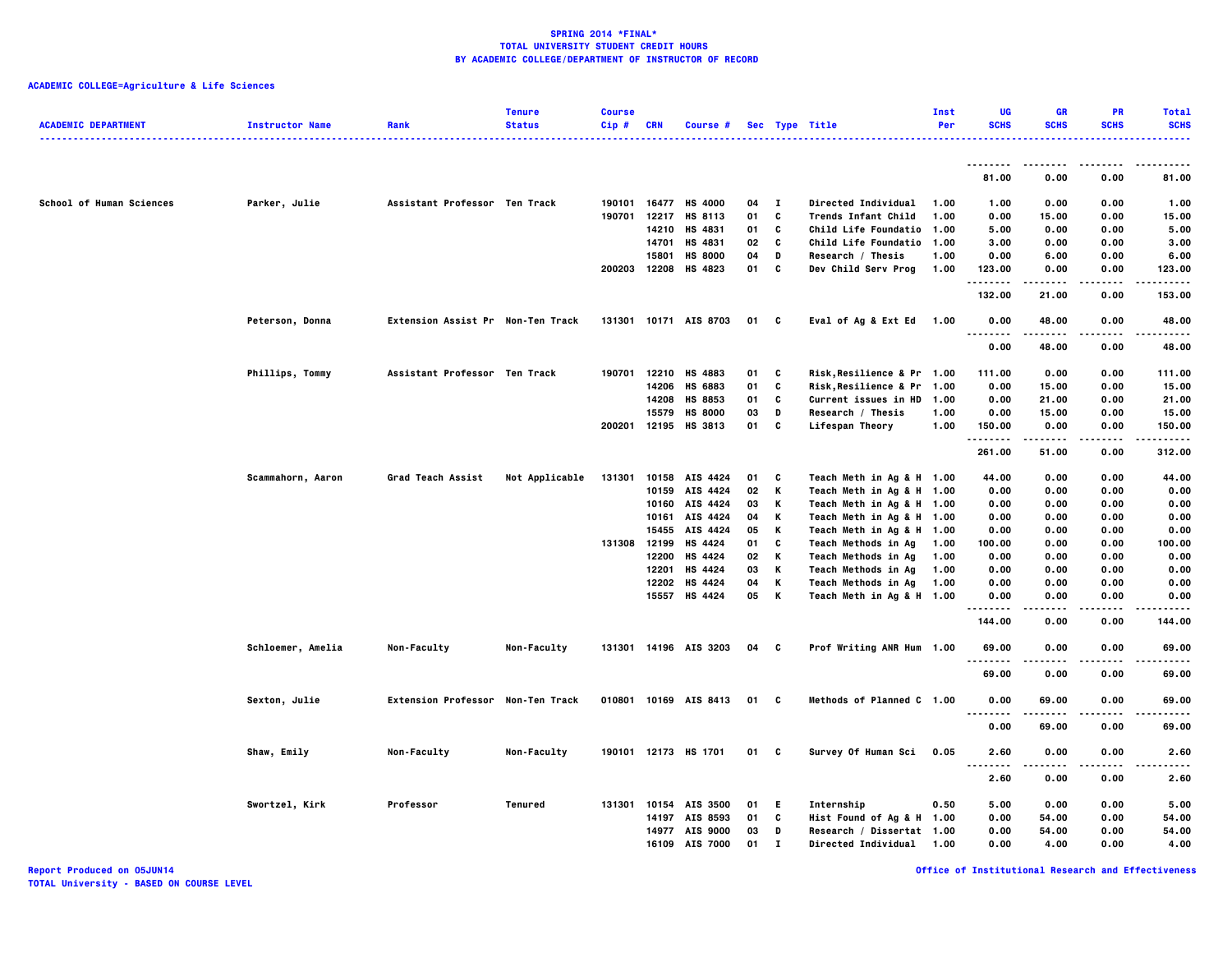**SPRING 2014 *FINAL***
**TOTAL UNIVERSITY STUDENT CREDIT HOURS**
**BY ACADEMIC COLLEGE/DEPARTMENT OF INSTRUCTOR OF RECORD**

**ACADEMIC COLLEGE=Agriculture & Life Sciences**

| ACADEMIC DEPARTMENT | Instructor Name | Rank | Tenure Status | Course Cip # | CRN | Course # | Sec | Type | Title | Inst Per | UG SCHS | GR SCHS | PR SCHS | Total SCHS |
|---|---|---|---|---|---|---|---|---|---|---|---|---|---|---|
| | | | | | | | | | | | 81.00 | 0.00 | 0.00 | 81.00 |
| School of Human Sciences | Parker, Julie | Assistant Professor | Ten Track | 190101 | 16477 | HS 4000 | 04 | I | Directed Individual | 1.00 | 1.00 | 0.00 | 0.00 | 1.00 |
| | | | | 190701 | 12217 | HS 8113 | 01 | C | Trends Infant Child | 1.00 | 0.00 | 15.00 | 0.00 | 15.00 |
| | | | | | 14210 | HS 4831 | 01 | C | Child Life Foundatio | 1.00 | 5.00 | 0.00 | 0.00 | 5.00 |
| | | | | | 14701 | HS 4831 | 02 | C | Child Life Foundatio | 1.00 | 3.00 | 0.00 | 0.00 | 3.00 |
| | | | | | 15801 | HS 8000 | 04 | D | Research / Thesis | 1.00 | 0.00 | 6.00 | 0.00 | 6.00 |
| | | | | 200203 | 12208 | HS 4823 | 01 | C | Dev Child Serv Prog | 1.00 | 123.00 | 0.00 | 0.00 | 123.00 |
| | | | | | | | | | | | 132.00 | 21.00 | 0.00 | 153.00 |
| | Peterson, Donna | Extension Assist Pr | Non-Ten Track | 131301 | 10171 | AIS 8703 | 01 | C | Eval of Ag & Ext Ed | 1.00 | 0.00 | 48.00 | 0.00 | 48.00 |
| | | | | | | | | | | | 0.00 | 48.00 | 0.00 | 48.00 |
| | Phillips, Tommy | Assistant Professor | Ten Track | 190701 | 12210 | HS 4883 | 01 | C | Risk,Resilience & Pr | 1.00 | 111.00 | 0.00 | 0.00 | 111.00 |
| | | | | | 14206 | HS 6883 | 01 | C | Risk,Resilience & Pr | 1.00 | 0.00 | 15.00 | 0.00 | 15.00 |
| | | | | | 14208 | HS 8853 | 01 | C | Current issues in HD | 1.00 | 0.00 | 21.00 | 0.00 | 21.00 |
| | | | | | 15579 | HS 8000 | 03 | D | Research / Thesis | 1.00 | 0.00 | 15.00 | 0.00 | 15.00 |
| | | | | 200201 | 12195 | HS 3813 | 01 | C | Lifespan Theory | 1.00 | 150.00 | 0.00 | 0.00 | 150.00 |
| | | | | | | | | | | | 261.00 | 51.00 | 0.00 | 312.00 |
| | Scammahorn, Aaron | Grad Teach Assist | Not Applicable | 131301 | 10158 | AIS 4424 | 01 | C | Teach Meth in Ag & H | 1.00 | 44.00 | 0.00 | 0.00 | 44.00 |
| | | | | | 10159 | AIS 4424 | 02 | K | Teach Meth in Ag & H | 1.00 | 0.00 | 0.00 | 0.00 | 0.00 |
| | | | | | 10160 | AIS 4424 | 03 | K | Teach Meth in Ag & H | 1.00 | 0.00 | 0.00 | 0.00 | 0.00 |
| | | | | | 10161 | AIS 4424 | 04 | K | Teach Meth in Ag & H | 1.00 | 0.00 | 0.00 | 0.00 | 0.00 |
| | | | | | 15455 | AIS 4424 | 05 | K | Teach Meth in Ag & H | 1.00 | 0.00 | 0.00 | 0.00 | 0.00 |
| | | | | 131308 | 12199 | HS 4424 | 01 | C | Teach Methods in Ag | 1.00 | 100.00 | 0.00 | 0.00 | 100.00 |
| | | | | | 12200 | HS 4424 | 02 | K | Teach Methods in Ag | 1.00 | 0.00 | 0.00 | 0.00 | 0.00 |
| | | | | | 12201 | HS 4424 | 03 | K | Teach Methods in Ag | 1.00 | 0.00 | 0.00 | 0.00 | 0.00 |
| | | | | | 12202 | HS 4424 | 04 | K | Teach Methods in Ag | 1.00 | 0.00 | 0.00 | 0.00 | 0.00 |
| | | | | | 15557 | HS 4424 | 05 | K | Teach Meth in Ag & H | 1.00 | 0.00 | 0.00 | 0.00 | 0.00 |
| | | | | | | | | | | | 144.00 | 0.00 | 0.00 | 144.00 |
| | Schloemer, Amelia | Non-Faculty | Non-Faculty | 131301 | 14196 | AIS 3203 | 04 | C | Prof Writing ANR Hum | 1.00 | 69.00 | 0.00 | 0.00 | 69.00 |
| | | | | | | | | | | | 69.00 | 0.00 | 0.00 | 69.00 |
| | Sexton, Julie | Extension Professor | Non-Ten Track | 010801 | 10169 | AIS 8413 | 01 | C | Methods of Planned C | 1.00 | 0.00 | 69.00 | 0.00 | 69.00 |
| | | | | | | | | | | | 0.00 | 69.00 | 0.00 | 69.00 |
| | Shaw, Emily | Non-Faculty | Non-Faculty | 190101 | 12173 | HS 1701 | 01 | C | Survey Of Human Sci | 0.05 | 2.60 | 0.00 | 0.00 | 2.60 |
| | | | | | | | | | | | 2.60 | 0.00 | 0.00 | 2.60 |
| | Swortzel, Kirk | Professor | Tenured | 131301 | 10154 | AIS 3500 | 01 | E | Internship | 0.50 | 5.00 | 0.00 | 0.00 | 5.00 |
| | | | | | 14197 | AIS 8593 | 01 | C | Hist Found of Ag & H | 1.00 | 0.00 | 54.00 | 0.00 | 54.00 |
| | | | | | 14977 | AIS 9000 | 03 | D | Research / Dissertat | 1.00 | 0.00 | 54.00 | 0.00 | 54.00 |
| | | | | | 16109 | AIS 7000 | 01 | I | Directed Individual | 1.00 | 0.00 | 4.00 | 0.00 | 4.00 |

Report Produced on 05JUN14
TOTAL University - BASED ON COURSE LEVEL

Office of Institutional Research and Effectiveness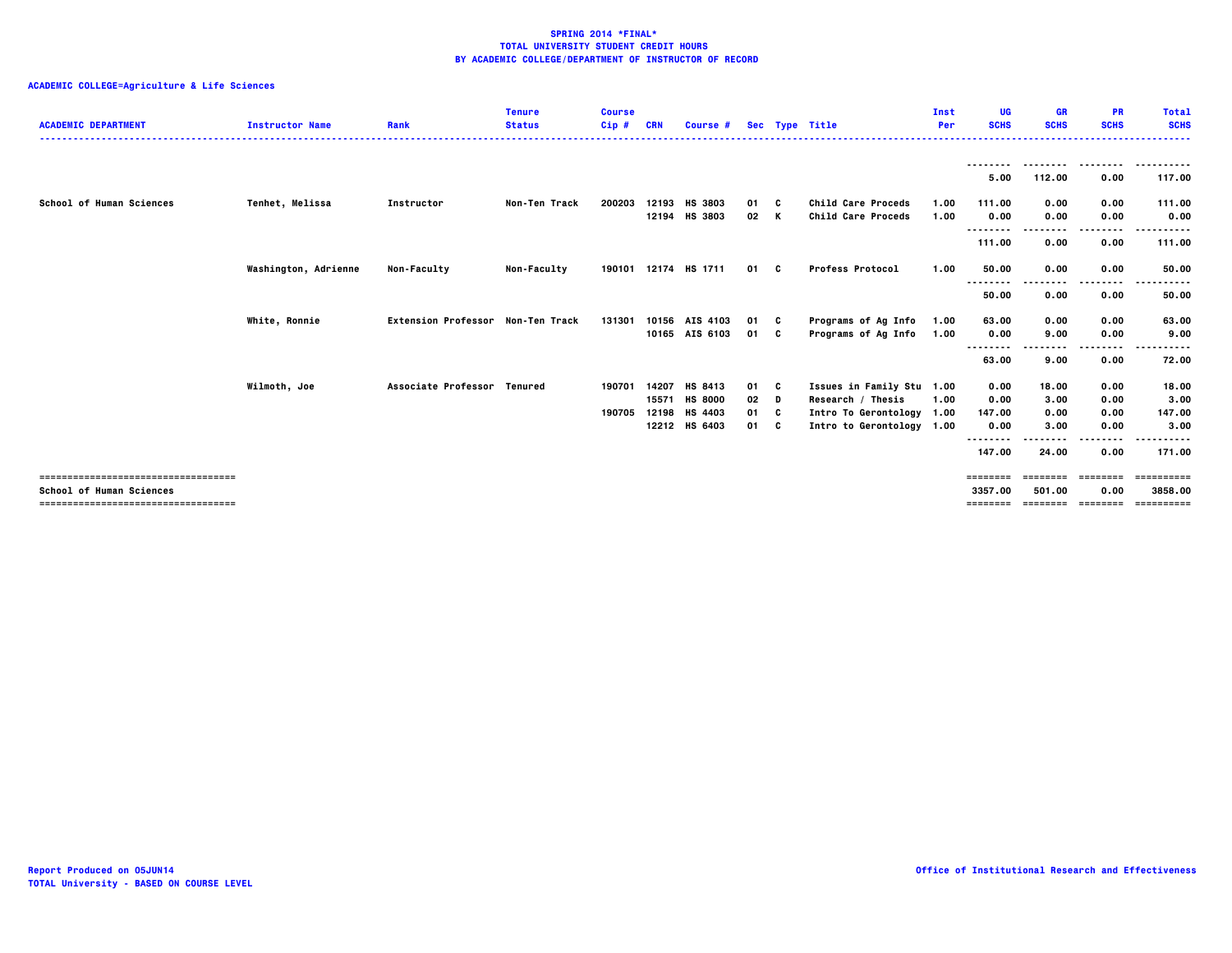**SPRING 2014 *FINAL***
**TOTAL UNIVERSITY STUDENT CREDIT HOURS**
**BY ACADEMIC COLLEGE/DEPARTMENT OF INSTRUCTOR OF RECORD**

**ACADEMIC COLLEGE=Agriculture & Life Sciences**

| ACADEMIC DEPARTMENT | Instructor Name | Rank | Tenure Status | Course Cip # | CRN | Course # | Sec | Type | Title | Inst Per | UG SCHS | GR SCHS | PR SCHS | Total SCHS |
|---|---|---|---|---|---|---|---|---|---|---|---|---|---|---|
| | | | | | | | | | | | 5.00 | 112.00 | 0.00 | 117.00 |
| School of Human Sciences | Tenhet, Melissa | Instructor | Non-Ten Track | 200203 | 12193 | HS 3803 | 01 | C | Child Care Proceds | 1.00 | 111.00 | 0.00 | 0.00 | 111.00 |
| | | | | | 12194 | HS 3803 | 02 | K | Child Care Proceds | 1.00 | 0.00 | 0.00 | 0.00 | 0.00 |
| | | | | | | | | | | | 111.00 | 0.00 | 0.00 | 111.00 |
| | Washington, Adrienne | Non-Faculty | Non-Faculty | 190101 | 12174 | HS 1711 | 01 | C | Profess Protocol | 1.00 | 50.00 | 0.00 | 0.00 | 50.00 |
| | | | | | | | | | | | 50.00 | 0.00 | 0.00 | 50.00 |
| | White, Ronnie | Extension Professor | Non-Ten Track | 131301 | 10156 | AIS 4103 | 01 | C | Programs of Ag Info | 1.00 | 63.00 | 0.00 | 0.00 | 63.00 |
| | | | | | 10165 | AIS 6103 | 01 | C | Programs of Ag Info | 1.00 | 0.00 | 9.00 | 0.00 | 9.00 |
| | | | | | | | | | | | 63.00 | 9.00 | 0.00 | 72.00 |
| | Wilmoth, Joe | Associate Professor | Tenured | 190701 | 14207 | HS 8413 | 01 | C | Issues in Family Stu | 1.00 | 0.00 | 18.00 | 0.00 | 18.00 |
| | | | | | 15571 | HS 8000 | 02 | D | Research / Thesis | 1.00 | 0.00 | 3.00 | 0.00 | 3.00 |
| | | | | 190705 | 12198 | HS 4403 | 01 | C | Intro To Gerontology | 1.00 | 147.00 | 0.00 | 0.00 | 147.00 |
| | | | | | 12212 | HS 6403 | 01 | C | Intro to Gerontology | 1.00 | 0.00 | 3.00 | 0.00 | 3.00 |
| | | | | | | | | | | | 147.00 | 24.00 | 0.00 | 171.00 |
| School of Human Sciences | | | | | | | | | | | 3357.00 | 501.00 | 0.00 | 3858.00 |

Report Produced on 05JUN14
TOTAL University - BASED ON COURSE LEVEL

Office of Institutional Research and Effectiveness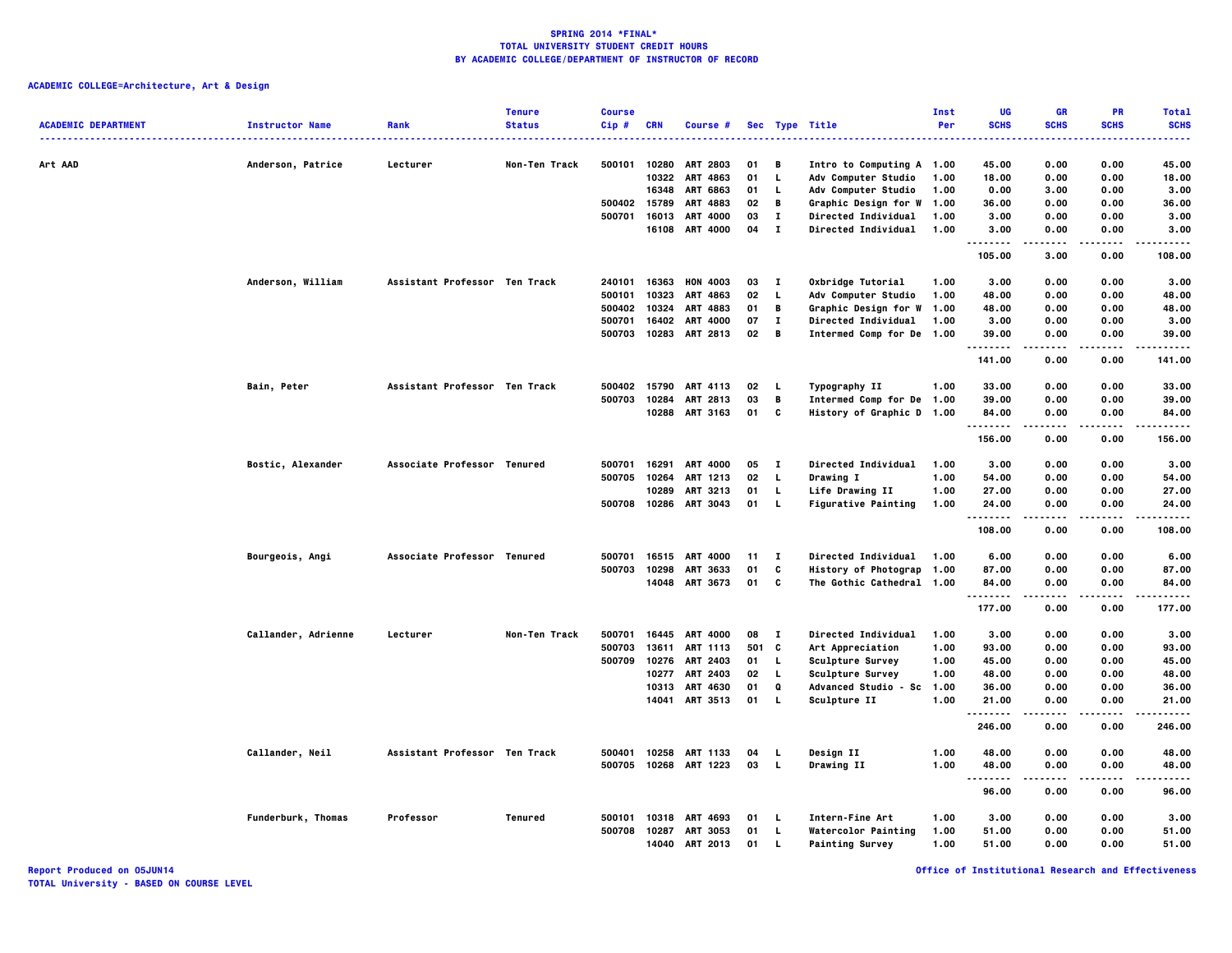**SPRING 2014 *FINAL***
**TOTAL UNIVERSITY STUDENT CREDIT HOURS**
**BY ACADEMIC COLLEGE/DEPARTMENT OF INSTRUCTOR OF RECORD**

**ACADEMIC COLLEGE=Architecture, Art & Design**

| ACADEMIC DEPARTMENT | Instructor Name | Rank | Tenure Status | Course Cip # | CRN | Course # | Sec | Type | Title | Inst Per | UG SCHS | GR SCHS | PR SCHS | Total SCHS |
|---|---|---|---|---|---|---|---|---|---|---|---|---|---|---|
| Art AAD | Anderson, Patrice | Lecturer | Non-Ten Track | 500101 | 10280 | ART 2803 | 01 | B | Intro to Computing A | 1.00 | 45.00 | 0.00 | 0.00 | 45.00 |
| | | | | | 10322 | ART 4863 | 01 | L | Adv Computer Studio | 1.00 | 18.00 | 0.00 | 0.00 | 18.00 |
| | | | | | 16348 | ART 6863 | 01 | L | Adv Computer Studio | 1.00 | 0.00 | 3.00 | 0.00 | 3.00 |
| | | | | 500402 | 15789 | ART 4883 | 02 | B | Graphic Design for W | 1.00 | 36.00 | 0.00 | 0.00 | 36.00 |
| | | | | 500701 | 16013 | ART 4000 | 03 | I | Directed Individual | 1.00 | 3.00 | 0.00 | 0.00 | 3.00 |
| | | | | | 16108 | ART 4000 | 04 | I | Directed Individual | 1.00 | 3.00 | 0.00 | 0.00 | 3.00 |
| | | | | | | | | | | | 105.00 | 3.00 | 0.00 | 108.00 |
| | Anderson, William | Assistant Professor | Ten Track | 240101 | 16363 | HON 4003 | 03 | I | Oxbridge Tutorial | 1.00 | 3.00 | 0.00 | 0.00 | 3.00 |
| | | | | 500101 | 10323 | ART 4863 | 02 | L | Adv Computer Studio | 1.00 | 48.00 | 0.00 | 0.00 | 48.00 |
| | | | | 500402 | 10324 | ART 4883 | 01 | B | Graphic Design for W | 1.00 | 48.00 | 0.00 | 0.00 | 48.00 |
| | | | | 500701 | 16402 | ART 4000 | 07 | I | Directed Individual | 1.00 | 3.00 | 0.00 | 0.00 | 3.00 |
| | | | | 500703 | 10283 | ART 2813 | 02 | B | Intermed Comp for De | 1.00 | 39.00 | 0.00 | 0.00 | 39.00 |
| | | | | | | | | | | | 141.00 | 0.00 | 0.00 | 141.00 |
| | Bain, Peter | Assistant Professor | Ten Track | 500402 | 15790 | ART 4113 | 02 | L | Typography II | 1.00 | 33.00 | 0.00 | 0.00 | 33.00 |
| | | | | 500703 | 10284 | ART 2813 | 03 | B | Intermed Comp for De | 1.00 | 39.00 | 0.00 | 0.00 | 39.00 |
| | | | | | 10288 | ART 3163 | 01 | C | History of Graphic D | 1.00 | 84.00 | 0.00 | 0.00 | 84.00 |
| | | | | | | | | | | | 156.00 | 0.00 | 0.00 | 156.00 |
| | Bostic, Alexander | Associate Professor | Tenured | 500701 | 16291 | ART 4000 | 05 | I | Directed Individual | 1.00 | 3.00 | 0.00 | 0.00 | 3.00 |
| | | | | 500705 | 10264 | ART 1213 | 02 | L | Drawing I | 1.00 | 54.00 | 0.00 | 0.00 | 54.00 |
| | | | | | 10289 | ART 3213 | 01 | L | Life Drawing II | 1.00 | 27.00 | 0.00 | 0.00 | 27.00 |
| | | | | 500708 | 10286 | ART 3043 | 01 | L | Figurative Painting | 1.00 | 24.00 | 0.00 | 0.00 | 24.00 |
| | | | | | | | | | | | 108.00 | 0.00 | 0.00 | 108.00 |
| | Bourgeois, Angi | Associate Professor | Tenured | 500701 | 16515 | ART 4000 | 11 | I | Directed Individual | 1.00 | 6.00 | 0.00 | 0.00 | 6.00 |
| | | | | 500703 | 10298 | ART 3633 | 01 | C | History of Photograp | 1.00 | 87.00 | 0.00 | 0.00 | 87.00 |
| | | | | | 14048 | ART 3673 | 01 | C | The Gothic Cathedral | 1.00 | 84.00 | 0.00 | 0.00 | 84.00 |
| | | | | | | | | | | | 177.00 | 0.00 | 0.00 | 177.00 |
| | Callander, Adrienne | Lecturer | Non-Ten Track | 500701 | 16445 | ART 4000 | 08 | I | Directed Individual | 1.00 | 3.00 | 0.00 | 0.00 | 3.00 |
| | | | | 500703 | 13611 | ART 1113 | 501 | C | Art Appreciation | 1.00 | 93.00 | 0.00 | 0.00 | 93.00 |
| | | | | 500709 | 10276 | ART 2403 | 01 | L | Sculpture Survey | 1.00 | 45.00 | 0.00 | 0.00 | 45.00 |
| | | | | | 10277 | ART 2403 | 02 | L | Sculpture Survey | 1.00 | 48.00 | 0.00 | 0.00 | 48.00 |
| | | | | | 10313 | ART 4630 | 01 | Q | Advanced Studio - Sc | 1.00 | 36.00 | 0.00 | 0.00 | 36.00 |
| | | | | | 14041 | ART 3513 | 01 | L | Sculpture II | 1.00 | 21.00 | 0.00 | 0.00 | 21.00 |
| | | | | | | | | | | | 246.00 | 0.00 | 0.00 | 246.00 |
| | Callander, Neil | Assistant Professor | Ten Track | 500401 | 10258 | ART 1133 | 04 | L | Design II | 1.00 | 48.00 | 0.00 | 0.00 | 48.00 |
| | | | | 500705 | 10268 | ART 1223 | 03 | L | Drawing II | 1.00 | 48.00 | 0.00 | 0.00 | 48.00 |
| | | | | | | | | | | | 96.00 | 0.00 | 0.00 | 96.00 |
| | Funderburk, Thomas | Professor | Tenured | 500101 | 10318 | ART 4693 | 01 | L | Intern-Fine Art | 1.00 | 3.00 | 0.00 | 0.00 | 3.00 |
| | | | | 500708 | 10287 | ART 3053 | 01 | L | Watercolor Painting | 1.00 | 51.00 | 0.00 | 0.00 | 51.00 |
| | | | | | 14040 | ART 2013 | 01 | L | Painting Survey | 1.00 | 51.00 | 0.00 | 0.00 | 51.00 |

Report Produced on 05JUN14
TOTAL University - BASED ON COURSE LEVEL

Office of Institutional Research and Effectiveness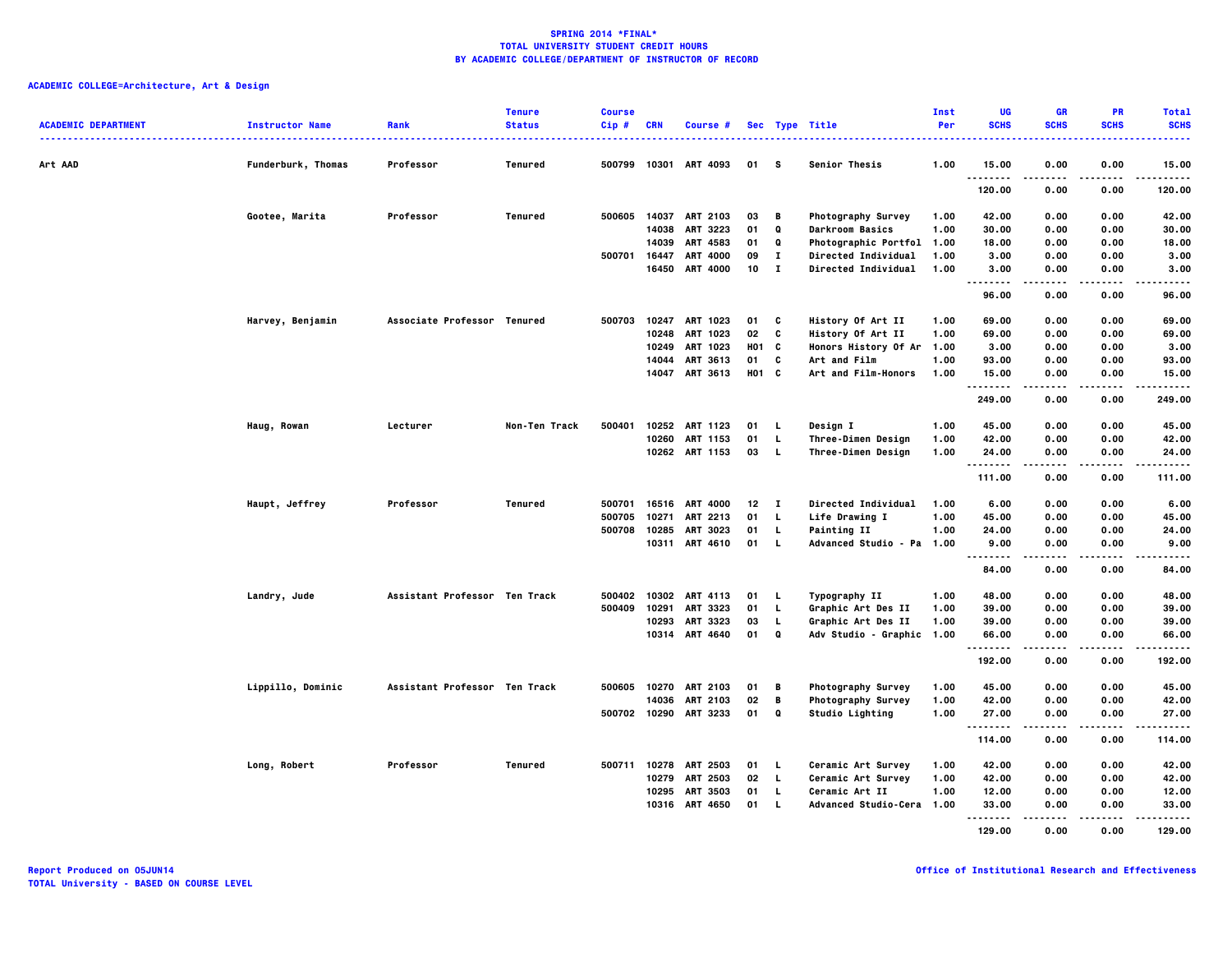**SPRING 2014 *FINAL***
**TOTAL UNIVERSITY STUDENT CREDIT HOURS**
**BY ACADEMIC COLLEGE/DEPARTMENT OF INSTRUCTOR OF RECORD**

**ACADEMIC COLLEGE=Architecture, Art & Design**

| ACADEMIC DEPARTMENT | Instructor Name | Rank | Tenure Status | Course Cip # | CRN | Course # | Sec | Type | Title | Inst Per | UG SCHS | GR SCHS | PR SCHS | Total SCHS |
|---|---|---|---|---|---|---|---|---|---|---|---|---|---|---|
| Art AAD | Funderburk, Thomas | Professor | Tenured | 500799 | 10301 | ART 4093 | 01 | S | Senior Thesis | 1.00 | 15.00 | 0.00 | 0.00 | 15.00 |
| | | | | | | | | | | | 120.00 | 0.00 | 0.00 | 120.00 |
| | Gootee, Marita | Professor | Tenured | 500605 | 14037 | ART 2103 | 03 | B | Photography Survey | 1.00 | 42.00 | 0.00 | 0.00 | 42.00 |
| | | | | | 14038 | ART 3223 | 01 | Q | Darkroom Basics | 1.00 | 30.00 | 0.00 | 0.00 | 30.00 |
| | | | | | 14039 | ART 4583 | 01 | Q | Photographic Portfol | 1.00 | 18.00 | 0.00 | 0.00 | 18.00 |
| | | | | 500701 | 16447 | ART 4000 | 09 | I | Directed Individual | 1.00 | 3.00 | 0.00 | 0.00 | 3.00 |
| | | | | | 16450 | ART 4000 | 10 | I | Directed Individual | 1.00 | 3.00 | 0.00 | 0.00 | 3.00 |
| | | | | | | | | | | | 96.00 | 0.00 | 0.00 | 96.00 |
| | Harvey, Benjamin | Associate Professor | Tenured | 500703 | 10247 | ART 1023 | 01 | C | History Of Art II | 1.00 | 69.00 | 0.00 | 0.00 | 69.00 |
| | | | | | 10248 | ART 1023 | 02 | C | History Of Art II | 1.00 | 69.00 | 0.00 | 0.00 | 69.00 |
| | | | | | 10249 | ART 1023 | H01 | C | Honors History Of Ar | 1.00 | 3.00 | 0.00 | 0.00 | 3.00 |
| | | | | | 14044 | ART 3613 | 01 | C | Art and Film | 1.00 | 93.00 | 0.00 | 0.00 | 93.00 |
| | | | | | 14047 | ART 3613 | H01 | C | Art and Film-Honors | 1.00 | 15.00 | 0.00 | 0.00 | 15.00 |
| | | | | | | | | | | | 249.00 | 0.00 | 0.00 | 249.00 |
| | Haug, Rowan | Lecturer | Non-Ten Track | 500401 | 10252 | ART 1123 | 01 | L | Design I | 1.00 | 45.00 | 0.00 | 0.00 | 45.00 |
| | | | | | 10260 | ART 1153 | 01 | L | Three-Dimen Design | 1.00 | 42.00 | 0.00 | 0.00 | 42.00 |
| | | | | | 10262 | ART 1153 | 03 | L | Three-Dimen Design | 1.00 | 24.00 | 0.00 | 0.00 | 24.00 |
| | | | | | | | | | | | 111.00 | 0.00 | 0.00 | 111.00 |
| | Haupt, Jeffrey | Professor | Tenured | 500701 | 16516 | ART 4000 | 12 | I | Directed Individual | 1.00 | 6.00 | 0.00 | 0.00 | 6.00 |
| | | | | 500705 | 10271 | ART 2213 | 01 | L | Life Drawing I | 1.00 | 45.00 | 0.00 | 0.00 | 45.00 |
| | | | | 500708 | 10285 | ART 3023 | 01 | L | Painting II | 1.00 | 24.00 | 0.00 | 0.00 | 24.00 |
| | | | | | 10311 | ART 4610 | 01 | L | Advanced Studio - Pa | 1.00 | 9.00 | 0.00 | 0.00 | 9.00 |
| | | | | | | | | | | | 84.00 | 0.00 | 0.00 | 84.00 |
| | Landry, Jude | Assistant Professor | Ten Track | 500402 | 10302 | ART 4113 | 01 | L | Typography II | 1.00 | 48.00 | 0.00 | 0.00 | 48.00 |
| | | | | 500409 | 10291 | ART 3323 | 01 | L | Graphic Art Des II | 1.00 | 39.00 | 0.00 | 0.00 | 39.00 |
| | | | | | 10293 | ART 3323 | 03 | L | Graphic Art Des II | 1.00 | 39.00 | 0.00 | 0.00 | 39.00 |
| | | | | | 10314 | ART 4640 | 01 | Q | Adv Studio - Graphic | 1.00 | 66.00 | 0.00 | 0.00 | 66.00 |
| | | | | | | | | | | | 192.00 | 0.00 | 0.00 | 192.00 |
| | Lippillo, Dominic | Assistant Professor | Ten Track | 500605 | 10270 | ART 2103 | 01 | B | Photography Survey | 1.00 | 45.00 | 0.00 | 0.00 | 45.00 |
| | | | | | 14036 | ART 2103 | 02 | B | Photography Survey | 1.00 | 42.00 | 0.00 | 0.00 | 42.00 |
| | | | | 500702 | 10290 | ART 3233 | 01 | Q | Studio Lighting | 1.00 | 27.00 | 0.00 | 0.00 | 27.00 |
| | | | | | | | | | | | 114.00 | 0.00 | 0.00 | 114.00 |
| | Long, Robert | Professor | Tenured | 500711 | 10278 | ART 2503 | 01 | L | Ceramic Art Survey | 1.00 | 42.00 | 0.00 | 0.00 | 42.00 |
| | | | | | 10279 | ART 2503 | 02 | L | Ceramic Art Survey | 1.00 | 42.00 | 0.00 | 0.00 | 42.00 |
| | | | | | 10295 | ART 3503 | 01 | L | Ceramic Art II | 1.00 | 12.00 | 0.00 | 0.00 | 12.00 |
| | | | | | 10316 | ART 4650 | 01 | L | Advanced Studio-Cera | 1.00 | 33.00 | 0.00 | 0.00 | 33.00 |
| | | | | | | | | | | | 129.00 | 0.00 | 0.00 | 129.00 |

Report Produced on 05JUN14
TOTAL University - BASED ON COURSE LEVEL

Office of Institutional Research and Effectiveness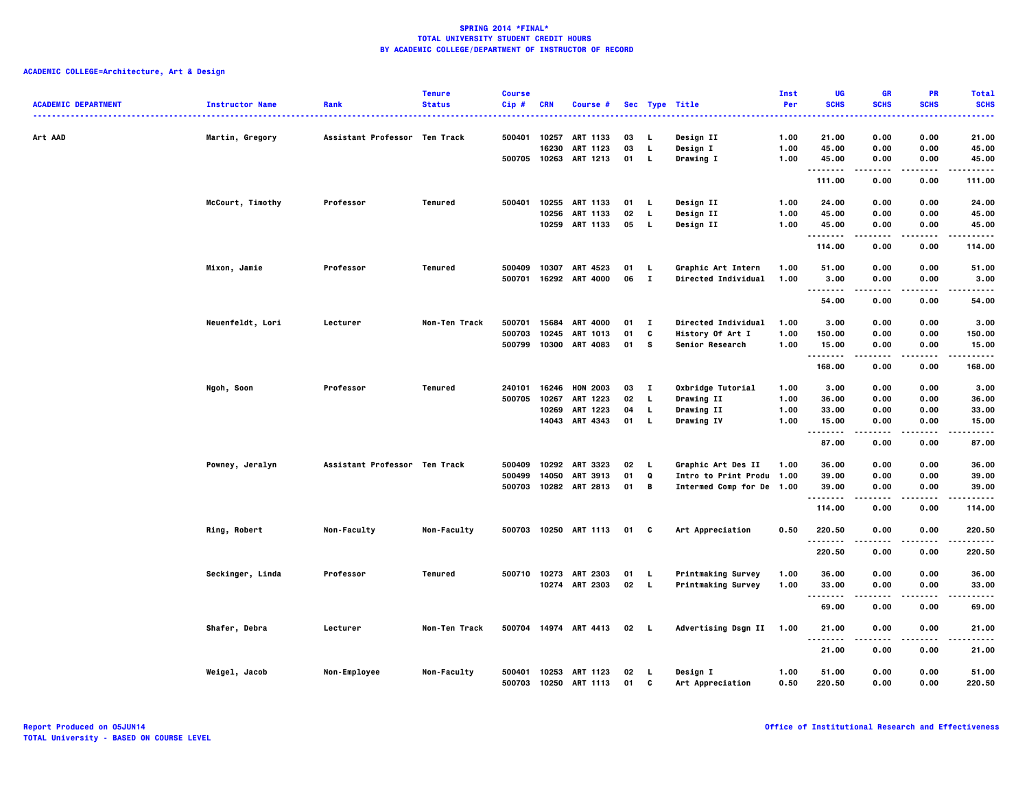**SPRING 2014 *FINAL***
**TOTAL UNIVERSITY STUDENT CREDIT HOURS**
**BY ACADEMIC COLLEGE/DEPARTMENT OF INSTRUCTOR OF RECORD**

**ACADEMIC COLLEGE=Architecture, Art & Design**

| ACADEMIC DEPARTMENT | Instructor Name | Rank | Tenure Status | Course Cip # | CRN | Course # | Sec | Type | Title | Inst Per | UG SCHS | GR SCHS | PR SCHS | Total SCHS |
|---|---|---|---|---|---|---|---|---|---|---|---|---|---|---|
| Art AAD | Martin, Gregory | Assistant Professor | Ten Track | 500401 | 10257 | ART 1133 | 03 | L | Design II | 1.00 | 21.00 | 0.00 | 0.00 | 21.00 |
| | | | | | 16230 | ART 1123 | 03 | L | Design I | 1.00 | 45.00 | 0.00 | 0.00 | 45.00 |
| | | | | 500705 | 10263 | ART 1213 | 01 | L | Drawing I | 1.00 | 45.00 | 0.00 | 0.00 | 45.00 |
| | | | | | | | | | | | 111.00 | 0.00 | 0.00 | 111.00 |
| | McCourt, Timothy | Professor | Tenured | 500401 | 10255 | ART 1133 | 01 | L | Design II | 1.00 | 24.00 | 0.00 | 0.00 | 24.00 |
| | | | | | 10256 | ART 1133 | 02 | L | Design II | 1.00 | 45.00 | 0.00 | 0.00 | 45.00 |
| | | | | | 10259 | ART 1133 | 05 | L | Design II | 1.00 | 45.00 | 0.00 | 0.00 | 45.00 |
| | | | | | | | | | | | 114.00 | 0.00 | 0.00 | 114.00 |
| | Mixon, Jamie | Professor | Tenured | 500409 | 10307 | ART 4523 | 01 | L | Graphic Art Intern | 1.00 | 51.00 | 0.00 | 0.00 | 51.00 |
| | | | | 500701 | 16292 | ART 4000 | 06 | I | Directed Individual | 1.00 | 3.00 | 0.00 | 0.00 | 3.00 |
| | | | | | | | | | | | 54.00 | 0.00 | 0.00 | 54.00 |
| | Neuenfeldt, Lori | Lecturer | Non-Ten Track | 500701 | 15684 | ART 4000 | 01 | I | Directed Individual | 1.00 | 3.00 | 0.00 | 0.00 | 3.00 |
| | | | | 500703 | 10245 | ART 1013 | 01 | C | History Of Art I | 1.00 | 150.00 | 0.00 | 0.00 | 150.00 |
| | | | | 500799 | 10300 | ART 4083 | 01 | S | Senior Research | 1.00 | 15.00 | 0.00 | 0.00 | 15.00 |
| | | | | | | | | | | | 168.00 | 0.00 | 0.00 | 168.00 |
| | Ngoh, Soon | Professor | Tenured | 240101 | 16246 | HON 2003 | 03 | I | Oxbridge Tutorial | 1.00 | 3.00 | 0.00 | 0.00 | 3.00 |
| | | | | 500705 | 10267 | ART 1223 | 02 | L | Drawing II | 1.00 | 36.00 | 0.00 | 0.00 | 36.00 |
| | | | | | 10269 | ART 1223 | 04 | L | Drawing II | 1.00 | 33.00 | 0.00 | 0.00 | 33.00 |
| | | | | | 14043 | ART 4343 | 01 | L | Drawing IV | 1.00 | 15.00 | 0.00 | 0.00 | 15.00 |
| | | | | | | | | | | | 87.00 | 0.00 | 0.00 | 87.00 |
| | Powney, Jeralyn | Assistant Professor | Ten Track | 500409 | 10292 | ART 3323 | 02 | L | Graphic Art Des II | 1.00 | 36.00 | 0.00 | 0.00 | 36.00 |
| | | | | 500499 | 14050 | ART 3913 | 01 | Q | Intro to Print Produ | 1.00 | 39.00 | 0.00 | 0.00 | 39.00 |
| | | | | 500703 | 10282 | ART 2813 | 01 | B | Intermed Comp for De | 1.00 | 39.00 | 0.00 | 0.00 | 39.00 |
| | | | | | | | | | | | 114.00 | 0.00 | 0.00 | 114.00 |
| | Ring, Robert | Non-Faculty | Non-Faculty | 500703 | 10250 | ART 1113 | 01 | C | Art Appreciation | 0.50 | 220.50 | 0.00 | 0.00 | 220.50 |
| | | | | | | | | | | | 220.50 | 0.00 | 0.00 | 220.50 |
| | Seckinger, Linda | Professor | Tenured | 500710 | 10273 | ART 2303 | 01 | L | Printmaking Survey | 1.00 | 36.00 | 0.00 | 0.00 | 36.00 |
| | | | | | 10274 | ART 2303 | 02 | L | Printmaking Survey | 1.00 | 33.00 | 0.00 | 0.00 | 33.00 |
| | | | | | | | | | | | 69.00 | 0.00 | 0.00 | 69.00 |
| | Shafer, Debra | Lecturer | Non-Ten Track | 500704 | 14974 | ART 4413 | 02 | L | Advertising Dsgn II | 1.00 | 21.00 | 0.00 | 0.00 | 21.00 |
| | | | | | | | | | | | 21.00 | 0.00 | 0.00 | 21.00 |
| | Weigel, Jacob | Non-Employee | Non-Faculty | 500401 | 10253 | ART 1123 | 02 | L | Design I | 1.00 | 51.00 | 0.00 | 0.00 | 51.00 |
| | | | | 500703 | 10250 | ART 1113 | 01 | C | Art Appreciation | 0.50 | 220.50 | 0.00 | 0.00 | 220.50 |

Report Produced on 05JUN14
TOTAL University - BASED ON COURSE LEVEL

Office of Institutional Research and Effectiveness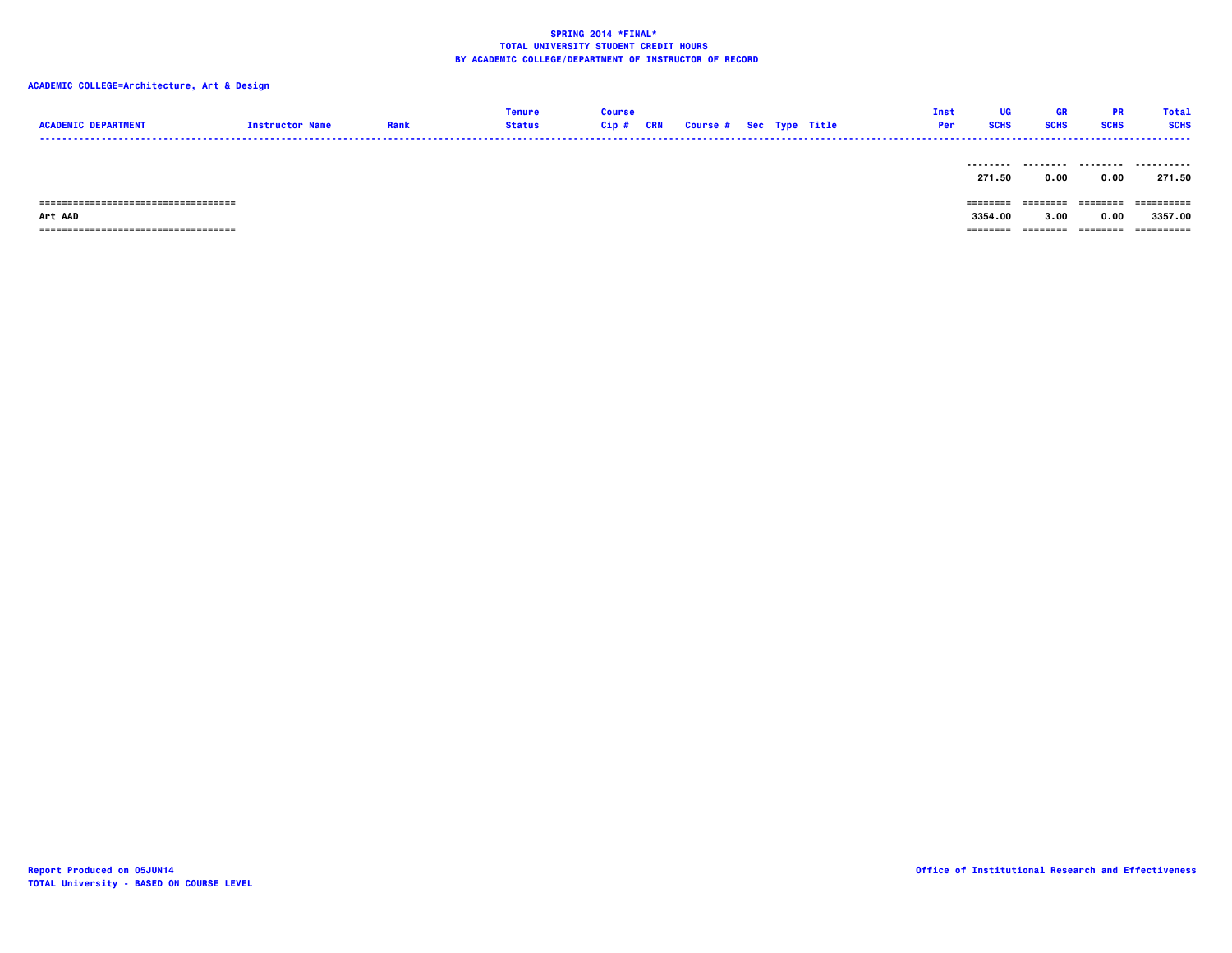**SPRING 2014 *FINAL***
**TOTAL UNIVERSITY STUDENT CREDIT HOURS**
**BY ACADEMIC COLLEGE/DEPARTMENT OF INSTRUCTOR OF RECORD**

**ACADEMIC COLLEGE=Architecture, Art & Design**

| ACADEMIC DEPARTMENT | Instructor Name | Rank | Tenure Status | Course Cip # | CRN | Course # | Sec | Type | Title | Inst Per | UG SCHS | GR SCHS | PR SCHS | Total SCHS |
|---|---|---|---|---|---|---|---|---|---|---|---|---|---|---|
| | | | | | | | | | | | 271.50 | 0.00 | 0.00 | 271.50 |
| Art AAD | | | | | | | | | | | 3354.00 | 3.00 | 0.00 | 3357.00 |

Report Produced on 05JUN14
TOTAL University - BASED ON COURSE LEVEL

Office of Institutional Research and Effectiveness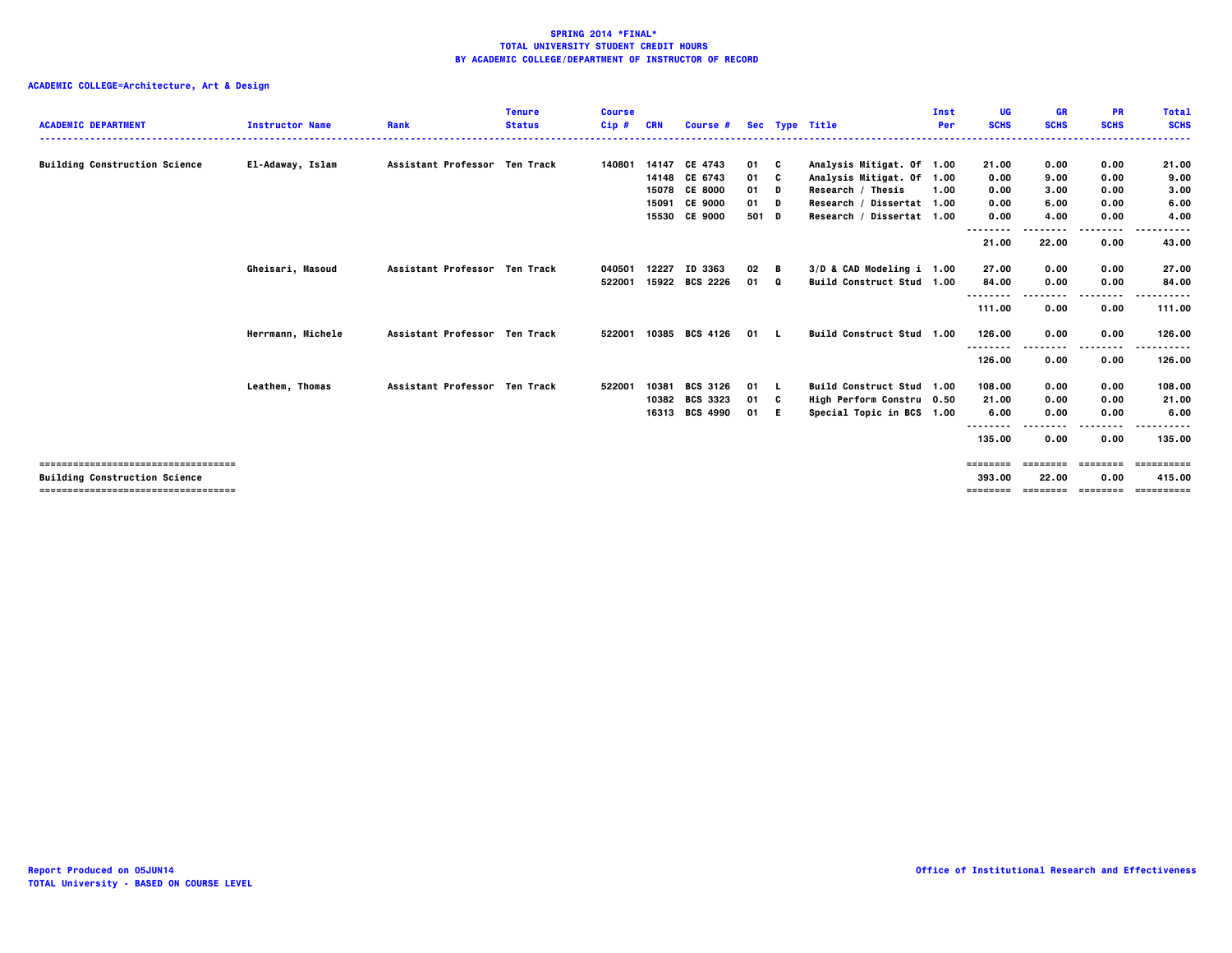# SPRING 2014 *FINAL*
## TOTAL UNIVERSITY STUDENT CREDIT HOURS
## BY ACADEMIC COLLEGE/DEPARTMENT OF INSTRUCTOR OF RECORD

**ACADEMIC COLLEGE=Architecture, Art & Design**

| ACADEMIC DEPARTMENT | Instructor Name | Rank | Tenure Status | Course Cip # | CRN | Course # | Sec | Type | Title | Inst Per | UG SCHS | GR SCHS | PR SCHS | Total SCHS |
|---|---|---|---|---|---|---|---|---|---|---|---|---|---|---|
| Building Construction Science | El-Adaway, Islam | Assistant Professor | Ten Track | 140801 | 14147 | CE 4743 | 01 | C | Analysis Mitigat. Of | 1.00 | 21.00 | 0.00 | 0.00 | 21.00 |
| | | | | | 14148 | CE 6743 | 01 | C | Analysis Mitigat. Of | 1.00 | 0.00 | 9.00 | 0.00 | 9.00 |
| | | | | | 15078 | CE 8000 | 01 | D | Research / Thesis | 1.00 | 0.00 | 3.00 | 0.00 | 3.00 |
| | | | | | 15091 | CE 9000 | 01 | D | Research / Dissertat | 1.00 | 0.00 | 6.00 | 0.00 | 6.00 |
| | | | | | 15530 | CE 9000 | 501 | D | Research / Dissertat | 1.00 | 0.00 | 4.00 | 0.00 | 4.00 |
| | | | | | | | | | | | 21.00 | 22.00 | 0.00 | 43.00 |
| | Gheisari, Masoud | Assistant Professor | Ten Track | 040501 | 12227 | ID 3363 | 02 | B | 3/D & CAD Modeling i | 1.00 | 27.00 | 0.00 | 0.00 | 27.00 |
| | | | | 522001 | 15922 | BCS 2226 | 01 | Q | Build Construct Stud | 1.00 | 84.00 | 0.00 | 0.00 | 84.00 |
| | | | | | | | | | | | 111.00 | 0.00 | 0.00 | 111.00 |
| | Herrmann, Michele | Assistant Professor | Ten Track | 522001 | 10385 | BCS 4126 | 01 | L | Build Construct Stud | 1.00 | 126.00 | 0.00 | 0.00 | 126.00 |
| | | | | | | | | | | | 126.00 | 0.00 | 0.00 | 126.00 |
| | Leathem, Thomas | Assistant Professor | Ten Track | 522001 | 10381 | BCS 3126 | 01 | L | Build Construct Stud | 1.00 | 108.00 | 0.00 | 0.00 | 108.00 |
| | | | | | 10382 | BCS 3323 | 01 | C | High Perform Constru | 0.50 | 21.00 | 0.00 | 0.00 | 21.00 |
| | | | | | 16313 | BCS 4990 | 01 | E | Special Topic in BCS | 1.00 | 6.00 | 0.00 | 0.00 | 6.00 |
| | | | | | | | | | | | 135.00 | 0.00 | 0.00 | 135.00 |
| Building Construction Science | | | | | | | | | | | 393.00 | 22.00 | 0.00 | 415.00 |

Report Produced on 05JUN14
TOTAL University - BASED ON COURSE LEVEL

Office of Institutional Research and Effectiveness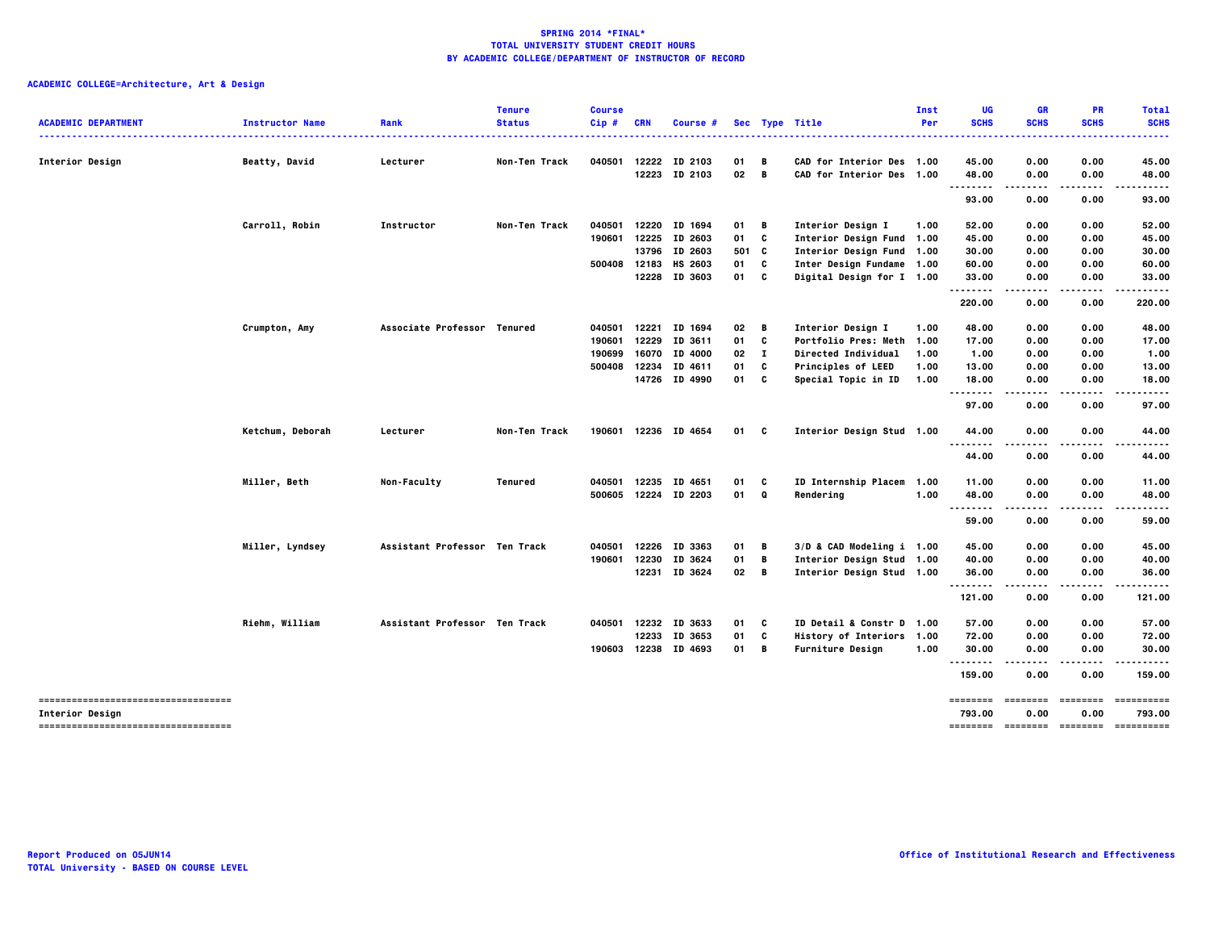# SPRING 2014 *FINAL*
# TOTAL UNIVERSITY STUDENT CREDIT HOURS
# BY ACADEMIC COLLEGE/DEPARTMENT OF INSTRUCTOR OF RECORD

**ACADEMIC COLLEGE=Architecture, Art & Design**

| ACADEMIC DEPARTMENT | Instructor Name | Rank | Tenure Status | Course Cip # | CRN | Course # | Sec | Type | Title | Inst Per | UG SCHS | GR SCHS | PR SCHS | Total SCHS |
|---|---|---|---|---|---|---|---|---|---|---|---|---|---|---|
| Interior Design | Beatty, David | Lecturer | Non-Ten Track | 040501 | 12222 | ID 2103 | 01 | B | CAD for Interior Des | 1.00 | 45.00 | 0.00 | 0.00 | 45.00 |
| | | | | | 12223 | ID 2103 | 02 | B | CAD for Interior Des | 1.00 | 48.00 | 0.00 | 0.00 | 48.00 |
| | | | | | | | | | | | 93.00 | 0.00 | 0.00 | 93.00 |
| | Carroll, Robin | Instructor | Non-Ten Track | 040501 | 12220 | ID 1694 | 01 | B | Interior Design I | 1.00 | 52.00 | 0.00 | 0.00 | 52.00 |
| | | | | 190601 | 12225 | ID 2603 | 01 | C | Interior Design Fund | 1.00 | 45.00 | 0.00 | 0.00 | 45.00 |
| | | | | | 13796 | ID 2603 | 501 | C | Interior Design Fund | 1.00 | 30.00 | 0.00 | 0.00 | 30.00 |
| | | | | 500408 | 12183 | HS 2603 | 01 | C | Inter Design Fundame | 1.00 | 60.00 | 0.00 | 0.00 | 60.00 |
| | | | | | 12228 | ID 3603 | 01 | C | Digital Design for I | 1.00 | 33.00 | 0.00 | 0.00 | 33.00 |
| | | | | | | | | | | | 220.00 | 0.00 | 0.00 | 220.00 |
| | Crumpton, Amy | Associate Professor | Tenured | 040501 | 12221 | ID 1694 | 02 | B | Interior Design I | 1.00 | 48.00 | 0.00 | 0.00 | 48.00 |
| | | | | 190601 | 12229 | ID 3611 | 01 | C | Portfolio Pres: Meth | 1.00 | 17.00 | 0.00 | 0.00 | 17.00 |
| | | | | 190699 | 16070 | ID 4000 | 02 | I | Directed Individual | 1.00 | 1.00 | 0.00 | 0.00 | 1.00 |
| | | | | 500408 | 12234 | ID 4611 | 01 | C | Principles of LEED | 1.00 | 13.00 | 0.00 | 0.00 | 13.00 |
| | | | | | 14726 | ID 4990 | 01 | C | Special Topic in ID | 1.00 | 18.00 | 0.00 | 0.00 | 18.00 |
| | | | | | | | | | | | 97.00 | 0.00 | 0.00 | 97.00 |
| | Ketchum, Deborah | Lecturer | Non-Ten Track | 190601 | 12236 | ID 4654 | 01 | C | Interior Design Stud | 1.00 | 44.00 | 0.00 | 0.00 | 44.00 |
| | | | | | | | | | | | 44.00 | 0.00 | 0.00 | 44.00 |
| | Miller, Beth | Non-Faculty | Tenured | 040501 | 12235 | ID 4651 | 01 | C | ID Internship Placem | 1.00 | 11.00 | 0.00 | 0.00 | 11.00 |
| | | | | 500605 | 12224 | ID 2203 | 01 | Q | Rendering | 1.00 | 48.00 | 0.00 | 0.00 | 48.00 |
| | | | | | | | | | | | 59.00 | 0.00 | 0.00 | 59.00 |
| | Miller, Lyndsey | Assistant Professor | Ten Track | 040501 | 12226 | ID 3363 | 01 | B | 3/D & CAD Modeling i | 1.00 | 45.00 | 0.00 | 0.00 | 45.00 |
| | | | | 190601 | 12230 | ID 3624 | 01 | B | Interior Design Stud | 1.00 | 40.00 | 0.00 | 0.00 | 40.00 |
| | | | | | 12231 | ID 3624 | 02 | B | Interior Design Stud | 1.00 | 36.00 | 0.00 | 0.00 | 36.00 |
| | | | | | | | | | | | 121.00 | 0.00 | 0.00 | 121.00 |
| | Riehm, William | Assistant Professor | Ten Track | 040501 | 12232 | ID 3633 | 01 | C | ID Detail & Constr D | 1.00 | 57.00 | 0.00 | 0.00 | 57.00 |
| | | | | | 12233 | ID 3653 | 01 | C | History of Interiors | 1.00 | 72.00 | 0.00 | 0.00 | 72.00 |
| | | | | 190603 | 12238 | ID 4693 | 01 | B | Furniture Design | 1.00 | 30.00 | 0.00 | 0.00 | 30.00 |
| | | | | | | | | | | | 159.00 | 0.00 | 0.00 | 159.00 |
| Interior Design | | | | | | | | | | | 793.00 | 0.00 | 0.00 | 793.00 |

Report Produced on 05JUN14
TOTAL University - BASED ON COURSE LEVEL

Office of Institutional Research and Effectiveness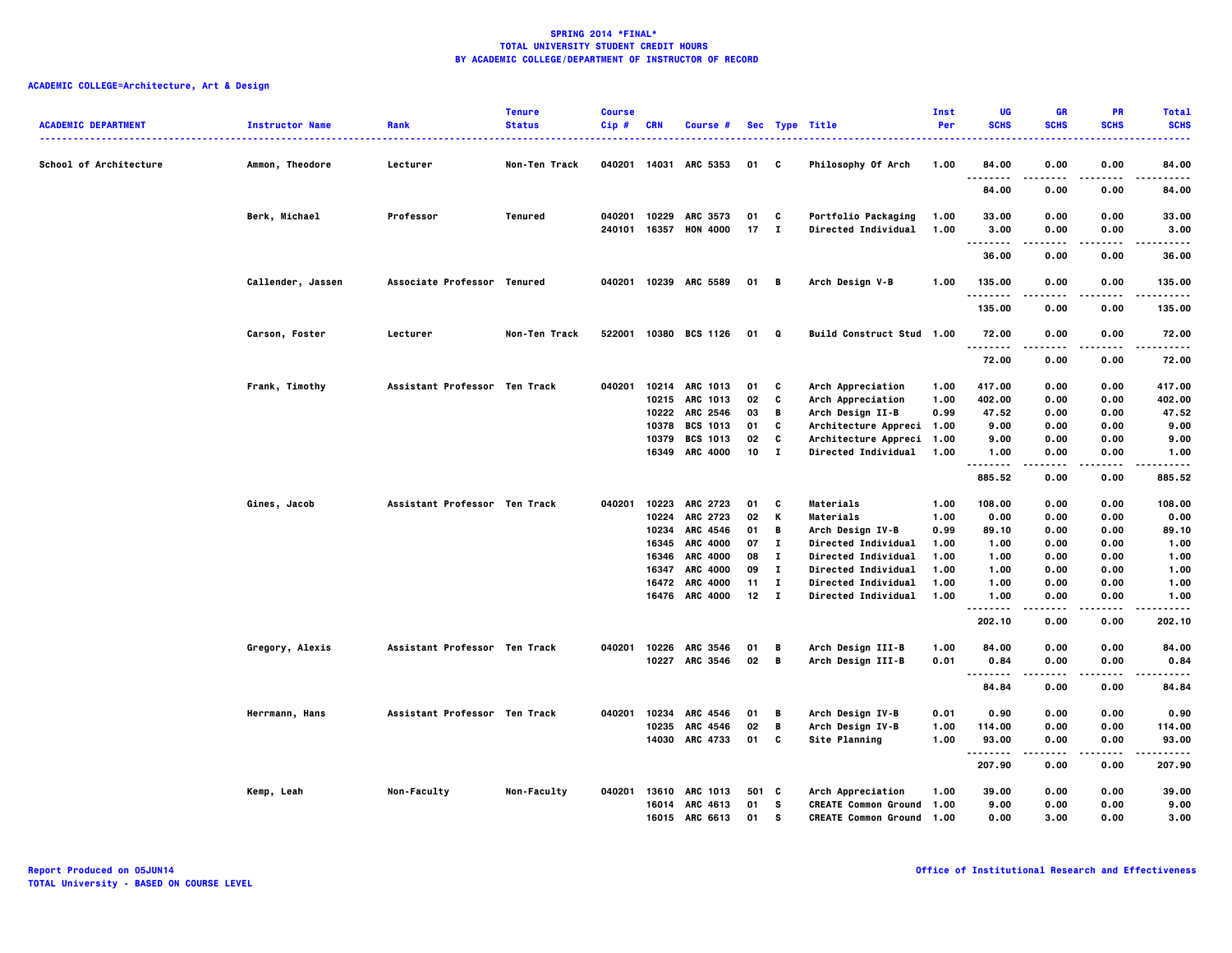**SPRING 2014 *FINAL***
**TOTAL UNIVERSITY STUDENT CREDIT HOURS**
**BY ACADEMIC COLLEGE/DEPARTMENT OF INSTRUCTOR OF RECORD**

**ACADEMIC COLLEGE=Architecture, Art & Design**

| ACADEMIC DEPARTMENT | Instructor Name | Rank | Tenure Status | Course Cip # | CRN | Course # | Sec | Type | Title | Inst Per | UG SCHS | GR SCHS | PR SCHS | Total SCHS |
|---|---|---|---|---|---|---|---|---|---|---|---|---|---|---|
| School of Architecture | Ammon, Theodore | Lecturer | Non-Ten Track | 040201 | 14031 | ARC 5353 | 01 | C | Philosophy Of Arch | 1.00 | 84.00 | 0.00 | 0.00 | 84.00 |
| | | | | | | | | | | | 84.00 | 0.00 | 0.00 | 84.00 |
| | Berk, Michael | Professor | Tenured | 040201 | 10229 | ARC 3573 | 01 | C | Portfolio Packaging | 1.00 | 33.00 | 0.00 | 0.00 | 33.00 |
| | | | | 240101 | 16357 | HON 4000 | 17 | I | Directed Individual | 1.00 | 3.00 | 0.00 | 0.00 | 3.00 |
| | | | | | | | | | | | 36.00 | 0.00 | 0.00 | 36.00 |
| | Callender, Jassen | Associate Professor | Tenured | 040201 | 10239 | ARC 5589 | 01 | B | Arch Design V-B | 1.00 | 135.00 | 0.00 | 0.00 | 135.00 |
| | | | | | | | | | | | 135.00 | 0.00 | 0.00 | 135.00 |
| | Carson, Foster | Lecturer | Non-Ten Track | 522001 | 10380 | BCS 1126 | 01 | Q | Build Construct Stud | 1.00 | 72.00 | 0.00 | 0.00 | 72.00 |
| | | | | | | | | | | | 72.00 | 0.00 | 0.00 | 72.00 |
| | Frank, Timothy | Assistant Professor | Ten Track | 040201 | 10214 | ARC 1013 | 01 | C | Arch Appreciation | 1.00 | 417.00 | 0.00 | 0.00 | 417.00 |
| | | | | | 10215 | ARC 1013 | 02 | C | Arch Appreciation | 1.00 | 402.00 | 0.00 | 0.00 | 402.00 |
| | | | | | 10222 | ARC 2546 | 03 | B | Arch Design II-B | 0.99 | 47.52 | 0.00 | 0.00 | 47.52 |
| | | | | | 10378 | BCS 1013 | 01 | C | Architecture Appreci | 1.00 | 9.00 | 0.00 | 0.00 | 9.00 |
| | | | | | 10379 | BCS 1013 | 02 | C | Architecture Appreci | 1.00 | 9.00 | 0.00 | 0.00 | 9.00 |
| | | | | | 16349 | ARC 4000 | 10 | I | Directed Individual | 1.00 | 1.00 | 0.00 | 0.00 | 1.00 |
| | | | | | | | | | | | 885.52 | 0.00 | 0.00 | 885.52 |
| | Gines, Jacob | Assistant Professor | Ten Track | 040201 | 10223 | ARC 2723 | 01 | C | Materials | 1.00 | 108.00 | 0.00 | 0.00 | 108.00 |
| | | | | | 10224 | ARC 2723 | 02 | K | Materials | 1.00 | 0.00 | 0.00 | 0.00 | 0.00 |
| | | | | | 10234 | ARC 4546 | 01 | B | Arch Design IV-B | 0.99 | 89.10 | 0.00 | 0.00 | 89.10 |
| | | | | | 16345 | ARC 4000 | 07 | I | Directed Individual | 1.00 | 1.00 | 0.00 | 0.00 | 1.00 |
| | | | | | 16346 | ARC 4000 | 08 | I | Directed Individual | 1.00 | 1.00 | 0.00 | 0.00 | 1.00 |
| | | | | | 16347 | ARC 4000 | 09 | I | Directed Individual | 1.00 | 1.00 | 0.00 | 0.00 | 1.00 |
| | | | | | 16472 | ARC 4000 | 11 | I | Directed Individual | 1.00 | 1.00 | 0.00 | 0.00 | 1.00 |
| | | | | | 16476 | ARC 4000 | 12 | I | Directed Individual | 1.00 | 1.00 | 0.00 | 0.00 | 1.00 |
| | | | | | | | | | | | 202.10 | 0.00 | 0.00 | 202.10 |
| | Gregory, Alexis | Assistant Professor | Ten Track | 040201 | 10226 | ARC 3546 | 01 | B | Arch Design III-B | 1.00 | 84.00 | 0.00 | 0.00 | 84.00 |
| | | | | | 10227 | ARC 3546 | 02 | B | Arch Design III-B | 0.01 | 0.84 | 0.00 | 0.00 | 0.84 |
| | | | | | | | | | | | 84.84 | 0.00 | 0.00 | 84.84 |
| | Herrmann, Hans | Assistant Professor | Ten Track | 040201 | 10234 | ARC 4546 | 01 | B | Arch Design IV-B | 0.01 | 0.90 | 0.00 | 0.00 | 0.90 |
| | | | | | 10235 | ARC 4546 | 02 | B | Arch Design IV-B | 1.00 | 114.00 | 0.00 | 0.00 | 114.00 |
| | | | | | 14030 | ARC 4733 | 01 | C | Site Planning | 1.00 | 93.00 | 0.00 | 0.00 | 93.00 |
| | | | | | | | | | | | 207.90 | 0.00 | 0.00 | 207.90 |
| | Kemp, Leah | Non-Faculty | Non-Faculty | 040201 | 13610 | ARC 1013 | 501 | C | Arch Appreciation | 1.00 | 39.00 | 0.00 | 0.00 | 39.00 |
| | | | | | 16014 | ARC 4613 | 01 | S | CREATE Common Ground | 1.00 | 9.00 | 0.00 | 0.00 | 9.00 |
| | | | | | 16015 | ARC 6613 | 01 | S | CREATE Common Ground | 1.00 | 0.00 | 3.00 | 0.00 | 3.00 |

Report Produced on 05JUN14
TOTAL University - BASED ON COURSE LEVEL

Office of Institutional Research and Effectiveness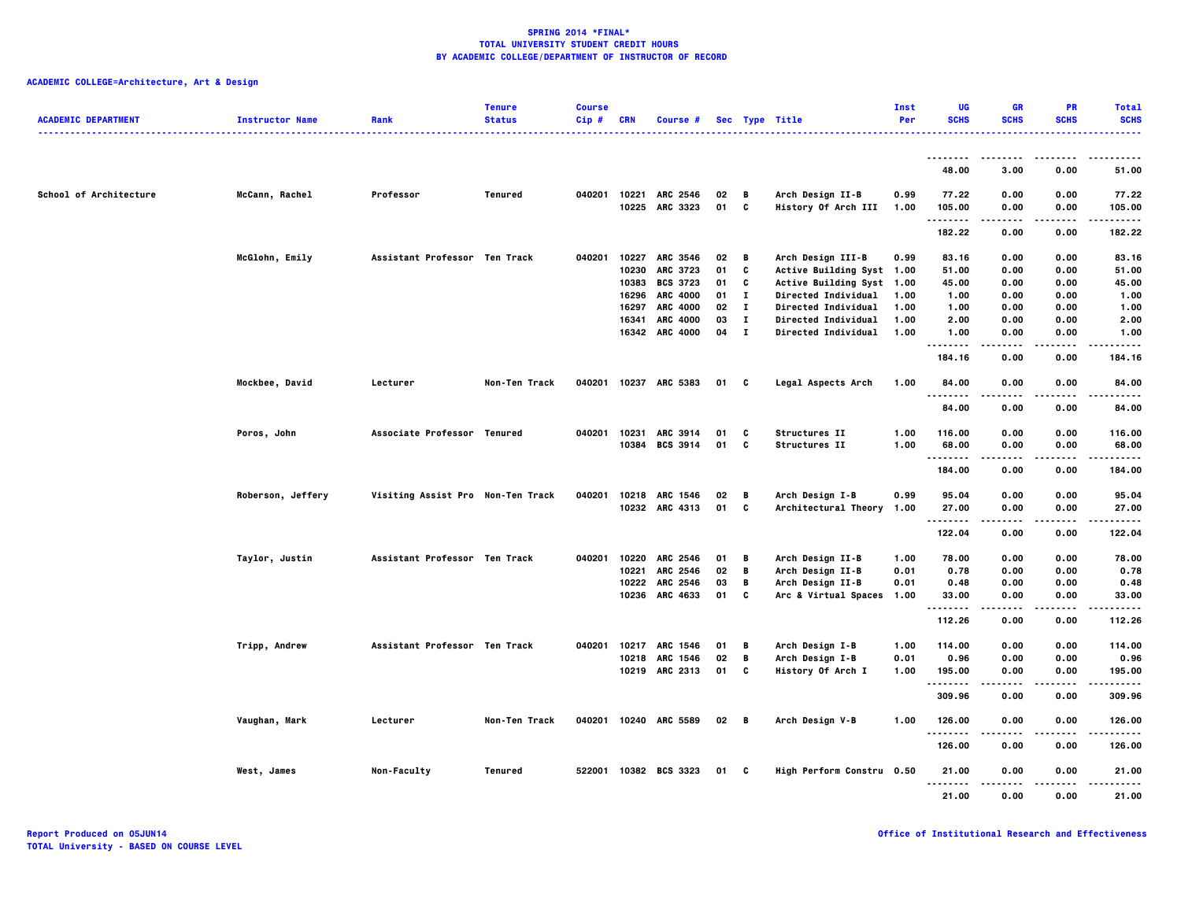**SPRING 2014 *FINAL***
**TOTAL UNIVERSITY STUDENT CREDIT HOURS**
**BY ACADEMIC COLLEGE/DEPARTMENT OF INSTRUCTOR OF RECORD**

**ACADEMIC COLLEGE=Architecture, Art & Design**

| ACADEMIC DEPARTMENT | Instructor Name | Rank | Tenure Status | Course Cip # | CRN | Course # | Sec | Type | Title | Inst Per | UG SCHS | GR SCHS | PR SCHS | Total SCHS |
|---|---|---|---|---|---|---|---|---|---|---|---|---|---|---|
| | | | | | | | | | | | 48.00 | 3.00 | 0.00 | 51.00 |
| School of Architecture | McCann, Rachel | Professor | Tenured | 040201 | 10221 | ARC 2546 | 02 | B | Arch Design II-B | 0.99 | 77.22 | 0.00 | 0.00 | 77.22 |
| | | | | | 10225 | ARC 3323 | 01 | C | History Of Arch III | 1.00 | 105.00 | 0.00 | 0.00 | 105.00 |
| | | | | | | | | | | | 182.22 | 0.00 | 0.00 | 182.22 |
| | McGlohn, Emily | Assistant Professor | Ten Track | 040201 | 10227 | ARC 3546 | 02 | B | Arch Design III-B | 0.99 | 83.16 | 0.00 | 0.00 | 83.16 |
| | | | | | 10230 | ARC 3723 | 01 | C | Active Building Syst | 1.00 | 51.00 | 0.00 | 0.00 | 51.00 |
| | | | | | 10383 | BCS 3723 | 01 | C | Active Building Syst | 1.00 | 45.00 | 0.00 | 0.00 | 45.00 |
| | | | | | 16296 | ARC 4000 | 01 | I | Directed Individual | 1.00 | 1.00 | 0.00 | 0.00 | 1.00 |
| | | | | | 16297 | ARC 4000 | 02 | I | Directed Individual | 1.00 | 1.00 | 0.00 | 0.00 | 1.00 |
| | | | | | 16341 | ARC 4000 | 03 | I | Directed Individual | 1.00 | 2.00 | 0.00 | 0.00 | 2.00 |
| | | | | | 16342 | ARC 4000 | 04 | I | Directed Individual | 1.00 | 1.00 | 0.00 | 0.00 | 1.00 |
| | | | | | | | | | | | 184.16 | 0.00 | 0.00 | 184.16 |
| | Mockbee, David | Lecturer | Non-Ten Track | 040201 | 10237 | ARC 5383 | 01 | C | Legal Aspects Arch | 1.00 | 84.00 | 0.00 | 0.00 | 84.00 |
| | | | | | | | | | | | 84.00 | 0.00 | 0.00 | 84.00 |
| | Poros, John | Associate Professor | Tenured | 040201 | 10231 | ARC 3914 | 01 | C | Structures II | 1.00 | 116.00 | 0.00 | 0.00 | 116.00 |
| | | | | | 10384 | BCS 3914 | 01 | C | Structures II | 1.00 | 68.00 | 0.00 | 0.00 | 68.00 |
| | | | | | | | | | | | 184.00 | 0.00 | 0.00 | 184.00 |
| | Roberson, Jeffery | Visiting Assist Pro | Non-Ten Track | 040201 | 10218 | ARC 1546 | 02 | B | Arch Design I-B | 0.99 | 95.04 | 0.00 | 0.00 | 95.04 |
| | | | | | 10232 | ARC 4313 | 01 | C | Architectural Theory | 1.00 | 27.00 | 0.00 | 0.00 | 27.00 |
| | | | | | | | | | | | 122.04 | 0.00 | 0.00 | 122.04 |
| | Taylor, Justin | Assistant Professor | Ten Track | 040201 | 10220 | ARC 2546 | 01 | B | Arch Design II-B | 1.00 | 78.00 | 0.00 | 0.00 | 78.00 |
| | | | | | 10221 | ARC 2546 | 02 | B | Arch Design II-B | 0.01 | 0.78 | 0.00 | 0.00 | 0.78 |
| | | | | | 10222 | ARC 2546 | 03 | B | Arch Design II-B | 0.01 | 0.48 | 0.00 | 0.00 | 0.48 |
| | | | | | 10236 | ARC 4633 | 01 | C | Arc & Virtual Spaces | 1.00 | 33.00 | 0.00 | 0.00 | 33.00 |
| | | | | | | | | | | | 112.26 | 0.00 | 0.00 | 112.26 |
| | Tripp, Andrew | Assistant Professor | Ten Track | 040201 | 10217 | ARC 1546 | 01 | B | Arch Design I-B | 1.00 | 114.00 | 0.00 | 0.00 | 114.00 |
| | | | | | 10218 | ARC 1546 | 02 | B | Arch Design I-B | 0.01 | 0.96 | 0.00 | 0.00 | 0.96 |
| | | | | | 10219 | ARC 2313 | 01 | C | History Of Arch I | 1.00 | 195.00 | 0.00 | 0.00 | 195.00 |
| | | | | | | | | | | | 309.96 | 0.00 | 0.00 | 309.96 |
| | Vaughan, Mark | Lecturer | Non-Ten Track | 040201 | 10240 | ARC 5589 | 02 | B | Arch Design V-B | 1.00 | 126.00 | 0.00 | 0.00 | 126.00 |
| | | | | | | | | | | | 126.00 | 0.00 | 0.00 | 126.00 |
| | West, James | Non-Faculty | Tenured | 522001 | 10382 | BCS 3323 | 01 | C | High Perform Constru | 0.50 | 21.00 | 0.00 | 0.00 | 21.00 |
| | | | | | | | | | | | 21.00 | 0.00 | 0.00 | 21.00 |

Report Produced on 05JUN14
TOTAL University - BASED ON COURSE LEVEL

Office of Institutional Research and Effectiveness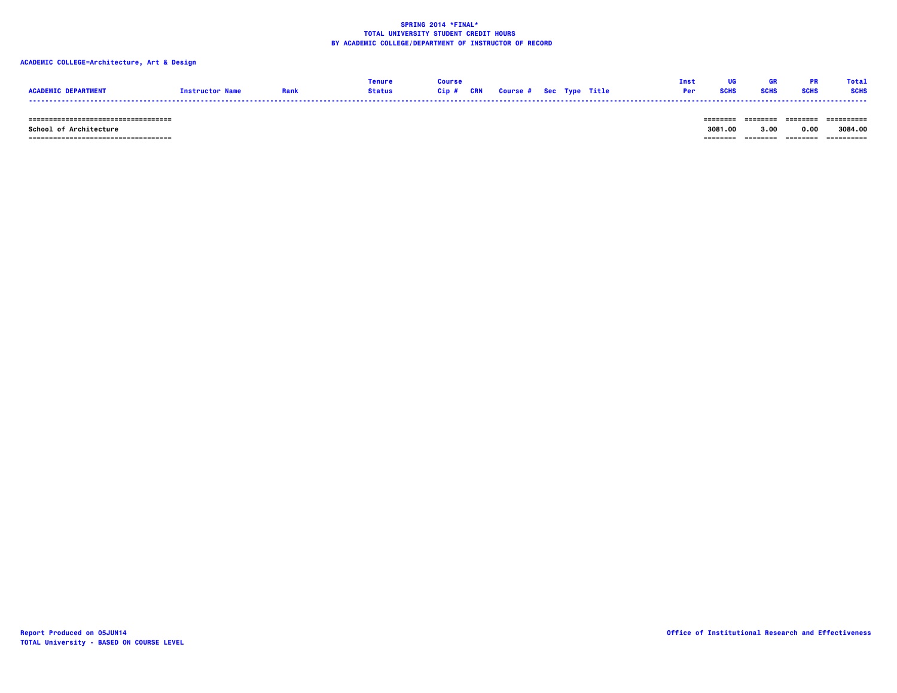**SPRING 2014 *FINAL***
**TOTAL UNIVERSITY STUDENT CREDIT HOURS**
**BY ACADEMIC COLLEGE/DEPARTMENT OF INSTRUCTOR OF RECORD**

**ACADEMIC COLLEGE=Architecture, Art & Design**

| ACADEMIC DEPARTMENT | Instructor Name | Rank | Tenure Status | Course Cip # | CRN | Course # | Sec | Type | Title | Inst Per | UG SCHS | GR SCHS | PR SCHS | Total SCHS |
|---|---|---|---|---|---|---|---|---|---|---|---|---|---|---|
| School of Architecture | | | | | | | | | | | 3081.00 | 3.00 | 0.00 | 3084.00 |

Report Produced on 05JUN14
TOTAL University - BASED ON COURSE LEVEL

Office of Institutional Research and Effectiveness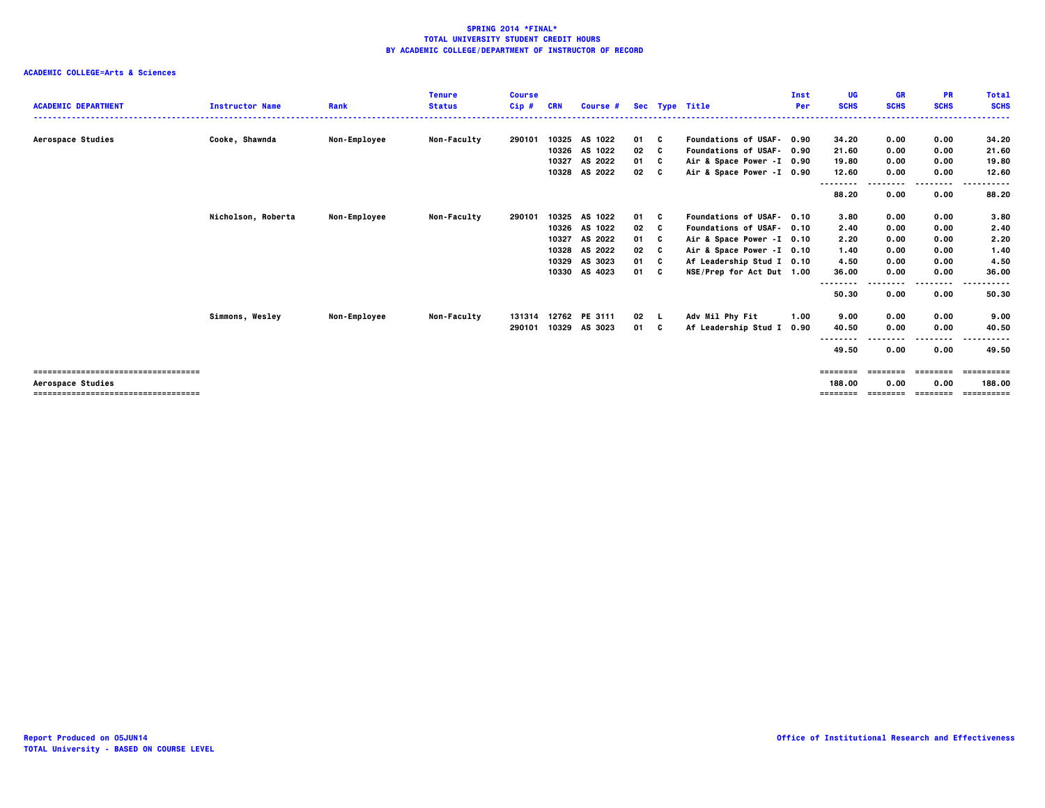**SPRING 2014 *FINAL***
**TOTAL UNIVERSITY STUDENT CREDIT HOURS**
**BY ACADEMIC COLLEGE/DEPARTMENT OF INSTRUCTOR OF RECORD**

**ACADEMIC COLLEGE=Arts & Sciences**

| ACADEMIC DEPARTMENT | Instructor Name | Rank | Tenure Status | Course Cip # | CRN | Course # | Sec | Type | Title | Inst Per | UG SCHS | GR SCHS | PR SCHS | Total SCHS |
|---|---|---|---|---|---|---|---|---|---|---|---|---|---|---|
| Aerospace Studies | Cooke, Shawnda | Non-Employee | Non-Faculty | 290101 | 10325 | AS 1022 | 01 | C | Foundations of USAF- | 0.90 | 34.20 | 0.00 | 0.00 | 34.20 |
| | | | | | 10326 | AS 1022 | 02 | C | Foundations of USAF- | 0.90 | 21.60 | 0.00 | 0.00 | 21.60 |
| | | | | | 10327 | AS 2022 | 01 | C | Air & Space Power -I | 0.90 | 19.80 | 0.00 | 0.00 | 19.80 |
| | | | | | 10328 | AS 2022 | 02 | C | Air & Space Power -I | 0.90 | 12.60 | 0.00 | 0.00 | 12.60 |
| | | | | | | | | | | | 88.20 | 0.00 | 0.00 | 88.20 |
| | Nicholson, Roberta | Non-Employee | Non-Faculty | 290101 | 10325 | AS 1022 | 01 | C | Foundations of USAF- | 0.10 | 3.80 | 0.00 | 0.00 | 3.80 |
| | | | | | 10326 | AS 1022 | 02 | C | Foundations of USAF- | 0.10 | 2.40 | 0.00 | 0.00 | 2.40 |
| | | | | | 10327 | AS 2022 | 01 | C | Air & Space Power -I | 0.10 | 2.20 | 0.00 | 0.00 | 2.20 |
| | | | | | 10328 | AS 2022 | 02 | C | Air & Space Power -I | 0.10 | 1.40 | 0.00 | 0.00 | 1.40 |
| | | | | | 10329 | AS 3023 | 01 | C | Af Leadership Stud I | 0.10 | 4.50 | 0.00 | 0.00 | 4.50 |
| | | | | | 10330 | AS 4023 | 01 | C | NSE/Prep for Act Dut | 1.00 | 36.00 | 0.00 | 0.00 | 36.00 |
| | | | | | | | | | | | 50.30 | 0.00 | 0.00 | 50.30 |
| | Simmons, Wesley | Non-Employee | Non-Faculty | 131314 | 12762 | PE 3111 | 02 | L | Adv Mil Phy Fit | 1.00 | 9.00 | 0.00 | 0.00 | 9.00 |
| | | | | 290101 | 10329 | AS 3023 | 01 | C | Af Leadership Stud I | 0.90 | 40.50 | 0.00 | 0.00 | 40.50 |
| | | | | | | | | | | | 49.50 | 0.00 | 0.00 | 49.50 |
| Aerospace Studies | | | | | | | | | | | 188.00 | 0.00 | 0.00 | 188.00 |

Report Produced on 05JUN14
TOTAL University - BASED ON COURSE LEVEL

Office of Institutional Research and Effectiveness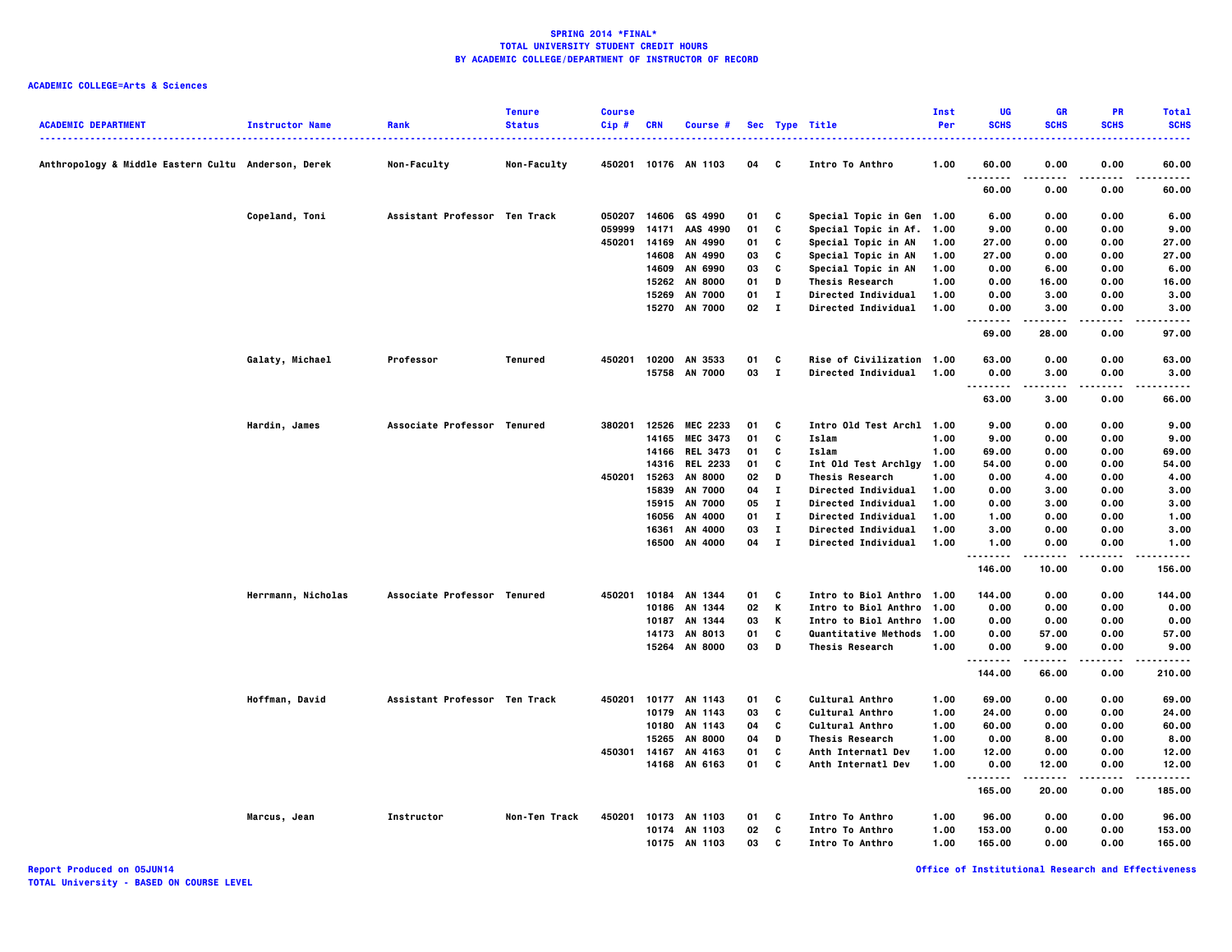# SPRING 2014 *FINAL*
## TOTAL UNIVERSITY STUDENT CREDIT HOURS
## BY ACADEMIC COLLEGE/DEPARTMENT OF INSTRUCTOR OF RECORD

**ACADEMIC COLLEGE=Arts & Sciences**

| ACADEMIC DEPARTMENT | Instructor Name | Rank | Tenure Status | Course Cip # | CRN | Course # | Sec | Type | Title | Inst Per | UG SCHS | GR SCHS | PR SCHS | Total SCHS |
|---|---|---|---|---|---|---|---|---|---|---|---|---|---|---|
| Anthropology & Middle Eastern Cultu | Anderson, Derek | Non-Faculty | Non-Faculty | 450201 | 10176 | AN 1103 | 04 | C | Intro To Anthro | 1.00 | 60.00 | 0.00 | 0.00 | 60.00 |
| | | | | | | | | | | | 60.00 | 0.00 | 0.00 | 60.00 |
| | Copeland, Toni | Assistant Professor | Ten Track | 050207 | 14606 | GS 4990 | 01 | C | Special Topic in Gen | 1.00 | 6.00 | 0.00 | 0.00 | 6.00 |
| | | | | 059999 | 14171 | AAS 4990 | 01 | C | Special Topic in Af. | 1.00 | 9.00 | 0.00 | 0.00 | 9.00 |
| | | | | 450201 | 14169 | AN 4990 | 01 | C | Special Topic in AN | 1.00 | 27.00 | 0.00 | 0.00 | 27.00 |
| | | | | | 14608 | AN 4990 | 03 | C | Special Topic in AN | 1.00 | 27.00 | 0.00 | 0.00 | 27.00 |
| | | | | | 14609 | AN 6990 | 03 | C | Special Topic in AN | 1.00 | 0.00 | 6.00 | 0.00 | 6.00 |
| | | | | | 15262 | AN 8000 | 01 | D | Thesis Research | 1.00 | 0.00 | 16.00 | 0.00 | 16.00 |
| | | | | | 15269 | AN 7000 | 01 | I | Directed Individual | 1.00 | 0.00 | 3.00 | 0.00 | 3.00 |
| | | | | | 15270 | AN 7000 | 02 | I | Directed Individual | 1.00 | 0.00 | 3.00 | 0.00 | 3.00 |
| | | | | | | | | | | | 69.00 | 28.00 | 0.00 | 97.00 |
| | Galaty, Michael | Professor | Tenured | 450201 | 10200 | AN 3533 | 01 | C | Rise of Civilization | 1.00 | 63.00 | 0.00 | 0.00 | 63.00 |
| | | | | | 15758 | AN 7000 | 03 | I | Directed Individual | 1.00 | 0.00 | 3.00 | 0.00 | 3.00 |
| | | | | | | | | | | | 63.00 | 3.00 | 0.00 | 66.00 |
| | Hardin, James | Associate Professor | Tenured | 380201 | 12526 | MEC 2233 | 01 | C | Intro Old Test Archl | 1.00 | 9.00 | 0.00 | 0.00 | 9.00 |
| | | | | | 14165 | MEC 3473 | 01 | C | Islam | 1.00 | 9.00 | 0.00 | 0.00 | 9.00 |
| | | | | | 14166 | REL 3473 | 01 | C | Islam | 1.00 | 69.00 | 0.00 | 0.00 | 69.00 |
| | | | | | 14316 | REL 2233 | 01 | C | Int Old Test Archlgy | 1.00 | 54.00 | 0.00 | 0.00 | 54.00 |
| | | | | 450201 | 15263 | AN 8000 | 02 | D | Thesis Research | 1.00 | 0.00 | 4.00 | 0.00 | 4.00 |
| | | | | | 15839 | AN 7000 | 04 | I | Directed Individual | 1.00 | 0.00 | 3.00 | 0.00 | 3.00 |
| | | | | | 15915 | AN 7000 | 05 | I | Directed Individual | 1.00 | 0.00 | 3.00 | 0.00 | 3.00 |
| | | | | | 16056 | AN 4000 | 01 | I | Directed Individual | 1.00 | 1.00 | 0.00 | 0.00 | 1.00 |
| | | | | | 16361 | AN 4000 | 03 | I | Directed Individual | 1.00 | 3.00 | 0.00 | 0.00 | 3.00 |
| | | | | | 16500 | AN 4000 | 04 | I | Directed Individual | 1.00 | 1.00 | 0.00 | 0.00 | 1.00 |
| | | | | | | | | | | | 146.00 | 10.00 | 0.00 | 156.00 |
| | Herrmann, Nicholas | Associate Professor | Tenured | 450201 | 10184 | AN 1344 | 01 | C | Intro to Biol Anthro | 1.00 | 144.00 | 0.00 | 0.00 | 144.00 |
| | | | | | 10186 | AN 1344 | 02 | K | Intro to Biol Anthro | 1.00 | 0.00 | 0.00 | 0.00 | 0.00 |
| | | | | | 10187 | AN 1344 | 03 | K | Intro to Biol Anthro | 1.00 | 0.00 | 0.00 | 0.00 | 0.00 |
| | | | | | 14173 | AN 8013 | 01 | C | Quantitative Methods | 1.00 | 0.00 | 57.00 | 0.00 | 57.00 |
| | | | | | 15264 | AN 8000 | 03 | D | Thesis Research | 1.00 | 0.00 | 9.00 | 0.00 | 9.00 |
| | | | | | | | | | | | 144.00 | 66.00 | 0.00 | 210.00 |
| | Hoffman, David | Assistant Professor | Ten Track | 450201 | 10177 | AN 1143 | 01 | C | Cultural Anthro | 1.00 | 69.00 | 0.00 | 0.00 | 69.00 |
| | | | | | 10179 | AN 1143 | 03 | C | Cultural Anthro | 1.00 | 24.00 | 0.00 | 0.00 | 24.00 |
| | | | | | 10180 | AN 1143 | 04 | C | Cultural Anthro | 1.00 | 60.00 | 0.00 | 0.00 | 60.00 |
| | | | | | 15265 | AN 8000 | 04 | D | Thesis Research | 1.00 | 0.00 | 8.00 | 0.00 | 8.00 |
| | | | | 450301 | 14167 | AN 4163 | 01 | C | Anth Internatl Dev | 1.00 | 12.00 | 0.00 | 0.00 | 12.00 |
| | | | | | 14168 | AN 6163 | 01 | C | Anth Internatl Dev | 1.00 | 0.00 | 12.00 | 0.00 | 12.00 |
| | | | | | | | | | | | 165.00 | 20.00 | 0.00 | 185.00 |
| | Marcus, Jean | Instructor | Non-Ten Track | 450201 | 10173 | AN 1103 | 01 | C | Intro To Anthro | 1.00 | 96.00 | 0.00 | 0.00 | 96.00 |
| | | | | | 10174 | AN 1103 | 02 | C | Intro To Anthro | 1.00 | 153.00 | 0.00 | 0.00 | 153.00 |
| | | | | | 10175 | AN 1103 | 03 | C | Intro To Anthro | 1.00 | 165.00 | 0.00 | 0.00 | 165.00 |

Report Produced on 05JUN14
TOTAL University - BASED ON COURSE LEVEL

Office of Institutional Research and Effectiveness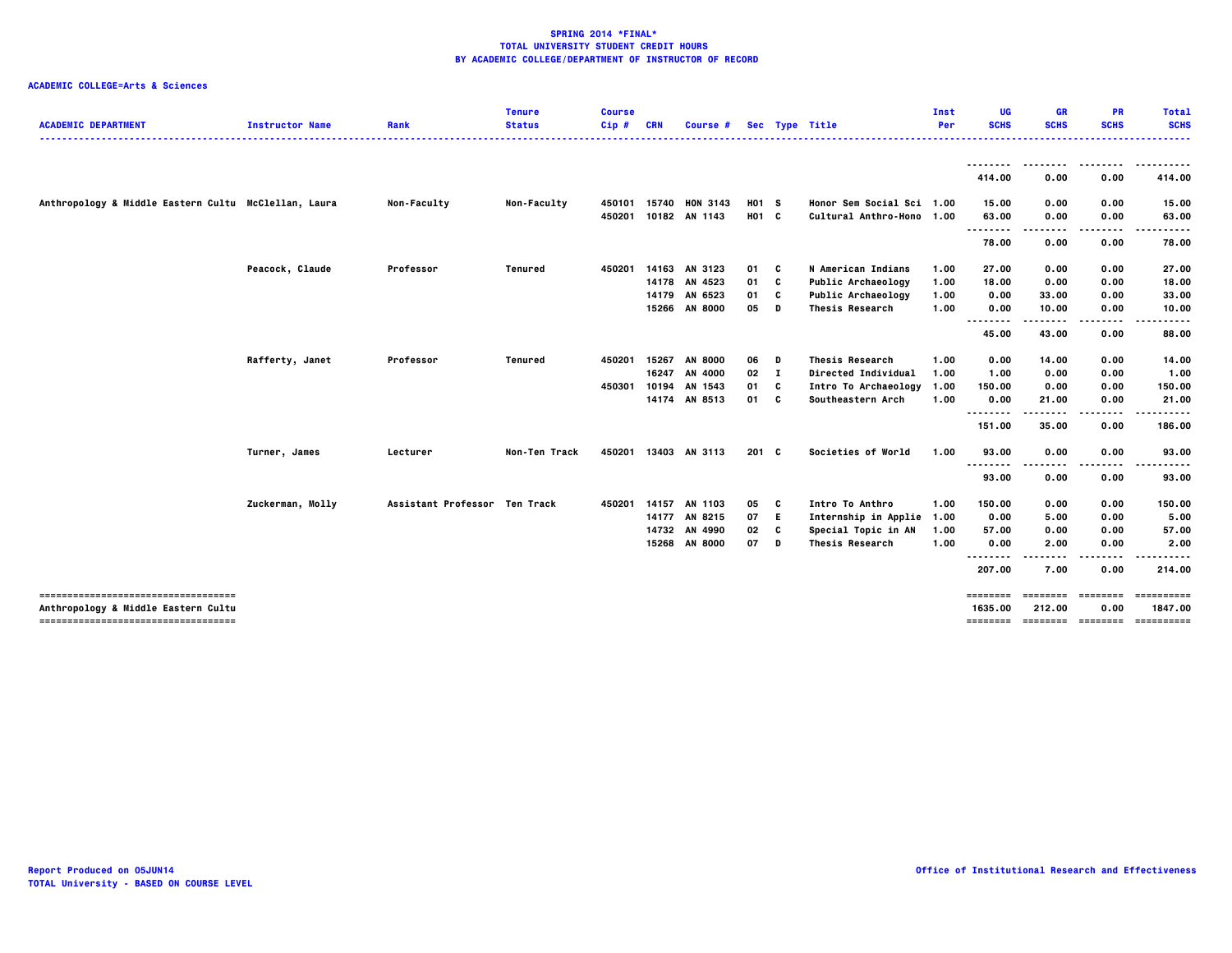**SPRING 2014 *FINAL***
**TOTAL UNIVERSITY STUDENT CREDIT HOURS**
**BY ACADEMIC COLLEGE/DEPARTMENT OF INSTRUCTOR OF RECORD**

**ACADEMIC COLLEGE=Arts & Sciences**

| ACADEMIC DEPARTMENT | Instructor Name | Rank | Tenure Status | Course Cip # | CRN | Course # | Sec | Type | Title | Inst Per | UG SCHS | GR SCHS | PR SCHS | Total SCHS |
|---|---|---|---|---|---|---|---|---|---|---|---|---|---|---|
| | | | | | | | | | | | 414.00 | 0.00 | 0.00 | 414.00 |
| Anthropology & Middle Eastern Cultu | McClellan, Laura | Non-Faculty | Non-Faculty | 450101 | 15740 | HON 3143 | H01 | S | Honor Sem Social Sci | 1.00 | 15.00 | 0.00 | 0.00 | 15.00 |
| | | | | 450201 | 10182 | AN 1143 | H01 | C | Cultural Anthro-Hono | 1.00 | 63.00 | 0.00 | 0.00 | 63.00 |
| | | | | | | | | | | | 78.00 | 0.00 | 0.00 | 78.00 |
| | Peacock, Claude | Professor | Tenured | 450201 | 14163 | AN 3123 | 01 | C | N American Indians | 1.00 | 27.00 | 0.00 | 0.00 | 27.00 |
| | | | | | 14178 | AN 4523 | 01 | C | Public Archaeology | 1.00 | 18.00 | 0.00 | 0.00 | 18.00 |
| | | | | | 14179 | AN 6523 | 01 | C | Public Archaeology | 1.00 | 0.00 | 33.00 | 0.00 | 33.00 |
| | | | | | 15266 | AN 8000 | 05 | D | Thesis Research | 1.00 | 0.00 | 10.00 | 0.00 | 10.00 |
| | | | | | | | | | | | 45.00 | 43.00 | 0.00 | 88.00 |
| | Rafferty, Janet | Professor | Tenured | 450201 | 15267 | AN 8000 | 06 | D | Thesis Research | 1.00 | 0.00 | 14.00 | 0.00 | 14.00 |
| | | | | | 16247 | AN 4000 | 02 | I | Directed Individual | 1.00 | 1.00 | 0.00 | 0.00 | 1.00 |
| | | | | 450301 | 10194 | AN 1543 | 01 | C | Intro To Archaeology | 1.00 | 150.00 | 0.00 | 0.00 | 150.00 |
| | | | | | 14174 | AN 8513 | 01 | C | Southeastern Arch | 1.00 | 0.00 | 21.00 | 0.00 | 21.00 |
| | | | | | | | | | | | 151.00 | 35.00 | 0.00 | 186.00 |
| | Turner, James | Lecturer | Non-Ten Track | 450201 | 13403 | AN 3113 | 201 | C | Societies of World | 1.00 | 93.00 | 0.00 | 0.00 | 93.00 |
| | | | | | | | | | | | 93.00 | 0.00 | 0.00 | 93.00 |
| | Zuckerman, Molly | Assistant Professor | Ten Track | 450201 | 14157 | AN 1103 | 05 | C | Intro To Anthro | 1.00 | 150.00 | 0.00 | 0.00 | 150.00 |
| | | | | | 14177 | AN 8215 | 07 | E | Internship in Applie | 1.00 | 0.00 | 5.00 | 0.00 | 5.00 |
| | | | | | 14732 | AN 4990 | 02 | C | Special Topic in AN | 1.00 | 57.00 | 0.00 | 0.00 | 57.00 |
| | | | | | 15268 | AN 8000 | 07 | D | Thesis Research | 1.00 | 0.00 | 2.00 | 0.00 | 2.00 |
| | | | | | | | | | | | 207.00 | 7.00 | 0.00 | 214.00 |
| Anthropology & Middle Eastern Cultu | | | | | | | | | | | 1635.00 | 212.00 | 0.00 | 1847.00 |

Report Produced on 05JUN14
TOTAL University - BASED ON COURSE LEVEL

Office of Institutional Research and Effectiveness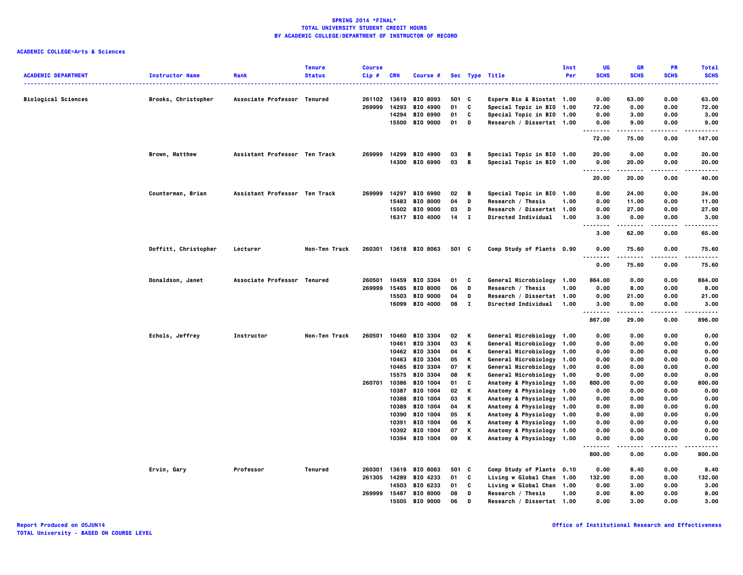**SPRING 2014 *FINAL***
**TOTAL UNIVERSITY STUDENT CREDIT HOURS**
**BY ACADEMIC COLLEGE/DEPARTMENT OF INSTRUCTOR OF RECORD**

**ACADEMIC COLLEGE=Arts & Sciences**

| ACADEMIC DEPARTMENT | Instructor Name | Rank | Tenure Status | Course Cip # | CRN | Course # | Sec | Type | Title | Inst Per | UG SCHS | GR SCHS | PR SCHS | Total SCHS |
|---|---|---|---|---|---|---|---|---|---|---|---|---|---|---|
| Biological Sciences | Brooks, Christopher | Associate Professor | Tenured | 261102 | 13619 | BIO 8093 | 501 | C | Experm Bio & Biostat | 1.00 | 0.00 | 63.00 | 0.00 | 63.00 |
| | | | | 269999 | 14293 | BIO 4990 | 01 | C | Special Topic in BIO | 1.00 | 72.00 | 0.00 | 0.00 | 72.00 |
| | | | | | 14294 | BIO 6990 | 01 | C | Special Topic in BIO | 1.00 | 0.00 | 3.00 | 0.00 | 3.00 |
| | | | | | 15500 | BIO 9000 | 01 | D | Research / Dissertat | 1.00 | 0.00 | 9.00 | 0.00 | 9.00 |
| | | | | | | | | | | | 72.00 | 75.00 | 0.00 | 147.00 |
| | Brown, Matthew | Assistant Professor | Ten Track | 269999 | 14299 | BIO 4990 | 03 | B | Special Topic in BIO | 1.00 | 20.00 | 0.00 | 0.00 | 20.00 |
| | | | | | 14300 | BIO 6990 | 03 | B | Special Topic in BIO | 1.00 | 0.00 | 20.00 | 0.00 | 20.00 |
| | | | | | | | | | | | 20.00 | 20.00 | 0.00 | 40.00 |
| | Counterman, Brian | Assistant Professor | Ten Track | 269999 | 14297 | BIO 6990 | 02 | B | Special Topic in BIO | 1.00 | 0.00 | 24.00 | 0.00 | 24.00 |
| | | | | | 15483 | BIO 8000 | 04 | D | Research / Thesis | 1.00 | 0.00 | 11.00 | 0.00 | 11.00 |
| | | | | | 15502 | BIO 9000 | 03 | D | Research / Dissertat | 1.00 | 0.00 | 27.00 | 0.00 | 27.00 |
| | | | | | 16317 | BIO 4000 | 14 | I | Directed Individual | 1.00 | 3.00 | 0.00 | 0.00 | 3.00 |
| | | | | | | | | | | | 3.00 | 62.00 | 0.00 | 65.00 |
| | Doffitt, Christopher | Lecturer | Non-Ten Track | 260301 | 13618 | BIO 8063 | 501 | C | Comp Study of Plants | 0.90 | 0.00 | 75.60 | 0.00 | 75.60 |
| | | | | | | | | | | | 0.00 | 75.60 | 0.00 | 75.60 |
| | Donaldson, Janet | Associate Professor | Tenured | 260501 | 10459 | BIO 3304 | 01 | C | General Microbiology | 1.00 | 864.00 | 0.00 | 0.00 | 864.00 |
| | | | | 269999 | 15485 | BIO 8000 | 06 | D | Research / Thesis | 1.00 | 0.00 | 8.00 | 0.00 | 8.00 |
| | | | | | 15503 | BIO 9000 | 04 | D | Research / Dissertat | 1.00 | 0.00 | 21.00 | 0.00 | 21.00 |
| | | | | | 16099 | BIO 4000 | 08 | I | Directed Individual | 1.00 | 3.00 | 0.00 | 0.00 | 3.00 |
| | | | | | | | | | | | 867.00 | 29.00 | 0.00 | 896.00 |
| | Echols, Jeffrey | Instructor | Non-Ten Track | 260501 | 10460 | BIO 3304 | 02 | K | General Microbiology | 1.00 | 0.00 | 0.00 | 0.00 | 0.00 |
| | | | | | 10461 | BIO 3304 | 03 | K | General Microbiology | 1.00 | 0.00 | 0.00 | 0.00 | 0.00 |
| | | | | | 10462 | BIO 3304 | 04 | K | General Microbiology | 1.00 | 0.00 | 0.00 | 0.00 | 0.00 |
| | | | | | 10463 | BIO 3304 | 05 | K | General Microbiology | 1.00 | 0.00 | 0.00 | 0.00 | 0.00 |
| | | | | | 10465 | BIO 3304 | 07 | K | General Microbiology | 1.00 | 0.00 | 0.00 | 0.00 | 0.00 |
| | | | | | 15575 | BIO 3304 | 08 | K | General Microbiology | 1.00 | 0.00 | 0.00 | 0.00 | 0.00 |
| | | | | 260701 | 10386 | BIO 1004 | 01 | C | Anatomy & Physiology | 1.00 | 800.00 | 0.00 | 0.00 | 800.00 |
| | | | | | 10387 | BIO 1004 | 02 | K | Anatomy & Physiology | 1.00 | 0.00 | 0.00 | 0.00 | 0.00 |
| | | | | | 10388 | BIO 1004 | 03 | K | Anatomy & Physiology | 1.00 | 0.00 | 0.00 | 0.00 | 0.00 |
| | | | | | 10389 | BIO 1004 | 04 | K | Anatomy & Physiology | 1.00 | 0.00 | 0.00 | 0.00 | 0.00 |
| | | | | | 10390 | BIO 1004 | 05 | K | Anatomy & Physiology | 1.00 | 0.00 | 0.00 | 0.00 | 0.00 |
| | | | | | 10391 | BIO 1004 | 06 | K | Anatomy & Physiology | 1.00 | 0.00 | 0.00 | 0.00 | 0.00 |
| | | | | | 10392 | BIO 1004 | 07 | K | Anatomy & Physiology | 1.00 | 0.00 | 0.00 | 0.00 | 0.00 |
| | | | | | 10394 | BIO 1004 | 09 | K | Anatomy & Physiology | 1.00 | 0.00 | 0.00 | 0.00 | 0.00 |
| | | | | | | | | | | | 800.00 | 0.00 | 0.00 | 800.00 |
| | Ervin, Gary | Professor | Tenured | 260301 | 13618 | BIO 8063 | 501 | C | Comp Study of Plants | 0.10 | 0.00 | 8.40 | 0.00 | 8.40 |
| | | | | 261305 | 14289 | BIO 4233 | 01 | C | Living w Global Chan | 1.00 | 132.00 | 0.00 | 0.00 | 132.00 |
| | | | | | 14503 | BIO 6233 | 01 | C | Living w Global Chan | 1.00 | 0.00 | 3.00 | 0.00 | 3.00 |
| | | | | 269999 | 15487 | BIO 8000 | 08 | D | Research / Thesis | 1.00 | 0.00 | 8.00 | 0.00 | 8.00 |
| | | | | | 15505 | BIO 9000 | 06 | D | Research / Dissertat | 1.00 | 0.00 | 3.00 | 0.00 | 3.00 |

Report Produced on 05JUN14
TOTAL University - BASED ON COURSE LEVEL

Office of Institutional Research and Effectiveness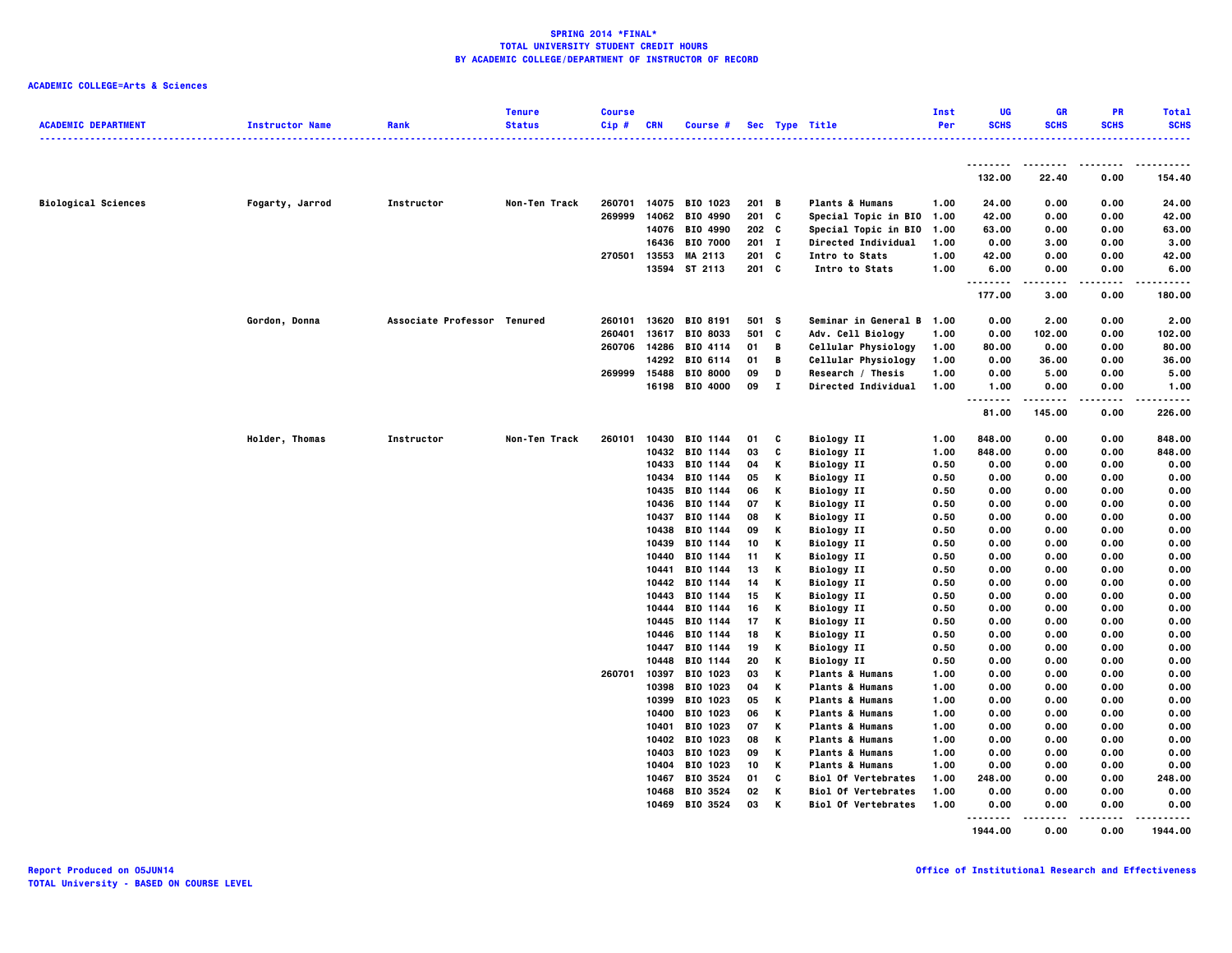**SPRING 2014 *FINAL***
**TOTAL UNIVERSITY STUDENT CREDIT HOURS**
**BY ACADEMIC COLLEGE/DEPARTMENT OF INSTRUCTOR OF RECORD**

**ACADEMIC COLLEGE=Arts & Sciences**

| ACADEMIC DEPARTMENT | Instructor Name | Rank | Tenure Status | Course Cip # | CRN | Course # | Sec | Type | Title | Inst Per | UG SCHS | GR SCHS | PR SCHS | Total SCHS |
|---|---|---|---|---|---|---|---|---|---|---|---|---|---|---|
| | | | | | | | | | | | 132.00 | 22.40 | 0.00 | 154.40 |
| Biological Sciences | Fogarty, Jarrod | Instructor | Non-Ten Track | 260701 | 14075 | BIO 1023 | 201 | B | Plants & Humans | 1.00 | 24.00 | 0.00 | 0.00 | 24.00 |
| | | | | 269999 | 14062 | BIO 4990 | 201 | C | Special Topic in BIO | 1.00 | 42.00 | 0.00 | 0.00 | 42.00 |
| | | | | | 14076 | BIO 4990 | 202 | C | Special Topic in BIO | 1.00 | 63.00 | 0.00 | 0.00 | 63.00 |
| | | | | | 16436 | BIO 7000 | 201 | I | Directed Individual | 1.00 | 0.00 | 3.00 | 0.00 | 3.00 |
| | | | | 270501 | 13553 | MA 2113 | 201 | C | Intro to Stats | 1.00 | 42.00 | 0.00 | 0.00 | 42.00 |
| | | | | | 13594 | ST 2113 | 201 | C | Intro to Stats | 1.00 | 6.00 | 0.00 | 0.00 | 6.00 |
| | | | | | | | | | | | 177.00 | 3.00 | 0.00 | 180.00 |
| | Gordon, Donna | Associate Professor | Tenured | 260101 | 13620 | BIO 8191 | 501 | S | Seminar in General B | 1.00 | 0.00 | 2.00 | 0.00 | 2.00 |
| | | | | 260401 | 13617 | BIO 8033 | 501 | C | Adv. Cell Biology | 1.00 | 0.00 | 102.00 | 0.00 | 102.00 |
| | | | | 260706 | 14286 | BIO 4114 | 01 | B | Cellular Physiology | 1.00 | 80.00 | 0.00 | 0.00 | 80.00 |
| | | | | | 14292 | BIO 6114 | 01 | B | Cellular Physiology | 1.00 | 0.00 | 36.00 | 0.00 | 36.00 |
| | | | | 269999 | 15488 | BIO 8000 | 09 | D | Research / Thesis | 1.00 | 0.00 | 5.00 | 0.00 | 5.00 |
| | | | | | 16198 | BIO 4000 | 09 | I | Directed Individual | 1.00 | 1.00 | 0.00 | 0.00 | 1.00 |
| | | | | | | | | | | | 81.00 | 145.00 | 0.00 | 226.00 |
| | Holder, Thomas | Instructor | Non-Ten Track | 260101 | 10430 | BIO 1144 | 01 | C | Biology II | 1.00 | 848.00 | 0.00 | 0.00 | 848.00 |
| | | | | | 10432 | BIO 1144 | 03 | C | Biology II | 1.00 | 848.00 | 0.00 | 0.00 | 848.00 |
| | | | | | 10433 | BIO 1144 | 04 | K | Biology II | 0.50 | 0.00 | 0.00 | 0.00 | 0.00 |
| | | | | | 10434 | BIO 1144 | 05 | K | Biology II | 0.50 | 0.00 | 0.00 | 0.00 | 0.00 |
| | | | | | 10435 | BIO 1144 | 06 | K | Biology II | 0.50 | 0.00 | 0.00 | 0.00 | 0.00 |
| | | | | | 10436 | BIO 1144 | 07 | K | Biology II | 0.50 | 0.00 | 0.00 | 0.00 | 0.00 |
| | | | | | 10437 | BIO 1144 | 08 | K | Biology II | 0.50 | 0.00 | 0.00 | 0.00 | 0.00 |
| | | | | | 10438 | BIO 1144 | 09 | K | Biology II | 0.50 | 0.00 | 0.00 | 0.00 | 0.00 |
| | | | | | 10439 | BIO 1144 | 10 | K | Biology II | 0.50 | 0.00 | 0.00 | 0.00 | 0.00 |
| | | | | | 10440 | BIO 1144 | 11 | K | Biology II | 0.50 | 0.00 | 0.00 | 0.00 | 0.00 |
| | | | | | 10441 | BIO 1144 | 13 | K | Biology II | 0.50 | 0.00 | 0.00 | 0.00 | 0.00 |
| | | | | | 10442 | BIO 1144 | 14 | K | Biology II | 0.50 | 0.00 | 0.00 | 0.00 | 0.00 |
| | | | | | 10443 | BIO 1144 | 15 | K | Biology II | 0.50 | 0.00 | 0.00 | 0.00 | 0.00 |
| | | | | | 10444 | BIO 1144 | 16 | K | Biology II | 0.50 | 0.00 | 0.00 | 0.00 | 0.00 |
| | | | | | 10445 | BIO 1144 | 17 | K | Biology II | 0.50 | 0.00 | 0.00 | 0.00 | 0.00 |
| | | | | | 10446 | BIO 1144 | 18 | K | Biology II | 0.50 | 0.00 | 0.00 | 0.00 | 0.00 |
| | | | | | 10447 | BIO 1144 | 19 | K | Biology II | 0.50 | 0.00 | 0.00 | 0.00 | 0.00 |
| | | | | | 10448 | BIO 1144 | 20 | K | Biology II | 0.50 | 0.00 | 0.00 | 0.00 | 0.00 |
| | | | | 260701 | 10397 | BIO 1023 | 03 | K | Plants & Humans | 1.00 | 0.00 | 0.00 | 0.00 | 0.00 |
| | | | | | 10398 | BIO 1023 | 04 | K | Plants & Humans | 1.00 | 0.00 | 0.00 | 0.00 | 0.00 |
| | | | | | 10399 | BIO 1023 | 05 | K | Plants & Humans | 1.00 | 0.00 | 0.00 | 0.00 | 0.00 |
| | | | | | 10400 | BIO 1023 | 06 | K | Plants & Humans | 1.00 | 0.00 | 0.00 | 0.00 | 0.00 |
| | | | | | 10401 | BIO 1023 | 07 | K | Plants & Humans | 1.00 | 0.00 | 0.00 | 0.00 | 0.00 |
| | | | | | 10402 | BIO 1023 | 08 | K | Plants & Humans | 1.00 | 0.00 | 0.00 | 0.00 | 0.00 |
| | | | | | 10403 | BIO 1023 | 09 | K | Plants & Humans | 1.00 | 0.00 | 0.00 | 0.00 | 0.00 |
| | | | | | 10404 | BIO 1023 | 10 | K | Plants & Humans | 1.00 | 0.00 | 0.00 | 0.00 | 0.00 |
| | | | | | 10467 | BIO 3524 | 01 | C | Biol Of Vertebrates | 1.00 | 248.00 | 0.00 | 0.00 | 248.00 |
| | | | | | 10468 | BIO 3524 | 02 | K | Biol Of Vertebrates | 1.00 | 0.00 | 0.00 | 0.00 | 0.00 |
| | | | | | 10469 | BIO 3524 | 03 | K | Biol Of Vertebrates | 1.00 | 0.00 | 0.00 | 0.00 | 0.00 |
| | | | | | | | | | | | 1944.00 | 0.00 | 0.00 | 1944.00 |

Report Produced on 05JUN14
TOTAL University - BASED ON COURSE LEVEL

Office of Institutional Research and Effectiveness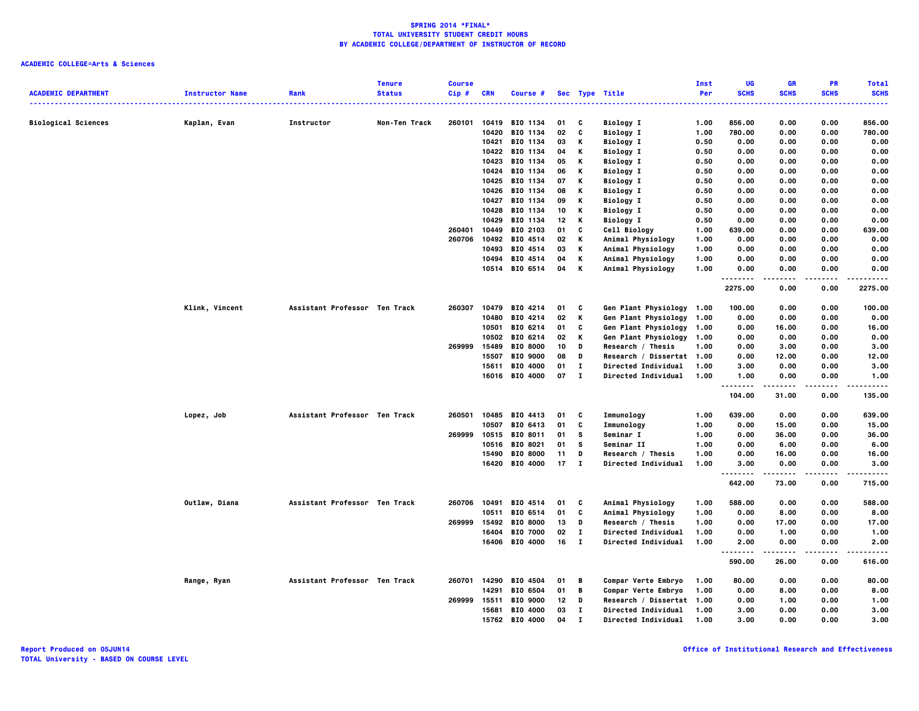**SPRING 2014 *FINAL***
**TOTAL UNIVERSITY STUDENT CREDIT HOURS**
**BY ACADEMIC COLLEGE/DEPARTMENT OF INSTRUCTOR OF RECORD**

**ACADEMIC COLLEGE=Arts & Sciences**

| ACADEMIC DEPARTMENT | Instructor Name | Rank | Tenure Status | Course Cip # | CRN | Course # | Sec | Type | Title | Inst Per | UG SCHS | GR SCHS | PR SCHS | Total SCHS |
|---|---|---|---|---|---|---|---|---|---|---|---|---|---|---|
| Biological Sciences | Kaplan, Evan | Instructor | Non-Ten Track | 260101 | 10419 | BIO 1134 | 01 | C | Biology I | 1.00 | 856.00 | 0.00 | 0.00 | 856.00 |
| | | | | | 10420 | BIO 1134 | 02 | C | Biology I | 1.00 | 780.00 | 0.00 | 0.00 | 780.00 |
| | | | | | 10421 | BIO 1134 | 03 | K | Biology I | 0.50 | 0.00 | 0.00 | 0.00 | 0.00 |
| | | | | | 10422 | BIO 1134 | 04 | K | Biology I | 0.50 | 0.00 | 0.00 | 0.00 | 0.00 |
| | | | | | 10423 | BIO 1134 | 05 | K | Biology I | 0.50 | 0.00 | 0.00 | 0.00 | 0.00 |
| | | | | | 10424 | BIO 1134 | 06 | K | Biology I | 0.50 | 0.00 | 0.00 | 0.00 | 0.00 |
| | | | | | 10425 | BIO 1134 | 07 | K | Biology I | 0.50 | 0.00 | 0.00 | 0.00 | 0.00 |
| | | | | | 10426 | BIO 1134 | 08 | K | Biology I | 0.50 | 0.00 | 0.00 | 0.00 | 0.00 |
| | | | | | 10427 | BIO 1134 | 09 | K | Biology I | 0.50 | 0.00 | 0.00 | 0.00 | 0.00 |
| | | | | | 10428 | BIO 1134 | 10 | K | Biology I | 0.50 | 0.00 | 0.00 | 0.00 | 0.00 |
| | | | | | 10429 | BIO 1134 | 12 | K | Biology I | 0.50 | 0.00 | 0.00 | 0.00 | 0.00 |
| | | | | 260401 | 10449 | BIO 2103 | 01 | C | Cell Biology | 1.00 | 639.00 | 0.00 | 0.00 | 639.00 |
| | | | | 260706 | 10492 | BIO 4514 | 02 | K | Animal Physiology | 1.00 | 0.00 | 0.00 | 0.00 | 0.00 |
| | | | | | 10493 | BIO 4514 | 03 | K | Animal Physiology | 1.00 | 0.00 | 0.00 | 0.00 | 0.00 |
| | | | | | 10494 | BIO 4514 | 04 | K | Animal Physiology | 1.00 | 0.00 | 0.00 | 0.00 | 0.00 |
| | | | | | 10514 | BIO 6514 | 04 | K | Animal Physiology | 1.00 | 0.00 | 0.00 | 0.00 | 0.00 |
| | | | | | | | | | | | 2275.00 | 0.00 | 0.00 | 2275.00 |
| | Klink, Vincent | Assistant Professor | Ten Track | 260307 | 10479 | BIO 4214 | 01 | C | Gen Plant Physiology | 1.00 | 100.00 | 0.00 | 0.00 | 100.00 |
| | | | | | 10480 | BIO 4214 | 02 | K | Gen Plant Physiology | 1.00 | 0.00 | 0.00 | 0.00 | 0.00 |
| | | | | | 10501 | BIO 6214 | 01 | C | Gen Plant Physiology | 1.00 | 0.00 | 16.00 | 0.00 | 16.00 |
| | | | | | 10502 | BIO 6214 | 02 | K | Gen Plant Physiology | 1.00 | 0.00 | 0.00 | 0.00 | 0.00 |
| | | | | 269999 | 15489 | BIO 8000 | 10 | D | Research / Thesis | 1.00 | 0.00 | 3.00 | 0.00 | 3.00 |
| | | | | | 15507 | BIO 9000 | 08 | D | Research / Dissertat | 1.00 | 0.00 | 12.00 | 0.00 | 12.00 |
| | | | | | 15611 | BIO 4000 | 01 | I | Directed Individual | 1.00 | 3.00 | 0.00 | 0.00 | 3.00 |
| | | | | | 16016 | BIO 4000 | 07 | I | Directed Individual | 1.00 | 1.00 | 0.00 | 0.00 | 1.00 |
| | | | | | | | | | | | 104.00 | 31.00 | 0.00 | 135.00 |
| | Lopez, Job | Assistant Professor | Ten Track | 260501 | 10485 | BIO 4413 | 01 | C | Immunology | 1.00 | 639.00 | 0.00 | 0.00 | 639.00 |
| | | | | | 10507 | BIO 6413 | 01 | C | Immunology | 1.00 | 0.00 | 15.00 | 0.00 | 15.00 |
| | | | | 269999 | 10515 | BIO 8011 | 01 | S | Seminar I | 1.00 | 0.00 | 36.00 | 0.00 | 36.00 |
| | | | | | 10516 | BIO 8021 | 01 | S | Seminar II | 1.00 | 0.00 | 6.00 | 0.00 | 6.00 |
| | | | | | 15490 | BIO 8000 | 11 | D | Research / Thesis | 1.00 | 0.00 | 16.00 | 0.00 | 16.00 |
| | | | | | 16420 | BIO 4000 | 17 | I | Directed Individual | 1.00 | 3.00 | 0.00 | 0.00 | 3.00 |
| | | | | | | | | | | | 642.00 | 73.00 | 0.00 | 715.00 |
| | Outlaw, Diana | Assistant Professor | Ten Track | 260706 | 10491 | BIO 4514 | 01 | C | Animal Physiology | 1.00 | 588.00 | 0.00 | 0.00 | 588.00 |
| | | | | | 10511 | BIO 6514 | 01 | C | Animal Physiology | 1.00 | 0.00 | 8.00 | 0.00 | 8.00 |
| | | | | 269999 | 15492 | BIO 8000 | 13 | D | Research / Thesis | 1.00 | 0.00 | 17.00 | 0.00 | 17.00 |
| | | | | | 16404 | BIO 7000 | 02 | I | Directed Individual | 1.00 | 0.00 | 1.00 | 0.00 | 1.00 |
| | | | | | 16406 | BIO 4000 | 16 | I | Directed Individual | 1.00 | 2.00 | 0.00 | 0.00 | 2.00 |
| | | | | | | | | | | | 590.00 | 26.00 | 0.00 | 616.00 |
| | Range, Ryan | Assistant Professor | Ten Track | 260701 | 14290 | BIO 4504 | 01 | B | Compar Verte Embryo | 1.00 | 80.00 | 0.00 | 0.00 | 80.00 |
| | | | | | 14291 | BIO 6504 | 01 | B | Compar Verte Embryo | 1.00 | 0.00 | 8.00 | 0.00 | 8.00 |
| | | | | 269999 | 15511 | BIO 9000 | 12 | D | Research / Dissertat | 1.00 | 0.00 | 1.00 | 0.00 | 1.00 |
| | | | | | 15681 | BIO 4000 | 03 | I | Directed Individual | 1.00 | 3.00 | 0.00 | 0.00 | 3.00 |
| | | | | | 15762 | BIO 4000 | 04 | I | Directed Individual | 1.00 | 3.00 | 0.00 | 0.00 | 3.00 |

Report Produced on 05JUN14
TOTAL University - BASED ON COURSE LEVEL

Office of Institutional Research and Effectiveness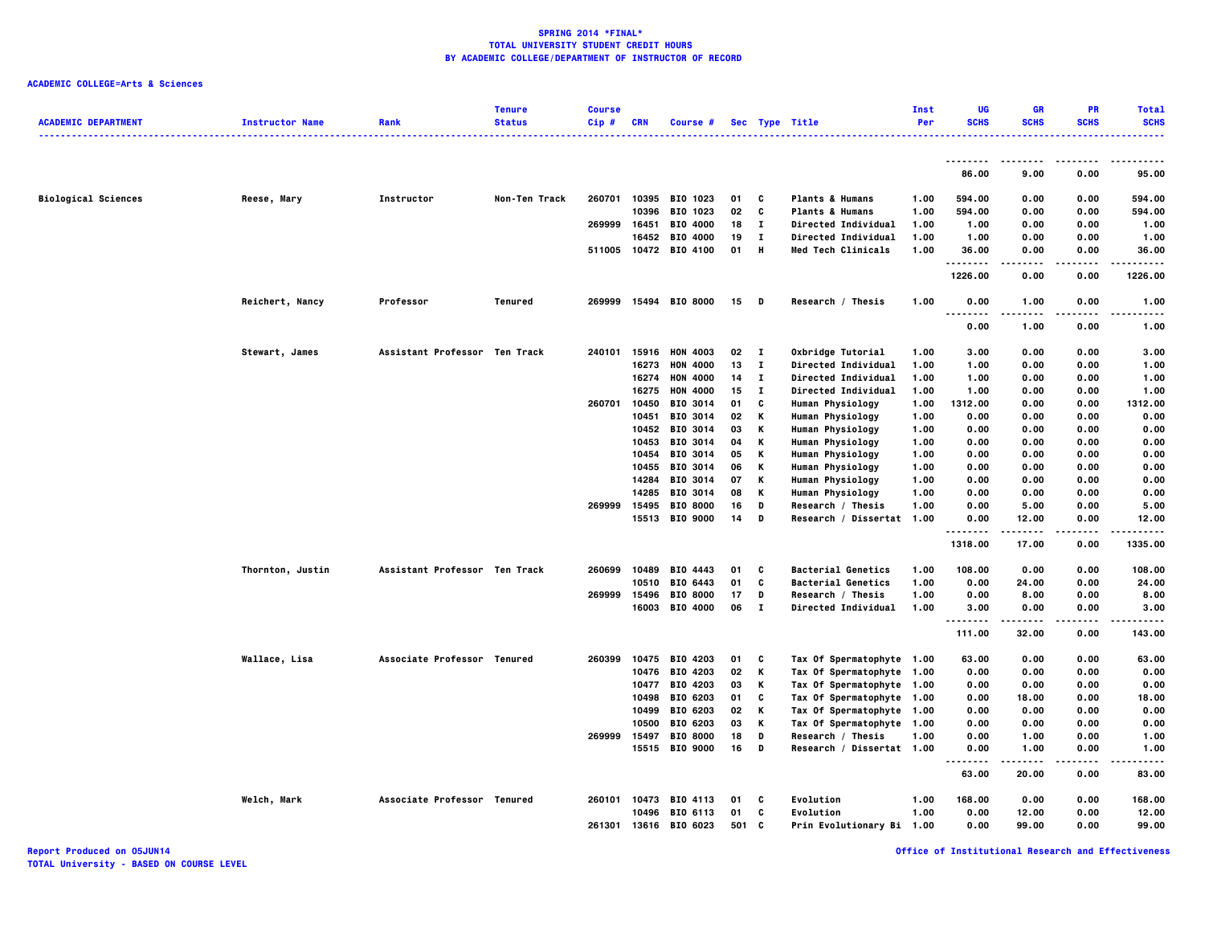**SPRING 2014 *FINAL***
**TOTAL UNIVERSITY STUDENT CREDIT HOURS**
**BY ACADEMIC COLLEGE/DEPARTMENT OF INSTRUCTOR OF RECORD**

**ACADEMIC COLLEGE=Arts & Sciences**

| ACADEMIC DEPARTMENT | Instructor Name | Rank | Tenure Status | Course Cip # | CRN | Course # | Sec | Type | Title | Inst Per | UG SCHS | GR SCHS | PR SCHS | Total SCHS |
|---|---|---|---|---|---|---|---|---|---|---|---|---|---|---|
| | | | | | | | | | | | 86.00 | 9.00 | 0.00 | 95.00 |
| Biological Sciences | Reese, Mary | Instructor | Non-Ten Track | 260701 | 10395 | BIO 1023 | 01 | C | Plants & Humans | 1.00 | 594.00 | 0.00 | 0.00 | 594.00 |
| | | | | | 10396 | BIO 1023 | 02 | C | Plants & Humans | 1.00 | 594.00 | 0.00 | 0.00 | 594.00 |
| | | | | 269999 | 16451 | BIO 4000 | 18 | I | Directed Individual | 1.00 | 1.00 | 0.00 | 0.00 | 1.00 |
| | | | | | 16452 | BIO 4000 | 19 | I | Directed Individual | 1.00 | 1.00 | 0.00 | 0.00 | 1.00 |
| | | | | 511005 | 10472 | BIO 4100 | 01 | H | Med Tech Clinicals | 1.00 | 36.00 | 0.00 | 0.00 | 36.00 |
| | | | | | | | | | | | 1226.00 | 0.00 | 0.00 | 1226.00 |
| | Reichert, Nancy | Professor | Tenured | 269999 | 15494 | BIO 8000 | 15 | D | Research / Thesis | 1.00 | 0.00 | 1.00 | 0.00 | 1.00 |
| | | | | | | | | | | | 0.00 | 1.00 | 0.00 | 1.00 |
| | Stewart, James | Assistant Professor | Ten Track | 240101 | 15916 | HON 4003 | 02 | I | Oxbridge Tutorial | 1.00 | 3.00 | 0.00 | 0.00 | 3.00 |
| | | | | | 16273 | HON 4000 | 13 | I | Directed Individual | 1.00 | 1.00 | 0.00 | 0.00 | 1.00 |
| | | | | | 16274 | HON 4000 | 14 | I | Directed Individual | 1.00 | 1.00 | 0.00 | 0.00 | 1.00 |
| | | | | | 16275 | HON 4000 | 15 | I | Directed Individual | 1.00 | 1.00 | 0.00 | 0.00 | 1.00 |
| | | | | 260701 | 10450 | BIO 3014 | 01 | C | Human Physiology | 1.00 | 1312.00 | 0.00 | 0.00 | 1312.00 |
| | | | | | 10451 | BIO 3014 | 02 | K | Human Physiology | 1.00 | 0.00 | 0.00 | 0.00 | 0.00 |
| | | | | | 10452 | BIO 3014 | 03 | K | Human Physiology | 1.00 | 0.00 | 0.00 | 0.00 | 0.00 |
| | | | | | 10453 | BIO 3014 | 04 | K | Human Physiology | 1.00 | 0.00 | 0.00 | 0.00 | 0.00 |
| | | | | | 10454 | BIO 3014 | 05 | K | Human Physiology | 1.00 | 0.00 | 0.00 | 0.00 | 0.00 |
| | | | | | 10455 | BIO 3014 | 06 | K | Human Physiology | 1.00 | 0.00 | 0.00 | 0.00 | 0.00 |
| | | | | | 14284 | BIO 3014 | 07 | K | Human Physiology | 1.00 | 0.00 | 0.00 | 0.00 | 0.00 |
| | | | | | 14285 | BIO 3014 | 08 | K | Human Physiology | 1.00 | 0.00 | 0.00 | 0.00 | 0.00 |
| | | | | 269999 | 15495 | BIO 8000 | 16 | D | Research / Thesis | 1.00 | 0.00 | 5.00 | 0.00 | 5.00 |
| | | | | | 15513 | BIO 9000 | 14 | D | Research / Dissertat | 1.00 | 0.00 | 12.00 | 0.00 | 12.00 |
| | | | | | | | | | | | 1318.00 | 17.00 | 0.00 | 1335.00 |
| | Thornton, Justin | Assistant Professor | Ten Track | 260699 | 10489 | BIO 4443 | 01 | C | Bacterial Genetics | 1.00 | 108.00 | 0.00 | 0.00 | 108.00 |
| | | | | | 10510 | BIO 6443 | 01 | C | Bacterial Genetics | 1.00 | 0.00 | 24.00 | 0.00 | 24.00 |
| | | | | 269999 | 15496 | BIO 8000 | 17 | D | Research / Thesis | 1.00 | 0.00 | 8.00 | 0.00 | 8.00 |
| | | | | | 16003 | BIO 4000 | 06 | I | Directed Individual | 1.00 | 3.00 | 0.00 | 0.00 | 3.00 |
| | | | | | | | | | | | 111.00 | 32.00 | 0.00 | 143.00 |
| | Wallace, Lisa | Associate Professor | Tenured | 260399 | 10475 | BIO 4203 | 01 | C | Tax Of Spermatophyte | 1.00 | 63.00 | 0.00 | 0.00 | 63.00 |
| | | | | | 10476 | BIO 4203 | 02 | K | Tax Of Spermatophyte | 1.00 | 0.00 | 0.00 | 0.00 | 0.00 |
| | | | | | 10477 | BIO 4203 | 03 | K | Tax Of Spermatophyte | 1.00 | 0.00 | 0.00 | 0.00 | 0.00 |
| | | | | | 10498 | BIO 6203 | 01 | C | Tax Of Spermatophyte | 1.00 | 0.00 | 18.00 | 0.00 | 18.00 |
| | | | | | 10499 | BIO 6203 | 02 | K | Tax Of Spermatophyte | 1.00 | 0.00 | 0.00 | 0.00 | 0.00 |
| | | | | | 10500 | BIO 6203 | 03 | K | Tax Of Spermatophyte | 1.00 | 0.00 | 0.00 | 0.00 | 0.00 |
| | | | | 269999 | 15497 | BIO 8000 | 18 | D | Research / Thesis | 1.00 | 0.00 | 1.00 | 0.00 | 1.00 |
| | | | | | 15515 | BIO 9000 | 16 | D | Research / Dissertat | 1.00 | 0.00 | 1.00 | 0.00 | 1.00 |
| | | | | | | | | | | | 63.00 | 20.00 | 0.00 | 83.00 |
| | Welch, Mark | Associate Professor | Tenured | 260101 | 10473 | BIO 4113 | 01 | C | Evolution | 1.00 | 168.00 | 0.00 | 0.00 | 168.00 |
| | | | | | 10496 | BIO 6113 | 01 | C | Evolution | 1.00 | 0.00 | 12.00 | 0.00 | 12.00 |
| | | | | 261301 | 13616 | BIO 6023 | 501 | C | Prin Evolutionary Bi | 1.00 | 0.00 | 99.00 | 0.00 | 99.00 |

Report Produced on 05JUN14
TOTAL University - BASED ON COURSE LEVEL

Office of Institutional Research and Effectiveness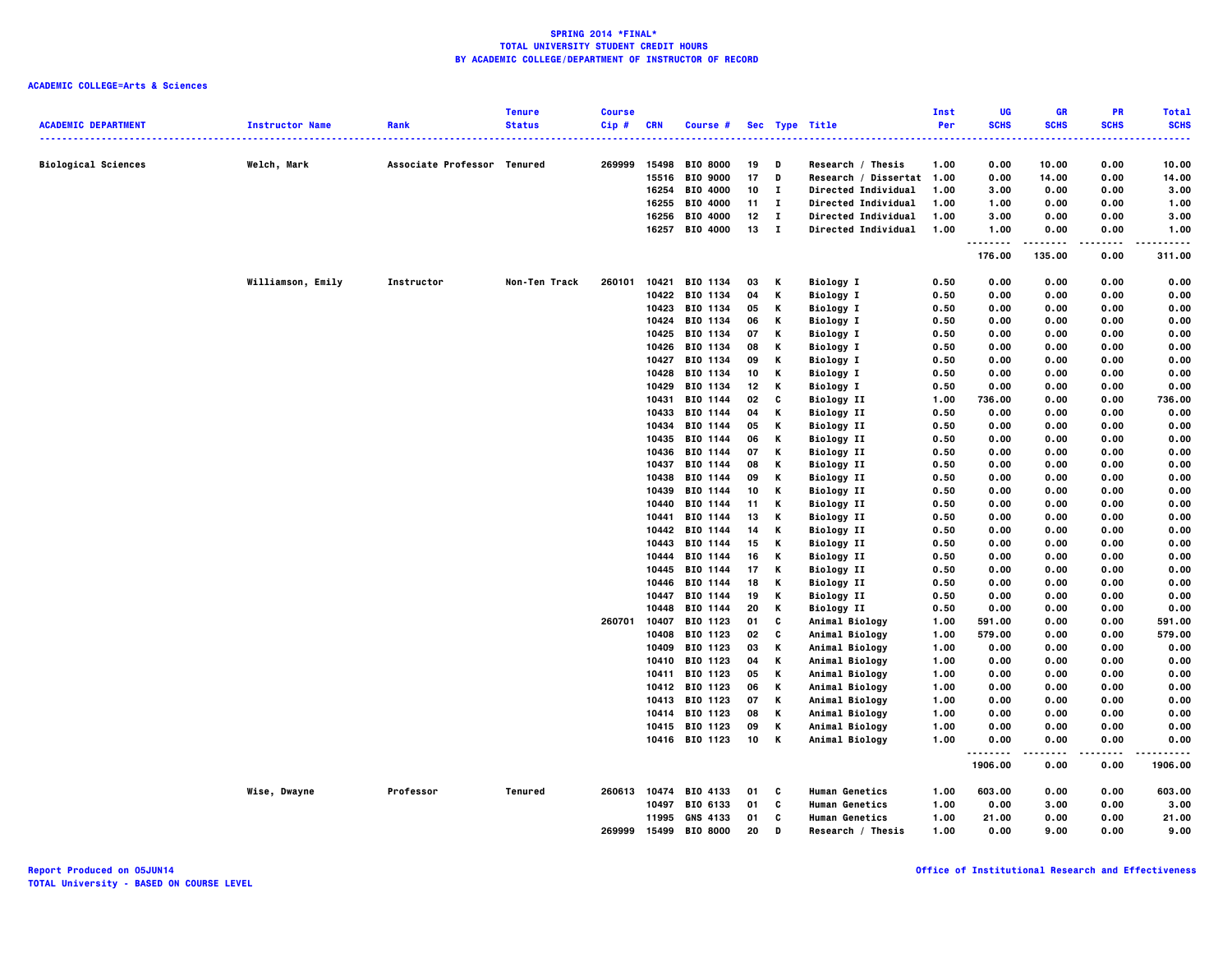**SPRING 2014 *FINAL***
**TOTAL UNIVERSITY STUDENT CREDIT HOURS**
**BY ACADEMIC COLLEGE/DEPARTMENT OF INSTRUCTOR OF RECORD**

**ACADEMIC COLLEGE=Arts & Sciences**

| ACADEMIC DEPARTMENT | Instructor Name | Rank | Tenure Status | Course Cip # | CRN | Course # | Sec | Type | Title | Inst Per | UG SCHS | GR SCHS | PR SCHS | Total SCHS |
|---|---|---|---|---|---|---|---|---|---|---|---|---|---|---|
| Biological Sciences | Welch, Mark | Associate Professor | Tenured | 269999 | 15498 | BIO 8000 | 19 | D | Research / Thesis | 1.00 | 0.00 | 10.00 | 0.00 | 10.00 |
| | | | | | 15516 | BIO 9000 | 17 | D | Research / Dissertat | 1.00 | 0.00 | 14.00 | 0.00 | 14.00 |
| | | | | | 16254 | BIO 4000 | 10 | I | Directed Individual | 1.00 | 3.00 | 0.00 | 0.00 | 3.00 |
| | | | | | 16255 | BIO 4000 | 11 | I | Directed Individual | 1.00 | 1.00 | 0.00 | 0.00 | 1.00 |
| | | | | | 16256 | BIO 4000 | 12 | I | Directed Individual | 1.00 | 3.00 | 0.00 | 0.00 | 3.00 |
| | | | | | 16257 | BIO 4000 | 13 | I | Directed Individual | 1.00 | 1.00 | 0.00 | 0.00 | 1.00 |
| | | | | | | | | | | | 176.00 | 135.00 | 0.00 | 311.00 |
| | Williamson, Emily | Instructor | Non-Ten Track | 260101 | 10421 | BIO 1134 | 03 | K | Biology I | 0.50 | 0.00 | 0.00 | 0.00 | 0.00 |
| | | | | | 10422 | BIO 1134 | 04 | K | Biology I | 0.50 | 0.00 | 0.00 | 0.00 | 0.00 |
| | | | | | 10423 | BIO 1134 | 05 | K | Biology I | 0.50 | 0.00 | 0.00 | 0.00 | 0.00 |
| | | | | | 10424 | BIO 1134 | 06 | K | Biology I | 0.50 | 0.00 | 0.00 | 0.00 | 0.00 |
| | | | | | 10425 | BIO 1134 | 07 | K | Biology I | 0.50 | 0.00 | 0.00 | 0.00 | 0.00 |
| | | | | | 10426 | BIO 1134 | 08 | K | Biology I | 0.50 | 0.00 | 0.00 | 0.00 | 0.00 |
| | | | | | 10427 | BIO 1134 | 09 | K | Biology I | 0.50 | 0.00 | 0.00 | 0.00 | 0.00 |
| | | | | | 10428 | BIO 1134 | 10 | K | Biology I | 0.50 | 0.00 | 0.00 | 0.00 | 0.00 |
| | | | | | 10429 | BIO 1134 | 12 | K | Biology I | 0.50 | 0.00 | 0.00 | 0.00 | 0.00 |
| | | | | | 10431 | BIO 1144 | 02 | C | Biology II | 1.00 | 736.00 | 0.00 | 0.00 | 736.00 |
| | | | | | 10433 | BIO 1144 | 04 | K | Biology II | 0.50 | 0.00 | 0.00 | 0.00 | 0.00 |
| | | | | | 10434 | BIO 1144 | 05 | K | Biology II | 0.50 | 0.00 | 0.00 | 0.00 | 0.00 |
| | | | | | 10435 | BIO 1144 | 06 | K | Biology II | 0.50 | 0.00 | 0.00 | 0.00 | 0.00 |
| | | | | | 10436 | BIO 1144 | 07 | K | Biology II | 0.50 | 0.00 | 0.00 | 0.00 | 0.00 |
| | | | | | 10437 | BIO 1144 | 08 | K | Biology II | 0.50 | 0.00 | 0.00 | 0.00 | 0.00 |
| | | | | | 10438 | BIO 1144 | 09 | K | Biology II | 0.50 | 0.00 | 0.00 | 0.00 | 0.00 |
| | | | | | 10439 | BIO 1144 | 10 | K | Biology II | 0.50 | 0.00 | 0.00 | 0.00 | 0.00 |
| | | | | | 10440 | BIO 1144 | 11 | K | Biology II | 0.50 | 0.00 | 0.00 | 0.00 | 0.00 |
| | | | | | 10441 | BIO 1144 | 13 | K | Biology II | 0.50 | 0.00 | 0.00 | 0.00 | 0.00 |
| | | | | | 10442 | BIO 1144 | 14 | K | Biology II | 0.50 | 0.00 | 0.00 | 0.00 | 0.00 |
| | | | | | 10443 | BIO 1144 | 15 | K | Biology II | 0.50 | 0.00 | 0.00 | 0.00 | 0.00 |
| | | | | | 10444 | BIO 1144 | 16 | K | Biology II | 0.50 | 0.00 | 0.00 | 0.00 | 0.00 |
| | | | | | 10445 | BIO 1144 | 17 | K | Biology II | 0.50 | 0.00 | 0.00 | 0.00 | 0.00 |
| | | | | | 10446 | BIO 1144 | 18 | K | Biology II | 0.50 | 0.00 | 0.00 | 0.00 | 0.00 |
| | | | | | 10447 | BIO 1144 | 19 | K | Biology II | 0.50 | 0.00 | 0.00 | 0.00 | 0.00 |
| | | | | | 10448 | BIO 1144 | 20 | K | Biology II | 0.50 | 0.00 | 0.00 | 0.00 | 0.00 |
| | | | | 260701 | 10407 | BIO 1123 | 01 | C | Animal Biology | 1.00 | 591.00 | 0.00 | 0.00 | 591.00 |
| | | | | | 10408 | BIO 1123 | 02 | C | Animal Biology | 1.00 | 579.00 | 0.00 | 0.00 | 579.00 |
| | | | | | 10409 | BIO 1123 | 03 | K | Animal Biology | 1.00 | 0.00 | 0.00 | 0.00 | 0.00 |
| | | | | | 10410 | BIO 1123 | 04 | K | Animal Biology | 1.00 | 0.00 | 0.00 | 0.00 | 0.00 |
| | | | | | 10411 | BIO 1123 | 05 | K | Animal Biology | 1.00 | 0.00 | 0.00 | 0.00 | 0.00 |
| | | | | | 10412 | BIO 1123 | 06 | K | Animal Biology | 1.00 | 0.00 | 0.00 | 0.00 | 0.00 |
| | | | | | 10413 | BIO 1123 | 07 | K | Animal Biology | 1.00 | 0.00 | 0.00 | 0.00 | 0.00 |
| | | | | | 10414 | BIO 1123 | 08 | K | Animal Biology | 1.00 | 0.00 | 0.00 | 0.00 | 0.00 |
| | | | | | 10415 | BIO 1123 | 09 | K | Animal Biology | 1.00 | 0.00 | 0.00 | 0.00 | 0.00 |
| | | | | | 10416 | BIO 1123 | 10 | K | Animal Biology | 1.00 | 0.00 | 0.00 | 0.00 | 0.00 |
| | | | | | | | | | | | 1906.00 | 0.00 | 0.00 | 1906.00 |
| | Wise, Dwayne | Professor | Tenured | 260613 | 10474 | BIO 4133 | 01 | C | Human Genetics | 1.00 | 603.00 | 0.00 | 0.00 | 603.00 |
| | | | | | 10497 | BIO 6133 | 01 | C | Human Genetics | 1.00 | 0.00 | 3.00 | 0.00 | 3.00 |
| | | | | | 11995 | GNS 4133 | 01 | C | Human Genetics | 1.00 | 21.00 | 0.00 | 0.00 | 21.00 |
| | | | | 269999 | 15499 | BIO 8000 | 20 | D | Research / Thesis | 1.00 | 0.00 | 9.00 | 0.00 | 9.00 |

Report Produced on 05JUN14
TOTAL University - BASED ON COURSE LEVEL

Office of Institutional Research and Effectiveness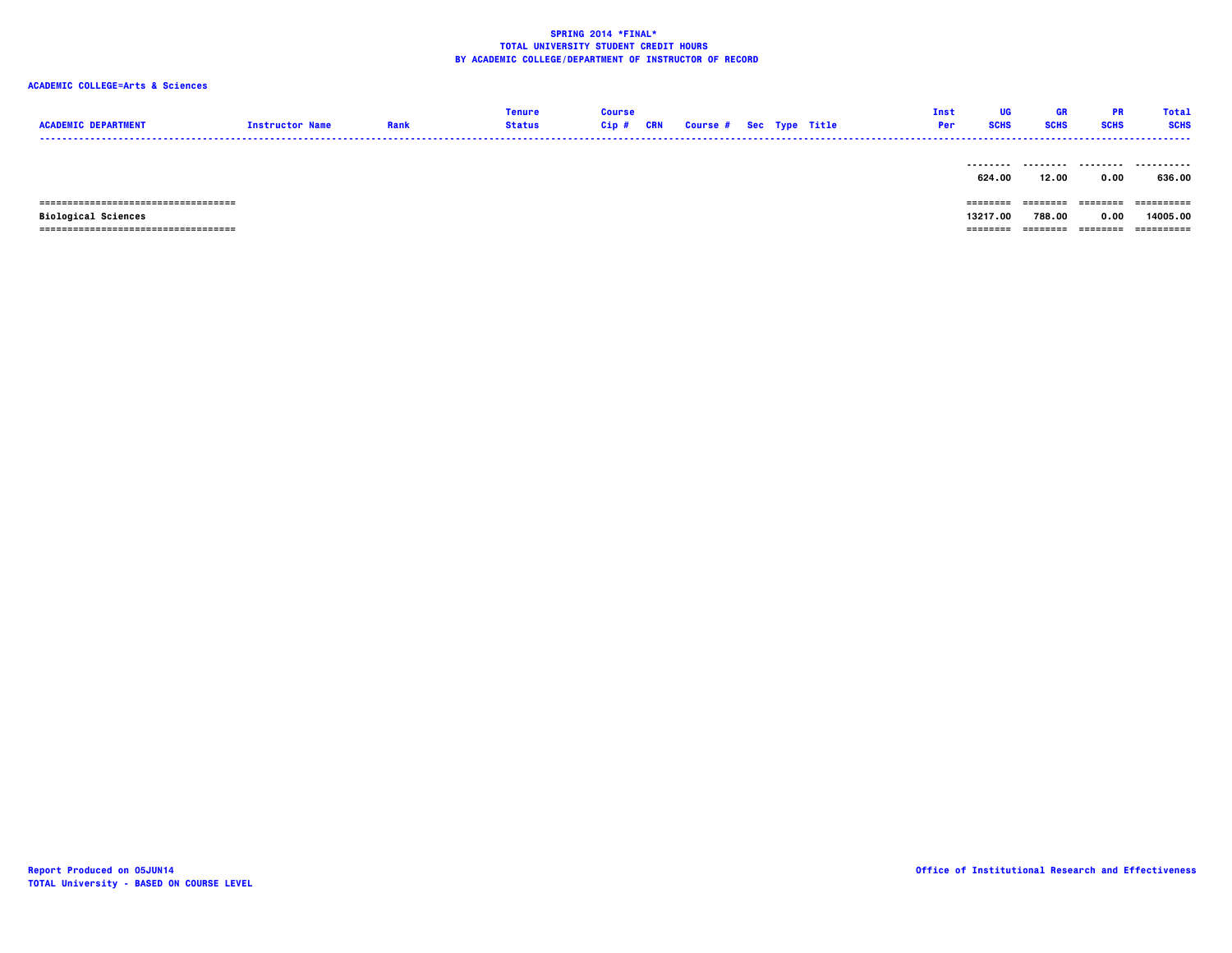**SPRING 2014 *FINAL***
**TOTAL UNIVERSITY STUDENT CREDIT HOURS**
**BY ACADEMIC COLLEGE/DEPARTMENT OF INSTRUCTOR OF RECORD**

**ACADEMIC COLLEGE=Arts & Sciences**

| ACADEMIC DEPARTMENT | Instructor Name | Rank | Tenure Status | Course Cip # | CRN | Course # | Sec | Type | Title | Inst Per | UG SCHS | GR SCHS | PR SCHS | Total SCHS |
|---|---|---|---|---|---|---|---|---|---|---|---|---|---|---|
| | | | | | | | | | | | 624.00 | 12.00 | 0.00 | 636.00 |
| Biological Sciences | | | | | | | | | | | 13217.00 | 788.00 | 0.00 | 14005.00 |

Report Produced on 05JUN14
TOTAL University - BASED ON COURSE LEVEL

Office of Institutional Research and Effectiveness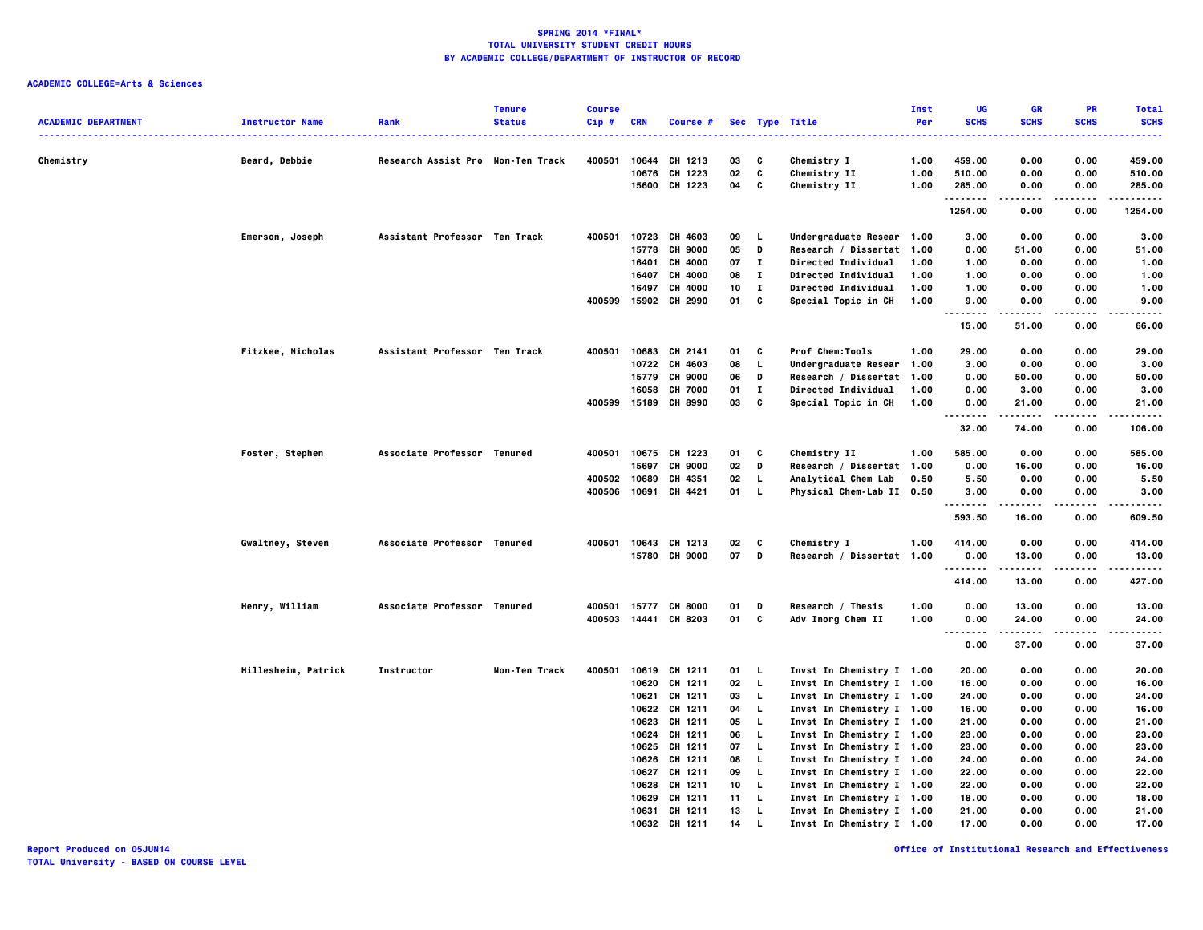**SPRING 2014 *FINAL***
**TOTAL UNIVERSITY STUDENT CREDIT HOURS**
**BY ACADEMIC COLLEGE/DEPARTMENT OF INSTRUCTOR OF RECORD**

**ACADEMIC COLLEGE=Arts & Sciences**

| ACADEMIC DEPARTMENT | Instructor Name | Rank | Tenure Status | Course Cip # | CRN | Course # | Sec | Type | Title | Inst Per | UG SCHS | GR SCHS | PR SCHS | Total SCHS |
|---|---|---|---|---|---|---|---|---|---|---|---|---|---|---|
| Chemistry | Beard, Debbie | Research Assist Pro | Non-Ten Track | 400501 | 10644 | CH 1213 | 03 | C | Chemistry I | 1.00 | 459.00 | 0.00 | 0.00 | 459.00 |
| | | | | | 10676 | CH 1223 | 02 | C | Chemistry II | 1.00 | 510.00 | 0.00 | 0.00 | 510.00 |
| | | | | | 15600 | CH 1223 | 04 | C | Chemistry II | 1.00 | 285.00 | 0.00 | 0.00 | 285.00 |
| | | | | | | | | | | | 1254.00 | 0.00 | 0.00 | 1254.00 |
| | Emerson, Joseph | Assistant Professor | Ten Track | 400501 | 10723 | CH 4603 | 09 | L | Undergraduate Resear | 1.00 | 3.00 | 0.00 | 0.00 | 3.00 |
| | | | | | 15778 | CH 9000 | 05 | D | Research / Dissertat | 1.00 | 0.00 | 51.00 | 0.00 | 51.00 |
| | | | | | 16401 | CH 4000 | 07 | I | Directed Individual | 1.00 | 1.00 | 0.00 | 0.00 | 1.00 |
| | | | | | 16407 | CH 4000 | 08 | I | Directed Individual | 1.00 | 1.00 | 0.00 | 0.00 | 1.00 |
| | | | | | 16497 | CH 4000 | 10 | I | Directed Individual | 1.00 | 1.00 | 0.00 | 0.00 | 1.00 |
| | | | | 400599 | 15902 | CH 2990 | 01 | C | Special Topic in CH | 1.00 | 9.00 | 0.00 | 0.00 | 9.00 |
| | | | | | | | | | | | 15.00 | 51.00 | 0.00 | 66.00 |
| | Fitzkee, Nicholas | Assistant Professor | Ten Track | 400501 | 10683 | CH 2141 | 01 | C | Prof Chem:Tools | 1.00 | 29.00 | 0.00 | 0.00 | 29.00 |
| | | | | | 10722 | CH 4603 | 08 | L | Undergraduate Resear | 1.00 | 3.00 | 0.00 | 0.00 | 3.00 |
| | | | | | 15779 | CH 9000 | 06 | D | Research / Dissertat | 1.00 | 0.00 | 50.00 | 0.00 | 50.00 |
| | | | | | 16058 | CH 7000 | 01 | I | Directed Individual | 1.00 | 0.00 | 3.00 | 0.00 | 3.00 |
| | | | | 400599 | 15189 | CH 8990 | 03 | C | Special Topic in CH | 1.00 | 0.00 | 21.00 | 0.00 | 21.00 |
| | | | | | | | | | | | 32.00 | 74.00 | 0.00 | 106.00 |
| | Foster, Stephen | Associate Professor | Tenured | 400501 | 10675 | CH 1223 | 01 | C | Chemistry II | 1.00 | 585.00 | 0.00 | 0.00 | 585.00 |
| | | | | | 15697 | CH 9000 | 02 | D | Research / Dissertat | 1.00 | 0.00 | 16.00 | 0.00 | 16.00 |
| | | | | 400502 | 10689 | CH 4351 | 02 | L | Analytical Chem Lab | 0.50 | 5.50 | 0.00 | 0.00 | 5.50 |
| | | | | 400506 | 10691 | CH 4421 | 01 | L | Physical Chem-Lab II | 0.50 | 3.00 | 0.00 | 0.00 | 3.00 |
| | | | | | | | | | | | 593.50 | 16.00 | 0.00 | 609.50 |
| | Gwaltney, Steven | Associate Professor | Tenured | 400501 | 10643 | CH 1213 | 02 | C | Chemistry I | 1.00 | 414.00 | 0.00 | 0.00 | 414.00 |
| | | | | | 15780 | CH 9000 | 07 | D | Research / Dissertat | 1.00 | 0.00 | 13.00 | 0.00 | 13.00 |
| | | | | | | | | | | | 414.00 | 13.00 | 0.00 | 427.00 |
| | Henry, William | Associate Professor | Tenured | 400501 | 15777 | CH 8000 | 01 | D | Research / Thesis | 1.00 | 0.00 | 13.00 | 0.00 | 13.00 |
| | | | | 400503 | 14441 | CH 8203 | 01 | C | Adv Inorg Chem II | 1.00 | 0.00 | 24.00 | 0.00 | 24.00 |
| | | | | | | | | | | | 0.00 | 37.00 | 0.00 | 37.00 |
| | Hillesheim, Patrick | Instructor | Non-Ten Track | 400501 | 10619 | CH 1211 | 01 | L | Invst In Chemistry I | 1.00 | 20.00 | 0.00 | 0.00 | 20.00 |
| | | | | | 10620 | CH 1211 | 02 | L | Invst In Chemistry I | 1.00 | 16.00 | 0.00 | 0.00 | 16.00 |
| | | | | | 10621 | CH 1211 | 03 | L | Invst In Chemistry I | 1.00 | 24.00 | 0.00 | 0.00 | 24.00 |
| | | | | | 10622 | CH 1211 | 04 | L | Invst In Chemistry I | 1.00 | 16.00 | 0.00 | 0.00 | 16.00 |
| | | | | | 10623 | CH 1211 | 05 | L | Invst In Chemistry I | 1.00 | 21.00 | 0.00 | 0.00 | 21.00 |
| | | | | | 10624 | CH 1211 | 06 | L | Invst In Chemistry I | 1.00 | 23.00 | 0.00 | 0.00 | 23.00 |
| | | | | | 10625 | CH 1211 | 07 | L | Invst In Chemistry I | 1.00 | 23.00 | 0.00 | 0.00 | 23.00 |
| | | | | | 10626 | CH 1211 | 08 | L | Invst In Chemistry I | 1.00 | 24.00 | 0.00 | 0.00 | 24.00 |
| | | | | | 10627 | CH 1211 | 09 | L | Invst In Chemistry I | 1.00 | 22.00 | 0.00 | 0.00 | 22.00 |
| | | | | | 10628 | CH 1211 | 10 | L | Invst In Chemistry I | 1.00 | 22.00 | 0.00 | 0.00 | 22.00 |
| | | | | | 10629 | CH 1211 | 11 | L | Invst In Chemistry I | 1.00 | 18.00 | 0.00 | 0.00 | 18.00 |
| | | | | | 10631 | CH 1211 | 13 | L | Invst In Chemistry I | 1.00 | 21.00 | 0.00 | 0.00 | 21.00 |
| | | | | | 10632 | CH 1211 | 14 | L | Invst In Chemistry I | 1.00 | 17.00 | 0.00 | 0.00 | 17.00 |

Report Produced on 05JUN14
TOTAL University - BASED ON COURSE LEVEL

Office of Institutional Research and Effectiveness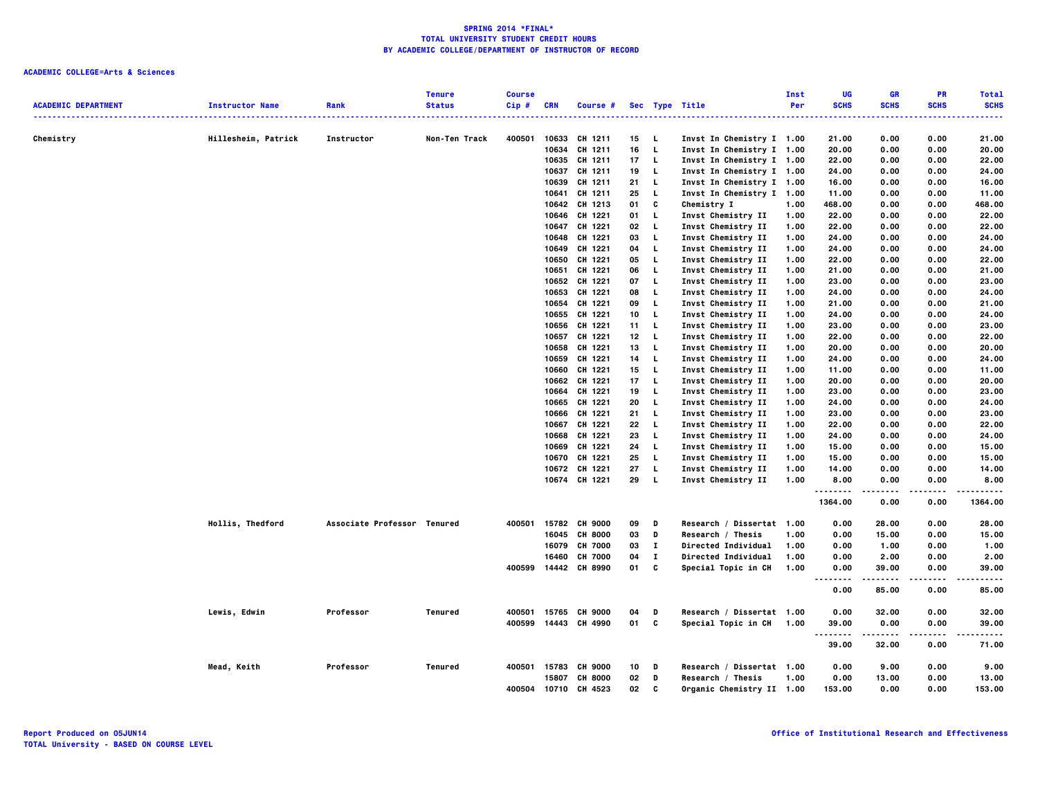**SPRING 2014 *FINAL***
**TOTAL UNIVERSITY STUDENT CREDIT HOURS**
**BY ACADEMIC COLLEGE/DEPARTMENT OF INSTRUCTOR OF RECORD**

**ACADEMIC COLLEGE=Arts & Sciences**

| ACADEMIC DEPARTMENT | Instructor Name | Rank | Tenure Status | Course Cip # | CRN | Course # | Sec | Type | Title | Inst Per | UG SCHS | GR SCHS | PR SCHS | Total SCHS |
|---|---|---|---|---|---|---|---|---|---|---|---|---|---|---|
| Chemistry | Hillesheim, Patrick | Instructor | Non-Ten Track | 400501 | 10633 | CH 1211 | 15 | L | Invst In Chemistry I | 1.00 | 21.00 | 0.00 | 0.00 | 21.00 |
| | | | | | 10634 | CH 1211 | 16 | L | Invst In Chemistry I | 1.00 | 20.00 | 0.00 | 0.00 | 20.00 |
| | | | | | 10635 | CH 1211 | 17 | L | Invst In Chemistry I | 1.00 | 22.00 | 0.00 | 0.00 | 22.00 |
| | | | | | 10637 | CH 1211 | 19 | L | Invst In Chemistry I | 1.00 | 24.00 | 0.00 | 0.00 | 24.00 |
| | | | | | 10639 | CH 1211 | 21 | L | Invst In Chemistry I | 1.00 | 16.00 | 0.00 | 0.00 | 16.00 |
| | | | | | 10641 | CH 1211 | 25 | L | Invst In Chemistry I | 1.00 | 11.00 | 0.00 | 0.00 | 11.00 |
| | | | | | 10642 | CH 1213 | 01 | C | Chemistry I | 1.00 | 468.00 | 0.00 | 0.00 | 468.00 |
| | | | | | 10646 | CH 1221 | 01 | L | Invst Chemistry II | 1.00 | 22.00 | 0.00 | 0.00 | 22.00 |
| | | | | | 10647 | CH 1221 | 02 | L | Invst Chemistry II | 1.00 | 22.00 | 0.00 | 0.00 | 22.00 |
| | | | | | 10648 | CH 1221 | 03 | L | Invst Chemistry II | 1.00 | 24.00 | 0.00 | 0.00 | 24.00 |
| | | | | | 10649 | CH 1221 | 04 | L | Invst Chemistry II | 1.00 | 24.00 | 0.00 | 0.00 | 24.00 |
| | | | | | 10650 | CH 1221 | 05 | L | Invst Chemistry II | 1.00 | 22.00 | 0.00 | 0.00 | 22.00 |
| | | | | | 10651 | CH 1221 | 06 | L | Invst Chemistry II | 1.00 | 21.00 | 0.00 | 0.00 | 21.00 |
| | | | | | 10652 | CH 1221 | 07 | L | Invst Chemistry II | 1.00 | 23.00 | 0.00 | 0.00 | 23.00 |
| | | | | | 10653 | CH 1221 | 08 | L | Invst Chemistry II | 1.00 | 24.00 | 0.00 | 0.00 | 24.00 |
| | | | | | 10654 | CH 1221 | 09 | L | Invst Chemistry II | 1.00 | 21.00 | 0.00 | 0.00 | 21.00 |
| | | | | | 10655 | CH 1221 | 10 | L | Invst Chemistry II | 1.00 | 24.00 | 0.00 | 0.00 | 24.00 |
| | | | | | 10656 | CH 1221 | 11 | L | Invst Chemistry II | 1.00 | 23.00 | 0.00 | 0.00 | 23.00 |
| | | | | | 10657 | CH 1221 | 12 | L | Invst Chemistry II | 1.00 | 22.00 | 0.00 | 0.00 | 22.00 |
| | | | | | 10658 | CH 1221 | 13 | L | Invst Chemistry II | 1.00 | 20.00 | 0.00 | 0.00 | 20.00 |
| | | | | | 10659 | CH 1221 | 14 | L | Invst Chemistry II | 1.00 | 24.00 | 0.00 | 0.00 | 24.00 |
| | | | | | 10660 | CH 1221 | 15 | L | Invst Chemistry II | 1.00 | 11.00 | 0.00 | 0.00 | 11.00 |
| | | | | | 10662 | CH 1221 | 17 | L | Invst Chemistry II | 1.00 | 20.00 | 0.00 | 0.00 | 20.00 |
| | | | | | 10664 | CH 1221 | 19 | L | Invst Chemistry II | 1.00 | 23.00 | 0.00 | 0.00 | 23.00 |
| | | | | | 10665 | CH 1221 | 20 | L | Invst Chemistry II | 1.00 | 24.00 | 0.00 | 0.00 | 24.00 |
| | | | | | 10666 | CH 1221 | 21 | L | Invst Chemistry II | 1.00 | 23.00 | 0.00 | 0.00 | 23.00 |
| | | | | | 10667 | CH 1221 | 22 | L | Invst Chemistry II | 1.00 | 22.00 | 0.00 | 0.00 | 22.00 |
| | | | | | 10668 | CH 1221 | 23 | L | Invst Chemistry II | 1.00 | 24.00 | 0.00 | 0.00 | 24.00 |
| | | | | | 10669 | CH 1221 | 24 | L | Invst Chemistry II | 1.00 | 15.00 | 0.00 | 0.00 | 15.00 |
| | | | | | 10670 | CH 1221 | 25 | L | Invst Chemistry II | 1.00 | 15.00 | 0.00 | 0.00 | 15.00 |
| | | | | | 10672 | CH 1221 | 27 | L | Invst Chemistry II | 1.00 | 14.00 | 0.00 | 0.00 | 14.00 |
| | | | | | 10674 | CH 1221 | 29 | L | Invst Chemistry II | 1.00 | 8.00 | 0.00 | 0.00 | 8.00 |
| | | | | | | | | | | | 1364.00 | 0.00 | 0.00 | 1364.00 |
| | Hollis, Thedford | Associate Professor | Tenured | 400501 | 15782 | CH 9000 | 09 | D | Research / Dissertat | 1.00 | 0.00 | 28.00 | 0.00 | 28.00 |
| | | | | | 16045 | CH 8000 | 03 | D | Research / Thesis | 1.00 | 0.00 | 15.00 | 0.00 | 15.00 |
| | | | | | 16079 | CH 7000 | 03 | I | Directed Individual | 1.00 | 0.00 | 1.00 | 0.00 | 1.00 |
| | | | | | 16460 | CH 7000 | 04 | I | Directed Individual | 1.00 | 0.00 | 2.00 | 0.00 | 2.00 |
| | | | | 400599 | 14442 | CH 8990 | 01 | C | Special Topic in CH | 1.00 | 0.00 | 39.00 | 0.00 | 39.00 |
| | | | | | | | | | | | 0.00 | 85.00 | 0.00 | 85.00 |
| | Lewis, Edwin | Professor | Tenured | 400501 | 15765 | CH 9000 | 04 | D | Research / Dissertat | 1.00 | 0.00 | 32.00 | 0.00 | 32.00 |
| | | | | 400599 | 14443 | CH 4990 | 01 | C | Special Topic in CH | 1.00 | 39.00 | 0.00 | 0.00 | 39.00 |
| | | | | | | | | | | | 39.00 | 32.00 | 0.00 | 71.00 |
| | Mead, Keith | Professor | Tenured | 400501 | 15783 | CH 9000 | 10 | D | Research / Dissertat | 1.00 | 0.00 | 9.00 | 0.00 | 9.00 |
| | | | | | 15807 | CH 8000 | 02 | D | Research / Thesis | 1.00 | 0.00 | 13.00 | 0.00 | 13.00 |
| | | | | 400504 | 10710 | CH 4523 | 02 | C | Organic Chemistry II | 1.00 | 153.00 | 0.00 | 0.00 | 153.00 |

Report Produced on 05JUN14
TOTAL University - BASED ON COURSE LEVEL

Office of Institutional Research and Effectiveness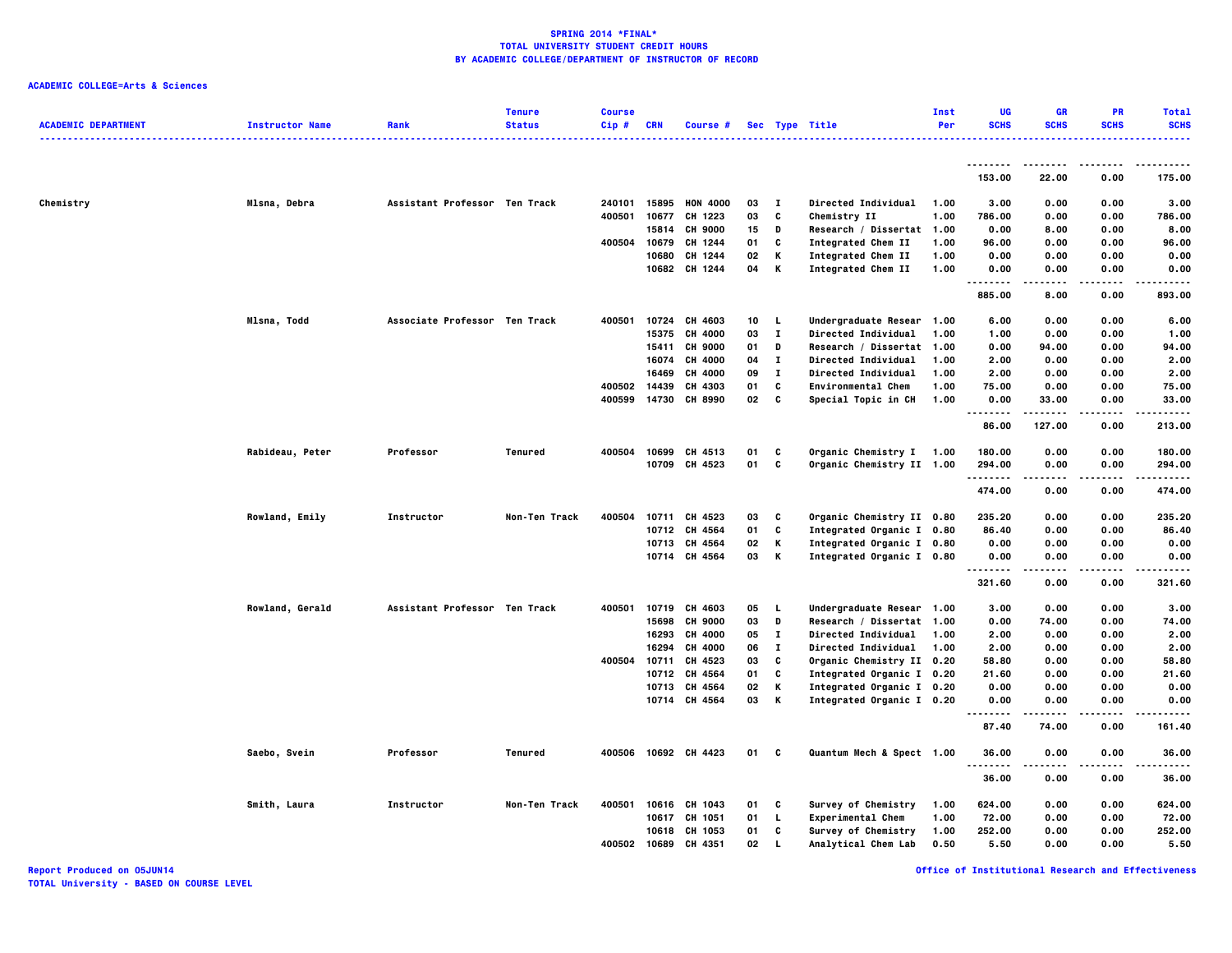# SPRING 2014 *FINAL*
## TOTAL UNIVERSITY STUDENT CREDIT HOURS
## BY ACADEMIC COLLEGE/DEPARTMENT OF INSTRUCTOR OF RECORD

**ACADEMIC COLLEGE=Arts & Sciences**

| ACADEMIC DEPARTMENT | Instructor Name | Rank | Tenure Status | Course Cip # | CRN | Course # | Sec | Type | Title | Inst Per | UG SCHS | GR SCHS | PR SCHS | Total SCHS |
|---|---|---|---|---|---|---|---|---|---|---|---|---|---|---|
| | | | | | | | | | | | 153.00 | 22.00 | 0.00 | 175.00 |
| Chemistry | Mlsna, Debra | Assistant Professor | Ten Track | 240101 | 15895 | HON 4000 | 03 | I | Directed Individual | 1.00 | 3.00 | 0.00 | 0.00 | 3.00 |
| | | | | 400501 | 10677 | CH 1223 | 03 | C | Chemistry II | 1.00 | 786.00 | 0.00 | 0.00 | 786.00 |
| | | | | | 15814 | CH 9000 | 15 | D | Research / Dissertat | 1.00 | 0.00 | 8.00 | 0.00 | 8.00 |
| | | | | 400504 | 10679 | CH 1244 | 01 | C | Integrated Chem II | 1.00 | 96.00 | 0.00 | 0.00 | 96.00 |
| | | | | | 10680 | CH 1244 | 02 | K | Integrated Chem II | 1.00 | 0.00 | 0.00 | 0.00 | 0.00 |
| | | | | | 10682 | CH 1244 | 04 | K | Integrated Chem II | 1.00 | 0.00 | 0.00 | 0.00 | 0.00 |
| | | | | | | | | | | | 885.00 | 8.00 | 0.00 | 893.00 |
| | Mlsna, Todd | Associate Professor | Ten Track | 400501 | 10724 | CH 4603 | 10 | L | Undergraduate Resear | 1.00 | 6.00 | 0.00 | 0.00 | 6.00 |
| | | | | | 15375 | CH 4000 | 03 | I | Directed Individual | 1.00 | 1.00 | 0.00 | 0.00 | 1.00 |
| | | | | | 15411 | CH 9000 | 01 | D | Research / Dissertat | 1.00 | 0.00 | 94.00 | 0.00 | 94.00 |
| | | | | | 16074 | CH 4000 | 04 | I | Directed Individual | 1.00 | 2.00 | 0.00 | 0.00 | 2.00 |
| | | | | | 16469 | CH 4000 | 09 | I | Directed Individual | 1.00 | 2.00 | 0.00 | 0.00 | 2.00 |
| | | | | 400502 | 14439 | CH 4303 | 01 | C | Environmental Chem | 1.00 | 75.00 | 0.00 | 0.00 | 75.00 |
| | | | | 400599 | 14730 | CH 8990 | 02 | C | Special Topic in CH | 1.00 | 0.00 | 33.00 | 0.00 | 33.00 |
| | | | | | | | | | | | 86.00 | 127.00 | 0.00 | 213.00 |
| | Rabideau, Peter | Professor | Tenured | 400504 | 10699 | CH 4513 | 01 | C | Organic Chemistry I | 1.00 | 180.00 | 0.00 | 0.00 | 180.00 |
| | | | | | 10709 | CH 4523 | 01 | C | Organic Chemistry II | 1.00 | 294.00 | 0.00 | 0.00 | 294.00 |
| | | | | | | | | | | | 474.00 | 0.00 | 0.00 | 474.00 |
| | Rowland, Emily | Instructor | Non-Ten Track | 400504 | 10711 | CH 4523 | 03 | C | Organic Chemistry II | 0.80 | 235.20 | 0.00 | 0.00 | 235.20 |
| | | | | | 10712 | CH 4564 | 01 | C | Integrated Organic I | 0.80 | 86.40 | 0.00 | 0.00 | 86.40 |
| | | | | | 10713 | CH 4564 | 02 | K | Integrated Organic I | 0.80 | 0.00 | 0.00 | 0.00 | 0.00 |
| | | | | | 10714 | CH 4564 | 03 | K | Integrated Organic I | 0.80 | 0.00 | 0.00 | 0.00 | 0.00 |
| | | | | | | | | | | | 321.60 | 0.00 | 0.00 | 321.60 |
| | Rowland, Gerald | Assistant Professor | Ten Track | 400501 | 10719 | CH 4603 | 05 | L | Undergraduate Resear | 1.00 | 3.00 | 0.00 | 0.00 | 3.00 |
| | | | | | 15698 | CH 9000 | 03 | D | Research / Dissertat | 1.00 | 0.00 | 74.00 | 0.00 | 74.00 |
| | | | | | 16293 | CH 4000 | 05 | I | Directed Individual | 1.00 | 2.00 | 0.00 | 0.00 | 2.00 |
| | | | | | 16294 | CH 4000 | 06 | I | Directed Individual | 1.00 | 2.00 | 0.00 | 0.00 | 2.00 |
| | | | | 400504 | 10711 | CH 4523 | 03 | C | Organic Chemistry II | 0.20 | 58.80 | 0.00 | 0.00 | 58.80 |
| | | | | | 10712 | CH 4564 | 01 | C | Integrated Organic I | 0.20 | 21.60 | 0.00 | 0.00 | 21.60 |
| | | | | | 10713 | CH 4564 | 02 | K | Integrated Organic I | 0.20 | 0.00 | 0.00 | 0.00 | 0.00 |
| | | | | | 10714 | CH 4564 | 03 | K | Integrated Organic I | 0.20 | 0.00 | 0.00 | 0.00 | 0.00 |
| | | | | | | | | | | | 87.40 | 74.00 | 0.00 | 161.40 |
| | Saebo, Svein | Professor | Tenured | 400506 | 10692 | CH 4423 | 01 | C | Quantum Mech & Spect | 1.00 | 36.00 | 0.00 | 0.00 | 36.00 |
| | | | | | | | | | | | 36.00 | 0.00 | 0.00 | 36.00 |
| | Smith, Laura | Instructor | Non-Ten Track | 400501 | 10616 | CH 1043 | 01 | C | Survey of Chemistry | 1.00 | 624.00 | 0.00 | 0.00 | 624.00 |
| | | | | | 10617 | CH 1051 | 01 | L | Experimental Chem | 1.00 | 72.00 | 0.00 | 0.00 | 72.00 |
| | | | | | 10618 | CH 1053 | 01 | C | Survey of Chemistry | 1.00 | 252.00 | 0.00 | 0.00 | 252.00 |
| | | | | 400502 | 10689 | CH 4351 | 02 | L | Analytical Chem Lab | 0.50 | 5.50 | 0.00 | 0.00 | 5.50 |

Report Produced on 05JUN14
TOTAL University - BASED ON COURSE LEVEL

Office of Institutional Research and Effectiveness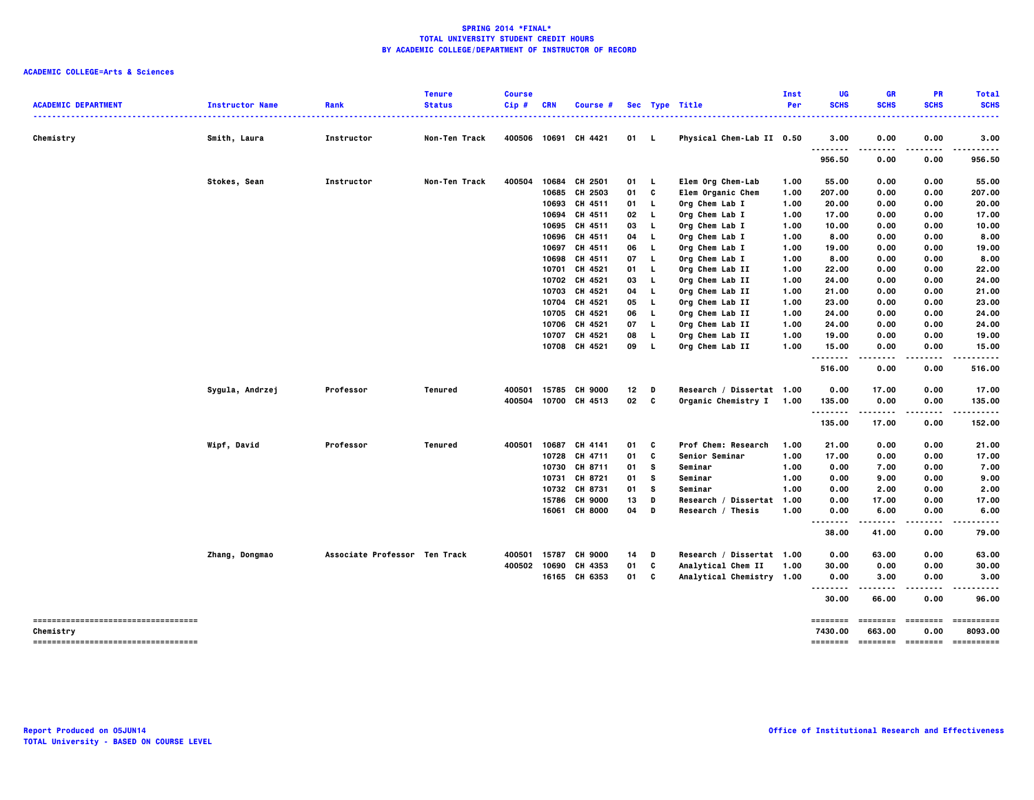**SPRING 2014 *FINAL***
**TOTAL UNIVERSITY STUDENT CREDIT HOURS**
**BY ACADEMIC COLLEGE/DEPARTMENT OF INSTRUCTOR OF RECORD**

**ACADEMIC COLLEGE=Arts & Sciences**

| ACADEMIC DEPARTMENT | Instructor Name | Rank | Tenure Status | Course Cip # | CRN | Course # | Sec | Type | Title | Inst Per | UG SCHS | GR SCHS | PR SCHS | Total SCHS |
|---|---|---|---|---|---|---|---|---|---|---|---|---|---|---|
| Chemistry | Smith, Laura | Instructor | Non-Ten Track | 400506 | 10691 | CH 4421 | 01 | L | Physical Chem-Lab II | 0.50 | 3.00 | 0.00 | 0.00 | 3.00 |
| | | | | | | | | | | | 956.50 | 0.00 | 0.00 | 956.50 |
| | Stokes, Sean | Instructor | Non-Ten Track | 400504 | 10684 | CH 2501 | 01 | L | Elem Org Chem-Lab | 1.00 | 55.00 | 0.00 | 0.00 | 55.00 |
| | | | | | 10685 | CH 2503 | 01 | C | Elem Organic Chem | 1.00 | 207.00 | 0.00 | 0.00 | 207.00 |
| | | | | | 10693 | CH 4511 | 01 | L | Org Chem Lab I | 1.00 | 20.00 | 0.00 | 0.00 | 20.00 |
| | | | | | 10694 | CH 4511 | 02 | L | Org Chem Lab I | 1.00 | 17.00 | 0.00 | 0.00 | 17.00 |
| | | | | | 10695 | CH 4511 | 03 | L | Org Chem Lab I | 1.00 | 10.00 | 0.00 | 0.00 | 10.00 |
| | | | | | 10696 | CH 4511 | 04 | L | Org Chem Lab I | 1.00 | 8.00 | 0.00 | 0.00 | 8.00 |
| | | | | | 10697 | CH 4511 | 06 | L | Org Chem Lab I | 1.00 | 19.00 | 0.00 | 0.00 | 19.00 |
| | | | | | 10698 | CH 4511 | 07 | L | Org Chem Lab I | 1.00 | 8.00 | 0.00 | 0.00 | 8.00 |
| | | | | | 10701 | CH 4521 | 01 | L | Org Chem Lab II | 1.00 | 22.00 | 0.00 | 0.00 | 22.00 |
| | | | | | 10702 | CH 4521 | 03 | L | Org Chem Lab II | 1.00 | 24.00 | 0.00 | 0.00 | 24.00 |
| | | | | | 10703 | CH 4521 | 04 | L | Org Chem Lab II | 1.00 | 21.00 | 0.00 | 0.00 | 21.00 |
| | | | | | 10704 | CH 4521 | 05 | L | Org Chem Lab II | 1.00 | 23.00 | 0.00 | 0.00 | 23.00 |
| | | | | | 10705 | CH 4521 | 06 | L | Org Chem Lab II | 1.00 | 24.00 | 0.00 | 0.00 | 24.00 |
| | | | | | 10706 | CH 4521 | 07 | L | Org Chem Lab II | 1.00 | 24.00 | 0.00 | 0.00 | 24.00 |
| | | | | | 10707 | CH 4521 | 08 | L | Org Chem Lab II | 1.00 | 19.00 | 0.00 | 0.00 | 19.00 |
| | | | | | 10708 | CH 4521 | 09 | L | Org Chem Lab II | 1.00 | 15.00 | 0.00 | 0.00 | 15.00 |
| | | | | | | | | | | | 516.00 | 0.00 | 0.00 | 516.00 |
| | Sygula, Andrzej | Professor | Tenured | 400501 | 15785 | CH 9000 | 12 | D | Research / Dissertat | 1.00 | 0.00 | 17.00 | 0.00 | 17.00 |
| | | | | 400504 | 10700 | CH 4513 | 02 | C | Organic Chemistry I | 1.00 | 135.00 | 0.00 | 0.00 | 135.00 |
| | | | | | | | | | | | 135.00 | 17.00 | 0.00 | 152.00 |
| | Wipf, David | Professor | Tenured | 400501 | 10687 | CH 4141 | 01 | C | Prof Chem: Research | 1.00 | 21.00 | 0.00 | 0.00 | 21.00 |
| | | | | | 10728 | CH 4711 | 01 | C | Senior Seminar | 1.00 | 17.00 | 0.00 | 0.00 | 17.00 |
| | | | | | 10730 | CH 8711 | 01 | S | Seminar | 1.00 | 0.00 | 7.00 | 0.00 | 7.00 |
| | | | | | 10731 | CH 8721 | 01 | S | Seminar | 1.00 | 0.00 | 9.00 | 0.00 | 9.00 |
| | | | | | 10732 | CH 8731 | 01 | S | Seminar | 1.00 | 0.00 | 2.00 | 0.00 | 2.00 |
| | | | | | 15786 | CH 9000 | 13 | D | Research / Dissertat | 1.00 | 0.00 | 17.00 | 0.00 | 17.00 |
| | | | | | 16061 | CH 8000 | 04 | D | Research / Thesis | 1.00 | 0.00 | 6.00 | 0.00 | 6.00 |
| | | | | | | | | | | | 38.00 | 41.00 | 0.00 | 79.00 |
| | Zhang, Dongmao | Associate Professor | Ten Track | 400501 | 15787 | CH 9000 | 14 | D | Research / Dissertat | 1.00 | 0.00 | 63.00 | 0.00 | 63.00 |
| | | | | 400502 | 10690 | CH 4353 | 01 | C | Analytical Chem II | 1.00 | 30.00 | 0.00 | 0.00 | 30.00 |
| | | | | | 16165 | CH 6353 | 01 | C | Analytical Chemistry | 1.00 | 0.00 | 3.00 | 0.00 | 3.00 |
| | | | | | | | | | | | 30.00 | 66.00 | 0.00 | 96.00 |
| Chemistry | | | | | | | | | | | 7430.00 | 663.00 | 0.00 | 8093.00 |

Report Produced on 05JUN14
TOTAL University - BASED ON COURSE LEVEL

Office of Institutional Research and Effectiveness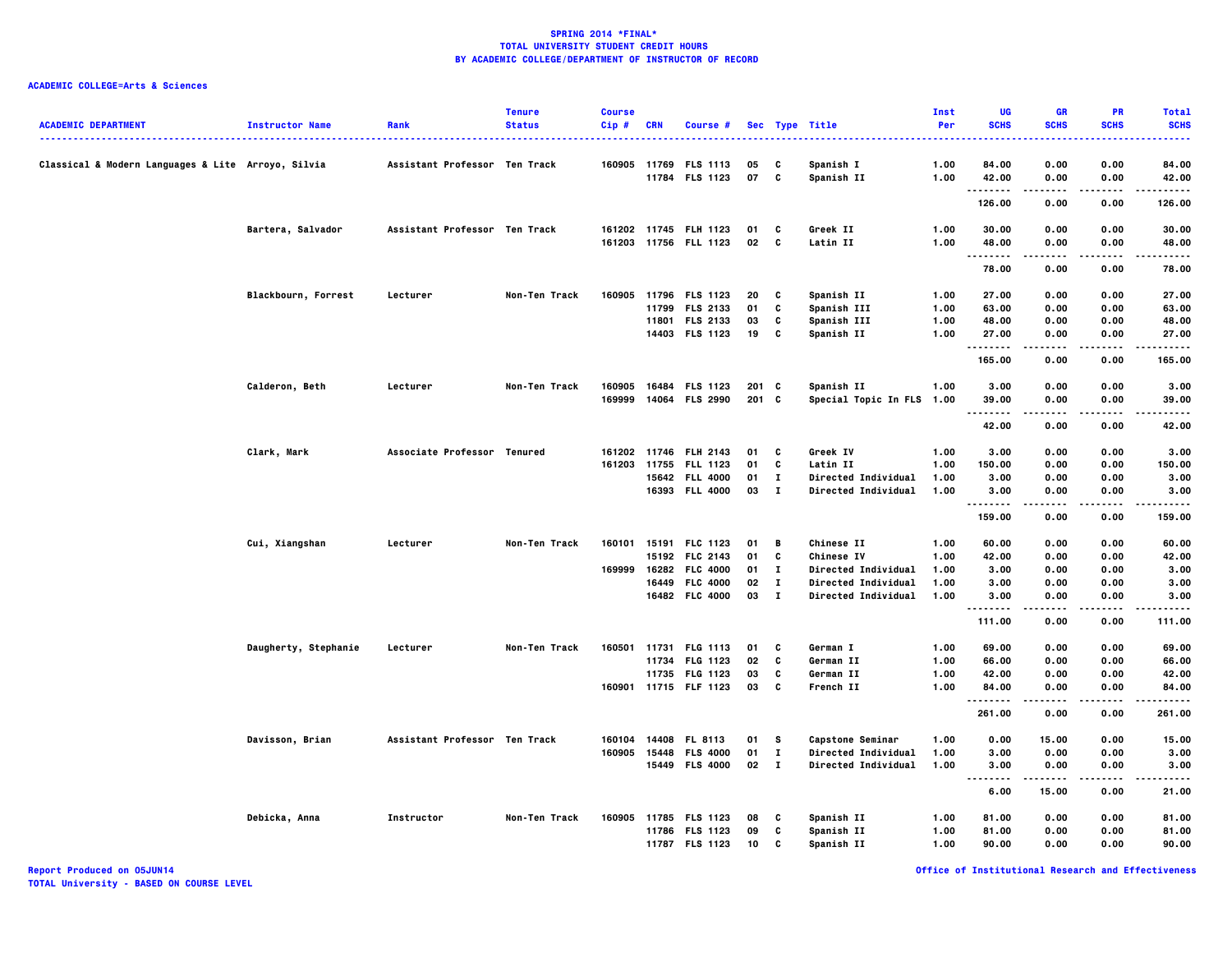**SPRING 2014 *FINAL***
**TOTAL UNIVERSITY STUDENT CREDIT HOURS**
**BY ACADEMIC COLLEGE/DEPARTMENT OF INSTRUCTOR OF RECORD**

**ACADEMIC COLLEGE=Arts & Sciences**

| ACADEMIC DEPARTMENT | Instructor Name | Rank | Tenure Status | Course Cip # | CRN | Course # | Sec | Type | Title | Inst Per | UG SCHS | GR SCHS | PR SCHS | Total SCHS |
|---|---|---|---|---|---|---|---|---|---|---|---|---|---|---|
| Classical & Modern Languages & Lite | Arroyo, Silvia | Assistant Professor | Ten Track | 160905 | 11769 | FLS 1113 | 05 | C | Spanish I | 1.00 | 84.00 | 0.00 | 0.00 | 84.00 |
| | | | | | 11784 | FLS 1123 | 07 | C | Spanish II | 1.00 | 42.00 | 0.00 | 0.00 | 42.00 |
| | | | | | | | | | | | 126.00 | 0.00 | 0.00 | 126.00 |
| | Bartera, Salvador | Assistant Professor | Ten Track | 161202 | 11745 | FLH 1123 | 01 | C | Greek II | 1.00 | 30.00 | 0.00 | 0.00 | 30.00 |
| | | | | 161203 | 11756 | FLL 1123 | 02 | C | Latin II | 1.00 | 48.00 | 0.00 | 0.00 | 48.00 |
| | | | | | | | | | | | 78.00 | 0.00 | 0.00 | 78.00 |
| | Blackbourn, Forrest | Lecturer | Non-Ten Track | 160905 | 11796 | FLS 1123 | 20 | C | Spanish II | 1.00 | 27.00 | 0.00 | 0.00 | 27.00 |
| | | | | | 11799 | FLS 2133 | 01 | C | Spanish III | 1.00 | 63.00 | 0.00 | 0.00 | 63.00 |
| | | | | | 11801 | FLS 2133 | 03 | C | Spanish III | 1.00 | 48.00 | 0.00 | 0.00 | 48.00 |
| | | | | | 14403 | FLS 1123 | 19 | C | Spanish II | 1.00 | 27.00 | 0.00 | 0.00 | 27.00 |
| | | | | | | | | | | | 165.00 | 0.00 | 0.00 | 165.00 |
| | Calderon, Beth | Lecturer | Non-Ten Track | 160905 | 16484 | FLS 1123 | 201 | C | Spanish II | 1.00 | 3.00 | 0.00 | 0.00 | 3.00 |
| | | | | 169999 | 14064 | FLS 2990 | 201 | C | Special Topic In FLS | 1.00 | 39.00 | 0.00 | 0.00 | 39.00 |
| | | | | | | | | | | | 42.00 | 0.00 | 0.00 | 42.00 |
| | Clark, Mark | Associate Professor | Tenured | 161202 | 11746 | FLH 2143 | 01 | C | Greek IV | 1.00 | 3.00 | 0.00 | 0.00 | 3.00 |
| | | | | 161203 | 11755 | FLL 1123 | 01 | C | Latin II | 1.00 | 150.00 | 0.00 | 0.00 | 150.00 |
| | | | | | 15642 | FLL 4000 | 01 | I | Directed Individual | 1.00 | 3.00 | 0.00 | 0.00 | 3.00 |
| | | | | | 16393 | FLL 4000 | 03 | I | Directed Individual | 1.00 | 3.00 | 0.00 | 0.00 | 3.00 |
| | | | | | | | | | | | 159.00 | 0.00 | 0.00 | 159.00 |
| | Cui, Xiangshan | Lecturer | Non-Ten Track | 160101 | 15191 | FLC 1123 | 01 | B | Chinese II | 1.00 | 60.00 | 0.00 | 0.00 | 60.00 |
| | | | | | 15192 | FLC 2143 | 01 | C | Chinese IV | 1.00 | 42.00 | 0.00 | 0.00 | 42.00 |
| | | | | 169999 | 16282 | FLC 4000 | 01 | I | Directed Individual | 1.00 | 3.00 | 0.00 | 0.00 | 3.00 |
| | | | | | 16449 | FLC 4000 | 02 | I | Directed Individual | 1.00 | 3.00 | 0.00 | 0.00 | 3.00 |
| | | | | | 16482 | FLC 4000 | 03 | I | Directed Individual | 1.00 | 3.00 | 0.00 | 0.00 | 3.00 |
| | | | | | | | | | | | 111.00 | 0.00 | 0.00 | 111.00 |
| | Daugherty, Stephanie | Lecturer | Non-Ten Track | 160501 | 11731 | FLG 1113 | 01 | C | German I | 1.00 | 69.00 | 0.00 | 0.00 | 69.00 |
| | | | | | 11734 | FLG 1123 | 02 | C | German II | 1.00 | 66.00 | 0.00 | 0.00 | 66.00 |
| | | | | | 11735 | FLG 1123 | 03 | C | German II | 1.00 | 42.00 | 0.00 | 0.00 | 42.00 |
| | | | | 160901 | 11715 | FLF 1123 | 03 | C | French II | 1.00 | 84.00 | 0.00 | 0.00 | 84.00 |
| | | | | | | | | | | | 261.00 | 0.00 | 0.00 | 261.00 |
| | Davisson, Brian | Assistant Professor | Ten Track | 160104 | 14408 | FL 8113 | 01 | S | Capstone Seminar | 1.00 | 0.00 | 15.00 | 0.00 | 15.00 |
| | | | | 160905 | 15448 | FLS 4000 | 01 | I | Directed Individual | 1.00 | 3.00 | 0.00 | 0.00 | 3.00 |
| | | | | | 15449 | FLS 4000 | 02 | I | Directed Individual | 1.00 | 3.00 | 0.00 | 0.00 | 3.00 |
| | | | | | | | | | | | 6.00 | 15.00 | 0.00 | 21.00 |
| | Debicka, Anna | Instructor | Non-Ten Track | 160905 | 11785 | FLS 1123 | 08 | C | Spanish II | 1.00 | 81.00 | 0.00 | 0.00 | 81.00 |
| | | | | | 11786 | FLS 1123 | 09 | C | Spanish II | 1.00 | 81.00 | 0.00 | 0.00 | 81.00 |
| | | | | | 11787 | FLS 1123 | 10 | C | Spanish II | 1.00 | 90.00 | 0.00 | 0.00 | 90.00 |

Report Produced on 05JUN14
TOTAL University - BASED ON COURSE LEVEL

Office of Institutional Research and Effectiveness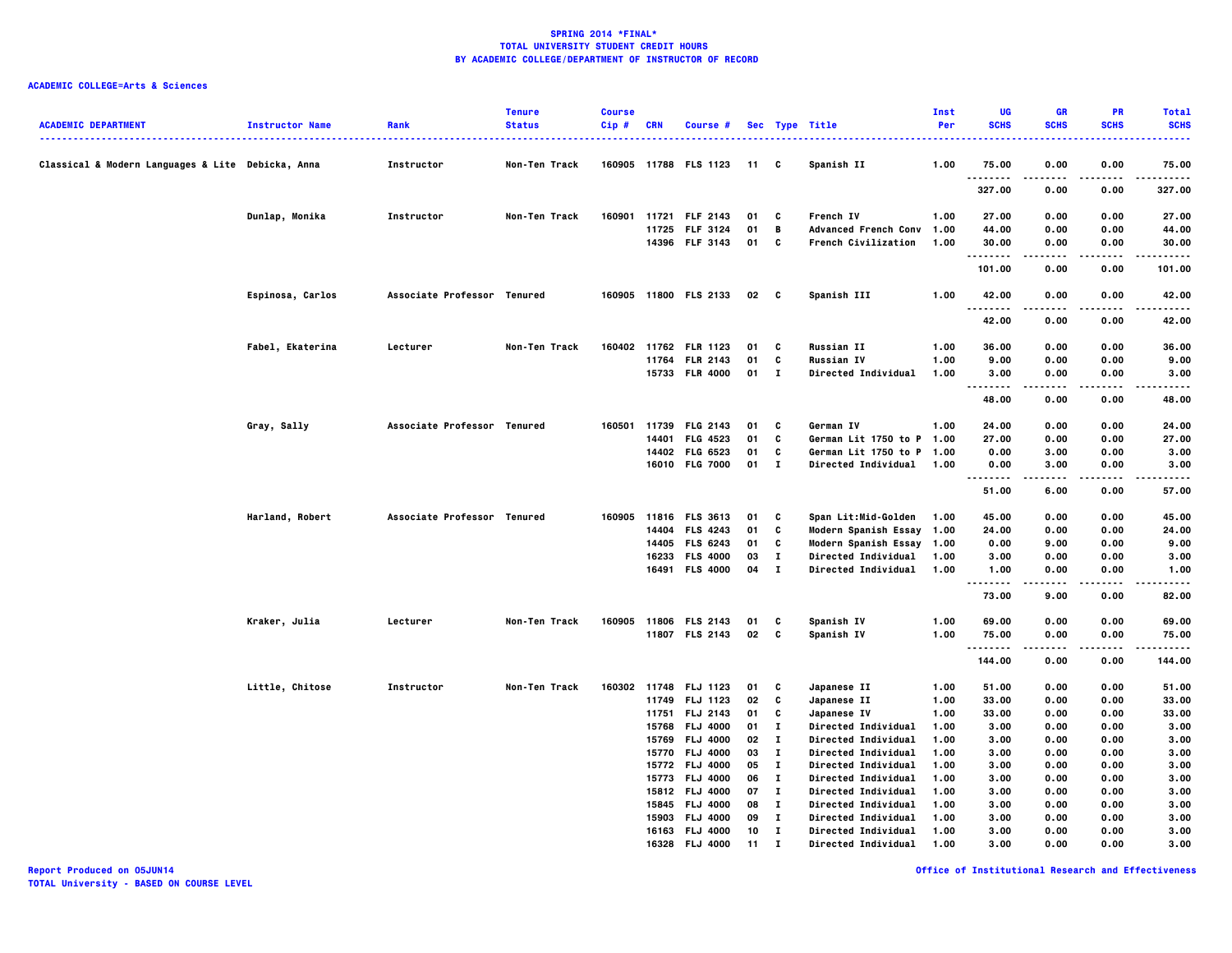**SPRING 2014 *FINAL***
**TOTAL UNIVERSITY STUDENT CREDIT HOURS**
**BY ACADEMIC COLLEGE/DEPARTMENT OF INSTRUCTOR OF RECORD**

**ACADEMIC COLLEGE=Arts & Sciences**

| ACADEMIC DEPARTMENT | Instructor Name | Rank | Tenure Status | Course Cip # | CRN | Course # | Sec | Type | Title | Inst Per | UG SCHS | GR SCHS | PR SCHS | Total SCHS |
|---|---|---|---|---|---|---|---|---|---|---|---|---|---|---|
| Classical & Modern Languages & Lite | Debicka, Anna | Instructor | Non-Ten Track | 160905 | 11788 | FLS 1123 | 11 | C | Spanish II | 1.00 | 75.00 | 0.00 | 0.00 | 75.00 |
| | | | | | | | | | | | 327.00 | 0.00 | 0.00 | 327.00 |
| | Dunlap, Monika | Instructor | Non-Ten Track | 160901 | 11721 | FLF 2143 | 01 | C | French IV | 1.00 | 27.00 | 0.00 | 0.00 | 27.00 |
| | | | | | 11725 | FLF 3124 | 01 | B | Advanced French Conv | 1.00 | 44.00 | 0.00 | 0.00 | 44.00 |
| | | | | | 14396 | FLF 3143 | 01 | C | French Civilization | 1.00 | 30.00 | 0.00 | 0.00 | 30.00 |
| | | | | | | | | | | | 101.00 | 0.00 | 0.00 | 101.00 |
| | Espinosa, Carlos | Associate Professor | Tenured | 160905 | 11800 | FLS 2133 | 02 | C | Spanish III | 1.00 | 42.00 | 0.00 | 0.00 | 42.00 |
| | | | | | | | | | | | 42.00 | 0.00 | 0.00 | 42.00 |
| | Fabel, Ekaterina | Lecturer | Non-Ten Track | 160402 | 11762 | FLR 1123 | 01 | C | Russian II | 1.00 | 36.00 | 0.00 | 0.00 | 36.00 |
| | | | | | 11764 | FLR 2143 | 01 | C | Russian IV | 1.00 | 9.00 | 0.00 | 0.00 | 9.00 |
| | | | | | 15733 | FLR 4000 | 01 | I | Directed Individual | 1.00 | 3.00 | 0.00 | 0.00 | 3.00 |
| | | | | | | | | | | | 48.00 | 0.00 | 0.00 | 48.00 |
| | Gray, Sally | Associate Professor | Tenured | 160501 | 11739 | FLG 2143 | 01 | C | German IV | 1.00 | 24.00 | 0.00 | 0.00 | 24.00 |
| | | | | | 14401 | FLG 4523 | 01 | C | German Lit 1750 to P | 1.00 | 27.00 | 0.00 | 0.00 | 27.00 |
| | | | | | 14402 | FLG 6523 | 01 | C | German Lit 1750 to P | 1.00 | 0.00 | 3.00 | 0.00 | 3.00 |
| | | | | | 16010 | FLG 7000 | 01 | I | Directed Individual | 1.00 | 0.00 | 3.00 | 0.00 | 3.00 |
| | | | | | | | | | | | 51.00 | 6.00 | 0.00 | 57.00 |
| | Harland, Robert | Associate Professor | Tenured | 160905 | 11816 | FLS 3613 | 01 | C | Span Lit:Mid-Golden | 1.00 | 45.00 | 0.00 | 0.00 | 45.00 |
| | | | | | 14404 | FLS 4243 | 01 | C | Modern Spanish Essay | 1.00 | 24.00 | 0.00 | 0.00 | 24.00 |
| | | | | | 14405 | FLS 6243 | 01 | C | Modern Spanish Essay | 1.00 | 0.00 | 9.00 | 0.00 | 9.00 |
| | | | | | 16233 | FLS 4000 | 03 | I | Directed Individual | 1.00 | 3.00 | 0.00 | 0.00 | 3.00 |
| | | | | | 16491 | FLS 4000 | 04 | I | Directed Individual | 1.00 | 1.00 | 0.00 | 0.00 | 1.00 |
| | | | | | | | | | | | 73.00 | 9.00 | 0.00 | 82.00 |
| | Kraker, Julia | Lecturer | Non-Ten Track | 160905 | 11806 | FLS 2143 | 01 | C | Spanish IV | 1.00 | 69.00 | 0.00 | 0.00 | 69.00 |
| | | | | | 11807 | FLS 2143 | 02 | C | Spanish IV | 1.00 | 75.00 | 0.00 | 0.00 | 75.00 |
| | | | | | | | | | | | 144.00 | 0.00 | 0.00 | 144.00 |
| | Little, Chitose | Instructor | Non-Ten Track | 160302 | 11748 | FLJ 1123 | 01 | C | Japanese II | 1.00 | 51.00 | 0.00 | 0.00 | 51.00 |
| | | | | | 11749 | FLJ 1123 | 02 | C | Japanese II | 1.00 | 33.00 | 0.00 | 0.00 | 33.00 |
| | | | | | 11751 | FLJ 2143 | 01 | C | Japanese IV | 1.00 | 33.00 | 0.00 | 0.00 | 33.00 |
| | | | | | 15768 | FLJ 4000 | 01 | I | Directed Individual | 1.00 | 3.00 | 0.00 | 0.00 | 3.00 |
| | | | | | 15769 | FLJ 4000 | 02 | I | Directed Individual | 1.00 | 3.00 | 0.00 | 0.00 | 3.00 |
| | | | | | 15770 | FLJ 4000 | 03 | I | Directed Individual | 1.00 | 3.00 | 0.00 | 0.00 | 3.00 |
| | | | | | 15772 | FLJ 4000 | 05 | I | Directed Individual | 1.00 | 3.00 | 0.00 | 0.00 | 3.00 |
| | | | | | 15773 | FLJ 4000 | 06 | I | Directed Individual | 1.00 | 3.00 | 0.00 | 0.00 | 3.00 |
| | | | | | 15812 | FLJ 4000 | 07 | I | Directed Individual | 1.00 | 3.00 | 0.00 | 0.00 | 3.00 |
| | | | | | 15845 | FLJ 4000 | 08 | I | Directed Individual | 1.00 | 3.00 | 0.00 | 0.00 | 3.00 |
| | | | | | 15903 | FLJ 4000 | 09 | I | Directed Individual | 1.00 | 3.00 | 0.00 | 0.00 | 3.00 |
| | | | | | 16163 | FLJ 4000 | 10 | I | Directed Individual | 1.00 | 3.00 | 0.00 | 0.00 | 3.00 |
| | | | | | 16328 | FLJ 4000 | 11 | I | Directed Individual | 1.00 | 3.00 | 0.00 | 0.00 | 3.00 |

Report Produced on 05JUN14
TOTAL University - BASED ON COURSE LEVEL

Office of Institutional Research and Effectiveness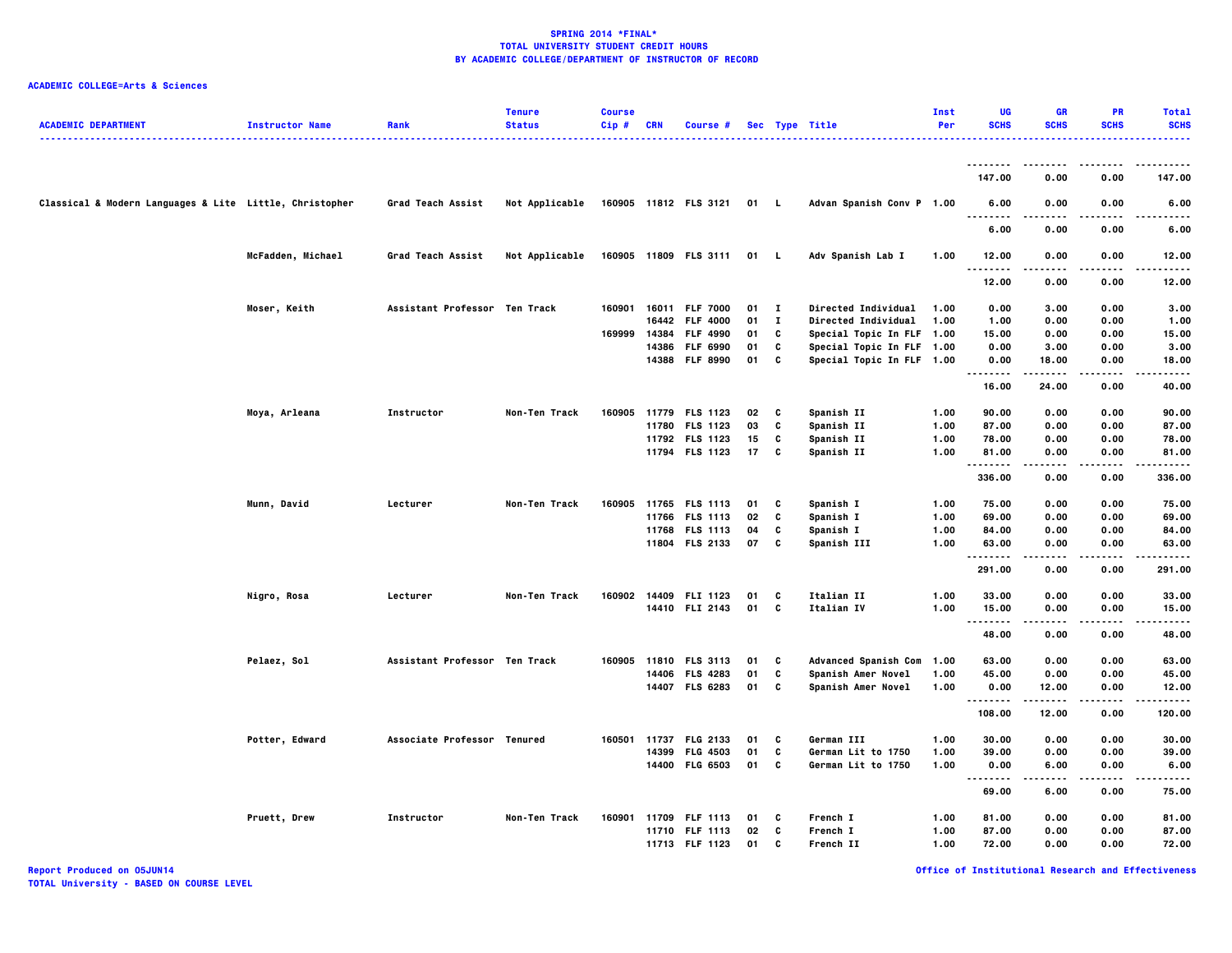# SPRING 2014 *FINAL*
## TOTAL UNIVERSITY STUDENT CREDIT HOURS
## BY ACADEMIC COLLEGE/DEPARTMENT OF INSTRUCTOR OF RECORD

**ACADEMIC COLLEGE=Arts & Sciences**

| ACADEMIC DEPARTMENT | Instructor Name | Rank | Tenure Status | Course Cip # | CRN | Course # | Sec | Type | Title | Inst Per | UG SCHS | GR SCHS | PR SCHS | Total SCHS |
|---|---|---|---|---|---|---|---|---|---|---|---|---|---|---|
| | | | | | | | | | | | 147.00 | 0.00 | 0.00 | 147.00 |
| Classical & Modern Languages & Lite | Little, Christopher | Grad Teach Assist | Not Applicable | 160905 | 11812 | FLS 3121 | 01 | L | Advan Spanish Conv P | 1.00 | 6.00 | 0.00 | 0.00 | 6.00 |
| | | | | | | | | | | | 6.00 | 0.00 | 0.00 | 6.00 |
| | McFadden, Michael | Grad Teach Assist | Not Applicable | 160905 | 11809 | FLS 3111 | 01 | L | Adv Spanish Lab I | 1.00 | 12.00 | 0.00 | 0.00 | 12.00 |
| | | | | | | | | | | | 12.00 | 0.00 | 0.00 | 12.00 |
| | Moser, Keith | Assistant Professor | Ten Track | 160901 | 16011 | FLF 7000 | 01 | I | Directed Individual | 1.00 | 0.00 | 3.00 | 0.00 | 3.00 |
| | | | | | 16442 | FLF 4000 | 01 | I | Directed Individual | 1.00 | 1.00 | 0.00 | 0.00 | 1.00 |
| | | | | 169999 | 14384 | FLF 4990 | 01 | C | Special Topic In FLF | 1.00 | 15.00 | 0.00 | 0.00 | 15.00 |
| | | | | | 14386 | FLF 6990 | 01 | C | Special Topic In FLF | 1.00 | 0.00 | 3.00 | 0.00 | 3.00 |
| | | | | | 14388 | FLF 8990 | 01 | C | Special Topic In FLF | 1.00 | 0.00 | 18.00 | 0.00 | 18.00 |
| | | | | | | | | | | | 16.00 | 24.00 | 0.00 | 40.00 |
| | Moya, Arleana | Instructor | Non-Ten Track | 160905 | 11779 | FLS 1123 | 02 | C | Spanish II | 1.00 | 90.00 | 0.00 | 0.00 | 90.00 |
| | | | | | 11780 | FLS 1123 | 03 | C | Spanish II | 1.00 | 87.00 | 0.00 | 0.00 | 87.00 |
| | | | | | 11792 | FLS 1123 | 15 | C | Spanish II | 1.00 | 78.00 | 0.00 | 0.00 | 78.00 |
| | | | | | 11794 | FLS 1123 | 17 | C | Spanish II | 1.00 | 81.00 | 0.00 | 0.00 | 81.00 |
| | | | | | | | | | | | 336.00 | 0.00 | 0.00 | 336.00 |
| | Munn, David | Lecturer | Non-Ten Track | 160905 | 11765 | FLS 1113 | 01 | C | Spanish I | 1.00 | 75.00 | 0.00 | 0.00 | 75.00 |
| | | | | | 11766 | FLS 1113 | 02 | C | Spanish I | 1.00 | 69.00 | 0.00 | 0.00 | 69.00 |
| | | | | | 11768 | FLS 1113 | 04 | C | Spanish I | 1.00 | 84.00 | 0.00 | 0.00 | 84.00 |
| | | | | | 11804 | FLS 2133 | 07 | C | Spanish III | 1.00 | 63.00 | 0.00 | 0.00 | 63.00 |
| | | | | | | | | | | | 291.00 | 0.00 | 0.00 | 291.00 |
| | Nigro, Rosa | Lecturer | Non-Ten Track | 160902 | 14409 | FLI 1123 | 01 | C | Italian II | 1.00 | 33.00 | 0.00 | 0.00 | 33.00 |
| | | | | | 14410 | FLI 2143 | 01 | C | Italian IV | 1.00 | 15.00 | 0.00 | 0.00 | 15.00 |
| | | | | | | | | | | | 48.00 | 0.00 | 0.00 | 48.00 |
| | Pelaez, Sol | Assistant Professor | Ten Track | 160905 | 11810 | FLS 3113 | 01 | C | Advanced Spanish Com | 1.00 | 63.00 | 0.00 | 0.00 | 63.00 |
| | | | | | 14406 | FLS 4283 | 01 | C | Spanish Amer Novel | 1.00 | 45.00 | 0.00 | 0.00 | 45.00 |
| | | | | | 14407 | FLS 6283 | 01 | C | Spanish Amer Novel | 1.00 | 0.00 | 12.00 | 0.00 | 12.00 |
| | | | | | | | | | | | 108.00 | 12.00 | 0.00 | 120.00 |
| | Potter, Edward | Associate Professor | Tenured | 160501 | 11737 | FLG 2133 | 01 | C | German III | 1.00 | 30.00 | 0.00 | 0.00 | 30.00 |
| | | | | | 14399 | FLG 4503 | 01 | C | German Lit to 1750 | 1.00 | 39.00 | 0.00 | 0.00 | 39.00 |
| | | | | | 14400 | FLG 6503 | 01 | C | German Lit to 1750 | 1.00 | 0.00 | 6.00 | 0.00 | 6.00 |
| | | | | | | | | | | | 69.00 | 6.00 | 0.00 | 75.00 |
| | Pruett, Drew | Instructor | Non-Ten Track | 160901 | 11709 | FLF 1113 | 01 | C | French I | 1.00 | 81.00 | 0.00 | 0.00 | 81.00 |
| | | | | | 11710 | FLF 1113 | 02 | C | French I | 1.00 | 87.00 | 0.00 | 0.00 | 87.00 |
| | | | | | 11713 | FLF 1123 | 01 | C | French II | 1.00 | 72.00 | 0.00 | 0.00 | 72.00 |

Report Produced on 05JUN14
TOTAL University - BASED ON COURSE LEVEL

Office of Institutional Research and Effectiveness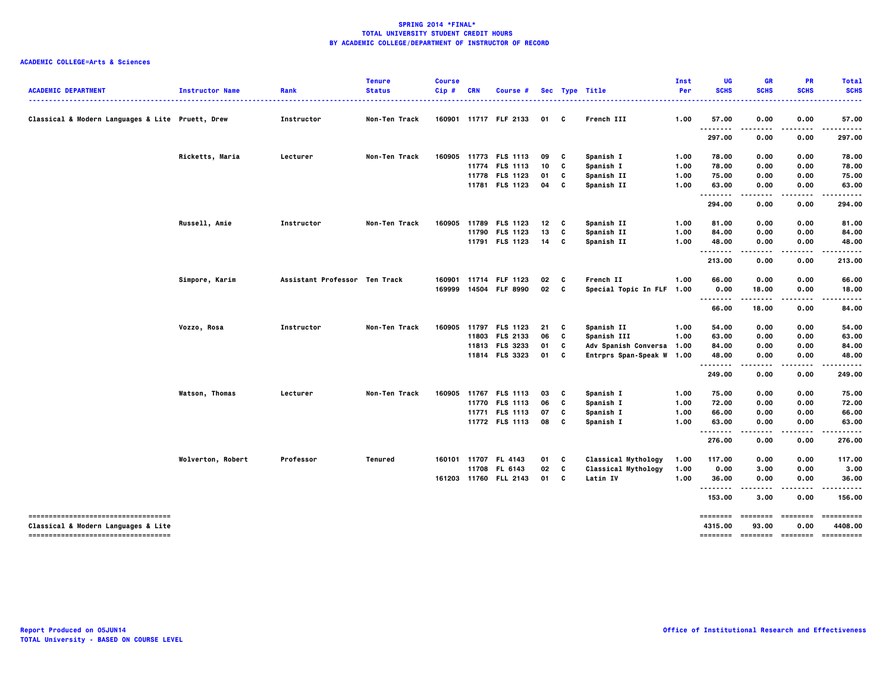**SPRING 2014 *FINAL***
**TOTAL UNIVERSITY STUDENT CREDIT HOURS**
**BY ACADEMIC COLLEGE/DEPARTMENT OF INSTRUCTOR OF RECORD**

**ACADEMIC COLLEGE=Arts & Sciences**

| ACADEMIC DEPARTMENT | Instructor Name | Rank | Tenure Status | Course Cip # | CRN | Course # | Sec | Type | Title | Inst Per | UG SCHS | GR SCHS | PR SCHS | Total SCHS |
|---|---|---|---|---|---|---|---|---|---|---|---|---|---|---|
| Classical & Modern Languages & Lite | Pruett, Drew | Instructor | Non-Ten Track | 160901 | 11717 | FLF 2133 | 01 | C | French III | 1.00 | 57.00 | 0.00 | 0.00 | 57.00 |
| | | | | | | | | | | | 297.00 | 0.00 | 0.00 | 297.00 |
| | Ricketts, Maria | Lecturer | Non-Ten Track | 160905 | 11773 | FLS 1113 | 09 | C | Spanish I | 1.00 | 78.00 | 0.00 | 0.00 | 78.00 |
| | | | | | 11774 | FLS 1113 | 10 | C | Spanish I | 1.00 | 78.00 | 0.00 | 0.00 | 78.00 |
| | | | | | 11778 | FLS 1123 | 01 | C | Spanish II | 1.00 | 75.00 | 0.00 | 0.00 | 75.00 |
| | | | | | 11781 | FLS 1123 | 04 | C | Spanish II | 1.00 | 63.00 | 0.00 | 0.00 | 63.00 |
| | | | | | | | | | | | 294.00 | 0.00 | 0.00 | 294.00 |
| | Russell, Amie | Instructor | Non-Ten Track | 160905 | 11789 | FLS 1123 | 12 | C | Spanish II | 1.00 | 81.00 | 0.00 | 0.00 | 81.00 |
| | | | | | 11790 | FLS 1123 | 13 | C | Spanish II | 1.00 | 84.00 | 0.00 | 0.00 | 84.00 |
| | | | | | 11791 | FLS 1123 | 14 | C | Spanish II | 1.00 | 48.00 | 0.00 | 0.00 | 48.00 |
| | | | | | | | | | | | 213.00 | 0.00 | 0.00 | 213.00 |
| | Simpore, Karim | Assistant Professor | Ten Track | 160901 | 11714 | FLF 1123 | 02 | C | French II | 1.00 | 66.00 | 0.00 | 0.00 | 66.00 |
| | | | | 169999 | 14504 | FLF 8990 | 02 | C | Special Topic In FLF | 1.00 | 0.00 | 18.00 | 0.00 | 18.00 |
| | | | | | | | | | | | 66.00 | 18.00 | 0.00 | 84.00 |
| | Vozzo, Rosa | Instructor | Non-Ten Track | 160905 | 11797 | FLS 1123 | 21 | C | Spanish II | 1.00 | 54.00 | 0.00 | 0.00 | 54.00 |
| | | | | | 11803 | FLS 2133 | 06 | C | Spanish III | 1.00 | 63.00 | 0.00 | 0.00 | 63.00 |
| | | | | | 11813 | FLS 3233 | 01 | C | Adv Spanish Conversa | 1.00 | 84.00 | 0.00 | 0.00 | 84.00 |
| | | | | | 11814 | FLS 3323 | 01 | C | Entrprs Span-Speak W | 1.00 | 48.00 | 0.00 | 0.00 | 48.00 |
| | | | | | | | | | | | 249.00 | 0.00 | 0.00 | 249.00 |
| | Watson, Thomas | Lecturer | Non-Ten Track | 160905 | 11767 | FLS 1113 | 03 | C | Spanish I | 1.00 | 75.00 | 0.00 | 0.00 | 75.00 |
| | | | | | 11770 | FLS 1113 | 06 | C | Spanish I | 1.00 | 72.00 | 0.00 | 0.00 | 72.00 |
| | | | | | 11771 | FLS 1113 | 07 | C | Spanish I | 1.00 | 66.00 | 0.00 | 0.00 | 66.00 |
| | | | | | 11772 | FLS 1113 | 08 | C | Spanish I | 1.00 | 63.00 | 0.00 | 0.00 | 63.00 |
| | | | | | | | | | | | 276.00 | 0.00 | 0.00 | 276.00 |
| | Wolverton, Robert | Professor | Tenured | 160101 | 11707 | FL 4143 | 01 | C | Classical Mythology | 1.00 | 117.00 | 0.00 | 0.00 | 117.00 |
| | | | | | 11708 | FL 6143 | 02 | C | Classical Mythology | 1.00 | 0.00 | 3.00 | 0.00 | 3.00 |
| | | | | 161203 | 11760 | FLL 2143 | 01 | C | Latin IV | 1.00 | 36.00 | 0.00 | 0.00 | 36.00 |
| | | | | | | | | | | | 153.00 | 3.00 | 0.00 | 156.00 |
| Classical & Modern Languages & Lite | | | | | | | | | | | 4315.00 | 93.00 | 0.00 | 4408.00 |

Report Produced on 05JUN14
TOTAL University - BASED ON COURSE LEVEL

Office of Institutional Research and Effectiveness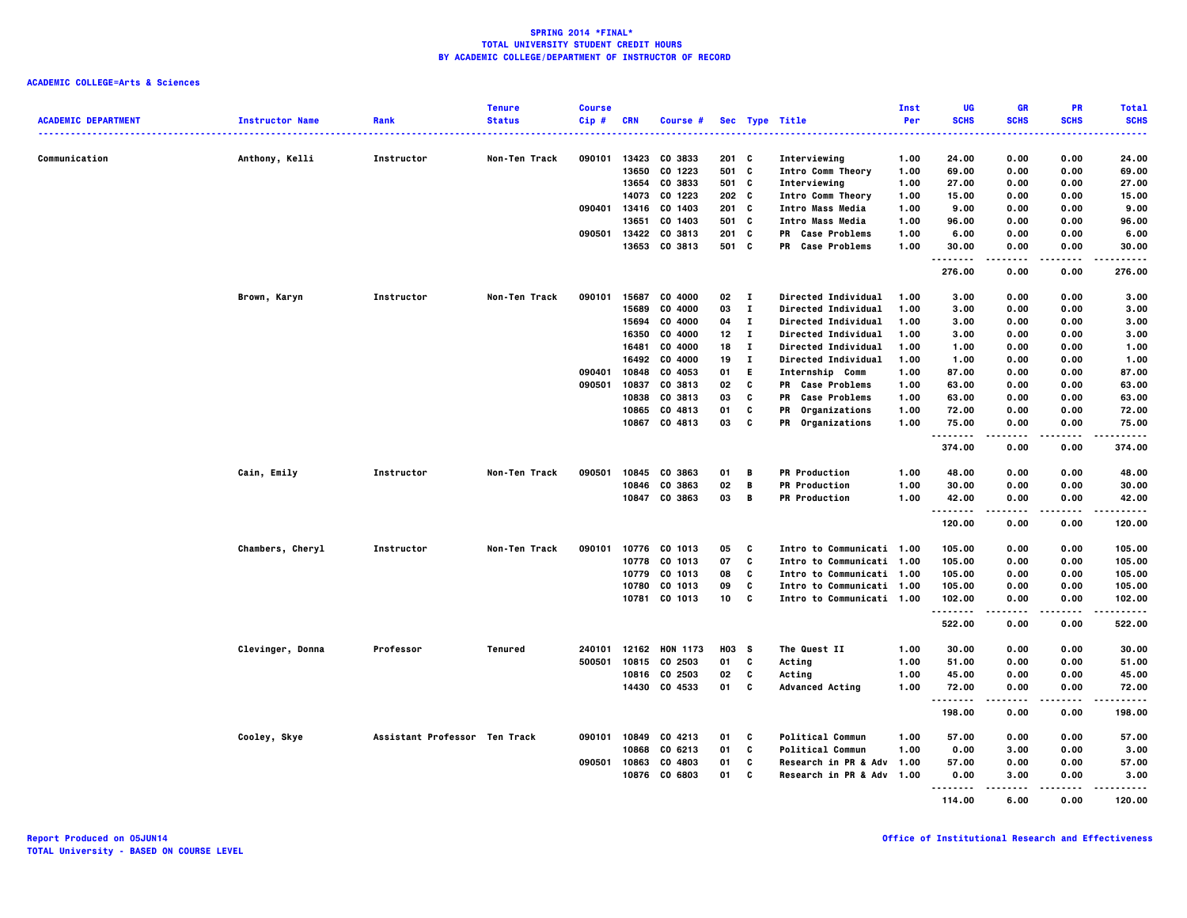**SPRING 2014 *FINAL***
**TOTAL UNIVERSITY STUDENT CREDIT HOURS**
**BY ACADEMIC COLLEGE/DEPARTMENT OF INSTRUCTOR OF RECORD**

**ACADEMIC COLLEGE=Arts & Sciences**

| ACADEMIC DEPARTMENT | Instructor Name | Rank | Tenure Status | Course Cip # | CRN | Course # | Sec | Type | Title | Inst Per | UG SCHS | GR SCHS | PR SCHS | Total SCHS |
|---|---|---|---|---|---|---|---|---|---|---|---|---|---|---|
| Communication | Anthony, Kelli | Instructor | Non-Ten Track | 090101 | 13423 | CO 3833 | 201 | C | Interviewing | 1.00 | 24.00 | 0.00 | 0.00 | 24.00 |
| | | | | | 13650 | CO 1223 | 501 | C | Intro Comm Theory | 1.00 | 69.00 | 0.00 | 0.00 | 69.00 |
| | | | | | 13654 | CO 3833 | 501 | C | Interviewing | 1.00 | 27.00 | 0.00 | 0.00 | 27.00 |
| | | | | | 14073 | CO 1223 | 202 | C | Intro Comm Theory | 1.00 | 15.00 | 0.00 | 0.00 | 15.00 |
| | | | | 090401 | 13416 | CO 1403 | 201 | C | Intro Mass Media | 1.00 | 9.00 | 0.00 | 0.00 | 9.00 |
| | | | | | 13651 | CO 1403 | 501 | C | Intro Mass Media | 1.00 | 96.00 | 0.00 | 0.00 | 96.00 |
| | | | | 090501 | 13422 | CO 3813 | 201 | C | PR Case Problems | 1.00 | 6.00 | 0.00 | 0.00 | 6.00 |
| | | | | | 13653 | CO 3813 | 501 | C | PR Case Problems | 1.00 | 30.00 | 0.00 | 0.00 | 30.00 |
| | | | | | | | | | | | 276.00 | 0.00 | 0.00 | 276.00 |
| | Brown, Karyn | Instructor | Non-Ten Track | 090101 | 15687 | CO 4000 | 02 | I | Directed Individual | 1.00 | 3.00 | 0.00 | 0.00 | 3.00 |
| | | | | | 15689 | CO 4000 | 03 | I | Directed Individual | 1.00 | 3.00 | 0.00 | 0.00 | 3.00 |
| | | | | | 15694 | CO 4000 | 04 | I | Directed Individual | 1.00 | 3.00 | 0.00 | 0.00 | 3.00 |
| | | | | | 16350 | CO 4000 | 12 | I | Directed Individual | 1.00 | 3.00 | 0.00 | 0.00 | 3.00 |
| | | | | | 16481 | CO 4000 | 18 | I | Directed Individual | 1.00 | 1.00 | 0.00 | 0.00 | 1.00 |
| | | | | | 16492 | CO 4000 | 19 | I | Directed Individual | 1.00 | 1.00 | 0.00 | 0.00 | 1.00 |
| | | | | 090401 | 10848 | CO 4053 | 01 | E | Internship Comm | 1.00 | 87.00 | 0.00 | 0.00 | 87.00 |
| | | | | 090501 | 10837 | CO 3813 | 02 | C | PR Case Problems | 1.00 | 63.00 | 0.00 | 0.00 | 63.00 |
| | | | | | 10838 | CO 3813 | 03 | C | PR Case Problems | 1.00 | 63.00 | 0.00 | 0.00 | 63.00 |
| | | | | | 10865 | CO 4813 | 01 | C | PR Organizations | 1.00 | 72.00 | 0.00 | 0.00 | 72.00 |
| | | | | | 10867 | CO 4813 | 03 | C | PR Organizations | 1.00 | 75.00 | 0.00 | 0.00 | 75.00 |
| | | | | | | | | | | | 374.00 | 0.00 | 0.00 | 374.00 |
| | Cain, Emily | Instructor | Non-Ten Track | 090501 | 10845 | CO 3863 | 01 | B | PR Production | 1.00 | 48.00 | 0.00 | 0.00 | 48.00 |
| | | | | | 10846 | CO 3863 | 02 | B | PR Production | 1.00 | 30.00 | 0.00 | 0.00 | 30.00 |
| | | | | | 10847 | CO 3863 | 03 | B | PR Production | 1.00 | 42.00 | 0.00 | 0.00 | 42.00 |
| | | | | | | | | | | | 120.00 | 0.00 | 0.00 | 120.00 |
| | Chambers, Cheryl | Instructor | Non-Ten Track | 090101 | 10776 | CO 1013 | 05 | C | Intro to Communicati | 1.00 | 105.00 | 0.00 | 0.00 | 105.00 |
| | | | | | 10778 | CO 1013 | 07 | C | Intro to Communicati | 1.00 | 105.00 | 0.00 | 0.00 | 105.00 |
| | | | | | 10779 | CO 1013 | 08 | C | Intro to Communicati | 1.00 | 105.00 | 0.00 | 0.00 | 105.00 |
| | | | | | 10780 | CO 1013 | 09 | C | Intro to Communicati | 1.00 | 105.00 | 0.00 | 0.00 | 105.00 |
| | | | | | 10781 | CO 1013 | 10 | C | Intro to Communicati | 1.00 | 102.00 | 0.00 | 0.00 | 102.00 |
| | | | | | | | | | | | 522.00 | 0.00 | 0.00 | 522.00 |
| | Clevinger, Donna | Professor | Tenured | 240101 | 12162 | HON 1173 | H03 | S | The Quest II | 1.00 | 30.00 | 0.00 | 0.00 | 30.00 |
| | | | | 500501 | 10815 | CO 2503 | 01 | C | Acting | 1.00 | 51.00 | 0.00 | 0.00 | 51.00 |
| | | | | | 10816 | CO 2503 | 02 | C | Acting | 1.00 | 45.00 | 0.00 | 0.00 | 45.00 |
| | | | | | 14430 | CO 4533 | 01 | C | Advanced Acting | 1.00 | 72.00 | 0.00 | 0.00 | 72.00 |
| | | | | | | | | | | | 198.00 | 0.00 | 0.00 | 198.00 |
| | Cooley, Skye | Assistant Professor | Ten Track | 090101 | 10849 | CO 4213 | 01 | C | Political Commun | 1.00 | 57.00 | 0.00 | 0.00 | 57.00 |
| | | | | | 10868 | CO 6213 | 01 | C | Political Commun | 1.00 | 0.00 | 3.00 | 0.00 | 3.00 |
| | | | | 090501 | 10863 | CO 4803 | 01 | C | Research in PR & Adv | 1.00 | 57.00 | 0.00 | 0.00 | 57.00 |
| | | | | | 10876 | CO 6803 | 01 | C | Research in PR & Adv | 1.00 | 0.00 | 3.00 | 0.00 | 3.00 |
| | | | | | | | | | | | 114.00 | 6.00 | 0.00 | 120.00 |

Report Produced on 05JUN14
TOTAL University - BASED ON COURSE LEVEL

Office of Institutional Research and Effectiveness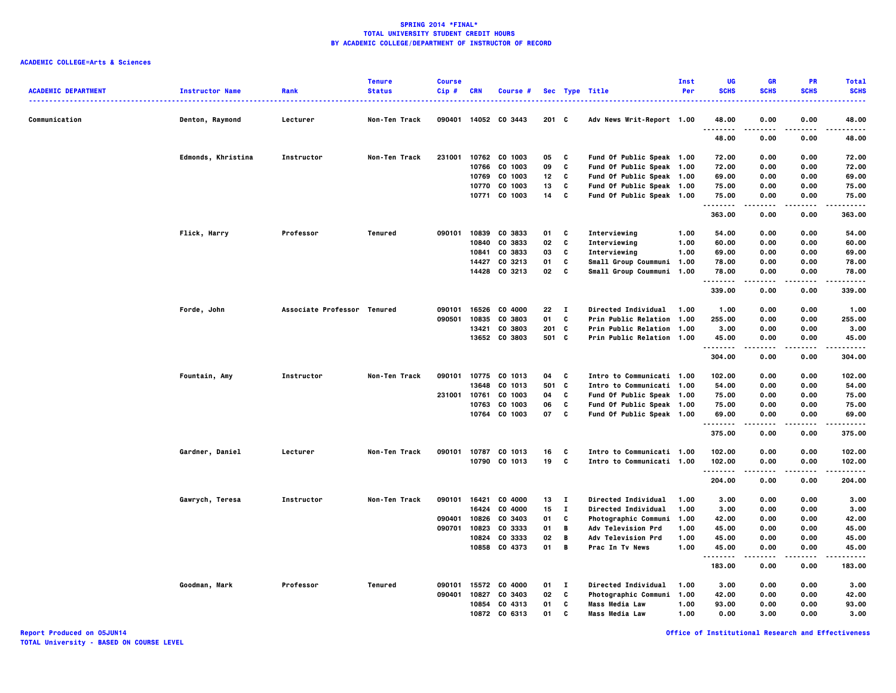**SPRING 2014 *FINAL***
**TOTAL UNIVERSITY STUDENT CREDIT HOURS**
**BY ACADEMIC COLLEGE/DEPARTMENT OF INSTRUCTOR OF RECORD**

**ACADEMIC COLLEGE=Arts & Sciences**

| ACADEMIC DEPARTMENT | Instructor Name | Rank | Tenure Status | Course Cip # | CRN | Course # | Sec | Type | Title | Inst Per | UG SCHS | GR SCHS | PR SCHS | Total SCHS |
|---|---|---|---|---|---|---|---|---|---|---|---|---|---|---|
| Communication | Denton, Raymond | Lecturer | Non-Ten Track | 090401 | 14052 | CO 3443 | 201 | C | Adv News Writ-Report | 1.00 | 48.00 | 0.00 | 0.00 | 48.00 |
| | | | | | | | | | | | 48.00 | 0.00 | 0.00 | 48.00 |
| | Edmonds, Khristina | Instructor | Non-Ten Track | 231001 | 10762 | CO 1003 | 05 | C | Fund Of Public Speak | 1.00 | 72.00 | 0.00 | 0.00 | 72.00 |
| | | | | | 10766 | CO 1003 | 09 | C | Fund Of Public Speak | 1.00 | 72.00 | 0.00 | 0.00 | 72.00 |
| | | | | | 10769 | CO 1003 | 12 | C | Fund Of Public Speak | 1.00 | 69.00 | 0.00 | 0.00 | 69.00 |
| | | | | | 10770 | CO 1003 | 13 | C | Fund Of Public Speak | 1.00 | 75.00 | 0.00 | 0.00 | 75.00 |
| | | | | | 10771 | CO 1003 | 14 | C | Fund Of Public Speak | 1.00 | 75.00 | 0.00 | 0.00 | 75.00 |
| | | | | | | | | | | | 363.00 | 0.00 | 0.00 | 363.00 |
| | Flick, Harry | Professor | Tenured | 090101 | 10839 | CO 3833 | 01 | C | Interviewing | 1.00 | 54.00 | 0.00 | 0.00 | 54.00 |
| | | | | | 10840 | CO 3833 | 02 | C | Interviewing | 1.00 | 60.00 | 0.00 | 0.00 | 60.00 |
| | | | | | 10841 | CO 3833 | 03 | C | Interviewing | 1.00 | 69.00 | 0.00 | 0.00 | 69.00 |
| | | | | | 14427 | CO 3213 | 01 | C | Small Group Coummuni | 1.00 | 78.00 | 0.00 | 0.00 | 78.00 |
| | | | | | 14428 | CO 3213 | 02 | C | Small Group Coummuni | 1.00 | 78.00 | 0.00 | 0.00 | 78.00 |
| | | | | | | | | | | | 339.00 | 0.00 | 0.00 | 339.00 |
| | Forde, John | Associate Professor | Tenured | 090101 | 16526 | CO 4000 | 22 | I | Directed Individual | 1.00 | 1.00 | 0.00 | 0.00 | 1.00 |
| | | | | 090501 | 10835 | CO 3803 | 01 | C | Prin Public Relation | 1.00 | 255.00 | 0.00 | 0.00 | 255.00 |
| | | | | | 13421 | CO 3803 | 201 | C | Prin Public Relation | 1.00 | 3.00 | 0.00 | 0.00 | 3.00 |
| | | | | | 13652 | CO 3803 | 501 | C | Prin Public Relation | 1.00 | 45.00 | 0.00 | 0.00 | 45.00 |
| | | | | | | | | | | | 304.00 | 0.00 | 0.00 | 304.00 |
| | Fountain, Amy | Instructor | Non-Ten Track | 090101 | 10775 | CO 1013 | 04 | C | Intro to Communicati | 1.00 | 102.00 | 0.00 | 0.00 | 102.00 |
| | | | | | 13648 | CO 1013 | 501 | C | Intro to Communicati | 1.00 | 54.00 | 0.00 | 0.00 | 54.00 |
| | | | | 231001 | 10761 | CO 1003 | 04 | C | Fund Of Public Speak | 1.00 | 75.00 | 0.00 | 0.00 | 75.00 |
| | | | | | 10763 | CO 1003 | 06 | C | Fund Of Public Speak | 1.00 | 75.00 | 0.00 | 0.00 | 75.00 |
| | | | | | 10764 | CO 1003 | 07 | C | Fund Of Public Speak | 1.00 | 69.00 | 0.00 | 0.00 | 69.00 |
| | | | | | | | | | | | 375.00 | 0.00 | 0.00 | 375.00 |
| | Gardner, Daniel | Lecturer | Non-Ten Track | 090101 | 10787 | CO 1013 | 16 | C | Intro to Communicati | 1.00 | 102.00 | 0.00 | 0.00 | 102.00 |
| | | | | | 10790 | CO 1013 | 19 | C | Intro to Communicati | 1.00 | 102.00 | 0.00 | 0.00 | 102.00 |
| | | | | | | | | | | | 204.00 | 0.00 | 0.00 | 204.00 |
| | Gawrych, Teresa | Instructor | Non-Ten Track | 090101 | 16421 | CO 4000 | 13 | I | Directed Individual | 1.00 | 3.00 | 0.00 | 0.00 | 3.00 |
| | | | | | 16424 | CO 4000 | 15 | I | Directed Individual | 1.00 | 3.00 | 0.00 | 0.00 | 3.00 |
| | | | | 090401 | 10826 | CO 3403 | 01 | C | Photographic Communi | 1.00 | 42.00 | 0.00 | 0.00 | 42.00 |
| | | | | 090701 | 10823 | CO 3333 | 01 | B | Adv Television Prd | 1.00 | 45.00 | 0.00 | 0.00 | 45.00 |
| | | | | | 10824 | CO 3333 | 02 | B | Adv Television Prd | 1.00 | 45.00 | 0.00 | 0.00 | 45.00 |
| | | | | | 10858 | CO 4373 | 01 | B | Prac In Tv News | 1.00 | 45.00 | 0.00 | 0.00 | 45.00 |
| | | | | | | | | | | | 183.00 | 0.00 | 0.00 | 183.00 |
| | Goodman, Mark | Professor | Tenured | 090101 | 15572 | CO 4000 | 01 | I | Directed Individual | 1.00 | 3.00 | 0.00 | 0.00 | 3.00 |
| | | | | 090401 | 10827 | CO 3403 | 02 | C | Photographic Communi | 1.00 | 42.00 | 0.00 | 0.00 | 42.00 |
| | | | | | 10854 | CO 4313 | 01 | C | Mass Media Law | 1.00 | 93.00 | 0.00 | 0.00 | 93.00 |
| | | | | | 10872 | CO 6313 | 01 | C | Mass Media Law | 1.00 | 0.00 | 3.00 | 0.00 | 3.00 |

Report Produced on 05JUN14
TOTAL University - BASED ON COURSE LEVEL

Office of Institutional Research and Effectiveness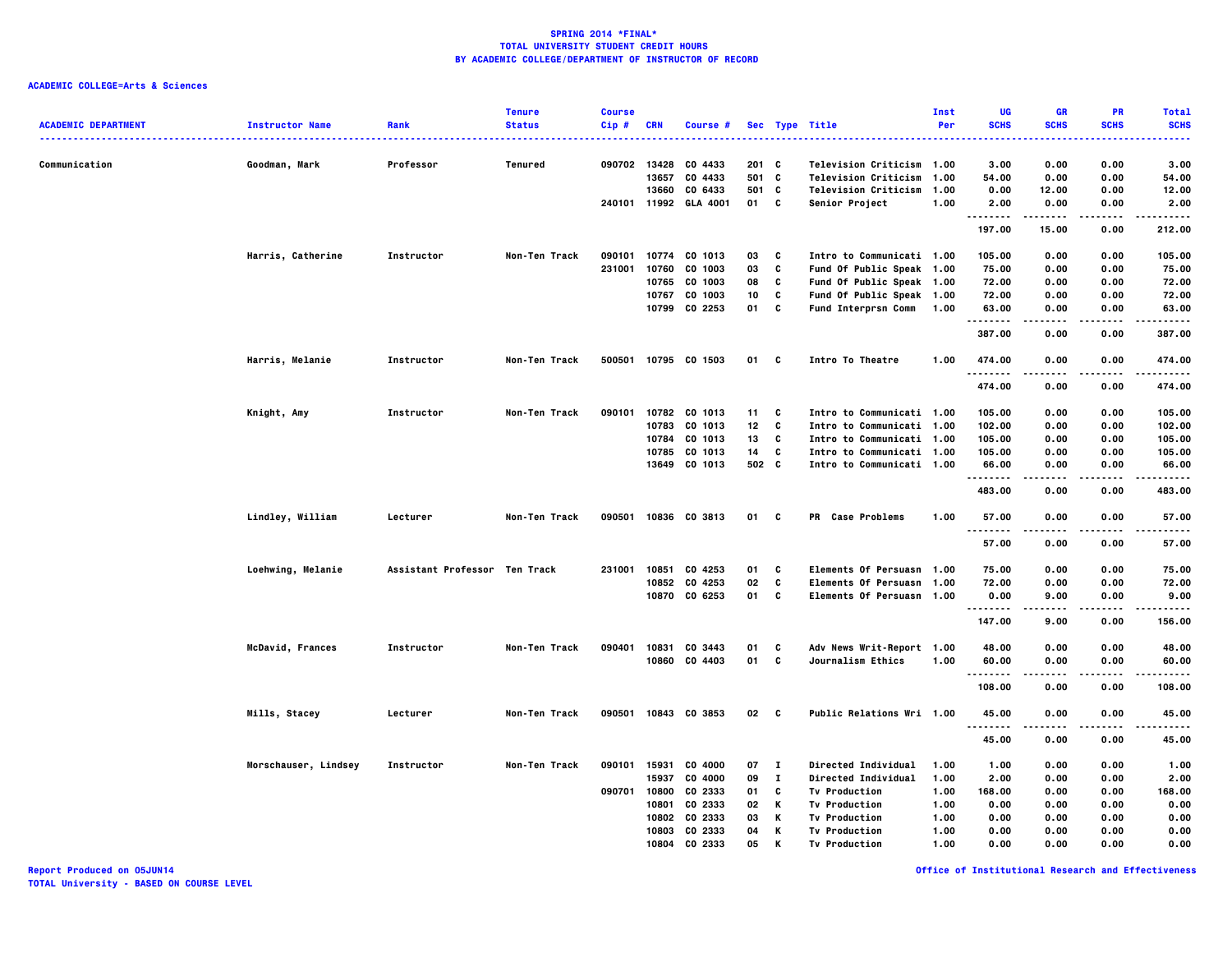**SPRING 2014 *FINAL***
**TOTAL UNIVERSITY STUDENT CREDIT HOURS**
**BY ACADEMIC COLLEGE/DEPARTMENT OF INSTRUCTOR OF RECORD**

**ACADEMIC COLLEGE=Arts & Sciences**

| ACADEMIC DEPARTMENT | Instructor Name | Rank | Tenure Status | Course Cip # | CRN | Course # | Sec | Type | Title | Inst Per | UG SCHS | GR SCHS | PR SCHS | Total SCHS |
|---|---|---|---|---|---|---|---|---|---|---|---|---|---|---|
| Communication | Goodman, Mark | Professor | Tenured | 090702 | 13428 | CO 4433 | 201 | C | Television Criticism | 1.00 | 3.00 | 0.00 | 0.00 | 3.00 |
| | | | | | 13657 | CO 4433 | 501 | C | Television Criticism | 1.00 | 54.00 | 0.00 | 0.00 | 54.00 |
| | | | | | 13660 | CO 6433 | 501 | C | Television Criticism | 1.00 | 0.00 | 12.00 | 0.00 | 12.00 |
| | | | | 240101 | 11992 | GLA 4001 | 01 | C | Senior Project | 1.00 | 2.00 | 0.00 | 0.00 | 2.00 |
| | | | | | | | | | | | 197.00 | 15.00 | 0.00 | 212.00 |
| | Harris, Catherine | Instructor | Non-Ten Track | 090101 | 10774 | CO 1013 | 03 | C | Intro to Communicati | 1.00 | 105.00 | 0.00 | 0.00 | 105.00 |
| | | | | 231001 | 10760 | CO 1003 | 03 | C | Fund Of Public Speak | 1.00 | 75.00 | 0.00 | 0.00 | 75.00 |
| | | | | | 10765 | CO 1003 | 08 | C | Fund Of Public Speak | 1.00 | 72.00 | 0.00 | 0.00 | 72.00 |
| | | | | | 10767 | CO 1003 | 10 | C | Fund Of Public Speak | 1.00 | 72.00 | 0.00 | 0.00 | 72.00 |
| | | | | | 10799 | CO 2253 | 01 | C | Fund Interprsn Comm | 1.00 | 63.00 | 0.00 | 0.00 | 63.00 |
| | | | | | | | | | | | 387.00 | 0.00 | 0.00 | 387.00 |
| | Harris, Melanie | Instructor | Non-Ten Track | 500501 | 10795 | CO 1503 | 01 | C | Intro To Theatre | 1.00 | 474.00 | 0.00 | 0.00 | 474.00 |
| | | | | | | | | | | | 474.00 | 0.00 | 0.00 | 474.00 |
| | Knight, Amy | Instructor | Non-Ten Track | 090101 | 10782 | CO 1013 | 11 | C | Intro to Communicati | 1.00 | 105.00 | 0.00 | 0.00 | 105.00 |
| | | | | | 10783 | CO 1013 | 12 | C | Intro to Communicati | 1.00 | 102.00 | 0.00 | 0.00 | 102.00 |
| | | | | | 10784 | CO 1013 | 13 | C | Intro to Communicati | 1.00 | 105.00 | 0.00 | 0.00 | 105.00 |
| | | | | | 10785 | CO 1013 | 14 | C | Intro to Communicati | 1.00 | 105.00 | 0.00 | 0.00 | 105.00 |
| | | | | | 13649 | CO 1013 | 502 | C | Intro to Communicati | 1.00 | 66.00 | 0.00 | 0.00 | 66.00 |
| | | | | | | | | | | | 483.00 | 0.00 | 0.00 | 483.00 |
| | Lindley, William | Lecturer | Non-Ten Track | 090501 | 10836 | CO 3813 | 01 | C | PR Case Problems | 1.00 | 57.00 | 0.00 | 0.00 | 57.00 |
| | | | | | | | | | | | 57.00 | 0.00 | 0.00 | 57.00 |
| | Loehwing, Melanie | Assistant Professor | Ten Track | 231001 | 10851 | CO 4253 | 01 | C | Elements Of Persuasn | 1.00 | 75.00 | 0.00 | 0.00 | 75.00 |
| | | | | | 10852 | CO 4253 | 02 | C | Elements Of Persuasn | 1.00 | 72.00 | 0.00 | 0.00 | 72.00 |
| | | | | | 10870 | CO 6253 | 01 | C | Elements Of Persuasn | 1.00 | 0.00 | 9.00 | 0.00 | 9.00 |
| | | | | | | | | | | | 147.00 | 9.00 | 0.00 | 156.00 |
| | McDavid, Frances | Instructor | Non-Ten Track | 090401 | 10831 | CO 3443 | 01 | C | Adv News Writ-Report | 1.00 | 48.00 | 0.00 | 0.00 | 48.00 |
| | | | | | 10860 | CO 4403 | 01 | C | Journalism Ethics | 1.00 | 60.00 | 0.00 | 0.00 | 60.00 |
| | | | | | | | | | | | 108.00 | 0.00 | 0.00 | 108.00 |
| | Mills, Stacey | Lecturer | Non-Ten Track | 090501 | 10843 | CO 3853 | 02 | C | Public Relations Wri | 1.00 | 45.00 | 0.00 | 0.00 | 45.00 |
| | | | | | | | | | | | 45.00 | 0.00 | 0.00 | 45.00 |
| | Morschauser, Lindsey | Instructor | Non-Ten Track | 090101 | 15931 | CO 4000 | 07 | I | Directed Individual | 1.00 | 1.00 | 0.00 | 0.00 | 1.00 |
| | | | | | 15937 | CO 4000 | 09 | I | Directed Individual | 1.00 | 2.00 | 0.00 | 0.00 | 2.00 |
| | | | | 090701 | 10800 | CO 2333 | 01 | C | Tv Production | 1.00 | 168.00 | 0.00 | 0.00 | 168.00 |
| | | | | | 10801 | CO 2333 | 02 | K | Tv Production | 1.00 | 0.00 | 0.00 | 0.00 | 0.00 |
| | | | | | 10802 | CO 2333 | 03 | K | Tv Production | 1.00 | 0.00 | 0.00 | 0.00 | 0.00 |
| | | | | | 10803 | CO 2333 | 04 | K | Tv Production | 1.00 | 0.00 | 0.00 | 0.00 | 0.00 |
| | | | | | 10804 | CO 2333 | 05 | K | Tv Production | 1.00 | 0.00 | 0.00 | 0.00 | 0.00 |

Report Produced on 05JUN14
TOTAL University - BASED ON COURSE LEVEL

Office of Institutional Research and Effectiveness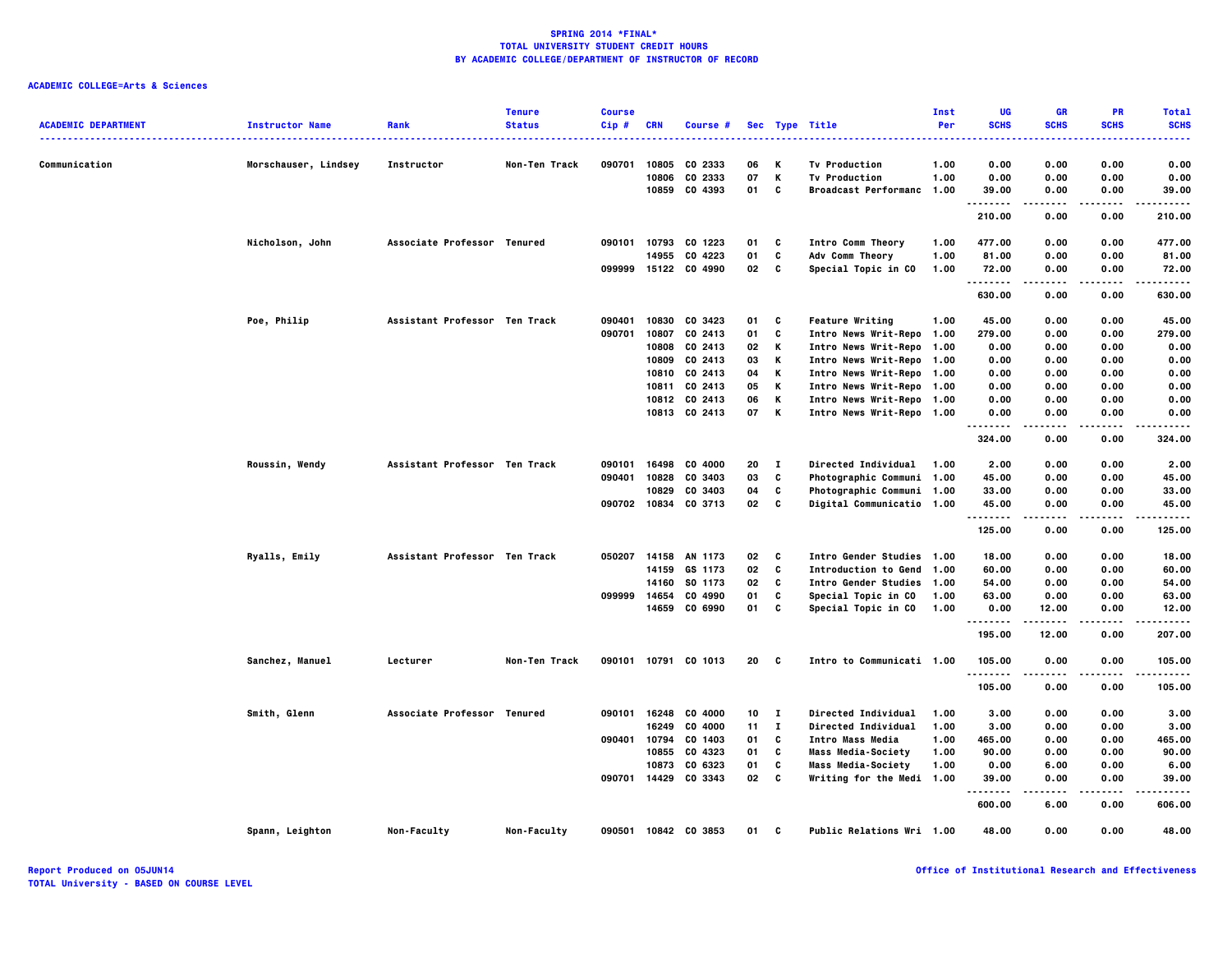**SPRING 2014 *FINAL***
**TOTAL UNIVERSITY STUDENT CREDIT HOURS**
**BY ACADEMIC COLLEGE/DEPARTMENT OF INSTRUCTOR OF RECORD**

**ACADEMIC COLLEGE=Arts & Sciences**

| ACADEMIC DEPARTMENT | Instructor Name | Rank | Tenure Status | Course Cip # | CRN | Course # | Sec | Type | Title | Inst Per | UG SCHS | GR SCHS | PR SCHS | Total SCHS |
|---|---|---|---|---|---|---|---|---|---|---|---|---|---|---|
| Communication | Morschauser, Lindsey | Instructor | Non-Ten Track | 090701 | 10805 | CO 2333 | 06 | K | Tv Production | 1.00 | 0.00 | 0.00 | 0.00 | 0.00 |
| | | | | | 10806 | CO 2333 | 07 | K | Tv Production | 1.00 | 0.00 | 0.00 | 0.00 | 0.00 |
| | | | | | 10859 | CO 4393 | 01 | C | Broadcast Performanc | 1.00 | 39.00 | 0.00 | 0.00 | 39.00 |
| | | | | | | | | | | | 210.00 | 0.00 | 0.00 | 210.00 |
| | Nicholson, John | Associate Professor | Tenured | 090101 | 10793 | CO 1223 | 01 | C | Intro Comm Theory | 1.00 | 477.00 | 0.00 | 0.00 | 477.00 |
| | | | | | 14955 | CO 4223 | 01 | C | Adv Comm Theory | 1.00 | 81.00 | 0.00 | 0.00 | 81.00 |
| | | | | 099999 | 15122 | CO 4990 | 02 | C | Special Topic in CO | 1.00 | 72.00 | 0.00 | 0.00 | 72.00 |
| | | | | | | | | | | | 630.00 | 0.00 | 0.00 | 630.00 |
| | Poe, Philip | Assistant Professor | Ten Track | 090401 | 10830 | CO 3423 | 01 | C | Feature Writing | 1.00 | 45.00 | 0.00 | 0.00 | 45.00 |
| | | | | 090701 | 10807 | CO 2413 | 01 | C | Intro News Writ-Repo | 1.00 | 279.00 | 0.00 | 0.00 | 279.00 |
| | | | | | 10808 | CO 2413 | 02 | K | Intro News Writ-Repo | 1.00 | 0.00 | 0.00 | 0.00 | 0.00 |
| | | | | | 10809 | CO 2413 | 03 | K | Intro News Writ-Repo | 1.00 | 0.00 | 0.00 | 0.00 | 0.00 |
| | | | | | 10810 | CO 2413 | 04 | K | Intro News Writ-Repo | 1.00 | 0.00 | 0.00 | 0.00 | 0.00 |
| | | | | | 10811 | CO 2413 | 05 | K | Intro News Writ-Repo | 1.00 | 0.00 | 0.00 | 0.00 | 0.00 |
| | | | | | 10812 | CO 2413 | 06 | K | Intro News Writ-Repo | 1.00 | 0.00 | 0.00 | 0.00 | 0.00 |
| | | | | | 10813 | CO 2413 | 07 | K | Intro News Writ-Repo | 1.00 | 0.00 | 0.00 | 0.00 | 0.00 |
| | | | | | | | | | | | 324.00 | 0.00 | 0.00 | 324.00 |
| | Roussin, Wendy | Assistant Professor | Ten Track | 090101 | 16498 | CO 4000 | 20 | I | Directed Individual | 1.00 | 2.00 | 0.00 | 0.00 | 2.00 |
| | | | | 090401 | 10828 | CO 3403 | 03 | C | Photographic Communi | 1.00 | 45.00 | 0.00 | 0.00 | 45.00 |
| | | | | | 10829 | CO 3403 | 04 | C | Photographic Communi | 1.00 | 33.00 | 0.00 | 0.00 | 33.00 |
| | | | | 090702 | 10834 | CO 3713 | 02 | C | Digital Communicatio | 1.00 | 45.00 | 0.00 | 0.00 | 45.00 |
| | | | | | | | | | | | 125.00 | 0.00 | 0.00 | 125.00 |
| | Ryalls, Emily | Assistant Professor | Ten Track | 050207 | 14158 | AN 1173 | 02 | C | Intro Gender Studies | 1.00 | 18.00 | 0.00 | 0.00 | 18.00 |
| | | | | | 14159 | GS 1173 | 02 | C | Introduction to Gend | 1.00 | 60.00 | 0.00 | 0.00 | 60.00 |
| | | | | | 14160 | SO 1173 | 02 | C | Intro Gender Studies | 1.00 | 54.00 | 0.00 | 0.00 | 54.00 |
| | | | | 099999 | 14654 | CO 4990 | 01 | C | Special Topic in CO | 1.00 | 63.00 | 0.00 | 0.00 | 63.00 |
| | | | | | 14659 | CO 6990 | 01 | C | Special Topic in CO | 1.00 | 0.00 | 12.00 | 0.00 | 12.00 |
| | | | | | | | | | | | 195.00 | 12.00 | 0.00 | 207.00 |
| | Sanchez, Manuel | Lecturer | Non-Ten Track | 090101 | 10791 | CO 1013 | 20 | C | Intro to Communicati | 1.00 | 105.00 | 0.00 | 0.00 | 105.00 |
| | | | | | | | | | | | 105.00 | 0.00 | 0.00 | 105.00 |
| | Smith, Glenn | Associate Professor | Tenured | 090101 | 16248 | CO 4000 | 10 | I | Directed Individual | 1.00 | 3.00 | 0.00 | 0.00 | 3.00 |
| | | | | | 16249 | CO 4000 | 11 | I | Directed Individual | 1.00 | 3.00 | 0.00 | 0.00 | 3.00 |
| | | | | 090401 | 10794 | CO 1403 | 01 | C | Intro Mass Media | 1.00 | 465.00 | 0.00 | 0.00 | 465.00 |
| | | | | | 10855 | CO 4323 | 01 | C | Mass Media-Society | 1.00 | 90.00 | 0.00 | 0.00 | 90.00 |
| | | | | | 10873 | CO 6323 | 01 | C | Mass Media-Society | 1.00 | 0.00 | 6.00 | 0.00 | 6.00 |
| | | | | 090701 | 14429 | CO 3343 | 02 | C | Writing for the Medi | 1.00 | 39.00 | 0.00 | 0.00 | 39.00 |
| | | | | | | | | | | | 600.00 | 6.00 | 0.00 | 606.00 |
| | Spann, Leighton | Non-Faculty | Non-Faculty | 090501 | 10842 | CO 3853 | 01 | C | Public Relations Wri | 1.00 | 48.00 | 0.00 | 0.00 | 48.00 |

Report Produced on 05JUN14
TOTAL University - BASED ON COURSE LEVEL

Office of Institutional Research and Effectiveness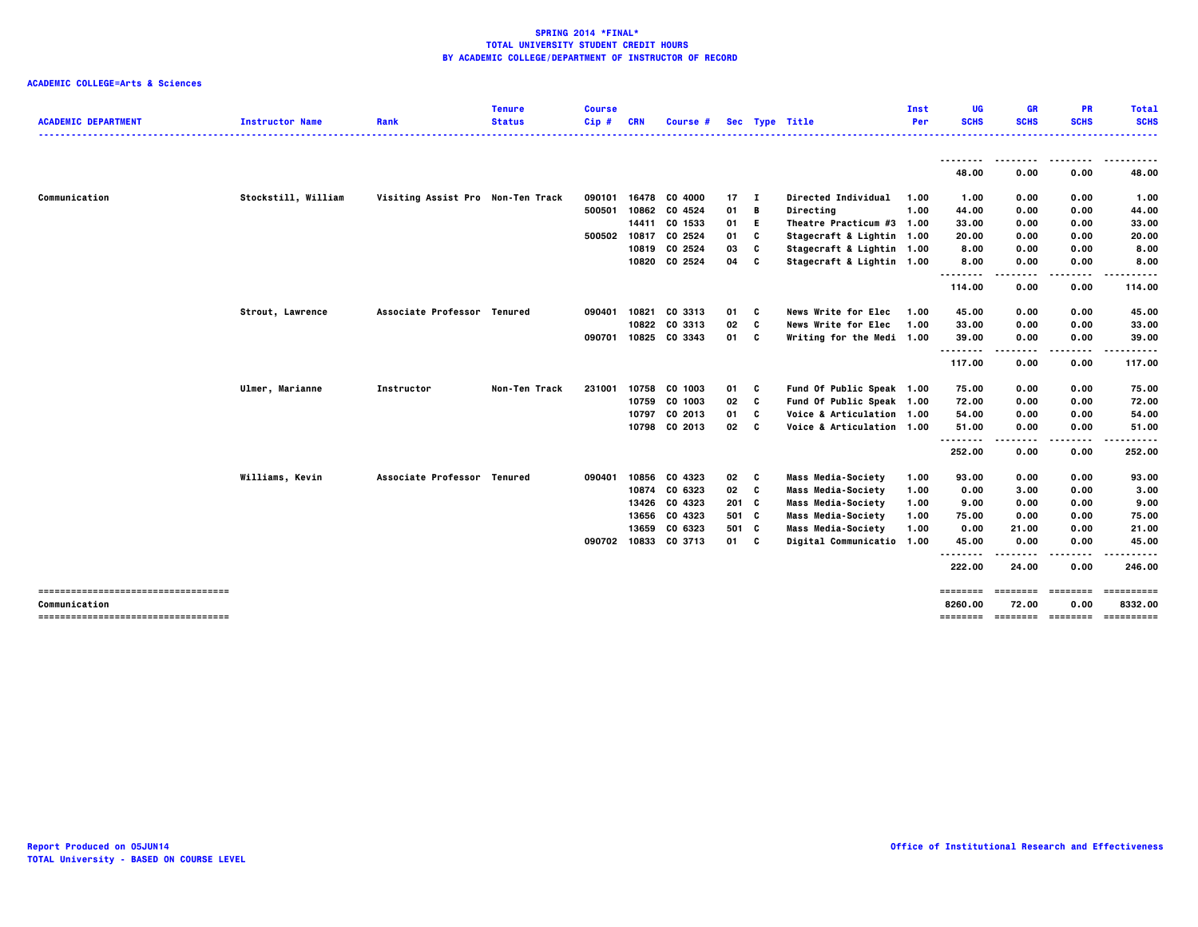**SPRING 2014 *FINAL***
**TOTAL UNIVERSITY STUDENT CREDIT HOURS**
**BY ACADEMIC COLLEGE/DEPARTMENT OF INSTRUCTOR OF RECORD**

**ACADEMIC COLLEGE=Arts & Sciences**

| ACADEMIC DEPARTMENT | Instructor Name | Rank | Tenure Status | Course Cip # | CRN | Course # | Sec | Type | Title | Inst Per | UG SCHS | GR SCHS | PR SCHS | Total SCHS |
|---|---|---|---|---|---|---|---|---|---|---|---|---|---|---|
| | | | | | | | | | | | 48.00 | 0.00 | 0.00 | 48.00 |
| Communication | Stockstill, William | Visiting Assist Pro | Non-Ten Track | 090101 | 16478 | CO 4000 | 17 | I | Directed Individual | 1.00 | 1.00 | 0.00 | 0.00 | 1.00 |
| | | | | 500501 | 10862 | CO 4524 | 01 | B | Directing | 1.00 | 44.00 | 0.00 | 0.00 | 44.00 |
| | | | | | 14411 | CO 1533 | 01 | E | Theatre Practicum #3 | 1.00 | 33.00 | 0.00 | 0.00 | 33.00 |
| | | | | 500502 | 10817 | CO 2524 | 01 | C | Stagecraft & Lightin | 1.00 | 20.00 | 0.00 | 0.00 | 20.00 |
| | | | | | 10819 | CO 2524 | 03 | C | Stagecraft & Lightin | 1.00 | 8.00 | 0.00 | 0.00 | 8.00 |
| | | | | | 10820 | CO 2524 | 04 | C | Stagecraft & Lightin | 1.00 | 8.00 | 0.00 | 0.00 | 8.00 |
| | | | | | | | | | | | 114.00 | 0.00 | 0.00 | 114.00 |
| | Strout, Lawrence | Associate Professor | Tenured | 090401 | 10821 | CO 3313 | 01 | C | News Write for Elec | 1.00 | 45.00 | 0.00 | 0.00 | 45.00 |
| | | | | | 10822 | CO 3313 | 02 | C | News Write for Elec | 1.00 | 33.00 | 0.00 | 0.00 | 33.00 |
| | | | | 090701 | 10825 | CO 3343 | 01 | C | Writing for the Medi | 1.00 | 39.00 | 0.00 | 0.00 | 39.00 |
| | | | | | | | | | | | 117.00 | 0.00 | 0.00 | 117.00 |
| | Ulmer, Marianne | Instructor | Non-Ten Track | 231001 | 10758 | CO 1003 | 01 | C | Fund Of Public Speak | 1.00 | 75.00 | 0.00 | 0.00 | 75.00 |
| | | | | | 10759 | CO 1003 | 02 | C | Fund Of Public Speak | 1.00 | 72.00 | 0.00 | 0.00 | 72.00 |
| | | | | | 10797 | CO 2013 | 01 | C | Voice & Articulation | 1.00 | 54.00 | 0.00 | 0.00 | 54.00 |
| | | | | | 10798 | CO 2013 | 02 | C | Voice & Articulation | 1.00 | 51.00 | 0.00 | 0.00 | 51.00 |
| | | | | | | | | | | | 252.00 | 0.00 | 0.00 | 252.00 |
| | Williams, Kevin | Associate Professor | Tenured | 090401 | 10856 | CO 4323 | 02 | C | Mass Media-Society | 1.00 | 93.00 | 0.00 | 0.00 | 93.00 |
| | | | | | 10874 | CO 6323 | 02 | C | Mass Media-Society | 1.00 | 0.00 | 3.00 | 0.00 | 3.00 |
| | | | | | 13426 | CO 4323 | 201 | C | Mass Media-Society | 1.00 | 9.00 | 0.00 | 0.00 | 9.00 |
| | | | | | 13656 | CO 4323 | 501 | C | Mass Media-Society | 1.00 | 75.00 | 0.00 | 0.00 | 75.00 |
| | | | | | 13659 | CO 6323 | 501 | C | Mass Media-Society | 1.00 | 0.00 | 21.00 | 0.00 | 21.00 |
| | | | | 090702 | 10833 | CO 3713 | 01 | C | Digital Communicatio | 1.00 | 45.00 | 0.00 | 0.00 | 45.00 |
| | | | | | | | | | | | 222.00 | 24.00 | 0.00 | 246.00 |
| Communication | | | | | | | | | | | 8260.00 | 72.00 | 0.00 | 8332.00 |

Report Produced on 05JUN14
TOTAL University - BASED ON COURSE LEVEL

Office of Institutional Research and Effectiveness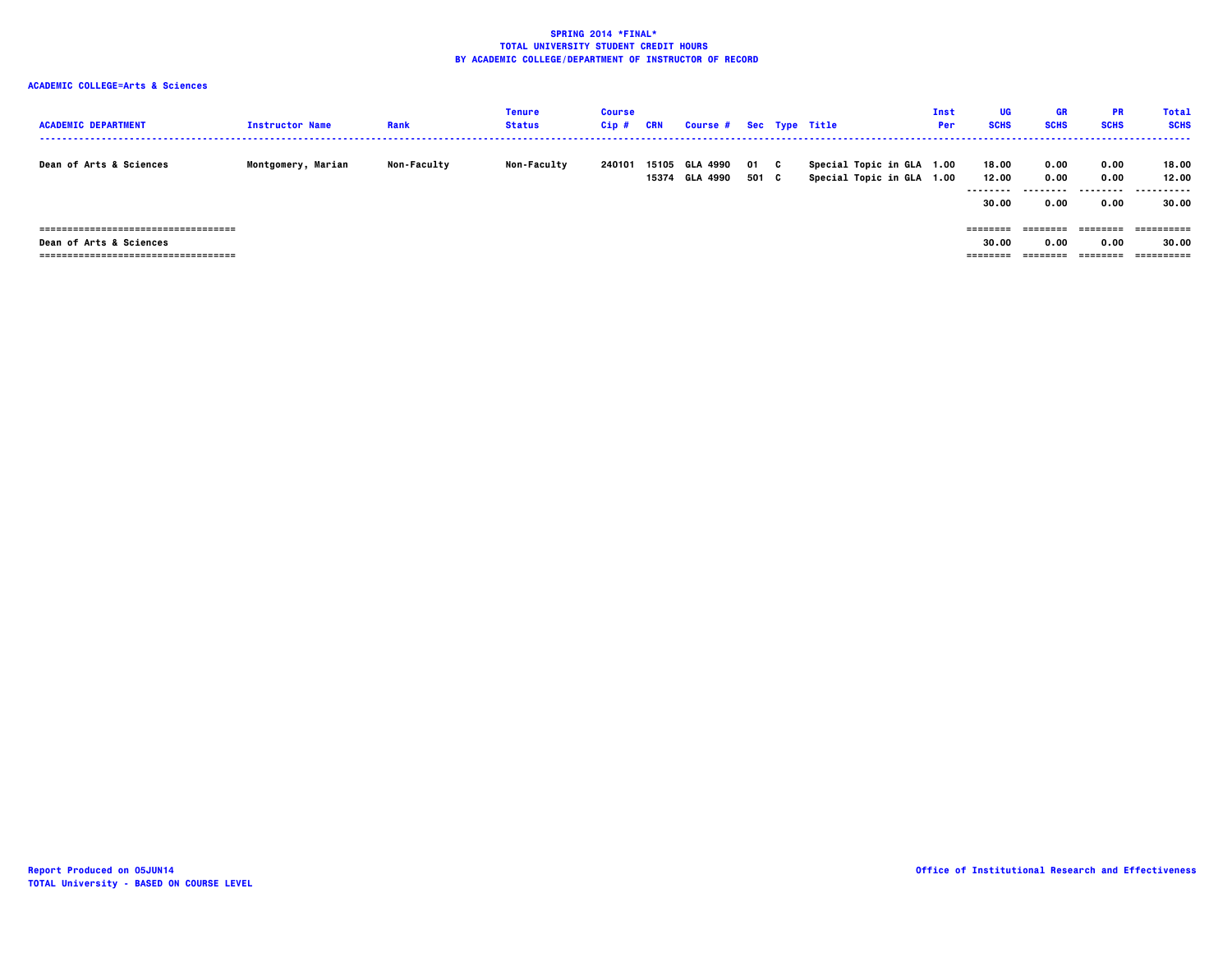**SPRING 2014 *FINAL***
**TOTAL UNIVERSITY STUDENT CREDIT HOURS**
**BY ACADEMIC COLLEGE/DEPARTMENT OF INSTRUCTOR OF RECORD**

**ACADEMIC COLLEGE=Arts & Sciences**

| ACADEMIC DEPARTMENT | Instructor Name | Rank | Tenure Status | Course Cip # | CRN | Course # | Sec | Type | Title | Inst Per | UG SCHS | GR SCHS | PR SCHS | Total SCHS |
|---|---|---|---|---|---|---|---|---|---|---|---|---|---|---|
| Dean of Arts & Sciences | Montgomery, Marian | Non-Faculty | Non-Faculty | 240101 | 15105 | GLA 4990 | 01 | C | Special Topic in GLA | 1.00 | 18.00 | 0.00 | 0.00 | 18.00 |
| | | | | | 15374 | GLA 4990 | 501 | C | Special Topic in GLA | 1.00 | 12.00 | 0.00 | 0.00 | 12.00 |
| | | | | | | | | | | | 30.00 | 0.00 | 0.00 | 30.00 |
| Dean of Arts & Sciences | | | | | | | | | | | 30.00 | 0.00 | 0.00 | 30.00 |

Report Produced on 05JUN14
TOTAL University - BASED ON COURSE LEVEL

Office of Institutional Research and Effectiveness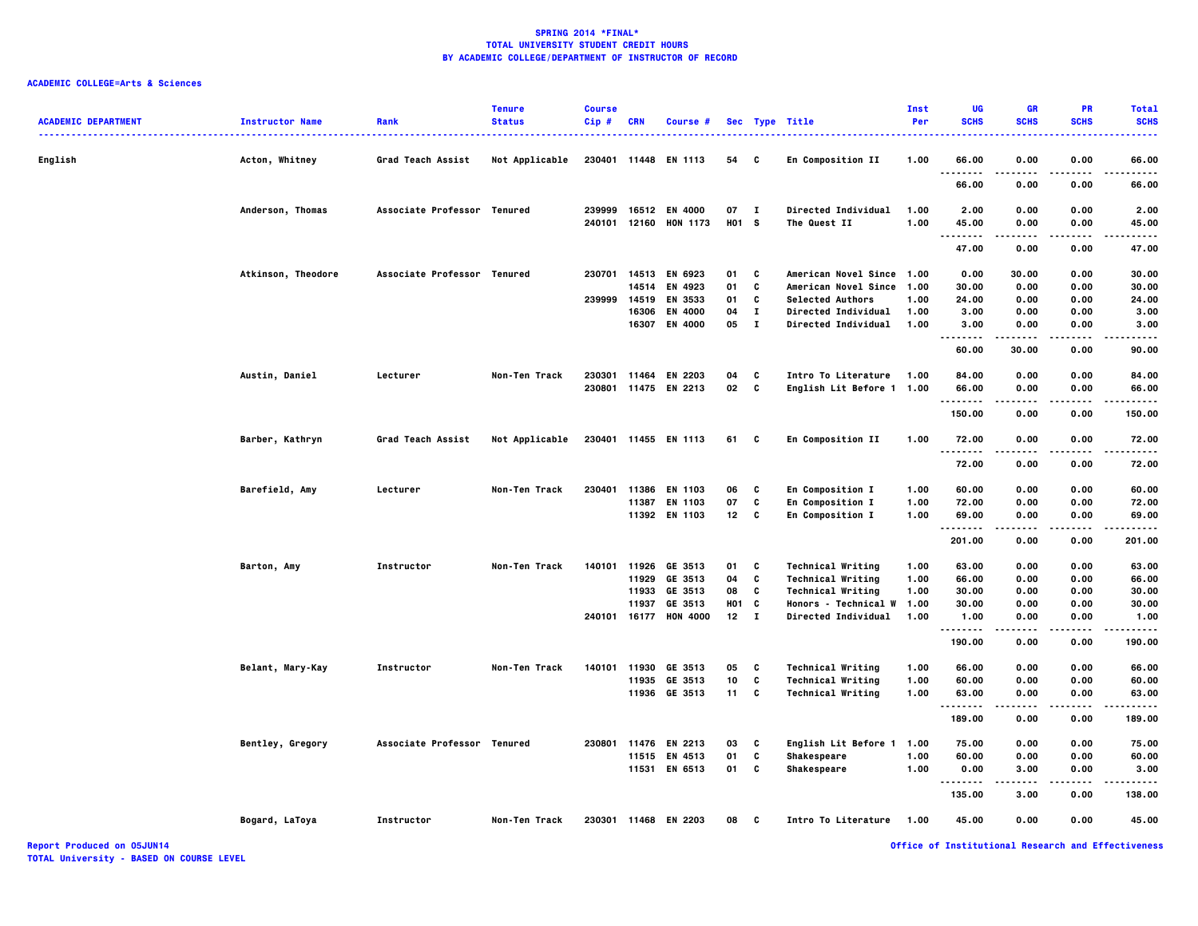**SPRING 2014 *FINAL***
**TOTAL UNIVERSITY STUDENT CREDIT HOURS**
**BY ACADEMIC COLLEGE/DEPARTMENT OF INSTRUCTOR OF RECORD**

**ACADEMIC COLLEGE=Arts & Sciences**

| ACADEMIC DEPARTMENT | Instructor Name | Rank | Tenure Status | Course Cip # | CRN | Course # | Sec | Type | Title | Inst Per | UG SCHS | GR SCHS | PR SCHS | Total SCHS |
|---|---|---|---|---|---|---|---|---|---|---|---|---|---|---|
| English | Acton, Whitney | Grad Teach Assist | Not Applicable | 230401 | 11448 | EN 1113 | 54 | C | En Composition II | 1.00 | 66.00 | 0.00 | 0.00 | 66.00 |
| | | | | | | | | | | | 66.00 | 0.00 | 0.00 | 66.00 |
| | Anderson, Thomas | Associate Professor | Tenured | 239999 | 16512 | EN 4000 | 07 | I | Directed Individual | 1.00 | 2.00 | 0.00 | 0.00 | 2.00 |
| | | | | 240101 | 12160 | HON 1173 | H01 | S | The Quest II | 1.00 | 45.00 | 0.00 | 0.00 | 45.00 |
| | | | | | | | | | | | 47.00 | 0.00 | 0.00 | 47.00 |
| | Atkinson, Theodore | Associate Professor | Tenured | 230701 | 14513 | EN 6923 | 01 | C | American Novel Since | 1.00 | 0.00 | 30.00 | 0.00 | 30.00 |
| | | | | | 14514 | EN 4923 | 01 | C | American Novel Since | 1.00 | 30.00 | 0.00 | 0.00 | 30.00 |
| | | | | 239999 | 14519 | EN 3533 | 01 | C | Selected Authors | 1.00 | 24.00 | 0.00 | 0.00 | 24.00 |
| | | | | | 16306 | EN 4000 | 04 | I | Directed Individual | 1.00 | 3.00 | 0.00 | 0.00 | 3.00 |
| | | | | | 16307 | EN 4000 | 05 | I | Directed Individual | 1.00 | 3.00 | 0.00 | 0.00 | 3.00 |
| | | | | | | | | | | | 60.00 | 30.00 | 0.00 | 90.00 |
| | Austin, Daniel | Lecturer | Non-Ten Track | 230301 | 11464 | EN 2203 | 04 | C | Intro To Literature | 1.00 | 84.00 | 0.00 | 0.00 | 84.00 |
| | | | | 230801 | 11475 | EN 2213 | 02 | C | English Lit Before 1 | 1.00 | 66.00 | 0.00 | 0.00 | 66.00 |
| | | | | | | | | | | | 150.00 | 0.00 | 0.00 | 150.00 |
| | Barber, Kathryn | Grad Teach Assist | Not Applicable | 230401 | 11455 | EN 1113 | 61 | C | En Composition II | 1.00 | 72.00 | 0.00 | 0.00 | 72.00 |
| | | | | | | | | | | | 72.00 | 0.00 | 0.00 | 72.00 |
| | Barefield, Amy | Lecturer | Non-Ten Track | 230401 | 11386 | EN 1103 | 06 | C | En Composition I | 1.00 | 60.00 | 0.00 | 0.00 | 60.00 |
| | | | | | 11387 | EN 1103 | 07 | C | En Composition I | 1.00 | 72.00 | 0.00 | 0.00 | 72.00 |
| | | | | | 11392 | EN 1103 | 12 | C | En Composition I | 1.00 | 69.00 | 0.00 | 0.00 | 69.00 |
| | | | | | | | | | | | 201.00 | 0.00 | 0.00 | 201.00 |
| | Barton, Amy | Instructor | Non-Ten Track | 140101 | 11926 | GE 3513 | 01 | C | Technical Writing | 1.00 | 63.00 | 0.00 | 0.00 | 63.00 |
| | | | | | 11929 | GE 3513 | 04 | C | Technical Writing | 1.00 | 66.00 | 0.00 | 0.00 | 66.00 |
| | | | | | 11933 | GE 3513 | 08 | C | Technical Writing | 1.00 | 30.00 | 0.00 | 0.00 | 30.00 |
| | | | | | 11937 | GE 3513 | H01 | C | Honors - Technical W | 1.00 | 30.00 | 0.00 | 0.00 | 30.00 |
| | | | | 240101 | 16177 | HON 4000 | 12 | I | Directed Individual | 1.00 | 1.00 | 0.00 | 0.00 | 1.00 |
| | | | | | | | | | | | 190.00 | 0.00 | 0.00 | 190.00 |
| | Belant, Mary-Kay | Instructor | Non-Ten Track | 140101 | 11930 | GE 3513 | 05 | C | Technical Writing | 1.00 | 66.00 | 0.00 | 0.00 | 66.00 |
| | | | | | 11935 | GE 3513 | 10 | C | Technical Writing | 1.00 | 60.00 | 0.00 | 0.00 | 60.00 |
| | | | | | 11936 | GE 3513 | 11 | C | Technical Writing | 1.00 | 63.00 | 0.00 | 0.00 | 63.00 |
| | | | | | | | | | | | 189.00 | 0.00 | 0.00 | 189.00 |
| | Bentley, Gregory | Associate Professor | Tenured | 230801 | 11476 | EN 2213 | 03 | C | English Lit Before 1 | 1.00 | 75.00 | 0.00 | 0.00 | 75.00 |
| | | | | | 11515 | EN 4513 | 01 | C | Shakespeare | 1.00 | 60.00 | 0.00 | 0.00 | 60.00 |
| | | | | | 11531 | EN 6513 | 01 | C | Shakespeare | 1.00 | 0.00 | 3.00 | 0.00 | 3.00 |
| | | | | | | | | | | | 135.00 | 3.00 | 0.00 | 138.00 |
| | Bogard, LaToya | Instructor | Non-Ten Track | 230301 | 11468 | EN 2203 | 08 | C | Intro To Literature | 1.00 | 45.00 | 0.00 | 0.00 | 45.00 |

Report Produced on 05JUN14
TOTAL University - BASED ON COURSE LEVEL

Office of Institutional Research and Effectiveness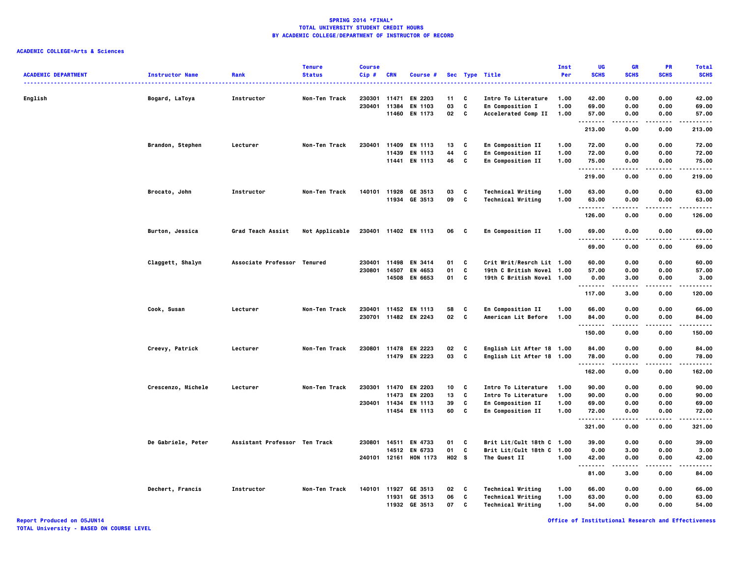**SPRING 2014 *FINAL***
**TOTAL UNIVERSITY STUDENT CREDIT HOURS**
**BY ACADEMIC COLLEGE/DEPARTMENT OF INSTRUCTOR OF RECORD**

**ACADEMIC COLLEGE=Arts & Sciences**

| ACADEMIC DEPARTMENT | Instructor Name | Rank | Tenure Status | Course Cip # | CRN | Course # | Sec | Type | Title | Inst Per | UG SCHS | GR SCHS | PR SCHS | Total SCHS |
|---|---|---|---|---|---|---|---|---|---|---|---|---|---|---|
| English | Bogard, LaToya | Instructor | Non-Ten Track | 230301 | 11471 | EN 2203 | 11 | C | Intro To Literature | 1.00 | 42.00 | 0.00 | 0.00 | 42.00 |
| | | | | 230401 | 11384 | EN 1103 | 03 | C | En Composition I | 1.00 | 69.00 | 0.00 | 0.00 | 69.00 |
| | | | | | 11460 | EN 1173 | 02 | C | Accelerated Comp II | 1.00 | 57.00 | 0.00 | 0.00 | 57.00 |
| | | | | | | | | | | | 213.00 | 0.00 | 0.00 | 213.00 |
| | Brandon, Stephen | Lecturer | Non-Ten Track | 230401 | 11409 | EN 1113 | 13 | C | En Composition II | 1.00 | 72.00 | 0.00 | 0.00 | 72.00 |
| | | | | | 11439 | EN 1113 | 44 | C | En Composition II | 1.00 | 72.00 | 0.00 | 0.00 | 72.00 |
| | | | | | 11441 | EN 1113 | 46 | C | En Composition II | 1.00 | 75.00 | 0.00 | 0.00 | 75.00 |
| | | | | | | | | | | | 219.00 | 0.00 | 0.00 | 219.00 |
| | Brocato, John | Instructor | Non-Ten Track | 140101 | 11928 | GE 3513 | 03 | C | Technical Writing | 1.00 | 63.00 | 0.00 | 0.00 | 63.00 |
| | | | | | 11934 | GE 3513 | 09 | C | Technical Writing | 1.00 | 63.00 | 0.00 | 0.00 | 63.00 |
| | | | | | | | | | | | 126.00 | 0.00 | 0.00 | 126.00 |
| | Burton, Jessica | Grad Teach Assist | Not Applicable | 230401 | 11402 | EN 1113 | 06 | C | En Composition II | 1.00 | 69.00 | 0.00 | 0.00 | 69.00 |
| | | | | | | | | | | | 69.00 | 0.00 | 0.00 | 69.00 |
| | Claggett, Shalyn | Associate Professor | Tenured | 230401 | 11498 | EN 3414 | 01 | C | Crit Writ/Resrch Lit | 1.00 | 60.00 | 0.00 | 0.00 | 60.00 |
| | | | | 230801 | 14507 | EN 4653 | 01 | C | 19th C British Novel | 1.00 | 57.00 | 0.00 | 0.00 | 57.00 |
| | | | | | 14508 | EN 6653 | 01 | C | 19th C British Novel | 1.00 | 0.00 | 3.00 | 0.00 | 3.00 |
| | | | | | | | | | | | 117.00 | 3.00 | 0.00 | 120.00 |
| | Cook, Susan | Lecturer | Non-Ten Track | 230401 | 11452 | EN 1113 | 58 | C | En Composition II | 1.00 | 66.00 | 0.00 | 0.00 | 66.00 |
| | | | | 230701 | 11482 | EN 2243 | 02 | C | American Lit Before | 1.00 | 84.00 | 0.00 | 0.00 | 84.00 |
| | | | | | | | | | | | 150.00 | 0.00 | 0.00 | 150.00 |
| | Creevy, Patrick | Lecturer | Non-Ten Track | 230801 | 11478 | EN 2223 | 02 | C | English Lit After 18 | 1.00 | 84.00 | 0.00 | 0.00 | 84.00 |
| | | | | | 11479 | EN 2223 | 03 | C | English Lit After 18 | 1.00 | 78.00 | 0.00 | 0.00 | 78.00 |
| | | | | | | | | | | | 162.00 | 0.00 | 0.00 | 162.00 |
| | Crescenzo, Michele | Lecturer | Non-Ten Track | 230301 | 11470 | EN 2203 | 10 | C | Intro To Literature | 1.00 | 90.00 | 0.00 | 0.00 | 90.00 |
| | | | | | 11473 | EN 2203 | 13 | C | Intro To Literature | 1.00 | 90.00 | 0.00 | 0.00 | 90.00 |
| | | | | 230401 | 11434 | EN 1113 | 39 | C | En Composition II | 1.00 | 69.00 | 0.00 | 0.00 | 69.00 |
| | | | | | 11454 | EN 1113 | 60 | C | En Composition II | 1.00 | 72.00 | 0.00 | 0.00 | 72.00 |
| | | | | | | | | | | | 321.00 | 0.00 | 0.00 | 321.00 |
| | De Gabriele, Peter | Assistant Professor | Ten Track | 230801 | 14511 | EN 4733 | 01 | C | Brit Lit/Cult 18th C | 1.00 | 39.00 | 0.00 | 0.00 | 39.00 |
| | | | | | 14512 | EN 6733 | 01 | C | Brit Lit/Cult 18th C | 1.00 | 0.00 | 3.00 | 0.00 | 3.00 |
| | | | | 240101 | 12161 | HON 1173 | H02 | S | The Quest II | 1.00 | 42.00 | 0.00 | 0.00 | 42.00 |
| | | | | | | | | | | | 81.00 | 3.00 | 0.00 | 84.00 |
| | Dechert, Francis | Instructor | Non-Ten Track | 140101 | 11927 | GE 3513 | 02 | C | Technical Writing | 1.00 | 66.00 | 0.00 | 0.00 | 66.00 |
| | | | | | 11931 | GE 3513 | 06 | C | Technical Writing | 1.00 | 63.00 | 0.00 | 0.00 | 63.00 |
| | | | | | 11932 | GE 3513 | 07 | C | Technical Writing | 1.00 | 54.00 | 0.00 | 0.00 | 54.00 |

Report Produced on 05JUN14
TOTAL University - BASED ON COURSE LEVEL

Office of Institutional Research and Effectiveness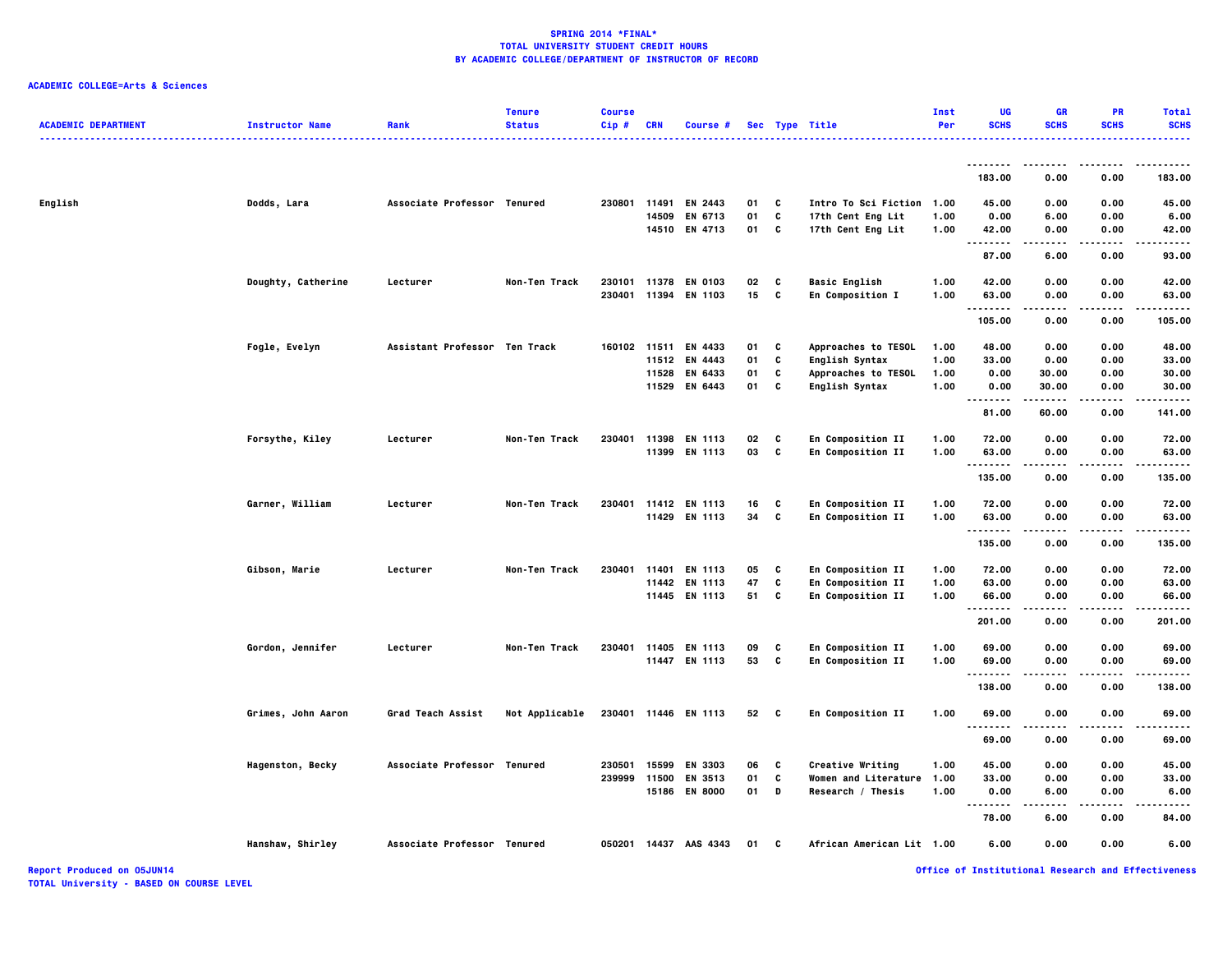**SPRING 2014 *FINAL***
**TOTAL UNIVERSITY STUDENT CREDIT HOURS**
**BY ACADEMIC COLLEGE/DEPARTMENT OF INSTRUCTOR OF RECORD**

**ACADEMIC COLLEGE=Arts & Sciences**

| ACADEMIC DEPARTMENT | Instructor Name | Rank | Tenure Status | Course Cip # | CRN | Course # | Sec | Type | Title | Inst Per | UG SCHS | GR SCHS | PR SCHS | Total SCHS |
|---|---|---|---|---|---|---|---|---|---|---|---|---|---|---|
| | | | | | | | | | | | 183.00 | 0.00 | 0.00 | 183.00 |
| English | Dodds, Lara | Associate Professor | Tenured | 230801 | 11491 | EN 2443 | 01 | C | Intro To Sci Fiction | 1.00 | 45.00 | 0.00 | 0.00 | 45.00 |
| | | | | | 14509 | EN 6713 | 01 | C | 17th Cent Eng Lit | 1.00 | 0.00 | 6.00 | 0.00 | 6.00 |
| | | | | | 14510 | EN 4713 | 01 | C | 17th Cent Eng Lit | 1.00 | 42.00 | 0.00 | 0.00 | 42.00 |
| | | | | | | | | | | | 87.00 | 6.00 | 0.00 | 93.00 |
| | Doughty, Catherine | Lecturer | Non-Ten Track | 230101 | 11378 | EN 0103 | 02 | C | Basic English | 1.00 | 42.00 | 0.00 | 0.00 | 42.00 |
| | | | | 230401 | 11394 | EN 1103 | 15 | C | En Composition I | 1.00 | 63.00 | 0.00 | 0.00 | 63.00 |
| | | | | | | | | | | | 105.00 | 0.00 | 0.00 | 105.00 |
| | Fogle, Evelyn | Assistant Professor | Ten Track | 160102 | 11511 | EN 4433 | 01 | C | Approaches to TESOL | 1.00 | 48.00 | 0.00 | 0.00 | 48.00 |
| | | | | | 11512 | EN 4443 | 01 | C | English Syntax | 1.00 | 33.00 | 0.00 | 0.00 | 33.00 |
| | | | | | 11528 | EN 6433 | 01 | C | Approaches to TESOL | 1.00 | 0.00 | 30.00 | 0.00 | 30.00 |
| | | | | | 11529 | EN 6443 | 01 | C | English Syntax | 1.00 | 0.00 | 30.00 | 0.00 | 30.00 |
| | | | | | | | | | | | 81.00 | 60.00 | 0.00 | 141.00 |
| | Forsythe, Kiley | Lecturer | Non-Ten Track | 230401 | 11398 | EN 1113 | 02 | C | En Composition II | 1.00 | 72.00 | 0.00 | 0.00 | 72.00 |
| | | | | | 11399 | EN 1113 | 03 | C | En Composition II | 1.00 | 63.00 | 0.00 | 0.00 | 63.00 |
| | | | | | | | | | | | 135.00 | 0.00 | 0.00 | 135.00 |
| | Garner, William | Lecturer | Non-Ten Track | 230401 | 11412 | EN 1113 | 16 | C | En Composition II | 1.00 | 72.00 | 0.00 | 0.00 | 72.00 |
| | | | | | 11429 | EN 1113 | 34 | C | En Composition II | 1.00 | 63.00 | 0.00 | 0.00 | 63.00 |
| | | | | | | | | | | | 135.00 | 0.00 | 0.00 | 135.00 |
| | Gibson, Marie | Lecturer | Non-Ten Track | 230401 | 11401 | EN 1113 | 05 | C | En Composition II | 1.00 | 72.00 | 0.00 | 0.00 | 72.00 |
| | | | | | 11442 | EN 1113 | 47 | C | En Composition II | 1.00 | 63.00 | 0.00 | 0.00 | 63.00 |
| | | | | | 11445 | EN 1113 | 51 | C | En Composition II | 1.00 | 66.00 | 0.00 | 0.00 | 66.00 |
| | | | | | | | | | | | 201.00 | 0.00 | 0.00 | 201.00 |
| | Gordon, Jennifer | Lecturer | Non-Ten Track | 230401 | 11405 | EN 1113 | 09 | C | En Composition II | 1.00 | 69.00 | 0.00 | 0.00 | 69.00 |
| | | | | | 11447 | EN 1113 | 53 | C | En Composition II | 1.00 | 69.00 | 0.00 | 0.00 | 69.00 |
| | | | | | | | | | | | 138.00 | 0.00 | 0.00 | 138.00 |
| | Grimes, John Aaron | Grad Teach Assist | Not Applicable | 230401 | 11446 | EN 1113 | 52 | C | En Composition II | 1.00 | 69.00 | 0.00 | 0.00 | 69.00 |
| | | | | | | | | | | | 69.00 | 0.00 | 0.00 | 69.00 |
| | Hagenston, Becky | Associate Professor | Tenured | 230501 | 15599 | EN 3303 | 06 | C | Creative Writing | 1.00 | 45.00 | 0.00 | 0.00 | 45.00 |
| | | | | 239999 | 11500 | EN 3513 | 01 | C | Women and Literature | 1.00 | 33.00 | 0.00 | 0.00 | 33.00 |
| | | | | | 15186 | EN 8000 | 01 | D | Research / Thesis | 1.00 | 0.00 | 6.00 | 0.00 | 6.00 |
| | | | | | | | | | | | 78.00 | 6.00 | 0.00 | 84.00 |
| | Hanshaw, Shirley | Associate Professor | Tenured | 050201 | 14437 | AAS 4343 | 01 | C | African American Lit | 1.00 | 6.00 | 0.00 | 0.00 | 6.00 |

Report Produced on 05JUN14
TOTAL University - BASED ON COURSE LEVEL
Office of Institutional Research and Effectiveness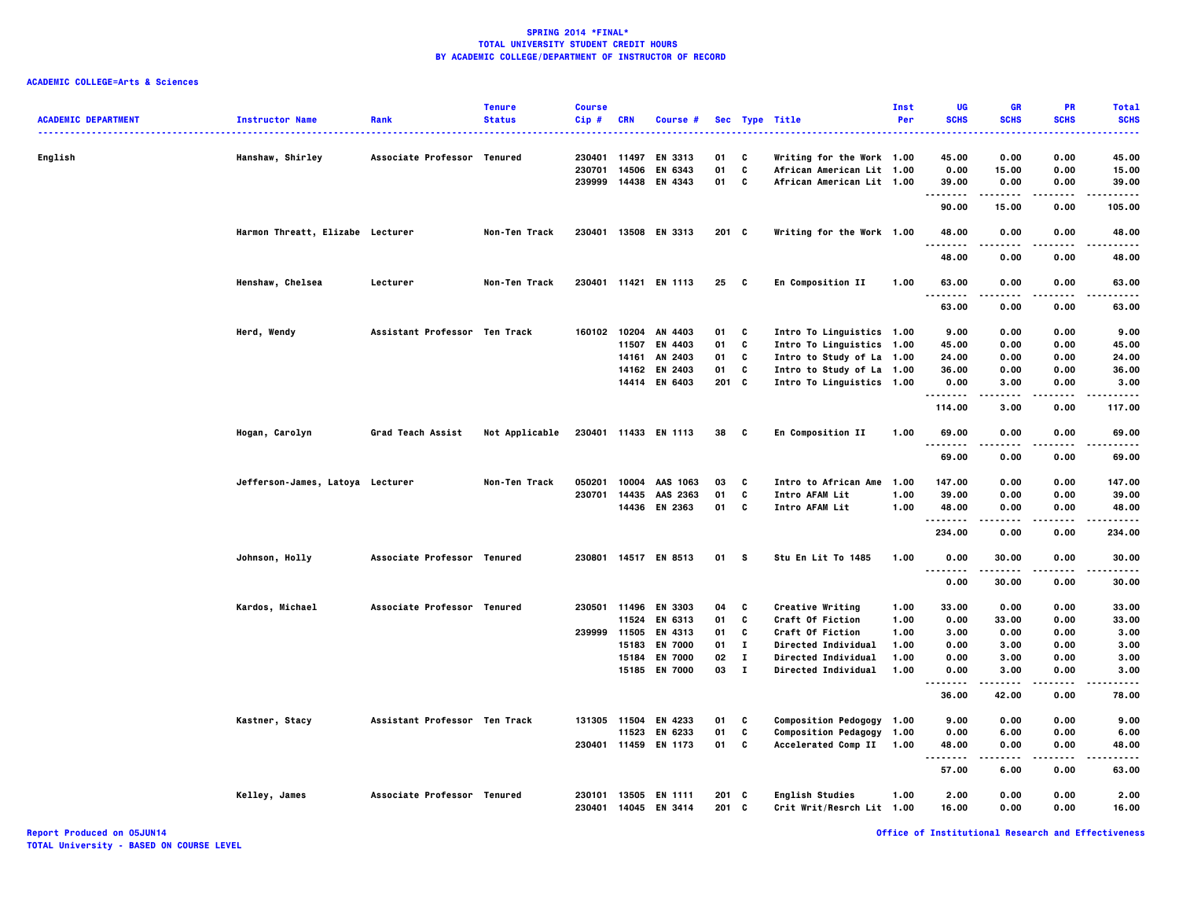**SPRING 2014 *FINAL***
**TOTAL UNIVERSITY STUDENT CREDIT HOURS**
**BY ACADEMIC COLLEGE/DEPARTMENT OF INSTRUCTOR OF RECORD**

**ACADEMIC COLLEGE=Arts & Sciences**

| ACADEMIC DEPARTMENT | Instructor Name | Rank | Tenure Status | Course Cip # | CRN | Course # | Sec | Type | Title | Inst Per | UG SCHS | GR SCHS | PR SCHS | Total SCHS |
|---|---|---|---|---|---|---|---|---|---|---|---|---|---|---|
| English | Hanshaw, Shirley | Associate Professor | Tenured | 230401 | 11497 | EN 3313 | 01 | C | Writing for the Work | 1.00 | 45.00 | 0.00 | 0.00 | 45.00 |
| | | | | 230701 | 14506 | EN 6343 | 01 | C | African American Lit | 1.00 | 0.00 | 15.00 | 0.00 | 15.00 |
| | | | | 239999 | 14438 | EN 4343 | 01 | C | African American Lit | 1.00 | 39.00 | 0.00 | 0.00 | 39.00 |
| | | | | | | | | | | | 90.00 | 15.00 | 0.00 | 105.00 |
| | Harmon Threatt, Elizabe | Lecturer | Non-Ten Track | 230401 | 13508 | EN 3313 | 201 | C | Writing for the Work | 1.00 | 48.00 | 0.00 | 0.00 | 48.00 |
| | | | | | | | | | | | 48.00 | 0.00 | 0.00 | 48.00 |
| | Henshaw, Chelsea | Lecturer | Non-Ten Track | 230401 | 11421 | EN 1113 | 25 | C | En Composition II | 1.00 | 63.00 | 0.00 | 0.00 | 63.00 |
| | | | | | | | | | | | 63.00 | 0.00 | 0.00 | 63.00 |
| | Herd, Wendy | Assistant Professor | Ten Track | 160102 | 10204 | AN 4403 | 01 | C | Intro To Linguistics | 1.00 | 9.00 | 0.00 | 0.00 | 9.00 |
| | | | | | 11507 | EN 4403 | 01 | C | Intro To Linguistics | 1.00 | 45.00 | 0.00 | 0.00 | 45.00 |
| | | | | | 14161 | AN 2403 | 01 | C | Intro to Study of La | 1.00 | 24.00 | 0.00 | 0.00 | 24.00 |
| | | | | | 14162 | EN 2403 | 01 | C | Intro to Study of La | 1.00 | 36.00 | 0.00 | 0.00 | 36.00 |
| | | | | | 14414 | EN 6403 | 201 | C | Intro To Linguistics | 1.00 | 0.00 | 3.00 | 0.00 | 3.00 |
| | | | | | | | | | | | 114.00 | 3.00 | 0.00 | 117.00 |
| | Hogan, Carolyn | Grad Teach Assist | Not Applicable | 230401 | 11433 | EN 1113 | 38 | C | En Composition II | 1.00 | 69.00 | 0.00 | 0.00 | 69.00 |
| | | | | | | | | | | | 69.00 | 0.00 | 0.00 | 69.00 |
| | Jefferson-James, Latoya | Lecturer | Non-Ten Track | 050201 | 10004 | AAS 1063 | 03 | C | Intro to African Ame | 1.00 | 147.00 | 0.00 | 0.00 | 147.00 |
| | | | | 230701 | 14435 | AAS 2363 | 01 | C | Intro AFAM Lit | 1.00 | 39.00 | 0.00 | 0.00 | 39.00 |
| | | | | | 14436 | EN 2363 | 01 | C | Intro AFAM Lit | 1.00 | 48.00 | 0.00 | 0.00 | 48.00 |
| | | | | | | | | | | | 234.00 | 0.00 | 0.00 | 234.00 |
| | Johnson, Holly | Associate Professor | Tenured | 230801 | 14517 | EN 8513 | 01 | S | Stu En Lit To 1485 | 1.00 | 0.00 | 30.00 | 0.00 | 30.00 |
| | | | | | | | | | | | 0.00 | 30.00 | 0.00 | 30.00 |
| | Kardos, Michael | Associate Professor | Tenured | 230501 | 11496 | EN 3303 | 04 | C | Creative Writing | 1.00 | 33.00 | 0.00 | 0.00 | 33.00 |
| | | | | | 11524 | EN 6313 | 01 | C | Craft Of Fiction | 1.00 | 0.00 | 33.00 | 0.00 | 33.00 |
| | | | | 239999 | 11505 | EN 4313 | 01 | C | Craft Of Fiction | 1.00 | 3.00 | 0.00 | 0.00 | 3.00 |
| | | | | | 15183 | EN 7000 | 01 | I | Directed Individual | 1.00 | 0.00 | 3.00 | 0.00 | 3.00 |
| | | | | | 15184 | EN 7000 | 02 | I | Directed Individual | 1.00 | 0.00 | 3.00 | 0.00 | 3.00 |
| | | | | | 15185 | EN 7000 | 03 | I | Directed Individual | 1.00 | 0.00 | 3.00 | 0.00 | 3.00 |
| | | | | | | | | | | | 36.00 | 42.00 | 0.00 | 78.00 |
| | Kastner, Stacy | Assistant Professor | Ten Track | 131305 | 11504 | EN 4233 | 01 | C | Composition Pedogogy | 1.00 | 9.00 | 0.00 | 0.00 | 9.00 |
| | | | | | 11523 | EN 6233 | 01 | C | Composition Pedagogy | 1.00 | 0.00 | 6.00 | 0.00 | 6.00 |
| | | | | 230401 | 11459 | EN 1173 | 01 | C | Accelerated Comp II | 1.00 | 48.00 | 0.00 | 0.00 | 48.00 |
| | | | | | | | | | | | 57.00 | 6.00 | 0.00 | 63.00 |
| | Kelley, James | Associate Professor | Tenured | 230101 | 13505 | EN 1111 | 201 | C | English Studies | 1.00 | 2.00 | 0.00 | 0.00 | 2.00 |
| | | | | 230401 | 14045 | EN 3414 | 201 | C | Crit Writ/Resrch Lit | 1.00 | 16.00 | 0.00 | 0.00 | 16.00 |

Report Produced on 05JUN14
TOTAL University - BASED ON COURSE LEVEL

Office of Institutional Research and Effectiveness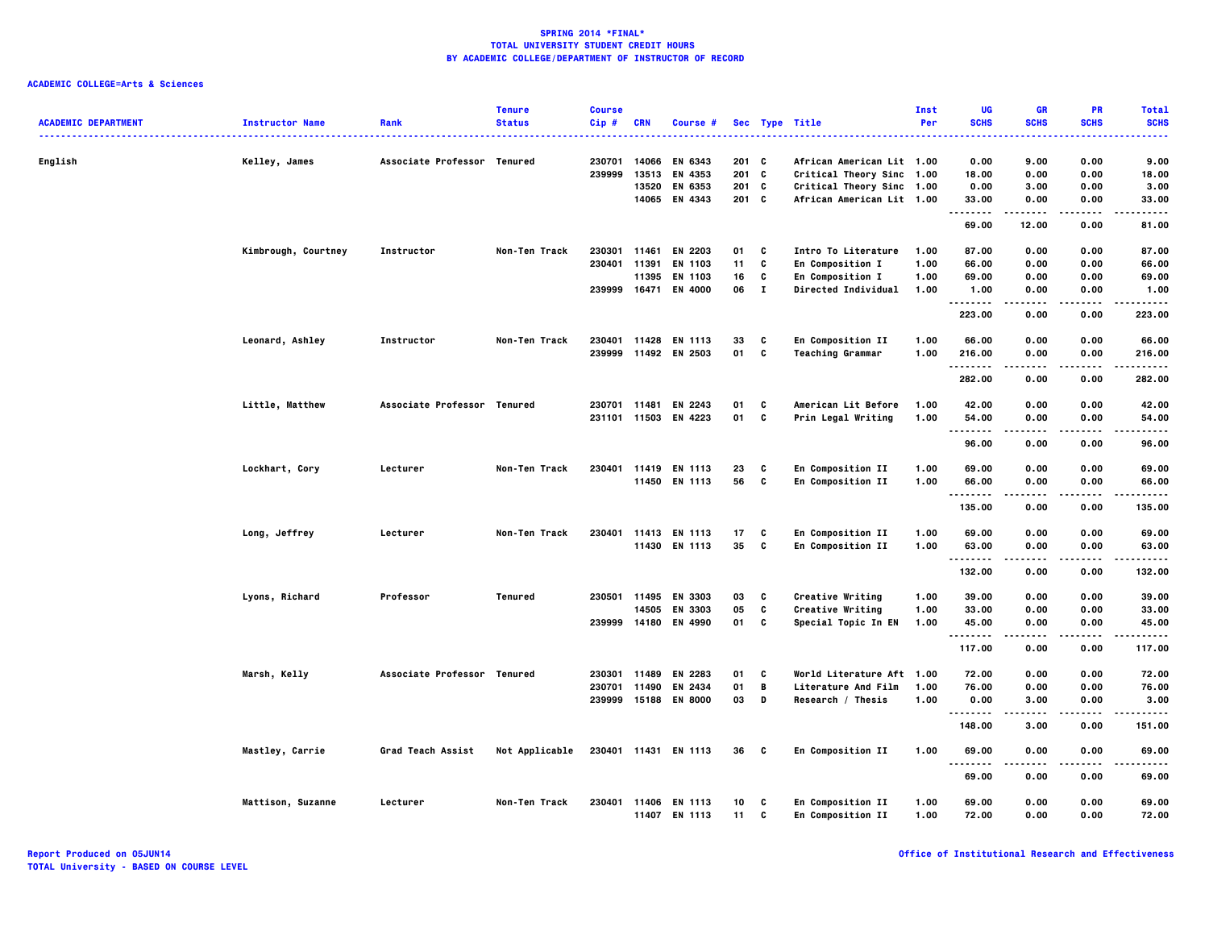**SPRING 2014 *FINAL***
**TOTAL UNIVERSITY STUDENT CREDIT HOURS**
**BY ACADEMIC COLLEGE/DEPARTMENT OF INSTRUCTOR OF RECORD**

**ACADEMIC COLLEGE=Arts & Sciences**

| ACADEMIC DEPARTMENT | Instructor Name | Rank | Tenure Status | Course Cip # | CRN | Course # | Sec | Type | Title | Inst Per | UG SCHS | GR SCHS | PR SCHS | Total SCHS |
|---|---|---|---|---|---|---|---|---|---|---|---|---|---|---|
| English | Kelley, James | Associate Professor | Tenured | 230701 | 14066 | EN 6343 | 201 | C | African American Lit | 1.00 | 0.00 | 9.00 | 0.00 | 9.00 |
| | | | | 239999 | 13513 | EN 4353 | 201 | C | Critical Theory Sinc | 1.00 | 18.00 | 0.00 | 0.00 | 18.00 |
| | | | | | 13520 | EN 6353 | 201 | C | Critical Theory Sinc | 1.00 | 0.00 | 3.00 | 0.00 | 3.00 |
| | | | | | 14065 | EN 4343 | 201 | C | African American Lit | 1.00 | 33.00 | 0.00 | 0.00 | 33.00 |
| | | | | | | | | | | | 69.00 | 12.00 | 0.00 | 81.00 |
| | Kimbrough, Courtney | Instructor | Non-Ten Track | 230301 | 11461 | EN 2203 | 01 | C | Intro To Literature | 1.00 | 87.00 | 0.00 | 0.00 | 87.00 |
| | | | | 230401 | 11391 | EN 1103 | 11 | C | En Composition I | 1.00 | 66.00 | 0.00 | 0.00 | 66.00 |
| | | | | | 11395 | EN 1103 | 16 | C | En Composition I | 1.00 | 69.00 | 0.00 | 0.00 | 69.00 |
| | | | | 239999 | 16471 | EN 4000 | 06 | I | Directed Individual | 1.00 | 1.00 | 0.00 | 0.00 | 1.00 |
| | | | | | | | | | | | 223.00 | 0.00 | 0.00 | 223.00 |
| | Leonard, Ashley | Instructor | Non-Ten Track | 230401 | 11428 | EN 1113 | 33 | C | En Composition II | 1.00 | 66.00 | 0.00 | 0.00 | 66.00 |
| | | | | 239999 | 11492 | EN 2503 | 01 | C | Teaching Grammar | 1.00 | 216.00 | 0.00 | 0.00 | 216.00 |
| | | | | | | | | | | | 282.00 | 0.00 | 0.00 | 282.00 |
| | Little, Matthew | Associate Professor | Tenured | 230701 | 11481 | EN 2243 | 01 | C | American Lit Before | 1.00 | 42.00 | 0.00 | 0.00 | 42.00 |
| | | | | 231101 | 11503 | EN 4223 | 01 | C | Prin Legal Writing | 1.00 | 54.00 | 0.00 | 0.00 | 54.00 |
| | | | | | | | | | | | 96.00 | 0.00 | 0.00 | 96.00 |
| | Lockhart, Cory | Lecturer | Non-Ten Track | 230401 | 11419 | EN 1113 | 23 | C | En Composition II | 1.00 | 69.00 | 0.00 | 0.00 | 69.00 |
| | | | | | 11450 | EN 1113 | 56 | C | En Composition II | 1.00 | 66.00 | 0.00 | 0.00 | 66.00 |
| | | | | | | | | | | | 135.00 | 0.00 | 0.00 | 135.00 |
| | Long, Jeffrey | Lecturer | Non-Ten Track | 230401 | 11413 | EN 1113 | 17 | C | En Composition II | 1.00 | 69.00 | 0.00 | 0.00 | 69.00 |
| | | | | | 11430 | EN 1113 | 35 | C | En Composition II | 1.00 | 63.00 | 0.00 | 0.00 | 63.00 |
| | | | | | | | | | | | 132.00 | 0.00 | 0.00 | 132.00 |
| | Lyons, Richard | Professor | Tenured | 230501 | 11495 | EN 3303 | 03 | C | Creative Writing | 1.00 | 39.00 | 0.00 | 0.00 | 39.00 |
| | | | | | 14505 | EN 3303 | 05 | C | Creative Writing | 1.00 | 33.00 | 0.00 | 0.00 | 33.00 |
| | | | | 239999 | 14180 | EN 4990 | 01 | C | Special Topic In EN | 1.00 | 45.00 | 0.00 | 0.00 | 45.00 |
| | | | | | | | | | | | 117.00 | 0.00 | 0.00 | 117.00 |
| | Marsh, Kelly | Associate Professor | Tenured | 230301 | 11489 | EN 2283 | 01 | C | World Literature Aft | 1.00 | 72.00 | 0.00 | 0.00 | 72.00 |
| | | | | 230701 | 11490 | EN 2434 | 01 | B | Literature And Film | 1.00 | 76.00 | 0.00 | 0.00 | 76.00 |
| | | | | 239999 | 15188 | EN 8000 | 03 | D | Research / Thesis | 1.00 | 0.00 | 3.00 | 0.00 | 3.00 |
| | | | | | | | | | | | 148.00 | 3.00 | 0.00 | 151.00 |
| | Mastley, Carrie | Grad Teach Assist | Not Applicable | 230401 | 11431 | EN 1113 | 36 | C | En Composition II | 1.00 | 69.00 | 0.00 | 0.00 | 69.00 |
| | | | | | | | | | | | 69.00 | 0.00 | 0.00 | 69.00 |
| | Mattison, Suzanne | Lecturer | Non-Ten Track | 230401 | 11406 | EN 1113 | 10 | C | En Composition II | 1.00 | 69.00 | 0.00 | 0.00 | 69.00 |
| | | | | | 11407 | EN 1113 | 11 | C | En Composition II | 1.00 | 72.00 | 0.00 | 0.00 | 72.00 |

Report Produced on 05JUN14
TOTAL University - BASED ON COURSE LEVEL

Office of Institutional Research and Effectiveness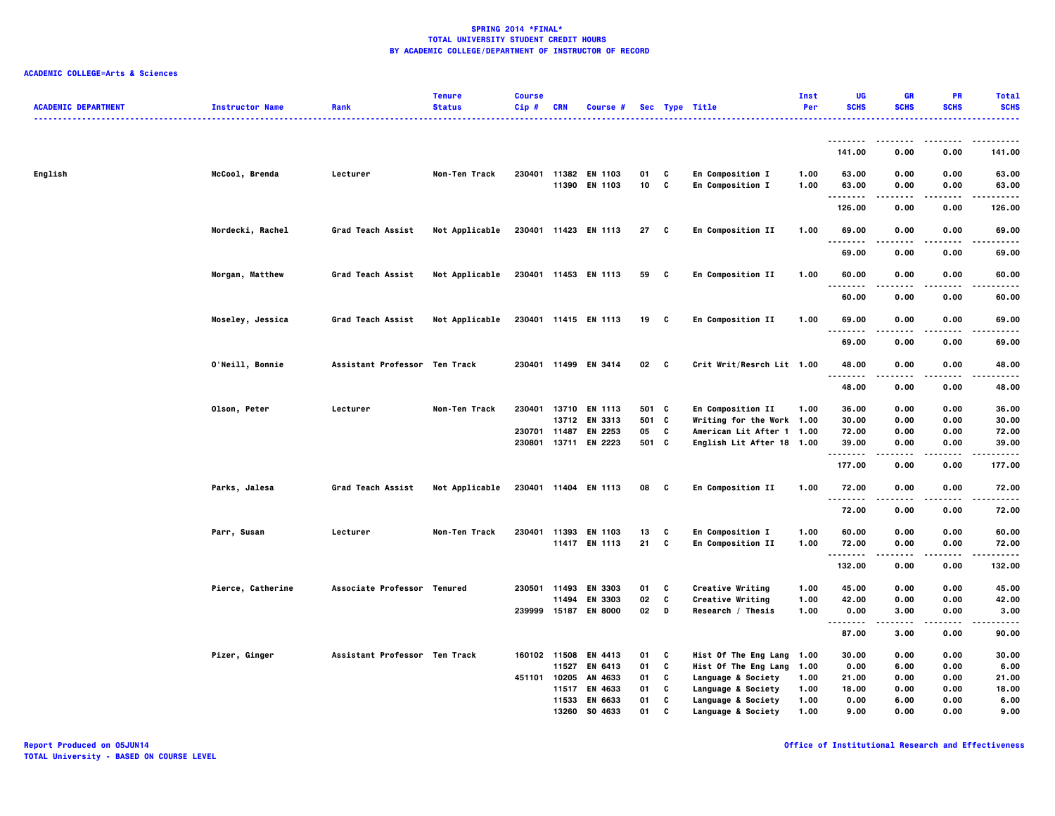**SPRING 2014 *FINAL***
**TOTAL UNIVERSITY STUDENT CREDIT HOURS**
**BY ACADEMIC COLLEGE/DEPARTMENT OF INSTRUCTOR OF RECORD**

**ACADEMIC COLLEGE=Arts & Sciences**

| ACADEMIC DEPARTMENT | Instructor Name | Rank | Tenure Status | Course Cip # | CRN | Course # | Sec | Type | Title | Inst Per | UG SCHS | GR SCHS | PR SCHS | Total SCHS |
|---|---|---|---|---|---|---|---|---|---|---|---|---|---|---|
| | | | | | | | | | | | 141.00 | 0.00 | 0.00 | 141.00 |
| English | McCool, Brenda | Lecturer | Non-Ten Track | 230401 | 11382 | EN 1103 | 01 | C | En Composition I | 1.00 | 63.00 | 0.00 | 0.00 | 63.00 |
| | | | | | 11390 | EN 1103 | 10 | C | En Composition I | 1.00 | 63.00 | 0.00 | 0.00 | 63.00 |
| | | | | | | | | | | | 126.00 | 0.00 | 0.00 | 126.00 |
| | Mordecki, Rachel | Grad Teach Assist | Not Applicable | 230401 | 11423 | EN 1113 | 27 | C | En Composition II | 1.00 | 69.00 | 0.00 | 0.00 | 69.00 |
| | | | | | | | | | | | 69.00 | 0.00 | 0.00 | 69.00 |
| | Morgan, Matthew | Grad Teach Assist | Not Applicable | 230401 | 11453 | EN 1113 | 59 | C | En Composition II | 1.00 | 60.00 | 0.00 | 0.00 | 60.00 |
| | | | | | | | | | | | 60.00 | 0.00 | 0.00 | 60.00 |
| | Moseley, Jessica | Grad Teach Assist | Not Applicable | 230401 | 11415 | EN 1113 | 19 | C | En Composition II | 1.00 | 69.00 | 0.00 | 0.00 | 69.00 |
| | | | | | | | | | | | 69.00 | 0.00 | 0.00 | 69.00 |
| | O'Neill, Bonnie | Assistant Professor | Ten Track | 230401 | 11499 | EN 3414 | 02 | C | Crit Writ/Resrch Lit | 1.00 | 48.00 | 0.00 | 0.00 | 48.00 |
| | | | | | | | | | | | 48.00 | 0.00 | 0.00 | 48.00 |
| | Olson, Peter | Lecturer | Non-Ten Track | 230401 | 13710 | EN 1113 | 501 | C | En Composition II | 1.00 | 36.00 | 0.00 | 0.00 | 36.00 |
| | | | | | 13712 | EN 3313 | 501 | C | Writing for the Work | 1.00 | 30.00 | 0.00 | 0.00 | 30.00 |
| | | | | 230701 | 11487 | EN 2253 | 05 | C | American Lit After 1 | 1.00 | 72.00 | 0.00 | 0.00 | 72.00 |
| | | | | 230801 | 13711 | EN 2223 | 501 | C | English Lit After 18 | 1.00 | 39.00 | 0.00 | 0.00 | 39.00 |
| | | | | | | | | | | | 177.00 | 0.00 | 0.00 | 177.00 |
| | Parks, Jalesa | Grad Teach Assist | Not Applicable | 230401 | 11404 | EN 1113 | 08 | C | En Composition II | 1.00 | 72.00 | 0.00 | 0.00 | 72.00 |
| | | | | | | | | | | | 72.00 | 0.00 | 0.00 | 72.00 |
| | Parr, Susan | Lecturer | Non-Ten Track | 230401 | 11393 | EN 1103 | 13 | C | En Composition I | 1.00 | 60.00 | 0.00 | 0.00 | 60.00 |
| | | | | | 11417 | EN 1113 | 21 | C | En Composition II | 1.00 | 72.00 | 0.00 | 0.00 | 72.00 |
| | | | | | | | | | | | 132.00 | 0.00 | 0.00 | 132.00 |
| | Pierce, Catherine | Associate Professor | Tenured | 230501 | 11493 | EN 3303 | 01 | C | Creative Writing | 1.00 | 45.00 | 0.00 | 0.00 | 45.00 |
| | | | | | 11494 | EN 3303 | 02 | C | Creative Writing | 1.00 | 42.00 | 0.00 | 0.00 | 42.00 |
| | | | | 239999 | 15187 | EN 8000 | 02 | D | Research / Thesis | 1.00 | 0.00 | 3.00 | 0.00 | 3.00 |
| | | | | | | | | | | | 87.00 | 3.00 | 0.00 | 90.00 |
| | Pizer, Ginger | Assistant Professor | Ten Track | 160102 | 11508 | EN 4413 | 01 | C | Hist Of The Eng Lang | 1.00 | 30.00 | 0.00 | 0.00 | 30.00 |
| | | | | | 11527 | EN 6413 | 01 | C | Hist Of The Eng Lang | 1.00 | 0.00 | 6.00 | 0.00 | 6.00 |
| | | | | 451101 | 10205 | AN 4633 | 01 | C | Language & Society | 1.00 | 21.00 | 0.00 | 0.00 | 21.00 |
| | | | | | 11517 | EN 4633 | 01 | C | Language & Society | 1.00 | 18.00 | 0.00 | 0.00 | 18.00 |
| | | | | | 11533 | EN 6633 | 01 | C | Language & Society | 1.00 | 0.00 | 6.00 | 0.00 | 6.00 |
| | | | | | 13260 | SO 4633 | 01 | C | Language & Society | 1.00 | 9.00 | 0.00 | 0.00 | 9.00 |

Report Produced on 05JUN14
TOTAL University - BASED ON COURSE LEVEL

Office of Institutional Research and Effectiveness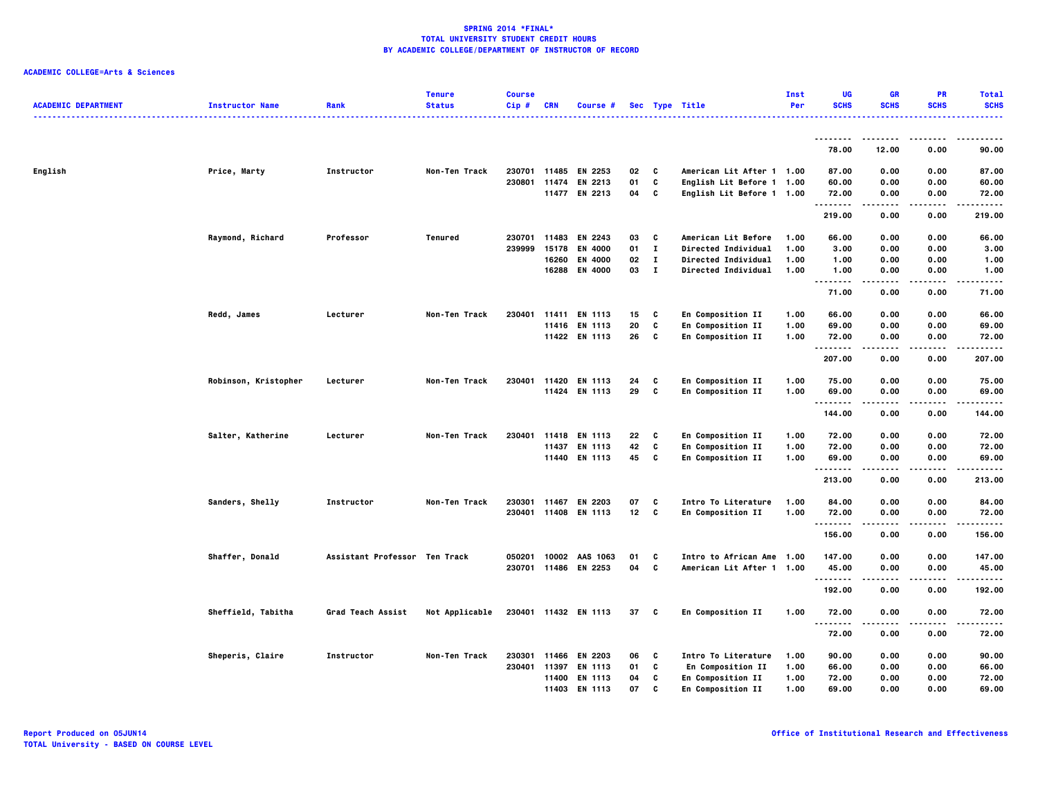**SPRING 2014 *FINAL***
**TOTAL UNIVERSITY STUDENT CREDIT HOURS**
**BY ACADEMIC COLLEGE/DEPARTMENT OF INSTRUCTOR OF RECORD**

**ACADEMIC COLLEGE=Arts & Sciences**

| ACADEMIC DEPARTMENT | Instructor Name | Rank | Tenure Status | Course Cip # | CRN | Course # | Sec | Type | Title | Inst Per | UG SCHS | GR SCHS | PR SCHS | Total SCHS |
|---|---|---|---|---|---|---|---|---|---|---|---|---|---|---|
| | | | | | | | | | | | 78.00 | 12.00 | 0.00 | 90.00 |
| English | Price, Marty | Instructor | Non-Ten Track | 230701 | 11485 | EN 2253 | 02 | C | American Lit After 1 | 1.00 | 87.00 | 0.00 | 0.00 | 87.00 |
| | | | | 230801 | 11474 | EN 2213 | 01 | C | English Lit Before 1 | 1.00 | 60.00 | 0.00 | 0.00 | 60.00 |
| | | | | | 11477 | EN 2213 | 04 | C | English Lit Before 1 | 1.00 | 72.00 | 0.00 | 0.00 | 72.00 |
| | | | | | | | | | | | 219.00 | 0.00 | 0.00 | 219.00 |
| | Raymond, Richard | Professor | Tenured | 230701 | 11483 | EN 2243 | 03 | C | American Lit Before | 1.00 | 66.00 | 0.00 | 0.00 | 66.00 |
| | | | | 239999 | 15178 | EN 4000 | 01 | I | Directed Individual | 1.00 | 3.00 | 0.00 | 0.00 | 3.00 |
| | | | | | 16260 | EN 4000 | 02 | I | Directed Individual | 1.00 | 1.00 | 0.00 | 0.00 | 1.00 |
| | | | | | 16288 | EN 4000 | 03 | I | Directed Individual | 1.00 | 1.00 | 0.00 | 0.00 | 1.00 |
| | | | | | | | | | | | 71.00 | 0.00 | 0.00 | 71.00 |
| | Redd, James | Lecturer | Non-Ten Track | 230401 | 11411 | EN 1113 | 15 | C | En Composition II | 1.00 | 66.00 | 0.00 | 0.00 | 66.00 |
| | | | | | 11416 | EN 1113 | 20 | C | En Composition II | 1.00 | 69.00 | 0.00 | 0.00 | 69.00 |
| | | | | | 11422 | EN 1113 | 26 | C | En Composition II | 1.00 | 72.00 | 0.00 | 0.00 | 72.00 |
| | | | | | | | | | | | 207.00 | 0.00 | 0.00 | 207.00 |
| | Robinson, Kristopher | Lecturer | Non-Ten Track | 230401 | 11420 | EN 1113 | 24 | C | En Composition II | 1.00 | 75.00 | 0.00 | 0.00 | 75.00 |
| | | | | | 11424 | EN 1113 | 29 | C | En Composition II | 1.00 | 69.00 | 0.00 | 0.00 | 69.00 |
| | | | | | | | | | | | 144.00 | 0.00 | 0.00 | 144.00 |
| | Salter, Katherine | Lecturer | Non-Ten Track | 230401 | 11418 | EN 1113 | 22 | C | En Composition II | 1.00 | 72.00 | 0.00 | 0.00 | 72.00 |
| | | | | | 11437 | EN 1113 | 42 | C | En Composition II | 1.00 | 72.00 | 0.00 | 0.00 | 72.00 |
| | | | | | 11440 | EN 1113 | 45 | C | En Composition II | 1.00 | 69.00 | 0.00 | 0.00 | 69.00 |
| | | | | | | | | | | | 213.00 | 0.00 | 0.00 | 213.00 |
| | Sanders, Shelly | Instructor | Non-Ten Track | 230301 | 11467 | EN 2203 | 07 | C | Intro To Literature | 1.00 | 84.00 | 0.00 | 0.00 | 84.00 |
| | | | | 230401 | 11408 | EN 1113 | 12 | C | En Composition II | 1.00 | 72.00 | 0.00 | 0.00 | 72.00 |
| | | | | | | | | | | | 156.00 | 0.00 | 0.00 | 156.00 |
| | Shaffer, Donald | Assistant Professor | Ten Track | 050201 | 10002 | AAS 1063 | 01 | C | Intro to African Ame | 1.00 | 147.00 | 0.00 | 0.00 | 147.00 |
| | | | | 230701 | 11486 | EN 2253 | 04 | C | American Lit After 1 | 1.00 | 45.00 | 0.00 | 0.00 | 45.00 |
| | | | | | | | | | | | 192.00 | 0.00 | 0.00 | 192.00 |
| | Sheffield, Tabitha | Grad Teach Assist | Not Applicable | 230401 | 11432 | EN 1113 | 37 | C | En Composition II | 1.00 | 72.00 | 0.00 | 0.00 | 72.00 |
| | | | | | | | | | | | 72.00 | 0.00 | 0.00 | 72.00 |
| | Sheperis, Claire | Instructor | Non-Ten Track | 230301 | 11466 | EN 2203 | 06 | C | Intro To Literature | 1.00 | 90.00 | 0.00 | 0.00 | 90.00 |
| | | | | 230401 | 11397 | EN 1113 | 01 | C | En Composition II | 1.00 | 66.00 | 0.00 | 0.00 | 66.00 |
| | | | | | 11400 | EN 1113 | 04 | C | En Composition II | 1.00 | 72.00 | 0.00 | 0.00 | 72.00 |
| | | | | | 11403 | EN 1113 | 07 | C | En Composition II | 1.00 | 69.00 | 0.00 | 0.00 | 69.00 |

Report Produced on 05JUN14
TOTAL University - BASED ON COURSE LEVEL

Office of Institutional Research and Effectiveness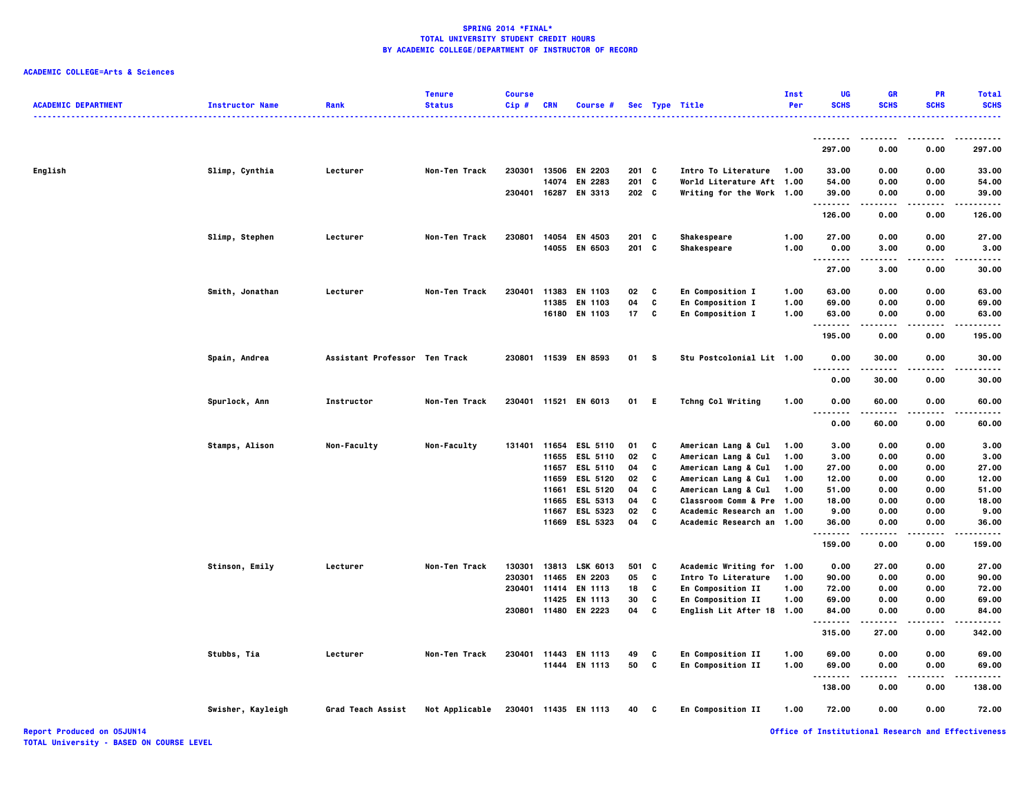**SPRING 2014 *FINAL***
**TOTAL UNIVERSITY STUDENT CREDIT HOURS**
**BY ACADEMIC COLLEGE/DEPARTMENT OF INSTRUCTOR OF RECORD**

**ACADEMIC COLLEGE=Arts & Sciences**

| ACADEMIC DEPARTMENT | Instructor Name | Rank | Tenure Status | Course Cip # | CRN | Course # | Sec | Type | Title | Inst Per | UG SCHS | GR SCHS | PR SCHS | Total SCHS |
|---|---|---|---|---|---|---|---|---|---|---|---|---|---|---|
| | | | | | | | | | | | 297.00 | 0.00 | 0.00 | 297.00 |
| English | Slimp, Cynthia | Lecturer | Non-Ten Track | 230301 | 13506 | EN 2203 | 201 | C | Intro To Literature | 1.00 | 33.00 | 0.00 | 0.00 | 33.00 |
| | | | | | 14074 | EN 2283 | 201 | C | World Literature Aft | 1.00 | 54.00 | 0.00 | 0.00 | 54.00 |
| | | | | 230401 | 16287 | EN 3313 | 202 | C | Writing for the Work | 1.00 | 39.00 | 0.00 | 0.00 | 39.00 |
| | | | | | | | | | | | 126.00 | 0.00 | 0.00 | 126.00 |
| | Slimp, Stephen | Lecturer | Non-Ten Track | 230801 | 14054 | EN 4503 | 201 | C | Shakespeare | 1.00 | 27.00 | 0.00 | 0.00 | 27.00 |
| | | | | | 14055 | EN 6503 | 201 | C | Shakespeare | 1.00 | 0.00 | 3.00 | 0.00 | 3.00 |
| | | | | | | | | | | | 27.00 | 3.00 | 0.00 | 30.00 |
| | Smith, Jonathan | Lecturer | Non-Ten Track | 230401 | 11383 | EN 1103 | 02 | C | En Composition I | 1.00 | 63.00 | 0.00 | 0.00 | 63.00 |
| | | | | | 11385 | EN 1103 | 04 | C | En Composition I | 1.00 | 69.00 | 0.00 | 0.00 | 69.00 |
| | | | | | 16180 | EN 1103 | 17 | C | En Composition I | 1.00 | 63.00 | 0.00 | 0.00 | 63.00 |
| | | | | | | | | | | | 195.00 | 0.00 | 0.00 | 195.00 |
| | Spain, Andrea | Assistant Professor | Ten Track | 230801 | 11539 | EN 8593 | 01 | S | Stu Postcolonial Lit | 1.00 | 0.00 | 30.00 | 0.00 | 30.00 |
| | | | | | | | | | | | 0.00 | 30.00 | 0.00 | 30.00 |
| | Spurlock, Ann | Instructor | Non-Ten Track | 230401 | 11521 | EN 6013 | 01 | E | Tchng Col Writing | 1.00 | 0.00 | 60.00 | 0.00 | 60.00 |
| | | | | | | | | | | | 0.00 | 60.00 | 0.00 | 60.00 |
| | Stamps, Alison | Non-Faculty | Non-Faculty | 131401 | 11654 | ESL 5110 | 01 | C | American Lang & Cul | 1.00 | 3.00 | 0.00 | 0.00 | 3.00 |
| | | | | | 11655 | ESL 5110 | 02 | C | American Lang & Cul | 1.00 | 3.00 | 0.00 | 0.00 | 3.00 |
| | | | | | 11657 | ESL 5110 | 04 | C | American Lang & Cul | 1.00 | 27.00 | 0.00 | 0.00 | 27.00 |
| | | | | | 11659 | ESL 5120 | 02 | C | American Lang & Cul | 1.00 | 12.00 | 0.00 | 0.00 | 12.00 |
| | | | | | 11661 | ESL 5120 | 04 | C | American Lang & Cul | 1.00 | 51.00 | 0.00 | 0.00 | 51.00 |
| | | | | | 11665 | ESL 5313 | 04 | C | Classroom Comm & Pre | 1.00 | 18.00 | 0.00 | 0.00 | 18.00 |
| | | | | | 11667 | ESL 5323 | 02 | C | Academic Research an | 1.00 | 9.00 | 0.00 | 0.00 | 9.00 |
| | | | | | 11669 | ESL 5323 | 04 | C | Academic Research an | 1.00 | 36.00 | 0.00 | 0.00 | 36.00 |
| | | | | | | | | | | | 159.00 | 0.00 | 0.00 | 159.00 |
| | Stinson, Emily | Lecturer | Non-Ten Track | 130301 | 13813 | LSK 6013 | 501 | C | Academic Writing for | 1.00 | 0.00 | 27.00 | 0.00 | 27.00 |
| | | | | 230301 | 11465 | EN 2203 | 05 | C | Intro To Literature | 1.00 | 90.00 | 0.00 | 0.00 | 90.00 |
| | | | | 230401 | 11414 | EN 1113 | 18 | C | En Composition II | 1.00 | 72.00 | 0.00 | 0.00 | 72.00 |
| | | | | | 11425 | EN 1113 | 30 | C | En Composition II | 1.00 | 69.00 | 0.00 | 0.00 | 69.00 |
| | | | | 230801 | 11480 | EN 2223 | 04 | C | English Lit After 18 | 1.00 | 84.00 | 0.00 | 0.00 | 84.00 |
| | | | | | | | | | | | 315.00 | 27.00 | 0.00 | 342.00 |
| | Stubbs, Tia | Lecturer | Non-Ten Track | 230401 | 11443 | EN 1113 | 49 | C | En Composition II | 1.00 | 69.00 | 0.00 | 0.00 | 69.00 |
| | | | | | 11444 | EN 1113 | 50 | C | En Composition II | 1.00 | 69.00 | 0.00 | 0.00 | 69.00 |
| | | | | | | | | | | | 138.00 | 0.00 | 0.00 | 138.00 |
| | Swisher, Kayleigh | Grad Teach Assist | Not Applicable | 230401 | 11435 | EN 1113 | 40 | C | En Composition II | 1.00 | 72.00 | 0.00 | 0.00 | 72.00 |

Report Produced on 05JUN14
TOTAL University - BASED ON COURSE LEVEL

Office of Institutional Research and Effectiveness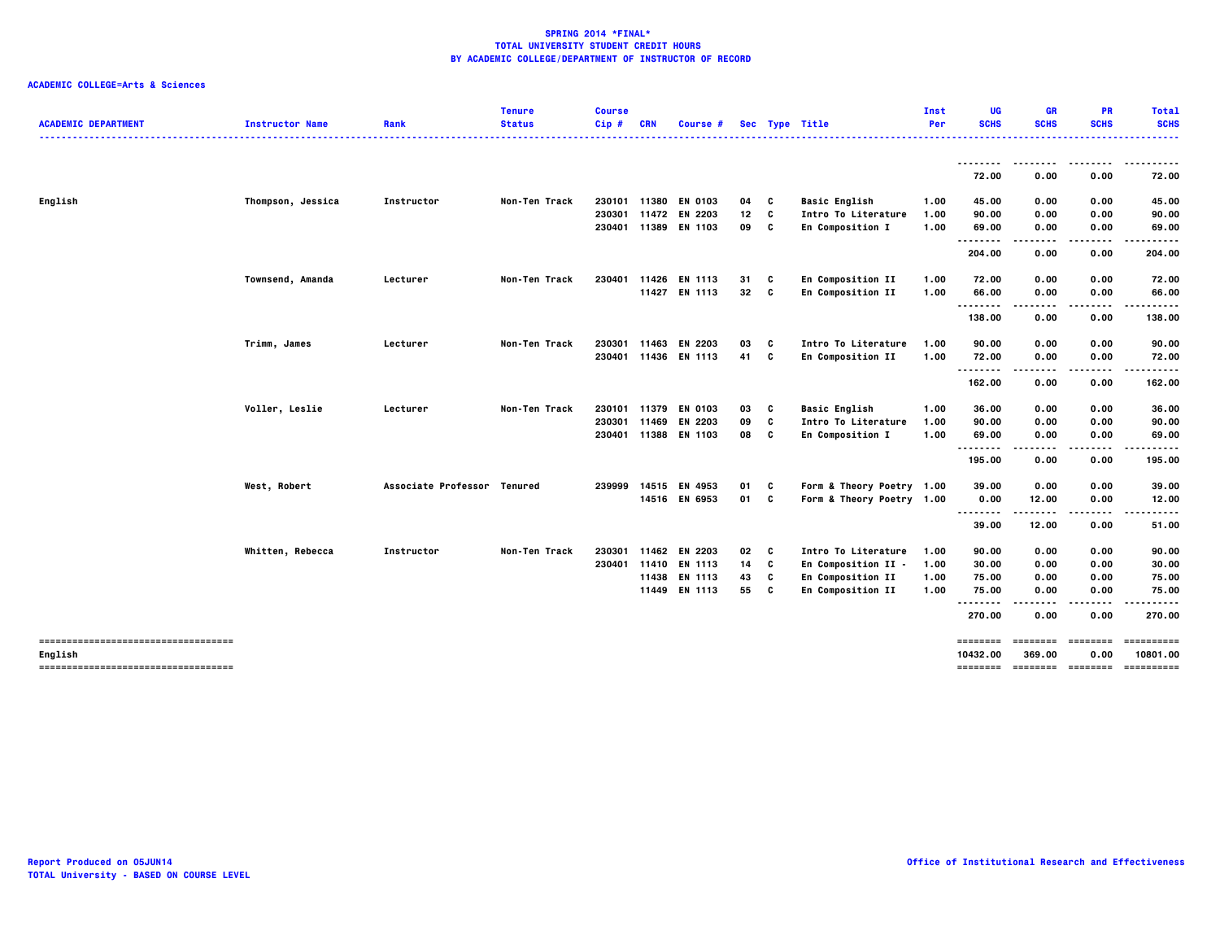**SPRING 2014 *FINAL***
**TOTAL UNIVERSITY STUDENT CREDIT HOURS**
**BY ACADEMIC COLLEGE/DEPARTMENT OF INSTRUCTOR OF RECORD**

**ACADEMIC COLLEGE=Arts & Sciences**

| ACADEMIC DEPARTMENT | Instructor Name | Rank | Tenure Status | Course Cip # | CRN | Course # | Sec | Type | Title | Inst Per | UG SCHS | GR SCHS | PR SCHS | Total SCHS |
|---|---|---|---|---|---|---|---|---|---|---|---|---|---|---|
| | | | | | | | | | | | 72.00 | 0.00 | 0.00 | 72.00 |
| English | Thompson, Jessica | Instructor | Non-Ten Track | 230101 | 11380 | EN 0103 | 04 | C | Basic English | 1.00 | 45.00 | 0.00 | 0.00 | 45.00 |
| | | | | 230301 | 11472 | EN 2203 | 12 | C | Intro To Literature | 1.00 | 90.00 | 0.00 | 0.00 | 90.00 |
| | | | | 230401 | 11389 | EN 1103 | 09 | C | En Composition I | 1.00 | 69.00 | 0.00 | 0.00 | 69.00 |
| | | | | | | | | | | | 204.00 | 0.00 | 0.00 | 204.00 |
| | Townsend, Amanda | Lecturer | Non-Ten Track | 230401 | 11426 | EN 1113 | 31 | C | En Composition II | 1.00 | 72.00 | 0.00 | 0.00 | 72.00 |
| | | | | | 11427 | EN 1113 | 32 | C | En Composition II | 1.00 | 66.00 | 0.00 | 0.00 | 66.00 |
| | | | | | | | | | | | 138.00 | 0.00 | 0.00 | 138.00 |
| | Trimm, James | Lecturer | Non-Ten Track | 230301 | 11463 | EN 2203 | 03 | C | Intro To Literature | 1.00 | 90.00 | 0.00 | 0.00 | 90.00 |
| | | | | 230401 | 11436 | EN 1113 | 41 | C | En Composition II | 1.00 | 72.00 | 0.00 | 0.00 | 72.00 |
| | | | | | | | | | | | 162.00 | 0.00 | 0.00 | 162.00 |
| | Voller, Leslie | Lecturer | Non-Ten Track | 230101 | 11379 | EN 0103 | 03 | C | Basic English | 1.00 | 36.00 | 0.00 | 0.00 | 36.00 |
| | | | | 230301 | 11469 | EN 2203 | 09 | C | Intro To Literature | 1.00 | 90.00 | 0.00 | 0.00 | 90.00 |
| | | | | 230401 | 11388 | EN 1103 | 08 | C | En Composition I | 1.00 | 69.00 | 0.00 | 0.00 | 69.00 |
| | | | | | | | | | | | 195.00 | 0.00 | 0.00 | 195.00 |
| | West, Robert | Associate Professor | Tenured | 239999 | 14515 | EN 4953 | 01 | C | Form & Theory Poetry | 1.00 | 39.00 | 0.00 | 0.00 | 39.00 |
| | | | | | 14516 | EN 6953 | 01 | C | Form & Theory Poetry | 1.00 | 0.00 | 12.00 | 0.00 | 12.00 |
| | | | | | | | | | | | 39.00 | 12.00 | 0.00 | 51.00 |
| | Whitten, Rebecca | Instructor | Non-Ten Track | 230301 | 11462 | EN 2203 | 02 | C | Intro To Literature | 1.00 | 90.00 | 0.00 | 0.00 | 90.00 |
| | | | | 230401 | 11410 | EN 1113 | 14 | C | En Composition II - | 1.00 | 30.00 | 0.00 | 0.00 | 30.00 |
| | | | | | 11438 | EN 1113 | 43 | C | En Composition II | 1.00 | 75.00 | 0.00 | 0.00 | 75.00 |
| | | | | | 11449 | EN 1113 | 55 | C | En Composition II | 1.00 | 75.00 | 0.00 | 0.00 | 75.00 |
| | | | | | | | | | | | 270.00 | 0.00 | 0.00 | 270.00 |
| English | | | | | | | | | | | 10432.00 | 369.00 | 0.00 | 10801.00 |

Report Produced on 05JUN14
TOTAL University - BASED ON COURSE LEVEL

Office of Institutional Research and Effectiveness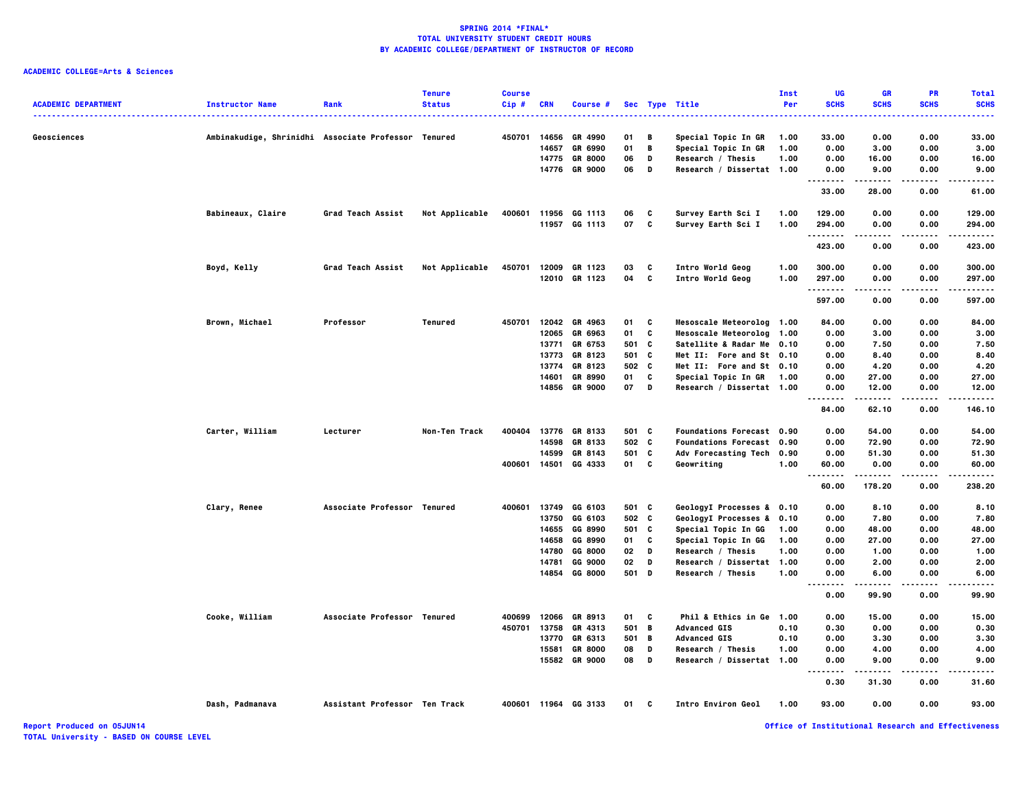**SPRING 2014 *FINAL***
**TOTAL UNIVERSITY STUDENT CREDIT HOURS**
**BY ACADEMIC COLLEGE/DEPARTMENT OF INSTRUCTOR OF RECORD**

**ACADEMIC COLLEGE=Arts & Sciences**

| ACADEMIC DEPARTMENT | Instructor Name | Rank | Tenure Status | Course Cip # | CRN | Course # | Sec | Type | Title | Inst Per | UG SCHS | GR SCHS | PR SCHS | Total SCHS |
|---|---|---|---|---|---|---|---|---|---|---|---|---|---|---|
| Geosciences | Ambinakudige, Shrinidhi | Associate Professor | Tenured | 450701 | 14656 | GR 4990 | 01 | B | Special Topic In GR | 1.00 | 33.00 | 0.00 | 0.00 | 33.00 |
| | | | | | 14657 | GR 6990 | 01 | B | Special Topic In GR | 1.00 | 0.00 | 3.00 | 0.00 | 3.00 |
| | | | | | 14775 | GR 8000 | 06 | D | Research / Thesis | 1.00 | 0.00 | 16.00 | 0.00 | 16.00 |
| | | | | | 14776 | GR 9000 | 06 | D | Research / Dissertat | 1.00 | 0.00 | 9.00 | 0.00 | 9.00 |
| | | | | | | | | | | | 33.00 | 28.00 | 0.00 | 61.00 |
| | Babineaux, Claire | Grad Teach Assist | Not Applicable | 400601 | 11956 | GG 1113 | 06 | C | Survey Earth Sci I | 1.00 | 129.00 | 0.00 | 0.00 | 129.00 |
| | | | | | 11957 | GG 1113 | 07 | C | Survey Earth Sci I | 1.00 | 294.00 | 0.00 | 0.00 | 294.00 |
| | | | | | | | | | | | 423.00 | 0.00 | 0.00 | 423.00 |
| | Boyd, Kelly | Grad Teach Assist | Not Applicable | 450701 | 12009 | GR 1123 | 03 | C | Intro World Geog | 1.00 | 300.00 | 0.00 | 0.00 | 300.00 |
| | | | | | 12010 | GR 1123 | 04 | C | Intro World Geog | 1.00 | 297.00 | 0.00 | 0.00 | 297.00 |
| | | | | | | | | | | | 597.00 | 0.00 | 0.00 | 597.00 |
| | Brown, Michael | Professor | Tenured | 450701 | 12042 | GR 4963 | 01 | C | Mesoscale Meteorolog | 1.00 | 84.00 | 0.00 | 0.00 | 84.00 |
| | | | | | 12065 | GR 6963 | 01 | C | Mesoscale Meteorolog | 1.00 | 0.00 | 3.00 | 0.00 | 3.00 |
| | | | | | 13771 | GR 6753 | 501 | C | Satellite & Radar Me | 0.10 | 0.00 | 7.50 | 0.00 | 7.50 |
| | | | | | 13773 | GR 8123 | 501 | C | Met II: Fore and St | 0.10 | 0.00 | 8.40 | 0.00 | 8.40 |
| | | | | | 13774 | GR 8123 | 502 | C | Met II: Fore and St | 0.10 | 0.00 | 4.20 | 0.00 | 4.20 |
| | | | | | 14601 | GR 8990 | 01 | C | Special Topic In GR | 1.00 | 0.00 | 27.00 | 0.00 | 27.00 |
| | | | | | 14856 | GR 9000 | 07 | D | Research / Dissertat | 1.00 | 0.00 | 12.00 | 0.00 | 12.00 |
| | | | | | | | | | | | 84.00 | 62.10 | 0.00 | 146.10 |
| | Carter, William | Lecturer | Non-Ten Track | 400404 | 13776 | GR 8133 | 501 | C | Foundations Forecast | 0.90 | 0.00 | 54.00 | 0.00 | 54.00 |
| | | | | | 14598 | GR 8133 | 502 | C | Foundations Forecast | 0.90 | 0.00 | 72.90 | 0.00 | 72.90 |
| | | | | | 14599 | GR 8143 | 501 | C | Adv Forecasting Tech | 0.90 | 0.00 | 51.30 | 0.00 | 51.30 |
| | | | | 400601 | 14501 | GG 4333 | 01 | C | Geowriting | 1.00 | 60.00 | 0.00 | 0.00 | 60.00 |
| | | | | | | | | | | | 60.00 | 178.20 | 0.00 | 238.20 |
| | Clary, Renee | Associate Professor | Tenured | 400601 | 13749 | GG 6103 | 501 | C | GeologyI Processes & | 0.10 | 0.00 | 8.10 | 0.00 | 8.10 |
| | | | | | 13750 | GG 6103 | 502 | C | GeologyI Processes & | 0.10 | 0.00 | 7.80 | 0.00 | 7.80 |
| | | | | | 14655 | GG 8990 | 501 | C | Special Topic In GG | 1.00 | 0.00 | 48.00 | 0.00 | 48.00 |
| | | | | | 14658 | GG 8990 | 01 | C | Special Topic In GG | 1.00 | 0.00 | 27.00 | 0.00 | 27.00 |
| | | | | | 14780 | GG 8000 | 02 | D | Research / Thesis | 1.00 | 0.00 | 1.00 | 0.00 | 1.00 |
| | | | | | 14781 | GG 9000 | 02 | D | Research / Dissertat | 1.00 | 0.00 | 2.00 | 0.00 | 2.00 |
| | | | | | 14854 | GG 8000 | 501 | D | Research / Thesis | 1.00 | 0.00 | 6.00 | 0.00 | 6.00 |
| | | | | | | | | | | | 0.00 | 99.90 | 0.00 | 99.90 |
| | Cooke, William | Associate Professor | Tenured | 400699 | 12066 | GR 8913 | 01 | C | Phil & Ethics in Ge | 1.00 | 0.00 | 15.00 | 0.00 | 15.00 |
| | | | | 450701 | 13758 | GR 4313 | 501 | B | Advanced GIS | 0.10 | 0.30 | 0.00 | 0.00 | 0.30 |
| | | | | | 13770 | GR 6313 | 501 | B | Advanced GIS | 0.10 | 0.00 | 3.30 | 0.00 | 3.30 |
| | | | | | 15581 | GR 8000 | 08 | D | Research / Thesis | 1.00 | 0.00 | 4.00 | 0.00 | 4.00 |
| | | | | | 15582 | GR 9000 | 08 | D | Research / Dissertat | 1.00 | 0.00 | 9.00 | 0.00 | 9.00 |
| | | | | | | | | | | | 0.30 | 31.30 | 0.00 | 31.60 |
| | Dash, Padmanava | Assistant Professor | Ten Track | 400601 | 11964 | GG 3133 | 01 | C | Intro Environ Geol | 1.00 | 93.00 | 0.00 | 0.00 | 93.00 |

Report Produced on 05JUN14
TOTAL University - BASED ON COURSE LEVEL

Office of Institutional Research and Effectiveness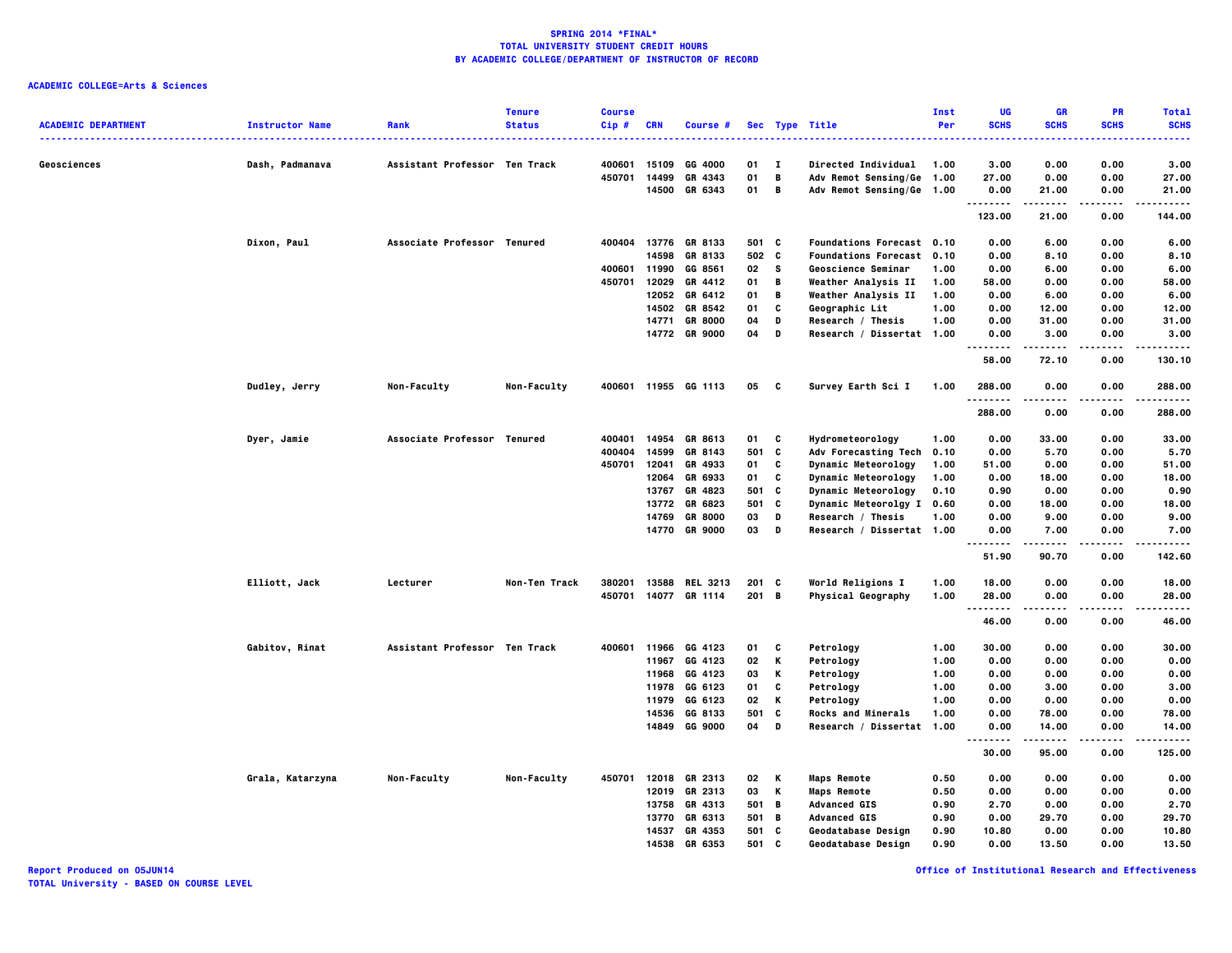**SPRING 2014 *FINAL***
**TOTAL UNIVERSITY STUDENT CREDIT HOURS**
**BY ACADEMIC COLLEGE/DEPARTMENT OF INSTRUCTOR OF RECORD**

**ACADEMIC COLLEGE=Arts & Sciences**

| ACADEMIC DEPARTMENT | Instructor Name | Rank | Tenure Status | Course Cip # | CRN | Course # | Sec | Type | Title | Inst Per | UG SCHS | GR SCHS | PR SCHS | Total SCHS |
|---|---|---|---|---|---|---|---|---|---|---|---|---|---|---|
| Geosciences | Dash, Padmanava | Assistant Professor | Ten Track | 400601 | 15109 | GG 4000 | 01 | I | Directed Individual | 1.00 | 3.00 | 0.00 | 0.00 | 3.00 |
| | | | | 450701 | 14499 | GR 4343 | 01 | B | Adv Remot Sensing/Ge | 1.00 | 27.00 | 0.00 | 0.00 | 27.00 |
| | | | | | 14500 | GR 6343 | 01 | B | Adv Remot Sensing/Ge | 1.00 | 0.00 | 21.00 | 0.00 | 21.00 |
| | | | | | | | | | | | 123.00 | 21.00 | 0.00 | 144.00 |
| | Dixon, Paul | Associate Professor | Tenured | 400404 | 13776 | GR 8133 | 501 | C | Foundations Forecast | 0.10 | 0.00 | 6.00 | 0.00 | 6.00 |
| | | | | | 14598 | GR 8133 | 502 | C | Foundations Forecast | 0.10 | 0.00 | 8.10 | 0.00 | 8.10 |
| | | | | 400601 | 11990 | GG 8561 | 02 | S | Geoscience Seminar | 1.00 | 0.00 | 6.00 | 0.00 | 6.00 |
| | | | | 450701 | 12029 | GR 4412 | 01 | B | Weather Analysis II | 1.00 | 58.00 | 0.00 | 0.00 | 58.00 |
| | | | | | 12052 | GR 6412 | 01 | B | Weather Analysis II | 1.00 | 0.00 | 6.00 | 0.00 | 6.00 |
| | | | | | 14502 | GR 8542 | 01 | C | Geographic Lit | 1.00 | 0.00 | 12.00 | 0.00 | 12.00 |
| | | | | | 14771 | GR 8000 | 04 | D | Research / Thesis | 1.00 | 0.00 | 31.00 | 0.00 | 31.00 |
| | | | | | 14772 | GR 9000 | 04 | D | Research / Dissertat | 1.00 | 0.00 | 3.00 | 0.00 | 3.00 |
| | | | | | | | | | | | 58.00 | 72.10 | 0.00 | 130.10 |
| | Dudley, Jerry | Non-Faculty | Non-Faculty | 400601 | 11955 | GG 1113 | 05 | C | Survey Earth Sci I | 1.00 | 288.00 | 0.00 | 0.00 | 288.00 |
| | | | | | | | | | | | 288.00 | 0.00 | 0.00 | 288.00 |
| | Dyer, Jamie | Associate Professor | Tenured | 400401 | 14954 | GR 8613 | 01 | C | Hydrometeorology | 1.00 | 0.00 | 33.00 | 0.00 | 33.00 |
| | | | | 400404 | 14599 | GR 8143 | 501 | C | Adv Forecasting Tech | 0.10 | 0.00 | 5.70 | 0.00 | 5.70 |
| | | | | 450701 | 12041 | GR 4933 | 01 | C | Dynamic Meteorology | 1.00 | 51.00 | 0.00 | 0.00 | 51.00 |
| | | | | | 12064 | GR 6933 | 01 | C | Dynamic Meteorology | 1.00 | 0.00 | 18.00 | 0.00 | 18.00 |
| | | | | | 13767 | GR 4823 | 501 | C | Dynamic Meteorology | 0.10 | 0.90 | 0.00 | 0.00 | 0.90 |
| | | | | | 13772 | GR 6823 | 501 | C | Dynamic Meteorolgy I | 0.60 | 0.00 | 18.00 | 0.00 | 18.00 |
| | | | | | 14769 | GR 8000 | 03 | D | Research / Thesis | 1.00 | 0.00 | 9.00 | 0.00 | 9.00 |
| | | | | | 14770 | GR 9000 | 03 | D | Research / Dissertat | 1.00 | 0.00 | 7.00 | 0.00 | 7.00 |
| | | | | | | | | | | | 51.90 | 90.70 | 0.00 | 142.60 |
| | Elliott, Jack | Lecturer | Non-Ten Track | 380201 | 13588 | REL 3213 | 201 | C | World Religions I | 1.00 | 18.00 | 0.00 | 0.00 | 18.00 |
| | | | | 450701 | 14077 | GR 1114 | 201 | B | Physical Geography | 1.00 | 28.00 | 0.00 | 0.00 | 28.00 |
| | | | | | | | | | | | 46.00 | 0.00 | 0.00 | 46.00 |
| | Gabitov, Rinat | Assistant Professor | Ten Track | 400601 | 11966 | GG 4123 | 01 | C | Petrology | 1.00 | 30.00 | 0.00 | 0.00 | 30.00 |
| | | | | | 11967 | GG 4123 | 02 | K | Petrology | 1.00 | 0.00 | 0.00 | 0.00 | 0.00 |
| | | | | | 11968 | GG 4123 | 03 | K | Petrology | 1.00 | 0.00 | 0.00 | 0.00 | 0.00 |
| | | | | | 11978 | GG 6123 | 01 | C | Petrology | 1.00 | 0.00 | 3.00 | 0.00 | 3.00 |
| | | | | | 11979 | GG 6123 | 02 | K | Petrology | 1.00 | 0.00 | 0.00 | 0.00 | 0.00 |
| | | | | | 14536 | GG 8133 | 501 | C | Rocks and Minerals | 1.00 | 0.00 | 78.00 | 0.00 | 78.00 |
| | | | | | 14849 | GG 9000 | 04 | D | Research / Dissertat | 1.00 | 0.00 | 14.00 | 0.00 | 14.00 |
| | | | | | | | | | | | 30.00 | 95.00 | 0.00 | 125.00 |
| | Grala, Katarzyna | Non-Faculty | Non-Faculty | 450701 | 12018 | GR 2313 | 02 | K | Maps Remote | 0.50 | 0.00 | 0.00 | 0.00 | 0.00 |
| | | | | | 12019 | GR 2313 | 03 | K | Maps Remote | 0.50 | 0.00 | 0.00 | 0.00 | 0.00 |
| | | | | | 13758 | GR 4313 | 501 | B | Advanced GIS | 0.90 | 2.70 | 0.00 | 0.00 | 2.70 |
| | | | | | 13770 | GR 6313 | 501 | B | Advanced GIS | 0.90 | 0.00 | 29.70 | 0.00 | 29.70 |
| | | | | | 14537 | GR 4353 | 501 | C | Geodatabase Design | 0.90 | 10.80 | 0.00 | 0.00 | 10.80 |
| | | | | | 14538 | GR 6353 | 501 | C | Geodatabase Design | 0.90 | 0.00 | 13.50 | 0.00 | 13.50 |

Report Produced on 05JUN14
TOTAL University - BASED ON COURSE LEVEL

Office of Institutional Research and Effectiveness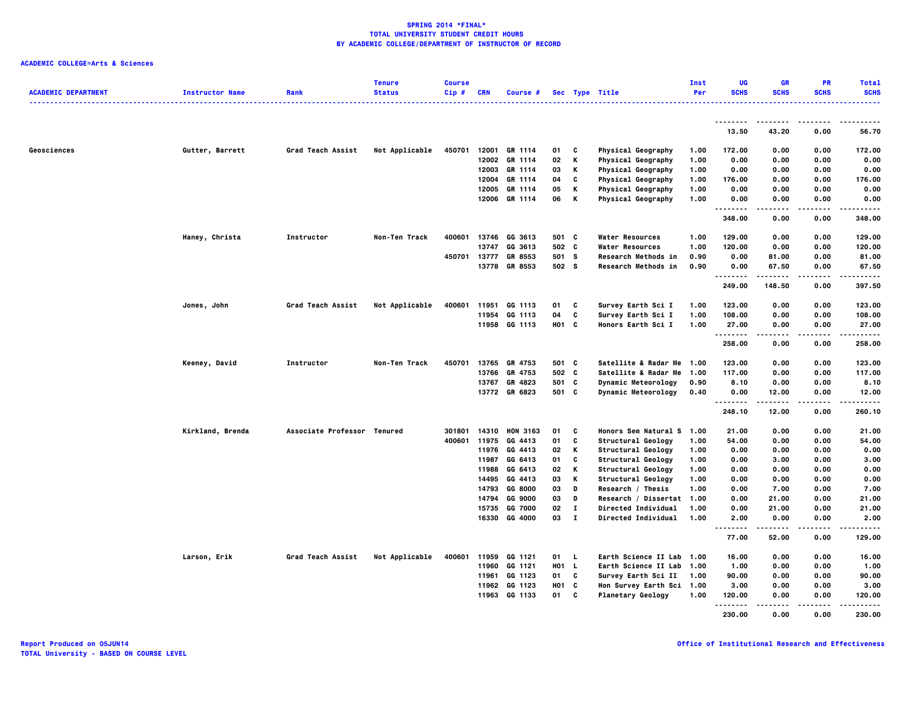**SPRING 2014 *FINAL***
**TOTAL UNIVERSITY STUDENT CREDIT HOURS**
**BY ACADEMIC COLLEGE/DEPARTMENT OF INSTRUCTOR OF RECORD**

**ACADEMIC COLLEGE=Arts & Sciences**

| ACADEMIC DEPARTMENT | Instructor Name | Rank | Tenure Status | Course Cip # | CRN | Course # | Sec | Type | Title | Inst Per | UG SCHS | GR SCHS | PR SCHS | Total SCHS |
|---|---|---|---|---|---|---|---|---|---|---|---|---|---|---|
| | | | | | | | | | | | 13.50 | 43.20 | 0.00 | 56.70 |
| Geosciences | Gutter, Barrett | Grad Teach Assist | Not Applicable | 450701 | 12001 | GR 1114 | 01 | C | Physical Geography | 1.00 | 172.00 | 0.00 | 0.00 | 172.00 |
| | | | | | 12002 | GR 1114 | 02 | K | Physical Geography | 1.00 | 0.00 | 0.00 | 0.00 | 0.00 |
| | | | | | 12003 | GR 1114 | 03 | K | Physical Geography | 1.00 | 0.00 | 0.00 | 0.00 | 0.00 |
| | | | | | 12004 | GR 1114 | 04 | C | Physical Geography | 1.00 | 176.00 | 0.00 | 0.00 | 176.00 |
| | | | | | 12005 | GR 1114 | 05 | K | Physical Geography | 1.00 | 0.00 | 0.00 | 0.00 | 0.00 |
| | | | | | 12006 | GR 1114 | 06 | K | Physical Geography | 1.00 | 0.00 | 0.00 | 0.00 | 0.00 |
| | | | | | | | | | | | 348.00 | 0.00 | 0.00 | 348.00 |
| | Haney, Christa | Instructor | Non-Ten Track | 400601 | 13746 | GG 3613 | 501 | C | Water Resources | 1.00 | 129.00 | 0.00 | 0.00 | 129.00 |
| | | | | | 13747 | GG 3613 | 502 | C | Water Resources | 1.00 | 120.00 | 0.00 | 0.00 | 120.00 |
| | | | | 450701 | 13777 | GR 8553 | 501 | S | Research Methods in | 0.90 | 0.00 | 81.00 | 0.00 | 81.00 |
| | | | | | 13778 | GR 8553 | 502 | S | Research Methods in | 0.90 | 0.00 | 67.50 | 0.00 | 67.50 |
| | | | | | | | | | | | 249.00 | 148.50 | 0.00 | 397.50 |
| | Jones, John | Grad Teach Assist | Not Applicable | 400601 | 11951 | GG 1113 | 01 | C | Survey Earth Sci I | 1.00 | 123.00 | 0.00 | 0.00 | 123.00 |
| | | | | | 11954 | GG 1113 | 04 | C | Survey Earth Sci I | 1.00 | 108.00 | 0.00 | 0.00 | 108.00 |
| | | | | | 11958 | GG 1113 | H01 | C | Honors Earth Sci I | 1.00 | 27.00 | 0.00 | 0.00 | 27.00 |
| | | | | | | | | | | | 258.00 | 0.00 | 0.00 | 258.00 |
| | Keeney, David | Instructor | Non-Ten Track | 450701 | 13765 | GR 4753 | 501 | C | Satellite & Radar Me | 1.00 | 123.00 | 0.00 | 0.00 | 123.00 |
| | | | | | 13766 | GR 4753 | 502 | C | Satellite & Radar Me | 1.00 | 117.00 | 0.00 | 0.00 | 117.00 |
| | | | | | 13767 | GR 4823 | 501 | C | Dynamic Meteorology | 0.90 | 8.10 | 0.00 | 0.00 | 8.10 |
| | | | | | 13772 | GR 6823 | 501 | C | Dynamic Meteorology | 0.40 | 0.00 | 12.00 | 0.00 | 12.00 |
| | | | | | | | | | | | 248.10 | 12.00 | 0.00 | 260.10 |
| | Kirkland, Brenda | Associate Professor | Tenured | 301801 | 14310 | HON 3163 | 01 | C | Honors Sem Natural S | 1.00 | 21.00 | 0.00 | 0.00 | 21.00 |
| | | | | 400601 | 11975 | GG 4413 | 01 | C | Structural Geology | 1.00 | 54.00 | 0.00 | 0.00 | 54.00 |
| | | | | | 11976 | GG 4413 | 02 | K | Structural Geology | 1.00 | 0.00 | 0.00 | 0.00 | 0.00 |
| | | | | | 11987 | GG 6413 | 01 | C | Structural Geology | 1.00 | 0.00 | 3.00 | 0.00 | 3.00 |
| | | | | | 11988 | GG 6413 | 02 | K | Structural Geology | 1.00 | 0.00 | 0.00 | 0.00 | 0.00 |
| | | | | | 14495 | GG 4413 | 03 | K | Structural Geology | 1.00 | 0.00 | 0.00 | 0.00 | 0.00 |
| | | | | | 14793 | GG 8000 | 03 | D | Research / Thesis | 1.00 | 0.00 | 7.00 | 0.00 | 7.00 |
| | | | | | 14794 | GG 9000 | 03 | D | Research / Dissertat | 1.00 | 0.00 | 21.00 | 0.00 | 21.00 |
| | | | | | 15735 | GG 7000 | 02 | I | Directed Individual | 1.00 | 0.00 | 21.00 | 0.00 | 21.00 |
| | | | | | 16330 | GG 4000 | 03 | I | Directed Individual | 1.00 | 2.00 | 0.00 | 0.00 | 2.00 |
| | | | | | | | | | | | 77.00 | 52.00 | 0.00 | 129.00 |
| | Larson, Erik | Grad Teach Assist | Not Applicable | 400601 | 11959 | GG 1121 | 01 | L | Earth Science II Lab | 1.00 | 16.00 | 0.00 | 0.00 | 16.00 |
| | | | | | 11960 | GG 1121 | H01 | L | Earth Science II Lab | 1.00 | 1.00 | 0.00 | 0.00 | 1.00 |
| | | | | | 11961 | GG 1123 | 01 | C | Survey Earth Sci II | 1.00 | 90.00 | 0.00 | 0.00 | 90.00 |
| | | | | | 11962 | GG 1123 | H01 | C | Hon Survey Earth Sci | 1.00 | 3.00 | 0.00 | 0.00 | 3.00 |
| | | | | | 11963 | GG 1133 | 01 | C | Planetary Geology | 1.00 | 120.00 | 0.00 | 0.00 | 120.00 |
| | | | | | | | | | | | 230.00 | 0.00 | 0.00 | 230.00 |

Report Produced on 05JUN14
TOTAL University - BASED ON COURSE LEVEL

Office of Institutional Research and Effectiveness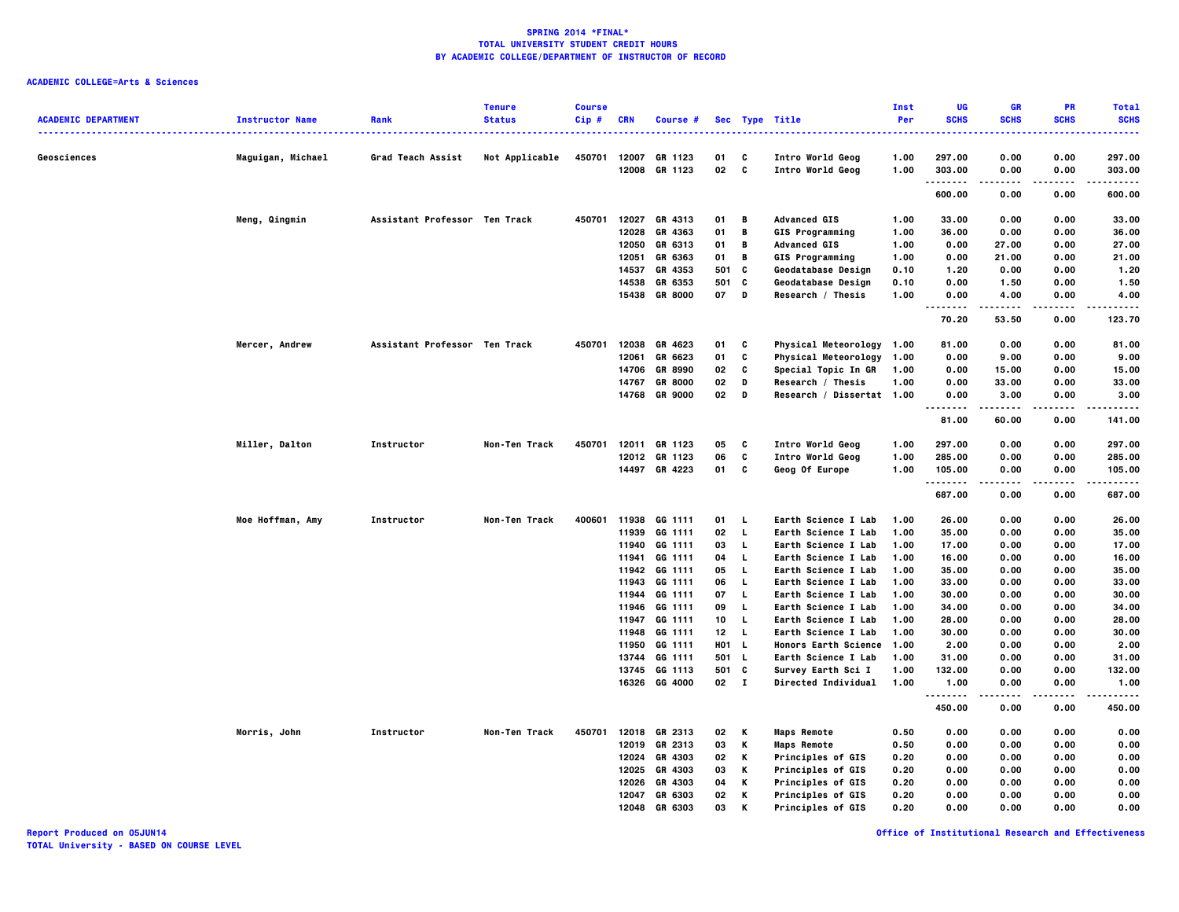# SPRING 2014 *FINAL*
## TOTAL UNIVERSITY STUDENT CREDIT HOURS
## BY ACADEMIC COLLEGE/DEPARTMENT OF INSTRUCTOR OF RECORD

**ACADEMIC COLLEGE=Arts & Sciences**

| ACADEMIC DEPARTMENT | Instructor Name | Rank | Tenure Status | Course Cip # | CRN | Course # | Sec | Type | Title | Inst Per | UG SCHS | GR SCHS | PR SCHS | Total SCHS |
|---|---|---|---|---|---|---|---|---|---|---|---|---|---|---|
| Geosciences | Maguigan, Michael | Grad Teach Assist | Not Applicable | 450701 | 12007 | GR 1123 | 01 | C | Intro World Geog | 1.00 | 297.00 | 0.00 | 0.00 | 297.00 |
| | | | | | 12008 | GR 1123 | 02 | C | Intro World Geog | 1.00 | 303.00 | 0.00 | 0.00 | 303.00 |
| | | | | | | | | | | | 600.00 | 0.00 | 0.00 | 600.00 |
| | Meng, Qingmin | Assistant Professor | Ten Track | 450701 | 12027 | GR 4313 | 01 | B | Advanced GIS | 1.00 | 33.00 | 0.00 | 0.00 | 33.00 |
| | | | | | 12028 | GR 4363 | 01 | B | GIS Programming | 1.00 | 36.00 | 0.00 | 0.00 | 36.00 |
| | | | | | 12050 | GR 6313 | 01 | B | Advanced GIS | 1.00 | 0.00 | 27.00 | 0.00 | 27.00 |
| | | | | | 12051 | GR 6363 | 01 | B | GIS Programming | 1.00 | 0.00 | 21.00 | 0.00 | 21.00 |
| | | | | | 14537 | GR 4353 | 501 | C | Geodatabase Design | 0.10 | 1.20 | 0.00 | 0.00 | 1.20 |
| | | | | | 14538 | GR 6353 | 501 | C | Geodatabase Design | 0.10 | 0.00 | 1.50 | 0.00 | 1.50 |
| | | | | | 15438 | GR 8000 | 07 | D | Research / Thesis | 1.00 | 0.00 | 4.00 | 0.00 | 4.00 |
| | | | | | | | | | | | 70.20 | 53.50 | 0.00 | 123.70 |
| | Mercer, Andrew | Assistant Professor | Ten Track | 450701 | 12038 | GR 4623 | 01 | C | Physical Meteorology | 1.00 | 81.00 | 0.00 | 0.00 | 81.00 |
| | | | | | 12061 | GR 6623 | 01 | C | Physical Meteorology | 1.00 | 0.00 | 9.00 | 0.00 | 9.00 |
| | | | | | 14706 | GR 8990 | 02 | C | Special Topic In GR | 1.00 | 0.00 | 15.00 | 0.00 | 15.00 |
| | | | | | 14767 | GR 8000 | 02 | D | Research / Thesis | 1.00 | 0.00 | 33.00 | 0.00 | 33.00 |
| | | | | | 14768 | GR 9000 | 02 | D | Research / Dissertat | 1.00 | 0.00 | 3.00 | 0.00 | 3.00 |
| | | | | | | | | | | | 81.00 | 60.00 | 0.00 | 141.00 |
| | Miller, Dalton | Instructor | Non-Ten Track | 450701 | 12011 | GR 1123 | 05 | C | Intro World Geog | 1.00 | 297.00 | 0.00 | 0.00 | 297.00 |
| | | | | | 12012 | GR 1123 | 06 | C | Intro World Geog | 1.00 | 285.00 | 0.00 | 0.00 | 285.00 |
| | | | | | 14497 | GR 4223 | 01 | C | Geog Of Europe | 1.00 | 105.00 | 0.00 | 0.00 | 105.00 |
| | | | | | | | | | | | 687.00 | 0.00 | 0.00 | 687.00 |
| | Moe Hoffman, Amy | Instructor | Non-Ten Track | 400601 | 11938 | GG 1111 | 01 | L | Earth Science I Lab | 1.00 | 26.00 | 0.00 | 0.00 | 26.00 |
| | | | | | 11939 | GG 1111 | 02 | L | Earth Science I Lab | 1.00 | 35.00 | 0.00 | 0.00 | 35.00 |
| | | | | | 11940 | GG 1111 | 03 | L | Earth Science I Lab | 1.00 | 17.00 | 0.00 | 0.00 | 17.00 |
| | | | | | 11941 | GG 1111 | 04 | L | Earth Science I Lab | 1.00 | 16.00 | 0.00 | 0.00 | 16.00 |
| | | | | | 11942 | GG 1111 | 05 | L | Earth Science I Lab | 1.00 | 35.00 | 0.00 | 0.00 | 35.00 |
| | | | | | 11943 | GG 1111 | 06 | L | Earth Science I Lab | 1.00 | 33.00 | 0.00 | 0.00 | 33.00 |
| | | | | | 11944 | GG 1111 | 07 | L | Earth Science I Lab | 1.00 | 30.00 | 0.00 | 0.00 | 30.00 |
| | | | | | 11946 | GG 1111 | 09 | L | Earth Science I Lab | 1.00 | 34.00 | 0.00 | 0.00 | 34.00 |
| | | | | | 11947 | GG 1111 | 10 | L | Earth Science I Lab | 1.00 | 28.00 | 0.00 | 0.00 | 28.00 |
| | | | | | 11948 | GG 1111 | 12 | L | Earth Science I Lab | 1.00 | 30.00 | 0.00 | 0.00 | 30.00 |
| | | | | | 11950 | GG 1111 | H01 | L | Honors Earth Science | 1.00 | 2.00 | 0.00 | 0.00 | 2.00 |
| | | | | | 13744 | GG 1111 | 501 | L | Earth Science I Lab | 1.00 | 31.00 | 0.00 | 0.00 | 31.00 |
| | | | | | 13745 | GG 1113 | 501 | C | Survey Earth Sci I | 1.00 | 132.00 | 0.00 | 0.00 | 132.00 |
| | | | | | 16326 | GG 4000 | 02 | I | Directed Individual | 1.00 | 1.00 | 0.00 | 0.00 | 1.00 |
| | | | | | | | | | | | 450.00 | 0.00 | 0.00 | 450.00 |
| | Morris, John | Instructor | Non-Ten Track | 450701 | 12018 | GR 2313 | 02 | K | Maps Remote | 0.50 | 0.00 | 0.00 | 0.00 | 0.00 |
| | | | | | 12019 | GR 2313 | 03 | K | Maps Remote | 0.50 | 0.00 | 0.00 | 0.00 | 0.00 |
| | | | | | 12024 | GR 4303 | 02 | K | Principles of GIS | 0.20 | 0.00 | 0.00 | 0.00 | 0.00 |
| | | | | | 12025 | GR 4303 | 03 | K | Principles of GIS | 0.20 | 0.00 | 0.00 | 0.00 | 0.00 |
| | | | | | 12026 | GR 4303 | 04 | K | Principles of GIS | 0.20 | 0.00 | 0.00 | 0.00 | 0.00 |
| | | | | | 12047 | GR 6303 | 02 | K | Principles of GIS | 0.20 | 0.00 | 0.00 | 0.00 | 0.00 |
| | | | | | 12048 | GR 6303 | 03 | K | Principles of GIS | 0.20 | 0.00 | 0.00 | 0.00 | 0.00 |

Report Produced on 05JUN14
TOTAL University - BASED ON COURSE LEVEL

Office of Institutional Research and Effectiveness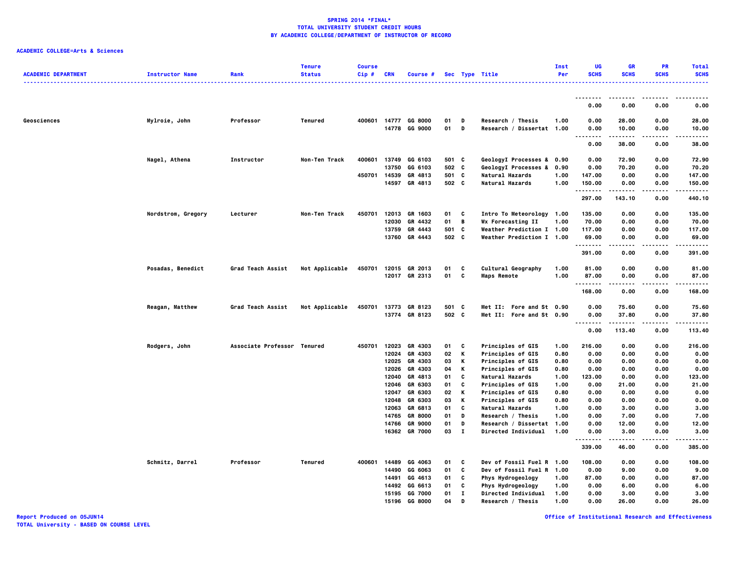**SPRING 2014 *FINAL***
**TOTAL UNIVERSITY STUDENT CREDIT HOURS**
**BY ACADEMIC COLLEGE/DEPARTMENT OF INSTRUCTOR OF RECORD**

**ACADEMIC COLLEGE=Arts & Sciences**

| ACADEMIC DEPARTMENT | Instructor Name | Rank | Tenure Status | Course Cip # | CRN | Course # | Sec | Type | Title | Inst Per | UG SCHS | GR SCHS | PR SCHS | Total SCHS |
|---|---|---|---|---|---|---|---|---|---|---|---|---|---|---|
| | | | | | | | | | | | 0.00 | 0.00 | 0.00 | 0.00 |
| Geosciences | Mylroie, John | Professor | Tenured | 400601 | 14777 | GG 8000 | 01 | D | Research / Thesis | 1.00 | 0.00 | 28.00 | 0.00 | 28.00 |
| | | | | | 14778 | GG 9000 | 01 | D | Research / Dissertat | 1.00 | 0.00 | 10.00 | 0.00 | 10.00 |
| | | | | | | | | | | | 0.00 | 38.00 | 0.00 | 38.00 |
| | Nagel, Athena | Instructor | Non-Ten Track | 400601 | 13749 | GG 6103 | 501 | C | GeologyI Processes & | 0.90 | 0.00 | 72.90 | 0.00 | 72.90 |
| | | | | | 13750 | GG 6103 | 502 | C | GeologyI Processes & | 0.90 | 0.00 | 70.20 | 0.00 | 70.20 |
| | | | | 450701 | 14539 | GR 4813 | 501 | C | Natural Hazards | 1.00 | 147.00 | 0.00 | 0.00 | 147.00 |
| | | | | | 14597 | GR 4813 | 502 | C | Natural Hazards | 1.00 | 150.00 | 0.00 | 0.00 | 150.00 |
| | | | | | | | | | | | 297.00 | 143.10 | 0.00 | 440.10 |
| | Nordstrom, Gregory | Lecturer | Non-Ten Track | 450701 | 12013 | GR 1603 | 01 | C | Intro To Meteorology | 1.00 | 135.00 | 0.00 | 0.00 | 135.00 |
| | | | | | 12030 | GR 4432 | 01 | B | Wx Forecasting II | 1.00 | 70.00 | 0.00 | 0.00 | 70.00 |
| | | | | | 13759 | GR 4443 | 501 | C | Weather Prediction I | 1.00 | 117.00 | 0.00 | 0.00 | 117.00 |
| | | | | | 13760 | GR 4443 | 502 | C | Weather Prediction I | 1.00 | 69.00 | 0.00 | 0.00 | 69.00 |
| | | | | | | | | | | | 391.00 | 0.00 | 0.00 | 391.00 |
| | Posadas, Benedict | Grad Teach Assist | Not Applicable | 450701 | 12015 | GR 2013 | 01 | C | Cultural Geography | 1.00 | 81.00 | 0.00 | 0.00 | 81.00 |
| | | | | | 12017 | GR 2313 | 01 | C | Maps Remote | 1.00 | 87.00 | 0.00 | 0.00 | 87.00 |
| | | | | | | | | | | | 168.00 | 0.00 | 0.00 | 168.00 |
| | Reagan, Matthew | Grad Teach Assist | Not Applicable | 450701 | 13773 | GR 8123 | 501 | C | Met II: Fore and St | 0.90 | 0.00 | 75.60 | 0.00 | 75.60 |
| | | | | | 13774 | GR 8123 | 502 | C | Met II: Fore and St | 0.90 | 0.00 | 37.80 | 0.00 | 37.80 |
| | | | | | | | | | | | 0.00 | 113.40 | 0.00 | 113.40 |
| | Rodgers, John | Associate Professor | Tenured | 450701 | 12023 | GR 4303 | 01 | C | Principles of GIS | 1.00 | 216.00 | 0.00 | 0.00 | 216.00 |
| | | | | | 12024 | GR 4303 | 02 | K | Principles of GIS | 0.80 | 0.00 | 0.00 | 0.00 | 0.00 |
| | | | | | 12025 | GR 4303 | 03 | K | Principles of GIS | 0.80 | 0.00 | 0.00 | 0.00 | 0.00 |
| | | | | | 12026 | GR 4303 | 04 | K | Principles of GIS | 0.80 | 0.00 | 0.00 | 0.00 | 0.00 |
| | | | | | 12040 | GR 4813 | 01 | C | Natural Hazards | 1.00 | 123.00 | 0.00 | 0.00 | 123.00 |
| | | | | | 12046 | GR 6303 | 01 | C | Principles of GIS | 1.00 | 0.00 | 21.00 | 0.00 | 21.00 |
| | | | | | 12047 | GR 6303 | 02 | K | Principles of GIS | 0.80 | 0.00 | 0.00 | 0.00 | 0.00 |
| | | | | | 12048 | GR 6303 | 03 | K | Principles of GIS | 0.80 | 0.00 | 0.00 | 0.00 | 0.00 |
| | | | | | 12063 | GR 6813 | 01 | C | Natural Hazards | 1.00 | 0.00 | 3.00 | 0.00 | 3.00 |
| | | | | | 14765 | GR 8000 | 01 | D | Research / Thesis | 1.00 | 0.00 | 7.00 | 0.00 | 7.00 |
| | | | | | 14766 | GR 9000 | 01 | D | Research / Dissertat | 1.00 | 0.00 | 12.00 | 0.00 | 12.00 |
| | | | | | 16362 | GR 7000 | 03 | I | Directed Individual | 1.00 | 0.00 | 3.00 | 0.00 | 3.00 |
| | | | | | | | | | | | 339.00 | 46.00 | 0.00 | 385.00 |
| | Schmitz, Darrel | Professor | Tenured | 400601 | 14489 | GG 4063 | 01 | C | Dev of Fossil Fuel R | 1.00 | 108.00 | 0.00 | 0.00 | 108.00 |
| | | | | | 14490 | GG 6063 | 01 | C | Dev of Fossil Fuel R | 1.00 | 0.00 | 9.00 | 0.00 | 9.00 |
| | | | | | 14491 | GG 4613 | 01 | C | Phys Hydrogeology | 1.00 | 87.00 | 0.00 | 0.00 | 87.00 |
| | | | | | 14492 | GG 6613 | 01 | C | Phys Hydrogeology | 1.00 | 0.00 | 6.00 | 0.00 | 6.00 |
| | | | | | 15195 | GG 7000 | 01 | I | Directed Individual | 1.00 | 0.00 | 3.00 | 0.00 | 3.00 |
| | | | | | 15196 | GG 8000 | 04 | D | Research / Thesis | 1.00 | 0.00 | 26.00 | 0.00 | 26.00 |

Report Produced on 05JUN14
TOTAL University - BASED ON COURSE LEVEL

Office of Institutional Research and Effectiveness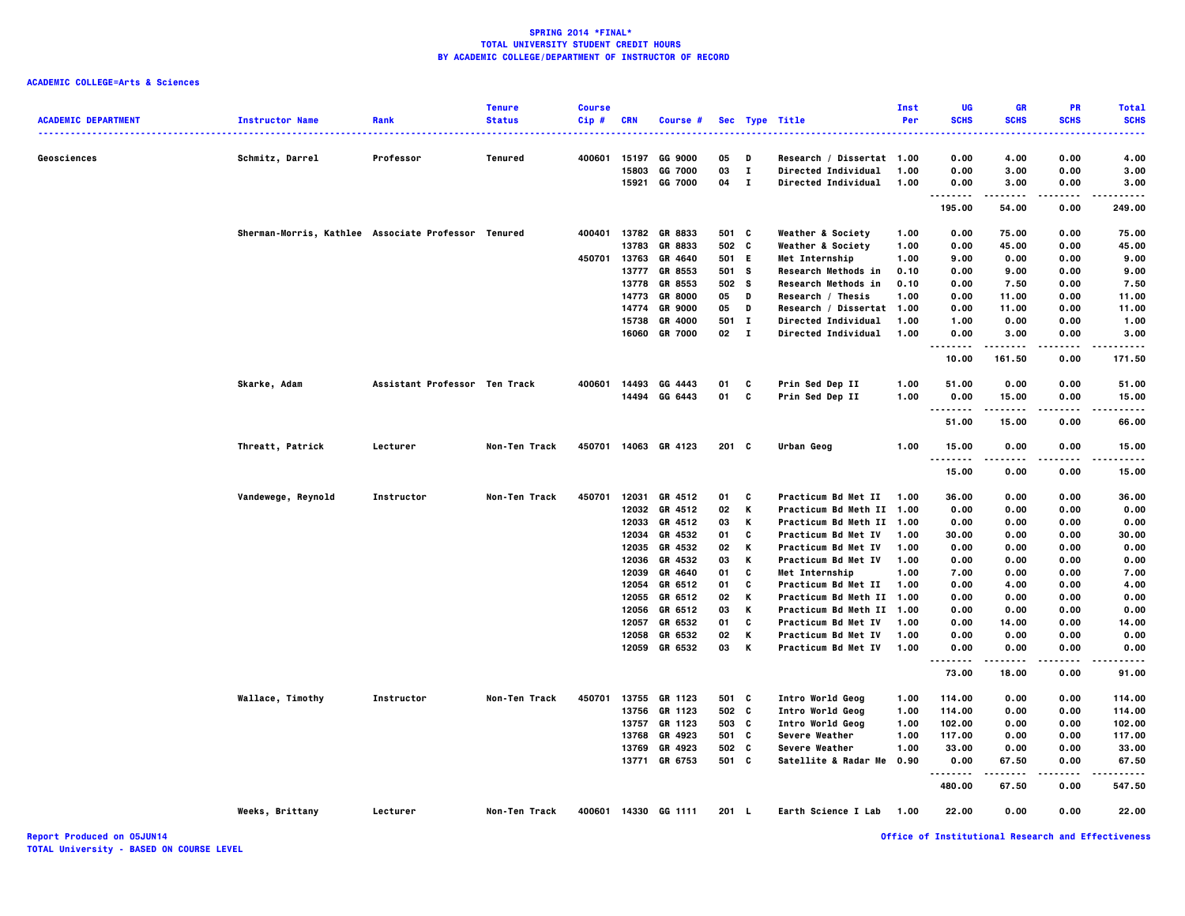**SPRING 2014 \*FINAL\***
**TOTAL UNIVERSITY STUDENT CREDIT HOURS**
**BY ACADEMIC COLLEGE/DEPARTMENT OF INSTRUCTOR OF RECORD**

**ACADEMIC COLLEGE=Arts & Sciences**

| ACADEMIC DEPARTMENT | Instructor Name | Rank | Tenure Status | Course Cip # | CRN | Course # | Sec | Type | Title | Inst Per | UG SCHS | GR SCHS | PR SCHS | Total SCHS |
|---|---|---|---|---|---|---|---|---|---|---|---|---|---|---|
| Geosciences | Schmitz, Darrel | Professor | Tenured | 400601 | 15197 | GG 9000 | 05 | D | Research / Dissertat | 1.00 | 0.00 | 4.00 | 0.00 | 4.00 |
| | | | | | 15803 | GG 7000 | 03 | I | Directed Individual | 1.00 | 0.00 | 3.00 | 0.00 | 3.00 |
| | | | | | 15921 | GG 7000 | 04 | I | Directed Individual | 1.00 | 0.00 | 3.00 | 0.00 | 3.00 |
| | | | | | | | | | | | 195.00 | 54.00 | 0.00 | 249.00 |
| | Sherman-Morris, Kathlee | Associate Professor | Tenured | 400401 | 13782 | GR 8833 | 501 | C | Weather & Society | 1.00 | 0.00 | 75.00 | 0.00 | 75.00 |
| | | | | | 13783 | GR 8833 | 502 | C | Weather & Society | 1.00 | 0.00 | 45.00 | 0.00 | 45.00 |
| | | | | 450701 | 13763 | GR 4640 | 501 | E | Met Internship | 1.00 | 9.00 | 0.00 | 0.00 | 9.00 |
| | | | | | 13777 | GR 8553 | 501 | S | Research Methods in | 0.10 | 0.00 | 9.00 | 0.00 | 9.00 |
| | | | | | 13778 | GR 8553 | 502 | S | Research Methods in | 0.10 | 0.00 | 7.50 | 0.00 | 7.50 |
| | | | | | 14773 | GR 8000 | 05 | D | Research / Thesis | 1.00 | 0.00 | 11.00 | 0.00 | 11.00 |
| | | | | | 14774 | GR 9000 | 05 | D | Research / Dissertat | 1.00 | 0.00 | 11.00 | 0.00 | 11.00 |
| | | | | | 15738 | GR 4000 | 501 | I | Directed Individual | 1.00 | 1.00 | 0.00 | 0.00 | 1.00 |
| | | | | | 16060 | GR 7000 | 02 | I | Directed Individual | 1.00 | 0.00 | 3.00 | 0.00 | 3.00 |
| | | | | | | | | | | | 10.00 | 161.50 | 0.00 | 171.50 |
| | Skarke, Adam | Assistant Professor | Ten Track | 400601 | 14493 | GG 4443 | 01 | C | Prin Sed Dep II | 1.00 | 51.00 | 0.00 | 0.00 | 51.00 |
| | | | | | 14494 | GG 6443 | 01 | C | Prin Sed Dep II | 1.00 | 0.00 | 15.00 | 0.00 | 15.00 |
| | | | | | | | | | | | 51.00 | 15.00 | 0.00 | 66.00 |
| | Threatt, Patrick | Lecturer | Non-Ten Track | 450701 | 14063 | GR 4123 | 201 | C | Urban Geog | 1.00 | 15.00 | 0.00 | 0.00 | 15.00 |
| | | | | | | | | | | | 15.00 | 0.00 | 0.00 | 15.00 |
| | Vandewege, Reynold | Instructor | Non-Ten Track | 450701 | 12031 | GR 4512 | 01 | C | Practicum Bd Met II | 1.00 | 36.00 | 0.00 | 0.00 | 36.00 |
| | | | | | 12032 | GR 4512 | 02 | K | Practicum Bd Meth II | 1.00 | 0.00 | 0.00 | 0.00 | 0.00 |
| | | | | | 12033 | GR 4512 | 03 | K | Practicum Bd Meth II | 1.00 | 0.00 | 0.00 | 0.00 | 0.00 |
| | | | | | 12034 | GR 4532 | 01 | C | Practicum Bd Met IV | 1.00 | 30.00 | 0.00 | 0.00 | 30.00 |
| | | | | | 12035 | GR 4532 | 02 | K | Practicum Bd Met IV | 1.00 | 0.00 | 0.00 | 0.00 | 0.00 |
| | | | | | 12036 | GR 4532 | 03 | K | Practicum Bd Met IV | 1.00 | 0.00 | 0.00 | 0.00 | 0.00 |
| | | | | | 12039 | GR 4640 | 01 | C | Met Internship | 1.00 | 7.00 | 0.00 | 0.00 | 7.00 |
| | | | | | 12054 | GR 6512 | 01 | C | Practicum Bd Met II | 1.00 | 0.00 | 4.00 | 0.00 | 4.00 |
| | | | | | 12055 | GR 6512 | 02 | K | Practicum Bd Meth II | 1.00 | 0.00 | 0.00 | 0.00 | 0.00 |
| | | | | | 12056 | GR 6512 | 03 | K | Practicum Bd Meth II | 1.00 | 0.00 | 0.00 | 0.00 | 0.00 |
| | | | | | 12057 | GR 6532 | 01 | C | Practicum Bd Met IV | 1.00 | 0.00 | 14.00 | 0.00 | 14.00 |
| | | | | | 12058 | GR 6532 | 02 | K | Practicum Bd Met IV | 1.00 | 0.00 | 0.00 | 0.00 | 0.00 |
| | | | | | 12059 | GR 6532 | 03 | K | Practicum Bd Met IV | 1.00 | 0.00 | 0.00 | 0.00 | 0.00 |
| | | | | | | | | | | | 73.00 | 18.00 | 0.00 | 91.00 |
| | Wallace, Timothy | Instructor | Non-Ten Track | 450701 | 13755 | GR 1123 | 501 | C | Intro World Geog | 1.00 | 114.00 | 0.00 | 0.00 | 114.00 |
| | | | | | 13756 | GR 1123 | 502 | C | Intro World Geog | 1.00 | 114.00 | 0.00 | 0.00 | 114.00 |
| | | | | | 13757 | GR 1123 | 503 | C | Intro World Geog | 1.00 | 102.00 | 0.00 | 0.00 | 102.00 |
| | | | | | 13768 | GR 4923 | 501 | C | Severe Weather | 1.00 | 117.00 | 0.00 | 0.00 | 117.00 |
| | | | | | 13769 | GR 4923 | 502 | C | Severe Weather | 1.00 | 33.00 | 0.00 | 0.00 | 33.00 |
| | | | | | 13771 | GR 6753 | 501 | C | Satellite & Radar Me | 0.90 | 0.00 | 67.50 | 0.00 | 67.50 |
| | | | | | | | | | | | 480.00 | 67.50 | 0.00 | 547.50 |
| | Weeks, Brittany | Lecturer | Non-Ten Track | 400601 | 14330 | GG 1111 | 201 | L | Earth Science I Lab | 1.00 | 22.00 | 0.00 | 0.00 | 22.00 |

Report Produced on 05JUN14
TOTAL University - BASED ON COURSE LEVEL
Office of Institutional Research and Effectiveness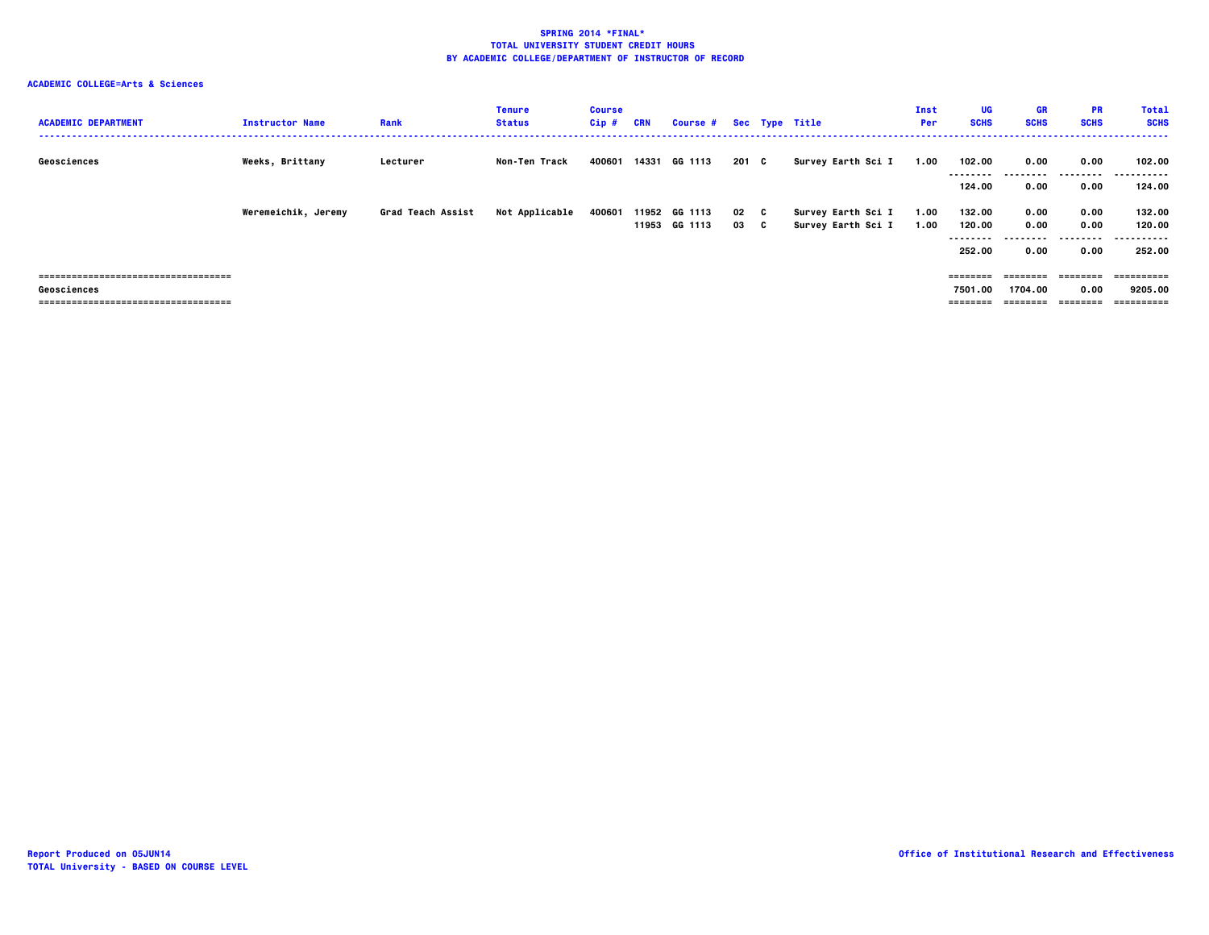**SPRING 2014 *FINAL***
**TOTAL UNIVERSITY STUDENT CREDIT HOURS**
**BY ACADEMIC COLLEGE/DEPARTMENT OF INSTRUCTOR OF RECORD**

**ACADEMIC COLLEGE=Arts & Sciences**

| ACADEMIC DEPARTMENT | Instructor Name | Rank | Tenure Status | Course Cip # | CRN | Course # | Sec | Type | Title | Inst Per | UG SCHS | GR SCHS | PR SCHS | Total SCHS |
|---|---|---|---|---|---|---|---|---|---|---|---|---|---|---|
| Geosciences | Weeks, Brittany | Lecturer | Non-Ten Track | 400601 | 14331 | GG 1113 | 201 | C | Survey Earth Sci I | 1.00 | 102.00 | 0.00 | 0.00 | 102.00 |
| | | | | | | | | | | | 124.00 | 0.00 | 0.00 | 124.00 |
| | Weremeichik, Jeremy | Grad Teach Assist | Not Applicable | 400601 | 11952 | GG 1113 | 02 | C | Survey Earth Sci I | 1.00 | 132.00 | 0.00 | 0.00 | 132.00 |
| | | | | | 11953 | GG 1113 | 03 | C | Survey Earth Sci I | 1.00 | 120.00 | 0.00 | 0.00 | 120.00 |
| | | | | | | | | | | | 252.00 | 0.00 | 0.00 | 252.00 |
| Geosciences | | | | | | | | | | | 7501.00 | 1704.00 | 0.00 | 9205.00 |

Report Produced on 05JUN14
TOTAL University - BASED ON COURSE LEVEL

Office of Institutional Research and Effectiveness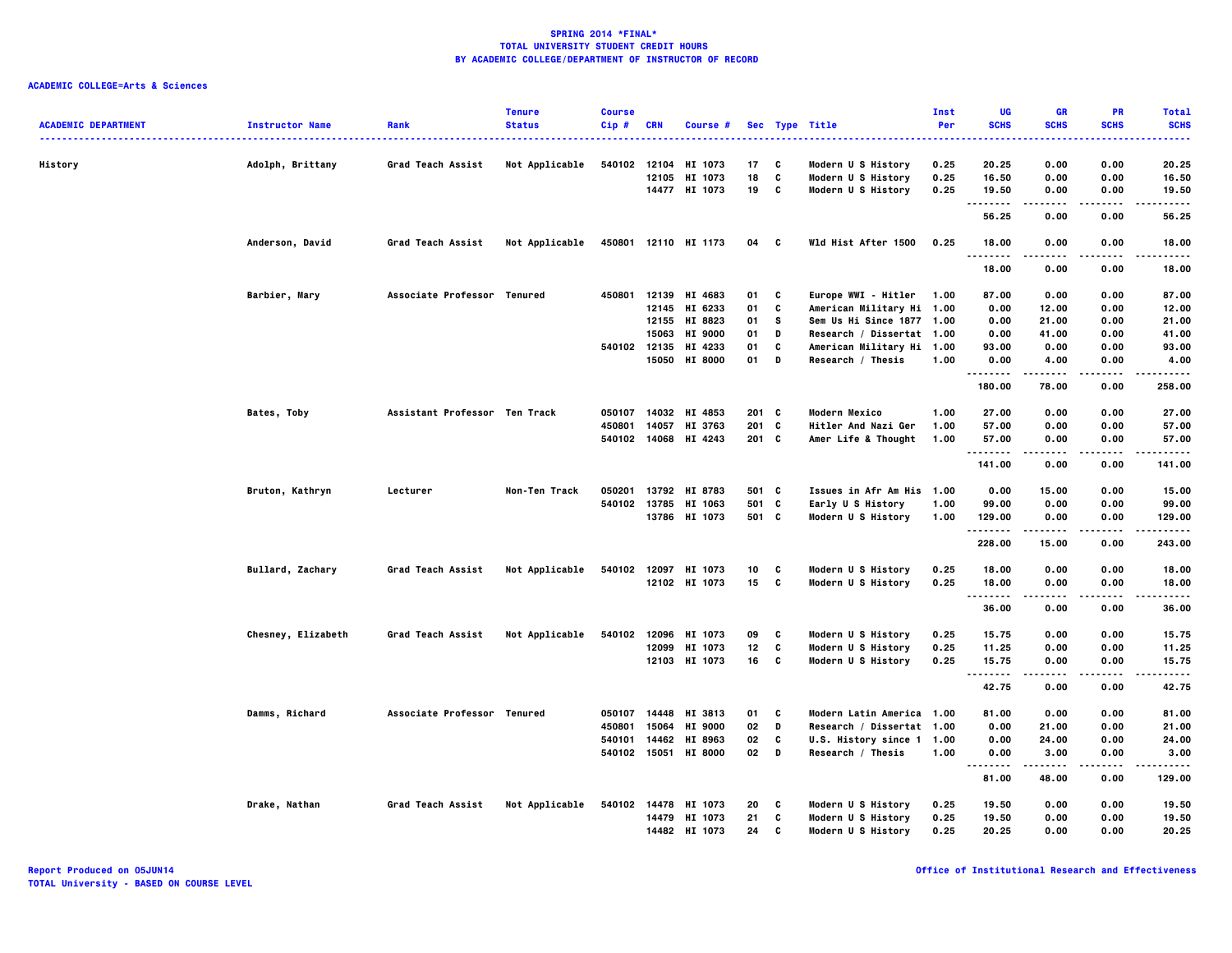# SPRING 2014 *FINAL*
## TOTAL UNIVERSITY STUDENT CREDIT HOURS
## BY ACADEMIC COLLEGE/DEPARTMENT OF INSTRUCTOR OF RECORD

**ACADEMIC COLLEGE=Arts & Sciences**

| ACADEMIC DEPARTMENT | Instructor Name | Rank | Tenure Status | Course Cip # | CRN | Course # | Sec | Type | Title | Inst Per | UG SCHS | GR SCHS | PR SCHS | Total SCHS |
|---|---|---|---|---|---|---|---|---|---|---|---|---|---|---|
| History | Adolph, Brittany | Grad Teach Assist | Not Applicable | 540102 | 12104 | HI 1073 | 17 | C | Modern U S History | 0.25 | 20.25 | 0.00 | 0.00 | 20.25 |
| | | | | | 12105 | HI 1073 | 18 | C | Modern U S History | 0.25 | 16.50 | 0.00 | 0.00 | 16.50 |
| | | | | | 14477 | HI 1073 | 19 | C | Modern U S History | 0.25 | 19.50 | 0.00 | 0.00 | 19.50 |
| | | | | | | | | | | | 56.25 | 0.00 | 0.00 | 56.25 |
| | Anderson, David | Grad Teach Assist | Not Applicable | 450801 | 12110 | HI 1173 | 04 | C | Wld Hist After 1500 | 0.25 | 18.00 | 0.00 | 0.00 | 18.00 |
| | | | | | | | | | | | 18.00 | 0.00 | 0.00 | 18.00 |
| | Barbier, Mary | Associate Professor | Tenured | 450801 | 12139 | HI 4683 | 01 | C | Europe WWI - Hitler | 1.00 | 87.00 | 0.00 | 0.00 | 87.00 |
| | | | | | 12145 | HI 6233 | 01 | C | American Military Hi | 1.00 | 0.00 | 12.00 | 0.00 | 12.00 |
| | | | | | 12155 | HI 8823 | 01 | S | Sem Us Hi Since 1877 | 1.00 | 0.00 | 21.00 | 0.00 | 21.00 |
| | | | | | 15063 | HI 9000 | 01 | D | Research / Dissertat | 1.00 | 0.00 | 41.00 | 0.00 | 41.00 |
| | | | | 540102 | 12135 | HI 4233 | 01 | C | American Military Hi | 1.00 | 93.00 | 0.00 | 0.00 | 93.00 |
| | | | | | 15050 | HI 8000 | 01 | D | Research / Thesis | 1.00 | 0.00 | 4.00 | 0.00 | 4.00 |
| | | | | | | | | | | | 180.00 | 78.00 | 0.00 | 258.00 |
| | Bates, Toby | Assistant Professor | Ten Track | 050107 | 14032 | HI 4853 | 201 | C | Modern Mexico | 1.00 | 27.00 | 0.00 | 0.00 | 27.00 |
| | | | | 450801 | 14057 | HI 3763 | 201 | C | Hitler And Nazi Ger | 1.00 | 57.00 | 0.00 | 0.00 | 57.00 |
| | | | | 540102 | 14068 | HI 4243 | 201 | C | Amer Life & Thought | 1.00 | 57.00 | 0.00 | 0.00 | 57.00 |
| | | | | | | | | | | | 141.00 | 0.00 | 0.00 | 141.00 |
| | Bruton, Kathryn | Lecturer | Non-Ten Track | 050201 | 13792 | HI 8783 | 501 | C | Issues in Afr Am His | 1.00 | 0.00 | 15.00 | 0.00 | 15.00 |
| | | | | 540102 | 13785 | HI 1063 | 501 | C | Early U S History | 1.00 | 99.00 | 0.00 | 0.00 | 99.00 |
| | | | | | 13786 | HI 1073 | 501 | C | Modern U S History | 1.00 | 129.00 | 0.00 | 0.00 | 129.00 |
| | | | | | | | | | | | 228.00 | 15.00 | 0.00 | 243.00 |
| | Bullard, Zachary | Grad Teach Assist | Not Applicable | 540102 | 12097 | HI 1073 | 10 | C | Modern U S History | 0.25 | 18.00 | 0.00 | 0.00 | 18.00 |
| | | | | | 12102 | HI 1073 | 15 | C | Modern U S History | 0.25 | 18.00 | 0.00 | 0.00 | 18.00 |
| | | | | | | | | | | | 36.00 | 0.00 | 0.00 | 36.00 |
| | Chesney, Elizabeth | Grad Teach Assist | Not Applicable | 540102 | 12096 | HI 1073 | 09 | C | Modern U S History | 0.25 | 15.75 | 0.00 | 0.00 | 15.75 |
| | | | | | 12099 | HI 1073 | 12 | C | Modern U S History | 0.25 | 11.25 | 0.00 | 0.00 | 11.25 |
| | | | | | 12103 | HI 1073 | 16 | C | Modern U S History | 0.25 | 15.75 | 0.00 | 0.00 | 15.75 |
| | | | | | | | | | | | 42.75 | 0.00 | 0.00 | 42.75 |
| | Damms, Richard | Associate Professor | Tenured | 050107 | 14448 | HI 3813 | 01 | C | Modern Latin America | 1.00 | 81.00 | 0.00 | 0.00 | 81.00 |
| | | | | 450801 | 15064 | HI 9000 | 02 | D | Research / Dissertat | 1.00 | 0.00 | 21.00 | 0.00 | 21.00 |
| | | | | 540101 | 14462 | HI 8963 | 02 | C | U.S. History since 1 | 1.00 | 0.00 | 24.00 | 0.00 | 24.00 |
| | | | | 540102 | 15051 | HI 8000 | 02 | D | Research / Thesis | 1.00 | 0.00 | 3.00 | 0.00 | 3.00 |
| | | | | | | | | | | | 81.00 | 48.00 | 0.00 | 129.00 |
| | Drake, Nathan | Grad Teach Assist | Not Applicable | 540102 | 14478 | HI 1073 | 20 | C | Modern U S History | 0.25 | 19.50 | 0.00 | 0.00 | 19.50 |
| | | | | | 14479 | HI 1073 | 21 | C | Modern U S History | 0.25 | 19.50 | 0.00 | 0.00 | 19.50 |
| | | | | | 14482 | HI 1073 | 24 | C | Modern U S History | 0.25 | 20.25 | 0.00 | 0.00 | 20.25 |

Report Produced on 05JUN14
TOTAL University - BASED ON COURSE LEVEL

Office of Institutional Research and Effectiveness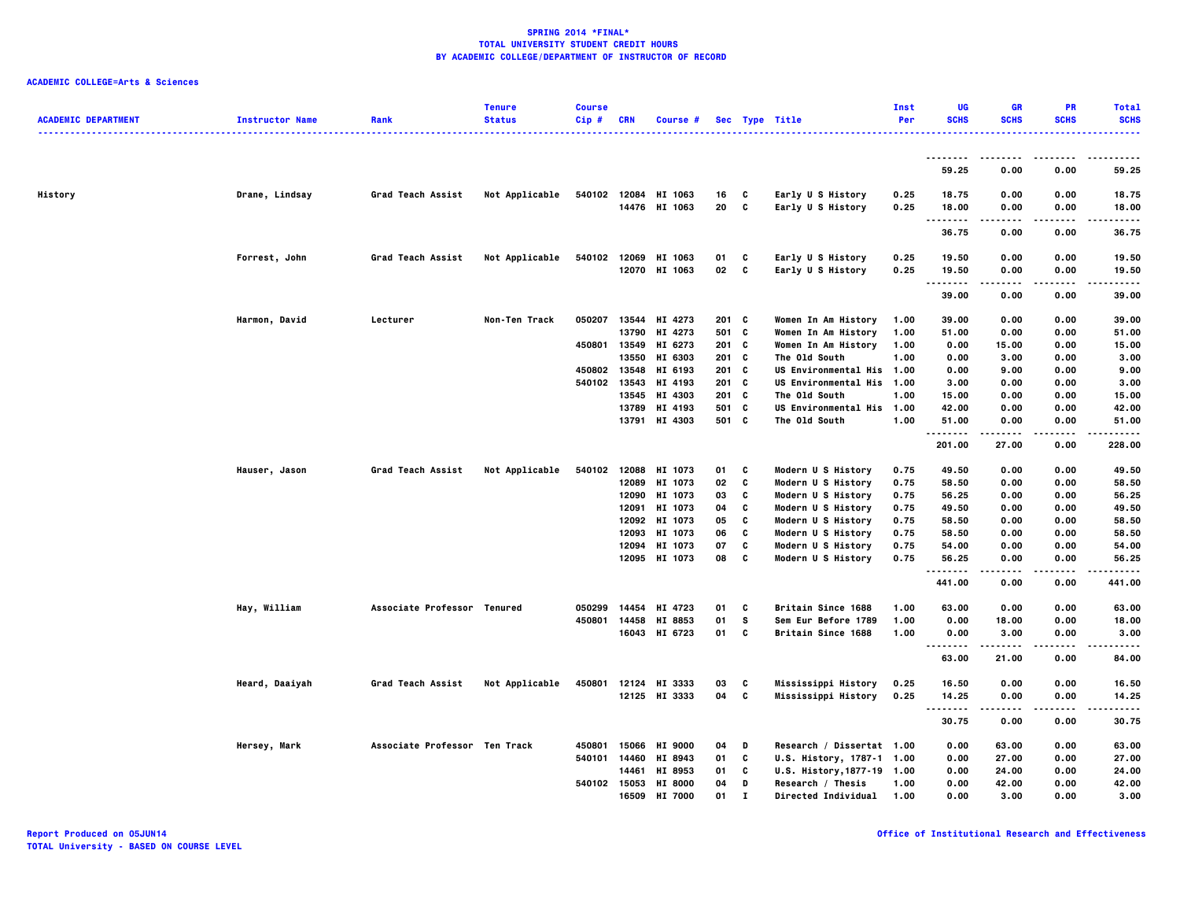**SPRING 2014 *FINAL***
**TOTAL UNIVERSITY STUDENT CREDIT HOURS**
**BY ACADEMIC COLLEGE/DEPARTMENT OF INSTRUCTOR OF RECORD**

**ACADEMIC COLLEGE=Arts & Sciences**

| ACADEMIC DEPARTMENT | Instructor Name | Rank | Tenure Status | Course Cip # | CRN | Course # | Sec | Type | Title | Inst Per | UG SCHS | GR SCHS | PR SCHS | Total SCHS |
|---|---|---|---|---|---|---|---|---|---|---|---|---|---|---|
| | | | | | | | | | | | 59.25 | 0.00 | 0.00 | 59.25 |
| History | Drane, Lindsay | Grad Teach Assist | Not Applicable | 540102 | 12084 | HI 1063 | 16 | C | Early U S History | 0.25 | 18.75 | 0.00 | 0.00 | 18.75 |
| | | | | | 14476 | HI 1063 | 20 | C | Early U S History | 0.25 | 18.00 | 0.00 | 0.00 | 18.00 |
| | | | | | | | | | | | 36.75 | 0.00 | 0.00 | 36.75 |
| | Forrest, John | Grad Teach Assist | Not Applicable | 540102 | 12069 | HI 1063 | 01 | C | Early U S History | 0.25 | 19.50 | 0.00 | 0.00 | 19.50 |
| | | | | | 12070 | HI 1063 | 02 | C | Early U S History | 0.25 | 19.50 | 0.00 | 0.00 | 19.50 |
| | | | | | | | | | | | 39.00 | 0.00 | 0.00 | 39.00 |
| | Harmon, David | Lecturer | Non-Ten Track | 050207 | 13544 | HI 4273 | 201 | C | Women In Am History | 1.00 | 39.00 | 0.00 | 0.00 | 39.00 |
| | | | | | 13790 | HI 4273 | 501 | C | Women In Am History | 1.00 | 51.00 | 0.00 | 0.00 | 51.00 |
| | | | | 450801 | 13549 | HI 6273 | 201 | C | Women In Am History | 1.00 | 0.00 | 15.00 | 0.00 | 15.00 |
| | | | | | 13550 | HI 6303 | 201 | C | The Old South | 1.00 | 0.00 | 3.00 | 0.00 | 3.00 |
| | | | | 450802 | 13548 | HI 6193 | 201 | C | US Environmental His | 1.00 | 0.00 | 9.00 | 0.00 | 9.00 |
| | | | | 540102 | 13543 | HI 4193 | 201 | C | US Environmental His | 1.00 | 3.00 | 0.00 | 0.00 | 3.00 |
| | | | | | 13545 | HI 4303 | 201 | C | The Old South | 1.00 | 15.00 | 0.00 | 0.00 | 15.00 |
| | | | | | 13789 | HI 4193 | 501 | C | US Environmental His | 1.00 | 42.00 | 0.00 | 0.00 | 42.00 |
| | | | | | 13791 | HI 4303 | 501 | C | The Old South | 1.00 | 51.00 | 0.00 | 0.00 | 51.00 |
| | | | | | | | | | | | 201.00 | 27.00 | 0.00 | 228.00 |
| | Hauser, Jason | Grad Teach Assist | Not Applicable | 540102 | 12088 | HI 1073 | 01 | C | Modern U S History | 0.75 | 49.50 | 0.00 | 0.00 | 49.50 |
| | | | | | 12089 | HI 1073 | 02 | C | Modern U S History | 0.75 | 58.50 | 0.00 | 0.00 | 58.50 |
| | | | | | 12090 | HI 1073 | 03 | C | Modern U S History | 0.75 | 56.25 | 0.00 | 0.00 | 56.25 |
| | | | | | 12091 | HI 1073 | 04 | C | Modern U S History | 0.75 | 49.50 | 0.00 | 0.00 | 49.50 |
| | | | | | 12092 | HI 1073 | 05 | C | Modern U S History | 0.75 | 58.50 | 0.00 | 0.00 | 58.50 |
| | | | | | 12093 | HI 1073 | 06 | C | Modern U S History | 0.75 | 58.50 | 0.00 | 0.00 | 58.50 |
| | | | | | 12094 | HI 1073 | 07 | C | Modern U S History | 0.75 | 54.00 | 0.00 | 0.00 | 54.00 |
| | | | | | 12095 | HI 1073 | 08 | C | Modern U S History | 0.75 | 56.25 | 0.00 | 0.00 | 56.25 |
| | | | | | | | | | | | 441.00 | 0.00 | 0.00 | 441.00 |
| | Hay, William | Associate Professor | Tenured | 050299 | 14454 | HI 4723 | 01 | C | Britain Since 1688 | 1.00 | 63.00 | 0.00 | 0.00 | 63.00 |
| | | | | 450801 | 14458 | HI 8853 | 01 | S | Sem Eur Before 1789 | 1.00 | 0.00 | 18.00 | 0.00 | 18.00 |
| | | | | | 16043 | HI 6723 | 01 | C | Britain Since 1688 | 1.00 | 0.00 | 3.00 | 0.00 | 3.00 |
| | | | | | | | | | | | 63.00 | 21.00 | 0.00 | 84.00 |
| | Heard, Daaiyah | Grad Teach Assist | Not Applicable | 450801 | 12124 | HI 3333 | 03 | C | Mississippi History | 0.25 | 16.50 | 0.00 | 0.00 | 16.50 |
| | | | | | 12125 | HI 3333 | 04 | C | Mississippi History | 0.25 | 14.25 | 0.00 | 0.00 | 14.25 |
| | | | | | | | | | | | 30.75 | 0.00 | 0.00 | 30.75 |
| | Hersey, Mark | Associate Professor | Ten Track | 450801 | 15066 | HI 9000 | 04 | D | Research / Dissertat | 1.00 | 0.00 | 63.00 | 0.00 | 63.00 |
| | | | | 540101 | 14460 | HI 8943 | 01 | C | U.S. History, 1787-1 | 1.00 | 0.00 | 27.00 | 0.00 | 27.00 |
| | | | | | 14461 | HI 8953 | 01 | C | U.S. History,1877-19 | 1.00 | 0.00 | 24.00 | 0.00 | 24.00 |
| | | | | 540102 | 15053 | HI 8000 | 04 | D | Research / Thesis | 1.00 | 0.00 | 42.00 | 0.00 | 42.00 |
| | | | | | 16509 | HI 7000 | 01 | I | Directed Individual | 1.00 | 0.00 | 3.00 | 0.00 | 3.00 |

Report Produced on 05JUN14
TOTAL University - BASED ON COURSE LEVEL

Office of Institutional Research and Effectiveness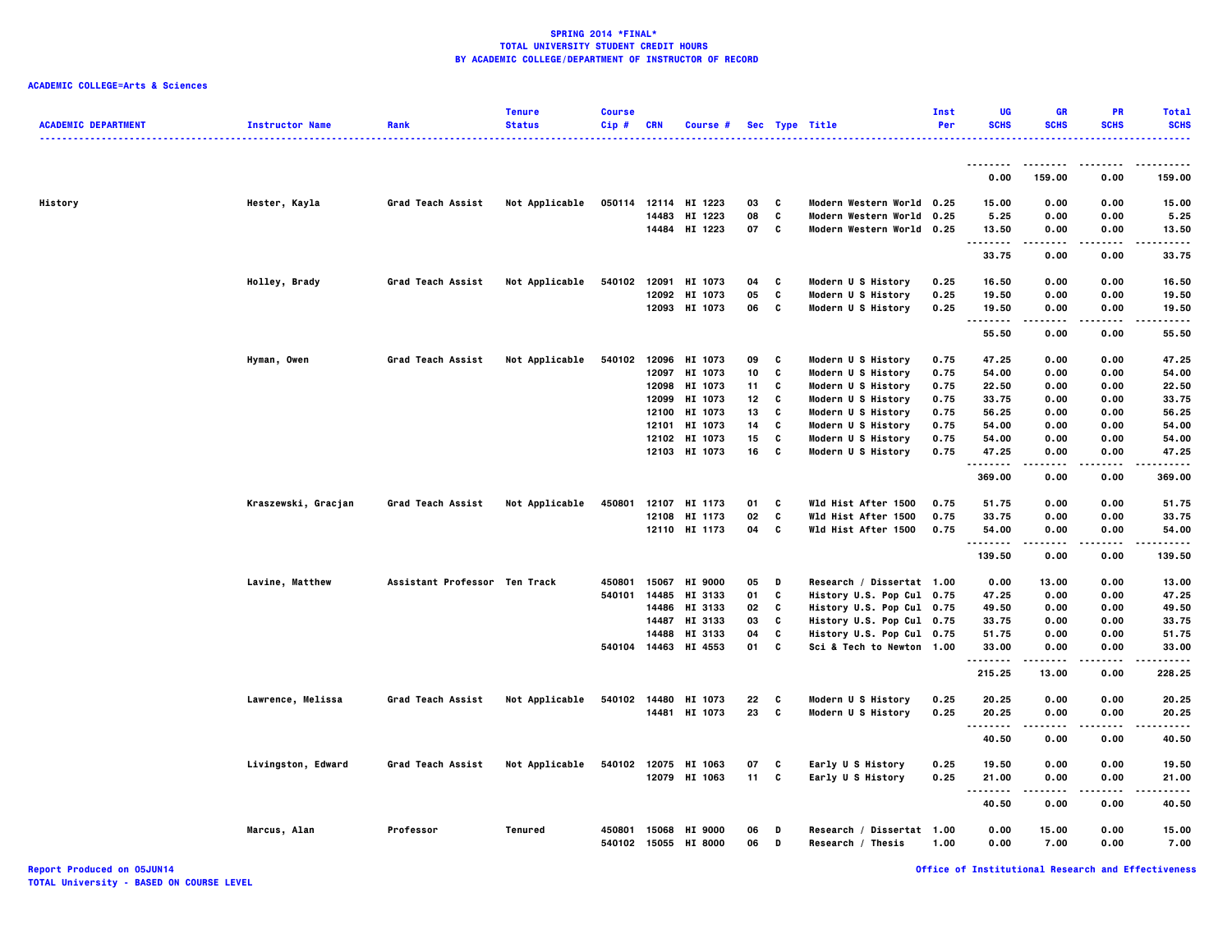**SPRING 2014 *FINAL***
**TOTAL UNIVERSITY STUDENT CREDIT HOURS**
**BY ACADEMIC COLLEGE/DEPARTMENT OF INSTRUCTOR OF RECORD**

**ACADEMIC COLLEGE=Arts & Sciences**

| ACADEMIC DEPARTMENT | Instructor Name | Rank | Tenure Status | Course Cip # | CRN | Course # | Sec | Type | Title | Inst Per | UG SCHS | GR SCHS | PR SCHS | Total SCHS |
|---|---|---|---|---|---|---|---|---|---|---|---|---|---|---|
| | | | | | | | | | | | 0.00 | 159.00 | 0.00 | 159.00 |
| History | Hester, Kayla | Grad Teach Assist | Not Applicable | 050114 | 12114 | HI 1223 | 03 | C | Modern Western World | 0.25 | 15.00 | 0.00 | 0.00 | 15.00 |
| | | | | | 14483 | HI 1223 | 08 | C | Modern Western World | 0.25 | 5.25 | 0.00 | 0.00 | 5.25 |
| | | | | | 14484 | HI 1223 | 07 | C | Modern Western World | 0.25 | 13.50 | 0.00 | 0.00 | 13.50 |
| | | | | | | | | | | | 33.75 | 0.00 | 0.00 | 33.75 |
| | Holley, Brady | Grad Teach Assist | Not Applicable | 540102 | 12091 | HI 1073 | 04 | C | Modern U S History | 0.25 | 16.50 | 0.00 | 0.00 | 16.50 |
| | | | | | 12092 | HI 1073 | 05 | C | Modern U S History | 0.25 | 19.50 | 0.00 | 0.00 | 19.50 |
| | | | | | 12093 | HI 1073 | 06 | C | Modern U S History | 0.25 | 19.50 | 0.00 | 0.00 | 19.50 |
| | | | | | | | | | | | 55.50 | 0.00 | 0.00 | 55.50 |
| | Hyman, Owen | Grad Teach Assist | Not Applicable | 540102 | 12096 | HI 1073 | 09 | C | Modern U S History | 0.75 | 47.25 | 0.00 | 0.00 | 47.25 |
| | | | | | 12097 | HI 1073 | 10 | C | Modern U S History | 0.75 | 54.00 | 0.00 | 0.00 | 54.00 |
| | | | | | 12098 | HI 1073 | 11 | C | Modern U S History | 0.75 | 22.50 | 0.00 | 0.00 | 22.50 |
| | | | | | 12099 | HI 1073 | 12 | C | Modern U S History | 0.75 | 33.75 | 0.00 | 0.00 | 33.75 |
| | | | | | 12100 | HI 1073 | 13 | C | Modern U S History | 0.75 | 56.25 | 0.00 | 0.00 | 56.25 |
| | | | | | 12101 | HI 1073 | 14 | C | Modern U S History | 0.75 | 54.00 | 0.00 | 0.00 | 54.00 |
| | | | | | 12102 | HI 1073 | 15 | C | Modern U S History | 0.75 | 54.00 | 0.00 | 0.00 | 54.00 |
| | | | | | 12103 | HI 1073 | 16 | C | Modern U S History | 0.75 | 47.25 | 0.00 | 0.00 | 47.25 |
| | | | | | | | | | | | 369.00 | 0.00 | 0.00 | 369.00 |
| | Kraszewski, Gracjan | Grad Teach Assist | Not Applicable | 450801 | 12107 | HI 1173 | 01 | C | Wld Hist After 1500 | 0.75 | 51.75 | 0.00 | 0.00 | 51.75 |
| | | | | | 12108 | HI 1173 | 02 | C | Wld Hist After 1500 | 0.75 | 33.75 | 0.00 | 0.00 | 33.75 |
| | | | | | 12110 | HI 1173 | 04 | C | Wld Hist After 1500 | 0.75 | 54.00 | 0.00 | 0.00 | 54.00 |
| | | | | | | | | | | | 139.50 | 0.00 | 0.00 | 139.50 |
| | Lavine, Matthew | Assistant Professor | Ten Track | 450801 | 15067 | HI 9000 | 05 | D | Research / Dissertat | 1.00 | 0.00 | 13.00 | 0.00 | 13.00 |
| | | | | 540101 | 14485 | HI 3133 | 01 | C | History U.S. Pop Cul | 0.75 | 47.25 | 0.00 | 0.00 | 47.25 |
| | | | | | 14486 | HI 3133 | 02 | C | History U.S. Pop Cul | 0.75 | 49.50 | 0.00 | 0.00 | 49.50 |
| | | | | | 14487 | HI 3133 | 03 | C | History U.S. Pop Cul | 0.75 | 33.75 | 0.00 | 0.00 | 33.75 |
| | | | | | 14488 | HI 3133 | 04 | C | History U.S. Pop Cul | 0.75 | 51.75 | 0.00 | 0.00 | 51.75 |
| | | | | 540104 | 14463 | HI 4553 | 01 | C | Sci & Tech to Newton | 1.00 | 33.00 | 0.00 | 0.00 | 33.00 |
| | | | | | | | | | | | 215.25 | 13.00 | 0.00 | 228.25 |
| | Lawrence, Melissa | Grad Teach Assist | Not Applicable | 540102 | 14480 | HI 1073 | 22 | C | Modern U S History | 0.25 | 20.25 | 0.00 | 0.00 | 20.25 |
| | | | | | 14481 | HI 1073 | 23 | C | Modern U S History | 0.25 | 20.25 | 0.00 | 0.00 | 20.25 |
| | | | | | | | | | | | 40.50 | 0.00 | 0.00 | 40.50 |
| | Livingston, Edward | Grad Teach Assist | Not Applicable | 540102 | 12075 | HI 1063 | 07 | C | Early U S History | 0.25 | 19.50 | 0.00 | 0.00 | 19.50 |
| | | | | | 12079 | HI 1063 | 11 | C | Early U S History | 0.25 | 21.00 | 0.00 | 0.00 | 21.00 |
| | | | | | | | | | | | 40.50 | 0.00 | 0.00 | 40.50 |
| | Marcus, Alan | Professor | Tenured | 450801 | 15068 | HI 9000 | 06 | D | Research / Dissertat | 1.00 | 0.00 | 15.00 | 0.00 | 15.00 |
| | | | | 540102 | 15055 | HI 8000 | 06 | D | Research / Thesis | 1.00 | 0.00 | 7.00 | 0.00 | 7.00 |

Report Produced on 05JUN14
TOTAL University - BASED ON COURSE LEVEL
Office of Institutional Research and Effectiveness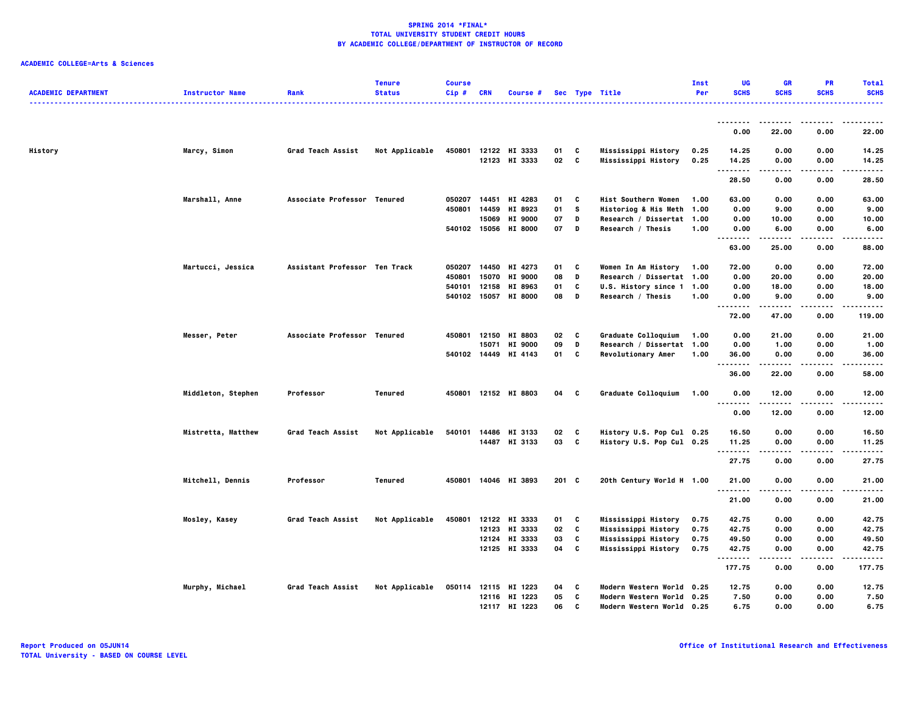**SPRING 2014 *FINAL***
**TOTAL UNIVERSITY STUDENT CREDIT HOURS**
**BY ACADEMIC COLLEGE/DEPARTMENT OF INSTRUCTOR OF RECORD**

**ACADEMIC COLLEGE=Arts & Sciences**

| ACADEMIC DEPARTMENT | Instructor Name | Rank | Tenure Status | Course Cip # | CRN | Course # | Sec | Type | Title | Inst Per | UG SCHS | GR SCHS | PR SCHS | Total SCHS |
|---|---|---|---|---|---|---|---|---|---|---|---|---|---|---|
| | | | | | | | | | | | 0.00 | 22.00 | 0.00 | 22.00 |
| History | Marcy, Simon | Grad Teach Assist | Not Applicable | 450801 | 12122 | HI 3333 | 01 | C | Mississippi History | 0.25 | 14.25 | 0.00 | 0.00 | 14.25 |
| | | | | | 12123 | HI 3333 | 02 | C | Mississippi History | 0.25 | 14.25 | 0.00 | 0.00 | 14.25 |
| | | | | | | | | | | | 28.50 | 0.00 | 0.00 | 28.50 |
| | Marshall, Anne | Associate Professor | Tenured | 050207 | 14451 | HI 4283 | 01 | C | Hist Southern Women | 1.00 | 63.00 | 0.00 | 0.00 | 63.00 |
| | | | | 450801 | 14459 | HI 8923 | 01 | S | Historiog & His Meth | 1.00 | 0.00 | 9.00 | 0.00 | 9.00 |
| | | | | | 15069 | HI 9000 | 07 | D | Research / Dissertat | 1.00 | 0.00 | 10.00 | 0.00 | 10.00 |
| | | | | 540102 | 15056 | HI 8000 | 07 | D | Research / Thesis | 1.00 | 0.00 | 6.00 | 0.00 | 6.00 |
| | | | | | | | | | | | 63.00 | 25.00 | 0.00 | 88.00 |
| | Martucci, Jessica | Assistant Professor | Ten Track | 050207 | 14450 | HI 4273 | 01 | C | Women In Am History | 1.00 | 72.00 | 0.00 | 0.00 | 72.00 |
| | | | | 450801 | 15070 | HI 9000 | 08 | D | Research / Dissertat | 1.00 | 0.00 | 20.00 | 0.00 | 20.00 |
| | | | | 540101 | 12158 | HI 8963 | 01 | C | U.S. History since 1 | 1.00 | 0.00 | 18.00 | 0.00 | 18.00 |
| | | | | 540102 | 15057 | HI 8000 | 08 | D | Research / Thesis | 1.00 | 0.00 | 9.00 | 0.00 | 9.00 |
| | | | | | | | | | | | 72.00 | 47.00 | 0.00 | 119.00 |
| | Messer, Peter | Associate Professor | Tenured | 450801 | 12150 | HI 8803 | 02 | C | Graduate Colloquium | 1.00 | 0.00 | 21.00 | 0.00 | 21.00 |
| | | | | | 15071 | HI 9000 | 09 | D | Research / Dissertat | 1.00 | 0.00 | 1.00 | 0.00 | 1.00 |
| | | | | 540102 | 14449 | HI 4143 | 01 | C | Revolutionary Amer | 1.00 | 36.00 | 0.00 | 0.00 | 36.00 |
| | | | | | | | | | | | 36.00 | 22.00 | 0.00 | 58.00 |
| | Middleton, Stephen | Professor | Tenured | 450801 | 12152 | HI 8803 | 04 | C | Graduate Colloquium | 1.00 | 0.00 | 12.00 | 0.00 | 12.00 |
| | | | | | | | | | | | 0.00 | 12.00 | 0.00 | 12.00 |
| | Mistretta, Matthew | Grad Teach Assist | Not Applicable | 540101 | 14486 | HI 3133 | 02 | C | History U.S. Pop Cul | 0.25 | 16.50 | 0.00 | 0.00 | 16.50 |
| | | | | | 14487 | HI 3133 | 03 | C | History U.S. Pop Cul | 0.25 | 11.25 | 0.00 | 0.00 | 11.25 |
| | | | | | | | | | | | 27.75 | 0.00 | 0.00 | 27.75 |
| | Mitchell, Dennis | Professor | Tenured | 450801 | 14046 | HI 3893 | 201 | C | 20th Century World H | 1.00 | 21.00 | 0.00 | 0.00 | 21.00 |
| | | | | | | | | | | | 21.00 | 0.00 | 0.00 | 21.00 |
| | Mosley, Kasey | Grad Teach Assist | Not Applicable | 450801 | 12122 | HI 3333 | 01 | C | Mississippi History | 0.75 | 42.75 | 0.00 | 0.00 | 42.75 |
| | | | | | 12123 | HI 3333 | 02 | C | Mississippi History | 0.75 | 42.75 | 0.00 | 0.00 | 42.75 |
| | | | | | 12124 | HI 3333 | 03 | C | Mississippi History | 0.75 | 49.50 | 0.00 | 0.00 | 49.50 |
| | | | | | 12125 | HI 3333 | 04 | C | Mississippi History | 0.75 | 42.75 | 0.00 | 0.00 | 42.75 |
| | | | | | | | | | | | 177.75 | 0.00 | 0.00 | 177.75 |
| | Murphy, Michael | Grad Teach Assist | Not Applicable | 050114 | 12115 | HI 1223 | 04 | C | Modern Western World | 0.25 | 12.75 | 0.00 | 0.00 | 12.75 |
| | | | | | 12116 | HI 1223 | 05 | C | Modern Western World | 0.25 | 7.50 | 0.00 | 0.00 | 7.50 |
| | | | | | 12117 | HI 1223 | 06 | C | Modern Western World | 0.25 | 6.75 | 0.00 | 0.00 | 6.75 |

Report Produced on 05JUN14
TOTAL University - BASED ON COURSE LEVEL

Office of Institutional Research and Effectiveness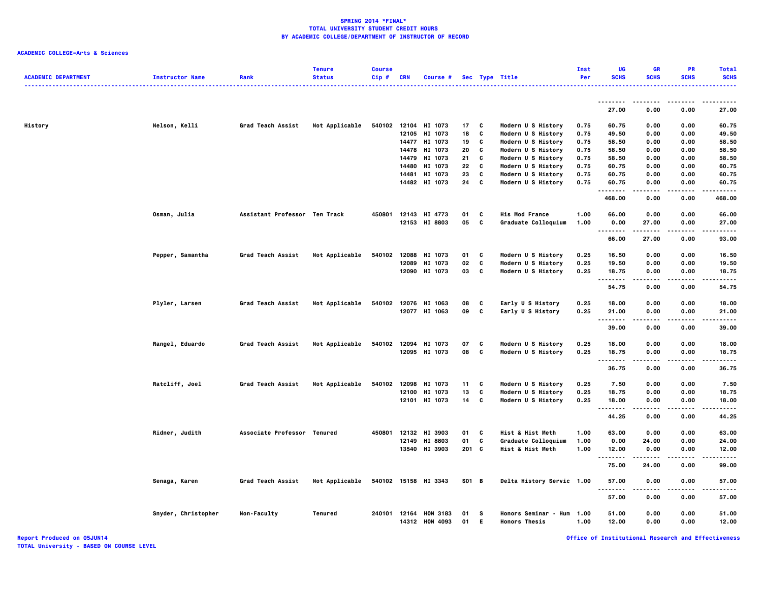**SPRING 2014 *FINAL***
**TOTAL UNIVERSITY STUDENT CREDIT HOURS**
**BY ACADEMIC COLLEGE/DEPARTMENT OF INSTRUCTOR OF RECORD**

**ACADEMIC COLLEGE=Arts & Sciences**

| ACADEMIC DEPARTMENT | Instructor Name | Rank | Tenure Status | Course Cip # | CRN | Course # | Sec | Type | Title | Inst Per | UG SCHS | GR SCHS | PR SCHS | Total SCHS |
|---|---|---|---|---|---|---|---|---|---|---|---|---|---|---|
| | | | | | | | | | | | 27.00 | 0.00 | 0.00 | 27.00 |
| History | Nelson, Kelli | Grad Teach Assist | Not Applicable | 540102 | 12104 | HI 1073 | 17 | C | Modern U S History | 0.75 | 60.75 | 0.00 | 0.00 | 60.75 |
| | | | | | 12105 | HI 1073 | 18 | C | Modern U S History | 0.75 | 49.50 | 0.00 | 0.00 | 49.50 |
| | | | | | 14477 | HI 1073 | 19 | C | Modern U S History | 0.75 | 58.50 | 0.00 | 0.00 | 58.50 |
| | | | | | 14478 | HI 1073 | 20 | C | Modern U S History | 0.75 | 58.50 | 0.00 | 0.00 | 58.50 |
| | | | | | 14479 | HI 1073 | 21 | C | Modern U S History | 0.75 | 58.50 | 0.00 | 0.00 | 58.50 |
| | | | | | 14480 | HI 1073 | 22 | C | Modern U S History | 0.75 | 60.75 | 0.00 | 0.00 | 60.75 |
| | | | | | 14481 | HI 1073 | 23 | C | Modern U S History | 0.75 | 60.75 | 0.00 | 0.00 | 60.75 |
| | | | | | 14482 | HI 1073 | 24 | C | Modern U S History | 0.75 | 60.75 | 0.00 | 0.00 | 60.75 |
| | | | | | | | | | | | 468.00 | 0.00 | 0.00 | 468.00 |
| | Osman, Julia | Assistant Professor | Ten Track | 450801 | 12143 | HI 4773 | 01 | C | His Mod France | 1.00 | 66.00 | 0.00 | 0.00 | 66.00 |
| | | | | | 12153 | HI 8803 | 05 | C | Graduate Colloquium | 1.00 | 0.00 | 27.00 | 0.00 | 27.00 |
| | | | | | | | | | | | 66.00 | 27.00 | 0.00 | 93.00 |
| | Pepper, Samantha | Grad Teach Assist | Not Applicable | 540102 | 12088 | HI 1073 | 01 | C | Modern U S History | 0.25 | 16.50 | 0.00 | 0.00 | 16.50 |
| | | | | | 12089 | HI 1073 | 02 | C | Modern U S History | 0.25 | 19.50 | 0.00 | 0.00 | 19.50 |
| | | | | | 12090 | HI 1073 | 03 | C | Modern U S History | 0.25 | 18.75 | 0.00 | 0.00 | 18.75 |
| | | | | | | | | | | | 54.75 | 0.00 | 0.00 | 54.75 |
| | Plyler, Larsen | Grad Teach Assist | Not Applicable | 540102 | 12076 | HI 1063 | 08 | C | Early U S History | 0.25 | 18.00 | 0.00 | 0.00 | 18.00 |
| | | | | | 12077 | HI 1063 | 09 | C | Early U S History | 0.25 | 21.00 | 0.00 | 0.00 | 21.00 |
| | | | | | | | | | | | 39.00 | 0.00 | 0.00 | 39.00 |
| | Rangel, Eduardo | Grad Teach Assist | Not Applicable | 540102 | 12094 | HI 1073 | 07 | C | Modern U S History | 0.25 | 18.00 | 0.00 | 0.00 | 18.00 |
| | | | | | 12095 | HI 1073 | 08 | C | Modern U S History | 0.25 | 18.75 | 0.00 | 0.00 | 18.75 |
| | | | | | | | | | | | 36.75 | 0.00 | 0.00 | 36.75 |
| | Ratcliff, Joel | Grad Teach Assist | Not Applicable | 540102 | 12098 | HI 1073 | 11 | C | Modern U S History | 0.25 | 7.50 | 0.00 | 0.00 | 7.50 |
| | | | | | 12100 | HI 1073 | 13 | C | Modern U S History | 0.25 | 18.75 | 0.00 | 0.00 | 18.75 |
| | | | | | 12101 | HI 1073 | 14 | C | Modern U S History | 0.25 | 18.00 | 0.00 | 0.00 | 18.00 |
| | | | | | | | | | | | 44.25 | 0.00 | 0.00 | 44.25 |
| | Ridner, Judith | Associate Professor | Tenured | 450801 | 12132 | HI 3903 | 01 | C | Hist & Hist Meth | 1.00 | 63.00 | 0.00 | 0.00 | 63.00 |
| | | | | | 12149 | HI 8803 | 01 | C | Graduate Colloquium | 1.00 | 0.00 | 24.00 | 0.00 | 24.00 |
| | | | | | 13540 | HI 3903 | 201 | C | Hist & Hist Meth | 1.00 | 12.00 | 0.00 | 0.00 | 12.00 |
| | | | | | | | | | | | 75.00 | 24.00 | 0.00 | 99.00 |
| | Senaga, Karen | Grad Teach Assist | Not Applicable | 540102 | 15158 | HI 3343 | S01 | B | Delta History Servic | 1.00 | 57.00 | 0.00 | 0.00 | 57.00 |
| | | | | | | | | | | | 57.00 | 0.00 | 0.00 | 57.00 |
| | Snyder, Christopher | Non-Faculty | Tenured | 240101 | 12164 | HON 3183 | 01 | S | Honors Seminar - Hum | 1.00 | 51.00 | 0.00 | 0.00 | 51.00 |
| | | | | | 14312 | HON 4093 | 01 | E | Honors Thesis | 1.00 | 12.00 | 0.00 | 0.00 | 12.00 |

Report Produced on 05JUN14
TOTAL University - BASED ON COURSE LEVEL

Office of Institutional Research and Effectiveness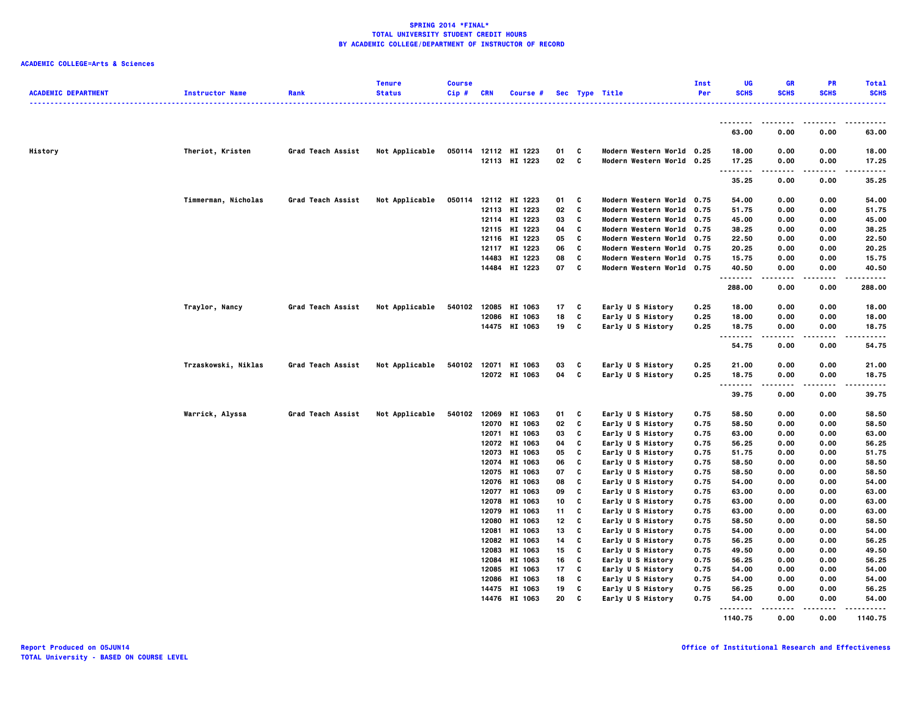**SPRING 2014 *FINAL***
**TOTAL UNIVERSITY STUDENT CREDIT HOURS**
**BY ACADEMIC COLLEGE/DEPARTMENT OF INSTRUCTOR OF RECORD**

**ACADEMIC COLLEGE=Arts & Sciences**

| ACADEMIC DEPARTMENT | Instructor Name | Rank | Tenure Status | Course Cip # | CRN | Course # | Sec | Type | Title | Inst Per | UG SCHS | GR SCHS | PR SCHS | Total SCHS |
|---|---|---|---|---|---|---|---|---|---|---|---|---|---|---|
| | | | | | | | | | | | 63.00 | 0.00 | 0.00 | 63.00 |
| History | Theriot, Kristen | Grad Teach Assist | Not Applicable | 050114 | 12112 | HI 1223 | 01 | C | Modern Western World | 0.25 | 18.00 | 0.00 | 0.00 | 18.00 |
| | | | | | 12113 | HI 1223 | 02 | C | Modern Western World | 0.25 | 17.25 | 0.00 | 0.00 | 17.25 |
| | | | | | | | | | | | 35.25 | 0.00 | 0.00 | 35.25 |
| | Timmerman, Nicholas | Grad Teach Assist | Not Applicable | 050114 | 12112 | HI 1223 | 01 | C | Modern Western World | 0.75 | 54.00 | 0.00 | 0.00 | 54.00 |
| | | | | | 12113 | HI 1223 | 02 | C | Modern Western World | 0.75 | 51.75 | 0.00 | 0.00 | 51.75 |
| | | | | | 12114 | HI 1223 | 03 | C | Modern Western World | 0.75 | 45.00 | 0.00 | 0.00 | 45.00 |
| | | | | | 12115 | HI 1223 | 04 | C | Modern Western World | 0.75 | 38.25 | 0.00 | 0.00 | 38.25 |
| | | | | | 12116 | HI 1223 | 05 | C | Modern Western World | 0.75 | 22.50 | 0.00 | 0.00 | 22.50 |
| | | | | | 12117 | HI 1223 | 06 | C | Modern Western World | 0.75 | 20.25 | 0.00 | 0.00 | 20.25 |
| | | | | | 14483 | HI 1223 | 08 | C | Modern Western World | 0.75 | 15.75 | 0.00 | 0.00 | 15.75 |
| | | | | | 14484 | HI 1223 | 07 | C | Modern Western World | 0.75 | 40.50 | 0.00 | 0.00 | 40.50 |
| | | | | | | | | | | | 288.00 | 0.00 | 0.00 | 288.00 |
| | Traylor, Nancy | Grad Teach Assist | Not Applicable | 540102 | 12085 | HI 1063 | 17 | C | Early U S History | 0.25 | 18.00 | 0.00 | 0.00 | 18.00 |
| | | | | | 12086 | HI 1063 | 18 | C | Early U S History | 0.25 | 18.00 | 0.00 | 0.00 | 18.00 |
| | | | | | 14475 | HI 1063 | 19 | C | Early U S History | 0.25 | 18.75 | 0.00 | 0.00 | 18.75 |
| | | | | | | | | | | | 54.75 | 0.00 | 0.00 | 54.75 |
| | Trzaskowski, Niklas | Grad Teach Assist | Not Applicable | 540102 | 12071 | HI 1063 | 03 | C | Early U S History | 0.25 | 21.00 | 0.00 | 0.00 | 21.00 |
| | | | | | 12072 | HI 1063 | 04 | C | Early U S History | 0.25 | 18.75 | 0.00 | 0.00 | 18.75 |
| | | | | | | | | | | | 39.75 | 0.00 | 0.00 | 39.75 |
| | Warrick, Alyssa | Grad Teach Assist | Not Applicable | 540102 | 12069 | HI 1063 | 01 | C | Early U S History | 0.75 | 58.50 | 0.00 | 0.00 | 58.50 |
| | | | | | 12070 | HI 1063 | 02 | C | Early U S History | 0.75 | 58.50 | 0.00 | 0.00 | 58.50 |
| | | | | | 12071 | HI 1063 | 03 | C | Early U S History | 0.75 | 63.00 | 0.00 | 0.00 | 63.00 |
| | | | | | 12072 | HI 1063 | 04 | C | Early U S History | 0.75 | 56.25 | 0.00 | 0.00 | 56.25 |
| | | | | | 12073 | HI 1063 | 05 | C | Early U S History | 0.75 | 51.75 | 0.00 | 0.00 | 51.75 |
| | | | | | 12074 | HI 1063 | 06 | C | Early U S History | 0.75 | 58.50 | 0.00 | 0.00 | 58.50 |
| | | | | | 12075 | HI 1063 | 07 | C | Early U S History | 0.75 | 58.50 | 0.00 | 0.00 | 58.50 |
| | | | | | 12076 | HI 1063 | 08 | C | Early U S History | 0.75 | 54.00 | 0.00 | 0.00 | 54.00 |
| | | | | | 12077 | HI 1063 | 09 | C | Early U S History | 0.75 | 63.00 | 0.00 | 0.00 | 63.00 |
| | | | | | 12078 | HI 1063 | 10 | C | Early U S History | 0.75 | 63.00 | 0.00 | 0.00 | 63.00 |
| | | | | | 12079 | HI 1063 | 11 | C | Early U S History | 0.75 | 63.00 | 0.00 | 0.00 | 63.00 |
| | | | | | 12080 | HI 1063 | 12 | C | Early U S History | 0.75 | 58.50 | 0.00 | 0.00 | 58.50 |
| | | | | | 12081 | HI 1063 | 13 | C | Early U S History | 0.75 | 54.00 | 0.00 | 0.00 | 54.00 |
| | | | | | 12082 | HI 1063 | 14 | C | Early U S History | 0.75 | 56.25 | 0.00 | 0.00 | 56.25 |
| | | | | | 12083 | HI 1063 | 15 | C | Early U S History | 0.75 | 49.50 | 0.00 | 0.00 | 49.50 |
| | | | | | 12084 | HI 1063 | 16 | C | Early U S History | 0.75 | 56.25 | 0.00 | 0.00 | 56.25 |
| | | | | | 12085 | HI 1063 | 17 | C | Early U S History | 0.75 | 54.00 | 0.00 | 0.00 | 54.00 |
| | | | | | 12086 | HI 1063 | 18 | C | Early U S History | 0.75 | 54.00 | 0.00 | 0.00 | 54.00 |
| | | | | | 14475 | HI 1063 | 19 | C | Early U S History | 0.75 | 56.25 | 0.00 | 0.00 | 56.25 |
| | | | | | 14476 | HI 1063 | 20 | C | Early U S History | 0.75 | 54.00 | 0.00 | 0.00 | 54.00 |
| | | | | | | | | | | | 1140.75 | 0.00 | 0.00 | 1140.75 |

Report Produced on 05JUN14
TOTAL University - BASED ON COURSE LEVEL

Office of Institutional Research and Effectiveness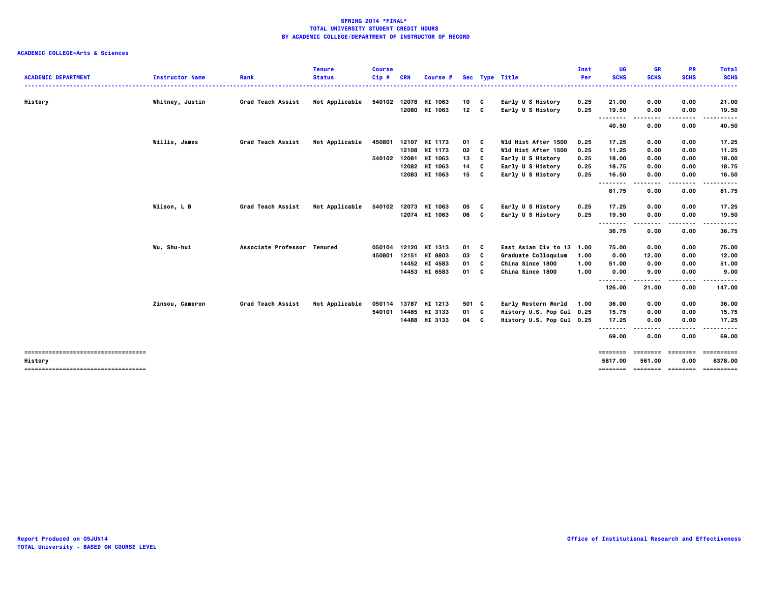**SPRING 2014 *FINAL***
**TOTAL UNIVERSITY STUDENT CREDIT HOURS**
**BY ACADEMIC COLLEGE/DEPARTMENT OF INSTRUCTOR OF RECORD**

**ACADEMIC COLLEGE=Arts & Sciences**

| ACADEMIC DEPARTMENT | Instructor Name | Rank | Tenure Status | Course Cip # | CRN | Course # | Sec | Type | Title | Inst Per | UG SCHS | GR SCHS | PR SCHS | Total SCHS |
|---|---|---|---|---|---|---|---|---|---|---|---|---|---|---|
| History | Whitney, Justin | Grad Teach Assist | Not Applicable | 540102 | 12078 | HI 1063 | 10 | C | Early U S History | 0.25 | 21.00 | 0.00 | 0.00 | 21.00 |
| | | | | | 12080 | HI 1063 | 12 | C | Early U S History | 0.25 | 19.50 | 0.00 | 0.00 | 19.50 |
| | | | | | | | | | | | 40.50 | 0.00 | 0.00 | 40.50 |
| | Willis, James | Grad Teach Assist | Not Applicable | 450801 | 12107 | HI 1173 | 01 | C | Wld Hist After 1500 | 0.25 | 17.25 | 0.00 | 0.00 | 17.25 |
| | | | | | 12108 | HI 1173 | 02 | C | Wld Hist After 1500 | 0.25 | 11.25 | 0.00 | 0.00 | 11.25 |
| | | | | 540102 | 12081 | HI 1063 | 13 | C | Early U S History | 0.25 | 18.00 | 0.00 | 0.00 | 18.00 |
| | | | | | 12082 | HI 1063 | 14 | C | Early U S History | 0.25 | 18.75 | 0.00 | 0.00 | 18.75 |
| | | | | | 12083 | HI 1063 | 15 | C | Early U S History | 0.25 | 16.50 | 0.00 | 0.00 | 16.50 |
| | | | | | | | | | | | 81.75 | 0.00 | 0.00 | 81.75 |
| | Wilson, L B | Grad Teach Assist | Not Applicable | 540102 | 12073 | HI 1063 | 05 | C | Early U S History | 0.25 | 17.25 | 0.00 | 0.00 | 17.25 |
| | | | | | 12074 | HI 1063 | 06 | C | Early U S History | 0.25 | 19.50 | 0.00 | 0.00 | 19.50 |
| | | | | | | | | | | | 36.75 | 0.00 | 0.00 | 36.75 |
| | Wu, Shu-hui | Associate Professor | Tenured | 050104 | 12120 | HI 1313 | 01 | C | East Asian Civ to 13 | 1.00 | 75.00 | 0.00 | 0.00 | 75.00 |
| | | | | 450801 | 12151 | HI 8803 | 03 | C | Graduate Colloquium | 1.00 | 0.00 | 12.00 | 0.00 | 12.00 |
| | | | | | 14452 | HI 4583 | 01 | C | China Since 1800 | 1.00 | 51.00 | 0.00 | 0.00 | 51.00 |
| | | | | | 14453 | HI 6583 | 01 | C | China Since 1800 | 1.00 | 0.00 | 9.00 | 0.00 | 9.00 |
| | | | | | | | | | | | 126.00 | 21.00 | 0.00 | 147.00 |
| | Zinsou, Cameron | Grad Teach Assist | Not Applicable | 050114 | 13787 | HI 1213 | 501 | C | Early Western World | 1.00 | 36.00 | 0.00 | 0.00 | 36.00 |
| | | | | 540101 | 14485 | HI 3133 | 01 | C | History U.S. Pop Cul | 0.25 | 15.75 | 0.00 | 0.00 | 15.75 |
| | | | | | 14488 | HI 3133 | 04 | C | History U.S. Pop Cul | 0.25 | 17.25 | 0.00 | 0.00 | 17.25 |
| | | | | | | | | | | | 69.00 | 0.00 | 0.00 | 69.00 |
| History | | | | | | | | | | | 5817.00 | 561.00 | 0.00 | 6378.00 |

Report Produced on 05JUN14
TOTAL University - BASED ON COURSE LEVEL

Office of Institutional Research and Effectiveness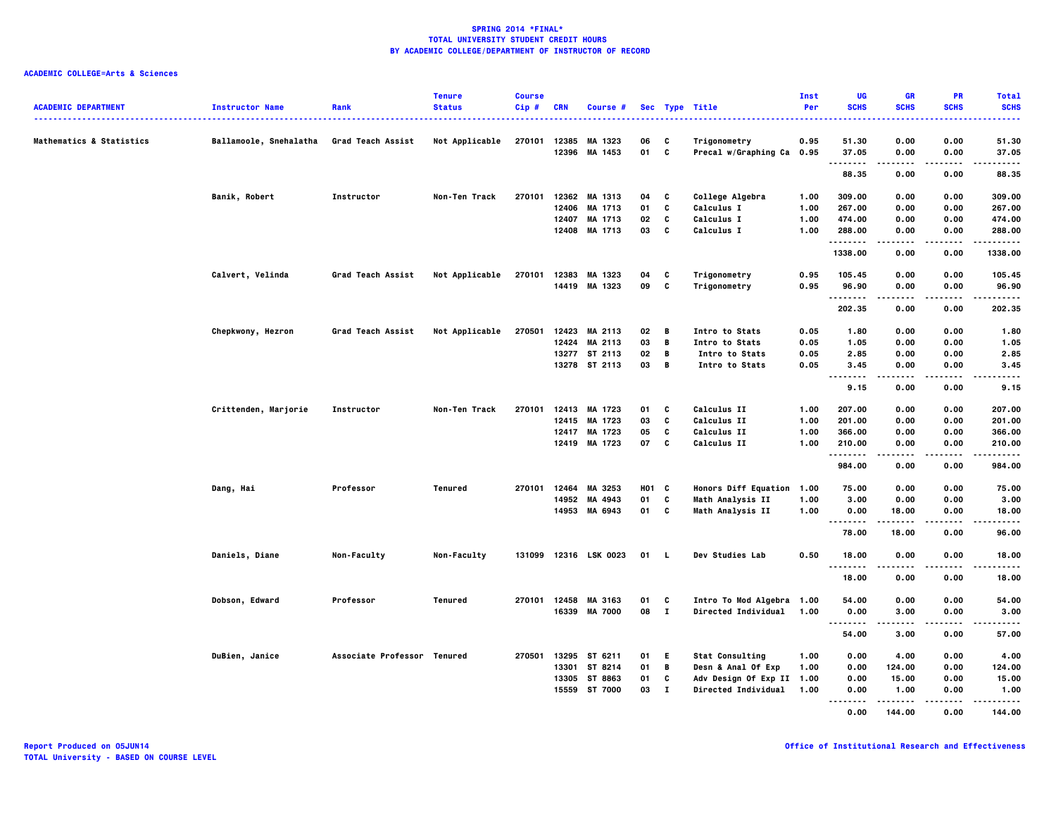**SPRING 2014 *FINAL***
**TOTAL UNIVERSITY STUDENT CREDIT HOURS**
**BY ACADEMIC COLLEGE/DEPARTMENT OF INSTRUCTOR OF RECORD**

**ACADEMIC COLLEGE=Arts & Sciences**

| ACADEMIC DEPARTMENT | Instructor Name | Rank | Tenure Status | Course Cip # | CRN | Course # | Sec | Type | Title | Inst Per | UG SCHS | GR SCHS | PR SCHS | Total SCHS |
|---|---|---|---|---|---|---|---|---|---|---|---|---|---|---|
| Mathematics & Statistics | Ballamoole, Snehalatha | Grad Teach Assist | Not Applicable | 270101 | 12385 | MA 1323 | 06 | C | Trigonometry | 0.95 | 51.30 | 0.00 | 0.00 | 51.30 |
| | | | | | 12396 | MA 1453 | 01 | C | Precal w/Graphing Ca | 0.95 | 37.05 | 0.00 | 0.00 | 37.05 |
| | | | | | | | | | | | 88.35 | 0.00 | 0.00 | 88.35 |
| | Banik, Robert | Instructor | Non-Ten Track | 270101 | 12362 | MA 1313 | 04 | C | College Algebra | 1.00 | 309.00 | 0.00 | 0.00 | 309.00 |
| | | | | | 12406 | MA 1713 | 01 | C | Calculus I | 1.00 | 267.00 | 0.00 | 0.00 | 267.00 |
| | | | | | 12407 | MA 1713 | 02 | C | Calculus I | 1.00 | 474.00 | 0.00 | 0.00 | 474.00 |
| | | | | | 12408 | MA 1713 | 03 | C | Calculus I | 1.00 | 288.00 | 0.00 | 0.00 | 288.00 |
| | | | | | | | | | | | 1338.00 | 0.00 | 0.00 | 1338.00 |
| | Calvert, Velinda | Grad Teach Assist | Not Applicable | 270101 | 12383 | MA 1323 | 04 | C | Trigonometry | 0.95 | 105.45 | 0.00 | 0.00 | 105.45 |
| | | | | | 14419 | MA 1323 | 09 | C | Trigonometry | 0.95 | 96.90 | 0.00 | 0.00 | 96.90 |
| | | | | | | | | | | | 202.35 | 0.00 | 0.00 | 202.35 |
| | Chepkwony, Hezron | Grad Teach Assist | Not Applicable | 270501 | 12423 | MA 2113 | 02 | B | Intro to Stats | 0.05 | 1.80 | 0.00 | 0.00 | 1.80 |
| | | | | | 12424 | MA 2113 | 03 | B | Intro to Stats | 0.05 | 1.05 | 0.00 | 0.00 | 1.05 |
| | | | | | 13277 | ST 2113 | 02 | B | Intro to Stats | 0.05 | 2.85 | 0.00 | 0.00 | 2.85 |
| | | | | | 13278 | ST 2113 | 03 | B | Intro to Stats | 0.05 | 3.45 | 0.00 | 0.00 | 3.45 |
| | | | | | | | | | | | 9.15 | 0.00 | 0.00 | 9.15 |
| | Crittenden, Marjorie | Instructor | Non-Ten Track | 270101 | 12413 | MA 1723 | 01 | C | Calculus II | 1.00 | 207.00 | 0.00 | 0.00 | 207.00 |
| | | | | | 12415 | MA 1723 | 03 | C | Calculus II | 1.00 | 201.00 | 0.00 | 0.00 | 201.00 |
| | | | | | 12417 | MA 1723 | 05 | C | Calculus II | 1.00 | 366.00 | 0.00 | 0.00 | 366.00 |
| | | | | | 12419 | MA 1723 | 07 | C | Calculus II | 1.00 | 210.00 | 0.00 | 0.00 | 210.00 |
| | | | | | | | | | | | 984.00 | 0.00 | 0.00 | 984.00 |
| | Dang, Hai | Professor | Tenured | 270101 | 12464 | MA 3253 | H01 | C | Honors Diff Equation | 1.00 | 75.00 | 0.00 | 0.00 | 75.00 |
| | | | | | 14952 | MA 4943 | 01 | C | Math Analysis II | 1.00 | 3.00 | 0.00 | 0.00 | 3.00 |
| | | | | | 14953 | MA 6943 | 01 | C | Math Analysis II | 1.00 | 0.00 | 18.00 | 0.00 | 18.00 |
| | | | | | | | | | | | 78.00 | 18.00 | 0.00 | 96.00 |
| | Daniels, Diane | Non-Faculty | Non-Faculty | 131099 | 12316 | LSK 0023 | 01 | L | Dev Studies Lab | 0.50 | 18.00 | 0.00 | 0.00 | 18.00 |
| | | | | | | | | | | | 18.00 | 0.00 | 0.00 | 18.00 |
| | Dobson, Edward | Professor | Tenured | 270101 | 12458 | MA 3163 | 01 | C | Intro To Mod Algebra | 1.00 | 54.00 | 0.00 | 0.00 | 54.00 |
| | | | | | 16339 | MA 7000 | 08 | I | Directed Individual | 1.00 | 0.00 | 3.00 | 0.00 | 3.00 |
| | | | | | | | | | | | 54.00 | 3.00 | 0.00 | 57.00 |
| | DuBien, Janice | Associate Professor | Tenured | 270501 | 13295 | ST 6211 | 01 | E | Stat Consulting | 1.00 | 0.00 | 4.00 | 0.00 | 4.00 |
| | | | | | 13301 | ST 8214 | 01 | B | Desn & Anal Of Exp | 1.00 | 0.00 | 124.00 | 0.00 | 124.00 |
| | | | | | 13305 | ST 8863 | 01 | C | Adv Design Of Exp II | 1.00 | 0.00 | 15.00 | 0.00 | 15.00 |
| | | | | | 15559 | ST 7000 | 03 | I | Directed Individual | 1.00 | 0.00 | 1.00 | 0.00 | 1.00 |
| | | | | | | | | | | | 0.00 | 144.00 | 0.00 | 144.00 |

Report Produced on 05JUN14
TOTAL University - BASED ON COURSE LEVEL

Office of Institutional Research and Effectiveness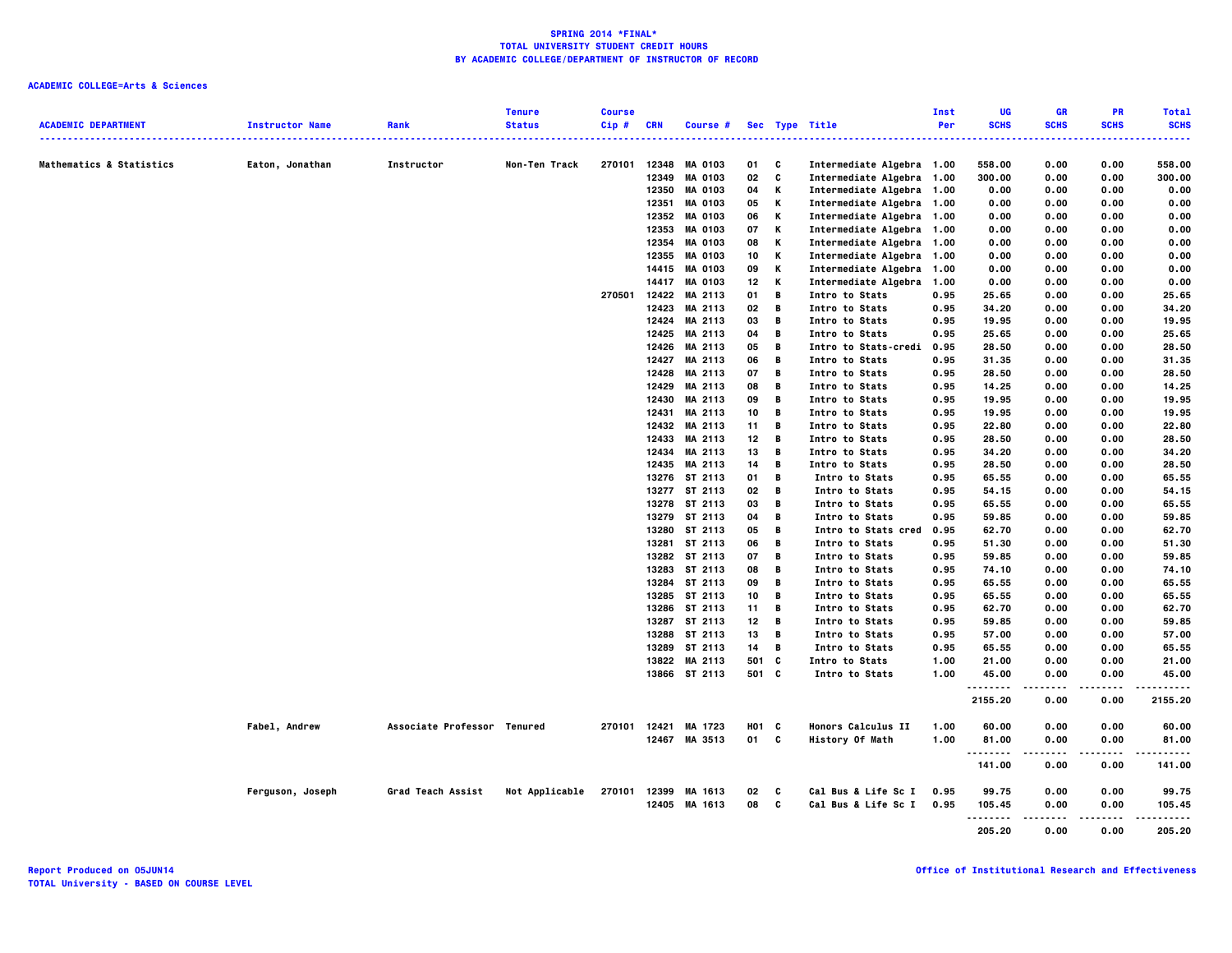**SPRING 2014 *FINAL***
**TOTAL UNIVERSITY STUDENT CREDIT HOURS**
**BY ACADEMIC COLLEGE/DEPARTMENT OF INSTRUCTOR OF RECORD**

**ACADEMIC COLLEGE=Arts & Sciences**

| ACADEMIC DEPARTMENT | Instructor Name | Rank | Tenure Status | Course Cip # | CRN | Course # | Sec | Type | Title | Inst Per | UG SCHS | GR SCHS | PR SCHS | Total SCHS |
|---|---|---|---|---|---|---|---|---|---|---|---|---|---|---|
| Mathematics & Statistics | Eaton, Jonathan | Instructor | Non-Ten Track | 270101 | 12348 | MA 0103 | 01 | C | Intermediate Algebra | 1.00 | 558.00 | 0.00 | 0.00 | 558.00 |
| | | | | | 12349 | MA 0103 | 02 | C | Intermediate Algebra | 1.00 | 300.00 | 0.00 | 0.00 | 300.00 |
| | | | | | 12350 | MA 0103 | 04 | K | Intermediate Algebra | 1.00 | 0.00 | 0.00 | 0.00 | 0.00 |
| | | | | | 12351 | MA 0103 | 05 | K | Intermediate Algebra | 1.00 | 0.00 | 0.00 | 0.00 | 0.00 |
| | | | | | 12352 | MA 0103 | 06 | K | Intermediate Algebra | 1.00 | 0.00 | 0.00 | 0.00 | 0.00 |
| | | | | | 12353 | MA 0103 | 07 | K | Intermediate Algebra | 1.00 | 0.00 | 0.00 | 0.00 | 0.00 |
| | | | | | 12354 | MA 0103 | 08 | K | Intermediate Algebra | 1.00 | 0.00 | 0.00 | 0.00 | 0.00 |
| | | | | | 12355 | MA 0103 | 10 | K | Intermediate Algebra | 1.00 | 0.00 | 0.00 | 0.00 | 0.00 |
| | | | | | 14415 | MA 0103 | 09 | K | Intermediate Algebra | 1.00 | 0.00 | 0.00 | 0.00 | 0.00 |
| | | | | | 14417 | MA 0103 | 12 | K | Intermediate Algebra | 1.00 | 0.00 | 0.00 | 0.00 | 0.00 |
| | | | | 270501 | 12422 | MA 2113 | 01 | B | Intro to Stats | 0.95 | 25.65 | 0.00 | 0.00 | 25.65 |
| | | | | | 12423 | MA 2113 | 02 | B | Intro to Stats | 0.95 | 34.20 | 0.00 | 0.00 | 34.20 |
| | | | | | 12424 | MA 2113 | 03 | B | Intro to Stats | 0.95 | 19.95 | 0.00 | 0.00 | 19.95 |
| | | | | | 12425 | MA 2113 | 04 | B | Intro to Stats | 0.95 | 25.65 | 0.00 | 0.00 | 25.65 |
| | | | | | 12426 | MA 2113 | 05 | B | Intro to Stats-credi | 0.95 | 28.50 | 0.00 | 0.00 | 28.50 |
| | | | | | 12427 | MA 2113 | 06 | B | Intro to Stats | 0.95 | 31.35 | 0.00 | 0.00 | 31.35 |
| | | | | | 12428 | MA 2113 | 07 | B | Intro to Stats | 0.95 | 28.50 | 0.00 | 0.00 | 28.50 |
| | | | | | 12429 | MA 2113 | 08 | B | Intro to Stats | 0.95 | 14.25 | 0.00 | 0.00 | 14.25 |
| | | | | | 12430 | MA 2113 | 09 | B | Intro to Stats | 0.95 | 19.95 | 0.00 | 0.00 | 19.95 |
| | | | | | 12431 | MA 2113 | 10 | B | Intro to Stats | 0.95 | 19.95 | 0.00 | 0.00 | 19.95 |
| | | | | | 12432 | MA 2113 | 11 | B | Intro to Stats | 0.95 | 22.80 | 0.00 | 0.00 | 22.80 |
| | | | | | 12433 | MA 2113 | 12 | B | Intro to Stats | 0.95 | 28.50 | 0.00 | 0.00 | 28.50 |
| | | | | | 12434 | MA 2113 | 13 | B | Intro to Stats | 0.95 | 34.20 | 0.00 | 0.00 | 34.20 |
| | | | | | 12435 | MA 2113 | 14 | B | Intro to Stats | 0.95 | 28.50 | 0.00 | 0.00 | 28.50 |
| | | | | | 13276 | ST 2113 | 01 | B | Intro to Stats | 0.95 | 65.55 | 0.00 | 0.00 | 65.55 |
| | | | | | 13277 | ST 2113 | 02 | B | Intro to Stats | 0.95 | 54.15 | 0.00 | 0.00 | 54.15 |
| | | | | | 13278 | ST 2113 | 03 | B | Intro to Stats | 0.95 | 65.55 | 0.00 | 0.00 | 65.55 |
| | | | | | 13279 | ST 2113 | 04 | B | Intro to Stats | 0.95 | 59.85 | 0.00 | 0.00 | 59.85 |
| | | | | | 13280 | ST 2113 | 05 | B | Intro to Stats cred | 0.95 | 62.70 | 0.00 | 0.00 | 62.70 |
| | | | | | 13281 | ST 2113 | 06 | B | Intro to Stats | 0.95 | 51.30 | 0.00 | 0.00 | 51.30 |
| | | | | | 13282 | ST 2113 | 07 | B | Intro to Stats | 0.95 | 59.85 | 0.00 | 0.00 | 59.85 |
| | | | | | 13283 | ST 2113 | 08 | B | Intro to Stats | 0.95 | 74.10 | 0.00 | 0.00 | 74.10 |
| | | | | | 13284 | ST 2113 | 09 | B | Intro to Stats | 0.95 | 65.55 | 0.00 | 0.00 | 65.55 |
| | | | | | 13285 | ST 2113 | 10 | B | Intro to Stats | 0.95 | 65.55 | 0.00 | 0.00 | 65.55 |
| | | | | | 13286 | ST 2113 | 11 | B | Intro to Stats | 0.95 | 62.70 | 0.00 | 0.00 | 62.70 |
| | | | | | 13287 | ST 2113 | 12 | B | Intro to Stats | 0.95 | 59.85 | 0.00 | 0.00 | 59.85 |
| | | | | | 13288 | ST 2113 | 13 | B | Intro to Stats | 0.95 | 57.00 | 0.00 | 0.00 | 57.00 |
| | | | | | 13289 | ST 2113 | 14 | B | Intro to Stats | 0.95 | 65.55 | 0.00 | 0.00 | 65.55 |
| | | | | | 13822 | MA 2113 | 501 | C | Intro to Stats | 1.00 | 21.00 | 0.00 | 0.00 | 21.00 |
| | | | | | 13866 | ST 2113 | 501 | C | Intro to Stats | 1.00 | 45.00 | 0.00 | 0.00 | 45.00 |
| | | | | | | | | | | | 2155.20 | 0.00 | 0.00 | 2155.20 |
| | Fabel, Andrew | Associate Professor | Tenured | 270101 | 12421 | MA 1723 | H01 | C | Honors Calculus II | 1.00 | 60.00 | 0.00 | 0.00 | 60.00 |
| | | | | | 12467 | MA 3513 | 01 | C | History Of Math | 1.00 | 81.00 | 0.00 | 0.00 | 81.00 |
| | | | | | | | | | | | 141.00 | 0.00 | 0.00 | 141.00 |
| | Ferguson, Joseph | Grad Teach Assist | Not Applicable | 270101 | 12399 | MA 1613 | 02 | C | Cal Bus & Life Sc I | 0.95 | 99.75 | 0.00 | 0.00 | 99.75 |
| | | | | | 12405 | MA 1613 | 08 | C | Cal Bus & Life Sc I | 0.95 | 105.45 | 0.00 | 0.00 | 105.45 |
| | | | | | | | | | | | 205.20 | 0.00 | 0.00 | 205.20 |

Report Produced on 05JUN14
TOTAL University - BASED ON COURSE LEVEL

Office of Institutional Research and Effectiveness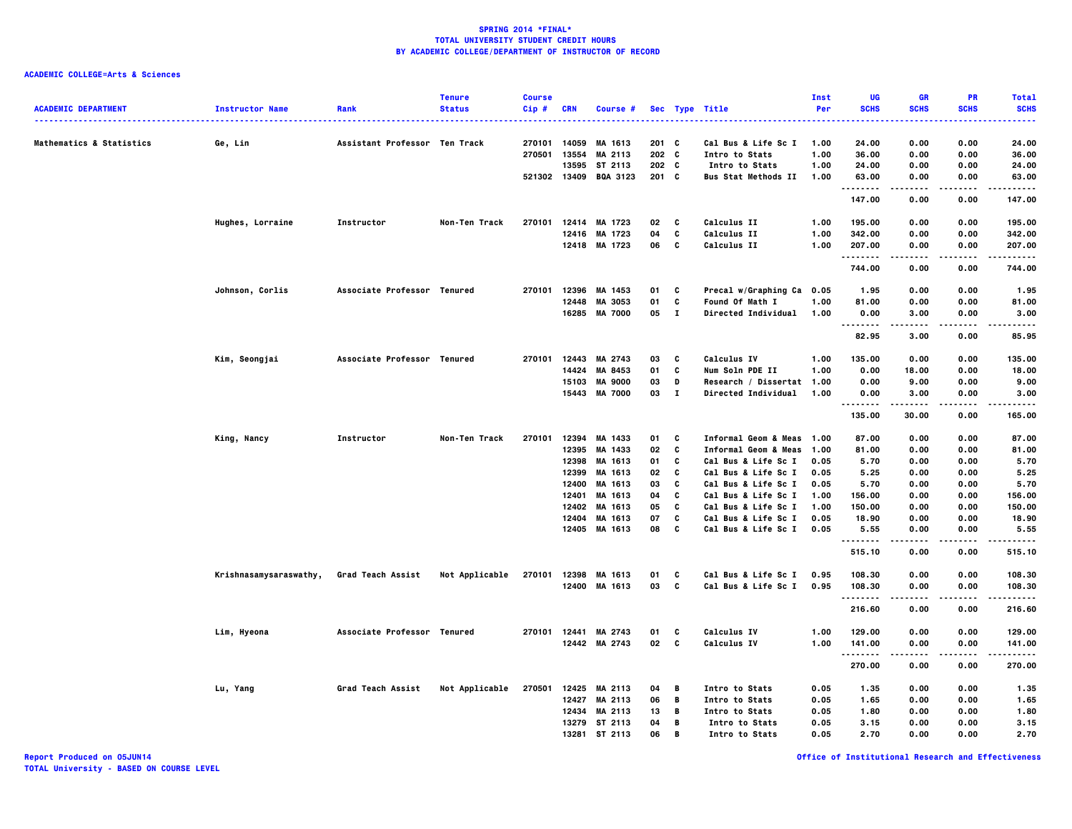**SPRING 2014 *FINAL***
**TOTAL UNIVERSITY STUDENT CREDIT HOURS**
**BY ACADEMIC COLLEGE/DEPARTMENT OF INSTRUCTOR OF RECORD**

**ACADEMIC COLLEGE=Arts & Sciences**

| ACADEMIC DEPARTMENT | Instructor Name | Rank | Tenure Status | Course Cip # | CRN | Course # | Sec | Type | Title | Inst Per | UG SCHS | GR SCHS | PR SCHS | Total SCHS |
|---|---|---|---|---|---|---|---|---|---|---|---|---|---|---|
| Mathematics & Statistics | Ge, Lin | Assistant Professor | Ten Track | 270101 | 14059 | MA 1613 | 201 | C | Cal Bus & Life Sc I | 1.00 | 24.00 | 0.00 | 0.00 | 24.00 |
| | | | | 270501 | 13554 | MA 2113 | 202 | C | Intro to Stats | 1.00 | 36.00 | 0.00 | 0.00 | 36.00 |
| | | | | | 13595 | ST 2113 | 202 | C | Intro to Stats | 1.00 | 24.00 | 0.00 | 0.00 | 24.00 |
| | | | | 521302 | 13409 | BQA 3123 | 201 | C | Bus Stat Methods II | 1.00 | 63.00 | 0.00 | 0.00 | 63.00 |
| | | | | | | | | | | | 147.00 | 0.00 | 0.00 | 147.00 |
| | Hughes, Lorraine | Instructor | Non-Ten Track | 270101 | 12414 | MA 1723 | 02 | C | Calculus II | 1.00 | 195.00 | 0.00 | 0.00 | 195.00 |
| | | | | | 12416 | MA 1723 | 04 | C | Calculus II | 1.00 | 342.00 | 0.00 | 0.00 | 342.00 |
| | | | | | 12418 | MA 1723 | 06 | C | Calculus II | 1.00 | 207.00 | 0.00 | 0.00 | 207.00 |
| | | | | | | | | | | | 744.00 | 0.00 | 0.00 | 744.00 |
| | Johnson, Corlis | Associate Professor | Tenured | 270101 | 12396 | MA 1453 | 01 | C | Precal w/Graphing Ca | 0.05 | 1.95 | 0.00 | 0.00 | 1.95 |
| | | | | | 12448 | MA 3053 | 01 | C | Found Of Math I | 1.00 | 81.00 | 0.00 | 0.00 | 81.00 |
| | | | | | 16285 | MA 7000 | 05 | I | Directed Individual | 1.00 | 0.00 | 3.00 | 0.00 | 3.00 |
| | | | | | | | | | | | 82.95 | 3.00 | 0.00 | 85.95 |
| | Kim, Seongjai | Associate Professor | Tenured | 270101 | 12443 | MA 2743 | 03 | C | Calculus IV | 1.00 | 135.00 | 0.00 | 0.00 | 135.00 |
| | | | | | 14424 | MA 8453 | 01 | C | Num Soln PDE II | 1.00 | 0.00 | 18.00 | 0.00 | 18.00 |
| | | | | | 15103 | MA 9000 | 03 | D | Research / Dissertat | 1.00 | 0.00 | 9.00 | 0.00 | 9.00 |
| | | | | | 15443 | MA 7000 | 03 | I | Directed Individual | 1.00 | 0.00 | 3.00 | 0.00 | 3.00 |
| | | | | | | | | | | | 135.00 | 30.00 | 0.00 | 165.00 |
| | King, Nancy | Instructor | Non-Ten Track | 270101 | 12394 | MA 1433 | 01 | C | Informal Geom & Meas | 1.00 | 87.00 | 0.00 | 0.00 | 87.00 |
| | | | | | 12395 | MA 1433 | 02 | C | Informal Geom & Meas | 1.00 | 81.00 | 0.00 | 0.00 | 81.00 |
| | | | | | 12398 | MA 1613 | 01 | C | Cal Bus & Life Sc I | 0.05 | 5.70 | 0.00 | 0.00 | 5.70 |
| | | | | | 12399 | MA 1613 | 02 | C | Cal Bus & Life Sc I | 0.05 | 5.25 | 0.00 | 0.00 | 5.25 |
| | | | | | 12400 | MA 1613 | 03 | C | Cal Bus & Life Sc I | 0.05 | 5.70 | 0.00 | 0.00 | 5.70 |
| | | | | | 12401 | MA 1613 | 04 | C | Cal Bus & Life Sc I | 1.00 | 156.00 | 0.00 | 0.00 | 156.00 |
| | | | | | 12402 | MA 1613 | 05 | C | Cal Bus & Life Sc I | 1.00 | 150.00 | 0.00 | 0.00 | 150.00 |
| | | | | | 12404 | MA 1613 | 07 | C | Cal Bus & Life Sc I | 0.05 | 18.90 | 0.00 | 0.00 | 18.90 |
| | | | | | 12405 | MA 1613 | 08 | C | Cal Bus & Life Sc I | 0.05 | 5.55 | 0.00 | 0.00 | 5.55 |
| | | | | | | | | | | | 515.10 | 0.00 | 0.00 | 515.10 |
| | Krishnasamysaraswathy, | Grad Teach Assist | Not Applicable | 270101 | 12398 | MA 1613 | 01 | C | Cal Bus & Life Sc I | 0.95 | 108.30 | 0.00 | 0.00 | 108.30 |
| | | | | | 12400 | MA 1613 | 03 | C | Cal Bus & Life Sc I | 0.95 | 108.30 | 0.00 | 0.00 | 108.30 |
| | | | | | | | | | | | 216.60 | 0.00 | 0.00 | 216.60 |
| | Lim, Hyeona | Associate Professor | Tenured | 270101 | 12441 | MA 2743 | 01 | C | Calculus IV | 1.00 | 129.00 | 0.00 | 0.00 | 129.00 |
| | | | | | 12442 | MA 2743 | 02 | C | Calculus IV | 1.00 | 141.00 | 0.00 | 0.00 | 141.00 |
| | | | | | | | | | | | 270.00 | 0.00 | 0.00 | 270.00 |
| | Lu, Yang | Grad Teach Assist | Not Applicable | 270501 | 12425 | MA 2113 | 04 | B | Intro to Stats | 0.05 | 1.35 | 0.00 | 0.00 | 1.35 |
| | | | | | 12427 | MA 2113 | 06 | B | Intro to Stats | 0.05 | 1.65 | 0.00 | 0.00 | 1.65 |
| | | | | | 12434 | MA 2113 | 13 | B | Intro to Stats | 0.05 | 1.80 | 0.00 | 0.00 | 1.80 |
| | | | | | 13279 | ST 2113 | 04 | B | Intro to Stats | 0.05 | 3.15 | 0.00 | 0.00 | 3.15 |
| | | | | | 13281 | ST 2113 | 06 | B | Intro to Stats | 0.05 | 2.70 | 0.00 | 0.00 | 2.70 |

Report Produced on 05JUN14
TOTAL University - BASED ON COURSE LEVEL

Office of Institutional Research and Effectiveness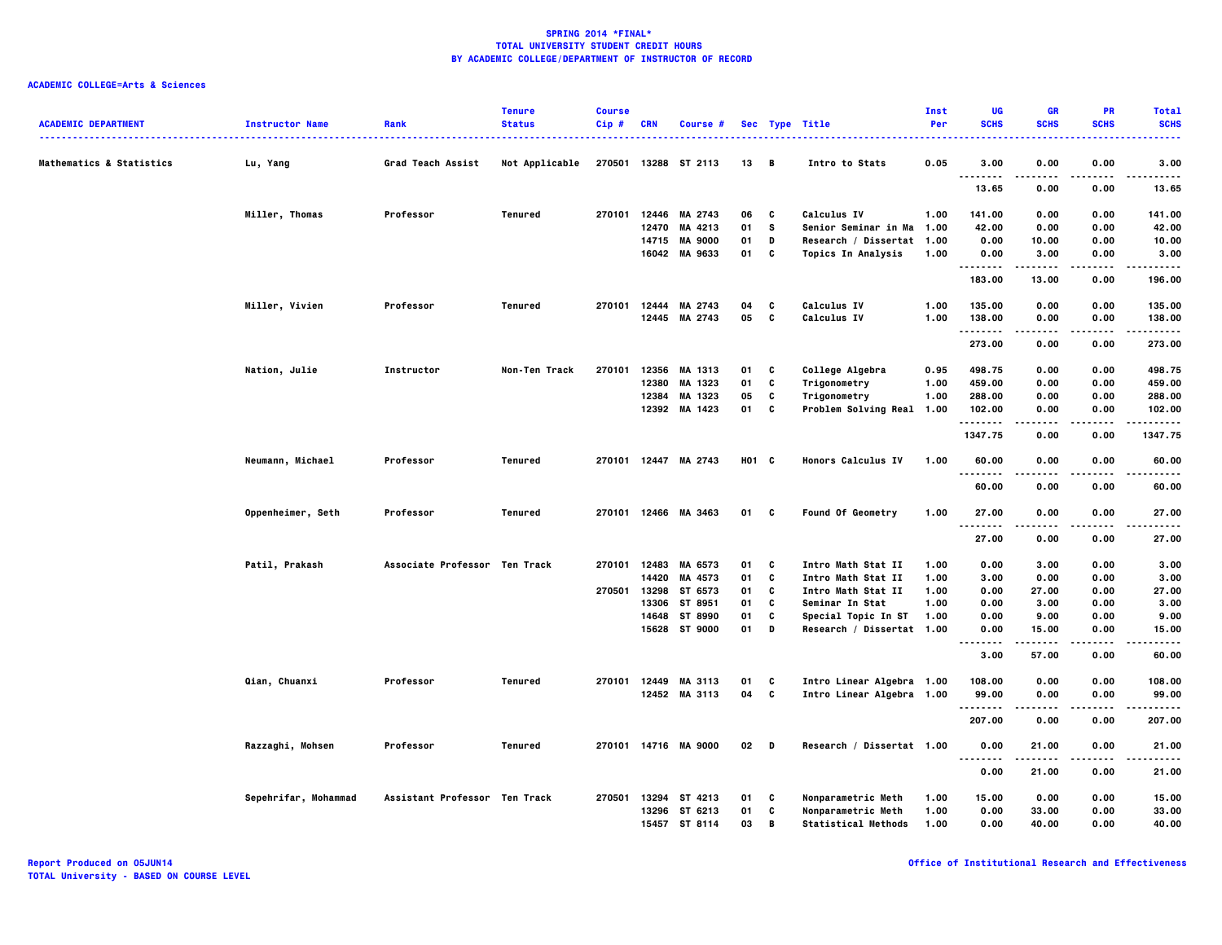**SPRING 2014 *FINAL***
**TOTAL UNIVERSITY STUDENT CREDIT HOURS**
**BY ACADEMIC COLLEGE/DEPARTMENT OF INSTRUCTOR OF RECORD**

**ACADEMIC COLLEGE=Arts & Sciences**

| ACADEMIC DEPARTMENT | Instructor Name | Rank | Tenure Status | Course Cip # | CRN | Course # | Sec | Type | Title | Inst Per | UG SCHS | GR SCHS | PR SCHS | Total SCHS |
|---|---|---|---|---|---|---|---|---|---|---|---|---|---|---|
| Mathematics & Statistics | Lu, Yang | Grad Teach Assist | Not Applicable | 270501 | 13288 | ST 2113 | 13 | B | Intro to Stats | 0.05 | 3.00 | 0.00 | 0.00 | 3.00 |
| | | | | | | | | | | | 13.65 | 0.00 | 0.00 | 13.65 |
| | Miller, Thomas | Professor | Tenured | 270101 | 12446 | MA 2743 | 06 | C | Calculus IV | 1.00 | 141.00 | 0.00 | 0.00 | 141.00 |
| | | | | | 12470 | MA 4213 | 01 | S | Senior Seminar in Ma | 1.00 | 42.00 | 0.00 | 0.00 | 42.00 |
| | | | | | 14715 | MA 9000 | 01 | D | Research / Dissertat | 1.00 | 0.00 | 10.00 | 0.00 | 10.00 |
| | | | | | 16042 | MA 9633 | 01 | C | Topics In Analysis | 1.00 | 0.00 | 3.00 | 0.00 | 3.00 |
| | | | | | | | | | | | 183.00 | 13.00 | 0.00 | 196.00 |
| | Miller, Vivien | Professor | Tenured | 270101 | 12444 | MA 2743 | 04 | C | Calculus IV | 1.00 | 135.00 | 0.00 | 0.00 | 135.00 |
| | | | | | 12445 | MA 2743 | 05 | C | Calculus IV | 1.00 | 138.00 | 0.00 | 0.00 | 138.00 |
| | | | | | | | | | | | 273.00 | 0.00 | 0.00 | 273.00 |
| | Nation, Julie | Instructor | Non-Ten Track | 270101 | 12356 | MA 1313 | 01 | C | College Algebra | 0.95 | 498.75 | 0.00 | 0.00 | 498.75 |
| | | | | | 12380 | MA 1323 | 01 | C | Trigonometry | 1.00 | 459.00 | 0.00 | 0.00 | 459.00 |
| | | | | | 12384 | MA 1323 | 05 | C | Trigonometry | 1.00 | 288.00 | 0.00 | 0.00 | 288.00 |
| | | | | | 12392 | MA 1423 | 01 | C | Problem Solving Real | 1.00 | 102.00 | 0.00 | 0.00 | 102.00 |
| | | | | | | | | | | | 1347.75 | 0.00 | 0.00 | 1347.75 |
| | Neumann, Michael | Professor | Tenured | 270101 | 12447 | MA 2743 | H01 | C | Honors Calculus IV | 1.00 | 60.00 | 0.00 | 0.00 | 60.00 |
| | | | | | | | | | | | 60.00 | 0.00 | 0.00 | 60.00 |
| | Oppenheimer, Seth | Professor | Tenured | 270101 | 12466 | MA 3463 | 01 | C | Found Of Geometry | 1.00 | 27.00 | 0.00 | 0.00 | 27.00 |
| | | | | | | | | | | | 27.00 | 0.00 | 0.00 | 27.00 |
| | Patil, Prakash | Associate Professor | Ten Track | 270101 | 12483 | MA 6573 | 01 | C | Intro Math Stat II | 1.00 | 0.00 | 3.00 | 0.00 | 3.00 |
| | | | | | 14420 | MA 4573 | 01 | C | Intro Math Stat II | 1.00 | 3.00 | 0.00 | 0.00 | 3.00 |
| | | | | 270501 | 13298 | ST 6573 | 01 | C | Intro Math Stat II | 1.00 | 0.00 | 27.00 | 0.00 | 27.00 |
| | | | | | 13306 | ST 8951 | 01 | C | Seminar In Stat | 1.00 | 0.00 | 3.00 | 0.00 | 3.00 |
| | | | | | 14648 | ST 8990 | 01 | C | Special Topic In ST | 1.00 | 0.00 | 9.00 | 0.00 | 9.00 |
| | | | | | 15628 | ST 9000 | 01 | D | Research / Dissertat | 1.00 | 0.00 | 15.00 | 0.00 | 15.00 |
| | | | | | | | | | | | 3.00 | 57.00 | 0.00 | 60.00 |
| | Qian, Chuanxi | Professor | Tenured | 270101 | 12449 | MA 3113 | 01 | C | Intro Linear Algebra | 1.00 | 108.00 | 0.00 | 0.00 | 108.00 |
| | | | | | 12452 | MA 3113 | 04 | C | Intro Linear Algebra | 1.00 | 99.00 | 0.00 | 0.00 | 99.00 |
| | | | | | | | | | | | 207.00 | 0.00 | 0.00 | 207.00 |
| | Razzaghi, Mohsen | Professor | Tenured | 270101 | 14716 | MA 9000 | 02 | D | Research / Dissertat | 1.00 | 0.00 | 21.00 | 0.00 | 21.00 |
| | | | | | | | | | | | 0.00 | 21.00 | 0.00 | 21.00 |
| | Sepehrifar, Mohammad | Assistant Professor | Ten Track | 270501 | 13294 | ST 4213 | 01 | C | Nonparametric Meth | 1.00 | 15.00 | 0.00 | 0.00 | 15.00 |
| | | | | | 13296 | ST 6213 | 01 | C | Nonparametric Meth | 1.00 | 0.00 | 33.00 | 0.00 | 33.00 |
| | | | | | 15457 | ST 8114 | 03 | B | Statistical Methods | 1.00 | 0.00 | 40.00 | 0.00 | 40.00 |

Report Produced on 05JUN14
TOTAL University - BASED ON COURSE LEVEL

Office of Institutional Research and Effectiveness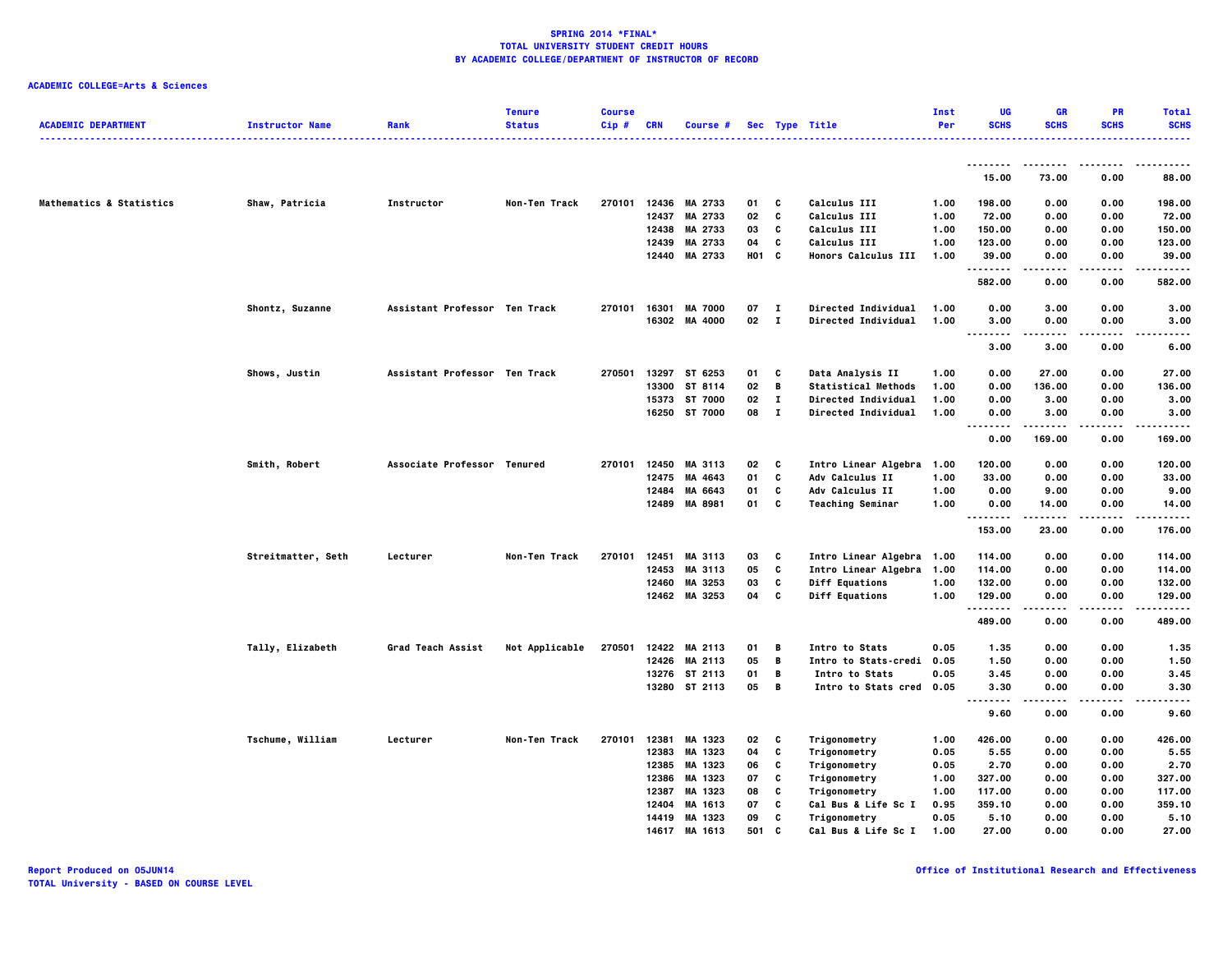**SPRING 2014 *FINAL***
**TOTAL UNIVERSITY STUDENT CREDIT HOURS**
**BY ACADEMIC COLLEGE/DEPARTMENT OF INSTRUCTOR OF RECORD**

**ACADEMIC COLLEGE=Arts & Sciences**

| ACADEMIC DEPARTMENT | Instructor Name | Rank | Tenure Status | Course Cip # | CRN | Course # | Sec | Type | Title | Inst Per | UG SCHS | GR SCHS | PR SCHS | Total SCHS |
|---|---|---|---|---|---|---|---|---|---|---|---|---|---|---|
| | | | | | | | | | | | 15.00 | 73.00 | 0.00 | 88.00 |
| Mathematics & Statistics | Shaw, Patricia | Instructor | Non-Ten Track | 270101 | 12436 | MA 2733 | 01 | C | Calculus III | 1.00 | 198.00 | 0.00 | 0.00 | 198.00 |
| | | | | | 12437 | MA 2733 | 02 | C | Calculus III | 1.00 | 72.00 | 0.00 | 0.00 | 72.00 |
| | | | | | 12438 | MA 2733 | 03 | C | Calculus III | 1.00 | 150.00 | 0.00 | 0.00 | 150.00 |
| | | | | | 12439 | MA 2733 | 04 | C | Calculus III | 1.00 | 123.00 | 0.00 | 0.00 | 123.00 |
| | | | | | 12440 | MA 2733 | H01 | C | Honors Calculus III | 1.00 | 39.00 | 0.00 | 0.00 | 39.00 |
| | | | | | | | | | | | 582.00 | 0.00 | 0.00 | 582.00 |
| | Shontz, Suzanne | Assistant Professor | Ten Track | 270101 | 16301 | MA 7000 | 07 | I | Directed Individual | 1.00 | 0.00 | 3.00 | 0.00 | 3.00 |
| | | | | | 16302 | MA 4000 | 02 | I | Directed Individual | 1.00 | 3.00 | 0.00 | 0.00 | 3.00 |
| | | | | | | | | | | | 3.00 | 3.00 | 0.00 | 6.00 |
| | Shows, Justin | Assistant Professor | Ten Track | 270501 | 13297 | ST 6253 | 01 | C | Data Analysis II | 1.00 | 0.00 | 27.00 | 0.00 | 27.00 |
| | | | | | 13300 | ST 8114 | 02 | B | Statistical Methods | 1.00 | 0.00 | 136.00 | 0.00 | 136.00 |
| | | | | | 15373 | ST 7000 | 02 | I | Directed Individual | 1.00 | 0.00 | 3.00 | 0.00 | 3.00 |
| | | | | | 16250 | ST 7000 | 08 | I | Directed Individual | 1.00 | 0.00 | 3.00 | 0.00 | 3.00 |
| | | | | | | | | | | | 0.00 | 169.00 | 0.00 | 169.00 |
| | Smith, Robert | Associate Professor | Tenured | 270101 | 12450 | MA 3113 | 02 | C | Intro Linear Algebra | 1.00 | 120.00 | 0.00 | 0.00 | 120.00 |
| | | | | | 12475 | MA 4643 | 01 | C | Adv Calculus II | 1.00 | 33.00 | 0.00 | 0.00 | 33.00 |
| | | | | | 12484 | MA 6643 | 01 | C | Adv Calculus II | 1.00 | 0.00 | 9.00 | 0.00 | 9.00 |
| | | | | | 12489 | MA 8981 | 01 | C | Teaching Seminar | 1.00 | 0.00 | 14.00 | 0.00 | 14.00 |
| | | | | | | | | | | | 153.00 | 23.00 | 0.00 | 176.00 |
| | Streitmatter, Seth | Lecturer | Non-Ten Track | 270101 | 12451 | MA 3113 | 03 | C | Intro Linear Algebra | 1.00 | 114.00 | 0.00 | 0.00 | 114.00 |
| | | | | | 12453 | MA 3113 | 05 | C | Intro Linear Algebra | 1.00 | 114.00 | 0.00 | 0.00 | 114.00 |
| | | | | | 12460 | MA 3253 | 03 | C | Diff Equations | 1.00 | 132.00 | 0.00 | 0.00 | 132.00 |
| | | | | | 12462 | MA 3253 | 04 | C | Diff Equations | 1.00 | 129.00 | 0.00 | 0.00 | 129.00 |
| | | | | | | | | | | | 489.00 | 0.00 | 0.00 | 489.00 |
| | Tally, Elizabeth | Grad Teach Assist | Not Applicable | 270501 | 12422 | MA 2113 | 01 | B | Intro to Stats | 0.05 | 1.35 | 0.00 | 0.00 | 1.35 |
| | | | | | 12426 | MA 2113 | 05 | B | Intro to Stats-credi | 0.05 | 1.50 | 0.00 | 0.00 | 1.50 |
| | | | | | 13276 | ST 2113 | 01 | B | Intro to Stats | 0.05 | 3.45 | 0.00 | 0.00 | 3.45 |
| | | | | | 13280 | ST 2113 | 05 | B | Intro to Stats cred | 0.05 | 3.30 | 0.00 | 0.00 | 3.30 |
| | | | | | | | | | | | 9.60 | 0.00 | 0.00 | 9.60 |
| | Tschume, William | Lecturer | Non-Ten Track | 270101 | 12381 | MA 1323 | 02 | C | Trigonometry | 1.00 | 426.00 | 0.00 | 0.00 | 426.00 |
| | | | | | 12383 | MA 1323 | 04 | C | Trigonometry | 0.05 | 5.55 | 0.00 | 0.00 | 5.55 |
| | | | | | 12385 | MA 1323 | 06 | C | Trigonometry | 0.05 | 2.70 | 0.00 | 0.00 | 2.70 |
| | | | | | 12386 | MA 1323 | 07 | C | Trigonometry | 1.00 | 327.00 | 0.00 | 0.00 | 327.00 |
| | | | | | 12387 | MA 1323 | 08 | C | Trigonometry | 1.00 | 117.00 | 0.00 | 0.00 | 117.00 |
| | | | | | 12404 | MA 1613 | 07 | C | Cal Bus & Life Sc I | 0.95 | 359.10 | 0.00 | 0.00 | 359.10 |
| | | | | | 14419 | MA 1323 | 09 | C | Trigonometry | 0.05 | 5.10 | 0.00 | 0.00 | 5.10 |
| | | | | | 14617 | MA 1613 | 501 | C | Cal Bus & Life Sc I | 1.00 | 27.00 | 0.00 | 0.00 | 27.00 |

Report Produced on 05JUN14
TOTAL University - BASED ON COURSE LEVEL

Office of Institutional Research and Effectiveness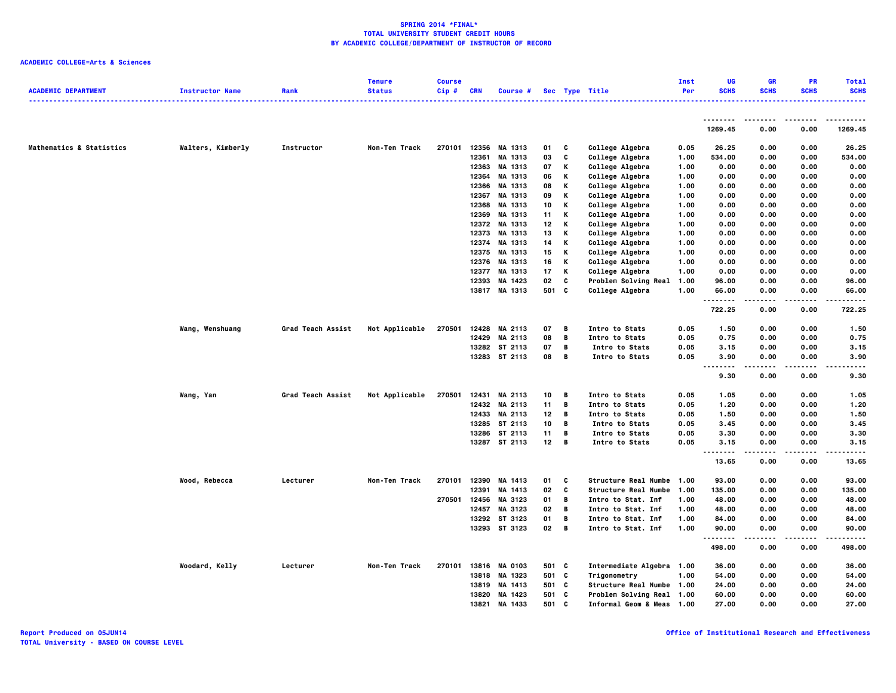**SPRING 2014 *FINAL***
**TOTAL UNIVERSITY STUDENT CREDIT HOURS**
**BY ACADEMIC COLLEGE/DEPARTMENT OF INSTRUCTOR OF RECORD**

**ACADEMIC COLLEGE=Arts & Sciences**

| ACADEMIC DEPARTMENT | Instructor Name | Rank | Tenure Status | Course Cip # | CRN | Course # | Sec | Type | Title | Inst Per | UG SCHS | GR SCHS | PR SCHS | Total SCHS |
|---|---|---|---|---|---|---|---|---|---|---|---|---|---|---|
| | | | | | | | | | | | 1269.45 | 0.00 | 0.00 | 1269.45 |
| Mathematics & Statistics | Walters, Kimberly | Instructor | Non-Ten Track | 270101 | 12356 | MA 1313 | 01 | C | College Algebra | 0.05 | 26.25 | 0.00 | 0.00 | 26.25 |
| | | | | | 12361 | MA 1313 | 03 | C | College Algebra | 1.00 | 534.00 | 0.00 | 0.00 | 534.00 |
| | | | | | 12363 | MA 1313 | 07 | K | College Algebra | 1.00 | 0.00 | 0.00 | 0.00 | 0.00 |
| | | | | | 12364 | MA 1313 | 06 | K | College Algebra | 1.00 | 0.00 | 0.00 | 0.00 | 0.00 |
| | | | | | 12366 | MA 1313 | 08 | K | College Algebra | 1.00 | 0.00 | 0.00 | 0.00 | 0.00 |
| | | | | | 12367 | MA 1313 | 09 | K | College Algebra | 1.00 | 0.00 | 0.00 | 0.00 | 0.00 |
| | | | | | 12368 | MA 1313 | 10 | K | College Algebra | 1.00 | 0.00 | 0.00 | 0.00 | 0.00 |
| | | | | | 12369 | MA 1313 | 11 | K | College Algebra | 1.00 | 0.00 | 0.00 | 0.00 | 0.00 |
| | | | | | 12372 | MA 1313 | 12 | K | College Algebra | 1.00 | 0.00 | 0.00 | 0.00 | 0.00 |
| | | | | | 12373 | MA 1313 | 13 | K | College Algebra | 1.00 | 0.00 | 0.00 | 0.00 | 0.00 |
| | | | | | 12374 | MA 1313 | 14 | K | College Algebra | 1.00 | 0.00 | 0.00 | 0.00 | 0.00 |
| | | | | | 12375 | MA 1313 | 15 | K | College Algebra | 1.00 | 0.00 | 0.00 | 0.00 | 0.00 |
| | | | | | 12376 | MA 1313 | 16 | K | College Algebra | 1.00 | 0.00 | 0.00 | 0.00 | 0.00 |
| | | | | | 12377 | MA 1313 | 17 | K | College Algebra | 1.00 | 0.00 | 0.00 | 0.00 | 0.00 |
| | | | | | 12393 | MA 1423 | 02 | C | Problem Solving Real | 1.00 | 96.00 | 0.00 | 0.00 | 96.00 |
| | | | | | 13817 | MA 1313 | 501 | C | College Algebra | 1.00 | 66.00 | 0.00 | 0.00 | 66.00 |
| | | | | | | | | | | | 722.25 | 0.00 | 0.00 | 722.25 |
| | Wang, Wenshuang | Grad Teach Assist | Not Applicable | 270501 | 12428 | MA 2113 | 07 | B | Intro to Stats | 0.05 | 1.50 | 0.00 | 0.00 | 1.50 |
| | | | | | 12429 | MA 2113 | 08 | B | Intro to Stats | 0.05 | 0.75 | 0.00 | 0.00 | 0.75 |
| | | | | | 13282 | ST 2113 | 07 | B | Intro to Stats | 0.05 | 3.15 | 0.00 | 0.00 | 3.15 |
| | | | | | 13283 | ST 2113 | 08 | B | Intro to Stats | 0.05 | 3.90 | 0.00 | 0.00 | 3.90 |
| | | | | | | | | | | | 9.30 | 0.00 | 0.00 | 9.30 |
| | Wang, Yan | Grad Teach Assist | Not Applicable | 270501 | 12431 | MA 2113 | 10 | B | Intro to Stats | 0.05 | 1.05 | 0.00 | 0.00 | 1.05 |
| | | | | | 12432 | MA 2113 | 11 | B | Intro to Stats | 0.05 | 1.20 | 0.00 | 0.00 | 1.20 |
| | | | | | 12433 | MA 2113 | 12 | B | Intro to Stats | 0.05 | 1.50 | 0.00 | 0.00 | 1.50 |
| | | | | | 13285 | ST 2113 | 10 | B | Intro to Stats | 0.05 | 3.45 | 0.00 | 0.00 | 3.45 |
| | | | | | 13286 | ST 2113 | 11 | B | Intro to Stats | 0.05 | 3.30 | 0.00 | 0.00 | 3.30 |
| | | | | | 13287 | ST 2113 | 12 | B | Intro to Stats | 0.05 | 3.15 | 0.00 | 0.00 | 3.15 |
| | | | | | | | | | | | 13.65 | 0.00 | 0.00 | 13.65 |
| | Wood, Rebecca | Lecturer | Non-Ten Track | 270101 | 12390 | MA 1413 | 01 | C | Structure Real Numbe | 1.00 | 93.00 | 0.00 | 0.00 | 93.00 |
| | | | | | 12391 | MA 1413 | 02 | C | Structure Real Numbe | 1.00 | 135.00 | 0.00 | 0.00 | 135.00 |
| | | | | 270501 | 12456 | MA 3123 | 01 | B | Intro to Stat. Inf | 1.00 | 48.00 | 0.00 | 0.00 | 48.00 |
| | | | | | 12457 | MA 3123 | 02 | B | Intro to Stat. Inf | 1.00 | 48.00 | 0.00 | 0.00 | 48.00 |
| | | | | | 13292 | ST 3123 | 01 | B | Intro to Stat. Inf | 1.00 | 84.00 | 0.00 | 0.00 | 84.00 |
| | | | | | 13293 | ST 3123 | 02 | B | Intro to Stat. Inf | 1.00 | 90.00 | 0.00 | 0.00 | 90.00 |
| | | | | | | | | | | | 498.00 | 0.00 | 0.00 | 498.00 |
| | Woodard, Kelly | Lecturer | Non-Ten Track | 270101 | 13816 | MA 0103 | 501 | C | Intermediate Algebra | 1.00 | 36.00 | 0.00 | 0.00 | 36.00 |
| | | | | | 13818 | MA 1323 | 501 | C | Trigonometry | 1.00 | 54.00 | 0.00 | 0.00 | 54.00 |
| | | | | | 13819 | MA 1413 | 501 | C | Structure Real Numbe | 1.00 | 24.00 | 0.00 | 0.00 | 24.00 |
| | | | | | 13820 | MA 1423 | 501 | C | Problem Solving Real | 1.00 | 60.00 | 0.00 | 0.00 | 60.00 |
| | | | | | 13821 | MA 1433 | 501 | C | Informal Geom & Meas | 1.00 | 27.00 | 0.00 | 0.00 | 27.00 |

Report Produced on 05JUN14
TOTAL University - BASED ON COURSE LEVEL

Office of Institutional Research and Effectiveness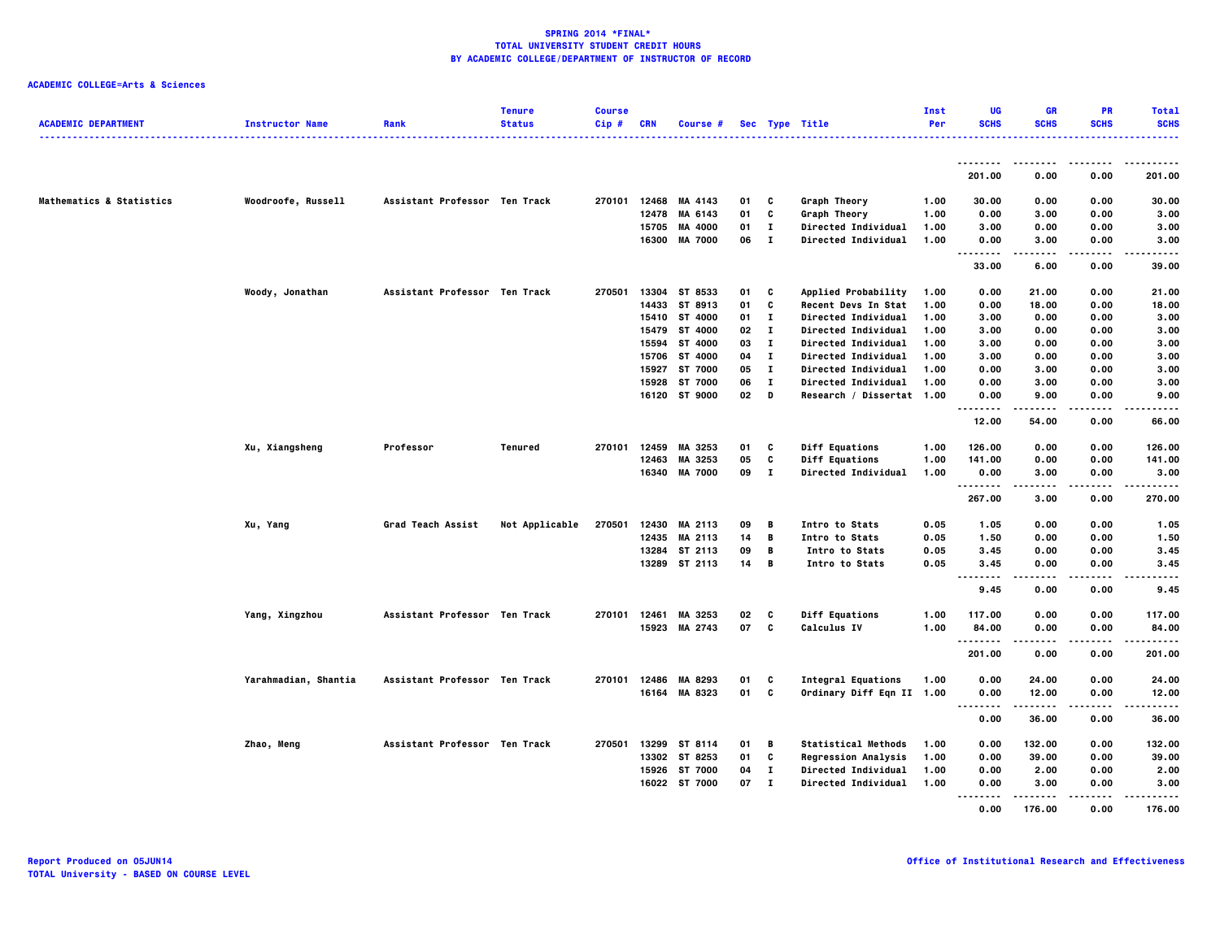**SPRING 2014 *FINAL***
**TOTAL UNIVERSITY STUDENT CREDIT HOURS**
**BY ACADEMIC COLLEGE/DEPARTMENT OF INSTRUCTOR OF RECORD**

**ACADEMIC COLLEGE=Arts & Sciences**

| ACADEMIC DEPARTMENT | Instructor Name | Rank | Tenure Status | Course Cip # | CRN | Course # | Sec | Type | Title | Inst Per | UG SCHS | GR SCHS | PR SCHS | Total SCHS |
|---|---|---|---|---|---|---|---|---|---|---|---|---|---|---|
| | | | | | | | | | | | 201.00 | 0.00 | 0.00 | 201.00 |
| Mathematics & Statistics | Woodroofe, Russell | Assistant Professor | Ten Track | 270101 | 12468 | MA 4143 | 01 | C | Graph Theory | 1.00 | 30.00 | 0.00 | 0.00 | 30.00 |
| | | | | | 12478 | MA 6143 | 01 | C | Graph Theory | 1.00 | 0.00 | 3.00 | 0.00 | 3.00 |
| | | | | | 15705 | MA 4000 | 01 | I | Directed Individual | 1.00 | 3.00 | 0.00 | 0.00 | 3.00 |
| | | | | | 16300 | MA 7000 | 06 | I | Directed Individual | 1.00 | 0.00 | 3.00 | 0.00 | 3.00 |
| | | | | | | | | | | | 33.00 | 6.00 | 0.00 | 39.00 |
| | Woody, Jonathan | Assistant Professor | Ten Track | 270501 | 13304 | ST 8533 | 01 | C | Applied Probability | 1.00 | 0.00 | 21.00 | 0.00 | 21.00 |
| | | | | | 14433 | ST 8913 | 01 | C | Recent Devs In Stat | 1.00 | 0.00 | 18.00 | 0.00 | 18.00 |
| | | | | | 15410 | ST 4000 | 01 | I | Directed Individual | 1.00 | 3.00 | 0.00 | 0.00 | 3.00 |
| | | | | | 15479 | ST 4000 | 02 | I | Directed Individual | 1.00 | 3.00 | 0.00 | 0.00 | 3.00 |
| | | | | | 15594 | ST 4000 | 03 | I | Directed Individual | 1.00 | 3.00 | 0.00 | 0.00 | 3.00 |
| | | | | | 15706 | ST 4000 | 04 | I | Directed Individual | 1.00 | 3.00 | 0.00 | 0.00 | 3.00 |
| | | | | | 15927 | ST 7000 | 05 | I | Directed Individual | 1.00 | 0.00 | 3.00 | 0.00 | 3.00 |
| | | | | | 15928 | ST 7000 | 06 | I | Directed Individual | 1.00 | 0.00 | 3.00 | 0.00 | 3.00 |
| | | | | | 16120 | ST 9000 | 02 | D | Research / Dissertat | 1.00 | 0.00 | 9.00 | 0.00 | 9.00 |
| | | | | | | | | | | | 12.00 | 54.00 | 0.00 | 66.00 |
| | Xu, Xiangsheng | Professor | Tenured | 270101 | 12459 | MA 3253 | 01 | C | Diff Equations | 1.00 | 126.00 | 0.00 | 0.00 | 126.00 |
| | | | | | 12463 | MA 3253 | 05 | C | Diff Equations | 1.00 | 141.00 | 0.00 | 0.00 | 141.00 |
| | | | | | 16340 | MA 7000 | 09 | I | Directed Individual | 1.00 | 0.00 | 3.00 | 0.00 | 3.00 |
| | | | | | | | | | | | 267.00 | 3.00 | 0.00 | 270.00 |
| | Xu, Yang | Grad Teach Assist | Not Applicable | 270501 | 12430 | MA 2113 | 09 | B | Intro to Stats | 0.05 | 1.05 | 0.00 | 0.00 | 1.05 |
| | | | | | 12435 | MA 2113 | 14 | B | Intro to Stats | 0.05 | 1.50 | 0.00 | 0.00 | 1.50 |
| | | | | | 13284 | ST 2113 | 09 | B | Intro to Stats | 0.05 | 3.45 | 0.00 | 0.00 | 3.45 |
| | | | | | 13289 | ST 2113 | 14 | B | Intro to Stats | 0.05 | 3.45 | 0.00 | 0.00 | 3.45 |
| | | | | | | | | | | | 9.45 | 0.00 | 0.00 | 9.45 |
| | Yang, Xingzhou | Assistant Professor | Ten Track | 270101 | 12461 | MA 3253 | 02 | C | Diff Equations | 1.00 | 117.00 | 0.00 | 0.00 | 117.00 |
| | | | | | 15923 | MA 2743 | 07 | C | Calculus IV | 1.00 | 84.00 | 0.00 | 0.00 | 84.00 |
| | | | | | | | | | | | 201.00 | 0.00 | 0.00 | 201.00 |
| | Yarahmadian, Shantia | Assistant Professor | Ten Track | 270101 | 12486 | MA 8293 | 01 | C | Integral Equations | 1.00 | 0.00 | 24.00 | 0.00 | 24.00 |
| | | | | | 16164 | MA 8323 | 01 | C | Ordinary Diff Eqn II | 1.00 | 0.00 | 12.00 | 0.00 | 12.00 |
| | | | | | | | | | | | 0.00 | 36.00 | 0.00 | 36.00 |
| | Zhao, Meng | Assistant Professor | Ten Track | 270501 | 13299 | ST 8114 | 01 | B | Statistical Methods | 1.00 | 0.00 | 132.00 | 0.00 | 132.00 |
| | | | | | 13302 | ST 8253 | 01 | C | Regression Analysis | 1.00 | 0.00 | 39.00 | 0.00 | 39.00 |
| | | | | | 15926 | ST 7000 | 04 | I | Directed Individual | 1.00 | 0.00 | 2.00 | 0.00 | 2.00 |
| | | | | | 16022 | ST 7000 | 07 | I | Directed Individual | 1.00 | 0.00 | 3.00 | 0.00 | 3.00 |
| | | | | | | | | | | | 0.00 | 176.00 | 0.00 | 176.00 |

Report Produced on 05JUN14
TOTAL University - BASED ON COURSE LEVEL

Office of Institutional Research and Effectiveness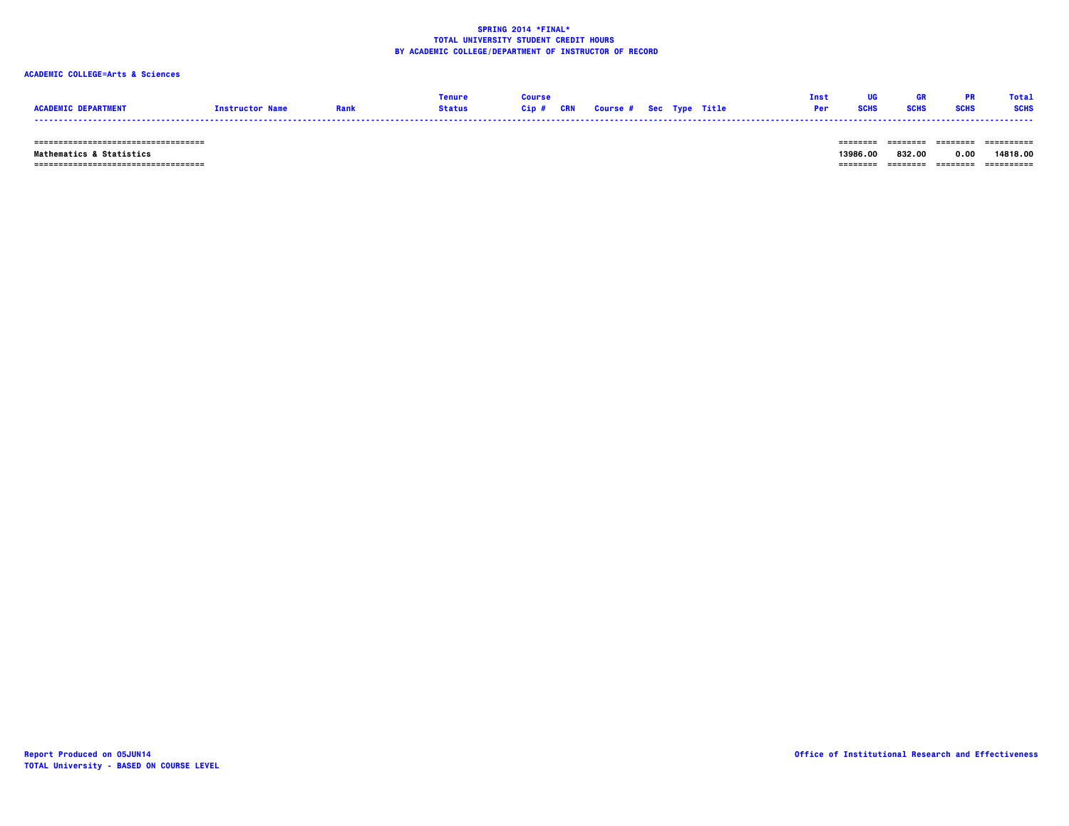**SPRING 2014 *FINAL***
**TOTAL UNIVERSITY STUDENT CREDIT HOURS**
**BY ACADEMIC COLLEGE/DEPARTMENT OF INSTRUCTOR OF RECORD**

**ACADEMIC COLLEGE=Arts & Sciences**

| ACADEMIC DEPARTMENT | Instructor Name | Rank | Tenure Status | Course Cip # | CRN | Course # | Sec | Type | Title | Inst Per | UG SCHS | GR SCHS | PR SCHS | Total SCHS |
|---|---|---|---|---|---|---|---|---|---|---|---|---|---|---|
| Mathematics & Statistics | | | | | | | | | | | 13986.00 | 832.00 | 0.00 | 14818.00 |

Report Produced on 05JUN14
TOTAL University - BASED ON COURSE LEVEL

Office of Institutional Research and Effectiveness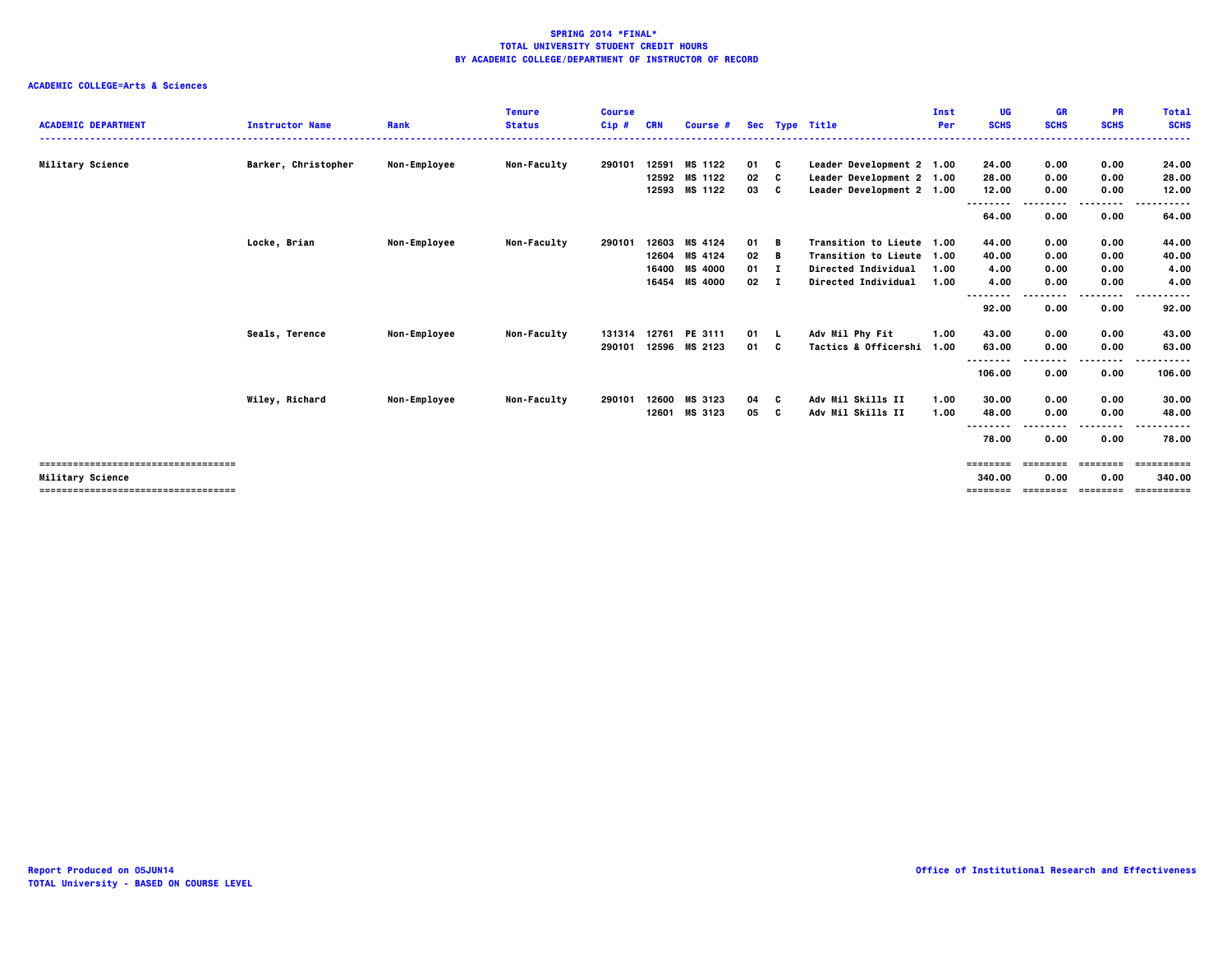**SPRING 2014 *FINAL***
**TOTAL UNIVERSITY STUDENT CREDIT HOURS**
**BY ACADEMIC COLLEGE/DEPARTMENT OF INSTRUCTOR OF RECORD**

**ACADEMIC COLLEGE=Arts & Sciences**

| ACADEMIC DEPARTMENT | Instructor Name | Rank | Tenure Status | Course Cip # | CRN | Course # | Sec | Type | Title | Inst Per | UG SCHS | GR SCHS | PR SCHS | Total SCHS |
|---|---|---|---|---|---|---|---|---|---|---|---|---|---|---|
| Military Science | Barker, Christopher | Non-Employee | Non-Faculty | 290101 | 12591 | MS 1122 | 01 | C | Leader Development 2 | 1.00 | 24.00 | 0.00 | 0.00 | 24.00 |
| | | | | | 12592 | MS 1122 | 02 | C | Leader Development 2 | 1.00 | 28.00 | 0.00 | 0.00 | 28.00 |
| | | | | | 12593 | MS 1122 | 03 | C | Leader Development 2 | 1.00 | 12.00 | 0.00 | 0.00 | 12.00 |
| | | | | | | | | | | | 64.00 | 0.00 | 0.00 | 64.00 |
| | Locke, Brian | Non-Employee | Non-Faculty | 290101 | 12603 | MS 4124 | 01 | B | Transition to Lieute | 1.00 | 44.00 | 0.00 | 0.00 | 44.00 |
| | | | | | 12604 | MS 4124 | 02 | B | Transition to Lieute | 1.00 | 40.00 | 0.00 | 0.00 | 40.00 |
| | | | | | 16400 | MS 4000 | 01 | I | Directed Individual | 1.00 | 4.00 | 0.00 | 0.00 | 4.00 |
| | | | | | 16454 | MS 4000 | 02 | I | Directed Individual | 1.00 | 4.00 | 0.00 | 0.00 | 4.00 |
| | | | | | | | | | | | 92.00 | 0.00 | 0.00 | 92.00 |
| | Seals, Terence | Non-Employee | Non-Faculty | 131314 | 12761 | PE 3111 | 01 | L | Adv Mil Phy Fit | 1.00 | 43.00 | 0.00 | 0.00 | 43.00 |
| | | | | 290101 | 12596 | MS 2123 | 01 | C | Tactics & Officershi | 1.00 | 63.00 | 0.00 | 0.00 | 63.00 |
| | | | | | | | | | | | 106.00 | 0.00 | 0.00 | 106.00 |
| | Wiley, Richard | Non-Employee | Non-Faculty | 290101 | 12600 | MS 3123 | 04 | C | Adv Mil Skills II | 1.00 | 30.00 | 0.00 | 0.00 | 30.00 |
| | | | | | 12601 | MS 3123 | 05 | C | Adv Mil Skills II | 1.00 | 48.00 | 0.00 | 0.00 | 48.00 |
| | | | | | | | | | | | 78.00 | 0.00 | 0.00 | 78.00 |
| Military Science | | | | | | | | | | | 340.00 | 0.00 | 0.00 | 340.00 |

Report Produced on 05JUN14
TOTAL University - BASED ON COURSE LEVEL

Office of Institutional Research and Effectiveness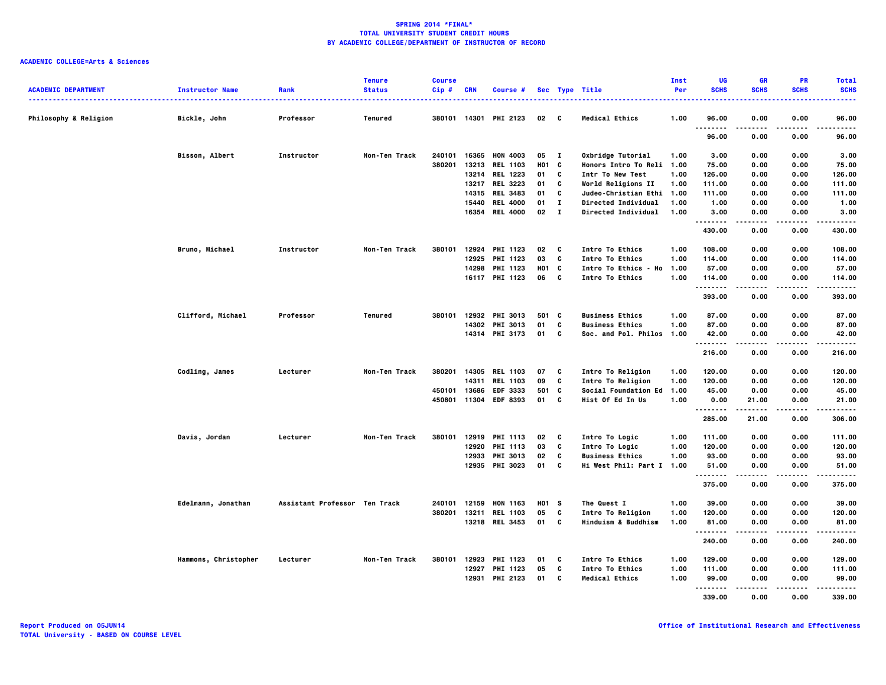**SPRING 2014 *FINAL***
**TOTAL UNIVERSITY STUDENT CREDIT HOURS**
**BY ACADEMIC COLLEGE/DEPARTMENT OF INSTRUCTOR OF RECORD**

**ACADEMIC COLLEGE=Arts & Sciences**

| ACADEMIC DEPARTMENT | Instructor Name | Rank | Tenure Status | Course Cip # | CRN | Course # | Sec | Type | Title | Inst Per | UG SCHS | GR SCHS | PR SCHS | Total SCHS |
|---|---|---|---|---|---|---|---|---|---|---|---|---|---|---|
| Philosophy & Religion | Bickle, John | Professor | Tenured | 380101 | 14301 | PHI 2123 | 02 | C | Medical Ethics | 1.00 | 96.00 | 0.00 | 0.00 | 96.00 |
| | | | | | | | | | | | 96.00 | 0.00 | 0.00 | 96.00 |
| | Bisson, Albert | Instructor | Non-Ten Track | 240101 | 16365 | HON 4003 | 05 | I | Oxbridge Tutorial | 1.00 | 3.00 | 0.00 | 0.00 | 3.00 |
| | | | | 380201 | 13213 | REL 1103 | H01 | C | Honors Intro To Reli | 1.00 | 75.00 | 0.00 | 0.00 | 75.00 |
| | | | | | 13214 | REL 1223 | 01 | C | Intr To New Test | 1.00 | 126.00 | 0.00 | 0.00 | 126.00 |
| | | | | | 13217 | REL 3223 | 01 | C | World Religions II | 1.00 | 111.00 | 0.00 | 0.00 | 111.00 |
| | | | | | 14315 | REL 3483 | 01 | C | Judeo-Christian Ethi | 1.00 | 111.00 | 0.00 | 0.00 | 111.00 |
| | | | | | 15440 | REL 4000 | 01 | I | Directed Individual | 1.00 | 1.00 | 0.00 | 0.00 | 1.00 |
| | | | | | 16354 | REL 4000 | 02 | I | Directed Individual | 1.00 | 3.00 | 0.00 | 0.00 | 3.00 |
| | | | | | | | | | | | 430.00 | 0.00 | 0.00 | 430.00 |
| | Bruno, Michael | Instructor | Non-Ten Track | 380101 | 12924 | PHI 1123 | 02 | C | Intro To Ethics | 1.00 | 108.00 | 0.00 | 0.00 | 108.00 |
| | | | | | 12925 | PHI 1123 | 03 | C | Intro To Ethics | 1.00 | 114.00 | 0.00 | 0.00 | 114.00 |
| | | | | | 14298 | PHI 1123 | H01 | C | Intro To Ethics - Ho | 1.00 | 57.00 | 0.00 | 0.00 | 57.00 |
| | | | | | 16117 | PHI 1123 | 06 | C | Intro To Ethics | 1.00 | 114.00 | 0.00 | 0.00 | 114.00 |
| | | | | | | | | | | | 393.00 | 0.00 | 0.00 | 393.00 |
| | Clifford, Michael | Professor | Tenured | 380101 | 12932 | PHI 3013 | 501 | C | Business Ethics | 1.00 | 87.00 | 0.00 | 0.00 | 87.00 |
| | | | | | 14302 | PHI 3013 | 01 | C | Business Ethics | 1.00 | 87.00 | 0.00 | 0.00 | 87.00 |
| | | | | | 14314 | PHI 3173 | 01 | C | Soc. and Pol. Philos | 1.00 | 42.00 | 0.00 | 0.00 | 42.00 |
| | | | | | | | | | | | 216.00 | 0.00 | 0.00 | 216.00 |
| | Codling, James | Lecturer | Non-Ten Track | 380201 | 14305 | REL 1103 | 07 | C | Intro To Religion | 1.00 | 120.00 | 0.00 | 0.00 | 120.00 |
| | | | | | 14311 | REL 1103 | 09 | C | Intro To Religion | 1.00 | 120.00 | 0.00 | 0.00 | 120.00 |
| | | | | 450101 | 13686 | EDF 3333 | 501 | C | Social Foundation Ed | 1.00 | 45.00 | 0.00 | 0.00 | 45.00 |
| | | | | 450801 | 11304 | EDF 8393 | 01 | C | Hist Of Ed In Us | 1.00 | 0.00 | 21.00 | 0.00 | 21.00 |
| | | | | | | | | | | | 285.00 | 21.00 | 0.00 | 306.00 |
| | Davis, Jordan | Lecturer | Non-Ten Track | 380101 | 12919 | PHI 1113 | 02 | C | Intro To Logic | 1.00 | 111.00 | 0.00 | 0.00 | 111.00 |
| | | | | | 12920 | PHI 1113 | 03 | C | Intro To Logic | 1.00 | 120.00 | 0.00 | 0.00 | 120.00 |
| | | | | | 12933 | PHI 3013 | 02 | C | Business Ethics | 1.00 | 93.00 | 0.00 | 0.00 | 93.00 |
| | | | | | 12935 | PHI 3023 | 01 | C | Hi West Phil: Part I | 1.00 | 51.00 | 0.00 | 0.00 | 51.00 |
| | | | | | | | | | | | 375.00 | 0.00 | 0.00 | 375.00 |
| | Edelmann, Jonathan | Assistant Professor | Ten Track | 240101 | 12159 | HON 1163 | H01 | S | The Quest I | 1.00 | 39.00 | 0.00 | 0.00 | 39.00 |
| | | | | 380201 | 13211 | REL 1103 | 05 | C | Intro To Religion | 1.00 | 120.00 | 0.00 | 0.00 | 120.00 |
| | | | | | 13218 | REL 3453 | 01 | C | Hinduism & Buddhism | 1.00 | 81.00 | 0.00 | 0.00 | 81.00 |
| | | | | | | | | | | | 240.00 | 0.00 | 0.00 | 240.00 |
| | Hammons, Christopher | Lecturer | Non-Ten Track | 380101 | 12923 | PHI 1123 | 01 | C | Intro To Ethics | 1.00 | 129.00 | 0.00 | 0.00 | 129.00 |
| | | | | | 12927 | PHI 1123 | 05 | C | Intro To Ethics | 1.00 | 111.00 | 0.00 | 0.00 | 111.00 |
| | | | | | 12931 | PHI 2123 | 01 | C | Medical Ethics | 1.00 | 99.00 | 0.00 | 0.00 | 99.00 |
| | | | | | | | | | | | 339.00 | 0.00 | 0.00 | 339.00 |

Report Produced on 05JUN14
TOTAL University - BASED ON COURSE LEVEL

Office of Institutional Research and Effectiveness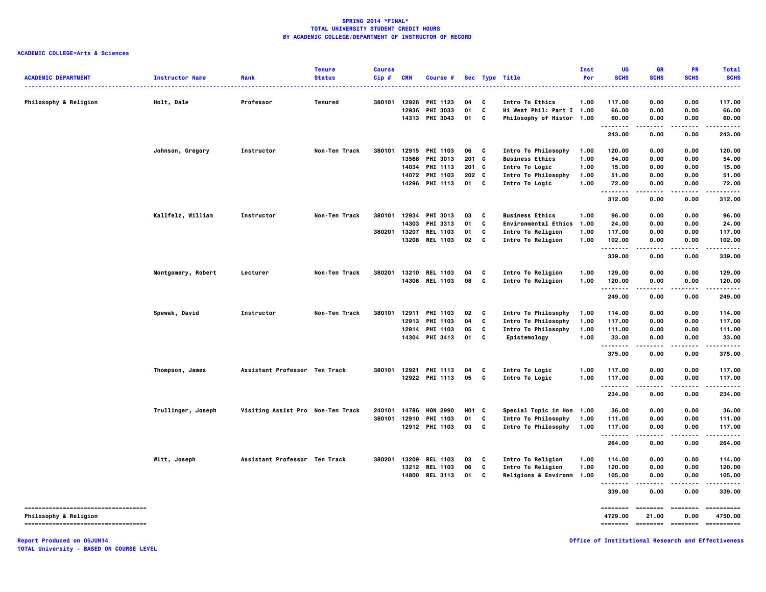**SPRING 2014 *FINAL***
**TOTAL UNIVERSITY STUDENT CREDIT HOURS**
**BY ACADEMIC COLLEGE/DEPARTMENT OF INSTRUCTOR OF RECORD**

**ACADEMIC COLLEGE=Arts & Sciences**

| ACADEMIC DEPARTMENT | Instructor Name | Rank | Tenure Status | Course Cip # | CRN | Course # | Sec | Type | Title | Inst Per | UG SCHS | GR SCHS | PR SCHS | Total SCHS |
|---|---|---|---|---|---|---|---|---|---|---|---|---|---|---|
| Philosophy & Religion | Holt, Dale | Professor | Tenured | 380101 | 12926 | PHI 1123 | 04 | C | Intro To Ethics | 1.00 | 117.00 | 0.00 | 0.00 | 117.00 |
| | | | | | 12936 | PHI 3033 | 01 | C | Hi West Phil: Part I | 1.00 | 66.00 | 0.00 | 0.00 | 66.00 |
| | | | | | 14313 | PHI 3043 | 01 | C | Philosophy of Histor | 1.00 | 60.00 | 0.00 | 0.00 | 60.00 |
| | | | | | | | | | | | 243.00 | 0.00 | 0.00 | 243.00 |
| | Johnson, Gregory | Instructor | Non-Ten Track | 380101 | 12915 | PHI 1103 | 06 | C | Intro To Philosophy | 1.00 | 120.00 | 0.00 | 0.00 | 120.00 |
| | | | | | 13568 | PHI 3013 | 201 | C | Business Ethics | 1.00 | 54.00 | 0.00 | 0.00 | 54.00 |
| | | | | | 14034 | PHI 1113 | 201 | C | Intro To Logic | 1.00 | 15.00 | 0.00 | 0.00 | 15.00 |
| | | | | | 14072 | PHI 1103 | 202 | C | Intro To Philosophy | 1.00 | 51.00 | 0.00 | 0.00 | 51.00 |
| | | | | | 14296 | PHI 1113 | 01 | C | Intro To Logic | 1.00 | 72.00 | 0.00 | 0.00 | 72.00 |
| | | | | | | | | | | | 312.00 | 0.00 | 0.00 | 312.00 |
| | Kallfelz, William | Instructor | Non-Ten Track | 380101 | 12934 | PHI 3013 | 03 | C | Business Ethics | 1.00 | 96.00 | 0.00 | 0.00 | 96.00 |
| | | | | | 14303 | PHI 3313 | 01 | C | Environmental Ethics | 1.00 | 24.00 | 0.00 | 0.00 | 24.00 |
| | | | | 380201 | 13207 | REL 1103 | 01 | C | Intro To Religion | 1.00 | 117.00 | 0.00 | 0.00 | 117.00 |
| | | | | | 13208 | REL 1103 | 02 | C | Intro To Religion | 1.00 | 102.00 | 0.00 | 0.00 | 102.00 |
| | | | | | | | | | | | 339.00 | 0.00 | 0.00 | 339.00 |
| | Montgomery, Robert | Lecturer | Non-Ten Track | 380201 | 13210 | REL 1103 | 04 | C | Intro To Religion | 1.00 | 129.00 | 0.00 | 0.00 | 129.00 |
| | | | | | 14306 | REL 1103 | 08 | C | Intro To Religion | 1.00 | 120.00 | 0.00 | 0.00 | 120.00 |
| | | | | | | | | | | | 249.00 | 0.00 | 0.00 | 249.00 |
| | Spewak, David | Instructor | Non-Ten Track | 380101 | 12911 | PHI 1103 | 02 | C | Intro To Philosophy | 1.00 | 114.00 | 0.00 | 0.00 | 114.00 |
| | | | | | 12913 | PHI 1103 | 04 | C | Intro To Philosophy | 1.00 | 117.00 | 0.00 | 0.00 | 117.00 |
| | | | | | 12914 | PHI 1103 | 05 | C | Intro To Philosophy | 1.00 | 111.00 | 0.00 | 0.00 | 111.00 |
| | | | | | 14304 | PHI 3413 | 01 | C | Epistemology | 1.00 | 33.00 | 0.00 | 0.00 | 33.00 |
| | | | | | | | | | | | 375.00 | 0.00 | 0.00 | 375.00 |
| | Thompson, James | Assistant Professor | Ten Track | 380101 | 12921 | PHI 1113 | 04 | C | Intro To Logic | 1.00 | 117.00 | 0.00 | 0.00 | 117.00 |
| | | | | | 12922 | PHI 1113 | 05 | C | Intro To Logic | 1.00 | 117.00 | 0.00 | 0.00 | 117.00 |
| | | | | | | | | | | | 234.00 | 0.00 | 0.00 | 234.00 |
| | Trullinger, Joseph | Visiting Assist Pro | Non-Ten Track | 240101 | 14786 | HON 2990 | H01 | C | Special Topic in Hon | 1.00 | 36.00 | 0.00 | 0.00 | 36.00 |
| | | | | 380101 | 12910 | PHI 1103 | 01 | C | Intro To Philosophy | 1.00 | 111.00 | 0.00 | 0.00 | 111.00 |
| | | | | | 12912 | PHI 1103 | 03 | C | Intro To Philosophy | 1.00 | 117.00 | 0.00 | 0.00 | 117.00 |
| | | | | | | | | | | | 264.00 | 0.00 | 0.00 | 264.00 |
| | Witt, Joseph | Assistant Professor | Ten Track | 380201 | 13209 | REL 1103 | 03 | C | Intro To Religion | 1.00 | 114.00 | 0.00 | 0.00 | 114.00 |
| | | | | | 13212 | REL 1103 | 06 | C | Intro To Religion | 1.00 | 120.00 | 0.00 | 0.00 | 120.00 |
| | | | | | 14800 | REL 3113 | 01 | C | Religions & Environm | 1.00 | 105.00 | 0.00 | 0.00 | 105.00 |
| | | | | | | | | | | | 339.00 | 0.00 | 0.00 | 339.00 |
| Philosophy & Religion | | | | | | | | | | | 4729.00 | 21.00 | 0.00 | 4750.00 |

Report Produced on 05JUN14
TOTAL University - BASED ON COURSE LEVEL

Office of Institutional Research and Effectiveness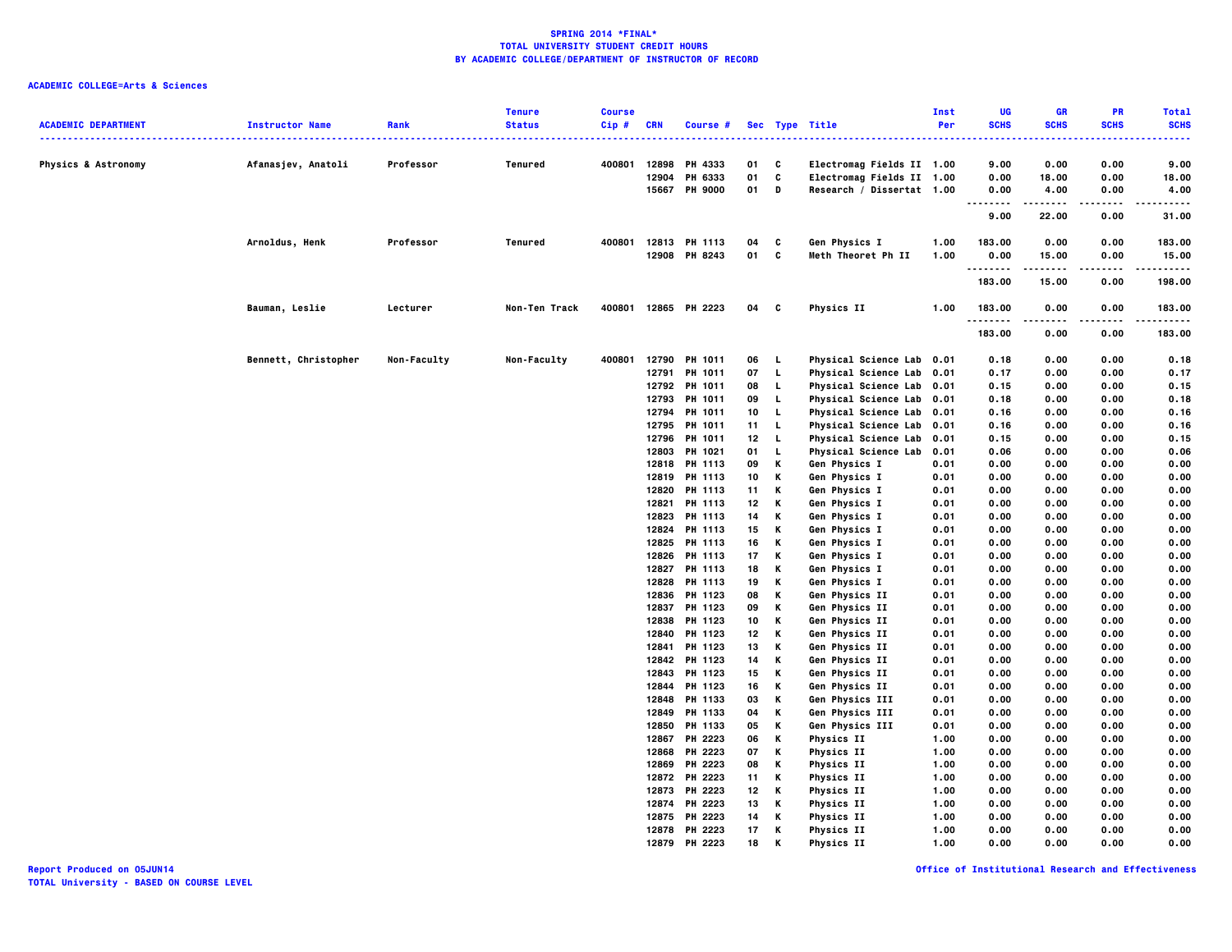**SPRING 2014 *FINAL***
**TOTAL UNIVERSITY STUDENT CREDIT HOURS**
**BY ACADEMIC COLLEGE/DEPARTMENT OF INSTRUCTOR OF RECORD**

**ACADEMIC COLLEGE=Arts & Sciences**

| ACADEMIC DEPARTMENT | Instructor Name | Rank | Tenure Status | Course Cip # | CRN | Course # | Sec | Type | Title | Inst Per | UG SCHS | GR SCHS | PR SCHS | Total SCHS |
|---|---|---|---|---|---|---|---|---|---|---|---|---|---|---|
| Physics & Astronomy | Afanasjev, Anatoli | Professor | Tenured | 400801 | 12898 | PH 4333 | 01 | C | Electromag Fields II | 1.00 | 9.00 | 0.00 | 0.00 | 9.00 |
| | | | | | 12904 | PH 6333 | 01 | C | Electromag Fields II | 1.00 | 0.00 | 18.00 | 0.00 | 18.00 |
| | | | | | 15667 | PH 9000 | 01 | D | Research / Dissertat | 1.00 | 0.00 | 4.00 | 0.00 | 4.00 |
| | | | | | | | | | | | 9.00 | 22.00 | 0.00 | 31.00 |
| | Arnoldus, Henk | Professor | Tenured | 400801 | 12813 | PH 1113 | 04 | C | Gen Physics I | 1.00 | 183.00 | 0.00 | 0.00 | 183.00 |
| | | | | | 12908 | PH 8243 | 01 | C | Meth Theoret Ph II | 1.00 | 0.00 | 15.00 | 0.00 | 15.00 |
| | | | | | | | | | | | 183.00 | 15.00 | 0.00 | 198.00 |
| | Bauman, Leslie | Lecturer | Non-Ten Track | 400801 | 12865 | PH 2223 | 04 | C | Physics II | 1.00 | 183.00 | 0.00 | 0.00 | 183.00 |
| | | | | | | | | | | | 183.00 | 0.00 | 0.00 | 183.00 |
| | Bennett, Christopher | Non-Faculty | Non-Faculty | 400801 | 12790 | PH 1011 | 06 | L | Physical Science Lab | 0.01 | 0.18 | 0.00 | 0.00 | 0.18 |
| | | | | | 12791 | PH 1011 | 07 | L | Physical Science Lab | 0.01 | 0.17 | 0.00 | 0.00 | 0.17 |
| | | | | | 12792 | PH 1011 | 08 | L | Physical Science Lab | 0.01 | 0.15 | 0.00 | 0.00 | 0.15 |
| | | | | | 12793 | PH 1011 | 09 | L | Physical Science Lab | 0.01 | 0.18 | 0.00 | 0.00 | 0.18 |
| | | | | | 12794 | PH 1011 | 10 | L | Physical Science Lab | 0.01 | 0.16 | 0.00 | 0.00 | 0.16 |
| | | | | | 12795 | PH 1011 | 11 | L | Physical Science Lab | 0.01 | 0.16 | 0.00 | 0.00 | 0.16 |
| | | | | | 12796 | PH 1011 | 12 | L | Physical Science Lab | 0.01 | 0.15 | 0.00 | 0.00 | 0.15 |
| | | | | | 12803 | PH 1021 | 01 | L | Physical Science Lab | 0.01 | 0.06 | 0.00 | 0.00 | 0.06 |
| | | | | | 12818 | PH 1113 | 09 | K | Gen Physics I | 0.01 | 0.00 | 0.00 | 0.00 | 0.00 |
| | | | | | 12819 | PH 1113 | 10 | K | Gen Physics I | 0.01 | 0.00 | 0.00 | 0.00 | 0.00 |
| | | | | | 12820 | PH 1113 | 11 | K | Gen Physics I | 0.01 | 0.00 | 0.00 | 0.00 | 0.00 |
| | | | | | 12821 | PH 1113 | 12 | K | Gen Physics I | 0.01 | 0.00 | 0.00 | 0.00 | 0.00 |
| | | | | | 12823 | PH 1113 | 14 | K | Gen Physics I | 0.01 | 0.00 | 0.00 | 0.00 | 0.00 |
| | | | | | 12824 | PH 1113 | 15 | K | Gen Physics I | 0.01 | 0.00 | 0.00 | 0.00 | 0.00 |
| | | | | | 12825 | PH 1113 | 16 | K | Gen Physics I | 0.01 | 0.00 | 0.00 | 0.00 | 0.00 |
| | | | | | 12826 | PH 1113 | 17 | K | Gen Physics I | 0.01 | 0.00 | 0.00 | 0.00 | 0.00 |
| | | | | | 12827 | PH 1113 | 18 | K | Gen Physics I | 0.01 | 0.00 | 0.00 | 0.00 | 0.00 |
| | | | | | 12828 | PH 1113 | 19 | K | Gen Physics I | 0.01 | 0.00 | 0.00 | 0.00 | 0.00 |
| | | | | | 12836 | PH 1123 | 08 | K | Gen Physics II | 0.01 | 0.00 | 0.00 | 0.00 | 0.00 |
| | | | | | 12837 | PH 1123 | 09 | K | Gen Physics II | 0.01 | 0.00 | 0.00 | 0.00 | 0.00 |
| | | | | | 12838 | PH 1123 | 10 | K | Gen Physics II | 0.01 | 0.00 | 0.00 | 0.00 | 0.00 |
| | | | | | 12840 | PH 1123 | 12 | K | Gen Physics II | 0.01 | 0.00 | 0.00 | 0.00 | 0.00 |
| | | | | | 12841 | PH 1123 | 13 | K | Gen Physics II | 0.01 | 0.00 | 0.00 | 0.00 | 0.00 |
| | | | | | 12842 | PH 1123 | 14 | K | Gen Physics II | 0.01 | 0.00 | 0.00 | 0.00 | 0.00 |
| | | | | | 12843 | PH 1123 | 15 | K | Gen Physics II | 0.01 | 0.00 | 0.00 | 0.00 | 0.00 |
| | | | | | 12844 | PH 1123 | 16 | K | Gen Physics II | 0.01 | 0.00 | 0.00 | 0.00 | 0.00 |
| | | | | | 12848 | PH 1133 | 03 | K | Gen Physics III | 0.01 | 0.00 | 0.00 | 0.00 | 0.00 |
| | | | | | 12849 | PH 1133 | 04 | K | Gen Physics III | 0.01 | 0.00 | 0.00 | 0.00 | 0.00 |
| | | | | | 12850 | PH 1133 | 05 | K | Gen Physics III | 0.01 | 0.00 | 0.00 | 0.00 | 0.00 |
| | | | | | 12867 | PH 2223 | 06 | K | Physics II | 1.00 | 0.00 | 0.00 | 0.00 | 0.00 |
| | | | | | 12868 | PH 2223 | 07 | K | Physics II | 1.00 | 0.00 | 0.00 | 0.00 | 0.00 |
| | | | | | 12869 | PH 2223 | 08 | K | Physics II | 1.00 | 0.00 | 0.00 | 0.00 | 0.00 |
| | | | | | 12872 | PH 2223 | 11 | K | Physics II | 1.00 | 0.00 | 0.00 | 0.00 | 0.00 |
| | | | | | 12873 | PH 2223 | 12 | K | Physics II | 1.00 | 0.00 | 0.00 | 0.00 | 0.00 |
| | | | | | 12874 | PH 2223 | 13 | K | Physics II | 1.00 | 0.00 | 0.00 | 0.00 | 0.00 |
| | | | | | 12875 | PH 2223 | 14 | K | Physics II | 1.00 | 0.00 | 0.00 | 0.00 | 0.00 |
| | | | | | 12878 | PH 2223 | 17 | K | Physics II | 1.00 | 0.00 | 0.00 | 0.00 | 0.00 |
| | | | | | 12879 | PH 2223 | 18 | K | Physics II | 1.00 | 0.00 | 0.00 | 0.00 | 0.00 |

Report Produced on 05JUN14
TOTAL University - BASED ON COURSE LEVEL

Office of Institutional Research and Effectiveness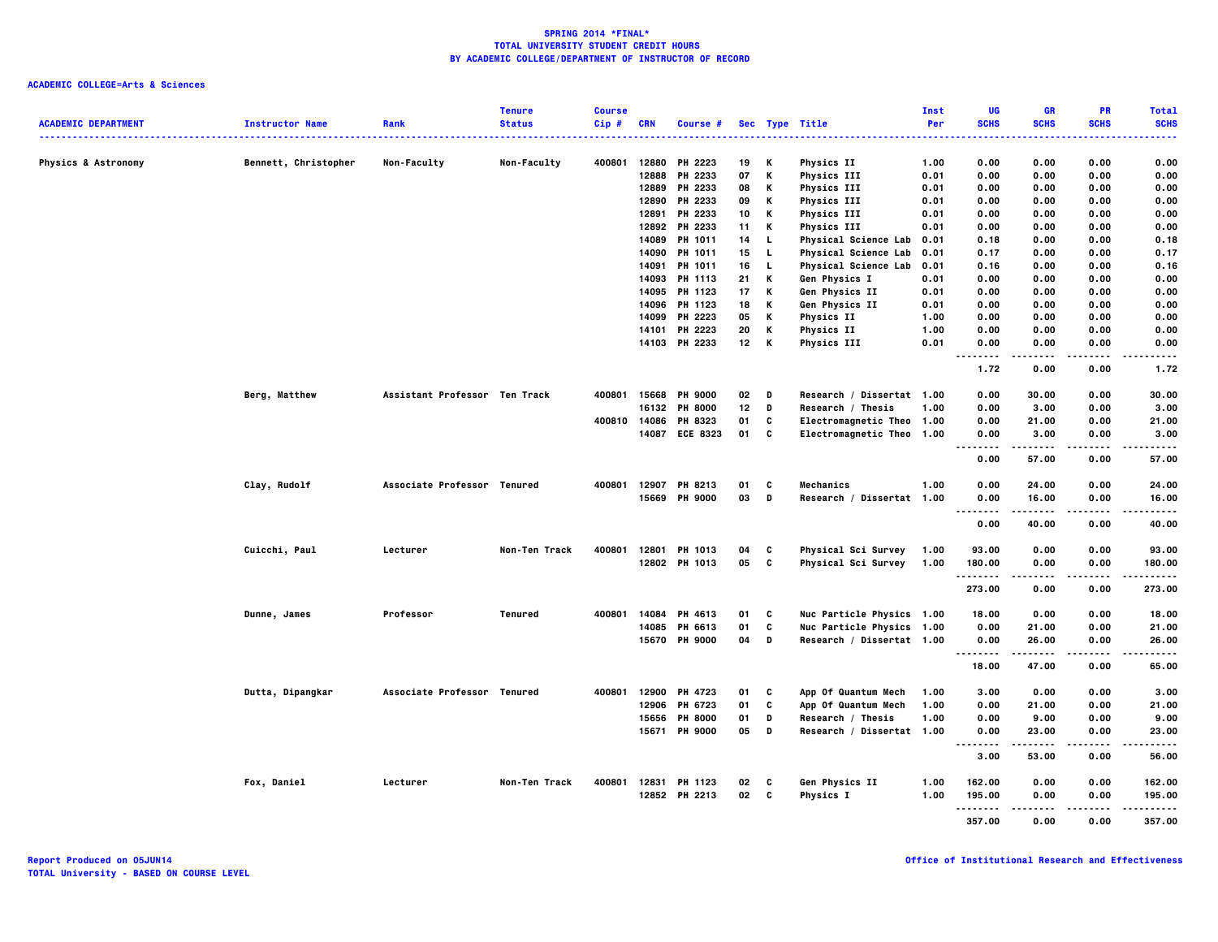**SPRING 2014 *FINAL***
**TOTAL UNIVERSITY STUDENT CREDIT HOURS**
**BY ACADEMIC COLLEGE/DEPARTMENT OF INSTRUCTOR OF RECORD**

**ACADEMIC COLLEGE=Arts & Sciences**

| ACADEMIC DEPARTMENT | Instructor Name | Rank | Tenure Status | Course Cip # | CRN | Course # | Sec | Type | Title | Inst Per | UG SCHS | GR SCHS | PR SCHS | Total SCHS |
|---|---|---|---|---|---|---|---|---|---|---|---|---|---|---|
| Physics & Astronomy | Bennett, Christopher | Non-Faculty | Non-Faculty | 400801 | 12880 | PH 2223 | 19 | K | Physics II | 1.00 | 0.00 | 0.00 | 0.00 | 0.00 |
| | | | | | 12888 | PH 2233 | 07 | K | Physics III | 0.01 | 0.00 | 0.00 | 0.00 | 0.00 |
| | | | | | 12889 | PH 2233 | 08 | K | Physics III | 0.01 | 0.00 | 0.00 | 0.00 | 0.00 |
| | | | | | 12890 | PH 2233 | 09 | K | Physics III | 0.01 | 0.00 | 0.00 | 0.00 | 0.00 |
| | | | | | 12891 | PH 2233 | 10 | K | Physics III | 0.01 | 0.00 | 0.00 | 0.00 | 0.00 |
| | | | | | 12892 | PH 2233 | 11 | K | Physics III | 0.01 | 0.00 | 0.00 | 0.00 | 0.00 |
| | | | | | 14089 | PH 1011 | 14 | L | Physical Science Lab | 0.01 | 0.18 | 0.00 | 0.00 | 0.18 |
| | | | | | 14090 | PH 1011 | 15 | L | Physical Science Lab | 0.01 | 0.17 | 0.00 | 0.00 | 0.17 |
| | | | | | 14091 | PH 1011 | 16 | L | Physical Science Lab | 0.01 | 0.16 | 0.00 | 0.00 | 0.16 |
| | | | | | 14093 | PH 1113 | 21 | K | Gen Physics I | 0.01 | 0.00 | 0.00 | 0.00 | 0.00 |
| | | | | | 14095 | PH 1123 | 17 | K | Gen Physics II | 0.01 | 0.00 | 0.00 | 0.00 | 0.00 |
| | | | | | 14096 | PH 1123 | 18 | K | Gen Physics II | 0.01 | 0.00 | 0.00 | 0.00 | 0.00 |
| | | | | | 14099 | PH 2223 | 05 | K | Physics II | 1.00 | 0.00 | 0.00 | 0.00 | 0.00 |
| | | | | | 14101 | PH 2223 | 20 | K | Physics II | 1.00 | 0.00 | 0.00 | 0.00 | 0.00 |
| | | | | | 14103 | PH 2233 | 12 | K | Physics III | 0.01 | 0.00 | 0.00 | 0.00 | 0.00 |
| | | | | | | | | | | | 1.72 | 0.00 | 0.00 | 1.72 |
| | Berg, Matthew | Assistant Professor | Ten Track | 400801 | 15668 | PH 9000 | 02 | D | Research / Dissertat | 1.00 | 0.00 | 30.00 | 0.00 | 30.00 |
| | | | | | 16132 | PH 8000 | 12 | D | Research / Thesis | 1.00 | 0.00 | 3.00 | 0.00 | 3.00 |
| | | | | 400810 | 14086 | PH 8323 | 01 | C | Electromagnetic Theo | 1.00 | 0.00 | 21.00 | 0.00 | 21.00 |
| | | | | | 14087 | ECE 8323 | 01 | C | Electromagnetic Theo | 1.00 | 0.00 | 3.00 | 0.00 | 3.00 |
| | | | | | | | | | | | 0.00 | 57.00 | 0.00 | 57.00 |
| | Clay, Rudolf | Associate Professor | Tenured | 400801 | 12907 | PH 8213 | 01 | C | Mechanics | 1.00 | 0.00 | 24.00 | 0.00 | 24.00 |
| | | | | | 15669 | PH 9000 | 03 | D | Research / Dissertat | 1.00 | 0.00 | 16.00 | 0.00 | 16.00 |
| | | | | | | | | | | | 0.00 | 40.00 | 0.00 | 40.00 |
| | Cuicchi, Paul | Lecturer | Non-Ten Track | 400801 | 12801 | PH 1013 | 04 | C | Physical Sci Survey | 1.00 | 93.00 | 0.00 | 0.00 | 93.00 |
| | | | | | 12802 | PH 1013 | 05 | C | Physical Sci Survey | 1.00 | 180.00 | 0.00 | 0.00 | 180.00 |
| | | | | | | | | | | | 273.00 | 0.00 | 0.00 | 273.00 |
| | Dunne, James | Professor | Tenured | 400801 | 14084 | PH 4613 | 01 | C | Nuc Particle Physics | 1.00 | 18.00 | 0.00 | 0.00 | 18.00 |
| | | | | | 14085 | PH 6613 | 01 | C | Nuc Particle Physics | 1.00 | 0.00 | 21.00 | 0.00 | 21.00 |
| | | | | | 15670 | PH 9000 | 04 | D | Research / Dissertat | 1.00 | 0.00 | 26.00 | 0.00 | 26.00 |
| | | | | | | | | | | | 18.00 | 47.00 | 0.00 | 65.00 |
| | Dutta, Dipangkar | Associate Professor | Tenured | 400801 | 12900 | PH 4723 | 01 | C | App Of Quantum Mech | 1.00 | 3.00 | 0.00 | 0.00 | 3.00 |
| | | | | | 12906 | PH 6723 | 01 | C | App Of Quantum Mech | 1.00 | 0.00 | 21.00 | 0.00 | 21.00 |
| | | | | | 15656 | PH 8000 | 01 | D | Research / Thesis | 1.00 | 0.00 | 9.00 | 0.00 | 9.00 |
| | | | | | 15671 | PH 9000 | 05 | D | Research / Dissertat | 1.00 | 0.00 | 23.00 | 0.00 | 23.00 |
| | | | | | | | | | | | 3.00 | 53.00 | 0.00 | 56.00 |
| | Fox, Daniel | Lecturer | Non-Ten Track | 400801 | 12831 | PH 1123 | 02 | C | Gen Physics II | 1.00 | 162.00 | 0.00 | 0.00 | 162.00 |
| | | | | | 12852 | PH 2213 | 02 | C | Physics I | 1.00 | 195.00 | 0.00 | 0.00 | 195.00 |
| | | | | | | | | | | | 357.00 | 0.00 | 0.00 | 357.00 |

Report Produced on 05JUN14
TOTAL University - BASED ON COURSE LEVEL

Office of Institutional Research and Effectiveness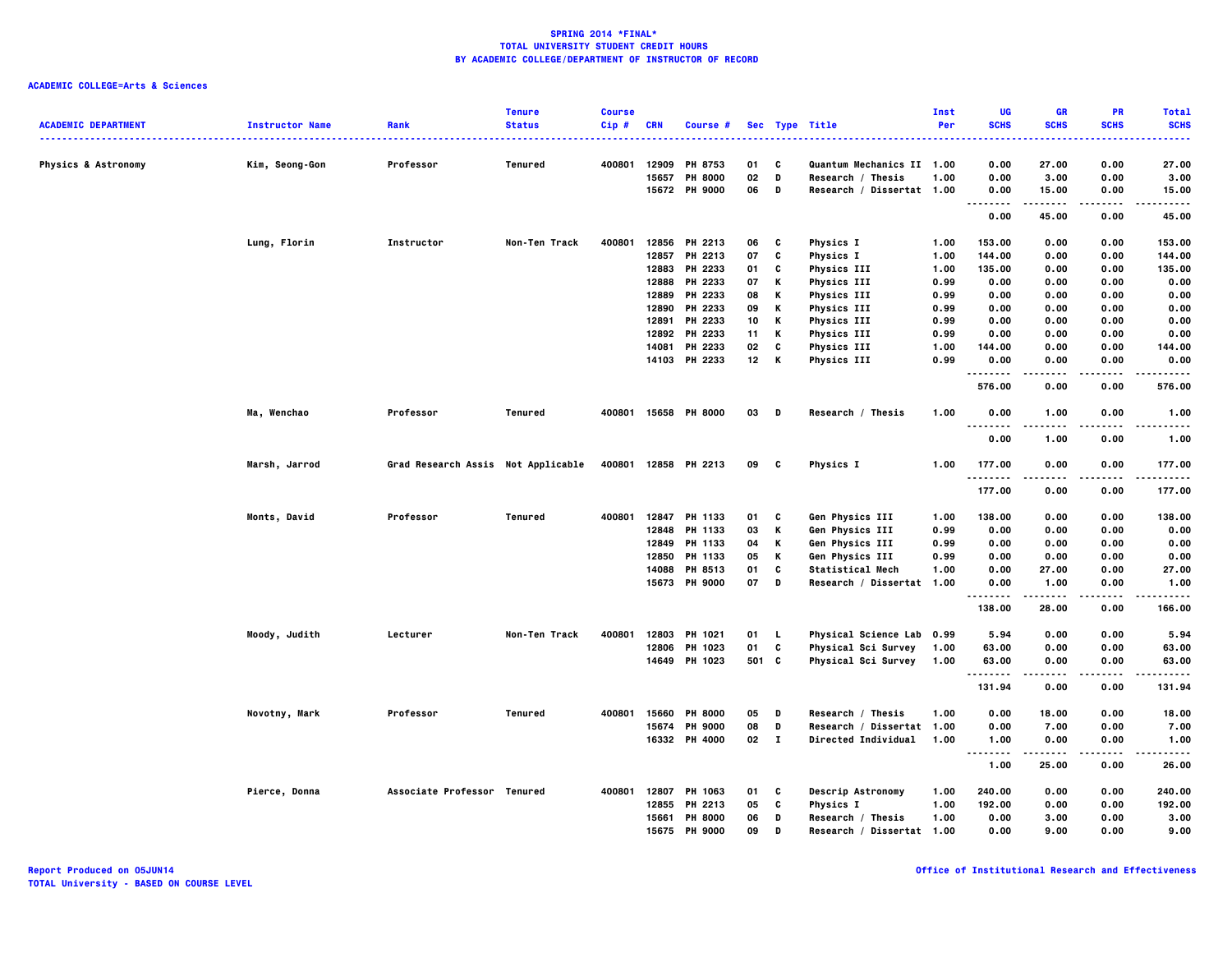**SPRING 2014 *FINAL***
**TOTAL UNIVERSITY STUDENT CREDIT HOURS**
**BY ACADEMIC COLLEGE/DEPARTMENT OF INSTRUCTOR OF RECORD**

**ACADEMIC COLLEGE=Arts & Sciences**

| ACADEMIC DEPARTMENT | Instructor Name | Rank | Tenure Status | Course Cip # | CRN | Course # | Sec | Type | Title | Inst Per | UG SCHS | GR SCHS | PR SCHS | Total SCHS |
|---|---|---|---|---|---|---|---|---|---|---|---|---|---|---|
| Physics & Astronomy | Kim, Seong-Gon | Professor | Tenured | 400801 | 12909 | PH 8753 | 01 | C | Quantum Mechanics II | 1.00 | 0.00 | 27.00 | 0.00 | 27.00 |
| | | | | | 15657 | PH 8000 | 02 | D | Research / Thesis | 1.00 | 0.00 | 3.00 | 0.00 | 3.00 |
| | | | | | 15672 | PH 9000 | 06 | D | Research / Dissertat | 1.00 | 0.00 | 15.00 | 0.00 | 15.00 |
| | | | | | | | | | | | 0.00 | 45.00 | 0.00 | 45.00 |
| | Lung, Florin | Instructor | Non-Ten Track | 400801 | 12856 | PH 2213 | 06 | C | Physics I | 1.00 | 153.00 | 0.00 | 0.00 | 153.00 |
| | | | | | 12857 | PH 2213 | 07 | C | Physics I | 1.00 | 144.00 | 0.00 | 0.00 | 144.00 |
| | | | | | 12883 | PH 2233 | 01 | C | Physics III | 1.00 | 135.00 | 0.00 | 0.00 | 135.00 |
| | | | | | 12888 | PH 2233 | 07 | K | Physics III | 0.99 | 0.00 | 0.00 | 0.00 | 0.00 |
| | | | | | 12889 | PH 2233 | 08 | K | Physics III | 0.99 | 0.00 | 0.00 | 0.00 | 0.00 |
| | | | | | 12890 | PH 2233 | 09 | K | Physics III | 0.99 | 0.00 | 0.00 | 0.00 | 0.00 |
| | | | | | 12891 | PH 2233 | 10 | K | Physics III | 0.99 | 0.00 | 0.00 | 0.00 | 0.00 |
| | | | | | 12892 | PH 2233 | 11 | K | Physics III | 0.99 | 0.00 | 0.00 | 0.00 | 0.00 |
| | | | | | 14081 | PH 2233 | 02 | C | Physics III | 1.00 | 144.00 | 0.00 | 0.00 | 144.00 |
| | | | | | 14103 | PH 2233 | 12 | K | Physics III | 0.99 | 0.00 | 0.00 | 0.00 | 0.00 |
| | | | | | | | | | | | 576.00 | 0.00 | 0.00 | 576.00 |
| | Ma, Wenchao | Professor | Tenured | 400801 | 15658 | PH 8000 | 03 | D | Research / Thesis | 1.00 | 0.00 | 1.00 | 0.00 | 1.00 |
| | | | | | | | | | | | 0.00 | 1.00 | 0.00 | 1.00 |
| | Marsh, Jarrod | Grad Research Assis | Not Applicable | 400801 | 12858 | PH 2213 | 09 | C | Physics I | 1.00 | 177.00 | 0.00 | 0.00 | 177.00 |
| | | | | | | | | | | | 177.00 | 0.00 | 0.00 | 177.00 |
| | Monts, David | Professor | Tenured | 400801 | 12847 | PH 1133 | 01 | C | Gen Physics III | 1.00 | 138.00 | 0.00 | 0.00 | 138.00 |
| | | | | | 12848 | PH 1133 | 03 | K | Gen Physics III | 0.99 | 0.00 | 0.00 | 0.00 | 0.00 |
| | | | | | 12849 | PH 1133 | 04 | K | Gen Physics III | 0.99 | 0.00 | 0.00 | 0.00 | 0.00 |
| | | | | | 12850 | PH 1133 | 05 | K | Gen Physics III | 0.99 | 0.00 | 0.00 | 0.00 | 0.00 |
| | | | | | 14088 | PH 8513 | 01 | C | Statistical Mech | 1.00 | 0.00 | 27.00 | 0.00 | 27.00 |
| | | | | | 15673 | PH 9000 | 07 | D | Research / Dissertat | 1.00 | 0.00 | 1.00 | 0.00 | 1.00 |
| | | | | | | | | | | | 138.00 | 28.00 | 0.00 | 166.00 |
| | Moody, Judith | Lecturer | Non-Ten Track | 400801 | 12803 | PH 1021 | 01 | L | Physical Science Lab | 0.99 | 5.94 | 0.00 | 0.00 | 5.94 |
| | | | | | 12806 | PH 1023 | 01 | C | Physical Sci Survey | 1.00 | 63.00 | 0.00 | 0.00 | 63.00 |
| | | | | | 14649 | PH 1023 | 501 | C | Physical Sci Survey | 1.00 | 63.00 | 0.00 | 0.00 | 63.00 |
| | | | | | | | | | | | 131.94 | 0.00 | 0.00 | 131.94 |
| | Novotny, Mark | Professor | Tenured | 400801 | 15660 | PH 8000 | 05 | D | Research / Thesis | 1.00 | 0.00 | 18.00 | 0.00 | 18.00 |
| | | | | | 15674 | PH 9000 | 08 | D | Research / Dissertat | 1.00 | 0.00 | 7.00 | 0.00 | 7.00 |
| | | | | | 16332 | PH 4000 | 02 | I | Directed Individual | 1.00 | 1.00 | 0.00 | 0.00 | 1.00 |
| | | | | | | | | | | | 1.00 | 25.00 | 0.00 | 26.00 |
| | Pierce, Donna | Associate Professor | Tenured | 400801 | 12807 | PH 1063 | 01 | C | Descrip Astronomy | 1.00 | 240.00 | 0.00 | 0.00 | 240.00 |
| | | | | | 12855 | PH 2213 | 05 | C | Physics I | 1.00 | 192.00 | 0.00 | 0.00 | 192.00 |
| | | | | | 15661 | PH 8000 | 06 | D | Research / Thesis | 1.00 | 0.00 | 3.00 | 0.00 | 3.00 |
| | | | | | 15675 | PH 9000 | 09 | D | Research / Dissertat | 1.00 | 0.00 | 9.00 | 0.00 | 9.00 |

Report Produced on 05JUN14
TOTAL University - BASED ON COURSE LEVEL

Office of Institutional Research and Effectiveness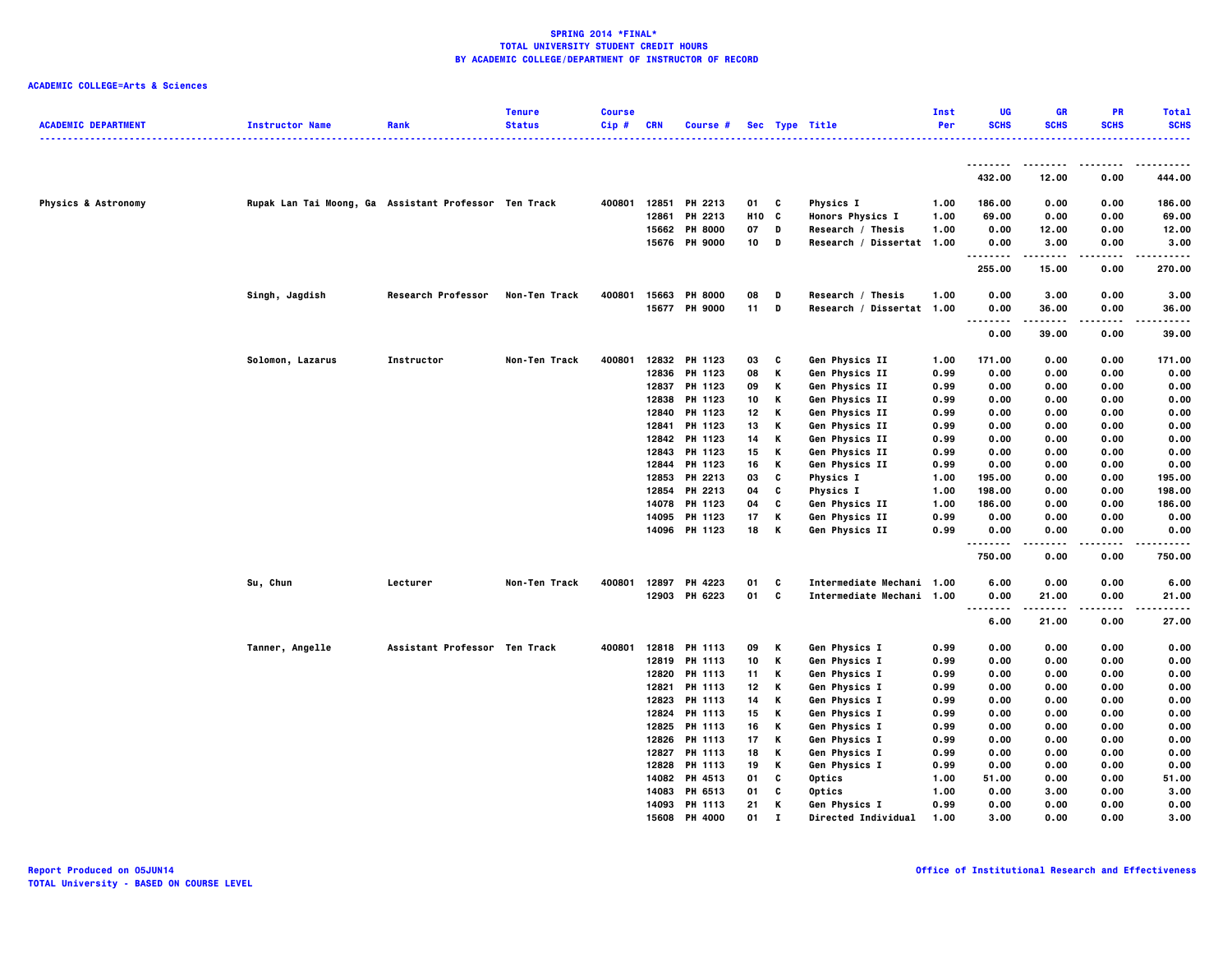# SPRING 2014 *FINAL*
## TOTAL UNIVERSITY STUDENT CREDIT HOURS
## BY ACADEMIC COLLEGE/DEPARTMENT OF INSTRUCTOR OF RECORD

**ACADEMIC COLLEGE=Arts & Sciences**

| ACADEMIC DEPARTMENT | Instructor Name | Rank | Tenure Status | Course Cip # | CRN | Course # | Sec | Type | Title | Inst Per | UG SCHS | GR SCHS | PR SCHS | Total SCHS |
|---|---|---|---|---|---|---|---|---|---|---|---|---|---|---|
| | | | | | | | | | | | 432.00 | 12.00 | 0.00 | 444.00 |
| Physics & Astronomy | Rupak Lan Tai Moong, Ga | Assistant Professor | Ten Track | 400801 | 12851 | PH 2213 | 01 | C | Physics I | 1.00 | 186.00 | 0.00 | 0.00 | 186.00 |
| | | | | | 12861 | PH 2213 | H10 | C | Honors Physics I | 1.00 | 69.00 | 0.00 | 0.00 | 69.00 |
| | | | | | 15662 | PH 8000 | 07 | D | Research / Thesis | 1.00 | 0.00 | 12.00 | 0.00 | 12.00 |
| | | | | | 15676 | PH 9000 | 10 | D | Research / Dissertat | 1.00 | 0.00 | 3.00 | 0.00 | 3.00 |
| | | | | | | | | | | | 255.00 | 15.00 | 0.00 | 270.00 |
| | Singh, Jagdish | Research Professor | Non-Ten Track | 400801 | 15663 | PH 8000 | 08 | D | Research / Thesis | 1.00 | 0.00 | 3.00 | 0.00 | 3.00 |
| | | | | | 15677 | PH 9000 | 11 | D | Research / Dissertat | 1.00 | 0.00 | 36.00 | 0.00 | 36.00 |
| | | | | | | | | | | | 0.00 | 39.00 | 0.00 | 39.00 |
| | Solomon, Lazarus | Instructor | Non-Ten Track | 400801 | 12832 | PH 1123 | 03 | C | Gen Physics II | 1.00 | 171.00 | 0.00 | 0.00 | 171.00 |
| | | | | | 12836 | PH 1123 | 08 | K | Gen Physics II | 0.99 | 0.00 | 0.00 | 0.00 | 0.00 |
| | | | | | 12837 | PH 1123 | 09 | K | Gen Physics II | 0.99 | 0.00 | 0.00 | 0.00 | 0.00 |
| | | | | | 12838 | PH 1123 | 10 | K | Gen Physics II | 0.99 | 0.00 | 0.00 | 0.00 | 0.00 |
| | | | | | 12840 | PH 1123 | 12 | K | Gen Physics II | 0.99 | 0.00 | 0.00 | 0.00 | 0.00 |
| | | | | | 12841 | PH 1123 | 13 | K | Gen Physics II | 0.99 | 0.00 | 0.00 | 0.00 | 0.00 |
| | | | | | 12842 | PH 1123 | 14 | K | Gen Physics II | 0.99 | 0.00 | 0.00 | 0.00 | 0.00 |
| | | | | | 12843 | PH 1123 | 15 | K | Gen Physics II | 0.99 | 0.00 | 0.00 | 0.00 | 0.00 |
| | | | | | 12844 | PH 1123 | 16 | K | Gen Physics II | 0.99 | 0.00 | 0.00 | 0.00 | 0.00 |
| | | | | | 12853 | PH 2213 | 03 | C | Physics I | 1.00 | 195.00 | 0.00 | 0.00 | 195.00 |
| | | | | | 12854 | PH 2213 | 04 | C | Physics I | 1.00 | 198.00 | 0.00 | 0.00 | 198.00 |
| | | | | | 14078 | PH 1123 | 04 | C | Gen Physics II | 1.00 | 186.00 | 0.00 | 0.00 | 186.00 |
| | | | | | 14095 | PH 1123 | 17 | K | Gen Physics II | 0.99 | 0.00 | 0.00 | 0.00 | 0.00 |
| | | | | | 14096 | PH 1123 | 18 | K | Gen Physics II | 0.99 | 0.00 | 0.00 | 0.00 | 0.00 |
| | | | | | | | | | | | 750.00 | 0.00 | 0.00 | 750.00 |
| | Su, Chun | Lecturer | Non-Ten Track | 400801 | 12897 | PH 4223 | 01 | C | Intermediate Mechani | 1.00 | 6.00 | 0.00 | 0.00 | 6.00 |
| | | | | | 12903 | PH 6223 | 01 | C | Intermediate Mechani | 1.00 | 0.00 | 21.00 | 0.00 | 21.00 |
| | | | | | | | | | | | 6.00 | 21.00 | 0.00 | 27.00 |
| | Tanner, Angelle | Assistant Professor | Ten Track | 400801 | 12818 | PH 1113 | 09 | K | Gen Physics I | 0.99 | 0.00 | 0.00 | 0.00 | 0.00 |
| | | | | | 12819 | PH 1113 | 10 | K | Gen Physics I | 0.99 | 0.00 | 0.00 | 0.00 | 0.00 |
| | | | | | 12820 | PH 1113 | 11 | K | Gen Physics I | 0.99 | 0.00 | 0.00 | 0.00 | 0.00 |
| | | | | | 12821 | PH 1113 | 12 | K | Gen Physics I | 0.99 | 0.00 | 0.00 | 0.00 | 0.00 |
| | | | | | 12823 | PH 1113 | 14 | K | Gen Physics I | 0.99 | 0.00 | 0.00 | 0.00 | 0.00 |
| | | | | | 12824 | PH 1113 | 15 | K | Gen Physics I | 0.99 | 0.00 | 0.00 | 0.00 | 0.00 |
| | | | | | 12825 | PH 1113 | 16 | K | Gen Physics I | 0.99 | 0.00 | 0.00 | 0.00 | 0.00 |
| | | | | | 12826 | PH 1113 | 17 | K | Gen Physics I | 0.99 | 0.00 | 0.00 | 0.00 | 0.00 |
| | | | | | 12827 | PH 1113 | 18 | K | Gen Physics I | 0.99 | 0.00 | 0.00 | 0.00 | 0.00 |
| | | | | | 12828 | PH 1113 | 19 | K | Gen Physics I | 0.99 | 0.00 | 0.00 | 0.00 | 0.00 |
| | | | | | 14082 | PH 4513 | 01 | C | Optics | 1.00 | 51.00 | 0.00 | 0.00 | 51.00 |
| | | | | | 14083 | PH 6513 | 01 | C | Optics | 1.00 | 0.00 | 3.00 | 0.00 | 3.00 |
| | | | | | 14093 | PH 1113 | 21 | K | Gen Physics I | 0.99 | 0.00 | 0.00 | 0.00 | 0.00 |
| | | | | | 15608 | PH 4000 | 01 | I | Directed Individual | 1.00 | 3.00 | 0.00 | 0.00 | 3.00 |

Report Produced on 05JUN14
TOTAL University - BASED ON COURSE LEVEL

Office of Institutional Research and Effectiveness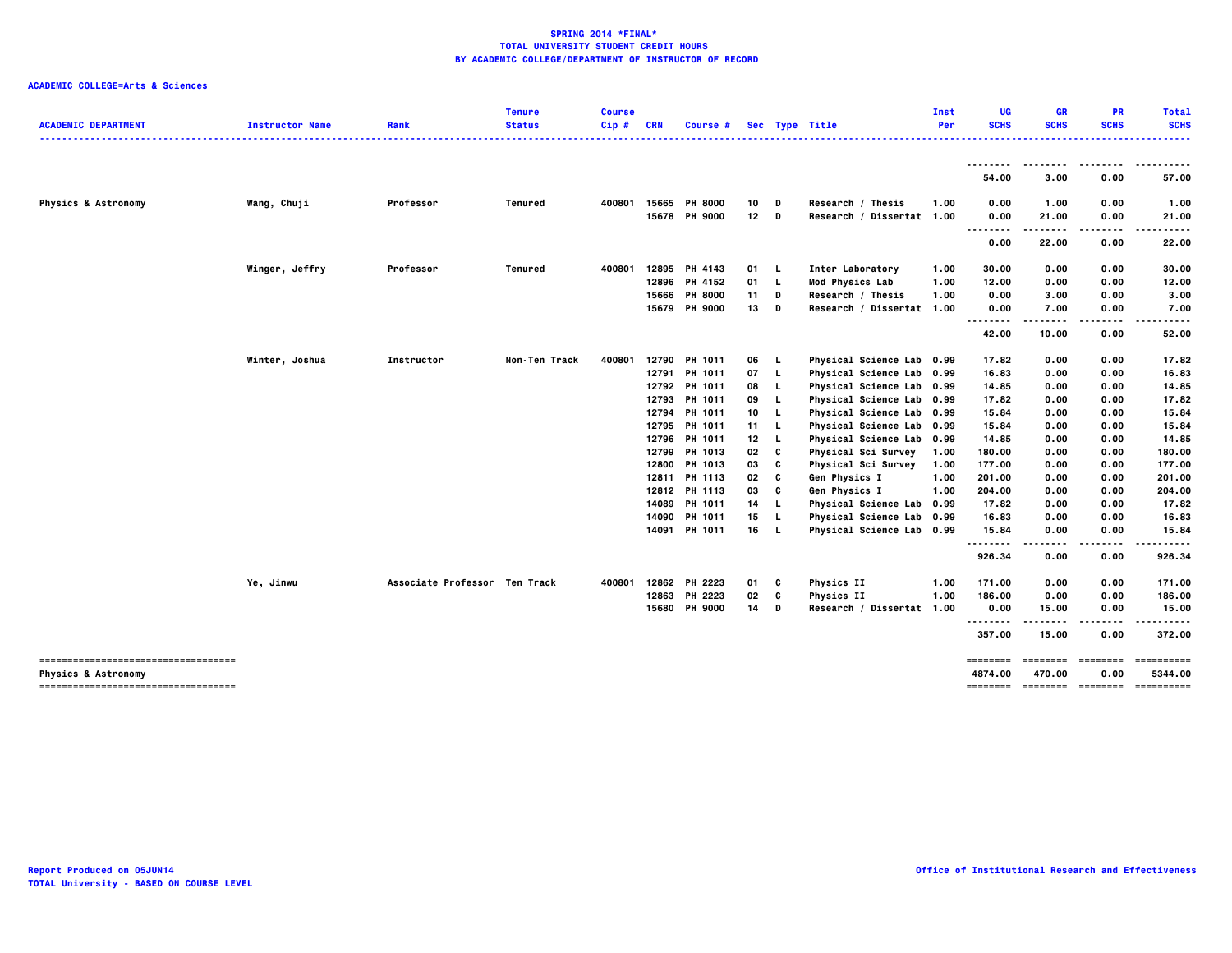**SPRING 2014 *FINAL***
**TOTAL UNIVERSITY STUDENT CREDIT HOURS**
**BY ACADEMIC COLLEGE/DEPARTMENT OF INSTRUCTOR OF RECORD**

**ACADEMIC COLLEGE=Arts & Sciences**

| ACADEMIC DEPARTMENT | Instructor Name | Rank | Tenure Status | Course Cip # | CRN | Course # | Sec | Type | Title | Inst Per | UG SCHS | GR SCHS | PR SCHS | Total SCHS |
|---|---|---|---|---|---|---|---|---|---|---|---|---|---|---|
| | | | | | | | | | | | 54.00 | 3.00 | 0.00 | 57.00 |
| Physics & Astronomy | Wang, Chuji | Professor | Tenured | 400801 | 15665 | PH 8000 | 10 | D | Research / Thesis | 1.00 | 0.00 | 1.00 | 0.00 | 1.00 |
| | | | | | 15678 | PH 9000 | 12 | D | Research / Dissertat | 1.00 | 0.00 | 21.00 | 0.00 | 21.00 |
| | | | | | | | | | | | 0.00 | 22.00 | 0.00 | 22.00 |
| | Winger, Jeffry | Professor | Tenured | 400801 | 12895 | PH 4143 | 01 | L | Inter Laboratory | 1.00 | 30.00 | 0.00 | 0.00 | 30.00 |
| | | | | | 12896 | PH 4152 | 01 | L | Mod Physics Lab | 1.00 | 12.00 | 0.00 | 0.00 | 12.00 |
| | | | | | 15666 | PH 8000 | 11 | D | Research / Thesis | 1.00 | 0.00 | 3.00 | 0.00 | 3.00 |
| | | | | | 15679 | PH 9000 | 13 | D | Research / Dissertat | 1.00 | 0.00 | 7.00 | 0.00 | 7.00 |
| | | | | | | | | | | | 42.00 | 10.00 | 0.00 | 52.00 |
| | Winter, Joshua | Instructor | Non-Ten Track | 400801 | 12790 | PH 1011 | 06 | L | Physical Science Lab | 0.99 | 17.82 | 0.00 | 0.00 | 17.82 |
| | | | | | 12791 | PH 1011 | 07 | L | Physical Science Lab | 0.99 | 16.83 | 0.00 | 0.00 | 16.83 |
| | | | | | 12792 | PH 1011 | 08 | L | Physical Science Lab | 0.99 | 14.85 | 0.00 | 0.00 | 14.85 |
| | | | | | 12793 | PH 1011 | 09 | L | Physical Science Lab | 0.99 | 17.82 | 0.00 | 0.00 | 17.82 |
| | | | | | 12794 | PH 1011 | 10 | L | Physical Science Lab | 0.99 | 15.84 | 0.00 | 0.00 | 15.84 |
| | | | | | 12795 | PH 1011 | 11 | L | Physical Science Lab | 0.99 | 15.84 | 0.00 | 0.00 | 15.84 |
| | | | | | 12796 | PH 1011 | 12 | L | Physical Science Lab | 0.99 | 14.85 | 0.00 | 0.00 | 14.85 |
| | | | | | 12799 | PH 1013 | 02 | C | Physical Sci Survey | 1.00 | 180.00 | 0.00 | 0.00 | 180.00 |
| | | | | | 12800 | PH 1013 | 03 | C | Physical Sci Survey | 1.00 | 177.00 | 0.00 | 0.00 | 177.00 |
| | | | | | 12811 | PH 1113 | 02 | C | Gen Physics I | 1.00 | 201.00 | 0.00 | 0.00 | 201.00 |
| | | | | | 12812 | PH 1113 | 03 | C | Gen Physics I | 1.00 | 204.00 | 0.00 | 0.00 | 204.00 |
| | | | | | 14089 | PH 1011 | 14 | L | Physical Science Lab | 0.99 | 17.82 | 0.00 | 0.00 | 17.82 |
| | | | | | 14090 | PH 1011 | 15 | L | Physical Science Lab | 0.99 | 16.83 | 0.00 | 0.00 | 16.83 |
| | | | | | 14091 | PH 1011 | 16 | L | Physical Science Lab | 0.99 | 15.84 | 0.00 | 0.00 | 15.84 |
| | | | | | | | | | | | 926.34 | 0.00 | 0.00 | 926.34 |
| | Ye, Jinwu | Associate Professor | Ten Track | 400801 | 12862 | PH 2223 | 01 | C | Physics II | 1.00 | 171.00 | 0.00 | 0.00 | 171.00 |
| | | | | | 12863 | PH 2223 | 02 | C | Physics II | 1.00 | 186.00 | 0.00 | 0.00 | 186.00 |
| | | | | | 15680 | PH 9000 | 14 | D | Research / Dissertat | 1.00 | 0.00 | 15.00 | 0.00 | 15.00 |
| | | | | | | | | | | | 357.00 | 15.00 | 0.00 | 372.00 |
| Physics & Astronomy | | | | | | | | | | | 4874.00 | 470.00 | 0.00 | 5344.00 |

Report Produced on 05JUN14
TOTAL University - BASED ON COURSE LEVEL

Office of Institutional Research and Effectiveness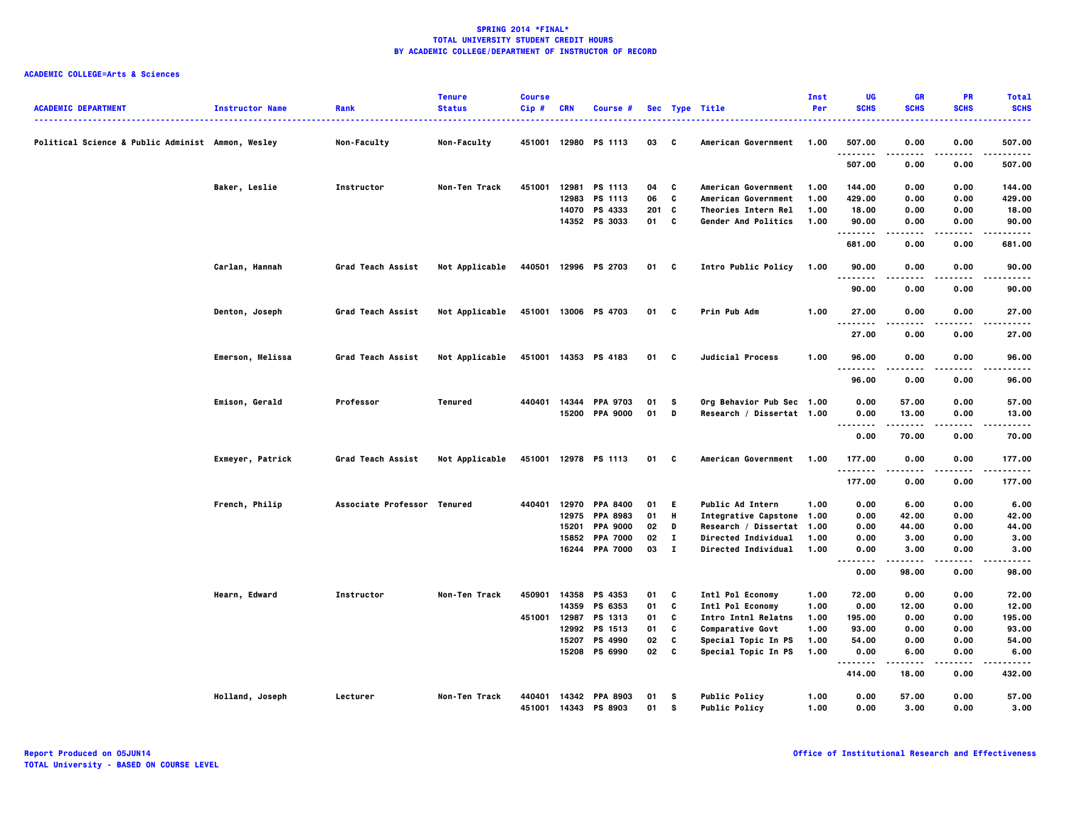**SPRING 2014 *FINAL***
**TOTAL UNIVERSITY STUDENT CREDIT HOURS**
**BY ACADEMIC COLLEGE/DEPARTMENT OF INSTRUCTOR OF RECORD**

**ACADEMIC COLLEGE=Arts & Sciences**

| ACADEMIC DEPARTMENT | Instructor Name | Rank | Tenure Status | Course Cip # | CRN | Course # | Sec | Type | Title | Inst Per | UG SCHS | GR SCHS | PR SCHS | Total SCHS |
|---|---|---|---|---|---|---|---|---|---|---|---|---|---|---|
| Political Science & Public Administ | Ammon, Wesley | Non-Faculty | Non-Faculty | 451001 | 12980 | PS 1113 | 03 | C | American Government | 1.00 | 507.00 | 0.00 | 0.00 | 507.00 |
| | | | | | | | | | | | 507.00 | 0.00 | 0.00 | 507.00 |
| | Baker, Leslie | Instructor | Non-Ten Track | 451001 | 12981 | PS 1113 | 04 | C | American Government | 1.00 | 144.00 | 0.00 | 0.00 | 144.00 |
| | | | | | 12983 | PS 1113 | 06 | C | American Government | 1.00 | 429.00 | 0.00 | 0.00 | 429.00 |
| | | | | | 14070 | PS 4333 | 201 | C | Theories Intern Rel | 1.00 | 18.00 | 0.00 | 0.00 | 18.00 |
| | | | | | 14352 | PS 3033 | 01 | C | Gender And Politics | 1.00 | 90.00 | 0.00 | 0.00 | 90.00 |
| | | | | | | | | | | | 681.00 | 0.00 | 0.00 | 681.00 |
| | Carlan, Hannah | Grad Teach Assist | Not Applicable | 440501 | 12996 | PS 2703 | 01 | C | Intro Public Policy | 1.00 | 90.00 | 0.00 | 0.00 | 90.00 |
| | | | | | | | | | | | 90.00 | 0.00 | 0.00 | 90.00 |
| | Denton, Joseph | Grad Teach Assist | Not Applicable | 451001 | 13006 | PS 4703 | 01 | C | Prin Pub Adm | 1.00 | 27.00 | 0.00 | 0.00 | 27.00 |
| | | | | | | | | | | | 27.00 | 0.00 | 0.00 | 27.00 |
| | Emerson, Melissa | Grad Teach Assist | Not Applicable | 451001 | 14353 | PS 4183 | 01 | C | Judicial Process | 1.00 | 96.00 | 0.00 | 0.00 | 96.00 |
| | | | | | | | | | | | 96.00 | 0.00 | 0.00 | 96.00 |
| | Emison, Gerald | Professor | Tenured | 440401 | 14344 | PPA 9703 | 01 | S | Org Behavior Pub Sec | 1.00 | 0.00 | 57.00 | 0.00 | 57.00 |
| | | | | | 15200 | PPA 9000 | 01 | D | Research / Dissertat | 1.00 | 0.00 | 13.00 | 0.00 | 13.00 |
| | | | | | | | | | | | 0.00 | 70.00 | 0.00 | 70.00 |
| | Exmeyer, Patrick | Grad Teach Assist | Not Applicable | 451001 | 12978 | PS 1113 | 01 | C | American Government | 1.00 | 177.00 | 0.00 | 0.00 | 177.00 |
| | | | | | | | | | | | 177.00 | 0.00 | 0.00 | 177.00 |
| | French, Philip | Associate Professor | Tenured | 440401 | 12970 | PPA 8400 | 01 | E | Public Ad Intern | 1.00 | 0.00 | 6.00 | 0.00 | 6.00 |
| | | | | | 12975 | PPA 8983 | 01 | H | Integrative Capstone | 1.00 | 0.00 | 42.00 | 0.00 | 42.00 |
| | | | | | 15201 | PPA 9000 | 02 | D | Research / Dissertat | 1.00 | 0.00 | 44.00 | 0.00 | 44.00 |
| | | | | | 15852 | PPA 7000 | 02 | I | Directed Individual | 1.00 | 0.00 | 3.00 | 0.00 | 3.00 |
| | | | | | 16244 | PPA 7000 | 03 | I | Directed Individual | 1.00 | 0.00 | 3.00 | 0.00 | 3.00 |
| | | | | | | | | | | | 0.00 | 98.00 | 0.00 | 98.00 |
| | Hearn, Edward | Instructor | Non-Ten Track | 450901 | 14358 | PS 4353 | 01 | C | Intl Pol Economy | 1.00 | 72.00 | 0.00 | 0.00 | 72.00 |
| | | | | | 14359 | PS 6353 | 01 | C | Intl Pol Economy | 1.00 | 0.00 | 12.00 | 0.00 | 12.00 |
| | | | | 451001 | 12987 | PS 1313 | 01 | C | Intro Intnl Relatns | 1.00 | 195.00 | 0.00 | 0.00 | 195.00 |
| | | | | | 12992 | PS 1513 | 01 | C | Comparative Govt | 1.00 | 93.00 | 0.00 | 0.00 | 93.00 |
| | | | | | 15207 | PS 4990 | 02 | C | Special Topic In PS | 1.00 | 54.00 | 0.00 | 0.00 | 54.00 |
| | | | | | 15208 | PS 6990 | 02 | C | Special Topic In PS | 1.00 | 0.00 | 6.00 | 0.00 | 6.00 |
| | | | | | | | | | | | 414.00 | 18.00 | 0.00 | 432.00 |
| | Holland, Joseph | Lecturer | Non-Ten Track | 440401 | 14342 | PPA 8903 | 01 | S | Public Policy | 1.00 | 0.00 | 57.00 | 0.00 | 57.00 |
| | | | | 451001 | 14343 | PS 8903 | 01 | S | Public Policy | 1.00 | 0.00 | 3.00 | 0.00 | 3.00 |

Report Produced on 05JUN14
TOTAL University - BASED ON COURSE LEVEL

Office of Institutional Research and Effectiveness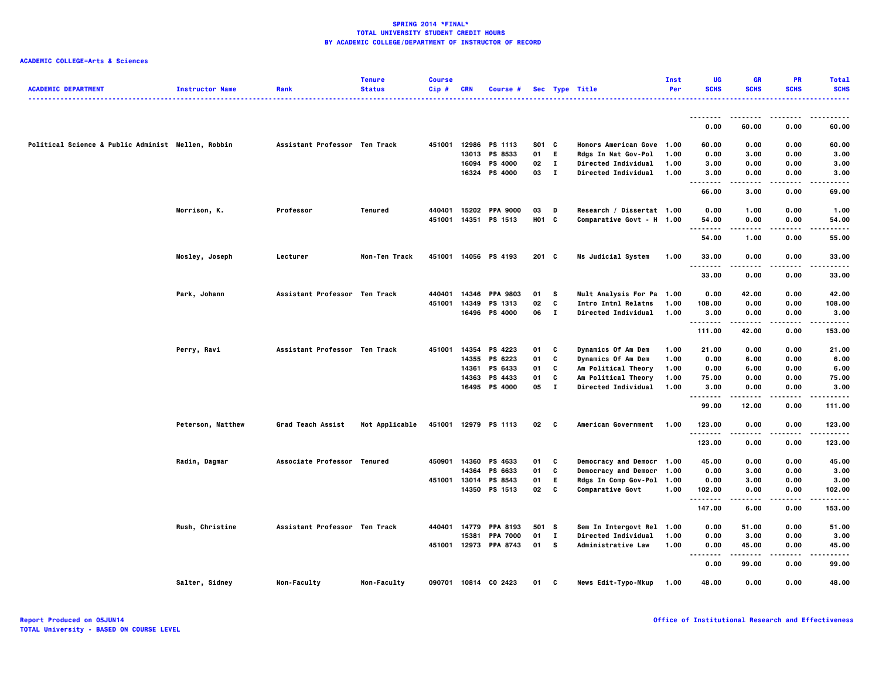**SPRING 2014 *FINAL***
**TOTAL UNIVERSITY STUDENT CREDIT HOURS**
**BY ACADEMIC COLLEGE/DEPARTMENT OF INSTRUCTOR OF RECORD**

**ACADEMIC COLLEGE=Arts & Sciences**

| ACADEMIC DEPARTMENT | Instructor Name | Rank | Tenure Status | Course Cip # | CRN | Course # | Sec | Type | Title | Inst Per | UG SCHS | GR SCHS | PR SCHS | Total SCHS |
|---|---|---|---|---|---|---|---|---|---|---|---|---|---|---|
| | | | | | | | | | | | 0.00 | 60.00 | 0.00 | 60.00 |
| Political Science & Public Administ | Mellen, Robbin | Assistant Professor | Ten Track | 451001 | 12986 | PS 1113 | S01 | C | Honors American Gove | 1.00 | 60.00 | 0.00 | 0.00 | 60.00 |
| | | | | | 13013 | PS 8533 | 01 | E | Rdgs In Nat Gov-Pol | 1.00 | 0.00 | 3.00 | 0.00 | 3.00 |
| | | | | | 16094 | PS 4000 | 02 | I | Directed Individual | 1.00 | 3.00 | 0.00 | 0.00 | 3.00 |
| | | | | | 16324 | PS 4000 | 03 | I | Directed Individual | 1.00 | 3.00 | 0.00 | 0.00 | 3.00 |
| | | | | | | | | | | | 66.00 | 3.00 | 0.00 | 69.00 |
| | Morrison, K. | Professor | Tenured | 440401 | 15202 | PPA 9000 | 03 | D | Research / Dissertat | 1.00 | 0.00 | 1.00 | 0.00 | 1.00 |
| | | | | 451001 | 14351 | PS 1513 | H01 | C | Comparative Govt - H | 1.00 | 54.00 | 0.00 | 0.00 | 54.00 |
| | | | | | | | | | | | 54.00 | 1.00 | 0.00 | 55.00 |
| | Mosley, Joseph | Lecturer | Non-Ten Track | 451001 | 14056 | PS 4193 | 201 | C | Ms Judicial System | 1.00 | 33.00 | 0.00 | 0.00 | 33.00 |
| | | | | | | | | | | | 33.00 | 0.00 | 0.00 | 33.00 |
| | Park, Johann | Assistant Professor | Ten Track | 440401 | 14346 | PPA 9803 | 01 | S | Mult Analysis For Pa | 1.00 | 0.00 | 42.00 | 0.00 | 42.00 |
| | | | | 451001 | 14349 | PS 1313 | 02 | C | Intro Intnl Relatns | 1.00 | 108.00 | 0.00 | 0.00 | 108.00 |
| | | | | | 16496 | PS 4000 | 06 | I | Directed Individual | 1.00 | 3.00 | 0.00 | 0.00 | 3.00 |
| | | | | | | | | | | | 111.00 | 42.00 | 0.00 | 153.00 |
| | Perry, Ravi | Assistant Professor | Ten Track | 451001 | 14354 | PS 4223 | 01 | C | Dynamics Of Am Dem | 1.00 | 21.00 | 0.00 | 0.00 | 21.00 |
| | | | | | 14355 | PS 6223 | 01 | C | Dynamics Of Am Dem | 1.00 | 0.00 | 6.00 | 0.00 | 6.00 |
| | | | | | 14361 | PS 6433 | 01 | C | Am Political Theory | 1.00 | 0.00 | 6.00 | 0.00 | 6.00 |
| | | | | | 14363 | PS 4433 | 01 | C | Am Political Theory | 1.00 | 75.00 | 0.00 | 0.00 | 75.00 |
| | | | | | 16495 | PS 4000 | 05 | I | Directed Individual | 1.00 | 3.00 | 0.00 | 0.00 | 3.00 |
| | | | | | | | | | | | 99.00 | 12.00 | 0.00 | 111.00 |
| | Peterson, Matthew | Grad Teach Assist | Not Applicable | 451001 | 12979 | PS 1113 | 02 | C | American Government | 1.00 | 123.00 | 0.00 | 0.00 | 123.00 |
| | | | | | | | | | | | 123.00 | 0.00 | 0.00 | 123.00 |
| | Radin, Dagmar | Associate Professor | Tenured | 450901 | 14360 | PS 4633 | 01 | C | Democracy and Democr | 1.00 | 45.00 | 0.00 | 0.00 | 45.00 |
| | | | | | 14364 | PS 6633 | 01 | C | Democracy and Democr | 1.00 | 0.00 | 3.00 | 0.00 | 3.00 |
| | | | | 451001 | 13014 | PS 8543 | 01 | E | Rdgs In Comp Gov-Pol | 1.00 | 0.00 | 3.00 | 0.00 | 3.00 |
| | | | | | 14350 | PS 1513 | 02 | C | Comparative Govt | 1.00 | 102.00 | 0.00 | 0.00 | 102.00 |
| | | | | | | | | | | | 147.00 | 6.00 | 0.00 | 153.00 |
| | Rush, Christine | Assistant Professor | Ten Track | 440401 | 14779 | PPA 8193 | 501 | S | Sem In Intergovt Rel | 1.00 | 0.00 | 51.00 | 0.00 | 51.00 |
| | | | | | 15381 | PPA 7000 | 01 | I | Directed Individual | 1.00 | 0.00 | 3.00 | 0.00 | 3.00 |
| | | | | 451001 | 12973 | PPA 8743 | 01 | S | Administrative Law | 1.00 | 0.00 | 45.00 | 0.00 | 45.00 |
| | | | | | | | | | | | 0.00 | 99.00 | 0.00 | 99.00 |
| | Salter, Sidney | Non-Faculty | Non-Faculty | 090701 | 10814 | CO 2423 | 01 | C | News Edit-Typo-Mkup | 1.00 | 48.00 | 0.00 | 0.00 | 48.00 |

Report Produced on 05JUN14
TOTAL University - BASED ON COURSE LEVEL

Office of Institutional Research and Effectiveness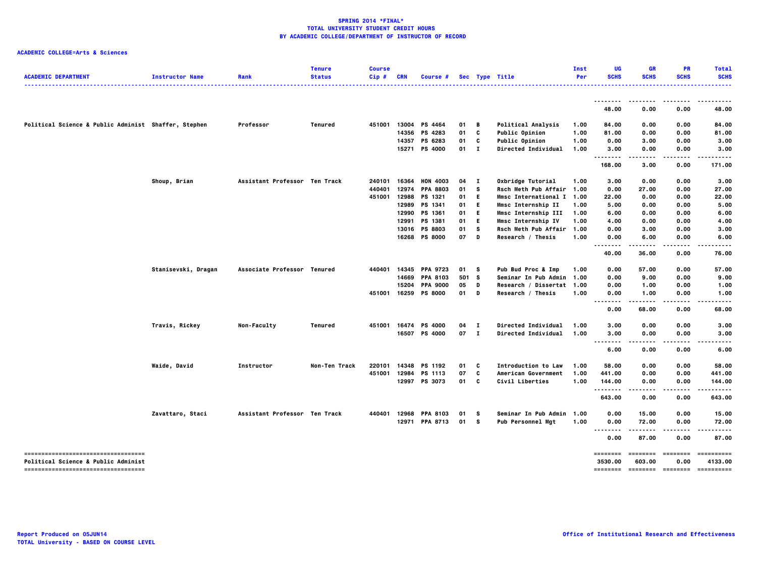**SPRING 2014 *FINAL***
**TOTAL UNIVERSITY STUDENT CREDIT HOURS**
**BY ACADEMIC COLLEGE/DEPARTMENT OF INSTRUCTOR OF RECORD**

**ACADEMIC COLLEGE=Arts & Sciences**

| ACADEMIC DEPARTMENT | Instructor Name | Rank | Tenure Status | Course Cip # | CRN | Course # | Sec | Type | Title | Inst Per | UG SCHS | GR SCHS | PR SCHS | Total SCHS |
|---|---|---|---|---|---|---|---|---|---|---|---|---|---|---|
| | | | | | | | | | | | 48.00 | 0.00 | 0.00 | 48.00 |
| Political Science & Public Administ | Shaffer, Stephen | Professor | Tenured | 451001 | 13004 | PS 4464 | 01 | B | Political Analysis | 1.00 | 84.00 | 0.00 | 0.00 | 84.00 |
| | | | | | 14356 | PS 4283 | 01 | C | Public Opinion | 1.00 | 81.00 | 0.00 | 0.00 | 81.00 |
| | | | | | 14357 | PS 6283 | 01 | C | Public Opinion | 1.00 | 0.00 | 3.00 | 0.00 | 3.00 |
| | | | | | 15271 | PS 4000 | 01 | I | Directed Individual | 1.00 | 3.00 | 0.00 | 0.00 | 3.00 |
| | | | | | | | | | | | 168.00 | 3.00 | 0.00 | 171.00 |
| | Shoup, Brian | Assistant Professor | Ten Track | 240101 | 16364 | HON 4003 | 04 | I | Oxbridge Tutorial | 1.00 | 3.00 | 0.00 | 0.00 | 3.00 |
| | | | | 440401 | 12974 | PPA 8803 | 01 | S | Rsch Meth Pub Affair | 1.00 | 0.00 | 27.00 | 0.00 | 27.00 |
| | | | | 451001 | 12988 | PS 1321 | 01 | E | Mmsc International I | 1.00 | 22.00 | 0.00 | 0.00 | 22.00 |
| | | | | | 12989 | PS 1341 | 01 | E | Mmsc Internship II | 1.00 | 5.00 | 0.00 | 0.00 | 5.00 |
| | | | | | 12990 | PS 1361 | 01 | E | Mmsc Internship III | 1.00 | 6.00 | 0.00 | 0.00 | 6.00 |
| | | | | | 12991 | PS 1381 | 01 | E | Mmsc Internship IV | 1.00 | 4.00 | 0.00 | 0.00 | 4.00 |
| | | | | | 13016 | PS 8803 | 01 | S | Rsch Meth Pub Affair | 1.00 | 0.00 | 3.00 | 0.00 | 3.00 |
| | | | | | 16268 | PS 8000 | 07 | D | Research / Thesis | 1.00 | 0.00 | 6.00 | 0.00 | 6.00 |
| | | | | | | | | | | | 40.00 | 36.00 | 0.00 | 76.00 |
| | Stanisevski, Dragan | Associate Professor | Tenured | 440401 | 14345 | PPA 9723 | 01 | S | Pub Bud Proc & Imp | 1.00 | 0.00 | 57.00 | 0.00 | 57.00 |
| | | | | | 14669 | PPA 8103 | 501 | S | Seminar In Pub Admin | 1.00 | 0.00 | 9.00 | 0.00 | 9.00 |
| | | | | | 15204 | PPA 9000 | 05 | D | Research / Dissertat | 1.00 | 0.00 | 1.00 | 0.00 | 1.00 |
| | | | | 451001 | 16259 | PS 8000 | 01 | D | Research / Thesis | 1.00 | 0.00 | 1.00 | 0.00 | 1.00 |
| | | | | | | | | | | | 0.00 | 68.00 | 0.00 | 68.00 |
| | Travis, Rickey | Non-Faculty | Tenured | 451001 | 16474 | PS 4000 | 04 | I | Directed Individual | 1.00 | 3.00 | 0.00 | 0.00 | 3.00 |
| | | | | | 16507 | PS 4000 | 07 | I | Directed Individual | 1.00 | 3.00 | 0.00 | 0.00 | 3.00 |
| | | | | | | | | | | | 6.00 | 0.00 | 0.00 | 6.00 |
| | Waide, David | Instructor | Non-Ten Track | 220101 | 14348 | PS 1192 | 01 | C | Introduction to Law | 1.00 | 58.00 | 0.00 | 0.00 | 58.00 |
| | | | | 451001 | 12984 | PS 1113 | 07 | C | American Government | 1.00 | 441.00 | 0.00 | 0.00 | 441.00 |
| | | | | | 12997 | PS 3073 | 01 | C | Civil Liberties | 1.00 | 144.00 | 0.00 | 0.00 | 144.00 |
| | | | | | | | | | | | 643.00 | 0.00 | 0.00 | 643.00 |
| | Zavattaro, Staci | Assistant Professor | Ten Track | 440401 | 12968 | PPA 8103 | 01 | S | Seminar In Pub Admin | 1.00 | 0.00 | 15.00 | 0.00 | 15.00 |
| | | | | | 12971 | PPA 8713 | 01 | S | Pub Personnel Mgt | 1.00 | 0.00 | 72.00 | 0.00 | 72.00 |
| | | | | | | | | | | | 0.00 | 87.00 | 0.00 | 87.00 |
| Political Science & Public Administ | | | | | | | | | | | 3530.00 | 603.00 | 0.00 | 4133.00 |

Report Produced on 05JUN14
TOTAL University - BASED ON COURSE LEVEL

Office of Institutional Research and Effectiveness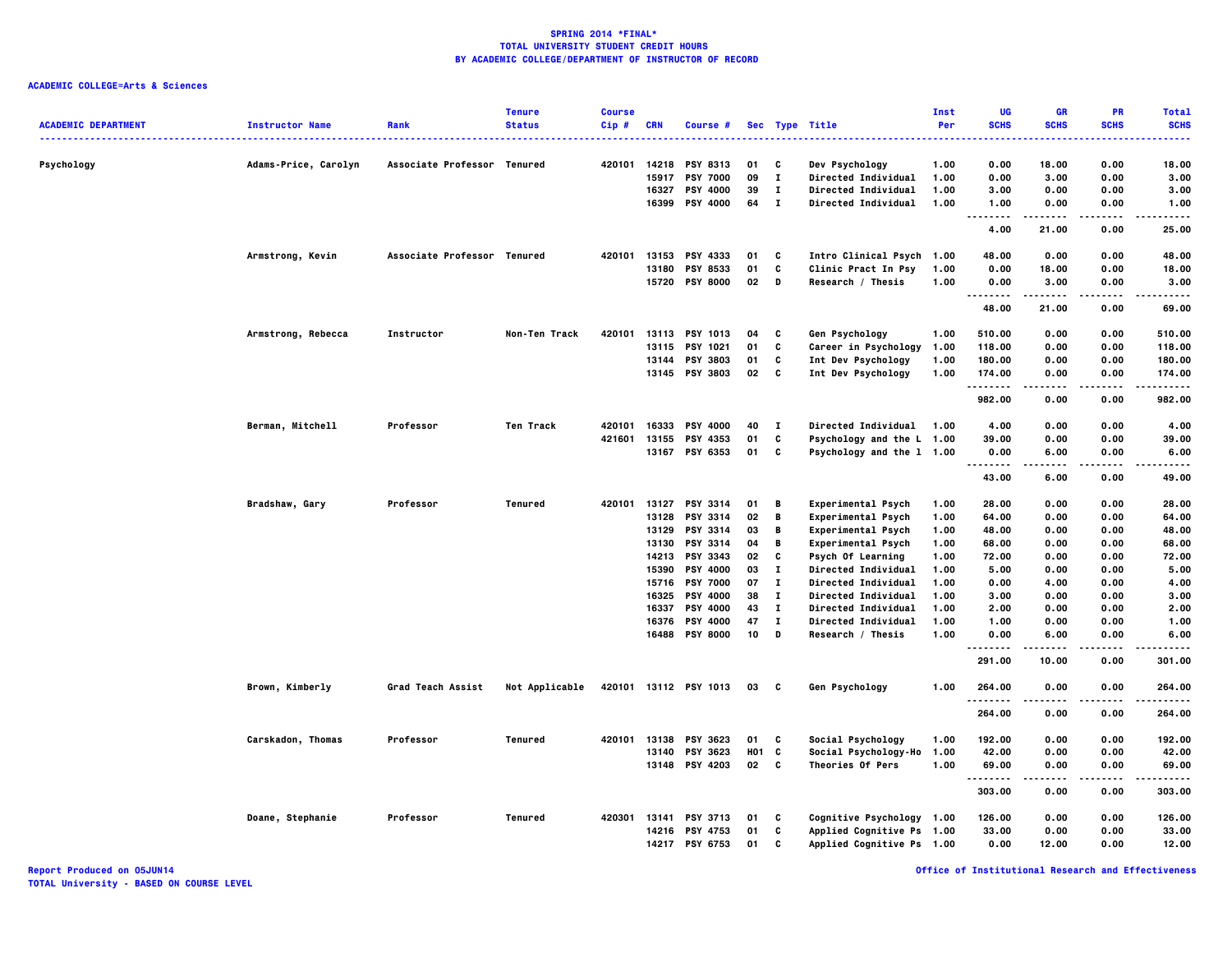**SPRING 2014 *FINAL***
**TOTAL UNIVERSITY STUDENT CREDIT HOURS**
**BY ACADEMIC COLLEGE/DEPARTMENT OF INSTRUCTOR OF RECORD**

**ACADEMIC COLLEGE=Arts & Sciences**

| ACADEMIC DEPARTMENT | Instructor Name | Rank | Tenure Status | Course Cip # | CRN | Course # | Sec | Type | Title | Inst Per | UG SCHS | GR SCHS | PR SCHS | Total SCHS |
|---|---|---|---|---|---|---|---|---|---|---|---|---|---|---|
| Psychology | Adams-Price, Carolyn | Associate Professor | Tenured | 420101 | 14218 | PSY 8313 | 01 | C | Dev Psychology | 1.00 | 0.00 | 18.00 | 0.00 | 18.00 |
| | | | | | 15917 | PSY 7000 | 09 | I | Directed Individual | 1.00 | 0.00 | 3.00 | 0.00 | 3.00 |
| | | | | | 16327 | PSY 4000 | 39 | I | Directed Individual | 1.00 | 3.00 | 0.00 | 0.00 | 3.00 |
| | | | | | 16399 | PSY 4000 | 64 | I | Directed Individual | 1.00 | 1.00 | 0.00 | 0.00 | 1.00 |
| | | | | | | | | | | | 4.00 | 21.00 | 0.00 | 25.00 |
| | Armstrong, Kevin | Associate Professor | Tenured | 420101 | 13153 | PSY 4333 | 01 | C | Intro Clinical Psych | 1.00 | 48.00 | 0.00 | 0.00 | 48.00 |
| | | | | | 13180 | PSY 8533 | 01 | C | Clinic Pract In Psy | 1.00 | 0.00 | 18.00 | 0.00 | 18.00 |
| | | | | | 15720 | PSY 8000 | 02 | D | Research / Thesis | 1.00 | 0.00 | 3.00 | 0.00 | 3.00 |
| | | | | | | | | | | | 48.00 | 21.00 | 0.00 | 69.00 |
| | Armstrong, Rebecca | Instructor | Non-Ten Track | 420101 | 13113 | PSY 1013 | 04 | C | Gen Psychology | 1.00 | 510.00 | 0.00 | 0.00 | 510.00 |
| | | | | | 13115 | PSY 1021 | 01 | C | Career in Psychology | 1.00 | 118.00 | 0.00 | 0.00 | 118.00 |
| | | | | | 13144 | PSY 3803 | 01 | C | Int Dev Psychology | 1.00 | 180.00 | 0.00 | 0.00 | 180.00 |
| | | | | | 13145 | PSY 3803 | 02 | C | Int Dev Psychology | 1.00 | 174.00 | 0.00 | 0.00 | 174.00 |
| | | | | | | | | | | | 982.00 | 0.00 | 0.00 | 982.00 |
| | Berman, Mitchell | Professor | Ten Track | 420101 | 16333 | PSY 4000 | 40 | I | Directed Individual | 1.00 | 4.00 | 0.00 | 0.00 | 4.00 |
| | | | | 421601 | 13155 | PSY 4353 | 01 | C | Psychology and the L | 1.00 | 39.00 | 0.00 | 0.00 | 39.00 |
| | | | | | 13167 | PSY 6353 | 01 | C | Psychology and the l | 1.00 | 0.00 | 6.00 | 0.00 | 6.00 |
| | | | | | | | | | | | 43.00 | 6.00 | 0.00 | 49.00 |
| | Bradshaw, Gary | Professor | Tenured | 420101 | 13127 | PSY 3314 | 01 | B | Experimental Psych | 1.00 | 28.00 | 0.00 | 0.00 | 28.00 |
| | | | | | 13128 | PSY 3314 | 02 | B | Experimental Psych | 1.00 | 64.00 | 0.00 | 0.00 | 64.00 |
| | | | | | 13129 | PSY 3314 | 03 | B | Experimental Psych | 1.00 | 48.00 | 0.00 | 0.00 | 48.00 |
| | | | | | 13130 | PSY 3314 | 04 | B | Experimental Psych | 1.00 | 68.00 | 0.00 | 0.00 | 68.00 |
| | | | | | 14213 | PSY 3343 | 02 | C | Psych Of Learning | 1.00 | 72.00 | 0.00 | 0.00 | 72.00 |
| | | | | | 15390 | PSY 4000 | 03 | I | Directed Individual | 1.00 | 5.00 | 0.00 | 0.00 | 5.00 |
| | | | | | 15716 | PSY 7000 | 07 | I | Directed Individual | 1.00 | 0.00 | 4.00 | 0.00 | 4.00 |
| | | | | | 16325 | PSY 4000 | 38 | I | Directed Individual | 1.00 | 3.00 | 0.00 | 0.00 | 3.00 |
| | | | | | 16337 | PSY 4000 | 43 | I | Directed Individual | 1.00 | 2.00 | 0.00 | 0.00 | 2.00 |
| | | | | | 16376 | PSY 4000 | 47 | I | Directed Individual | 1.00 | 1.00 | 0.00 | 0.00 | 1.00 |
| | | | | | 16488 | PSY 8000 | 10 | D | Research / Thesis | 1.00 | 0.00 | 6.00 | 0.00 | 6.00 |
| | | | | | | | | | | | 291.00 | 10.00 | 0.00 | 301.00 |
| | Brown, Kimberly | Grad Teach Assist | Not Applicable | 420101 | 13112 | PSY 1013 | 03 | C | Gen Psychology | 1.00 | 264.00 | 0.00 | 0.00 | 264.00 |
| | | | | | | | | | | | 264.00 | 0.00 | 0.00 | 264.00 |
| | Carskadon, Thomas | Professor | Tenured | 420101 | 13138 | PSY 3623 | 01 | C | Social Psychology | 1.00 | 192.00 | 0.00 | 0.00 | 192.00 |
| | | | | | 13140 | PSY 3623 | H01 | C | Social Psychology-Ho | 1.00 | 42.00 | 0.00 | 0.00 | 42.00 |
| | | | | | 13148 | PSY 4203 | 02 | C | Theories Of Pers | 1.00 | 69.00 | 0.00 | 0.00 | 69.00 |
| | | | | | | | | | | | 303.00 | 0.00 | 0.00 | 303.00 |
| | Doane, Stephanie | Professor | Tenured | 420301 | 13141 | PSY 3713 | 01 | C | Cognitive Psychology | 1.00 | 126.00 | 0.00 | 0.00 | 126.00 |
| | | | | | 14216 | PSY 4753 | 01 | C | Applied Cognitive Ps | 1.00 | 33.00 | 0.00 | 0.00 | 33.00 |
| | | | | | 14217 | PSY 6753 | 01 | C | Applied Cognitive Ps | 1.00 | 0.00 | 12.00 | 0.00 | 12.00 |

Report Produced on 05JUN14
TOTAL University - BASED ON COURSE LEVEL

Office of Institutional Research and Effectiveness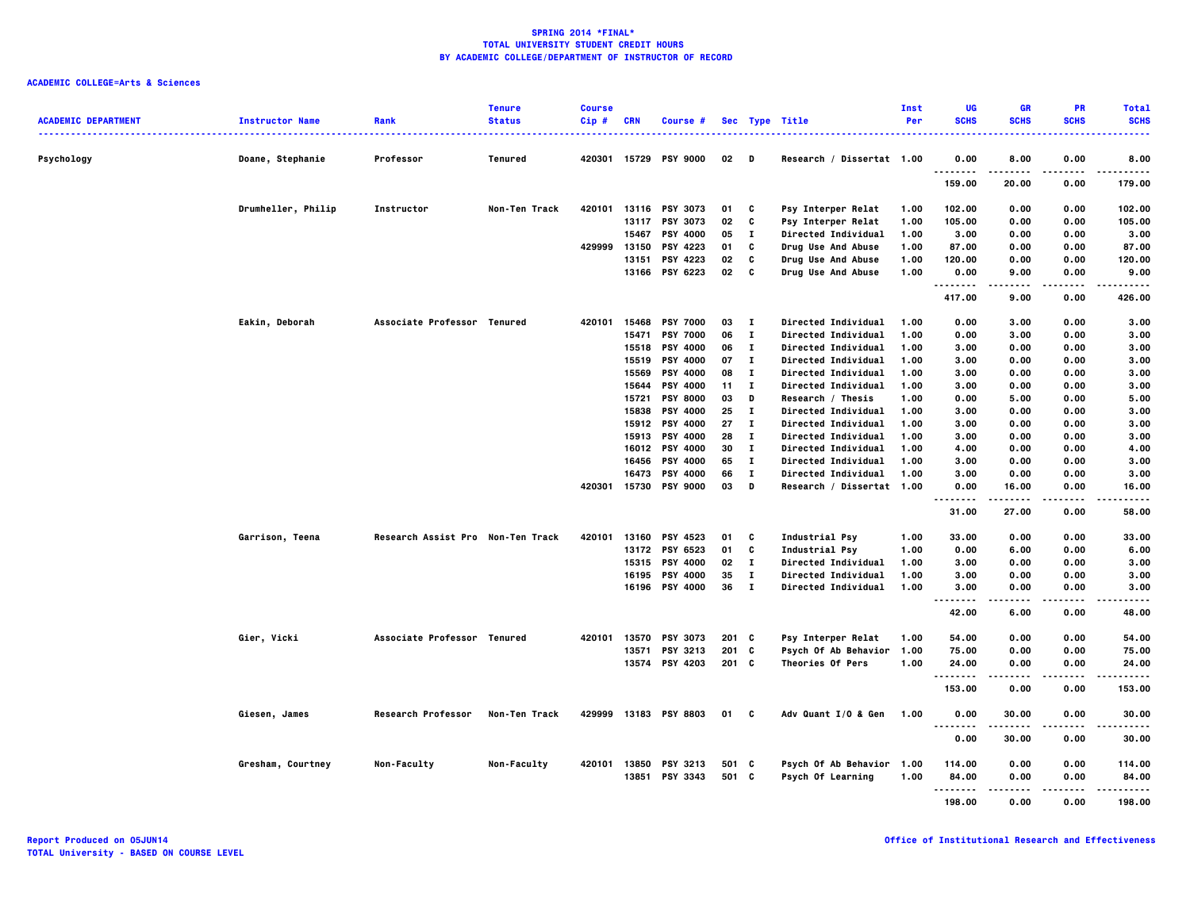**SPRING 2014 *FINAL***
**TOTAL UNIVERSITY STUDENT CREDIT HOURS**
**BY ACADEMIC COLLEGE/DEPARTMENT OF INSTRUCTOR OF RECORD**

**ACADEMIC COLLEGE=Arts & Sciences**

| ACADEMIC DEPARTMENT | Instructor Name | Rank | Tenure Status | Course Cip # | CRN | Course # | Sec | Type | Title | Inst Per | UG SCHS | GR SCHS | PR SCHS | Total SCHS |
|---|---|---|---|---|---|---|---|---|---|---|---|---|---|---|
| Psychology | Doane, Stephanie | Professor | Tenured | 420301 | 15729 | PSY 9000 | 02 | D | Research / Dissertat | 1.00 | 0.00 | 8.00 | 0.00 | 8.00 |
| | | | | | | | | | | | 159.00 | 20.00 | 0.00 | 179.00 |
| | Drumheller, Philip | Instructor | Non-Ten Track | 420101 | 13116 | PSY 3073 | 01 | C | Psy Interper Relat | 1.00 | 102.00 | 0.00 | 0.00 | 102.00 |
| | | | | | 13117 | PSY 3073 | 02 | C | Psy Interper Relat | 1.00 | 105.00 | 0.00 | 0.00 | 105.00 |
| | | | | | 15467 | PSY 4000 | 05 | I | Directed Individual | 1.00 | 3.00 | 0.00 | 0.00 | 3.00 |
| | | | | 429999 | 13150 | PSY 4223 | 01 | C | Drug Use And Abuse | 1.00 | 87.00 | 0.00 | 0.00 | 87.00 |
| | | | | | 13151 | PSY 4223 | 02 | C | Drug Use And Abuse | 1.00 | 120.00 | 0.00 | 0.00 | 120.00 |
| | | | | | 13166 | PSY 6223 | 02 | C | Drug Use And Abuse | 1.00 | 0.00 | 9.00 | 0.00 | 9.00 |
| | | | | | | | | | | | 417.00 | 9.00 | 0.00 | 426.00 |
| | Eakin, Deborah | Associate Professor | Tenured | 420101 | 15468 | PSY 7000 | 03 | I | Directed Individual | 1.00 | 0.00 | 3.00 | 0.00 | 3.00 |
| | | | | | 15471 | PSY 7000 | 06 | I | Directed Individual | 1.00 | 0.00 | 3.00 | 0.00 | 3.00 |
| | | | | | 15518 | PSY 4000 | 06 | I | Directed Individual | 1.00 | 3.00 | 0.00 | 0.00 | 3.00 |
| | | | | | 15519 | PSY 4000 | 07 | I | Directed Individual | 1.00 | 3.00 | 0.00 | 0.00 | 3.00 |
| | | | | | 15569 | PSY 4000 | 08 | I | Directed Individual | 1.00 | 3.00 | 0.00 | 0.00 | 3.00 |
| | | | | | 15644 | PSY 4000 | 11 | I | Directed Individual | 1.00 | 3.00 | 0.00 | 0.00 | 3.00 |
| | | | | | 15721 | PSY 8000 | 03 | D | Research / Thesis | 1.00 | 0.00 | 5.00 | 0.00 | 5.00 |
| | | | | | 15838 | PSY 4000 | 25 | I | Directed Individual | 1.00 | 3.00 | 0.00 | 0.00 | 3.00 |
| | | | | | 15912 | PSY 4000 | 27 | I | Directed Individual | 1.00 | 3.00 | 0.00 | 0.00 | 3.00 |
| | | | | | 15913 | PSY 4000 | 28 | I | Directed Individual | 1.00 | 3.00 | 0.00 | 0.00 | 3.00 |
| | | | | | 16012 | PSY 4000 | 30 | I | Directed Individual | 1.00 | 4.00 | 0.00 | 0.00 | 4.00 |
| | | | | | 16456 | PSY 4000 | 65 | I | Directed Individual | 1.00 | 3.00 | 0.00 | 0.00 | 3.00 |
| | | | | | 16473 | PSY 4000 | 66 | I | Directed Individual | 1.00 | 3.00 | 0.00 | 0.00 | 3.00 |
| | | | | 420301 | 15730 | PSY 9000 | 03 | D | Research / Dissertat | 1.00 | 0.00 | 16.00 | 0.00 | 16.00 |
| | | | | | | | | | | | 31.00 | 27.00 | 0.00 | 58.00 |
| | Garrison, Teena | Research Assist Pro | Non-Ten Track | 420101 | 13160 | PSY 4523 | 01 | C | Industrial Psy | 1.00 | 33.00 | 0.00 | 0.00 | 33.00 |
| | | | | | 13172 | PSY 6523 | 01 | C | Industrial Psy | 1.00 | 0.00 | 6.00 | 0.00 | 6.00 |
| | | | | | 15315 | PSY 4000 | 02 | I | Directed Individual | 1.00 | 3.00 | 0.00 | 0.00 | 3.00 |
| | | | | | 16195 | PSY 4000 | 35 | I | Directed Individual | 1.00 | 3.00 | 0.00 | 0.00 | 3.00 |
| | | | | | 16196 | PSY 4000 | 36 | I | Directed Individual | 1.00 | 3.00 | 0.00 | 0.00 | 3.00 |
| | | | | | | | | | | | 42.00 | 6.00 | 0.00 | 48.00 |
| | Gier, Vicki | Associate Professor | Tenured | 420101 | 13570 | PSY 3073 | 201 | C | Psy Interper Relat | 1.00 | 54.00 | 0.00 | 0.00 | 54.00 |
| | | | | | 13571 | PSY 3213 | 201 | C | Psych Of Ab Behavior | 1.00 | 75.00 | 0.00 | 0.00 | 75.00 |
| | | | | | 13574 | PSY 4203 | 201 | C | Theories Of Pers | 1.00 | 24.00 | 0.00 | 0.00 | 24.00 |
| | | | | | | | | | | | 153.00 | 0.00 | 0.00 | 153.00 |
| | Giesen, James | Research Professor | Non-Ten Track | 429999 | 13183 | PSY 8803 | 01 | C | Adv Quant I/O & Gen | 1.00 | 0.00 | 30.00 | 0.00 | 30.00 |
| | | | | | | | | | | | 0.00 | 30.00 | 0.00 | 30.00 |
| | Gresham, Courtney | Non-Faculty | Non-Faculty | 420101 | 13850 | PSY 3213 | 501 | C | Psych Of Ab Behavior | 1.00 | 114.00 | 0.00 | 0.00 | 114.00 |
| | | | | | 13851 | PSY 3343 | 501 | C | Psych Of Learning | 1.00 | 84.00 | 0.00 | 0.00 | 84.00 |
| | | | | | | | | | | | 198.00 | 0.00 | 0.00 | 198.00 |

Report Produced on 05JUN14
TOTAL University - BASED ON COURSE LEVEL

Office of Institutional Research and Effectiveness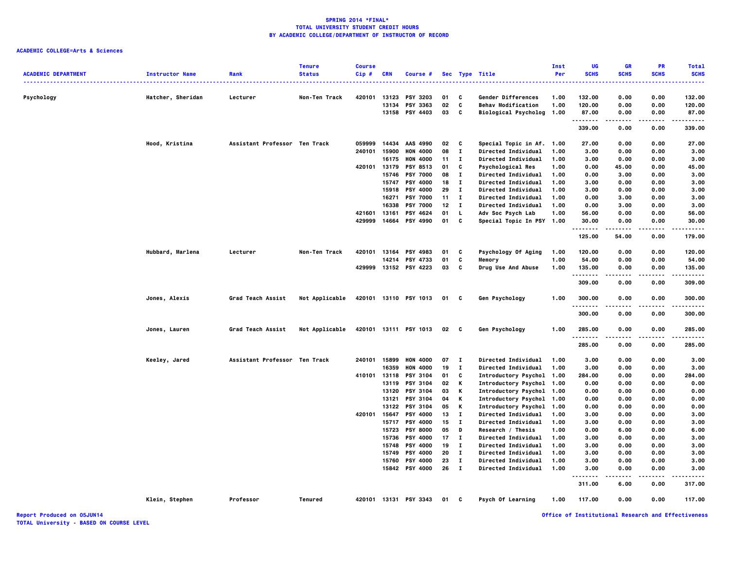# SPRING 2014 *FINAL*
## TOTAL UNIVERSITY STUDENT CREDIT HOURS
## BY ACADEMIC COLLEGE/DEPARTMENT OF INSTRUCTOR OF RECORD

**ACADEMIC COLLEGE=Arts & Sciences**

| ACADEMIC DEPARTMENT | Instructor Name | Rank | Tenure Status | Course Cip # | CRN | Course # | Sec | Type | Title | Inst Per | UG SCHS | GR SCHS | PR SCHS | Total SCHS |
|---|---|---|---|---|---|---|---|---|---|---|---|---|---|---|
| Psychology | Hatcher, Sheridan | Lecturer | Non-Ten Track | 420101 | 13123 | PSY 3203 | 01 | C | Gender Differences | 1.00 | 132.00 | 0.00 | 0.00 | 132.00 |
| | | | | | 13134 | PSY 3363 | 02 | C | Behav Modification | 1.00 | 120.00 | 0.00 | 0.00 | 120.00 |
| | | | | | 13158 | PSY 4403 | 03 | C | Biological Psycholog | 1.00 | 87.00 | 0.00 | 0.00 | 87.00 |
| | | | | | | | | | | | 339.00 | 0.00 | 0.00 | 339.00 |
| | Hood, Kristina | Assistant Professor | Ten Track | 059999 | 14434 | AAS 4990 | 02 | C | Special Topic in Af. | 1.00 | 27.00 | 0.00 | 0.00 | 27.00 |
| | | | | 240101 | 15900 | HON 4000 | 08 | I | Directed Individual | 1.00 | 3.00 | 0.00 | 0.00 | 3.00 |
| | | | | | 16175 | HON 4000 | 11 | I | Directed Individual | 1.00 | 3.00 | 0.00 | 0.00 | 3.00 |
| | | | | 420101 | 13179 | PSY 8513 | 01 | C | Psychological Res | 1.00 | 0.00 | 45.00 | 0.00 | 45.00 |
| | | | | | 15746 | PSY 7000 | 08 | I | Directed Individual | 1.00 | 0.00 | 3.00 | 0.00 | 3.00 |
| | | | | | 15747 | PSY 4000 | 18 | I | Directed Individual | 1.00 | 3.00 | 0.00 | 0.00 | 3.00 |
| | | | | | 15918 | PSY 4000 | 29 | I | Directed Individual | 1.00 | 3.00 | 0.00 | 0.00 | 3.00 |
| | | | | | 16271 | PSY 7000 | 11 | I | Directed Individual | 1.00 | 0.00 | 3.00 | 0.00 | 3.00 |
| | | | | | 16338 | PSY 7000 | 12 | I | Directed Individual | 1.00 | 0.00 | 3.00 | 0.00 | 3.00 |
| | | | | 421601 | 13161 | PSY 4624 | 01 | L | Adv Soc Psych Lab | 1.00 | 56.00 | 0.00 | 0.00 | 56.00 |
| | | | | 429999 | 14664 | PSY 4990 | 01 | C | Special Topic In PSY | 1.00 | 30.00 | 0.00 | 0.00 | 30.00 |
| | | | | | | | | | | | 125.00 | 54.00 | 0.00 | 179.00 |
| | Hubbard, Marlena | Lecturer | Non-Ten Track | 420101 | 13164 | PSY 4983 | 01 | C | Psychology Of Aging | 1.00 | 120.00 | 0.00 | 0.00 | 120.00 |
| | | | | | 14214 | PSY 4733 | 01 | C | Memory | 1.00 | 54.00 | 0.00 | 0.00 | 54.00 |
| | | | | 429999 | 13152 | PSY 4223 | 03 | C | Drug Use And Abuse | 1.00 | 135.00 | 0.00 | 0.00 | 135.00 |
| | | | | | | | | | | | 309.00 | 0.00 | 0.00 | 309.00 |
| | Jones, Alexis | Grad Teach Assist | Not Applicable | 420101 | 13110 | PSY 1013 | 01 | C | Gen Psychology | 1.00 | 300.00 | 0.00 | 0.00 | 300.00 |
| | | | | | | | | | | | 300.00 | 0.00 | 0.00 | 300.00 |
| | Jones, Lauren | Grad Teach Assist | Not Applicable | 420101 | 13111 | PSY 1013 | 02 | C | Gen Psychology | 1.00 | 285.00 | 0.00 | 0.00 | 285.00 |
| | | | | | | | | | | | 285.00 | 0.00 | 0.00 | 285.00 |
| | Keeley, Jared | Assistant Professor | Ten Track | 240101 | 15899 | HON 4000 | 07 | I | Directed Individual | 1.00 | 3.00 | 0.00 | 0.00 | 3.00 |
| | | | | | 16359 | HON 4000 | 19 | I | Directed Individual | 1.00 | 3.00 | 0.00 | 0.00 | 3.00 |
| | | | | 410101 | 13118 | PSY 3104 | 01 | C | Introductory Psychol | 1.00 | 284.00 | 0.00 | 0.00 | 284.00 |
| | | | | | 13119 | PSY 3104 | 02 | K | Introductory Psychol | 1.00 | 0.00 | 0.00 | 0.00 | 0.00 |
| | | | | | 13120 | PSY 3104 | 03 | K | Introductory Psychol | 1.00 | 0.00 | 0.00 | 0.00 | 0.00 |
| | | | | | 13121 | PSY 3104 | 04 | K | Introductory Psychol | 1.00 | 0.00 | 0.00 | 0.00 | 0.00 |
| | | | | | 13122 | PSY 3104 | 05 | K | Introductory Psychol | 1.00 | 0.00 | 0.00 | 0.00 | 0.00 |
| | | | | 420101 | 15647 | PSY 4000 | 13 | I | Directed Individual | 1.00 | 3.00 | 0.00 | 0.00 | 3.00 |
| | | | | | 15717 | PSY 4000 | 15 | I | Directed Individual | 1.00 | 3.00 | 0.00 | 0.00 | 3.00 |
| | | | | | 15723 | PSY 8000 | 05 | D | Research / Thesis | 1.00 | 0.00 | 6.00 | 0.00 | 6.00 |
| | | | | | 15736 | PSY 4000 | 17 | I | Directed Individual | 1.00 | 3.00 | 0.00 | 0.00 | 3.00 |
| | | | | | 15748 | PSY 4000 | 19 | I | Directed Individual | 1.00 | 3.00 | 0.00 | 0.00 | 3.00 |
| | | | | | 15749 | PSY 4000 | 20 | I | Directed Individual | 1.00 | 3.00 | 0.00 | 0.00 | 3.00 |
| | | | | | 15760 | PSY 4000 | 23 | I | Directed Individual | 1.00 | 3.00 | 0.00 | 0.00 | 3.00 |
| | | | | | 15842 | PSY 4000 | 26 | I | Directed Individual | 1.00 | 3.00 | 0.00 | 0.00 | 3.00 |
| | | | | | | | | | | | 311.00 | 6.00 | 0.00 | 317.00 |
| | Klein, Stephen | Professor | Tenured | 420101 | 13131 | PSY 3343 | 01 | C | Psych Of Learning | 1.00 | 117.00 | 0.00 | 0.00 | 117.00 |

Report Produced on 05JUN14
TOTAL University - BASED ON COURSE LEVEL

Office of Institutional Research and Effectiveness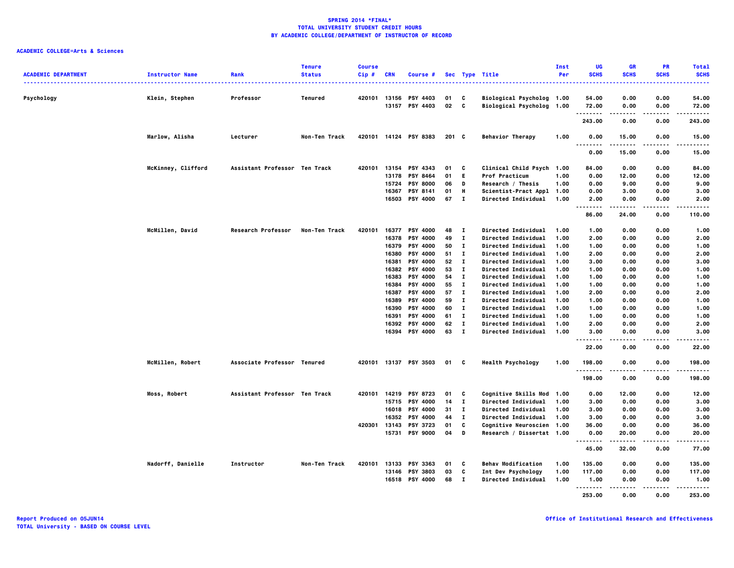**SPRING 2014 *FINAL***
**TOTAL UNIVERSITY STUDENT CREDIT HOURS**
**BY ACADEMIC COLLEGE/DEPARTMENT OF INSTRUCTOR OF RECORD**

**ACADEMIC COLLEGE=Arts & Sciences**

| ACADEMIC DEPARTMENT | Instructor Name | Rank | Tenure Status | Course Cip # | CRN | Course # | Sec | Type | Title | Inst Per | UG SCHS | GR SCHS | PR SCHS | Total SCHS |
|---|---|---|---|---|---|---|---|---|---|---|---|---|---|---|
| Psychology | Klein, Stephen | Professor | Tenured | 420101 | 13156 | PSY 4403 | 01 | C | Biological Psycholog | 1.00 | 54.00 | 0.00 | 0.00 | 54.00 |
| | | | | | 13157 | PSY 4403 | 02 | C | Biological Psycholog | 1.00 | 72.00 | 0.00 | 0.00 | 72.00 |
| | | | | | | | | | | | 243.00 | 0.00 | 0.00 | 243.00 |
| | Marlow, Alisha | Lecturer | Non-Ten Track | 420101 | 14124 | PSY 8383 | 201 | C | Behavior Therapy | 1.00 | 0.00 | 15.00 | 0.00 | 15.00 |
| | | | | | | | | | | | 0.00 | 15.00 | 0.00 | 15.00 |
| | McKinney, Clifford | Assistant Professor | Ten Track | 420101 | 13154 | PSY 4343 | 01 | C | Clinical Child Psych | 1.00 | 84.00 | 0.00 | 0.00 | 84.00 |
| | | | | | 13178 | PSY 8464 | 01 | E | Prof Practicum | 1.00 | 0.00 | 12.00 | 0.00 | 12.00 |
| | | | | | 15724 | PSY 8000 | 06 | D | Research / Thesis | 1.00 | 0.00 | 9.00 | 0.00 | 9.00 |
| | | | | | 16367 | PSY 8141 | 01 | H | Scientist-Pract Appl | 1.00 | 0.00 | 3.00 | 0.00 | 3.00 |
| | | | | | 16503 | PSY 4000 | 67 | I | Directed Individual | 1.00 | 2.00 | 0.00 | 0.00 | 2.00 |
| | | | | | | | | | | | 86.00 | 24.00 | 0.00 | 110.00 |
| | McMillen, David | Research Professor | Non-Ten Track | 420101 | 16377 | PSY 4000 | 48 | I | Directed Individual | 1.00 | 1.00 | 0.00 | 0.00 | 1.00 |
| | | | | | 16378 | PSY 4000 | 49 | I | Directed Individual | 1.00 | 2.00 | 0.00 | 0.00 | 2.00 |
| | | | | | 16379 | PSY 4000 | 50 | I | Directed Individual | 1.00 | 1.00 | 0.00 | 0.00 | 1.00 |
| | | | | | 16380 | PSY 4000 | 51 | I | Directed Individual | 1.00 | 2.00 | 0.00 | 0.00 | 2.00 |
| | | | | | 16381 | PSY 4000 | 52 | I | Directed Individual | 1.00 | 3.00 | 0.00 | 0.00 | 3.00 |
| | | | | | 16382 | PSY 4000 | 53 | I | Directed Individual | 1.00 | 1.00 | 0.00 | 0.00 | 1.00 |
| | | | | | 16383 | PSY 4000 | 54 | I | Directed Individual | 1.00 | 1.00 | 0.00 | 0.00 | 1.00 |
| | | | | | 16384 | PSY 4000 | 55 | I | Directed Individual | 1.00 | 1.00 | 0.00 | 0.00 | 1.00 |
| | | | | | 16387 | PSY 4000 | 57 | I | Directed Individual | 1.00 | 2.00 | 0.00 | 0.00 | 2.00 |
| | | | | | 16389 | PSY 4000 | 59 | I | Directed Individual | 1.00 | 1.00 | 0.00 | 0.00 | 1.00 |
| | | | | | 16390 | PSY 4000 | 60 | I | Directed Individual | 1.00 | 1.00 | 0.00 | 0.00 | 1.00 |
| | | | | | 16391 | PSY 4000 | 61 | I | Directed Individual | 1.00 | 1.00 | 0.00 | 0.00 | 1.00 |
| | | | | | 16392 | PSY 4000 | 62 | I | Directed Individual | 1.00 | 2.00 | 0.00 | 0.00 | 2.00 |
| | | | | | 16394 | PSY 4000 | 63 | I | Directed Individual | 1.00 | 3.00 | 0.00 | 0.00 | 3.00 |
| | | | | | | | | | | | 22.00 | 0.00 | 0.00 | 22.00 |
| | McMillen, Robert | Associate Professor | Tenured | 420101 | 13137 | PSY 3503 | 01 | C | Health Psychology | 1.00 | 198.00 | 0.00 | 0.00 | 198.00 |
| | | | | | | | | | | | 198.00 | 0.00 | 0.00 | 198.00 |
| | Moss, Robert | Assistant Professor | Ten Track | 420101 | 14219 | PSY 8723 | 01 | C | Cognitive Skills Mod | 1.00 | 0.00 | 12.00 | 0.00 | 12.00 |
| | | | | | 15715 | PSY 4000 | 14 | I | Directed Individual | 1.00 | 3.00 | 0.00 | 0.00 | 3.00 |
| | | | | | 16018 | PSY 4000 | 31 | I | Directed Individual | 1.00 | 3.00 | 0.00 | 0.00 | 3.00 |
| | | | | | 16352 | PSY 4000 | 44 | I | Directed Individual | 1.00 | 3.00 | 0.00 | 0.00 | 3.00 |
| | | | | 420301 | 13143 | PSY 3723 | 01 | C | Cognitive Neuroscien | 1.00 | 36.00 | 0.00 | 0.00 | 36.00 |
| | | | | | 15731 | PSY 9000 | 04 | D | Research / Dissertat | 1.00 | 0.00 | 20.00 | 0.00 | 20.00 |
| | | | | | | | | | | | 45.00 | 32.00 | 0.00 | 77.00 |
| | Nadorff, Danielle | Instructor | Non-Ten Track | 420101 | 13133 | PSY 3363 | 01 | C | Behav Modification | 1.00 | 135.00 | 0.00 | 0.00 | 135.00 |
| | | | | | 13146 | PSY 3803 | 03 | C | Int Dev Psychology | 1.00 | 117.00 | 0.00 | 0.00 | 117.00 |
| | | | | | 16518 | PSY 4000 | 68 | I | Directed Individual | 1.00 | 1.00 | 0.00 | 0.00 | 1.00 |
| | | | | | | | | | | | 253.00 | 0.00 | 0.00 | 253.00 |

Report Produced on 05JUN14
TOTAL University - BASED ON COURSE LEVEL

Office of Institutional Research and Effectiveness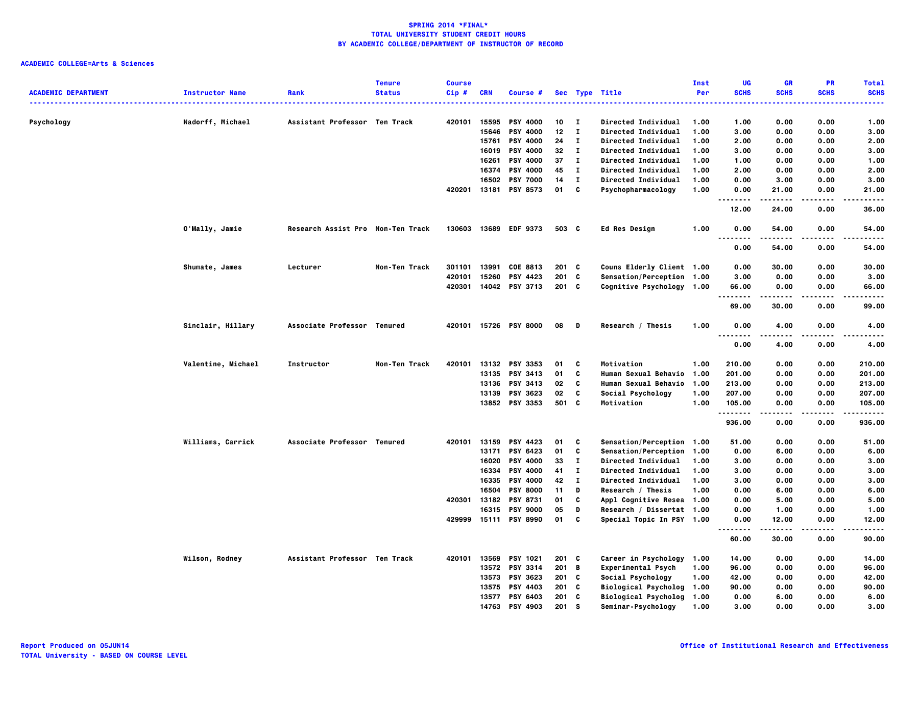**SPRING 2014 *FINAL***
**TOTAL UNIVERSITY STUDENT CREDIT HOURS**
**BY ACADEMIC COLLEGE/DEPARTMENT OF INSTRUCTOR OF RECORD**

**ACADEMIC COLLEGE=Arts & Sciences**

| ACADEMIC DEPARTMENT | Instructor Name | Rank | Tenure Status | Course Cip # | CRN | Course # | Sec | Type | Title | Inst Per | UG SCHS | GR SCHS | PR SCHS | Total SCHS |
|---|---|---|---|---|---|---|---|---|---|---|---|---|---|---|
| Psychology | Nadorff, Michael | Assistant Professor | Ten Track | 420101 | 15595 | PSY 4000 | 10 | I | Directed Individual | 1.00 | 1.00 | 0.00 | 0.00 | 1.00 |
| | | | | | 15646 | PSY 4000 | 12 | I | Directed Individual | 1.00 | 3.00 | 0.00 | 0.00 | 3.00 |
| | | | | | 15761 | PSY 4000 | 24 | I | Directed Individual | 1.00 | 2.00 | 0.00 | 0.00 | 2.00 |
| | | | | | 16019 | PSY 4000 | 32 | I | Directed Individual | 1.00 | 3.00 | 0.00 | 0.00 | 3.00 |
| | | | | | 16261 | PSY 4000 | 37 | I | Directed Individual | 1.00 | 1.00 | 0.00 | 0.00 | 1.00 |
| | | | | | 16374 | PSY 4000 | 45 | I | Directed Individual | 1.00 | 2.00 | 0.00 | 0.00 | 2.00 |
| | | | | | 16502 | PSY 7000 | 14 | I | Directed Individual | 1.00 | 0.00 | 3.00 | 0.00 | 3.00 |
| | | | | 420201 | 13181 | PSY 8573 | 01 | C | Psychopharmacology | 1.00 | 0.00 | 21.00 | 0.00 | 21.00 |
| | | | | | | | | | | | 12.00 | 24.00 | 0.00 | 36.00 |
| | O'Mally, Jamie | Research Assist Pro | Non-Ten Track | 130603 | 13689 | EDF 9373 | 503 | C | Ed Res Design | 1.00 | 0.00 | 54.00 | 0.00 | 54.00 |
| | | | | | | | | | | | 0.00 | 54.00 | 0.00 | 54.00 |
| | Shumate, James | Lecturer | Non-Ten Track | 301101 | 13991 | COE 8813 | 201 | C | Couns Elderly Client | 1.00 | 0.00 | 30.00 | 0.00 | 30.00 |
| | | | | 420101 | 15260 | PSY 4423 | 201 | C | Sensation/Perception | 1.00 | 3.00 | 0.00 | 0.00 | 3.00 |
| | | | | 420301 | 14042 | PSY 3713 | 201 | C | Cognitive Psychology | 1.00 | 66.00 | 0.00 | 0.00 | 66.00 |
| | | | | | | | | | | | 69.00 | 30.00 | 0.00 | 99.00 |
| | Sinclair, Hillary | Associate Professor | Tenured | 420101 | 15726 | PSY 8000 | 08 | D | Research / Thesis | 1.00 | 0.00 | 4.00 | 0.00 | 4.00 |
| | | | | | | | | | | | 0.00 | 4.00 | 0.00 | 4.00 |
| | Valentine, Michael | Instructor | Non-Ten Track | 420101 | 13132 | PSY 3353 | 01 | C | Motivation | 1.00 | 210.00 | 0.00 | 0.00 | 210.00 |
| | | | | | 13135 | PSY 3413 | 01 | C | Human Sexual Behavio | 1.00 | 201.00 | 0.00 | 0.00 | 201.00 |
| | | | | | 13136 | PSY 3413 | 02 | C | Human Sexual Behavio | 1.00 | 213.00 | 0.00 | 0.00 | 213.00 |
| | | | | | 13139 | PSY 3623 | 02 | C | Social Psychology | 1.00 | 207.00 | 0.00 | 0.00 | 207.00 |
| | | | | | 13852 | PSY 3353 | 501 | C | Motivation | 1.00 | 105.00 | 0.00 | 0.00 | 105.00 |
| | | | | | | | | | | | 936.00 | 0.00 | 0.00 | 936.00 |
| | Williams, Carrick | Associate Professor | Tenured | 420101 | 13159 | PSY 4423 | 01 | C | Sensation/Perception | 1.00 | 51.00 | 0.00 | 0.00 | 51.00 |
| | | | | | 13171 | PSY 6423 | 01 | C | Sensation/Perception | 1.00 | 0.00 | 6.00 | 0.00 | 6.00 |
| | | | | | 16020 | PSY 4000 | 33 | I | Directed Individual | 1.00 | 3.00 | 0.00 | 0.00 | 3.00 |
| | | | | | 16334 | PSY 4000 | 41 | I | Directed Individual | 1.00 | 3.00 | 0.00 | 0.00 | 3.00 |
| | | | | | 16335 | PSY 4000 | 42 | I | Directed Individual | 1.00 | 3.00 | 0.00 | 0.00 | 3.00 |
| | | | | | 16504 | PSY 8000 | 11 | D | Research / Thesis | 1.00 | 0.00 | 6.00 | 0.00 | 6.00 |
| | | | | 420301 | 13182 | PSY 8731 | 01 | C | Appl Cognitive Resea | 1.00 | 0.00 | 5.00 | 0.00 | 5.00 |
| | | | | | 16315 | PSY 9000 | 05 | D | Research / Dissertat | 1.00 | 0.00 | 1.00 | 0.00 | 1.00 |
| | | | | 429999 | 15111 | PSY 8990 | 01 | C | Special Topic In PSY | 1.00 | 0.00 | 12.00 | 0.00 | 12.00 |
| | | | | | | | | | | | 60.00 | 30.00 | 0.00 | 90.00 |
| | Wilson, Rodney | Assistant Professor | Ten Track | 420101 | 13569 | PSY 1021 | 201 | C | Career in Psychology | 1.00 | 14.00 | 0.00 | 0.00 | 14.00 |
| | | | | | 13572 | PSY 3314 | 201 | B | Experimental Psych | 1.00 | 96.00 | 0.00 | 0.00 | 96.00 |
| | | | | | 13573 | PSY 3623 | 201 | C | Social Psychology | 1.00 | 42.00 | 0.00 | 0.00 | 42.00 |
| | | | | | 13575 | PSY 4403 | 201 | C | Biological Psycholog | 1.00 | 90.00 | 0.00 | 0.00 | 90.00 |
| | | | | | 13577 | PSY 6403 | 201 | C | Biological Psycholog | 1.00 | 0.00 | 6.00 | 0.00 | 6.00 |
| | | | | | 14763 | PSY 4903 | 201 | S | Seminar-Psychology | 1.00 | 3.00 | 0.00 | 0.00 | 3.00 |

Report Produced on 05JUN14
TOTAL University - BASED ON COURSE LEVEL

Office of Institutional Research and Effectiveness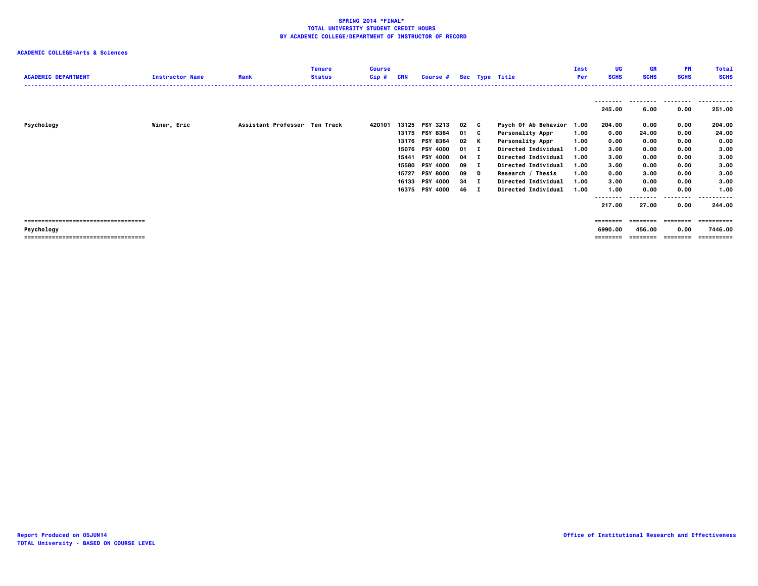**SPRING 2014 *FINAL***
**TOTAL UNIVERSITY STUDENT CREDIT HOURS**
**BY ACADEMIC COLLEGE/DEPARTMENT OF INSTRUCTOR OF RECORD**

**ACADEMIC COLLEGE=Arts & Sciences**

| ACADEMIC DEPARTMENT | Instructor Name | Rank | Tenure Status | Course Cip # | CRN | Course # | Sec | Type | Title | Inst Per | UG SCHS | GR SCHS | PR SCHS | Total SCHS |
|---|---|---|---|---|---|---|---|---|---|---|---|---|---|---|
| | | | | | | | | | | | 245.00 | 6.00 | 0.00 | 251.00 |
| Psychology | Winer, Eric | Assistant Professor | Ten Track | 420101 | 13125 | PSY 3213 | 02 | C | Psych Of Ab Behavior | 1.00 | 204.00 | 0.00 | 0.00 | 204.00 |
| | | | | | 13175 | PSY 8364 | 01 | C | Personality Appr | 1.00 | 0.00 | 24.00 | 0.00 | 24.00 |
| | | | | | 13176 | PSY 8364 | 02 | K | Personality Appr | 1.00 | 0.00 | 0.00 | 0.00 | 0.00 |
| | | | | | 15076 | PSY 4000 | 01 | I | Directed Individual | 1.00 | 3.00 | 0.00 | 0.00 | 3.00 |
| | | | | | 15441 | PSY 4000 | 04 | I | Directed Individual | 1.00 | 3.00 | 0.00 | 0.00 | 3.00 |
| | | | | | 15580 | PSY 4000 | 09 | I | Directed Individual | 1.00 | 3.00 | 0.00 | 0.00 | 3.00 |
| | | | | | 15727 | PSY 8000 | 09 | D | Research / Thesis | 1.00 | 0.00 | 3.00 | 0.00 | 3.00 |
| | | | | | 16133 | PSY 4000 | 34 | I | Directed Individual | 1.00 | 3.00 | 0.00 | 0.00 | 3.00 |
| | | | | | 16375 | PSY 4000 | 46 | I | Directed Individual | 1.00 | 1.00 | 0.00 | 0.00 | 1.00 |
| | | | | | | | | | | | 217.00 | 27.00 | 0.00 | 244.00 |
| Psychology | | | | | | | | | | | 6990.00 | 456.00 | 0.00 | 7446.00 |

Report Produced on 05JUN14
TOTAL University - BASED ON COURSE LEVEL

Office of Institutional Research and Effectiveness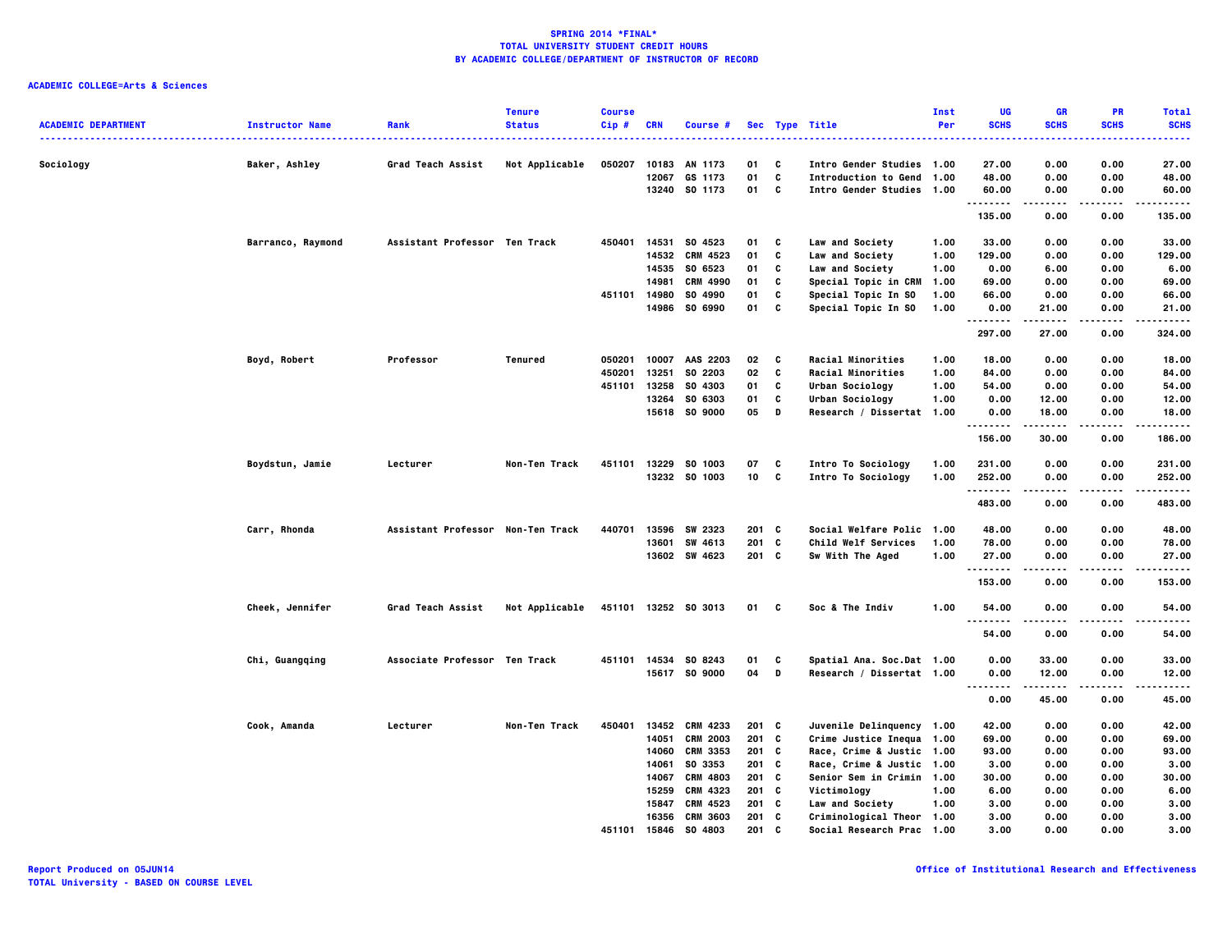**SPRING 2014 *FINAL***
**TOTAL UNIVERSITY STUDENT CREDIT HOURS**
**BY ACADEMIC COLLEGE/DEPARTMENT OF INSTRUCTOR OF RECORD**

**ACADEMIC COLLEGE=Arts & Sciences**

| ACADEMIC DEPARTMENT | Instructor Name | Rank | Tenure Status | Course Cip # | CRN | Course # | Sec | Type | Title | Inst Per | UG SCHS | GR SCHS | PR SCHS | Total SCHS |
|---|---|---|---|---|---|---|---|---|---|---|---|---|---|---|
| Sociology | Baker, Ashley | Grad Teach Assist | Not Applicable | 050207 | 10183 | AN 1173 | 01 | C | Intro Gender Studies | 1.00 | 27.00 | 0.00 | 0.00 | 27.00 |
| | | | | | 12067 | GS 1173 | 01 | C | Introduction to Gend | 1.00 | 48.00 | 0.00 | 0.00 | 48.00 |
| | | | | | 13240 | SO 1173 | 01 | C | Intro Gender Studies | 1.00 | 60.00 | 0.00 | 0.00 | 60.00 |
| | | | | | | | | | | | 135.00 | 0.00 | 0.00 | 135.00 |
| | Barranco, Raymond | Assistant Professor | Ten Track | 450401 | 14531 | SO 4523 | 01 | C | Law and Society | 1.00 | 33.00 | 0.00 | 0.00 | 33.00 |
| | | | | | 14532 | CRM 4523 | 01 | C | Law and Society | 1.00 | 129.00 | 0.00 | 0.00 | 129.00 |
| | | | | | 14535 | SO 6523 | 01 | C | Law and Society | 1.00 | 0.00 | 6.00 | 0.00 | 6.00 |
| | | | | | 14981 | CRM 4990 | 01 | C | Special Topic in CRM | 1.00 | 69.00 | 0.00 | 0.00 | 69.00 |
| | | | | 451101 | 14980 | SO 4990 | 01 | C | Special Topic In SO | 1.00 | 66.00 | 0.00 | 0.00 | 66.00 |
| | | | | | 14986 | SO 6990 | 01 | C | Special Topic In SO | 1.00 | 0.00 | 21.00 | 0.00 | 21.00 |
| | | | | | | | | | | | 297.00 | 27.00 | 0.00 | 324.00 |
| | Boyd, Robert | Professor | Tenured | 050201 | 10007 | AAS 2203 | 02 | C | Racial Minorities | 1.00 | 18.00 | 0.00 | 0.00 | 18.00 |
| | | | | 450201 | 13251 | SO 2203 | 02 | C | Racial Minorities | 1.00 | 84.00 | 0.00 | 0.00 | 84.00 |
| | | | | 451101 | 13258 | SO 4303 | 01 | C | Urban Sociology | 1.00 | 54.00 | 0.00 | 0.00 | 54.00 |
| | | | | | 13264 | SO 6303 | 01 | C | Urban Sociology | 1.00 | 0.00 | 12.00 | 0.00 | 12.00 |
| | | | | | 15618 | SO 9000 | 05 | D | Research / Dissertat | 1.00 | 0.00 | 18.00 | 0.00 | 18.00 |
| | | | | | | | | | | | 156.00 | 30.00 | 0.00 | 186.00 |
| | Boydstun, Jamie | Lecturer | Non-Ten Track | 451101 | 13229 | SO 1003 | 07 | C | Intro To Sociology | 1.00 | 231.00 | 0.00 | 0.00 | 231.00 |
| | | | | | 13232 | SO 1003 | 10 | C | Intro To Sociology | 1.00 | 252.00 | 0.00 | 0.00 | 252.00 |
| | | | | | | | | | | | 483.00 | 0.00 | 0.00 | 483.00 |
| | Carr, Rhonda | Assistant Professor | Non-Ten Track | 440701 | 13596 | SW 2323 | 201 | C | Social Welfare Polic | 1.00 | 48.00 | 0.00 | 0.00 | 48.00 |
| | | | | | 13601 | SW 4613 | 201 | C | Child Welf Services | 1.00 | 78.00 | 0.00 | 0.00 | 78.00 |
| | | | | | 13602 | SW 4623 | 201 | C | Sw With The Aged | 1.00 | 27.00 | 0.00 | 0.00 | 27.00 |
| | | | | | | | | | | | 153.00 | 0.00 | 0.00 | 153.00 |
| | Cheek, Jennifer | Grad Teach Assist | Not Applicable | 451101 | 13252 | SO 3013 | 01 | C | Soc & The Indiv | 1.00 | 54.00 | 0.00 | 0.00 | 54.00 |
| | | | | | | | | | | | 54.00 | 0.00 | 0.00 | 54.00 |
| | Chi, Guangqing | Associate Professor | Ten Track | 451101 | 14534 | SO 8243 | 01 | C | Spatial Ana. Soc.Dat | 1.00 | 0.00 | 33.00 | 0.00 | 33.00 |
| | | | | | 15617 | SO 9000 | 04 | D | Research / Dissertat | 1.00 | 0.00 | 12.00 | 0.00 | 12.00 |
| | | | | | | | | | | | 0.00 | 45.00 | 0.00 | 45.00 |
| | Cook, Amanda | Lecturer | Non-Ten Track | 450401 | 13452 | CRM 4233 | 201 | C | Juvenile Delinquency | 1.00 | 42.00 | 0.00 | 0.00 | 42.00 |
| | | | | | 14051 | CRM 2003 | 201 | C | Crime Justice Inequa | 1.00 | 69.00 | 0.00 | 0.00 | 69.00 |
| | | | | | 14060 | CRM 3353 | 201 | C | Race, Crime & Justic | 1.00 | 93.00 | 0.00 | 0.00 | 93.00 |
| | | | | | 14061 | SO 3353 | 201 | C | Race, Crime & Justic | 1.00 | 3.00 | 0.00 | 0.00 | 3.00 |
| | | | | | 14067 | CRM 4803 | 201 | C | Senior Sem in Crimin | 1.00 | 30.00 | 0.00 | 0.00 | 30.00 |
| | | | | | 15259 | CRM 4323 | 201 | C | Victimology | 1.00 | 6.00 | 0.00 | 0.00 | 6.00 |
| | | | | | 15847 | CRM 4523 | 201 | C | Law and Society | 1.00 | 3.00 | 0.00 | 0.00 | 3.00 |
| | | | | | 16356 | CRM 3603 | 201 | C | Criminological Theor | 1.00 | 3.00 | 0.00 | 0.00 | 3.00 |
| | | | | 451101 | 15846 | SO 4803 | 201 | C | Social Research Prac | 1.00 | 3.00 | 0.00 | 0.00 | 3.00 |

Report Produced on 05JUN14
TOTAL University - BASED ON COURSE LEVEL

Office of Institutional Research and Effectiveness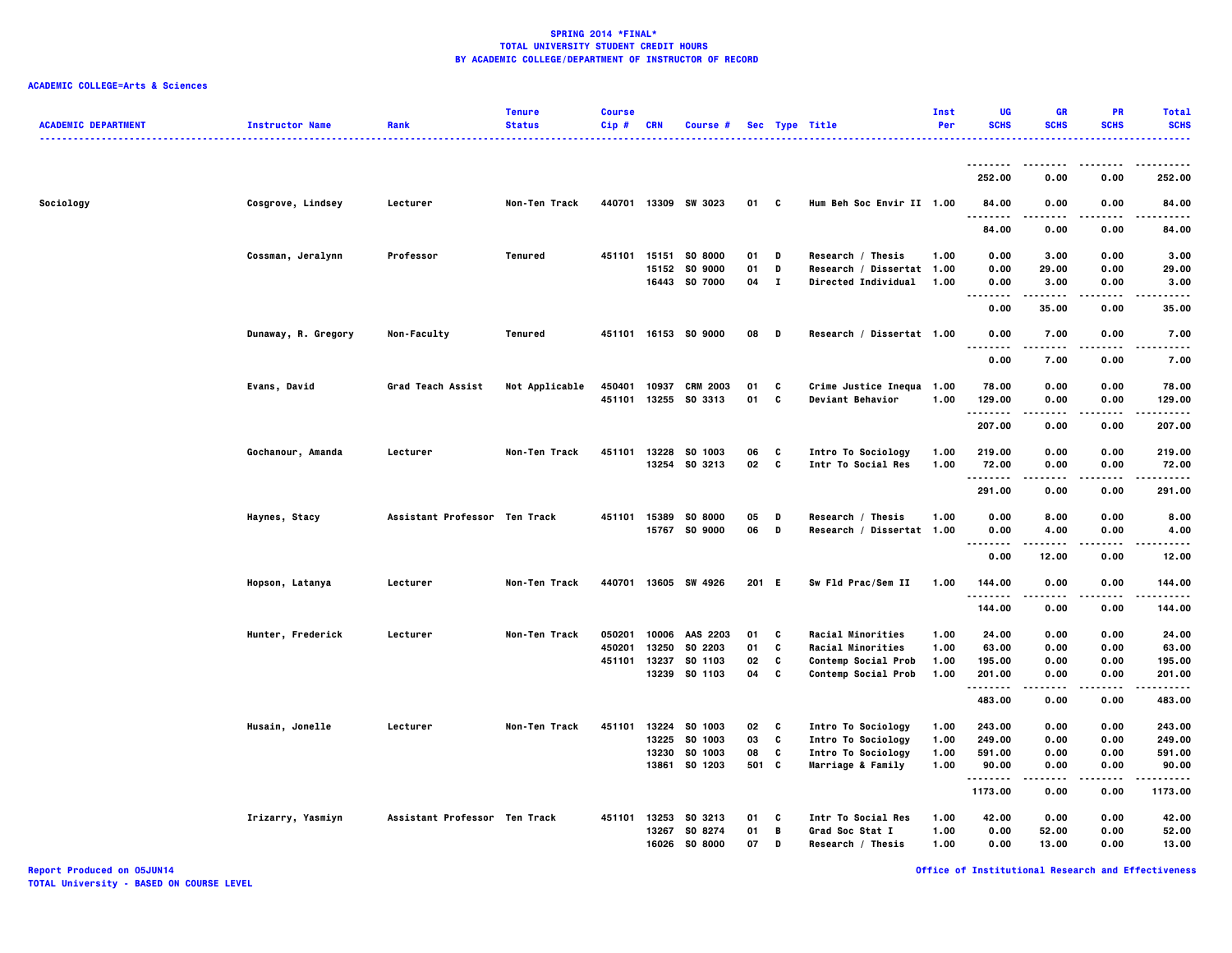**SPRING 2014 *FINAL***
**TOTAL UNIVERSITY STUDENT CREDIT HOURS**
**BY ACADEMIC COLLEGE/DEPARTMENT OF INSTRUCTOR OF RECORD**

**ACADEMIC COLLEGE=Arts & Sciences**

| ACADEMIC DEPARTMENT | Instructor Name | Rank | Tenure Status | Course Cip # | CRN | Course # | Sec | Type | Title | Inst Per | UG SCHS | GR SCHS | PR SCHS | Total SCHS |
|---|---|---|---|---|---|---|---|---|---|---|---|---|---|---|
| | | | | | | | | | | | 252.00 | 0.00 | 0.00 | 252.00 |
| Sociology | Cosgrove, Lindsey | Lecturer | Non-Ten Track | 440701 | 13309 | SW 3023 | 01 | C | Hum Beh Soc Envir II | 1.00 | 84.00 | 0.00 | 0.00 | 84.00 |
| | | | | | | | | | | | 84.00 | 0.00 | 0.00 | 84.00 |
| | Cossman, Jeralynn | Professor | Tenured | 451101 | 15151 | SO 8000 | 01 | D | Research / Thesis | 1.00 | 0.00 | 3.00 | 0.00 | 3.00 |
| | | | | | 15152 | SO 9000 | 01 | D | Research / Dissertat | 1.00 | 0.00 | 29.00 | 0.00 | 29.00 |
| | | | | | 16443 | SO 7000 | 04 | I | Directed Individual | 1.00 | 0.00 | 3.00 | 0.00 | 3.00 |
| | | | | | | | | | | | 0.00 | 35.00 | 0.00 | 35.00 |
| | Dunaway, R. Gregory | Non-Faculty | Tenured | 451101 | 16153 | SO 9000 | 08 | D | Research / Dissertat | 1.00 | 0.00 | 7.00 | 0.00 | 7.00 |
| | | | | | | | | | | | 0.00 | 7.00 | 0.00 | 7.00 |
| | Evans, David | Grad Teach Assist | Not Applicable | 450401 | 10937 | CRM 2003 | 01 | C | Crime Justice Inequa | 1.00 | 78.00 | 0.00 | 0.00 | 78.00 |
| | | | | 451101 | 13255 | SO 3313 | 01 | C | Deviant Behavior | 1.00 | 129.00 | 0.00 | 0.00 | 129.00 |
| | | | | | | | | | | | 207.00 | 0.00 | 0.00 | 207.00 |
| | Gochanour, Amanda | Lecturer | Non-Ten Track | 451101 | 13228 | SO 1003 | 06 | C | Intro To Sociology | 1.00 | 219.00 | 0.00 | 0.00 | 219.00 |
| | | | | | 13254 | SO 3213 | 02 | C | Intr To Social Res | 1.00 | 72.00 | 0.00 | 0.00 | 72.00 |
| | | | | | | | | | | | 291.00 | 0.00 | 0.00 | 291.00 |
| | Haynes, Stacy | Assistant Professor | Ten Track | 451101 | 15389 | SO 8000 | 05 | D | Research / Thesis | 1.00 | 0.00 | 8.00 | 0.00 | 8.00 |
| | | | | | 15767 | SO 9000 | 06 | D | Research / Dissertat | 1.00 | 0.00 | 4.00 | 0.00 | 4.00 |
| | | | | | | | | | | | 0.00 | 12.00 | 0.00 | 12.00 |
| | Hopson, Latanya | Lecturer | Non-Ten Track | 440701 | 13605 | SW 4926 | 201 | E | Sw Fld Prac/Sem II | 1.00 | 144.00 | 0.00 | 0.00 | 144.00 |
| | | | | | | | | | | | 144.00 | 0.00 | 0.00 | 144.00 |
| | Hunter, Frederick | Lecturer | Non-Ten Track | 050201 | 10006 | AAS 2203 | 01 | C | Racial Minorities | 1.00 | 24.00 | 0.00 | 0.00 | 24.00 |
| | | | | 450201 | 13250 | SO 2203 | 01 | C | Racial Minorities | 1.00 | 63.00 | 0.00 | 0.00 | 63.00 |
| | | | | 451101 | 13237 | SO 1103 | 02 | C | Contemp Social Prob | 1.00 | 195.00 | 0.00 | 0.00 | 195.00 |
| | | | | | 13239 | SO 1103 | 04 | C | Contemp Social Prob | 1.00 | 201.00 | 0.00 | 0.00 | 201.00 |
| | | | | | | | | | | | 483.00 | 0.00 | 0.00 | 483.00 |
| | Husain, Jonelle | Lecturer | Non-Ten Track | 451101 | 13224 | SO 1003 | 02 | C | Intro To Sociology | 1.00 | 243.00 | 0.00 | 0.00 | 243.00 |
| | | | | | 13225 | SO 1003 | 03 | C | Intro To Sociology | 1.00 | 249.00 | 0.00 | 0.00 | 249.00 |
| | | | | | 13230 | SO 1003 | 08 | C | Intro To Sociology | 1.00 | 591.00 | 0.00 | 0.00 | 591.00 |
| | | | | | 13861 | SO 1203 | 501 | C | Marriage & Family | 1.00 | 90.00 | 0.00 | 0.00 | 90.00 |
| | | | | | | | | | | | 1173.00 | 0.00 | 0.00 | 1173.00 |
| | Irizarry, Yasmiyn | Assistant Professor | Ten Track | 451101 | 13253 | SO 3213 | 01 | C | Intr To Social Res | 1.00 | 42.00 | 0.00 | 0.00 | 42.00 |
| | | | | | 13267 | SO 8274 | 01 | B | Grad Soc Stat I | 1.00 | 0.00 | 52.00 | 0.00 | 52.00 |
| | | | | | 16026 | SO 8000 | 07 | D | Research / Thesis | 1.00 | 0.00 | 13.00 | 0.00 | 13.00 |

Report Produced on 05JUN14
TOTAL University - BASED ON COURSE LEVEL

Office of Institutional Research and Effectiveness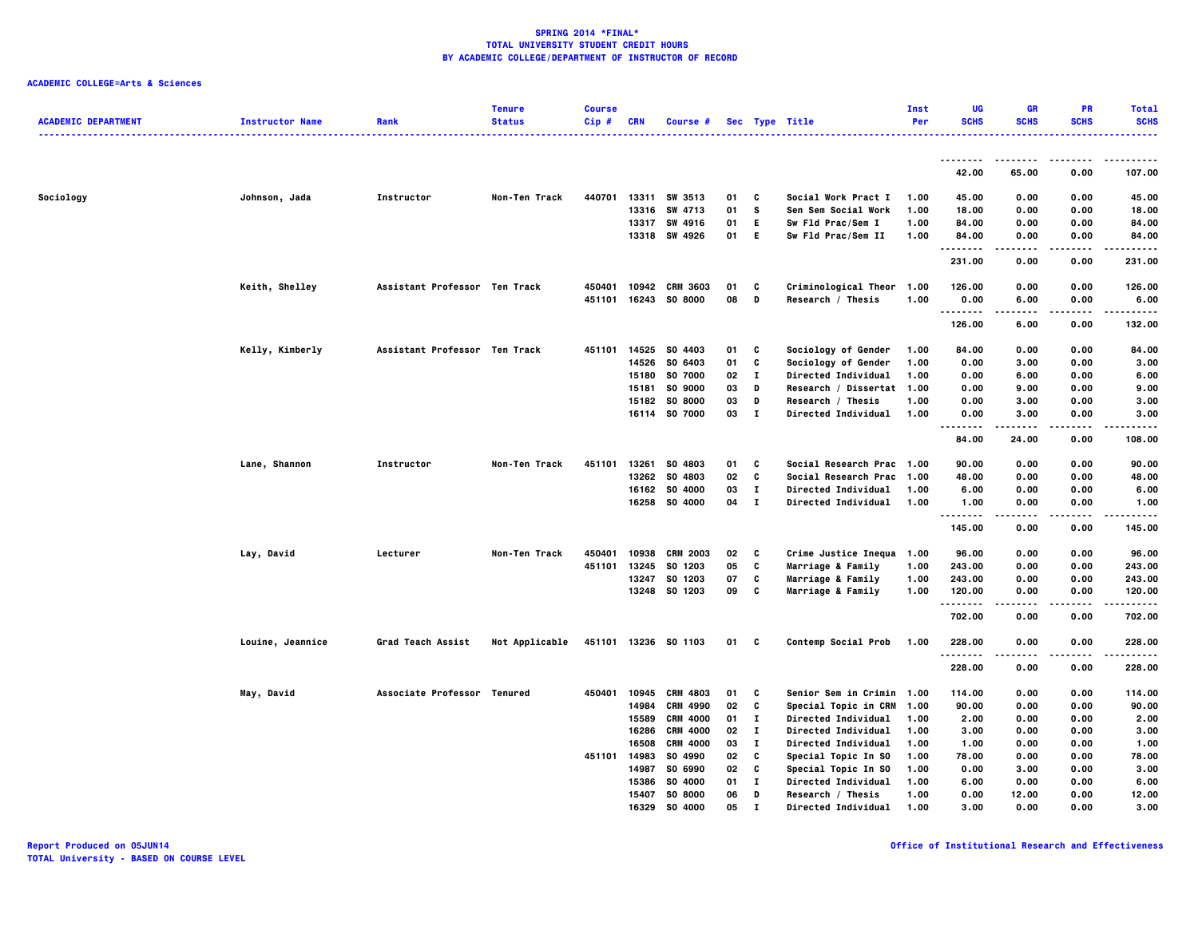**SPRING 2014 *FINAL***
**TOTAL UNIVERSITY STUDENT CREDIT HOURS**
**BY ACADEMIC COLLEGE/DEPARTMENT OF INSTRUCTOR OF RECORD**

**ACADEMIC COLLEGE=Arts & Sciences**

| ACADEMIC DEPARTMENT | Instructor Name | Rank | Tenure Status | Course Cip # | CRN | Course # | Sec | Type | Title | Inst Per | UG SCHS | GR SCHS | PR SCHS | Total SCHS |
|---|---|---|---|---|---|---|---|---|---|---|---|---|---|---|
| | | | | | | | | | | | 42.00 | 65.00 | 0.00 | 107.00 |
| Sociology | Johnson, Jada | Instructor | Non-Ten Track | 440701 | 13311 | SW 3513 | 01 | C | Social Work Pract I | 1.00 | 45.00 | 0.00 | 0.00 | 45.00 |
| | | | | | 13316 | SW 4713 | 01 | S | Sen Sem Social Work | 1.00 | 18.00 | 0.00 | 0.00 | 18.00 |
| | | | | | 13317 | SW 4916 | 01 | E | Sw Fld Prac/Sem I | 1.00 | 84.00 | 0.00 | 0.00 | 84.00 |
| | | | | | 13318 | SW 4926 | 01 | E | Sw Fld Prac/Sem II | 1.00 | 84.00 | 0.00 | 0.00 | 84.00 |
| | | | | | | | | | | | 231.00 | 0.00 | 0.00 | 231.00 |
| | Keith, Shelley | Assistant Professor | Ten Track | 450401 | 10942 | CRM 3603 | 01 | C | Criminological Theor | 1.00 | 126.00 | 0.00 | 0.00 | 126.00 |
| | | | | 451101 | 16243 | SO 8000 | 08 | D | Research / Thesis | 1.00 | 0.00 | 6.00 | 0.00 | 6.00 |
| | | | | | | | | | | | 126.00 | 6.00 | 0.00 | 132.00 |
| | Kelly, Kimberly | Assistant Professor | Ten Track | 451101 | 14525 | SO 4403 | 01 | C | Sociology of Gender | 1.00 | 84.00 | 0.00 | 0.00 | 84.00 |
| | | | | | 14526 | SO 6403 | 01 | C | Sociology of Gender | 1.00 | 0.00 | 3.00 | 0.00 | 3.00 |
| | | | | | 15180 | SO 7000 | 02 | I | Directed Individual | 1.00 | 0.00 | 6.00 | 0.00 | 6.00 |
| | | | | | 15181 | SO 9000 | 03 | D | Research / Dissertat | 1.00 | 0.00 | 9.00 | 0.00 | 9.00 |
| | | | | | 15182 | SO 8000 | 03 | D | Research / Thesis | 1.00 | 0.00 | 3.00 | 0.00 | 3.00 |
| | | | | | 16114 | SO 7000 | 03 | I | Directed Individual | 1.00 | 0.00 | 3.00 | 0.00 | 3.00 |
| | | | | | | | | | | | 84.00 | 24.00 | 0.00 | 108.00 |
| | Lane, Shannon | Instructor | Non-Ten Track | 451101 | 13261 | SO 4803 | 01 | C | Social Research Prac | 1.00 | 90.00 | 0.00 | 0.00 | 90.00 |
| | | | | | 13262 | SO 4803 | 02 | C | Social Research Prac | 1.00 | 48.00 | 0.00 | 0.00 | 48.00 |
| | | | | | 16162 | SO 4000 | 03 | I | Directed Individual | 1.00 | 6.00 | 0.00 | 0.00 | 6.00 |
| | | | | | 16258 | SO 4000 | 04 | I | Directed Individual | 1.00 | 1.00 | 0.00 | 0.00 | 1.00 |
| | | | | | | | | | | | 145.00 | 0.00 | 0.00 | 145.00 |
| | Lay, David | Lecturer | Non-Ten Track | 450401 | 10938 | CRM 2003 | 02 | C | Crime Justice Inequa | 1.00 | 96.00 | 0.00 | 0.00 | 96.00 |
| | | | | 451101 | 13245 | SO 1203 | 05 | C | Marriage & Family | 1.00 | 243.00 | 0.00 | 0.00 | 243.00 |
| | | | | | 13247 | SO 1203 | 07 | C | Marriage & Family | 1.00 | 243.00 | 0.00 | 0.00 | 243.00 |
| | | | | | 13248 | SO 1203 | 09 | C | Marriage & Family | 1.00 | 120.00 | 0.00 | 0.00 | 120.00 |
| | | | | | | | | | | | 702.00 | 0.00 | 0.00 | 702.00 |
| | Louine, Jeannice | Grad Teach Assist | Not Applicable | 451101 | 13236 | SO 1103 | 01 | C | Contemp Social Prob | 1.00 | 228.00 | 0.00 | 0.00 | 228.00 |
| | | | | | | | | | | | 228.00 | 0.00 | 0.00 | 228.00 |
| | May, David | Associate Professor | Tenured | 450401 | 10945 | CRM 4803 | 01 | C | Senior Sem in Crimin | 1.00 | 114.00 | 0.00 | 0.00 | 114.00 |
| | | | | | 14984 | CRM 4990 | 02 | C | Special Topic in CRM | 1.00 | 90.00 | 0.00 | 0.00 | 90.00 |
| | | | | | 15589 | CRM 4000 | 01 | I | Directed Individual | 1.00 | 2.00 | 0.00 | 0.00 | 2.00 |
| | | | | | 16286 | CRM 4000 | 02 | I | Directed Individual | 1.00 | 3.00 | 0.00 | 0.00 | 3.00 |
| | | | | | 16508 | CRM 4000 | 03 | I | Directed Individual | 1.00 | 1.00 | 0.00 | 0.00 | 1.00 |
| | | | | 451101 | 14983 | SO 4990 | 02 | C | Special Topic In SO | 1.00 | 78.00 | 0.00 | 0.00 | 78.00 |
| | | | | | 14987 | SO 6990 | 02 | C | Special Topic In SO | 1.00 | 0.00 | 3.00 | 0.00 | 3.00 |
| | | | | | 15386 | SO 4000 | 01 | I | Directed Individual | 1.00 | 6.00 | 0.00 | 0.00 | 6.00 |
| | | | | | 15407 | SO 8000 | 06 | D | Research / Thesis | 1.00 | 0.00 | 12.00 | 0.00 | 12.00 |
| | | | | | 16329 | SO 4000 | 05 | I | Directed Individual | 1.00 | 3.00 | 0.00 | 0.00 | 3.00 |

Report Produced on 05JUN14
TOTAL University - BASED ON COURSE LEVEL

Office of Institutional Research and Effectiveness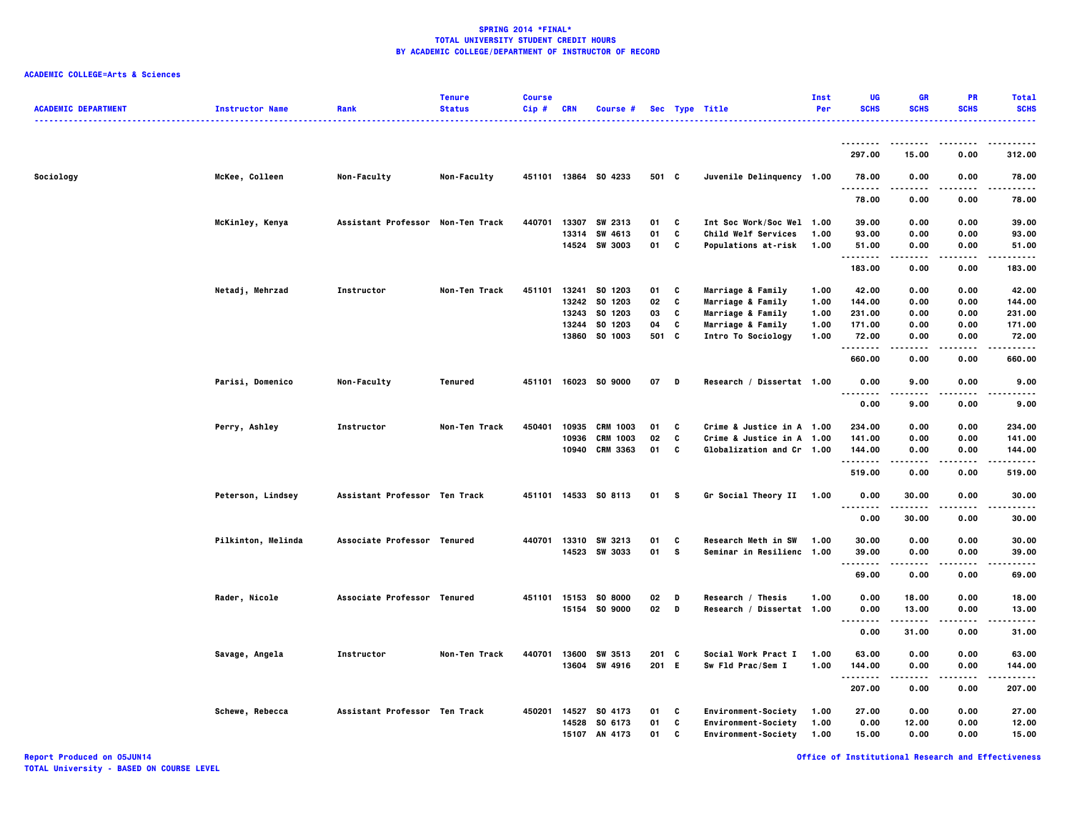**SPRING 2014 *FINAL***
**TOTAL UNIVERSITY STUDENT CREDIT HOURS**
**BY ACADEMIC COLLEGE/DEPARTMENT OF INSTRUCTOR OF RECORD**

**ACADEMIC COLLEGE=Arts & Sciences**

| ACADEMIC DEPARTMENT | Instructor Name | Rank | Tenure Status | Course Cip # | CRN | Course # | Sec | Type | Title | Inst Per | UG SCHS | GR SCHS | PR SCHS | Total SCHS |
|---|---|---|---|---|---|---|---|---|---|---|---|---|---|---|
| | | | | | | | | | | | 297.00 | 15.00 | 0.00 | 312.00 |
| Sociology | McKee, Colleen | Non-Faculty | Non-Faculty | 451101 | 13864 | SO 4233 | 501 | C | Juvenile Delinquency | 1.00 | 78.00 | 0.00 | 0.00 | 78.00 |
| | | | | | | | | | | | 78.00 | 0.00 | 0.00 | 78.00 |
| | McKinley, Kenya | Assistant Professor | Non-Ten Track | 440701 | 13307 | SW 2313 | 01 | C | Int Soc Work/Soc Wel | 1.00 | 39.00 | 0.00 | 0.00 | 39.00 |
| | | | | | 13314 | SW 4613 | 01 | C | Child Welf Services | 1.00 | 93.00 | 0.00 | 0.00 | 93.00 |
| | | | | | 14524 | SW 3003 | 01 | C | Populations at-risk | 1.00 | 51.00 | 0.00 | 0.00 | 51.00 |
| | | | | | | | | | | | 183.00 | 0.00 | 0.00 | 183.00 |
| | Netadj, Mehrzad | Instructor | Non-Ten Track | 451101 | 13241 | SO 1203 | 01 | C | Marriage & Family | 1.00 | 42.00 | 0.00 | 0.00 | 42.00 |
| | | | | | 13242 | SO 1203 | 02 | C | Marriage & Family | 1.00 | 144.00 | 0.00 | 0.00 | 144.00 |
| | | | | | 13243 | SO 1203 | 03 | C | Marriage & Family | 1.00 | 231.00 | 0.00 | 0.00 | 231.00 |
| | | | | | 13244 | SO 1203 | 04 | C | Marriage & Family | 1.00 | 171.00 | 0.00 | 0.00 | 171.00 |
| | | | | | 13860 | SO 1003 | 501 | C | Intro To Sociology | 1.00 | 72.00 | 0.00 | 0.00 | 72.00 |
| | | | | | | | | | | | 660.00 | 0.00 | 0.00 | 660.00 |
| | Parisi, Domenico | Non-Faculty | Tenured | 451101 | 16023 | SO 9000 | 07 | D | Research / Dissertat | 1.00 | 0.00 | 9.00 | 0.00 | 9.00 |
| | | | | | | | | | | | 0.00 | 9.00 | 0.00 | 9.00 |
| | Perry, Ashley | Instructor | Non-Ten Track | 450401 | 10935 | CRM 1003 | 01 | C | Crime & Justice in A | 1.00 | 234.00 | 0.00 | 0.00 | 234.00 |
| | | | | | 10936 | CRM 1003 | 02 | C | Crime & Justice in A | 1.00 | 141.00 | 0.00 | 0.00 | 141.00 |
| | | | | | 10940 | CRM 3363 | 01 | C | Globalization and Cr | 1.00 | 144.00 | 0.00 | 0.00 | 144.00 |
| | | | | | | | | | | | 519.00 | 0.00 | 0.00 | 519.00 |
| | Peterson, Lindsey | Assistant Professor | Ten Track | 451101 | 14533 | SO 8113 | 01 | S | Gr Social Theory II | 1.00 | 0.00 | 30.00 | 0.00 | 30.00 |
| | | | | | | | | | | | 0.00 | 30.00 | 0.00 | 30.00 |
| | Pilkinton, Melinda | Associate Professor | Tenured | 440701 | 13310 | SW 3213 | 01 | C | Research Meth in SW | 1.00 | 30.00 | 0.00 | 0.00 | 30.00 |
| | | | | | 14523 | SW 3033 | 01 | S | Seminar in Resilienc | 1.00 | 39.00 | 0.00 | 0.00 | 39.00 |
| | | | | | | | | | | | 69.00 | 0.00 | 0.00 | 69.00 |
| | Rader, Nicole | Associate Professor | Tenured | 451101 | 15153 | SO 8000 | 02 | D | Research / Thesis | 1.00 | 0.00 | 18.00 | 0.00 | 18.00 |
| | | | | | 15154 | SO 9000 | 02 | D | Research / Dissertat | 1.00 | 0.00 | 13.00 | 0.00 | 13.00 |
| | | | | | | | | | | | 0.00 | 31.00 | 0.00 | 31.00 |
| | Savage, Angela | Instructor | Non-Ten Track | 440701 | 13600 | SW 3513 | 201 | C | Social Work Pract I | 1.00 | 63.00 | 0.00 | 0.00 | 63.00 |
| | | | | | 13604 | SW 4916 | 201 | E | Sw Fld Prac/Sem I | 1.00 | 144.00 | 0.00 | 0.00 | 144.00 |
| | | | | | | | | | | | 207.00 | 0.00 | 0.00 | 207.00 |
| | Schewe, Rebecca | Assistant Professor | Ten Track | 450201 | 14527 | SO 4173 | 01 | C | Environment-Society | 1.00 | 27.00 | 0.00 | 0.00 | 27.00 |
| | | | | | 14528 | SO 6173 | 01 | C | Environment-Society | 1.00 | 0.00 | 12.00 | 0.00 | 12.00 |
| | | | | | 15107 | AN 4173 | 01 | C | Environment-Society | 1.00 | 15.00 | 0.00 | 0.00 | 15.00 |

Report Produced on 05JUN14
TOTAL University - BASED ON COURSE LEVEL

Office of Institutional Research and Effectiveness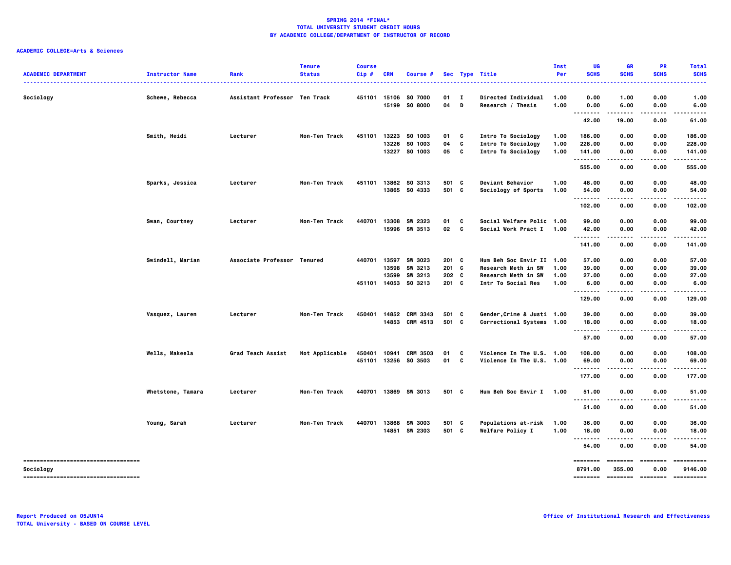**SPRING 2014 *FINAL***
**TOTAL UNIVERSITY STUDENT CREDIT HOURS**
**BY ACADEMIC COLLEGE/DEPARTMENT OF INSTRUCTOR OF RECORD**

**ACADEMIC COLLEGE=Arts & Sciences**

| ACADEMIC DEPARTMENT | Instructor Name | Rank | Tenure Status | Course Cip # | CRN | Course # | Sec | Type | Title | Inst Per | UG SCHS | GR SCHS | PR SCHS | Total SCHS |
|---|---|---|---|---|---|---|---|---|---|---|---|---|---|---|
| Sociology | Schewe, Rebecca | Assistant Professor | Ten Track | 451101 | 15106 | SO 7000 | 01 | I | Directed Individual | 1.00 | 0.00 | 1.00 | 0.00 | 1.00 |
| | | | | | 15199 | SO 8000 | 04 | D | Research / Thesis | 1.00 | 0.00 | 6.00 | 0.00 | 6.00 |
| | | | | | | | | | | | 42.00 | 19.00 | 0.00 | 61.00 |
| | Smith, Heidi | Lecturer | Non-Ten Track | 451101 | 13223 | SO 1003 | 01 | C | Intro To Sociology | 1.00 | 186.00 | 0.00 | 0.00 | 186.00 |
| | | | | | 13226 | SO 1003 | 04 | C | Intro To Sociology | 1.00 | 228.00 | 0.00 | 0.00 | 228.00 |
| | | | | | 13227 | SO 1003 | 05 | C | Intro To Sociology | 1.00 | 141.00 | 0.00 | 0.00 | 141.00 |
| | | | | | | | | | | | 555.00 | 0.00 | 0.00 | 555.00 |
| | Sparks, Jessica | Lecturer | Non-Ten Track | 451101 | 13862 | SO 3313 | 501 | C | Deviant Behavior | 1.00 | 48.00 | 0.00 | 0.00 | 48.00 |
| | | | | | 13865 | SO 4333 | 501 | C | Sociology of Sports | 1.00 | 54.00 | 0.00 | 0.00 | 54.00 |
| | | | | | | | | | | | 102.00 | 0.00 | 0.00 | 102.00 |
| | Swan, Courtney | Lecturer | Non-Ten Track | 440701 | 13308 | SW 2323 | 01 | C | Social Welfare Polic | 1.00 | 99.00 | 0.00 | 0.00 | 99.00 |
| | | | | | 15996 | SW 3513 | 02 | C | Social Work Pract I | 1.00 | 42.00 | 0.00 | 0.00 | 42.00 |
| | | | | | | | | | | | 141.00 | 0.00 | 0.00 | 141.00 |
| | Swindell, Marian | Associate Professor | Tenured | 440701 | 13597 | SW 3023 | 201 | C | Hum Beh Soc Envir II | 1.00 | 57.00 | 0.00 | 0.00 | 57.00 |
| | | | | | 13598 | SW 3213 | 201 | C | Research Meth in SW | 1.00 | 39.00 | 0.00 | 0.00 | 39.00 |
| | | | | | 13599 | SW 3213 | 202 | C | Research Meth in SW | 1.00 | 27.00 | 0.00 | 0.00 | 27.00 |
| | | | | 451101 | 14053 | SO 3213 | 201 | C | Intr To Social Res | 1.00 | 6.00 | 0.00 | 0.00 | 6.00 |
| | | | | | | | | | | | 129.00 | 0.00 | 0.00 | 129.00 |
| | Vasquez, Lauren | Lecturer | Non-Ten Track | 450401 | 14852 | CRM 3343 | 501 | C | Gender,Crime & Justi | 1.00 | 39.00 | 0.00 | 0.00 | 39.00 |
| | | | | | 14853 | CRM 4513 | 501 | C | Correctional Systems | 1.00 | 18.00 | 0.00 | 0.00 | 18.00 |
| | | | | | | | | | | | 57.00 | 0.00 | 0.00 | 57.00 |
| | Wells, Makeela | Grad Teach Assist | Not Applicable | 450401 | 10941 | CRM 3503 | 01 | C | Violence In The U.S. | 1.00 | 108.00 | 0.00 | 0.00 | 108.00 |
| | | | | 451101 | 13256 | SO 3503 | 01 | C | Violence In The U.S. | 1.00 | 69.00 | 0.00 | 0.00 | 69.00 |
| | | | | | | | | | | | 177.00 | 0.00 | 0.00 | 177.00 |
| | Whetstone, Tamara | Lecturer | Non-Ten Track | 440701 | 13869 | SW 3013 | 501 | C | Hum Beh Soc Envir I | 1.00 | 51.00 | 0.00 | 0.00 | 51.00 |
| | | | | | | | | | | | 51.00 | 0.00 | 0.00 | 51.00 |
| | Young, Sarah | Lecturer | Non-Ten Track | 440701 | 13868 | SW 3003 | 501 | C | Populations at-risk | 1.00 | 36.00 | 0.00 | 0.00 | 36.00 |
| | | | | | 14851 | SW 2303 | 501 | C | Welfare Policy I | 1.00 | 18.00 | 0.00 | 0.00 | 18.00 |
| | | | | | | | | | | | 54.00 | 0.00 | 0.00 | 54.00 |
| Sociology | | | | | | | | | | | 8791.00 | 355.00 | 0.00 | 9146.00 |

Report Produced on 05JUN14
TOTAL University - BASED ON COURSE LEVEL

Office of Institutional Research and Effectiveness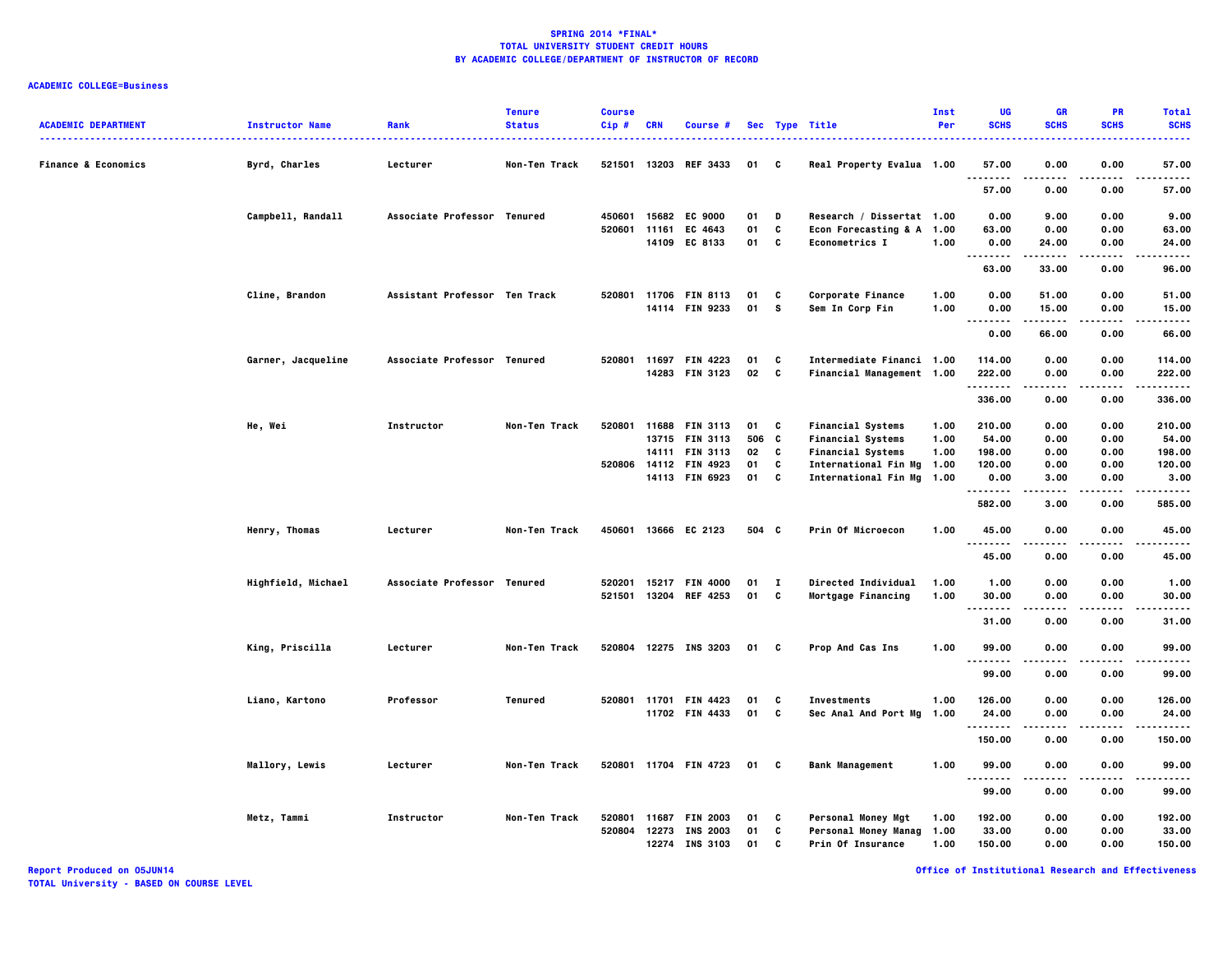**SPRING 2014 *FINAL***
**TOTAL UNIVERSITY STUDENT CREDIT HOURS**
**BY ACADEMIC COLLEGE/DEPARTMENT OF INSTRUCTOR OF RECORD**

**ACADEMIC COLLEGE=Business**

| ACADEMIC DEPARTMENT | Instructor Name | Rank | Tenure Status | Course Cip # | CRN | Course # | Sec | Type | Title | Inst Per | UG SCHS | GR SCHS | PR SCHS | Total SCHS |
|---|---|---|---|---|---|---|---|---|---|---|---|---|---|---|
| Finance & Economics | Byrd, Charles | Lecturer | Non-Ten Track | 521501 | 13203 | REF 3433 | 01 | C | Real Property Evalua | 1.00 | 57.00 | 0.00 | 0.00 | 57.00 |
| | | | | | | | | | | | 57.00 | 0.00 | 0.00 | 57.00 |
| | Campbell, Randall | Associate Professor | Tenured | 450601 | 15682 | EC 9000 | 01 | D | Research / Dissertat | 1.00 | 0.00 | 9.00 | 0.00 | 9.00 |
| | | | | 520601 | 11161 | EC 4643 | 01 | C | Econ Forecasting & A | 1.00 | 63.00 | 0.00 | 0.00 | 63.00 |
| | | | | | 14109 | EC 8133 | 01 | C | Econometrics I | 1.00 | 0.00 | 24.00 | 0.00 | 24.00 |
| | | | | | | | | | | | 63.00 | 33.00 | 0.00 | 96.00 |
| | Cline, Brandon | Assistant Professor | Ten Track | 520801 | 11706 | FIN 8113 | 01 | C | Corporate Finance | 1.00 | 0.00 | 51.00 | 0.00 | 51.00 |
| | | | | | 14114 | FIN 9233 | 01 | S | Sem In Corp Fin | 1.00 | 0.00 | 15.00 | 0.00 | 15.00 |
| | | | | | | | | | | | 0.00 | 66.00 | 0.00 | 66.00 |
| | Garner, Jacqueline | Associate Professor | Tenured | 520801 | 11697 | FIN 4223 | 01 | C | Intermediate Financi | 1.00 | 114.00 | 0.00 | 0.00 | 114.00 |
| | | | | | 14283 | FIN 3123 | 02 | C | Financial Management | 1.00 | 222.00 | 0.00 | 0.00 | 222.00 |
| | | | | | | | | | | | 336.00 | 0.00 | 0.00 | 336.00 |
| | He, Wei | Instructor | Non-Ten Track | 520801 | 11688 | FIN 3113 | 01 | C | Financial Systems | 1.00 | 210.00 | 0.00 | 0.00 | 210.00 |
| | | | | | 13715 | FIN 3113 | 506 | C | Financial Systems | 1.00 | 54.00 | 0.00 | 0.00 | 54.00 |
| | | | | | 14111 | FIN 3113 | 02 | C | Financial Systems | 1.00 | 198.00 | 0.00 | 0.00 | 198.00 |
| | | | | 520806 | 14112 | FIN 4923 | 01 | C | International Fin Mg | 1.00 | 120.00 | 0.00 | 0.00 | 120.00 |
| | | | | | 14113 | FIN 6923 | 01 | C | International Fin Mg | 1.00 | 0.00 | 3.00 | 0.00 | 3.00 |
| | | | | | | | | | | | 582.00 | 3.00 | 0.00 | 585.00 |
| | Henry, Thomas | Lecturer | Non-Ten Track | 450601 | 13666 | EC 2123 | 504 | C | Prin Of Microecon | 1.00 | 45.00 | 0.00 | 0.00 | 45.00 |
| | | | | | | | | | | | 45.00 | 0.00 | 0.00 | 45.00 |
| | Highfield, Michael | Associate Professor | Tenured | 520201 | 15217 | FIN 4000 | 01 | I | Directed Individual | 1.00 | 1.00 | 0.00 | 0.00 | 1.00 |
| | | | | 521501 | 13204 | REF 4253 | 01 | C | Mortgage Financing | 1.00 | 30.00 | 0.00 | 0.00 | 30.00 |
| | | | | | | | | | | | 31.00 | 0.00 | 0.00 | 31.00 |
| | King, Priscilla | Lecturer | Non-Ten Track | 520804 | 12275 | INS 3203 | 01 | C | Prop And Cas Ins | 1.00 | 99.00 | 0.00 | 0.00 | 99.00 |
| | | | | | | | | | | | 99.00 | 0.00 | 0.00 | 99.00 |
| | Liano, Kartono | Professor | Tenured | 520801 | 11701 | FIN 4423 | 01 | C | Investments | 1.00 | 126.00 | 0.00 | 0.00 | 126.00 |
| | | | | | 11702 | FIN 4433 | 01 | C | Sec Anal And Port Mg | 1.00 | 24.00 | 0.00 | 0.00 | 24.00 |
| | | | | | | | | | | | 150.00 | 0.00 | 0.00 | 150.00 |
| | Mallory, Lewis | Lecturer | Non-Ten Track | 520801 | 11704 | FIN 4723 | 01 | C | Bank Management | 1.00 | 99.00 | 0.00 | 0.00 | 99.00 |
| | | | | | | | | | | | 99.00 | 0.00 | 0.00 | 99.00 |
| | Metz, Tammi | Instructor | Non-Ten Track | 520801 | 11687 | FIN 2003 | 01 | C | Personal Money Mgt | 1.00 | 192.00 | 0.00 | 0.00 | 192.00 |
| | | | | 520804 | 12273 | INS 2003 | 01 | C | Personal Money Manag | 1.00 | 33.00 | 0.00 | 0.00 | 33.00 |
| | | | | | 12274 | INS 3103 | 01 | C | Prin Of Insurance | 1.00 | 150.00 | 0.00 | 0.00 | 150.00 |

Report Produced on 05JUN14
TOTAL University - BASED ON COURSE LEVEL

Office of Institutional Research and Effectiveness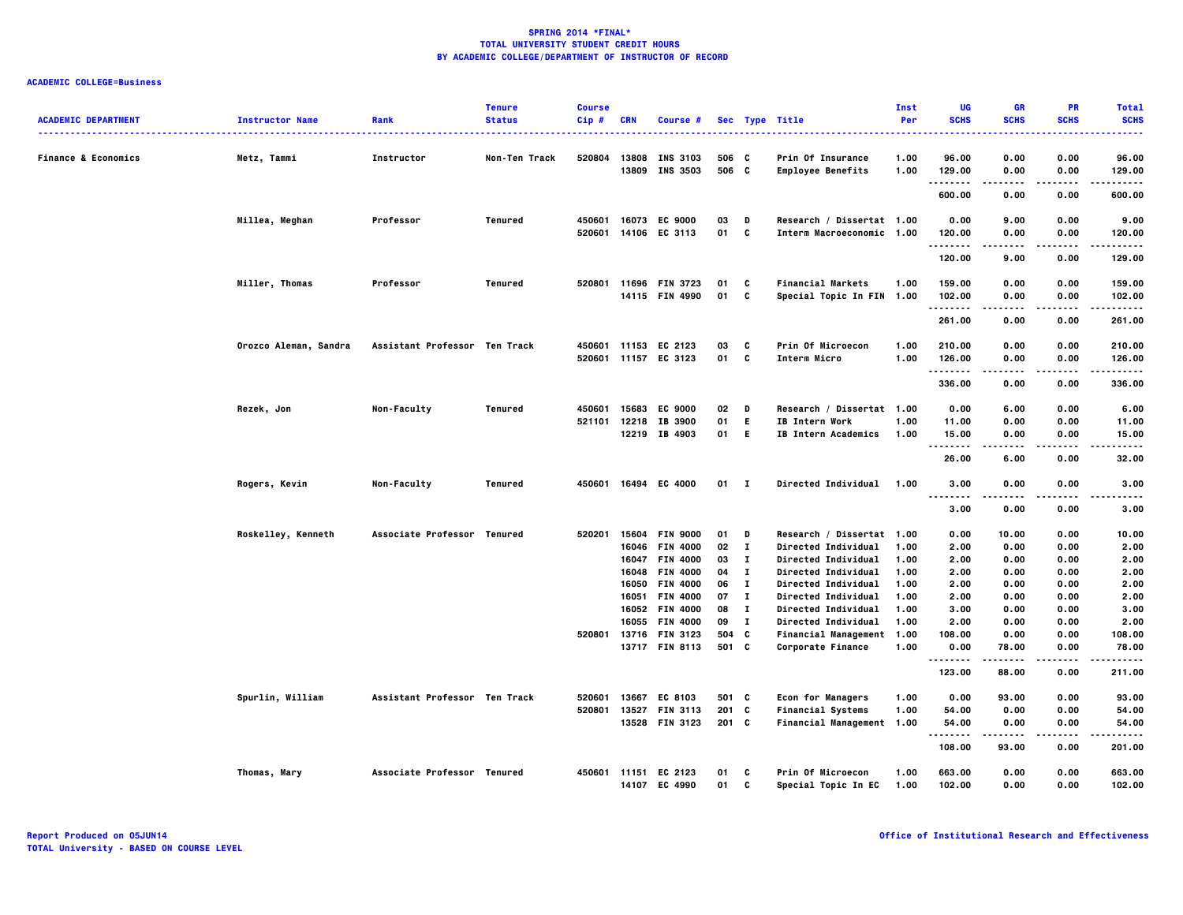# SPRING 2014 *FINAL*
## TOTAL UNIVERSITY STUDENT CREDIT HOURS
## BY ACADEMIC COLLEGE/DEPARTMENT OF INSTRUCTOR OF RECORD

**ACADEMIC COLLEGE=Business**

| ACADEMIC DEPARTMENT | Instructor Name | Rank | Tenure Status | Course Cip # | CRN | Course # | Sec | Type | Title | Inst Per | UG SCHS | GR SCHS | PR SCHS | Total SCHS |
|---|---|---|---|---|---|---|---|---|---|---|---|---|---|---|
| Finance & Economics | Metz, Tammi | Instructor | Non-Ten Track | 520804 | 13808 | INS 3103 | 506 | C | Prin Of Insurance | 1.00 | 96.00 | 0.00 | 0.00 | 96.00 |
| | | | | | 13809 | INS 3503 | 506 | C | Employee Benefits | 1.00 | 129.00 | 0.00 | 0.00 | 129.00 |
| | | | | | | | | | | | 600.00 | 0.00 | 0.00 | 600.00 |
| | Millea, Meghan | Professor | Tenured | 450601 | 16073 | EC 9000 | 03 | D | Research / Dissertat | 1.00 | 0.00 | 9.00 | 0.00 | 9.00 |
| | | | | 520601 | 14106 | EC 3113 | 01 | C | Interm Macroeconomic | 1.00 | 120.00 | 0.00 | 0.00 | 120.00 |
| | | | | | | | | | | | 120.00 | 9.00 | 0.00 | 129.00 |
| | Miller, Thomas | Professor | Tenured | 520801 | 11696 | FIN 3723 | 01 | C | Financial Markets | 1.00 | 159.00 | 0.00 | 0.00 | 159.00 |
| | | | | | 14115 | FIN 4990 | 01 | C | Special Topic In FIN | 1.00 | 102.00 | 0.00 | 0.00 | 102.00 |
| | | | | | | | | | | | 261.00 | 0.00 | 0.00 | 261.00 |
| | Orozco Aleman, Sandra | Assistant Professor | Ten Track | 450601 | 11153 | EC 2123 | 03 | C | Prin Of Microecon | 1.00 | 210.00 | 0.00 | 0.00 | 210.00 |
| | | | | 520601 | 11157 | EC 3123 | 01 | C | Interm Micro | 1.00 | 126.00 | 0.00 | 0.00 | 126.00 |
| | | | | | | | | | | | 336.00 | 0.00 | 0.00 | 336.00 |
| | Rezek, Jon | Non-Faculty | Tenured | 450601 | 15683 | EC 9000 | 02 | D | Research / Dissertat | 1.00 | 0.00 | 6.00 | 0.00 | 6.00 |
| | | | | 521101 | 12218 | IB 3900 | 01 | E | IB Intern Work | 1.00 | 11.00 | 0.00 | 0.00 | 11.00 |
| | | | | | 12219 | IB 4903 | 01 | E | IB Intern Academics | 1.00 | 15.00 | 0.00 | 0.00 | 15.00 |
| | | | | | | | | | | | 26.00 | 6.00 | 0.00 | 32.00 |
| | Rogers, Kevin | Non-Faculty | Tenured | 450601 | 16494 | EC 4000 | 01 | I | Directed Individual | 1.00 | 3.00 | 0.00 | 0.00 | 3.00 |
| | | | | | | | | | | | 3.00 | 0.00 | 0.00 | 3.00 |
| | Roskelley, Kenneth | Associate Professor | Tenured | 520201 | 15604 | FIN 9000 | 01 | D | Research / Dissertat | 1.00 | 0.00 | 10.00 | 0.00 | 10.00 |
| | | | | | 16046 | FIN 4000 | 02 | I | Directed Individual | 1.00 | 2.00 | 0.00 | 0.00 | 2.00 |
| | | | | | 16047 | FIN 4000 | 03 | I | Directed Individual | 1.00 | 2.00 | 0.00 | 0.00 | 2.00 |
| | | | | | 16048 | FIN 4000 | 04 | I | Directed Individual | 1.00 | 2.00 | 0.00 | 0.00 | 2.00 |
| | | | | | 16050 | FIN 4000 | 06 | I | Directed Individual | 1.00 | 2.00 | 0.00 | 0.00 | 2.00 |
| | | | | | 16051 | FIN 4000 | 07 | I | Directed Individual | 1.00 | 2.00 | 0.00 | 0.00 | 2.00 |
| | | | | | 16052 | FIN 4000 | 08 | I | Directed Individual | 1.00 | 3.00 | 0.00 | 0.00 | 3.00 |
| | | | | | 16055 | FIN 4000 | 09 | I | Directed Individual | 1.00 | 2.00 | 0.00 | 0.00 | 2.00 |
| | | | | 520801 | 13716 | FIN 3123 | 504 | C | Financial Management | 1.00 | 108.00 | 0.00 | 0.00 | 108.00 |
| | | | | | 13717 | FIN 8113 | 501 | C | Corporate Finance | 1.00 | 0.00 | 78.00 | 0.00 | 78.00 |
| | | | | | | | | | | | 123.00 | 88.00 | 0.00 | 211.00 |
| | Spurlin, William | Assistant Professor | Ten Track | 520601 | 13667 | EC 8103 | 501 | C | Econ for Managers | 1.00 | 0.00 | 93.00 | 0.00 | 93.00 |
| | | | | 520801 | 13527 | FIN 3113 | 201 | C | Financial Systems | 1.00 | 54.00 | 0.00 | 0.00 | 54.00 |
| | | | | | 13528 | FIN 3123 | 201 | C | Financial Management | 1.00 | 54.00 | 0.00 | 0.00 | 54.00 |
| | | | | | | | | | | | 108.00 | 93.00 | 0.00 | 201.00 |
| | Thomas, Mary | Associate Professor | Tenured | 450601 | 11151 | EC 2123 | 01 | C | Prin Of Microecon | 1.00 | 663.00 | 0.00 | 0.00 | 663.00 |
| | | | | | 14107 | EC 4990 | 01 | C | Special Topic In EC | 1.00 | 102.00 | 0.00 | 0.00 | 102.00 |

Report Produced on 05JUN14
TOTAL University - BASED ON COURSE LEVEL

Office of Institutional Research and Effectiveness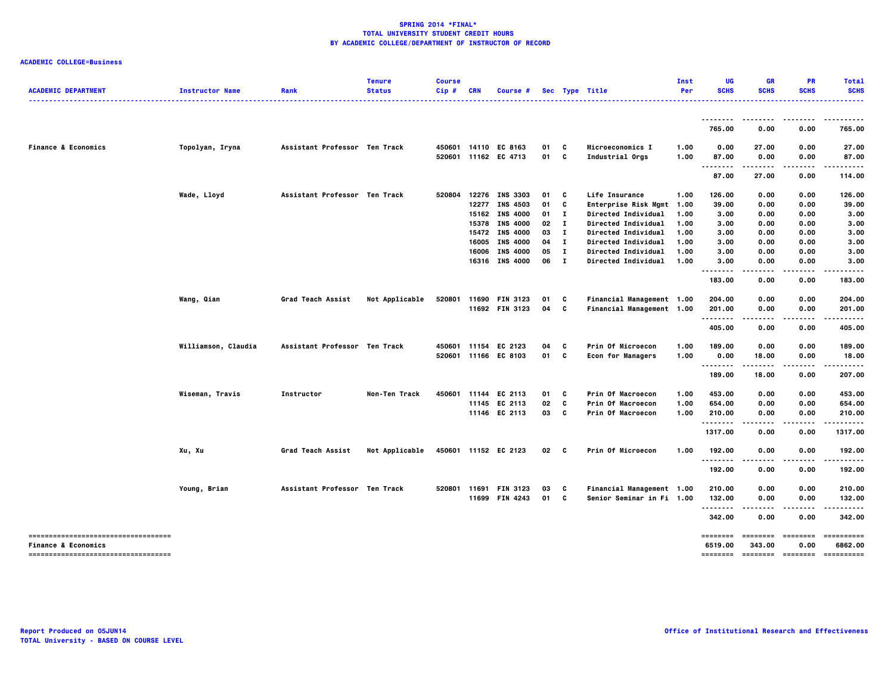**SPRING 2014 *FINAL***
**TOTAL UNIVERSITY STUDENT CREDIT HOURS**
**BY ACADEMIC COLLEGE/DEPARTMENT OF INSTRUCTOR OF RECORD**

**ACADEMIC COLLEGE=Business**

| ACADEMIC DEPARTMENT | Instructor Name | Rank | Tenure Status | Course Cip # | CRN | Course # | Sec | Type | Title | Inst Per | UG SCHS | GR SCHS | PR SCHS | Total SCHS |
|---|---|---|---|---|---|---|---|---|---|---|---|---|---|---|
| | | | | | | | | | | | 765.00 | 0.00 | 0.00 | 765.00 |
| Finance & Economics | Topolyan, Iryna | Assistant Professor | Ten Track | 450601 | 14110 | EC 8163 | 01 | C | Microeconomics I | 1.00 | 0.00 | 27.00 | 0.00 | 27.00 |
| | | | | 520601 | 11162 | EC 4713 | 01 | C | Industrial Orgs | 1.00 | 87.00 | 0.00 | 0.00 | 87.00 |
| | | | | | | | | | | | 87.00 | 27.00 | 0.00 | 114.00 |
| | Wade, Lloyd | Assistant Professor | Ten Track | 520804 | 12276 | INS 3303 | 01 | C | Life Insurance | 1.00 | 126.00 | 0.00 | 0.00 | 126.00 |
| | | | | | 12277 | INS 4503 | 01 | C | Enterprise Risk Mgmt | 1.00 | 39.00 | 0.00 | 0.00 | 39.00 |
| | | | | | 15162 | INS 4000 | 01 | I | Directed Individual | 1.00 | 3.00 | 0.00 | 0.00 | 3.00 |
| | | | | | 15378 | INS 4000 | 02 | I | Directed Individual | 1.00 | 3.00 | 0.00 | 0.00 | 3.00 |
| | | | | | 15472 | INS 4000 | 03 | I | Directed Individual | 1.00 | 3.00 | 0.00 | 0.00 | 3.00 |
| | | | | | 16005 | INS 4000 | 04 | I | Directed Individual | 1.00 | 3.00 | 0.00 | 0.00 | 3.00 |
| | | | | | 16006 | INS 4000 | 05 | I | Directed Individual | 1.00 | 3.00 | 0.00 | 0.00 | 3.00 |
| | | | | | 16316 | INS 4000 | 06 | I | Directed Individual | 1.00 | 3.00 | 0.00 | 0.00 | 3.00 |
| | | | | | | | | | | | 183.00 | 0.00 | 0.00 | 183.00 |
| | Wang, Qian | Grad Teach Assist | Not Applicable | 520801 | 11690 | FIN 3123 | 01 | C | Financial Management | 1.00 | 204.00 | 0.00 | 0.00 | 204.00 |
| | | | | | 11692 | FIN 3123 | 04 | C | Financial Management | 1.00 | 201.00 | 0.00 | 0.00 | 201.00 |
| | | | | | | | | | | | 405.00 | 0.00 | 0.00 | 405.00 |
| | Williamson, Claudia | Assistant Professor | Ten Track | 450601 | 11154 | EC 2123 | 04 | C | Prin Of Microecon | 1.00 | 189.00 | 0.00 | 0.00 | 189.00 |
| | | | | 520601 | 11166 | EC 8103 | 01 | C | Econ for Managers | 1.00 | 0.00 | 18.00 | 0.00 | 18.00 |
| | | | | | | | | | | | 189.00 | 18.00 | 0.00 | 207.00 |
| | Wiseman, Travis | Instructor | Non-Ten Track | 450601 | 11144 | EC 2113 | 01 | C | Prin Of Macroecon | 1.00 | 453.00 | 0.00 | 0.00 | 453.00 |
| | | | | | 11145 | EC 2113 | 02 | C | Prin Of Macroecon | 1.00 | 654.00 | 0.00 | 0.00 | 654.00 |
| | | | | | 11146 | EC 2113 | 03 | C | Prin Of Macroecon | 1.00 | 210.00 | 0.00 | 0.00 | 210.00 |
| | | | | | | | | | | | 1317.00 | 0.00 | 0.00 | 1317.00 |
| | Xu, Xu | Grad Teach Assist | Not Applicable | 450601 | 11152 | EC 2123 | 02 | C | Prin Of Microecon | 1.00 | 192.00 | 0.00 | 0.00 | 192.00 |
| | | | | | | | | | | | 192.00 | 0.00 | 0.00 | 192.00 |
| | Young, Brian | Assistant Professor | Ten Track | 520801 | 11691 | FIN 3123 | 03 | C | Financial Management | 1.00 | 210.00 | 0.00 | 0.00 | 210.00 |
| | | | | | 11699 | FIN 4243 | 01 | C | Senior Seminar in Fi | 1.00 | 132.00 | 0.00 | 0.00 | 132.00 |
| | | | | | | | | | | | 342.00 | 0.00 | 0.00 | 342.00 |
| Finance & Economics | | | | | | | | | | | 6519.00 | 343.00 | 0.00 | 6862.00 |

Report Produced on 05JUN14
TOTAL University - BASED ON COURSE LEVEL

Office of Institutional Research and Effectiveness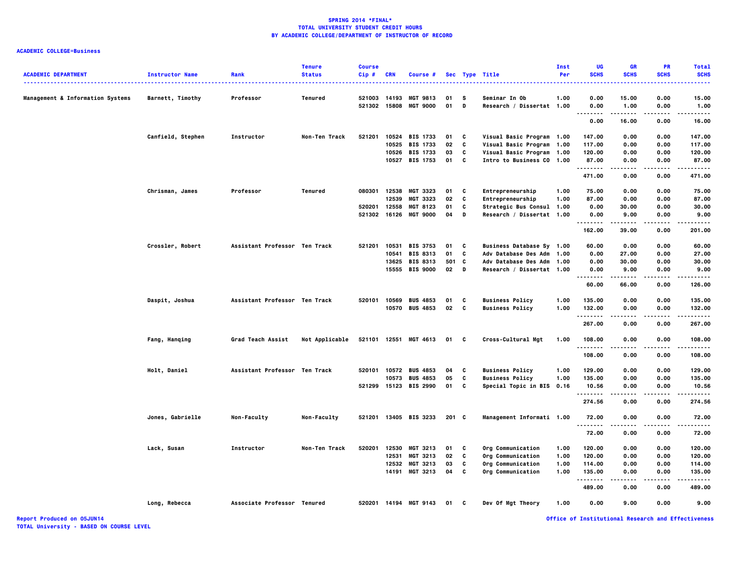**SPRING 2014 *FINAL***
**TOTAL UNIVERSITY STUDENT CREDIT HOURS**
**BY ACADEMIC COLLEGE/DEPARTMENT OF INSTRUCTOR OF RECORD**

**ACADEMIC COLLEGE=Business**

| ACADEMIC DEPARTMENT | Instructor Name | Rank | Tenure Status | Course Cip # | CRN | Course # | Sec | Type | Title | Inst Per | UG SCHS | GR SCHS | PR SCHS | Total SCHS |
|---|---|---|---|---|---|---|---|---|---|---|---|---|---|---|
| Management & Information Systems | Barnett, Timothy | Professor | Tenured | 521003 | 14193 | MGT 9813 | 01 | S | Seminar In Ob | 1.00 | 0.00 | 15.00 | 0.00 | 15.00 |
| | | | | 521302 | 15808 | MGT 9000 | 01 | D | Research / Dissertat | 1.00 | 0.00 | 1.00 | 0.00 | 1.00 |
| | | | | | | | | | | | 0.00 | 16.00 | 0.00 | 16.00 |
| | Canfield, Stephen | Instructor | Non-Ten Track | 521201 | 10524 | BIS 1733 | 01 | C | Visual Basic Program | 1.00 | 147.00 | 0.00 | 0.00 | 147.00 |
| | | | | | 10525 | BIS 1733 | 02 | C | Visual Basic Program | 1.00 | 117.00 | 0.00 | 0.00 | 117.00 |
| | | | | | 10526 | BIS 1733 | 03 | C | Visual Basic Program | 1.00 | 120.00 | 0.00 | 0.00 | 120.00 |
| | | | | | 10527 | BIS 1753 | 01 | C | Intro to Business CO | 1.00 | 87.00 | 0.00 | 0.00 | 87.00 |
| | | | | | | | | | | | 471.00 | 0.00 | 0.00 | 471.00 |
| | Chrisman, James | Professor | Tenured | 080301 | 12538 | MGT 3323 | 01 | C | Entrepreneurship | 1.00 | 75.00 | 0.00 | 0.00 | 75.00 |
| | | | | | 12539 | MGT 3323 | 02 | C | Entrepreneurship | 1.00 | 87.00 | 0.00 | 0.00 | 87.00 |
| | | | | 520201 | 12558 | MGT 8123 | 01 | C | Strategic Bus Consul | 1.00 | 0.00 | 30.00 | 0.00 | 30.00 |
| | | | | 521302 | 16126 | MGT 9000 | 04 | D | Research / Dissertat | 1.00 | 0.00 | 9.00 | 0.00 | 9.00 |
| | | | | | | | | | | | 162.00 | 39.00 | 0.00 | 201.00 |
| | Crossler, Robert | Assistant Professor | Ten Track | 521201 | 10531 | BIS 3753 | 01 | C | Business Database Sy | 1.00 | 60.00 | 0.00 | 0.00 | 60.00 |
| | | | | | 10541 | BIS 8313 | 01 | C | Adv Database Des Adm | 1.00 | 0.00 | 27.00 | 0.00 | 27.00 |
| | | | | | 13625 | BIS 8313 | 501 | C | Adv Database Des Adm | 1.00 | 0.00 | 30.00 | 0.00 | 30.00 |
| | | | | | 15555 | BIS 9000 | 02 | D | Research / Dissertat | 1.00 | 0.00 | 9.00 | 0.00 | 9.00 |
| | | | | | | | | | | | 60.00 | 66.00 | 0.00 | 126.00 |
| | Daspit, Joshua | Assistant Professor | Ten Track | 520101 | 10569 | BUS 4853 | 01 | C | Business Policy | 1.00 | 135.00 | 0.00 | 0.00 | 135.00 |
| | | | | | 10570 | BUS 4853 | 02 | C | Business Policy | 1.00 | 132.00 | 0.00 | 0.00 | 132.00 |
| | | | | | | | | | | | 267.00 | 0.00 | 0.00 | 267.00 |
| | Fang, Hanqing | Grad Teach Assist | Not Applicable | 521101 | 12551 | MGT 4613 | 01 | C | Cross-Cultural Mgt | 1.00 | 108.00 | 0.00 | 0.00 | 108.00 |
| | | | | | | | | | | | 108.00 | 0.00 | 0.00 | 108.00 |
| | Holt, Daniel | Assistant Professor | Ten Track | 520101 | 10572 | BUS 4853 | 04 | C | Business Policy | 1.00 | 129.00 | 0.00 | 0.00 | 129.00 |
| | | | | | 10573 | BUS 4853 | 05 | C | Business Policy | 1.00 | 135.00 | 0.00 | 0.00 | 135.00 |
| | | | | 521299 | 15123 | BIS 2990 | 01 | C | Special Topic in BIS | 0.16 | 10.56 | 0.00 | 0.00 | 10.56 |
| | | | | | | | | | | | 274.56 | 0.00 | 0.00 | 274.56 |
| | Jones, Gabrielle | Non-Faculty | Non-Faculty | 521201 | 13405 | BIS 3233 | 201 | C | Management Informati | 1.00 | 72.00 | 0.00 | 0.00 | 72.00 |
| | | | | | | | | | | | 72.00 | 0.00 | 0.00 | 72.00 |
| | Lack, Susan | Instructor | Non-Ten Track | 520201 | 12530 | MGT 3213 | 01 | C | Org Communication | 1.00 | 120.00 | 0.00 | 0.00 | 120.00 |
| | | | | | 12531 | MGT 3213 | 02 | C | Org Communication | 1.00 | 120.00 | 0.00 | 0.00 | 120.00 |
| | | | | | 12532 | MGT 3213 | 03 | C | Org Communication | 1.00 | 114.00 | 0.00 | 0.00 | 114.00 |
| | | | | | 14191 | MGT 3213 | 04 | C | Org Communication | 1.00 | 135.00 | 0.00 | 0.00 | 135.00 |
| | | | | | | | | | | | 489.00 | 0.00 | 0.00 | 489.00 |
| | Long, Rebecca | Associate Professor | Tenured | 520201 | 14194 | MGT 9143 | 01 | C | Dev Of Mgt Theory | 1.00 | 0.00 | 9.00 | 0.00 | 9.00 |

Report Produced on 05JUN14
TOTAL University - BASED ON COURSE LEVEL

Office of Institutional Research and Effectiveness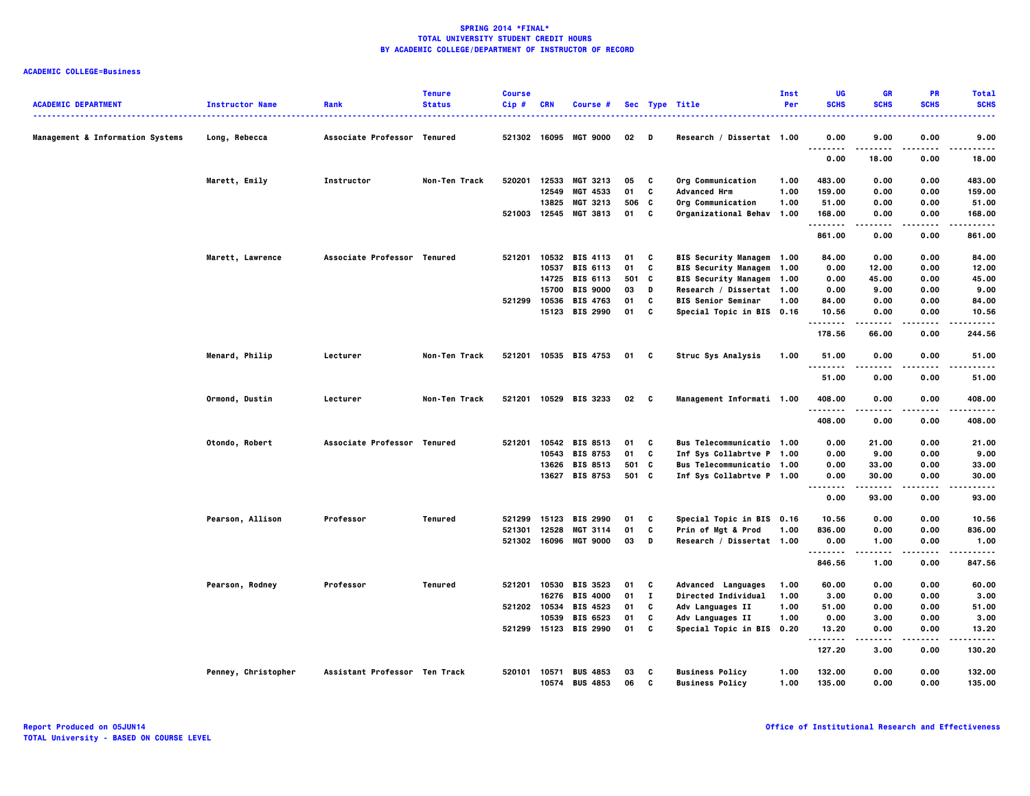**SPRING 2014 *FINAL***
**TOTAL UNIVERSITY STUDENT CREDIT HOURS**
**BY ACADEMIC COLLEGE/DEPARTMENT OF INSTRUCTOR OF RECORD**

**ACADEMIC COLLEGE=Business**

| ACADEMIC DEPARTMENT | Instructor Name | Rank | Tenure Status | Course Cip # | CRN | Course # | Sec | Type | Title | Inst Per | UG SCHS | GR SCHS | PR SCHS | Total SCHS |
|---|---|---|---|---|---|---|---|---|---|---|---|---|---|---|
| Management & Information Systems | Long, Rebecca | Associate Professor | Tenured | 521302 | 16095 | MGT 9000 | 02 | D | Research / Dissertat | 1.00 | 0.00 | 9.00 | 0.00 | 9.00 |
| | | | | | | | | | | | 0.00 | 18.00 | 0.00 | 18.00 |
| | Marett, Emily | Instructor | Non-Ten Track | 520201 | 12533 | MGT 3213 | 05 | C | Org Communication | 1.00 | 483.00 | 0.00 | 0.00 | 483.00 |
| | | | | | 12549 | MGT 4533 | 01 | C | Advanced Hrm | 1.00 | 159.00 | 0.00 | 0.00 | 159.00 |
| | | | | | 13825 | MGT 3213 | 506 | C | Org Communication | 1.00 | 51.00 | 0.00 | 0.00 | 51.00 |
| | | | | 521003 | 12545 | MGT 3813 | 01 | C | Organizational Behav | 1.00 | 168.00 | 0.00 | 0.00 | 168.00 |
| | | | | | | | | | | | 861.00 | 0.00 | 0.00 | 861.00 |
| | Marett, Lawrence | Associate Professor | Tenured | 521201 | 10532 | BIS 4113 | 01 | C | BIS Security Managem | 1.00 | 84.00 | 0.00 | 0.00 | 84.00 |
| | | | | | 10537 | BIS 6113 | 01 | C | BIS Security Managem | 1.00 | 0.00 | 12.00 | 0.00 | 12.00 |
| | | | | | 14725 | BIS 6113 | 501 | C | BIS Security Managem | 1.00 | 0.00 | 45.00 | 0.00 | 45.00 |
| | | | | | 15700 | BIS 9000 | 03 | D | Research / Dissertat | 1.00 | 0.00 | 9.00 | 0.00 | 9.00 |
| | | | | 521299 | 10536 | BIS 4763 | 01 | C | BIS Senior Seminar | 1.00 | 84.00 | 0.00 | 0.00 | 84.00 |
| | | | | | 15123 | BIS 2990 | 01 | C | Special Topic in BIS | 0.16 | 10.56 | 0.00 | 0.00 | 10.56 |
| | | | | | | | | | | | 178.56 | 66.00 | 0.00 | 244.56 |
| | Menard, Philip | Lecturer | Non-Ten Track | 521201 | 10535 | BIS 4753 | 01 | C | Struc Sys Analysis | 1.00 | 51.00 | 0.00 | 0.00 | 51.00 |
| | | | | | | | | | | | 51.00 | 0.00 | 0.00 | 51.00 |
| | Ormond, Dustin | Lecturer | Non-Ten Track | 521201 | 10529 | BIS 3233 | 02 | C | Management Informati | 1.00 | 408.00 | 0.00 | 0.00 | 408.00 |
| | | | | | | | | | | | 408.00 | 0.00 | 0.00 | 408.00 |
| | Otondo, Robert | Associate Professor | Tenured | 521201 | 10542 | BIS 8513 | 01 | C | Bus Telecommunicatio | 1.00 | 0.00 | 21.00 | 0.00 | 21.00 |
| | | | | | 10543 | BIS 8753 | 01 | C | Inf Sys Collabrtve P | 1.00 | 0.00 | 9.00 | 0.00 | 9.00 |
| | | | | | 13626 | BIS 8513 | 501 | C | Bus Telecommunicatio | 1.00 | 0.00 | 33.00 | 0.00 | 33.00 |
| | | | | | 13627 | BIS 8753 | 501 | C | Inf Sys Collabrtve P | 1.00 | 0.00 | 30.00 | 0.00 | 30.00 |
| | | | | | | | | | | | 0.00 | 93.00 | 0.00 | 93.00 |
| | Pearson, Allison | Professor | Tenured | 521299 | 15123 | BIS 2990 | 01 | C | Special Topic in BIS | 0.16 | 10.56 | 0.00 | 0.00 | 10.56 |
| | | | | 521301 | 12528 | MGT 3114 | 01 | C | Prin of Mgt & Prod | 1.00 | 836.00 | 0.00 | 0.00 | 836.00 |
| | | | | 521302 | 16096 | MGT 9000 | 03 | D | Research / Dissertat | 1.00 | 0.00 | 1.00 | 0.00 | 1.00 |
| | | | | | | | | | | | 846.56 | 1.00 | 0.00 | 847.56 |
| | Pearson, Rodney | Professor | Tenured | 521201 | 10530 | BIS 3523 | 01 | C | Advanced Languages | 1.00 | 60.00 | 0.00 | 0.00 | 60.00 |
| | | | | | 16276 | BIS 4000 | 01 | I | Directed Individual | 1.00 | 3.00 | 0.00 | 0.00 | 3.00 |
| | | | | 521202 | 10534 | BIS 4523 | 01 | C | Adv Languages II | 1.00 | 51.00 | 0.00 | 0.00 | 51.00 |
| | | | | | 10539 | BIS 6523 | 01 | C | Adv Languages II | 1.00 | 0.00 | 3.00 | 0.00 | 3.00 |
| | | | | 521299 | 15123 | BIS 2990 | 01 | C | Special Topic in BIS | 0.20 | 13.20 | 0.00 | 0.00 | 13.20 |
| | | | | | | | | | | | 127.20 | 3.00 | 0.00 | 130.20 |
| | Penney, Christopher | Assistant Professor | Ten Track | 520101 | 10571 | BUS 4853 | 03 | C | Business Policy | 1.00 | 132.00 | 0.00 | 0.00 | 132.00 |
| | | | | | 10574 | BUS 4853 | 06 | C | Business Policy | 1.00 | 135.00 | 0.00 | 0.00 | 135.00 |

Report Produced on 05JUN14
TOTAL University - BASED ON COURSE LEVEL

Office of Institutional Research and Effectiveness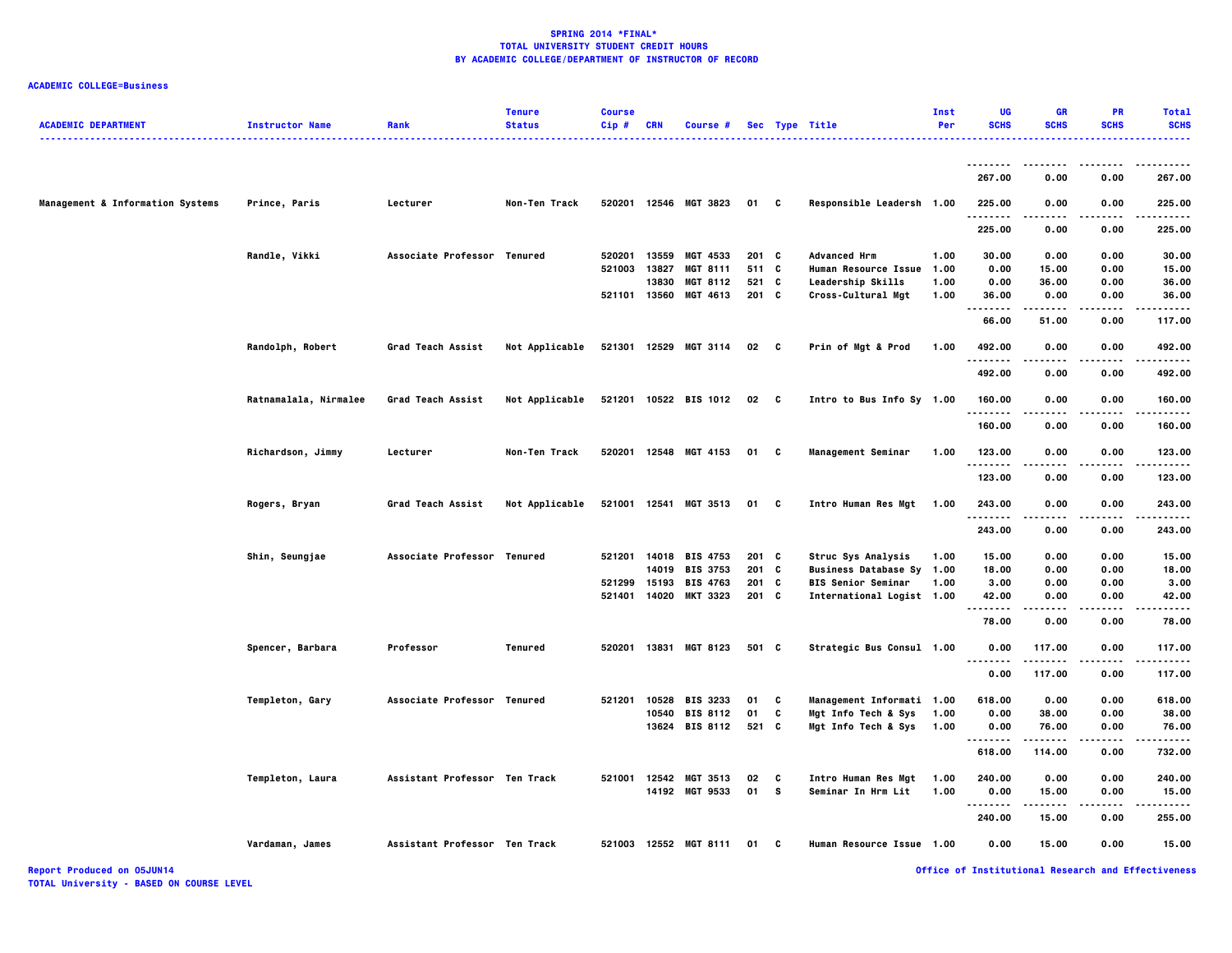**SPRING 2014 *FINAL***
**TOTAL UNIVERSITY STUDENT CREDIT HOURS**
**BY ACADEMIC COLLEGE/DEPARTMENT OF INSTRUCTOR OF RECORD**

**ACADEMIC COLLEGE=Business**

| ACADEMIC DEPARTMENT | Instructor Name | Rank | Tenure Status | Course Cip # | CRN | Course # | Sec | Type | Title | Inst Per | UG SCHS | GR SCHS | PR SCHS | Total SCHS |
|---|---|---|---|---|---|---|---|---|---|---|---|---|---|---|
| | | | | | | | | | | | 267.00 | 0.00 | 0.00 | 267.00 |
| Management & Information Systems | Prince, Paris | Lecturer | Non-Ten Track | 520201 | 12546 | MGT 3823 | 01 | C | Responsible Leadersh | 1.00 | 225.00 | 0.00 | 0.00 | 225.00 |
| | | | | | | | | | | | 225.00 | 0.00 | 0.00 | 225.00 |
| | Randle, Vikki | Associate Professor | Tenured | 520201 | 13559 | MGT 4533 | 201 | C | Advanced Hrm | 1.00 | 30.00 | 0.00 | 0.00 | 30.00 |
| | | | | 521003 | 13827 | MGT 8111 | 511 | C | Human Resource Issue | 1.00 | 0.00 | 15.00 | 0.00 | 15.00 |
| | | | | | 13830 | MGT 8112 | 521 | C | Leadership Skills | 1.00 | 0.00 | 36.00 | 0.00 | 36.00 |
| | | | | 521101 | 13560 | MGT 4613 | 201 | C | Cross-Cultural Mgt | 1.00 | 36.00 | 0.00 | 0.00 | 36.00 |
| | | | | | | | | | | | 66.00 | 51.00 | 0.00 | 117.00 |
| | Randolph, Robert | Grad Teach Assist | Not Applicable | 521301 | 12529 | MGT 3114 | 02 | C | Prin of Mgt & Prod | 1.00 | 492.00 | 0.00 | 0.00 | 492.00 |
| | | | | | | | | | | | 492.00 | 0.00 | 0.00 | 492.00 |
| | Ratnamalala, Nirmalee | Grad Teach Assist | Not Applicable | 521201 | 10522 | BIS 1012 | 02 | C | Intro to Bus Info Sy | 1.00 | 160.00 | 0.00 | 0.00 | 160.00 |
| | | | | | | | | | | | 160.00 | 0.00 | 0.00 | 160.00 |
| | Richardson, Jimmy | Lecturer | Non-Ten Track | 520201 | 12548 | MGT 4153 | 01 | C | Management Seminar | 1.00 | 123.00 | 0.00 | 0.00 | 123.00 |
| | | | | | | | | | | | 123.00 | 0.00 | 0.00 | 123.00 |
| | Rogers, Bryan | Grad Teach Assist | Not Applicable | 521001 | 12541 | MGT 3513 | 01 | C | Intro Human Res Mgt | 1.00 | 243.00 | 0.00 | 0.00 | 243.00 |
| | | | | | | | | | | | 243.00 | 0.00 | 0.00 | 243.00 |
| | Shin, Seungjae | Associate Professor | Tenured | 521201 | 14018 | BIS 4753 | 201 | C | Struc Sys Analysis | 1.00 | 15.00 | 0.00 | 0.00 | 15.00 |
| | | | | | 14019 | BIS 3753 | 201 | C | Business Database Sy | 1.00 | 18.00 | 0.00 | 0.00 | 18.00 |
| | | | | 521299 | 15193 | BIS 4763 | 201 | C | BIS Senior Seminar | 1.00 | 3.00 | 0.00 | 0.00 | 3.00 |
| | | | | 521401 | 14020 | MKT 3323 | 201 | C | International Logist | 1.00 | 42.00 | 0.00 | 0.00 | 42.00 |
| | | | | | | | | | | | 78.00 | 0.00 | 0.00 | 78.00 |
| | Spencer, Barbara | Professor | Tenured | 520201 | 13831 | MGT 8123 | 501 | C | Strategic Bus Consul | 1.00 | 0.00 | 117.00 | 0.00 | 117.00 |
| | | | | | | | | | | | 0.00 | 117.00 | 0.00 | 117.00 |
| | Templeton, Gary | Associate Professor | Tenured | 521201 | 10528 | BIS 3233 | 01 | C | Management Informati | 1.00 | 618.00 | 0.00 | 0.00 | 618.00 |
| | | | | | 10540 | BIS 8112 | 01 | C | Mgt Info Tech & Sys | 1.00 | 0.00 | 38.00 | 0.00 | 38.00 |
| | | | | | 13624 | BIS 8112 | 521 | C | Mgt Info Tech & Sys | 1.00 | 0.00 | 76.00 | 0.00 | 76.00 |
| | | | | | | | | | | | 618.00 | 114.00 | 0.00 | 732.00 |
| | Templeton, Laura | Assistant Professor | Ten Track | 521001 | 12542 | MGT 3513 | 02 | C | Intro Human Res Mgt | 1.00 | 240.00 | 0.00 | 0.00 | 240.00 |
| | | | | | 14192 | MGT 9533 | 01 | S | Seminar In Hrm Lit | 1.00 | 0.00 | 15.00 | 0.00 | 15.00 |
| | | | | | | | | | | | 240.00 | 15.00 | 0.00 | 255.00 |
| | Vardaman, James | Assistant Professor | Ten Track | 521003 | 12552 | MGT 8111 | 01 | C | Human Resource Issue | 1.00 | 0.00 | 15.00 | 0.00 | 15.00 |

Report Produced on 05JUN14
TOTAL University - BASED ON COURSE LEVEL

Office of Institutional Research and Effectiveness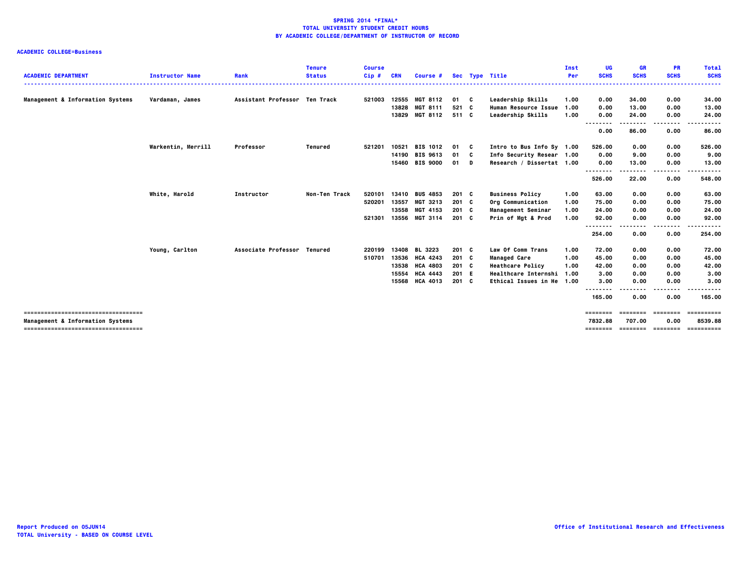**SPRING 2014 *FINAL***
**TOTAL UNIVERSITY STUDENT CREDIT HOURS**
**BY ACADEMIC COLLEGE/DEPARTMENT OF INSTRUCTOR OF RECORD**

**ACADEMIC COLLEGE=Business**

| ACADEMIC DEPARTMENT | Instructor Name | Rank | Tenure Status | Course Cip # | CRN | Course # | Sec | Type | Title | Inst Per | UG SCHS | GR SCHS | PR SCHS | Total SCHS |
|---|---|---|---|---|---|---|---|---|---|---|---|---|---|---|
| Management & Information Systems | Vardaman, James | Assistant Professor | Ten Track | 521003 | 12555 | MGT 8112 | 01 | C | Leadership Skills | 1.00 | 0.00 | 34.00 | 0.00 | 34.00 |
| | | | | | 13828 | MGT 8111 | 521 | C | Human Resource Issue | 1.00 | 0.00 | 13.00 | 0.00 | 13.00 |
| | | | | | 13829 | MGT 8112 | 511 | C | Leadership Skills | 1.00 | 0.00 | 24.00 | 0.00 | 24.00 |
| | | | | | | | | | | | 0.00 | 86.00 | 0.00 | 86.00 |
| | Warkentin, Merrill | Professor | Tenured | 521201 | 10521 | BIS 1012 | 01 | C | Intro to Bus Info Sy | 1.00 | 526.00 | 0.00 | 0.00 | 526.00 |
| | | | | | 14190 | BIS 9613 | 01 | C | Info Security Resear | 1.00 | 0.00 | 9.00 | 0.00 | 9.00 |
| | | | | | 15460 | BIS 9000 | 01 | D | Research / Dissertat | 1.00 | 0.00 | 13.00 | 0.00 | 13.00 |
| | | | | | | | | | | | 526.00 | 22.00 | 0.00 | 548.00 |
| | White, Harold | Instructor | Non-Ten Track | 520101 | 13410 | BUS 4853 | 201 | C | Business Policy | 1.00 | 63.00 | 0.00 | 0.00 | 63.00 |
| | | | | 520201 | 13557 | MGT 3213 | 201 | C | Org Communication | 1.00 | 75.00 | 0.00 | 0.00 | 75.00 |
| | | | | | 13558 | MGT 4153 | 201 | C | Management Seminar | 1.00 | 24.00 | 0.00 | 0.00 | 24.00 |
| | | | | 521301 | 13556 | MGT 3114 | 201 | C | Prin of Mgt & Prod | 1.00 | 92.00 | 0.00 | 0.00 | 92.00 |
| | | | | | | | | | | | 254.00 | 0.00 | 0.00 | 254.00 |
| | Young, Carlton | Associate Professor | Tenured | 220199 | 13408 | BL 3223 | 201 | C | Law Of Comm Trans | 1.00 | 72.00 | 0.00 | 0.00 | 72.00 |
| | | | | 510701 | 13536 | HCA 4243 | 201 | C | Managed Care | 1.00 | 45.00 | 0.00 | 0.00 | 45.00 |
| | | | | | 13538 | HCA 4803 | 201 | C | Heathcare Policy | 1.00 | 42.00 | 0.00 | 0.00 | 42.00 |
| | | | | | 15554 | HCA 4443 | 201 | E | Healthcare Internshi | 1.00 | 3.00 | 0.00 | 0.00 | 3.00 |
| | | | | | 15568 | HCA 4013 | 201 | C | Ethical Issues in He | 1.00 | 3.00 | 0.00 | 0.00 | 3.00 |
| | | | | | | | | | | | 165.00 | 0.00 | 0.00 | 165.00 |
| Management & Information Systems | | | | | | | | | | | 7832.88 | 707.00 | 0.00 | 8539.88 |

Report Produced on 05JUN14
TOTAL University - BASED ON COURSE LEVEL

Office of Institutional Research and Effectiveness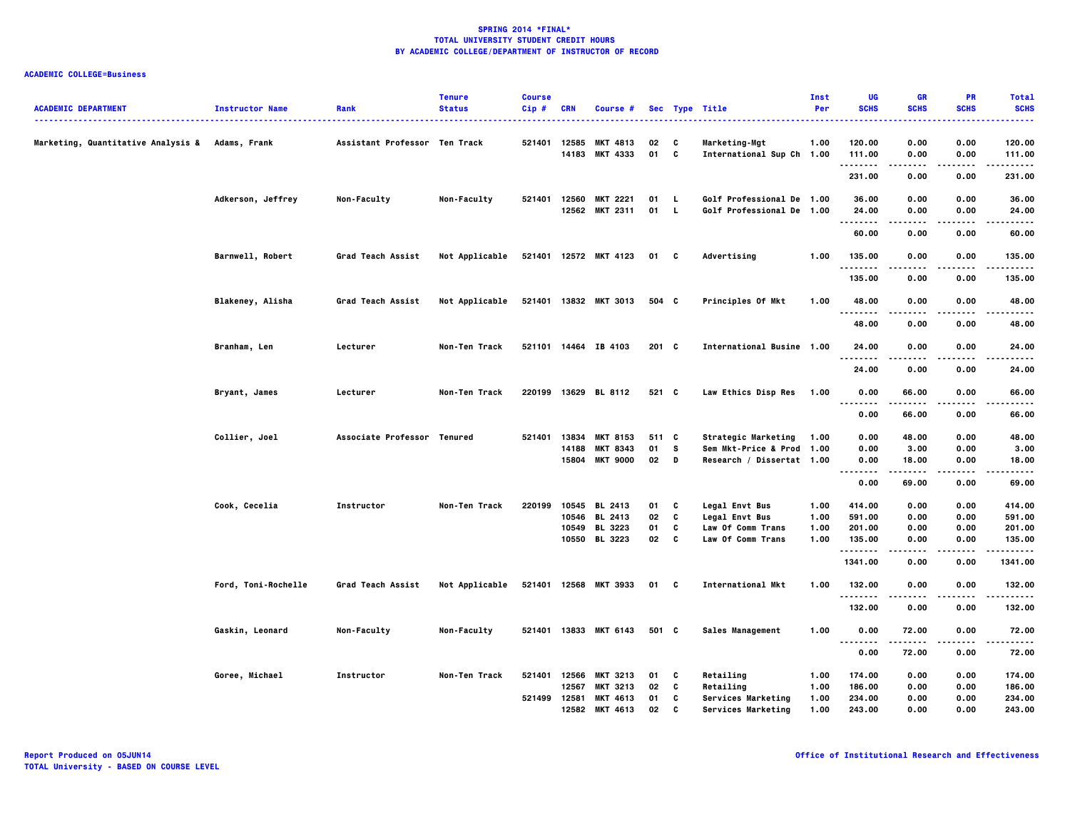**SPRING 2014 *FINAL***
**TOTAL UNIVERSITY STUDENT CREDIT HOURS**
**BY ACADEMIC COLLEGE/DEPARTMENT OF INSTRUCTOR OF RECORD**

**ACADEMIC COLLEGE=Business**

| ACADEMIC DEPARTMENT | Instructor Name | Rank | Tenure Status | Course Cip # | CRN | Course # | Sec | Type | Title | Inst Per | UG SCHS | GR SCHS | PR SCHS | Total SCHS |
|---|---|---|---|---|---|---|---|---|---|---|---|---|---|---|
| Marketing, Quantitative Analysis & | Adams, Frank | Assistant Professor | Ten Track | 521401 | 12585 | MKT 4813 | 02 | C | Marketing-Mgt | 1.00 | 120.00 | 0.00 | 0.00 | 120.00 |
| | | | | | 14183 | MKT 4333 | 01 | C | International Sup Ch | 1.00 | 111.00 | 0.00 | 0.00 | 111.00 |
| | | | | | | | | | | | 231.00 | 0.00 | 0.00 | 231.00 |
| | Adkerson, Jeffrey | Non-Faculty | Non-Faculty | 521401 | 12560 | MKT 2221 | 01 | L | Golf Professional De | 1.00 | 36.00 | 0.00 | 0.00 | 36.00 |
| | | | | | 12562 | MKT 2311 | 01 | L | Golf Professional De | 1.00 | 24.00 | 0.00 | 0.00 | 24.00 |
| | | | | | | | | | | | 60.00 | 0.00 | 0.00 | 60.00 |
| | Barnwell, Robert | Grad Teach Assist | Not Applicable | 521401 | 12572 | MKT 4123 | 01 | C | Advertising | 1.00 | 135.00 | 0.00 | 0.00 | 135.00 |
| | | | | | | | | | | | 135.00 | 0.00 | 0.00 | 135.00 |
| | Blakeney, Alisha | Grad Teach Assist | Not Applicable | 521401 | 13832 | MKT 3013 | 504 | C | Principles Of Mkt | 1.00 | 48.00 | 0.00 | 0.00 | 48.00 |
| | | | | | | | | | | | 48.00 | 0.00 | 0.00 | 48.00 |
| | Branham, Len | Lecturer | Non-Ten Track | 521101 | 14464 | IB 4103 | 201 | C | International Busine | 1.00 | 24.00 | 0.00 | 0.00 | 24.00 |
| | | | | | | | | | | | 24.00 | 0.00 | 0.00 | 24.00 |
| | Bryant, James | Lecturer | Non-Ten Track | 220199 | 13629 | BL 8112 | 521 | C | Law Ethics Disp Res | 1.00 | 0.00 | 66.00 | 0.00 | 66.00 |
| | | | | | | | | | | | 0.00 | 66.00 | 0.00 | 66.00 |
| | Collier, Joel | Associate Professor | Tenured | 521401 | 13834 | MKT 8153 | 511 | C | Strategic Marketing | 1.00 | 0.00 | 48.00 | 0.00 | 48.00 |
| | | | | | 14188 | MKT 8343 | 01 | S | Sem Mkt-Price & Prod | 1.00 | 0.00 | 3.00 | 0.00 | 3.00 |
| | | | | | 15804 | MKT 9000 | 02 | D | Research / Dissertat | 1.00 | 0.00 | 18.00 | 0.00 | 18.00 |
| | | | | | | | | | | | 0.00 | 69.00 | 0.00 | 69.00 |
| | Cook, Cecelia | Instructor | Non-Ten Track | 220199 | 10545 | BL 2413 | 01 | C | Legal Envt Bus | 1.00 | 414.00 | 0.00 | 0.00 | 414.00 |
| | | | | | 10546 | BL 2413 | 02 | C | Legal Envt Bus | 1.00 | 591.00 | 0.00 | 0.00 | 591.00 |
| | | | | | 10549 | BL 3223 | 01 | C | Law Of Comm Trans | 1.00 | 201.00 | 0.00 | 0.00 | 201.00 |
| | | | | | 10550 | BL 3223 | 02 | C | Law Of Comm Trans | 1.00 | 135.00 | 0.00 | 0.00 | 135.00 |
| | | | | | | | | | | | 1341.00 | 0.00 | 0.00 | 1341.00 |
| | Ford, Toni-Rochelle | Grad Teach Assist | Not Applicable | 521401 | 12568 | MKT 3933 | 01 | C | International Mkt | 1.00 | 132.00 | 0.00 | 0.00 | 132.00 |
| | | | | | | | | | | | 132.00 | 0.00 | 0.00 | 132.00 |
| | Gaskin, Leonard | Non-Faculty | Non-Faculty | 521401 | 13833 | MKT 6143 | 501 | C | Sales Management | 1.00 | 0.00 | 72.00 | 0.00 | 72.00 |
| | | | | | | | | | | | 0.00 | 72.00 | 0.00 | 72.00 |
| | Goree, Michael | Instructor | Non-Ten Track | 521401 | 12566 | MKT 3213 | 01 | C | Retailing | 1.00 | 174.00 | 0.00 | 0.00 | 174.00 |
| | | | | | 12567 | MKT 3213 | 02 | C | Retailing | 1.00 | 186.00 | 0.00 | 0.00 | 186.00 |
| | | | | 521499 | 12581 | MKT 4613 | 01 | C | Services Marketing | 1.00 | 234.00 | 0.00 | 0.00 | 234.00 |
| | | | | | 12582 | MKT 4613 | 02 | C | Services Marketing | 1.00 | 243.00 | 0.00 | 0.00 | 243.00 |

Report Produced on 05JUN14
TOTAL University - BASED ON COURSE LEVEL

Office of Institutional Research and Effectiveness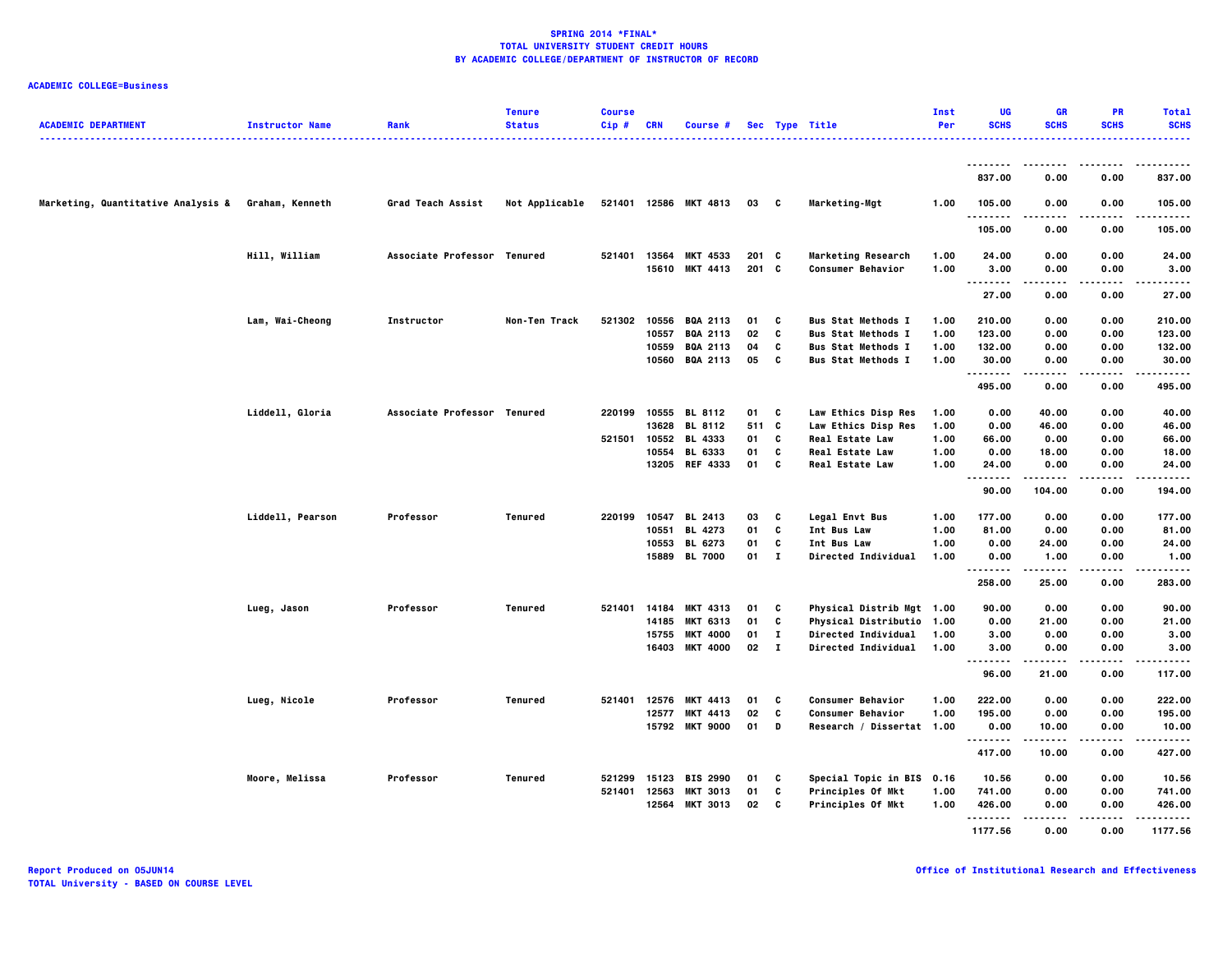**SPRING 2014 *FINAL***
**TOTAL UNIVERSITY STUDENT CREDIT HOURS**
**BY ACADEMIC COLLEGE/DEPARTMENT OF INSTRUCTOR OF RECORD**

**ACADEMIC COLLEGE=Business**

| ACADEMIC DEPARTMENT | Instructor Name | Rank | Tenure Status | Course Cip # | CRN | Course # | Sec | Type | Title | Inst Per | UG SCHS | GR SCHS | PR SCHS | Total SCHS |
|---|---|---|---|---|---|---|---|---|---|---|---|---|---|---|
| | | | | | | | | | | | 837.00 | 0.00 | 0.00 | 837.00 |
| Marketing, Quantitative Analysis & | Graham, Kenneth | Grad Teach Assist | Not Applicable | 521401 | 12586 | MKT 4813 | 03 | C | Marketing-Mgt | 1.00 | 105.00 | 0.00 | 0.00 | 105.00 |
| | | | | | | | | | | | 105.00 | 0.00 | 0.00 | 105.00 |
| | Hill, William | Associate Professor | Tenured | 521401 | 13564 | MKT 4533 | 201 | C | Marketing Research | 1.00 | 24.00 | 0.00 | 0.00 | 24.00 |
| | | | | | 15610 | MKT 4413 | 201 | C | Consumer Behavior | 1.00 | 3.00 | 0.00 | 0.00 | 3.00 |
| | | | | | | | | | | | 27.00 | 0.00 | 0.00 | 27.00 |
| | Lam, Wai-Cheong | Instructor | Non-Ten Track | 521302 | 10556 | BQA 2113 | 01 | C | Bus Stat Methods I | 1.00 | 210.00 | 0.00 | 0.00 | 210.00 |
| | | | | | 10557 | BQA 2113 | 02 | C | Bus Stat Methods I | 1.00 | 123.00 | 0.00 | 0.00 | 123.00 |
| | | | | | 10559 | BQA 2113 | 04 | C | Bus Stat Methods I | 1.00 | 132.00 | 0.00 | 0.00 | 132.00 |
| | | | | | 10560 | BQA 2113 | 05 | C | Bus Stat Methods I | 1.00 | 30.00 | 0.00 | 0.00 | 30.00 |
| | | | | | | | | | | | 495.00 | 0.00 | 0.00 | 495.00 |
| | Liddell, Gloria | Associate Professor | Tenured | 220199 | 10555 | BL 8112 | 01 | C | Law Ethics Disp Res | 1.00 | 0.00 | 40.00 | 0.00 | 40.00 |
| | | | | | 13628 | BL 8112 | 511 | C | Law Ethics Disp Res | 1.00 | 0.00 | 46.00 | 0.00 | 46.00 |
| | | | | 521501 | 10552 | BL 4333 | 01 | C | Real Estate Law | 1.00 | 66.00 | 0.00 | 0.00 | 66.00 |
| | | | | | 10554 | BL 6333 | 01 | C | Real Estate Law | 1.00 | 0.00 | 18.00 | 0.00 | 18.00 |
| | | | | | 13205 | REF 4333 | 01 | C | Real Estate Law | 1.00 | 24.00 | 0.00 | 0.00 | 24.00 |
| | | | | | | | | | | | 90.00 | 104.00 | 0.00 | 194.00 |
| | Liddell, Pearson | Professor | Tenured | 220199 | 10547 | BL 2413 | 03 | C | Legal Envt Bus | 1.00 | 177.00 | 0.00 | 0.00 | 177.00 |
| | | | | | 10551 | BL 4273 | 01 | C | Int Bus Law | 1.00 | 81.00 | 0.00 | 0.00 | 81.00 |
| | | | | | 10553 | BL 6273 | 01 | C | Int Bus Law | 1.00 | 0.00 | 24.00 | 0.00 | 24.00 |
| | | | | | 15889 | BL 7000 | 01 | I | Directed Individual | 1.00 | 0.00 | 1.00 | 0.00 | 1.00 |
| | | | | | | | | | | | 258.00 | 25.00 | 0.00 | 283.00 |
| | Lueg, Jason | Professor | Tenured | 521401 | 14184 | MKT 4313 | 01 | C | Physical Distrib Mgt | 1.00 | 90.00 | 0.00 | 0.00 | 90.00 |
| | | | | | 14185 | MKT 6313 | 01 | C | Physical Distributio | 1.00 | 0.00 | 21.00 | 0.00 | 21.00 |
| | | | | | 15755 | MKT 4000 | 01 | I | Directed Individual | 1.00 | 3.00 | 0.00 | 0.00 | 3.00 |
| | | | | | 16403 | MKT 4000 | 02 | I | Directed Individual | 1.00 | 3.00 | 0.00 | 0.00 | 3.00 |
| | | | | | | | | | | | 96.00 | 21.00 | 0.00 | 117.00 |
| | Lueg, Nicole | Professor | Tenured | 521401 | 12576 | MKT 4413 | 01 | C | Consumer Behavior | 1.00 | 222.00 | 0.00 | 0.00 | 222.00 |
| | | | | | 12577 | MKT 4413 | 02 | C | Consumer Behavior | 1.00 | 195.00 | 0.00 | 0.00 | 195.00 |
| | | | | | 15792 | MKT 9000 | 01 | D | Research / Dissertat | 1.00 | 0.00 | 10.00 | 0.00 | 10.00 |
| | | | | | | | | | | | 417.00 | 10.00 | 0.00 | 427.00 |
| | Moore, Melissa | Professor | Tenured | 521299 | 15123 | BIS 2990 | 01 | C | Special Topic in BIS | 0.16 | 10.56 | 0.00 | 0.00 | 10.56 |
| | | | | 521401 | 12563 | MKT 3013 | 01 | C | Principles Of Mkt | 1.00 | 741.00 | 0.00 | 0.00 | 741.00 |
| | | | | | 12564 | MKT 3013 | 02 | C | Principles Of Mkt | 1.00 | 426.00 | 0.00 | 0.00 | 426.00 |
| | | | | | | | | | | | 1177.56 | 0.00 | 0.00 | 1177.56 |

Report Produced on 05JUN14
TOTAL University - BASED ON COURSE LEVEL

Office of Institutional Research and Effectiveness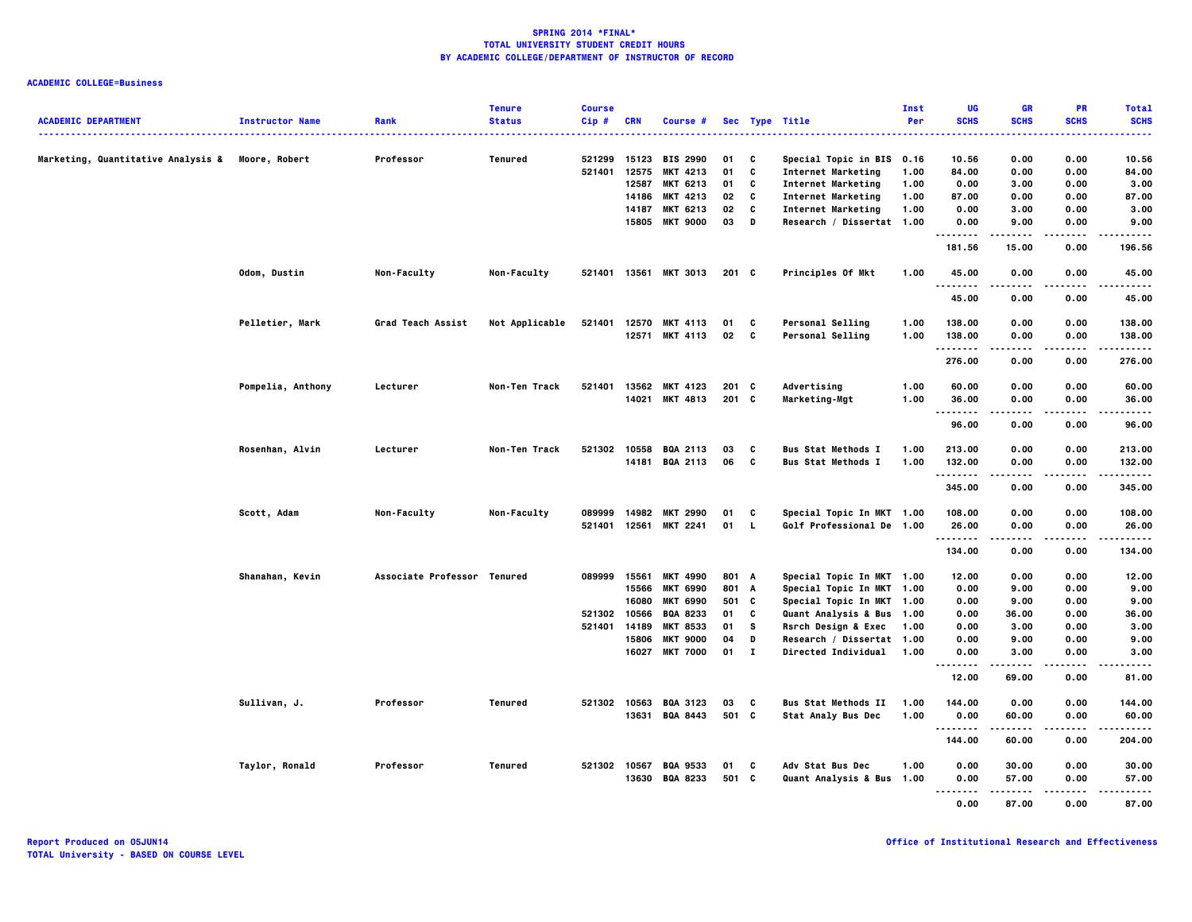**SPRING 2014 *FINAL***
**TOTAL UNIVERSITY STUDENT CREDIT HOURS**
**BY ACADEMIC COLLEGE/DEPARTMENT OF INSTRUCTOR OF RECORD**

**ACADEMIC COLLEGE=Business**

| ACADEMIC DEPARTMENT | Instructor Name | Rank | Tenure Status | Course Cip # | CRN | Course # | Sec | Type | Title | Inst Per | UG SCHS | GR SCHS | PR SCHS | Total SCHS |
|---|---|---|---|---|---|---|---|---|---|---|---|---|---|---|
| Marketing, Quantitative Analysis & | Moore, Robert | Professor | Tenured | 521299 | 15123 | BIS 2990 | 01 | C | Special Topic in BIS | 0.16 | 10.56 | 0.00 | 0.00 | 10.56 |
| | | | | 521401 | 12575 | MKT 4213 | 01 | C | Internet Marketing | 1.00 | 84.00 | 0.00 | 0.00 | 84.00 |
| | | | | | 12587 | MKT 6213 | 01 | C | Internet Marketing | 1.00 | 0.00 | 3.00 | 0.00 | 3.00 |
| | | | | | 14186 | MKT 4213 | 02 | C | Internet Marketing | 1.00 | 87.00 | 0.00 | 0.00 | 87.00 |
| | | | | | 14187 | MKT 6213 | 02 | C | Internet Marketing | 1.00 | 0.00 | 3.00 | 0.00 | 3.00 |
| | | | | | 15805 | MKT 9000 | 03 | D | Research / Dissertat | 1.00 | 0.00 | 9.00 | 0.00 | 9.00 |
| | | | | | | | | | | | 181.56 | 15.00 | 0.00 | 196.56 |
| | Odom, Dustin | Non-Faculty | Non-Faculty | 521401 | 13561 | MKT 3013 | 201 | C | Principles Of Mkt | 1.00 | 45.00 | 0.00 | 0.00 | 45.00 |
| | | | | | | | | | | | 45.00 | 0.00 | 0.00 | 45.00 |
| | Pelletier, Mark | Grad Teach Assist | Not Applicable | 521401 | 12570 | MKT 4113 | 01 | C | Personal Selling | 1.00 | 138.00 | 0.00 | 0.00 | 138.00 |
| | | | | | 12571 | MKT 4113 | 02 | C | Personal Selling | 1.00 | 138.00 | 0.00 | 0.00 | 138.00 |
| | | | | | | | | | | | 276.00 | 0.00 | 0.00 | 276.00 |
| | Pompelia, Anthony | Lecturer | Non-Ten Track | 521401 | 13562 | MKT 4123 | 201 | C | Advertising | 1.00 | 60.00 | 0.00 | 0.00 | 60.00 |
| | | | | | 14021 | MKT 4813 | 201 | C | Marketing-Mgt | 1.00 | 36.00 | 0.00 | 0.00 | 36.00 |
| | | | | | | | | | | | 96.00 | 0.00 | 0.00 | 96.00 |
| | Rosenhan, Alvin | Lecturer | Non-Ten Track | 521302 | 10558 | BQA 2113 | 03 | C | Bus Stat Methods I | 1.00 | 213.00 | 0.00 | 0.00 | 213.00 |
| | | | | | 14181 | BQA 2113 | 06 | C | Bus Stat Methods I | 1.00 | 132.00 | 0.00 | 0.00 | 132.00 |
| | | | | | | | | | | | 345.00 | 0.00 | 0.00 | 345.00 |
| | Scott, Adam | Non-Faculty | Non-Faculty | 089999 | 14982 | MKT 2990 | 01 | C | Special Topic In MKT | 1.00 | 108.00 | 0.00 | 0.00 | 108.00 |
| | | | | 521401 | 12561 | MKT 2241 | 01 | L | Golf Professional De | 1.00 | 26.00 | 0.00 | 0.00 | 26.00 |
| | | | | | | | | | | | 134.00 | 0.00 | 0.00 | 134.00 |
| | Shanahan, Kevin | Associate Professor | Tenured | 089999 | 15561 | MKT 4990 | 801 | A | Special Topic In MKT | 1.00 | 12.00 | 0.00 | 0.00 | 12.00 |
| | | | | | 15566 | MKT 6990 | 801 | A | Special Topic In MKT | 1.00 | 0.00 | 9.00 | 0.00 | 9.00 |
| | | | | | 16080 | MKT 6990 | 501 | C | Special Topic In MKT | 1.00 | 0.00 | 9.00 | 0.00 | 9.00 |
| | | | | 521302 | 10566 | BQA 8233 | 01 | C | Quant Analysis & Bus | 1.00 | 0.00 | 36.00 | 0.00 | 36.00 |
| | | | | 521401 | 14189 | MKT 8533 | 01 | S | Rsrch Design & Exec | 1.00 | 0.00 | 3.00 | 0.00 | 3.00 |
| | | | | | 15806 | MKT 9000 | 04 | D | Research / Dissertat | 1.00 | 0.00 | 9.00 | 0.00 | 9.00 |
| | | | | | 16027 | MKT 7000 | 01 | I | Directed Individual | 1.00 | 0.00 | 3.00 | 0.00 | 3.00 |
| | | | | | | | | | | | 12.00 | 69.00 | 0.00 | 81.00 |
| | Sullivan, J. | Professor | Tenured | 521302 | 10563 | BQA 3123 | 03 | C | Bus Stat Methods II | 1.00 | 144.00 | 0.00 | 0.00 | 144.00 |
| | | | | | 13631 | BQA 8443 | 501 | C | Stat Analy Bus Dec | 1.00 | 0.00 | 60.00 | 0.00 | 60.00 |
| | | | | | | | | | | | 144.00 | 60.00 | 0.00 | 204.00 |
| | Taylor, Ronald | Professor | Tenured | 521302 | 10567 | BQA 9533 | 01 | C | Adv Stat Bus Dec | 1.00 | 0.00 | 30.00 | 0.00 | 30.00 |
| | | | | | 13630 | BQA 8233 | 501 | C | Quant Analysis & Bus | 1.00 | 0.00 | 57.00 | 0.00 | 57.00 |
| | | | | | | | | | | | 0.00 | 87.00 | 0.00 | 87.00 |

Report Produced on 05JUN14
TOTAL University - BASED ON COURSE LEVEL

Office of Institutional Research and Effectiveness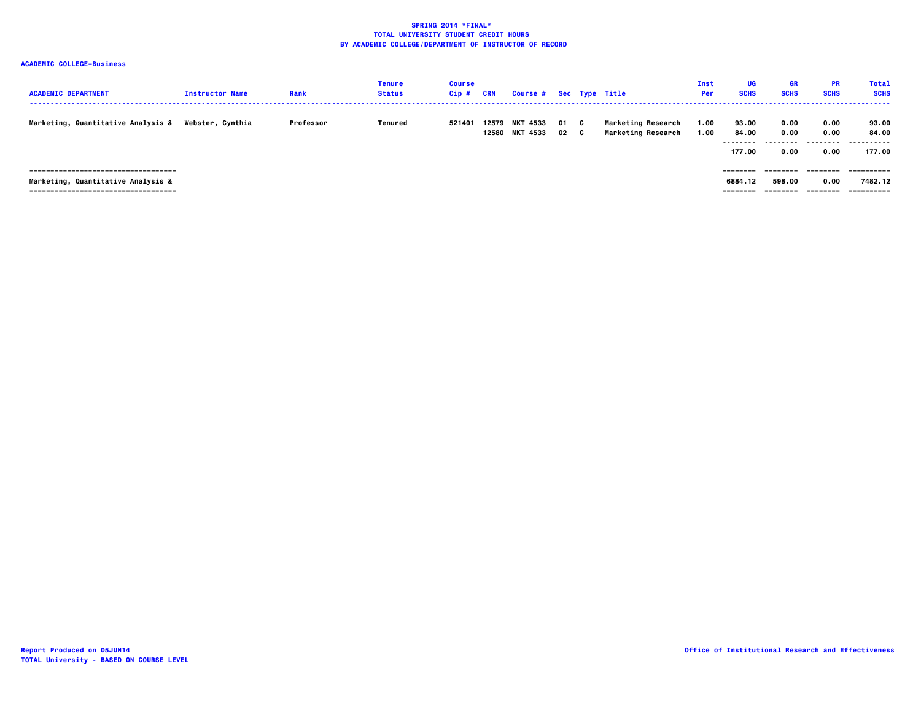**SPRING 2014 *FINAL***
**TOTAL UNIVERSITY STUDENT CREDIT HOURS**
**BY ACADEMIC COLLEGE/DEPARTMENT OF INSTRUCTOR OF RECORD**

**ACADEMIC COLLEGE=Business**

| ACADEMIC DEPARTMENT | Instructor Name | Rank | Tenure Status | Course Cip # | CRN | Course # | Sec | Type | Title | Inst Per | UG SCHS | GR SCHS | PR SCHS | Total SCHS |
|---|---|---|---|---|---|---|---|---|---|---|---|---|---|---|
| Marketing, Quantitative Analysis & | Webster, Cynthia | Professor | Tenured | 521401 | 12579 | MKT 4533 | 01 | C | Marketing Research | 1.00 | 93.00 | 0.00 | 0.00 | 93.00 |
| | | | | | 12580 | MKT 4533 | 02 | C | Marketing Research | 1.00 | 84.00 | 0.00 | 0.00 | 84.00 |
| | | | | | | | | | | | 177.00 | 0.00 | 0.00 | 177.00 |
| Marketing, Quantitative Analysis & | | | | | | | | | | | 6884.12 | 598.00 | 0.00 | 7482.12 |

Report Produced on 05JUN14
TOTAL University - BASED ON COURSE LEVEL

Office of Institutional Research and Effectiveness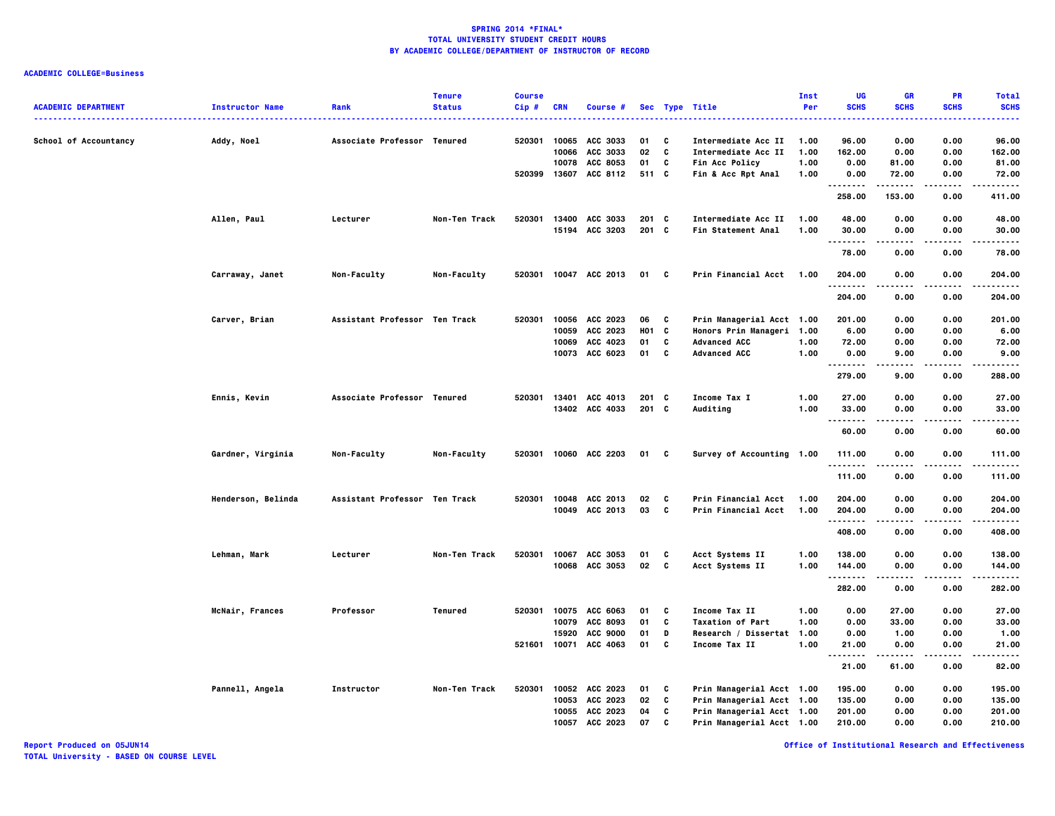**SPRING 2014 *FINAL***
**TOTAL UNIVERSITY STUDENT CREDIT HOURS**
**BY ACADEMIC COLLEGE/DEPARTMENT OF INSTRUCTOR OF RECORD**

**ACADEMIC COLLEGE=Business**

| ACADEMIC DEPARTMENT | Instructor Name | Rank | Tenure Status | Course Cip # | CRN | Course # | Sec | Type | Title | Inst Per | UG SCHS | GR SCHS | PR SCHS | Total SCHS |
|---|---|---|---|---|---|---|---|---|---|---|---|---|---|---|
| School of Accountancy | Addy, Noel | Associate Professor | Tenured | 520301 | 10065 | ACC 3033 | 01 | C | Intermediate Acc II | 1.00 | 96.00 | 0.00 | 0.00 | 96.00 |
| | | | | | 10066 | ACC 3033 | 02 | C | Intermediate Acc II | 1.00 | 162.00 | 0.00 | 0.00 | 162.00 |
| | | | | | 10078 | ACC 8053 | 01 | C | Fin Acc Policy | 1.00 | 0.00 | 81.00 | 0.00 | 81.00 |
| | | | | 520399 | 13607 | ACC 8112 | 511 | C | Fin & Acc Rpt Anal | 1.00 | 0.00 | 72.00 | 0.00 | 72.00 |
| | | | | | | | | | | | 258.00 | 153.00 | 0.00 | 411.00 |
| | Allen, Paul | Lecturer | Non-Ten Track | 520301 | 13400 | ACC 3033 | 201 | C | Intermediate Acc II | 1.00 | 48.00 | 0.00 | 0.00 | 48.00 |
| | | | | | 15194 | ACC 3203 | 201 | C | Fin Statement Anal | 1.00 | 30.00 | 0.00 | 0.00 | 30.00 |
| | | | | | | | | | | | 78.00 | 0.00 | 0.00 | 78.00 |
| | Carraway, Janet | Non-Faculty | Non-Faculty | 520301 | 10047 | ACC 2013 | 01 | C | Prin Financial Acct | 1.00 | 204.00 | 0.00 | 0.00 | 204.00 |
| | | | | | | | | | | | 204.00 | 0.00 | 0.00 | 204.00 |
| | Carver, Brian | Assistant Professor | Ten Track | 520301 | 10056 | ACC 2023 | 06 | C | Prin Managerial Acct | 1.00 | 201.00 | 0.00 | 0.00 | 201.00 |
| | | | | | 10059 | ACC 2023 | H01 | C | Honors Prin Manageri | 1.00 | 6.00 | 0.00 | 0.00 | 6.00 |
| | | | | | 10069 | ACC 4023 | 01 | C | Advanced ACC | 1.00 | 72.00 | 0.00 | 0.00 | 72.00 |
| | | | | | 10073 | ACC 6023 | 01 | C | Advanced ACC | 1.00 | 0.00 | 9.00 | 0.00 | 9.00 |
| | | | | | | | | | | | 279.00 | 9.00 | 0.00 | 288.00 |
| | Ennis, Kevin | Associate Professor | Tenured | 520301 | 13401 | ACC 4013 | 201 | C | Income Tax I | 1.00 | 27.00 | 0.00 | 0.00 | 27.00 |
| | | | | | 13402 | ACC 4033 | 201 | C | Auditing | 1.00 | 33.00 | 0.00 | 0.00 | 33.00 |
| | | | | | | | | | | | 60.00 | 0.00 | 0.00 | 60.00 |
| | Gardner, Virginia | Non-Faculty | Non-Faculty | 520301 | 10060 | ACC 2203 | 01 | C | Survey of Accounting | 1.00 | 111.00 | 0.00 | 0.00 | 111.00 |
| | | | | | | | | | | | 111.00 | 0.00 | 0.00 | 111.00 |
| | Henderson, Belinda | Assistant Professor | Ten Track | 520301 | 10048 | ACC 2013 | 02 | C | Prin Financial Acct | 1.00 | 204.00 | 0.00 | 0.00 | 204.00 |
| | | | | | 10049 | ACC 2013 | 03 | C | Prin Financial Acct | 1.00 | 204.00 | 0.00 | 0.00 | 204.00 |
| | | | | | | | | | | | 408.00 | 0.00 | 0.00 | 408.00 |
| | Lehman, Mark | Lecturer | Non-Ten Track | 520301 | 10067 | ACC 3053 | 01 | C | Acct Systems II | 1.00 | 138.00 | 0.00 | 0.00 | 138.00 |
| | | | | | 10068 | ACC 3053 | 02 | C | Acct Systems II | 1.00 | 144.00 | 0.00 | 0.00 | 144.00 |
| | | | | | | | | | | | 282.00 | 0.00 | 0.00 | 282.00 |
| | McNair, Frances | Professor | Tenured | 520301 | 10075 | ACC 6063 | 01 | C | Income Tax II | 1.00 | 0.00 | 27.00 | 0.00 | 27.00 |
| | | | | | 10079 | ACC 8093 | 01 | C | Taxation of Part | 1.00 | 0.00 | 33.00 | 0.00 | 33.00 |
| | | | | | 15920 | ACC 9000 | 01 | D | Research / Dissertat | 1.00 | 0.00 | 1.00 | 0.00 | 1.00 |
| | | | | 521601 | 10071 | ACC 4063 | 01 | C | Income Tax II | 1.00 | 21.00 | 0.00 | 0.00 | 21.00 |
| | | | | | | | | | | | 21.00 | 61.00 | 0.00 | 82.00 |
| | Pannell, Angela | Instructor | Non-Ten Track | 520301 | 10052 | ACC 2023 | 01 | C | Prin Managerial Acct | 1.00 | 195.00 | 0.00 | 0.00 | 195.00 |
| | | | | | 10053 | ACC 2023 | 02 | C | Prin Managerial Acct | 1.00 | 135.00 | 0.00 | 0.00 | 135.00 |
| | | | | | 10055 | ACC 2023 | 04 | C | Prin Managerial Acct | 1.00 | 201.00 | 0.00 | 0.00 | 201.00 |
| | | | | | 10057 | ACC 2023 | 07 | C | Prin Managerial Acct | 1.00 | 210.00 | 0.00 | 0.00 | 210.00 |

Report Produced on 05JUN14
TOTAL University - BASED ON COURSE LEVEL

Office of Institutional Research and Effectiveness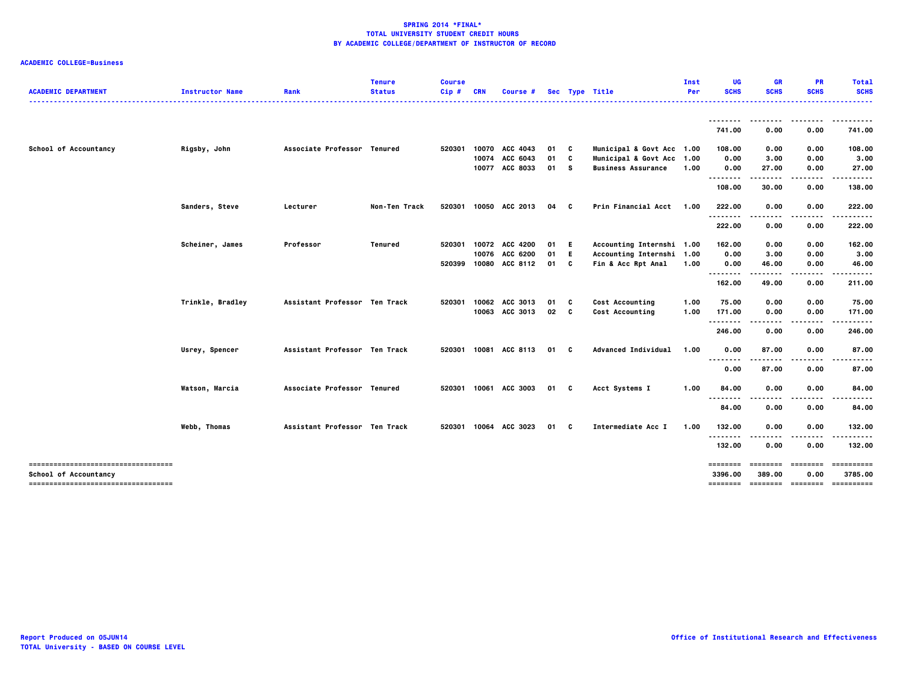# SPRING 2014 *FINAL*
## TOTAL UNIVERSITY STUDENT CREDIT HOURS
## BY ACADEMIC COLLEGE/DEPARTMENT OF INSTRUCTOR OF RECORD

**ACADEMIC COLLEGE=Business**

| ACADEMIC DEPARTMENT | Instructor Name | Rank | Tenure Status | Course Cip # | CRN | Course # | Sec | Type | Title | Inst Per | UG SCHS | GR SCHS | PR SCHS | Total SCHS |
|---|---|---|---|---|---|---|---|---|---|---|---|---|---|---|
| | | | | | | | | | | | 741.00 | 0.00 | 0.00 | 741.00 |
| School of Accountancy | Rigsby, John | Associate Professor | Tenured | 520301 | 10070 | ACC 4043 | 01 | C | Municipal & Govt Acc | 1.00 | 108.00 | 0.00 | 0.00 | 108.00 |
| | | | | | 10074 | ACC 6043 | 01 | C | Municipal & Govt Acc | 1.00 | 0.00 | 3.00 | 0.00 | 3.00 |
| | | | | | 10077 | ACC 8033 | 01 | S | Business Assurance | 1.00 | 0.00 | 27.00 | 0.00 | 27.00 |
| | | | | | | | | | | | 108.00 | 30.00 | 0.00 | 138.00 |
| | Sanders, Steve | Lecturer | Non-Ten Track | 520301 | 10050 | ACC 2013 | 04 | C | Prin Financial Acct | 1.00 | 222.00 | 0.00 | 0.00 | 222.00 |
| | | | | | | | | | | | 222.00 | 0.00 | 0.00 | 222.00 |
| | Scheiner, James | Professor | Tenured | 520301 | 10072 | ACC 4200 | 01 | E | Accounting Internshi | 1.00 | 162.00 | 0.00 | 0.00 | 162.00 |
| | | | | | 10076 | ACC 6200 | 01 | E | Accounting Internshi | 1.00 | 0.00 | 3.00 | 0.00 | 3.00 |
| | | | | 520399 | 10080 | ACC 8112 | 01 | C | Fin & Acc Rpt Anal | 1.00 | 0.00 | 46.00 | 0.00 | 46.00 |
| | | | | | | | | | | | 162.00 | 49.00 | 0.00 | 211.00 |
| | Trinkle, Bradley | Assistant Professor | Ten Track | 520301 | 10062 | ACC 3013 | 01 | C | Cost Accounting | 1.00 | 75.00 | 0.00 | 0.00 | 75.00 |
| | | | | | 10063 | ACC 3013 | 02 | C | Cost Accounting | 1.00 | 171.00 | 0.00 | 0.00 | 171.00 |
| | | | | | | | | | | | 246.00 | 0.00 | 0.00 | 246.00 |
| | Usrey, Spencer | Assistant Professor | Ten Track | 520301 | 10081 | ACC 8113 | 01 | C | Advanced Individual | 1.00 | 0.00 | 87.00 | 0.00 | 87.00 |
| | | | | | | | | | | | 0.00 | 87.00 | 0.00 | 87.00 |
| | Watson, Marcia | Associate Professor | Tenured | 520301 | 10061 | ACC 3003 | 01 | C | Acct Systems I | 1.00 | 84.00 | 0.00 | 0.00 | 84.00 |
| | | | | | | | | | | | 84.00 | 0.00 | 0.00 | 84.00 |
| | Webb, Thomas | Assistant Professor | Ten Track | 520301 | 10064 | ACC 3023 | 01 | C | Intermediate Acc I | 1.00 | 132.00 | 0.00 | 0.00 | 132.00 |
| | | | | | | | | | | | 132.00 | 0.00 | 0.00 | 132.00 |
| School of Accountancy | | | | | | | | | | | 3396.00 | 389.00 | 0.00 | 3785.00 |

Report Produced on 05JUN14
TOTAL University - BASED ON COURSE LEVEL

Office of Institutional Research and Effectiveness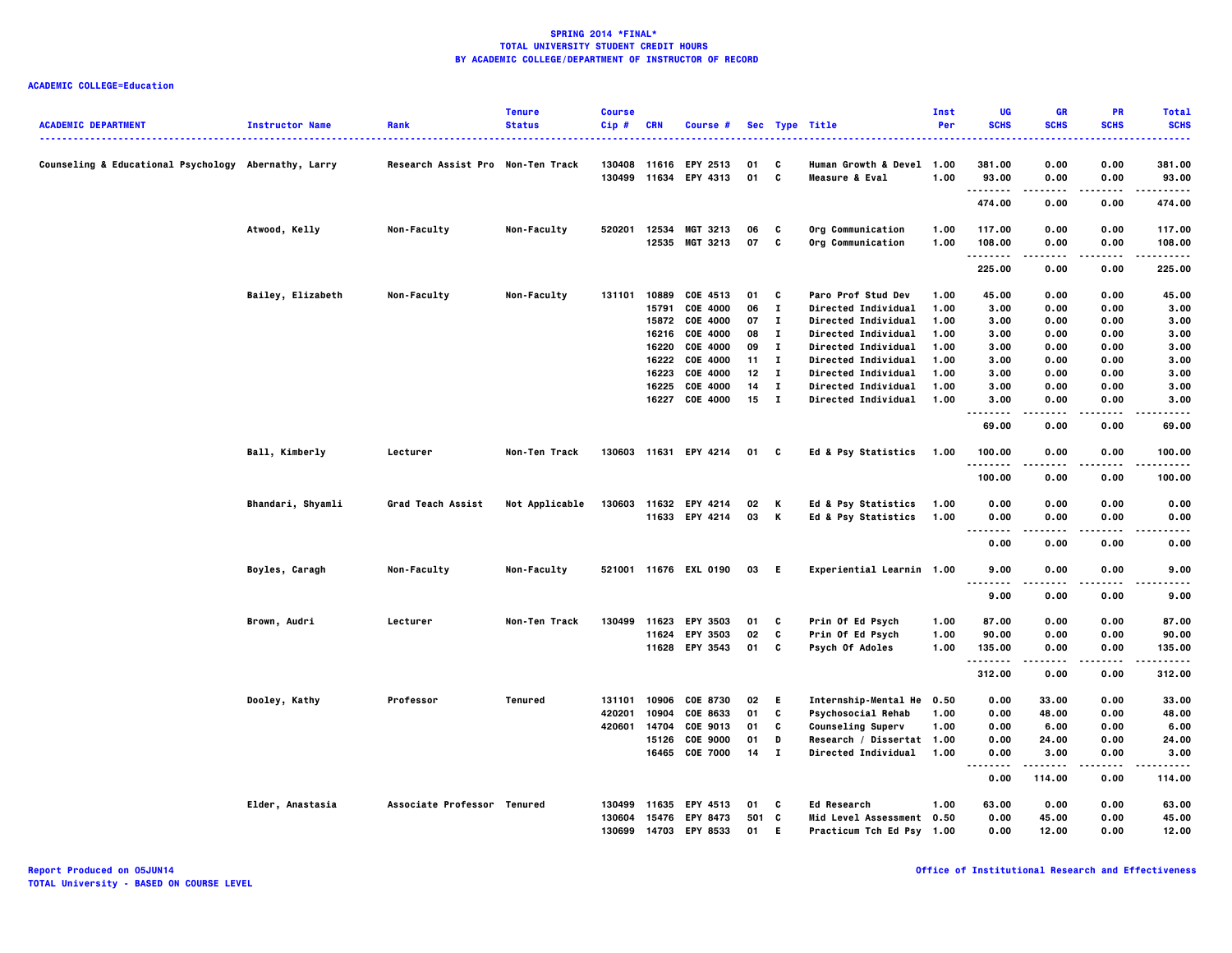**SPRING 2014 *FINAL***
**TOTAL UNIVERSITY STUDENT CREDIT HOURS**
**BY ACADEMIC COLLEGE/DEPARTMENT OF INSTRUCTOR OF RECORD**

**ACADEMIC COLLEGE=Education**

| ACADEMIC DEPARTMENT | Instructor Name | Rank | Tenure Status | Course Cip # | CRN | Course # | Sec | Type | Title | Inst Per | UG SCHS | GR SCHS | PR SCHS | Total SCHS |
|---|---|---|---|---|---|---|---|---|---|---|---|---|---|---|
| Counseling & Educational Psychology | Abernathy, Larry | Research Assist Pro | Non-Ten Track | 130408 | 11616 | EPY 2513 | 01 | C | Human Growth & Devel | 1.00 | 381.00 | 0.00 | 0.00 | 381.00 |
| | | | | 130499 | 11634 | EPY 4313 | 01 | C | Measure & Eval | 1.00 | 93.00 | 0.00 | 0.00 | 93.00 |
| | | | | | | | | | | | 474.00 | 0.00 | 0.00 | 474.00 |
| | Atwood, Kelly | Non-Faculty | Non-Faculty | 520201 | 12534 | MGT 3213 | 06 | C | Org Communication | 1.00 | 117.00 | 0.00 | 0.00 | 117.00 |
| | | | | | 12535 | MGT 3213 | 07 | C | Org Communication | 1.00 | 108.00 | 0.00 | 0.00 | 108.00 |
| | | | | | | | | | | | 225.00 | 0.00 | 0.00 | 225.00 |
| | Bailey, Elizabeth | Non-Faculty | Non-Faculty | 131101 | 10889 | COE 4513 | 01 | C | Paro Prof Stud Dev | 1.00 | 45.00 | 0.00 | 0.00 | 45.00 |
| | | | | | 15791 | COE 4000 | 06 | I | Directed Individual | 1.00 | 3.00 | 0.00 | 0.00 | 3.00 |
| | | | | | 15872 | COE 4000 | 07 | I | Directed Individual | 1.00 | 3.00 | 0.00 | 0.00 | 3.00 |
| | | | | | 16216 | COE 4000 | 08 | I | Directed Individual | 1.00 | 3.00 | 0.00 | 0.00 | 3.00 |
| | | | | | 16220 | COE 4000 | 09 | I | Directed Individual | 1.00 | 3.00 | 0.00 | 0.00 | 3.00 |
| | | | | | 16222 | COE 4000 | 11 | I | Directed Individual | 1.00 | 3.00 | 0.00 | 0.00 | 3.00 |
| | | | | | 16223 | COE 4000 | 12 | I | Directed Individual | 1.00 | 3.00 | 0.00 | 0.00 | 3.00 |
| | | | | | 16225 | COE 4000 | 14 | I | Directed Individual | 1.00 | 3.00 | 0.00 | 0.00 | 3.00 |
| | | | | | 16227 | COE 4000 | 15 | I | Directed Individual | 1.00 | 3.00 | 0.00 | 0.00 | 3.00 |
| | | | | | | | | | | | 69.00 | 0.00 | 0.00 | 69.00 |
| | Ball, Kimberly | Lecturer | Non-Ten Track | 130603 | 11631 | EPY 4214 | 01 | C | Ed & Psy Statistics | 1.00 | 100.00 | 0.00 | 0.00 | 100.00 |
| | | | | | | | | | | | 100.00 | 0.00 | 0.00 | 100.00 |
| | Bhandari, Shyamli | Grad Teach Assist | Not Applicable | 130603 | 11632 | EPY 4214 | 02 | K | Ed & Psy Statistics | 1.00 | 0.00 | 0.00 | 0.00 | 0.00 |
| | | | | | 11633 | EPY 4214 | 03 | K | Ed & Psy Statistics | 1.00 | 0.00 | 0.00 | 0.00 | 0.00 |
| | | | | | | | | | | | 0.00 | 0.00 | 0.00 | 0.00 |
| | Boyles, Caragh | Non-Faculty | Non-Faculty | 521001 | 11676 | EXL 0190 | 03 | E | Experiential Learnin | 1.00 | 9.00 | 0.00 | 0.00 | 9.00 |
| | | | | | | | | | | | 9.00 | 0.00 | 0.00 | 9.00 |
| | Brown, Audri | Lecturer | Non-Ten Track | 130499 | 11623 | EPY 3503 | 01 | C | Prin Of Ed Psych | 1.00 | 87.00 | 0.00 | 0.00 | 87.00 |
| | | | | | 11624 | EPY 3503 | 02 | C | Prin Of Ed Psych | 1.00 | 90.00 | 0.00 | 0.00 | 90.00 |
| | | | | | 11628 | EPY 3543 | 01 | C | Psych Of Adoles | 1.00 | 135.00 | 0.00 | 0.00 | 135.00 |
| | | | | | | | | | | | 312.00 | 0.00 | 0.00 | 312.00 |
| | Dooley, Kathy | Professor | Tenured | 131101 | 10906 | COE 8730 | 02 | E | Internship-Mental He | 0.50 | 0.00 | 33.00 | 0.00 | 33.00 |
| | | | | 420201 | 10904 | COE 8633 | 01 | C | Psychosocial Rehab | 1.00 | 0.00 | 48.00 | 0.00 | 48.00 |
| | | | | 420601 | 14704 | COE 9013 | 01 | C | Counseling Superv | 1.00 | 0.00 | 6.00 | 0.00 | 6.00 |
| | | | | | 15126 | COE 9000 | 01 | D | Research / Dissertat | 1.00 | 0.00 | 24.00 | 0.00 | 24.00 |
| | | | | | 16465 | COE 7000 | 14 | I | Directed Individual | 1.00 | 0.00 | 3.00 | 0.00 | 3.00 |
| | | | | | | | | | | | 0.00 | 114.00 | 0.00 | 114.00 |
| | Elder, Anastasia | Associate Professor | Tenured | 130499 | 11635 | EPY 4513 | 01 | C | Ed Research | 1.00 | 63.00 | 0.00 | 0.00 | 63.00 |
| | | | | 130604 | 15476 | EPY 8473 | 501 | C | Mid Level Assessment | 0.50 | 0.00 | 45.00 | 0.00 | 45.00 |
| | | | | 130699 | 14703 | EPY 8533 | 01 | E | Practicum Tch Ed Psy | 1.00 | 0.00 | 12.00 | 0.00 | 12.00 |

Report Produced on 05JUN14
TOTAL University - BASED ON COURSE LEVEL

Office of Institutional Research and Effectiveness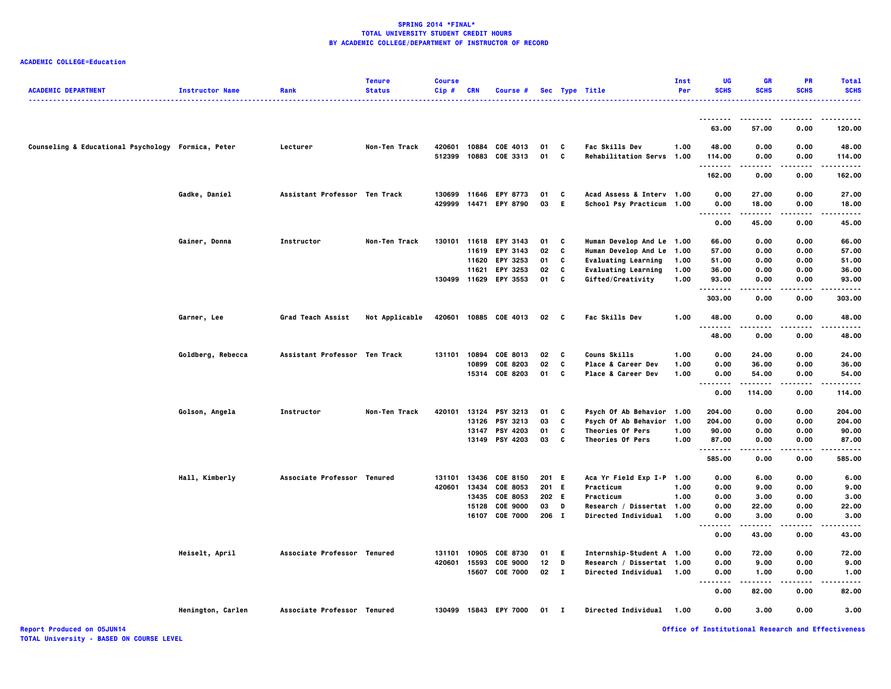**SPRING 2014 *FINAL***
**TOTAL UNIVERSITY STUDENT CREDIT HOURS**
**BY ACADEMIC COLLEGE/DEPARTMENT OF INSTRUCTOR OF RECORD**

**ACADEMIC COLLEGE=Education**

| ACADEMIC DEPARTMENT | Instructor Name | Rank | Tenure Status | Course Cip # | CRN | Course # | Sec | Type | Title | Inst Per | UG SCHS | GR SCHS | PR SCHS | Total SCHS |
|---|---|---|---|---|---|---|---|---|---|---|---|---|---|---|
| | | | | | | | | | | | 63.00 | 57.00 | 0.00 | 120.00 |
| Counseling & Educational Psychology | Formica, Peter | Lecturer | Non-Ten Track | 420601 | 10884 | COE 4013 | 01 | C | Fac Skills Dev | 1.00 | 48.00 | 0.00 | 0.00 | 48.00 |
| | | | | 512399 | 10883 | COE 3313 | 01 | C | Rehabilitation Servs | 1.00 | 114.00 | 0.00 | 0.00 | 114.00 |
| | | | | | | | | | | | 162.00 | 0.00 | 0.00 | 162.00 |
| | Gadke, Daniel | Assistant Professor | Ten Track | 130699 | 11646 | EPY 8773 | 01 | C | Acad Assess & Interv | 1.00 | 0.00 | 27.00 | 0.00 | 27.00 |
| | | | | 429999 | 14471 | EPY 8790 | 03 | E | School Psy Practicum | 1.00 | 0.00 | 18.00 | 0.00 | 18.00 |
| | | | | | | | | | | | 0.00 | 45.00 | 0.00 | 45.00 |
| | Gainer, Donna | Instructor | Non-Ten Track | 130101 | 11618 | EPY 3143 | 01 | C | Human Develop And Le | 1.00 | 66.00 | 0.00 | 0.00 | 66.00 |
| | | | | | 11619 | EPY 3143 | 02 | C | Human Develop And Le | 1.00 | 57.00 | 0.00 | 0.00 | 57.00 |
| | | | | | 11620 | EPY 3253 | 01 | C | Evaluating Learning | 1.00 | 51.00 | 0.00 | 0.00 | 51.00 |
| | | | | | 11621 | EPY 3253 | 02 | C | Evaluating Learning | 1.00 | 36.00 | 0.00 | 0.00 | 36.00 |
| | | | | 130499 | 11629 | EPY 3553 | 01 | C | Gifted/Creativity | 1.00 | 93.00 | 0.00 | 0.00 | 93.00 |
| | | | | | | | | | | | 303.00 | 0.00 | 0.00 | 303.00 |
| | Garner, Lee | Grad Teach Assist | Not Applicable | 420601 | 10885 | COE 4013 | 02 | C | Fac Skills Dev | 1.00 | 48.00 | 0.00 | 0.00 | 48.00 |
| | | | | | | | | | | | 48.00 | 0.00 | 0.00 | 48.00 |
| | Goldberg, Rebecca | Assistant Professor | Ten Track | 131101 | 10894 | COE 8013 | 02 | C | Couns Skills | 1.00 | 0.00 | 24.00 | 0.00 | 24.00 |
| | | | | | 10899 | COE 8203 | 02 | C | Place & Career Dev | 1.00 | 0.00 | 36.00 | 0.00 | 36.00 |
| | | | | | 15314 | COE 8203 | 01 | C | Place & Career Dev | 1.00 | 0.00 | 54.00 | 0.00 | 54.00 |
| | | | | | | | | | | | 0.00 | 114.00 | 0.00 | 114.00 |
| | Golson, Angela | Instructor | Non-Ten Track | 420101 | 13124 | PSY 3213 | 01 | C | Psych Of Ab Behavior | 1.00 | 204.00 | 0.00 | 0.00 | 204.00 |
| | | | | | 13126 | PSY 3213 | 03 | C | Psych Of Ab Behavior | 1.00 | 204.00 | 0.00 | 0.00 | 204.00 |
| | | | | | 13147 | PSY 4203 | 01 | C | Theories Of Pers | 1.00 | 90.00 | 0.00 | 0.00 | 90.00 |
| | | | | | 13149 | PSY 4203 | 03 | C | Theories Of Pers | 1.00 | 87.00 | 0.00 | 0.00 | 87.00 |
| | | | | | | | | | | | 585.00 | 0.00 | 0.00 | 585.00 |
| | Hall, Kimberly | Associate Professor | Tenured | 131101 | 13436 | COE 8150 | 201 | E | Aca Yr Field Exp I-P | 1.00 | 0.00 | 6.00 | 0.00 | 6.00 |
| | | | | 420601 | 13434 | COE 8053 | 201 | E | Practicum | 1.00 | 0.00 | 9.00 | 0.00 | 9.00 |
| | | | | | 13435 | COE 8053 | 202 | E | Practicum | 1.00 | 0.00 | 3.00 | 0.00 | 3.00 |
| | | | | | 15128 | COE 9000 | 03 | D | Research / Dissertat | 1.00 | 0.00 | 22.00 | 0.00 | 22.00 |
| | | | | | 16107 | COE 7000 | 206 | I | Directed Individual | 1.00 | 0.00 | 3.00 | 0.00 | 3.00 |
| | | | | | | | | | | | 0.00 | 43.00 | 0.00 | 43.00 |
| | Heiselt, April | Associate Professor | Tenured | 131101 | 10905 | COE 8730 | 01 | E | Internship-Student A | 1.00 | 0.00 | 72.00 | 0.00 | 72.00 |
| | | | | 420601 | 15593 | COE 9000 | 12 | D | Research / Dissertat | 1.00 | 0.00 | 9.00 | 0.00 | 9.00 |
| | | | | | 15607 | COE 7000 | 02 | I | Directed Individual | 1.00 | 0.00 | 1.00 | 0.00 | 1.00 |
| | | | | | | | | | | | 0.00 | 82.00 | 0.00 | 82.00 |
| | Henington, Carlen | Associate Professor | Tenured | 130499 | 15843 | EPY 7000 | 01 | I | Directed Individual | 1.00 | 0.00 | 3.00 | 0.00 | 3.00 |

Report Produced on 05JUN14
TOTAL University - BASED ON COURSE LEVEL

Office of Institutional Research and Effectiveness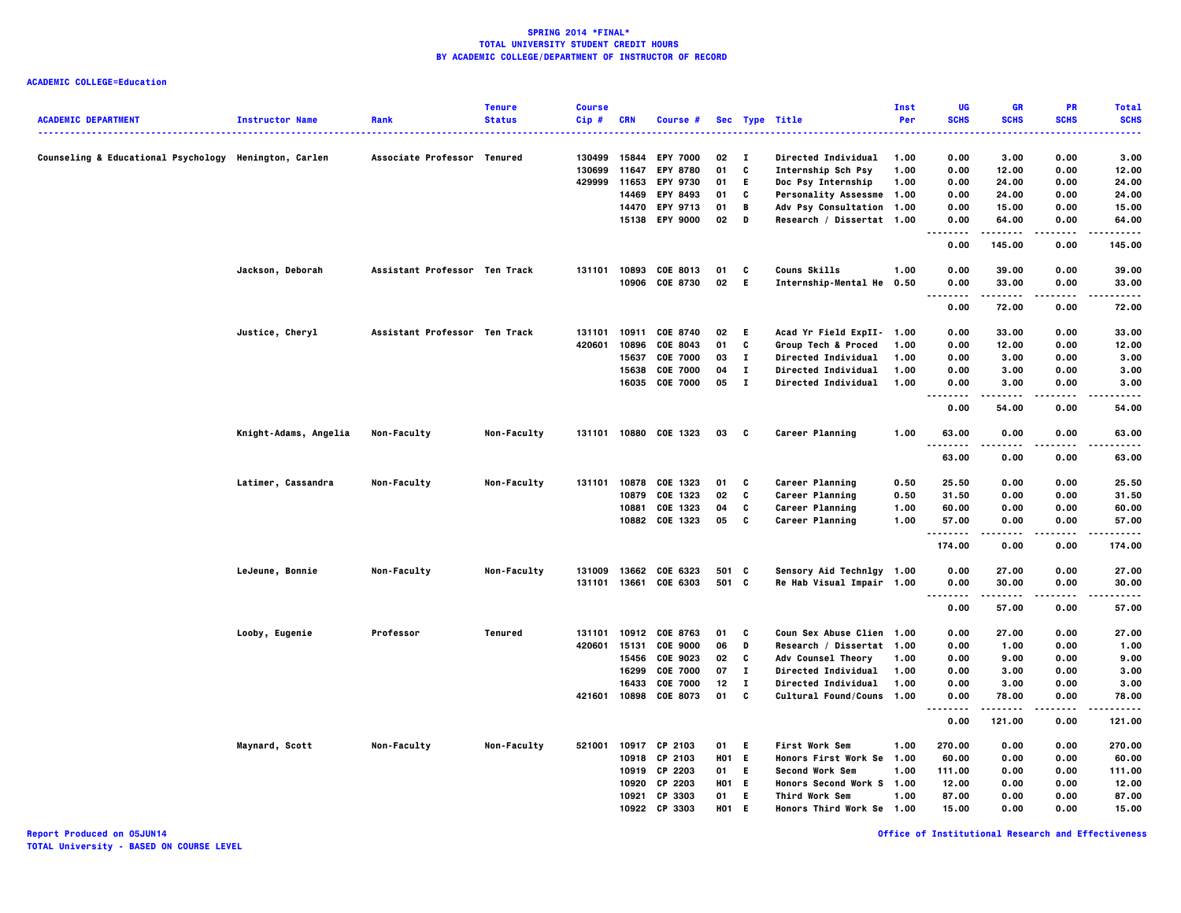**SPRING 2014 *FINAL***
**TOTAL UNIVERSITY STUDENT CREDIT HOURS**
**BY ACADEMIC COLLEGE/DEPARTMENT OF INSTRUCTOR OF RECORD**

**ACADEMIC COLLEGE=Education**

| ACADEMIC DEPARTMENT | Instructor Name | Rank | Tenure Status | Course Cip # | CRN | Course # | Sec | Type | Title | Inst Per | UG SCHS | GR SCHS | PR SCHS | Total SCHS |
|---|---|---|---|---|---|---|---|---|---|---|---|---|---|---|
| Counseling & Educational Psychology | Henington, Carlen | Associate Professor | Tenured | 130499 | 15844 | EPY 7000 | 02 | I | Directed Individual | 1.00 | 0.00 | 3.00 | 0.00 | 3.00 |
| | | | | 130699 | 11647 | EPY 8780 | 01 | C | Internship Sch Psy | 1.00 | 0.00 | 12.00 | 0.00 | 12.00 |
| | | | | 429999 | 11653 | EPY 9730 | 01 | E | Doc Psy Internship | 1.00 | 0.00 | 24.00 | 0.00 | 24.00 |
| | | | | | 14469 | EPY 8493 | 01 | C | Personality Assessme | 1.00 | 0.00 | 24.00 | 0.00 | 24.00 |
| | | | | | 14470 | EPY 9713 | 01 | B | Adv Psy Consultation | 1.00 | 0.00 | 15.00 | 0.00 | 15.00 |
| | | | | | 15138 | EPY 9000 | 02 | D | Research / Dissertat | 1.00 | 0.00 | 64.00 | 0.00 | 64.00 |
| | | | | | | | | | | | 0.00 | 145.00 | 0.00 | 145.00 |
| | Jackson, Deborah | Assistant Professor | Ten Track | 131101 | 10893 | COE 8013 | 01 | C | Couns Skills | 1.00 | 0.00 | 39.00 | 0.00 | 39.00 |
| | | | | | 10906 | COE 8730 | 02 | E | Internship-Mental He | 0.50 | 0.00 | 33.00 | 0.00 | 33.00 |
| | | | | | | | | | | | 0.00 | 72.00 | 0.00 | 72.00 |
| | Justice, Cheryl | Assistant Professor | Ten Track | 131101 | 10911 | COE 8740 | 02 | E | Acad Yr Field ExpII- | 1.00 | 0.00 | 33.00 | 0.00 | 33.00 |
| | | | | 420601 | 10896 | COE 8043 | 01 | C | Group Tech & Proced | 1.00 | 0.00 | 12.00 | 0.00 | 12.00 |
| | | | | | 15637 | COE 7000 | 03 | I | Directed Individual | 1.00 | 0.00 | 3.00 | 0.00 | 3.00 |
| | | | | | 15638 | COE 7000 | 04 | I | Directed Individual | 1.00 | 0.00 | 3.00 | 0.00 | 3.00 |
| | | | | | 16035 | COE 7000 | 05 | I | Directed Individual | 1.00 | 0.00 | 3.00 | 0.00 | 3.00 |
| | | | | | | | | | | | 0.00 | 54.00 | 0.00 | 54.00 |
| | Knight-Adams, Angelia | Non-Faculty | Non-Faculty | 131101 | 10880 | COE 1323 | 03 | C | Career Planning | 1.00 | 63.00 | 0.00 | 0.00 | 63.00 |
| | | | | | | | | | | | 63.00 | 0.00 | 0.00 | 63.00 |
| | Latimer, Cassandra | Non-Faculty | Non-Faculty | 131101 | 10878 | COE 1323 | 01 | C | Career Planning | 0.50 | 25.50 | 0.00 | 0.00 | 25.50 |
| | | | | | 10879 | COE 1323 | 02 | C | Career Planning | 0.50 | 31.50 | 0.00 | 0.00 | 31.50 |
| | | | | | 10881 | COE 1323 | 04 | C | Career Planning | 1.00 | 60.00 | 0.00 | 0.00 | 60.00 |
| | | | | | 10882 | COE 1323 | 05 | C | Career Planning | 1.00 | 57.00 | 0.00 | 0.00 | 57.00 |
| | | | | | | | | | | | 174.00 | 0.00 | 0.00 | 174.00 |
| | LeJeune, Bonnie | Non-Faculty | Non-Faculty | 131009 | 13662 | COE 6323 | 501 | C | Sensory Aid Technlgy | 1.00 | 0.00 | 27.00 | 0.00 | 27.00 |
| | | | | 131101 | 13661 | COE 6303 | 501 | C | Re Hab Visual Impair | 1.00 | 0.00 | 30.00 | 0.00 | 30.00 |
| | | | | | | | | | | | 0.00 | 57.00 | 0.00 | 57.00 |
| | Looby, Eugenie | Professor | Tenured | 131101 | 10912 | COE 8763 | 01 | C | Coun Sex Abuse Clien | 1.00 | 0.00 | 27.00 | 0.00 | 27.00 |
| | | | | 420601 | 15131 | COE 9000 | 06 | D | Research / Dissertat | 1.00 | 0.00 | 1.00 | 0.00 | 1.00 |
| | | | | | 15456 | COE 9023 | 02 | C | Adv Counsel Theory | 1.00 | 0.00 | 9.00 | 0.00 | 9.00 |
| | | | | | 16299 | COE 7000 | 07 | I | Directed Individual | 1.00 | 0.00 | 3.00 | 0.00 | 3.00 |
| | | | | | 16433 | COE 7000 | 12 | I | Directed Individual | 1.00 | 0.00 | 3.00 | 0.00 | 3.00 |
| | | | | 421601 | 10898 | COE 8073 | 01 | C | Cultural Found/Couns | 1.00 | 0.00 | 78.00 | 0.00 | 78.00 |
| | | | | | | | | | | | 0.00 | 121.00 | 0.00 | 121.00 |
| | Maynard, Scott | Non-Faculty | Non-Faculty | 521001 | 10917 | CP 2103 | 01 | E | First Work Sem | 1.00 | 270.00 | 0.00 | 0.00 | 270.00 |
| | | | | | 10918 | CP 2103 | H01 | E | Honors First Work Se | 1.00 | 60.00 | 0.00 | 0.00 | 60.00 |
| | | | | | 10919 | CP 2203 | 01 | E | Second Work Sem | 1.00 | 111.00 | 0.00 | 0.00 | 111.00 |
| | | | | | 10920 | CP 2203 | H01 | E | Honors Second Work S | 1.00 | 12.00 | 0.00 | 0.00 | 12.00 |
| | | | | | 10921 | CP 3303 | 01 | E | Third Work Sem | 1.00 | 87.00 | 0.00 | 0.00 | 87.00 |
| | | | | | 10922 | CP 3303 | H01 | E | Honors Third Work Se | 1.00 | 15.00 | 0.00 | 0.00 | 15.00 |

Report Produced on 05JUN14
TOTAL University - BASED ON COURSE LEVEL

Office of Institutional Research and Effectiveness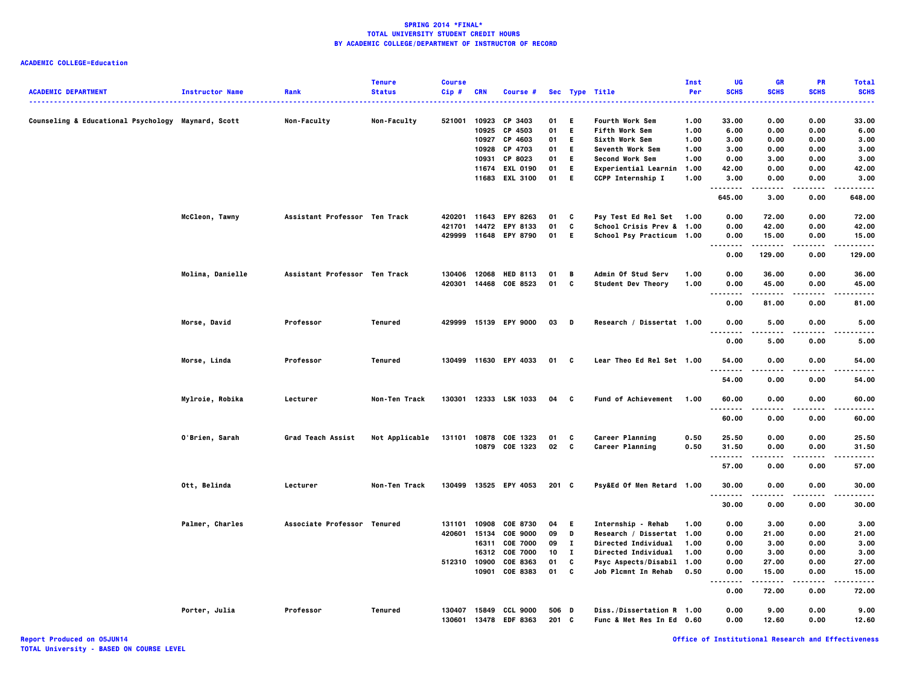# SPRING 2014 *FINAL*
## TOTAL UNIVERSITY STUDENT CREDIT HOURS
## BY ACADEMIC COLLEGE/DEPARTMENT OF INSTRUCTOR OF RECORD

**ACADEMIC COLLEGE=Education**

| ACADEMIC DEPARTMENT | Instructor Name | Rank | Tenure Status | Course Cip # | CRN | Course # | Sec | Type | Title | Inst Per | UG SCHS | GR SCHS | PR SCHS | Total SCHS |
|---|---|---|---|---|---|---|---|---|---|---|---|---|---|---|
| Counseling & Educational Psychology | Maynard, Scott | Non-Faculty | Non-Faculty | 521001 | 10923 | CP 3403 | 01 | E | Fourth Work Sem | 1.00 | 33.00 | 0.00 | 0.00 | 33.00 |
| | | | | | 10925 | CP 4503 | 01 | E | Fifth Work Sem | 1.00 | 6.00 | 0.00 | 0.00 | 6.00 |
| | | | | | 10927 | CP 4603 | 01 | E | Sixth Work Sem | 1.00 | 3.00 | 0.00 | 0.00 | 3.00 |
| | | | | | 10928 | CP 4703 | 01 | E | Seventh Work Sem | 1.00 | 3.00 | 0.00 | 0.00 | 3.00 |
| | | | | | 10931 | CP 8023 | 01 | E | Second Work Sem | 1.00 | 0.00 | 3.00 | 0.00 | 3.00 |
| | | | | | 11674 | EXL 0190 | 01 | E | Experiential Learnin | 1.00 | 42.00 | 0.00 | 0.00 | 42.00 |
| | | | | | 11683 | EXL 3100 | 01 | E | CCPP Internship I | 1.00 | 3.00 | 0.00 | 0.00 | 3.00 |
| | | | | | | | | | | | 645.00 | 3.00 | 0.00 | 648.00 |
| | McCleon, Tawny | Assistant Professor | Ten Track | 420201 | 11643 | EPY 8263 | 01 | C | Psy Test Ed Rel Set | 1.00 | 0.00 | 72.00 | 0.00 | 72.00 |
| | | | | 421701 | 14472 | EPY 8133 | 01 | C | School Crisis Prev & | 1.00 | 0.00 | 42.00 | 0.00 | 42.00 |
| | | | | 429999 | 11648 | EPY 8790 | 01 | E | School Psy Practicum | 1.00 | 0.00 | 15.00 | 0.00 | 15.00 |
| | | | | | | | | | | | 0.00 | 129.00 | 0.00 | 129.00 |
| | Molina, Danielle | Assistant Professor | Ten Track | 130406 | 12068 | HED 8113 | 01 | B | Admin Of Stud Serv | 1.00 | 0.00 | 36.00 | 0.00 | 36.00 |
| | | | | 420301 | 14468 | COE 8523 | 01 | C | Student Dev Theory | 1.00 | 0.00 | 45.00 | 0.00 | 45.00 |
| | | | | | | | | | | | 0.00 | 81.00 | 0.00 | 81.00 |
| | Morse, David | Professor | Tenured | 429999 | 15139 | EPY 9000 | 03 | D | Research / Dissertat | 1.00 | 0.00 | 5.00 | 0.00 | 5.00 |
| | | | | | | | | | | | 0.00 | 5.00 | 0.00 | 5.00 |
| | Morse, Linda | Professor | Tenured | 130499 | 11630 | EPY 4033 | 01 | C | Lear Theo Ed Rel Set | 1.00 | 54.00 | 0.00 | 0.00 | 54.00 |
| | | | | | | | | | | | 54.00 | 0.00 | 0.00 | 54.00 |
| | Mylroie, Robika | Lecturer | Non-Ten Track | 130301 | 12333 | LSK 1033 | 04 | C | Fund of Achievement | 1.00 | 60.00 | 0.00 | 0.00 | 60.00 |
| | | | | | | | | | | | 60.00 | 0.00 | 0.00 | 60.00 |
| | O'Brien, Sarah | Grad Teach Assist | Not Applicable | 131101 | 10878 | COE 1323 | 01 | C | Career Planning | 0.50 | 25.50 | 0.00 | 0.00 | 25.50 |
| | | | | | 10879 | COE 1323 | 02 | C | Career Planning | 0.50 | 31.50 | 0.00 | 0.00 | 31.50 |
| | | | | | | | | | | | 57.00 | 0.00 | 0.00 | 57.00 |
| | Ott, Belinda | Lecturer | Non-Ten Track | 130499 | 13525 | EPY 4053 | 201 | C | Psy&Ed Of Men Retard | 1.00 | 30.00 | 0.00 | 0.00 | 30.00 |
| | | | | | | | | | | | 30.00 | 0.00 | 0.00 | 30.00 |
| | Palmer, Charles | Associate Professor | Tenured | 131101 | 10908 | COE 8730 | 04 | E | Internship - Rehab | 1.00 | 0.00 | 3.00 | 0.00 | 3.00 |
| | | | | 420601 | 15134 | COE 9000 | 09 | D | Research / Dissertat | 1.00 | 0.00 | 21.00 | 0.00 | 21.00 |
| | | | | | 16311 | COE 7000 | 09 | I | Directed Individual | 1.00 | 0.00 | 3.00 | 0.00 | 3.00 |
| | | | | | 16312 | COE 7000 | 10 | I | Directed Individual | 1.00 | 0.00 | 3.00 | 0.00 | 3.00 |
| | | | | 512310 | 10900 | COE 8363 | 01 | C | Psyc Aspects/Disabil | 1.00 | 0.00 | 27.00 | 0.00 | 27.00 |
| | | | | | 10901 | COE 8383 | 01 | C | Job Plcmnt In Rehab | 0.50 | 0.00 | 15.00 | 0.00 | 15.00 |
| | | | | | | | | | | | 0.00 | 72.00 | 0.00 | 72.00 |
| | Porter, Julia | Professor | Tenured | 130407 | 15849 | CCL 9000 | 506 | D | Diss./Dissertation R | 1.00 | 0.00 | 9.00 | 0.00 | 9.00 |
| | | | | 130601 | 13478 | EDF 8363 | 201 | C | Func & Met Res In Ed | 0.60 | 0.00 | 12.60 | 0.00 | 12.60 |

Report Produced on 05JUN14
TOTAL University - BASED ON COURSE LEVEL

Office of Institutional Research and Effectiveness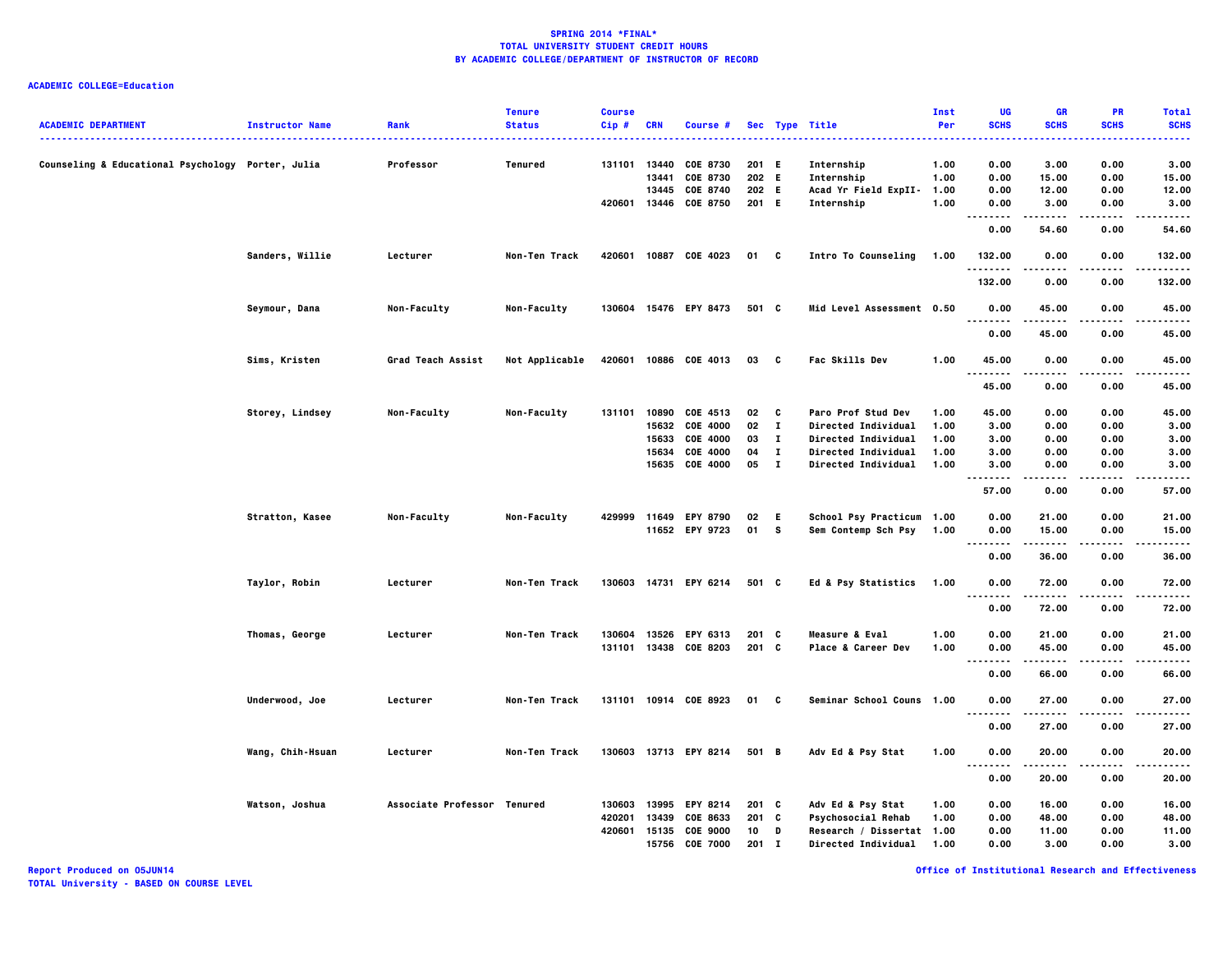# SPRING 2014 *FINAL*
## TOTAL UNIVERSITY STUDENT CREDIT HOURS
## BY ACADEMIC COLLEGE/DEPARTMENT OF INSTRUCTOR OF RECORD

**ACADEMIC COLLEGE=Education**

| ACADEMIC DEPARTMENT | Instructor Name | Rank | Tenure Status | Course Cip # | CRN | Course # | Sec | Type | Title | Inst Per | UG SCHS | GR SCHS | PR SCHS | Total SCHS |
|---|---|---|---|---|---|---|---|---|---|---|---|---|---|---|
| Counseling & Educational Psychology | Porter, Julia | Professor | Tenured | 131101 | 13440 | COE 8730 | 201 | E | Internship | 1.00 | 0.00 | 3.00 | 0.00 | 3.00 |
| | | | | | 13441 | COE 8730 | 202 | E | Internship | 1.00 | 0.00 | 15.00 | 0.00 | 15.00 |
| | | | | | 13445 | COE 8740 | 202 | E | Acad Yr Field ExpII- | 1.00 | 0.00 | 12.00 | 0.00 | 12.00 |
| | | | | 420601 | 13446 | COE 8750 | 201 | E | Internship | 1.00 | 0.00 | 3.00 | 0.00 | 3.00 |
| | | | | | | | | | | | 0.00 | 54.60 | 0.00 | 54.60 |
| | Sanders, Willie | Lecturer | Non-Ten Track | 420601 | 10887 | COE 4023 | 01 | C | Intro To Counseling | 1.00 | 132.00 | 0.00 | 0.00 | 132.00 |
| | | | | | | | | | | | 132.00 | 0.00 | 0.00 | 132.00 |
| | Seymour, Dana | Non-Faculty | Non-Faculty | 130604 | 15476 | EPY 8473 | 501 | C | Mid Level Assessment | 0.50 | 0.00 | 45.00 | 0.00 | 45.00 |
| | | | | | | | | | | | 0.00 | 45.00 | 0.00 | 45.00 |
| | Sims, Kristen | Grad Teach Assist | Not Applicable | 420601 | 10886 | COE 4013 | 03 | C | Fac Skills Dev | 1.00 | 45.00 | 0.00 | 0.00 | 45.00 |
| | | | | | | | | | | | 45.00 | 0.00 | 0.00 | 45.00 |
| | Storey, Lindsey | Non-Faculty | Non-Faculty | 131101 | 10890 | COE 4513 | 02 | C | Paro Prof Stud Dev | 1.00 | 45.00 | 0.00 | 0.00 | 45.00 |
| | | | | | 15632 | COE 4000 | 02 | I | Directed Individual | 1.00 | 3.00 | 0.00 | 0.00 | 3.00 |
| | | | | | 15633 | COE 4000 | 03 | I | Directed Individual | 1.00 | 3.00 | 0.00 | 0.00 | 3.00 |
| | | | | | 15634 | COE 4000 | 04 | I | Directed Individual | 1.00 | 3.00 | 0.00 | 0.00 | 3.00 |
| | | | | | 15635 | COE 4000 | 05 | I | Directed Individual | 1.00 | 3.00 | 0.00 | 0.00 | 3.00 |
| | | | | | | | | | | | 57.00 | 0.00 | 0.00 | 57.00 |
| | Stratton, Kasee | Non-Faculty | Non-Faculty | 429999 | 11649 | EPY 8790 | 02 | E | School Psy Practicum | 1.00 | 0.00 | 21.00 | 0.00 | 21.00 |
| | | | | | 11652 | EPY 9723 | 01 | S | Sem Contemp Sch Psy | 1.00 | 0.00 | 15.00 | 0.00 | 15.00 |
| | | | | | | | | | | | 0.00 | 36.00 | 0.00 | 36.00 |
| | Taylor, Robin | Lecturer | Non-Ten Track | 130603 | 14731 | EPY 6214 | 501 | C | Ed & Psy Statistics | 1.00 | 0.00 | 72.00 | 0.00 | 72.00 |
| | | | | | | | | | | | 0.00 | 72.00 | 0.00 | 72.00 |
| | Thomas, George | Lecturer | Non-Ten Track | 130604 | 13526 | EPY 6313 | 201 | C | Measure & Eval | 1.00 | 0.00 | 21.00 | 0.00 | 21.00 |
| | | | | 131101 | 13438 | COE 8203 | 201 | C | Place & Career Dev | 1.00 | 0.00 | 45.00 | 0.00 | 45.00 |
| | | | | | | | | | | | 0.00 | 66.00 | 0.00 | 66.00 |
| | Underwood, Joe | Lecturer | Non-Ten Track | 131101 | 10914 | COE 8923 | 01 | C | Seminar School Couns | 1.00 | 0.00 | 27.00 | 0.00 | 27.00 |
| | | | | | | | | | | | 0.00 | 27.00 | 0.00 | 27.00 |
| | Wang, Chih-Hsuan | Lecturer | Non-Ten Track | 130603 | 13713 | EPY 8214 | 501 | B | Adv Ed & Psy Stat | 1.00 | 0.00 | 20.00 | 0.00 | 20.00 |
| | | | | | | | | | | | 0.00 | 20.00 | 0.00 | 20.00 |
| | Watson, Joshua | Associate Professor | Tenured | 130603 | 13995 | EPY 8214 | 201 | C | Adv Ed & Psy Stat | 1.00 | 0.00 | 16.00 | 0.00 | 16.00 |
| | | | | 420201 | 13439 | COE 8633 | 201 | C | Psychosocial Rehab | 1.00 | 0.00 | 48.00 | 0.00 | 48.00 |
| | | | | 420601 | 15135 | COE 9000 | 10 | D | Research / Dissertat | 1.00 | 0.00 | 11.00 | 0.00 | 11.00 |
| | | | | | 15756 | COE 7000 | 201 | I | Directed Individual | 1.00 | 0.00 | 3.00 | 0.00 | 3.00 |

Report Produced on 05JUN14
TOTAL University - BASED ON COURSE LEVEL

Office of Institutional Research and Effectiveness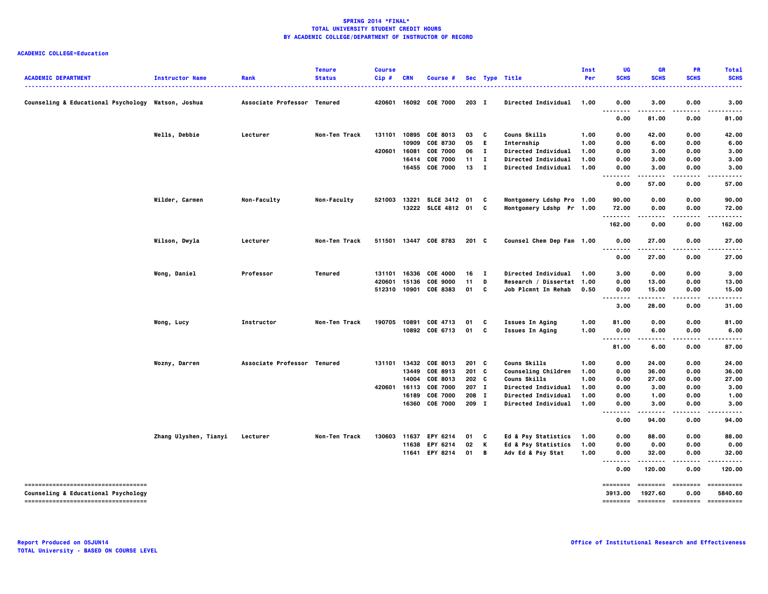**SPRING 2014 *FINAL***
**TOTAL UNIVERSITY STUDENT CREDIT HOURS**
**BY ACADEMIC COLLEGE/DEPARTMENT OF INSTRUCTOR OF RECORD**

**ACADEMIC COLLEGE=Education**

| ACADEMIC DEPARTMENT | Instructor Name | Rank | Tenure Status | Course Cip # | CRN | Course # | Sec | Type | Title | Inst Per | UG SCHS | GR SCHS | PR SCHS | Total SCHS |
|---|---|---|---|---|---|---|---|---|---|---|---|---|---|---|
| Counseling & Educational Psychology | Watson, Joshua | Associate Professor | Tenured | 420601 | 16092 | COE 7000 | 203 | I | Directed Individual | 1.00 | 0.00 | 3.00 | 0.00 | 3.00 |
| | | | | | | | | | | | 0.00 | 81.00 | 0.00 | 81.00 |
| | Wells, Debbie | Lecturer | Non-Ten Track | 131101 | 10895 | COE 8013 | 03 | C | Couns Skills | 1.00 | 0.00 | 42.00 | 0.00 | 42.00 |
| | | | | | 10909 | COE 8730 | 05 | E | Internship | 1.00 | 0.00 | 6.00 | 0.00 | 6.00 |
| | | | | 420601 | 16081 | COE 7000 | 06 | I | Directed Individual | 1.00 | 0.00 | 3.00 | 0.00 | 3.00 |
| | | | | | 16414 | COE 7000 | 11 | I | Directed Individual | 1.00 | 0.00 | 3.00 | 0.00 | 3.00 |
| | | | | | 16455 | COE 7000 | 13 | I | Directed Individual | 1.00 | 0.00 | 3.00 | 0.00 | 3.00 |
| | | | | | | | | | | | 0.00 | 57.00 | 0.00 | 57.00 |
| | Wilder, Carmen | Non-Faculty | Non-Faculty | 521003 | 13221 | SLCE 3412 | 01 | C | Montgomery Ldshp Pro | 1.00 | 90.00 | 0.00 | 0.00 | 90.00 |
| | | | | | 13222 | SLCE 4812 | 01 | C | Montgomery Ldshp Pr | 1.00 | 72.00 | 0.00 | 0.00 | 72.00 |
| | | | | | | | | | | | 162.00 | 0.00 | 0.00 | 162.00 |
| | Wilson, Dwyla | Lecturer | Non-Ten Track | 511501 | 13447 | COE 8783 | 201 | C | Counsel Chem Dep Fam | 1.00 | 0.00 | 27.00 | 0.00 | 27.00 |
| | | | | | | | | | | | 0.00 | 27.00 | 0.00 | 27.00 |
| | Wong, Daniel | Professor | Tenured | 131101 | 16336 | COE 4000 | 16 | I | Directed Individual | 1.00 | 3.00 | 0.00 | 0.00 | 3.00 |
| | | | | 420601 | 15136 | COE 9000 | 11 | D | Research / Dissertat | 1.00 | 0.00 | 13.00 | 0.00 | 13.00 |
| | | | | 512310 | 10901 | COE 8383 | 01 | C | Job Plcmnt In Rehab | 0.50 | 0.00 | 15.00 | 0.00 | 15.00 |
| | | | | | | | | | | | 3.00 | 28.00 | 0.00 | 31.00 |
| | Wong, Lucy | Instructor | Non-Ten Track | 190705 | 10891 | COE 4713 | 01 | C | Issues In Aging | 1.00 | 81.00 | 0.00 | 0.00 | 81.00 |
| | | | | | 10892 | COE 6713 | 01 | C | Issues In Aging | 1.00 | 0.00 | 6.00 | 0.00 | 6.00 |
| | | | | | | | | | | | 81.00 | 6.00 | 0.00 | 87.00 |
| | Wozny, Darren | Associate Professor | Tenured | 131101 | 13432 | COE 8013 | 201 | C | Couns Skills | 1.00 | 0.00 | 24.00 | 0.00 | 24.00 |
| | | | | | 13449 | COE 8913 | 201 | C | Counseling Children | 1.00 | 0.00 | 36.00 | 0.00 | 36.00 |
| | | | | | 14004 | COE 8013 | 202 | C | Couns Skills | 1.00 | 0.00 | 27.00 | 0.00 | 27.00 |
| | | | | 420601 | 16113 | COE 7000 | 207 | I | Directed Individual | 1.00 | 0.00 | 3.00 | 0.00 | 3.00 |
| | | | | | 16189 | COE 7000 | 208 | I | Directed Individual | 1.00 | 0.00 | 1.00 | 0.00 | 1.00 |
| | | | | | 16360 | COE 7000 | 209 | I | Directed Individual | 1.00 | 0.00 | 3.00 | 0.00 | 3.00 |
| | | | | | | | | | | | 0.00 | 94.00 | 0.00 | 94.00 |
| | Zhang Ulyshen, Tianyi | Lecturer | Non-Ten Track | 130603 | 11637 | EPY 6214 | 01 | C | Ed & Psy Statistics | 1.00 | 0.00 | 88.00 | 0.00 | 88.00 |
| | | | | | 11638 | EPY 6214 | 02 | K | Ed & Psy Statistics | 1.00 | 0.00 | 0.00 | 0.00 | 0.00 |
| | | | | | 11641 | EPY 8214 | 01 | B | Adv Ed & Psy Stat | 1.00 | 0.00 | 32.00 | 0.00 | 32.00 |
| | | | | | | | | | | | 0.00 | 120.00 | 0.00 | 120.00 |
| Counseling & Educational Psychology | | | | | | | | | | | 3913.00 | 1927.60 | 0.00 | 5840.60 |

Report Produced on 05JUN14
TOTAL University - BASED ON COURSE LEVEL

Office of Institutional Research and Effectiveness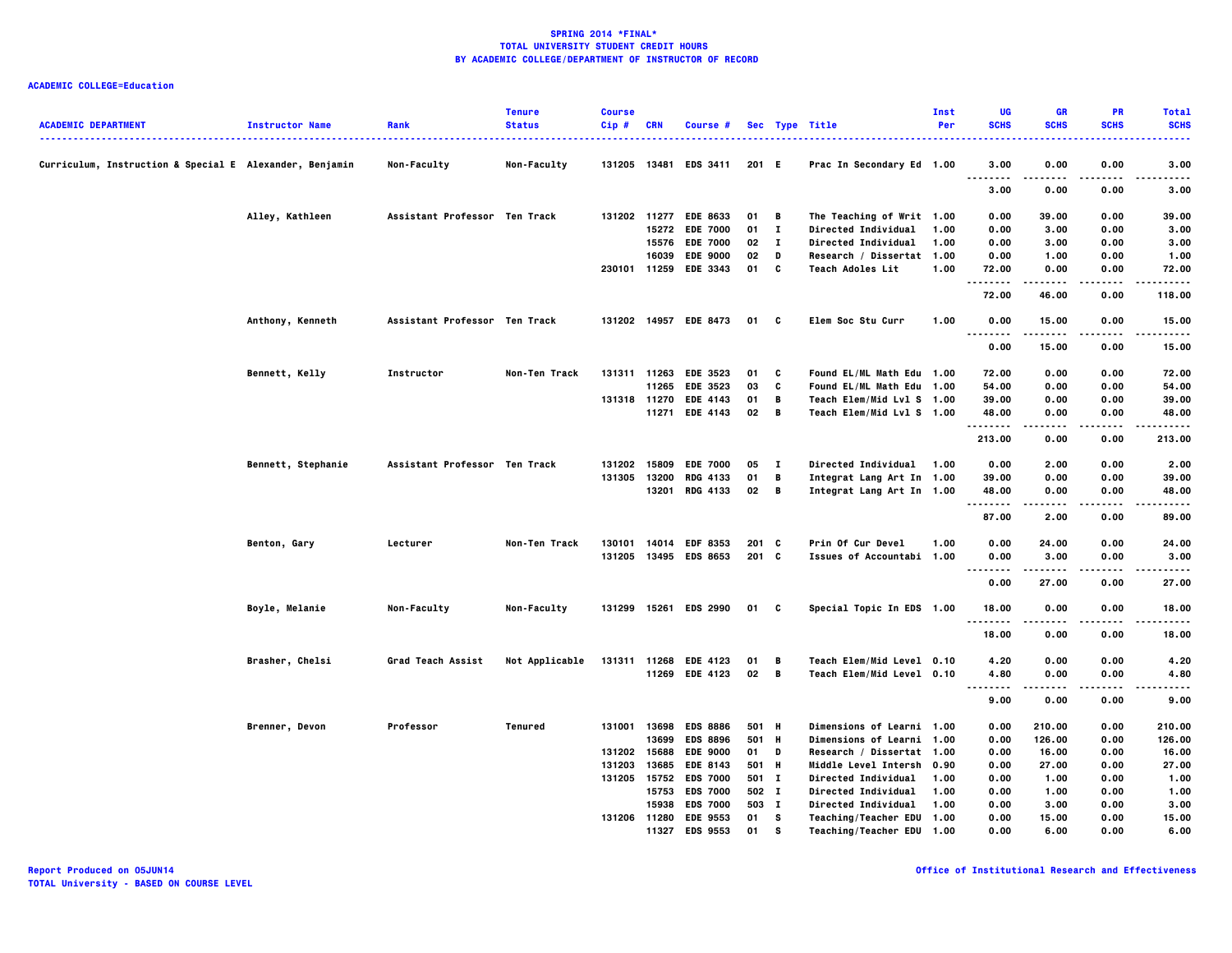**SPRING 2014 *FINAL***
**TOTAL UNIVERSITY STUDENT CREDIT HOURS**
**BY ACADEMIC COLLEGE/DEPARTMENT OF INSTRUCTOR OF RECORD**

**ACADEMIC COLLEGE=Education**

| ACADEMIC DEPARTMENT | Instructor Name | Rank | Tenure Status | Course Cip # | CRN | Course # | Sec | Type | Title | Inst Per | UG SCHS | GR SCHS | PR SCHS | Total SCHS |
|---|---|---|---|---|---|---|---|---|---|---|---|---|---|---|
| Curriculum, Instruction & Special E | Alexander, Benjamin | Non-Faculty | Non-Faculty | 131205 | 13481 | EDS 3411 | 201 | E | Prac In Secondary Ed | 1.00 | 3.00 | 0.00 | 0.00 | 3.00 |
| | | | | | | | | | | | 3.00 | 0.00 | 0.00 | 3.00 |
| | Alley, Kathleen | Assistant Professor | Ten Track | 131202 | 11277 | EDE 8633 | 01 | B | The Teaching of Writ | 1.00 | 0.00 | 39.00 | 0.00 | 39.00 |
| | | | | | 15272 | EDE 7000 | 01 | I | Directed Individual | 1.00 | 0.00 | 3.00 | 0.00 | 3.00 |
| | | | | | 15576 | EDE 7000 | 02 | I | Directed Individual | 1.00 | 0.00 | 3.00 | 0.00 | 3.00 |
| | | | | | 16039 | EDE 9000 | 02 | D | Research / Dissertat | 1.00 | 0.00 | 1.00 | 0.00 | 1.00 |
| | | | | 230101 | 11259 | EDE 3343 | 01 | C | Teach Adoles Lit | 1.00 | 72.00 | 0.00 | 0.00 | 72.00 |
| | | | | | | | | | | | 72.00 | 46.00 | 0.00 | 118.00 |
| | Anthony, Kenneth | Assistant Professor | Ten Track | 131202 | 14957 | EDE 8473 | 01 | C | Elem Soc Stu Curr | 1.00 | 0.00 | 15.00 | 0.00 | 15.00 |
| | | | | | | | | | | | 0.00 | 15.00 | 0.00 | 15.00 |
| | Bennett, Kelly | Instructor | Non-Ten Track | 131311 | 11263 | EDE 3523 | 01 | C | Found EL/ML Math Edu | 1.00 | 72.00 | 0.00 | 0.00 | 72.00 |
| | | | | | 11265 | EDE 3523 | 03 | C | Found EL/ML Math Edu | 1.00 | 54.00 | 0.00 | 0.00 | 54.00 |
| | | | | 131318 | 11270 | EDE 4143 | 01 | B | Teach Elem/Mid Lvl S | 1.00 | 39.00 | 0.00 | 0.00 | 39.00 |
| | | | | | 11271 | EDE 4143 | 02 | B | Teach Elem/Mid Lvl S | 1.00 | 48.00 | 0.00 | 0.00 | 48.00 |
| | | | | | | | | | | | 213.00 | 0.00 | 0.00 | 213.00 |
| | Bennett, Stephanie | Assistant Professor | Ten Track | 131202 | 15809 | EDE 7000 | 05 | I | Directed Individual | 1.00 | 0.00 | 2.00 | 0.00 | 2.00 |
| | | | | 131305 | 13200 | RDG 4133 | 01 | B | Integrat Lang Art In | 1.00 | 39.00 | 0.00 | 0.00 | 39.00 |
| | | | | | 13201 | RDG 4133 | 02 | B | Integrat Lang Art In | 1.00 | 48.00 | 0.00 | 0.00 | 48.00 |
| | | | | | | | | | | | 87.00 | 2.00 | 0.00 | 89.00 |
| | Benton, Gary | Lecturer | Non-Ten Track | 130101 | 14014 | EDF 8353 | 201 | C | Prin Of Cur Devel | 1.00 | 0.00 | 24.00 | 0.00 | 24.00 |
| | | | | 131205 | 13495 | EDS 8653 | 201 | C | Issues of Accountabi | 1.00 | 0.00 | 3.00 | 0.00 | 3.00 |
| | | | | | | | | | | | 0.00 | 27.00 | 0.00 | 27.00 |
| | Boyle, Melanie | Non-Faculty | Non-Faculty | 131299 | 15261 | EDS 2990 | 01 | C | Special Topic In EDS | 1.00 | 18.00 | 0.00 | 0.00 | 18.00 |
| | | | | | | | | | | | 18.00 | 0.00 | 0.00 | 18.00 |
| | Brasher, Chelsi | Grad Teach Assist | Not Applicable | 131311 | 11268 | EDE 4123 | 01 | B | Teach Elem/Mid Level | 0.10 | 4.20 | 0.00 | 0.00 | 4.20 |
| | | | | | 11269 | EDE 4123 | 02 | B | Teach Elem/Mid Level | 0.10 | 4.80 | 0.00 | 0.00 | 4.80 |
| | | | | | | | | | | | 9.00 | 0.00 | 0.00 | 9.00 |
| | Brenner, Devon | Professor | Tenured | 131001 | 13698 | EDS 8886 | 501 | H | Dimensions of Learni | 1.00 | 0.00 | 210.00 | 0.00 | 210.00 |
| | | | | | 13699 | EDS 8896 | 501 | H | Dimensions of Learni | 1.00 | 0.00 | 126.00 | 0.00 | 126.00 |
| | | | | 131202 | 15688 | EDE 9000 | 01 | D | Research / Dissertat | 1.00 | 0.00 | 16.00 | 0.00 | 16.00 |
| | | | | 131203 | 13685 | EDE 8143 | 501 | H | Middle Level Intersh | 0.90 | 0.00 | 27.00 | 0.00 | 27.00 |
| | | | | 131205 | 15752 | EDS 7000 | 501 | I | Directed Individual | 1.00 | 0.00 | 1.00 | 0.00 | 1.00 |
| | | | | | 15753 | EDS 7000 | 502 | I | Directed Individual | 1.00 | 0.00 | 1.00 | 0.00 | 1.00 |
| | | | | | 15938 | EDS 7000 | 503 | I | Directed Individual | 1.00 | 0.00 | 3.00 | 0.00 | 3.00 |
| | | | | 131206 | 11280 | EDE 9553 | 01 | S | Teaching/Teacher EDU | 1.00 | 0.00 | 15.00 | 0.00 | 15.00 |
| | | | | | 11327 | EDS 9553 | 01 | S | Teaching/Teacher EDU | 1.00 | 0.00 | 6.00 | 0.00 | 6.00 |

Report Produced on 05JUN14
TOTAL University - BASED ON COURSE LEVEL

Office of Institutional Research and Effectiveness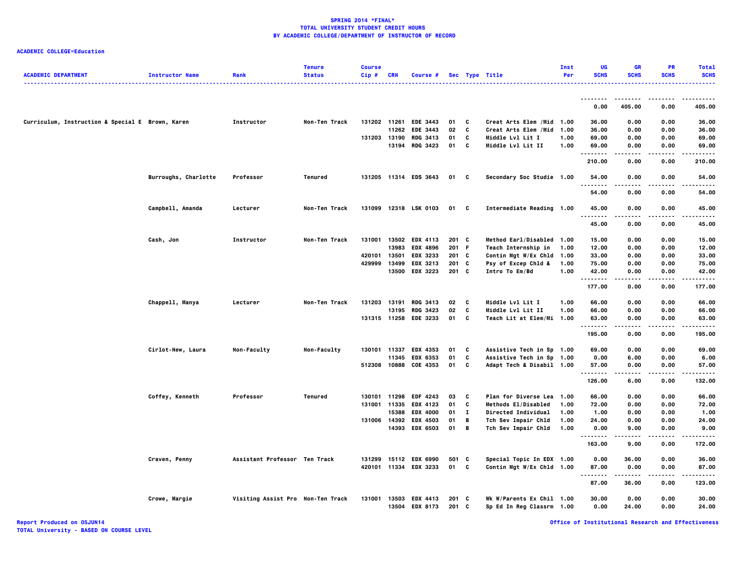# SPRING 2014 *FINAL*
## TOTAL UNIVERSITY STUDENT CREDIT HOURS
## BY ACADEMIC COLLEGE/DEPARTMENT OF INSTRUCTOR OF RECORD

**ACADEMIC COLLEGE=Education**

| ACADEMIC DEPARTMENT | Instructor Name | Rank | Tenure Status | Course Cip # | CRN | Course # | Sec | Type | Title | Inst Per | UG SCHS | GR SCHS | PR SCHS | Total SCHS |
|---|---|---|---|---|---|---|---|---|---|---|---|---|---|---|
| | | | | | | | | | | | 0.00 | 405.00 | 0.00 | 405.00 |
| Curriculum, Instruction & Special E | Brown, Karen | Instructor | Non-Ten Track | 131202 | 11261 | EDE 3443 | 01 | C | Creat Arts Elem /Mid | 1.00 | 36.00 | 0.00 | 0.00 | 36.00 |
| | | | | | 11262 | EDE 3443 | 02 | C | Creat Arts Elem /Mid | 1.00 | 36.00 | 0.00 | 0.00 | 36.00 |
| | | | | 131203 | 13190 | RDG 3413 | 01 | C | Middle Lvl Lit I | 1.00 | 69.00 | 0.00 | 0.00 | 69.00 |
| | | | | | 13194 | RDG 3423 | 01 | C | Middle Lvl Lit II | 1.00 | 69.00 | 0.00 | 0.00 | 69.00 |
| | | | | | | | | | | | 210.00 | 0.00 | 0.00 | 210.00 |
| | Burroughs, Charlotte | Professor | Tenured | 131205 | 11314 | EDS 3643 | 01 | C | Secondary Soc Studie | 1.00 | 54.00 | 0.00 | 0.00 | 54.00 |
| | | | | | | | | | | | 54.00 | 0.00 | 0.00 | 54.00 |
| | Campbell, Amanda | Lecturer | Non-Ten Track | 131099 | 12318 | LSK 0103 | 01 | C | Intermediate Reading | 1.00 | 45.00 | 0.00 | 0.00 | 45.00 |
| | | | | | | | | | | | 45.00 | 0.00 | 0.00 | 45.00 |
| | Cash, Jon | Instructor | Non-Ten Track | 131001 | 13502 | EDX 4113 | 201 | C | Method Earl/Disabled | 1.00 | 15.00 | 0.00 | 0.00 | 15.00 |
| | | | | | 13983 | EDX 4896 | 201 | F | Teach Internship in | 1.00 | 12.00 | 0.00 | 0.00 | 12.00 |
| | | | | 420101 | 13501 | EDX 3233 | 201 | C | Contin Mgt W/Ex Chld | 1.00 | 33.00 | 0.00 | 0.00 | 33.00 |
| | | | | 429999 | 13499 | EDX 3213 | 201 | C | Psy of Excep Chld & | 1.00 | 75.00 | 0.00 | 0.00 | 75.00 |
| | | | | | 13500 | EDX 3223 | 201 | C | Intro To Em/Bd | 1.00 | 42.00 | 0.00 | 0.00 | 42.00 |
| | | | | | | | | | | | 177.00 | 0.00 | 0.00 | 177.00 |
| | Chappell, Manya | Lecturer | Non-Ten Track | 131203 | 13191 | RDG 3413 | 02 | C | Middle Lvl Lit I | 1.00 | 66.00 | 0.00 | 0.00 | 66.00 |
| | | | | | 13195 | RDG 3423 | 02 | C | Middle Lvl Lit II | 1.00 | 66.00 | 0.00 | 0.00 | 66.00 |
| | | | | 131315 | 11258 | EDE 3233 | 01 | C | Teach Lit at Elem/Mi | 1.00 | 63.00 | 0.00 | 0.00 | 63.00 |
| | | | | | | | | | | | 195.00 | 0.00 | 0.00 | 195.00 |
| | Cirlot-New, Laura | Non-Faculty | Non-Faculty | 130101 | 11337 | EDX 4353 | 01 | C | Assistive Tech in Sp | 1.00 | 69.00 | 0.00 | 0.00 | 69.00 |
| | | | | | 11345 | EDX 6353 | 01 | C | Assistive Tech in Sp | 1.00 | 0.00 | 6.00 | 0.00 | 6.00 |
| | | | | 512308 | 10888 | COE 4353 | 01 | C | Adapt Tech & Disabil | 1.00 | 57.00 | 0.00 | 0.00 | 57.00 |
| | | | | | | | | | | | 126.00 | 6.00 | 0.00 | 132.00 |
| | Coffey, Kenneth | Professor | Tenured | 130101 | 11298 | EDF 4243 | 03 | C | Plan for Diverse Lea | 1.00 | 66.00 | 0.00 | 0.00 | 66.00 |
| | | | | 131001 | 11335 | EDX 4123 | 01 | C | Methods El/Disabled | 1.00 | 72.00 | 0.00 | 0.00 | 72.00 |
| | | | | | 15388 | EDX 4000 | 01 | I | Directed Individual | 1.00 | 1.00 | 0.00 | 0.00 | 1.00 |
| | | | | 131006 | 14392 | EDX 4503 | 01 | B | Tch Sev Impair Chld | 1.00 | 24.00 | 0.00 | 0.00 | 24.00 |
| | | | | | 14393 | EDX 6503 | 01 | B | Tch Sev Impair Chld | 1.00 | 0.00 | 9.00 | 0.00 | 9.00 |
| | | | | | | | | | | | 163.00 | 9.00 | 0.00 | 172.00 |
| | Craven, Penny | Assistant Professor | Ten Track | 131299 | 15112 | EDX 6990 | 501 | C | Special Topic In EDX | 1.00 | 0.00 | 36.00 | 0.00 | 36.00 |
| | | | | 420101 | 11334 | EDX 3233 | 01 | C | Contin Mgt W/Ex Chld | 1.00 | 87.00 | 0.00 | 0.00 | 87.00 |
| | | | | | | | | | | | 87.00 | 36.00 | 0.00 | 123.00 |
| | Crowe, Margie | Visiting Assist Pro | Non-Ten Track | 131001 | 13503 | EDX 4413 | 201 | C | Wk W/Parents Ex Chil | 1.00 | 30.00 | 0.00 | 0.00 | 30.00 |
| | | | | | 13504 | EDX 8173 | 201 | C | Sp Ed In Reg Classrm | 1.00 | 0.00 | 24.00 | 0.00 | 24.00 |

Report Produced on 05JUN14
TOTAL University - BASED ON COURSE LEVEL

Office of Institutional Research and Effectiveness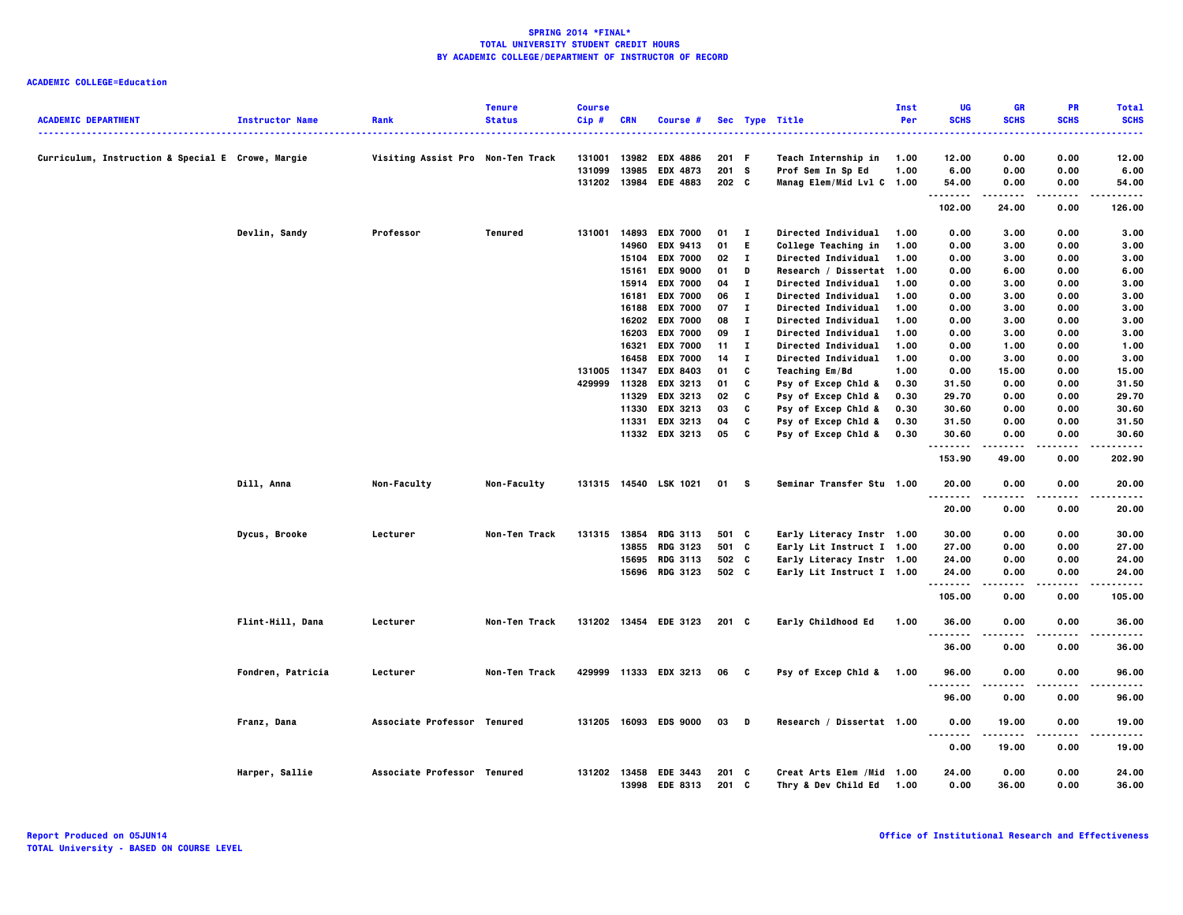**SPRING 2014 *FINAL***
**TOTAL UNIVERSITY STUDENT CREDIT HOURS**
**BY ACADEMIC COLLEGE/DEPARTMENT OF INSTRUCTOR OF RECORD**

**ACADEMIC COLLEGE=Education**

| ACADEMIC DEPARTMENT | Instructor Name | Rank | Tenure Status | Course Cip # | CRN | Course # | Sec | Type | Title | Inst Per | UG SCHS | GR SCHS | PR SCHS | Total SCHS |
|---|---|---|---|---|---|---|---|---|---|---|---|---|---|---|
| Curriculum, Instruction & Special E | Crowe, Margie | Visiting Assist Pro | Non-Ten Track | 131001 | 13982 | EDX 4886 | 201 | F | Teach Internship in | 1.00 | 12.00 | 0.00 | 0.00 | 12.00 |
| | | | | 131099 | 13985 | EDX 4873 | 201 | S | Prof Sem In Sp Ed | 1.00 | 6.00 | 0.00 | 0.00 | 6.00 |
| | | | | 131202 | 13984 | EDE 4883 | 202 | C | Manag Elem/Mid Lvl C | 1.00 | 54.00 | 0.00 | 0.00 | 54.00 |
| | | | | | | | | | | | 102.00 | 24.00 | 0.00 | 126.00 |
| | Devlin, Sandy | Professor | Tenured | 131001 | 14893 | EDX 7000 | 01 | I | Directed Individual | 1.00 | 0.00 | 3.00 | 0.00 | 3.00 |
| | | | | | 14960 | EDX 9413 | 01 | E | College Teaching in | 1.00 | 0.00 | 3.00 | 0.00 | 3.00 |
| | | | | | 15104 | EDX 7000 | 02 | I | Directed Individual | 1.00 | 0.00 | 3.00 | 0.00 | 3.00 |
| | | | | | 15161 | EDX 9000 | 01 | D | Research / Dissertat | 1.00 | 0.00 | 6.00 | 0.00 | 6.00 |
| | | | | | 15914 | EDX 7000 | 04 | I | Directed Individual | 1.00 | 0.00 | 3.00 | 0.00 | 3.00 |
| | | | | | 16181 | EDX 7000 | 06 | I | Directed Individual | 1.00 | 0.00 | 3.00 | 0.00 | 3.00 |
| | | | | | 16188 | EDX 7000 | 07 | I | Directed Individual | 1.00 | 0.00 | 3.00 | 0.00 | 3.00 |
| | | | | | 16202 | EDX 7000 | 08 | I | Directed Individual | 1.00 | 0.00 | 3.00 | 0.00 | 3.00 |
| | | | | | 16203 | EDX 7000 | 09 | I | Directed Individual | 1.00 | 0.00 | 3.00 | 0.00 | 3.00 |
| | | | | | 16321 | EDX 7000 | 11 | I | Directed Individual | 1.00 | 0.00 | 1.00 | 0.00 | 1.00 |
| | | | | | 16458 | EDX 7000 | 14 | I | Directed Individual | 1.00 | 0.00 | 3.00 | 0.00 | 3.00 |
| | | | | 131005 | 11347 | EDX 8403 | 01 | C | Teaching Em/Bd | 1.00 | 0.00 | 15.00 | 0.00 | 15.00 |
| | | | | 429999 | 11328 | EDX 3213 | 01 | C | Psy of Excep Chld & | 0.30 | 31.50 | 0.00 | 0.00 | 31.50 |
| | | | | | 11329 | EDX 3213 | 02 | C | Psy of Excep Chld & | 0.30 | 29.70 | 0.00 | 0.00 | 29.70 |
| | | | | | 11330 | EDX 3213 | 03 | C | Psy of Excep Chld & | 0.30 | 30.60 | 0.00 | 0.00 | 30.60 |
| | | | | | 11331 | EDX 3213 | 04 | C | Psy of Excep Chld & | 0.30 | 31.50 | 0.00 | 0.00 | 31.50 |
| | | | | | 11332 | EDX 3213 | 05 | C | Psy of Excep Chld & | 0.30 | 30.60 | 0.00 | 0.00 | 30.60 |
| | | | | | | | | | | | 153.90 | 49.00 | 0.00 | 202.90 |
| | Dill, Anna | Non-Faculty | Non-Faculty | 131315 | 14540 | LSK 1021 | 01 | S | Seminar Transfer Stu | 1.00 | 20.00 | 0.00 | 0.00 | 20.00 |
| | | | | | | | | | | | 20.00 | 0.00 | 0.00 | 20.00 |
| | Dycus, Brooke | Lecturer | Non-Ten Track | 131315 | 13854 | RDG 3113 | 501 | C | Early Literacy Instr | 1.00 | 30.00 | 0.00 | 0.00 | 30.00 |
| | | | | | 13855 | RDG 3123 | 501 | C | Early Lit Instruct I | 1.00 | 27.00 | 0.00 | 0.00 | 27.00 |
| | | | | | 15695 | RDG 3113 | 502 | C | Early Literacy Instr | 1.00 | 24.00 | 0.00 | 0.00 | 24.00 |
| | | | | | 15696 | RDG 3123 | 502 | C | Early Lit Instruct I | 1.00 | 24.00 | 0.00 | 0.00 | 24.00 |
| | | | | | | | | | | | 105.00 | 0.00 | 0.00 | 105.00 |
| | Flint-Hill, Dana | Lecturer | Non-Ten Track | 131202 | 13454 | EDE 3123 | 201 | C | Early Childhood Ed | 1.00 | 36.00 | 0.00 | 0.00 | 36.00 |
| | | | | | | | | | | | 36.00 | 0.00 | 0.00 | 36.00 |
| | Fondren, Patricia | Lecturer | Non-Ten Track | 429999 | 11333 | EDX 3213 | 06 | C | Psy of Excep Chld & | 1.00 | 96.00 | 0.00 | 0.00 | 96.00 |
| | | | | | | | | | | | 96.00 | 0.00 | 0.00 | 96.00 |
| | Franz, Dana | Associate Professor | Tenured | 131205 | 16093 | EDS 9000 | 03 | D | Research / Dissertat | 1.00 | 0.00 | 19.00 | 0.00 | 19.00 |
| | | | | | | | | | | | 0.00 | 19.00 | 0.00 | 19.00 |
| | Harper, Sallie | Associate Professor | Tenured | 131202 | 13458 | EDE 3443 | 201 | C | Creat Arts Elem /Mid | 1.00 | 24.00 | 0.00 | 0.00 | 24.00 |
| | | | | | 13998 | EDE 8313 | 201 | C | Thry & Dev Child Ed | 1.00 | 0.00 | 36.00 | 0.00 | 36.00 |

Report Produced on 05JUN14
TOTAL University - BASED ON COURSE LEVEL

Office of Institutional Research and Effectiveness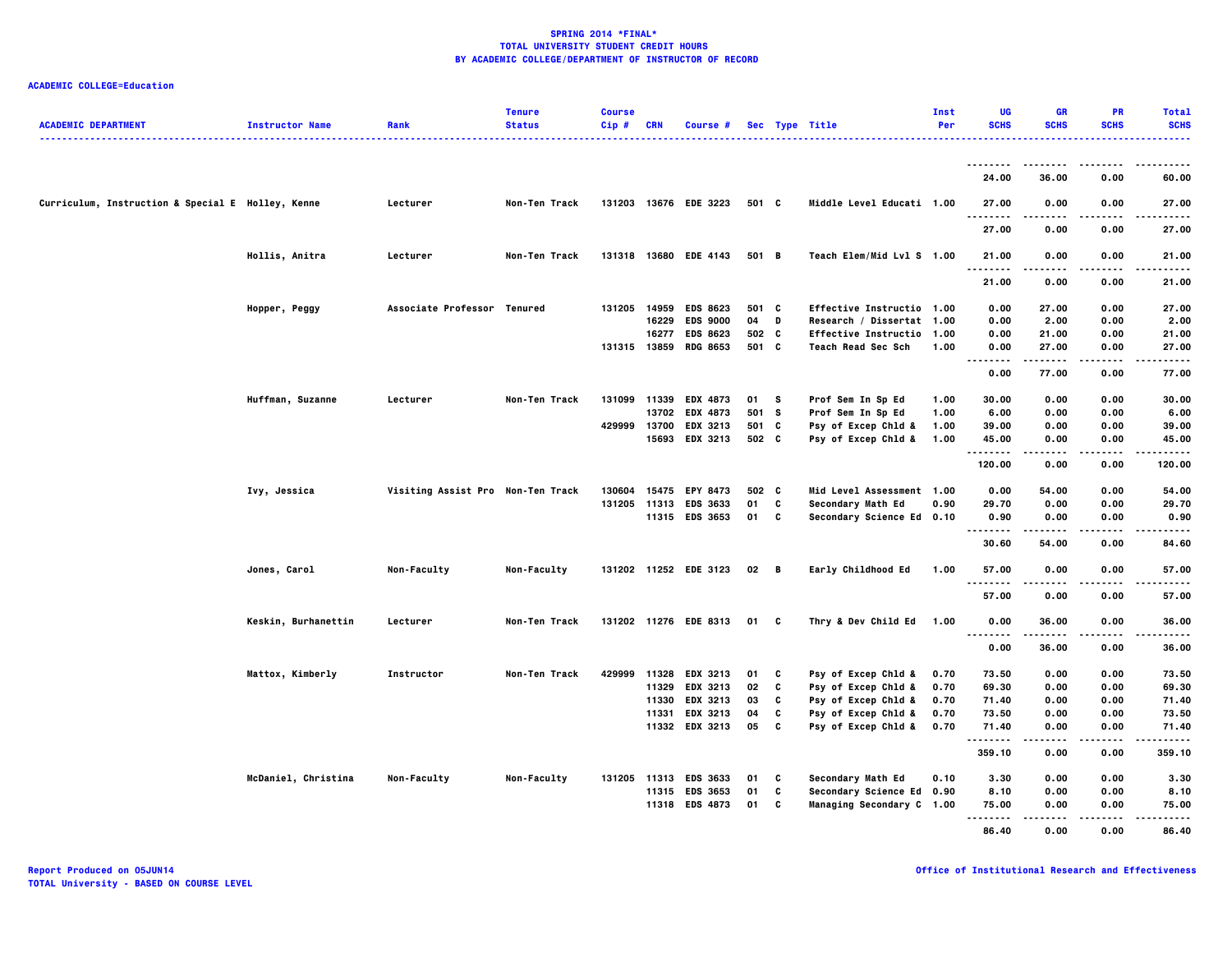**SPRING 2014 *FINAL***
**TOTAL UNIVERSITY STUDENT CREDIT HOURS**
**BY ACADEMIC COLLEGE/DEPARTMENT OF INSTRUCTOR OF RECORD**

**ACADEMIC COLLEGE=Education**

| ACADEMIC DEPARTMENT | Instructor Name | Rank | Tenure Status | Course Cip # | CRN | Course # | Sec | Type | Title | Inst Per | UG SCHS | GR SCHS | PR SCHS | Total SCHS |
|---|---|---|---|---|---|---|---|---|---|---|---|---|---|---|
| | | | | | | | | | | | 24.00 | 36.00 | 0.00 | 60.00 |
| Curriculum, Instruction & Special E | Holley, Kenne | Lecturer | Non-Ten Track | 131203 | 13676 | EDE 3223 | 501 | C | Middle Level Educati | 1.00 | 27.00 | 0.00 | 0.00 | 27.00 |
| | | | | | | | | | | | 27.00 | 0.00 | 0.00 | 27.00 |
| | Hollis, Anitra | Lecturer | Non-Ten Track | 131318 | 13680 | EDE 4143 | 501 | B | Teach Elem/Mid Lvl S | 1.00 | 21.00 | 0.00 | 0.00 | 21.00 |
| | | | | | | | | | | | 21.00 | 0.00 | 0.00 | 21.00 |
| | Hopper, Peggy | Associate Professor | Tenured | 131205 | 14959 | EDS 8623 | 501 | C | Effective Instructio | 1.00 | 0.00 | 27.00 | 0.00 | 27.00 |
| | | | | | 16229 | EDS 9000 | 04 | D | Research / Dissertat | 1.00 | 0.00 | 2.00 | 0.00 | 2.00 |
| | | | | | 16277 | EDS 8623 | 502 | C | Effective Instructio | 1.00 | 0.00 | 21.00 | 0.00 | 21.00 |
| | | | | 131315 | 13859 | RDG 8653 | 501 | C | Teach Read Sec Sch | 1.00 | 0.00 | 27.00 | 0.00 | 27.00 |
| | | | | | | | | | | | 0.00 | 77.00 | 0.00 | 77.00 |
| | Huffman, Suzanne | Lecturer | Non-Ten Track | 131099 | 11339 | EDX 4873 | 01 | S | Prof Sem In Sp Ed | 1.00 | 30.00 | 0.00 | 0.00 | 30.00 |
| | | | | | 13702 | EDX 4873 | 501 | S | Prof Sem In Sp Ed | 1.00 | 6.00 | 0.00 | 0.00 | 6.00 |
| | | | | 429999 | 13700 | EDX 3213 | 501 | C | Psy of Excep Chld & | 1.00 | 39.00 | 0.00 | 0.00 | 39.00 |
| | | | | | 15693 | EDX 3213 | 502 | C | Psy of Excep Chld & | 1.00 | 45.00 | 0.00 | 0.00 | 45.00 |
| | | | | | | | | | | | 120.00 | 0.00 | 0.00 | 120.00 |
| | Ivy, Jessica | Visiting Assist Pro | Non-Ten Track | 130604 | 15475 | EPY 8473 | 502 | C | Mid Level Assessment | 1.00 | 0.00 | 54.00 | 0.00 | 54.00 |
| | | | | 131205 | 11313 | EDS 3633 | 01 | C | Secondary Math Ed | 0.90 | 29.70 | 0.00 | 0.00 | 29.70 |
| | | | | | 11315 | EDS 3653 | 01 | C | Secondary Science Ed | 0.10 | 0.90 | 0.00 | 0.00 | 0.90 |
| | | | | | | | | | | | 30.60 | 54.00 | 0.00 | 84.60 |
| | Jones, Carol | Non-Faculty | Non-Faculty | 131202 | 11252 | EDE 3123 | 02 | B | Early Childhood Ed | 1.00 | 57.00 | 0.00 | 0.00 | 57.00 |
| | | | | | | | | | | | 57.00 | 0.00 | 0.00 | 57.00 |
| | Keskin, Burhanettin | Lecturer | Non-Ten Track | 131202 | 11276 | EDE 8313 | 01 | C | Thry & Dev Child Ed | 1.00 | 0.00 | 36.00 | 0.00 | 36.00 |
| | | | | | | | | | | | 0.00 | 36.00 | 0.00 | 36.00 |
| | Mattox, Kimberly | Instructor | Non-Ten Track | 429999 | 11328 | EDX 3213 | 01 | C | Psy of Excep Chld & | 0.70 | 73.50 | 0.00 | 0.00 | 73.50 |
| | | | | | 11329 | EDX 3213 | 02 | C | Psy of Excep Chld & | 0.70 | 69.30 | 0.00 | 0.00 | 69.30 |
| | | | | | 11330 | EDX 3213 | 03 | C | Psy of Excep Chld & | 0.70 | 71.40 | 0.00 | 0.00 | 71.40 |
| | | | | | 11331 | EDX 3213 | 04 | C | Psy of Excep Chld & | 0.70 | 73.50 | 0.00 | 0.00 | 73.50 |
| | | | | | 11332 | EDX 3213 | 05 | C | Psy of Excep Chld & | 0.70 | 71.40 | 0.00 | 0.00 | 71.40 |
| | | | | | | | | | | | 359.10 | 0.00 | 0.00 | 359.10 |
| | McDaniel, Christina | Non-Faculty | Non-Faculty | 131205 | 11313 | EDS 3633 | 01 | C | Secondary Math Ed | 0.10 | 3.30 | 0.00 | 0.00 | 3.30 |
| | | | | | 11315 | EDS 3653 | 01 | C | Secondary Science Ed | 0.90 | 8.10 | 0.00 | 0.00 | 8.10 |
| | | | | | 11318 | EDS 4873 | 01 | C | Managing Secondary C | 1.00 | 75.00 | 0.00 | 0.00 | 75.00 |
| | | | | | | | | | | | 86.40 | 0.00 | 0.00 | 86.40 |

Report Produced on 05JUN14
TOTAL University - BASED ON COURSE LEVEL

Office of Institutional Research and Effectiveness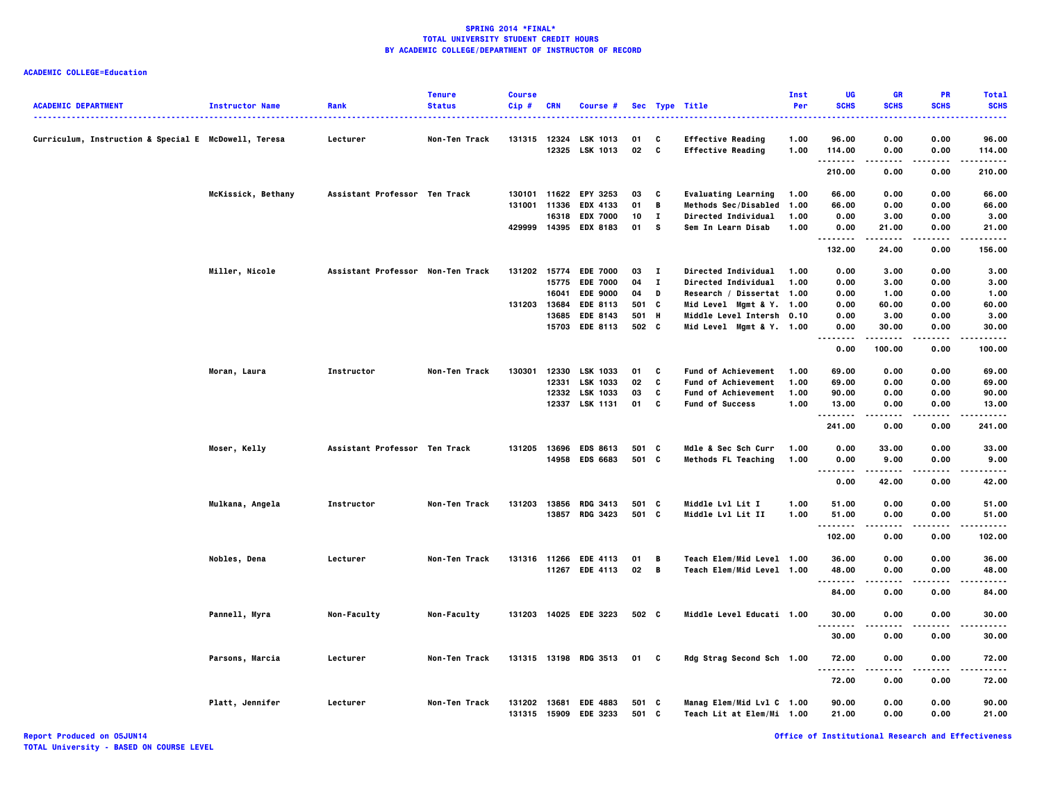# SPRING 2014 *FINAL*
## TOTAL UNIVERSITY STUDENT CREDIT HOURS
## BY ACADEMIC COLLEGE/DEPARTMENT OF INSTRUCTOR OF RECORD

**ACADEMIC COLLEGE=Education**

| ACADEMIC DEPARTMENT | Instructor Name | Rank | Tenure Status | Course Cip # | CRN | Course # | Sec | Type | Title | Inst Per | UG SCHS | GR SCHS | PR SCHS | Total SCHS |
|---|---|---|---|---|---|---|---|---|---|---|---|---|---|---|
| Curriculum, Instruction & Special E | McDowell, Teresa | Lecturer | Non-Ten Track | 131315 | 12324 | LSK 1013 | 01 | C | Effective Reading | 1.00 | 96.00 | 0.00 | 0.00 | 96.00 |
| | | | | | 12325 | LSK 1013 | 02 | C | Effective Reading | 1.00 | 114.00 | 0.00 | 0.00 | 114.00 |
| | | | | | | | | | | | 210.00 | 0.00 | 0.00 | 210.00 |
| | McKissick, Bethany | Assistant Professor | Ten Track | 130101 | 11622 | EPY 3253 | 03 | C | Evaluating Learning | 1.00 | 66.00 | 0.00 | 0.00 | 66.00 |
| | | | | 131001 | 11336 | EDX 4133 | 01 | B | Methods Sec/Disabled | 1.00 | 66.00 | 0.00 | 0.00 | 66.00 |
| | | | | | 16318 | EDX 7000 | 10 | I | Directed Individual | 1.00 | 0.00 | 3.00 | 0.00 | 3.00 |
| | | | | 429999 | 14395 | EDX 8183 | 01 | S | Sem In Learn Disab | 1.00 | 0.00 | 21.00 | 0.00 | 21.00 |
| | | | | | | | | | | | 132.00 | 24.00 | 0.00 | 156.00 |
| | Miller, Nicole | Assistant Professor | Non-Ten Track | 131202 | 15774 | EDE 7000 | 03 | I | Directed Individual | 1.00 | 0.00 | 3.00 | 0.00 | 3.00 |
| | | | | | 15775 | EDE 7000 | 04 | I | Directed Individual | 1.00 | 0.00 | 3.00 | 0.00 | 3.00 |
| | | | | | 16041 | EDE 9000 | 04 | D | Research / Dissertat | 1.00 | 0.00 | 1.00 | 0.00 | 1.00 |
| | | | | 131203 | 13684 | EDE 8113 | 501 | C | Mid Level Mgmt & Y. | 1.00 | 0.00 | 60.00 | 0.00 | 60.00 |
| | | | | | 13685 | EDE 8143 | 501 | H | Middle Level Intersh | 0.10 | 0.00 | 3.00 | 0.00 | 3.00 |
| | | | | | 15703 | EDE 8113 | 502 | C | Mid Level Mgmt & Y. | 1.00 | 0.00 | 30.00 | 0.00 | 30.00 |
| | | | | | | | | | | | 0.00 | 100.00 | 0.00 | 100.00 |
| | Moran, Laura | Instructor | Non-Ten Track | 130301 | 12330 | LSK 1033 | 01 | C | Fund of Achievement | 1.00 | 69.00 | 0.00 | 0.00 | 69.00 |
| | | | | | 12331 | LSK 1033 | 02 | C | Fund of Achievement | 1.00 | 69.00 | 0.00 | 0.00 | 69.00 |
| | | | | | 12332 | LSK 1033 | 03 | C | Fund of Achievement | 1.00 | 90.00 | 0.00 | 0.00 | 90.00 |
| | | | | | 12337 | LSK 1131 | 01 | C | Fund of Success | 1.00 | 13.00 | 0.00 | 0.00 | 13.00 |
| | | | | | | | | | | | 241.00 | 0.00 | 0.00 | 241.00 |
| | Moser, Kelly | Assistant Professor | Ten Track | 131205 | 13696 | EDS 8613 | 501 | C | Mdle & Sec Sch Curr | 1.00 | 0.00 | 33.00 | 0.00 | 33.00 |
| | | | | | 14958 | EDS 6683 | 501 | C | Methods FL Teaching | 1.00 | 0.00 | 9.00 | 0.00 | 9.00 |
| | | | | | | | | | | | 0.00 | 42.00 | 0.00 | 42.00 |
| | Mulkana, Angela | Instructor | Non-Ten Track | 131203 | 13856 | RDG 3413 | 501 | C | Middle Lvl Lit I | 1.00 | 51.00 | 0.00 | 0.00 | 51.00 |
| | | | | | 13857 | RDG 3423 | 501 | C | Middle Lvl Lit II | 1.00 | 51.00 | 0.00 | 0.00 | 51.00 |
| | | | | | | | | | | | 102.00 | 0.00 | 0.00 | 102.00 |
| | Nobles, Dena | Lecturer | Non-Ten Track | 131316 | 11266 | EDE 4113 | 01 | B | Teach Elem/Mid Level | 1.00 | 36.00 | 0.00 | 0.00 | 36.00 |
| | | | | | 11267 | EDE 4113 | 02 | B | Teach Elem/Mid Level | 1.00 | 48.00 | 0.00 | 0.00 | 48.00 |
| | | | | | | | | | | | 84.00 | 0.00 | 0.00 | 84.00 |
| | Pannell, Myra | Non-Faculty | Non-Faculty | 131203 | 14025 | EDE 3223 | 502 | C | Middle Level Educati | 1.00 | 30.00 | 0.00 | 0.00 | 30.00 |
| | | | | | | | | | | | 30.00 | 0.00 | 0.00 | 30.00 |
| | Parsons, Marcia | Lecturer | Non-Ten Track | 131315 | 13198 | RDG 3513 | 01 | C | Rdg Strag Second Sch | 1.00 | 72.00 | 0.00 | 0.00 | 72.00 |
| | | | | | | | | | | | 72.00 | 0.00 | 0.00 | 72.00 |
| | Platt, Jennifer | Lecturer | Non-Ten Track | 131202 | 13681 | EDE 4883 | 501 | C | Manag Elem/Mid Lvl C | 1.00 | 90.00 | 0.00 | 0.00 | 90.00 |
| | | | | 131315 | 15909 | EDE 3233 | 501 | C | Teach Lit at Elem/Mi | 1.00 | 21.00 | 0.00 | 0.00 | 21.00 |

Report Produced on 05JUN14
TOTAL University - BASED ON COURSE LEVEL
Office of Institutional Research and Effectiveness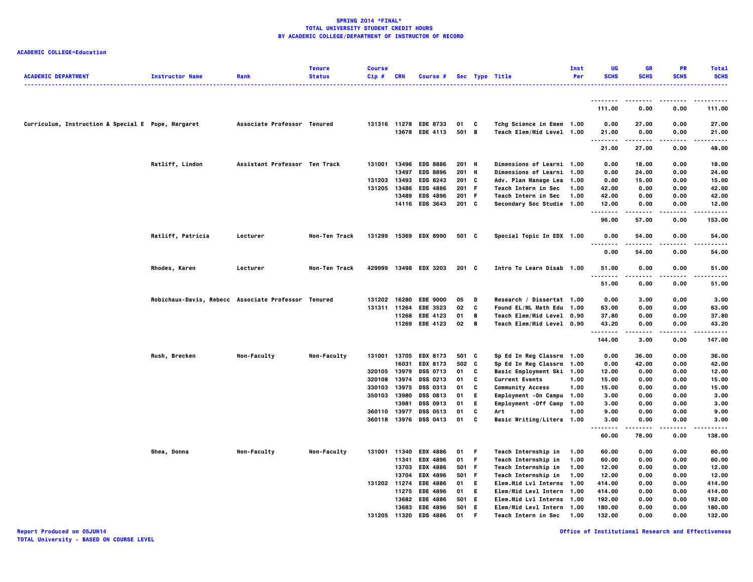**SPRING 2014 *FINAL***
**TOTAL UNIVERSITY STUDENT CREDIT HOURS**
**BY ACADEMIC COLLEGE/DEPARTMENT OF INSTRUCTOR OF RECORD**

**ACADEMIC COLLEGE=Education**

| ACADEMIC DEPARTMENT | Instructor Name | Rank | Tenure Status | Course Cip # | CRN | Course # | Sec | Type | Title | Inst Per | UG SCHS | GR SCHS | PR SCHS | Total SCHS |
|---|---|---|---|---|---|---|---|---|---|---|---|---|---|---|
| | | | | | | | | | | | 111.00 | 0.00 | 0.00 | 111.00 |
| Curriculum, Instruction & Special E | Pope, Margaret | Associate Professor | Tenured | 131316 | 11278 | EDE 8733 | 01 | C | Tchg Science in Emem | 1.00 | 0.00 | 27.00 | 0.00 | 27.00 |
| | | | | | 13678 | EDE 4113 | 501 | B | Teach Elem/Mid Level | 1.00 | 21.00 | 0.00 | 0.00 | 21.00 |
| | | | | | | | | | | | 21.00 | 27.00 | 0.00 | 48.00 |
| | Ratliff, Lindon | Assistant Professor | Ten Track | 131001 | 13496 | EDS 8886 | 201 | H | Dimensions of Learni | 1.00 | 0.00 | 18.00 | 0.00 | 18.00 |
| | | | | | 13497 | EDS 8896 | 201 | H | Dimensions of Learni | 1.00 | 0.00 | 24.00 | 0.00 | 24.00 |
| | | | | 131203 | 13493 | EDS 8243 | 201 | C | Adv. Plan Manage Lea | 1.00 | 0.00 | 15.00 | 0.00 | 15.00 |
| | | | | 131205 | 13486 | EDS 4886 | 201 | F | Teach Intern in Sec | 1.00 | 42.00 | 0.00 | 0.00 | 42.00 |
| | | | | | 13489 | EDS 4896 | 201 | F | Teach Intern in Sec | 1.00 | 42.00 | 0.00 | 0.00 | 42.00 |
| | | | | | 14116 | EDS 3643 | 201 | C | Secondary Soc Studie | 1.00 | 12.00 | 0.00 | 0.00 | 12.00 |
| | | | | | | | | | | | 96.00 | 57.00 | 0.00 | 153.00 |
| | Ratliff, Patricia | Lecturer | Non-Ten Track | 131299 | 15369 | EDX 8990 | 501 | C | Special Topic In EDX | 1.00 | 0.00 | 54.00 | 0.00 | 54.00 |
| | | | | | | | | | | | 0.00 | 54.00 | 0.00 | 54.00 |
| | Rhodes, Karen | Lecturer | Non-Ten Track | 429999 | 13498 | EDX 3203 | 201 | C | Intro To Learn Disab | 1.00 | 51.00 | 0.00 | 0.00 | 51.00 |
| | | | | | | | | | | | 51.00 | 0.00 | 0.00 | 51.00 |
| | Robichaux-Davis, Rebecc | Associate Professor | Tenured | 131202 | 16280 | EDE 9000 | 05 | D | Research / Dissertat | 1.00 | 0.00 | 3.00 | 0.00 | 3.00 |
| | | | | 131311 | 11264 | EDE 3523 | 02 | C | Found EL/ML Math Edu | 1.00 | 63.00 | 0.00 | 0.00 | 63.00 |
| | | | | | 11268 | EDE 4123 | 01 | B | Teach Elem/Mid Level | 0.90 | 37.80 | 0.00 | 0.00 | 37.80 |
| | | | | | 11269 | EDE 4123 | 02 | B | Teach Elem/Mid Level | 0.90 | 43.20 | 0.00 | 0.00 | 43.20 |
| | | | | | | | | | | | 144.00 | 3.00 | 0.00 | 147.00 |
| | Rush, Brecken | Non-Faculty | Non-Faculty | 131001 | 13705 | EDX 8173 | 501 | C | Sp Ed In Reg Classrm | 1.00 | 0.00 | 36.00 | 0.00 | 36.00 |
| | | | | | 16031 | EDX 8173 | 502 | C | Sp Ed In Reg Classrm | 1.00 | 0.00 | 42.00 | 0.00 | 42.00 |
| | | | | 320105 | 13979 | DSS 0713 | 01 | C | Basic Employment Ski | 1.00 | 12.00 | 0.00 | 0.00 | 12.00 |
| | | | | 320108 | 13974 | DSS 0213 | 01 | C | Current Events | 1.00 | 15.00 | 0.00 | 0.00 | 15.00 |
| | | | | 330103 | 13975 | DSS 0313 | 01 | C | Community Access | 1.00 | 15.00 | 0.00 | 0.00 | 15.00 |
| | | | | 350103 | 13980 | DSS 0813 | 01 | E | Employment -On Campu | 1.00 | 3.00 | 0.00 | 0.00 | 3.00 |
| | | | | | 13981 | DSS 0913 | 01 | E | Employment -Off Camp | 1.00 | 3.00 | 0.00 | 0.00 | 3.00 |
| | | | | 360110 | 13977 | DSS 0513 | 01 | C | Art | 1.00 | 9.00 | 0.00 | 0.00 | 9.00 |
| | | | | 360118 | 13976 | DSS 0413 | 01 | C | Basic Writing/Litera | 1.00 | 3.00 | 0.00 | 0.00 | 3.00 |
| | | | | | | | | | | | 60.00 | 78.00 | 0.00 | 138.00 |
| | Shea, Donna | Non-Faculty | Non-Faculty | 131001 | 11340 | EDX 4886 | 01 | F | Teach Internship in | 1.00 | 60.00 | 0.00 | 0.00 | 60.00 |
| | | | | | 11341 | EDX 4896 | 01 | F | Teach Internship in | 1.00 | 60.00 | 0.00 | 0.00 | 60.00 |
| | | | | | 13703 | EDX 4886 | 501 | F | Teach Internship in | 1.00 | 12.00 | 0.00 | 0.00 | 12.00 |
| | | | | | 13704 | EDX 4896 | 501 | F | Teach Internship in | 1.00 | 12.00 | 0.00 | 0.00 | 12.00 |
| | | | | 131202 | 11274 | EDE 4886 | 01 | E | Elem.Mid Lvl Interns | 1.00 | 414.00 | 0.00 | 0.00 | 414.00 |
| | | | | | 11275 | EDE 4896 | 01 | E | Elem/Mid Levl Intern | 1.00 | 414.00 | 0.00 | 0.00 | 414.00 |
| | | | | | 13682 | EDE 4886 | 501 | E | Elem.Mid Lvl Interns | 1.00 | 192.00 | 0.00 | 0.00 | 192.00 |
| | | | | | 13683 | EDE 4896 | 501 | E | Elem/Mid Levl Intern | 1.00 | 180.00 | 0.00 | 0.00 | 180.00 |
| | | | | 131205 | 11320 | EDS 4886 | 01 | F | Teach Intern in Sec | 1.00 | 132.00 | 0.00 | 0.00 | 132.00 |

Report Produced on 05JUN14
TOTAL University - BASED ON COURSE LEVEL

Office of Institutional Research and Effectiveness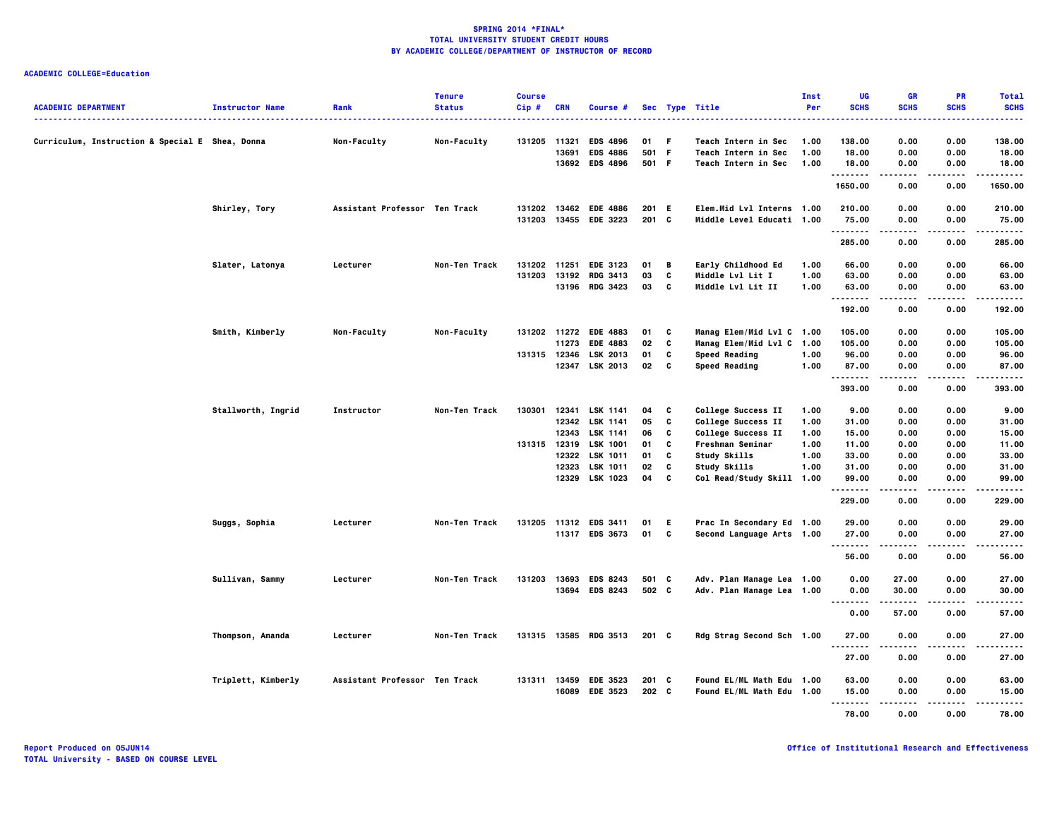**SPRING 2014 *FINAL***
**TOTAL UNIVERSITY STUDENT CREDIT HOURS**
**BY ACADEMIC COLLEGE/DEPARTMENT OF INSTRUCTOR OF RECORD**

**ACADEMIC COLLEGE=Education**

| ACADEMIC DEPARTMENT | Instructor Name | Rank | Tenure Status | Course Cip # | CRN | Course # | Sec | Type | Title | Inst Per | UG SCHS | GR SCHS | PR SCHS | Total SCHS |
|---|---|---|---|---|---|---|---|---|---|---|---|---|---|---|
| Curriculum, Instruction & Special E | Shea, Donna | Non-Faculty | Non-Faculty | 131205 | 11321 | EDS 4896 | 01 | F | Teach Intern in Sec | 1.00 | 138.00 | 0.00 | 0.00 | 138.00 |
| | | | | | 13691 | EDS 4886 | 501 | F | Teach Intern in Sec | 1.00 | 18.00 | 0.00 | 0.00 | 18.00 |
| | | | | | 13692 | EDS 4896 | 501 | F | Teach Intern in Sec | 1.00 | 18.00 | 0.00 | 0.00 | 18.00 |
| | | | | | | | | | | | 1650.00 | 0.00 | 0.00 | 1650.00 |
| | Shirley, Tory | Assistant Professor | Ten Track | 131202 | 13462 | EDE 4886 | 201 | E | Elem.Mid Lvl Interns | 1.00 | 210.00 | 0.00 | 0.00 | 210.00 |
| | | | | 131203 | 13455 | EDE 3223 | 201 | C | Middle Level Educati | 1.00 | 75.00 | 0.00 | 0.00 | 75.00 |
| | | | | | | | | | | | 285.00 | 0.00 | 0.00 | 285.00 |
| | Slater, Latonya | Lecturer | Non-Ten Track | 131202 | 11251 | EDE 3123 | 01 | B | Early Childhood Ed | 1.00 | 66.00 | 0.00 | 0.00 | 66.00 |
| | | | | 131203 | 13192 | RDG 3413 | 03 | C | Middle Lvl Lit I | 1.00 | 63.00 | 0.00 | 0.00 | 63.00 |
| | | | | | 13196 | RDG 3423 | 03 | C | Middle Lvl Lit II | 1.00 | 63.00 | 0.00 | 0.00 | 63.00 |
| | | | | | | | | | | | 192.00 | 0.00 | 0.00 | 192.00 |
| | Smith, Kimberly | Non-Faculty | Non-Faculty | 131202 | 11272 | EDE 4883 | 01 | C | Manag Elem/Mid Lvl C | 1.00 | 105.00 | 0.00 | 0.00 | 105.00 |
| | | | | | 11273 | EDE 4883 | 02 | C | Manag Elem/Mid Lvl C | 1.00 | 105.00 | 0.00 | 0.00 | 105.00 |
| | | | | 131315 | 12346 | LSK 2013 | 01 | C | Speed Reading | 1.00 | 96.00 | 0.00 | 0.00 | 96.00 |
| | | | | | 12347 | LSK 2013 | 02 | C | Speed Reading | 1.00 | 87.00 | 0.00 | 0.00 | 87.00 |
| | | | | | | | | | | | 393.00 | 0.00 | 0.00 | 393.00 |
| | Stallworth, Ingrid | Instructor | Non-Ten Track | 130301 | 12341 | LSK 1141 | 04 | C | College Success II | 1.00 | 9.00 | 0.00 | 0.00 | 9.00 |
| | | | | | 12342 | LSK 1141 | 05 | C | College Success II | 1.00 | 31.00 | 0.00 | 0.00 | 31.00 |
| | | | | | 12343 | LSK 1141 | 06 | C | College Success II | 1.00 | 15.00 | 0.00 | 0.00 | 15.00 |
| | | | | 131315 | 12319 | LSK 1001 | 01 | C | Freshman Seminar | 1.00 | 11.00 | 0.00 | 0.00 | 11.00 |
| | | | | | 12322 | LSK 1011 | 01 | C | Study Skills | 1.00 | 33.00 | 0.00 | 0.00 | 33.00 |
| | | | | | 12323 | LSK 1011 | 02 | C | Study Skills | 1.00 | 31.00 | 0.00 | 0.00 | 31.00 |
| | | | | | 12329 | LSK 1023 | 04 | C | Col Read/Study Skill | 1.00 | 99.00 | 0.00 | 0.00 | 99.00 |
| | | | | | | | | | | | 229.00 | 0.00 | 0.00 | 229.00 |
| | Suggs, Sophia | Lecturer | Non-Ten Track | 131205 | 11312 | EDS 3411 | 01 | E | Prac In Secondary Ed | 1.00 | 29.00 | 0.00 | 0.00 | 29.00 |
| | | | | | 11317 | EDS 3673 | 01 | C | Second Language Arts | 1.00 | 27.00 | 0.00 | 0.00 | 27.00 |
| | | | | | | | | | | | 56.00 | 0.00 | 0.00 | 56.00 |
| | Sullivan, Sammy | Lecturer | Non-Ten Track | 131203 | 13693 | EDS 8243 | 501 | C | Adv. Plan Manage Lea | 1.00 | 0.00 | 27.00 | 0.00 | 27.00 |
| | | | | | 13694 | EDS 8243 | 502 | C | Adv. Plan Manage Lea | 1.00 | 0.00 | 30.00 | 0.00 | 30.00 |
| | | | | | | | | | | | 0.00 | 57.00 | 0.00 | 57.00 |
| | Thompson, Amanda | Lecturer | Non-Ten Track | 131315 | 13585 | RDG 3513 | 201 | C | Rdg Strag Second Sch | 1.00 | 27.00 | 0.00 | 0.00 | 27.00 |
| | | | | | | | | | | | 27.00 | 0.00 | 0.00 | 27.00 |
| | Triplett, Kimberly | Assistant Professor | Ten Track | 131311 | 13459 | EDE 3523 | 201 | C | Found EL/ML Math Edu | 1.00 | 63.00 | 0.00 | 0.00 | 63.00 |
| | | | | | 16089 | EDE 3523 | 202 | C | Found EL/ML Math Edu | 1.00 | 15.00 | 0.00 | 0.00 | 15.00 |
| | | | | | | | | | | | 78.00 | 0.00 | 0.00 | 78.00 |

Report Produced on 05JUN14
TOTAL University - BASED ON COURSE LEVEL

Office of Institutional Research and Effectiveness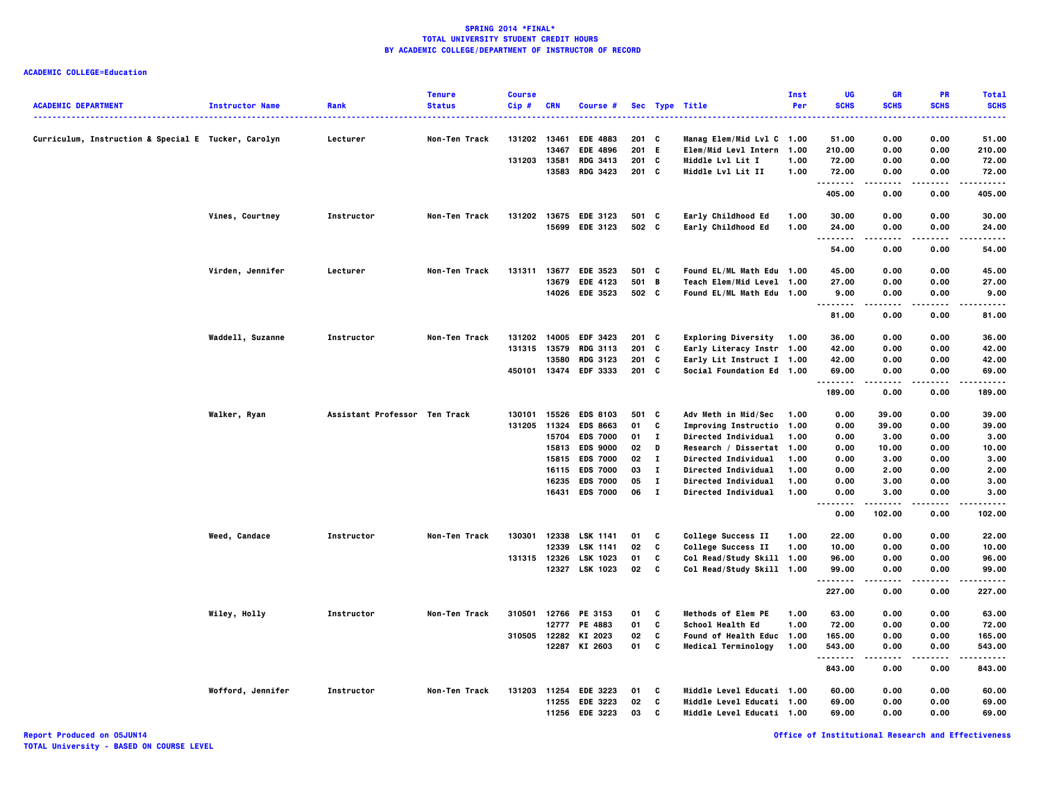# SPRING 2014 *FINAL*
## TOTAL UNIVERSITY STUDENT CREDIT HOURS
## BY ACADEMIC COLLEGE/DEPARTMENT OF INSTRUCTOR OF RECORD

**ACADEMIC COLLEGE=Education**

| ACADEMIC DEPARTMENT | Instructor Name | Rank | Tenure Status | Course Cip # | CRN | Course # | Sec | Type | Title | Inst Per | UG SCHS | GR SCHS | PR SCHS | Total SCHS |
|---|---|---|---|---|---|---|---|---|---|---|---|---|---|---|
| Curriculum, Instruction & Special E | Tucker, Carolyn | Lecturer | Non-Ten Track | 131202 | 13461 | EDE 4883 | 201 | C | Manag Elem/Mid Lvl C | 1.00 | 51.00 | 0.00 | 0.00 | 51.00 |
| | | | | | 13467 | EDE 4896 | 201 | E | Elem/Mid Levl Intern | 1.00 | 210.00 | 0.00 | 0.00 | 210.00 |
| | | | | 131203 | 13581 | RDG 3413 | 201 | C | Middle Lvl Lit I | 1.00 | 72.00 | 0.00 | 0.00 | 72.00 |
| | | | | | 13583 | RDG 3423 | 201 | C | Middle Lvl Lit II | 1.00 | 72.00 | 0.00 | 0.00 | 72.00 |
| | | | | | | | | | | | 405.00 | 0.00 | 0.00 | 405.00 |
| | Vines, Courtney | Instructor | Non-Ten Track | 131202 | 13675 | EDE 3123 | 501 | C | Early Childhood Ed | 1.00 | 30.00 | 0.00 | 0.00 | 30.00 |
| | | | | | 15699 | EDE 3123 | 502 | C | Early Childhood Ed | 1.00 | 24.00 | 0.00 | 0.00 | 24.00 |
| | | | | | | | | | | | 54.00 | 0.00 | 0.00 | 54.00 |
| | Virden, Jennifer | Lecturer | Non-Ten Track | 131311 | 13677 | EDE 3523 | 501 | C | Found EL/ML Math Edu | 1.00 | 45.00 | 0.00 | 0.00 | 45.00 |
| | | | | | 13679 | EDE 4123 | 501 | B | Teach Elem/Mid Level | 1.00 | 27.00 | 0.00 | 0.00 | 27.00 |
| | | | | | 14026 | EDE 3523 | 502 | C | Found EL/ML Math Edu | 1.00 | 9.00 | 0.00 | 0.00 | 9.00 |
| | | | | | | | | | | | 81.00 | 0.00 | 0.00 | 81.00 |
| | Waddell, Suzanne | Instructor | Non-Ten Track | 131202 | 14005 | EDF 3423 | 201 | C | Exploring Diversity | 1.00 | 36.00 | 0.00 | 0.00 | 36.00 |
| | | | | 131315 | 13579 | RDG 3113 | 201 | C | Early Literacy Instr | 1.00 | 42.00 | 0.00 | 0.00 | 42.00 |
| | | | | | 13580 | RDG 3123 | 201 | C | Early Lit Instruct I | 1.00 | 42.00 | 0.00 | 0.00 | 42.00 |
| | | | | 450101 | 13474 | EDF 3333 | 201 | C | Social Foundation Ed | 1.00 | 69.00 | 0.00 | 0.00 | 69.00 |
| | | | | | | | | | | | 189.00 | 0.00 | 0.00 | 189.00 |
| | Walker, Ryan | Assistant Professor | Ten Track | 130101 | 15526 | EDS 8103 | 501 | C | Adv Meth in Mid/Sec | 1.00 | 0.00 | 39.00 | 0.00 | 39.00 |
| | | | | 131205 | 11324 | EDS 8663 | 01 | C | Improving Instructio | 1.00 | 0.00 | 39.00 | 0.00 | 39.00 |
| | | | | | 15704 | EDS 7000 | 01 | I | Directed Individual | 1.00 | 0.00 | 3.00 | 0.00 | 3.00 |
| | | | | | 15813 | EDS 9000 | 02 | D | Research / Dissertat | 1.00 | 0.00 | 10.00 | 0.00 | 10.00 |
| | | | | | 15815 | EDS 7000 | 02 | I | Directed Individual | 1.00 | 0.00 | 3.00 | 0.00 | 3.00 |
| | | | | | 16115 | EDS 7000 | 03 | I | Directed Individual | 1.00 | 0.00 | 2.00 | 0.00 | 2.00 |
| | | | | | 16235 | EDS 7000 | 05 | I | Directed Individual | 1.00 | 0.00 | 3.00 | 0.00 | 3.00 |
| | | | | | 16431 | EDS 7000 | 06 | I | Directed Individual | 1.00 | 0.00 | 3.00 | 0.00 | 3.00 |
| | | | | | | | | | | | 0.00 | 102.00 | 0.00 | 102.00 |
| | Weed, Candace | Instructor | Non-Ten Track | 130301 | 12338 | LSK 1141 | 01 | C | College Success II | 1.00 | 22.00 | 0.00 | 0.00 | 22.00 |
| | | | | | 12339 | LSK 1141 | 02 | C | College Success II | 1.00 | 10.00 | 0.00 | 0.00 | 10.00 |
| | | | | 131315 | 12326 | LSK 1023 | 01 | C | Col Read/Study Skill | 1.00 | 96.00 | 0.00 | 0.00 | 96.00 |
| | | | | | 12327 | LSK 1023 | 02 | C | Col Read/Study Skill | 1.00 | 99.00 | 0.00 | 0.00 | 99.00 |
| | | | | | | | | | | | 227.00 | 0.00 | 0.00 | 227.00 |
| | Wiley, Holly | Instructor | Non-Ten Track | 310501 | 12766 | PE 3153 | 01 | C | Methods of Elem PE | 1.00 | 63.00 | 0.00 | 0.00 | 63.00 |
| | | | | | 12777 | PE 4883 | 01 | C | School Health Ed | 1.00 | 72.00 | 0.00 | 0.00 | 72.00 |
| | | | | 310505 | 12282 | KI 2023 | 02 | C | Found of Health Educ | 1.00 | 165.00 | 0.00 | 0.00 | 165.00 |
| | | | | | 12287 | KI 2603 | 01 | C | Medical Terminology | 1.00 | 543.00 | 0.00 | 0.00 | 543.00 |
| | | | | | | | | | | | 843.00 | 0.00 | 0.00 | 843.00 |
| | Wofford, Jennifer | Instructor | Non-Ten Track | 131203 | 11254 | EDE 3223 | 01 | C | Middle Level Educati | 1.00 | 60.00 | 0.00 | 0.00 | 60.00 |
| | | | | | 11255 | EDE 3223 | 02 | C | Middle Level Educati | 1.00 | 69.00 | 0.00 | 0.00 | 69.00 |
| | | | | | 11256 | EDE 3223 | 03 | C | Middle Level Educati | 1.00 | 69.00 | 0.00 | 0.00 | 69.00 |

Report Produced on 05JUN14
TOTAL University - BASED ON COURSE LEVEL

Office of Institutional Research and Effectiveness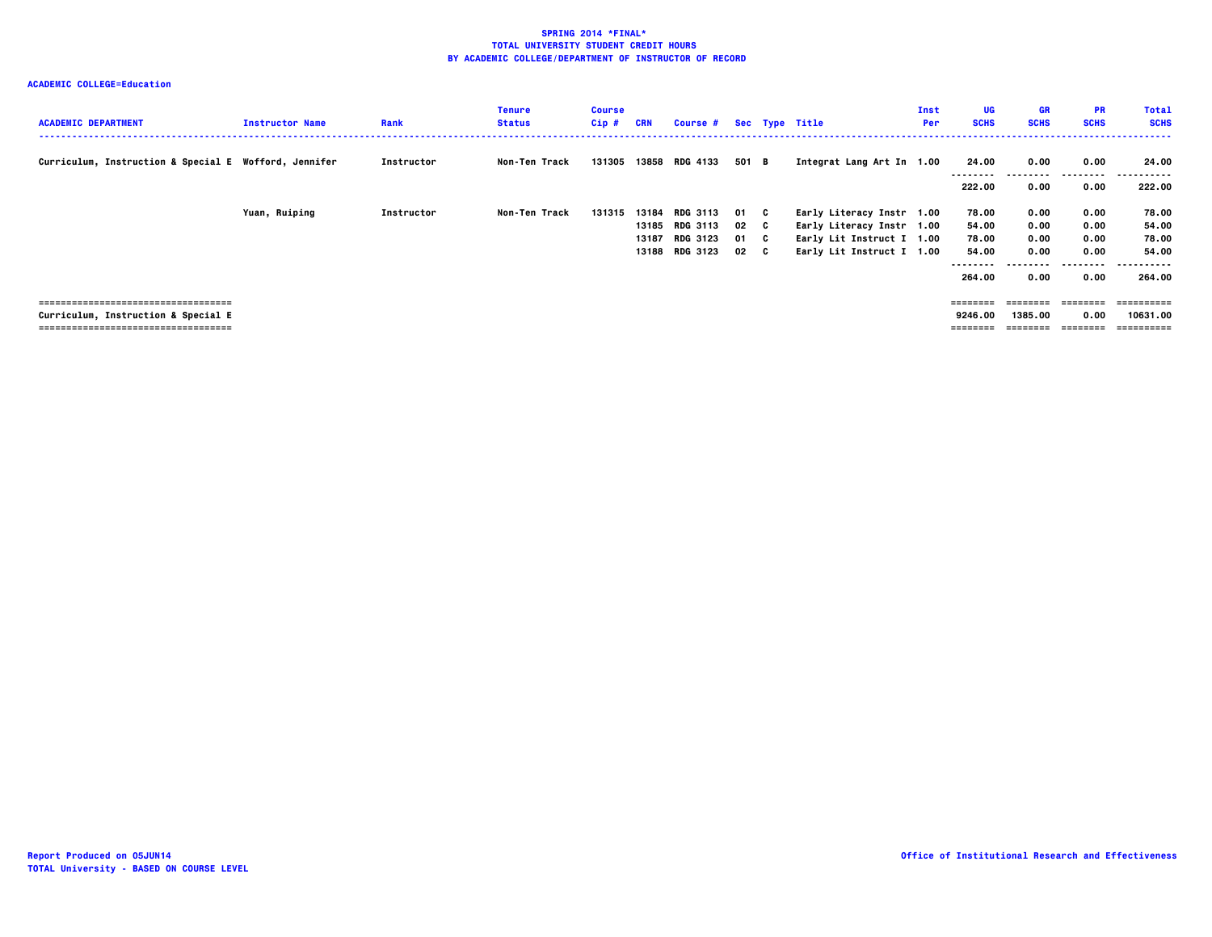# SPRING 2014 *FINAL*
## TOTAL UNIVERSITY STUDENT CREDIT HOURS
## BY ACADEMIC COLLEGE/DEPARTMENT OF INSTRUCTOR OF RECORD

**ACADEMIC COLLEGE=Education**

| ACADEMIC DEPARTMENT | Instructor Name | Rank | Tenure Status | Course Cip # | CRN | Course # | Sec | Type | Title | Inst Per | UG SCHS | GR SCHS | PR SCHS | Total SCHS |
|---|---|---|---|---|---|---|---|---|---|---|---|---|---|---|
| Curriculum, Instruction & Special E | Wofford, Jennifer | Instructor | Non-Ten Track | 131305 | 13858 | RDG 4133 | 501 | B | Integrat Lang Art In | 1.00 | 24.00 | 0.00 | 0.00 | 24.00 |
| | | | | | | | | | | | 222.00 | 0.00 | 0.00 | 222.00 |
| | Yuan, Ruiping | Instructor | Non-Ten Track | 131315 | 13184 | RDG 3113 | 01 | C | Early Literacy Instr | 1.00 | 78.00 | 0.00 | 0.00 | 78.00 |
| | | | | | 13185 | RDG 3113 | 02 | C | Early Literacy Instr | 1.00 | 54.00 | 0.00 | 0.00 | 54.00 |
| | | | | | 13187 | RDG 3123 | 01 | C | Early Lit Instruct I | 1.00 | 78.00 | 0.00 | 0.00 | 78.00 |
| | | | | | 13188 | RDG 3123 | 02 | C | Early Lit Instruct I | 1.00 | 54.00 | 0.00 | 0.00 | 54.00 |
| | | | | | | | | | | | 264.00 | 0.00 | 0.00 | 264.00 |
| Curriculum, Instruction & Special E | | | | | | | | | | | 9246.00 | 1385.00 | 0.00 | 10631.00 |

Report Produced on 05JUN14
TOTAL University - BASED ON COURSE LEVEL

Office of Institutional Research and Effectiveness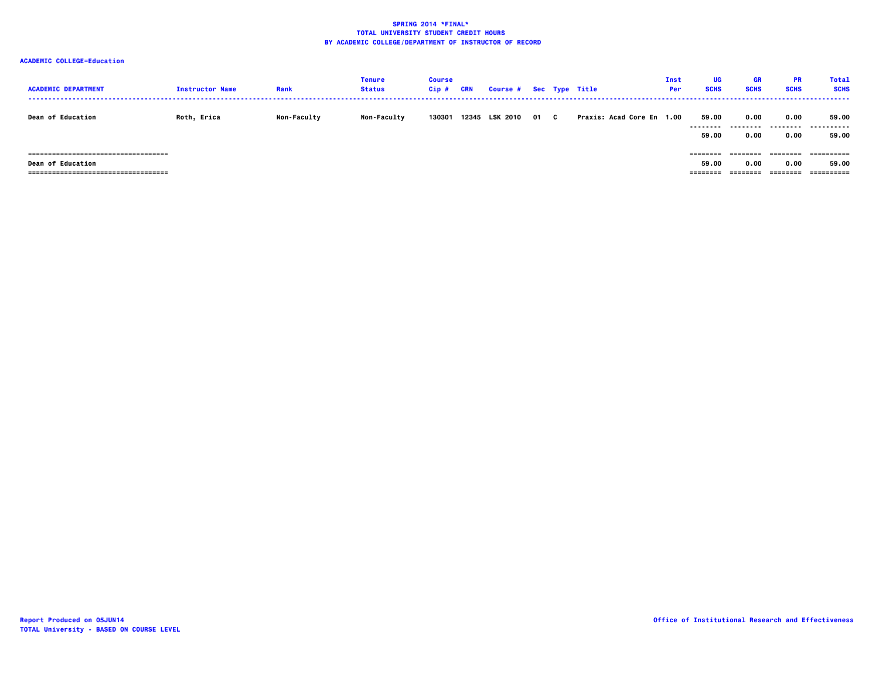**SPRING 2014 *FINAL***
**TOTAL UNIVERSITY STUDENT CREDIT HOURS**
**BY ACADEMIC COLLEGE/DEPARTMENT OF INSTRUCTOR OF RECORD**

**ACADEMIC COLLEGE=Education**

| ACADEMIC DEPARTMENT | Instructor Name | Rank | Tenure Status | Course Cip # | CRN | Course # | Sec | Type | Title | Inst Per | UG SCHS | GR SCHS | PR SCHS | Total SCHS |
|---|---|---|---|---|---|---|---|---|---|---|---|---|---|---|
| Dean of Education | Roth, Erica | Non-Faculty | Non-Faculty | 130301 | 12345 | LSK 2010 | 01 | C | Praxis: Acad Core En | 1.00 | 59.00 | 0.00 | 0.00 | 59.00 |
| | | | | | | | | | | | 59.00 | 0.00 | 0.00 | 59.00 |
| Dean of Education | | | | | | | | | | | 59.00 | 0.00 | 0.00 | 59.00 |

Report Produced on 05JUN14
TOTAL University - BASED ON COURSE LEVEL

Office of Institutional Research and Effectiveness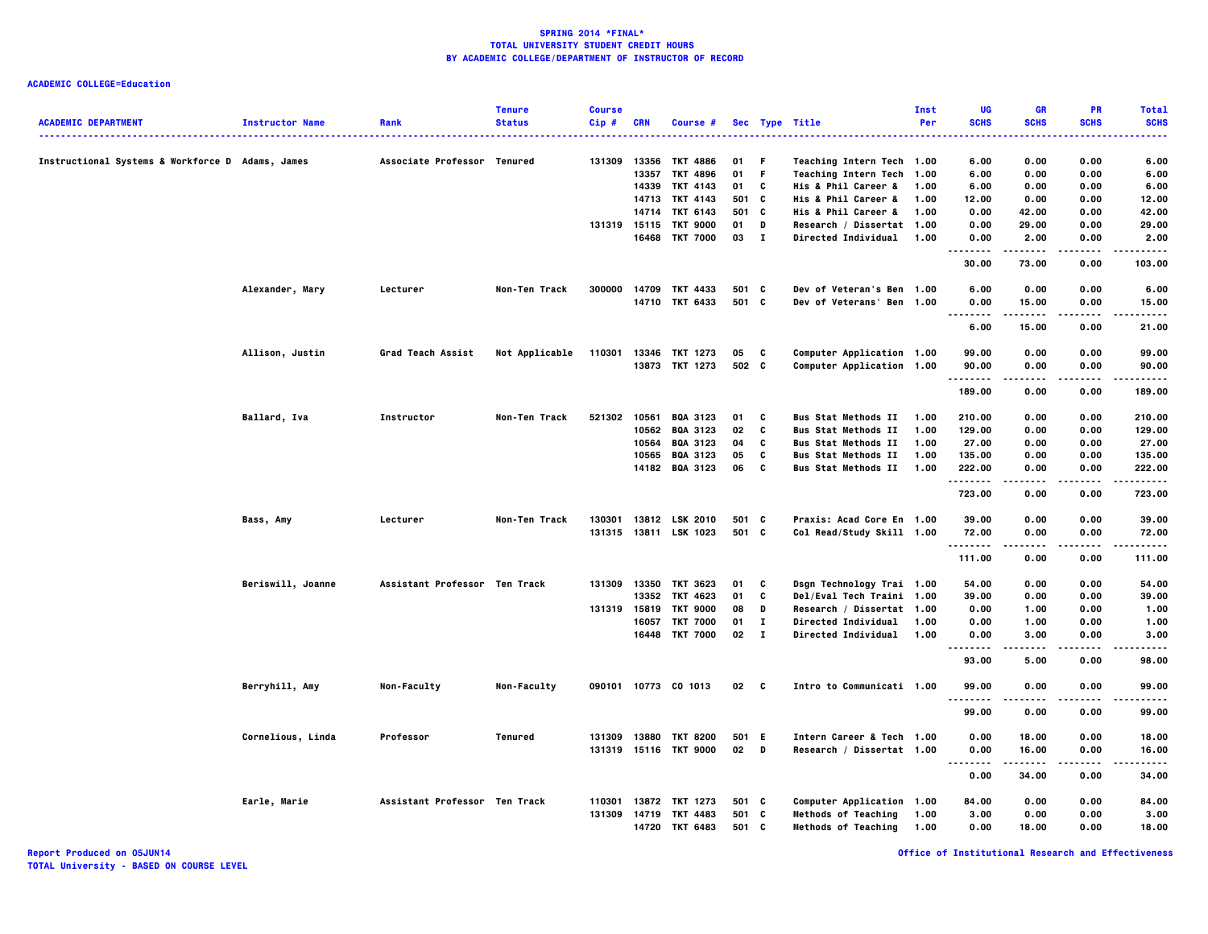**SPRING 2014 \*FINAL\***
**TOTAL UNIVERSITY STUDENT CREDIT HOURS**
**BY ACADEMIC COLLEGE/DEPARTMENT OF INSTRUCTOR OF RECORD**

**ACADEMIC COLLEGE=Education**

| ACADEMIC DEPARTMENT | Instructor Name | Rank | Tenure Status | Course Cip # | CRN | Course # | Sec | Type | Title | Inst Per | UG SCHS | GR SCHS | PR SCHS | Total SCHS |
|---|---|---|---|---|---|---|---|---|---|---|---|---|---|---|
| Instructional Systems & Workforce D | Adams, James | Associate Professor | Tenured | 131309 | 13356 | TKT 4886 | 01 | F | Teaching Intern Tech | 1.00 | 6.00 | 0.00 | 0.00 | 6.00 |
| | | | | | 13357 | TKT 4896 | 01 | F | Teaching Intern Tech | 1.00 | 6.00 | 0.00 | 0.00 | 6.00 |
| | | | | | 14339 | TKT 4143 | 01 | C | His & Phil Career & | 1.00 | 6.00 | 0.00 | 0.00 | 6.00 |
| | | | | | 14713 | TKT 4143 | 501 | C | His & Phil Career & | 1.00 | 12.00 | 0.00 | 0.00 | 12.00 |
| | | | | | 14714 | TKT 6143 | 501 | C | His & Phil Career & | 1.00 | 0.00 | 42.00 | 0.00 | 42.00 |
| | | | | 131319 | 15115 | TKT 9000 | 01 | D | Research / Dissertat | 1.00 | 0.00 | 29.00 | 0.00 | 29.00 |
| | | | | | 16468 | TKT 7000 | 03 | I | Directed Individual | 1.00 | 0.00 | 2.00 | 0.00 | 2.00 |
| | | | | | | | | | | | 30.00 | 73.00 | 0.00 | 103.00 |
| | Alexander, Mary | Lecturer | Non-Ten Track | 300000 | 14709 | TKT 4433 | 501 | C | Dev of Veteran's Ben | 1.00 | 6.00 | 0.00 | 0.00 | 6.00 |
| | | | | | 14710 | TKT 6433 | 501 | C | Dev of Veterans' Ben | 1.00 | 0.00 | 15.00 | 0.00 | 15.00 |
| | | | | | | | | | | | 6.00 | 15.00 | 0.00 | 21.00 |
| | Allison, Justin | Grad Teach Assist | Not Applicable | 110301 | 13346 | TKT 1273 | 05 | C | Computer Application | 1.00 | 99.00 | 0.00 | 0.00 | 99.00 |
| | | | | | 13873 | TKT 1273 | 502 | C | Computer Application | 1.00 | 90.00 | 0.00 | 0.00 | 90.00 |
| | | | | | | | | | | | 189.00 | 0.00 | 0.00 | 189.00 |
| | Ballard, Iva | Instructor | Non-Ten Track | 521302 | 10561 | BQA 3123 | 01 | C | Bus Stat Methods II | 1.00 | 210.00 | 0.00 | 0.00 | 210.00 |
| | | | | | 10562 | BQA 3123 | 02 | C | Bus Stat Methods II | 1.00 | 129.00 | 0.00 | 0.00 | 129.00 |
| | | | | | 10564 | BQA 3123 | 04 | C | Bus Stat Methods II | 1.00 | 27.00 | 0.00 | 0.00 | 27.00 |
| | | | | | 10565 | BQA 3123 | 05 | C | Bus Stat Methods II | 1.00 | 135.00 | 0.00 | 0.00 | 135.00 |
| | | | | | 14182 | BQA 3123 | 06 | C | Bus Stat Methods II | 1.00 | 222.00 | 0.00 | 0.00 | 222.00 |
| | | | | | | | | | | | 723.00 | 0.00 | 0.00 | 723.00 |
| | Bass, Amy | Lecturer | Non-Ten Track | 130301 | 13812 | LSK 2010 | 501 | C | Praxis: Acad Core En | 1.00 | 39.00 | 0.00 | 0.00 | 39.00 |
| | | | | 131315 | 13811 | LSK 1023 | 501 | C | Col Read/Study Skill | 1.00 | 72.00 | 0.00 | 0.00 | 72.00 |
| | | | | | | | | | | | 111.00 | 0.00 | 0.00 | 111.00 |
| | Beriswill, Joanne | Assistant Professor | Ten Track | 131309 | 13350 | TKT 3623 | 01 | C | Dsgn Technology Trai | 1.00 | 54.00 | 0.00 | 0.00 | 54.00 |
| | | | | | 13352 | TKT 4623 | 01 | C | Del/Eval Tech Traini | 1.00 | 39.00 | 0.00 | 0.00 | 39.00 |
| | | | | 131319 | 15819 | TKT 9000 | 08 | D | Research / Dissertat | 1.00 | 0.00 | 1.00 | 0.00 | 1.00 |
| | | | | | 16057 | TKT 7000 | 01 | I | Directed Individual | 1.00 | 0.00 | 1.00 | 0.00 | 1.00 |
| | | | | | 16448 | TKT 7000 | 02 | I | Directed Individual | 1.00 | 0.00 | 3.00 | 0.00 | 3.00 |
| | | | | | | | | | | | 93.00 | 5.00 | 0.00 | 98.00 |
| | Berryhill, Amy | Non-Faculty | Non-Faculty | 090101 | 10773 | CO 1013 | 02 | C | Intro to Communicati | 1.00 | 99.00 | 0.00 | 0.00 | 99.00 |
| | | | | | | | | | | | 99.00 | 0.00 | 0.00 | 99.00 |
| | Cornelious, Linda | Professor | Tenured | 131309 | 13880 | TKT 8200 | 501 | E | Intern Career & Tech | 1.00 | 0.00 | 18.00 | 0.00 | 18.00 |
| | | | | 131319 | 15116 | TKT 9000 | 02 | D | Research / Dissertat | 1.00 | 0.00 | 16.00 | 0.00 | 16.00 |
| | | | | | | | | | | | 0.00 | 34.00 | 0.00 | 34.00 |
| | Earle, Marie | Assistant Professor | Ten Track | 110301 | 13872 | TKT 1273 | 501 | C | Computer Application | 1.00 | 84.00 | 0.00 | 0.00 | 84.00 |
| | | | | 131309 | 14719 | TKT 4483 | 501 | C | Methods of Teaching | 1.00 | 3.00 | 0.00 | 0.00 | 3.00 |
| | | | | | 14720 | TKT 6483 | 501 | C | Methods of Teaching | 1.00 | 0.00 | 18.00 | 0.00 | 18.00 |

Report Produced on 05JUN14
TOTAL University - BASED ON COURSE LEVEL

Office of Institutional Research and Effectiveness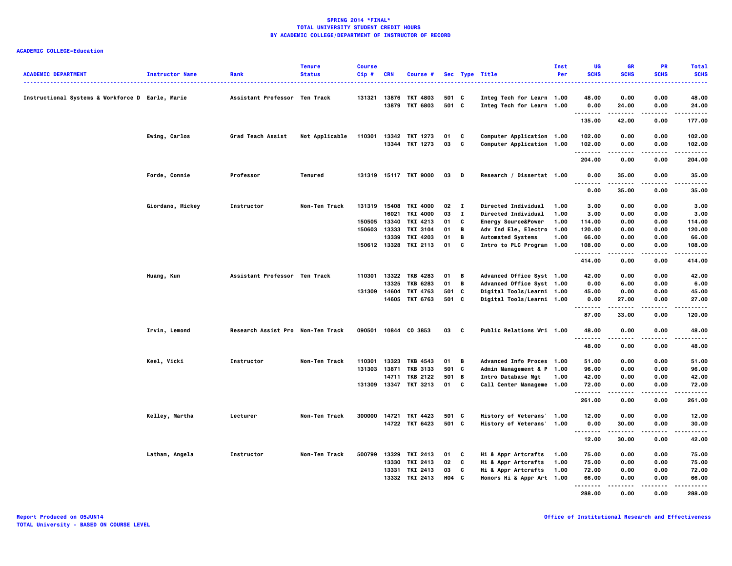**SPRING 2014 *FINAL***
**TOTAL UNIVERSITY STUDENT CREDIT HOURS**
**BY ACADEMIC COLLEGE/DEPARTMENT OF INSTRUCTOR OF RECORD**

**ACADEMIC COLLEGE=Education**

| ACADEMIC DEPARTMENT | Instructor Name | Rank | Tenure Status | Course Cip # | CRN | Course # | Sec | Type | Title | Inst Per | UG SCHS | GR SCHS | PR SCHS | Total SCHS |
|---|---|---|---|---|---|---|---|---|---|---|---|---|---|---|
| Instructional Systems & Workforce D | Earle, Marie | Assistant Professor | Ten Track | 131321 | 13876 | TKT 4803 | 501 | C | Integ Tech for Learn | 1.00 | 48.00 | 0.00 | 0.00 | 48.00 |
| | | | | | 13879 | TKT 6803 | 501 | C | Integ Tech for Learn | 1.00 | 0.00 | 24.00 | 0.00 | 24.00 |
| | | | | | | | | | | | 135.00 | 42.00 | 0.00 | 177.00 |
| | Ewing, Carlos | Grad Teach Assist | Not Applicable | 110301 | 13342 | TKT 1273 | 01 | C | Computer Application | 1.00 | 102.00 | 0.00 | 0.00 | 102.00 |
| | | | | | 13344 | TKT 1273 | 03 | C | Computer Application | 1.00 | 102.00 | 0.00 | 0.00 | 102.00 |
| | | | | | | | | | | | 204.00 | 0.00 | 0.00 | 204.00 |
| | Forde, Connie | Professor | Tenured | 131319 | 15117 | TKT 9000 | 03 | D | Research / Dissertat | 1.00 | 0.00 | 35.00 | 0.00 | 35.00 |
| | | | | | | | | | | | 0.00 | 35.00 | 0.00 | 35.00 |
| | Giordano, Mickey | Instructor | Non-Ten Track | 131319 | 15408 | TKI 4000 | 02 | I | Directed Individual | 1.00 | 3.00 | 0.00 | 0.00 | 3.00 |
| | | | | | 16021 | TKI 4000 | 03 | I | Directed Individual | 1.00 | 3.00 | 0.00 | 0.00 | 3.00 |
| | | | | 150505 | 13340 | TKI 4213 | 01 | C | Energy Source&Power | 1.00 | 114.00 | 0.00 | 0.00 | 114.00 |
| | | | | 150603 | 13333 | TKI 3104 | 01 | B | Adv Ind Ele, Electro | 1.00 | 120.00 | 0.00 | 0.00 | 120.00 |
| | | | | | 13339 | TKI 4203 | 01 | B | Automated Systems | 1.00 | 66.00 | 0.00 | 0.00 | 66.00 |
| | | | | 150612 | 13328 | TKI 2113 | 01 | C | Intro to PLC Program | 1.00 | 108.00 | 0.00 | 0.00 | 108.00 |
| | | | | | | | | | | | 414.00 | 0.00 | 0.00 | 414.00 |
| | Huang, Kun | Assistant Professor | Ten Track | 110301 | 13322 | TKB 4283 | 01 | B | Advanced Office Syst | 1.00 | 42.00 | 0.00 | 0.00 | 42.00 |
| | | | | | 13325 | TKB 6283 | 01 | B | Advanced Office Syst | 1.00 | 0.00 | 6.00 | 0.00 | 6.00 |
| | | | | 131309 | 14604 | TKT 4763 | 501 | C | Digital Tools/Learni | 1.00 | 45.00 | 0.00 | 0.00 | 45.00 |
| | | | | | 14605 | TKT 6763 | 501 | C | Digital Tools/Learni | 1.00 | 0.00 | 27.00 | 0.00 | 27.00 |
| | | | | | | | | | | | 87.00 | 33.00 | 0.00 | 120.00 |
| | Irvin, Lemond | Research Assist Pro | Non-Ten Track | 090501 | 10844 | CO 3853 | 03 | C | Public Relations Wri | 1.00 | 48.00 | 0.00 | 0.00 | 48.00 |
| | | | | | | | | | | | 48.00 | 0.00 | 0.00 | 48.00 |
| | Keel, Vicki | Instructor | Non-Ten Track | 110301 | 13323 | TKB 4543 | 01 | B | Advanced Info Proces | 1.00 | 51.00 | 0.00 | 0.00 | 51.00 |
| | | | | 131303 | 13871 | TKB 3133 | 501 | C | Admin Management & P | 1.00 | 96.00 | 0.00 | 0.00 | 96.00 |
| | | | | | 14711 | TKB 2122 | 501 | B | Intro Database Mgt | 1.00 | 42.00 | 0.00 | 0.00 | 42.00 |
| | | | | 131309 | 13347 | TKT 3213 | 01 | C | Call Center Manageme | 1.00 | 72.00 | 0.00 | 0.00 | 72.00 |
| | | | | | | | | | | | 261.00 | 0.00 | 0.00 | 261.00 |
| | Kelley, Martha | Lecturer | Non-Ten Track | 300000 | 14721 | TKT 4423 | 501 | C | History of Veterans' | 1.00 | 12.00 | 0.00 | 0.00 | 12.00 |
| | | | | | 14722 | TKT 6423 | 501 | C | History of Veterans' | 1.00 | 0.00 | 30.00 | 0.00 | 30.00 |
| | | | | | | | | | | | 12.00 | 30.00 | 0.00 | 42.00 |
| | Latham, Angela | Instructor | Non-Ten Track | 500799 | 13329 | TKI 2413 | 01 | C | Hi & Appr Artcrafts | 1.00 | 75.00 | 0.00 | 0.00 | 75.00 |
| | | | | | 13330 | TKI 2413 | 02 | C | Hi & Appr Artcrafts | 1.00 | 75.00 | 0.00 | 0.00 | 75.00 |
| | | | | | 13331 | TKI 2413 | 03 | C | Hi & Appr Artcrafts | 1.00 | 72.00 | 0.00 | 0.00 | 72.00 |
| | | | | | 13332 | TKI 2413 | H04 | C | Honors Hi & Appr Art | 1.00 | 66.00 | 0.00 | 0.00 | 66.00 |
| | | | | | | | | | | | 288.00 | 0.00 | 0.00 | 288.00 |

Report Produced on 05JUN14
TOTAL University - BASED ON COURSE LEVEL

Office of Institutional Research and Effectiveness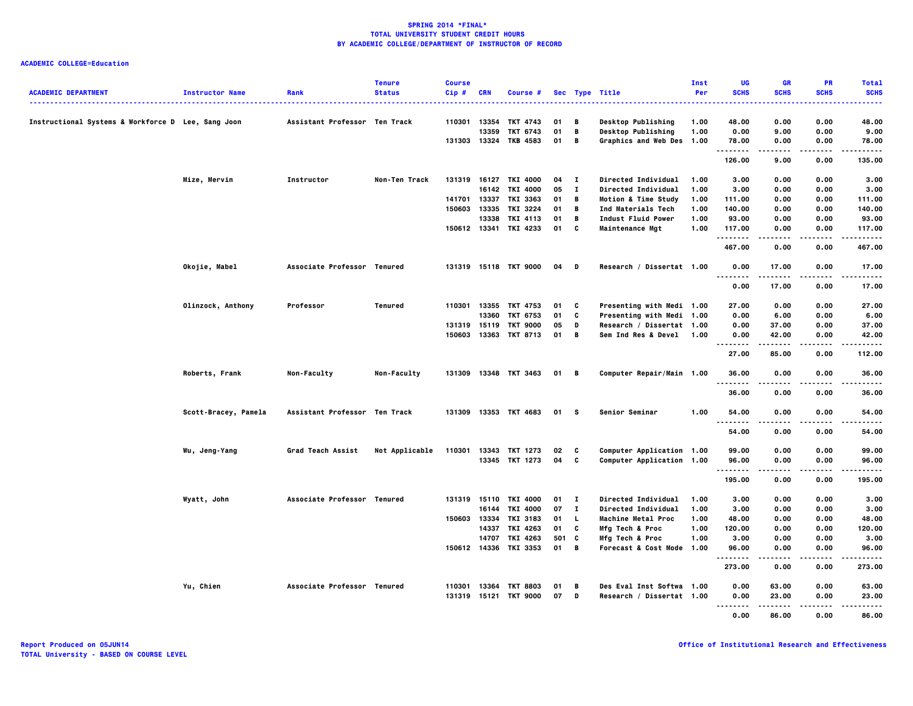# SPRING 2014 *FINAL*
## TOTAL UNIVERSITY STUDENT CREDIT HOURS
## BY ACADEMIC COLLEGE/DEPARTMENT OF INSTRUCTOR OF RECORD

**ACADEMIC COLLEGE=Education**

| ACADEMIC DEPARTMENT | Instructor Name | Rank | Tenure Status | Course Cip # | CRN | Course # | Sec | Type | Title | Inst Per | UG SCHS | GR SCHS | PR SCHS | Total SCHS |
|---|---|---|---|---|---|---|---|---|---|---|---|---|---|---|
| Instructional Systems & Workforce D | Lee, Sang Joon | Assistant Professor | Ten Track | 110301 | 13354 | TKT 4743 | 01 | B | Desktop Publishing | 1.00 | 48.00 | 0.00 | 0.00 | 48.00 |
| | | | | | 13359 | TKT 6743 | 01 | B | Desktop Publishing | 1.00 | 0.00 | 9.00 | 0.00 | 9.00 |
| | | | | 131303 | 13324 | TKB 4583 | 01 | B | Graphics and Web Des | 1.00 | 78.00 | 0.00 | 0.00 | 78.00 |
| | | | | | | | | | | | 126.00 | 9.00 | 0.00 | 135.00 |
| | Mize, Mervin | Instructor | Non-Ten Track | 131319 | 16127 | TKI 4000 | 04 | I | Directed Individual | 1.00 | 3.00 | 0.00 | 0.00 | 3.00 |
| | | | | | 16142 | TKI 4000 | 05 | I | Directed Individual | 1.00 | 3.00 | 0.00 | 0.00 | 3.00 |
| | | | | 141701 | 13337 | TKI 3363 | 01 | B | Motion & Time Study | 1.00 | 111.00 | 0.00 | 0.00 | 111.00 |
| | | | | 150603 | 13335 | TKI 3224 | 01 | B | Ind Materials Tech | 1.00 | 140.00 | 0.00 | 0.00 | 140.00 |
| | | | | | 13338 | TKI 4113 | 01 | B | Indust Fluid Power | 1.00 | 93.00 | 0.00 | 0.00 | 93.00 |
| | | | | 150612 | 13341 | TKI 4233 | 01 | C | Maintenance Mgt | 1.00 | 117.00 | 0.00 | 0.00 | 117.00 |
| | | | | | | | | | | | 467.00 | 0.00 | 0.00 | 467.00 |
| | Okojie, Mabel | Associate Professor | Tenured | 131319 | 15118 | TKT 9000 | 04 | D | Research / Dissertat | 1.00 | 0.00 | 17.00 | 0.00 | 17.00 |
| | | | | | | | | | | | 0.00 | 17.00 | 0.00 | 17.00 |
| | Olinzock, Anthony | Professor | Tenured | 110301 | 13355 | TKT 4753 | 01 | C | Presenting with Medi | 1.00 | 27.00 | 0.00 | 0.00 | 27.00 |
| | | | | | 13360 | TKT 6753 | 01 | C | Presenting with Medi | 1.00 | 0.00 | 6.00 | 0.00 | 6.00 |
| | | | | 131319 | 15119 | TKT 9000 | 05 | D | Research / Dissertat | 1.00 | 0.00 | 37.00 | 0.00 | 37.00 |
| | | | | 150603 | 13363 | TKT 8713 | 01 | B | Sem Ind Res & Devel | 1.00 | 0.00 | 42.00 | 0.00 | 42.00 |
| | | | | | | | | | | | 27.00 | 85.00 | 0.00 | 112.00 |
| | Roberts, Frank | Non-Faculty | Non-Faculty | 131309 | 13348 | TKT 3463 | 01 | B | Computer Repair/Main | 1.00 | 36.00 | 0.00 | 0.00 | 36.00 |
| | | | | | | | | | | | 36.00 | 0.00 | 0.00 | 36.00 |
| | Scott-Bracey, Pamela | Assistant Professor | Ten Track | 131309 | 13353 | TKT 4683 | 01 | S | Senior Seminar | 1.00 | 54.00 | 0.00 | 0.00 | 54.00 |
| | | | | | | | | | | | 54.00 | 0.00 | 0.00 | 54.00 |
| | Wu, Jeng-Yang | Grad Teach Assist | Not Applicable | 110301 | 13343 | TKT 1273 | 02 | C | Computer Application | 1.00 | 99.00 | 0.00 | 0.00 | 99.00 |
| | | | | | 13345 | TKT 1273 | 04 | C | Computer Application | 1.00 | 96.00 | 0.00 | 0.00 | 96.00 |
| | | | | | | | | | | | 195.00 | 0.00 | 0.00 | 195.00 |
| | Wyatt, John | Associate Professor | Tenured | 131319 | 15110 | TKI 4000 | 01 | I | Directed Individual | 1.00 | 3.00 | 0.00 | 0.00 | 3.00 |
| | | | | | 16144 | TKI 4000 | 07 | I | Directed Individual | 1.00 | 3.00 | 0.00 | 0.00 | 3.00 |
| | | | | 150603 | 13334 | TKI 3183 | 01 | L | Machine Metal Proc | 1.00 | 48.00 | 0.00 | 0.00 | 48.00 |
| | | | | | 14337 | TKI 4263 | 01 | C | Mfg Tech & Proc | 1.00 | 120.00 | 0.00 | 0.00 | 120.00 |
| | | | | | 14707 | TKI 4263 | 501 | C | Mfg Tech & Proc | 1.00 | 3.00 | 0.00 | 0.00 | 3.00 |
| | | | | 150612 | 14336 | TKI 3353 | 01 | B | Forecast & Cost Mode | 1.00 | 96.00 | 0.00 | 0.00 | 96.00 |
| | | | | | | | | | | | 273.00 | 0.00 | 0.00 | 273.00 |
| | Yu, Chien | Associate Professor | Tenured | 110301 | 13364 | TKT 8803 | 01 | B | Des Eval Inst Softwa | 1.00 | 0.00 | 63.00 | 0.00 | 63.00 |
| | | | | 131319 | 15121 | TKT 9000 | 07 | D | Research / Dissertat | 1.00 | 0.00 | 23.00 | 0.00 | 23.00 |
| | | | | | | | | | | | 0.00 | 86.00 | 0.00 | 86.00 |

Report Produced on 05JUN14
TOTAL University - BASED ON COURSE LEVEL

Office of Institutional Research and Effectiveness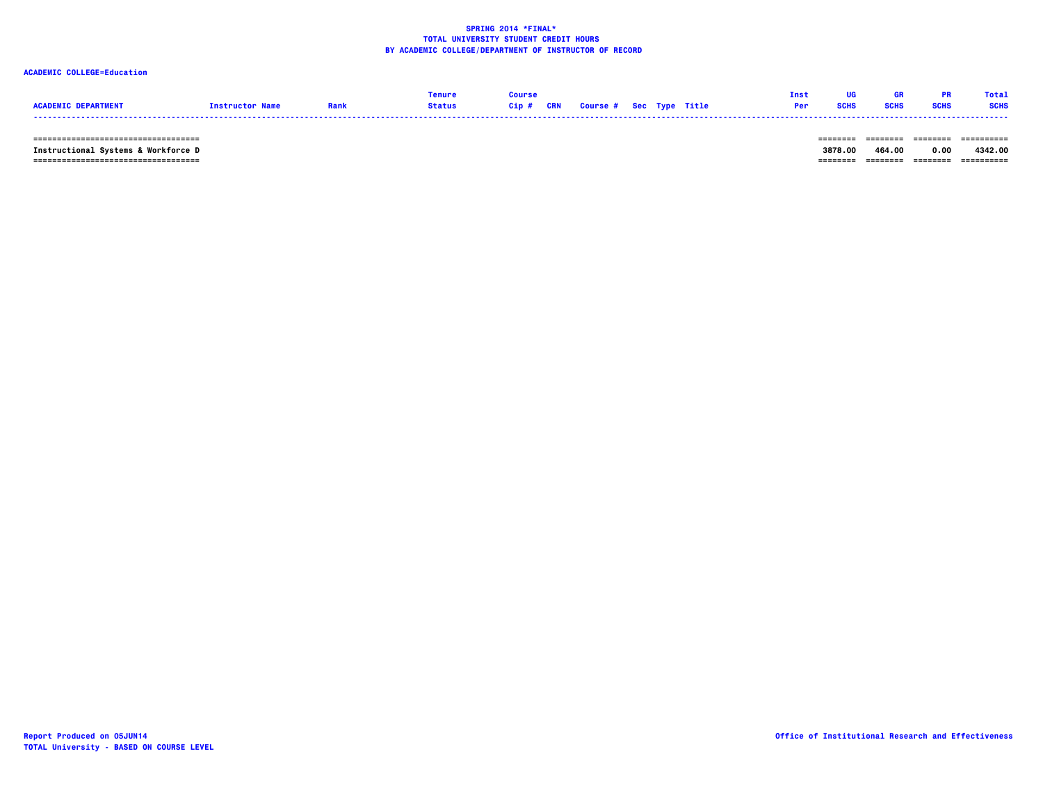**SPRING 2014 *FINAL***
**TOTAL UNIVERSITY STUDENT CREDIT HOURS**
**BY ACADEMIC COLLEGE/DEPARTMENT OF INSTRUCTOR OF RECORD**

**ACADEMIC COLLEGE=Education**

| ACADEMIC DEPARTMENT | Instructor Name | Rank | Tenure Status | Course Cip # | CRN | Course # | Sec | Type | Title | Inst Per | UG SCHS | GR SCHS | PR SCHS | Total SCHS |
|---|---|---|---|---|---|---|---|---|---|---|---|---|---|---|
| Instructional Systems & Workforce D | | | | | | | | | | | 3878.00 | 464.00 | 0.00 | 4342.00 |

Report Produced on 05JUN14
TOTAL University - BASED ON COURSE LEVEL

Office of Institutional Research and Effectiveness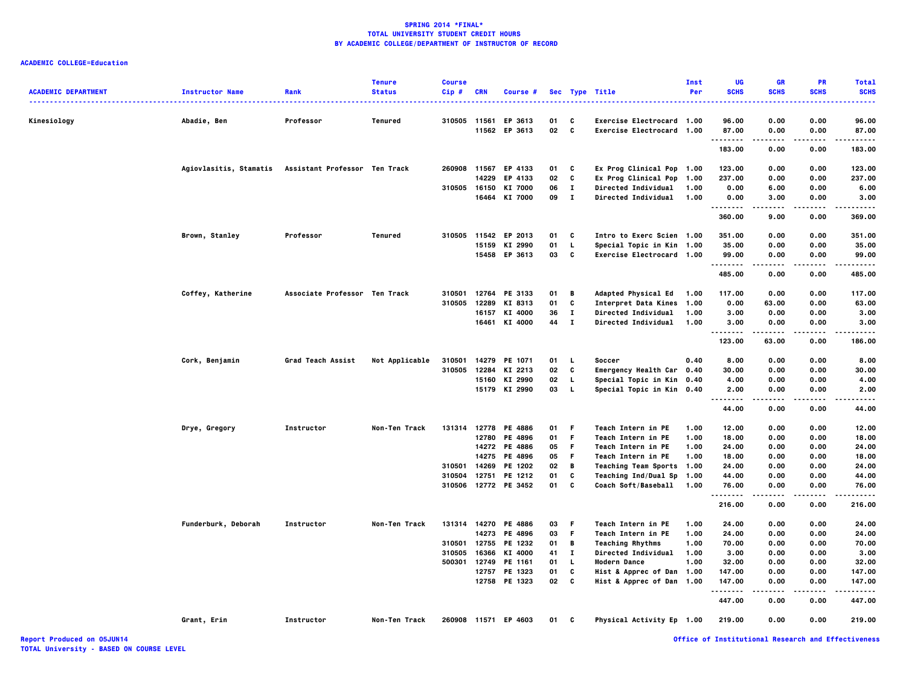**SPRING 2014 *FINAL***
**TOTAL UNIVERSITY STUDENT CREDIT HOURS**
**BY ACADEMIC COLLEGE/DEPARTMENT OF INSTRUCTOR OF RECORD**

**ACADEMIC COLLEGE=Education**

| ACADEMIC DEPARTMENT | Instructor Name | Rank | Tenure Status | Course Cip # | CRN | Course # | Sec | Type | Title | Inst Per | UG SCHS | GR SCHS | PR SCHS | Total SCHS |
|---|---|---|---|---|---|---|---|---|---|---|---|---|---|---|
| Kinesiology | Abadie, Ben | Professor | Tenured | 310505 | 11561 | EP 3613 | 01 | C | Exercise Electrocard | 1.00 | 96.00 | 0.00 | 0.00 | 96.00 |
| | | | | | 11562 | EP 3613 | 02 | C | Exercise Electrocard | 1.00 | 87.00 | 0.00 | 0.00 | 87.00 |
| | | | | | | | | | | | 183.00 | 0.00 | 0.00 | 183.00 |
| | Agiovlasitis, Stamatis | Assistant Professor | Ten Track | 260908 | 11567 | EP 4133 | 01 | C | Ex Prog Clinical Pop | 1.00 | 123.00 | 0.00 | 0.00 | 123.00 |
| | | | | | 14229 | EP 4133 | 02 | C | Ex Prog Clinical Pop | 1.00 | 237.00 | 0.00 | 0.00 | 237.00 |
| | | | | 310505 | 16150 | KI 7000 | 06 | I | Directed Individual | 1.00 | 0.00 | 6.00 | 0.00 | 6.00 |
| | | | | | 16464 | KI 7000 | 09 | I | Directed Individual | 1.00 | 0.00 | 3.00 | 0.00 | 3.00 |
| | | | | | | | | | | | 360.00 | 9.00 | 0.00 | 369.00 |
| | Brown, Stanley | Professor | Tenured | 310505 | 11542 | EP 2013 | 01 | C | Intro to Exerc Scien | 1.00 | 351.00 | 0.00 | 0.00 | 351.00 |
| | | | | | 15159 | KI 2990 | 01 | L | Special Topic in Kin | 1.00 | 35.00 | 0.00 | 0.00 | 35.00 |
| | | | | | 15458 | EP 3613 | 03 | C | Exercise Electrocard | 1.00 | 99.00 | 0.00 | 0.00 | 99.00 |
| | | | | | | | | | | | 485.00 | 0.00 | 0.00 | 485.00 |
| | Coffey, Katherine | Associate Professor | Ten Track | 310501 | 12764 | PE 3133 | 01 | B | Adapted Physical Ed | 1.00 | 117.00 | 0.00 | 0.00 | 117.00 |
| | | | | 310505 | 12289 | KI 8313 | 01 | C | Interpret Data Kines | 1.00 | 0.00 | 63.00 | 0.00 | 63.00 |
| | | | | | 16157 | KI 4000 | 36 | I | Directed Individual | 1.00 | 3.00 | 0.00 | 0.00 | 3.00 |
| | | | | | 16461 | KI 4000 | 44 | I | Directed Individual | 1.00 | 3.00 | 0.00 | 0.00 | 3.00 |
| | | | | | | | | | | | 123.00 | 63.00 | 0.00 | 186.00 |
| | Cork, Benjamin | Grad Teach Assist | Not Applicable | 310501 | 14279 | PE 1071 | 01 | L | Soccer | 0.40 | 8.00 | 0.00 | 0.00 | 8.00 |
| | | | | 310505 | 12284 | KI 2213 | 02 | C | Emergency Health Car | 0.40 | 30.00 | 0.00 | 0.00 | 30.00 |
| | | | | | 15160 | KI 2990 | 02 | L | Special Topic in Kin | 0.40 | 4.00 | 0.00 | 0.00 | 4.00 |
| | | | | | 15179 | KI 2990 | 03 | L | Special Topic in Kin | 0.40 | 2.00 | 0.00 | 0.00 | 2.00 |
| | | | | | | | | | | | 44.00 | 0.00 | 0.00 | 44.00 |
| | Drye, Gregory | Instructor | Non-Ten Track | 131314 | 12778 | PE 4886 | 01 | F | Teach Intern in PE | 1.00 | 12.00 | 0.00 | 0.00 | 12.00 |
| | | | | | 12780 | PE 4896 | 01 | F | Teach Intern in PE | 1.00 | 18.00 | 0.00 | 0.00 | 18.00 |
| | | | | | 14272 | PE 4886 | 05 | F | Teach Intern in PE | 1.00 | 24.00 | 0.00 | 0.00 | 24.00 |
| | | | | | 14275 | PE 4896 | 05 | F | Teach Intern in PE | 1.00 | 18.00 | 0.00 | 0.00 | 18.00 |
| | | | | 310501 | 14269 | PE 1202 | 02 | B | Teaching Team Sports | 1.00 | 24.00 | 0.00 | 0.00 | 24.00 |
| | | | | 310504 | 12751 | PE 1212 | 01 | C | Teaching Ind/Dual Sp | 1.00 | 44.00 | 0.00 | 0.00 | 44.00 |
| | | | | 310506 | 12772 | PE 3452 | 01 | C | Coach Soft/Baseball | 1.00 | 76.00 | 0.00 | 0.00 | 76.00 |
| | | | | | | | | | | | 216.00 | 0.00 | 0.00 | 216.00 |
| | Funderburk, Deborah | Instructor | Non-Ten Track | 131314 | 14270 | PE 4886 | 03 | F | Teach Intern in PE | 1.00 | 24.00 | 0.00 | 0.00 | 24.00 |
| | | | | | 14273 | PE 4896 | 03 | F | Teach Intern in PE | 1.00 | 24.00 | 0.00 | 0.00 | 24.00 |
| | | | | 310501 | 12755 | PE 1232 | 01 | B | Teaching Rhythms | 1.00 | 70.00 | 0.00 | 0.00 | 70.00 |
| | | | | 310505 | 16366 | KI 4000 | 41 | I | Directed Individual | 1.00 | 3.00 | 0.00 | 0.00 | 3.00 |
| | | | | 500301 | 12749 | PE 1161 | 01 | L | Modern Dance | 1.00 | 32.00 | 0.00 | 0.00 | 32.00 |
| | | | | | 12757 | PE 1323 | 01 | C | Hist & Apprec of Dan | 1.00 | 147.00 | 0.00 | 0.00 | 147.00 |
| | | | | | 12758 | PE 1323 | 02 | C | Hist & Apprec of Dan | 1.00 | 147.00 | 0.00 | 0.00 | 147.00 |
| | | | | | | | | | | | 447.00 | 0.00 | 0.00 | 447.00 |
| | Grant, Erin | Instructor | Non-Ten Track | 260908 | 11571 | EP 4603 | 01 | C | Physical Activity Ep | 1.00 | 219.00 | 0.00 | 0.00 | 219.00 |

Report Produced on 05JUN14
TOTAL University - BASED ON COURSE LEVEL

Office of Institutional Research and Effectiveness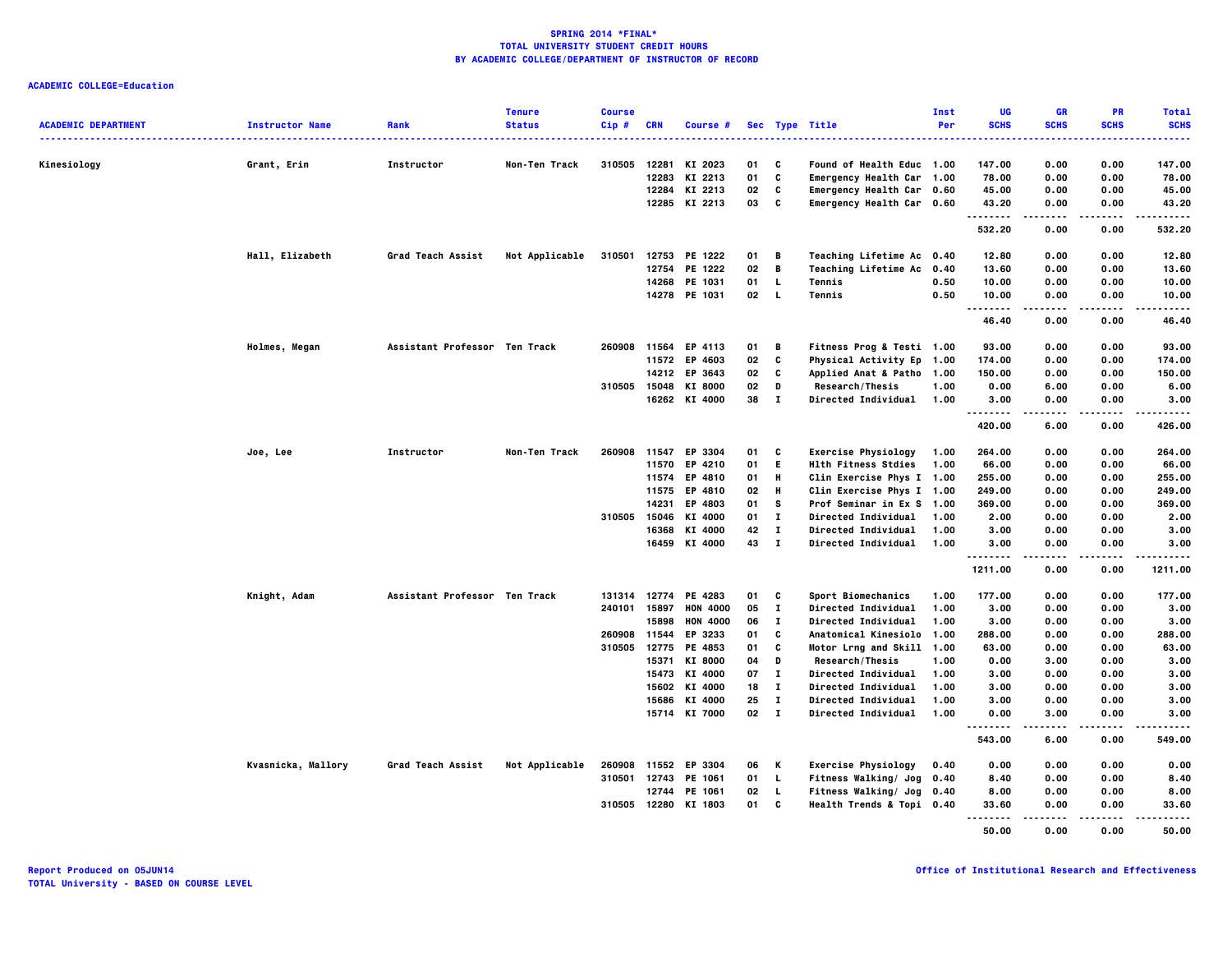**SPRING 2014 *FINAL***
**TOTAL UNIVERSITY STUDENT CREDIT HOURS**
**BY ACADEMIC COLLEGE/DEPARTMENT OF INSTRUCTOR OF RECORD**

**ACADEMIC COLLEGE=Education**

| ACADEMIC DEPARTMENT | Instructor Name | Rank | Tenure Status | Course Cip # | CRN | Course # | Sec | Type | Title | Inst Per | UG SCHS | GR SCHS | PR SCHS | Total SCHS |
|---|---|---|---|---|---|---|---|---|---|---|---|---|---|---|
| Kinesiology | Grant, Erin | Instructor | Non-Ten Track | 310505 | 12281 | KI 2023 | 01 | C | Found of Health Educ | 1.00 | 147.00 | 0.00 | 0.00 | 147.00 |
| | | | | | 12283 | KI 2213 | 01 | C | Emergency Health Car | 1.00 | 78.00 | 0.00 | 0.00 | 78.00 |
| | | | | | 12284 | KI 2213 | 02 | C | Emergency Health Car | 0.60 | 45.00 | 0.00 | 0.00 | 45.00 |
| | | | | | 12285 | KI 2213 | 03 | C | Emergency Health Car | 0.60 | 43.20 | 0.00 | 0.00 | 43.20 |
| | | | | | | | | | | | 532.20 | 0.00 | 0.00 | 532.20 |
| | Hall, Elizabeth | Grad Teach Assist | Not Applicable | 310501 | 12753 | PE 1222 | 01 | B | Teaching Lifetime Ac | 0.40 | 12.80 | 0.00 | 0.00 | 12.80 |
| | | | | | 12754 | PE 1222 | 02 | B | Teaching Lifetime Ac | 0.40 | 13.60 | 0.00 | 0.00 | 13.60 |
| | | | | | 14268 | PE 1031 | 01 | L | Tennis | 0.50 | 10.00 | 0.00 | 0.00 | 10.00 |
| | | | | | 14278 | PE 1031 | 02 | L | Tennis | 0.50 | 10.00 | 0.00 | 0.00 | 10.00 |
| | | | | | | | | | | | 46.40 | 0.00 | 0.00 | 46.40 |
| | Holmes, Megan | Assistant Professor | Ten Track | 260908 | 11564 | EP 4113 | 01 | B | Fitness Prog & Testi | 1.00 | 93.00 | 0.00 | 0.00 | 93.00 |
| | | | | | 11572 | EP 4603 | 02 | C | Physical Activity Ep | 1.00 | 174.00 | 0.00 | 0.00 | 174.00 |
| | | | | | 14212 | EP 3643 | 02 | C | Applied Anat & Patho | 1.00 | 150.00 | 0.00 | 0.00 | 150.00 |
| | | | | 310505 | 15048 | KI 8000 | 02 | D | Research/Thesis | 1.00 | 0.00 | 6.00 | 0.00 | 6.00 |
| | | | | | 16262 | KI 4000 | 38 | I | Directed Individual | 1.00 | 3.00 | 0.00 | 0.00 | 3.00 |
| | | | | | | | | | | | 420.00 | 6.00 | 0.00 | 426.00 |
| | Joe, Lee | Instructor | Non-Ten Track | 260908 | 11547 | EP 3304 | 01 | C | Exercise Physiology | 1.00 | 264.00 | 0.00 | 0.00 | 264.00 |
| | | | | | 11570 | EP 4210 | 01 | E | Hlth Fitness Stdies | 1.00 | 66.00 | 0.00 | 0.00 | 66.00 |
| | | | | | 11574 | EP 4810 | 01 | H | Clin Exercise Phys I | 1.00 | 255.00 | 0.00 | 0.00 | 255.00 |
| | | | | | 11575 | EP 4810 | 02 | H | Clin Exercise Phys I | 1.00 | 249.00 | 0.00 | 0.00 | 249.00 |
| | | | | | 14231 | EP 4803 | 01 | S | Prof Seminar in Ex S | 1.00 | 369.00 | 0.00 | 0.00 | 369.00 |
| | | | | 310505 | 15046 | KI 4000 | 01 | I | Directed Individual | 1.00 | 2.00 | 0.00 | 0.00 | 2.00 |
| | | | | | 16368 | KI 4000 | 42 | I | Directed Individual | 1.00 | 3.00 | 0.00 | 0.00 | 3.00 |
| | | | | | 16459 | KI 4000 | 43 | I | Directed Individual | 1.00 | 3.00 | 0.00 | 0.00 | 3.00 |
| | | | | | | | | | | | 1211.00 | 0.00 | 0.00 | 1211.00 |
| | Knight, Adam | Assistant Professor | Ten Track | 131314 | 12774 | PE 4283 | 01 | C | Sport Biomechanics | 1.00 | 177.00 | 0.00 | 0.00 | 177.00 |
| | | | | 240101 | 15897 | HON 4000 | 05 | I | Directed Individual | 1.00 | 3.00 | 0.00 | 0.00 | 3.00 |
| | | | | | 15898 | HON 4000 | 06 | I | Directed Individual | 1.00 | 3.00 | 0.00 | 0.00 | 3.00 |
| | | | | 260908 | 11544 | EP 3233 | 01 | C | Anatomical Kinesiolo | 1.00 | 288.00 | 0.00 | 0.00 | 288.00 |
| | | | | 310505 | 12775 | PE 4853 | 01 | C | Motor Lrng and Skill | 1.00 | 63.00 | 0.00 | 0.00 | 63.00 |
| | | | | | 15371 | KI 8000 | 04 | D | Research/Thesis | 1.00 | 0.00 | 3.00 | 0.00 | 3.00 |
| | | | | | 15473 | KI 4000 | 07 | I | Directed Individual | 1.00 | 3.00 | 0.00 | 0.00 | 3.00 |
| | | | | | 15602 | KI 4000 | 18 | I | Directed Individual | 1.00 | 3.00 | 0.00 | 0.00 | 3.00 |
| | | | | | 15686 | KI 4000 | 25 | I | Directed Individual | 1.00 | 3.00 | 0.00 | 0.00 | 3.00 |
| | | | | | 15714 | KI 7000 | 02 | I | Directed Individual | 1.00 | 0.00 | 3.00 | 0.00 | 3.00 |
| | | | | | | | | | | | 543.00 | 6.00 | 0.00 | 549.00 |
| | Kvasnicka, Mallory | Grad Teach Assist | Not Applicable | 260908 | 11552 | EP 3304 | 06 | K | Exercise Physiology | 0.40 | 0.00 | 0.00 | 0.00 | 0.00 |
| | | | | 310501 | 12743 | PE 1061 | 01 | L | Fitness Walking/ Jog | 0.40 | 8.40 | 0.00 | 0.00 | 8.40 |
| | | | | | 12744 | PE 1061 | 02 | L | Fitness Walking/ Jog | 0.40 | 8.00 | 0.00 | 0.00 | 8.00 |
| | | | | 310505 | 12280 | KI 1803 | 01 | C | Health Trends & Topi | 0.40 | 33.60 | 0.00 | 0.00 | 33.60 |
| | | | | | | | | | | | 50.00 | 0.00 | 0.00 | 50.00 |

Report Produced on 05JUN14
TOTAL University - BASED ON COURSE LEVEL

Office of Institutional Research and Effectiveness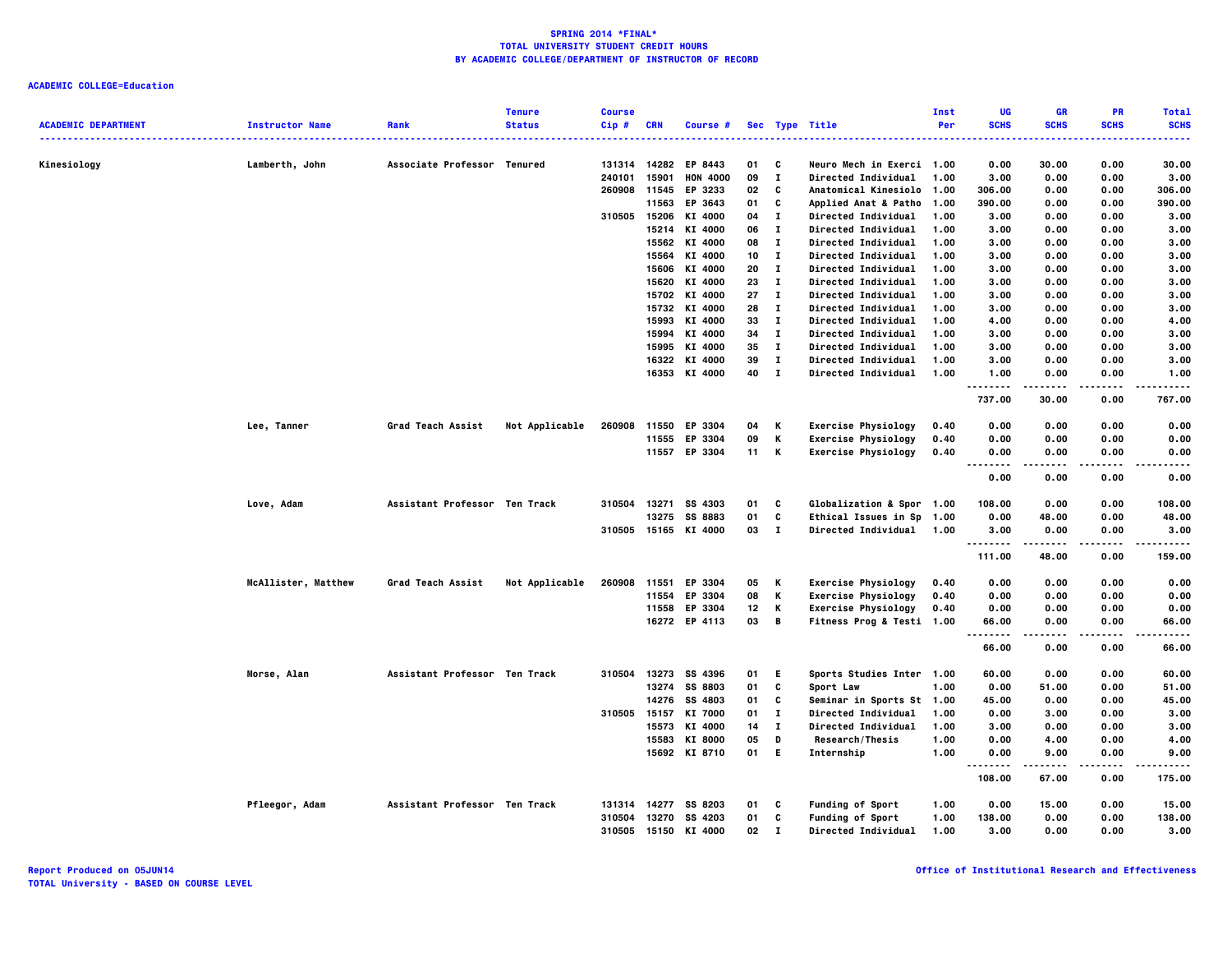**SPRING 2014 *FINAL***
**TOTAL UNIVERSITY STUDENT CREDIT HOURS**
**BY ACADEMIC COLLEGE/DEPARTMENT OF INSTRUCTOR OF RECORD**

**ACADEMIC COLLEGE=Education**

| ACADEMIC DEPARTMENT | Instructor Name | Rank | Tenure Status | Course Cip # | CRN | Course # | Sec | Type | Title | Inst Per | UG SCHS | GR SCHS | PR SCHS | Total SCHS |
|---|---|---|---|---|---|---|---|---|---|---|---|---|---|---|
| Kinesiology | Lamberth, John | Associate Professor | Tenured | 131314 | 14282 | EP 8443 | 01 | C | Neuro Mech in Exerci | 1.00 | 0.00 | 30.00 | 0.00 | 30.00 |
| | | | | 240101 | 15901 | HON 4000 | 09 | I | Directed Individual | 1.00 | 3.00 | 0.00 | 0.00 | 3.00 |
| | | | | 260908 | 11545 | EP 3233 | 02 | C | Anatomical Kinesiolo | 1.00 | 306.00 | 0.00 | 0.00 | 306.00 |
| | | | | | 11563 | EP 3643 | 01 | C | Applied Anat & Patho | 1.00 | 390.00 | 0.00 | 0.00 | 390.00 |
| | | | | 310505 | 15206 | KI 4000 | 04 | I | Directed Individual | 1.00 | 3.00 | 0.00 | 0.00 | 3.00 |
| | | | | | 15214 | KI 4000 | 06 | I | Directed Individual | 1.00 | 3.00 | 0.00 | 0.00 | 3.00 |
| | | | | | 15562 | KI 4000 | 08 | I | Directed Individual | 1.00 | 3.00 | 0.00 | 0.00 | 3.00 |
| | | | | | 15564 | KI 4000 | 10 | I | Directed Individual | 1.00 | 3.00 | 0.00 | 0.00 | 3.00 |
| | | | | | 15606 | KI 4000 | 20 | I | Directed Individual | 1.00 | 3.00 | 0.00 | 0.00 | 3.00 |
| | | | | | 15620 | KI 4000 | 23 | I | Directed Individual | 1.00 | 3.00 | 0.00 | 0.00 | 3.00 |
| | | | | | 15702 | KI 4000 | 27 | I | Directed Individual | 1.00 | 3.00 | 0.00 | 0.00 | 3.00 |
| | | | | | 15732 | KI 4000 | 28 | I | Directed Individual | 1.00 | 3.00 | 0.00 | 0.00 | 3.00 |
| | | | | | 15993 | KI 4000 | 33 | I | Directed Individual | 1.00 | 4.00 | 0.00 | 0.00 | 4.00 |
| | | | | | 15994 | KI 4000 | 34 | I | Directed Individual | 1.00 | 3.00 | 0.00 | 0.00 | 3.00 |
| | | | | | 15995 | KI 4000 | 35 | I | Directed Individual | 1.00 | 3.00 | 0.00 | 0.00 | 3.00 |
| | | | | | 16322 | KI 4000 | 39 | I | Directed Individual | 1.00 | 3.00 | 0.00 | 0.00 | 3.00 |
| | | | | | 16353 | KI 4000 | 40 | I | Directed Individual | 1.00 | 1.00 | 0.00 | 0.00 | 1.00 |
| | | | | | | | | | | | 737.00 | 30.00 | 0.00 | 767.00 |
| | Lee, Tanner | Grad Teach Assist | Not Applicable | 260908 | 11550 | EP 3304 | 04 | K | Exercise Physiology | 0.40 | 0.00 | 0.00 | 0.00 | 0.00 |
| | | | | | 11555 | EP 3304 | 09 | K | Exercise Physiology | 0.40 | 0.00 | 0.00 | 0.00 | 0.00 |
| | | | | | 11557 | EP 3304 | 11 | K | Exercise Physiology | 0.40 | 0.00 | 0.00 | 0.00 | 0.00 |
| | | | | | | | | | | | 0.00 | 0.00 | 0.00 | 0.00 |
| | Love, Adam | Assistant Professor | Ten Track | 310504 | 13271 | SS 4303 | 01 | C | Globalization & Spor | 1.00 | 108.00 | 0.00 | 0.00 | 108.00 |
| | | | | | 13275 | SS 8883 | 01 | C | Ethical Issues in Sp | 1.00 | 0.00 | 48.00 | 0.00 | 48.00 |
| | | | | 310505 | 15165 | KI 4000 | 03 | I | Directed Individual | 1.00 | 3.00 | 0.00 | 0.00 | 3.00 |
| | | | | | | | | | | | 111.00 | 48.00 | 0.00 | 159.00 |
| | McAllister, Matthew | Grad Teach Assist | Not Applicable | 260908 | 11551 | EP 3304 | 05 | K | Exercise Physiology | 0.40 | 0.00 | 0.00 | 0.00 | 0.00 |
| | | | | | 11554 | EP 3304 | 08 | K | Exercise Physiology | 0.40 | 0.00 | 0.00 | 0.00 | 0.00 |
| | | | | | 11558 | EP 3304 | 12 | K | Exercise Physiology | 0.40 | 0.00 | 0.00 | 0.00 | 0.00 |
| | | | | | 16272 | EP 4113 | 03 | B | Fitness Prog & Testi | 1.00 | 66.00 | 0.00 | 0.00 | 66.00 |
| | | | | | | | | | | | 66.00 | 0.00 | 0.00 | 66.00 |
| | Morse, Alan | Assistant Professor | Ten Track | 310504 | 13273 | SS 4396 | 01 | E | Sports Studies Inter | 1.00 | 60.00 | 0.00 | 0.00 | 60.00 |
| | | | | | 13274 | SS 8803 | 01 | C | Sport Law | 1.00 | 0.00 | 51.00 | 0.00 | 51.00 |
| | | | | | 14276 | SS 4803 | 01 | C | Seminar in Sports St | 1.00 | 45.00 | 0.00 | 0.00 | 45.00 |
| | | | | 310505 | 15157 | KI 7000 | 01 | I | Directed Individual | 1.00 | 0.00 | 3.00 | 0.00 | 3.00 |
| | | | | | 15573 | KI 4000 | 14 | I | Directed Individual | 1.00 | 3.00 | 0.00 | 0.00 | 3.00 |
| | | | | | 15583 | KI 8000 | 05 | D | Research/Thesis | 1.00 | 0.00 | 4.00 | 0.00 | 4.00 |
| | | | | | 15692 | KI 8710 | 01 | E | Internship | 1.00 | 0.00 | 9.00 | 0.00 | 9.00 |
| | | | | | | | | | | | 108.00 | 67.00 | 0.00 | 175.00 |
| | Pfleegor, Adam | Assistant Professor | Ten Track | 131314 | 14277 | SS 8203 | 01 | C | Funding of Sport | 1.00 | 0.00 | 15.00 | 0.00 | 15.00 |
| | | | | 310504 | 13270 | SS 4203 | 01 | C | Funding of Sport | 1.00 | 138.00 | 0.00 | 0.00 | 138.00 |
| | | | | 310505 | 15150 | KI 4000 | 02 | I | Directed Individual | 1.00 | 3.00 | 0.00 | 0.00 | 3.00 |

Report Produced on 05JUN14
TOTAL University - BASED ON COURSE LEVEL

Office of Institutional Research and Effectiveness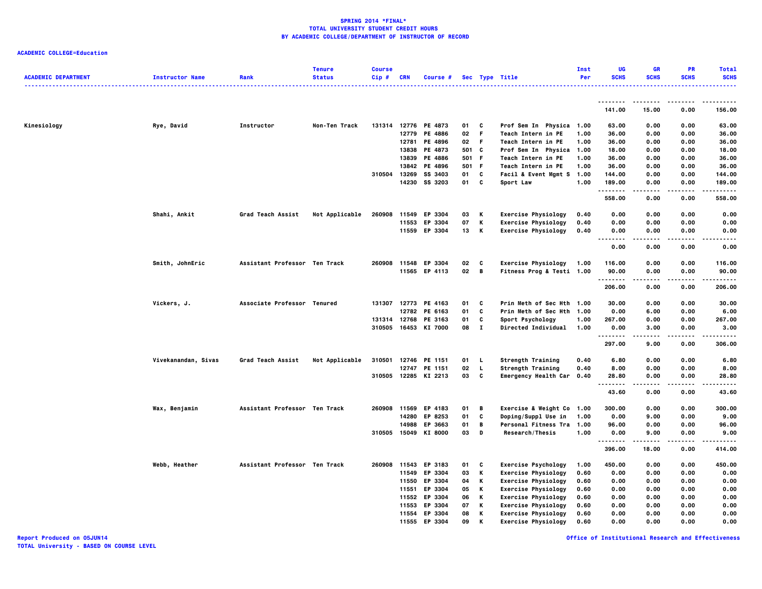**SPRING 2014 *FINAL***
**TOTAL UNIVERSITY STUDENT CREDIT HOURS**
**BY ACADEMIC COLLEGE/DEPARTMENT OF INSTRUCTOR OF RECORD**

**ACADEMIC COLLEGE=Education**

| ACADEMIC DEPARTMENT | Instructor Name | Rank | Tenure Status | Course Cip # | CRN | Course # | Sec | Type | Title | Inst Per | UG SCHS | GR SCHS | PR SCHS | Total SCHS |
|---|---|---|---|---|---|---|---|---|---|---|---|---|---|---|
| | | | | | | | | | | | 141.00 | 15.00 | 0.00 | 156.00 |
| Kinesiology | Rye, David | Instructor | Non-Ten Track | 131314 | 12776 | PE 4873 | 01 | C | Prof Sem In Physica | 1.00 | 63.00 | 0.00 | 0.00 | 63.00 |
| | | | | | 12779 | PE 4886 | 02 | F | Teach Intern in PE | 1.00 | 36.00 | 0.00 | 0.00 | 36.00 |
| | | | | | 12781 | PE 4896 | 02 | F | Teach Intern in PE | 1.00 | 36.00 | 0.00 | 0.00 | 36.00 |
| | | | | | 13838 | PE 4873 | 501 | C | Prof Sem In Physica | 1.00 | 18.00 | 0.00 | 0.00 | 18.00 |
| | | | | | 13839 | PE 4886 | 501 | F | Teach Intern in PE | 1.00 | 36.00 | 0.00 | 0.00 | 36.00 |
| | | | | | 13842 | PE 4896 | 501 | F | Teach Intern in PE | 1.00 | 36.00 | 0.00 | 0.00 | 36.00 |
| | | | | 310504 | 13269 | SS 3403 | 01 | C | Facil & Event Mgmt S | 1.00 | 144.00 | 0.00 | 0.00 | 144.00 |
| | | | | | 14230 | SS 3203 | 01 | C | Sport Law | 1.00 | 189.00 | 0.00 | 0.00 | 189.00 |
| | | | | | | | | | | | 558.00 | 0.00 | 0.00 | 558.00 |
| | Shahi, Ankit | Grad Teach Assist | Not Applicable | 260908 | 11549 | EP 3304 | 03 | K | Exercise Physiology | 0.40 | 0.00 | 0.00 | 0.00 | 0.00 |
| | | | | | 11553 | EP 3304 | 07 | K | Exercise Physiology | 0.40 | 0.00 | 0.00 | 0.00 | 0.00 |
| | | | | | 11559 | EP 3304 | 13 | K | Exercise Physiology | 0.40 | 0.00 | 0.00 | 0.00 | 0.00 |
| | | | | | | | | | | | 0.00 | 0.00 | 0.00 | 0.00 |
| | Smith, JohnEric | Assistant Professor | Ten Track | 260908 | 11548 | EP 3304 | 02 | C | Exercise Physiology | 1.00 | 116.00 | 0.00 | 0.00 | 116.00 |
| | | | | | 11565 | EP 4113 | 02 | B | Fitness Prog & Testi | 1.00 | 90.00 | 0.00 | 0.00 | 90.00 |
| | | | | | | | | | | | 206.00 | 0.00 | 0.00 | 206.00 |
| | Vickers, J. | Associate Professor | Tenured | 131307 | 12773 | PE 4163 | 01 | C | Prin Meth of Sec Hth | 1.00 | 30.00 | 0.00 | 0.00 | 30.00 |
| | | | | | 12782 | PE 6163 | 01 | C | Prin Meth of Sec Hth | 1.00 | 0.00 | 6.00 | 0.00 | 6.00 |
| | | | | 131314 | 12768 | PE 3163 | 01 | C | Sport Psychology | 1.00 | 267.00 | 0.00 | 0.00 | 267.00 |
| | | | | 310505 | 16453 | KI 7000 | 08 | I | Directed Individual | 1.00 | 0.00 | 3.00 | 0.00 | 3.00 |
| | | | | | | | | | | | 297.00 | 9.00 | 0.00 | 306.00 |
| | Vivekanandan, Sivas | Grad Teach Assist | Not Applicable | 310501 | 12746 | PE 1151 | 01 | L | Strength Training | 0.40 | 6.80 | 0.00 | 0.00 | 6.80 |
| | | | | | 12747 | PE 1151 | 02 | L | Strength Training | 0.40 | 8.00 | 0.00 | 0.00 | 8.00 |
| | | | | 310505 | 12285 | KI 2213 | 03 | C | Emergency Health Car | 0.40 | 28.80 | 0.00 | 0.00 | 28.80 |
| | | | | | | | | | | | 43.60 | 0.00 | 0.00 | 43.60 |
| | Wax, Benjamin | Assistant Professor | Ten Track | 260908 | 11569 | EP 4183 | 01 | B | Exercise & Weight Co | 1.00 | 300.00 | 0.00 | 0.00 | 300.00 |
| | | | | | 14280 | EP 8253 | 01 | C | Doping/Suppl Use in | 1.00 | 0.00 | 9.00 | 0.00 | 9.00 |
| | | | | | 14988 | EP 3663 | 01 | B | Personal Fitness Tra | 1.00 | 96.00 | 0.00 | 0.00 | 96.00 |
| | | | | 310505 | 15049 | KI 8000 | 03 | D | Research/Thesis | 1.00 | 0.00 | 9.00 | 0.00 | 9.00 |
| | | | | | | | | | | | 396.00 | 18.00 | 0.00 | 414.00 |
| | Webb, Heather | Assistant Professor | Ten Track | 260908 | 11543 | EP 3183 | 01 | C | Exercise Psychology | 1.00 | 450.00 | 0.00 | 0.00 | 450.00 |
| | | | | | 11549 | EP 3304 | 03 | K | Exercise Physiology | 0.60 | 0.00 | 0.00 | 0.00 | 0.00 |
| | | | | | 11550 | EP 3304 | 04 | K | Exercise Physiology | 0.60 | 0.00 | 0.00 | 0.00 | 0.00 |
| | | | | | 11551 | EP 3304 | 05 | K | Exercise Physiology | 0.60 | 0.00 | 0.00 | 0.00 | 0.00 |
| | | | | | 11552 | EP 3304 | 06 | K | Exercise Physiology | 0.60 | 0.00 | 0.00 | 0.00 | 0.00 |
| | | | | | 11553 | EP 3304 | 07 | K | Exercise Physiology | 0.60 | 0.00 | 0.00 | 0.00 | 0.00 |
| | | | | | 11554 | EP 3304 | 08 | K | Exercise Physiology | 0.60 | 0.00 | 0.00 | 0.00 | 0.00 |
| | | | | | 11555 | EP 3304 | 09 | K | Exercise Physiology | 0.60 | 0.00 | 0.00 | 0.00 | 0.00 |

Report Produced on 05JUN14
TOTAL University - BASED ON COURSE LEVEL

Office of Institutional Research and Effectiveness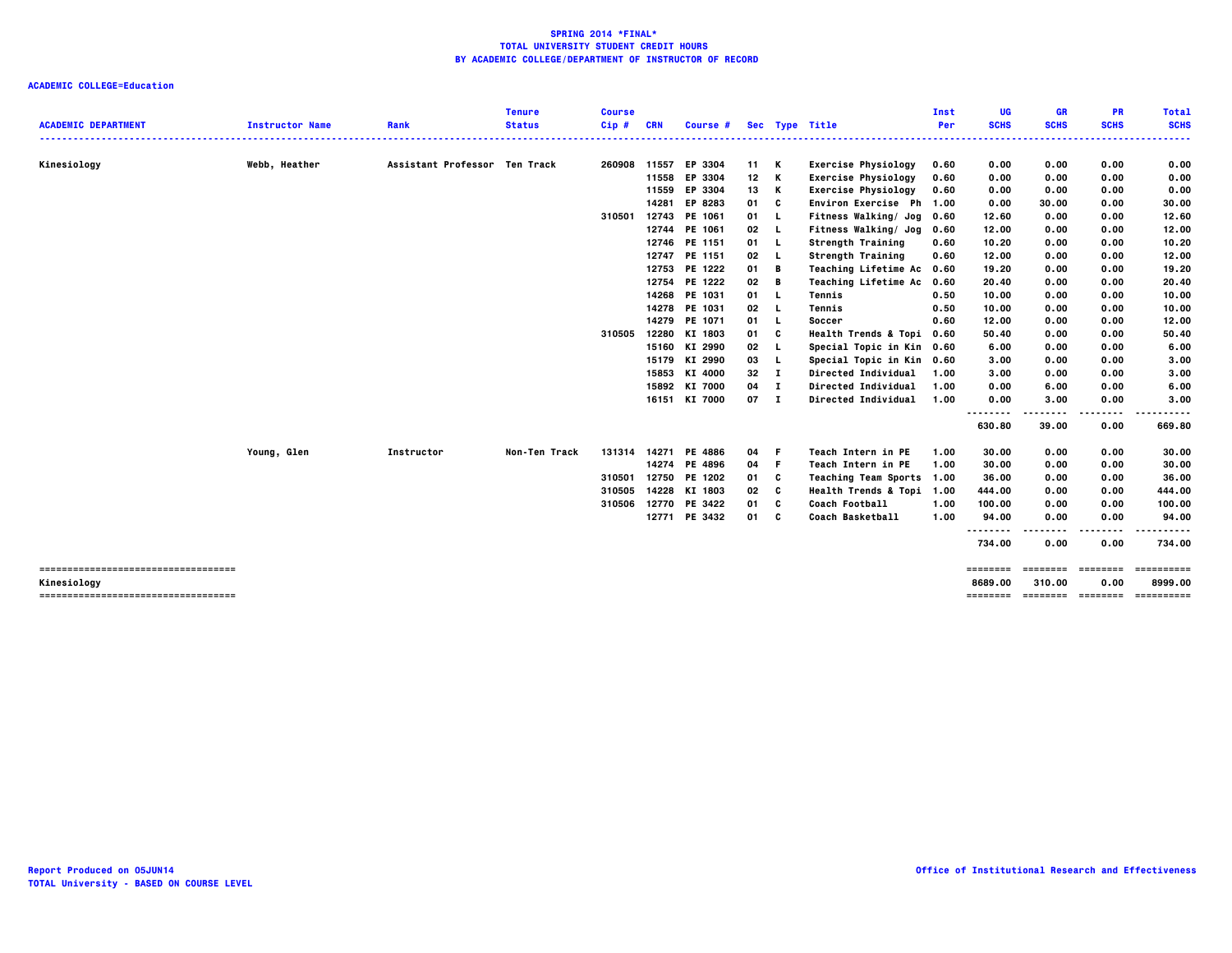**SPRING 2014 *FINAL***
**TOTAL UNIVERSITY STUDENT CREDIT HOURS**
**BY ACADEMIC COLLEGE/DEPARTMENT OF INSTRUCTOR OF RECORD**

**ACADEMIC COLLEGE=Education**

| ACADEMIC DEPARTMENT | Instructor Name | Rank | Tenure Status | Course Cip # | CRN | Course # | Sec | Type | Title | Inst Per | UG SCHS | GR SCHS | PR SCHS | Total SCHS |
|---|---|---|---|---|---|---|---|---|---|---|---|---|---|---|
| Kinesiology | Webb, Heather | Assistant Professor | Ten Track | 260908 | 11557 | EP 3304 | 11 | K | Exercise Physiology | 0.60 | 0.00 | 0.00 | 0.00 | 0.00 |
| | | | | | 11558 | EP 3304 | 12 | K | Exercise Physiology | 0.60 | 0.00 | 0.00 | 0.00 | 0.00 |
| | | | | | 11559 | EP 3304 | 13 | K | Exercise Physiology | 0.60 | 0.00 | 0.00 | 0.00 | 0.00 |
| | | | | | 14281 | EP 8283 | 01 | C | Environ Exercise Ph | 1.00 | 0.00 | 30.00 | 0.00 | 30.00 |
| | | | | 310501 | 12743 | PE 1061 | 01 | L | Fitness Walking/ Jog | 0.60 | 12.60 | 0.00 | 0.00 | 12.60 |
| | | | | | 12744 | PE 1061 | 02 | L | Fitness Walking/ Jog | 0.60 | 12.00 | 0.00 | 0.00 | 12.00 |
| | | | | | 12746 | PE 1151 | 01 | L | Strength Training | 0.60 | 10.20 | 0.00 | 0.00 | 10.20 |
| | | | | | 12747 | PE 1151 | 02 | L | Strength Training | 0.60 | 12.00 | 0.00 | 0.00 | 12.00 |
| | | | | | 12753 | PE 1222 | 01 | B | Teaching Lifetime Ac | 0.60 | 19.20 | 0.00 | 0.00 | 19.20 |
| | | | | | 12754 | PE 1222 | 02 | B | Teaching Lifetime Ac | 0.60 | 20.40 | 0.00 | 0.00 | 20.40 |
| | | | | | 14268 | PE 1031 | 01 | L | Tennis | 0.50 | 10.00 | 0.00 | 0.00 | 10.00 |
| | | | | | 14278 | PE 1031 | 02 | L | Tennis | 0.50 | 10.00 | 0.00 | 0.00 | 10.00 |
| | | | | | 14279 | PE 1071 | 01 | L | Soccer | 0.60 | 12.00 | 0.00 | 0.00 | 12.00 |
| | | | | 310505 | 12280 | KI 1803 | 01 | C | Health Trends & Topi | 0.60 | 50.40 | 0.00 | 0.00 | 50.40 |
| | | | | | 15160 | KI 2990 | 02 | L | Special Topic in Kin | 0.60 | 6.00 | 0.00 | 0.00 | 6.00 |
| | | | | | 15179 | KI 2990 | 03 | L | Special Topic in Kin | 0.60 | 3.00 | 0.00 | 0.00 | 3.00 |
| | | | | | 15853 | KI 4000 | 32 | I | Directed Individual | 1.00 | 3.00 | 0.00 | 0.00 | 3.00 |
| | | | | | 15892 | KI 7000 | 04 | I | Directed Individual | 1.00 | 0.00 | 6.00 | 0.00 | 6.00 |
| | | | | | 16151 | KI 7000 | 07 | I | Directed Individual | 1.00 | 0.00 | 3.00 | 0.00 | 3.00 |
| | | | | | | | | | | | 630.80 | 39.00 | 0.00 | 669.80 |
| | Young, Glen | Instructor | Non-Ten Track | 131314 | 14271 | PE 4886 | 04 | F | Teach Intern in PE | 1.00 | 30.00 | 0.00 | 0.00 | 30.00 |
| | | | | | 14274 | PE 4896 | 04 | F | Teach Intern in PE | 1.00 | 30.00 | 0.00 | 0.00 | 30.00 |
| | | | | 310501 | 12750 | PE 1202 | 01 | C | Teaching Team Sports | 1.00 | 36.00 | 0.00 | 0.00 | 36.00 |
| | | | | 310505 | 14228 | KI 1803 | 02 | C | Health Trends & Topi | 1.00 | 444.00 | 0.00 | 0.00 | 444.00 |
| | | | | 310506 | 12770 | PE 3422 | 01 | C | Coach Football | 1.00 | 100.00 | 0.00 | 0.00 | 100.00 |
| | | | | | 12771 | PE 3432 | 01 | C | Coach Basketball | 1.00 | 94.00 | 0.00 | 0.00 | 94.00 |
| | | | | | | | | | | | 734.00 | 0.00 | 0.00 | 734.00 |
| Kinesiology | | | | | | | | | | | 8689.00 | 310.00 | 0.00 | 8999.00 |

Report Produced on 05JUN14
TOTAL University - BASED ON COURSE LEVEL

Office of Institutional Research and Effectiveness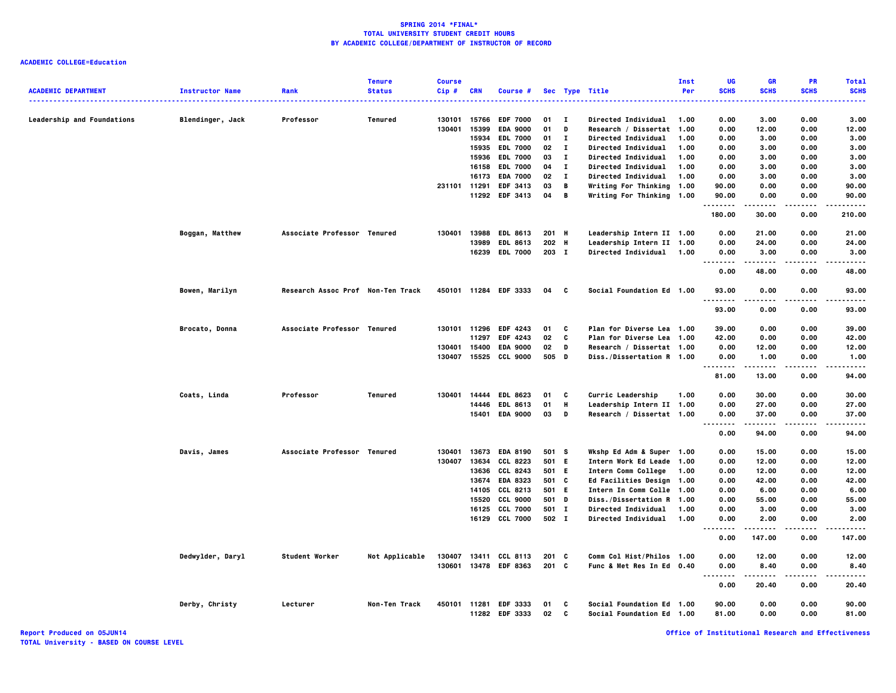**SPRING 2014 *FINAL***
**TOTAL UNIVERSITY STUDENT CREDIT HOURS**
**BY ACADEMIC COLLEGE/DEPARTMENT OF INSTRUCTOR OF RECORD**

**ACADEMIC COLLEGE=Education**

| ACADEMIC DEPARTMENT | Instructor Name | Rank | Tenure Status | Course Cip # | CRN | Course # | Sec | Type | Title | Inst Per | UG SCHS | GR SCHS | PR SCHS | Total SCHS |
|---|---|---|---|---|---|---|---|---|---|---|---|---|---|---|
| Leadership and Foundations | Blendinger, Jack | Professor | Tenured | 130101 | 15766 | EDF 7000 | 01 | I | Directed Individual | 1.00 | 0.00 | 3.00 | 0.00 | 3.00 |
| | | | | 130401 | 15399 | EDA 9000 | 01 | D | Research / Dissertat | 1.00 | 0.00 | 12.00 | 0.00 | 12.00 |
| | | | | | 15934 | EDL 7000 | 01 | I | Directed Individual | 1.00 | 0.00 | 3.00 | 0.00 | 3.00 |
| | | | | | 15935 | EDL 7000 | 02 | I | Directed Individual | 1.00 | 0.00 | 3.00 | 0.00 | 3.00 |
| | | | | | 15936 | EDL 7000 | 03 | I | Directed Individual | 1.00 | 0.00 | 3.00 | 0.00 | 3.00 |
| | | | | | 16158 | EDL 7000 | 04 | I | Directed Individual | 1.00 | 0.00 | 3.00 | 0.00 | 3.00 |
| | | | | | 16173 | EDA 7000 | 02 | I | Directed Individual | 1.00 | 0.00 | 3.00 | 0.00 | 3.00 |
| | | | | 231101 | 11291 | EDF 3413 | 03 | B | Writing For Thinking | 1.00 | 90.00 | 0.00 | 0.00 | 90.00 |
| | | | | | 11292 | EDF 3413 | 04 | B | Writing For Thinking | 1.00 | 90.00 | 0.00 | 0.00 | 90.00 |
| | | | | | | | | | | | 180.00 | 30.00 | 0.00 | 210.00 |
| | Boggan, Matthew | Associate Professor | Tenured | 130401 | 13988 | EDL 8613 | 201 | H | Leadership Intern II | 1.00 | 0.00 | 21.00 | 0.00 | 21.00 |
| | | | | | 13989 | EDL 8613 | 202 | H | Leadership Intern II | 1.00 | 0.00 | 24.00 | 0.00 | 24.00 |
| | | | | | 16239 | EDL 7000 | 203 | I | Directed Individual | 1.00 | 0.00 | 3.00 | 0.00 | 3.00 |
| | | | | | | | | | | | 0.00 | 48.00 | 0.00 | 48.00 |
| | Bowen, Marilyn | Research Assoc Prof | Non-Ten Track | 450101 | 11284 | EDF 3333 | 04 | C | Social Foundation Ed | 1.00 | 93.00 | 0.00 | 0.00 | 93.00 |
| | | | | | | | | | | | 93.00 | 0.00 | 0.00 | 93.00 |
| | Brocato, Donna | Associate Professor | Tenured | 130101 | 11296 | EDF 4243 | 01 | C | Plan for Diverse Lea | 1.00 | 39.00 | 0.00 | 0.00 | 39.00 |
| | | | | | 11297 | EDF 4243 | 02 | C | Plan for Diverse Lea | 1.00 | 42.00 | 0.00 | 0.00 | 42.00 |
| | | | | 130401 | 15400 | EDA 9000 | 02 | D | Research / Dissertat | 1.00 | 0.00 | 12.00 | 0.00 | 12.00 |
| | | | | 130407 | 15525 | CCL 9000 | 505 | D | Diss./Dissertation R | 1.00 | 0.00 | 1.00 | 0.00 | 1.00 |
| | | | | | | | | | | | 81.00 | 13.00 | 0.00 | 94.00 |
| | Coats, Linda | Professor | Tenured | 130401 | 14444 | EDL 8623 | 01 | C | Curric Leadership | 1.00 | 0.00 | 30.00 | 0.00 | 30.00 |
| | | | | | 14446 | EDL 8613 | 01 | H | Leadership Intern II | 1.00 | 0.00 | 27.00 | 0.00 | 27.00 |
| | | | | | 15401 | EDA 9000 | 03 | D | Research / Dissertat | 1.00 | 0.00 | 37.00 | 0.00 | 37.00 |
| | | | | | | | | | | | 0.00 | 94.00 | 0.00 | 94.00 |
| | Davis, James | Associate Professor | Tenured | 130401 | 13673 | EDA 8190 | 501 | S | Wkshp Ed Adm & Super | 1.00 | 0.00 | 15.00 | 0.00 | 15.00 |
| | | | | 130407 | 13634 | CCL 8223 | 501 | E | Intern Work Ed Leade | 1.00 | 0.00 | 12.00 | 0.00 | 12.00 |
| | | | | | 13636 | CCL 8243 | 501 | E | Intern Comm College | 1.00 | 0.00 | 12.00 | 0.00 | 12.00 |
| | | | | | 13674 | EDA 8323 | 501 | C | Ed Facilities Design | 1.00 | 0.00 | 42.00 | 0.00 | 42.00 |
| | | | | | 14105 | CCL 8213 | 501 | E | Intern In Comm Colle | 1.00 | 0.00 | 6.00 | 0.00 | 6.00 |
| | | | | | 15520 | CCL 9000 | 501 | D | Diss./Dissertation R | 1.00 | 0.00 | 55.00 | 0.00 | 55.00 |
| | | | | | 16125 | CCL 7000 | 501 | I | Directed Individual | 1.00 | 0.00 | 3.00 | 0.00 | 3.00 |
| | | | | | 16129 | CCL 7000 | 502 | I | Directed Individual | 1.00 | 0.00 | 2.00 | 0.00 | 2.00 |
| | | | | | | | | | | | 0.00 | 147.00 | 0.00 | 147.00 |
| | Dedwylder, Daryl | Student Worker | Not Applicable | 130407 | 13411 | CCL 8113 | 201 | C | Comm Col Hist/Philos | 1.00 | 0.00 | 12.00 | 0.00 | 12.00 |
| | | | | 130601 | 13478 | EDF 8363 | 201 | C | Func & Met Res In Ed | 0.40 | 0.00 | 8.40 | 0.00 | 8.40 |
| | | | | | | | | | | | 0.00 | 20.40 | 0.00 | 20.40 |
| | Derby, Christy | Lecturer | Non-Ten Track | 450101 | 11281 | EDF 3333 | 01 | C | Social Foundation Ed | 1.00 | 90.00 | 0.00 | 0.00 | 90.00 |
| | | | | | 11282 | EDF 3333 | 02 | C | Social Foundation Ed | 1.00 | 81.00 | 0.00 | 0.00 | 81.00 |

Report Produced on 05JUN14
TOTAL University - BASED ON COURSE LEVEL

Office of Institutional Research and Effectiveness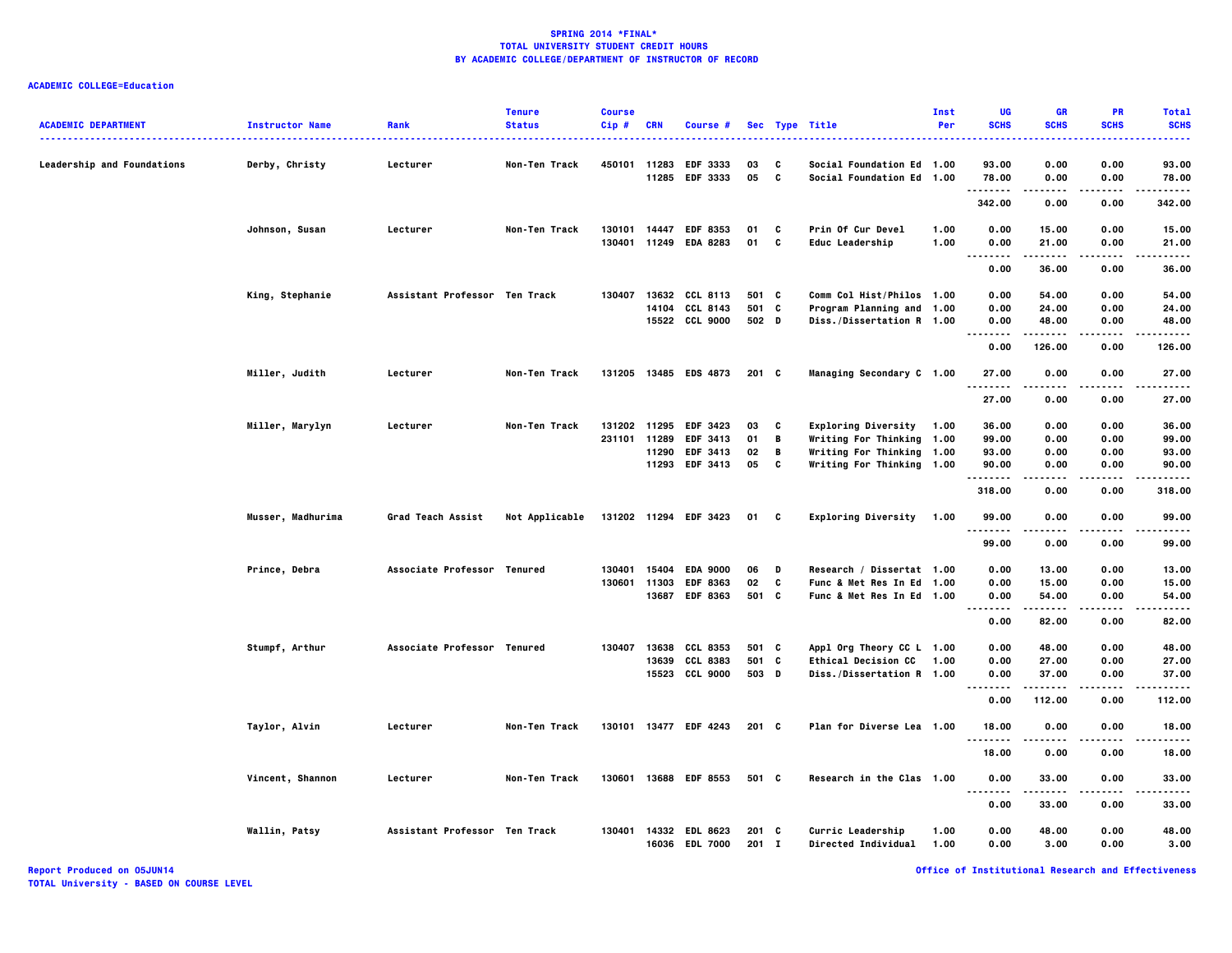**SPRING 2014 *FINAL***
**TOTAL UNIVERSITY STUDENT CREDIT HOURS**
**BY ACADEMIC COLLEGE/DEPARTMENT OF INSTRUCTOR OF RECORD**

**ACADEMIC COLLEGE=Education**

| ACADEMIC DEPARTMENT | Instructor Name | Rank | Tenure Status | Course Cip # | CRN | Course # | Sec | Type | Title | Inst Per | UG SCHS | GR SCHS | PR SCHS | Total SCHS |
|---|---|---|---|---|---|---|---|---|---|---|---|---|---|---|
| Leadership and Foundations | Derby, Christy | Lecturer | Non-Ten Track | 450101 | 11283 | EDF 3333 | 03 | C | Social Foundation Ed | 1.00 | 93.00 | 0.00 | 0.00 | 93.00 |
| | | | | | 11285 | EDF 3333 | 05 | C | Social Foundation Ed | 1.00 | 78.00 | 0.00 | 0.00 | 78.00 |
| | | | | | | | | | | | 342.00 | 0.00 | 0.00 | 342.00 |
| | Johnson, Susan | Lecturer | Non-Ten Track | 130101 | 14447 | EDF 8353 | 01 | C | Prin Of Cur Devel | 1.00 | 0.00 | 15.00 | 0.00 | 15.00 |
| | | | | 130401 | 11249 | EDA 8283 | 01 | C | Educ Leadership | 1.00 | 0.00 | 21.00 | 0.00 | 21.00 |
| | | | | | | | | | | | 0.00 | 36.00 | 0.00 | 36.00 |
| | King, Stephanie | Assistant Professor | Ten Track | 130407 | 13632 | CCL 8113 | 501 | C | Comm Col Hist/Philos | 1.00 | 0.00 | 54.00 | 0.00 | 54.00 |
| | | | | | 14104 | CCL 8143 | 501 | C | Program Planning and | 1.00 | 0.00 | 24.00 | 0.00 | 24.00 |
| | | | | | 15522 | CCL 9000 | 502 | D | Diss./Dissertation R | 1.00 | 0.00 | 48.00 | 0.00 | 48.00 |
| | | | | | | | | | | | 0.00 | 126.00 | 0.00 | 126.00 |
| | Miller, Judith | Lecturer | Non-Ten Track | 131205 | 13485 | EDS 4873 | 201 | C | Managing Secondary C | 1.00 | 27.00 | 0.00 | 0.00 | 27.00 |
| | | | | | | | | | | | 27.00 | 0.00 | 0.00 | 27.00 |
| | Miller, Marylyn | Lecturer | Non-Ten Track | 131202 | 11295 | EDF 3423 | 03 | C | Exploring Diversity | 1.00 | 36.00 | 0.00 | 0.00 | 36.00 |
| | | | | 231101 | 11289 | EDF 3413 | 01 | B | Writing For Thinking | 1.00 | 99.00 | 0.00 | 0.00 | 99.00 |
| | | | | | 11290 | EDF 3413 | 02 | B | Writing For Thinking | 1.00 | 93.00 | 0.00 | 0.00 | 93.00 |
| | | | | | 11293 | EDF 3413 | 05 | C | Writing For Thinking | 1.00 | 90.00 | 0.00 | 0.00 | 90.00 |
| | | | | | | | | | | | 318.00 | 0.00 | 0.00 | 318.00 |
| | Musser, Madhurima | Grad Teach Assist | Not Applicable | 131202 | 11294 | EDF 3423 | 01 | C | Exploring Diversity | 1.00 | 99.00 | 0.00 | 0.00 | 99.00 |
| | | | | | | | | | | | 99.00 | 0.00 | 0.00 | 99.00 |
| | Prince, Debra | Associate Professor | Tenured | 130401 | 15404 | EDA 9000 | 06 | D | Research / Dissertat | 1.00 | 0.00 | 13.00 | 0.00 | 13.00 |
| | | | | 130601 | 11303 | EDF 8363 | 02 | C | Func & Met Res In Ed | 1.00 | 0.00 | 15.00 | 0.00 | 15.00 |
| | | | | | 13687 | EDF 8363 | 501 | C | Func & Met Res In Ed | 1.00 | 0.00 | 54.00 | 0.00 | 54.00 |
| | | | | | | | | | | | 0.00 | 82.00 | 0.00 | 82.00 |
| | Stumpf, Arthur | Associate Professor | Tenured | 130407 | 13638 | CCL 8353 | 501 | C | Appl Org Theory CC L | 1.00 | 0.00 | 48.00 | 0.00 | 48.00 |
| | | | | | 13639 | CCL 8383 | 501 | C | Ethical Decision CC | 1.00 | 0.00 | 27.00 | 0.00 | 27.00 |
| | | | | | 15523 | CCL 9000 | 503 | D | Diss./Dissertation R | 1.00 | 0.00 | 37.00 | 0.00 | 37.00 |
| | | | | | | | | | | | 0.00 | 112.00 | 0.00 | 112.00 |
| | Taylor, Alvin | Lecturer | Non-Ten Track | 130101 | 13477 | EDF 4243 | 201 | C | Plan for Diverse Lea | 1.00 | 18.00 | 0.00 | 0.00 | 18.00 |
| | | | | | | | | | | | 18.00 | 0.00 | 0.00 | 18.00 |
| | Vincent, Shannon | Lecturer | Non-Ten Track | 130601 | 13688 | EDF 8553 | 501 | C | Research in the Clas | 1.00 | 0.00 | 33.00 | 0.00 | 33.00 |
| | | | | | | | | | | | 0.00 | 33.00 | 0.00 | 33.00 |
| | Wallin, Patsy | Assistant Professor | Ten Track | 130401 | 14332 | EDL 8623 | 201 | C | Curric Leadership | 1.00 | 0.00 | 48.00 | 0.00 | 48.00 |
| | | | | | 16036 | EDL 7000 | 201 | I | Directed Individual | 1.00 | 0.00 | 3.00 | 0.00 | 3.00 |

Report Produced on 05JUN14
TOTAL University - BASED ON COURSE LEVEL

Office of Institutional Research and Effectiveness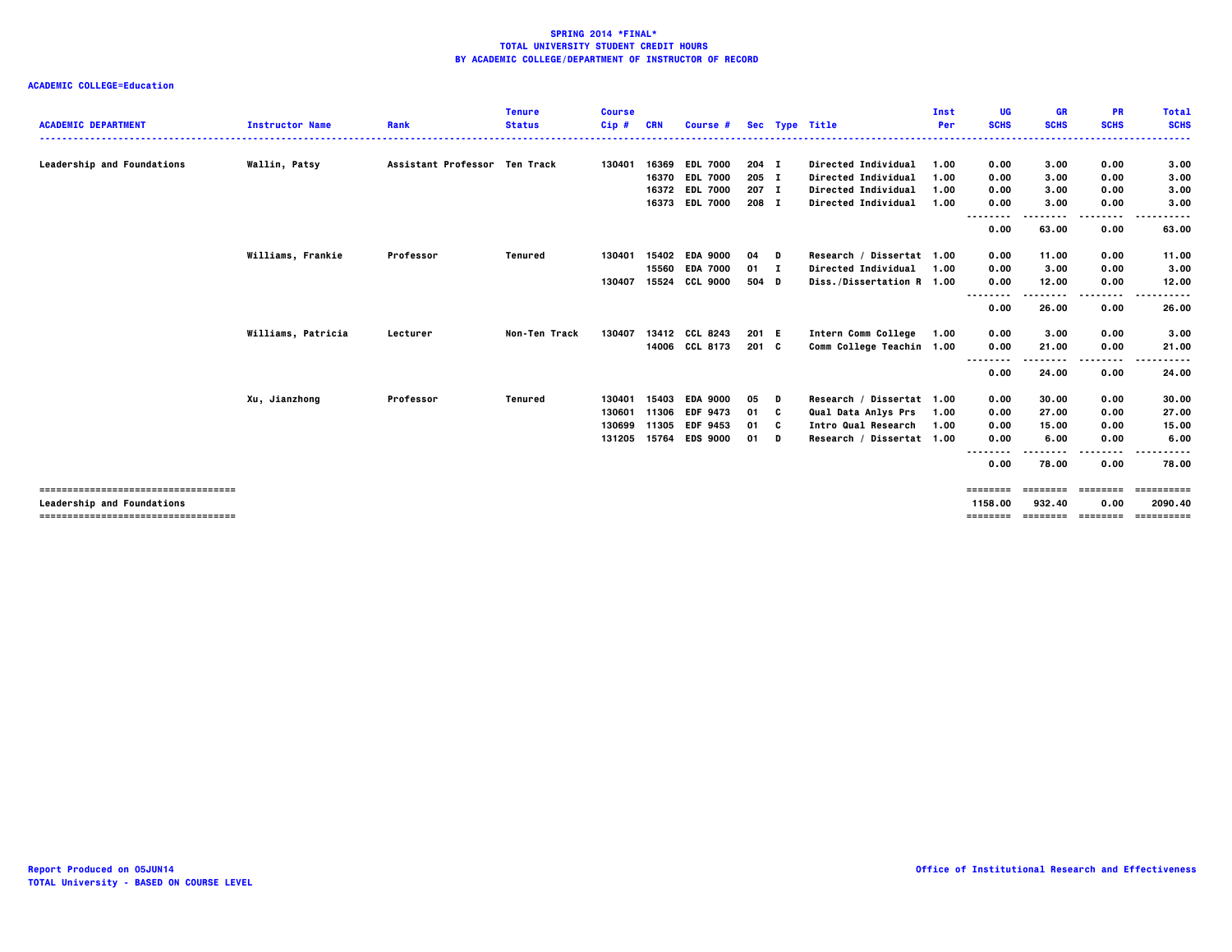**SPRING 2014 *FINAL***
**TOTAL UNIVERSITY STUDENT CREDIT HOURS**
**BY ACADEMIC COLLEGE/DEPARTMENT OF INSTRUCTOR OF RECORD**

**ACADEMIC COLLEGE=Education**

| ACADEMIC DEPARTMENT | Instructor Name | Rank | Tenure Status | Course Cip # | CRN | Course # | Sec | Type | Title | Inst Per | UG SCHS | GR SCHS | PR SCHS | Total SCHS |
|---|---|---|---|---|---|---|---|---|---|---|---|---|---|---|
| Leadership and Foundations | Wallin, Patsy | Assistant Professor | Ten Track | 130401 | 16369 | EDL 7000 | 204 | I | Directed Individual | 1.00 | 0.00 | 3.00 | 0.00 | 3.00 |
| | | | | | 16370 | EDL 7000 | 205 | I | Directed Individual | 1.00 | 0.00 | 3.00 | 0.00 | 3.00 |
| | | | | | 16372 | EDL 7000 | 207 | I | Directed Individual | 1.00 | 0.00 | 3.00 | 0.00 | 3.00 |
| | | | | | 16373 | EDL 7000 | 208 | I | Directed Individual | 1.00 | 0.00 | 3.00 | 0.00 | 3.00 |
| | | | | | | | | | | | 0.00 | 63.00 | 0.00 | 63.00 |
| | Williams, Frankie | Professor | Tenured | 130401 | 15402 | EDA 9000 | 04 | D | Research / Dissertat | 1.00 | 0.00 | 11.00 | 0.00 | 11.00 |
| | | | | | 15560 | EDA 7000 | 01 | I | Directed Individual | 1.00 | 0.00 | 3.00 | 0.00 | 3.00 |
| | | | | 130407 | 15524 | CCL 9000 | 504 | D | Diss./Dissertation R | 1.00 | 0.00 | 12.00 | 0.00 | 12.00 |
| | | | | | | | | | | | 0.00 | 26.00 | 0.00 | 26.00 |
| | Williams, Patricia | Lecturer | Non-Ten Track | 130407 | 13412 | CCL 8243 | 201 | E | Intern Comm College | 1.00 | 0.00 | 3.00 | 0.00 | 3.00 |
| | | | | | 14006 | CCL 8173 | 201 | C | Comm College Teachin | 1.00 | 0.00 | 21.00 | 0.00 | 21.00 |
| | | | | | | | | | | | 0.00 | 24.00 | 0.00 | 24.00 |
| | Xu, Jianzhong | Professor | Tenured | 130401 | 15403 | EDA 9000 | 05 | D | Research / Dissertat | 1.00 | 0.00 | 30.00 | 0.00 | 30.00 |
| | | | | 130601 | 11306 | EDF 9473 | 01 | C | Qual Data Anlys Prs | 1.00 | 0.00 | 27.00 | 0.00 | 27.00 |
| | | | | 130699 | 11305 | EDF 9453 | 01 | C | Intro Qual Research | 1.00 | 0.00 | 15.00 | 0.00 | 15.00 |
| | | | | 131205 | 15764 | EDS 9000 | 01 | D | Research / Dissertat | 1.00 | 0.00 | 6.00 | 0.00 | 6.00 |
| | | | | | | | | | | | 0.00 | 78.00 | 0.00 | 78.00 |
| Leadership and Foundations | | | | | | | | | | | 1158.00 | 932.40 | 0.00 | 2090.40 |

Report Produced on 05JUN14
TOTAL University - BASED ON COURSE LEVEL

Office of Institutional Research and Effectiveness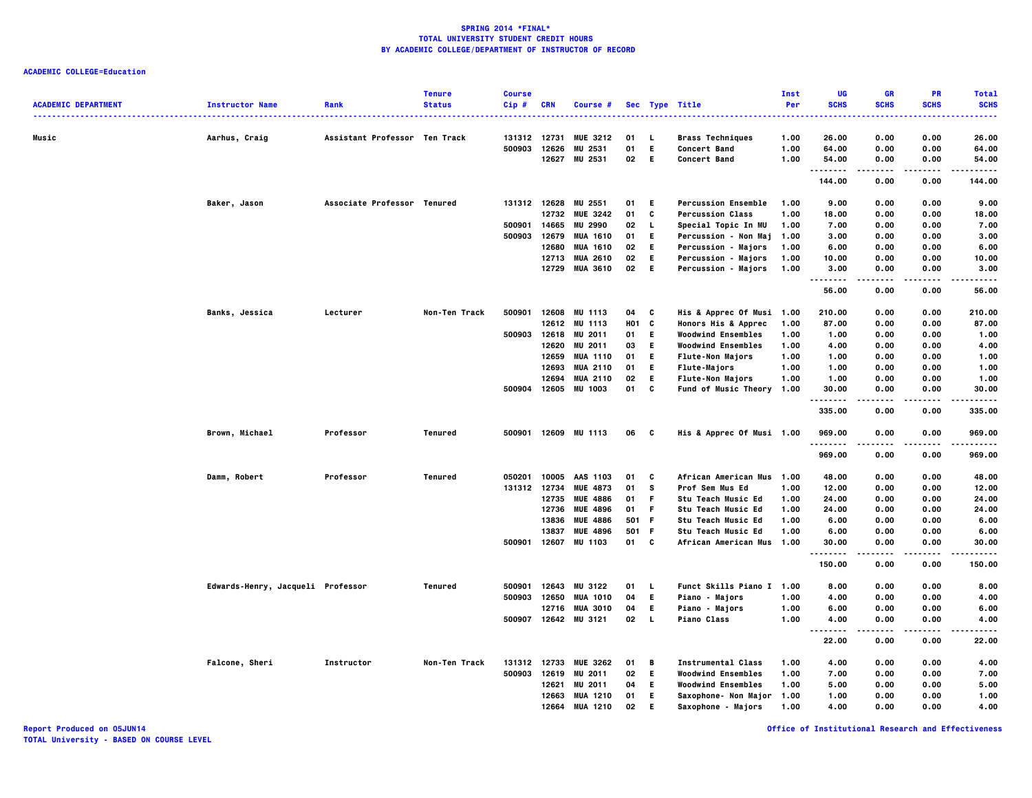**SPRING 2014 *FINAL***
**TOTAL UNIVERSITY STUDENT CREDIT HOURS**
**BY ACADEMIC COLLEGE/DEPARTMENT OF INSTRUCTOR OF RECORD**

**ACADEMIC COLLEGE=Education**

| ACADEMIC DEPARTMENT | Instructor Name | Rank | Tenure Status | Course Cip # | CRN | Course # | Sec | Type | Title | Inst Per | UG SCHS | GR SCHS | PR SCHS | Total SCHS |
|---|---|---|---|---|---|---|---|---|---|---|---|---|---|---|
| Music | Aarhus, Craig | Assistant Professor | Ten Track | 131312 | 12731 | MUE 3212 | 01 | L | Brass Techniques | 1.00 | 26.00 | 0.00 | 0.00 | 26.00 |
| | | | | 500903 | 12626 | MU 2531 | 01 | E | Concert Band | 1.00 | 64.00 | 0.00 | 0.00 | 64.00 |
| | | | | | 12627 | MU 2531 | 02 | E | Concert Band | 1.00 | 54.00 | 0.00 | 0.00 | 54.00 |
| | | | | | | | | | | | 144.00 | 0.00 | 0.00 | 144.00 |
| | Baker, Jason | Associate Professor | Tenured | 131312 | 12628 | MU 2551 | 01 | E | Percussion Ensemble | 1.00 | 9.00 | 0.00 | 0.00 | 9.00 |
| | | | | | 12732 | MUE 3242 | 01 | C | Percussion Class | 1.00 | 18.00 | 0.00 | 0.00 | 18.00 |
| | | | | 500901 | 14665 | MU 2990 | 02 | L | Special Topic In MU | 1.00 | 7.00 | 0.00 | 0.00 | 7.00 |
| | | | | 500903 | 12679 | MUA 1610 | 01 | E | Percussion - Non Maj | 1.00 | 3.00 | 0.00 | 0.00 | 3.00 |
| | | | | | 12680 | MUA 1610 | 02 | E | Percussion - Majors | 1.00 | 6.00 | 0.00 | 0.00 | 6.00 |
| | | | | | 12713 | MUA 2610 | 02 | E | Percussion - Majors | 1.00 | 10.00 | 0.00 | 0.00 | 10.00 |
| | | | | | 12729 | MUA 3610 | 02 | E | Percussion - Majors | 1.00 | 3.00 | 0.00 | 0.00 | 3.00 |
| | | | | | | | | | | | 56.00 | 0.00 | 0.00 | 56.00 |
| | Banks, Jessica | Lecturer | Non-Ten Track | 500901 | 12608 | MU 1113 | 04 | C | His & Apprec Of Musi | 1.00 | 210.00 | 0.00 | 0.00 | 210.00 |
| | | | | | 12612 | MU 1113 | H01 | C | Honors His & Apprec | 1.00 | 87.00 | 0.00 | 0.00 | 87.00 |
| | | | | 500903 | 12618 | MU 2011 | 01 | E | Woodwind Ensembles | 1.00 | 1.00 | 0.00 | 0.00 | 1.00 |
| | | | | | 12620 | MU 2011 | 03 | E | Woodwind Ensembles | 1.00 | 4.00 | 0.00 | 0.00 | 4.00 |
| | | | | | 12659 | MUA 1110 | 01 | E | Flute-Non Majors | 1.00 | 1.00 | 0.00 | 0.00 | 1.00 |
| | | | | | 12693 | MUA 2110 | 01 | E | Flute-Majors | 1.00 | 1.00 | 0.00 | 0.00 | 1.00 |
| | | | | | 12694 | MUA 2110 | 02 | E | Flute-Non Majors | 1.00 | 1.00 | 0.00 | 0.00 | 1.00 |
| | | | | 500904 | 12605 | MU 1003 | 01 | C | Fund of Music Theory | 1.00 | 30.00 | 0.00 | 0.00 | 30.00 |
| | | | | | | | | | | | 335.00 | 0.00 | 0.00 | 335.00 |
| | Brown, Michael | Professor | Tenured | 500901 | 12609 | MU 1113 | 06 | C | His & Apprec Of Musi | 1.00 | 969.00 | 0.00 | 0.00 | 969.00 |
| | | | | | | | | | | | 969.00 | 0.00 | 0.00 | 969.00 |
| | Damm, Robert | Professor | Tenured | 050201 | 10005 | AAS 1103 | 01 | C | African American Mus | 1.00 | 48.00 | 0.00 | 0.00 | 48.00 |
| | | | | 131312 | 12734 | MUE 4873 | 01 | S | Prof Sem Mus Ed | 1.00 | 12.00 | 0.00 | 0.00 | 12.00 |
| | | | | | 12735 | MUE 4886 | 01 | F | Stu Teach Music Ed | 1.00 | 24.00 | 0.00 | 0.00 | 24.00 |
| | | | | | 12736 | MUE 4896 | 01 | F | Stu Teach Music Ed | 1.00 | 24.00 | 0.00 | 0.00 | 24.00 |
| | | | | | 13836 | MUE 4886 | 501 | F | Stu Teach Music Ed | 1.00 | 6.00 | 0.00 | 0.00 | 6.00 |
| | | | | | 13837 | MUE 4896 | 501 | F | Stu Teach Music Ed | 1.00 | 6.00 | 0.00 | 0.00 | 6.00 |
| | | | | 500901 | 12607 | MU 1103 | 01 | C | African American Mus | 1.00 | 30.00 | 0.00 | 0.00 | 30.00 |
| | | | | | | | | | | | 150.00 | 0.00 | 0.00 | 150.00 |
| | Edwards-Henry, Jacqueli | Professor | Tenured | 500901 | 12643 | MU 3122 | 01 | L | Funct Skills Piano I | 1.00 | 8.00 | 0.00 | 0.00 | 8.00 |
| | | | | 500903 | 12650 | MUA 1010 | 04 | E | Piano - Majors | 1.00 | 4.00 | 0.00 | 0.00 | 4.00 |
| | | | | | 12716 | MUA 3010 | 04 | E | Piano - Majors | 1.00 | 6.00 | 0.00 | 0.00 | 6.00 |
| | | | | 500907 | 12642 | MU 3121 | 02 | L | Piano Class | 1.00 | 4.00 | 0.00 | 0.00 | 4.00 |
| | | | | | | | | | | | 22.00 | 0.00 | 0.00 | 22.00 |
| | Falcone, Sheri | Instructor | Non-Ten Track | 131312 | 12733 | MUE 3262 | 01 | B | Instrumental Class | 1.00 | 4.00 | 0.00 | 0.00 | 4.00 |
| | | | | 500903 | 12619 | MU 2011 | 02 | E | Woodwind Ensembles | 1.00 | 7.00 | 0.00 | 0.00 | 7.00 |
| | | | | | 12621 | MU 2011 | 04 | E | Woodwind Ensembles | 1.00 | 5.00 | 0.00 | 0.00 | 5.00 |
| | | | | | 12663 | MUA 1210 | 01 | E | Saxophone- Non Major | 1.00 | 1.00 | 0.00 | 0.00 | 1.00 |
| | | | | | 12664 | MUA 1210 | 02 | E | Saxophone - Majors | 1.00 | 4.00 | 0.00 | 0.00 | 4.00 |

Report Produced on 05JUN14
TOTAL University - BASED ON COURSE LEVEL

Office of Institutional Research and Effectiveness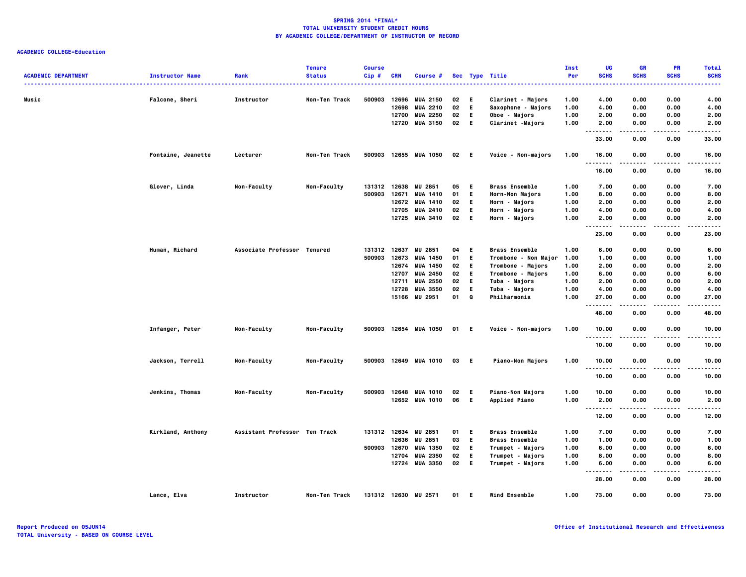**SPRING 2014 *FINAL***
**TOTAL UNIVERSITY STUDENT CREDIT HOURS**
**BY ACADEMIC COLLEGE/DEPARTMENT OF INSTRUCTOR OF RECORD**

**ACADEMIC COLLEGE=Education**

| ACADEMIC DEPARTMENT | Instructor Name | Rank | Tenure Status | Course Cip # | CRN | Course # | Sec | Type | Title | Inst Per | UG SCHS | GR SCHS | PR SCHS | Total SCHS |
|---|---|---|---|---|---|---|---|---|---|---|---|---|---|---|
| Music | Falcone, Sheri | Instructor | Non-Ten Track | 500903 | 12696 | MUA 2150 | 02 | E | Clarinet - Majors | 1.00 | 4.00 | 0.00 | 0.00 | 4.00 |
| | | | | | 12698 | MUA 2210 | 02 | E | Saxophone - Majors | 1.00 | 4.00 | 0.00 | 0.00 | 4.00 |
| | | | | | 12700 | MUA 2250 | 02 | E | Oboe - Majors | 1.00 | 2.00 | 0.00 | 0.00 | 2.00 |
| | | | | | 12720 | MUA 3150 | 02 | E | Clarinet -Majors | 1.00 | 2.00 | 0.00 | 0.00 | 2.00 |
| | | | | | | | | | | | 33.00 | 0.00 | 0.00 | 33.00 |
| | Fontaine, Jeanette | Lecturer | Non-Ten Track | 500903 | 12655 | MUA 1050 | 02 | E | Voice - Non-majors | 1.00 | 16.00 | 0.00 | 0.00 | 16.00 |
| | | | | | | | | | | | 16.00 | 0.00 | 0.00 | 16.00 |
| | Glover, Linda | Non-Faculty | Non-Faculty | 131312 | 12638 | MU 2851 | 05 | E | Brass Ensemble | 1.00 | 7.00 | 0.00 | 0.00 | 7.00 |
| | | | | 500903 | 12671 | MUA 1410 | 01 | E | Horn-Non Majors | 1.00 | 8.00 | 0.00 | 0.00 | 8.00 |
| | | | | | 12672 | MUA 1410 | 02 | E | Horn - Majors | 1.00 | 2.00 | 0.00 | 0.00 | 2.00 |
| | | | | | 12705 | MUA 2410 | 02 | E | Horn - Majors | 1.00 | 4.00 | 0.00 | 0.00 | 4.00 |
| | | | | | 12725 | MUA 3410 | 02 | E | Horn - Majors | 1.00 | 2.00 | 0.00 | 0.00 | 2.00 |
| | | | | | | | | | | | 23.00 | 0.00 | 0.00 | 23.00 |
| | Human, Richard | Associate Professor | Tenured | 131312 | 12637 | MU 2851 | 04 | E | Brass Ensemble | 1.00 | 6.00 | 0.00 | 0.00 | 6.00 |
| | | | | 500903 | 12673 | MUA 1450 | 01 | E | Trombone - Non Major | 1.00 | 1.00 | 0.00 | 0.00 | 1.00 |
| | | | | | 12674 | MUA 1450 | 02 | E | Trombone - Majors | 1.00 | 2.00 | 0.00 | 0.00 | 2.00 |
| | | | | | 12707 | MUA 2450 | 02 | E | Trombone - Majors | 1.00 | 6.00 | 0.00 | 0.00 | 6.00 |
| | | | | | 12711 | MUA 2550 | 02 | E | Tuba - Majors | 1.00 | 2.00 | 0.00 | 0.00 | 2.00 |
| | | | | | 12728 | MUA 3550 | 02 | E | Tuba - Majors | 1.00 | 4.00 | 0.00 | 0.00 | 4.00 |
| | | | | | 15166 | MU 2951 | 01 | Q | Philharmonia | 1.00 | 27.00 | 0.00 | 0.00 | 27.00 |
| | | | | | | | | | | | 48.00 | 0.00 | 0.00 | 48.00 |
| | Infanger, Peter | Non-Faculty | Non-Faculty | 500903 | 12654 | MUA 1050 | 01 | E | Voice - Non-majors | 1.00 | 10.00 | 0.00 | 0.00 | 10.00 |
| | | | | | | | | | | | 10.00 | 0.00 | 0.00 | 10.00 |
| | Jackson, Terrell | Non-Faculty | Non-Faculty | 500903 | 12649 | MUA 1010 | 03 | E | Piano-Non Majors | 1.00 | 10.00 | 0.00 | 0.00 | 10.00 |
| | | | | | | | | | | | 10.00 | 0.00 | 0.00 | 10.00 |
| | Jenkins, Thomas | Non-Faculty | Non-Faculty | 500903 | 12648 | MUA 1010 | 02 | E | Piano-Non Majors | 1.00 | 10.00 | 0.00 | 0.00 | 10.00 |
| | | | | | 12652 | MUA 1010 | 06 | E | Applied Piano | 1.00 | 2.00 | 0.00 | 0.00 | 2.00 |
| | | | | | | | | | | | 12.00 | 0.00 | 0.00 | 12.00 |
| | Kirkland, Anthony | Assistant Professor | Ten Track | 131312 | 12634 | MU 2851 | 01 | E | Brass Ensemble | 1.00 | 7.00 | 0.00 | 0.00 | 7.00 |
| | | | | | 12636 | MU 2851 | 03 | E | Brass Ensemble | 1.00 | 1.00 | 0.00 | 0.00 | 1.00 |
| | | | | 500903 | 12670 | MUA 1350 | 02 | E | Trumpet - Majors | 1.00 | 6.00 | 0.00 | 0.00 | 6.00 |
| | | | | | 12704 | MUA 2350 | 02 | E | Trumpet - Majors | 1.00 | 8.00 | 0.00 | 0.00 | 8.00 |
| | | | | | 12724 | MUA 3350 | 02 | E | Trumpet - Majors | 1.00 | 6.00 | 0.00 | 0.00 | 6.00 |
| | | | | | | | | | | | 28.00 | 0.00 | 0.00 | 28.00 |
| | Lance, Elva | Instructor | Non-Ten Track | 131312 | 12630 | MU 2571 | 01 | E | Wind Ensemble | 1.00 | 73.00 | 0.00 | 0.00 | 73.00 |

Report Produced on 05JUN14
TOTAL University - BASED ON COURSE LEVEL

Office of Institutional Research and Effectiveness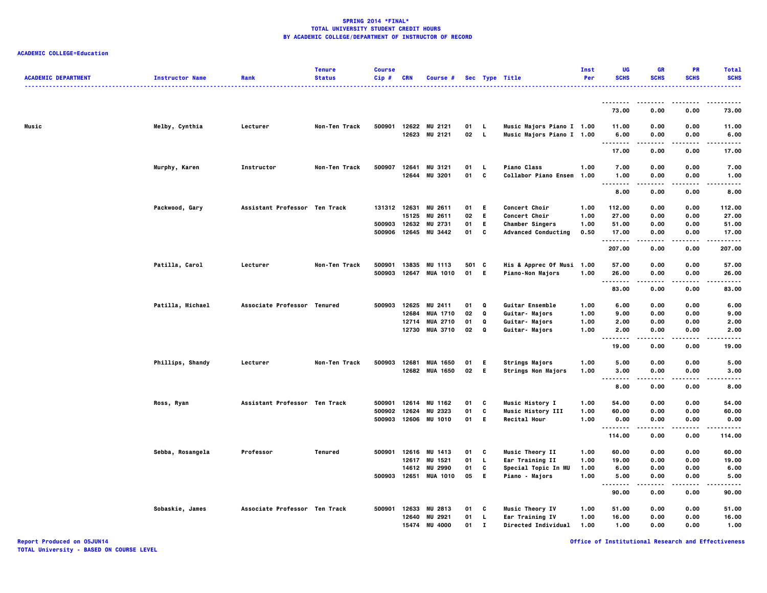**SPRING 2014 *FINAL***
**TOTAL UNIVERSITY STUDENT CREDIT HOURS**
**BY ACADEMIC COLLEGE/DEPARTMENT OF INSTRUCTOR OF RECORD**

**ACADEMIC COLLEGE=Education**

| ACADEMIC DEPARTMENT | Instructor Name | Rank | Tenure Status | Course Cip # | CRN | Course # | Sec | Type | Title | Inst Per | UG SCHS | GR SCHS | PR SCHS | Total SCHS |
|---|---|---|---|---|---|---|---|---|---|---|---|---|---|---|
| | | | | | | | | | | | 73.00 | 0.00 | 0.00 | 73.00 |
| Music | Melby, Cynthia | Lecturer | Non-Ten Track | 500901 | 12622 | MU 2121 | 01 | L | Music Majors Piano I | 1.00 | 11.00 | 0.00 | 0.00 | 11.00 |
| | | | | | 12623 | MU 2121 | 02 | L | Music Majors Piano I | 1.00 | 6.00 | 0.00 | 0.00 | 6.00 |
| | | | | | | | | | | | 17.00 | 0.00 | 0.00 | 17.00 |
| | Murphy, Karen | Instructor | Non-Ten Track | 500907 | 12641 | MU 3121 | 01 | L | Piano Class | 1.00 | 7.00 | 0.00 | 0.00 | 7.00 |
| | | | | | 12644 | MU 3201 | 01 | C | Collabor Piano Ensem | 1.00 | 1.00 | 0.00 | 0.00 | 1.00 |
| | | | | | | | | | | | 8.00 | 0.00 | 0.00 | 8.00 |
| | Packwood, Gary | Assistant Professor | Ten Track | 131312 | 12631 | MU 2611 | 01 | E | Concert Choir | 1.00 | 112.00 | 0.00 | 0.00 | 112.00 |
| | | | | | 15125 | MU 2611 | 02 | E | Concert Choir | 1.00 | 27.00 | 0.00 | 0.00 | 27.00 |
| | | | | 500903 | 12632 | MU 2731 | 01 | E | Chamber Singers | 1.00 | 51.00 | 0.00 | 0.00 | 51.00 |
| | | | | 500906 | 12645 | MU 3442 | 01 | C | Advanced Conducting | 0.50 | 17.00 | 0.00 | 0.00 | 17.00 |
| | | | | | | | | | | | 207.00 | 0.00 | 0.00 | 207.00 |
| | Patilla, Carol | Lecturer | Non-Ten Track | 500901 | 13835 | MU 1113 | 501 | C | His & Apprec Of Musi | 1.00 | 57.00 | 0.00 | 0.00 | 57.00 |
| | | | | 500903 | 12647 | MUA 1010 | 01 | E | Piano-Non Majors | 1.00 | 26.00 | 0.00 | 0.00 | 26.00 |
| | | | | | | | | | | | 83.00 | 0.00 | 0.00 | 83.00 |
| | Patilla, Michael | Associate Professor | Tenured | 500903 | 12625 | MU 2411 | 01 | Q | Guitar Ensemble | 1.00 | 6.00 | 0.00 | 0.00 | 6.00 |
| | | | | | 12684 | MUA 1710 | 02 | Q | Guitar- Majors | 1.00 | 9.00 | 0.00 | 0.00 | 9.00 |
| | | | | | 12714 | MUA 2710 | 01 | Q | Guitar- Majors | 1.00 | 2.00 | 0.00 | 0.00 | 2.00 |
| | | | | | 12730 | MUA 3710 | 02 | Q | Guitar- Majors | 1.00 | 2.00 | 0.00 | 0.00 | 2.00 |
| | | | | | | | | | | | 19.00 | 0.00 | 0.00 | 19.00 |
| | Phillips, Shandy | Lecturer | Non-Ten Track | 500903 | 12681 | MUA 1650 | 01 | E | Strings Majors | 1.00 | 5.00 | 0.00 | 0.00 | 5.00 |
| | | | | | 12682 | MUA 1650 | 02 | E | Strings Non Majors | 1.00 | 3.00 | 0.00 | 0.00 | 3.00 |
| | | | | | | | | | | | 8.00 | 0.00 | 0.00 | 8.00 |
| | Ross, Ryan | Assistant Professor | Ten Track | 500901 | 12614 | MU 1162 | 01 | C | Music History I | 1.00 | 54.00 | 0.00 | 0.00 | 54.00 |
| | | | | 500902 | 12624 | MU 2323 | 01 | C | Music History III | 1.00 | 60.00 | 0.00 | 0.00 | 60.00 |
| | | | | 500903 | 12606 | MU 1010 | 01 | E | Recital Hour | 1.00 | 0.00 | 0.00 | 0.00 | 0.00 |
| | | | | | | | | | | | 114.00 | 0.00 | 0.00 | 114.00 |
| | Sebba, Rosangela | Professor | Tenured | 500901 | 12616 | MU 1413 | 01 | C | Music Theory II | 1.00 | 60.00 | 0.00 | 0.00 | 60.00 |
| | | | | | 12617 | MU 1521 | 01 | L | Ear Training II | 1.00 | 19.00 | 0.00 | 0.00 | 19.00 |
| | | | | | 14612 | MU 2990 | 01 | C | Special Topic In MU | 1.00 | 6.00 | 0.00 | 0.00 | 6.00 |
| | | | | 500903 | 12651 | MUA 1010 | 05 | E | Piano - Majors | 1.00 | 5.00 | 0.00 | 0.00 | 5.00 |
| | | | | | | | | | | | 90.00 | 0.00 | 0.00 | 90.00 |
| | Sobaskie, James | Associate Professor | Ten Track | 500901 | 12633 | MU 2813 | 01 | C | Music Theory IV | 1.00 | 51.00 | 0.00 | 0.00 | 51.00 |
| | | | | | 12640 | MU 2921 | 01 | L | Ear Training IV | 1.00 | 16.00 | 0.00 | 0.00 | 16.00 |
| | | | | | 15474 | MU 4000 | 01 | I | Directed Individual | 1.00 | 1.00 | 0.00 | 0.00 | 1.00 |

Report Produced on 05JUN14
TOTAL University - BASED ON COURSE LEVEL

Office of Institutional Research and Effectiveness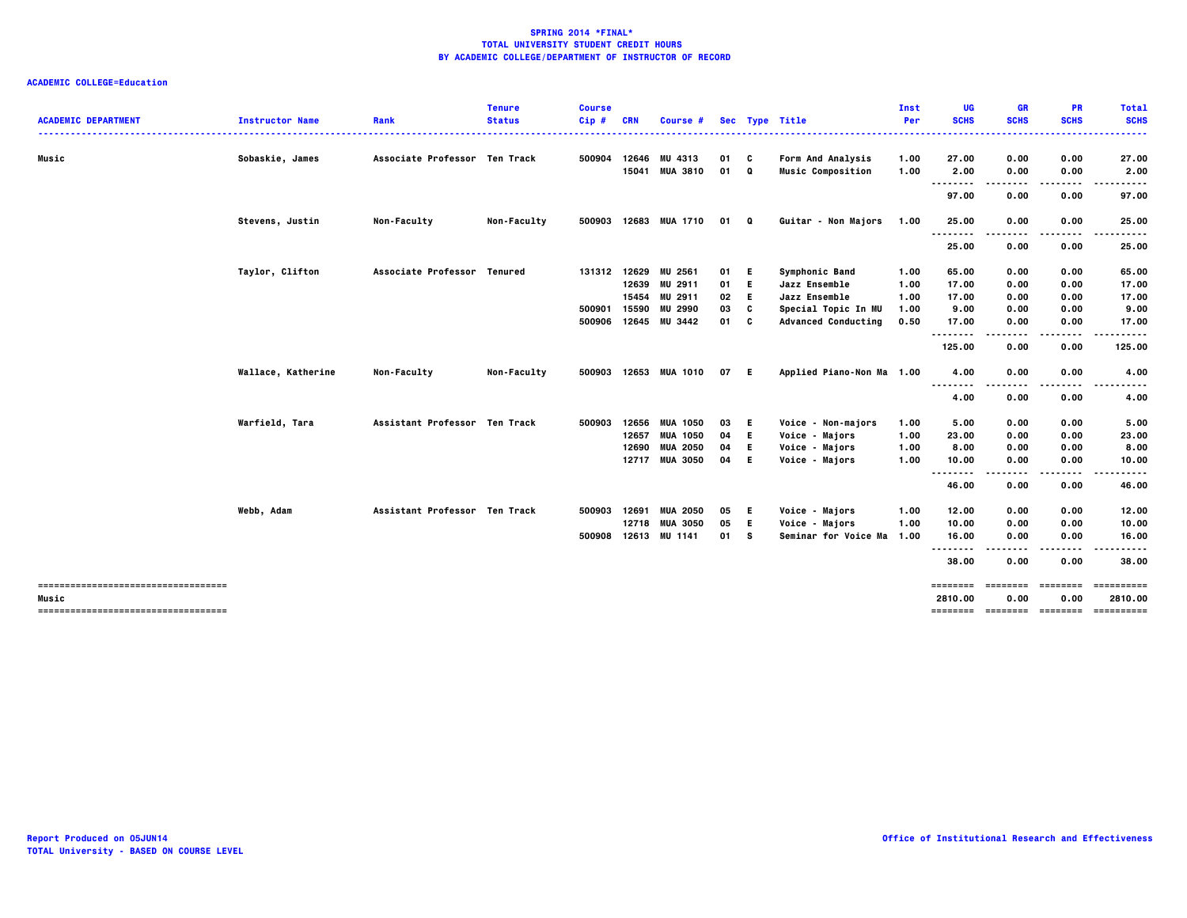# SPRING 2014 *FINAL*
## TOTAL UNIVERSITY STUDENT CREDIT HOURS
## BY ACADEMIC COLLEGE/DEPARTMENT OF INSTRUCTOR OF RECORD

**ACADEMIC COLLEGE=Education**

| ACADEMIC DEPARTMENT | Instructor Name | Rank | Tenure Status | Course Cip # | CRN | Course # | Sec | Type | Title | Inst Per | UG SCHS | GR SCHS | PR SCHS | Total SCHS |
|---|---|---|---|---|---|---|---|---|---|---|---|---|---|---|
| Music | Sobaskie, James | Associate Professor | Ten Track | 500904 | 12646 | MU 4313 | 01 | C | Form And Analysis | 1.00 | 27.00 | 0.00 | 0.00 | 27.00 |
| | | | | | 15041 | MUA 3810 | 01 | Q | Music Composition | 1.00 | 2.00 | 0.00 | 0.00 | 2.00 |
| | | | | | | | | | | | 97.00 | 0.00 | 0.00 | 97.00 |
| | Stevens, Justin | Non-Faculty | Non-Faculty | 500903 | 12683 | MUA 1710 | 01 | Q | Guitar - Non Majors | 1.00 | 25.00 | 0.00 | 0.00 | 25.00 |
| | | | | | | | | | | | 25.00 | 0.00 | 0.00 | 25.00 |
| | Taylor, Clifton | Associate Professor | Tenured | 131312 | 12629 | MU 2561 | 01 | E | Symphonic Band | 1.00 | 65.00 | 0.00 | 0.00 | 65.00 |
| | | | | | 12639 | MU 2911 | 01 | E | Jazz Ensemble | 1.00 | 17.00 | 0.00 | 0.00 | 17.00 |
| | | | | | 15454 | MU 2911 | 02 | E | Jazz Ensemble | 1.00 | 17.00 | 0.00 | 0.00 | 17.00 |
| | | | | 500901 | 15590 | MU 2990 | 03 | C | Special Topic In MU | 1.00 | 9.00 | 0.00 | 0.00 | 9.00 |
| | | | | 500906 | 12645 | MU 3442 | 01 | C | Advanced Conducting | 0.50 | 17.00 | 0.00 | 0.00 | 17.00 |
| | | | | | | | | | | | 125.00 | 0.00 | 0.00 | 125.00 |
| | Wallace, Katherine | Non-Faculty | Non-Faculty | 500903 | 12653 | MUA 1010 | 07 | E | Applied Piano-Non Ma | 1.00 | 4.00 | 0.00 | 0.00 | 4.00 |
| | | | | | | | | | | | 4.00 | 0.00 | 0.00 | 4.00 |
| | Warfield, Tara | Assistant Professor | Ten Track | 500903 | 12656 | MUA 1050 | 03 | E | Voice - Non-majors | 1.00 | 5.00 | 0.00 | 0.00 | 5.00 |
| | | | | | 12657 | MUA 1050 | 04 | E | Voice - Majors | 1.00 | 23.00 | 0.00 | 0.00 | 23.00 |
| | | | | | 12690 | MUA 2050 | 04 | E | Voice - Majors | 1.00 | 8.00 | 0.00 | 0.00 | 8.00 |
| | | | | | 12717 | MUA 3050 | 04 | E | Voice - Majors | 1.00 | 10.00 | 0.00 | 0.00 | 10.00 |
| | | | | | | | | | | | 46.00 | 0.00 | 0.00 | 46.00 |
| | Webb, Adam | Assistant Professor | Ten Track | 500903 | 12691 | MUA 2050 | 05 | E | Voice - Majors | 1.00 | 12.00 | 0.00 | 0.00 | 12.00 |
| | | | | | 12718 | MUA 3050 | 05 | E | Voice - Majors | 1.00 | 10.00 | 0.00 | 0.00 | 10.00 |
| | | | | 500908 | 12613 | MU 1141 | 01 | S | Seminar for Voice Ma | 1.00 | 16.00 | 0.00 | 0.00 | 16.00 |
| | | | | | | | | | | | 38.00 | 0.00 | 0.00 | 38.00 |
| Music | | | | | | | | | | | 2810.00 | 0.00 | 0.00 | 2810.00 |

Report Produced on 05JUN14
TOTAL University - BASED ON COURSE LEVEL

Office of Institutional Research and Effectiveness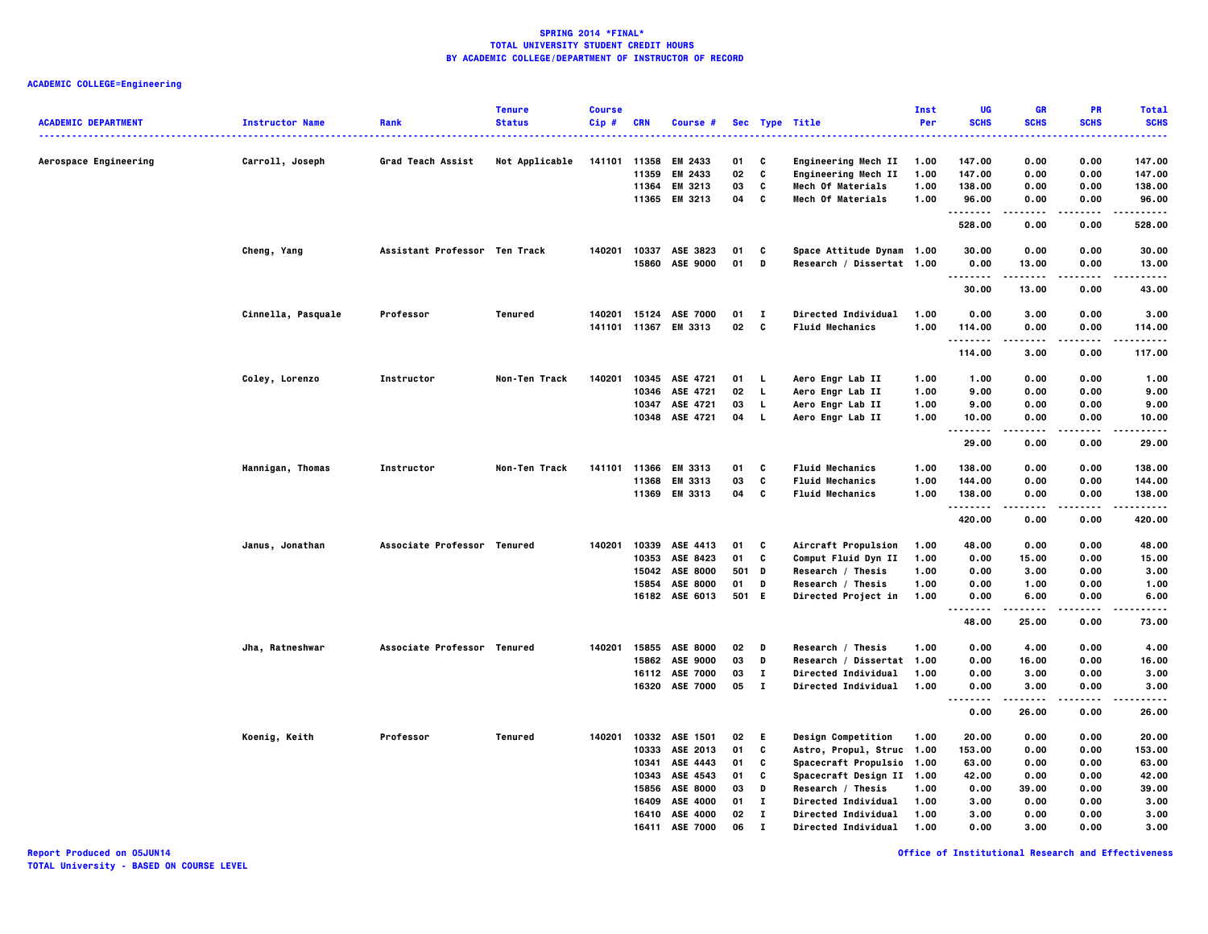**SPRING 2014 *FINAL***
**TOTAL UNIVERSITY STUDENT CREDIT HOURS**
**BY ACADEMIC COLLEGE/DEPARTMENT OF INSTRUCTOR OF RECORD**

**ACADEMIC COLLEGE=Engineering**

| ACADEMIC DEPARTMENT | Instructor Name | Rank | Tenure Status | Course Cip # | CRN | Course # | Sec | Type | Title | Inst Per | UG SCHS | GR SCHS | PR SCHS | Total SCHS |
|---|---|---|---|---|---|---|---|---|---|---|---|---|---|---|
| Aerospace Engineering | Carroll, Joseph | Grad Teach Assist | Not Applicable | 141101 | 11358 | EM 2433 | 01 | C | Engineering Mech II | 1.00 | 147.00 | 0.00 | 0.00 | 147.00 |
| | | | | | 11359 | EM 2433 | 02 | C | Engineering Mech II | 1.00 | 147.00 | 0.00 | 0.00 | 147.00 |
| | | | | | 11364 | EM 3213 | 03 | C | Mech Of Materials | 1.00 | 138.00 | 0.00 | 0.00 | 138.00 |
| | | | | | 11365 | EM 3213 | 04 | C | Mech Of Materials | 1.00 | 96.00 | 0.00 | 0.00 | 96.00 |
| | | | | | | | | | | | 528.00 | 0.00 | 0.00 | 528.00 |
| | Cheng, Yang | Assistant Professor | Ten Track | 140201 | 10337 | ASE 3823 | 01 | C | Space Attitude Dynam | 1.00 | 30.00 | 0.00 | 0.00 | 30.00 |
| | | | | | 15860 | ASE 9000 | 01 | D | Research / Dissertat | 1.00 | 0.00 | 13.00 | 0.00 | 13.00 |
| | | | | | | | | | | | 30.00 | 13.00 | 0.00 | 43.00 |
| | Cinnella, Pasquale | Professor | Tenured | 140201 | 15124 | ASE 7000 | 01 | I | Directed Individual | 1.00 | 0.00 | 3.00 | 0.00 | 3.00 |
| | | | | 141101 | 11367 | EM 3313 | 02 | C | Fluid Mechanics | 1.00 | 114.00 | 0.00 | 0.00 | 114.00 |
| | | | | | | | | | | | 114.00 | 3.00 | 0.00 | 117.00 |
| | Coley, Lorenzo | Instructor | Non-Ten Track | 140201 | 10345 | ASE 4721 | 01 | L | Aero Engr Lab II | 1.00 | 1.00 | 0.00 | 0.00 | 1.00 |
| | | | | | 10346 | ASE 4721 | 02 | L | Aero Engr Lab II | 1.00 | 9.00 | 0.00 | 0.00 | 9.00 |
| | | | | | 10347 | ASE 4721 | 03 | L | Aero Engr Lab II | 1.00 | 9.00 | 0.00 | 0.00 | 9.00 |
| | | | | | 10348 | ASE 4721 | 04 | L | Aero Engr Lab II | 1.00 | 10.00 | 0.00 | 0.00 | 10.00 |
| | | | | | | | | | | | 29.00 | 0.00 | 0.00 | 29.00 |
| | Hannigan, Thomas | Instructor | Non-Ten Track | 141101 | 11366 | EM 3313 | 01 | C | Fluid Mechanics | 1.00 | 138.00 | 0.00 | 0.00 | 138.00 |
| | | | | | 11368 | EM 3313 | 03 | C | Fluid Mechanics | 1.00 | 144.00 | 0.00 | 0.00 | 144.00 |
| | | | | | 11369 | EM 3313 | 04 | C | Fluid Mechanics | 1.00 | 138.00 | 0.00 | 0.00 | 138.00 |
| | | | | | | | | | | | 420.00 | 0.00 | 0.00 | 420.00 |
| | Janus, Jonathan | Associate Professor | Tenured | 140201 | 10339 | ASE 4413 | 01 | C | Aircraft Propulsion | 1.00 | 48.00 | 0.00 | 0.00 | 48.00 |
| | | | | | 10353 | ASE 8423 | 01 | C | Comput Fluid Dyn II | 1.00 | 0.00 | 15.00 | 0.00 | 15.00 |
| | | | | | 15042 | ASE 8000 | 501 | D | Research / Thesis | 1.00 | 0.00 | 3.00 | 0.00 | 3.00 |
| | | | | | 15854 | ASE 8000 | 01 | D | Research / Thesis | 1.00 | 0.00 | 1.00 | 0.00 | 1.00 |
| | | | | | 16182 | ASE 6013 | 501 | E | Directed Project in | 1.00 | 0.00 | 6.00 | 0.00 | 6.00 |
| | | | | | | | | | | | 48.00 | 25.00 | 0.00 | 73.00 |
| | Jha, Ratneshwar | Associate Professor | Tenured | 140201 | 15855 | ASE 8000 | 02 | D | Research / Thesis | 1.00 | 0.00 | 4.00 | 0.00 | 4.00 |
| | | | | | 15862 | ASE 9000 | 03 | D | Research / Dissertat | 1.00 | 0.00 | 16.00 | 0.00 | 16.00 |
| | | | | | 16112 | ASE 7000 | 03 | I | Directed Individual | 1.00 | 0.00 | 3.00 | 0.00 | 3.00 |
| | | | | | 16320 | ASE 7000 | 05 | I | Directed Individual | 1.00 | 0.00 | 3.00 | 0.00 | 3.00 |
| | | | | | | | | | | | 0.00 | 26.00 | 0.00 | 26.00 |
| | Koenig, Keith | Professor | Tenured | 140201 | 10332 | ASE 1501 | 02 | E | Design Competition | 1.00 | 20.00 | 0.00 | 0.00 | 20.00 |
| | | | | | 10333 | ASE 2013 | 01 | C | Astro, Propul, Struc | 1.00 | 153.00 | 0.00 | 0.00 | 153.00 |
| | | | | | 10341 | ASE 4443 | 01 | C | Spacecraft Propulsio | 1.00 | 63.00 | 0.00 | 0.00 | 63.00 |
| | | | | | 10343 | ASE 4543 | 01 | C | Spacecraft Design II | 1.00 | 42.00 | 0.00 | 0.00 | 42.00 |
| | | | | | 15856 | ASE 8000 | 03 | D | Research / Thesis | 1.00 | 0.00 | 39.00 | 0.00 | 39.00 |
| | | | | | 16409 | ASE 4000 | 01 | I | Directed Individual | 1.00 | 3.00 | 0.00 | 0.00 | 3.00 |
| | | | | | 16410 | ASE 4000 | 02 | I | Directed Individual | 1.00 | 3.00 | 0.00 | 0.00 | 3.00 |
| | | | | | 16411 | ASE 7000 | 06 | I | Directed Individual | 1.00 | 0.00 | 3.00 | 0.00 | 3.00 |

Report Produced on 05JUN14
TOTAL University - BASED ON COURSE LEVEL

Office of Institutional Research and Effectiveness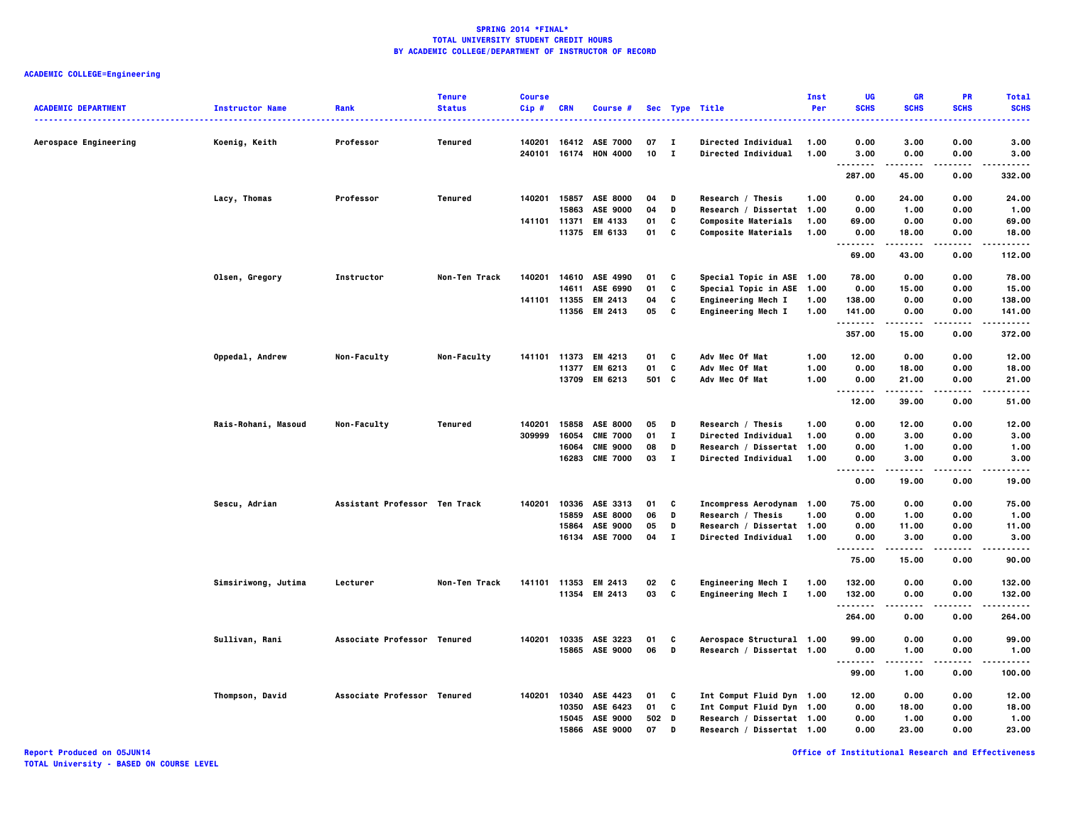# SPRING 2014 *FINAL*
## TOTAL UNIVERSITY STUDENT CREDIT HOURS
## BY ACADEMIC COLLEGE/DEPARTMENT OF INSTRUCTOR OF RECORD

**ACADEMIC COLLEGE=Engineering**

| ACADEMIC DEPARTMENT | Instructor Name | Rank | Tenure Status | Course Cip # | CRN | Course # | Sec | Type | Title | Inst Per | UG SCHS | GR SCHS | PR SCHS | Total SCHS |
|---|---|---|---|---|---|---|---|---|---|---|---|---|---|---|
| Aerospace Engineering | Koenig, Keith | Professor | Tenured | 140201 | 16412 | ASE 7000 | 07 | I | Directed Individual | 1.00 | 0.00 | 3.00 | 0.00 | 3.00 |
| | | | | 240101 | 16174 | HON 4000 | 10 | I | Directed Individual | 1.00 | 3.00 | 0.00 | 0.00 | 3.00 |
| | | | | | | | | | | | 287.00 | 45.00 | 0.00 | 332.00 |
| | Lacy, Thomas | Professor | Tenured | 140201 | 15857 | ASE 8000 | 04 | D | Research / Thesis | 1.00 | 0.00 | 24.00 | 0.00 | 24.00 |
| | | | | | 15863 | ASE 9000 | 04 | D | Research / Dissertat | 1.00 | 0.00 | 1.00 | 0.00 | 1.00 |
| | | | | 141101 | 11371 | EM 4133 | 01 | C | Composite Materials | 1.00 | 69.00 | 0.00 | 0.00 | 69.00 |
| | | | | | 11375 | EM 6133 | 01 | C | Composite Materials | 1.00 | 0.00 | 18.00 | 0.00 | 18.00 |
| | | | | | | | | | | | 69.00 | 43.00 | 0.00 | 112.00 |
| | Olsen, Gregory | Instructor | Non-Ten Track | 140201 | 14610 | ASE 4990 | 01 | C | Special Topic in ASE | 1.00 | 78.00 | 0.00 | 0.00 | 78.00 |
| | | | | | 14611 | ASE 6990 | 01 | C | Special Topic in ASE | 1.00 | 0.00 | 15.00 | 0.00 | 15.00 |
| | | | | 141101 | 11355 | EM 2413 | 04 | C | Engineering Mech I | 1.00 | 138.00 | 0.00 | 0.00 | 138.00 |
| | | | | | 11356 | EM 2413 | 05 | C | Engineering Mech I | 1.00 | 141.00 | 0.00 | 0.00 | 141.00 |
| | | | | | | | | | | | 357.00 | 15.00 | 0.00 | 372.00 |
| | Oppedal, Andrew | Non-Faculty | Non-Faculty | 141101 | 11373 | EM 4213 | 01 | C | Adv Mec Of Mat | 1.00 | 12.00 | 0.00 | 0.00 | 12.00 |
| | | | | | 11377 | EM 6213 | 01 | C | Adv Mec Of Mat | 1.00 | 0.00 | 18.00 | 0.00 | 18.00 |
| | | | | | 13709 | EM 6213 | 501 | C | Adv Mec Of Mat | 1.00 | 0.00 | 21.00 | 0.00 | 21.00 |
| | | | | | | | | | | | 12.00 | 39.00 | 0.00 | 51.00 |
| | Rais-Rohani, Masoud | Non-Faculty | Tenured | 140201 | 15858 | ASE 8000 | 05 | D | Research / Thesis | 1.00 | 0.00 | 12.00 | 0.00 | 12.00 |
| | | | | 309999 | 16054 | CME 7000 | 01 | I | Directed Individual | 1.00 | 0.00 | 3.00 | 0.00 | 3.00 |
| | | | | | 16064 | CME 9000 | 08 | D | Research / Dissertat | 1.00 | 0.00 | 1.00 | 0.00 | 1.00 |
| | | | | | 16283 | CME 7000 | 03 | I | Directed Individual | 1.00 | 0.00 | 3.00 | 0.00 | 3.00 |
| | | | | | | | | | | | 0.00 | 19.00 | 0.00 | 19.00 |
| | Sescu, Adrian | Assistant Professor | Ten Track | 140201 | 10336 | ASE 3313 | 01 | C | Incompress Aerodynam | 1.00 | 75.00 | 0.00 | 0.00 | 75.00 |
| | | | | | 15859 | ASE 8000 | 06 | D | Research / Thesis | 1.00 | 0.00 | 1.00 | 0.00 | 1.00 |
| | | | | | 15864 | ASE 9000 | 05 | D | Research / Dissertat | 1.00 | 0.00 | 11.00 | 0.00 | 11.00 |
| | | | | | 16134 | ASE 7000 | 04 | I | Directed Individual | 1.00 | 0.00 | 3.00 | 0.00 | 3.00 |
| | | | | | | | | | | | 75.00 | 15.00 | 0.00 | 90.00 |
| | Simsiriwong, Jutima | Lecturer | Non-Ten Track | 141101 | 11353 | EM 2413 | 02 | C | Engineering Mech I | 1.00 | 132.00 | 0.00 | 0.00 | 132.00 |
| | | | | | 11354 | EM 2413 | 03 | C | Engineering Mech I | 1.00 | 132.00 | 0.00 | 0.00 | 132.00 |
| | | | | | | | | | | | 264.00 | 0.00 | 0.00 | 264.00 |
| | Sullivan, Rani | Associate Professor | Tenured | 140201 | 10335 | ASE 3223 | 01 | C | Aerospace Structural | 1.00 | 99.00 | 0.00 | 0.00 | 99.00 |
| | | | | | 15865 | ASE 9000 | 06 | D | Research / Dissertat | 1.00 | 0.00 | 1.00 | 0.00 | 1.00 |
| | | | | | | | | | | | 99.00 | 1.00 | 0.00 | 100.00 |
| | Thompson, David | Associate Professor | Tenured | 140201 | 10340 | ASE 4423 | 01 | C | Int Comput Fluid Dyn | 1.00 | 12.00 | 0.00 | 0.00 | 12.00 |
| | | | | | 10350 | ASE 6423 | 01 | C | Int Comput Fluid Dyn | 1.00 | 0.00 | 18.00 | 0.00 | 18.00 |
| | | | | | 15045 | ASE 9000 | 502 | D | Research / Dissertat | 1.00 | 0.00 | 1.00 | 0.00 | 1.00 |
| | | | | | 15866 | ASE 9000 | 07 | D | Research / Dissertat | 1.00 | 0.00 | 23.00 | 0.00 | 23.00 |

Report Produced on 05JUN14
TOTAL University - BASED ON COURSE LEVEL

Office of Institutional Research and Effectiveness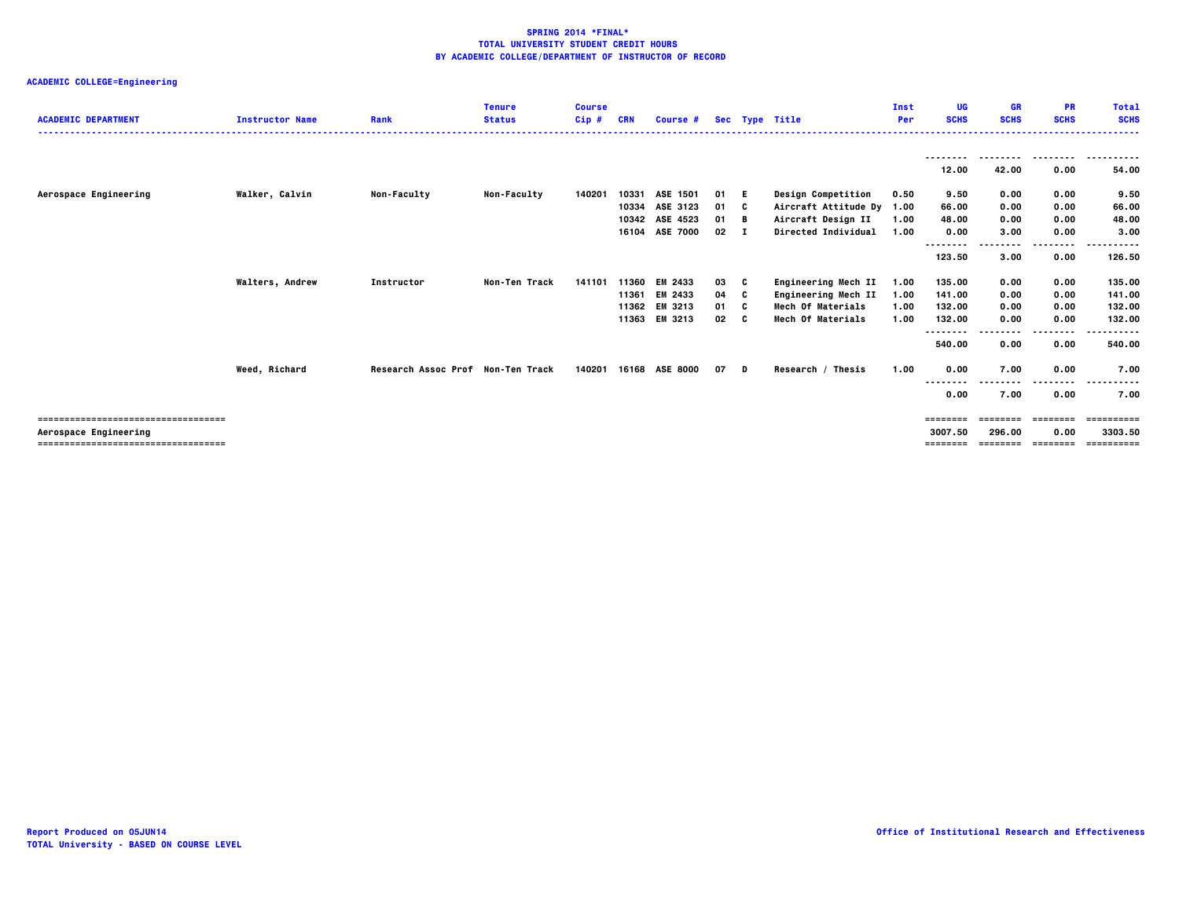**SPRING 2014 *FINAL***
**TOTAL UNIVERSITY STUDENT CREDIT HOURS**
**BY ACADEMIC COLLEGE/DEPARTMENT OF INSTRUCTOR OF RECORD**

**ACADEMIC COLLEGE=Engineering**

| ACADEMIC DEPARTMENT | Instructor Name | Rank | Tenure Status | Course Cip # | CRN | Course # | Sec | Type | Title | Inst Per | UG SCHS | GR SCHS | PR SCHS | Total SCHS |
|---|---|---|---|---|---|---|---|---|---|---|---|---|---|---|
| | | | | | | | | | | | 12.00 | 42.00 | 0.00 | 54.00 |
| Aerospace Engineering | Walker, Calvin | Non-Faculty | Non-Faculty | 140201 | 10331 | ASE 1501 | 01 | E | Design Competition | 0.50 | 9.50 | 0.00 | 0.00 | 9.50 |
| | | | | | 10334 | ASE 3123 | 01 | C | Aircraft Attitude Dy | 1.00 | 66.00 | 0.00 | 0.00 | 66.00 |
| | | | | | 10342 | ASE 4523 | 01 | B | Aircraft Design II | 1.00 | 48.00 | 0.00 | 0.00 | 48.00 |
| | | | | | 16104 | ASE 7000 | 02 | I | Directed Individual | 1.00 | 0.00 | 3.00 | 0.00 | 3.00 |
| | | | | | | | | | | | 123.50 | 3.00 | 0.00 | 126.50 |
| | Walters, Andrew | Instructor | Non-Ten Track | 141101 | 11360 | EM 2433 | 03 | C | Engineering Mech II | 1.00 | 135.00 | 0.00 | 0.00 | 135.00 |
| | | | | | 11361 | EM 2433 | 04 | C | Engineering Mech II | 1.00 | 141.00 | 0.00 | 0.00 | 141.00 |
| | | | | | 11362 | EM 3213 | 01 | C | Mech Of Materials | 1.00 | 132.00 | 0.00 | 0.00 | 132.00 |
| | | | | | 11363 | EM 3213 | 02 | C | Mech Of Materials | 1.00 | 132.00 | 0.00 | 0.00 | 132.00 |
| | | | | | | | | | | | 540.00 | 0.00 | 0.00 | 540.00 |
| | Weed, Richard | Research Assoc Prof | Non-Ten Track | 140201 | 16168 | ASE 8000 | 07 | D | Research / Thesis | 1.00 | 0.00 | 7.00 | 0.00 | 7.00 |
| | | | | | | | | | | | 0.00 | 7.00 | 0.00 | 7.00 |
| Aerospace Engineering | | | | | | | | | | | 3007.50 | 296.00 | 0.00 | 3303.50 |

Report Produced on 05JUN14
TOTAL University - BASED ON COURSE LEVEL

Office of Institutional Research and Effectiveness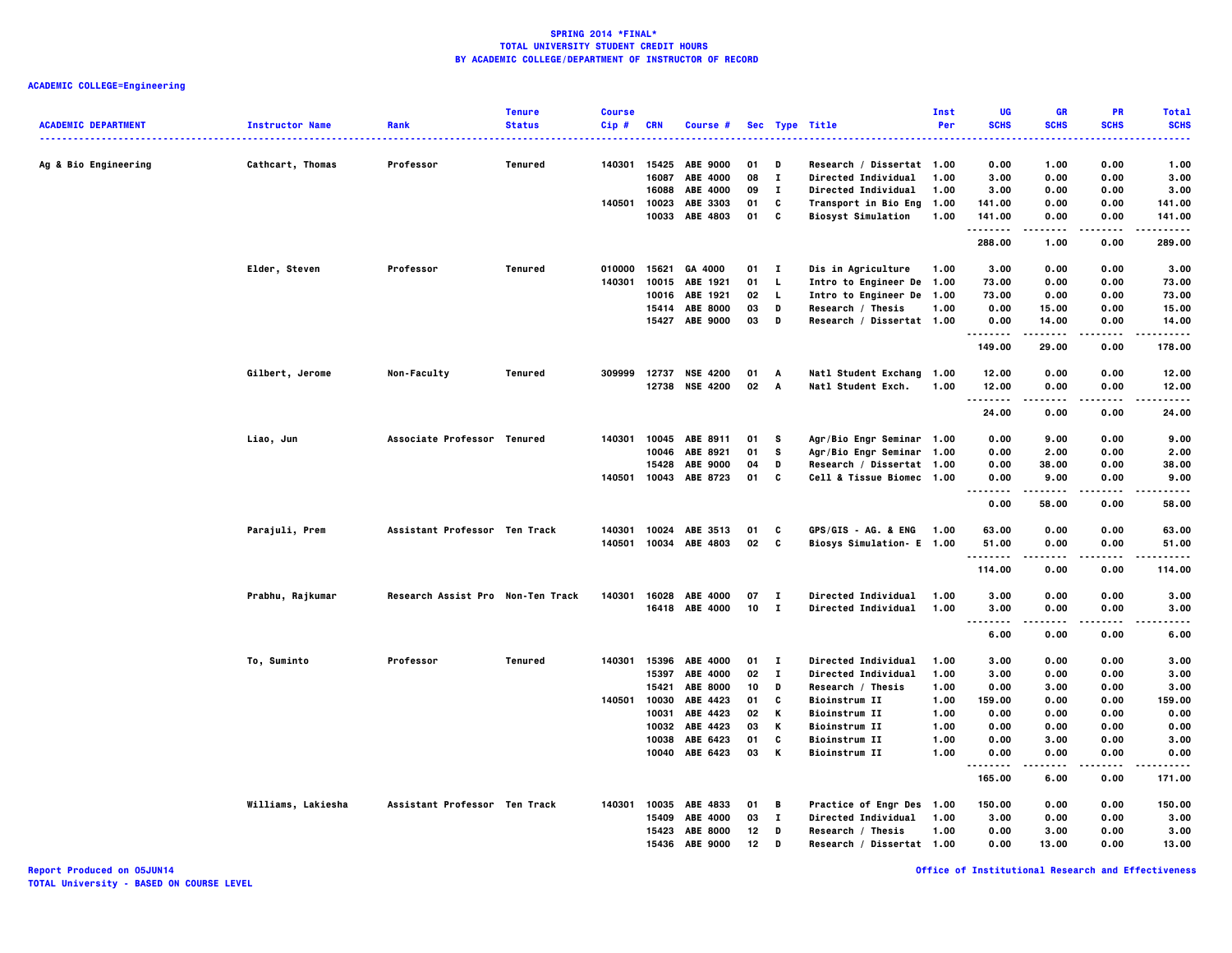# SPRING 2014 *FINAL*
## TOTAL UNIVERSITY STUDENT CREDIT HOURS
## BY ACADEMIC COLLEGE/DEPARTMENT OF INSTRUCTOR OF RECORD

**ACADEMIC COLLEGE=Engineering**

| ACADEMIC DEPARTMENT | Instructor Name | Rank | Tenure Status | Course Cip # | CRN | Course # | Sec | Type | Title | Inst Per | UG SCHS | GR SCHS | PR SCHS | Total SCHS |
|---|---|---|---|---|---|---|---|---|---|---|---|---|---|---|
| Ag & Bio Engineering | Cathcart, Thomas | Professor | Tenured | 140301 | 15425 | ABE 9000 | 01 | D | Research / Dissertat | 1.00 | 0.00 | 1.00 | 0.00 | 1.00 |
| | | | | | 16087 | ABE 4000 | 08 | I | Directed Individual | 1.00 | 3.00 | 0.00 | 0.00 | 3.00 |
| | | | | | 16088 | ABE 4000 | 09 | I | Directed Individual | 1.00 | 3.00 | 0.00 | 0.00 | 3.00 |
| | | | | 140501 | 10023 | ABE 3303 | 01 | C | Transport in Bio Eng | 1.00 | 141.00 | 0.00 | 0.00 | 141.00 |
| | | | | | 10033 | ABE 4803 | 01 | C | Biosyst Simulation | 1.00 | 141.00 | 0.00 | 0.00 | 141.00 |
| | | | | | | | | | | | 288.00 | 1.00 | 0.00 | 289.00 |
| | Elder, Steven | Professor | Tenured | 010000 | 15621 | GA 4000 | 01 | I | Dis in Agriculture | 1.00 | 3.00 | 0.00 | 0.00 | 3.00 |
| | | | | 140301 | 10015 | ABE 1921 | 01 | L | Intro to Engineer De | 1.00 | 73.00 | 0.00 | 0.00 | 73.00 |
| | | | | | 10016 | ABE 1921 | 02 | L | Intro to Engineer De | 1.00 | 73.00 | 0.00 | 0.00 | 73.00 |
| | | | | | 15414 | ABE 8000 | 03 | D | Research / Thesis | 1.00 | 0.00 | 15.00 | 0.00 | 15.00 |
| | | | | | 15427 | ABE 9000 | 03 | D | Research / Dissertat | 1.00 | 0.00 | 14.00 | 0.00 | 14.00 |
| | | | | | | | | | | | 149.00 | 29.00 | 0.00 | 178.00 |
| | Gilbert, Jerome | Non-Faculty | Tenured | 309999 | 12737 | NSE 4200 | 01 | A | Natl Student Exchang | 1.00 | 12.00 | 0.00 | 0.00 | 12.00 |
| | | | | | 12738 | NSE 4200 | 02 | A | Natl Student Exch. | 1.00 | 12.00 | 0.00 | 0.00 | 12.00 |
| | | | | | | | | | | | 24.00 | 0.00 | 0.00 | 24.00 |
| | Liao, Jun | Associate Professor | Tenured | 140301 | 10045 | ABE 8911 | 01 | S | Agr/Bio Engr Seminar | 1.00 | 0.00 | 9.00 | 0.00 | 9.00 |
| | | | | | 10046 | ABE 8921 | 01 | S | Agr/Bio Engr Seminar | 1.00 | 0.00 | 2.00 | 0.00 | 2.00 |
| | | | | | 15428 | ABE 9000 | 04 | D | Research / Dissertat | 1.00 | 0.00 | 38.00 | 0.00 | 38.00 |
| | | | | 140501 | 10043 | ABE 8723 | 01 | C | Cell & Tissue Biomec | 1.00 | 0.00 | 9.00 | 0.00 | 9.00 |
| | | | | | | | | | | | 0.00 | 58.00 | 0.00 | 58.00 |
| | Parajuli, Prem | Assistant Professor | Ten Track | 140301 | 10024 | ABE 3513 | 01 | C | GPS/GIS - AG. & ENG | 1.00 | 63.00 | 0.00 | 0.00 | 63.00 |
| | | | | 140501 | 10034 | ABE 4803 | 02 | C | Biosys Simulation- E | 1.00 | 51.00 | 0.00 | 0.00 | 51.00 |
| | | | | | | | | | | | 114.00 | 0.00 | 0.00 | 114.00 |
| | Prabhu, Rajkumar | Research Assist Pro | Non-Ten Track | 140301 | 16028 | ABE 4000 | 07 | I | Directed Individual | 1.00 | 3.00 | 0.00 | 0.00 | 3.00 |
| | | | | | 16418 | ABE 4000 | 10 | I | Directed Individual | 1.00 | 3.00 | 0.00 | 0.00 | 3.00 |
| | | | | | | | | | | | 6.00 | 0.00 | 0.00 | 6.00 |
| | To, Suminto | Professor | Tenured | 140301 | 15396 | ABE 4000 | 01 | I | Directed Individual | 1.00 | 3.00 | 0.00 | 0.00 | 3.00 |
| | | | | | 15397 | ABE 4000 | 02 | I | Directed Individual | 1.00 | 3.00 | 0.00 | 0.00 | 3.00 |
| | | | | | 15421 | ABE 8000 | 10 | D | Research / Thesis | 1.00 | 0.00 | 3.00 | 0.00 | 3.00 |
| | | | | 140501 | 10030 | ABE 4423 | 01 | C | Bioinstrum II | 1.00 | 159.00 | 0.00 | 0.00 | 159.00 |
| | | | | | 10031 | ABE 4423 | 02 | K | Bioinstrum II | 1.00 | 0.00 | 0.00 | 0.00 | 0.00 |
| | | | | | 10032 | ABE 4423 | 03 | K | Bioinstrum II | 1.00 | 0.00 | 0.00 | 0.00 | 0.00 |
| | | | | | 10038 | ABE 6423 | 01 | C | Bioinstrum II | 1.00 | 0.00 | 3.00 | 0.00 | 3.00 |
| | | | | | 10040 | ABE 6423 | 03 | K | Bioinstrum II | 1.00 | 0.00 | 0.00 | 0.00 | 0.00 |
| | | | | | | | | | | | 165.00 | 6.00 | 0.00 | 171.00 |
| | Williams, Lakiesha | Assistant Professor | Ten Track | 140301 | 10035 | ABE 4833 | 01 | B | Practice of Engr Des | 1.00 | 150.00 | 0.00 | 0.00 | 150.00 |
| | | | | | 15409 | ABE 4000 | 03 | I | Directed Individual | 1.00 | 3.00 | 0.00 | 0.00 | 3.00 |
| | | | | | 15423 | ABE 8000 | 12 | D | Research / Thesis | 1.00 | 0.00 | 3.00 | 0.00 | 3.00 |
| | | | | | 15436 | ABE 9000 | 12 | D | Research / Dissertat | 1.00 | 0.00 | 13.00 | 0.00 | 13.00 |

Report Produced on 05JUN14
TOTAL University - BASED ON COURSE LEVEL

Office of Institutional Research and Effectiveness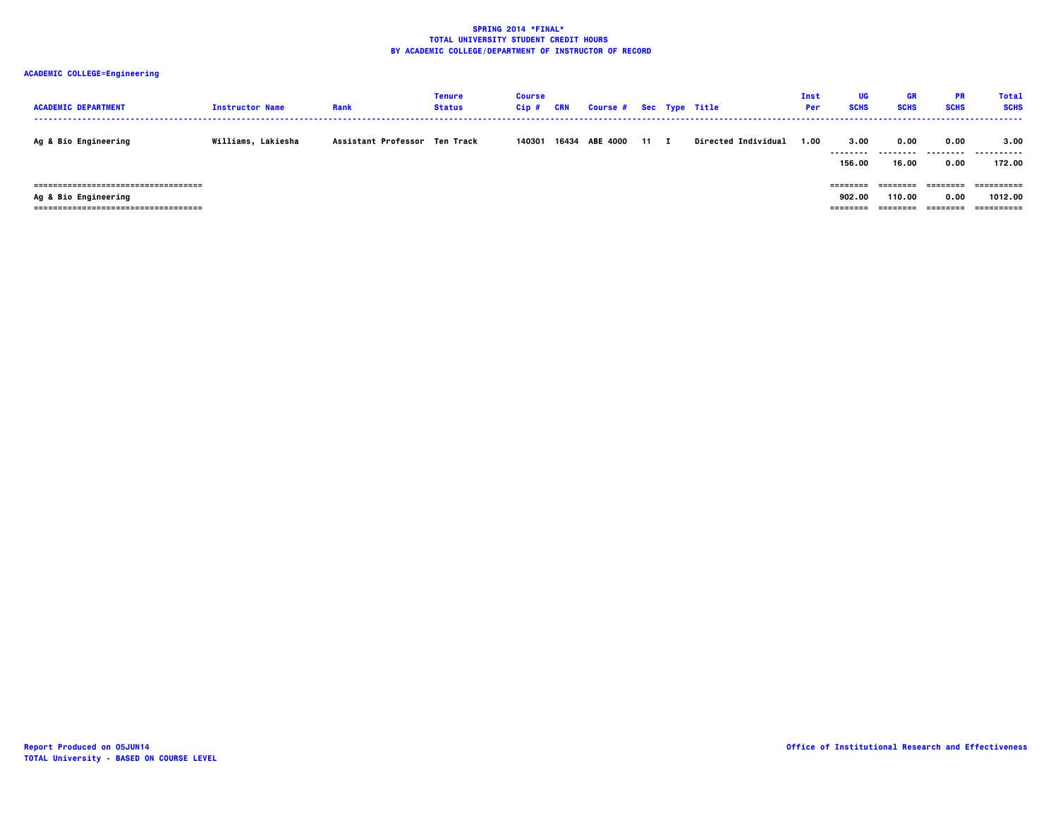**SPRING 2014 *FINAL***
**TOTAL UNIVERSITY STUDENT CREDIT HOURS**
**BY ACADEMIC COLLEGE/DEPARTMENT OF INSTRUCTOR OF RECORD**

**ACADEMIC COLLEGE=Engineering**

| ACADEMIC DEPARTMENT | Instructor Name | Rank | Tenure Status | Course Cip # | CRN | Course # | Sec | Type | Title | Inst Per | UG SCHS | GR SCHS | PR SCHS | Total SCHS |
|---|---|---|---|---|---|---|---|---|---|---|---|---|---|---|
| Ag & Bio Engineering | Williams, Lakiesha | Assistant Professor | Ten Track | 140301 | 16434 | ABE 4000 | 11 | I | Directed Individual | 1.00 | 3.00 | 0.00 | 0.00 | 3.00 |
| | | | | | | | | | | | 156.00 | 16.00 | 0.00 | 172.00 |
| Ag & Bio Engineering | | | | | | | | | | | 902.00 | 110.00 | 0.00 | 1012.00 |

Report Produced on 05JUN14
TOTAL University - BASED ON COURSE LEVEL

Office of Institutional Research and Effectiveness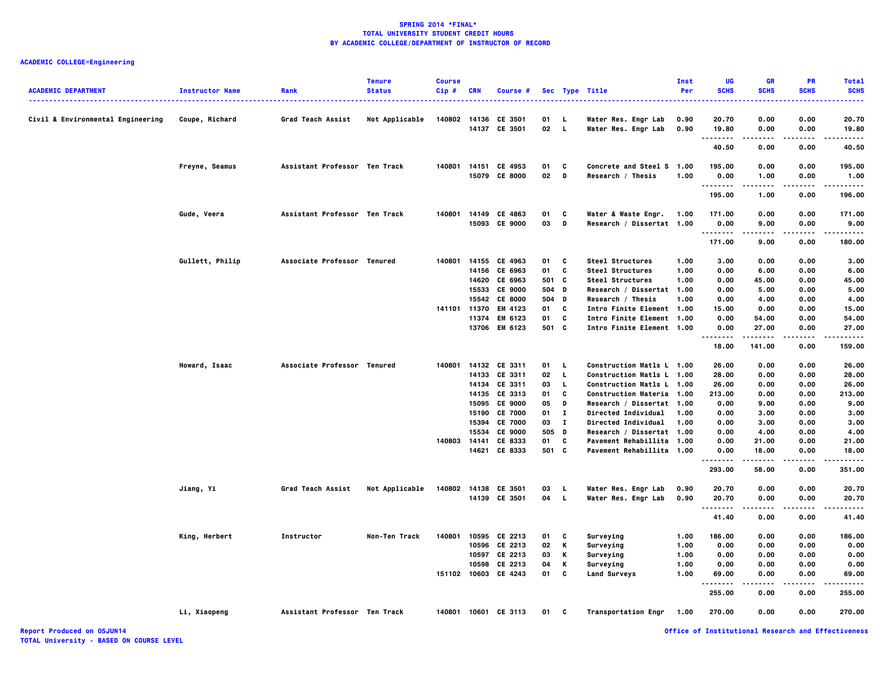**SPRING 2014 *FINAL***
**TOTAL UNIVERSITY STUDENT CREDIT HOURS**
**BY ACADEMIC COLLEGE/DEPARTMENT OF INSTRUCTOR OF RECORD**

**ACADEMIC COLLEGE=Engineering**

| ACADEMIC DEPARTMENT | Instructor Name | Rank | Tenure Status | Course Cip # | CRN | Course # | Sec | Type | Title | Inst Per | UG SCHS | GR SCHS | PR SCHS | Total SCHS |
|---|---|---|---|---|---|---|---|---|---|---|---|---|---|---|
| Civil & Environmental Engineering | Coupe, Richard | Grad Teach Assist | Not Applicable | 140802 | 14136 | CE 3501 | 01 | L | Water Res. Engr Lab | 0.90 | 20.70 | 0.00 | 0.00 | 20.70 |
| | | | | | 14137 | CE 3501 | 02 | L | Water Res. Engr Lab | 0.90 | 19.80 | 0.00 | 0.00 | 19.80 |
| | | | | | | | | | | | 40.50 | 0.00 | 0.00 | 40.50 |
| | Freyne, Seamus | Assistant Professor | Ten Track | 140801 | 14151 | CE 4953 | 01 | C | Concrete and Steel S | 1.00 | 195.00 | 0.00 | 0.00 | 195.00 |
| | | | | | 15079 | CE 8000 | 02 | D | Research / Thesis | 1.00 | 0.00 | 1.00 | 0.00 | 1.00 |
| | | | | | | | | | | | 195.00 | 1.00 | 0.00 | 196.00 |
| | Gude, Veera | Assistant Professor | Ten Track | 140801 | 14149 | CE 4863 | 01 | C | Water & Waste Engr. | 1.00 | 171.00 | 0.00 | 0.00 | 171.00 |
| | | | | | 15093 | CE 9000 | 03 | D | Research / Dissertat | 1.00 | 0.00 | 9.00 | 0.00 | 9.00 |
| | | | | | | | | | | | 171.00 | 9.00 | 0.00 | 180.00 |
| | Gullett, Philip | Associate Professor | Tenured | 140801 | 14155 | CE 4963 | 01 | C | Steel Structures | 1.00 | 3.00 | 0.00 | 0.00 | 3.00 |
| | | | | | 14156 | CE 6963 | 01 | C | Steel Structures | 1.00 | 0.00 | 6.00 | 0.00 | 6.00 |
| | | | | | 14620 | CE 6963 | 501 | C | Steel Structures | 1.00 | 0.00 | 45.00 | 0.00 | 45.00 |
| | | | | | 15533 | CE 9000 | 504 | D | Research / Dissertat | 1.00 | 0.00 | 5.00 | 0.00 | 5.00 |
| | | | | | 15542 | CE 8000 | 504 | D | Research / Thesis | 1.00 | 0.00 | 4.00 | 0.00 | 4.00 |
| | | | | 141101 | 11370 | EM 4123 | 01 | C | Intro Finite Element | 1.00 | 15.00 | 0.00 | 0.00 | 15.00 |
| | | | | | 11374 | EM 6123 | 01 | C | Intro Finite Element | 1.00 | 0.00 | 54.00 | 0.00 | 54.00 |
| | | | | | 13706 | EM 6123 | 501 | C | Intro Finite Element | 1.00 | 0.00 | 27.00 | 0.00 | 27.00 |
| | | | | | | | | | | | 18.00 | 141.00 | 0.00 | 159.00 |
| | Howard, Isaac | Associate Professor | Tenured | 140801 | 14132 | CE 3311 | 01 | L | Construction Matls L | 1.00 | 26.00 | 0.00 | 0.00 | 26.00 |
| | | | | | 14133 | CE 3311 | 02 | L | Construction Matls L | 1.00 | 28.00 | 0.00 | 0.00 | 28.00 |
| | | | | | 14134 | CE 3311 | 03 | L | Construction Matls L | 1.00 | 26.00 | 0.00 | 0.00 | 26.00 |
| | | | | | 14135 | CE 3313 | 01 | C | Construction Materia | 1.00 | 213.00 | 0.00 | 0.00 | 213.00 |
| | | | | | 15095 | CE 9000 | 05 | D | Research / Dissertat | 1.00 | 0.00 | 9.00 | 0.00 | 9.00 |
| | | | | | 15190 | CE 7000 | 01 | I | Directed Individual | 1.00 | 0.00 | 3.00 | 0.00 | 3.00 |
| | | | | | 15394 | CE 7000 | 03 | I | Directed Individual | 1.00 | 0.00 | 3.00 | 0.00 | 3.00 |
| | | | | | 15534 | CE 9000 | 505 | D | Research / Dissertat | 1.00 | 0.00 | 4.00 | 0.00 | 4.00 |
| | | | | 140803 | 14141 | CE 8333 | 01 | C | Pavement Rehabillita | 1.00 | 0.00 | 21.00 | 0.00 | 21.00 |
| | | | | | 14621 | CE 8333 | 501 | C | Pavement Rehabillita | 1.00 | 0.00 | 18.00 | 0.00 | 18.00 |
| | | | | | | | | | | | 293.00 | 58.00 | 0.00 | 351.00 |
| | Jiang, Yi | Grad Teach Assist | Not Applicable | 140802 | 14138 | CE 3501 | 03 | L | Water Res. Engr Lab | 0.90 | 20.70 | 0.00 | 0.00 | 20.70 |
| | | | | | 14139 | CE 3501 | 04 | L | Water Res. Engr Lab | 0.90 | 20.70 | 0.00 | 0.00 | 20.70 |
| | | | | | | | | | | | 41.40 | 0.00 | 0.00 | 41.40 |
| | King, Herbert | Instructor | Non-Ten Track | 140801 | 10595 | CE 2213 | 01 | C | Surveying | 1.00 | 186.00 | 0.00 | 0.00 | 186.00 |
| | | | | | 10596 | CE 2213 | 02 | K | Surveying | 1.00 | 0.00 | 0.00 | 0.00 | 0.00 |
| | | | | | 10597 | CE 2213 | 03 | K | Surveying | 1.00 | 0.00 | 0.00 | 0.00 | 0.00 |
| | | | | | 10598 | CE 2213 | 04 | K | Surveying | 1.00 | 0.00 | 0.00 | 0.00 | 0.00 |
| | | | | 151102 | 10603 | CE 4243 | 01 | C | Land Surveys | 1.00 | 69.00 | 0.00 | 0.00 | 69.00 |
| | | | | | | | | | | | 255.00 | 0.00 | 0.00 | 255.00 |
| | Li, Xiaopeng | Assistant Professor | Ten Track | 140801 | 10601 | CE 3113 | 01 | C | Transportation Engr | 1.00 | 270.00 | 0.00 | 0.00 | 270.00 |

Report Produced on 05JUN14
TOTAL University - BASED ON COURSE LEVEL

Office of Institutional Research and Effectiveness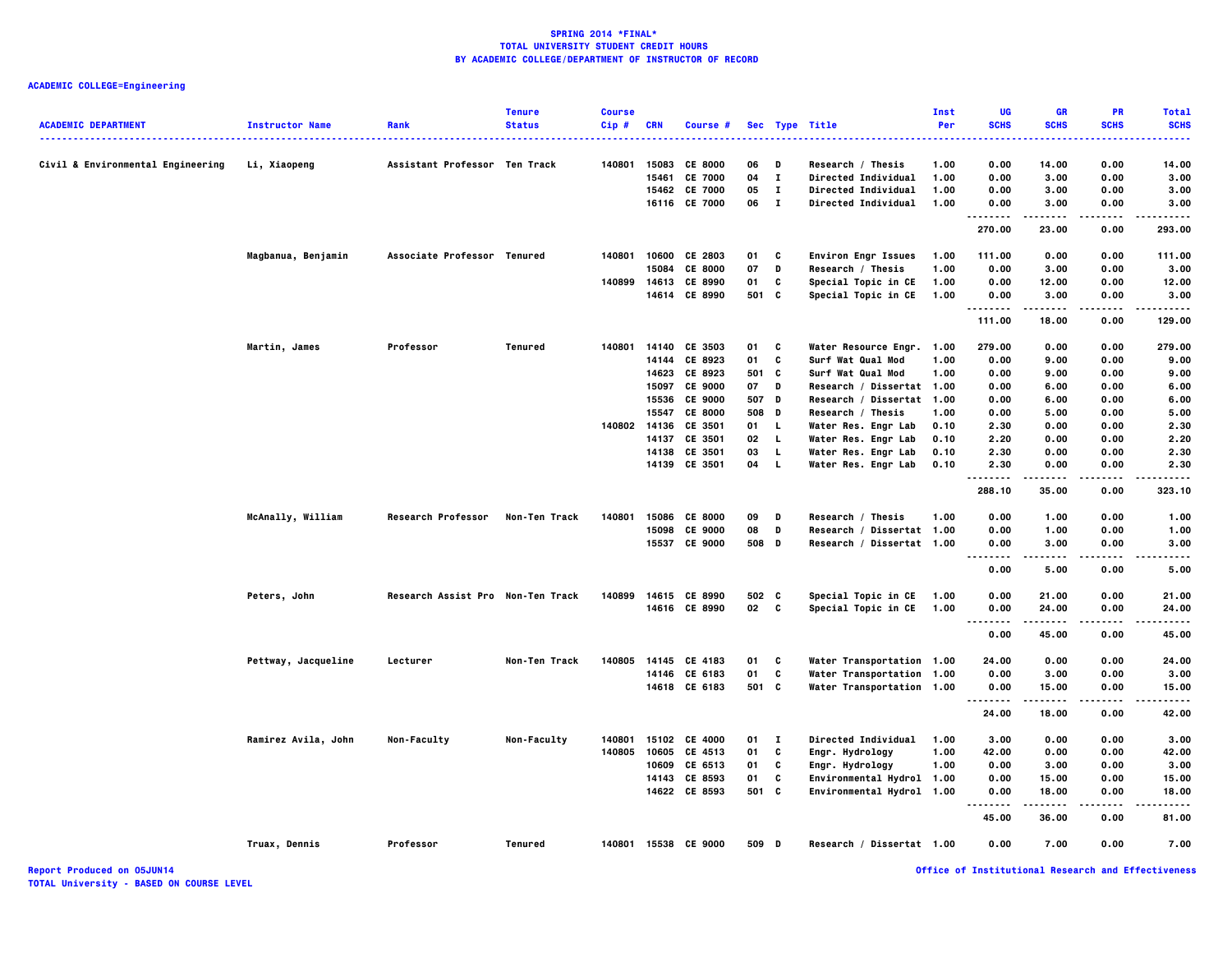**SPRING 2014 *FINAL***
**TOTAL UNIVERSITY STUDENT CREDIT HOURS**
**BY ACADEMIC COLLEGE/DEPARTMENT OF INSTRUCTOR OF RECORD**

**ACADEMIC COLLEGE=Engineering**

| ACADEMIC DEPARTMENT | Instructor Name | Rank | Tenure Status | Course Cip # | CRN | Course # | Sec | Type | Title | Inst Per | UG SCHS | GR SCHS | PR SCHS | Total SCHS |
|---|---|---|---|---|---|---|---|---|---|---|---|---|---|---|
| Civil & Environmental Engineering | Li, Xiaopeng | Assistant Professor | Ten Track | 140801 | 15083 | CE 8000 | 06 | D | Research / Thesis | 1.00 | 0.00 | 14.00 | 0.00 | 14.00 |
| | | | | | 15461 | CE 7000 | 04 | I | Directed Individual | 1.00 | 0.00 | 3.00 | 0.00 | 3.00 |
| | | | | | 15462 | CE 7000 | 05 | I | Directed Individual | 1.00 | 0.00 | 3.00 | 0.00 | 3.00 |
| | | | | | 16116 | CE 7000 | 06 | I | Directed Individual | 1.00 | 0.00 | 3.00 | 0.00 | 3.00 |
| | | | | | | | | | | | 270.00 | 23.00 | 0.00 | 293.00 |
| | Magbanua, Benjamin | Associate Professor | Tenured | 140801 | 10600 | CE 2803 | 01 | C | Environ Engr Issues | 1.00 | 111.00 | 0.00 | 0.00 | 111.00 |
| | | | | | 15084 | CE 8000 | 07 | D | Research / Thesis | 1.00 | 0.00 | 3.00 | 0.00 | 3.00 |
| | | | | 140899 | 14613 | CE 8990 | 01 | C | Special Topic in CE | 1.00 | 0.00 | 12.00 | 0.00 | 12.00 |
| | | | | | 14614 | CE 8990 | 501 | C | Special Topic in CE | 1.00 | 0.00 | 3.00 | 0.00 | 3.00 |
| | | | | | | | | | | | 111.00 | 18.00 | 0.00 | 129.00 |
| | Martin, James | Professor | Tenured | 140801 | 14140 | CE 3503 | 01 | C | Water Resource Engr. | 1.00 | 279.00 | 0.00 | 0.00 | 279.00 |
| | | | | | 14144 | CE 8923 | 01 | C | Surf Wat Qual Mod | 1.00 | 0.00 | 9.00 | 0.00 | 9.00 |
| | | | | | 14623 | CE 8923 | 501 | C | Surf Wat Qual Mod | 1.00 | 0.00 | 9.00 | 0.00 | 9.00 |
| | | | | | 15097 | CE 9000 | 07 | D | Research / Dissertat | 1.00 | 0.00 | 6.00 | 0.00 | 6.00 |
| | | | | | 15536 | CE 9000 | 507 | D | Research / Dissertat | 1.00 | 0.00 | 6.00 | 0.00 | 6.00 |
| | | | | | 15547 | CE 8000 | 508 | D | Research / Thesis | 1.00 | 0.00 | 5.00 | 0.00 | 5.00 |
| | | | | 140802 | 14136 | CE 3501 | 01 | L | Water Res. Engr Lab | 0.10 | 2.30 | 0.00 | 0.00 | 2.30 |
| | | | | | 14137 | CE 3501 | 02 | L | Water Res. Engr Lab | 0.10 | 2.20 | 0.00 | 0.00 | 2.20 |
| | | | | | 14138 | CE 3501 | 03 | L | Water Res. Engr Lab | 0.10 | 2.30 | 0.00 | 0.00 | 2.30 |
| | | | | | 14139 | CE 3501 | 04 | L | Water Res. Engr Lab | 0.10 | 2.30 | 0.00 | 0.00 | 2.30 |
| | | | | | | | | | | | 288.10 | 35.00 | 0.00 | 323.10 |
| | McAnally, William | Research Professor | Non-Ten Track | 140801 | 15086 | CE 8000 | 09 | D | Research / Thesis | 1.00 | 0.00 | 1.00 | 0.00 | 1.00 |
| | | | | | 15098 | CE 9000 | 08 | D | Research / Dissertat | 1.00 | 0.00 | 1.00 | 0.00 | 1.00 |
| | | | | | 15537 | CE 9000 | 508 | D | Research / Dissertat | 1.00 | 0.00 | 3.00 | 0.00 | 3.00 |
| | | | | | | | | | | | 0.00 | 5.00 | 0.00 | 5.00 |
| | Peters, John | Research Assist Pro | Non-Ten Track | 140899 | 14615 | CE 8990 | 502 | C | Special Topic in CE | 1.00 | 0.00 | 21.00 | 0.00 | 21.00 |
| | | | | | 14616 | CE 8990 | 02 | C | Special Topic in CE | 1.00 | 0.00 | 24.00 | 0.00 | 24.00 |
| | | | | | | | | | | | 0.00 | 45.00 | 0.00 | 45.00 |
| | Pettway, Jacqueline | Lecturer | Non-Ten Track | 140805 | 14145 | CE 4183 | 01 | C | Water Transportation | 1.00 | 24.00 | 0.00 | 0.00 | 24.00 |
| | | | | | 14146 | CE 6183 | 01 | C | Water Transportation | 1.00 | 0.00 | 3.00 | 0.00 | 3.00 |
| | | | | | 14618 | CE 6183 | 501 | C | Water Transportation | 1.00 | 0.00 | 15.00 | 0.00 | 15.00 |
| | | | | | | | | | | | 24.00 | 18.00 | 0.00 | 42.00 |
| | Ramirez Avila, John | Non-Faculty | Non-Faculty | 140801 | 15102 | CE 4000 | 01 | I | Directed Individual | 1.00 | 3.00 | 0.00 | 0.00 | 3.00 |
| | | | | 140805 | 10605 | CE 4513 | 01 | C | Engr. Hydrology | 1.00 | 42.00 | 0.00 | 0.00 | 42.00 |
| | | | | | 10609 | CE 6513 | 01 | C | Engr. Hydrology | 1.00 | 0.00 | 3.00 | 0.00 | 3.00 |
| | | | | | 14143 | CE 8593 | 01 | C | Environmental Hydrol | 1.00 | 0.00 | 15.00 | 0.00 | 15.00 |
| | | | | | 14622 | CE 8593 | 501 | C | Environmental Hydrol | 1.00 | 0.00 | 18.00 | 0.00 | 18.00 |
| | | | | | | | | | | | 45.00 | 36.00 | 0.00 | 81.00 |
| | Truax, Dennis | Professor | Tenured | 140801 | 15538 | CE 9000 | 509 | D | Research / Dissertat | 1.00 | 0.00 | 7.00 | 0.00 | 7.00 |

Report Produced on 05JUN14
TOTAL University - BASED ON COURSE LEVEL

Office of Institutional Research and Effectiveness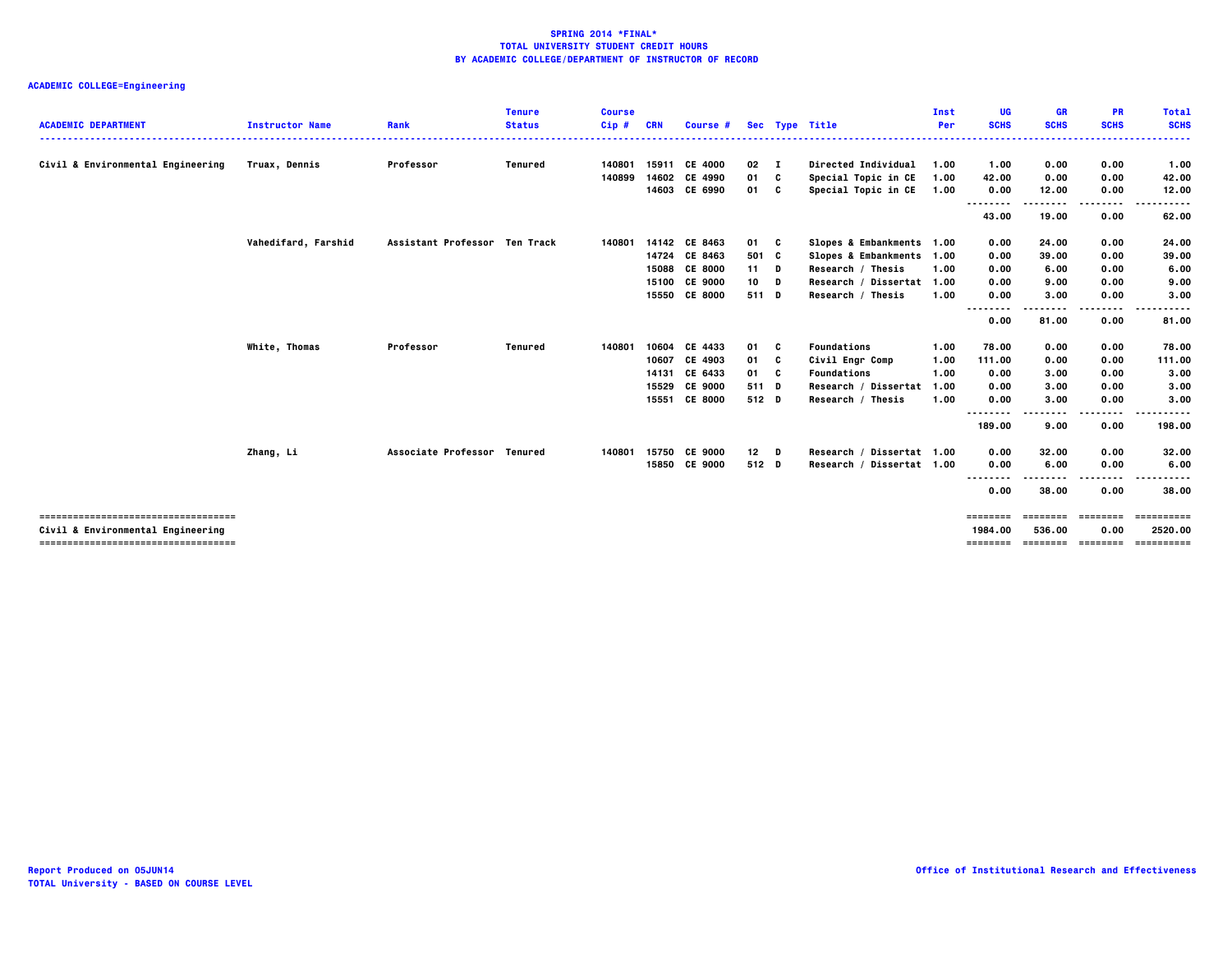**SPRING 2014 *FINAL***
**TOTAL UNIVERSITY STUDENT CREDIT HOURS**
**BY ACADEMIC COLLEGE/DEPARTMENT OF INSTRUCTOR OF RECORD**

**ACADEMIC COLLEGE=Engineering**

| ACADEMIC DEPARTMENT | Instructor Name | Rank | Tenure Status | Course Cip # | CRN | Course # | Sec | Type | Title | Inst Per | UG SCHS | GR SCHS | PR SCHS | Total SCHS |
|---|---|---|---|---|---|---|---|---|---|---|---|---|---|---|
| Civil & Environmental Engineering | Truax, Dennis | Professor | Tenured | 140801 | 15911 | CE 4000 | 02 | I | Directed Individual | 1.00 | 1.00 | 0.00 | 0.00 | 1.00 |
| | | | | 140899 | 14602 | CE 4990 | 01 | C | Special Topic in CE | 1.00 | 42.00 | 0.00 | 0.00 | 42.00 |
| | | | | | 14603 | CE 6990 | 01 | C | Special Topic in CE | 1.00 | 0.00 | 12.00 | 0.00 | 12.00 |
| | | | | | | | | | | | 43.00 | 19.00 | 0.00 | 62.00 |
| | Vahedifard, Farshid | Assistant Professor | Ten Track | 140801 | 14142 | CE 8463 | 01 | C | Slopes & Embankments | 1.00 | 0.00 | 24.00 | 0.00 | 24.00 |
| | | | | | 14724 | CE 8463 | 501 | C | Slopes & Embankments | 1.00 | 0.00 | 39.00 | 0.00 | 39.00 |
| | | | | | 15088 | CE 8000 | 11 | D | Research / Thesis | 1.00 | 0.00 | 6.00 | 0.00 | 6.00 |
| | | | | | 15100 | CE 9000 | 10 | D | Research / Dissertat | 1.00 | 0.00 | 9.00 | 0.00 | 9.00 |
| | | | | | 15550 | CE 8000 | 511 | D | Research / Thesis | 1.00 | 0.00 | 3.00 | 0.00 | 3.00 |
| | | | | | | | | | | | 0.00 | 81.00 | 0.00 | 81.00 |
| | White, Thomas | Professor | Tenured | 140801 | 10604 | CE 4433 | 01 | C | Foundations | 1.00 | 78.00 | 0.00 | 0.00 | 78.00 |
| | | | | | 10607 | CE 4903 | 01 | C | Civil Engr Comp | 1.00 | 111.00 | 0.00 | 0.00 | 111.00 |
| | | | | | 14131 | CE 6433 | 01 | C | Foundations | 1.00 | 0.00 | 3.00 | 0.00 | 3.00 |
| | | | | | 15529 | CE 9000 | 511 | D | Research / Dissertat | 1.00 | 0.00 | 3.00 | 0.00 | 3.00 |
| | | | | | 15551 | CE 8000 | 512 | D | Research / Thesis | 1.00 | 0.00 | 3.00 | 0.00 | 3.00 |
| | | | | | | | | | | | 189.00 | 9.00 | 0.00 | 198.00 |
| | Zhang, Li | Associate Professor | Tenured | 140801 | 15750 | CE 9000 | 12 | D | Research / Dissertat | 1.00 | 0.00 | 32.00 | 0.00 | 32.00 |
| | | | | | 15850 | CE 9000 | 512 | D | Research / Dissertat | 1.00 | 0.00 | 6.00 | 0.00 | 6.00 |
| | | | | | | | | | | | 0.00 | 38.00 | 0.00 | 38.00 |
| Civil & Environmental Engineering | | | | | | | | | | | 1984.00 | 536.00 | 0.00 | 2520.00 |

Report Produced on 05JUN14
TOTAL University - BASED ON COURSE LEVEL

Office of Institutional Research and Effectiveness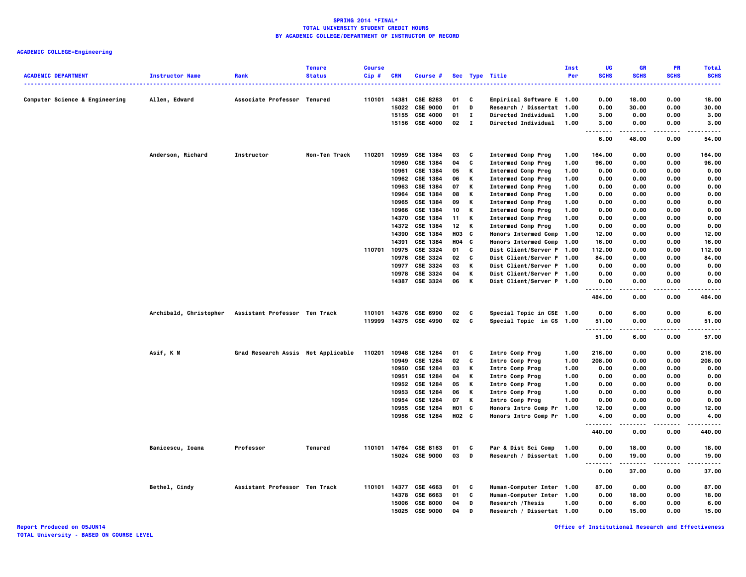**SPRING 2014 *FINAL***
**TOTAL UNIVERSITY STUDENT CREDIT HOURS**
**BY ACADEMIC COLLEGE/DEPARTMENT OF INSTRUCTOR OF RECORD**

**ACADEMIC COLLEGE=Engineering**

| ACADEMIC DEPARTMENT | Instructor Name | Rank | Tenure Status | Course Cip # | CRN | Course # | Sec | Type | Title | Inst Per | UG SCHS | GR SCHS | PR SCHS | Total SCHS |
|---|---|---|---|---|---|---|---|---|---|---|---|---|---|---|
| Computer Science & Engineering | Allen, Edward | Associate Professor | Tenured | 110101 | 14381 | CSE 8283 | 01 | C | Empirical Software E | 1.00 | 0.00 | 18.00 | 0.00 | 18.00 |
| | | | | | 15022 | CSE 9000 | 01 | D | Research / Dissertat | 1.00 | 0.00 | 30.00 | 0.00 | 30.00 |
| | | | | | 15155 | CSE 4000 | 01 | I | Directed Individual | 1.00 | 3.00 | 0.00 | 0.00 | 3.00 |
| | | | | | 15156 | CSE 4000 | 02 | I | Directed Individual | 1.00 | 3.00 | 0.00 | 0.00 | 3.00 |
| | | | | | | | | | | | 6.00 | 48.00 | 0.00 | 54.00 |
| | Anderson, Richard | Instructor | Non-Ten Track | 110201 | 10959 | CSE 1384 | 03 | C | Intermed Comp Prog | 1.00 | 164.00 | 0.00 | 0.00 | 164.00 |
| | | | | | 10960 | CSE 1384 | 04 | C | Intermed Comp Prog | 1.00 | 96.00 | 0.00 | 0.00 | 96.00 |
| | | | | | 10961 | CSE 1384 | 05 | K | Intermed Comp Prog | 1.00 | 0.00 | 0.00 | 0.00 | 0.00 |
| | | | | | 10962 | CSE 1384 | 06 | K | Intermed Comp Prog | 1.00 | 0.00 | 0.00 | 0.00 | 0.00 |
| | | | | | 10963 | CSE 1384 | 07 | K | Intermed Comp Prog | 1.00 | 0.00 | 0.00 | 0.00 | 0.00 |
| | | | | | 10964 | CSE 1384 | 08 | K | Intermed Comp Prog | 1.00 | 0.00 | 0.00 | 0.00 | 0.00 |
| | | | | | 10965 | CSE 1384 | 09 | K | Intermed Comp Prog | 1.00 | 0.00 | 0.00 | 0.00 | 0.00 |
| | | | | | 10966 | CSE 1384 | 10 | K | Intermed Comp Prog | 1.00 | 0.00 | 0.00 | 0.00 | 0.00 |
| | | | | | 14370 | CSE 1384 | 11 | K | Intermed Comp Prog | 1.00 | 0.00 | 0.00 | 0.00 | 0.00 |
| | | | | | 14372 | CSE 1384 | 12 | K | Intermed Comp Prog | 1.00 | 0.00 | 0.00 | 0.00 | 0.00 |
| | | | | | 14390 | CSE 1384 | H03 | C | Honors Intermed Comp | 1.00 | 12.00 | 0.00 | 0.00 | 12.00 |
| | | | | | 14391 | CSE 1384 | H04 | C | Honors Intermed Comp | 1.00 | 16.00 | 0.00 | 0.00 | 16.00 |
| | | | | 110701 | 10975 | CSE 3324 | 01 | C | Dist Client/Server P | 1.00 | 112.00 | 0.00 | 0.00 | 112.00 |
| | | | | | 10976 | CSE 3324 | 02 | C | Dist Client/Server P | 1.00 | 84.00 | 0.00 | 0.00 | 84.00 |
| | | | | | 10977 | CSE 3324 | 03 | K | Dist Client/Server P | 1.00 | 0.00 | 0.00 | 0.00 | 0.00 |
| | | | | | 10978 | CSE 3324 | 04 | K | Dist Client/Server P | 1.00 | 0.00 | 0.00 | 0.00 | 0.00 |
| | | | | | 14387 | CSE 3324 | 06 | K | Dist Client/Server P | 1.00 | 0.00 | 0.00 | 0.00 | 0.00 |
| | | | | | | | | | | | 484.00 | 0.00 | 0.00 | 484.00 |
| | Archibald, Christopher | Assistant Professor | Ten Track | 110101 | 14376 | CSE 6990 | 02 | C | Special Topic in CSE | 1.00 | 0.00 | 6.00 | 0.00 | 6.00 |
| | | | | 119999 | 14375 | CSE 4990 | 02 | C | Special Topic in CS | 1.00 | 51.00 | 0.00 | 0.00 | 51.00 |
| | | | | | | | | | | | 51.00 | 6.00 | 0.00 | 57.00 |
| | Asif, K M | Grad Research Assis | Not Applicable | 110201 | 10948 | CSE 1284 | 01 | C | Intro Comp Prog | 1.00 | 216.00 | 0.00 | 0.00 | 216.00 |
| | | | | | 10949 | CSE 1284 | 02 | C | Intro Comp Prog | 1.00 | 208.00 | 0.00 | 0.00 | 208.00 |
| | | | | | 10950 | CSE 1284 | 03 | K | Intro Comp Prog | 1.00 | 0.00 | 0.00 | 0.00 | 0.00 |
| | | | | | 10951 | CSE 1284 | 04 | K | Intro Comp Prog | 1.00 | 0.00 | 0.00 | 0.00 | 0.00 |
| | | | | | 10952 | CSE 1284 | 05 | K | Intro Comp Prog | 1.00 | 0.00 | 0.00 | 0.00 | 0.00 |
| | | | | | 10953 | CSE 1284 | 06 | K | Intro Comp Prog | 1.00 | 0.00 | 0.00 | 0.00 | 0.00 |
| | | | | | 10954 | CSE 1284 | 07 | K | Intro Comp Prog | 1.00 | 0.00 | 0.00 | 0.00 | 0.00 |
| | | | | | 10955 | CSE 1284 | H01 | C | Honors Intro Comp Pr | 1.00 | 12.00 | 0.00 | 0.00 | 12.00 |
| | | | | | 10956 | CSE 1284 | H02 | C | Honors Intro Comp Pr | 1.00 | 4.00 | 0.00 | 0.00 | 4.00 |
| | | | | | | | | | | | 440.00 | 0.00 | 0.00 | 440.00 |
| | Banicescu, Ioana | Professor | Tenured | 110101 | 14764 | CSE 8163 | 01 | C | Par & Dist Sci Comp | 1.00 | 0.00 | 18.00 | 0.00 | 18.00 |
| | | | | | 15024 | CSE 9000 | 03 | D | Research / Dissertat | 1.00 | 0.00 | 19.00 | 0.00 | 19.00 |
| | | | | | | | | | | | 0.00 | 37.00 | 0.00 | 37.00 |
| | Bethel, Cindy | Assistant Professor | Ten Track | 110101 | 14377 | CSE 4663 | 01 | C | Human-Computer Inter | 1.00 | 87.00 | 0.00 | 0.00 | 87.00 |
| | | | | | 14378 | CSE 6663 | 01 | C | Human-Computer Inter | 1.00 | 0.00 | 18.00 | 0.00 | 18.00 |
| | | | | | 15006 | CSE 8000 | 04 | D | Research /Thesis | 1.00 | 0.00 | 6.00 | 0.00 | 6.00 |
| | | | | | 15025 | CSE 9000 | 04 | D | Research / Dissertat | 1.00 | 0.00 | 15.00 | 0.00 | 15.00 |

Report Produced on 05JUN14
TOTAL University - BASED ON COURSE LEVEL

Office of Institutional Research and Effectiveness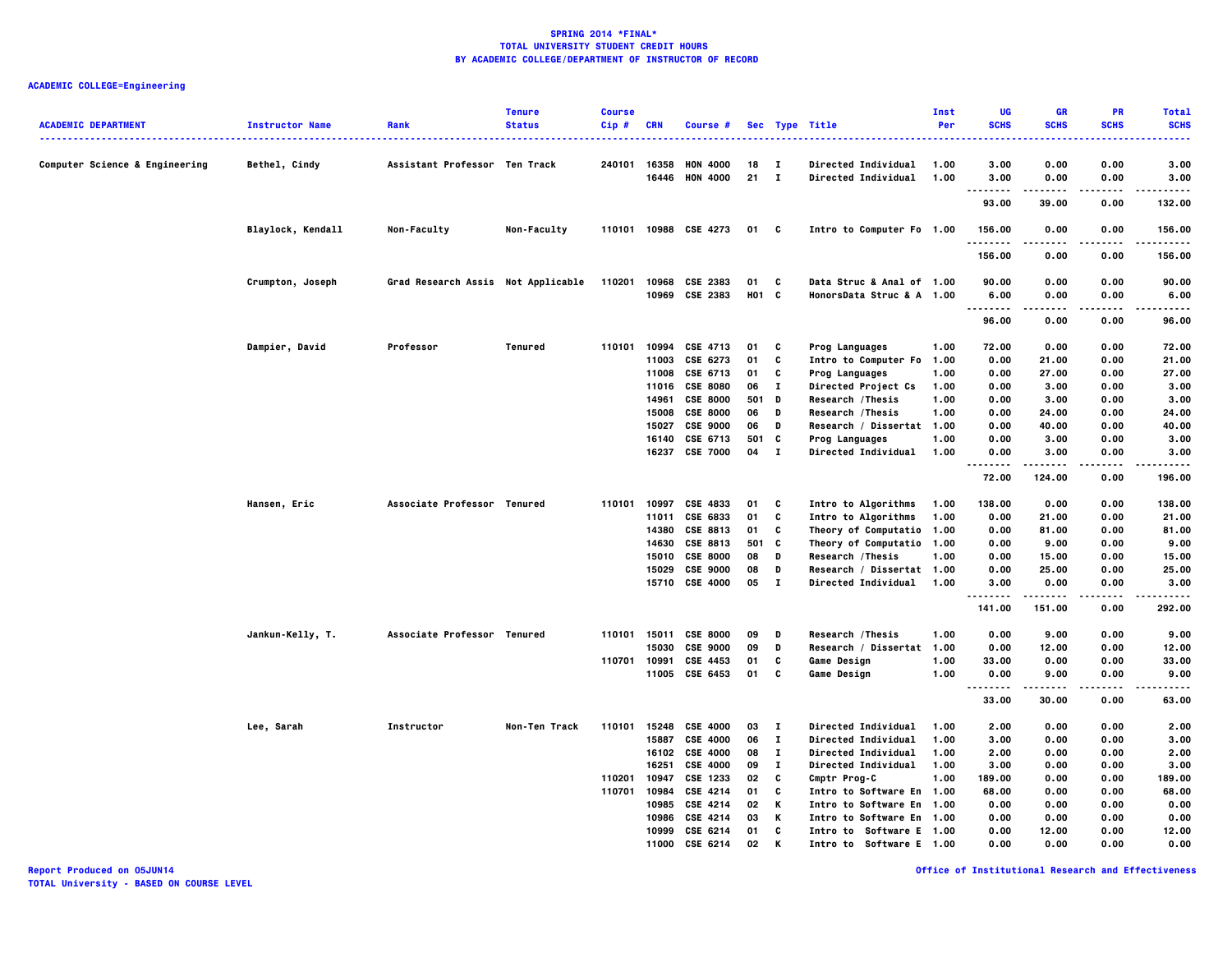# SPRING 2014 *FINAL*
## TOTAL UNIVERSITY STUDENT CREDIT HOURS
## BY ACADEMIC COLLEGE/DEPARTMENT OF INSTRUCTOR OF RECORD

**ACADEMIC COLLEGE=Engineering**

| ACADEMIC DEPARTMENT | Instructor Name | Rank | Tenure Status | Course Cip # | CRN | Course # | Sec | Type | Title | Inst Per | UG SCHS | GR SCHS | PR SCHS | Total SCHS |
|---|---|---|---|---|---|---|---|---|---|---|---|---|---|---|
| Computer Science & Engineering | Bethel, Cindy | Assistant Professor | Ten Track | 240101 | 16358 | HON 4000 | 18 | I | Directed Individual | 1.00 | 3.00 | 0.00 | 0.00 | 3.00 |
| | | | | | 16446 | HON 4000 | 21 | I | Directed Individual | 1.00 | 3.00 | 0.00 | 0.00 | 3.00 |
| | | | | | | | | | | | 93.00 | 39.00 | 0.00 | 132.00 |
| | Blaylock, Kendall | Non-Faculty | Non-Faculty | 110101 | 10988 | CSE 4273 | 01 | C | Intro to Computer Fo | 1.00 | 156.00 | 0.00 | 0.00 | 156.00 |
| | | | | | | | | | | | 156.00 | 0.00 | 0.00 | 156.00 |
| | Crumpton, Joseph | Grad Research Assis | Not Applicable | 110201 | 10968 | CSE 2383 | 01 | C | Data Struc & Anal of | 1.00 | 90.00 | 0.00 | 0.00 | 90.00 |
| | | | | | 10969 | CSE 2383 | H01 | C | HonorsData Struc & A | 1.00 | 6.00 | 0.00 | 0.00 | 6.00 |
| | | | | | | | | | | | 96.00 | 0.00 | 0.00 | 96.00 |
| | Dampier, David | Professor | Tenured | 110101 | 10994 | CSE 4713 | 01 | C | Prog Languages | 1.00 | 72.00 | 0.00 | 0.00 | 72.00 |
| | | | | | 11003 | CSE 6273 | 01 | C | Intro to Computer Fo | 1.00 | 0.00 | 21.00 | 0.00 | 21.00 |
| | | | | | 11008 | CSE 6713 | 01 | C | Prog Languages | 1.00 | 0.00 | 27.00 | 0.00 | 27.00 |
| | | | | | 11016 | CSE 8080 | 06 | I | Directed Project Cs | 1.00 | 0.00 | 3.00 | 0.00 | 3.00 |
| | | | | | 14961 | CSE 8000 | 501 | D | Research /Thesis | 1.00 | 0.00 | 3.00 | 0.00 | 3.00 |
| | | | | | 15008 | CSE 8000 | 06 | D | Research /Thesis | 1.00 | 0.00 | 24.00 | 0.00 | 24.00 |
| | | | | | 15027 | CSE 9000 | 06 | D | Research / Dissertat | 1.00 | 0.00 | 40.00 | 0.00 | 40.00 |
| | | | | | 16140 | CSE 6713 | 501 | C | Prog Languages | 1.00 | 0.00 | 3.00 | 0.00 | 3.00 |
| | | | | | 16237 | CSE 7000 | 04 | I | Directed Individual | 1.00 | 0.00 | 3.00 | 0.00 | 3.00 |
| | | | | | | | | | | | 72.00 | 124.00 | 0.00 | 196.00 |
| | Hansen, Eric | Associate Professor | Tenured | 110101 | 10997 | CSE 4833 | 01 | C | Intro to Algorithms | 1.00 | 138.00 | 0.00 | 0.00 | 138.00 |
| | | | | | 11011 | CSE 6833 | 01 | C | Intro to Algorithms | 1.00 | 0.00 | 21.00 | 0.00 | 21.00 |
| | | | | | 14380 | CSE 8813 | 01 | C | Theory of Computatio | 1.00 | 0.00 | 81.00 | 0.00 | 81.00 |
| | | | | | 14630 | CSE 8813 | 501 | C | Theory of Computatio | 1.00 | 0.00 | 9.00 | 0.00 | 9.00 |
| | | | | | 15010 | CSE 8000 | 08 | D | Research /Thesis | 1.00 | 0.00 | 15.00 | 0.00 | 15.00 |
| | | | | | 15029 | CSE 9000 | 08 | D | Research / Dissertat | 1.00 | 0.00 | 25.00 | 0.00 | 25.00 |
| | | | | | 15710 | CSE 4000 | 05 | I | Directed Individual | 1.00 | 3.00 | 0.00 | 0.00 | 3.00 |
| | | | | | | | | | | | 141.00 | 151.00 | 0.00 | 292.00 |
| | Jankun-Kelly, T. | Associate Professor | Tenured | 110101 | 15011 | CSE 8000 | 09 | D | Research /Thesis | 1.00 | 0.00 | 9.00 | 0.00 | 9.00 |
| | | | | | 15030 | CSE 9000 | 09 | D | Research / Dissertat | 1.00 | 0.00 | 12.00 | 0.00 | 12.00 |
| | | | | 110701 | 10991 | CSE 4453 | 01 | C | Game Design | 1.00 | 33.00 | 0.00 | 0.00 | 33.00 |
| | | | | | 11005 | CSE 6453 | 01 | C | Game Design | 1.00 | 0.00 | 9.00 | 0.00 | 9.00 |
| | | | | | | | | | | | 33.00 | 30.00 | 0.00 | 63.00 |
| | Lee, Sarah | Instructor | Non-Ten Track | 110101 | 15248 | CSE 4000 | 03 | I | Directed Individual | 1.00 | 2.00 | 0.00 | 0.00 | 2.00 |
| | | | | | 15887 | CSE 4000 | 06 | I | Directed Individual | 1.00 | 3.00 | 0.00 | 0.00 | 3.00 |
| | | | | | 16102 | CSE 4000 | 08 | I | Directed Individual | 1.00 | 2.00 | 0.00 | 0.00 | 2.00 |
| | | | | | 16251 | CSE 4000 | 09 | I | Directed Individual | 1.00 | 3.00 | 0.00 | 0.00 | 3.00 |
| | | | | 110201 | 10947 | CSE 1233 | 02 | C | Cmptr Prog-C | 1.00 | 189.00 | 0.00 | 0.00 | 189.00 |
| | | | | 110701 | 10984 | CSE 4214 | 01 | C | Intro to Software En | 1.00 | 68.00 | 0.00 | 0.00 | 68.00 |
| | | | | | 10985 | CSE 4214 | 02 | K | Intro to Software En | 1.00 | 0.00 | 0.00 | 0.00 | 0.00 |
| | | | | | 10986 | CSE 4214 | 03 | K | Intro to Software En | 1.00 | 0.00 | 0.00 | 0.00 | 0.00 |
| | | | | | 10999 | CSE 6214 | 01 | C | Intro to Software E | 1.00 | 0.00 | 12.00 | 0.00 | 12.00 |
| | | | | | 11000 | CSE 6214 | 02 | K | Intro to Software E | 1.00 | 0.00 | 0.00 | 0.00 | 0.00 |

Report Produced on 05JUN14
TOTAL University - BASED ON COURSE LEVEL

Office of Institutional Research and Effectiveness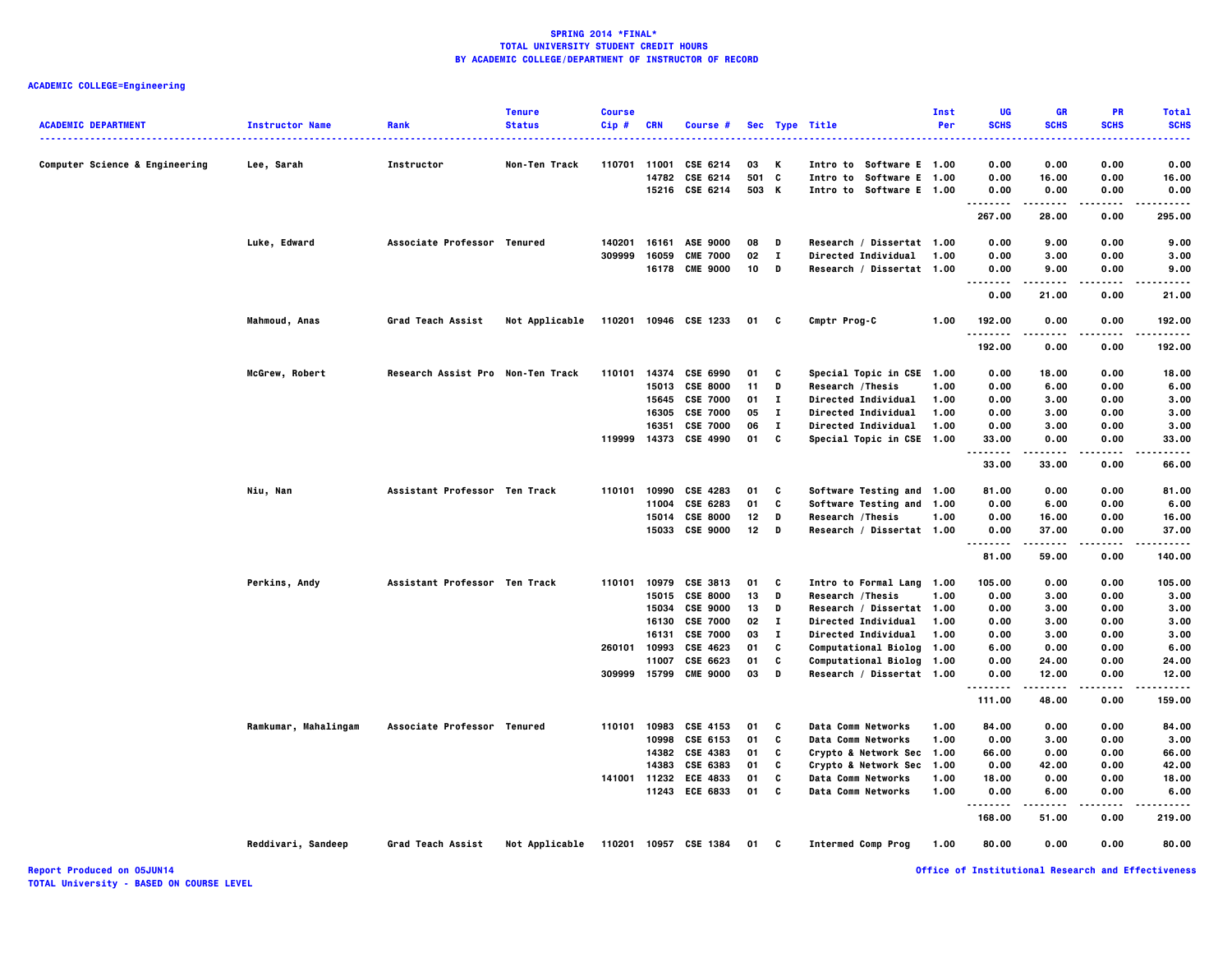**SPRING 2014 *FINAL***
**TOTAL UNIVERSITY STUDENT CREDIT HOURS**
**BY ACADEMIC COLLEGE/DEPARTMENT OF INSTRUCTOR OF RECORD**

**ACADEMIC COLLEGE=Engineering**

| ACADEMIC DEPARTMENT | Instructor Name | Rank | Tenure Status | Course Cip # | CRN | Course # | Sec | Type | Title | Inst Per | UG SCHS | GR SCHS | PR SCHS | Total SCHS |
|---|---|---|---|---|---|---|---|---|---|---|---|---|---|---|
| Computer Science & Engineering | Lee, Sarah | Instructor | Non-Ten Track | 110701 | 11001 | CSE 6214 | 03 | K | Intro to Software E | 1.00 | 0.00 | 0.00 | 0.00 | 0.00 |
| | | | | | 14782 | CSE 6214 | 501 | C | Intro to Software E | 1.00 | 0.00 | 16.00 | 0.00 | 16.00 |
| | | | | | 15216 | CSE 6214 | 503 | K | Intro to Software E | 1.00 | 0.00 | 0.00 | 0.00 | 0.00 |
| | | | | | | | | | | | 267.00 | 28.00 | 0.00 | 295.00 |
| | Luke, Edward | Associate Professor | Tenured | 140201 | 16161 | ASE 9000 | 08 | D | Research / Dissertat | 1.00 | 0.00 | 9.00 | 0.00 | 9.00 |
| | | | | 309999 | 16059 | CME 7000 | 02 | I | Directed Individual | 1.00 | 0.00 | 3.00 | 0.00 | 3.00 |
| | | | | | 16178 | CME 9000 | 10 | D | Research / Dissertat | 1.00 | 0.00 | 9.00 | 0.00 | 9.00 |
| | | | | | | | | | | | 0.00 | 21.00 | 0.00 | 21.00 |
| | Mahmoud, Anas | Grad Teach Assist | Not Applicable | 110201 | 10946 | CSE 1233 | 01 | C | Cmptr Prog-C | 1.00 | 192.00 | 0.00 | 0.00 | 192.00 |
| | | | | | | | | | | | 192.00 | 0.00 | 0.00 | 192.00 |
| | McGrew, Robert | Research Assist Pro | Non-Ten Track | 110101 | 14374 | CSE 6990 | 01 | C | Special Topic in CSE | 1.00 | 0.00 | 18.00 | 0.00 | 18.00 |
| | | | | | 15013 | CSE 8000 | 11 | D | Research /Thesis | 1.00 | 0.00 | 6.00 | 0.00 | 6.00 |
| | | | | | 15645 | CSE 7000 | 01 | I | Directed Individual | 1.00 | 0.00 | 3.00 | 0.00 | 3.00 |
| | | | | | 16305 | CSE 7000 | 05 | I | Directed Individual | 1.00 | 0.00 | 3.00 | 0.00 | 3.00 |
| | | | | | 16351 | CSE 7000 | 06 | I | Directed Individual | 1.00 | 0.00 | 3.00 | 0.00 | 3.00 |
| | | | | 119999 | 14373 | CSE 4990 | 01 | C | Special Topic in CSE | 1.00 | 33.00 | 0.00 | 0.00 | 33.00 |
| | | | | | | | | | | | 33.00 | 33.00 | 0.00 | 66.00 |
| | Niu, Nan | Assistant Professor | Ten Track | 110101 | 10990 | CSE 4283 | 01 | C | Software Testing and | 1.00 | 81.00 | 0.00 | 0.00 | 81.00 |
| | | | | | 11004 | CSE 6283 | 01 | C | Software Testing and | 1.00 | 0.00 | 6.00 | 0.00 | 6.00 |
| | | | | | 15014 | CSE 8000 | 12 | D | Research /Thesis | 1.00 | 0.00 | 16.00 | 0.00 | 16.00 |
| | | | | | 15033 | CSE 9000 | 12 | D | Research / Dissertat | 1.00 | 0.00 | 37.00 | 0.00 | 37.00 |
| | | | | | | | | | | | 81.00 | 59.00 | 0.00 | 140.00 |
| | Perkins, Andy | Assistant Professor | Ten Track | 110101 | 10979 | CSE 3813 | 01 | C | Intro to Formal Lang | 1.00 | 105.00 | 0.00 | 0.00 | 105.00 |
| | | | | | 15015 | CSE 8000 | 13 | D | Research /Thesis | 1.00 | 0.00 | 3.00 | 0.00 | 3.00 |
| | | | | | 15034 | CSE 9000 | 13 | D | Research / Dissertat | 1.00 | 0.00 | 3.00 | 0.00 | 3.00 |
| | | | | | 16130 | CSE 7000 | 02 | I | Directed Individual | 1.00 | 0.00 | 3.00 | 0.00 | 3.00 |
| | | | | | 16131 | CSE 7000 | 03 | I | Directed Individual | 1.00 | 0.00 | 3.00 | 0.00 | 3.00 |
| | | | | 260101 | 10993 | CSE 4623 | 01 | C | Computational Biolog | 1.00 | 6.00 | 0.00 | 0.00 | 6.00 |
| | | | | | 11007 | CSE 6623 | 01 | C | Computational Biolog | 1.00 | 0.00 | 24.00 | 0.00 | 24.00 |
| | | | | 309999 | 15799 | CME 9000 | 03 | D | Research / Dissertat | 1.00 | 0.00 | 12.00 | 0.00 | 12.00 |
| | | | | | | | | | | | 111.00 | 48.00 | 0.00 | 159.00 |
| | Ramkumar, Mahalingam | Associate Professor | Tenured | 110101 | 10983 | CSE 4153 | 01 | C | Data Comm Networks | 1.00 | 84.00 | 0.00 | 0.00 | 84.00 |
| | | | | | 10998 | CSE 6153 | 01 | C | Data Comm Networks | 1.00 | 0.00 | 3.00 | 0.00 | 3.00 |
| | | | | | 14382 | CSE 4383 | 01 | C | Crypto & Network Sec | 1.00 | 66.00 | 0.00 | 0.00 | 66.00 |
| | | | | | 14383 | CSE 6383 | 01 | C | Crypto & Network Sec | 1.00 | 0.00 | 42.00 | 0.00 | 42.00 |
| | | | | 141001 | 11232 | ECE 4833 | 01 | C | Data Comm Networks | 1.00 | 18.00 | 0.00 | 0.00 | 18.00 |
| | | | | | 11243 | ECE 6833 | 01 | C | Data Comm Networks | 1.00 | 0.00 | 6.00 | 0.00 | 6.00 |
| | | | | | | | | | | | 168.00 | 51.00 | 0.00 | 219.00 |
| | Reddivari, Sandeep | Grad Teach Assist | Not Applicable | 110201 | 10957 | CSE 1384 | 01 | C | Intermed Comp Prog | 1.00 | 80.00 | 0.00 | 0.00 | 80.00 |

Report Produced on 05JUN14
TOTAL University - BASED ON COURSE LEVEL

Office of Institutional Research and Effectiveness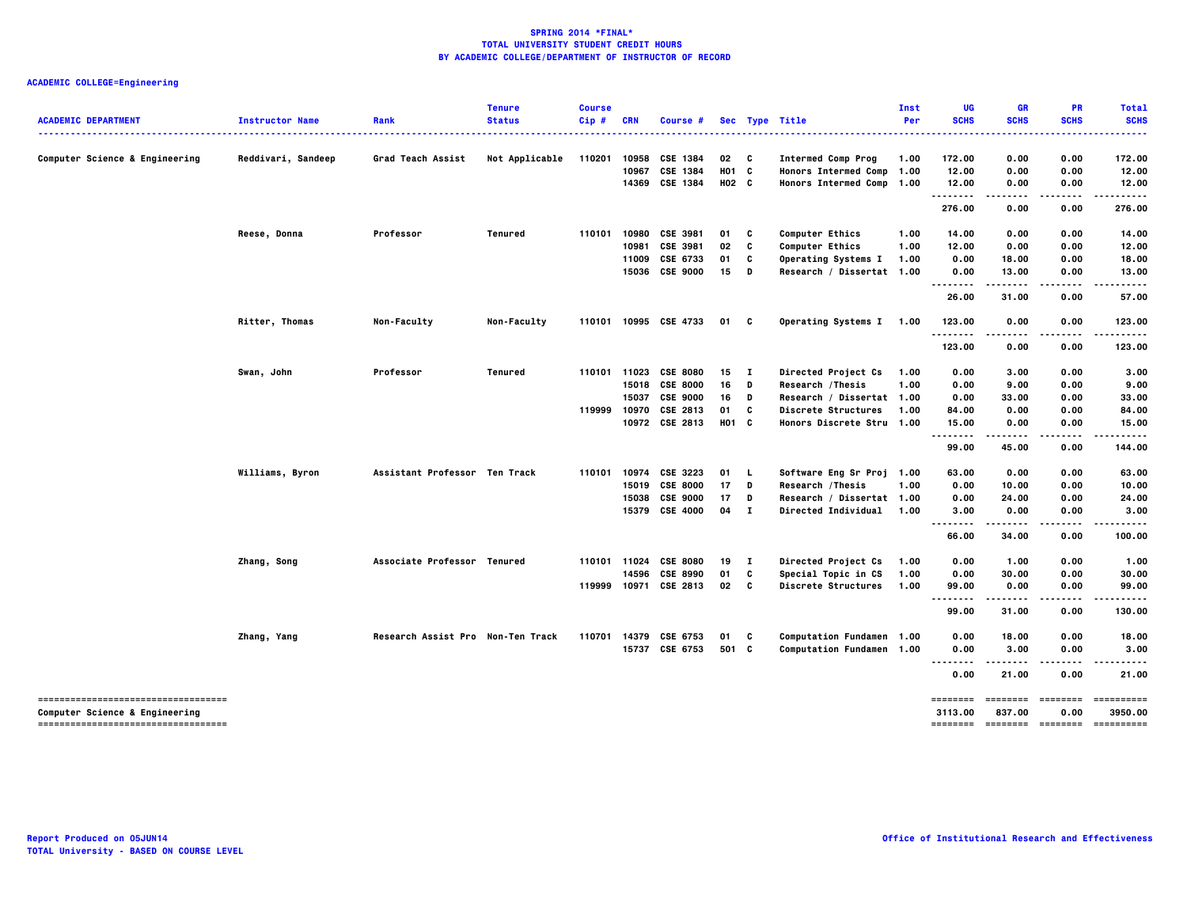# SPRING 2014 *FINAL*
## TOTAL UNIVERSITY STUDENT CREDIT HOURS
## BY ACADEMIC COLLEGE/DEPARTMENT OF INSTRUCTOR OF RECORD

**ACADEMIC COLLEGE=Engineering**

| ACADEMIC DEPARTMENT | Instructor Name | Rank | Tenure Status | Course Cip # | CRN | Course # | Sec | Type | Title | Inst Per | UG SCHS | GR SCHS | PR SCHS | Total SCHS |
|---|---|---|---|---|---|---|---|---|---|---|---|---|---|---|
| Computer Science & Engineering | Reddivari, Sandeep | Grad Teach Assist | Not Applicable | 110201 | 10958 | CSE 1384 | 02 | C | Intermed Comp Prog | 1.00 | 172.00 | 0.00 | 0.00 | 172.00 |
| | | | | | 10967 | CSE 1384 | H01 | C | Honors Intermed Comp | 1.00 | 12.00 | 0.00 | 0.00 | 12.00 |
| | | | | | 14369 | CSE 1384 | H02 | C | Honors Intermed Comp | 1.00 | 12.00 | 0.00 | 0.00 | 12.00 |
| | | | | | | | | | | | 276.00 | 0.00 | 0.00 | 276.00 |
| | Reese, Donna | Professor | Tenured | 110101 | 10980 | CSE 3981 | 01 | C | Computer Ethics | 1.00 | 14.00 | 0.00 | 0.00 | 14.00 |
| | | | | | 10981 | CSE 3981 | 02 | C | Computer Ethics | 1.00 | 12.00 | 0.00 | 0.00 | 12.00 |
| | | | | | 11009 | CSE 6733 | 01 | C | Operating Systems I | 1.00 | 0.00 | 18.00 | 0.00 | 18.00 |
| | | | | | 15036 | CSE 9000 | 15 | D | Research / Dissertat | 1.00 | 0.00 | 13.00 | 0.00 | 13.00 |
| | | | | | | | | | | | 26.00 | 31.00 | 0.00 | 57.00 |
| | Ritter, Thomas | Non-Faculty | Non-Faculty | 110101 | 10995 | CSE 4733 | 01 | C | Operating Systems I | 1.00 | 123.00 | 0.00 | 0.00 | 123.00 |
| | | | | | | | | | | | 123.00 | 0.00 | 0.00 | 123.00 |
| | Swan, John | Professor | Tenured | 110101 | 11023 | CSE 8080 | 15 | I | Directed Project Cs | 1.00 | 0.00 | 3.00 | 0.00 | 3.00 |
| | | | | | 15018 | CSE 8000 | 16 | D | Research /Thesis | 1.00 | 0.00 | 9.00 | 0.00 | 9.00 |
| | | | | | 15037 | CSE 9000 | 16 | D | Research / Dissertat | 1.00 | 0.00 | 33.00 | 0.00 | 33.00 |
| | | | | 119999 | 10970 | CSE 2813 | 01 | C | Discrete Structures | 1.00 | 84.00 | 0.00 | 0.00 | 84.00 |
| | | | | | 10972 | CSE 2813 | H01 | C | Honors Discrete Stru | 1.00 | 15.00 | 0.00 | 0.00 | 15.00 |
| | | | | | | | | | | | 99.00 | 45.00 | 0.00 | 144.00 |
| | Williams, Byron | Assistant Professor | Ten Track | 110101 | 10974 | CSE 3223 | 01 | L | Software Eng Sr Proj | 1.00 | 63.00 | 0.00 | 0.00 | 63.00 |
| | | | | | 15019 | CSE 8000 | 17 | D | Research /Thesis | 1.00 | 0.00 | 10.00 | 0.00 | 10.00 |
| | | | | | 15038 | CSE 9000 | 17 | D | Research / Dissertat | 1.00 | 0.00 | 24.00 | 0.00 | 24.00 |
| | | | | | 15379 | CSE 4000 | 04 | I | Directed Individual | 1.00 | 3.00 | 0.00 | 0.00 | 3.00 |
| | | | | | | | | | | | 66.00 | 34.00 | 0.00 | 100.00 |
| | Zhang, Song | Associate Professor | Tenured | 110101 | 11024 | CSE 8080 | 19 | I | Directed Project Cs | 1.00 | 0.00 | 1.00 | 0.00 | 1.00 |
| | | | | | 14596 | CSE 8990 | 01 | C | Special Topic in CS | 1.00 | 0.00 | 30.00 | 0.00 | 30.00 |
| | | | | 119999 | 10971 | CSE 2813 | 02 | C | Discrete Structures | 1.00 | 99.00 | 0.00 | 0.00 | 99.00 |
| | | | | | | | | | | | 99.00 | 31.00 | 0.00 | 130.00 |
| | Zhang, Yang | Research Assist Pro | Non-Ten Track | 110701 | 14379 | CSE 6753 | 01 | C | Computation Fundamen | 1.00 | 0.00 | 18.00 | 0.00 | 18.00 |
| | | | | | 15737 | CSE 6753 | 501 | C | Computation Fundamen | 1.00 | 0.00 | 3.00 | 0.00 | 3.00 |
| | | | | | | | | | | | 0.00 | 21.00 | 0.00 | 21.00 |
| Computer Science & Engineering | | | | | | | | | | | 3113.00 | 837.00 | 0.00 | 3950.00 |

Report Produced on 05JUN14
TOTAL University - BASED ON COURSE LEVEL

Office of Institutional Research and Effectiveness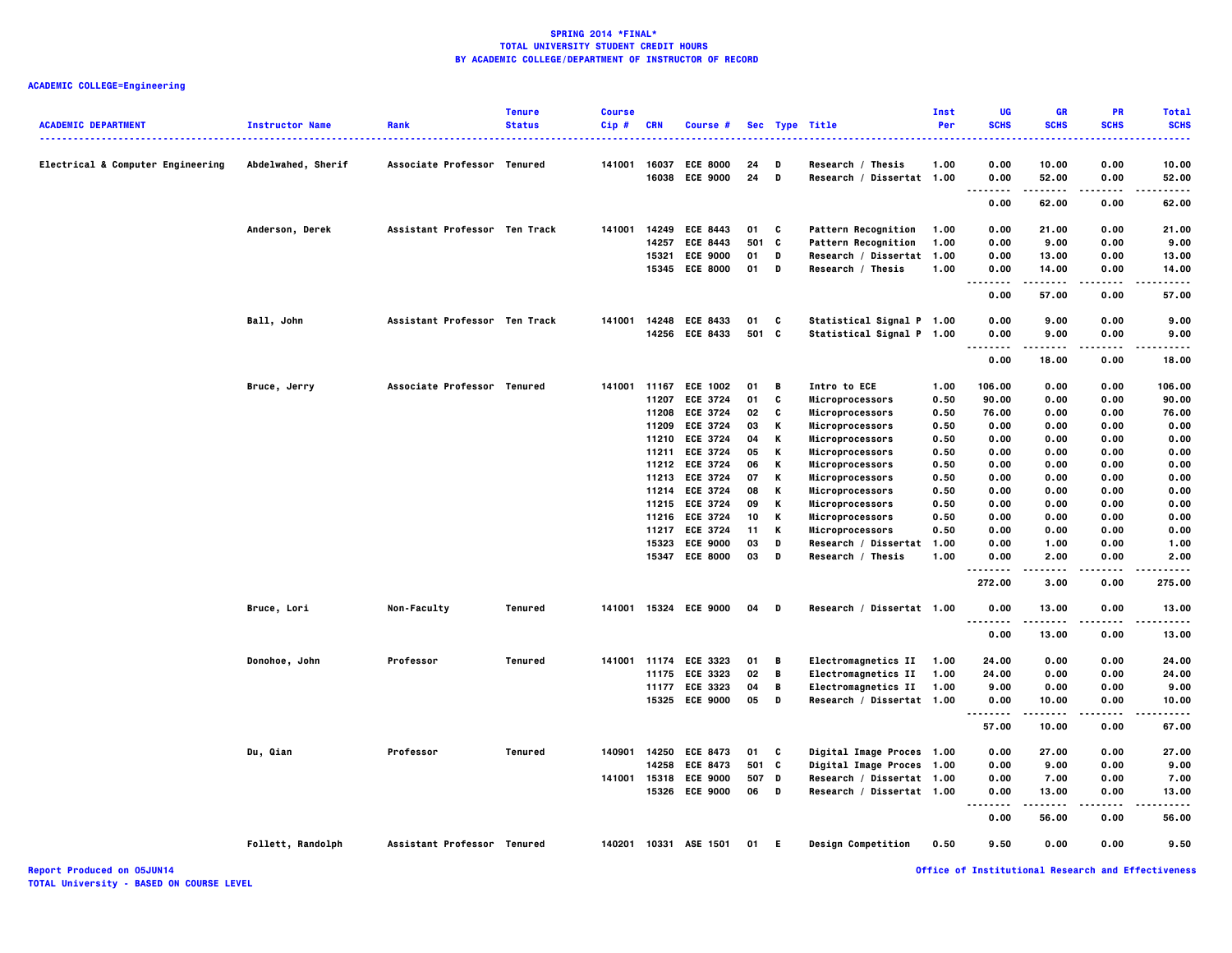# SPRING 2014 *FINAL*
## TOTAL UNIVERSITY STUDENT CREDIT HOURS
## BY ACADEMIC COLLEGE/DEPARTMENT OF INSTRUCTOR OF RECORD

**ACADEMIC COLLEGE=Engineering**

| ACADEMIC DEPARTMENT | Instructor Name | Rank | Tenure Status | Course Cip # | CRN | Course # | Sec | Type | Title | Inst Per | UG SCHS | GR SCHS | PR SCHS | Total SCHS |
|---|---|---|---|---|---|---|---|---|---|---|---|---|---|---|
| Electrical & Computer Engineering | Abdelwahed, Sherif | Associate Professor | Tenured | 141001 | 16037 | ECE 8000 | 24 | D | Research / Thesis | 1.00 | 0.00 | 10.00 | 0.00 | 10.00 |
| | | | | | 16038 | ECE 9000 | 24 | D | Research / Dissertat | 1.00 | 0.00 | 52.00 | 0.00 | 52.00 |
| | | | | | | | | | | | 0.00 | 62.00 | 0.00 | 62.00 |
| | Anderson, Derek | Assistant Professor | Ten Track | 141001 | 14249 | ECE 8443 | 01 | C | Pattern Recognition | 1.00 | 0.00 | 21.00 | 0.00 | 21.00 |
| | | | | | 14257 | ECE 8443 | 501 | C | Pattern Recognition | 1.00 | 0.00 | 9.00 | 0.00 | 9.00 |
| | | | | | 15321 | ECE 9000 | 01 | D | Research / Dissertat | 1.00 | 0.00 | 13.00 | 0.00 | 13.00 |
| | | | | | 15345 | ECE 8000 | 01 | D | Research / Thesis | 1.00 | 0.00 | 14.00 | 0.00 | 14.00 |
| | | | | | | | | | | | 0.00 | 57.00 | 0.00 | 57.00 |
| | Ball, John | Assistant Professor | Ten Track | 141001 | 14248 | ECE 8433 | 01 | C | Statistical Signal P | 1.00 | 0.00 | 9.00 | 0.00 | 9.00 |
| | | | | | 14256 | ECE 8433 | 501 | C | Statistical Signal P | 1.00 | 0.00 | 9.00 | 0.00 | 9.00 |
| | | | | | | | | | | | 0.00 | 18.00 | 0.00 | 18.00 |
| | Bruce, Jerry | Associate Professor | Tenured | 141001 | 11167 | ECE 1002 | 01 | B | Intro to ECE | 1.00 | 106.00 | 0.00 | 0.00 | 106.00 |
| | | | | | 11207 | ECE 3724 | 01 | C | Microprocessors | 0.50 | 90.00 | 0.00 | 0.00 | 90.00 |
| | | | | | 11208 | ECE 3724 | 02 | C | Microprocessors | 0.50 | 76.00 | 0.00 | 0.00 | 76.00 |
| | | | | | 11209 | ECE 3724 | 03 | K | Microprocessors | 0.50 | 0.00 | 0.00 | 0.00 | 0.00 |
| | | | | | 11210 | ECE 3724 | 04 | K | Microprocessors | 0.50 | 0.00 | 0.00 | 0.00 | 0.00 |
| | | | | | 11211 | ECE 3724 | 05 | K | Microprocessors | 0.50 | 0.00 | 0.00 | 0.00 | 0.00 |
| | | | | | 11212 | ECE 3724 | 06 | K | Microprocessors | 0.50 | 0.00 | 0.00 | 0.00 | 0.00 |
| | | | | | 11213 | ECE 3724 | 07 | K | Microprocessors | 0.50 | 0.00 | 0.00 | 0.00 | 0.00 |
| | | | | | 11214 | ECE 3724 | 08 | K | Microprocessors | 0.50 | 0.00 | 0.00 | 0.00 | 0.00 |
| | | | | | 11215 | ECE 3724 | 09 | K | Microprocessors | 0.50 | 0.00 | 0.00 | 0.00 | 0.00 |
| | | | | | 11216 | ECE 3724 | 10 | K | Microprocessors | 0.50 | 0.00 | 0.00 | 0.00 | 0.00 |
| | | | | | 11217 | ECE 3724 | 11 | K | Microprocessors | 0.50 | 0.00 | 0.00 | 0.00 | 0.00 |
| | | | | | 15323 | ECE 9000 | 03 | D | Research / Dissertat | 1.00 | 0.00 | 1.00 | 0.00 | 1.00 |
| | | | | | 15347 | ECE 8000 | 03 | D | Research / Thesis | 1.00 | 0.00 | 2.00 | 0.00 | 2.00 |
| | | | | | | | | | | | 272.00 | 3.00 | 0.00 | 275.00 |
| | Bruce, Lori | Non-Faculty | Tenured | 141001 | 15324 | ECE 9000 | 04 | D | Research / Dissertat | 1.00 | 0.00 | 13.00 | 0.00 | 13.00 |
| | | | | | | | | | | | 0.00 | 13.00 | 0.00 | 13.00 |
| | Donohoe, John | Professor | Tenured | 141001 | 11174 | ECE 3323 | 01 | B | Electromagnetics II | 1.00 | 24.00 | 0.00 | 0.00 | 24.00 |
| | | | | | 11175 | ECE 3323 | 02 | B | Electromagnetics II | 1.00 | 24.00 | 0.00 | 0.00 | 24.00 |
| | | | | | 11177 | ECE 3323 | 04 | B | Electromagnetics II | 1.00 | 9.00 | 0.00 | 0.00 | 9.00 |
| | | | | | 15325 | ECE 9000 | 05 | D | Research / Dissertat | 1.00 | 0.00 | 10.00 | 0.00 | 10.00 |
| | | | | | | | | | | | 57.00 | 10.00 | 0.00 | 67.00 |
| | Du, Qian | Professor | Tenured | 140901 | 14250 | ECE 8473 | 01 | C | Digital Image Proces | 1.00 | 0.00 | 27.00 | 0.00 | 27.00 |
| | | | | | 14258 | ECE 8473 | 501 | C | Digital Image Proces | 1.00 | 0.00 | 9.00 | 0.00 | 9.00 |
| | | | | 141001 | 15318 | ECE 9000 | 507 | D | Research / Dissertat | 1.00 | 0.00 | 7.00 | 0.00 | 7.00 |
| | | | | | 15326 | ECE 9000 | 06 | D | Research / Dissertat | 1.00 | 0.00 | 13.00 | 0.00 | 13.00 |
| | | | | | | | | | | | 0.00 | 56.00 | 0.00 | 56.00 |
| | Follett, Randolph | Assistant Professor | Tenured | 140201 | 10331 | ASE 1501 | 01 | E | Design Competition | 0.50 | 9.50 | 0.00 | 0.00 | 9.50 |

Report Produced on 05JUN14
TOTAL University - BASED ON COURSE LEVEL

Office of Institutional Research and Effectiveness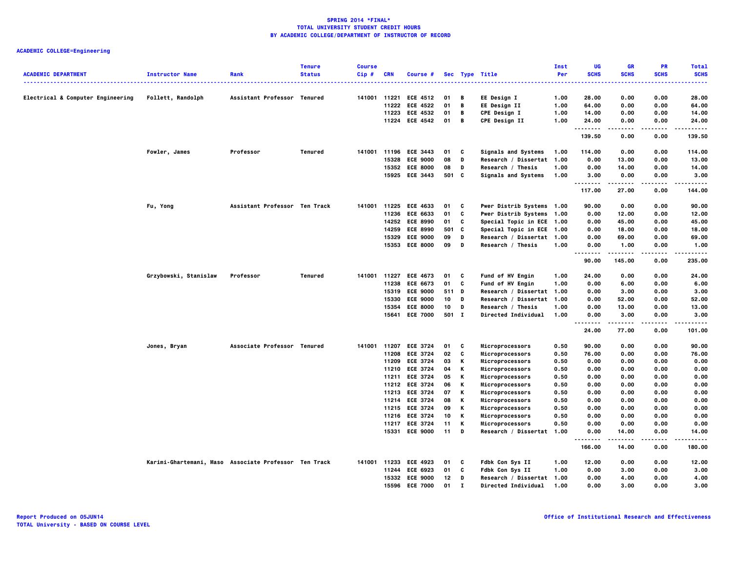**SPRING 2014 *FINAL***
**TOTAL UNIVERSITY STUDENT CREDIT HOURS**
**BY ACADEMIC COLLEGE/DEPARTMENT OF INSTRUCTOR OF RECORD**

**ACADEMIC COLLEGE=Engineering**

| ACADEMIC DEPARTMENT | Instructor Name | Rank | Tenure Status | Course Cip # | CRN | Course # | Sec | Type | Title | Inst Per | UG SCHS | GR SCHS | PR SCHS | Total SCHS |
|---|---|---|---|---|---|---|---|---|---|---|---|---|---|---|
| Electrical & Computer Engineering | Follett, Randolph | Assistant Professor | Tenured | 141001 | 11221 | ECE 4512 | 01 | B | EE Design I | 1.00 | 28.00 | 0.00 | 0.00 | 28.00 |
| | | | | | 11222 | ECE 4522 | 01 | B | EE Design II | 1.00 | 64.00 | 0.00 | 0.00 | 64.00 |
| | | | | | 11223 | ECE 4532 | 01 | B | CPE Design I | 1.00 | 14.00 | 0.00 | 0.00 | 14.00 |
| | | | | | 11224 | ECE 4542 | 01 | B | CPE Design II | 1.00 | 24.00 | 0.00 | 0.00 | 24.00 |
| | | | | | | | | | | | 139.50 | 0.00 | 0.00 | 139.50 |
| | Fowler, James | Professor | Tenured | 141001 | 11196 | ECE 3443 | 01 | C | Signals and Systems | 1.00 | 114.00 | 0.00 | 0.00 | 114.00 |
| | | | | | 15328 | ECE 9000 | 08 | D | Research / Dissertat | 1.00 | 0.00 | 13.00 | 0.00 | 13.00 |
| | | | | | 15352 | ECE 8000 | 08 | D | Research / Thesis | 1.00 | 0.00 | 14.00 | 0.00 | 14.00 |
| | | | | | 15925 | ECE 3443 | 501 | C | Signals and Systems | 1.00 | 3.00 | 0.00 | 0.00 | 3.00 |
| | | | | | | | | | | | 117.00 | 27.00 | 0.00 | 144.00 |
| | Fu, Yong | Assistant Professor | Ten Track | 141001 | 11225 | ECE 4633 | 01 | C | Pwer Distrib Systems | 1.00 | 90.00 | 0.00 | 0.00 | 90.00 |
| | | | | | 11236 | ECE 6633 | 01 | C | Pwer Distrib Systems | 1.00 | 0.00 | 12.00 | 0.00 | 12.00 |
| | | | | | 14252 | ECE 8990 | 01 | C | Special Topic in ECE | 1.00 | 0.00 | 45.00 | 0.00 | 45.00 |
| | | | | | 14259 | ECE 8990 | 501 | C | Special Topic in ECE | 1.00 | 0.00 | 18.00 | 0.00 | 18.00 |
| | | | | | 15329 | ECE 9000 | 09 | D | Research / Dissertat | 1.00 | 0.00 | 69.00 | 0.00 | 69.00 |
| | | | | | 15353 | ECE 8000 | 09 | D | Research / Thesis | 1.00 | 0.00 | 1.00 | 0.00 | 1.00 |
| | | | | | | | | | | | 90.00 | 145.00 | 0.00 | 235.00 |
| | Grzybowski, Stanislaw | Professor | Tenured | 141001 | 11227 | ECE 4673 | 01 | C | Fund of HV Engin | 1.00 | 24.00 | 0.00 | 0.00 | 24.00 |
| | | | | | 11238 | ECE 6673 | 01 | C | Fund of HV Engin | 1.00 | 0.00 | 6.00 | 0.00 | 6.00 |
| | | | | | 15319 | ECE 9000 | 511 | D | Research / Dissertat | 1.00 | 0.00 | 3.00 | 0.00 | 3.00 |
| | | | | | 15330 | ECE 9000 | 10 | D | Research / Dissertat | 1.00 | 0.00 | 52.00 | 0.00 | 52.00 |
| | | | | | 15354 | ECE 8000 | 10 | D | Research / Thesis | 1.00 | 0.00 | 13.00 | 0.00 | 13.00 |
| | | | | | 15641 | ECE 7000 | 501 | I | Directed Individual | 1.00 | 0.00 | 3.00 | 0.00 | 3.00 |
| | | | | | | | | | | | 24.00 | 77.00 | 0.00 | 101.00 |
| | Jones, Bryan | Associate Professor | Tenured | 141001 | 11207 | ECE 3724 | 01 | C | Microprocessors | 0.50 | 90.00 | 0.00 | 0.00 | 90.00 |
| | | | | | 11208 | ECE 3724 | 02 | C | Microprocessors | 0.50 | 76.00 | 0.00 | 0.00 | 76.00 |
| | | | | | 11209 | ECE 3724 | 03 | K | Microprocessors | 0.50 | 0.00 | 0.00 | 0.00 | 0.00 |
| | | | | | 11210 | ECE 3724 | 04 | K | Microprocessors | 0.50 | 0.00 | 0.00 | 0.00 | 0.00 |
| | | | | | 11211 | ECE 3724 | 05 | K | Microprocessors | 0.50 | 0.00 | 0.00 | 0.00 | 0.00 |
| | | | | | 11212 | ECE 3724 | 06 | K | Microprocessors | 0.50 | 0.00 | 0.00 | 0.00 | 0.00 |
| | | | | | 11213 | ECE 3724 | 07 | K | Microprocessors | 0.50 | 0.00 | 0.00 | 0.00 | 0.00 |
| | | | | | 11214 | ECE 3724 | 08 | K | Microprocessors | 0.50 | 0.00 | 0.00 | 0.00 | 0.00 |
| | | | | | 11215 | ECE 3724 | 09 | K | Microprocessors | 0.50 | 0.00 | 0.00 | 0.00 | 0.00 |
| | | | | | 11216 | ECE 3724 | 10 | K | Microprocessors | 0.50 | 0.00 | 0.00 | 0.00 | 0.00 |
| | | | | | 11217 | ECE 3724 | 11 | K | Microprocessors | 0.50 | 0.00 | 0.00 | 0.00 | 0.00 |
| | | | | | 15331 | ECE 9000 | 11 | D | Research / Dissertat | 1.00 | 0.00 | 14.00 | 0.00 | 14.00 |
| | | | | | | | | | | | 166.00 | 14.00 | 0.00 | 180.00 |
| | Karimi-Ghartemani, Maso | Associate Professor | Ten Track | 141001 | 11233 | ECE 4923 | 01 | C | Fdbk Con Sys II | 1.00 | 12.00 | 0.00 | 0.00 | 12.00 |
| | | | | | 11244 | ECE 6923 | 01 | C | Fdbk Con Sys II | 1.00 | 0.00 | 3.00 | 0.00 | 3.00 |
| | | | | | 15332 | ECE 9000 | 12 | D | Research / Dissertat | 1.00 | 0.00 | 4.00 | 0.00 | 4.00 |
| | | | | | 15596 | ECE 7000 | 01 | I | Directed Individual | 1.00 | 0.00 | 3.00 | 0.00 | 3.00 |

Report Produced on 05JUN14
TOTAL University - BASED ON COURSE LEVEL

Office of Institutional Research and Effectiveness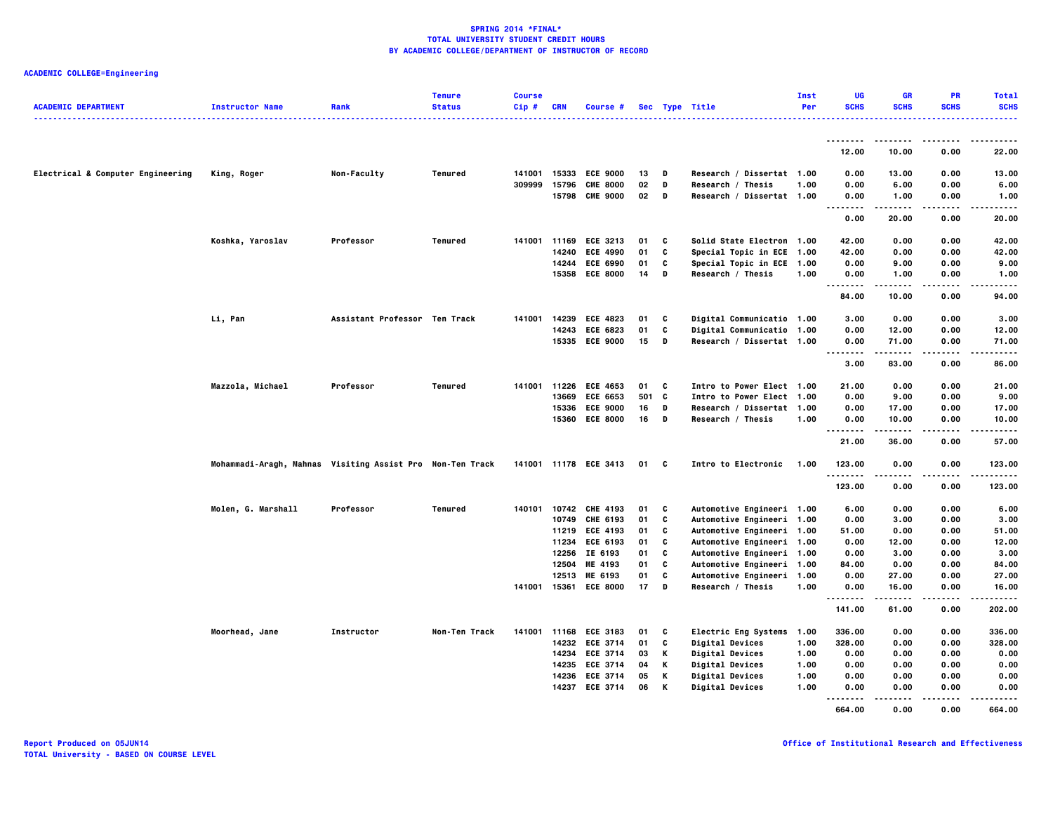**SPRING 2014 *FINAL***
**TOTAL UNIVERSITY STUDENT CREDIT HOURS**
**BY ACADEMIC COLLEGE/DEPARTMENT OF INSTRUCTOR OF RECORD**

**ACADEMIC COLLEGE=Engineering**

| ACADEMIC DEPARTMENT | Instructor Name | Rank | Tenure Status | Course Cip # | CRN | Course # | Sec | Type | Title | Inst Per | UG SCHS | GR SCHS | PR SCHS | Total SCHS |
|---|---|---|---|---|---|---|---|---|---|---|---|---|---|---|
| | | | | | | | | | | | 12.00 | 10.00 | 0.00 | 22.00 |
| Electrical & Computer Engineering | King, Roger | Non-Faculty | Tenured | 141001 | 15333 | ECE 9000 | 13 | D | Research / Dissertat | 1.00 | 0.00 | 13.00 | 0.00 | 13.00 |
| | | | | 309999 | 15796 | CME 8000 | 02 | D | Research / Thesis | 1.00 | 0.00 | 6.00 | 0.00 | 6.00 |
| | | | | | 15798 | CME 9000 | 02 | D | Research / Dissertat | 1.00 | 0.00 | 1.00 | 0.00 | 1.00 |
| | | | | | | | | | | | 0.00 | 20.00 | 0.00 | 20.00 |
| | Koshka, Yaroslav | Professor | Tenured | 141001 | 11169 | ECE 3213 | 01 | C | Solid State Electron | 1.00 | 42.00 | 0.00 | 0.00 | 42.00 |
| | | | | | 14240 | ECE 4990 | 01 | C | Special Topic in ECE | 1.00 | 42.00 | 0.00 | 0.00 | 42.00 |
| | | | | | 14244 | ECE 6990 | 01 | C | Special Topic in ECE | 1.00 | 0.00 | 9.00 | 0.00 | 9.00 |
| | | | | | 15358 | ECE 8000 | 14 | D | Research / Thesis | 1.00 | 0.00 | 1.00 | 0.00 | 1.00 |
| | | | | | | | | | | | 84.00 | 10.00 | 0.00 | 94.00 |
| | Li, Pan | Assistant Professor | Ten Track | 141001 | 14239 | ECE 4823 | 01 | C | Digital Communicatio | 1.00 | 3.00 | 0.00 | 0.00 | 3.00 |
| | | | | | 14243 | ECE 6823 | 01 | C | Digital Communicatio | 1.00 | 0.00 | 12.00 | 0.00 | 12.00 |
| | | | | | 15335 | ECE 9000 | 15 | D | Research / Dissertat | 1.00 | 0.00 | 71.00 | 0.00 | 71.00 |
| | | | | | | | | | | | 3.00 | 83.00 | 0.00 | 86.00 |
| | Mazzola, Michael | Professor | Tenured | 141001 | 11226 | ECE 4653 | 01 | C | Intro to Power Elect | 1.00 | 21.00 | 0.00 | 0.00 | 21.00 |
| | | | | | 13669 | ECE 6653 | 501 | C | Intro to Power Elect | 1.00 | 0.00 | 9.00 | 0.00 | 9.00 |
| | | | | | 15336 | ECE 9000 | 16 | D | Research / Dissertat | 1.00 | 0.00 | 17.00 | 0.00 | 17.00 |
| | | | | | 15360 | ECE 8000 | 16 | D | Research / Thesis | 1.00 | 0.00 | 10.00 | 0.00 | 10.00 |
| | | | | | | | | | | | 21.00 | 36.00 | 0.00 | 57.00 |
| | Mohammadi-Aragh, Mahnas | Visiting Assist Pro | Non-Ten Track | 141001 | 11178 | ECE 3413 | 01 | C | Intro to Electronic | 1.00 | 123.00 | 0.00 | 0.00 | 123.00 |
| | | | | | | | | | | | 123.00 | 0.00 | 0.00 | 123.00 |
| | Molen, G. Marshall | Professor | Tenured | 140101 | 10742 | CHE 4193 | 01 | C | Automotive Engineeri | 1.00 | 6.00 | 0.00 | 0.00 | 6.00 |
| | | | | | 10749 | CHE 6193 | 01 | C | Automotive Engineeri | 1.00 | 0.00 | 3.00 | 0.00 | 3.00 |
| | | | | | 11219 | ECE 4193 | 01 | C | Automotive Engineeri | 1.00 | 51.00 | 0.00 | 0.00 | 51.00 |
| | | | | | 11234 | ECE 6193 | 01 | C | Automotive Engineeri | 1.00 | 0.00 | 12.00 | 0.00 | 12.00 |
| | | | | | 12256 | IE 6193 | 01 | C | Automotive Engineeri | 1.00 | 0.00 | 3.00 | 0.00 | 3.00 |
| | | | | | 12504 | ME 4193 | 01 | C | Automotive Engineeri | 1.00 | 84.00 | 0.00 | 0.00 | 84.00 |
| | | | | | 12513 | ME 6193 | 01 | C | Automotive Engineeri | 1.00 | 0.00 | 27.00 | 0.00 | 27.00 |
| | | | | 141001 | 15361 | ECE 8000 | 17 | D | Research / Thesis | 1.00 | 0.00 | 16.00 | 0.00 | 16.00 |
| | | | | | | | | | | | 141.00 | 61.00 | 0.00 | 202.00 |
| | Moorhead, Jane | Instructor | Non-Ten Track | 141001 | 11168 | ECE 3183 | 01 | C | Electric Eng Systems | 1.00 | 336.00 | 0.00 | 0.00 | 336.00 |
| | | | | | 14232 | ECE 3714 | 01 | C | Digital Devices | 1.00 | 328.00 | 0.00 | 0.00 | 328.00 |
| | | | | | 14234 | ECE 3714 | 03 | K | Digital Devices | 1.00 | 0.00 | 0.00 | 0.00 | 0.00 |
| | | | | | 14235 | ECE 3714 | 04 | K | Digital Devices | 1.00 | 0.00 | 0.00 | 0.00 | 0.00 |
| | | | | | 14236 | ECE 3714 | 05 | K | Digital Devices | 1.00 | 0.00 | 0.00 | 0.00 | 0.00 |
| | | | | | 14237 | ECE 3714 | 06 | K | Digital Devices | 1.00 | 0.00 | 0.00 | 0.00 | 0.00 |
| | | | | | | | | | | | 664.00 | 0.00 | 0.00 | 664.00 |

Report Produced on 05JUN14
TOTAL University - BASED ON COURSE LEVEL

Office of Institutional Research and Effectiveness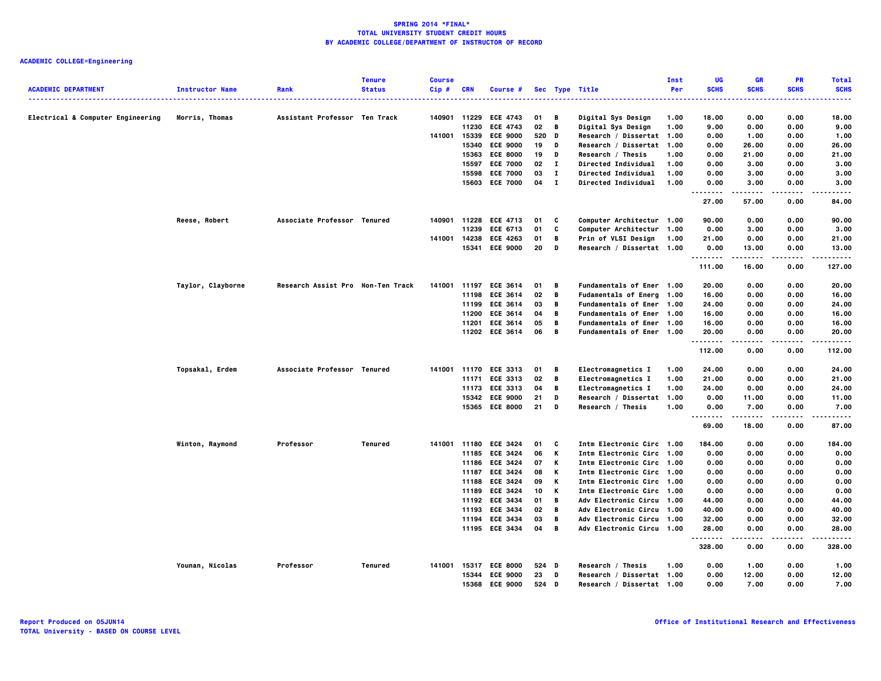**SPRING 2014 *FINAL***
**TOTAL UNIVERSITY STUDENT CREDIT HOURS**
**BY ACADEMIC COLLEGE/DEPARTMENT OF INSTRUCTOR OF RECORD**

**ACADEMIC COLLEGE=Engineering**

| ACADEMIC DEPARTMENT | Instructor Name | Rank | Tenure Status | Course Cip # | CRN | Course # | Sec | Type | Title | Inst Per | UG SCHS | GR SCHS | PR SCHS | Total SCHS |
|---|---|---|---|---|---|---|---|---|---|---|---|---|---|---|
| Electrical & Computer Engineering | Morris, Thomas | Assistant Professor | Ten Track | 140901 | 11229 | ECE 4743 | 01 | B | Digital Sys Design | 1.00 | 18.00 | 0.00 | 0.00 | 18.00 |
| | | | | | 11230 | ECE 4743 | 02 | B | Digital Sys Design | 1.00 | 9.00 | 0.00 | 0.00 | 9.00 |
| | | | | 141001 | 15339 | ECE 9000 | 520 | D | Research / Dissertat | 1.00 | 0.00 | 1.00 | 0.00 | 1.00 |
| | | | | | 15340 | ECE 9000 | 19 | D | Research / Dissertat | 1.00 | 0.00 | 26.00 | 0.00 | 26.00 |
| | | | | | 15363 | ECE 8000 | 19 | D | Research / Thesis | 1.00 | 0.00 | 21.00 | 0.00 | 21.00 |
| | | | | | 15597 | ECE 7000 | 02 | I | Directed Individual | 1.00 | 0.00 | 3.00 | 0.00 | 3.00 |
| | | | | | 15598 | ECE 7000 | 03 | I | Directed Individual | 1.00 | 0.00 | 3.00 | 0.00 | 3.00 |
| | | | | | 15603 | ECE 7000 | 04 | I | Directed Individual | 1.00 | 0.00 | 3.00 | 0.00 | 3.00 |
| | | | | | | | | | | | 27.00 | 57.00 | 0.00 | 84.00 |
| | Reese, Robert | Associate Professor | Tenured | 140901 | 11228 | ECE 4713 | 01 | C | Computer Architectur | 1.00 | 90.00 | 0.00 | 0.00 | 90.00 |
| | | | | | 11239 | ECE 6713 | 01 | C | Computer Architectur | 1.00 | 0.00 | 3.00 | 0.00 | 3.00 |
| | | | | 141001 | 14238 | ECE 4263 | 01 | B | Prin of VLSI Design | 1.00 | 21.00 | 0.00 | 0.00 | 21.00 |
| | | | | | 15341 | ECE 9000 | 20 | D | Research / Dissertat | 1.00 | 0.00 | 13.00 | 0.00 | 13.00 |
| | | | | | | | | | | | 111.00 | 16.00 | 0.00 | 127.00 |
| | Taylor, Clayborne | Research Assist Pro | Non-Ten Track | 141001 | 11197 | ECE 3614 | 01 | B | Fundamentals of Ener | 1.00 | 20.00 | 0.00 | 0.00 | 20.00 |
| | | | | | 11198 | ECE 3614 | 02 | B | Fudamentals of Energ | 1.00 | 16.00 | 0.00 | 0.00 | 16.00 |
| | | | | | 11199 | ECE 3614 | 03 | B | Fundamentals of Ener | 1.00 | 24.00 | 0.00 | 0.00 | 24.00 |
| | | | | | 11200 | ECE 3614 | 04 | B | Fundamentals of Ener | 1.00 | 16.00 | 0.00 | 0.00 | 16.00 |
| | | | | | 11201 | ECE 3614 | 05 | B | Fundamentals of Ener | 1.00 | 16.00 | 0.00 | 0.00 | 16.00 |
| | | | | | 11202 | ECE 3614 | 06 | B | Fundamentals of Ener | 1.00 | 20.00 | 0.00 | 0.00 | 20.00 |
| | | | | | | | | | | | 112.00 | 0.00 | 0.00 | 112.00 |
| | Topsakal, Erdem | Associate Professor | Tenured | 141001 | 11170 | ECE 3313 | 01 | B | Electromagnetics I | 1.00 | 24.00 | 0.00 | 0.00 | 24.00 |
| | | | | | 11171 | ECE 3313 | 02 | B | Electromagnetics I | 1.00 | 21.00 | 0.00 | 0.00 | 21.00 |
| | | | | | 11173 | ECE 3313 | 04 | B | Electromagnetics I | 1.00 | 24.00 | 0.00 | 0.00 | 24.00 |
| | | | | | 15342 | ECE 9000 | 21 | D | Research / Dissertat | 1.00 | 0.00 | 11.00 | 0.00 | 11.00 |
| | | | | | 15365 | ECE 8000 | 21 | D | Research / Thesis | 1.00 | 0.00 | 7.00 | 0.00 | 7.00 |
| | | | | | | | | | | | 69.00 | 18.00 | 0.00 | 87.00 |
| | Winton, Raymond | Professor | Tenured | 141001 | 11180 | ECE 3424 | 01 | C | Intm Electronic Circ | 1.00 | 184.00 | 0.00 | 0.00 | 184.00 |
| | | | | | 11185 | ECE 3424 | 06 | K | Intm Electronic Circ | 1.00 | 0.00 | 0.00 | 0.00 | 0.00 |
| | | | | | 11186 | ECE 3424 | 07 | K | Intm Electronic Circ | 1.00 | 0.00 | 0.00 | 0.00 | 0.00 |
| | | | | | 11187 | ECE 3424 | 08 | K | Intm Electronic Circ | 1.00 | 0.00 | 0.00 | 0.00 | 0.00 |
| | | | | | 11188 | ECE 3424 | 09 | K | Intm Electronic Circ | 1.00 | 0.00 | 0.00 | 0.00 | 0.00 |
| | | | | | 11189 | ECE 3424 | 10 | K | Intm Electronic Circ | 1.00 | 0.00 | 0.00 | 0.00 | 0.00 |
| | | | | | 11192 | ECE 3434 | 01 | B | Adv Electronic Circu | 1.00 | 44.00 | 0.00 | 0.00 | 44.00 |
| | | | | | 11193 | ECE 3434 | 02 | B | Adv Electronic Circu | 1.00 | 40.00 | 0.00 | 0.00 | 40.00 |
| | | | | | 11194 | ECE 3434 | 03 | B | Adv Electronic Circu | 1.00 | 32.00 | 0.00 | 0.00 | 32.00 |
| | | | | | 11195 | ECE 3434 | 04 | B | Adv Electronic Circu | 1.00 | 28.00 | 0.00 | 0.00 | 28.00 |
| | | | | | | | | | | | 328.00 | 0.00 | 0.00 | 328.00 |
| | Younan, Nicolas | Professor | Tenured | 141001 | 15317 | ECE 8000 | 524 | D | Research / Thesis | 1.00 | 0.00 | 1.00 | 0.00 | 1.00 |
| | | | | | 15344 | ECE 9000 | 23 | D | Research / Dissertat | 1.00 | 0.00 | 12.00 | 0.00 | 12.00 |
| | | | | | 15368 | ECE 9000 | 524 | D | Research / Dissertat | 1.00 | 0.00 | 7.00 | 0.00 | 7.00 |

Report Produced on 05JUN14
TOTAL University - BASED ON COURSE LEVEL

Office of Institutional Research and Effectiveness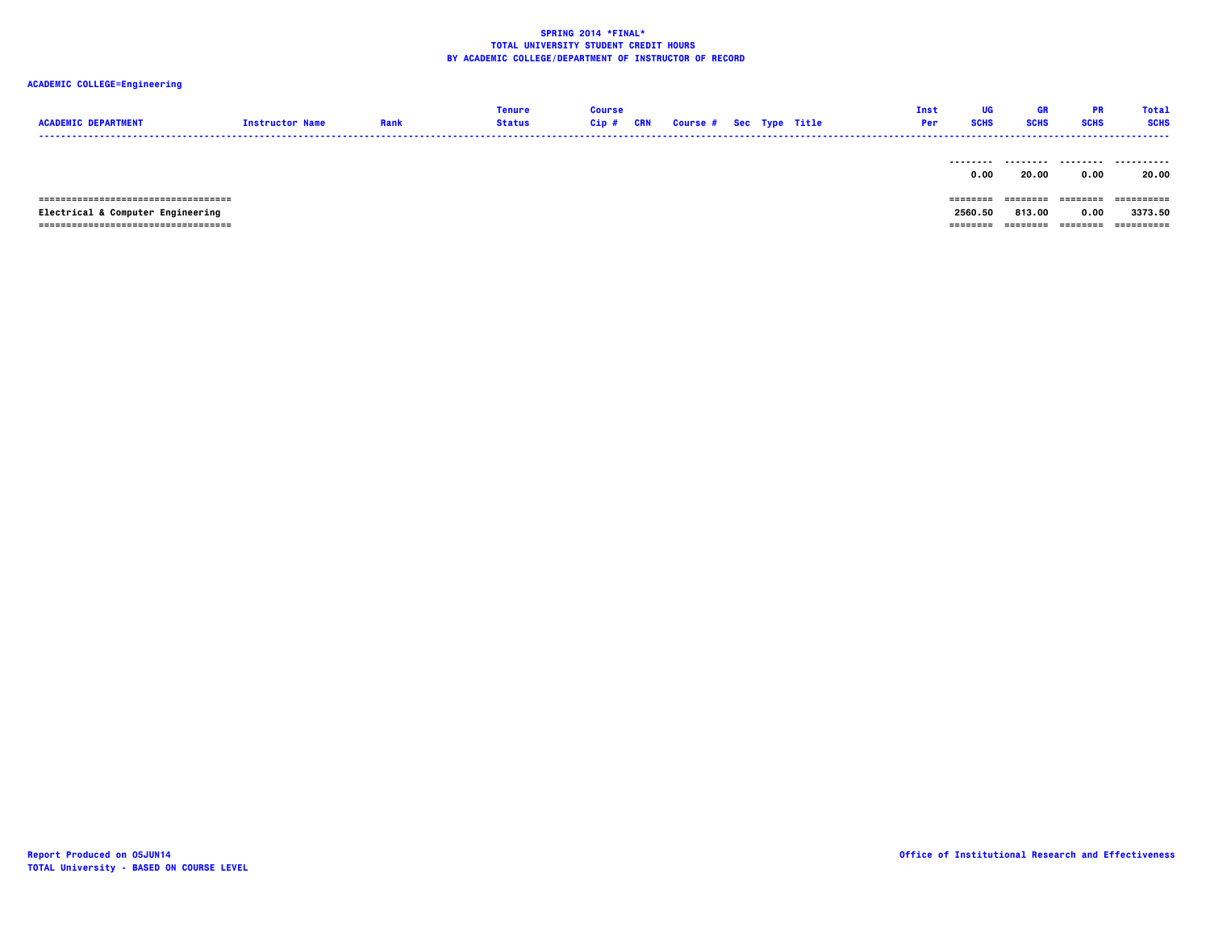**SPRING 2014 *FINAL***
**TOTAL UNIVERSITY STUDENT CREDIT HOURS**
**BY ACADEMIC COLLEGE/DEPARTMENT OF INSTRUCTOR OF RECORD**

**ACADEMIC COLLEGE=Engineering**

| ACADEMIC DEPARTMENT | Instructor Name | Rank | Tenure Status | Course Cip # | CRN | Course # | Sec | Type | Title | Inst Per | UG SCHS | GR SCHS | PR SCHS | Total SCHS |
|---|---|---|---|---|---|---|---|---|---|---|---|---|---|---|
| | | | | | | | | | | | 0.00 | 20.00 | 0.00 | 20.00 |
| Electrical & Computer Engineering | | | | | | | | | | | 2560.50 | 813.00 | 0.00 | 3373.50 |

Report Produced on 05JUN14
TOTAL University - BASED ON COURSE LEVEL

Office of Institutional Research and Effectiveness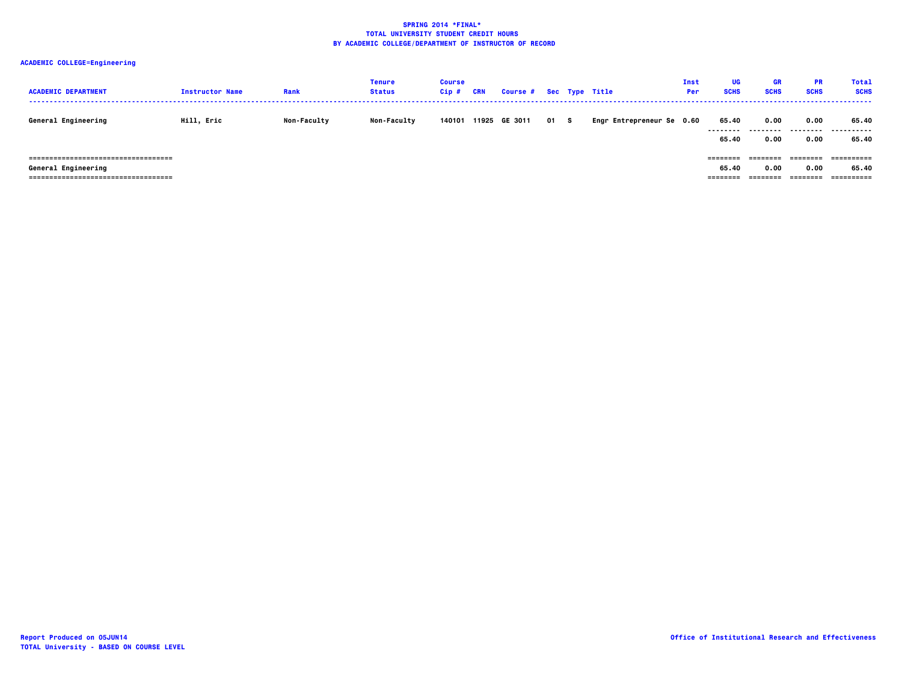# SPRING 2014 *FINAL*
## TOTAL UNIVERSITY STUDENT CREDIT HOURS
## BY ACADEMIC COLLEGE/DEPARTMENT OF INSTRUCTOR OF RECORD

**ACADEMIC COLLEGE=Engineering**

| ACADEMIC DEPARTMENT | Instructor Name | Rank | Tenure Status | Course Cip # | CRN | Course # | Sec | Type | Title | Inst Per | UG SCHS | GR SCHS | PR SCHS | Total SCHS |
|---|---|---|---|---|---|---|---|---|---|---|---|---|---|---|
| General Engineering | Hill, Eric | Non-Faculty | Non-Faculty | 140101 | 11925 | GE 3011 | 01 | S | Engr Entrepreneur Se | 0.60 | 65.40 | 0.00 | 0.00 | 65.40 |
| | | | | | | | | | | | 65.40 | 0.00 | 0.00 | 65.40 |
| General Engineering | | | | | | | | | | | 65.40 | 0.00 | 0.00 | 65.40 |

Report Produced on 05JUN14

TOTAL University - BASED ON COURSE LEVEL

Office of Institutional Research and Effectiveness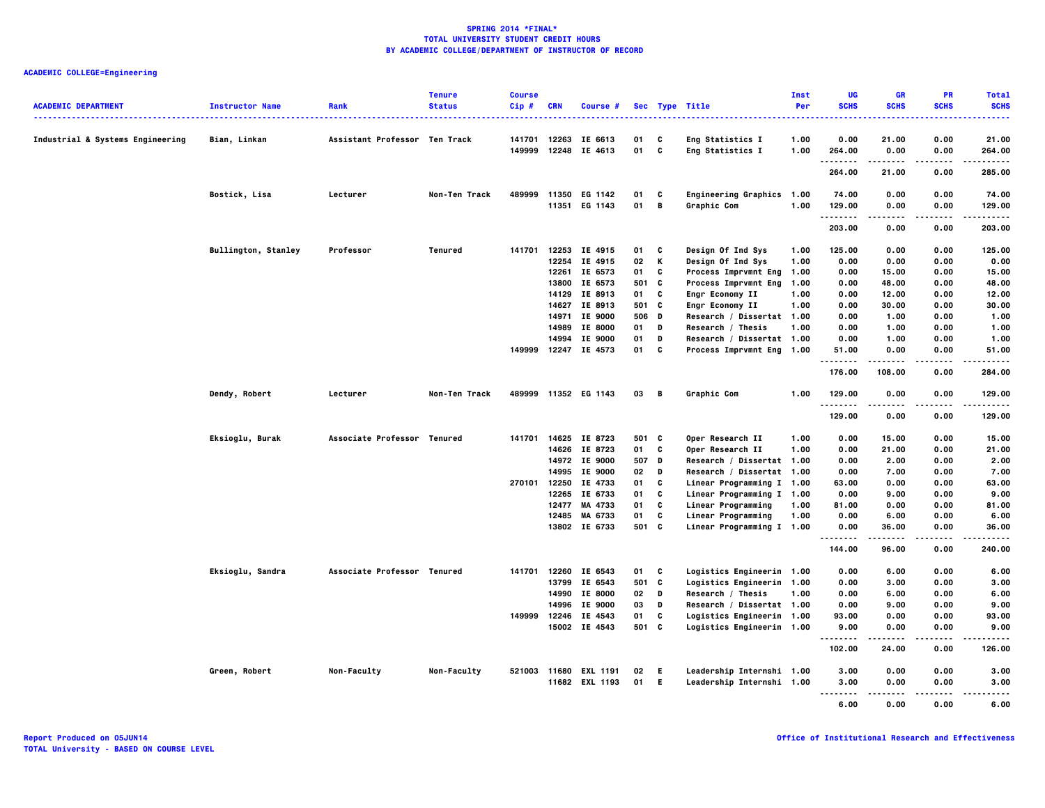# SPRING 2014 *FINAL*
## TOTAL UNIVERSITY STUDENT CREDIT HOURS
## BY ACADEMIC COLLEGE/DEPARTMENT OF INSTRUCTOR OF RECORD

**ACADEMIC COLLEGE=Engineering**

| ACADEMIC DEPARTMENT | Instructor Name | Rank | Tenure Status | Course Cip # | CRN | Course # | Sec | Type | Title | Inst Per | UG SCHS | GR SCHS | PR SCHS | Total SCHS |
|---|---|---|---|---|---|---|---|---|---|---|---|---|---|---|
| Industrial & Systems Engineering | Bian, Linkan | Assistant Professor | Ten Track | 141701 | 12263 | IE 6613 | 01 | C | Eng Statistics I | 1.00 | 0.00 | 21.00 | 0.00 | 21.00 |
| | | | | 149999 | 12248 | IE 4613 | 01 | C | Eng Statistics I | 1.00 | 264.00 | 0.00 | 0.00 | 264.00 |
| | | | | | | | | | | | 264.00 | 21.00 | 0.00 | 285.00 |
| | Bostick, Lisa | Lecturer | Non-Ten Track | 489999 | 11350 | EG 1142 | 01 | C | Engineering Graphics | 1.00 | 74.00 | 0.00 | 0.00 | 74.00 |
| | | | | | 11351 | EG 1143 | 01 | B | Graphic Com | 1.00 | 129.00 | 0.00 | 0.00 | 129.00 |
| | | | | | | | | | | | 203.00 | 0.00 | 0.00 | 203.00 |
| | Bullington, Stanley | Professor | Tenured | 141701 | 12253 | IE 4915 | 01 | C | Design Of Ind Sys | 1.00 | 125.00 | 0.00 | 0.00 | 125.00 |
| | | | | | 12254 | IE 4915 | 02 | K | Design Of Ind Sys | 1.00 | 0.00 | 0.00 | 0.00 | 0.00 |
| | | | | | 12261 | IE 6573 | 01 | C | Process Imprvmnt Eng | 1.00 | 0.00 | 15.00 | 0.00 | 15.00 |
| | | | | | 13800 | IE 6573 | 501 | C | Process Imprvmnt Eng | 1.00 | 0.00 | 48.00 | 0.00 | 48.00 |
| | | | | | 14129 | IE 8913 | 01 | C | Engr Economy II | 1.00 | 0.00 | 12.00 | 0.00 | 12.00 |
| | | | | | 14627 | IE 8913 | 501 | C | Engr Economy II | 1.00 | 0.00 | 30.00 | 0.00 | 30.00 |
| | | | | | 14971 | IE 9000 | 506 | D | Research / Dissertat | 1.00 | 0.00 | 1.00 | 0.00 | 1.00 |
| | | | | | 14989 | IE 8000 | 01 | D | Research / Thesis | 1.00 | 0.00 | 1.00 | 0.00 | 1.00 |
| | | | | | 14994 | IE 9000 | 01 | D | Research / Dissertat | 1.00 | 0.00 | 1.00 | 0.00 | 1.00 |
| | | | | 149999 | 12247 | IE 4573 | 01 | C | Process Imprvmnt Eng | 1.00 | 51.00 | 0.00 | 0.00 | 51.00 |
| | | | | | | | | | | | 176.00 | 108.00 | 0.00 | 284.00 |
| | Dendy, Robert | Lecturer | Non-Ten Track | 489999 | 11352 | EG 1143 | 03 | B | Graphic Com | 1.00 | 129.00 | 0.00 | 0.00 | 129.00 |
| | | | | | | | | | | | 129.00 | 0.00 | 0.00 | 129.00 |
| | Eksioglu, Burak | Associate Professor | Tenured | 141701 | 14625 | IE 8723 | 501 | C | Oper Research II | 1.00 | 0.00 | 15.00 | 0.00 | 15.00 |
| | | | | | 14626 | IE 8723 | 01 | C | Oper Research II | 1.00 | 0.00 | 21.00 | 0.00 | 21.00 |
| | | | | | 14972 | IE 9000 | 507 | D | Research / Dissertat | 1.00 | 0.00 | 2.00 | 0.00 | 2.00 |
| | | | | | 14995 | IE 9000 | 02 | D | Research / Dissertat | 1.00 | 0.00 | 7.00 | 0.00 | 7.00 |
| | | | | 270101 | 12250 | IE 4733 | 01 | C | Linear Programming I | 1.00 | 63.00 | 0.00 | 0.00 | 63.00 |
| | | | | | 12265 | IE 6733 | 01 | C | Linear Programming I | 1.00 | 0.00 | 9.00 | 0.00 | 9.00 |
| | | | | | 12477 | MA 4733 | 01 | C | Linear Programming | 1.00 | 81.00 | 0.00 | 0.00 | 81.00 |
| | | | | | 12485 | MA 6733 | 01 | C | Linear Programming | 1.00 | 0.00 | 6.00 | 0.00 | 6.00 |
| | | | | | 13802 | IE 6733 | 501 | C | Linear Programming I | 1.00 | 0.00 | 36.00 | 0.00 | 36.00 |
| | | | | | | | | | | | 144.00 | 96.00 | 0.00 | 240.00 |
| | Eksioglu, Sandra | Associate Professor | Tenured | 141701 | 12260 | IE 6543 | 01 | C | Logistics Engineerin | 1.00 | 0.00 | 6.00 | 0.00 | 6.00 |
| | | | | | 13799 | IE 6543 | 501 | C | Logistics Engineerin | 1.00 | 0.00 | 3.00 | 0.00 | 3.00 |
| | | | | | 14990 | IE 8000 | 02 | D | Research / Thesis | 1.00 | 0.00 | 6.00 | 0.00 | 6.00 |
| | | | | | 14996 | IE 9000 | 03 | D | Research / Dissertat | 1.00 | 0.00 | 9.00 | 0.00 | 9.00 |
| | | | | 149999 | 12246 | IE 4543 | 01 | C | Logistics Engineerin | 1.00 | 93.00 | 0.00 | 0.00 | 93.00 |
| | | | | | 15002 | IE 4543 | 501 | C | Logistics Engineerin | 1.00 | 9.00 | 0.00 | 0.00 | 9.00 |
| | | | | | | | | | | | 102.00 | 24.00 | 0.00 | 126.00 |
| | Green, Robert | Non-Faculty | Non-Faculty | 521003 | 11680 | EXL 1191 | 02 | E | Leadership Internshi | 1.00 | 3.00 | 0.00 | 0.00 | 3.00 |
| | | | | | 11682 | EXL 1193 | 01 | E | Leadership Internshi | 1.00 | 3.00 | 0.00 | 0.00 | 3.00 |
| | | | | | | | | | | | 6.00 | 0.00 | 0.00 | 6.00 |

Report Produced on 05JUN14
TOTAL University - BASED ON COURSE LEVEL

Office of Institutional Research and Effectiveness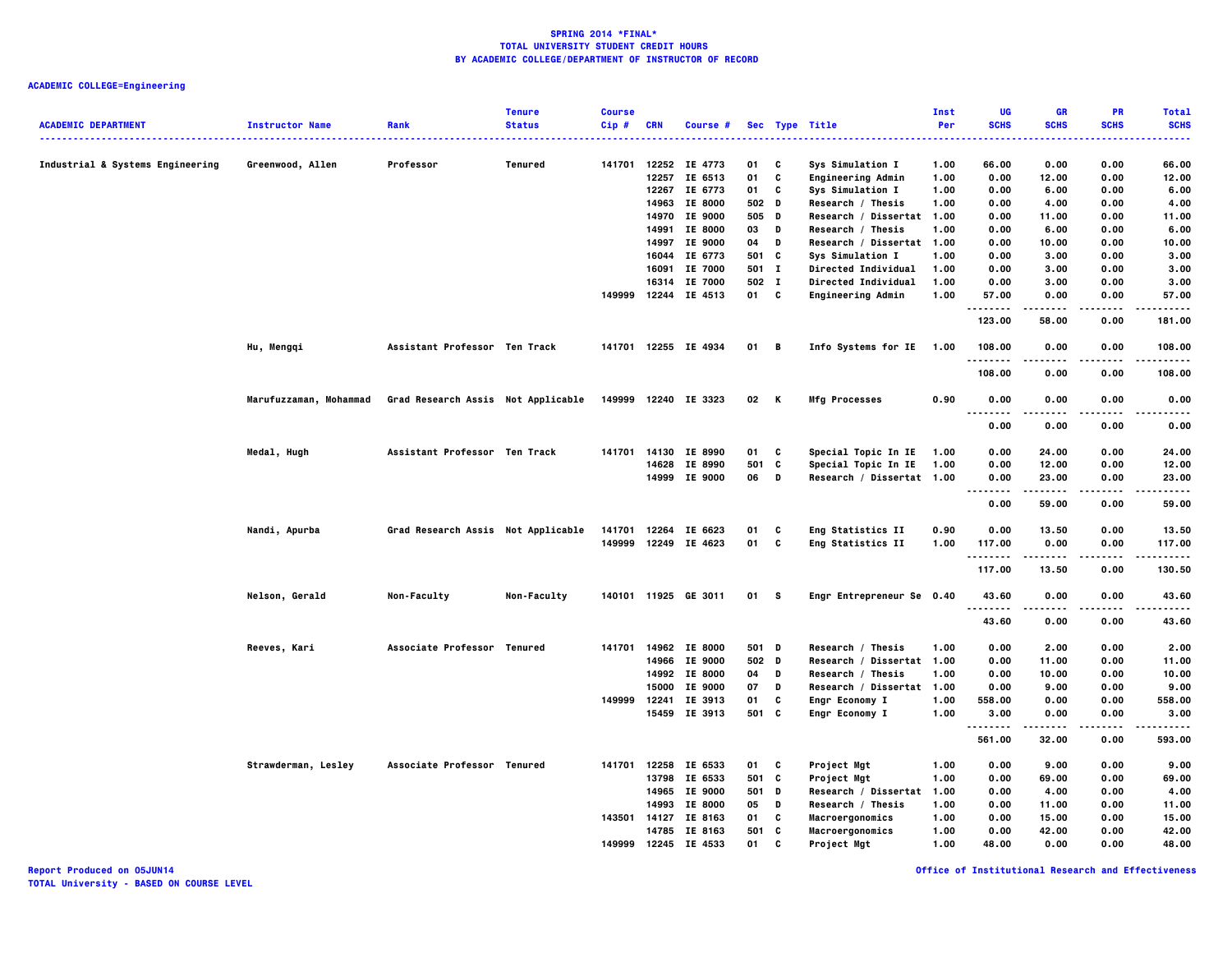# SPRING 2014 *FINAL*
## TOTAL UNIVERSITY STUDENT CREDIT HOURS
## BY ACADEMIC COLLEGE/DEPARTMENT OF INSTRUCTOR OF RECORD

**ACADEMIC COLLEGE=Engineering**

| ACADEMIC DEPARTMENT | Instructor Name | Rank | Tenure Status | Course Cip # | CRN | Course # | Sec | Type | Title | Inst Per | UG SCHS | GR SCHS | PR SCHS | Total SCHS |
|---|---|---|---|---|---|---|---|---|---|---|---|---|---|---|
| Industrial & Systems Engineering | Greenwood, Allen | Professor | Tenured | 141701 | 12252 | IE 4773 | 01 | C | Sys Simulation I | 1.00 | 66.00 | 0.00 | 0.00 | 66.00 |
| | | | | | 12257 | IE 6513 | 01 | C | Engineering Admin | 1.00 | 0.00 | 12.00 | 0.00 | 12.00 |
| | | | | | 12267 | IE 6773 | 01 | C | Sys Simulation I | 1.00 | 0.00 | 6.00 | 0.00 | 6.00 |
| | | | | | 14963 | IE 8000 | 502 | D | Research / Thesis | 1.00 | 0.00 | 4.00 | 0.00 | 4.00 |
| | | | | | 14970 | IE 9000 | 505 | D | Research / Dissertat | 1.00 | 0.00 | 11.00 | 0.00 | 11.00 |
| | | | | | 14991 | IE 8000 | 03 | D | Research / Thesis | 1.00 | 0.00 | 6.00 | 0.00 | 6.00 |
| | | | | | 14997 | IE 9000 | 04 | D | Research / Dissertat | 1.00 | 0.00 | 10.00 | 0.00 | 10.00 |
| | | | | | 16044 | IE 6773 | 501 | C | Sys Simulation I | 1.00 | 0.00 | 3.00 | 0.00 | 3.00 |
| | | | | | 16091 | IE 7000 | 501 | I | Directed Individual | 1.00 | 0.00 | 3.00 | 0.00 | 3.00 |
| | | | | | 16314 | IE 7000 | 502 | I | Directed Individual | 1.00 | 0.00 | 3.00 | 0.00 | 3.00 |
| | | | | 149999 | 12244 | IE 4513 | 01 | C | Engineering Admin | 1.00 | 57.00 | 0.00 | 0.00 | 57.00 |
| | | | | | | | | | | | 123.00 | 58.00 | 0.00 | 181.00 |
| | Hu, Mengqi | Assistant Professor | Ten Track | 141701 | 12255 | IE 4934 | 01 | B | Info Systems for IE | 1.00 | 108.00 | 0.00 | 0.00 | 108.00 |
| | | | | | | | | | | | 108.00 | 0.00 | 0.00 | 108.00 |
| | Marufuzzaman, Mohammad | Grad Research Assis | Not Applicable | 149999 | 12240 | IE 3323 | 02 | K | Mfg Processes | 0.90 | 0.00 | 0.00 | 0.00 | 0.00 |
| | | | | | | | | | | | 0.00 | 0.00 | 0.00 | 0.00 |
| | Medal, Hugh | Assistant Professor | Ten Track | 141701 | 14130 | IE 8990 | 01 | C | Special Topic In IE | 1.00 | 0.00 | 24.00 | 0.00 | 24.00 |
| | | | | | 14628 | IE 8990 | 501 | C | Special Topic In IE | 1.00 | 0.00 | 12.00 | 0.00 | 12.00 |
| | | | | | 14999 | IE 9000 | 06 | D | Research / Dissertat | 1.00 | 0.00 | 23.00 | 0.00 | 23.00 |
| | | | | | | | | | | | 0.00 | 59.00 | 0.00 | 59.00 |
| | Nandi, Apurba | Grad Research Assis | Not Applicable | 141701 | 12264 | IE 6623 | 01 | C | Eng Statistics II | 0.90 | 0.00 | 13.50 | 0.00 | 13.50 |
| | | | | 149999 | 12249 | IE 4623 | 01 | C | Eng Statistics II | 1.00 | 117.00 | 0.00 | 0.00 | 117.00 |
| | | | | | | | | | | | 117.00 | 13.50 | 0.00 | 130.50 |
| | Nelson, Gerald | Non-Faculty | Non-Faculty | 140101 | 11925 | GE 3011 | 01 | S | Engr Entrepreneur Se | 0.40 | 43.60 | 0.00 | 0.00 | 43.60 |
| | | | | | | | | | | | 43.60 | 0.00 | 0.00 | 43.60 |
| | Reeves, Kari | Associate Professor | Tenured | 141701 | 14962 | IE 8000 | 501 | D | Research / Thesis | 1.00 | 0.00 | 2.00 | 0.00 | 2.00 |
| | | | | | 14966 | IE 9000 | 502 | D | Research / Dissertat | 1.00 | 0.00 | 11.00 | 0.00 | 11.00 |
| | | | | | 14992 | IE 8000 | 04 | D | Research / Thesis | 1.00 | 0.00 | 10.00 | 0.00 | 10.00 |
| | | | | | 15000 | IE 9000 | 07 | D | Research / Dissertat | 1.00 | 0.00 | 9.00 | 0.00 | 9.00 |
| | | | | 149999 | 12241 | IE 3913 | 01 | C | Engr Economy I | 1.00 | 558.00 | 0.00 | 0.00 | 558.00 |
| | | | | | 15459 | IE 3913 | 501 | C | Engr Economy I | 1.00 | 3.00 | 0.00 | 0.00 | 3.00 |
| | | | | | | | | | | | 561.00 | 32.00 | 0.00 | 593.00 |
| | Strawderman, Lesley | Associate Professor | Tenured | 141701 | 12258 | IE 6533 | 01 | C | Project Mgt | 1.00 | 0.00 | 9.00 | 0.00 | 9.00 |
| | | | | | 13798 | IE 6533 | 501 | C | Project Mgt | 1.00 | 0.00 | 69.00 | 0.00 | 69.00 |
| | | | | | 14965 | IE 9000 | 501 | D | Research / Dissertat | 1.00 | 0.00 | 4.00 | 0.00 | 4.00 |
| | | | | | 14993 | IE 8000 | 05 | D | Research / Thesis | 1.00 | 0.00 | 11.00 | 0.00 | 11.00 |
| | | | | 143501 | 14127 | IE 8163 | 01 | C | Macroergonomics | 1.00 | 0.00 | 15.00 | 0.00 | 15.00 |
| | | | | | 14785 | IE 8163 | 501 | C | Macroergonomics | 1.00 | 0.00 | 42.00 | 0.00 | 42.00 |
| | | | | 149999 | 12245 | IE 4533 | 01 | C | Project Mgt | 1.00 | 48.00 | 0.00 | 0.00 | 48.00 |

Report Produced on 05JUN14
TOTAL University - BASED ON COURSE LEVEL

Office of Institutional Research and Effectiveness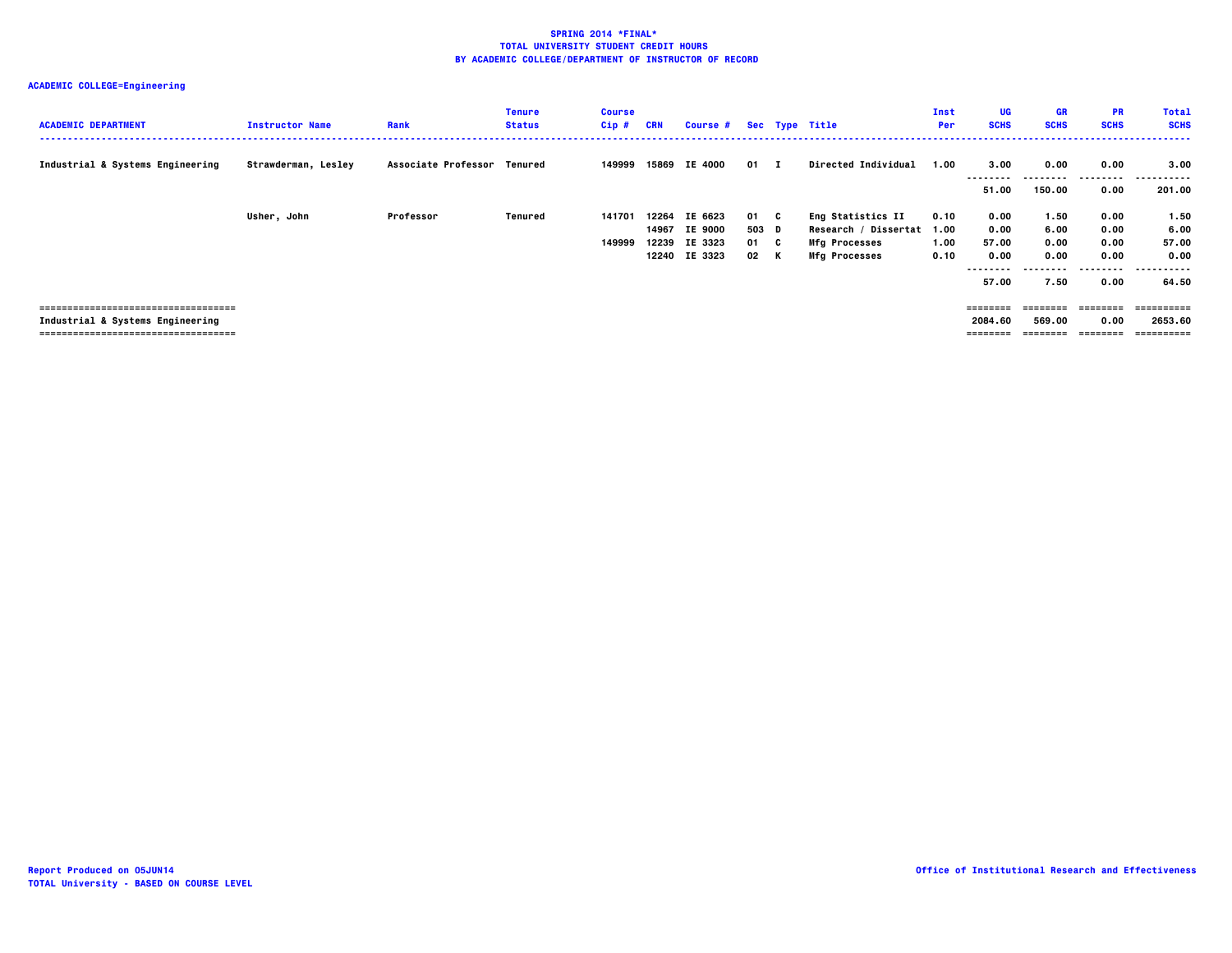**SPRING 2014 *FINAL***
**TOTAL UNIVERSITY STUDENT CREDIT HOURS**
**BY ACADEMIC COLLEGE/DEPARTMENT OF INSTRUCTOR OF RECORD**

**ACADEMIC COLLEGE=Engineering**

| ACADEMIC DEPARTMENT | Instructor Name | Rank | Tenure Status | Course Cip # | CRN | Course # | Sec | Type | Title | Inst Per | UG SCHS | GR SCHS | PR SCHS | Total SCHS |
|---|---|---|---|---|---|---|---|---|---|---|---|---|---|---|
| Industrial & Systems Engineering | Strawderman, Lesley | Associate Professor | Tenured | 149999 | 15869 | IE 4000 | 01 | I | Directed Individual | 1.00 | 3.00 | 0.00 | 0.00 | 3.00 |
| | | | | | | | | | | | 51.00 | 150.00 | 0.00 | 201.00 |
| | Usher, John | Professor | Tenured | 141701 | 12264 | IE 6623 | 01 | C | Eng Statistics II | 0.10 | 0.00 | 1.50 | 0.00 | 1.50 |
| | | | | | 14967 | IE 9000 | 503 | D | Research / Dissertat | 1.00 | 0.00 | 6.00 | 0.00 | 6.00 |
| | | | | 149999 | 12239 | IE 3323 | 01 | C | Mfg Processes | 1.00 | 57.00 | 0.00 | 0.00 | 57.00 |
| | | | | | 12240 | IE 3323 | 02 | K | Mfg Processes | 0.10 | 0.00 | 0.00 | 0.00 | 0.00 |
| | | | | | | | | | | | 57.00 | 7.50 | 0.00 | 64.50 |
| Industrial & Systems Engineering | | | | | | | | | | | 2084.60 | 569.00 | 0.00 | 2653.60 |

Report Produced on 05JUN14
TOTAL University - BASED ON COURSE LEVEL

Office of Institutional Research and Effectiveness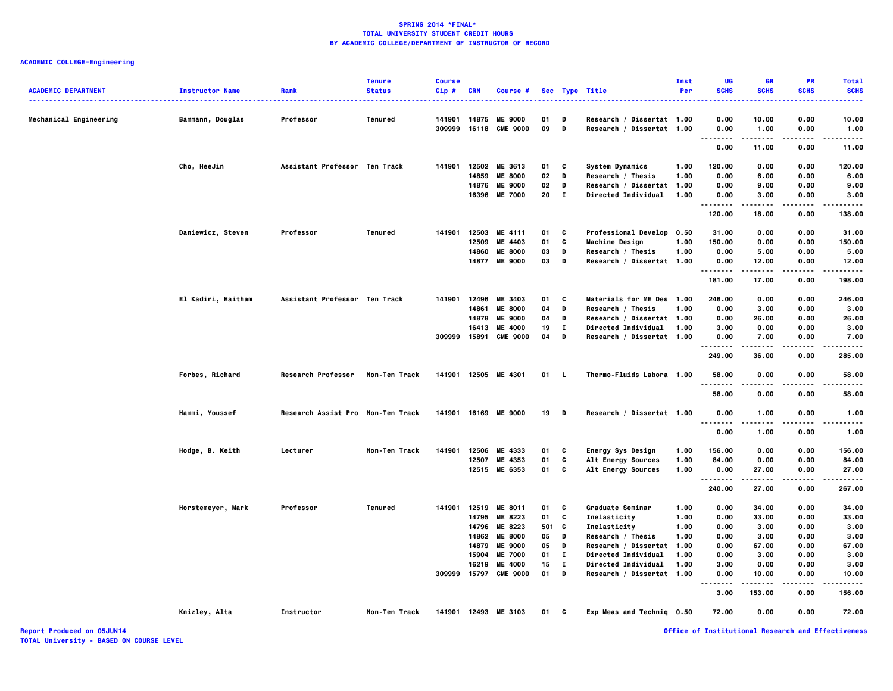**SPRING 2014 *FINAL***
**TOTAL UNIVERSITY STUDENT CREDIT HOURS**
**BY ACADEMIC COLLEGE/DEPARTMENT OF INSTRUCTOR OF RECORD**

**ACADEMIC COLLEGE=Engineering**

| ACADEMIC DEPARTMENT | Instructor Name | Rank | Tenure Status | Course Cip # | CRN | Course # | Sec | Type | Title | Inst Per | UG SCHS | GR SCHS | PR SCHS | Total SCHS |
|---|---|---|---|---|---|---|---|---|---|---|---|---|---|---|
| Mechanical Engineering | Bammann, Douglas | Professor | Tenured | 141901 | 14875 | ME 9000 | 01 | D | Research / Dissertat | 1.00 | 0.00 | 10.00 | 0.00 | 10.00 |
| | | | | 309999 | 16118 | CME 9000 | 09 | D | Research / Dissertat | 1.00 | 0.00 | 1.00 | 0.00 | 1.00 |
| | | | | | | | | | | | 0.00 | 11.00 | 0.00 | 11.00 |
| | Cho, HeeJin | Assistant Professor | Ten Track | 141901 | 12502 | ME 3613 | 01 | C | System Dynamics | 1.00 | 120.00 | 0.00 | 0.00 | 120.00 |
| | | | | | 14859 | ME 8000 | 02 | D | Research / Thesis | 1.00 | 0.00 | 6.00 | 0.00 | 6.00 |
| | | | | | 14876 | ME 9000 | 02 | D | Research / Dissertat | 1.00 | 0.00 | 9.00 | 0.00 | 9.00 |
| | | | | | 16396 | ME 7000 | 20 | I | Directed Individual | 1.00 | 0.00 | 3.00 | 0.00 | 3.00 |
| | | | | | | | | | | | 120.00 | 18.00 | 0.00 | 138.00 |
| | Daniewicz, Steven | Professor | Tenured | 141901 | 12503 | ME 4111 | 01 | C | Professional Develop | 0.50 | 31.00 | 0.00 | 0.00 | 31.00 |
| | | | | | 12509 | ME 4403 | 01 | C | Machine Design | 1.00 | 150.00 | 0.00 | 0.00 | 150.00 |
| | | | | | 14860 | ME 8000 | 03 | D | Research / Thesis | 1.00 | 0.00 | 5.00 | 0.00 | 5.00 |
| | | | | | 14877 | ME 9000 | 03 | D | Research / Dissertat | 1.00 | 0.00 | 12.00 | 0.00 | 12.00 |
| | | | | | | | | | | | 181.00 | 17.00 | 0.00 | 198.00 |
| | El Kadiri, Haitham | Assistant Professor | Ten Track | 141901 | 12496 | ME 3403 | 01 | C | Materials for ME Des | 1.00 | 246.00 | 0.00 | 0.00 | 246.00 |
| | | | | | 14861 | ME 8000 | 04 | D | Research / Thesis | 1.00 | 0.00 | 3.00 | 0.00 | 3.00 |
| | | | | | 14878 | ME 9000 | 04 | D | Research / Dissertat | 1.00 | 0.00 | 26.00 | 0.00 | 26.00 |
| | | | | | 16413 | ME 4000 | 19 | I | Directed Individual | 1.00 | 3.00 | 0.00 | 0.00 | 3.00 |
| | | | | 309999 | 15891 | CME 9000 | 04 | D | Research / Dissertat | 1.00 | 0.00 | 7.00 | 0.00 | 7.00 |
| | | | | | | | | | | | 249.00 | 36.00 | 0.00 | 285.00 |
| | Forbes, Richard | Research Professor | Non-Ten Track | 141901 | 12505 | ME 4301 | 01 | L | Thermo-Fluids Labora | 1.00 | 58.00 | 0.00 | 0.00 | 58.00 |
| | | | | | | | | | | | 58.00 | 0.00 | 0.00 | 58.00 |
| | Hammi, Youssef | Research Assist Pro | Non-Ten Track | 141901 | 16169 | ME 9000 | 19 | D | Research / Dissertat | 1.00 | 0.00 | 1.00 | 0.00 | 1.00 |
| | | | | | | | | | | | 0.00 | 1.00 | 0.00 | 1.00 |
| | Hodge, B. Keith | Lecturer | Non-Ten Track | 141901 | 12506 | ME 4333 | 01 | C | Energy Sys Design | 1.00 | 156.00 | 0.00 | 0.00 | 156.00 |
| | | | | | 12507 | ME 4353 | 01 | C | Alt Energy Sources | 1.00 | 84.00 | 0.00 | 0.00 | 84.00 |
| | | | | | 12515 | ME 6353 | 01 | C | Alt Energy Sources | 1.00 | 0.00 | 27.00 | 0.00 | 27.00 |
| | | | | | | | | | | | 240.00 | 27.00 | 0.00 | 267.00 |
| | Horstemeyer, Mark | Professor | Tenured | 141901 | 12519 | ME 8011 | 01 | C | Graduate Seminar | 1.00 | 0.00 | 34.00 | 0.00 | 34.00 |
| | | | | | 14795 | ME 8223 | 01 | C | Inelasticity | 1.00 | 0.00 | 33.00 | 0.00 | 33.00 |
| | | | | | 14796 | ME 8223 | 501 | C | Inelasticity | 1.00 | 0.00 | 3.00 | 0.00 | 3.00 |
| | | | | | 14862 | ME 8000 | 05 | D | Research / Thesis | 1.00 | 0.00 | 3.00 | 0.00 | 3.00 |
| | | | | | 14879 | ME 9000 | 05 | D | Research / Dissertat | 1.00 | 0.00 | 67.00 | 0.00 | 67.00 |
| | | | | | 15904 | ME 7000 | 01 | I | Directed Individual | 1.00 | 0.00 | 3.00 | 0.00 | 3.00 |
| | | | | | 16219 | ME 4000 | 15 | I | Directed Individual | 1.00 | 3.00 | 0.00 | 0.00 | 3.00 |
| | | | | 309999 | 15797 | CME 9000 | 01 | D | Research / Dissertat | 1.00 | 0.00 | 10.00 | 0.00 | 10.00 |
| | | | | | | | | | | | 3.00 | 153.00 | 0.00 | 156.00 |
| | Knizley, Alta | Instructor | Non-Ten Track | 141901 | 12493 | ME 3103 | 01 | C | Exp Meas and Techniq | 0.50 | 72.00 | 0.00 | 0.00 | 72.00 |

Report Produced on 05JUN14 | Office of Institutional Research and Effectiveness
TOTAL University - BASED ON COURSE LEVEL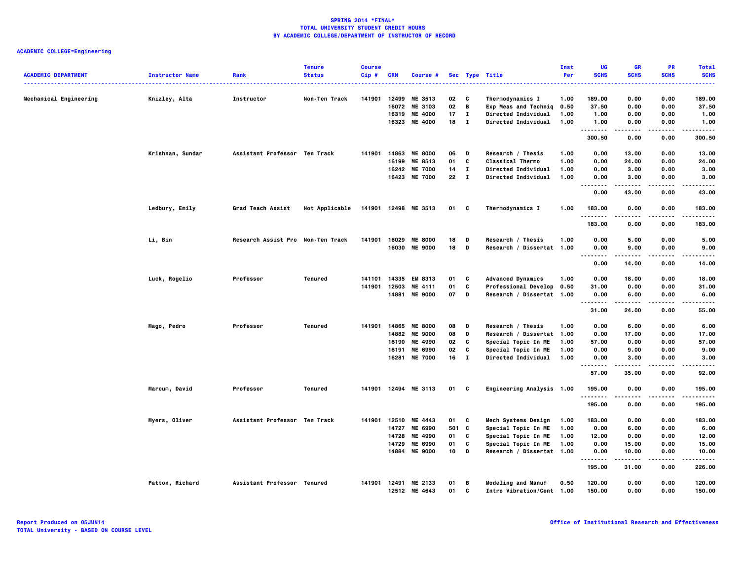**SPRING 2014 *FINAL***
**TOTAL UNIVERSITY STUDENT CREDIT HOURS**
**BY ACADEMIC COLLEGE/DEPARTMENT OF INSTRUCTOR OF RECORD**

**ACADEMIC COLLEGE=Engineering**

| ACADEMIC DEPARTMENT | Instructor Name | Rank | Tenure Status | Course Cip # | CRN | Course # | Sec | Type | Title | Inst Per | UG SCHS | GR SCHS | PR SCHS | Total SCHS |
|---|---|---|---|---|---|---|---|---|---|---|---|---|---|---|
| Mechanical Engineering | Knizley, Alta | Instructor | Non-Ten Track | 141901 | 12499 | ME 3513 | 02 | C | Thermodynamics I | 1.00 | 189.00 | 0.00 | 0.00 | 189.00 |
| | | | | | 16072 | ME 3103 | 02 | B | Exp Meas and Techniq | 0.50 | 37.50 | 0.00 | 0.00 | 37.50 |
| | | | | | 16319 | ME 4000 | 17 | I | Directed Individual | 1.00 | 1.00 | 0.00 | 0.00 | 1.00 |
| | | | | | 16323 | ME 4000 | 18 | I | Directed Individual | 1.00 | 1.00 | 0.00 | 0.00 | 1.00 |
| | | | | | | | | | | | 300.50 | 0.00 | 0.00 | 300.50 |
| | Krishnan, Sundar | Assistant Professor | Ten Track | 141901 | 14863 | ME 8000 | 06 | D | Research / Thesis | 1.00 | 0.00 | 13.00 | 0.00 | 13.00 |
| | | | | | 16199 | ME 8513 | 01 | C | Classical Thermo | 1.00 | 0.00 | 24.00 | 0.00 | 24.00 |
| | | | | | 16242 | ME 7000 | 14 | I | Directed Individual | 1.00 | 0.00 | 3.00 | 0.00 | 3.00 |
| | | | | | 16423 | ME 7000 | 22 | I | Directed Individual | 1.00 | 0.00 | 3.00 | 0.00 | 3.00 |
| | | | | | | | | | | | 0.00 | 43.00 | 0.00 | 43.00 |
| | Ledbury, Emily | Grad Teach Assist | Not Applicable | 141901 | 12498 | ME 3513 | 01 | C | Thermodynamics I | 1.00 | 183.00 | 0.00 | 0.00 | 183.00 |
| | | | | | | | | | | | 183.00 | 0.00 | 0.00 | 183.00 |
| | Li, Bin | Research Assist Pro | Non-Ten Track | 141901 | 16029 | ME 8000 | 18 | D | Research / Thesis | 1.00 | 0.00 | 5.00 | 0.00 | 5.00 |
| | | | | | 16030 | ME 9000 | 18 | D | Research / Dissertat | 1.00 | 0.00 | 9.00 | 0.00 | 9.00 |
| | | | | | | | | | | | 0.00 | 14.00 | 0.00 | 14.00 |
| | Luck, Rogelio | Professor | Tenured | 141101 | 14335 | EM 8313 | 01 | C | Advanced Dynamics | 1.00 | 0.00 | 18.00 | 0.00 | 18.00 |
| | | | | 141901 | 12503 | ME 4111 | 01 | C | Professional Develop | 0.50 | 31.00 | 0.00 | 0.00 | 31.00 |
| | | | | | 14881 | ME 9000 | 07 | D | Research / Dissertat | 1.00 | 0.00 | 6.00 | 0.00 | 6.00 |
| | | | | | | | | | | | 31.00 | 24.00 | 0.00 | 55.00 |
| | Mago, Pedro | Professor | Tenured | 141901 | 14865 | ME 8000 | 08 | D | Research / Thesis | 1.00 | 0.00 | 6.00 | 0.00 | 6.00 |
| | | | | | 14882 | ME 9000 | 08 | D | Research / Dissertat | 1.00 | 0.00 | 17.00 | 0.00 | 17.00 |
| | | | | | 16190 | ME 4990 | 02 | C | Special Topic In ME | 1.00 | 57.00 | 0.00 | 0.00 | 57.00 |
| | | | | | 16191 | ME 6990 | 02 | C | Special Topic In ME | 1.00 | 0.00 | 9.00 | 0.00 | 9.00 |
| | | | | | 16281 | ME 7000 | 16 | I | Directed Individual | 1.00 | 0.00 | 3.00 | 0.00 | 3.00 |
| | | | | | | | | | | | 57.00 | 35.00 | 0.00 | 92.00 |
| | Marcum, David | Professor | Tenured | 141901 | 12494 | ME 3113 | 01 | C | Engineering Analysis | 1.00 | 195.00 | 0.00 | 0.00 | 195.00 |
| | | | | | | | | | | | 195.00 | 0.00 | 0.00 | 195.00 |
| | Myers, Oliver | Assistant Professor | Ten Track | 141901 | 12510 | ME 4443 | 01 | C | Mech Systems Design | 1.00 | 183.00 | 0.00 | 0.00 | 183.00 |
| | | | | | 14727 | ME 6990 | 501 | C | Special Topic In ME | 1.00 | 0.00 | 6.00 | 0.00 | 6.00 |
| | | | | | 14728 | ME 4990 | 01 | C | Special Topic In ME | 1.00 | 12.00 | 0.00 | 0.00 | 12.00 |
| | | | | | 14729 | ME 6990 | 01 | C | Special Topic In ME | 1.00 | 0.00 | 15.00 | 0.00 | 15.00 |
| | | | | | 14884 | ME 9000 | 10 | D | Research / Dissertat | 1.00 | 0.00 | 10.00 | 0.00 | 10.00 |
| | | | | | | | | | | | 195.00 | 31.00 | 0.00 | 226.00 |
| | Patton, Richard | Assistant Professor | Tenured | 141901 | 12491 | ME 2133 | 01 | B | Modeling and Manuf | 0.50 | 120.00 | 0.00 | 0.00 | 120.00 |
| | | | | | 12512 | ME 4643 | 01 | C | Intro Vibration/Cont | 1.00 | 150.00 | 0.00 | 0.00 | 150.00 |

Report Produced on 05JUN14
TOTAL University - BASED ON COURSE LEVEL

Office of Institutional Research and Effectiveness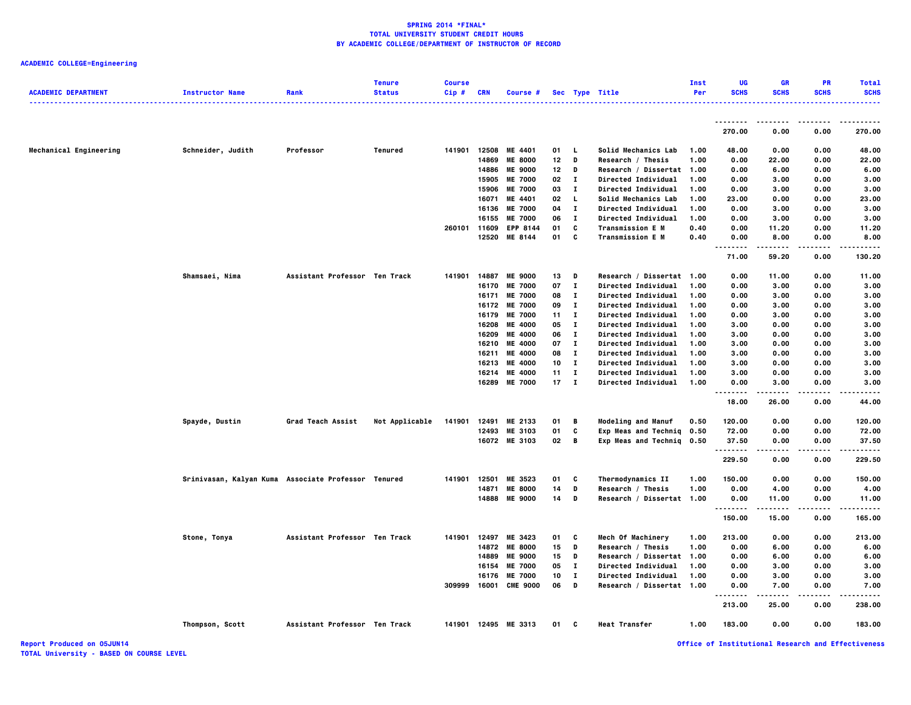**SPRING 2014 *FINAL***
**TOTAL UNIVERSITY STUDENT CREDIT HOURS**
**BY ACADEMIC COLLEGE/DEPARTMENT OF INSTRUCTOR OF RECORD**

**ACADEMIC COLLEGE=Engineering**

| ACADEMIC DEPARTMENT | Instructor Name | Rank | Tenure Status | Course Cip # | CRN | Course # | Sec | Type | Title | Inst Per | UG SCHS | GR SCHS | PR SCHS | Total SCHS |
|---|---|---|---|---|---|---|---|---|---|---|---|---|---|---|
| | | | | | | | | | | | 270.00 | 0.00 | 0.00 | 270.00 |
| Mechanical Engineering | Schneider, Judith | Professor | Tenured | 141901 | 12508 | ME 4401 | 01 | L | Solid Mechanics Lab | 1.00 | 48.00 | 0.00 | 0.00 | 48.00 |
| | | | | | 14869 | ME 8000 | 12 | D | Research / Thesis | 1.00 | 0.00 | 22.00 | 0.00 | 22.00 |
| | | | | | 14886 | ME 9000 | 12 | D | Research / Dissertat | 1.00 | 0.00 | 6.00 | 0.00 | 6.00 |
| | | | | | 15905 | ME 7000 | 02 | I | Directed Individual | 1.00 | 0.00 | 3.00 | 0.00 | 3.00 |
| | | | | | 15906 | ME 7000 | 03 | I | Directed Individual | 1.00 | 0.00 | 3.00 | 0.00 | 3.00 |
| | | | | | 16071 | ME 4401 | 02 | L | Solid Mechanics Lab | 1.00 | 23.00 | 0.00 | 0.00 | 23.00 |
| | | | | | 16136 | ME 7000 | 04 | I | Directed Individual | 1.00 | 0.00 | 3.00 | 0.00 | 3.00 |
| | | | | | 16155 | ME 7000 | 06 | I | Directed Individual | 1.00 | 0.00 | 3.00 | 0.00 | 3.00 |
| | | | | 260101 | 11609 | EPP 8144 | 01 | C | Transmission E M | 0.40 | 0.00 | 11.20 | 0.00 | 11.20 |
| | | | | | 12520 | ME 8144 | 01 | C | Transmission E M | 0.40 | 0.00 | 8.00 | 0.00 | 8.00 |
| | | | | | | | | | | | 71.00 | 59.20 | 0.00 | 130.20 |
| | Shamsaei, Nima | Assistant Professor | Ten Track | 141901 | 14887 | ME 9000 | 13 | D | Research / Dissertat | 1.00 | 0.00 | 11.00 | 0.00 | 11.00 |
| | | | | | 16170 | ME 7000 | 07 | I | Directed Individual | 1.00 | 0.00 | 3.00 | 0.00 | 3.00 |
| | | | | | 16171 | ME 7000 | 08 | I | Directed Individual | 1.00 | 0.00 | 3.00 | 0.00 | 3.00 |
| | | | | | 16172 | ME 7000 | 09 | I | Directed Individual | 1.00 | 0.00 | 3.00 | 0.00 | 3.00 |
| | | | | | 16179 | ME 7000 | 11 | I | Directed Individual | 1.00 | 0.00 | 3.00 | 0.00 | 3.00 |
| | | | | | 16208 | ME 4000 | 05 | I | Directed Individual | 1.00 | 3.00 | 0.00 | 0.00 | 3.00 |
| | | | | | 16209 | ME 4000 | 06 | I | Directed Individual | 1.00 | 3.00 | 0.00 | 0.00 | 3.00 |
| | | | | | 16210 | ME 4000 | 07 | I | Directed Individual | 1.00 | 3.00 | 0.00 | 0.00 | 3.00 |
| | | | | | 16211 | ME 4000 | 08 | I | Directed Individual | 1.00 | 3.00 | 0.00 | 0.00 | 3.00 |
| | | | | | 16213 | ME 4000 | 10 | I | Directed Individual | 1.00 | 3.00 | 0.00 | 0.00 | 3.00 |
| | | | | | 16214 | ME 4000 | 11 | I | Directed Individual | 1.00 | 3.00 | 0.00 | 0.00 | 3.00 |
| | | | | | 16289 | ME 7000 | 17 | I | Directed Individual | 1.00 | 0.00 | 3.00 | 0.00 | 3.00 |
| | | | | | | | | | | | 18.00 | 26.00 | 0.00 | 44.00 |
| | Spayde, Dustin | Grad Teach Assist | Not Applicable | 141901 | 12491 | ME 2133 | 01 | B | Modeling and Manuf | 0.50 | 120.00 | 0.00 | 0.00 | 120.00 |
| | | | | | 12493 | ME 3103 | 01 | C | Exp Meas and Techniq | 0.50 | 72.00 | 0.00 | 0.00 | 72.00 |
| | | | | | 16072 | ME 3103 | 02 | B | Exp Meas and Techniq | 0.50 | 37.50 | 0.00 | 0.00 | 37.50 |
| | | | | | | | | | | | 229.50 | 0.00 | 0.00 | 229.50 |
| | Srinivasan, Kalyan Kuma | Associate Professor | Tenured | 141901 | 12501 | ME 3523 | 01 | C | Thermodynamics II | 1.00 | 150.00 | 0.00 | 0.00 | 150.00 |
| | | | | | 14871 | ME 8000 | 14 | D | Research / Thesis | 1.00 | 0.00 | 4.00 | 0.00 | 4.00 |
| | | | | | 14888 | ME 9000 | 14 | D | Research / Dissertat | 1.00 | 0.00 | 11.00 | 0.00 | 11.00 |
| | | | | | | | | | | | 150.00 | 15.00 | 0.00 | 165.00 |
| | Stone, Tonya | Assistant Professor | Ten Track | 141901 | 12497 | ME 3423 | 01 | C | Mech Of Machinery | 1.00 | 213.00 | 0.00 | 0.00 | 213.00 |
| | | | | | 14872 | ME 8000 | 15 | D | Research / Thesis | 1.00 | 0.00 | 6.00 | 0.00 | 6.00 |
| | | | | | 14889 | ME 9000 | 15 | D | Research / Dissertat | 1.00 | 0.00 | 6.00 | 0.00 | 6.00 |
| | | | | | 16154 | ME 7000 | 05 | I | Directed Individual | 1.00 | 0.00 | 3.00 | 0.00 | 3.00 |
| | | | | | 16176 | ME 7000 | 10 | I | Directed Individual | 1.00 | 0.00 | 3.00 | 0.00 | 3.00 |
| | | | | 309999 | 16001 | CME 9000 | 06 | D | Research / Dissertat | 1.00 | 0.00 | 7.00 | 0.00 | 7.00 |
| | | | | | | | | | | | 213.00 | 25.00 | 0.00 | 238.00 |
| | Thompson, Scott | Assistant Professor | Ten Track | 141901 | 12495 | ME 3313 | 01 | C | Heat Transfer | 1.00 | 183.00 | 0.00 | 0.00 | 183.00 |

Report Produced on 05JUN14
TOTAL University - BASED ON COURSE LEVEL

Office of Institutional Research and Effectiveness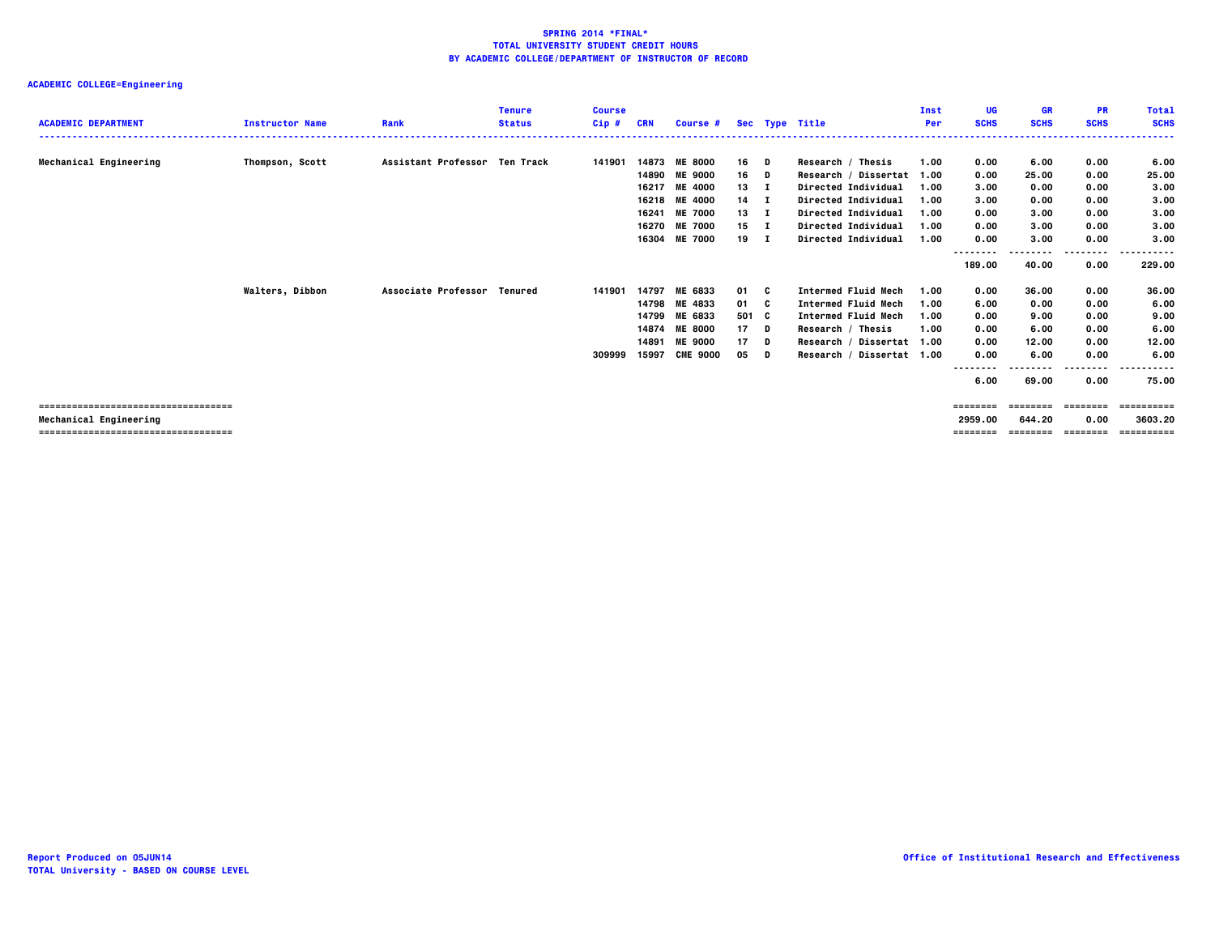**SPRING 2014 *FINAL***
**TOTAL UNIVERSITY STUDENT CREDIT HOURS**
**BY ACADEMIC COLLEGE/DEPARTMENT OF INSTRUCTOR OF RECORD**

**ACADEMIC COLLEGE=Engineering**

| ACADEMIC DEPARTMENT | Instructor Name | Rank | Tenure Status | Course Cip # | CRN | Course # | Sec | Type | Title | Inst Per | UG SCHS | GR SCHS | PR SCHS | Total SCHS |
|---|---|---|---|---|---|---|---|---|---|---|---|---|---|---|
| Mechanical Engineering | Thompson, Scott | Assistant Professor | Ten Track | 141901 | 14873 | ME 8000 | 16 | D | Research / Thesis | 1.00 | 0.00 | 6.00 | 0.00 | 6.00 |
| | | | | | 14890 | ME 9000 | 16 | D | Research / Dissertat | 1.00 | 0.00 | 25.00 | 0.00 | 25.00 |
| | | | | | 16217 | ME 4000 | 13 | I | Directed Individual | 1.00 | 3.00 | 0.00 | 0.00 | 3.00 |
| | | | | | 16218 | ME 4000 | 14 | I | Directed Individual | 1.00 | 3.00 | 0.00 | 0.00 | 3.00 |
| | | | | | 16241 | ME 7000 | 13 | I | Directed Individual | 1.00 | 0.00 | 3.00 | 0.00 | 3.00 |
| | | | | | 16270 | ME 7000 | 15 | I | Directed Individual | 1.00 | 0.00 | 3.00 | 0.00 | 3.00 |
| | | | | | 16304 | ME 7000 | 19 | I | Directed Individual | 1.00 | 0.00 | 3.00 | 0.00 | 3.00 |
| | | | | | | | | | | | 189.00 | 40.00 | 0.00 | 229.00 |
| | Walters, Dibbon | Associate Professor | Tenured | 141901 | 14797 | ME 6833 | 01 | C | Intermed Fluid Mech | 1.00 | 0.00 | 36.00 | 0.00 | 36.00 |
| | | | | | 14798 | ME 4833 | 01 | C | Intermed Fluid Mech | 1.00 | 6.00 | 0.00 | 0.00 | 6.00 |
| | | | | | 14799 | ME 6833 | 501 | C | Intermed Fluid Mech | 1.00 | 0.00 | 9.00 | 0.00 | 9.00 |
| | | | | | 14874 | ME 8000 | 17 | D | Research / Thesis | 1.00 | 0.00 | 6.00 | 0.00 | 6.00 |
| | | | | | 14891 | ME 9000 | 17 | D | Research / Dissertat | 1.00 | 0.00 | 12.00 | 0.00 | 12.00 |
| | | | | 309999 | 15997 | CME 9000 | 05 | D | Research / Dissertat | 1.00 | 0.00 | 6.00 | 0.00 | 6.00 |
| | | | | | | | | | | | 6.00 | 69.00 | 0.00 | 75.00 |
| **Mechanical Engineering** | | | | | | | | | | | **2959.00** | **644.20** | **0.00** | **3603.20** |

Report Produced on 05JUN14
TOTAL University - BASED ON COURSE LEVEL

Office of Institutional Research and Effectiveness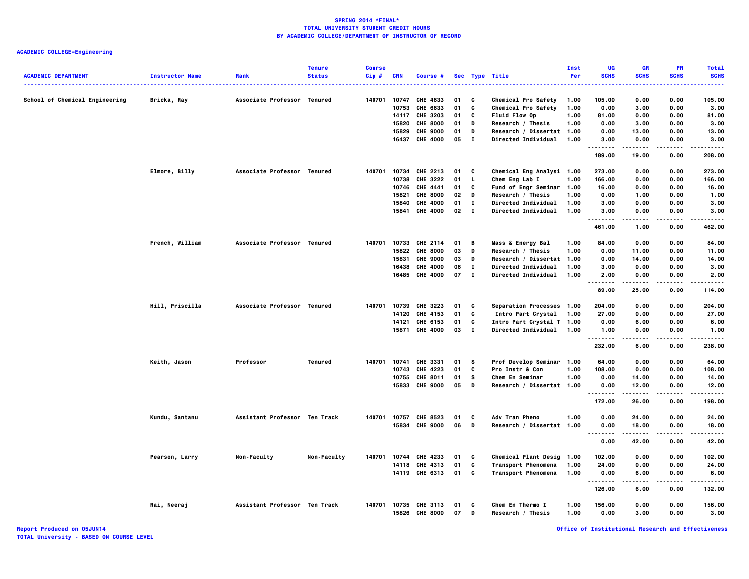# SPRING 2014 *FINAL*
## TOTAL UNIVERSITY STUDENT CREDIT HOURS
## BY ACADEMIC COLLEGE/DEPARTMENT OF INSTRUCTOR OF RECORD

**ACADEMIC COLLEGE=Engineering**

| ACADEMIC DEPARTMENT | Instructor Name | Rank | Tenure Status | Course Cip # | CRN | Course # | Sec | Type | Title | Inst Per | UG SCHS | GR SCHS | PR SCHS | Total SCHS |
|---|---|---|---|---|---|---|---|---|---|---|---|---|---|---|
| School of Chemical Engineering | Bricka, Ray | Associate Professor | Tenured | 140701 | 10747 | CHE 4633 | 01 | C | Chemical Pro Safety | 1.00 | 105.00 | 0.00 | 0.00 | 105.00 |
| | | | | | 10753 | CHE 6633 | 01 | C | Chemical Pro Safety | 1.00 | 0.00 | 3.00 | 0.00 | 3.00 |
| | | | | | 14117 | CHE 3203 | 01 | C | Fluid Flow Op | 1.00 | 81.00 | 0.00 | 0.00 | 81.00 |
| | | | | | 15820 | CHE 8000 | 01 | D | Research / Thesis | 1.00 | 0.00 | 3.00 | 0.00 | 3.00 |
| | | | | | 15829 | CHE 9000 | 01 | D | Research / Dissertat | 1.00 | 0.00 | 13.00 | 0.00 | 13.00 |
| | | | | | 16437 | CHE 4000 | 05 | I | Directed Individual | 1.00 | 3.00 | 0.00 | 0.00 | 3.00 |
| | | | | | | | | | | | 189.00 | 19.00 | 0.00 | 208.00 |
| | Elmore, Billy | Associate Professor | Tenured | 140701 | 10734 | CHE 2213 | 01 | C | Chemical Eng Analysi | 1.00 | 273.00 | 0.00 | 0.00 | 273.00 |
| | | | | | 10738 | CHE 3222 | 01 | L | Chem Eng Lab I | 1.00 | 166.00 | 0.00 | 0.00 | 166.00 |
| | | | | | 10746 | CHE 4441 | 01 | C | Fund of Engr Seminar | 1.00 | 16.00 | 0.00 | 0.00 | 16.00 |
| | | | | | 15821 | CHE 8000 | 02 | D | Research / Thesis | 1.00 | 0.00 | 1.00 | 0.00 | 1.00 |
| | | | | | 15840 | CHE 4000 | 01 | I | Directed Individual | 1.00 | 3.00 | 0.00 | 0.00 | 3.00 |
| | | | | | 15841 | CHE 4000 | 02 | I | Directed Individual | 1.00 | 3.00 | 0.00 | 0.00 | 3.00 |
| | | | | | | | | | | | 461.00 | 1.00 | 0.00 | 462.00 |
| | French, William | Associate Professor | Tenured | 140701 | 10733 | CHE 2114 | 01 | B | Mass & Energy Bal | 1.00 | 84.00 | 0.00 | 0.00 | 84.00 |
| | | | | | 15822 | CHE 8000 | 03 | D | Research / Thesis | 1.00 | 0.00 | 11.00 | 0.00 | 11.00 |
| | | | | | 15831 | CHE 9000 | 03 | D | Research / Dissertat | 1.00 | 0.00 | 14.00 | 0.00 | 14.00 |
| | | | | | 16438 | CHE 4000 | 06 | I | Directed Individual | 1.00 | 3.00 | 0.00 | 0.00 | 3.00 |
| | | | | | 16485 | CHE 4000 | 07 | I | Directed Individual | 1.00 | 2.00 | 0.00 | 0.00 | 2.00 |
| | | | | | | | | | | | 89.00 | 25.00 | 0.00 | 114.00 |
| | Hill, Priscilla | Associate Professor | Tenured | 140701 | 10739 | CHE 3223 | 01 | C | Separation Processes | 1.00 | 204.00 | 0.00 | 0.00 | 204.00 |
| | | | | | 14120 | CHE 4153 | 01 | C | Intro Part Crystal | 1.00 | 27.00 | 0.00 | 0.00 | 27.00 |
| | | | | | 14121 | CHE 6153 | 01 | C | Intro Part Crystal T | 1.00 | 0.00 | 6.00 | 0.00 | 6.00 |
| | | | | | 15871 | CHE 4000 | 03 | I | Directed Individual | 1.00 | 1.00 | 0.00 | 0.00 | 1.00 |
| | | | | | | | | | | | 232.00 | 6.00 | 0.00 | 238.00 |
| | Keith, Jason | Professor | Tenured | 140701 | 10741 | CHE 3331 | 01 | S | Prof Develop Seminar | 1.00 | 64.00 | 0.00 | 0.00 | 64.00 |
| | | | | | 10743 | CHE 4223 | 01 | C | Pro Instr & Con | 1.00 | 108.00 | 0.00 | 0.00 | 108.00 |
| | | | | | 10755 | CHE 8011 | 01 | S | Chem En Seminar | 1.00 | 0.00 | 14.00 | 0.00 | 14.00 |
| | | | | | 15833 | CHE 9000 | 05 | D | Research / Dissertat | 1.00 | 0.00 | 12.00 | 0.00 | 12.00 |
| | | | | | | | | | | | 172.00 | 26.00 | 0.00 | 198.00 |
| | Kundu, Santanu | Assistant Professor | Ten Track | 140701 | 10757 | CHE 8523 | 01 | C | Adv Tran Pheno | 1.00 | 0.00 | 24.00 | 0.00 | 24.00 |
| | | | | | 15834 | CHE 9000 | 06 | D | Research / Dissertat | 1.00 | 0.00 | 18.00 | 0.00 | 18.00 |
| | | | | | | | | | | | 0.00 | 42.00 | 0.00 | 42.00 |
| | Pearson, Larry | Non-Faculty | Non-Faculty | 140701 | 10744 | CHE 4233 | 01 | C | Chemical Plant Desig | 1.00 | 102.00 | 0.00 | 0.00 | 102.00 |
| | | | | | 14118 | CHE 4313 | 01 | C | Transport Phenomena | 1.00 | 24.00 | 0.00 | 0.00 | 24.00 |
| | | | | | 14119 | CHE 6313 | 01 | C | Transport Phenomena | 1.00 | 0.00 | 6.00 | 0.00 | 6.00 |
| | | | | | | | | | | | 126.00 | 6.00 | 0.00 | 132.00 |
| | Rai, Neeraj | Assistant Professor | Ten Track | 140701 | 10735 | CHE 3113 | 01 | C | Chem En Thermo I | 1.00 | 156.00 | 0.00 | 0.00 | 156.00 |
| | | | | | 15826 | CHE 8000 | 07 | D | Research / Thesis | 1.00 | 0.00 | 3.00 | 0.00 | 3.00 |

Report Produced on 05JUN14
TOTAL University - BASED ON COURSE LEVEL

Office of Institutional Research and Effectiveness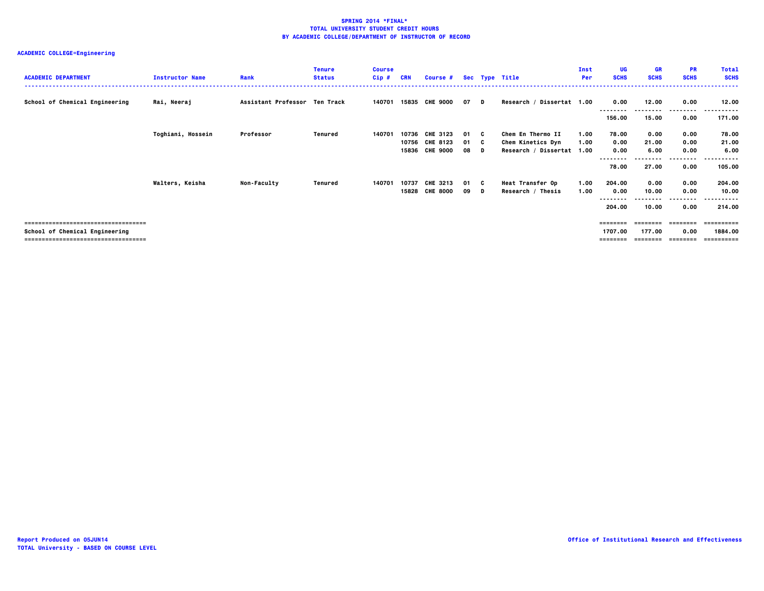# SPRING 2014 *FINAL*
## TOTAL UNIVERSITY STUDENT CREDIT HOURS
## BY ACADEMIC COLLEGE/DEPARTMENT OF INSTRUCTOR OF RECORD

**ACADEMIC COLLEGE=Engineering**

| ACADEMIC DEPARTMENT | Instructor Name | Rank | Tenure Status | Course Cip # | CRN | Course # | Sec | Type | Title | Inst Per | UG SCHS | GR SCHS | PR SCHS | Total SCHS |
|---|---|---|---|---|---|---|---|---|---|---|---|---|---|---|
| School of Chemical Engineering | Rai, Neeraj | Assistant Professor | Ten Track | 140701 | 15835 | CHE 9000 | 07 | D | Research / Dissertat | 1.00 | 0.00 | 12.00 | 0.00 | 12.00 |
| | | | | | | | | | | | 156.00 | 15.00 | 0.00 | 171.00 |
| | Toghiani, Hossein | Professor | Tenured | 140701 | 10736 | CHE 3123 | 01 | C | Chem En Thermo II | 1.00 | 78.00 | 0.00 | 0.00 | 78.00 |
| | | | | | 10756 | CHE 8123 | 01 | C | Chem Kinetics Dyn | 1.00 | 0.00 | 21.00 | 0.00 | 21.00 |
| | | | | | 15836 | CHE 9000 | 08 | D | Research / Dissertat | 1.00 | 0.00 | 6.00 | 0.00 | 6.00 |
| | | | | | | | | | | | 78.00 | 27.00 | 0.00 | 105.00 |
| | Walters, Keisha | Non-Faculty | Tenured | 140701 | 10737 | CHE 3213 | 01 | C | Heat Transfer Op | 1.00 | 204.00 | 0.00 | 0.00 | 204.00 |
| | | | | | 15828 | CHE 8000 | 09 | D | Research / Thesis | 1.00 | 0.00 | 10.00 | 0.00 | 10.00 |
| | | | | | | | | | | | 204.00 | 10.00 | 0.00 | 214.00 |
| **School of Chemical Engineering** | | | | | | | | | | | 1707.00 | 177.00 | 0.00 | 1884.00 |

Report Produced on 05JUN14
TOTAL University - BASED ON COURSE LEVEL

Office of Institutional Research and Effectiveness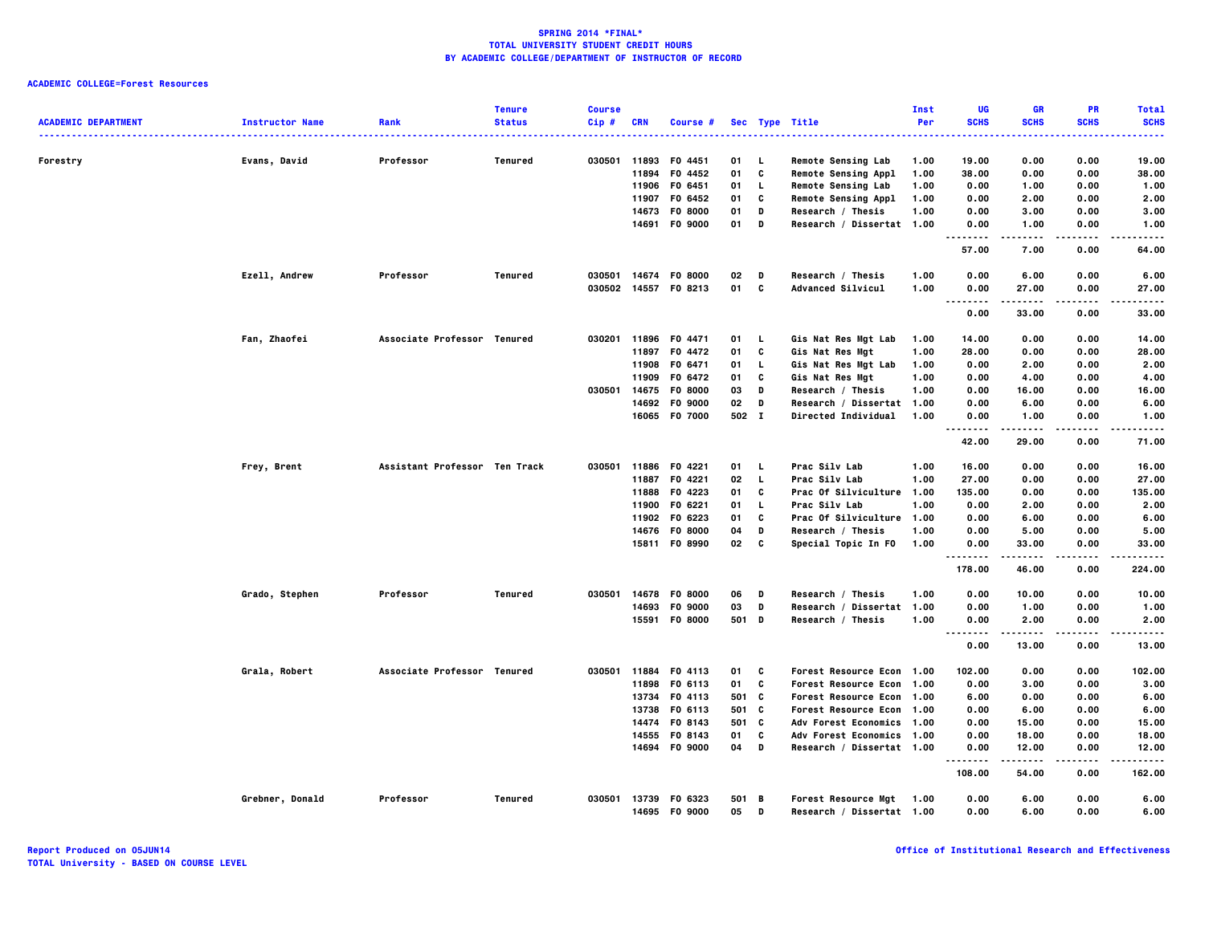**SPRING 2014 *FINAL***
**TOTAL UNIVERSITY STUDENT CREDIT HOURS**
**BY ACADEMIC COLLEGE/DEPARTMENT OF INSTRUCTOR OF RECORD**

**ACADEMIC COLLEGE=Forest Resources**

| ACADEMIC DEPARTMENT | Instructor Name | Rank | Tenure Status | Course Cip # | CRN | Course # | Sec | Type | Title | Inst Per | UG SCHS | GR SCHS | PR SCHS | Total SCHS |
|---|---|---|---|---|---|---|---|---|---|---|---|---|---|---|
| Forestry | Evans, David | Professor | Tenured | 030501 | 11893 | FO 4451 | 01 | L | Remote Sensing Lab | 1.00 | 19.00 | 0.00 | 0.00 | 19.00 |
| | | | | | 11894 | FO 4452 | 01 | C | Remote Sensing Appl | 1.00 | 38.00 | 0.00 | 0.00 | 38.00 |
| | | | | | 11906 | FO 6451 | 01 | L | Remote Sensing Lab | 1.00 | 0.00 | 1.00 | 0.00 | 1.00 |
| | | | | | 11907 | FO 6452 | 01 | C | Remote Sensing Appl | 1.00 | 0.00 | 2.00 | 0.00 | 2.00 |
| | | | | | 14673 | FO 8000 | 01 | D | Research / Thesis | 1.00 | 0.00 | 3.00 | 0.00 | 3.00 |
| | | | | | 14691 | FO 9000 | 01 | D | Research / Dissertat | 1.00 | 0.00 | 1.00 | 0.00 | 1.00 |
| | | | | | | | | | | | 57.00 | 7.00 | 0.00 | 64.00 |
| | Ezell, Andrew | Professor | Tenured | 030501 | 14674 | FO 8000 | 02 | D | Research / Thesis | 1.00 | 0.00 | 6.00 | 0.00 | 6.00 |
| | | | | 030502 | 14557 | FO 8213 | 01 | C | Advanced Silvicul | 1.00 | 0.00 | 27.00 | 0.00 | 27.00 |
| | | | | | | | | | | | 0.00 | 33.00 | 0.00 | 33.00 |
| | Fan, Zhaofei | Associate Professor | Tenured | 030201 | 11896 | FO 4471 | 01 | L | Gis Nat Res Mgt Lab | 1.00 | 14.00 | 0.00 | 0.00 | 14.00 |
| | | | | | 11897 | FO 4472 | 01 | C | Gis Nat Res Mgt | 1.00 | 28.00 | 0.00 | 0.00 | 28.00 |
| | | | | | 11908 | FO 6471 | 01 | L | Gis Nat Res Mgt Lab | 1.00 | 0.00 | 2.00 | 0.00 | 2.00 |
| | | | | | 11909 | FO 6472 | 01 | C | Gis Nat Res Mgt | 1.00 | 0.00 | 4.00 | 0.00 | 4.00 |
| | | | | 030501 | 14675 | FO 8000 | 03 | D | Research / Thesis | 1.00 | 0.00 | 16.00 | 0.00 | 16.00 |
| | | | | | 14692 | FO 9000 | 02 | D | Research / Dissertat | 1.00 | 0.00 | 6.00 | 0.00 | 6.00 |
| | | | | | 16065 | FO 7000 | 502 | I | Directed Individual | 1.00 | 0.00 | 1.00 | 0.00 | 1.00 |
| | | | | | | | | | | | 42.00 | 29.00 | 0.00 | 71.00 |
| | Frey, Brent | Assistant Professor | Ten Track | 030501 | 11886 | FO 4221 | 01 | L | Prac Silv Lab | 1.00 | 16.00 | 0.00 | 0.00 | 16.00 |
| | | | | | 11887 | FO 4221 | 02 | L | Prac Silv Lab | 1.00 | 27.00 | 0.00 | 0.00 | 27.00 |
| | | | | | 11888 | FO 4223 | 01 | C | Prac Of Silviculture | 1.00 | 135.00 | 0.00 | 0.00 | 135.00 |
| | | | | | 11900 | FO 6221 | 01 | L | Prac Silv Lab | 1.00 | 0.00 | 2.00 | 0.00 | 2.00 |
| | | | | | 11902 | FO 6223 | 01 | C | Prac Of Silviculture | 1.00 | 0.00 | 6.00 | 0.00 | 6.00 |
| | | | | | 14676 | FO 8000 | 04 | D | Research / Thesis | 1.00 | 0.00 | 5.00 | 0.00 | 5.00 |
| | | | | | 15811 | FO 8990 | 02 | C | Special Topic In FO | 1.00 | 0.00 | 33.00 | 0.00 | 33.00 |
| | | | | | | | | | | | 178.00 | 46.00 | 0.00 | 224.00 |
| | Grado, Stephen | Professor | Tenured | 030501 | 14678 | FO 8000 | 06 | D | Research / Thesis | 1.00 | 0.00 | 10.00 | 0.00 | 10.00 |
| | | | | | 14693 | FO 9000 | 03 | D | Research / Dissertat | 1.00 | 0.00 | 1.00 | 0.00 | 1.00 |
| | | | | | 15591 | FO 8000 | 501 | D | Research / Thesis | 1.00 | 0.00 | 2.00 | 0.00 | 2.00 |
| | | | | | | | | | | | 0.00 | 13.00 | 0.00 | 13.00 |
| | Grala, Robert | Associate Professor | Tenured | 030501 | 11884 | FO 4113 | 01 | C | Forest Resource Econ | 1.00 | 102.00 | 0.00 | 0.00 | 102.00 |
| | | | | | 11898 | FO 6113 | 01 | C | Forest Resource Econ | 1.00 | 0.00 | 3.00 | 0.00 | 3.00 |
| | | | | | 13734 | FO 4113 | 501 | C | Forest Resource Econ | 1.00 | 6.00 | 0.00 | 0.00 | 6.00 |
| | | | | | 13738 | FO 6113 | 501 | C | Forest Resource Econ | 1.00 | 0.00 | 6.00 | 0.00 | 6.00 |
| | | | | | 14474 | FO 8143 | 501 | C | Adv Forest Economics | 1.00 | 0.00 | 15.00 | 0.00 | 15.00 |
| | | | | | 14555 | FO 8143 | 01 | C | Adv Forest Economics | 1.00 | 0.00 | 18.00 | 0.00 | 18.00 |
| | | | | | 14694 | FO 9000 | 04 | D | Research / Dissertat | 1.00 | 0.00 | 12.00 | 0.00 | 12.00 |
| | | | | | | | | | | | 108.00 | 54.00 | 0.00 | 162.00 |
| | Grebner, Donald | Professor | Tenured | 030501 | 13739 | FO 6323 | 501 | B | Forest Resource Mgt | 1.00 | 0.00 | 6.00 | 0.00 | 6.00 |
| | | | | | 14695 | FO 9000 | 05 | D | Research / Dissertat | 1.00 | 0.00 | 6.00 | 0.00 | 6.00 |

Report Produced on 05JUN14
TOTAL University - BASED ON COURSE LEVEL

Office of Institutional Research and Effectiveness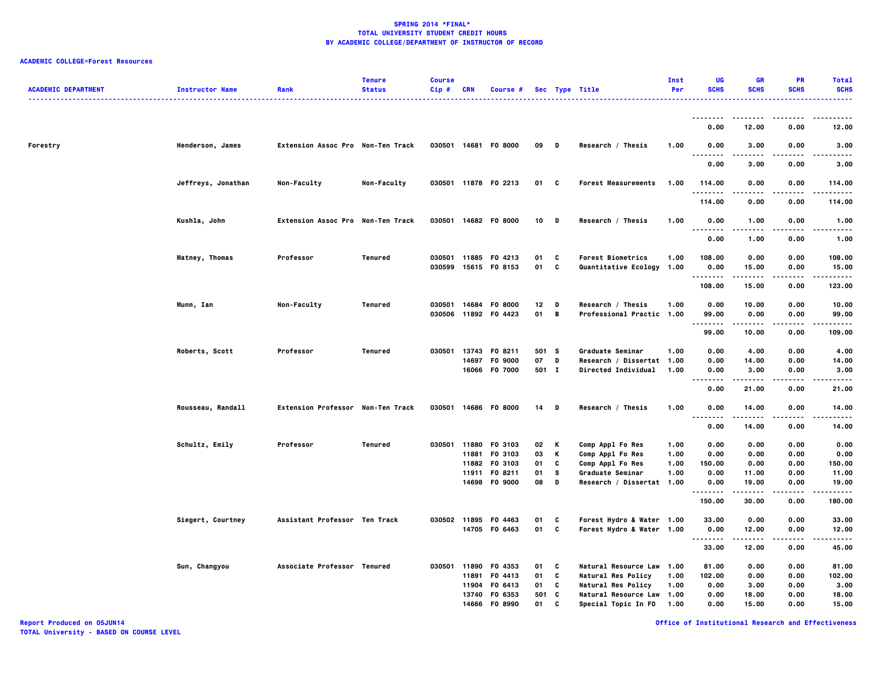**SPRING 2014 *FINAL***
**TOTAL UNIVERSITY STUDENT CREDIT HOURS**
**BY ACADEMIC COLLEGE/DEPARTMENT OF INSTRUCTOR OF RECORD**

**ACADEMIC COLLEGE=Forest Resources**

| ACADEMIC DEPARTMENT | Instructor Name | Rank | Tenure Status | Course Cip # | CRN | Course # | Sec | Type | Title | Inst Per | UG SCHS | GR SCHS | PR SCHS | Total SCHS |
|---|---|---|---|---|---|---|---|---|---|---|---|---|---|---|
| | | | | | | | | | | | 0.00 | 12.00 | 0.00 | 12.00 |
| Forestry | Henderson, James | Extension Assoc Pro | Non-Ten Track | 030501 | 14681 | FO 8000 | 09 | D | Research / Thesis | 1.00 | 0.00 | 3.00 | 0.00 | 3.00 |
| | | | | | | | | | | | 0.00 | 3.00 | 0.00 | 3.00 |
| | Jeffreys, Jonathan | Non-Faculty | Non-Faculty | 030501 | 11878 | FO 2213 | 01 | C | Forest Measurements | 1.00 | 114.00 | 0.00 | 0.00 | 114.00 |
| | | | | | | | | | | | 114.00 | 0.00 | 0.00 | 114.00 |
| | Kushla, John | Extension Assoc Pro | Non-Ten Track | 030501 | 14682 | FO 8000 | 10 | D | Research / Thesis | 1.00 | 0.00 | 1.00 | 0.00 | 1.00 |
| | | | | | | | | | | | 0.00 | 1.00 | 0.00 | 1.00 |
| | Matney, Thomas | Professor | Tenured | 030501 | 11885 | FO 4213 | 01 | C | Forest Biometrics | 1.00 | 108.00 | 0.00 | 0.00 | 108.00 |
| | | | | 030599 | 15615 | FO 8153 | 01 | C | Quantitative Ecology | 1.00 | 0.00 | 15.00 | 0.00 | 15.00 |
| | | | | | | | | | | | 108.00 | 15.00 | 0.00 | 123.00 |
| | Munn, Ian | Non-Faculty | Tenured | 030501 | 14684 | FO 8000 | 12 | D | Research / Thesis | 1.00 | 0.00 | 10.00 | 0.00 | 10.00 |
| | | | | 030506 | 11892 | FO 4423 | 01 | B | Professional Practic | 1.00 | 99.00 | 0.00 | 0.00 | 99.00 |
| | | | | | | | | | | | 99.00 | 10.00 | 0.00 | 109.00 |
| | Roberts, Scott | Professor | Tenured | 030501 | 13743 | FO 8211 | 501 | S | Graduate Seminar | 1.00 | 0.00 | 4.00 | 0.00 | 4.00 |
| | | | | | 14697 | FO 9000 | 07 | D | Research / Dissertat | 1.00 | 0.00 | 14.00 | 0.00 | 14.00 |
| | | | | | 16066 | FO 7000 | 501 | I | Directed Individual | 1.00 | 0.00 | 3.00 | 0.00 | 3.00 |
| | | | | | | | | | | | 0.00 | 21.00 | 0.00 | 21.00 |
| | Rousseau, Randall | Extension Professor | Non-Ten Track | 030501 | 14686 | FO 8000 | 14 | D | Research / Thesis | 1.00 | 0.00 | 14.00 | 0.00 | 14.00 |
| | | | | | | | | | | | 0.00 | 14.00 | 0.00 | 14.00 |
| | Schultz, Emily | Professor | Tenured | 030501 | 11880 | FO 3103 | 02 | K | Comp Appl Fo Res | 1.00 | 0.00 | 0.00 | 0.00 | 0.00 |
| | | | | | 11881 | FO 3103 | 03 | K | Comp Appl Fo Res | 1.00 | 0.00 | 0.00 | 0.00 | 0.00 |
| | | | | | 11882 | FO 3103 | 01 | C | Comp Appl Fo Res | 1.00 | 150.00 | 0.00 | 0.00 | 150.00 |
| | | | | | 11911 | FO 8211 | 01 | S | Graduate Seminar | 1.00 | 0.00 | 11.00 | 0.00 | 11.00 |
| | | | | | 14698 | FO 9000 | 08 | D | Research / Dissertat | 1.00 | 0.00 | 19.00 | 0.00 | 19.00 |
| | | | | | | | | | | | 150.00 | 30.00 | 0.00 | 180.00 |
| | Siegert, Courtney | Assistant Professor | Ten Track | 030502 | 11895 | FO 4463 | 01 | C | Forest Hydro & Water | 1.00 | 33.00 | 0.00 | 0.00 | 33.00 |
| | | | | | 14705 | FO 6463 | 01 | C | Forest Hydro & Water | 1.00 | 0.00 | 12.00 | 0.00 | 12.00 |
| | | | | | | | | | | | 33.00 | 12.00 | 0.00 | 45.00 |
| | Sun, Changyou | Associate Professor | Tenured | 030501 | 11890 | FO 4353 | 01 | C | Natural Resource Law | 1.00 | 81.00 | 0.00 | 0.00 | 81.00 |
| | | | | | 11891 | FO 4413 | 01 | C | Natural Res Policy | 1.00 | 102.00 | 0.00 | 0.00 | 102.00 |
| | | | | | 11904 | FO 6413 | 01 | C | Natural Res Policy | 1.00 | 0.00 | 3.00 | 0.00 | 3.00 |
| | | | | | 13740 | FO 6353 | 501 | C | Natural Resource Law | 1.00 | 0.00 | 18.00 | 0.00 | 18.00 |
| | | | | | 14666 | FO 8990 | 01 | C | Special Topic In FO | 1.00 | 0.00 | 15.00 | 0.00 | 15.00 |

Report Produced on 05JUN14
TOTAL University - BASED ON COURSE LEVEL

Office of Institutional Research and Effectiveness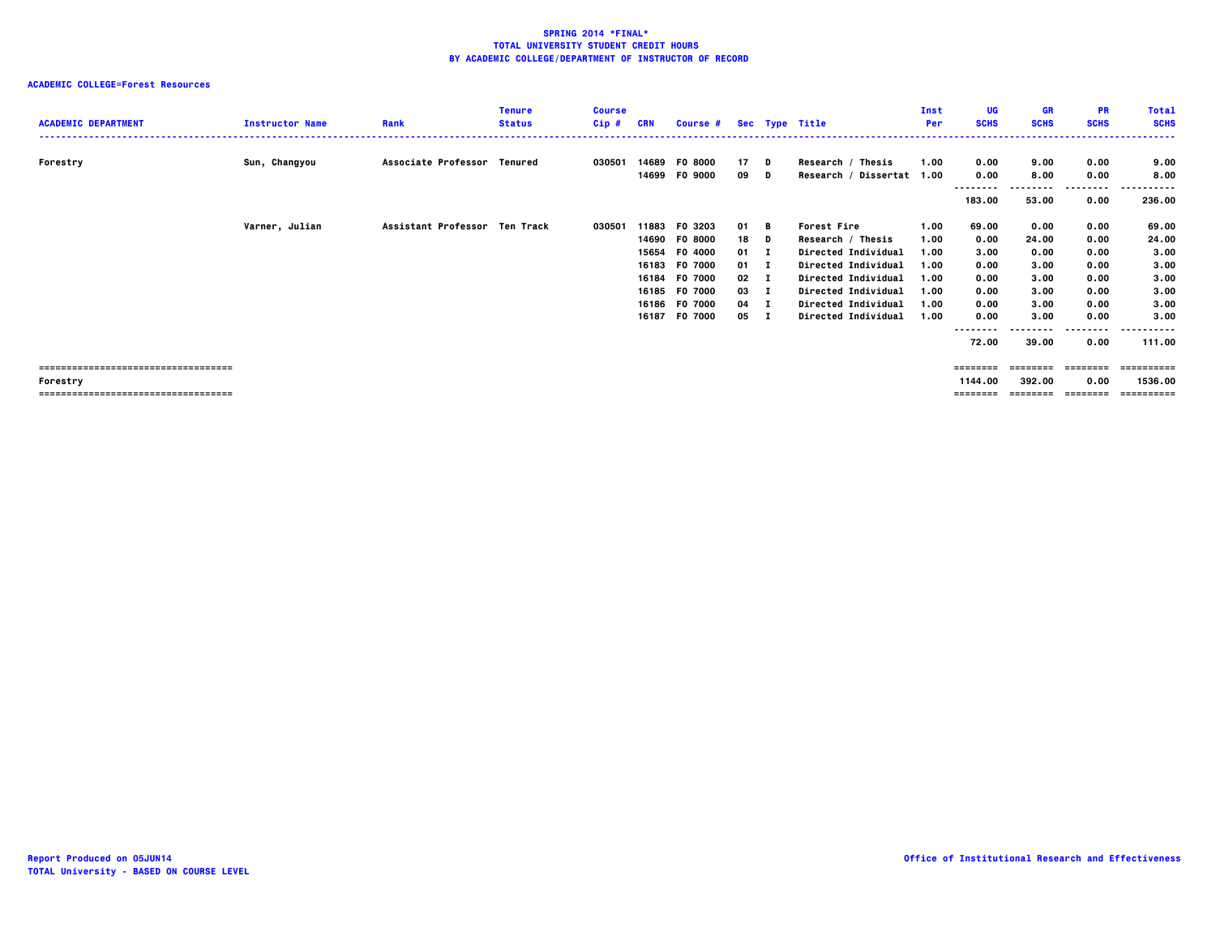**SPRING 2014 *FINAL***
**TOTAL UNIVERSITY STUDENT CREDIT HOURS**
**BY ACADEMIC COLLEGE/DEPARTMENT OF INSTRUCTOR OF RECORD**

**ACADEMIC COLLEGE=Forest Resources**

| ACADEMIC DEPARTMENT | Instructor Name | Rank | Tenure Status | Course Cip # | CRN | Course # | Sec | Type | Title | Inst Per | UG SCHS | GR SCHS | PR SCHS | Total SCHS |
|---|---|---|---|---|---|---|---|---|---|---|---|---|---|---|
| Forestry | Sun, Changyou | Associate Professor | Tenured | 030501 | 14689 | FO 8000 | 17 | D | Research / Thesis | 1.00 | 0.00 | 9.00 | 0.00 | 9.00 |
| | | | | | 14699 | FO 9000 | 09 | D | Research / Dissertat | 1.00 | 0.00 | 8.00 | 0.00 | 8.00 |
| | | | | | | | | | | | 183.00 | 53.00 | 0.00 | 236.00 |
| | Varner, Julian | Assistant Professor | Ten Track | 030501 | 11883 | FO 3203 | 01 | B | Forest Fire | 1.00 | 69.00 | 0.00 | 0.00 | 69.00 |
| | | | | | 14690 | FO 8000 | 18 | D | Research / Thesis | 1.00 | 0.00 | 24.00 | 0.00 | 24.00 |
| | | | | | 15654 | FO 4000 | 01 | I | Directed Individual | 1.00 | 3.00 | 0.00 | 0.00 | 3.00 |
| | | | | | 16183 | FO 7000 | 01 | I | Directed Individual | 1.00 | 0.00 | 3.00 | 0.00 | 3.00 |
| | | | | | 16184 | FO 7000 | 02 | I | Directed Individual | 1.00 | 0.00 | 3.00 | 0.00 | 3.00 |
| | | | | | 16185 | FO 7000 | 03 | I | Directed Individual | 1.00 | 0.00 | 3.00 | 0.00 | 3.00 |
| | | | | | 16186 | FO 7000 | 04 | I | Directed Individual | 1.00 | 0.00 | 3.00 | 0.00 | 3.00 |
| | | | | | 16187 | FO 7000 | 05 | I | Directed Individual | 1.00 | 0.00 | 3.00 | 0.00 | 3.00 |
| | | | | | | | | | | | 72.00 | 39.00 | 0.00 | 111.00 |
| Forestry | | | | | | | | | | | 1144.00 | 392.00 | 0.00 | 1536.00 |

Report Produced on 05JUN14
TOTAL University - BASED ON COURSE LEVEL

Office of Institutional Research and Effectiveness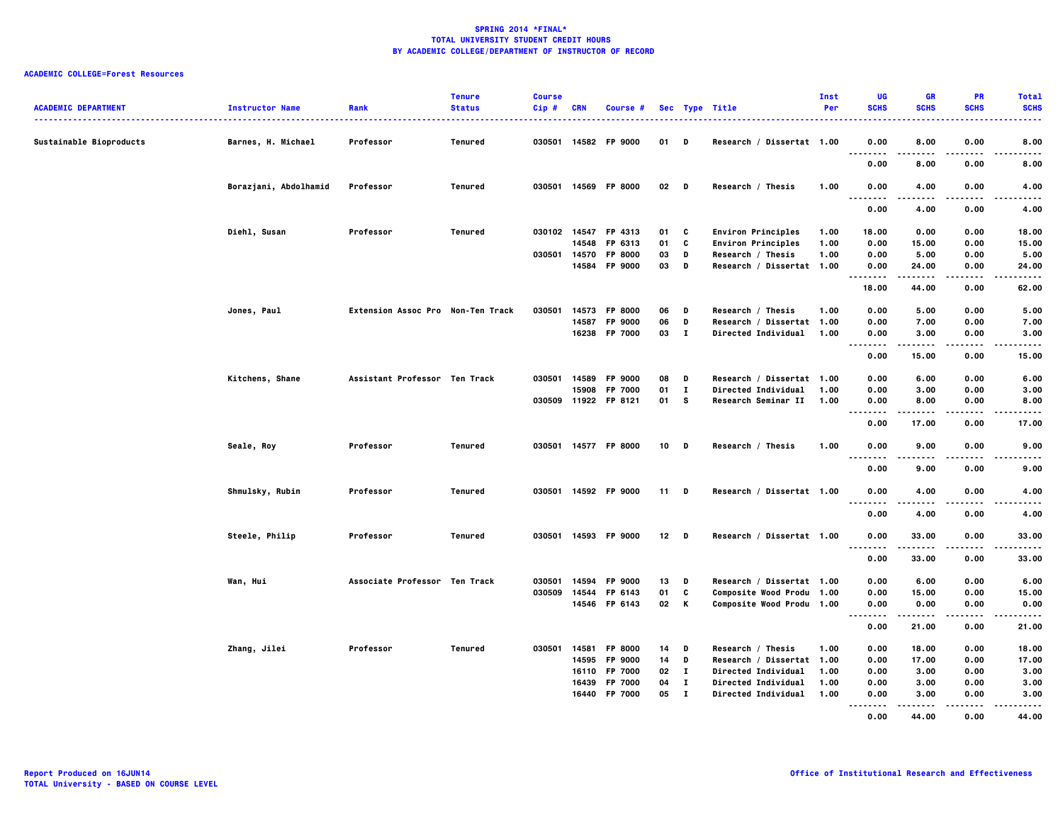**SPRING 2014 *FINAL***
**TOTAL UNIVERSITY STUDENT CREDIT HOURS**
**BY ACADEMIC COLLEGE/DEPARTMENT OF INSTRUCTOR OF RECORD**

**ACADEMIC COLLEGE=Forest Resources**

| ACADEMIC DEPARTMENT | Instructor Name | Rank | Tenure Status | Course Cip # | CRN | Course # | Sec | Type | Title | Inst Per | UG SCHS | GR SCHS | PR SCHS | Total SCHS |
|---|---|---|---|---|---|---|---|---|---|---|---|---|---|---|
| Sustainable Bioproducts | Barnes, H. Michael | Professor | Tenured | 030501 | 14582 | FP 9000 | 01 | D | Research / Dissertat | 1.00 | 0.00 | 8.00 | 0.00 | 8.00 |
| | | | | | | | | | | | 0.00 | 8.00 | 0.00 | 8.00 |
| | Borazjani, Abdolhamid | Professor | Tenured | 030501 | 14569 | FP 8000 | 02 | D | Research / Thesis | 1.00 | 0.00 | 4.00 | 0.00 | 4.00 |
| | | | | | | | | | | | 0.00 | 4.00 | 0.00 | 4.00 |
| | Diehl, Susan | Professor | Tenured | 030102 | 14547 | FP 4313 | 01 | C | Environ Principles | 1.00 | 18.00 | 0.00 | 0.00 | 18.00 |
| | | | | | 14548 | FP 6313 | 01 | C | Environ Principles | 1.00 | 0.00 | 15.00 | 0.00 | 15.00 |
| | | | | 030501 | 14570 | FP 8000 | 03 | D | Research / Thesis | 1.00 | 0.00 | 5.00 | 0.00 | 5.00 |
| | | | | | 14584 | FP 9000 | 03 | D | Research / Dissertat | 1.00 | 0.00 | 24.00 | 0.00 | 24.00 |
| | | | | | | | | | | | 18.00 | 44.00 | 0.00 | 62.00 |
| | Jones, Paul | Extension Assoc Pro | Non-Ten Track | 030501 | 14573 | FP 8000 | 06 | D | Research / Thesis | 1.00 | 0.00 | 5.00 | 0.00 | 5.00 |
| | | | | | 14587 | FP 9000 | 06 | D | Research / Dissertat | 1.00 | 0.00 | 7.00 | 0.00 | 7.00 |
| | | | | | 16238 | FP 7000 | 03 | I | Directed Individual | 1.00 | 0.00 | 3.00 | 0.00 | 3.00 |
| | | | | | | | | | | | 0.00 | 15.00 | 0.00 | 15.00 |
| | Kitchens, Shane | Assistant Professor | Ten Track | 030501 | 14589 | FP 9000 | 08 | D | Research / Dissertat | 1.00 | 0.00 | 6.00 | 0.00 | 6.00 |
| | | | | | 15908 | FP 7000 | 01 | I | Directed Individual | 1.00 | 0.00 | 3.00 | 0.00 | 3.00 |
| | | | | 030509 | 11922 | FP 8121 | 01 | S | Research Seminar II | 1.00 | 0.00 | 8.00 | 0.00 | 8.00 |
| | | | | | | | | | | | 0.00 | 17.00 | 0.00 | 17.00 |
| | Seale, Roy | Professor | Tenured | 030501 | 14577 | FP 8000 | 10 | D | Research / Thesis | 1.00 | 0.00 | 9.00 | 0.00 | 9.00 |
| | | | | | | | | | | | 0.00 | 9.00 | 0.00 | 9.00 |
| | Shmulsky, Rubin | Professor | Tenured | 030501 | 14592 | FP 9000 | 11 | D | Research / Dissertat | 1.00 | 0.00 | 4.00 | 0.00 | 4.00 |
| | | | | | | | | | | | 0.00 | 4.00 | 0.00 | 4.00 |
| | Steele, Philip | Professor | Tenured | 030501 | 14593 | FP 9000 | 12 | D | Research / Dissertat | 1.00 | 0.00 | 33.00 | 0.00 | 33.00 |
| | | | | | | | | | | | 0.00 | 33.00 | 0.00 | 33.00 |
| | Wan, Hui | Associate Professor | Ten Track | 030501 | 14594 | FP 9000 | 13 | D | Research / Dissertat | 1.00 | 0.00 | 6.00 | 0.00 | 6.00 |
| | | | | 030509 | 14544 | FP 6143 | 01 | C | Composite Wood Produ | 1.00 | 0.00 | 15.00 | 0.00 | 15.00 |
| | | | | | 14546 | FP 6143 | 02 | K | Composite Wood Produ | 1.00 | 0.00 | 0.00 | 0.00 | 0.00 |
| | | | | | | | | | | | 0.00 | 21.00 | 0.00 | 21.00 |
| | Zhang, Jilei | Professor | Tenured | 030501 | 14581 | FP 8000 | 14 | D | Research / Thesis | 1.00 | 0.00 | 18.00 | 0.00 | 18.00 |
| | | | | | 14595 | FP 9000 | 14 | D | Research / Dissertat | 1.00 | 0.00 | 17.00 | 0.00 | 17.00 |
| | | | | | 16110 | FP 7000 | 02 | I | Directed Individual | 1.00 | 0.00 | 3.00 | 0.00 | 3.00 |
| | | | | | 16439 | FP 7000 | 04 | I | Directed Individual | 1.00 | 0.00 | 3.00 | 0.00 | 3.00 |
| | | | | | 16440 | FP 7000 | 05 | I | Directed Individual | 1.00 | 0.00 | 3.00 | 0.00 | 3.00 |
| | | | | | | | | | | | 0.00 | 44.00 | 0.00 | 44.00 |

Report Produced on 16JUN14
TOTAL University - BASED ON COURSE LEVEL

Office of Institutional Research and Effectiveness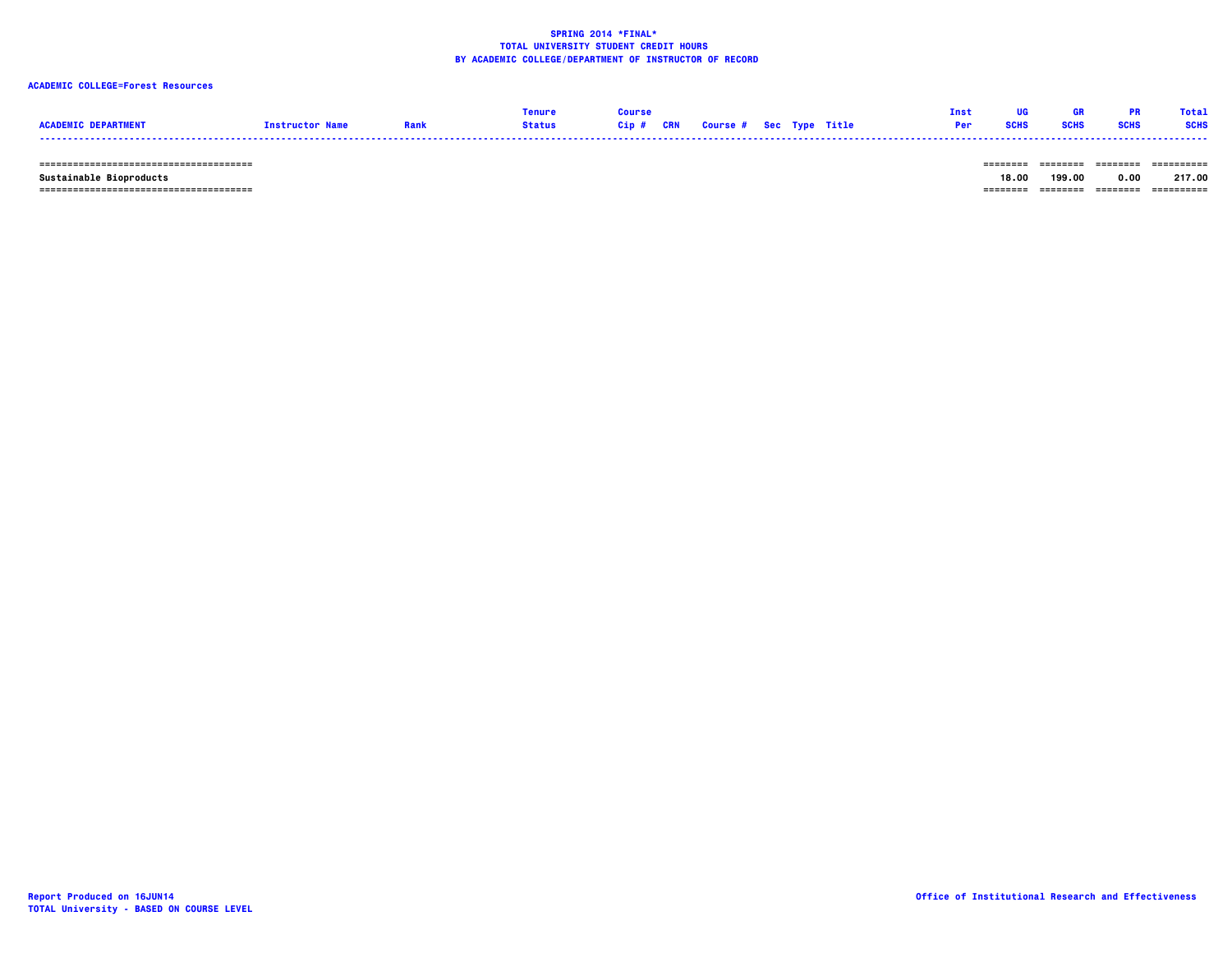**SPRING 2014 *FINAL***
**TOTAL UNIVERSITY STUDENT CREDIT HOURS**
**BY ACADEMIC COLLEGE/DEPARTMENT OF INSTRUCTOR OF RECORD**

**ACADEMIC COLLEGE=Forest Resources**

| ACADEMIC DEPARTMENT | Instructor Name | Rank | Tenure Status | Course Cip # | CRN | Course # | Sec | Type | Title | Inst Per | UG SCHS | GR SCHS | PR SCHS | Total SCHS |
|---|---|---|---|---|---|---|---|---|---|---|---|---|---|---|
| Sustainable Bioproducts | | | | | | | | | | | 18.00 | 199.00 | 0.00 | 217.00 |

Report Produced on 16JUN14
TOTAL University - BASED ON COURSE LEVEL

Office of Institutional Research and Effectiveness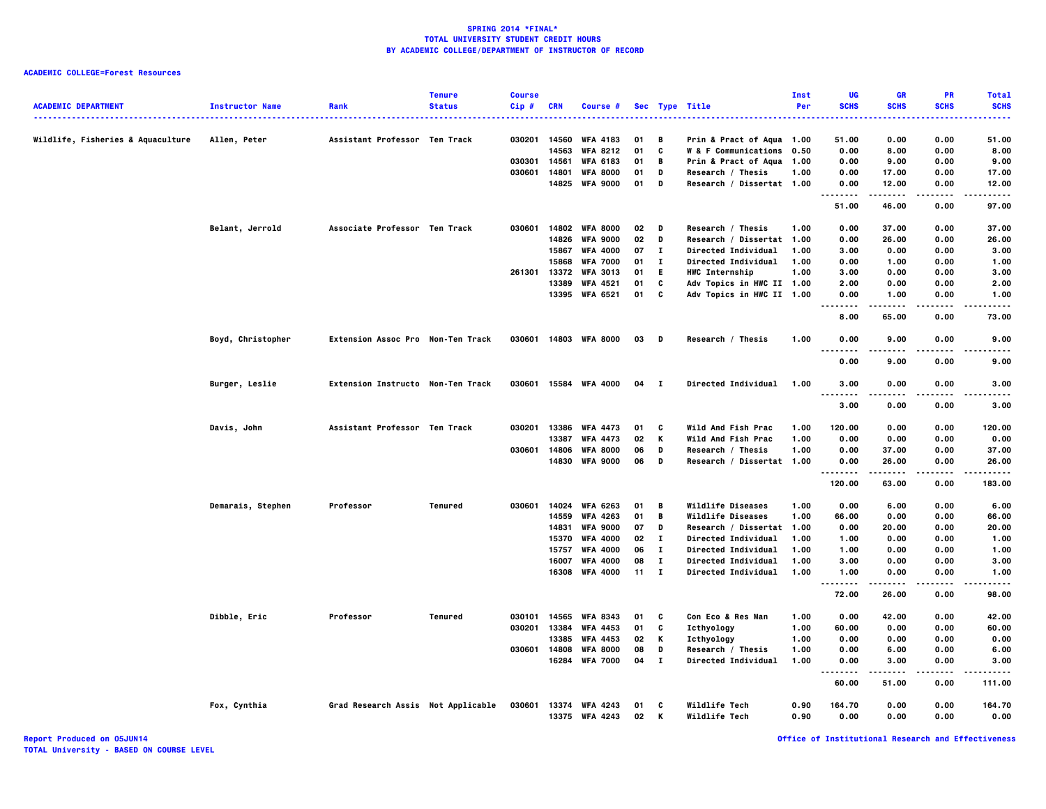**SPRING 2014 *FINAL***
**TOTAL UNIVERSITY STUDENT CREDIT HOURS**
**BY ACADEMIC COLLEGE/DEPARTMENT OF INSTRUCTOR OF RECORD**

**ACADEMIC COLLEGE=Forest Resources**

| ACADEMIC DEPARTMENT | Instructor Name | Rank | Tenure Status | Course Cip # | CRN | Course # | Sec | Type | Title | Inst Per | UG SCHS | GR SCHS | PR SCHS | Total SCHS |
|---|---|---|---|---|---|---|---|---|---|---|---|---|---|---|
| Wildlife, Fisheries & Aquaculture | Allen, Peter | Assistant Professor | Ten Track | 030201 | 14560 | WFA 4183 | 01 | B | Prin & Pract of Aqua | 1.00 | 51.00 | 0.00 | 0.00 | 51.00 |
| | | | | | 14563 | WFA 8212 | 01 | C | W & F Communications | 0.50 | 0.00 | 8.00 | 0.00 | 8.00 |
| | | | | 030301 | 14561 | WFA 6183 | 01 | B | Prin & Pract of Aqua | 1.00 | 0.00 | 9.00 | 0.00 | 9.00 |
| | | | | 030601 | 14801 | WFA 8000 | 01 | D | Research / Thesis | 1.00 | 0.00 | 17.00 | 0.00 | 17.00 |
| | | | | | 14825 | WFA 9000 | 01 | D | Research / Dissertat | 1.00 | 0.00 | 12.00 | 0.00 | 12.00 |
| | | | | | | | | | | | 51.00 | 46.00 | 0.00 | 97.00 |
| | Belant, Jerrold | Associate Professor | Ten Track | 030601 | 14802 | WFA 8000 | 02 | D | Research / Thesis | 1.00 | 0.00 | 37.00 | 0.00 | 37.00 |
| | | | | | 14826 | WFA 9000 | 02 | D | Research / Dissertat | 1.00 | 0.00 | 26.00 | 0.00 | 26.00 |
| | | | | | 15867 | WFA 4000 | 07 | I | Directed Individual | 1.00 | 3.00 | 0.00 | 0.00 | 3.00 |
| | | | | | 15868 | WFA 7000 | 01 | I | Directed Individual | 1.00 | 0.00 | 1.00 | 0.00 | 1.00 |
| | | | | 261301 | 13372 | WFA 3013 | 01 | E | HWC Internship | 1.00 | 3.00 | 0.00 | 0.00 | 3.00 |
| | | | | | 13389 | WFA 4521 | 01 | C | Adv Topics in HWC II | 1.00 | 2.00 | 0.00 | 0.00 | 2.00 |
| | | | | | 13395 | WFA 6521 | 01 | C | Adv Topics in HWC II | 1.00 | 0.00 | 1.00 | 0.00 | 1.00 |
| | | | | | | | | | | | 8.00 | 65.00 | 0.00 | 73.00 |
| | Boyd, Christopher | Extension Assoc Pro | Non-Ten Track | 030601 | 14803 | WFA 8000 | 03 | D | Research / Thesis | 1.00 | 0.00 | 9.00 | 0.00 | 9.00 |
| | | | | | | | | | | | 0.00 | 9.00 | 0.00 | 9.00 |
| | Burger, Leslie | Extension Instructo | Non-Ten Track | 030601 | 15584 | WFA 4000 | 04 | I | Directed Individual | 1.00 | 3.00 | 0.00 | 0.00 | 3.00 |
| | | | | | | | | | | | 3.00 | 0.00 | 0.00 | 3.00 |
| | Davis, John | Assistant Professor | Ten Track | 030201 | 13386 | WFA 4473 | 01 | C | Wild And Fish Prac | 1.00 | 120.00 | 0.00 | 0.00 | 120.00 |
| | | | | | 13387 | WFA 4473 | 02 | K | Wild And Fish Prac | 1.00 | 0.00 | 0.00 | 0.00 | 0.00 |
| | | | | 030601 | 14806 | WFA 8000 | 06 | D | Research / Thesis | 1.00 | 0.00 | 37.00 | 0.00 | 37.00 |
| | | | | | 14830 | WFA 9000 | 06 | D | Research / Dissertat | 1.00 | 0.00 | 26.00 | 0.00 | 26.00 |
| | | | | | | | | | | | 120.00 | 63.00 | 0.00 | 183.00 |
| | Demarais, Stephen | Professor | Tenured | 030601 | 14024 | WFA 6263 | 01 | B | Wildlife Diseases | 1.00 | 0.00 | 6.00 | 0.00 | 6.00 |
| | | | | | 14559 | WFA 4263 | 01 | B | Wildlife Diseases | 1.00 | 66.00 | 0.00 | 0.00 | 66.00 |
| | | | | | 14831 | WFA 9000 | 07 | D | Research / Dissertat | 1.00 | 0.00 | 20.00 | 0.00 | 20.00 |
| | | | | | 15370 | WFA 4000 | 02 | I | Directed Individual | 1.00 | 1.00 | 0.00 | 0.00 | 1.00 |
| | | | | | 15757 | WFA 4000 | 06 | I | Directed Individual | 1.00 | 1.00 | 0.00 | 0.00 | 1.00 |
| | | | | | 16007 | WFA 4000 | 08 | I | Directed Individual | 1.00 | 3.00 | 0.00 | 0.00 | 3.00 |
| | | | | | 16308 | WFA 4000 | 11 | I | Directed Individual | 1.00 | 1.00 | 0.00 | 0.00 | 1.00 |
| | | | | | | | | | | | 72.00 | 26.00 | 0.00 | 98.00 |
| | Dibble, Eric | Professor | Tenured | 030101 | 14565 | WFA 8343 | 01 | C | Con Eco & Res Man | 1.00 | 0.00 | 42.00 | 0.00 | 42.00 |
| | | | | 030201 | 13384 | WFA 4453 | 01 | C | Icthyology | 1.00 | 60.00 | 0.00 | 0.00 | 60.00 |
| | | | | | 13385 | WFA 4453 | 02 | K | Icthyology | 1.00 | 0.00 | 0.00 | 0.00 | 0.00 |
| | | | | 030601 | 14808 | WFA 8000 | 08 | D | Research / Thesis | 1.00 | 0.00 | 6.00 | 0.00 | 6.00 |
| | | | | | 16284 | WFA 7000 | 04 | I | Directed Individual | 1.00 | 0.00 | 3.00 | 0.00 | 3.00 |
| | | | | | | | | | | | 60.00 | 51.00 | 0.00 | 111.00 |
| | Fox, Cynthia | Grad Research Assis | Not Applicable | 030601 | 13374 | WFA 4243 | 01 | C | Wildlife Tech | 0.90 | 164.70 | 0.00 | 0.00 | 164.70 |
| | | | | | 13375 | WFA 4243 | 02 | K | Wildlife Tech | 0.90 | 0.00 | 0.00 | 0.00 | 0.00 |

Report Produced on 05JUN14
TOTAL University - BASED ON COURSE LEVEL

Office of Institutional Research and Effectiveness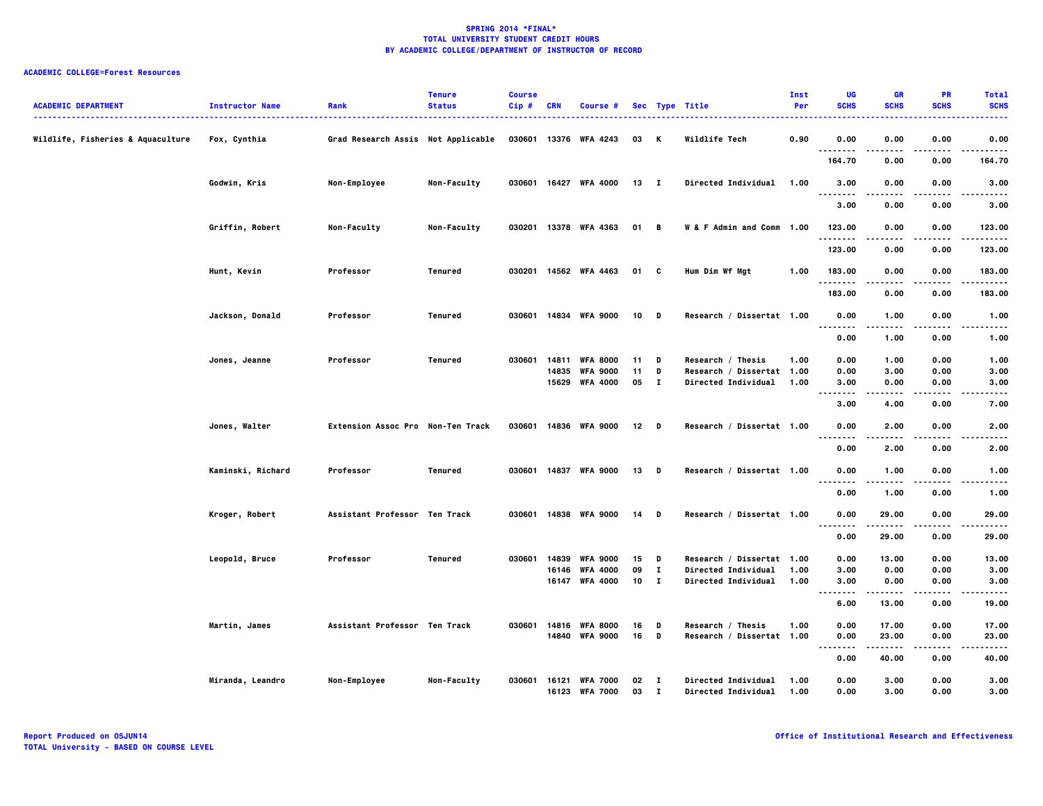# SPRING 2014 *FINAL*
## TOTAL UNIVERSITY STUDENT CREDIT HOURS
## BY ACADEMIC COLLEGE/DEPARTMENT OF INSTRUCTOR OF RECORD

**ACADEMIC COLLEGE=Forest Resources**

| ACADEMIC DEPARTMENT | Instructor Name | Rank | Tenure Status | Course Cip # | CRN | Course # | Sec | Type | Title | Inst Per | UG SCHS | GR SCHS | PR SCHS | Total SCHS |
|---|---|---|---|---|---|---|---|---|---|---|---|---|---|---|
| Wildlife, Fisheries & Aquaculture | Fox, Cynthia | Grad Research Assis | Not Applicable | 030601 | 13376 | WFA 4243 | 03 | K | Wildlife Tech | 0.90 | 0.00 | 0.00 | 0.00 | 0.00 |
| | | | | | | | | | | | 164.70 | 0.00 | 0.00 | 164.70 |
| | Godwin, Kris | Non-Employee | Non-Faculty | 030601 | 16427 | WFA 4000 | 13 | I | Directed Individual | 1.00 | 3.00 | 0.00 | 0.00 | 3.00 |
| | | | | | | | | | | | 3.00 | 0.00 | 0.00 | 3.00 |
| | Griffin, Robert | Non-Faculty | Non-Faculty | 030201 | 13378 | WFA 4363 | 01 | B | W & F Admin and Comm | 1.00 | 123.00 | 0.00 | 0.00 | 123.00 |
| | | | | | | | | | | | 123.00 | 0.00 | 0.00 | 123.00 |
| | Hunt, Kevin | Professor | Tenured | 030201 | 14562 | WFA 4463 | 01 | C | Hum Dim Wf Mgt | 1.00 | 183.00 | 0.00 | 0.00 | 183.00 |
| | | | | | | | | | | | 183.00 | 0.00 | 0.00 | 183.00 |
| | Jackson, Donald | Professor | Tenured | 030601 | 14834 | WFA 9000 | 10 | D | Research / Dissertat | 1.00 | 0.00 | 1.00 | 0.00 | 1.00 |
| | | | | | | | | | | | 0.00 | 1.00 | 0.00 | 1.00 |
| | Jones, Jeanne | Professor | Tenured | 030601 | 14811 | WFA 8000 | 11 | D | Research / Thesis | 1.00 | 0.00 | 1.00 | 0.00 | 1.00 |
| | | | | | 14835 | WFA 9000 | 11 | D | Research / Dissertat | 1.00 | 0.00 | 3.00 | 0.00 | 3.00 |
| | | | | | 15629 | WFA 4000 | 05 | I | Directed Individual | 1.00 | 3.00 | 0.00 | 0.00 | 3.00 |
| | | | | | | | | | | | 3.00 | 4.00 | 0.00 | 7.00 |
| | Jones, Walter | Extension Assoc Pro | Non-Ten Track | 030601 | 14836 | WFA 9000 | 12 | D | Research / Dissertat | 1.00 | 0.00 | 2.00 | 0.00 | 2.00 |
| | | | | | | | | | | | 0.00 | 2.00 | 0.00 | 2.00 |
| | Kaminski, Richard | Professor | Tenured | 030601 | 14837 | WFA 9000 | 13 | D | Research / Dissertat | 1.00 | 0.00 | 1.00 | 0.00 | 1.00 |
| | | | | | | | | | | | 0.00 | 1.00 | 0.00 | 1.00 |
| | Kroger, Robert | Assistant Professor | Ten Track | 030601 | 14838 | WFA 9000 | 14 | D | Research / Dissertat | 1.00 | 0.00 | 29.00 | 0.00 | 29.00 |
| | | | | | | | | | | | 0.00 | 29.00 | 0.00 | 29.00 |
| | Leopold, Bruce | Professor | Tenured | 030601 | 14839 | WFA 9000 | 15 | D | Research / Dissertat | 1.00 | 0.00 | 13.00 | 0.00 | 13.00 |
| | | | | | 16146 | WFA 4000 | 09 | I | Directed Individual | 1.00 | 3.00 | 0.00 | 0.00 | 3.00 |
| | | | | | 16147 | WFA 4000 | 10 | I | Directed Individual | 1.00 | 3.00 | 0.00 | 0.00 | 3.00 |
| | | | | | | | | | | | 6.00 | 13.00 | 0.00 | 19.00 |
| | Martin, James | Assistant Professor | Ten Track | 030601 | 14816 | WFA 8000 | 16 | D | Research / Thesis | 1.00 | 0.00 | 17.00 | 0.00 | 17.00 |
| | | | | | 14840 | WFA 9000 | 16 | D | Research / Dissertat | 1.00 | 0.00 | 23.00 | 0.00 | 23.00 |
| | | | | | | | | | | | 0.00 | 40.00 | 0.00 | 40.00 |
| | Miranda, Leandro | Non-Employee | Non-Faculty | 030601 | 16121 | WFA 7000 | 02 | I | Directed Individual | 1.00 | 0.00 | 3.00 | 0.00 | 3.00 |
| | | | | | 16123 | WFA 7000 | 03 | I | Directed Individual | 1.00 | 0.00 | 3.00 | 0.00 | 3.00 |

Report Produced on 05JUN14
TOTAL University - BASED ON COURSE LEVEL

Office of Institutional Research and Effectiveness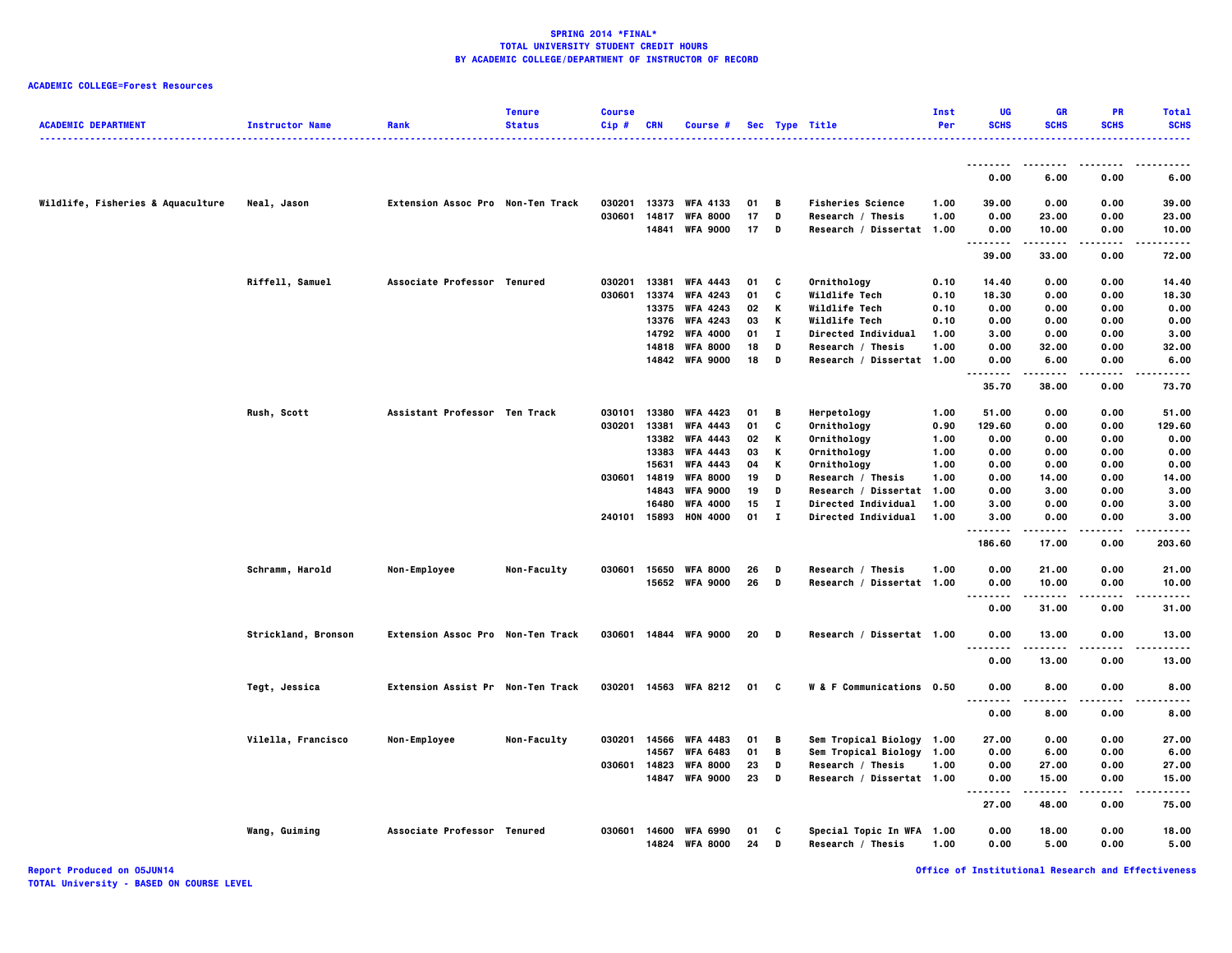**SPRING 2014 *FINAL***
**TOTAL UNIVERSITY STUDENT CREDIT HOURS**
**BY ACADEMIC COLLEGE/DEPARTMENT OF INSTRUCTOR OF RECORD**

**ACADEMIC COLLEGE=Forest Resources**

| ACADEMIC DEPARTMENT | Instructor Name | Rank | Tenure Status | Course Cip # | CRN | Course # | Sec | Type | Title | Inst Per | UG SCHS | GR SCHS | PR SCHS | Total SCHS |
|---|---|---|---|---|---|---|---|---|---|---|---|---|---|---|
| | | | | | | | | | | | 0.00 | 6.00 | 0.00 | 6.00 |
| Wildlife, Fisheries & Aquaculture | Neal, Jason | Extension Assoc Pro | Non-Ten Track | 030201 | 13373 | WFA 4133 | 01 | B | Fisheries Science | 1.00 | 39.00 | 0.00 | 0.00 | 39.00 |
| | | | | 030601 | 14817 | WFA 8000 | 17 | D | Research / Thesis | 1.00 | 0.00 | 23.00 | 0.00 | 23.00 |
| | | | | | 14841 | WFA 9000 | 17 | D | Research / Dissertat | 1.00 | 0.00 | 10.00 | 0.00 | 10.00 |
| | | | | | | | | | | | 39.00 | 33.00 | 0.00 | 72.00 |
| | Riffell, Samuel | Associate Professor | Tenured | 030201 | 13381 | WFA 4443 | 01 | C | Ornithology | 0.10 | 14.40 | 0.00 | 0.00 | 14.40 |
| | | | | 030601 | 13374 | WFA 4243 | 01 | C | Wildlife Tech | 0.10 | 18.30 | 0.00 | 0.00 | 18.30 |
| | | | | | 13375 | WFA 4243 | 02 | K | Wildlife Tech | 0.10 | 0.00 | 0.00 | 0.00 | 0.00 |
| | | | | | 13376 | WFA 4243 | 03 | K | Wildlife Tech | 0.10 | 0.00 | 0.00 | 0.00 | 0.00 |
| | | | | | 14792 | WFA 4000 | 01 | I | Directed Individual | 1.00 | 3.00 | 0.00 | 0.00 | 3.00 |
| | | | | | 14818 | WFA 8000 | 18 | D | Research / Thesis | 1.00 | 0.00 | 32.00 | 0.00 | 32.00 |
| | | | | | 14842 | WFA 9000 | 18 | D | Research / Dissertat | 1.00 | 0.00 | 6.00 | 0.00 | 6.00 |
| | | | | | | | | | | | 35.70 | 38.00 | 0.00 | 73.70 |
| | Rush, Scott | Assistant Professor | Ten Track | 030101 | 13380 | WFA 4423 | 01 | B | Herpetology | 1.00 | 51.00 | 0.00 | 0.00 | 51.00 |
| | | | | 030201 | 13381 | WFA 4443 | 01 | C | Ornithology | 0.90 | 129.60 | 0.00 | 0.00 | 129.60 |
| | | | | | 13382 | WFA 4443 | 02 | K | Ornithology | 1.00 | 0.00 | 0.00 | 0.00 | 0.00 |
| | | | | | 13383 | WFA 4443 | 03 | K | Ornithology | 1.00 | 0.00 | 0.00 | 0.00 | 0.00 |
| | | | | | 15631 | WFA 4443 | 04 | K | Ornithology | 1.00 | 0.00 | 0.00 | 0.00 | 0.00 |
| | | | | 030601 | 14819 | WFA 8000 | 19 | D | Research / Thesis | 1.00 | 0.00 | 14.00 | 0.00 | 14.00 |
| | | | | | 14843 | WFA 9000 | 19 | D | Research / Dissertat | 1.00 | 0.00 | 3.00 | 0.00 | 3.00 |
| | | | | | 16480 | WFA 4000 | 15 | I | Directed Individual | 1.00 | 3.00 | 0.00 | 0.00 | 3.00 |
| | | | | 240101 | 15893 | HON 4000 | 01 | I | Directed Individual | 1.00 | 3.00 | 0.00 | 0.00 | 3.00 |
| | | | | | | | | | | | 186.60 | 17.00 | 0.00 | 203.60 |
| | Schramm, Harold | Non-Employee | Non-Faculty | 030601 | 15650 | WFA 8000 | 26 | D | Research / Thesis | 1.00 | 0.00 | 21.00 | 0.00 | 21.00 |
| | | | | | 15652 | WFA 9000 | 26 | D | Research / Dissertat | 1.00 | 0.00 | 10.00 | 0.00 | 10.00 |
| | | | | | | | | | | | 0.00 | 31.00 | 0.00 | 31.00 |
| | Strickland, Bronson | Extension Assoc Pro | Non-Ten Track | 030601 | 14844 | WFA 9000 | 20 | D | Research / Dissertat | 1.00 | 0.00 | 13.00 | 0.00 | 13.00 |
| | | | | | | | | | | | 0.00 | 13.00 | 0.00 | 13.00 |
| | Tegt, Jessica | Extension Assist Pr | Non-Ten Track | 030201 | 14563 | WFA 8212 | 01 | C | W & F Communications | 0.50 | 0.00 | 8.00 | 0.00 | 8.00 |
| | | | | | | | | | | | 0.00 | 8.00 | 0.00 | 8.00 |
| | Vilella, Francisco | Non-Employee | Non-Faculty | 030201 | 14566 | WFA 4483 | 01 | B | Sem Tropical Biology | 1.00 | 27.00 | 0.00 | 0.00 | 27.00 |
| | | | | | 14567 | WFA 6483 | 01 | B | Sem Tropical Biology | 1.00 | 0.00 | 6.00 | 0.00 | 6.00 |
| | | | | 030601 | 14823 | WFA 8000 | 23 | D | Research / Thesis | 1.00 | 0.00 | 27.00 | 0.00 | 27.00 |
| | | | | | 14847 | WFA 9000 | 23 | D | Research / Dissertat | 1.00 | 0.00 | 15.00 | 0.00 | 15.00 |
| | | | | | | | | | | | 27.00 | 48.00 | 0.00 | 75.00 |
| | Wang, Guiming | Associate Professor | Tenured | 030601 | 14600 | WFA 6990 | 01 | C | Special Topic In WFA | 1.00 | 0.00 | 18.00 | 0.00 | 18.00 |
| | | | | | 14824 | WFA 8000 | 24 | D | Research / Thesis | 1.00 | 0.00 | 5.00 | 0.00 | 5.00 |

Report Produced on 05JUN14
TOTAL University - BASED ON COURSE LEVEL

Office of Institutional Research and Effectiveness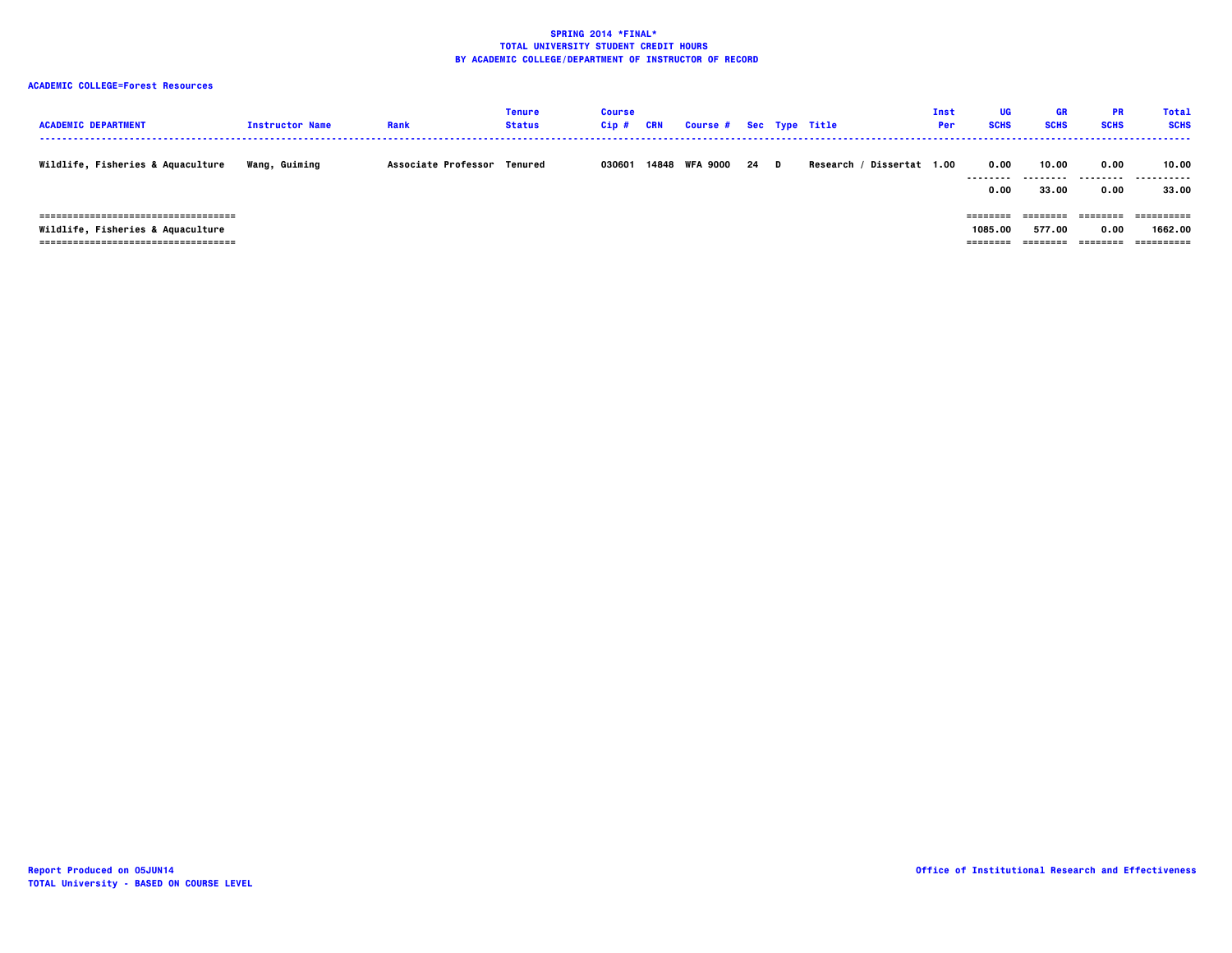**SPRING 2014 *FINAL***
**TOTAL UNIVERSITY STUDENT CREDIT HOURS**
**BY ACADEMIC COLLEGE/DEPARTMENT OF INSTRUCTOR OF RECORD**

**ACADEMIC COLLEGE=Forest Resources**

| ACADEMIC DEPARTMENT | Instructor Name | Rank | Tenure Status | Course Cip # | CRN | Course # | Sec | Type | Title | Inst Per | UG SCHS | GR SCHS | PR SCHS | Total SCHS |
|---|---|---|---|---|---|---|---|---|---|---|---|---|---|---|
| Wildlife, Fisheries & Aquaculture | Wang, Guiming | Associate Professor | Tenured | 030601 | 14848 | WFA 9000 | 24 | D | Research / Dissertat | 1.00 | 0.00 | 10.00 | 0.00 | 10.00 |
| | | | | | | | | | | | 0.00 | 33.00 | 0.00 | 33.00 |
| Wildlife, Fisheries & Aquaculture | | | | | | | | | | | 1085.00 | 577.00 | 0.00 | 1662.00 |

Report Produced on 05JUN14
TOTAL University - BASED ON COURSE LEVEL

Office of Institutional Research and Effectiveness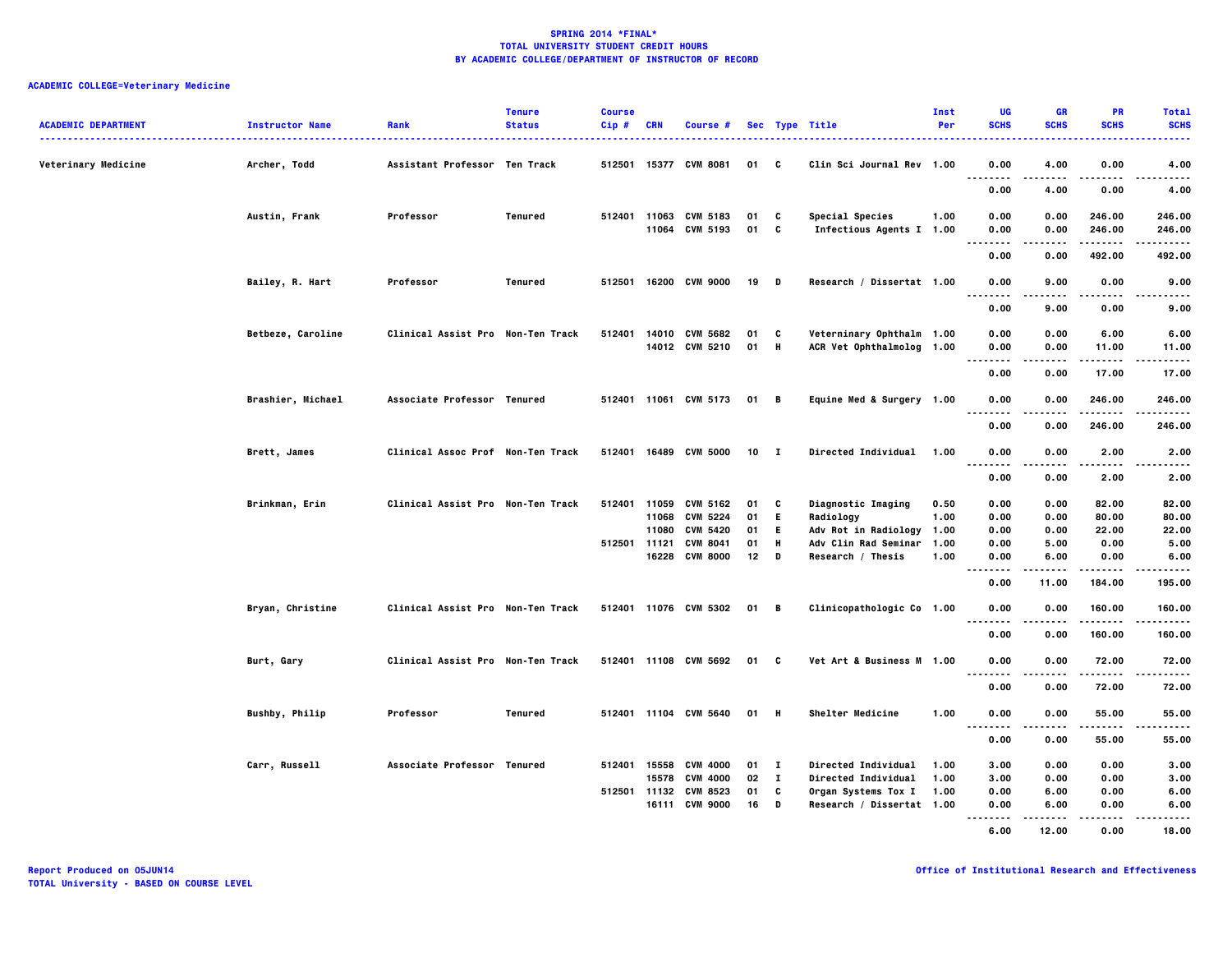**SPRING 2014 *FINAL***
**TOTAL UNIVERSITY STUDENT CREDIT HOURS**
**BY ACADEMIC COLLEGE/DEPARTMENT OF INSTRUCTOR OF RECORD**

**ACADEMIC COLLEGE=Veterinary Medicine**

| ACADEMIC DEPARTMENT | Instructor Name | Rank | Tenure Status | Course Cip # | CRN | Course # | Sec | Type | Title | Inst Per | UG SCHS | GR SCHS | PR SCHS | Total SCHS |
|---|---|---|---|---|---|---|---|---|---|---|---|---|---|---|
| Veterinary Medicine | Archer, Todd | Assistant Professor | Ten Track | 512501 | 15377 | CVM 8081 | 01 | C | Clin Sci Journal Rev | 1.00 | 0.00 | 4.00 | 0.00 | 4.00 |
| | | | | | | | | | | | 0.00 | 4.00 | 0.00 | 4.00 |
| | Austin, Frank | Professor | Tenured | 512401 | 11063 | CVM 5183 | 01 | C | Special Species | 1.00 | 0.00 | 0.00 | 246.00 | 246.00 |
| | | | | | 11064 | CVM 5193 | 01 | C | Infectious Agents I | 1.00 | 0.00 | 0.00 | 246.00 | 246.00 |
| | | | | | | | | | | | 0.00 | 0.00 | 492.00 | 492.00 |
| | Bailey, R. Hart | Professor | Tenured | 512501 | 16200 | CVM 9000 | 19 | D | Research / Dissertat | 1.00 | 0.00 | 9.00 | 0.00 | 9.00 |
| | | | | | | | | | | | 0.00 | 9.00 | 0.00 | 9.00 |
| | Betbeze, Caroline | Clinical Assist Pro | Non-Ten Track | 512401 | 14010 | CVM 5682 | 01 | C | Veterninary Ophthalm | 1.00 | 0.00 | 0.00 | 6.00 | 6.00 |
| | | | | | 14012 | CVM 5210 | 01 | H | ACR Vet Ophthalmolog | 1.00 | 0.00 | 0.00 | 11.00 | 11.00 |
| | | | | | | | | | | | 0.00 | 0.00 | 17.00 | 17.00 |
| | Brashier, Michael | Associate Professor | Tenured | 512401 | 11061 | CVM 5173 | 01 | B | Equine Med & Surgery | 1.00 | 0.00 | 0.00 | 246.00 | 246.00 |
| | | | | | | | | | | | 0.00 | 0.00 | 246.00 | 246.00 |
| | Brett, James | Clinical Assoc Prof | Non-Ten Track | 512401 | 16489 | CVM 5000 | 10 | I | Directed Individual | 1.00 | 0.00 | 0.00 | 2.00 | 2.00 |
| | | | | | | | | | | | 0.00 | 0.00 | 2.00 | 2.00 |
| | Brinkman, Erin | Clinical Assist Pro | Non-Ten Track | 512401 | 11059 | CVM 5162 | 01 | C | Diagnostic Imaging | 0.50 | 0.00 | 0.00 | 82.00 | 82.00 |
| | | | | | 11068 | CVM 5224 | 01 | E | Radiology | 1.00 | 0.00 | 0.00 | 80.00 | 80.00 |
| | | | | | 11080 | CVM 5420 | 01 | E | Adv Rot in Radiology | 1.00 | 0.00 | 0.00 | 22.00 | 22.00 |
| | | | | 512501 | 11121 | CVM 8041 | 01 | H | Adv Clin Rad Seminar | 1.00 | 0.00 | 5.00 | 0.00 | 5.00 |
| | | | | | 16228 | CVM 8000 | 12 | D | Research / Thesis | 1.00 | 0.00 | 6.00 | 0.00 | 6.00 |
| | | | | | | | | | | | 0.00 | 11.00 | 184.00 | 195.00 |
| | Bryan, Christine | Clinical Assist Pro | Non-Ten Track | 512401 | 11076 | CVM 5302 | 01 | B | Clinicopathologic Co | 1.00 | 0.00 | 0.00 | 160.00 | 160.00 |
| | | | | | | | | | | | 0.00 | 0.00 | 160.00 | 160.00 |
| | Burt, Gary | Clinical Assist Pro | Non-Ten Track | 512401 | 11108 | CVM 5692 | 01 | C | Vet Art & Business M | 1.00 | 0.00 | 0.00 | 72.00 | 72.00 |
| | | | | | | | | | | | 0.00 | 0.00 | 72.00 | 72.00 |
| | Bushby, Philip | Professor | Tenured | 512401 | 11104 | CVM 5640 | 01 | H | Shelter Medicine | 1.00 | 0.00 | 0.00 | 55.00 | 55.00 |
| | | | | | | | | | | | 0.00 | 0.00 | 55.00 | 55.00 |
| | Carr, Russell | Associate Professor | Tenured | 512401 | 15558 | CVM 4000 | 01 | I | Directed Individual | 1.00 | 3.00 | 0.00 | 0.00 | 3.00 |
| | | | | | 15578 | CVM 4000 | 02 | I | Directed Individual | 1.00 | 3.00 | 0.00 | 0.00 | 3.00 |
| | | | | 512501 | 11132 | CVM 8523 | 01 | C | Organ Systems Tox I | 1.00 | 0.00 | 6.00 | 0.00 | 6.00 |
| | | | | | 16111 | CVM 9000 | 16 | D | Research / Dissertat | 1.00 | 0.00 | 6.00 | 0.00 | 6.00 |
| | | | | | | | | | | | 6.00 | 12.00 | 0.00 | 18.00 |

Report Produced on 05JUN14
TOTAL University - BASED ON COURSE LEVEL

Office of Institutional Research and Effectiveness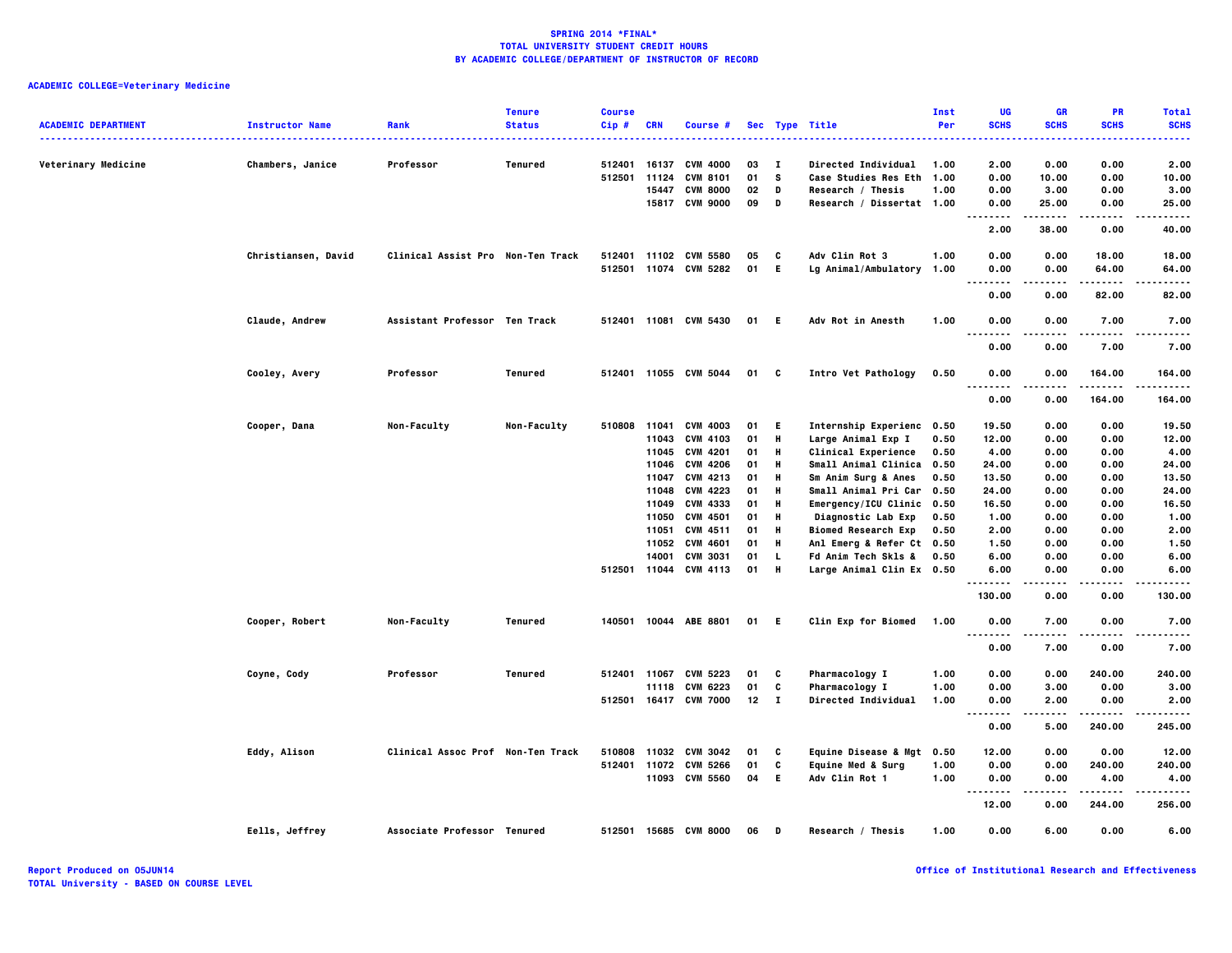**SPRING 2014 *FINAL***
**TOTAL UNIVERSITY STUDENT CREDIT HOURS**
**BY ACADEMIC COLLEGE/DEPARTMENT OF INSTRUCTOR OF RECORD**

**ACADEMIC COLLEGE=Veterinary Medicine**

| ACADEMIC DEPARTMENT | Instructor Name | Rank | Tenure Status | Course Cip # | CRN | Course # | Sec | Type | Title | Inst Per | UG SCHS | GR SCHS | PR SCHS | Total SCHS |
|---|---|---|---|---|---|---|---|---|---|---|---|---|---|---|
| Veterinary Medicine | Chambers, Janice | Professor | Tenured | 512401 | 16137 | CVM 4000 | 03 | I | Directed Individual | 1.00 | 2.00 | 0.00 | 0.00 | 2.00 |
| | | | | 512501 | 11124 | CVM 8101 | 01 | S | Case Studies Res Eth | 1.00 | 0.00 | 10.00 | 0.00 | 10.00 |
| | | | | | 15447 | CVM 8000 | 02 | D | Research / Thesis | 1.00 | 0.00 | 3.00 | 0.00 | 3.00 |
| | | | | | 15817 | CVM 9000 | 09 | D | Research / Dissertat | 1.00 | 0.00 | 25.00 | 0.00 | 25.00 |
| | | | | | | | | | | | 2.00 | 38.00 | 0.00 | 40.00 |
| | Christiansen, David | Clinical Assist Pro | Non-Ten Track | 512401 | 11102 | CVM 5580 | 05 | C | Adv Clin Rot 3 | 1.00 | 0.00 | 0.00 | 18.00 | 18.00 |
| | | | | 512501 | 11074 | CVM 5282 | 01 | E | Lg Animal/Ambulatory | 1.00 | 0.00 | 0.00 | 64.00 | 64.00 |
| | | | | | | | | | | | 0.00 | 0.00 | 82.00 | 82.00 |
| | Claude, Andrew | Assistant Professor | Ten Track | 512401 | 11081 | CVM 5430 | 01 | E | Adv Rot in Anesth | 1.00 | 0.00 | 0.00 | 7.00 | 7.00 |
| | | | | | | | | | | | 0.00 | 0.00 | 7.00 | 7.00 |
| | Cooley, Avery | Professor | Tenured | 512401 | 11055 | CVM 5044 | 01 | C | Intro Vet Pathology | 0.50 | 0.00 | 0.00 | 164.00 | 164.00 |
| | | | | | | | | | | | 0.00 | 0.00 | 164.00 | 164.00 |
| | Cooper, Dana | Non-Faculty | Non-Faculty | 510808 | 11041 | CVM 4003 | 01 | E | Internship Experienc | 0.50 | 19.50 | 0.00 | 0.00 | 19.50 |
| | | | | | 11043 | CVM 4103 | 01 | H | Large Animal Exp I | 0.50 | 12.00 | 0.00 | 0.00 | 12.00 |
| | | | | | 11045 | CVM 4201 | 01 | H | Clinical Experience | 0.50 | 4.00 | 0.00 | 0.00 | 4.00 |
| | | | | | 11046 | CVM 4206 | 01 | H | Small Animal Clinica | 0.50 | 24.00 | 0.00 | 0.00 | 24.00 |
| | | | | | 11047 | CVM 4213 | 01 | H | Sm Anim Surg & Anes | 0.50 | 13.50 | 0.00 | 0.00 | 13.50 |
| | | | | | 11048 | CVM 4223 | 01 | H | Small Animal Pri Car | 0.50 | 24.00 | 0.00 | 0.00 | 24.00 |
| | | | | | 11049 | CVM 4333 | 01 | H | Emergency/ICU Clinic | 0.50 | 16.50 | 0.00 | 0.00 | 16.50 |
| | | | | | 11050 | CVM 4501 | 01 | H | Diagnostic Lab Exp | 0.50 | 1.00 | 0.00 | 0.00 | 1.00 |
| | | | | | 11051 | CVM 4511 | 01 | H | Biomed Research Exp | 0.50 | 2.00 | 0.00 | 0.00 | 2.00 |
| | | | | | 11052 | CVM 4601 | 01 | H | Anl Emerg & Refer Ct | 0.50 | 1.50 | 0.00 | 0.00 | 1.50 |
| | | | | | 14001 | CVM 3031 | 01 | L | Fd Anim Tech Skls & | 0.50 | 6.00 | 0.00 | 0.00 | 6.00 |
| | | | | 512501 | 11044 | CVM 4113 | 01 | H | Large Animal Clin Ex | 0.50 | 6.00 | 0.00 | 0.00 | 6.00 |
| | | | | | | | | | | | 130.00 | 0.00 | 0.00 | 130.00 |
| | Cooper, Robert | Non-Faculty | Tenured | 140501 | 10044 | ABE 8801 | 01 | E | Clin Exp for Biomed | 1.00 | 0.00 | 7.00 | 0.00 | 7.00 |
| | | | | | | | | | | | 0.00 | 7.00 | 0.00 | 7.00 |
| | Coyne, Cody | Professor | Tenured | 512401 | 11067 | CVM 5223 | 01 | C | Pharmacology I | 1.00 | 0.00 | 0.00 | 240.00 | 240.00 |
| | | | | | 11118 | CVM 6223 | 01 | C | Pharmacology I | 1.00 | 0.00 | 3.00 | 0.00 | 3.00 |
| | | | | 512501 | 16417 | CVM 7000 | 12 | I | Directed Individual | 1.00 | 0.00 | 2.00 | 0.00 | 2.00 |
| | | | | | | | | | | | 0.00 | 5.00 | 240.00 | 245.00 |
| | Eddy, Alison | Clinical Assoc Prof | Non-Ten Track | 510808 | 11032 | CVM 3042 | 01 | C | Equine Disease & Mgt | 0.50 | 12.00 | 0.00 | 0.00 | 12.00 |
| | | | | 512401 | 11072 | CVM 5266 | 01 | C | Equine Med & Surg | 1.00 | 0.00 | 0.00 | 240.00 | 240.00 |
| | | | | | 11093 | CVM 5560 | 04 | E | Adv Clin Rot 1 | 1.00 | 0.00 | 0.00 | 4.00 | 4.00 |
| | | | | | | | | | | | 12.00 | 0.00 | 244.00 | 256.00 |
| | Eells, Jeffrey | Associate Professor | Tenured | 512501 | 15685 | CVM 8000 | 06 | D | Research / Thesis | 1.00 | 0.00 | 6.00 | 0.00 | 6.00 |

Report Produced on 05JUN14
TOTAL University - BASED ON COURSE LEVEL

Office of Institutional Research and Effectiveness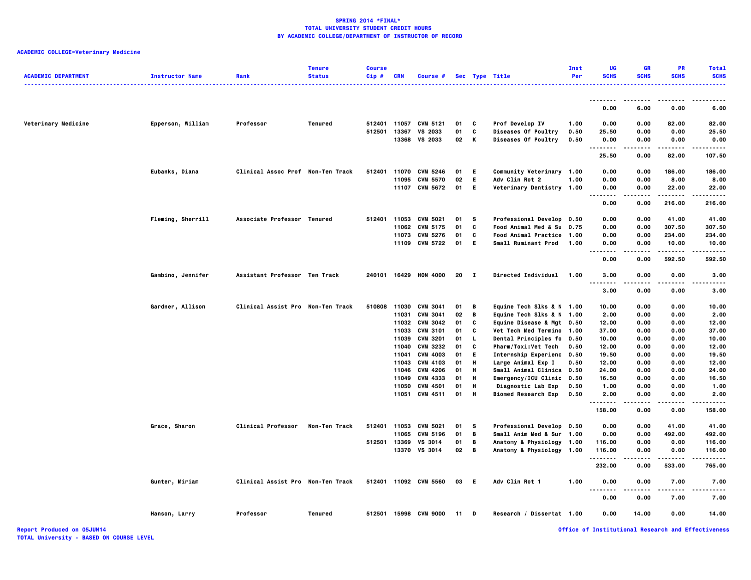# SPRING 2014 *FINAL*
## TOTAL UNIVERSITY STUDENT CREDIT HOURS
## BY ACADEMIC COLLEGE/DEPARTMENT OF INSTRUCTOR OF RECORD

**ACADEMIC COLLEGE=Veterinary Medicine**

| ACADEMIC DEPARTMENT | Instructor Name | Rank | Tenure Status | Course Cip # | CRN | Course # | Sec | Type | Title | Inst Per | UG SCHS | GR SCHS | PR SCHS | Total SCHS |
|---|---|---|---|---|---|---|---|---|---|---|---|---|---|---|
| | | | | | | | | | | | 0.00 | 6.00 | 0.00 | 6.00 |
| Veterinary Medicine | Epperson, William | Professor | Tenured | 512401 | 11057 | CVM 5121 | 01 | C | Prof Develop IV | 1.00 | 0.00 | 0.00 | 82.00 | 82.00 |
| | | | | 512501 | 13367 | VS 2033 | 01 | C | Diseases Of Poultry | 0.50 | 25.50 | 0.00 | 0.00 | 25.50 |
| | | | | | 13368 | VS 2033 | 02 | K | Diseases Of Poultry | 0.50 | 0.00 | 0.00 | 0.00 | 0.00 |
| | | | | | | | | | | | 25.50 | 0.00 | 82.00 | 107.50 |
| | Eubanks, Diana | Clinical Assoc Prof | Non-Ten Track | 512401 | 11070 | CVM 5246 | 01 | E | Community Veterinary | 1.00 | 0.00 | 0.00 | 186.00 | 186.00 |
| | | | | | 11095 | CVM 5570 | 02 | E | Adv Clin Rot 2 | 1.00 | 0.00 | 0.00 | 8.00 | 8.00 |
| | | | | | 11107 | CVM 5672 | 01 | E | Veterinary Dentistry | 1.00 | 0.00 | 0.00 | 22.00 | 22.00 |
| | | | | | | | | | | | 0.00 | 0.00 | 216.00 | 216.00 |
| | Fleming, Sherrill | Associate Professor | Tenured | 512401 | 11053 | CVM 5021 | 01 | S | Professional Develop | 0.50 | 0.00 | 0.00 | 41.00 | 41.00 |
| | | | | | 11062 | CVM 5175 | 01 | C | Food Animal Med & Su | 0.75 | 0.00 | 0.00 | 307.50 | 307.50 |
| | | | | | 11073 | CVM 5276 | 01 | C | Food Animal Practice | 1.00 | 0.00 | 0.00 | 234.00 | 234.00 |
| | | | | | 11109 | CVM 5722 | 01 | E | Small Ruminant Prod | 1.00 | 0.00 | 0.00 | 10.00 | 10.00 |
| | | | | | | | | | | | 0.00 | 0.00 | 592.50 | 592.50 |
| | Gambino, Jennifer | Assistant Professor | Ten Track | 240101 | 16429 | HON 4000 | 20 | I | Directed Individual | 1.00 | 3.00 | 0.00 | 0.00 | 3.00 |
| | | | | | | | | | | | 3.00 | 0.00 | 0.00 | 3.00 |
| | Gardner, Allison | Clinical Assist Pro | Non-Ten Track | 510808 | 11030 | CVM 3041 | 01 | B | Equine Tech Slks & N | 1.00 | 10.00 | 0.00 | 0.00 | 10.00 |
| | | | | | 11031 | CVM 3041 | 02 | B | Equine Tech Slks & N | 1.00 | 2.00 | 0.00 | 0.00 | 2.00 |
| | | | | | 11032 | CVM 3042 | 01 | C | Equine Disease & Mgt | 0.50 | 12.00 | 0.00 | 0.00 | 12.00 |
| | | | | | 11033 | CVM 3101 | 01 | C | Vet Tech Med Termino | 1.00 | 37.00 | 0.00 | 0.00 | 37.00 |
| | | | | | 11039 | CVM 3201 | 01 | L | Dental Principles fo | 0.50 | 10.00 | 0.00 | 0.00 | 10.00 |
| | | | | | 11040 | CVM 3232 | 01 | C | Pharm/Toxi:Vet Tech | 0.50 | 12.00 | 0.00 | 0.00 | 12.00 |
| | | | | | 11041 | CVM 4003 | 01 | E | Internship Experienc | 0.50 | 19.50 | 0.00 | 0.00 | 19.50 |
| | | | | | 11043 | CVM 4103 | 01 | H | Large Animal Exp I | 0.50 | 12.00 | 0.00 | 0.00 | 12.00 |
| | | | | | 11046 | CVM 4206 | 01 | H | Small Animal Clinica | 0.50 | 24.00 | 0.00 | 0.00 | 24.00 |
| | | | | | 11049 | CVM 4333 | 01 | H | Emergency/ICU Clinic | 0.50 | 16.50 | 0.00 | 0.00 | 16.50 |
| | | | | | 11050 | CVM 4501 | 01 | H | Diagnostic Lab Exp | 0.50 | 1.00 | 0.00 | 0.00 | 1.00 |
| | | | | | 11051 | CVM 4511 | 01 | H | Biomed Research Exp | 0.50 | 2.00 | 0.00 | 0.00 | 2.00 |
| | | | | | | | | | | | 158.00 | 0.00 | 0.00 | 158.00 |
| | Grace, Sharon | Clinical Professor | Non-Ten Track | 512401 | 11053 | CVM 5021 | 01 | S | Professional Develop | 0.50 | 0.00 | 0.00 | 41.00 | 41.00 |
| | | | | | 11065 | CVM 5196 | 01 | B | Small Anim Med & Sur | 1.00 | 0.00 | 0.00 | 492.00 | 492.00 |
| | | | | 512501 | 13369 | VS 3014 | 01 | B | Anatomy & Physiology | 1.00 | 116.00 | 0.00 | 0.00 | 116.00 |
| | | | | | 13370 | VS 3014 | 02 | B | Anatomy & Physiology | 1.00 | 116.00 | 0.00 | 0.00 | 116.00 |
| | | | | | | | | | | | 232.00 | 0.00 | 533.00 | 765.00 |
| | Gunter, Miriam | Clinical Assist Pro | Non-Ten Track | 512401 | 11092 | CVM 5560 | 03 | E | Adv Clin Rot 1 | 1.00 | 0.00 | 0.00 | 7.00 | 7.00 |
| | | | | | | | | | | | 0.00 | 0.00 | 7.00 | 7.00 |
| | Hanson, Larry | Professor | Tenured | 512501 | 15998 | CVM 9000 | 11 | D | Research / Dissertat | 1.00 | 0.00 | 14.00 | 0.00 | 14.00 |

Report Produced on 05JUN14
TOTAL University - BASED ON COURSE LEVEL

Office of Institutional Research and Effectiveness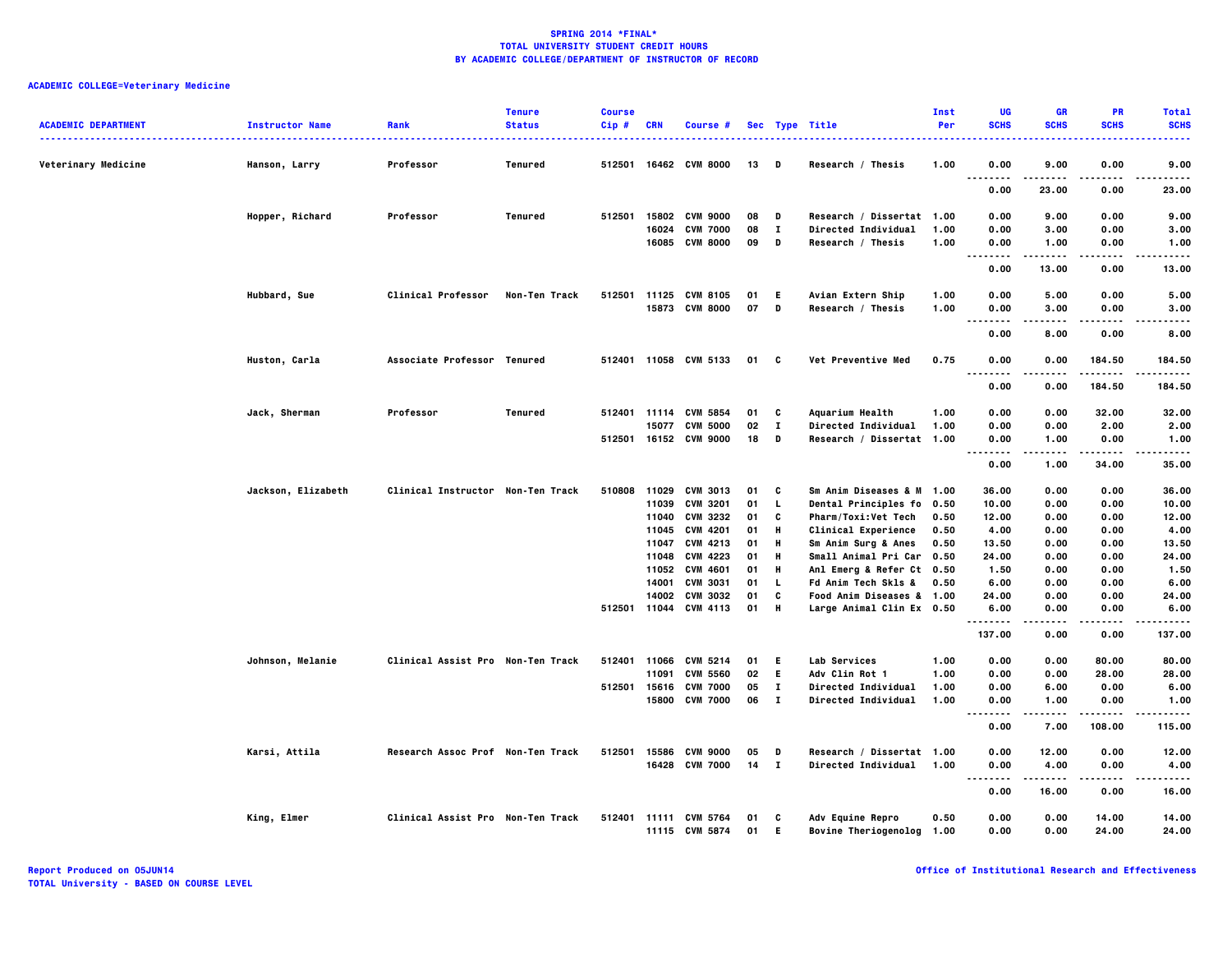**SPRING 2014 *FINAL***
**TOTAL UNIVERSITY STUDENT CREDIT HOURS**
**BY ACADEMIC COLLEGE/DEPARTMENT OF INSTRUCTOR OF RECORD**

**ACADEMIC COLLEGE=Veterinary Medicine**

| ACADEMIC DEPARTMENT | Instructor Name | Rank | Tenure Status | Course Cip # | CRN | Course # | Sec | Type | Title | Inst Per | UG SCHS | GR SCHS | PR SCHS | Total SCHS |
|---|---|---|---|---|---|---|---|---|---|---|---|---|---|---|
| Veterinary Medicine | Hanson, Larry | Professor | Tenured | 512501 | 16462 | CVM 8000 | 13 | D | Research / Thesis | 1.00 | 0.00 | 9.00 | 0.00 | 9.00 |
| | | | | | | | | | | | 0.00 | 23.00 | 0.00 | 23.00 |
| | Hopper, Richard | Professor | Tenured | 512501 | 15802 | CVM 9000 | 08 | D | Research / Dissertat | 1.00 | 0.00 | 9.00 | 0.00 | 9.00 |
| | | | | | 16024 | CVM 7000 | 08 | I | Directed Individual | 1.00 | 0.00 | 3.00 | 0.00 | 3.00 |
| | | | | | 16085 | CVM 8000 | 09 | D | Research / Thesis | 1.00 | 0.00 | 1.00 | 0.00 | 1.00 |
| | | | | | | | | | | | 0.00 | 13.00 | 0.00 | 13.00 |
| | Hubbard, Sue | Clinical Professor | Non-Ten Track | 512501 | 11125 | CVM 8105 | 01 | E | Avian Extern Ship | 1.00 | 0.00 | 5.00 | 0.00 | 5.00 |
| | | | | | 15873 | CVM 8000 | 07 | D | Research / Thesis | 1.00 | 0.00 | 3.00 | 0.00 | 3.00 |
| | | | | | | | | | | | 0.00 | 8.00 | 0.00 | 8.00 |
| | Huston, Carla | Associate Professor | Tenured | 512401 | 11058 | CVM 5133 | 01 | C | Vet Preventive Med | 0.75 | 0.00 | 0.00 | 184.50 | 184.50 |
| | | | | | | | | | | | 0.00 | 0.00 | 184.50 | 184.50 |
| | Jack, Sherman | Professor | Tenured | 512401 | 11114 | CVM 5854 | 01 | C | Aquarium Health | 1.00 | 0.00 | 0.00 | 32.00 | 32.00 |
| | | | | | 15077 | CVM 5000 | 02 | I | Directed Individual | 1.00 | 0.00 | 0.00 | 2.00 | 2.00 |
| | | | | 512501 | 16152 | CVM 9000 | 18 | D | Research / Dissertat | 1.00 | 0.00 | 1.00 | 0.00 | 1.00 |
| | | | | | | | | | | | 0.00 | 1.00 | 34.00 | 35.00 |
| | Jackson, Elizabeth | Clinical Instructor | Non-Ten Track | 510808 | 11029 | CVM 3013 | 01 | C | Sm Anim Diseases & M | 1.00 | 36.00 | 0.00 | 0.00 | 36.00 |
| | | | | | 11039 | CVM 3201 | 01 | L | Dental Principles fo | 0.50 | 10.00 | 0.00 | 0.00 | 10.00 |
| | | | | | 11040 | CVM 3232 | 01 | C | Pharm/Toxi:Vet Tech | 0.50 | 12.00 | 0.00 | 0.00 | 12.00 |
| | | | | | 11045 | CVM 4201 | 01 | H | Clinical Experience | 0.50 | 4.00 | 0.00 | 0.00 | 4.00 |
| | | | | | 11047 | CVM 4213 | 01 | H | Sm Anim Surg & Anes | 0.50 | 13.50 | 0.00 | 0.00 | 13.50 |
| | | | | | 11048 | CVM 4223 | 01 | H | Small Animal Pri Car | 0.50 | 24.00 | 0.00 | 0.00 | 24.00 |
| | | | | | 11052 | CVM 4601 | 01 | H | Anl Emerg & Refer Ct | 0.50 | 1.50 | 0.00 | 0.00 | 1.50 |
| | | | | | 14001 | CVM 3031 | 01 | L | Fd Anim Tech Skls & | 0.50 | 6.00 | 0.00 | 0.00 | 6.00 |
| | | | | | 14002 | CVM 3032 | 01 | C | Food Anim Diseases & | 1.00 | 24.00 | 0.00 | 0.00 | 24.00 |
| | | | | 512501 | 11044 | CVM 4113 | 01 | H | Large Animal Clin Ex | 0.50 | 6.00 | 0.00 | 0.00 | 6.00 |
| | | | | | | | | | | | 137.00 | 0.00 | 0.00 | 137.00 |
| | Johnson, Melanie | Clinical Assist Pro | Non-Ten Track | 512401 | 11066 | CVM 5214 | 01 | E | Lab Services | 1.00 | 0.00 | 0.00 | 80.00 | 80.00 |
| | | | | | 11091 | CVM 5560 | 02 | E | Adv Clin Rot 1 | 1.00 | 0.00 | 0.00 | 28.00 | 28.00 |
| | | | | 512501 | 15616 | CVM 7000 | 05 | I | Directed Individual | 1.00 | 0.00 | 6.00 | 0.00 | 6.00 |
| | | | | | 15800 | CVM 7000 | 06 | I | Directed Individual | 1.00 | 0.00 | 1.00 | 0.00 | 1.00 |
| | | | | | | | | | | | 0.00 | 7.00 | 108.00 | 115.00 |
| | Karsi, Attila | Research Assoc Prof | Non-Ten Track | 512501 | 15586 | CVM 9000 | 05 | D | Research / Dissertat | 1.00 | 0.00 | 12.00 | 0.00 | 12.00 |
| | | | | | 16428 | CVM 7000 | 14 | I | Directed Individual | 1.00 | 0.00 | 4.00 | 0.00 | 4.00 |
| | | | | | | | | | | | 0.00 | 16.00 | 0.00 | 16.00 |
| | King, Elmer | Clinical Assist Pro | Non-Ten Track | 512401 | 11111 | CVM 5764 | 01 | C | Adv Equine Repro | 0.50 | 0.00 | 0.00 | 14.00 | 14.00 |
| | | | | | 11115 | CVM 5874 | 01 | E | Bovine Theriogenolog | 1.00 | 0.00 | 0.00 | 24.00 | 24.00 |

Report Produced on 05JUN14
TOTAL University - BASED ON COURSE LEVEL

Office of Institutional Research and Effectiveness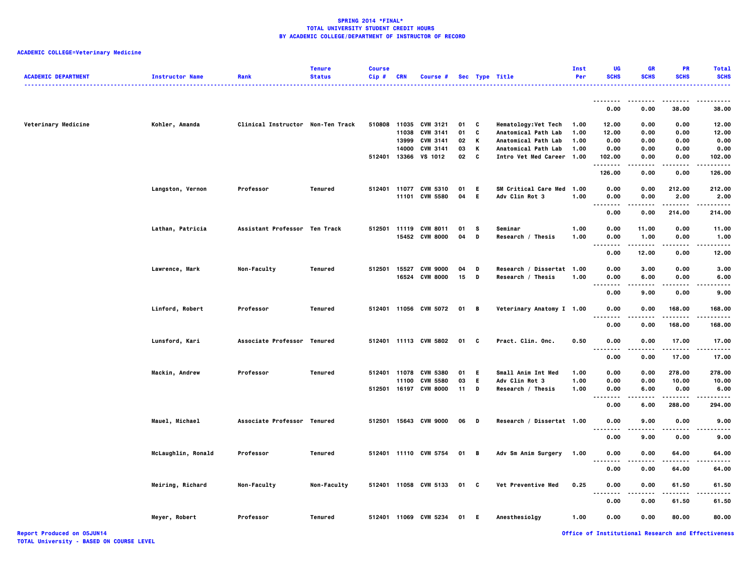**SPRING 2014 *FINAL***
**TOTAL UNIVERSITY STUDENT CREDIT HOURS**
**BY ACADEMIC COLLEGE/DEPARTMENT OF INSTRUCTOR OF RECORD**

**ACADEMIC COLLEGE=Veterinary Medicine**

| ACADEMIC DEPARTMENT | Instructor Name | Rank | Tenure Status | Course Cip # | CRN | Course # | Sec | Type | Title | Inst Per | UG SCHS | GR SCHS | PR SCHS | Total SCHS |
|---|---|---|---|---|---|---|---|---|---|---|---|---|---|---|
| | | | | | | | | | | | 0.00 | 0.00 | 38.00 | 38.00 |
| Veterinary Medicine | Kohler, Amanda | Clinical Instructor | Non-Ten Track | 510808 | 11035 | CVM 3121 | 01 | C | Hematology:Vet Tech | 1.00 | 12.00 | 0.00 | 0.00 | 12.00 |
| | | | | | 11038 | CVM 3141 | 01 | C | Anatomical Path Lab | 1.00 | 12.00 | 0.00 | 0.00 | 12.00 |
| | | | | | 13999 | CVM 3141 | 02 | K | Anatomical Path Lab | 1.00 | 0.00 | 0.00 | 0.00 | 0.00 |
| | | | | | 14000 | CVM 3141 | 03 | K | Anatomical Path Lab | 1.00 | 0.00 | 0.00 | 0.00 | 0.00 |
| | | | | 512401 | 13366 | VS 1012 | 02 | C | Intro Vet Med Career | 1.00 | 102.00 | 0.00 | 0.00 | 102.00 |
| | | | | | | | | | | | 126.00 | 0.00 | 0.00 | 126.00 |
| | Langston, Vernon | Professor | Tenured | 512401 | 11077 | CVM 5310 | 01 | E | SM Critical Care Med | 1.00 | 0.00 | 0.00 | 212.00 | 212.00 |
| | | | | | 11101 | CVM 5580 | 04 | E | Adv Clin Rot 3 | 1.00 | 0.00 | 0.00 | 2.00 | 2.00 |
| | | | | | | | | | | | 0.00 | 0.00 | 214.00 | 214.00 |
| | Lathan, Patricia | Assistant Professor | Ten Track | 512501 | 11119 | CVM 8011 | 01 | S | Seminar | 1.00 | 0.00 | 11.00 | 0.00 | 11.00 |
| | | | | | 15452 | CVM 8000 | 04 | D | Research / Thesis | 1.00 | 0.00 | 1.00 | 0.00 | 1.00 |
| | | | | | | | | | | | 0.00 | 12.00 | 0.00 | 12.00 |
| | Lawrence, Mark | Non-Faculty | Tenured | 512501 | 15527 | CVM 9000 | 04 | D | Research / Dissertat | 1.00 | 0.00 | 3.00 | 0.00 | 3.00 |
| | | | | | 16524 | CVM 8000 | 15 | D | Research / Thesis | 1.00 | 0.00 | 6.00 | 0.00 | 6.00 |
| | | | | | | | | | | | 0.00 | 9.00 | 0.00 | 9.00 |
| | Linford, Robert | Professor | Tenured | 512401 | 11056 | CVM 5072 | 01 | B | Veterinary Anatomy I | 1.00 | 0.00 | 0.00 | 168.00 | 168.00 |
| | | | | | | | | | | | 0.00 | 0.00 | 168.00 | 168.00 |
| | Lunsford, Kari | Associate Professor | Tenured | 512401 | 11113 | CVM 5802 | 01 | C | Pract. Clin. Onc. | 0.50 | 0.00 | 0.00 | 17.00 | 17.00 |
| | | | | | | | | | | | 0.00 | 0.00 | 17.00 | 17.00 |
| | Mackin, Andrew | Professor | Tenured | 512401 | 11078 | CVM 5380 | 01 | E | Small Anim Int Med | 1.00 | 0.00 | 0.00 | 278.00 | 278.00 |
| | | | | | 11100 | CVM 5580 | 03 | E | Adv Clin Rot 3 | 1.00 | 0.00 | 0.00 | 10.00 | 10.00 |
| | | | | 512501 | 16197 | CVM 8000 | 11 | D | Research / Thesis | 1.00 | 0.00 | 6.00 | 0.00 | 6.00 |
| | | | | | | | | | | | 0.00 | 6.00 | 288.00 | 294.00 |
| | Mauel, Michael | Associate Professor | Tenured | 512501 | 15643 | CVM 9000 | 06 | D | Research / Dissertat | 1.00 | 0.00 | 9.00 | 0.00 | 9.00 |
| | | | | | | | | | | | 0.00 | 9.00 | 0.00 | 9.00 |
| | McLaughlin, Ronald | Professor | Tenured | 512401 | 11110 | CVM 5754 | 01 | B | Adv Sm Anim Surgery | 1.00 | 0.00 | 0.00 | 64.00 | 64.00 |
| | | | | | | | | | | | 0.00 | 0.00 | 64.00 | 64.00 |
| | Meiring, Richard | Non-Faculty | Non-Faculty | 512401 | 11058 | CVM 5133 | 01 | C | Vet Preventive Med | 0.25 | 0.00 | 0.00 | 61.50 | 61.50 |
| | | | | | | | | | | | 0.00 | 0.00 | 61.50 | 61.50 |
| | Meyer, Robert | Professor | Tenured | 512401 | 11069 | CVM 5234 | 01 | E | Anesthesiolgy | 1.00 | 0.00 | 0.00 | 80.00 | 80.00 |

Report Produced on 05JUN14
TOTAL University - BASED ON COURSE LEVEL

Office of Institutional Research and Effectiveness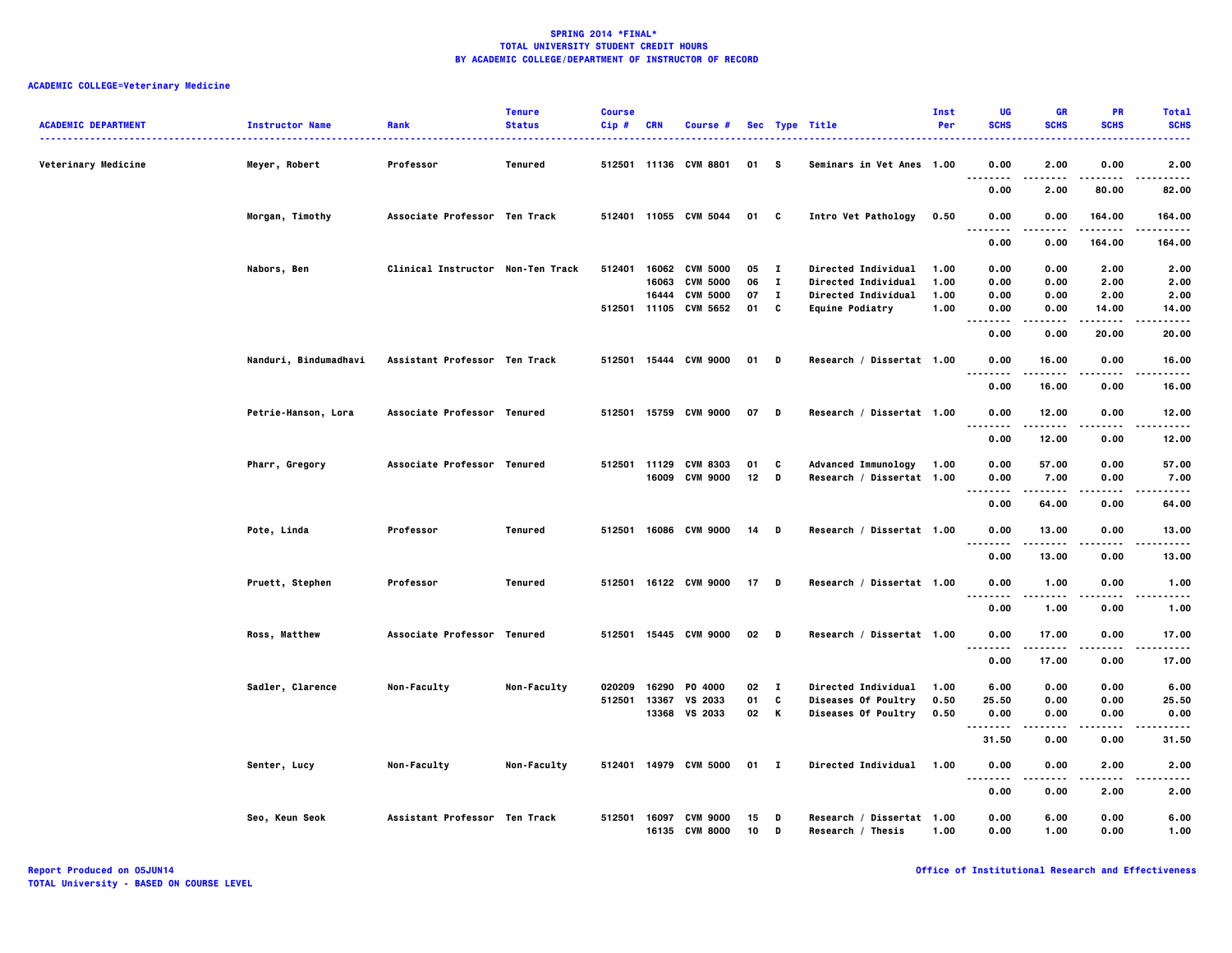**SPRING 2014 *FINAL***
**TOTAL UNIVERSITY STUDENT CREDIT HOURS**
**BY ACADEMIC COLLEGE/DEPARTMENT OF INSTRUCTOR OF RECORD**

**ACADEMIC COLLEGE=Veterinary Medicine**

| ACADEMIC DEPARTMENT | Instructor Name | Rank | Tenure Status | Course Cip # | CRN | Course # | Sec | Type | Title | Inst Per | UG SCHS | GR SCHS | PR SCHS | Total SCHS |
|---|---|---|---|---|---|---|---|---|---|---|---|---|---|---|
| Veterinary Medicine | Meyer, Robert | Professor | Tenured | 512501 | 11136 | CVM 8801 | 01 | S | Seminars in Vet Anes | 1.00 | 0.00 | 2.00 | 0.00 | 2.00 |
| | | | | | | | | | | | 0.00 | 2.00 | 80.00 | 82.00 |
| | Morgan, Timothy | Associate Professor | Ten Track | 512401 | 11055 | CVM 5044 | 01 | C | Intro Vet Pathology | 0.50 | 0.00 | 0.00 | 164.00 | 164.00 |
| | | | | | | | | | | | 0.00 | 0.00 | 164.00 | 164.00 |
| | Nabors, Ben | Clinical Instructor | Non-Ten Track | 512401 | 16062 | CVM 5000 | 05 | I | Directed Individual | 1.00 | 0.00 | 0.00 | 2.00 | 2.00 |
| | | | | | 16063 | CVM 5000 | 06 | I | Directed Individual | 1.00 | 0.00 | 0.00 | 2.00 | 2.00 |
| | | | | | 16444 | CVM 5000 | 07 | I | Directed Individual | 1.00 | 0.00 | 0.00 | 2.00 | 2.00 |
| | | | | 512501 | 11105 | CVM 5652 | 01 | C | Equine Podiatry | 1.00 | 0.00 | 0.00 | 14.00 | 14.00 |
| | | | | | | | | | | | 0.00 | 0.00 | 20.00 | 20.00 |
| | Nanduri, Bindumadhavi | Assistant Professor | Ten Track | 512501 | 15444 | CVM 9000 | 01 | D | Research / Dissertat | 1.00 | 0.00 | 16.00 | 0.00 | 16.00 |
| | | | | | | | | | | | 0.00 | 16.00 | 0.00 | 16.00 |
| | Petrie-Hanson, Lora | Associate Professor | Tenured | 512501 | 15759 | CVM 9000 | 07 | D | Research / Dissertat | 1.00 | 0.00 | 12.00 | 0.00 | 12.00 |
| | | | | | | | | | | | 0.00 | 12.00 | 0.00 | 12.00 |
| | Pharr, Gregory | Associate Professor | Tenured | 512501 | 11129 | CVM 8303 | 01 | C | Advanced Immunology | 1.00 | 0.00 | 57.00 | 0.00 | 57.00 |
| | | | | | 16009 | CVM 9000 | 12 | D | Research / Dissertat | 1.00 | 0.00 | 7.00 | 0.00 | 7.00 |
| | | | | | | | | | | | 0.00 | 64.00 | 0.00 | 64.00 |
| | Pote, Linda | Professor | Tenured | 512501 | 16086 | CVM 9000 | 14 | D | Research / Dissertat | 1.00 | 0.00 | 13.00 | 0.00 | 13.00 |
| | | | | | | | | | | | 0.00 | 13.00 | 0.00 | 13.00 |
| | Pruett, Stephen | Professor | Tenured | 512501 | 16122 | CVM 9000 | 17 | D | Research / Dissertat | 1.00 | 0.00 | 1.00 | 0.00 | 1.00 |
| | | | | | | | | | | | 0.00 | 1.00 | 0.00 | 1.00 |
| | Ross, Matthew | Associate Professor | Tenured | 512501 | 15445 | CVM 9000 | 02 | D | Research / Dissertat | 1.00 | 0.00 | 17.00 | 0.00 | 17.00 |
| | | | | | | | | | | | 0.00 | 17.00 | 0.00 | 17.00 |
| | Sadler, Clarence | Non-Faculty | Non-Faculty | 020209 | 16290 | PO 4000 | 02 | I | Directed Individual | 1.00 | 6.00 | 0.00 | 0.00 | 6.00 |
| | | | | 512501 | 13367 | VS 2033 | 01 | C | Diseases Of Poultry | 0.50 | 25.50 | 0.00 | 0.00 | 25.50 |
| | | | | | 13368 | VS 2033 | 02 | K | Diseases Of Poultry | 0.50 | 0.00 | 0.00 | 0.00 | 0.00 |
| | | | | | | | | | | | 31.50 | 0.00 | 0.00 | 31.50 |
| | Senter, Lucy | Non-Faculty | Non-Faculty | 512401 | 14979 | CVM 5000 | 01 | I | Directed Individual | 1.00 | 0.00 | 0.00 | 2.00 | 2.00 |
| | | | | | | | | | | | 0.00 | 0.00 | 2.00 | 2.00 |
| | Seo, Keun Seok | Assistant Professor | Ten Track | 512501 | 16097 | CVM 9000 | 15 | D | Research / Dissertat | 1.00 | 0.00 | 6.00 | 0.00 | 6.00 |
| | | | | | 16135 | CVM 8000 | 10 | D | Research / Thesis | 1.00 | 0.00 | 1.00 | 0.00 | 1.00 |

Report Produced on 05JUN14
TOTAL University - BASED ON COURSE LEVEL

Office of Institutional Research and Effectiveness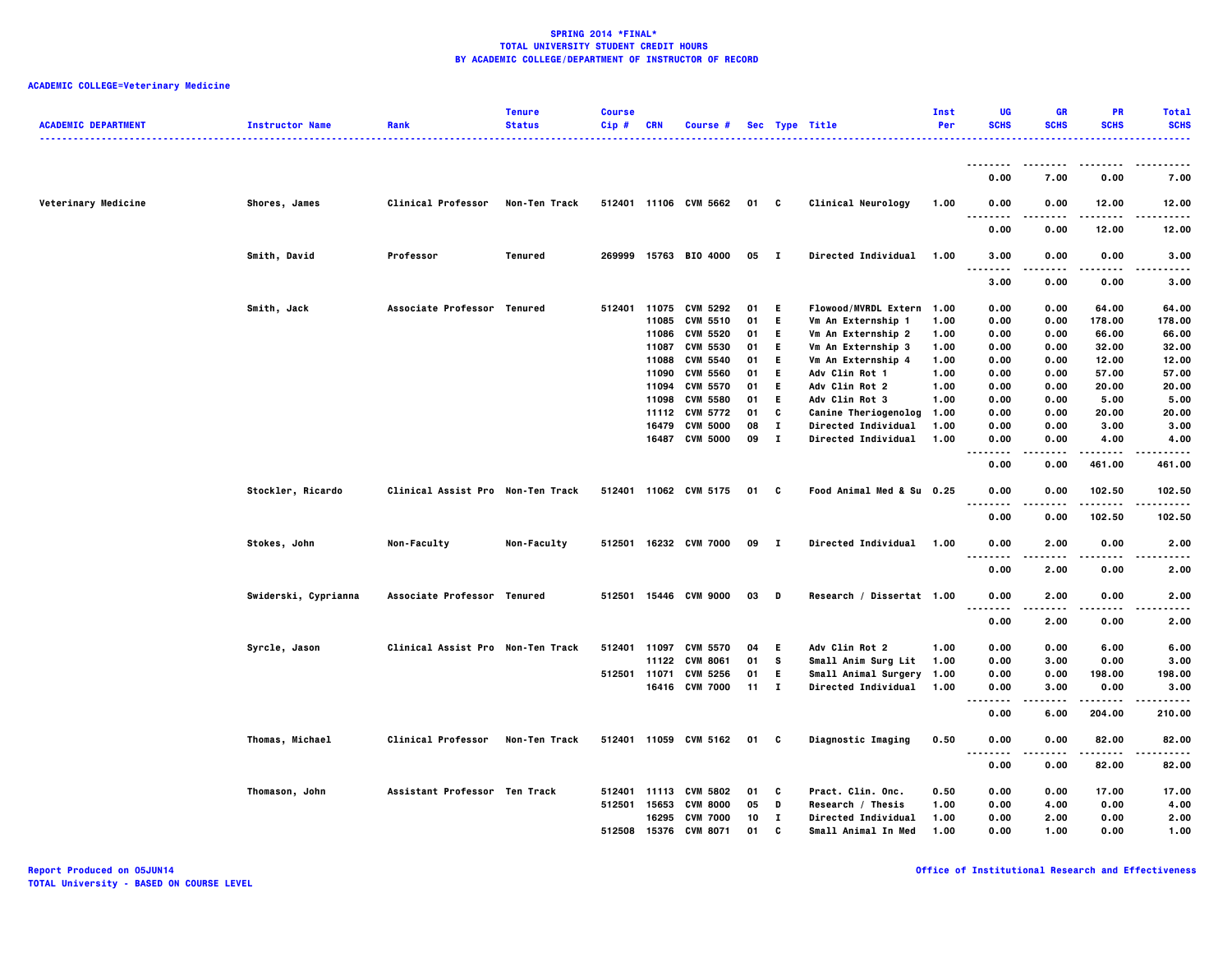**SPRING 2014 *FINAL***
**TOTAL UNIVERSITY STUDENT CREDIT HOURS**
**BY ACADEMIC COLLEGE/DEPARTMENT OF INSTRUCTOR OF RECORD**

**ACADEMIC COLLEGE=Veterinary Medicine**

| ACADEMIC DEPARTMENT | Instructor Name | Rank | Tenure Status | Course Cip # | CRN | Course # | Sec | Type | Title | Inst Per | UG SCHS | GR SCHS | PR SCHS | Total SCHS |
|---|---|---|---|---|---|---|---|---|---|---|---|---|---|---|
| | | | | | | | | | | | 0.00 | 7.00 | 0.00 | 7.00 |
| Veterinary Medicine | Shores, James | Clinical Professor | Non-Ten Track | 512401 | 11106 | CVM 5662 | 01 | C | Clinical Neurology | 1.00 | 0.00 | 0.00 | 12.00 | 12.00 |
| | | | | | | | | | | | 0.00 | 0.00 | 12.00 | 12.00 |
| | Smith, David | Professor | Tenured | 269999 | 15763 | BIO 4000 | 05 | I | Directed Individual | 1.00 | 3.00 | 0.00 | 0.00 | 3.00 |
| | | | | | | | | | | | 3.00 | 0.00 | 0.00 | 3.00 |
| | Smith, Jack | Associate Professor | Tenured | 512401 | 11075 | CVM 5292 | 01 | E | Flowood/MVRDL Extern | 1.00 | 0.00 | 0.00 | 64.00 | 64.00 |
| | | | | | 11085 | CVM 5510 | 01 | E | Vm An Externship 1 | 1.00 | 0.00 | 0.00 | 178.00 | 178.00 |
| | | | | | 11086 | CVM 5520 | 01 | E | Vm An Externship 2 | 1.00 | 0.00 | 0.00 | 66.00 | 66.00 |
| | | | | | 11087 | CVM 5530 | 01 | E | Vm An Externship 3 | 1.00 | 0.00 | 0.00 | 32.00 | 32.00 |
| | | | | | 11088 | CVM 5540 | 01 | E | Vm An Externship 4 | 1.00 | 0.00 | 0.00 | 12.00 | 12.00 |
| | | | | | 11090 | CVM 5560 | 01 | E | Adv Clin Rot 1 | 1.00 | 0.00 | 0.00 | 57.00 | 57.00 |
| | | | | | 11094 | CVM 5570 | 01 | E | Adv Clin Rot 2 | 1.00 | 0.00 | 0.00 | 20.00 | 20.00 |
| | | | | | 11098 | CVM 5580 | 01 | E | Adv Clin Rot 3 | 1.00 | 0.00 | 0.00 | 5.00 | 5.00 |
| | | | | | 11112 | CVM 5772 | 01 | C | Canine Theriogenolog | 1.00 | 0.00 | 0.00 | 20.00 | 20.00 |
| | | | | | 16479 | CVM 5000 | 08 | I | Directed Individual | 1.00 | 0.00 | 0.00 | 3.00 | 3.00 |
| | | | | | 16487 | CVM 5000 | 09 | I | Directed Individual | 1.00 | 0.00 | 0.00 | 4.00 | 4.00 |
| | | | | | | | | | | | 0.00 | 0.00 | 461.00 | 461.00 |
| | Stockler, Ricardo | Clinical Assist Pro | Non-Ten Track | 512401 | 11062 | CVM 5175 | 01 | C | Food Animal Med & Su | 0.25 | 0.00 | 0.00 | 102.50 | 102.50 |
| | | | | | | | | | | | 0.00 | 0.00 | 102.50 | 102.50 |
| | Stokes, John | Non-Faculty | Non-Faculty | 512501 | 16232 | CVM 7000 | 09 | I | Directed Individual | 1.00 | 0.00 | 2.00 | 0.00 | 2.00 |
| | | | | | | | | | | | 0.00 | 2.00 | 0.00 | 2.00 |
| | Swiderski, Cyprianna | Associate Professor | Tenured | 512501 | 15446 | CVM 9000 | 03 | D | Research / Dissertat | 1.00 | 0.00 | 2.00 | 0.00 | 2.00 |
| | | | | | | | | | | | 0.00 | 2.00 | 0.00 | 2.00 |
| | Syrcle, Jason | Clinical Assist Pro | Non-Ten Track | 512401 | 11097 | CVM 5570 | 04 | E | Adv Clin Rot 2 | 1.00 | 0.00 | 0.00 | 6.00 | 6.00 |
| | | | | | 11122 | CVM 8061 | 01 | S | Small Anim Surg Lit | 1.00 | 0.00 | 3.00 | 0.00 | 3.00 |
| | | | | 512501 | 11071 | CVM 5256 | 01 | E | Small Animal Surgery | 1.00 | 0.00 | 0.00 | 198.00 | 198.00 |
| | | | | | 16416 | CVM 7000 | 11 | I | Directed Individual | 1.00 | 0.00 | 3.00 | 0.00 | 3.00 |
| | | | | | | | | | | | 0.00 | 6.00 | 204.00 | 210.00 |
| | Thomas, Michael | Clinical Professor | Non-Ten Track | 512401 | 11059 | CVM 5162 | 01 | C | Diagnostic Imaging | 0.50 | 0.00 | 0.00 | 82.00 | 82.00 |
| | | | | | | | | | | | 0.00 | 0.00 | 82.00 | 82.00 |
| | Thomason, John | Assistant Professor | Ten Track | 512401 | 11113 | CVM 5802 | 01 | C | Pract. Clin. Onc. | 0.50 | 0.00 | 0.00 | 17.00 | 17.00 |
| | | | | 512501 | 15653 | CVM 8000 | 05 | D | Research / Thesis | 1.00 | 0.00 | 4.00 | 0.00 | 4.00 |
| | | | | | 16295 | CVM 7000 | 10 | I | Directed Individual | 1.00 | 0.00 | 2.00 | 0.00 | 2.00 |
| | | | | 512508 | 15376 | CVM 8071 | 01 | C | Small Animal In Med | 1.00 | 0.00 | 1.00 | 0.00 | 1.00 |

Report Produced on 05JUN14
TOTAL University - BASED ON COURSE LEVEL

Office of Institutional Research and Effectiveness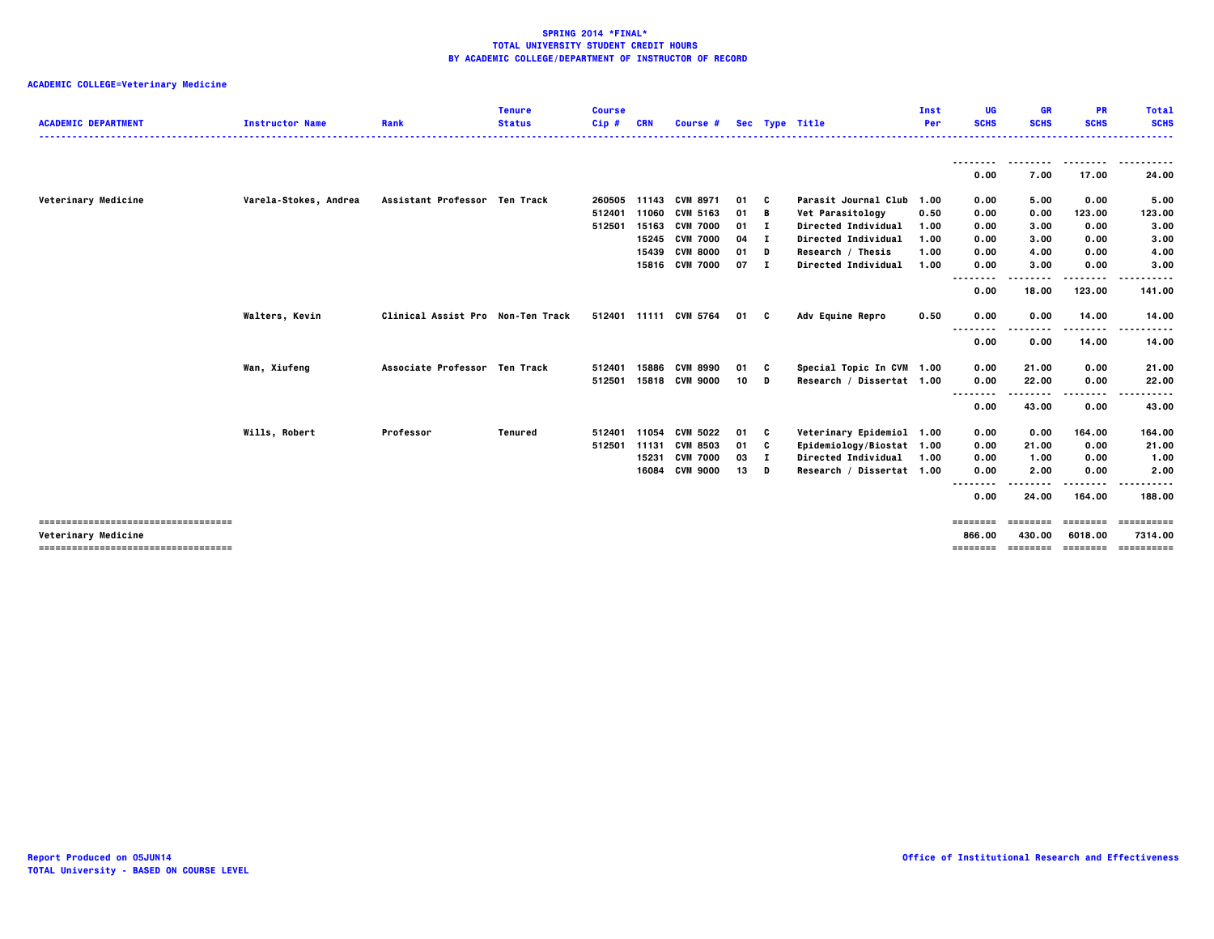# SPRING 2014 *FINAL*
## TOTAL UNIVERSITY STUDENT CREDIT HOURS
## BY ACADEMIC COLLEGE/DEPARTMENT OF INSTRUCTOR OF RECORD

**ACADEMIC COLLEGE=Veterinary Medicine**

| ACADEMIC DEPARTMENT | Instructor Name | Rank | Tenure Status | Course Cip # | CRN | Course # | Sec | Type | Title | Inst Per | UG SCHS | GR SCHS | PR SCHS | Total SCHS |
|---|---|---|---|---|---|---|---|---|---|---|---|---|---|---|
| | | | | | | | | | | | 0.00 | 7.00 | 17.00 | 24.00 |
| Veterinary Medicine | Varela-Stokes, Andrea | Assistant Professor | Ten Track | 260505 | 11143 | CVM 8971 | 01 | C | Parasit Journal Club | 1.00 | 0.00 | 5.00 | 0.00 | 5.00 |
| | | | | 512401 | 11060 | CVM 5163 | 01 | B | Vet Parasitology | 0.50 | 0.00 | 0.00 | 123.00 | 123.00 |
| | | | | 512501 | 15163 | CVM 7000 | 01 | I | Directed Individual | 1.00 | 0.00 | 3.00 | 0.00 | 3.00 |
| | | | | | 15245 | CVM 7000 | 04 | I | Directed Individual | 1.00 | 0.00 | 3.00 | 0.00 | 3.00 |
| | | | | | 15439 | CVM 8000 | 01 | D | Research / Thesis | 1.00 | 0.00 | 4.00 | 0.00 | 4.00 |
| | | | | | 15816 | CVM 7000 | 07 | I | Directed Individual | 1.00 | 0.00 | 3.00 | 0.00 | 3.00 |
| | | | | | | | | | | | 0.00 | 18.00 | 123.00 | 141.00 |
| | Walters, Kevin | Clinical Assist Pro | Non-Ten Track | 512401 | 11111 | CVM 5764 | 01 | C | Adv Equine Repro | 0.50 | 0.00 | 0.00 | 14.00 | 14.00 |
| | | | | | | | | | | | 0.00 | 0.00 | 14.00 | 14.00 |
| | Wan, Xiufeng | Associate Professor | Ten Track | 512401 | 15886 | CVM 8990 | 01 | C | Special Topic In CVM | 1.00 | 0.00 | 21.00 | 0.00 | 21.00 |
| | | | | 512501 | 15818 | CVM 9000 | 10 | D | Research / Dissertat | 1.00 | 0.00 | 22.00 | 0.00 | 22.00 |
| | | | | | | | | | | | 0.00 | 43.00 | 0.00 | 43.00 |
| | Wills, Robert | Professor | Tenured | 512401 | 11054 | CVM 5022 | 01 | C | Veterinary Epidemiol | 1.00 | 0.00 | 0.00 | 164.00 | 164.00 |
| | | | | 512501 | 11131 | CVM 8503 | 01 | C | Epidemiology/Biostat | 1.00 | 0.00 | 21.00 | 0.00 | 21.00 |
| | | | | | 15231 | CVM 7000 | 03 | I | Directed Individual | 1.00 | 0.00 | 1.00 | 0.00 | 1.00 |
| | | | | | 16084 | CVM 9000 | 13 | D | Research / Dissertat | 1.00 | 0.00 | 2.00 | 0.00 | 2.00 |
| | | | | | | | | | | | 0.00 | 24.00 | 164.00 | 188.00 |
| Veterinary Medicine | | | | | | | | | | | 866.00 | 430.00 | 6018.00 | 7314.00 |

Report Produced on 05JUN14
TOTAL University - BASED ON COURSE LEVEL

Office of Institutional Research and Effectiveness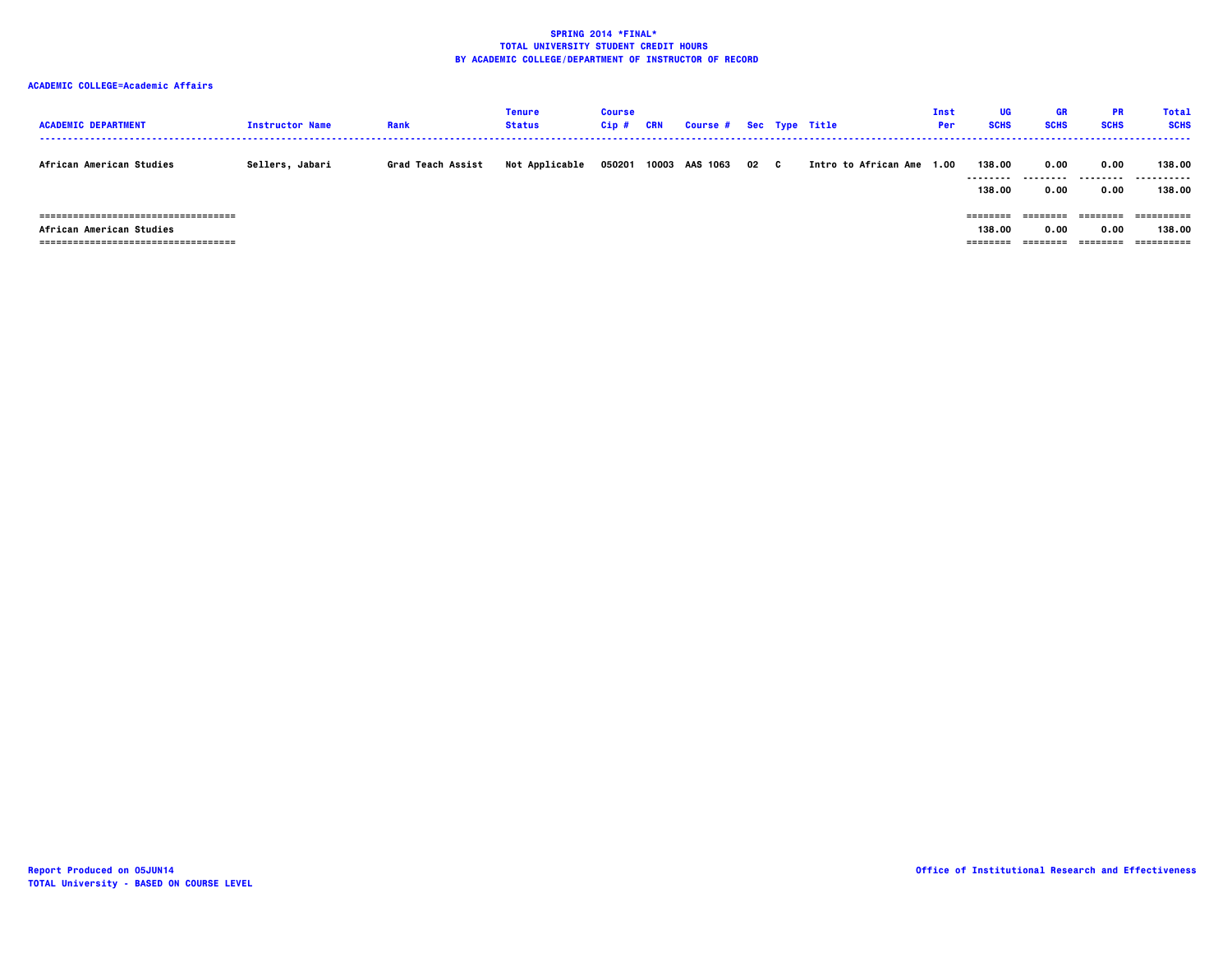**SPRING 2014 *FINAL***
**TOTAL UNIVERSITY STUDENT CREDIT HOURS**
**BY ACADEMIC COLLEGE/DEPARTMENT OF INSTRUCTOR OF RECORD**

**ACADEMIC COLLEGE=Academic Affairs**

| ACADEMIC DEPARTMENT | Instructor Name | Rank | Tenure Status | Course Cip # | CRN | Course # | Sec | Type | Title | Inst Per | UG SCHS | GR SCHS | PR SCHS | Total SCHS |
|---|---|---|---|---|---|---|---|---|---|---|---|---|---|---|
| African American Studies | Sellers, Jabari | Grad Teach Assist | Not Applicable | 050201 | 10003 | AAS 1063 | 02 | C | Intro to African Ame | 1.00 | 138.00 | 0.00 | 0.00 | 138.00 |
| | | | | | | | | | | | 138.00 | 0.00 | 0.00 | 138.00 |
| African American Studies | | | | | | | | | | | 138.00 | 0.00 | 0.00 | 138.00 |

Report Produced on 05JUN14
TOTAL University - BASED ON COURSE LEVEL

Office of Institutional Research and Effectiveness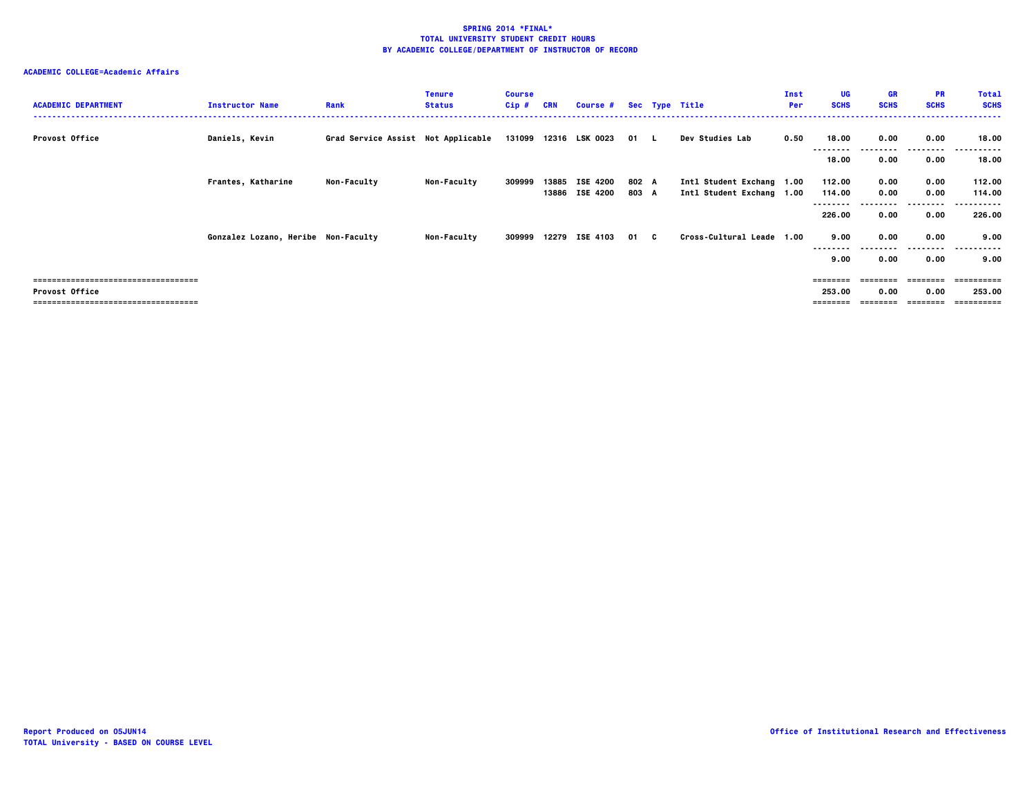**SPRING 2014 *FINAL***
**TOTAL UNIVERSITY STUDENT CREDIT HOURS**
**BY ACADEMIC COLLEGE/DEPARTMENT OF INSTRUCTOR OF RECORD**

**ACADEMIC COLLEGE=Academic Affairs**

| ACADEMIC DEPARTMENT | Instructor Name | Rank | Tenure Status | Course Cip # | CRN | Course # | Sec | Type | Title | Inst Per | UG SCHS | GR SCHS | PR SCHS | Total SCHS |
|---|---|---|---|---|---|---|---|---|---|---|---|---|---|---|
| Provost Office | Daniels, Kevin | Grad Service Assist | Not Applicable | 131099 | 12316 | LSK 0023 | 01 | L | Dev Studies Lab | 0.50 | 18.00 | 0.00 | 0.00 | 18.00 |
| | | | | | | | | | | | 18.00 | 0.00 | 0.00 | 18.00 |
| | Frantes, Katharine | Non-Faculty | Non-Faculty | 309999 | 13885 | ISE 4200 | 802 | A | Intl Student Exchang | 1.00 | 112.00 | 0.00 | 0.00 | 112.00 |
| | | | | | 13886 | ISE 4200 | 803 | A | Intl Student Exchang | 1.00 | 114.00 | 0.00 | 0.00 | 114.00 |
| | | | | | | | | | | | 226.00 | 0.00 | 0.00 | 226.00 |
| | Gonzalez Lozano, Heribe | Non-Faculty | Non-Faculty | 309999 | 12279 | ISE 4103 | 01 | C | Cross-Cultural Leade | 1.00 | 9.00 | 0.00 | 0.00 | 9.00 |
| | | | | | | | | | | | 9.00 | 0.00 | 0.00 | 9.00 |
| Provost Office | | | | | | | | | | | 253.00 | 0.00 | 0.00 | 253.00 |

Report Produced on 05JUN14
TOTAL University - BASED ON COURSE LEVEL

Office of Institutional Research and Effectiveness